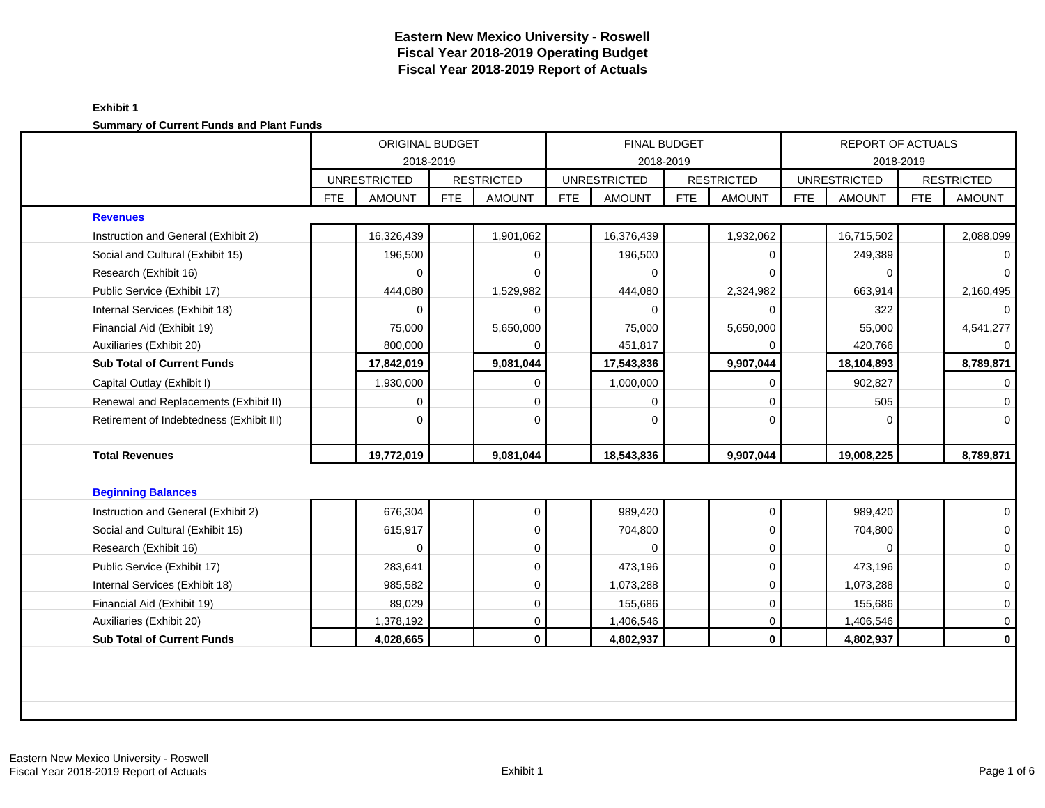# Eastern New Mexico University - Roswell
# Fiscal Year 2018-2019 Operating Budget
# Fiscal Year 2018-2019 Report of Actuals

**Exhibit 1**

**Summary of Current Funds and Plant Funds**

| | ORIGINAL BUDGET 2018-2019 | | | | FINAL BUDGET 2018-2019 | | | | REPORT OF ACTUALS 2018-2019 | | | |
|---|---|---|---|---|---|---|---|---|---|---|---|---|
| | UNRESTRICTED | | RESTRICTED | | UNRESTRICTED | | RESTRICTED | | UNRESTRICTED | | RESTRICTED | |
| | FTE | AMOUNT | FTE | AMOUNT | FTE | AMOUNT | FTE | AMOUNT | FTE | AMOUNT | FTE | AMOUNT |
| **Revenues** | | | | | | | | | | | | |
| Instruction and General (Exhibit 2) | | 16,326,439 | | 1,901,062 | | 16,376,439 | | 1,932,062 | | 16,715,502 | | 2,088,099 |
| Social and Cultural (Exhibit 15) | | 196,500 | | 0 | | 196,500 | | 0 | | 249,389 | | 0 |
| Research (Exhibit 16) | | 0 | | 0 | | 0 | | 0 | | 0 | | 0 |
| Public Service (Exhibit 17) | | 444,080 | | 1,529,982 | | 444,080 | | 2,324,982 | | 663,914 | | 2,160,495 |
| Internal Services (Exhibit 18) | | 0 | | 0 | | 0 | | 0 | | 322 | | 0 |
| Financial Aid (Exhibit 19) | | 75,000 | | 5,650,000 | | 75,000 | | 5,650,000 | | 55,000 | | 4,541,277 |
| Auxiliaries (Exhibit 20) | | 800,000 | | 0 | | 451,817 | | 0 | | 420,766 | | 0 |
| **Sub Total of Current Funds** | | **17,842,019** | | **9,081,044** | | **17,543,836** | | **9,907,044** | | **18,104,893** | | **8,789,871** |
| Capital Outlay (Exhibit I) | | 1,930,000 | | 0 | | 1,000,000 | | 0 | | 902,827 | | 0 |
| Renewal and Replacements (Exhibit II) | | 0 | | 0 | | 0 | | 0 | | 505 | | 0 |
| Retirement of Indebtedness (Exhibit III) | | 0 | | 0 | | 0 | | 0 | | 0 | | 0 |
| **Total Revenues** | | **19,772,019** | | **9,081,044** | | **18,543,836** | | **9,907,044** | | **19,008,225** | | **8,789,871** |
| **Beginning Balances** | | | | | | | | | | | | |
| Instruction and General (Exhibit 2) | | 676,304 | | 0 | | 989,420 | | 0 | | 989,420 | | 0 |
| Social and Cultural (Exhibit 15) | | 615,917 | | 0 | | 704,800 | | 0 | | 704,800 | | 0 |
| Research (Exhibit 16) | | 0 | | 0 | | 0 | | 0 | | 0 | | 0 |
| Public Service (Exhibit 17) | | 283,641 | | 0 | | 473,196 | | 0 | | 473,196 | | 0 |
| Internal Services (Exhibit 18) | | 985,582 | | 0 | | 1,073,288 | | 0 | | 1,073,288 | | 0 |
| Financial Aid (Exhibit 19) | | 89,029 | | 0 | | 155,686 | | 0 | | 155,686 | | 0 |
| Auxiliaries (Exhibit 20) | | 1,378,192 | | 0 | | 1,406,546 | | 0 | | 1,406,546 | | 0 |
| **Sub Total of Current Funds** | | **4,028,665** | | **0** | | **4,802,937** | | **0** | | **4,802,937** | | **0** |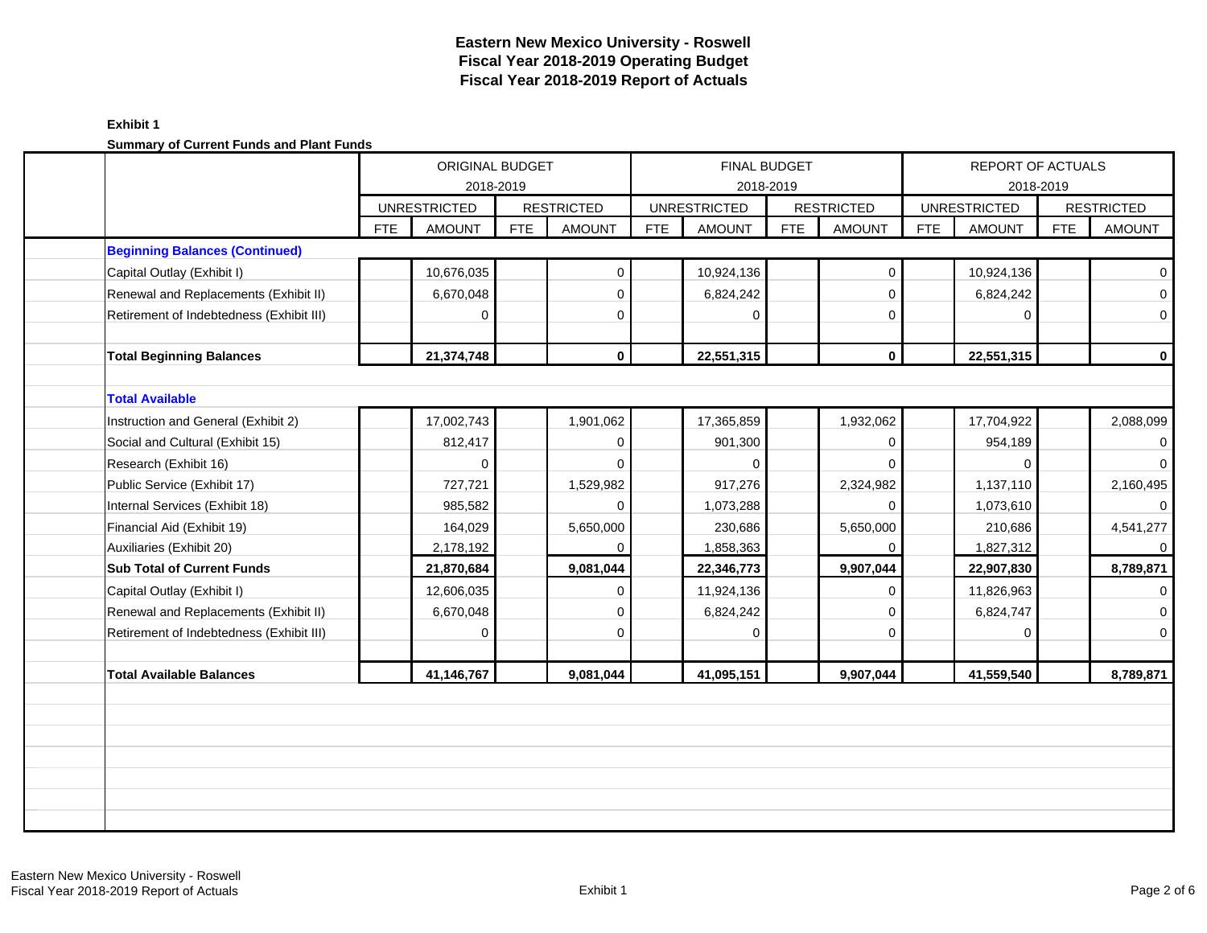# Eastern New Mexico University - Roswell
# Fiscal Year 2018-2019 Operating Budget
# Fiscal Year 2018-2019 Report of Actuals

**Exhibit 1**

**Summary of Current Funds and Plant Funds**

| | ORIGINAL BUDGET 2018-2019 | | | | FINAL BUDGET 2018-2019 | | | | REPORT OF ACTUALS 2018-2019 | | | |
|---|---|---|---|---|---|---|---|---|---|---|---|---|
| | UNRESTRICTED | | RESTRICTED | | UNRESTRICTED | | RESTRICTED | | UNRESTRICTED | | RESTRICTED | |
| | FTE | AMOUNT | FTE | AMOUNT | FTE | AMOUNT | FTE | AMOUNT | FTE | AMOUNT | FTE | AMOUNT |
| **Beginning Balances (Continued)** | | | | | | | | | | | | |
| Capital Outlay (Exhibit I) | | 10,676,035 | | 0 | | 10,924,136 | | 0 | | 10,924,136 | | 0 |
| Renewal and Replacements (Exhibit II) | | 6,670,048 | | 0 | | 6,824,242 | | 0 | | 6,824,242 | | 0 |
| Retirement of Indebtedness (Exhibit III) | | 0 | | 0 | | 0 | | 0 | | 0 | | 0 |
| **Total Beginning Balances** | | **21,374,748** | | **0** | | **22,551,315** | | **0** | | **22,551,315** | | **0** |
| **Total Available** | | | | | | | | | | | | |
| Instruction and General (Exhibit 2) | | 17,002,743 | | 1,901,062 | | 17,365,859 | | 1,932,062 | | 17,704,922 | | 2,088,099 |
| Social and Cultural (Exhibit 15) | | 812,417 | | 0 | | 901,300 | | 0 | | 954,189 | | 0 |
| Research (Exhibit 16) | | 0 | | 0 | | 0 | | 0 | | 0 | | 0 |
| Public Service (Exhibit 17) | | 727,721 | | 1,529,982 | | 917,276 | | 2,324,982 | | 1,137,110 | | 2,160,495 |
| Internal Services (Exhibit 18) | | 985,582 | | 0 | | 1,073,288 | | 0 | | 1,073,610 | | 0 |
| Financial Aid (Exhibit 19) | | 164,029 | | 5,650,000 | | 230,686 | | 5,650,000 | | 210,686 | | 4,541,277 |
| Auxiliaries (Exhibit 20) | | 2,178,192 | | 0 | | 1,858,363 | | 0 | | 1,827,312 | | 0 |
| **Sub Total of Current Funds** | | **21,870,684** | | **9,081,044** | | **22,346,773** | | **9,907,044** | | **22,907,830** | | **8,789,871** |
| Capital Outlay (Exhibit I) | | 12,606,035 | | 0 | | 11,924,136 | | 0 | | 11,826,963 | | 0 |
| Renewal and Replacements (Exhibit II) | | 6,670,048 | | 0 | | 6,824,242 | | 0 | | 6,824,747 | | 0 |
| Retirement of Indebtedness (Exhibit III) | | 0 | | 0 | | 0 | | 0 | | 0 | | 0 |
| **Total Available Balances** | | **41,146,767** | | **9,081,044** | | **41,095,151** | | **9,907,044** | | **41,559,540** | | **8,789,871** |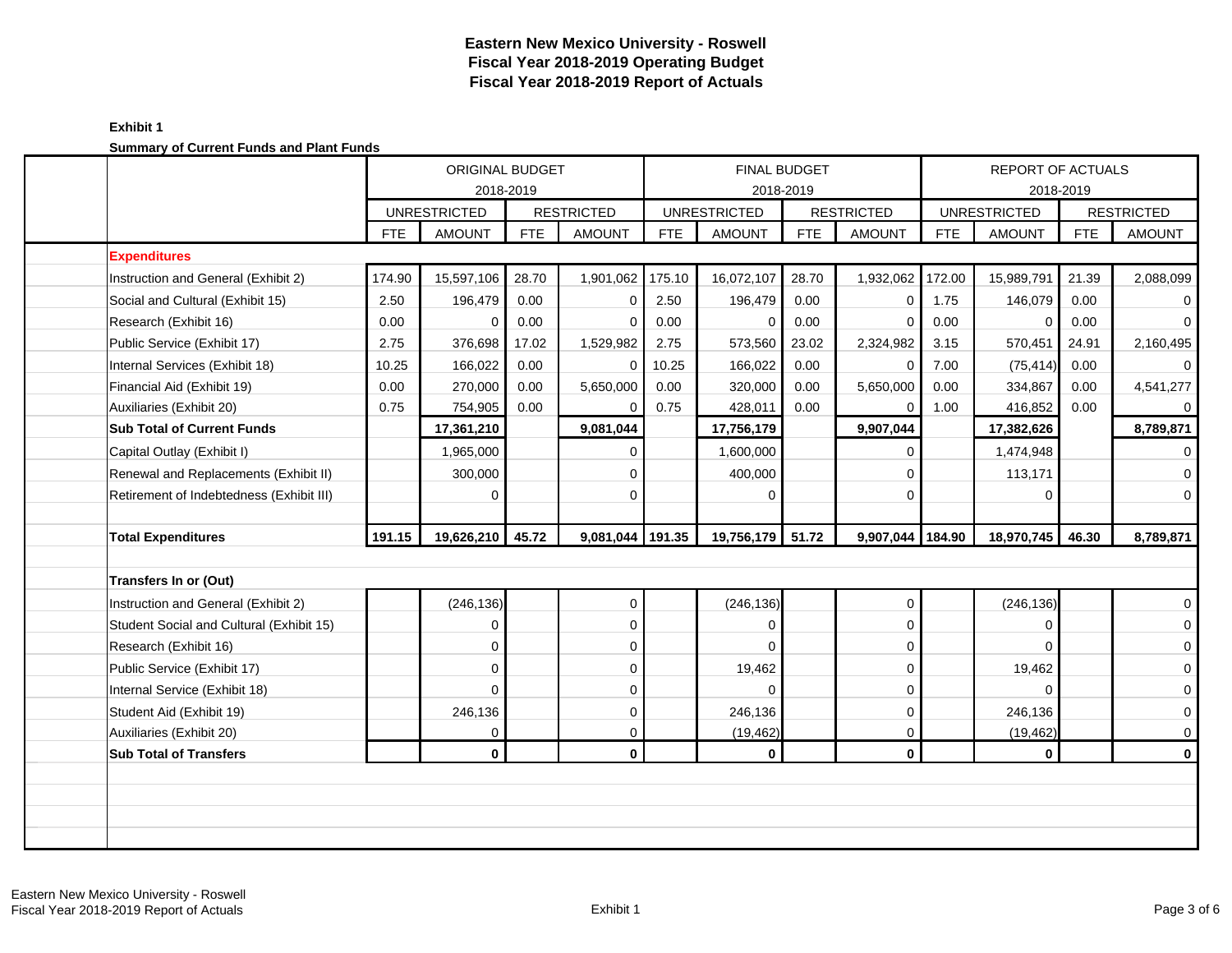# Eastern New Mexico University - Roswell
## Fiscal Year 2018-2019 Operating Budget
## Fiscal Year 2018-2019 Report of Actuals

**Exhibit 1**

**Summary of Current Funds and Plant Funds**

| | ORIGINAL BUDGET 2018-2019 | | | | FINAL BUDGET 2018-2019 | | | | REPORT OF ACTUALS 2018-2019 | | | |
|---|---|---|---|---|---|---|---|---|---|---|---|---|
| | UNRESTRICTED | | RESTRICTED | | UNRESTRICTED | | RESTRICTED | | UNRESTRICTED | | RESTRICTED | |
| | FTE | AMOUNT | FTE | AMOUNT | FTE | AMOUNT | FTE | AMOUNT | FTE | AMOUNT | FTE | AMOUNT |
| **Expenditures** | | | | | | | | | | | | |
| Instruction and General (Exhibit 2) | 174.90 | 15,597,106 | 28.70 | 1,901,062 | 175.10 | 16,072,107 | 28.70 | 1,932,062 | 172.00 | 15,989,791 | 21.39 | 2,088,099 |
| Social and Cultural (Exhibit 15) | 2.50 | 196,479 | 0.00 | 0 | 2.50 | 196,479 | 0.00 | 0 | 1.75 | 146,079 | 0.00 | 0 |
| Research (Exhibit 16) | 0.00 | 0 | 0.00 | 0 | 0.00 | 0 | 0.00 | 0 | 0.00 | 0 | 0.00 | 0 |
| Public Service (Exhibit 17) | 2.75 | 376,698 | 17.02 | 1,529,982 | 2.75 | 573,560 | 23.02 | 2,324,982 | 3.15 | 570,451 | 24.91 | 2,160,495 |
| Internal Services (Exhibit 18) | 10.25 | 166,022 | 0.00 | 0 | 10.25 | 166,022 | 0.00 | 0 | 7.00 | (75,414) | 0.00 | 0 |
| Financial Aid (Exhibit 19) | 0.00 | 270,000 | 0.00 | 5,650,000 | 0.00 | 320,000 | 0.00 | 5,650,000 | 0.00 | 334,867 | 0.00 | 4,541,277 |
| Auxiliaries (Exhibit 20) | 0.75 | 754,905 | 0.00 | 0 | 0.75 | 428,011 | 0.00 | 0 | 1.00 | 416,852 | 0.00 | 0 |
| **Sub Total of Current Funds** | | **17,361,210** | | **9,081,044** | | **17,756,179** | | **9,907,044** | | **17,382,626** | | **8,789,871** |
| Capital Outlay (Exhibit I) | | 1,965,000 | | 0 | | 1,600,000 | | 0 | | 1,474,948 | | 0 |
| Renewal and Replacements (Exhibit II) | | 300,000 | | 0 | | 400,000 | | 0 | | 113,171 | | 0 |
| Retirement of Indebtedness (Exhibit III) | | 0 | | 0 | | 0 | | 0 | | 0 | | 0 |
| **Total Expenditures** | **191.15** | **19,626,210** | **45.72** | **9,081,044** | **191.35** | **19,756,179** | **51.72** | **9,907,044** | **184.90** | **18,970,745** | **46.30** | **8,789,871** |
| **Transfers In or (Out)** | | | | | | | | | | | | |
| Instruction and General (Exhibit 2) | | (246,136) | | 0 | | (246,136) | | 0 | | (246,136) | | 0 |
| Student Social and Cultural (Exhibit 15) | | 0 | | 0 | | 0 | | 0 | | 0 | | 0 |
| Research (Exhibit 16) | | 0 | | 0 | | 0 | | 0 | | 0 | | 0 |
| Public Service (Exhibit 17) | | 0 | | 0 | | 19,462 | | 0 | | 19,462 | | 0 |
| Internal Service (Exhibit 18) | | 0 | | 0 | | 0 | | 0 | | 0 | | 0 |
| Student Aid (Exhibit 19) | | 246,136 | | 0 | | 246,136 | | 0 | | 246,136 | | 0 |
| Auxiliaries (Exhibit 20) | | 0 | | 0 | | (19,462) | | 0 | | (19,462) | | 0 |
| **Sub Total of Transfers** | | **0** | | **0** | | **0** | | **0** | | **0** | | **0** |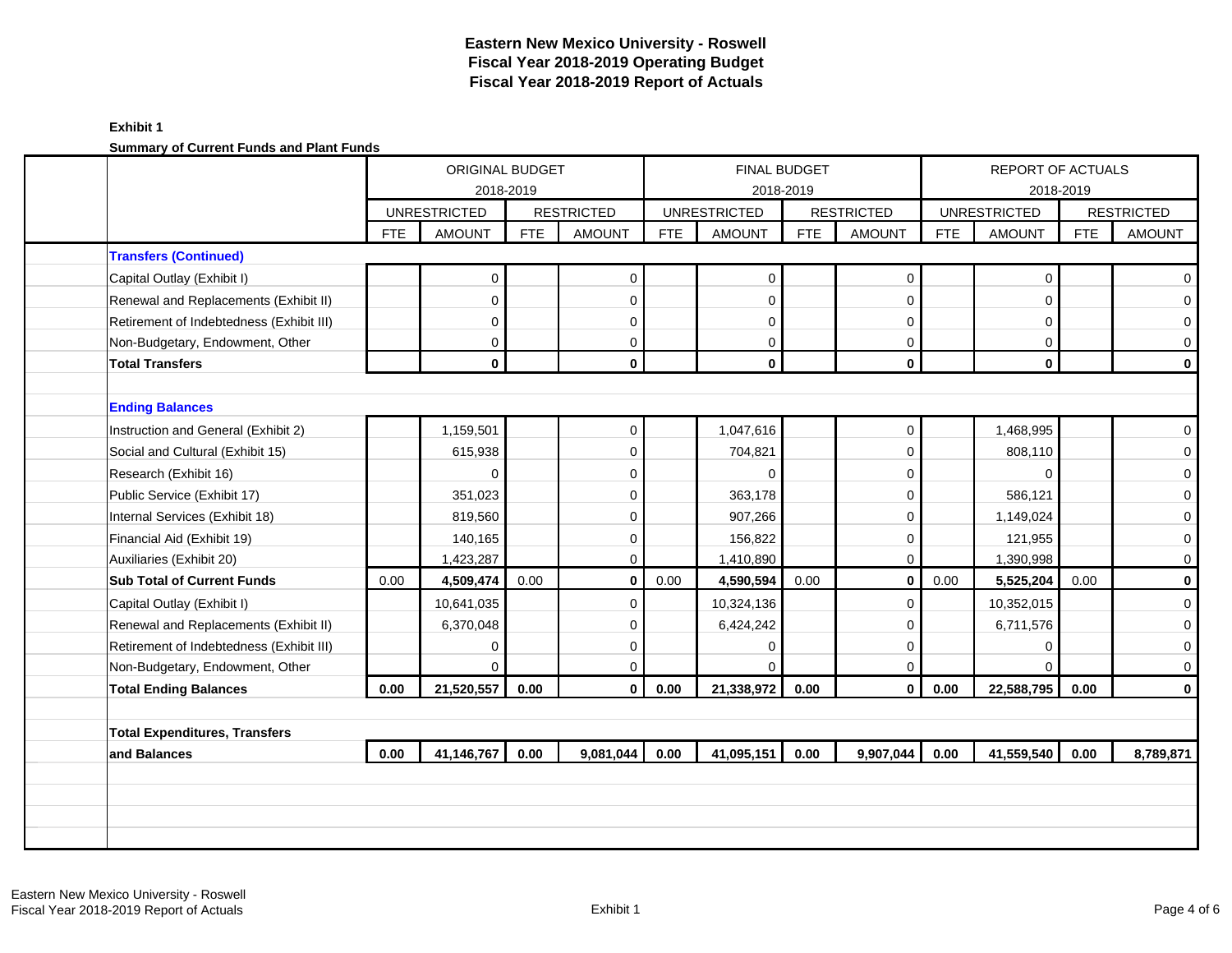# Eastern New Mexico University - Roswell
## Fiscal Year 2018-2019 Operating Budget
## Fiscal Year 2018-2019 Report of Actuals

**Exhibit 1**

**Summary of Current Funds and Plant Funds**

| | ORIGINAL BUDGET 2018-2019 | | | | FINAL BUDGET 2018-2019 | | | | REPORT OF ACTUALS 2018-2019 | | | |
|---|---|---|---|---|---|---|---|---|---|---|---|---|
| | UNRESTRICTED | | RESTRICTED | | UNRESTRICTED | | RESTRICTED | | UNRESTRICTED | | RESTRICTED | |
| | FTE | AMOUNT | FTE | AMOUNT | FTE | AMOUNT | FTE | AMOUNT | FTE | AMOUNT | FTE | AMOUNT |
| **Transfers (Continued)** | | | | | | | | | | | | |
| Capital Outlay (Exhibit I) | | 0 | | 0 | | 0 | | 0 | | 0 | | 0 |
| Renewal and Replacements (Exhibit II) | | 0 | | 0 | | 0 | | 0 | | 0 | | 0 |
| Retirement of Indebtedness (Exhibit III) | | 0 | | 0 | | 0 | | 0 | | 0 | | 0 |
| Non-Budgetary, Endowment, Other | | 0 | | 0 | | 0 | | 0 | | 0 | | 0 |
| **Total Transfers** | | **0** | | **0** | | **0** | | **0** | | **0** | | **0** |
| | | | | | | | | | | | | |
| **Ending Balances** | | | | | | | | | | | | |
| Instruction and General (Exhibit 2) | | 1,159,501 | | 0 | | 1,047,616 | | 0 | | 1,468,995 | | 0 |
| Social and Cultural (Exhibit 15) | | 615,938 | | 0 | | 704,821 | | 0 | | 808,110 | | 0 |
| Research (Exhibit 16) | | 0 | | 0 | | 0 | | 0 | | 0 | | 0 |
| Public Service (Exhibit 17) | | 351,023 | | 0 | | 363,178 | | 0 | | 586,121 | | 0 |
| Internal Services (Exhibit 18) | | 819,560 | | 0 | | 907,266 | | 0 | | 1,149,024 | | 0 |
| Financial Aid (Exhibit 19) | | 140,165 | | 0 | | 156,822 | | 0 | | 121,955 | | 0 |
| Auxiliaries (Exhibit 20) | | 1,423,287 | | 0 | | 1,410,890 | | 0 | | 1,390,998 | | 0 |
| **Sub Total of Current Funds** | 0.00 | **4,509,474** | 0.00 | **0** | 0.00 | **4,590,594** | 0.00 | **0** | 0.00 | **5,525,204** | 0.00 | **0** |
| Capital Outlay (Exhibit I) | | 10,641,035 | | 0 | | 10,324,136 | | 0 | | 10,352,015 | | 0 |
| Renewal and Replacements (Exhibit II) | | 6,370,048 | | 0 | | 6,424,242 | | 0 | | 6,711,576 | | 0 |
| Retirement of Indebtedness (Exhibit III) | | 0 | | 0 | | 0 | | 0 | | 0 | | 0 |
| Non-Budgetary, Endowment, Other | | 0 | | 0 | | 0 | | 0 | | 0 | | 0 |
| **Total Ending Balances** | **0.00** | **21,520,557** | **0.00** | **0** | **0.00** | **21,338,972** | **0.00** | **0** | **0.00** | **22,588,795** | **0.00** | **0** |
| | | | | | | | | | | | | |
| **Total Expenditures, Transfers and Balances** | **0.00** | **41,146,767** | **0.00** | **9,081,044** | **0.00** | **41,095,151** | **0.00** | **9,907,044** | **0.00** | **41,559,540** | **0.00** | **8,789,871** |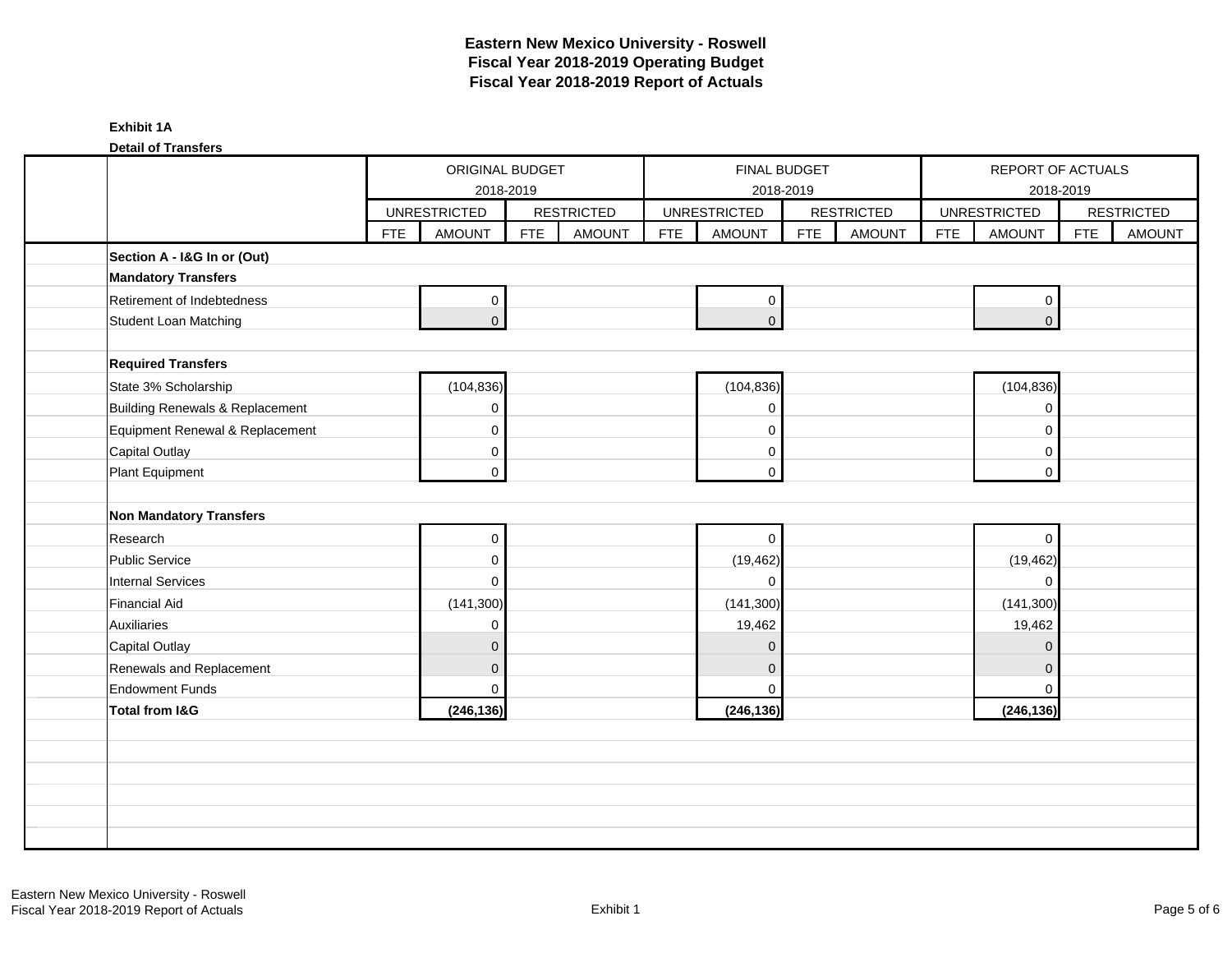# Eastern New Mexico University - Roswell
## Fiscal Year 2018-2019 Operating Budget
## Fiscal Year 2018-2019 Report of Actuals

**Exhibit 1A**

**Detail of Transfers**

| | ORIGINAL BUDGET 2018-2019 | | | | FINAL BUDGET 2018-2019 | | | | REPORT OF ACTUALS 2018-2019 | | | |
|---|---|---|---|---|---|---|---|---|---|---|---|---|
| | UNRESTRICTED | | RESTRICTED | | UNRESTRICTED | | RESTRICTED | | UNRESTRICTED | | RESTRICTED | |
| | FTE | AMOUNT | FTE | AMOUNT | FTE | AMOUNT | FTE | AMOUNT | FTE | AMOUNT | FTE | AMOUNT |
| **Section A - I&G In or (Out)** | | | | | | | | | | | | |
| **Mandatory Transfers** | | | | | | | | | | | | |
| Retirement of Indebtedness | | 0 | | | | 0 | | | | 0 | | |
| Student Loan Matching | | 0 | | | | 0 | | | | 0 | | |
| | | | | | | | | | | | | |
| **Required Transfers** | | | | | | | | | | | | |
| State 3% Scholarship | | (104,836) | | | | (104,836) | | | | (104,836) | | |
| Building Renewals & Replacement | | 0 | | | | 0 | | | | 0 | | |
| Equipment Renewal & Replacement | | 0 | | | | 0 | | | | 0 | | |
| Capital Outlay | | 0 | | | | 0 | | | | 0 | | |
| Plant Equipment | | 0 | | | | 0 | | | | 0 | | |
| | | | | | | | | | | | | |
| **Non Mandatory Transfers** | | | | | | | | | | | | |
| Research | | 0 | | | | 0 | | | | 0 | | |
| Public Service | | 0 | | | | (19,462) | | | | (19,462) | | |
| Internal Services | | 0 | | | | 0 | | | | 0 | | |
| Financial Aid | | (141,300) | | | | (141,300) | | | | (141,300) | | |
| Auxiliaries | | 0 | | | | 19,462 | | | | 19,462 | | |
| Capital Outlay | | 0 | | | | 0 | | | | 0 | | |
| Renewals and Replacement | | 0 | | | | 0 | | | | 0 | | |
| Endowment Funds | | 0 | | | | 0 | | | | 0 | | |
| **Total from I&G** | | **(246,136)** | | | | **(246,136)** | | | | **(246,136)** | | |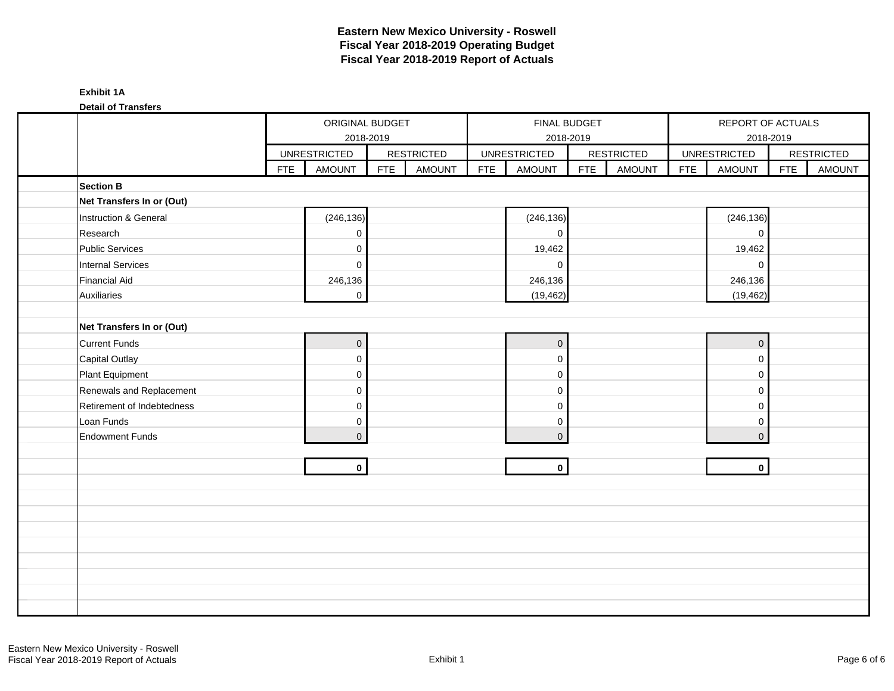# Eastern New Mexico University - Roswell
## Fiscal Year 2018-2019 Operating Budget
## Fiscal Year 2018-2019 Report of Actuals

**Exhibit 1A**

**Detail of Transfers**

| | ORIGINAL BUDGET 2018-2019 | | | | FINAL BUDGET 2018-2019 | | | | REPORT OF ACTUALS 2018-2019 | | | |
|---|---|---|---|---|---|---|---|---|---|---|---|---|
| | UNRESTRICTED | | RESTRICTED | | UNRESTRICTED | | RESTRICTED | | UNRESTRICTED | | RESTRICTED | |
| | FTE | AMOUNT | FTE | AMOUNT | FTE | AMOUNT | FTE | AMOUNT | FTE | AMOUNT | FTE | AMOUNT |
| **Section B** | | | | | | | | | | | | |
| **Net Transfers In or (Out)** | | | | | | | | | | | | |
| Instruction & General | | (246,136) | | | | (246,136) | | | | (246,136) | | |
| Research | | 0 | | | | 0 | | | | 0 | | |
| Public Services | | 0 | | | | 19,462 | | | | 19,462 | | |
| Internal Services | | 0 | | | | 0 | | | | 0 | | |
| Financial Aid | | 246,136 | | | | 246,136 | | | | 246,136 | | |
| Auxiliaries | | 0 | | | | (19,462) | | | | (19,462) | | |
| | | | | | | | | | | | | |
| **Net Transfers In or (Out)** | | | | | | | | | | | | |
| Current Funds | | 0 | | | | 0 | | | | 0 | | |
| Capital Outlay | | 0 | | | | 0 | | | | 0 | | |
| Plant Equipment | | 0 | | | | 0 | | | | 0 | | |
| Renewals and Replacement | | 0 | | | | 0 | | | | 0 | | |
| Retirement of Indebtedness | | 0 | | | | 0 | | | | 0 | | |
| Loan Funds | | 0 | | | | 0 | | | | 0 | | |
| Endowment Funds | | 0 | | | | 0 | | | | 0 | | |
| | | | | | | | | | | | | |
| | | **0** | | | | **0** | | | | **0** | | |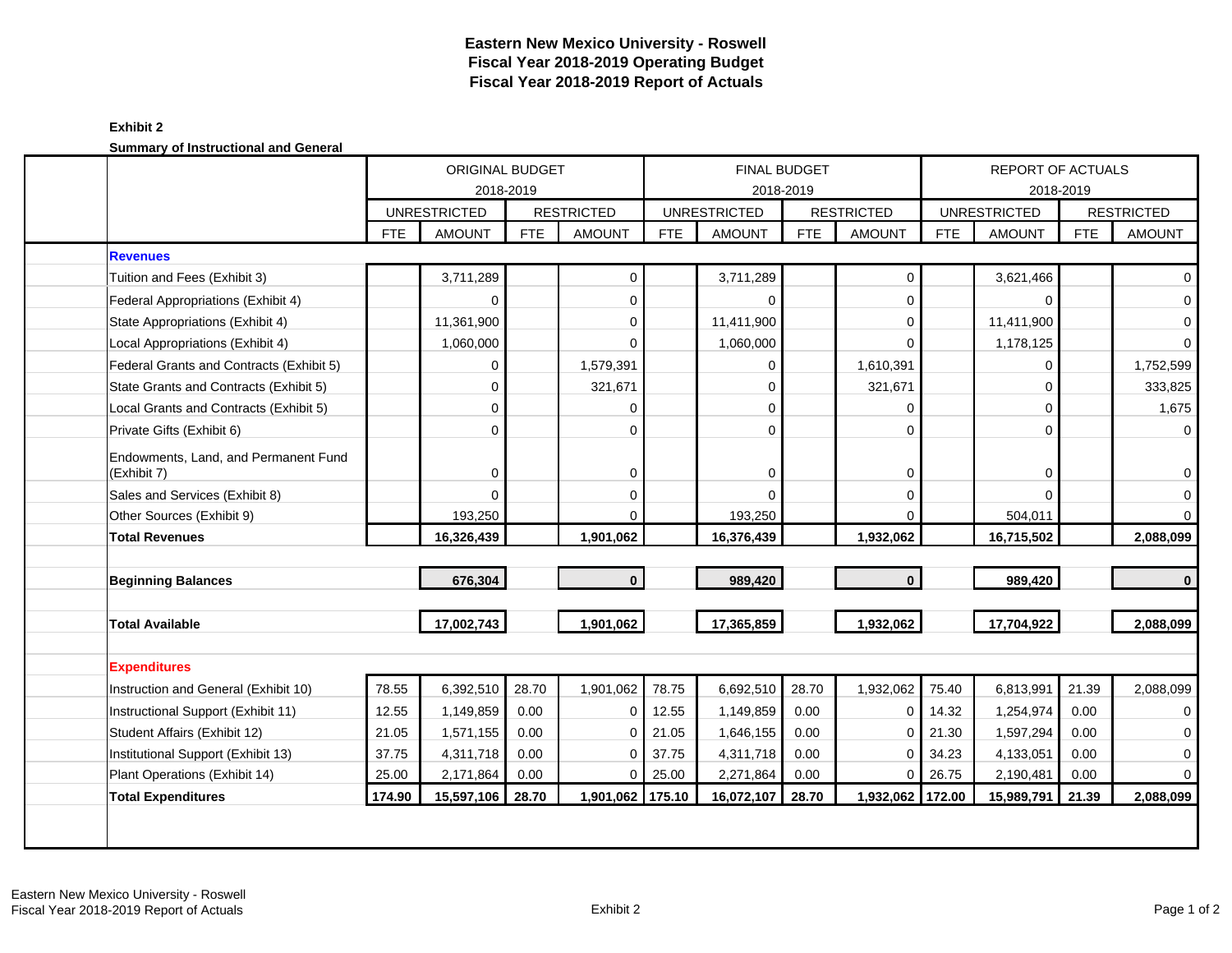# Eastern New Mexico University - Roswell
## Fiscal Year 2018-2019 Operating Budget
## Fiscal Year 2018-2019 Report of Actuals

**Exhibit 2**

**Summary of Instructional and General**

| | ORIGINAL BUDGET 2018-2019 | | | | FINAL BUDGET 2018-2019 | | | | REPORT OF ACTUALS 2018-2019 | | | |
|---|---|---|---|---|---|---|---|---|---|---|---|---|
| | UNRESTRICTED | | RESTRICTED | | UNRESTRICTED | | RESTRICTED | | UNRESTRICTED | | RESTRICTED | |
| | FTE | AMOUNT | FTE | AMOUNT | FTE | AMOUNT | FTE | AMOUNT | FTE | AMOUNT | FTE | AMOUNT |
| **Revenues** | | | | | | | | | | | | |
| Tuition and Fees (Exhibit 3) | | 3,711,289 | | 0 | | 3,711,289 | | 0 | | 3,621,466 | | 0 |
| Federal Appropriations (Exhibit 4) | | 0 | | 0 | | 0 | | 0 | | 0 | | 0 |
| State Appropriations (Exhibit 4) | | 11,361,900 | | 0 | | 11,411,900 | | 0 | | 11,411,900 | | 0 |
| Local Appropriations (Exhibit 4) | | 1,060,000 | | 0 | | 1,060,000 | | 0 | | 1,178,125 | | 0 |
| Federal Grants and Contracts (Exhibit 5) | | 0 | | 1,579,391 | | 0 | | 1,610,391 | | 0 | | 1,752,599 |
| State Grants and Contracts (Exhibit 5) | | 0 | | 321,671 | | 0 | | 321,671 | | 0 | | 333,825 |
| Local Grants and Contracts (Exhibit 5) | | 0 | | 0 | | 0 | | 0 | | 0 | | 1,675 |
| Private Gifts (Exhibit 6) | | 0 | | 0 | | 0 | | 0 | | 0 | | 0 |
| Endowments, Land, and Permanent Fund (Exhibit 7) | | 0 | | 0 | | 0 | | 0 | | 0 | | 0 |
| Sales and Services (Exhibit 8) | | 0 | | 0 | | 0 | | 0 | | 0 | | 0 |
| Other Sources (Exhibit 9) | | 193,250 | | 0 | | 193,250 | | 0 | | 504,011 | | 0 |
| **Total Revenues** | | **16,326,439** | | **1,901,062** | | **16,376,439** | | **1,932,062** | | **16,715,502** | | **2,088,099** |
| **Beginning Balances** | | **676,304** | | **0** | | **989,420** | | **0** | | **989,420** | | **0** |
| **Total Available** | | **17,002,743** | | **1,901,062** | | **17,365,859** | | **1,932,062** | | **17,704,922** | | **2,088,099** |
| **Expenditures** | | | | | | | | | | | | |
| Instruction and General (Exhibit 10) | 78.55 | 6,392,510 | 28.70 | 1,901,062 | 78.75 | 6,692,510 | 28.70 | 1,932,062 | 75.40 | 6,813,991 | 21.39 | 2,088,099 |
| Instructional Support (Exhibit 11) | 12.55 | 1,149,859 | 0.00 | 0 | 12.55 | 1,149,859 | 0.00 | 0 | 14.32 | 1,254,974 | 0.00 | 0 |
| Student Affairs (Exhibit 12) | 21.05 | 1,571,155 | 0.00 | 0 | 21.05 | 1,646,155 | 0.00 | 0 | 21.30 | 1,597,294 | 0.00 | 0 |
| Institutional Support (Exhibit 13) | 37.75 | 4,311,718 | 0.00 | 0 | 37.75 | 4,311,718 | 0.00 | 0 | 34.23 | 4,133,051 | 0.00 | 0 |
| Plant Operations (Exhibit 14) | 25.00 | 2,171,864 | 0.00 | 0 | 25.00 | 2,271,864 | 0.00 | 0 | 26.75 | 2,190,481 | 0.00 | 0 |
| **Total Expenditures** | **174.90** | **15,597,106** | **28.70** | **1,901,062** | **175.10** | **16,072,107** | **28.70** | **1,932,062** | **172.00** | **15,989,791** | **21.39** | **2,088,099** |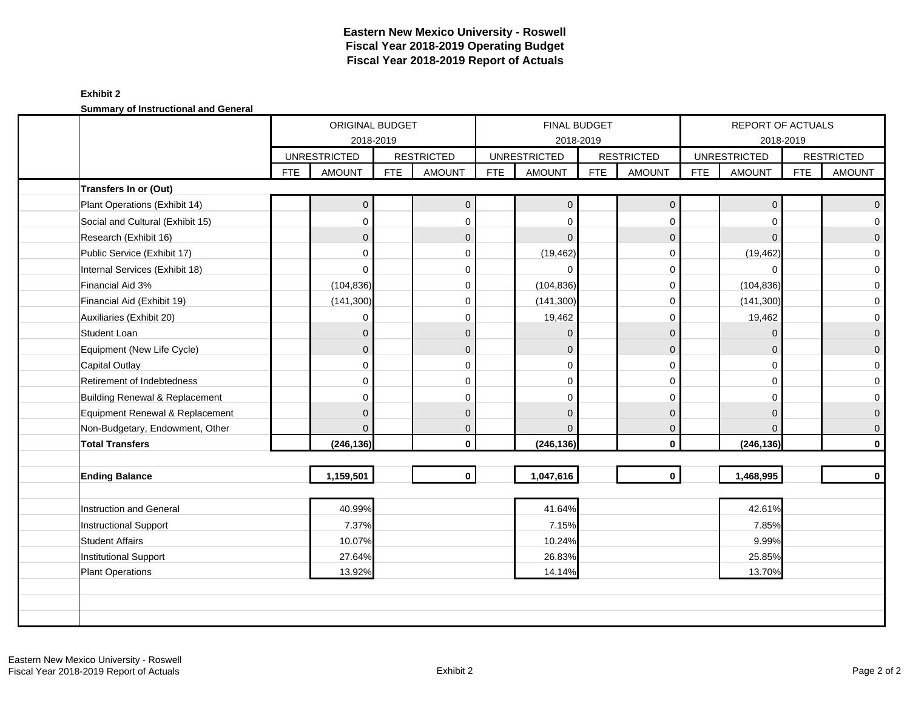# Eastern New Mexico University - Roswell
## Fiscal Year 2018-2019 Operating Budget
## Fiscal Year 2018-2019 Report of Actuals

**Exhibit 2**

**Summary of Instructional and General**

| | ORIGINAL BUDGET 2018-2019 | | | | FINAL BUDGET 2018-2019 | | | | REPORT OF ACTUALS 2018-2019 | | | |
|---|---|---|---|---|---|---|---|---|---|---|---|---|
| | UNRESTRICTED | | RESTRICTED | | UNRESTRICTED | | RESTRICTED | | UNRESTRICTED | | RESTRICTED | |
| | FTE | AMOUNT | FTE | AMOUNT | FTE | AMOUNT | FTE | AMOUNT | FTE | AMOUNT | FTE | AMOUNT |
| **Transfers In or (Out)** | | | | | | | | | | | | |
| Plant Operations (Exhibit 14) | | 0 | | 0 | | 0 | | 0 | | 0 | | 0 |
| Social and Cultural (Exhibit 15) | | 0 | | 0 | | 0 | | 0 | | 0 | | 0 |
| Research (Exhibit 16) | | 0 | | 0 | | 0 | | 0 | | 0 | | 0 |
| Public Service (Exhibit 17) | | 0 | | 0 | | (19,462) | | 0 | | (19,462) | | 0 |
| Internal Services (Exhibit 18) | | 0 | | 0 | | 0 | | 0 | | 0 | | 0 |
| Financial Aid 3% | | (104,836) | | 0 | | (104,836) | | 0 | | (104,836) | | 0 |
| Financial Aid (Exhibit 19) | | (141,300) | | 0 | | (141,300) | | 0 | | (141,300) | | 0 |
| Auxiliaries (Exhibit 20) | | 0 | | 0 | | 19,462 | | 0 | | 19,462 | | 0 |
| Student Loan | | 0 | | 0 | | 0 | | 0 | | 0 | | 0 |
| Equipment (New Life Cycle) | | 0 | | 0 | | 0 | | 0 | | 0 | | 0 |
| Capital Outlay | | 0 | | 0 | | 0 | | 0 | | 0 | | 0 |
| Retirement of Indebtedness | | 0 | | 0 | | 0 | | 0 | | 0 | | 0 |
| Building Renewal & Replacement | | 0 | | 0 | | 0 | | 0 | | 0 | | 0 |
| Equipment Renewal & Replacement | | 0 | | 0 | | 0 | | 0 | | 0 | | 0 |
| Non-Budgetary, Endowment, Other | | 0 | | 0 | | 0 | | 0 | | 0 | | 0 |
| **Total Transfers** | | **(246,136)** | | **0** | | **(246,136)** | | **0** | | **(246,136)** | | **0** |
| | | | | | | | | | | | | |
| **Ending Balance** | | **1,159,501** | | **0** | | **1,047,616** | | **0** | | **1,468,995** | | **0** |
| | | | | | | | | | | | | |
| Instruction and General | | 40.99% | | | | 41.64% | | | | 42.61% | | |
| Instructional Support | | 7.37% | | | | 7.15% | | | | 7.85% | | |
| Student Affairs | | 10.07% | | | | 10.24% | | | | 9.99% | | |
| Institutional Support | | 27.64% | | | | 26.83% | | | | 25.85% | | |
| Plant Operations | | 13.92% | | | | 14.14% | | | | 13.70% | | |

Eastern New Mexico University - Roswell
Fiscal Year 2018-2019 Report of Actuals

Exhibit 2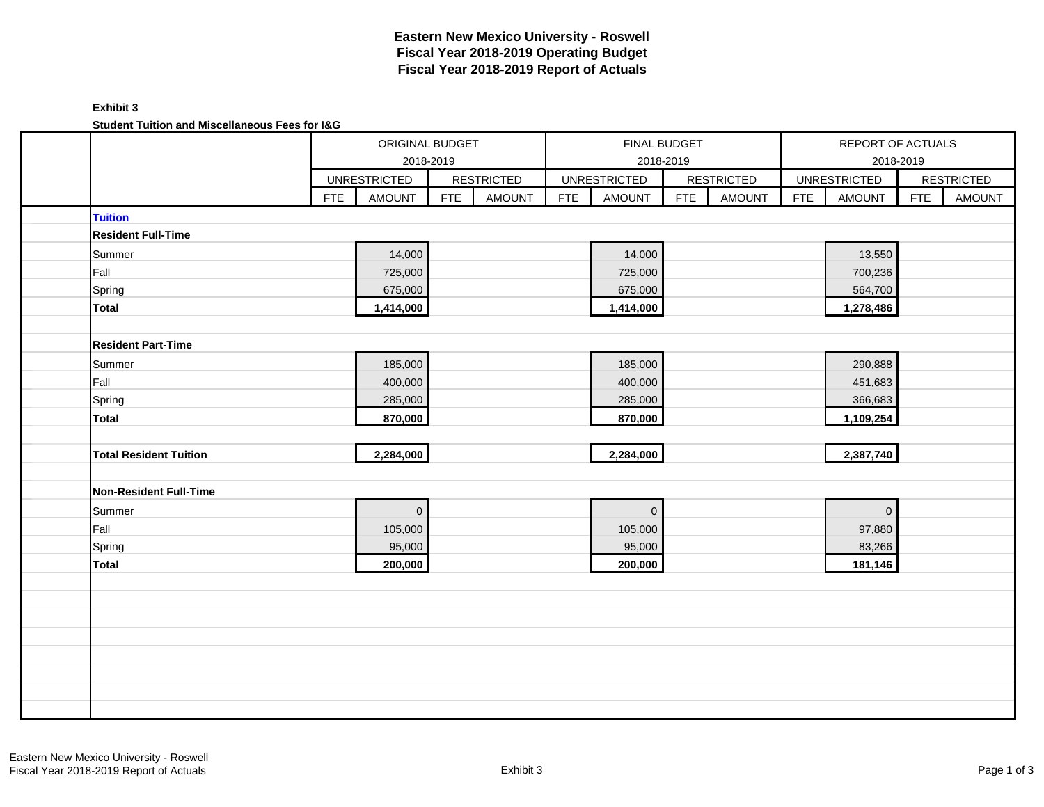# Eastern New Mexico University - Roswell
## Fiscal Year 2018-2019 Operating Budget
## Fiscal Year 2018-2019 Report of Actuals

**Exhibit 3**

**Student Tuition and Miscellaneous Fees for I&G**

| | ORIGINAL BUDGET 2018-2019 | | | | FINAL BUDGET 2018-2019 | | | | REPORT OF ACTUALS 2018-2019 | | | |
|---|---|---|---|---|---|---|---|---|---|---|---|---|
| | UNRESTRICTED | | RESTRICTED | | UNRESTRICTED | | RESTRICTED | | UNRESTRICTED | | RESTRICTED | |
| | FTE | AMOUNT | FTE | AMOUNT | FTE | AMOUNT | FTE | AMOUNT | FTE | AMOUNT | FTE | AMOUNT |
| **Tuition** | | | | | | | | | | | | |
| **Resident Full-Time** | | | | | | | | | | | | |
| Summer | | 14,000 | | | | 14,000 | | | | 13,550 | | |
| Fall | | 725,000 | | | | 725,000 | | | | 700,236 | | |
| Spring | | 675,000 | | | | 675,000 | | | | 564,700 | | |
| **Total** | | **1,414,000** | | | | **1,414,000** | | | | **1,278,486** | | |
| | | | | | | | | | | | | |
| **Resident Part-Time** | | | | | | | | | | | | |
| Summer | | 185,000 | | | | 185,000 | | | | 290,888 | | |
| Fall | | 400,000 | | | | 400,000 | | | | 451,683 | | |
| Spring | | 285,000 | | | | 285,000 | | | | 366,683 | | |
| **Total** | | **870,000** | | | | **870,000** | | | | **1,109,254** | | |
| | | | | | | | | | | | | |
| **Total Resident Tuition** | | **2,284,000** | | | | **2,284,000** | | | | **2,387,740** | | |
| | | | | | | | | | | | | |
| **Non-Resident Full-Time** | | | | | | | | | | | | |
| Summer | | 0 | | | | 0 | | | | 0 | | |
| Fall | | 105,000 | | | | 105,000 | | | | 97,880 | | |
| Spring | | 95,000 | | | | 95,000 | | | | 83,266 | | |
| **Total** | | **200,000** | | | | **200,000** | | | | **181,146** | | |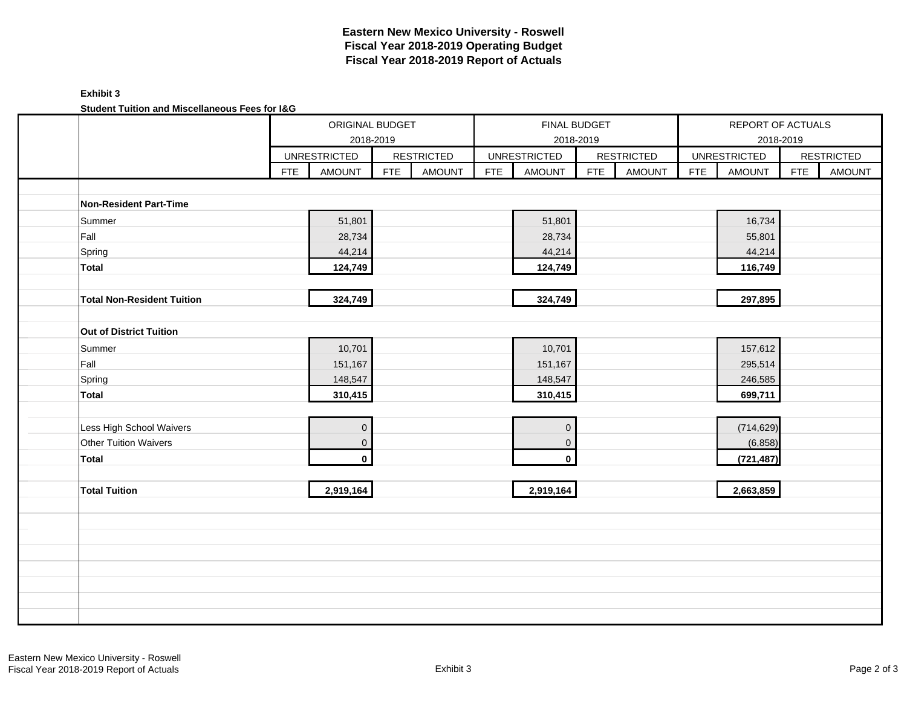# Eastern New Mexico University - Roswell
## Fiscal Year 2018-2019 Operating Budget
## Fiscal Year 2018-2019 Report of Actuals

**Exhibit 3**

**Student Tuition and Miscellaneous Fees for I&G**

| | ORIGINAL BUDGET 2018-2019 | | | | FINAL BUDGET 2018-2019 | | | | REPORT OF ACTUALS 2018-2019 | | | |
|---|---|---|---|---|---|---|---|---|---|---|---|---|
| | UNRESTRICTED | | RESTRICTED | | UNRESTRICTED | | RESTRICTED | | UNRESTRICTED | | RESTRICTED | |
| | FTE | AMOUNT | FTE | AMOUNT | FTE | AMOUNT | FTE | AMOUNT | FTE | AMOUNT | FTE | AMOUNT |
| **Non-Resident Part-Time** | | | | | | | | | | | | |
| Summer | | 51,801 | | | | 51,801 | | | | 16,734 | | |
| Fall | | 28,734 | | | | 28,734 | | | | 55,801 | | |
| Spring | | 44,214 | | | | 44,214 | | | | 44,214 | | |
| **Total** | | **124,749** | | | | **124,749** | | | | **116,749** | | |
| | | | | | | | | | | | | |
| **Total Non-Resident Tuition** | | **324,749** | | | | **324,749** | | | | **297,895** | | |
| | | | | | | | | | | | | |
| **Out of District Tuition** | | | | | | | | | | | | |
| Summer | | 10,701 | | | | 10,701 | | | | 157,612 | | |
| Fall | | 151,167 | | | | 151,167 | | | | 295,514 | | |
| Spring | | 148,547 | | | | 148,547 | | | | 246,585 | | |
| **Total** | | **310,415** | | | | **310,415** | | | | **699,711** | | |
| | | | | | | | | | | | | |
| Less High School Waivers | | 0 | | | | 0 | | | | (714,629) | | |
| Other Tuition Waivers | | 0 | | | | 0 | | | | (6,858) | | |
| **Total** | | **0** | | | | **0** | | | | **(721,487)** | | |
| | | | | | | | | | | | | |
| **Total Tuition** | | **2,919,164** | | | | **2,919,164** | | | | **2,663,859** | | |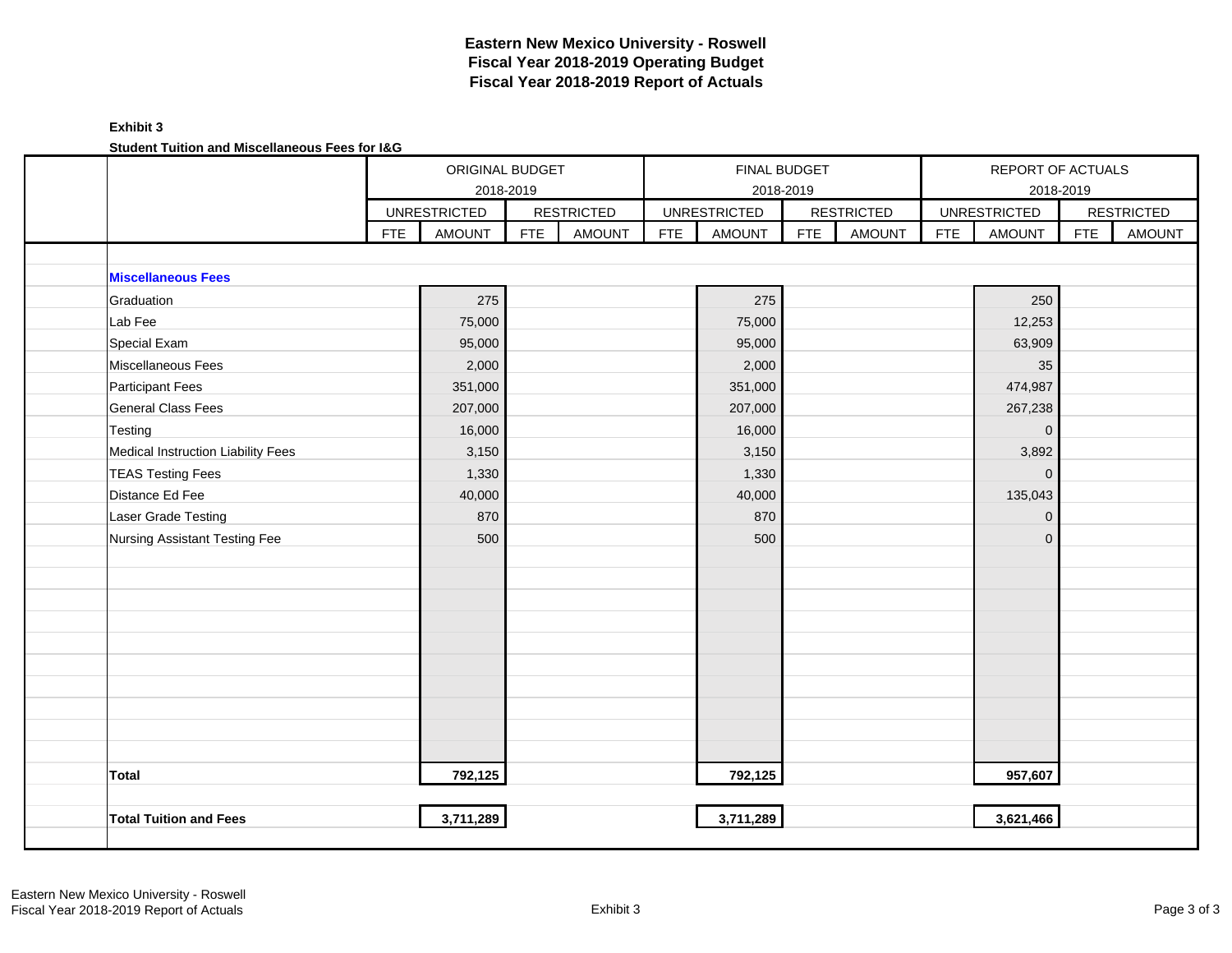# Eastern New Mexico University - Roswell
## Fiscal Year 2018-2019 Operating Budget
## Fiscal Year 2018-2019 Report of Actuals

**Exhibit 3**

**Student Tuition and Miscellaneous Fees for I&G**

| | ORIGINAL BUDGET 2018-2019 | | | | FINAL BUDGET 2018-2019 | | | | REPORT OF ACTUALS 2018-2019 | | | |
|---|---|---|---|---|---|---|---|---|---|---|---|---|
| | UNRESTRICTED | | RESTRICTED | | UNRESTRICTED | | RESTRICTED | | UNRESTRICTED | | RESTRICTED | |
| | FTE | AMOUNT | FTE | AMOUNT | FTE | AMOUNT | FTE | AMOUNT | FTE | AMOUNT | FTE | AMOUNT |
| **Miscellaneous Fees** | | | | | | | | | | | | |
| Graduation | | 275 | | | | 275 | | | | 250 | | |
| Lab Fee | | 75,000 | | | | 75,000 | | | | 12,253 | | |
| Special Exam | | 95,000 | | | | 95,000 | | | | 63,909 | | |
| Miscellaneous Fees | | 2,000 | | | | 2,000 | | | | 35 | | |
| Participant Fees | | 351,000 | | | | 351,000 | | | | 474,987 | | |
| General Class Fees | | 207,000 | | | | 207,000 | | | | 267,238 | | |
| Testing | | 16,000 | | | | 16,000 | | | | 0 | | |
| Medical Instruction Liability Fees | | 3,150 | | | | 3,150 | | | | 3,892 | | |
| TEAS Testing Fees | | 1,330 | | | | 1,330 | | | | 0 | | |
| Distance Ed Fee | | 40,000 | | | | 40,000 | | | | 135,043 | | |
| Laser Grade Testing | | 870 | | | | 870 | | | | 0 | | |
| Nursing Assistant Testing Fee | | 500 | | | | 500 | | | | 0 | | |
| **Total** | | **792,125** | | | | **792,125** | | | | **957,607** | | |
| **Total Tuition and Fees** | | **3,711,289** | | | | **3,711,289** | | | | **3,621,466** | | |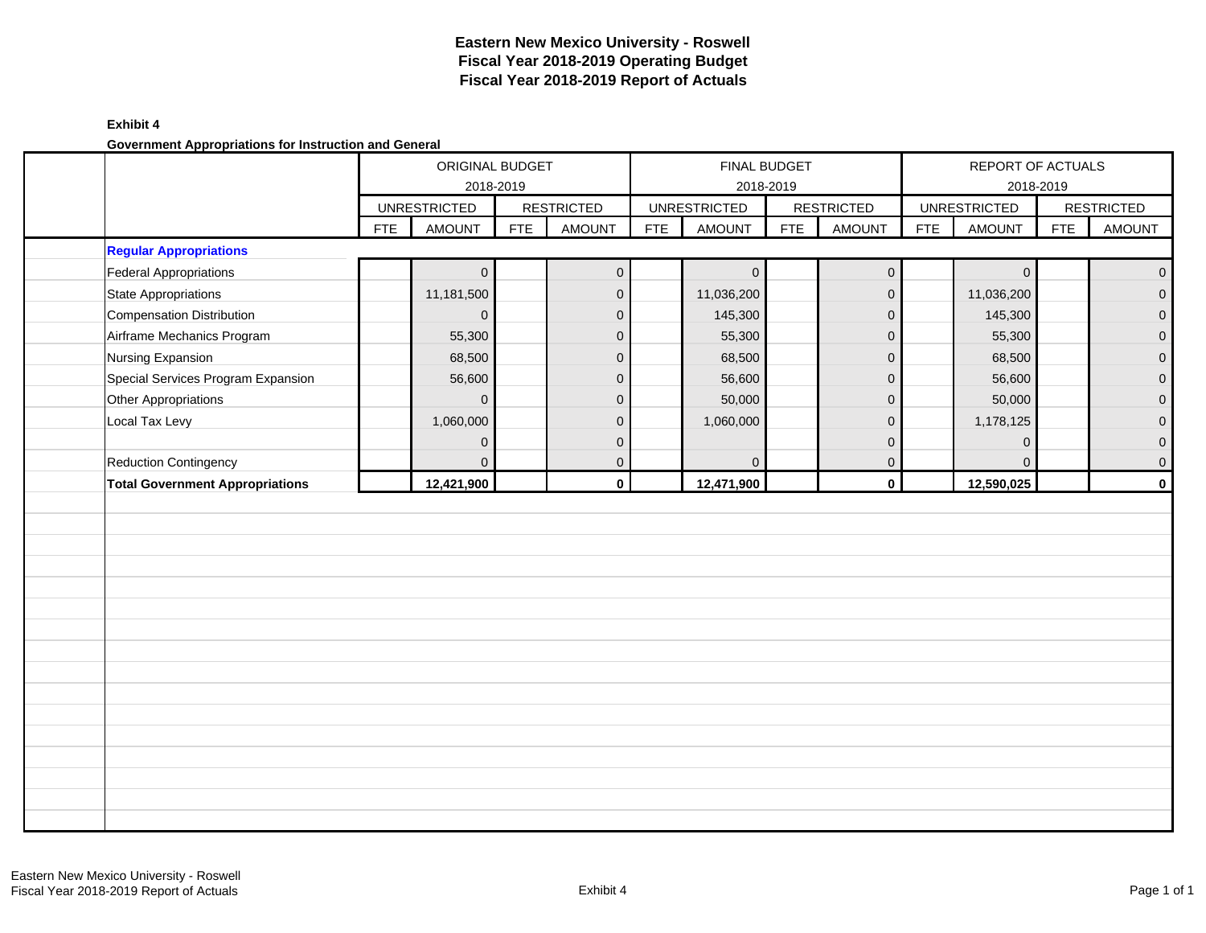# Eastern New Mexico University - Roswell
## Fiscal Year 2018-2019 Operating Budget
## Fiscal Year 2018-2019 Report of Actuals

**Exhibit 4**

**Government Appropriations for Instruction and General**

| | ORIGINAL BUDGET 2018-2019 | | | | FINAL BUDGET 2018-2019 | | | | REPORT OF ACTUALS 2018-2019 | | | |
|---|---|---|---|---|---|---|---|---|---|---|---|---|
| | UNRESTRICTED | | RESTRICTED | | UNRESTRICTED | | RESTRICTED | | UNRESTRICTED | | RESTRICTED | |
| | FTE | AMOUNT | FTE | AMOUNT | FTE | AMOUNT | FTE | AMOUNT | FTE | AMOUNT | FTE | AMOUNT |
| **Regular Appropriations** | | | | | | | | | | | | |
| Federal Appropriations | | 0 | | 0 | | 0 | | 0 | | 0 | | 0 |
| State Appropriations | | 11,181,500 | | 0 | | 11,036,200 | | 0 | | 11,036,200 | | 0 |
| Compensation Distribution | | 0 | | 0 | | 145,300 | | 0 | | 145,300 | | 0 |
| Airframe Mechanics Program | | 55,300 | | 0 | | 55,300 | | 0 | | 55,300 | | 0 |
| Nursing Expansion | | 68,500 | | 0 | | 68,500 | | 0 | | 68,500 | | 0 |
| Special Services Program Expansion | | 56,600 | | 0 | | 56,600 | | 0 | | 56,600 | | 0 |
| Other Appropriations | | 0 | | 0 | | 50,000 | | 0 | | 50,000 | | 0 |
| Local Tax Levy | | 1,060,000 | | 0 | | 1,060,000 | | 0 | | 1,178,125 | | 0 |
| | | 0 | | 0 | | | | 0 | | 0 | | 0 |
| Reduction Contingency | | 0 | | 0 | | 0 | | 0 | | 0 | | 0 |
| **Total Government Appropriations** | | **12,421,900** | | **0** | | **12,471,900** | | **0** | | **12,590,025** | | **0** |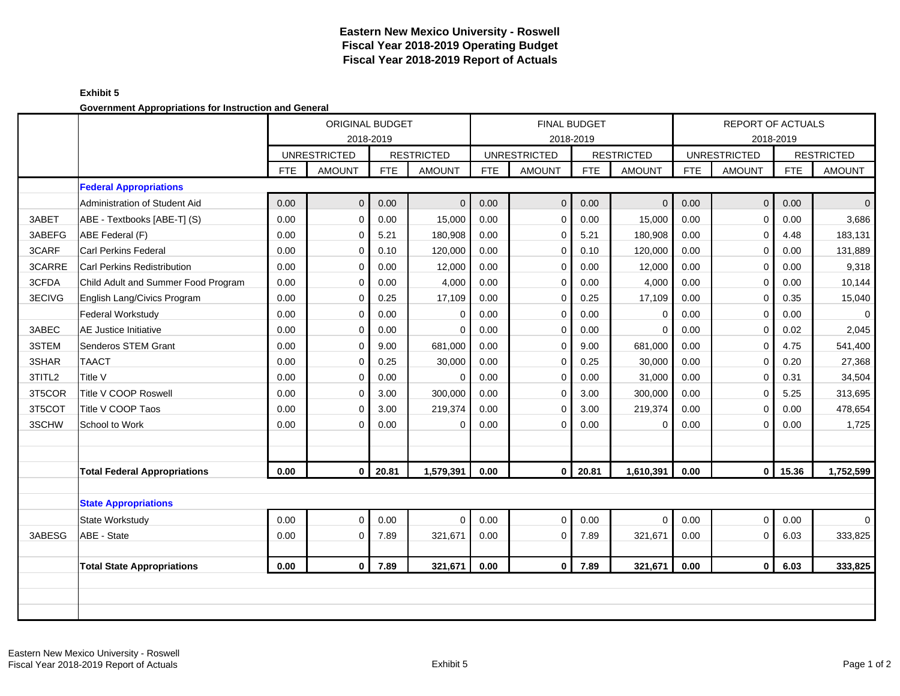# Eastern New Mexico University - Roswell
# Fiscal Year 2018-2019 Operating Budget
# Fiscal Year 2018-2019 Report of Actuals

**Exhibit 5**

**Government Appropriations for Instruction and General**

| | | ORIGINAL BUDGET 2018-2019 | | | | FINAL BUDGET 2018-2019 | | | | REPORT OF ACTUALS 2018-2019 | | | |
|---|---|---|---|---|---|---|---|---|---|---|---|---|---|
| | | UNRESTRICTED | | RESTRICTED | | UNRESTRICTED | | RESTRICTED | | UNRESTRICTED | | RESTRICTED | |
| | | FTE | AMOUNT | FTE | AMOUNT | FTE | AMOUNT | FTE | AMOUNT | FTE | AMOUNT | FTE | AMOUNT |
| | **Federal Appropriations** | | | | | | | | | | | | |
| | Administration of Student Aid | 0.00 | 0 | 0.00 | 0 | 0.00 | 0 | 0.00 | 0 | 0.00 | 0 | 0.00 | 0 |
| 3ABET | ABE - Textbooks [ABE-T] (S) | 0.00 | 0 | 0.00 | 15,000 | 0.00 | 0 | 0.00 | 15,000 | 0.00 | 0 | 0.00 | 3,686 |
| 3ABEFG | ABE Federal (F) | 0.00 | 0 | 5.21 | 180,908 | 0.00 | 0 | 5.21 | 180,908 | 0.00 | 0 | 4.48 | 183,131 |
| 3CARF | Carl Perkins Federal | 0.00 | 0 | 0.10 | 120,000 | 0.00 | 0 | 0.10 | 120,000 | 0.00 | 0 | 0.00 | 131,889 |
| 3CARRE | Carl Perkins Redistribution | 0.00 | 0 | 0.00 | 12,000 | 0.00 | 0 | 0.00 | 12,000 | 0.00 | 0 | 0.00 | 9,318 |
| 3CFDA | Child Adult and Summer Food Program | 0.00 | 0 | 0.00 | 4,000 | 0.00 | 0 | 0.00 | 4,000 | 0.00 | 0 | 0.00 | 10,144 |
| 3ECIVG | English Lang/Civics Program | 0.00 | 0 | 0.25 | 17,109 | 0.00 | 0 | 0.25 | 17,109 | 0.00 | 0 | 0.35 | 15,040 |
| | Federal Workstudy | 0.00 | 0 | 0.00 | 0 | 0.00 | 0 | 0.00 | 0 | 0.00 | 0 | 0.00 | 0 |
| 3ABEC | AE Justice Initiative | 0.00 | 0 | 0.00 | 0 | 0.00 | 0 | 0.00 | 0 | 0.00 | 0 | 0.02 | 2,045 |
| 3STEM | Senderos STEM Grant | 0.00 | 0 | 9.00 | 681,000 | 0.00 | 0 | 9.00 | 681,000 | 0.00 | 0 | 4.75 | 541,400 |
| 3SHAR | TAACT | 0.00 | 0 | 0.25 | 30,000 | 0.00 | 0 | 0.25 | 30,000 | 0.00 | 0 | 0.20 | 27,368 |
| 3TITL2 | Title V | 0.00 | 0 | 0.00 | 0 | 0.00 | 0 | 0.00 | 31,000 | 0.00 | 0 | 0.31 | 34,504 |
| 3T5COR | Title V COOP Roswell | 0.00 | 0 | 3.00 | 300,000 | 0.00 | 0 | 3.00 | 300,000 | 0.00 | 0 | 5.25 | 313,695 |
| 3T5COT | Title V COOP Taos | 0.00 | 0 | 3.00 | 219,374 | 0.00 | 0 | 3.00 | 219,374 | 0.00 | 0 | 0.00 | 478,654 |
| 3SCHW | School to Work | 0.00 | 0 | 0.00 | 0 | 0.00 | 0 | 0.00 | 0 | 0.00 | 0 | 0.00 | 1,725 |
| | **Total Federal Appropriations** | **0.00** | **0** | **20.81** | **1,579,391** | **0.00** | **0** | **20.81** | **1,610,391** | **0.00** | **0** | **15.36** | **1,752,599** |
| | **State Appropriations** | | | | | | | | | | | | |
| | State Workstudy | 0.00 | 0 | 0.00 | 0 | 0.00 | 0 | 0.00 | 0 | 0.00 | 0 | 0.00 | 0 |
| 3ABESG | ABE - State | 0.00 | 0 | 7.89 | 321,671 | 0.00 | 0 | 7.89 | 321,671 | 0.00 | 0 | 6.03 | 333,825 |
| | **Total State Appropriations** | **0.00** | **0** | **7.89** | **321,671** | **0.00** | **0** | **7.89** | **321,671** | **0.00** | **0** | **6.03** | **333,825** |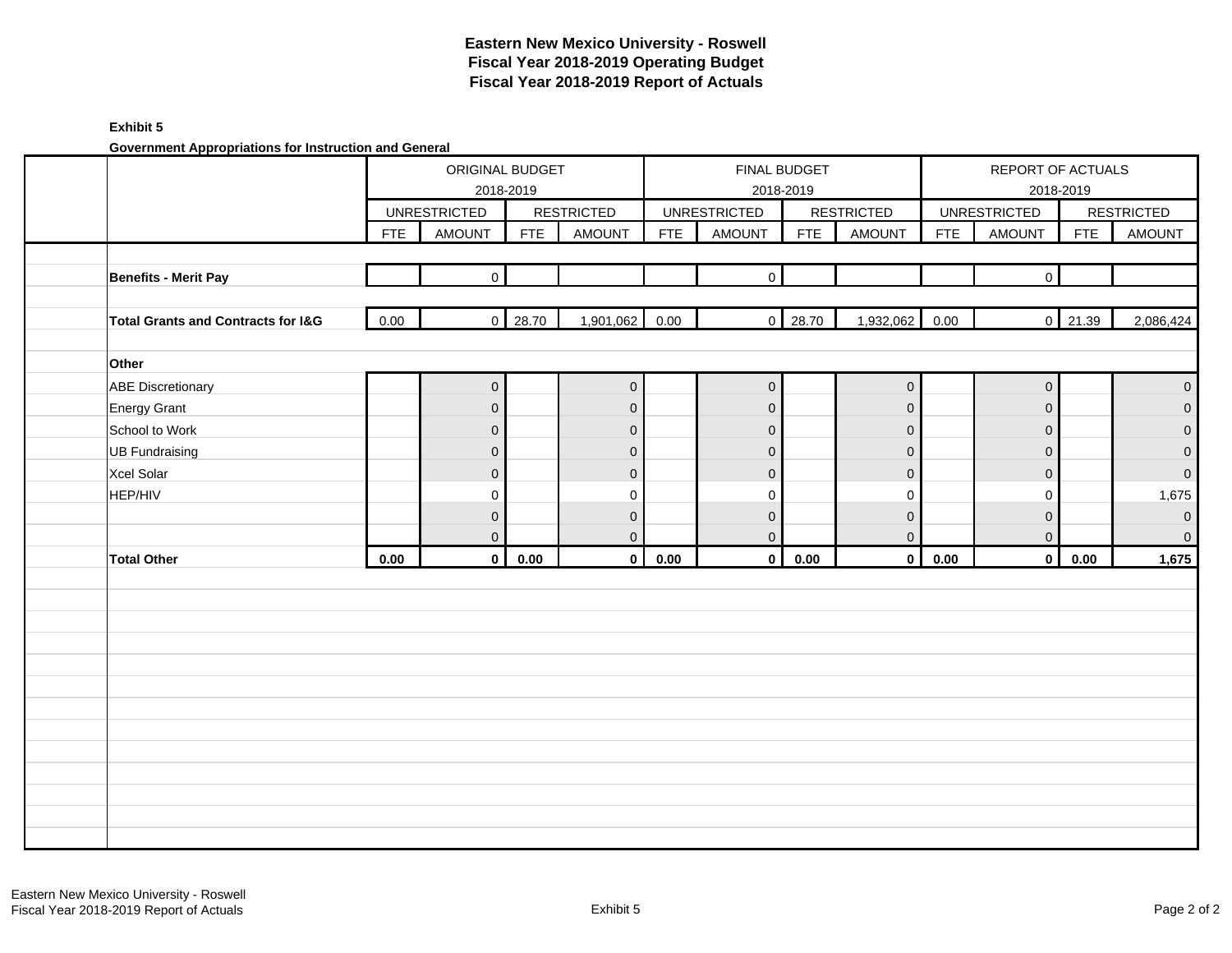# Eastern New Mexico University - Roswell
## Fiscal Year 2018-2019 Operating Budget
## Fiscal Year 2018-2019 Report of Actuals

**Exhibit 5**

**Government Appropriations for Instruction and General**

| | ORIGINAL BUDGET 2018-2019 | | | | FINAL BUDGET 2018-2019 | | | | REPORT OF ACTUALS 2018-2019 | | | |
|---|---|---|---|---|---|---|---|---|---|---|---|---|
| | UNRESTRICTED | | RESTRICTED | | UNRESTRICTED | | RESTRICTED | | UNRESTRICTED | | RESTRICTED | |
| | FTE | AMOUNT | FTE | AMOUNT | FTE | AMOUNT | FTE | AMOUNT | FTE | AMOUNT | FTE | AMOUNT |
| **Benefits - Merit Pay** | | 0 | | | | 0 | | | | 0 | | |
| **Total Grants and Contracts for I&G** | 0.00 | 0 | 28.70 | 1,901,062 | 0.00 | 0 | 28.70 | 1,932,062 | 0.00 | 0 | 21.39 | 2,086,424 |
| **Other** | | | | | | | | | | | | |
| ABE Discretionary | | 0 | | 0 | | 0 | | 0 | | 0 | | 0 |
| Energy Grant | | 0 | | 0 | | 0 | | 0 | | 0 | | 0 |
| School to Work | | 0 | | 0 | | 0 | | 0 | | 0 | | 0 |
| UB Fundraising | | 0 | | 0 | | 0 | | 0 | | 0 | | 0 |
| Xcel Solar | | 0 | | 0 | | 0 | | 0 | | 0 | | 0 |
| HEP/HIV | | 0 | | 0 | | 0 | | 0 | | 0 | | 1,675 |
| | | 0 | | 0 | | 0 | | 0 | | 0 | | 0 |
| | | 0 | | 0 | | 0 | | 0 | | 0 | | 0 |
| **Total Other** | **0.00** | **0** | **0.00** | **0** | **0.00** | **0** | **0.00** | **0** | **0.00** | **0** | **0.00** | **1,675** |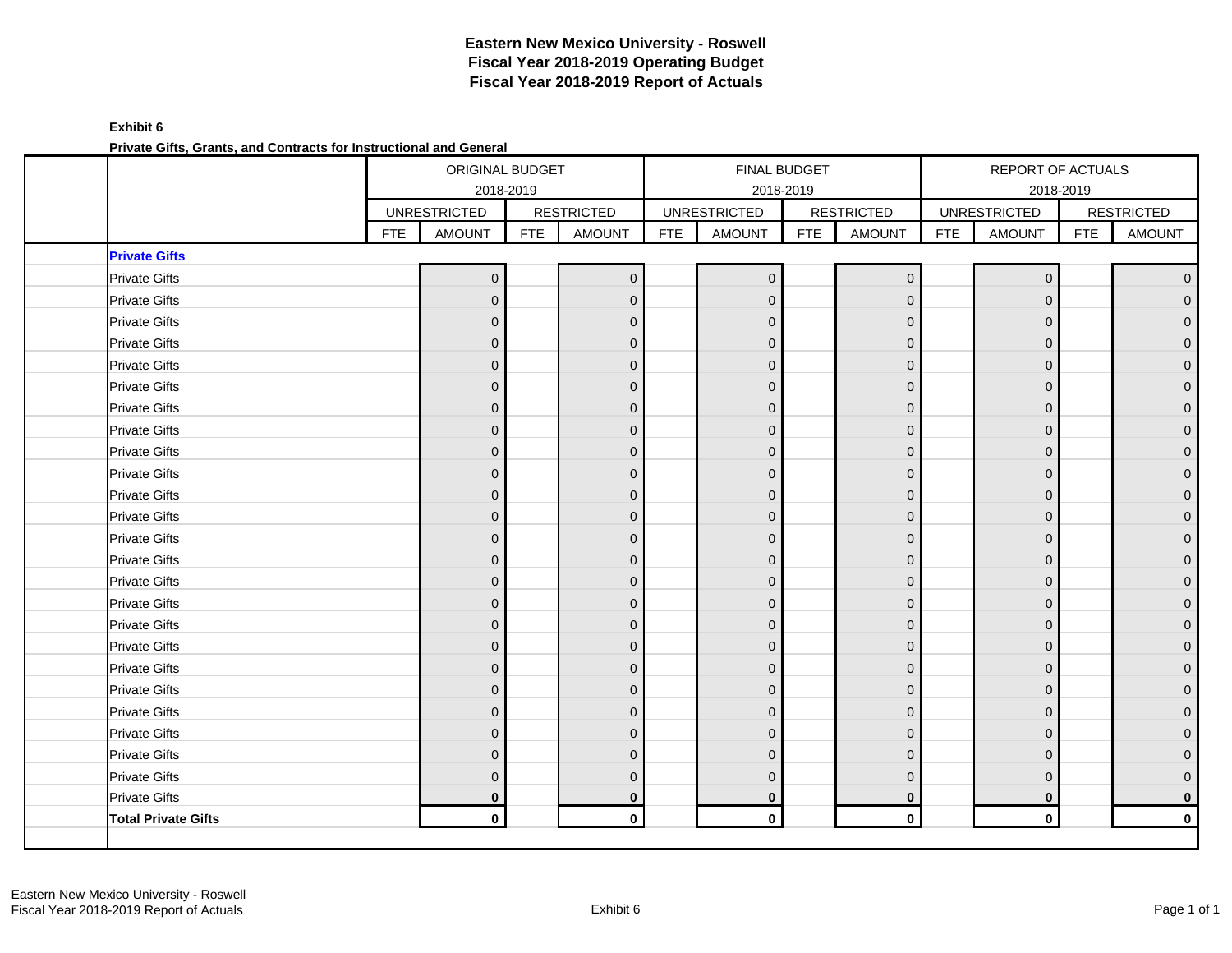# Eastern New Mexico University - Roswell
# Fiscal Year 2018-2019 Operating Budget
# Fiscal Year 2018-2019 Report of Actuals

**Exhibit 6**

**Private Gifts, Grants, and Contracts for Instructional and General**

| | ORIGINAL BUDGET 2018-2019 | | | | FINAL BUDGET 2018-2019 | | | | REPORT OF ACTUALS 2018-2019 | | | |
|---|---|---|---|---|---|---|---|---|---|---|---|---|
| | UNRESTRICTED | | RESTRICTED | | UNRESTRICTED | | RESTRICTED | | UNRESTRICTED | | RESTRICTED | |
| | FTE | AMOUNT | FTE | AMOUNT | FTE | AMOUNT | FTE | AMOUNT | FTE | AMOUNT | FTE | AMOUNT |
| **Private Gifts** | | | | | | | | | | | | |
| Private Gifts | | 0 | | 0 | | 0 | | 0 | | 0 | | 0 |
| Private Gifts | | 0 | | 0 | | 0 | | 0 | | 0 | | 0 |
| Private Gifts | | 0 | | 0 | | 0 | | 0 | | 0 | | 0 |
| Private Gifts | | 0 | | 0 | | 0 | | 0 | | 0 | | 0 |
| Private Gifts | | 0 | | 0 | | 0 | | 0 | | 0 | | 0 |
| Private Gifts | | 0 | | 0 | | 0 | | 0 | | 0 | | 0 |
| Private Gifts | | 0 | | 0 | | 0 | | 0 | | 0 | | 0 |
| Private Gifts | | 0 | | 0 | | 0 | | 0 | | 0 | | 0 |
| Private Gifts | | 0 | | 0 | | 0 | | 0 | | 0 | | 0 |
| Private Gifts | | 0 | | 0 | | 0 | | 0 | | 0 | | 0 |
| Private Gifts | | 0 | | 0 | | 0 | | 0 | | 0 | | 0 |
| Private Gifts | | 0 | | 0 | | 0 | | 0 | | 0 | | 0 |
| Private Gifts | | 0 | | 0 | | 0 | | 0 | | 0 | | 0 |
| Private Gifts | | 0 | | 0 | | 0 | | 0 | | 0 | | 0 |
| Private Gifts | | 0 | | 0 | | 0 | | 0 | | 0 | | 0 |
| Private Gifts | | 0 | | 0 | | 0 | | 0 | | 0 | | 0 |
| Private Gifts | | 0 | | 0 | | 0 | | 0 | | 0 | | 0 |
| Private Gifts | | 0 | | 0 | | 0 | | 0 | | 0 | | 0 |
| Private Gifts | | 0 | | 0 | | 0 | | 0 | | 0 | | 0 |
| Private Gifts | | 0 | | 0 | | 0 | | 0 | | 0 | | 0 |
| Private Gifts | | 0 | | 0 | | 0 | | 0 | | 0 | | 0 |
| Private Gifts | | 0 | | 0 | | 0 | | 0 | | 0 | | 0 |
| Private Gifts | | 0 | | 0 | | 0 | | 0 | | 0 | | 0 |
| Private Gifts | | 0 | | 0 | | 0 | | 0 | | 0 | | 0 |
| Private Gifts | | **0** | | **0** | | **0** | | **0** | | **0** | | **0** |
| **Total Private Gifts** | | **0** | | **0** | | **0** | | **0** | | **0** | | **0** |

Eastern New Mexico University - Roswell
Fiscal Year 2018-2019 Report of Actuals

Exhibit 6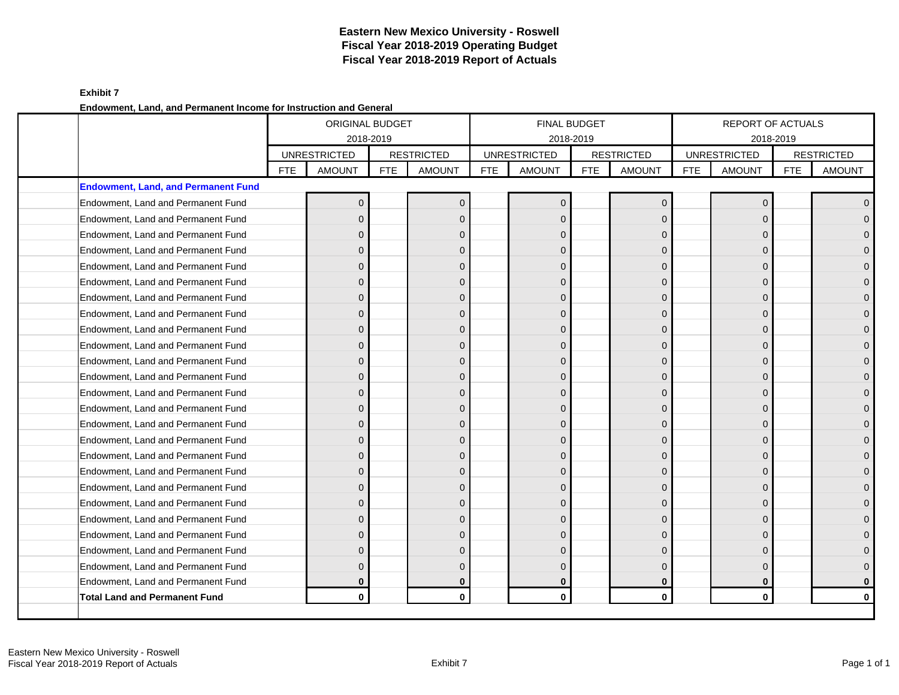# Eastern New Mexico University - Roswell
## Fiscal Year 2018-2019 Operating Budget
## Fiscal Year 2018-2019 Report of Actuals

**Exhibit 7**

**Endowment, Land, and Permanent Income for Instruction and General**

| | ORIGINAL BUDGET 2018-2019 | | | | FINAL BUDGET 2018-2019 | | | | REPORT OF ACTUALS 2018-2019 | | | |
|---|---|---|---|---|---|---|---|---|---|---|---|---|
| | UNRESTRICTED | | RESTRICTED | | UNRESTRICTED | | RESTRICTED | | UNRESTRICTED | | RESTRICTED | |
| | FTE | AMOUNT | FTE | AMOUNT | FTE | AMOUNT | FTE | AMOUNT | FTE | AMOUNT | FTE | AMOUNT |
| **Endowment, Land, and Permanent Fund** | | | | | | | | | | | | |
| Endowment, Land and Permanent Fund | | 0 | | 0 | | 0 | | 0 | | 0 | | 0 |
| Endowment, Land and Permanent Fund | | 0 | | 0 | | 0 | | 0 | | 0 | | 0 |
| Endowment, Land and Permanent Fund | | 0 | | 0 | | 0 | | 0 | | 0 | | 0 |
| Endowment, Land and Permanent Fund | | 0 | | 0 | | 0 | | 0 | | 0 | | 0 |
| Endowment, Land and Permanent Fund | | 0 | | 0 | | 0 | | 0 | | 0 | | 0 |
| Endowment, Land and Permanent Fund | | 0 | | 0 | | 0 | | 0 | | 0 | | 0 |
| Endowment, Land and Permanent Fund | | 0 | | 0 | | 0 | | 0 | | 0 | | 0 |
| Endowment, Land and Permanent Fund | | 0 | | 0 | | 0 | | 0 | | 0 | | 0 |
| Endowment, Land and Permanent Fund | | 0 | | 0 | | 0 | | 0 | | 0 | | 0 |
| Endowment, Land and Permanent Fund | | 0 | | 0 | | 0 | | 0 | | 0 | | 0 |
| Endowment, Land and Permanent Fund | | 0 | | 0 | | 0 | | 0 | | 0 | | 0 |
| Endowment, Land and Permanent Fund | | 0 | | 0 | | 0 | | 0 | | 0 | | 0 |
| Endowment, Land and Permanent Fund | | 0 | | 0 | | 0 | | 0 | | 0 | | 0 |
| Endowment, Land and Permanent Fund | | 0 | | 0 | | 0 | | 0 | | 0 | | 0 |
| Endowment, Land and Permanent Fund | | 0 | | 0 | | 0 | | 0 | | 0 | | 0 |
| Endowment, Land and Permanent Fund | | 0 | | 0 | | 0 | | 0 | | 0 | | 0 |
| Endowment, Land and Permanent Fund | | 0 | | 0 | | 0 | | 0 | | 0 | | 0 |
| Endowment, Land and Permanent Fund | | 0 | | 0 | | 0 | | 0 | | 0 | | 0 |
| Endowment, Land and Permanent Fund | | 0 | | 0 | | 0 | | 0 | | 0 | | 0 |
| Endowment, Land and Permanent Fund | | 0 | | 0 | | 0 | | 0 | | 0 | | 0 |
| Endowment, Land and Permanent Fund | | 0 | | 0 | | 0 | | 0 | | 0 | | 0 |
| Endowment, Land and Permanent Fund | | 0 | | 0 | | 0 | | 0 | | 0 | | 0 |
| Endowment, Land and Permanent Fund | | 0 | | 0 | | 0 | | 0 | | 0 | | 0 |
| Endowment, Land and Permanent Fund | | 0 | | 0 | | 0 | | 0 | | 0 | | 0 |
| Endowment, Land and Permanent Fund | | **0** | | **0** | | **0** | | **0** | | **0** | | **0** |
| **Total Land and Permanent Fund** | | **0** | | **0** | | **0** | | **0** | | **0** | | **0** |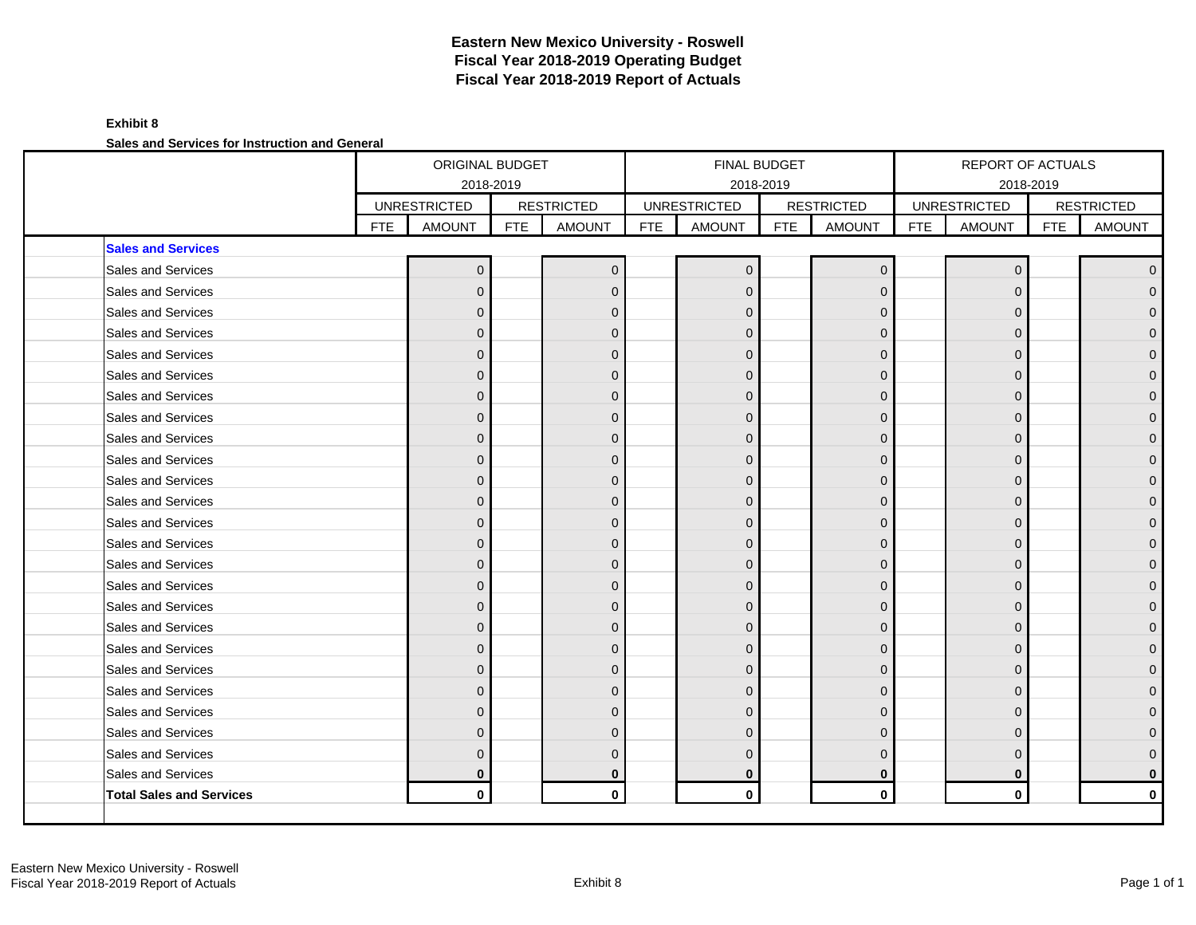# Eastern New Mexico University - Roswell
## Fiscal Year 2018-2019 Operating Budget
## Fiscal Year 2018-2019 Report of Actuals

**Exhibit 8**

**Sales and Services for Instruction and General**

| | ORIGINAL BUDGET 2018-2019 | | | | FINAL BUDGET 2018-2019 | | | | REPORT OF ACTUALS 2018-2019 | | | |
|---|---|---|---|---|---|---|---|---|---|---|---|---|
| | UNRESTRICTED | | RESTRICTED | | UNRESTRICTED | | RESTRICTED | | UNRESTRICTED | | RESTRICTED | |
| | FTE | AMOUNT | FTE | AMOUNT | FTE | AMOUNT | FTE | AMOUNT | FTE | AMOUNT | FTE | AMOUNT |
| **Sales and Services** | | | | | | | | | | | | |
| Sales and Services | | 0 | | 0 | | 0 | | 0 | | 0 | | 0 |
| Sales and Services | | 0 | | 0 | | 0 | | 0 | | 0 | | 0 |
| Sales and Services | | 0 | | 0 | | 0 | | 0 | | 0 | | 0 |
| Sales and Services | | 0 | | 0 | | 0 | | 0 | | 0 | | 0 |
| Sales and Services | | 0 | | 0 | | 0 | | 0 | | 0 | | 0 |
| Sales and Services | | 0 | | 0 | | 0 | | 0 | | 0 | | 0 |
| Sales and Services | | 0 | | 0 | | 0 | | 0 | | 0 | | 0 |
| Sales and Services | | 0 | | 0 | | 0 | | 0 | | 0 | | 0 |
| Sales and Services | | 0 | | 0 | | 0 | | 0 | | 0 | | 0 |
| Sales and Services | | 0 | | 0 | | 0 | | 0 | | 0 | | 0 |
| Sales and Services | | 0 | | 0 | | 0 | | 0 | | 0 | | 0 |
| Sales and Services | | 0 | | 0 | | 0 | | 0 | | 0 | | 0 |
| Sales and Services | | 0 | | 0 | | 0 | | 0 | | 0 | | 0 |
| Sales and Services | | 0 | | 0 | | 0 | | 0 | | 0 | | 0 |
| Sales and Services | | 0 | | 0 | | 0 | | 0 | | 0 | | 0 |
| Sales and Services | | 0 | | 0 | | 0 | | 0 | | 0 | | 0 |
| Sales and Services | | 0 | | 0 | | 0 | | 0 | | 0 | | 0 |
| Sales and Services | | 0 | | 0 | | 0 | | 0 | | 0 | | 0 |
| Sales and Services | | 0 | | 0 | | 0 | | 0 | | 0 | | 0 |
| Sales and Services | | 0 | | 0 | | 0 | | 0 | | 0 | | 0 |
| Sales and Services | | 0 | | 0 | | 0 | | 0 | | 0 | | 0 |
| Sales and Services | | 0 | | 0 | | 0 | | 0 | | 0 | | 0 |
| Sales and Services | | 0 | | 0 | | 0 | | 0 | | 0 | | 0 |
| Sales and Services | | 0 | | 0 | | 0 | | 0 | | 0 | | 0 |
| Sales and Services | | **0** | | **0** | | **0** | | **0** | | **0** | | **0** |
| **Total Sales and Services** | | **0** | | **0** | | **0** | | **0** | | **0** | | **0** |

Eastern New Mexico University - Roswell
Fiscal Year 2018-2019 Report of Actuals

Exhibit 8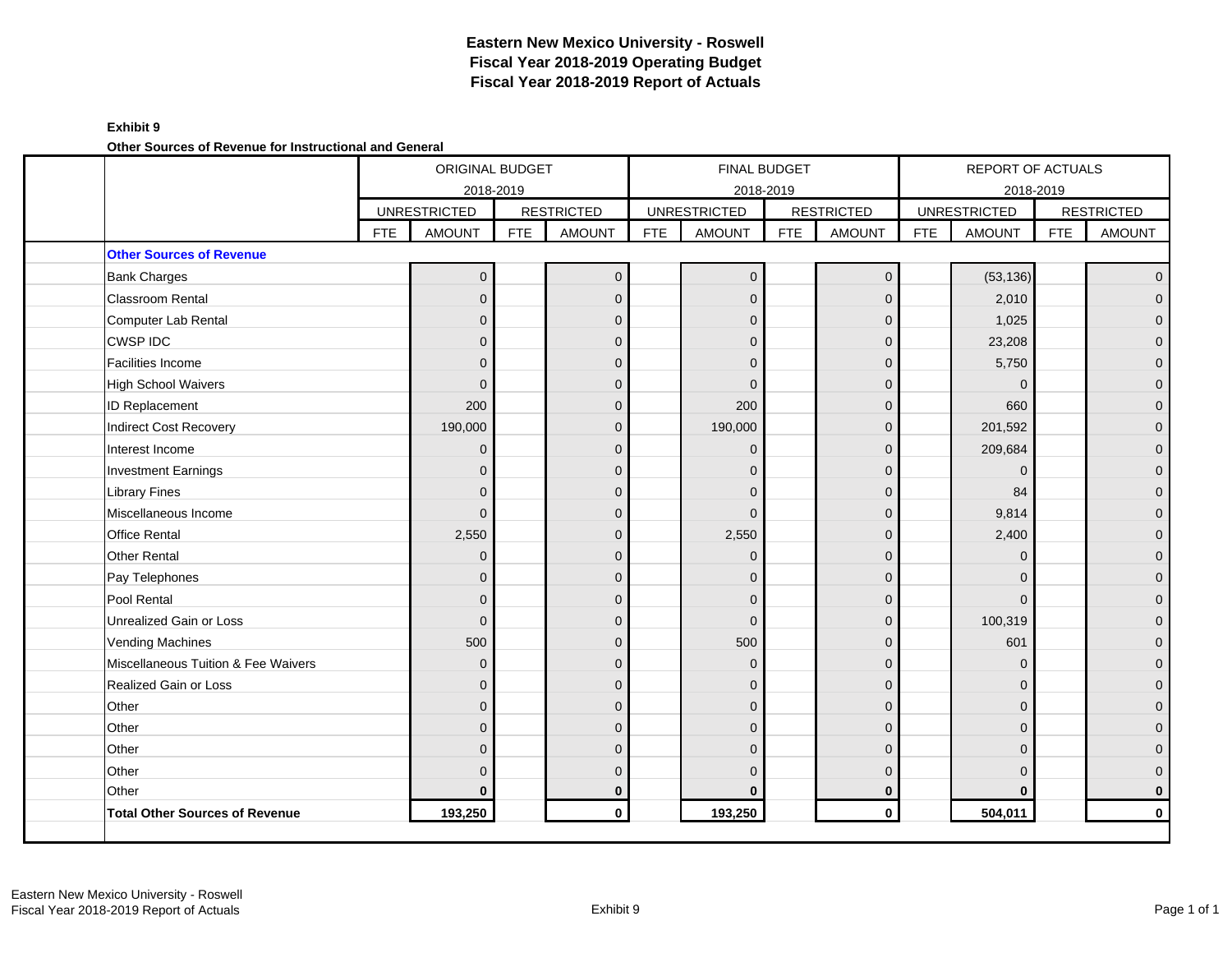# Eastern New Mexico University - Roswell
# Fiscal Year 2018-2019 Operating Budget
# Fiscal Year 2018-2019 Report of Actuals

**Exhibit 9**

**Other Sources of Revenue for Instructional and General**

| | ORIGINAL BUDGET 2018-2019 | | | | FINAL BUDGET 2018-2019 | | | | REPORT OF ACTUALS 2018-2019 | | | |
|---|---|---|---|---|---|---|---|---|---|---|---|---|
| | UNRESTRICTED | | RESTRICTED | | UNRESTRICTED | | RESTRICTED | | UNRESTRICTED | | RESTRICTED | |
| | FTE | AMOUNT | FTE | AMOUNT | FTE | AMOUNT | FTE | AMOUNT | FTE | AMOUNT | FTE | AMOUNT |
| **Other Sources of Revenue** | | | | | | | | | | | | |
| Bank Charges | | 0 | | 0 | | 0 | | 0 | | (53,136) | | 0 |
| Classroom Rental | | 0 | | 0 | | 0 | | 0 | | 2,010 | | 0 |
| Computer Lab Rental | | 0 | | 0 | | 0 | | 0 | | 1,025 | | 0 |
| CWSP IDC | | 0 | | 0 | | 0 | | 0 | | 23,208 | | 0 |
| Facilities Income | | 0 | | 0 | | 0 | | 0 | | 5,750 | | 0 |
| High School Waivers | | 0 | | 0 | | 0 | | 0 | | 0 | | 0 |
| ID Replacement | | 200 | | 0 | | 200 | | 0 | | 660 | | 0 |
| Indirect Cost Recovery | | 190,000 | | 0 | | 190,000 | | 0 | | 201,592 | | 0 |
| Interest Income | | 0 | | 0 | | 0 | | 0 | | 209,684 | | 0 |
| Investment Earnings | | 0 | | 0 | | 0 | | 0 | | 0 | | 0 |
| Library Fines | | 0 | | 0 | | 0 | | 0 | | 84 | | 0 |
| Miscellaneous Income | | 0 | | 0 | | 0 | | 0 | | 9,814 | | 0 |
| Office Rental | | 2,550 | | 0 | | 2,550 | | 0 | | 2,400 | | 0 |
| Other Rental | | 0 | | 0 | | 0 | | 0 | | 0 | | 0 |
| Pay Telephones | | 0 | | 0 | | 0 | | 0 | | 0 | | 0 |
| Pool Rental | | 0 | | 0 | | 0 | | 0 | | 0 | | 0 |
| Unrealized Gain or Loss | | 0 | | 0 | | 0 | | 0 | | 100,319 | | 0 |
| Vending Machines | | 500 | | 0 | | 500 | | 0 | | 601 | | 0 |
| Miscellaneous Tuition & Fee Waivers | | 0 | | 0 | | 0 | | 0 | | 0 | | 0 |
| Realized Gain or Loss | | 0 | | 0 | | 0 | | 0 | | 0 | | 0 |
| Other | | 0 | | 0 | | 0 | | 0 | | 0 | | 0 |
| Other | | 0 | | 0 | | 0 | | 0 | | 0 | | 0 |
| Other | | 0 | | 0 | | 0 | | 0 | | 0 | | 0 |
| Other | | 0 | | 0 | | 0 | | 0 | | 0 | | 0 |
| Other | | **0** | | **0** | | **0** | | **0** | | **0** | | **0** |
| **Total Other Sources of Revenue** | | **193,250** | | **0** | | **193,250** | | **0** | | **504,011** | | **0** |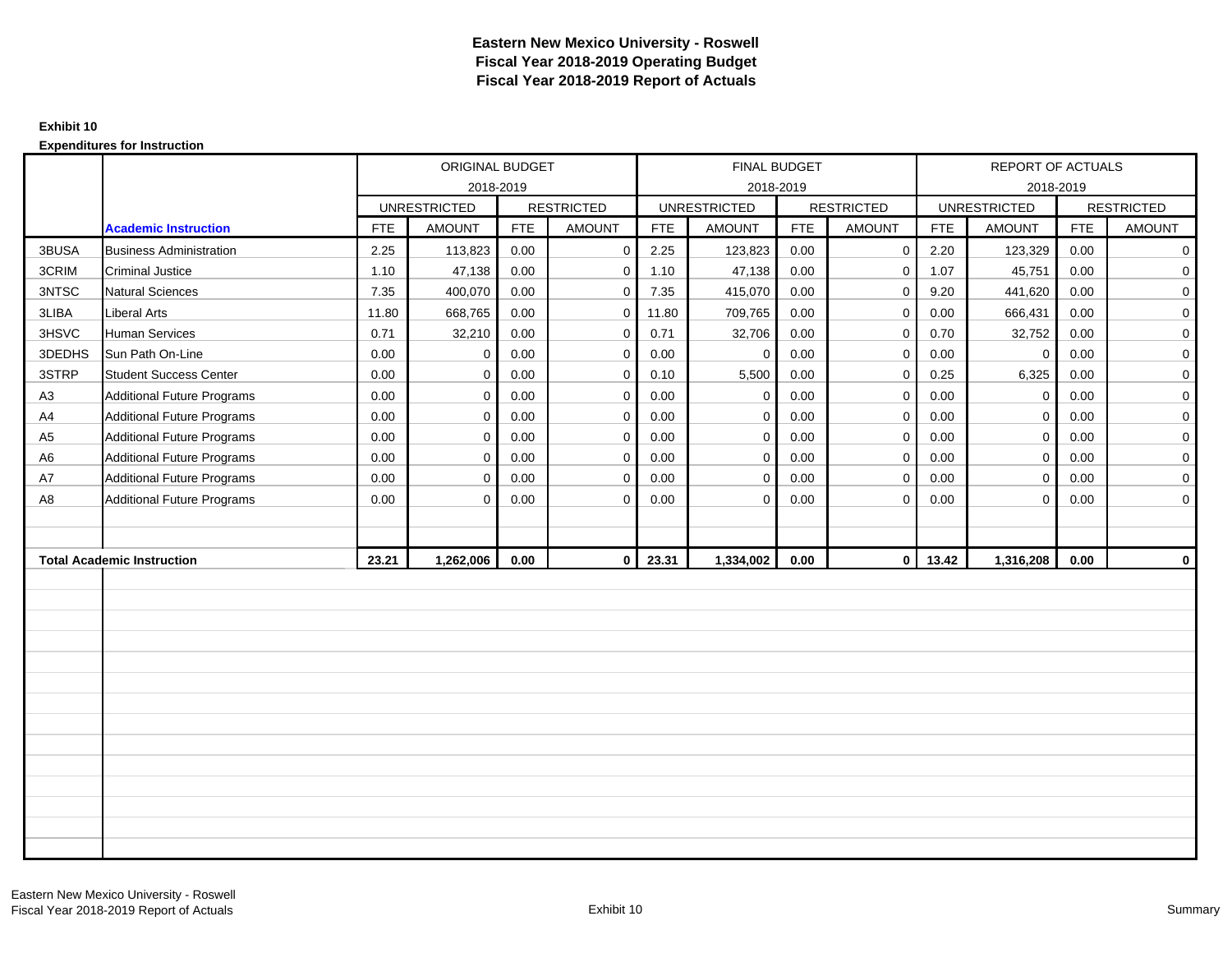# Eastern New Mexico University - Roswell
## Fiscal Year 2018-2019 Operating Budget
## Fiscal Year 2018-2019 Report of Actuals

**Exhibit 10**

**Expenditures for Instruction**

| | | ORIGINAL BUDGET 2018-2019 | | | | FINAL BUDGET 2018-2019 | | | | REPORT OF ACTUALS 2018-2019 | | | |
|---|---|---|---|---|---|---|---|---|---|---|---|---|---|
| | | UNRESTRICTED | | RESTRICTED | | UNRESTRICTED | | RESTRICTED | | UNRESTRICTED | | RESTRICTED | |
| | **Academic Instruction** | FTE | AMOUNT | FTE | AMOUNT | FTE | AMOUNT | FTE | AMOUNT | FTE | AMOUNT | FTE | AMOUNT |
| 3BUSA | Business Administration | 2.25 | 113,823 | 0.00 | 0 | 2.25 | 123,823 | 0.00 | 0 | 2.20 | 123,329 | 0.00 | 0 |
| 3CRIM | Criminal Justice | 1.10 | 47,138 | 0.00 | 0 | 1.10 | 47,138 | 0.00 | 0 | 1.07 | 45,751 | 0.00 | 0 |
| 3NTSC | Natural Sciences | 7.35 | 400,070 | 0.00 | 0 | 7.35 | 415,070 | 0.00 | 0 | 9.20 | 441,620 | 0.00 | 0 |
| 3LIBA | Liberal Arts | 11.80 | 668,765 | 0.00 | 0 | 11.80 | 709,765 | 0.00 | 0 | 0.00 | 666,431 | 0.00 | 0 |
| 3HSVC | Human Services | 0.71 | 32,210 | 0.00 | 0 | 0.71 | 32,706 | 0.00 | 0 | 0.70 | 32,752 | 0.00 | 0 |
| 3DEDHS | Sun Path On-Line | 0.00 | 0 | 0.00 | 0 | 0.00 | 0 | 0.00 | 0 | 0.00 | 0 | 0.00 | 0 |
| 3STRP | Student Success Center | 0.00 | 0 | 0.00 | 0 | 0.10 | 5,500 | 0.00 | 0 | 0.25 | 6,325 | 0.00 | 0 |
| A3 | Additional Future Programs | 0.00 | 0 | 0.00 | 0 | 0.00 | 0 | 0.00 | 0 | 0.00 | 0 | 0.00 | 0 |
| A4 | Additional Future Programs | 0.00 | 0 | 0.00 | 0 | 0.00 | 0 | 0.00 | 0 | 0.00 | 0 | 0.00 | 0 |
| A5 | Additional Future Programs | 0.00 | 0 | 0.00 | 0 | 0.00 | 0 | 0.00 | 0 | 0.00 | 0 | 0.00 | 0 |
| A6 | Additional Future Programs | 0.00 | 0 | 0.00 | 0 | 0.00 | 0 | 0.00 | 0 | 0.00 | 0 | 0.00 | 0 |
| A7 | Additional Future Programs | 0.00 | 0 | 0.00 | 0 | 0.00 | 0 | 0.00 | 0 | 0.00 | 0 | 0.00 | 0 |
| A8 | Additional Future Programs | 0.00 | 0 | 0.00 | 0 | 0.00 | 0 | 0.00 | 0 | 0.00 | 0 | 0.00 | 0 |
| **Total Academic Instruction** | | **23.21** | **1,262,006** | **0.00** | **0** | **23.31** | **1,334,002** | **0.00** | **0** | **13.42** | **1,316,208** | **0.00** | **0** |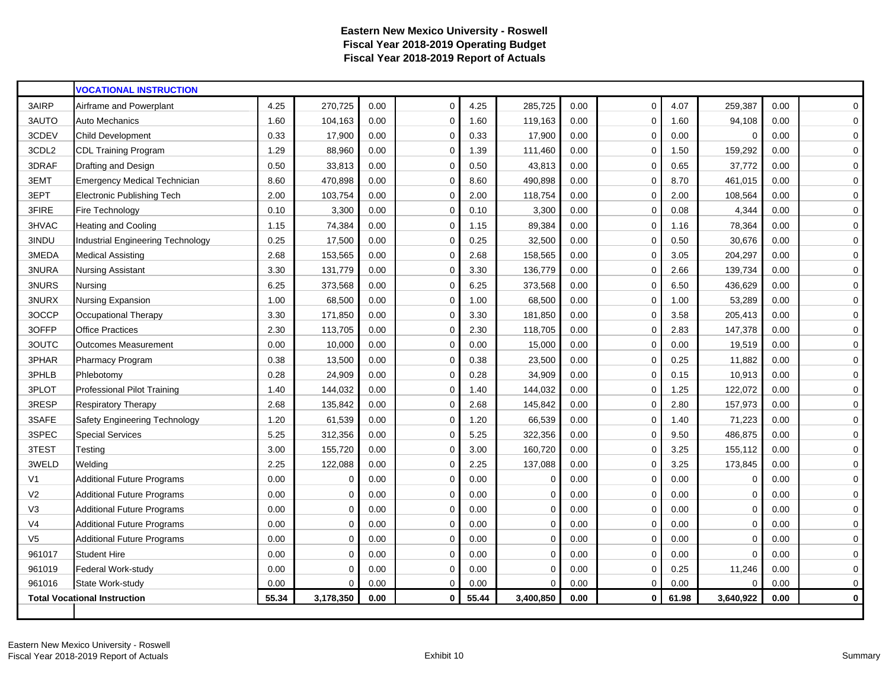# Eastern New Mexico University - Roswell
## Fiscal Year 2018-2019 Operating Budget
## Fiscal Year 2018-2019 Report of Actuals

| | VOCATIONAL INSTRUCTION | | | | | | | | | | | | |
|---|---|---|---|---|---|---|---|---|---|---|---|---|---|
| 3AIRP | Airframe and Powerplant | 4.25 | 270,725 | 0.00 | 0 | 4.25 | 285,725 | 0.00 | 0 | 4.07 | 259,387 | 0.00 | 0 |
| 3AUTO | Auto Mechanics | 1.60 | 104,163 | 0.00 | 0 | 1.60 | 119,163 | 0.00 | 0 | 1.60 | 94,108 | 0.00 | 0 |
| 3CDEV | Child Development | 0.33 | 17,900 | 0.00 | 0 | 0.33 | 17,900 | 0.00 | 0 | 0.00 | 0 | 0.00 | 0 |
| 3CDL2 | CDL Training Program | 1.29 | 88,960 | 0.00 | 0 | 1.39 | 111,460 | 0.00 | 0 | 1.50 | 159,292 | 0.00 | 0 |
| 3DRAF | Drafting and Design | 0.50 | 33,813 | 0.00 | 0 | 0.50 | 43,813 | 0.00 | 0 | 0.65 | 37,772 | 0.00 | 0 |
| 3EMT | Emergency Medical Technician | 8.60 | 470,898 | 0.00 | 0 | 8.60 | 490,898 | 0.00 | 0 | 8.70 | 461,015 | 0.00 | 0 |
| 3EPT | Electronic Publishing Tech | 2.00 | 103,754 | 0.00 | 0 | 2.00 | 118,754 | 0.00 | 0 | 2.00 | 108,564 | 0.00 | 0 |
| 3FIRE | Fire Technology | 0.10 | 3,300 | 0.00 | 0 | 0.10 | 3,300 | 0.00 | 0 | 0.08 | 4,344 | 0.00 | 0 |
| 3HVAC | Heating and Cooling | 1.15 | 74,384 | 0.00 | 0 | 1.15 | 89,384 | 0.00 | 0 | 1.16 | 78,364 | 0.00 | 0 |
| 3INDU | Industrial Engineering Technology | 0.25 | 17,500 | 0.00 | 0 | 0.25 | 32,500 | 0.00 | 0 | 0.50 | 30,676 | 0.00 | 0 |
| 3MEDA | Medical Assisting | 2.68 | 153,565 | 0.00 | 0 | 2.68 | 158,565 | 0.00 | 0 | 3.05 | 204,297 | 0.00 | 0 |
| 3NURA | Nursing Assistant | 3.30 | 131,779 | 0.00 | 0 | 3.30 | 136,779 | 0.00 | 0 | 2.66 | 139,734 | 0.00 | 0 |
| 3NURS | Nursing | 6.25 | 373,568 | 0.00 | 0 | 6.25 | 373,568 | 0.00 | 0 | 6.50 | 436,629 | 0.00 | 0 |
| 3NURX | Nursing Expansion | 1.00 | 68,500 | 0.00 | 0 | 1.00 | 68,500 | 0.00 | 0 | 1.00 | 53,289 | 0.00 | 0 |
| 3OCCP | Occupational Therapy | 3.30 | 171,850 | 0.00 | 0 | 3.30 | 181,850 | 0.00 | 0 | 3.58 | 205,413 | 0.00 | 0 |
| 3OFFP | Office Practices | 2.30 | 113,705 | 0.00 | 0 | 2.30 | 118,705 | 0.00 | 0 | 2.83 | 147,378 | 0.00 | 0 |
| 3OUTC | Outcomes Measurement | 0.00 | 10,000 | 0.00 | 0 | 0.00 | 15,000 | 0.00 | 0 | 0.00 | 19,519 | 0.00 | 0 |
| 3PHAR | Pharmacy Program | 0.38 | 13,500 | 0.00 | 0 | 0.38 | 23,500 | 0.00 | 0 | 0.25 | 11,882 | 0.00 | 0 |
| 3PHLB | Phlebotomy | 0.28 | 24,909 | 0.00 | 0 | 0.28 | 34,909 | 0.00 | 0 | 0.15 | 10,913 | 0.00 | 0 |
| 3PLOT | Professional Pilot Training | 1.40 | 144,032 | 0.00 | 0 | 1.40 | 144,032 | 0.00 | 0 | 1.25 | 122,072 | 0.00 | 0 |
| 3RESP | Respiratory Therapy | 2.68 | 135,842 | 0.00 | 0 | 2.68 | 145,842 | 0.00 | 0 | 2.80 | 157,973 | 0.00 | 0 |
| 3SAFE | Safety Engineering Technology | 1.20 | 61,539 | 0.00 | 0 | 1.20 | 66,539 | 0.00 | 0 | 1.40 | 71,223 | 0.00 | 0 |
| 3SPEC | Special Services | 5.25 | 312,356 | 0.00 | 0 | 5.25 | 322,356 | 0.00 | 0 | 9.50 | 486,875 | 0.00 | 0 |
| 3TEST | Testing | 3.00 | 155,720 | 0.00 | 0 | 3.00 | 160,720 | 0.00 | 0 | 3.25 | 155,112 | 0.00 | 0 |
| 3WELD | Welding | 2.25 | 122,088 | 0.00 | 0 | 2.25 | 137,088 | 0.00 | 0 | 3.25 | 173,845 | 0.00 | 0 |
| V1 | Additional Future Programs | 0.00 | 0 | 0.00 | 0 | 0.00 | 0 | 0.00 | 0 | 0.00 | 0 | 0.00 | 0 |
| V2 | Additional Future Programs | 0.00 | 0 | 0.00 | 0 | 0.00 | 0 | 0.00 | 0 | 0.00 | 0 | 0.00 | 0 |
| V3 | Additional Future Programs | 0.00 | 0 | 0.00 | 0 | 0.00 | 0 | 0.00 | 0 | 0.00 | 0 | 0.00 | 0 |
| V4 | Additional Future Programs | 0.00 | 0 | 0.00 | 0 | 0.00 | 0 | 0.00 | 0 | 0.00 | 0 | 0.00 | 0 |
| V5 | Additional Future Programs | 0.00 | 0 | 0.00 | 0 | 0.00 | 0 | 0.00 | 0 | 0.00 | 0 | 0.00 | 0 |
| 961017 | Student Hire | 0.00 | 0 | 0.00 | 0 | 0.00 | 0 | 0.00 | 0 | 0.00 | 0 | 0.00 | 0 |
| 961019 | Federal Work-study | 0.00 | 0 | 0.00 | 0 | 0.00 | 0 | 0.00 | 0 | 0.25 | 11,246 | 0.00 | 0 |
| 961016 | State Work-study | 0.00 | 0 | 0.00 | 0 | 0.00 | 0 | 0.00 | 0 | 0.00 | 0 | 0.00 | 0 |
| **Total Vocational Instruction** | | **55.34** | **3,178,350** | **0.00** | **0** | **55.44** | **3,400,850** | **0.00** | **0** | **61.98** | **3,640,922** | **0.00** | **0** |

Exhibit 10 — Summary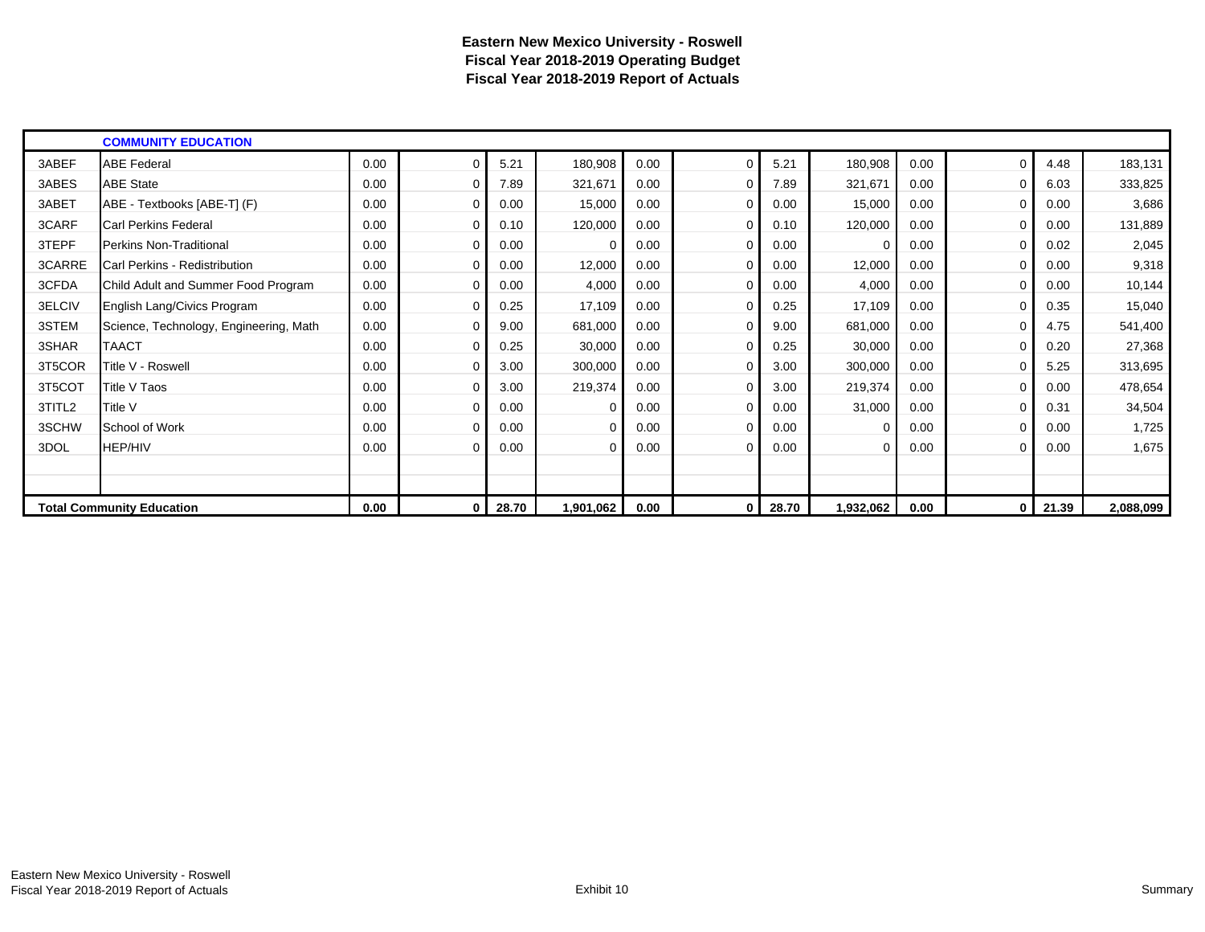# Eastern New Mexico University - Roswell
## Fiscal Year 2018-2019 Operating Budget
## Fiscal Year 2018-2019 Report of Actuals

| | COMMUNITY EDUCATION | | | | | | | | | | | | |
|---|---|---|---|---|---|---|---|---|---|---|---|---|---|
| 3ABEF | ABE Federal | 0.00 | 0 | 5.21 | 180,908 | 0.00 | 0 | 5.21 | 180,908 | 0.00 | 0 | 4.48 | 183,131 |
| 3ABES | ABE State | 0.00 | 0 | 7.89 | 321,671 | 0.00 | 0 | 7.89 | 321,671 | 0.00 | 0 | 6.03 | 333,825 |
| 3ABET | ABE - Textbooks [ABE-T] (F) | 0.00 | 0 | 0.00 | 15,000 | 0.00 | 0 | 0.00 | 15,000 | 0.00 | 0 | 0.00 | 3,686 |
| 3CARF | Carl Perkins Federal | 0.00 | 0 | 0.10 | 120,000 | 0.00 | 0 | 0.10 | 120,000 | 0.00 | 0 | 0.00 | 131,889 |
| 3TEPF | Perkins Non-Traditional | 0.00 | 0 | 0.00 | 0 | 0.00 | 0 | 0.00 | 0 | 0.00 | 0 | 0.02 | 2,045 |
| 3CARRE | Carl Perkins - Redistribution | 0.00 | 0 | 0.00 | 12,000 | 0.00 | 0 | 0.00 | 12,000 | 0.00 | 0 | 0.00 | 9,318 |
| 3CFDA | Child Adult and Summer Food Program | 0.00 | 0 | 0.00 | 4,000 | 0.00 | 0 | 0.00 | 4,000 | 0.00 | 0 | 0.00 | 10,144 |
| 3ELCIV | English Lang/Civics Program | 0.00 | 0 | 0.25 | 17,109 | 0.00 | 0 | 0.25 | 17,109 | 0.00 | 0 | 0.35 | 15,040 |
| 3STEM | Science, Technology, Engineering, Math | 0.00 | 0 | 9.00 | 681,000 | 0.00 | 0 | 9.00 | 681,000 | 0.00 | 0 | 4.75 | 541,400 |
| 3SHAR | TAACT | 0.00 | 0 | 0.25 | 30,000 | 0.00 | 0 | 0.25 | 30,000 | 0.00 | 0 | 0.20 | 27,368 |
| 3T5COR | Title V - Roswell | 0.00 | 0 | 3.00 | 300,000 | 0.00 | 0 | 3.00 | 300,000 | 0.00 | 0 | 5.25 | 313,695 |
| 3T5COT | Title V Taos | 0.00 | 0 | 3.00 | 219,374 | 0.00 | 0 | 3.00 | 219,374 | 0.00 | 0 | 0.00 | 478,654 |
| 3TITL2 | Title V | 0.00 | 0 | 0.00 | 0 | 0.00 | 0 | 0.00 | 31,000 | 0.00 | 0 | 0.31 | 34,504 |
| 3SCHW | School of Work | 0.00 | 0 | 0.00 | 0 | 0.00 | 0 | 0.00 | 0 | 0.00 | 0 | 0.00 | 1,725 |
| 3DOL | HEP/HIV | 0.00 | 0 | 0.00 | 0 | 0.00 | 0 | 0.00 | 0 | 0.00 | 0 | 0.00 | 1,675 |
| | | | | | | | | | | | | | |
| | | | | | | | | | | | | | |
| **Total Community Education** | | **0.00** | **0** | **28.70** | **1,901,062** | **0.00** | **0** | **28.70** | **1,932,062** | **0.00** | **0** | **21.39** | **2,088,099** |

Eastern New Mexico University - Roswell
Fiscal Year 2018-2019 Report of Actuals

Exhibit 10

Summary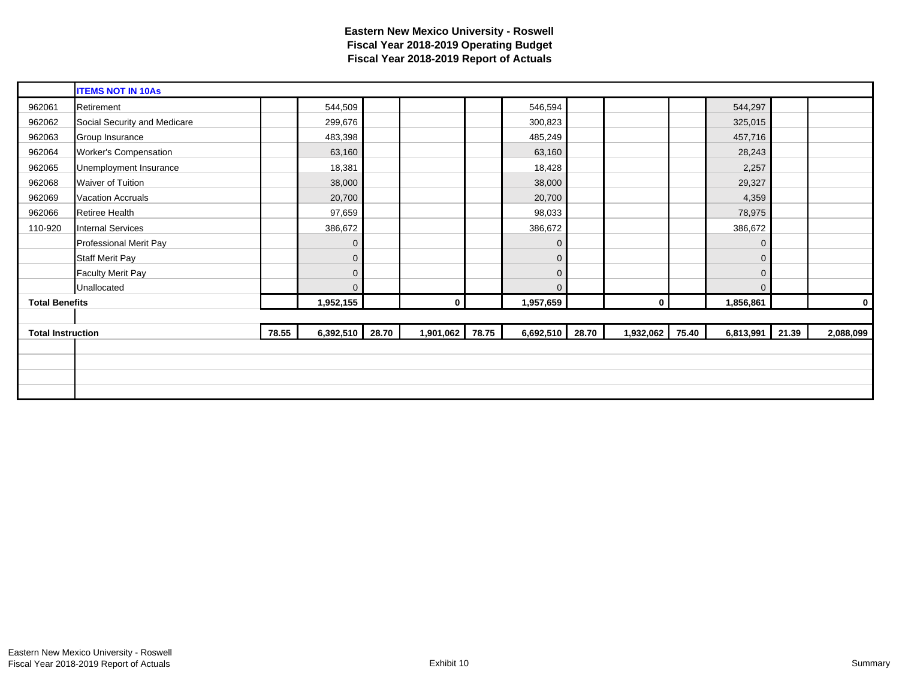# Eastern New Mexico University - Roswell
## Fiscal Year 2018-2019 Operating Budget
## Fiscal Year 2018-2019 Report of Actuals

| | ITEMS NOT IN 10As | | | | | | | | | | | |
|---|---|---|---|---|---|---|---|---|---|---|---|---|
| 962061 | Retirement | | 544,509 | | | | 546,594 | | | | 544,297 | | |
| 962062 | Social Security and Medicare | | 299,676 | | | | 300,823 | | | | 325,015 | | |
| 962063 | Group Insurance | | 483,398 | | | | 485,249 | | | | 457,716 | | |
| 962064 | Worker's Compensation | | 63,160 | | | | 63,160 | | | | 28,243 | | |
| 962065 | Unemployment Insurance | | 18,381 | | | | 18,428 | | | | 2,257 | | |
| 962068 | Waiver of Tuition | | 38,000 | | | | 38,000 | | | | 29,327 | | |
| 962069 | Vacation Accruals | | 20,700 | | | | 20,700 | | | | 4,359 | | |
| 962066 | Retiree Health | | 97,659 | | | | 98,033 | | | | 78,975 | | |
| 110-920 | Internal Services | | 386,672 | | | | 386,672 | | | | 386,672 | | |
| | Professional Merit Pay | | 0 | | | | 0 | | | | 0 | | |
| | Staff Merit Pay | | 0 | | | | 0 | | | | 0 | | |
| | Faculty Merit Pay | | 0 | | | | 0 | | | | 0 | | |
| | Unallocated | | 0 | | | | 0 | | | | 0 | | |
| **Total Benefits** | | | **1,952,155** | | **0** | | **1,957,659** | | **0** | | **1,856,861** | | **0** |
| | | | | | | | | | | | | | |
| **Total Instruction** | | **78.55** | **6,392,510** | **28.70** | **1,901,062** | **78.75** | **6,692,510** | **28.70** | **1,932,062** | **75.40** | **6,813,991** | **21.39** | **2,088,099** |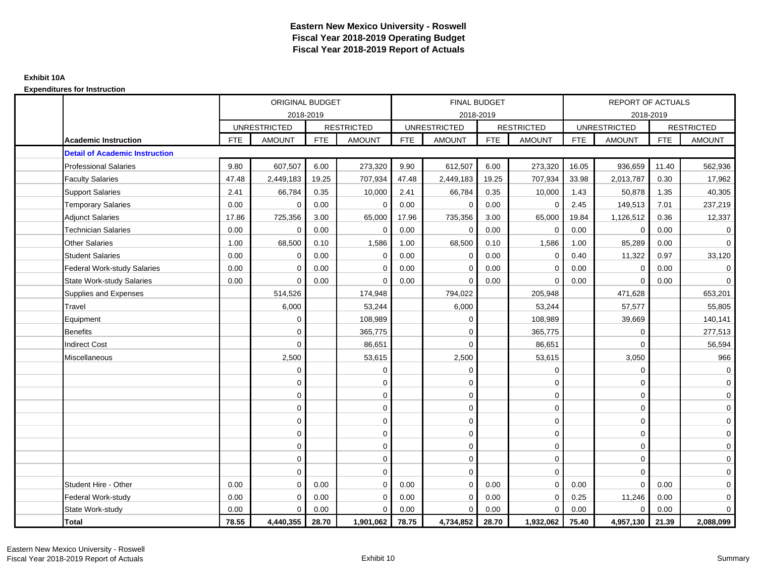# Eastern New Mexico University - Roswell
## Fiscal Year 2018-2019 Operating Budget
## Fiscal Year 2018-2019 Report of Actuals

**Exhibit 10A**

**Expenditures for Instruction**

| | ORIGINAL BUDGET 2018-2019 | | | | FINAL BUDGET 2018-2019 | | | | REPORT OF ACTUALS 2018-2019 | | | |
|---|---|---|---|---|---|---|---|---|---|---|---|---|
| | UNRESTRICTED | | RESTRICTED | | UNRESTRICTED | | RESTRICTED | | UNRESTRICTED | | RESTRICTED | |
| **Academic Instruction** | FTE | AMOUNT | FTE | AMOUNT | FTE | AMOUNT | FTE | AMOUNT | FTE | AMOUNT | FTE | AMOUNT |
| **Detail of Academic Instruction** | | | | | | | | | | | | |
| Professional Salaries | 9.80 | 607,507 | 6.00 | 273,320 | 9.90 | 612,507 | 6.00 | 273,320 | 16.05 | 936,659 | 11.40 | 562,936 |
| Faculty Salaries | 47.48 | 2,449,183 | 19.25 | 707,934 | 47.48 | 2,449,183 | 19.25 | 707,934 | 33.98 | 2,013,787 | 0.30 | 17,962 |
| Support Salaries | 2.41 | 66,784 | 0.35 | 10,000 | 2.41 | 66,784 | 0.35 | 10,000 | 1.43 | 50,878 | 1.35 | 40,305 |
| Temporary Salaries | 0.00 | 0 | 0.00 | 0 | 0.00 | 0 | 0.00 | 0 | 2.45 | 149,513 | 7.01 | 237,219 |
| Adjunct Salaries | 17.86 | 725,356 | 3.00 | 65,000 | 17.96 | 735,356 | 3.00 | 65,000 | 19.84 | 1,126,512 | 0.36 | 12,337 |
| Technician Salaries | 0.00 | 0 | 0.00 | 0 | 0.00 | 0 | 0.00 | 0 | 0.00 | 0 | 0.00 | 0 |
| Other Salaries | 1.00 | 68,500 | 0.10 | 1,586 | 1.00 | 68,500 | 0.10 | 1,586 | 1.00 | 85,289 | 0.00 | 0 |
| Student Salaries | 0.00 | 0 | 0.00 | 0 | 0.00 | 0 | 0.00 | 0 | 0.40 | 11,322 | 0.97 | 33,120 |
| Federal Work-study Salaries | 0.00 | 0 | 0.00 | 0 | 0.00 | 0 | 0.00 | 0 | 0.00 | 0 | 0.00 | 0 |
| State Work-study Salaries | 0.00 | 0 | 0.00 | 0 | 0.00 | 0 | 0.00 | 0 | 0.00 | 0 | 0.00 | 0 |
| Supplies and Expenses | | 514,526 | | 174,948 | | 794,022 | | 205,948 | | 471,628 | | 653,201 |
| Travel | | 6,000 | | 53,244 | | 6,000 | | 53,244 | | 57,577 | | 55,805 |
| Equipment | | 0 | | 108,989 | | 0 | | 108,989 | | 39,669 | | 140,141 |
| Benefits | | 0 | | 365,775 | | 0 | | 365,775 | | 0 | | 277,513 |
| Indirect Cost | | 0 | | 86,651 | | 0 | | 86,651 | | 0 | | 56,594 |
| Miscellaneous | | 2,500 | | 53,615 | | 2,500 | | 53,615 | | 3,050 | | 966 |
| | | 0 | | 0 | | 0 | | 0 | | 0 | | 0 |
| | | 0 | | 0 | | 0 | | 0 | | 0 | | 0 |
| | | 0 | | 0 | | 0 | | 0 | | 0 | | 0 |
| | | 0 | | 0 | | 0 | | 0 | | 0 | | 0 |
| | | 0 | | 0 | | 0 | | 0 | | 0 | | 0 |
| | | 0 | | 0 | | 0 | | 0 | | 0 | | 0 |
| | | 0 | | 0 | | 0 | | 0 | | 0 | | 0 |
| | | 0 | | 0 | | 0 | | 0 | | 0 | | 0 |
| | | 0 | | 0 | | 0 | | 0 | | 0 | | 0 |
| Student Hire - Other | 0.00 | 0 | 0.00 | 0 | 0.00 | 0 | 0.00 | 0 | 0.00 | 0 | 0.00 | 0 |
| Federal Work-study | 0.00 | 0 | 0.00 | 0 | 0.00 | 0 | 0.00 | 0 | 0.25 | 11,246 | 0.00 | 0 |
| State Work-study | 0.00 | 0 | 0.00 | 0 | 0.00 | 0 | 0.00 | 0 | 0.00 | 0 | 0.00 | 0 |
| **Total** | **78.55** | **4,440,355** | **28.70** | **1,901,062** | **78.75** | **4,734,852** | **28.70** | **1,932,062** | **75.40** | **4,957,130** | **21.39** | **2,088,099** |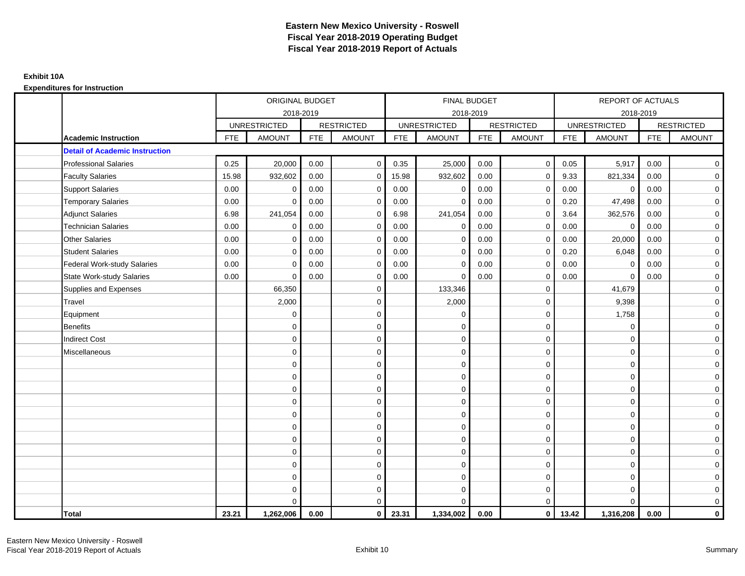# Eastern New Mexico University - Roswell
## Fiscal Year 2018-2019 Operating Budget
## Fiscal Year 2018-2019 Report of Actuals

**Exhibit 10A**

**Expenditures for Instruction**

| | | ORIGINAL BUDGET 2018-2019 | | | | FINAL BUDGET 2018-2019 | | | | REPORT OF ACTUALS 2018-2019 | | | |
|---|---|---|---|---|---|---|---|---|---|---|---|---|---|
| | | UNRESTRICTED | | RESTRICTED | | UNRESTRICTED | | RESTRICTED | | UNRESTRICTED | | RESTRICTED | |
| | **Academic Instruction** | FTE | AMOUNT | FTE | AMOUNT | FTE | AMOUNT | FTE | AMOUNT | FTE | AMOUNT | FTE | AMOUNT |
| | **Detail of Academic Instruction** | | | | | | | | | | | | |
| | Professional Salaries | 0.25 | 20,000 | 0.00 | 0 | 0.35 | 25,000 | 0.00 | 0 | 0.05 | 5,917 | 0.00 | 0 |
| | Faculty Salaries | 15.98 | 932,602 | 0.00 | 0 | 15.98 | 932,602 | 0.00 | 0 | 9.33 | 821,334 | 0.00 | 0 |
| | Support Salaries | 0.00 | 0 | 0.00 | 0 | 0.00 | 0 | 0.00 | 0 | 0.00 | 0 | 0.00 | 0 |
| | Temporary Salaries | 0.00 | 0 | 0.00 | 0 | 0.00 | 0 | 0.00 | 0 | 0.20 | 47,498 | 0.00 | 0 |
| | Adjunct Salaries | 6.98 | 241,054 | 0.00 | 0 | 6.98 | 241,054 | 0.00 | 0 | 3.64 | 362,576 | 0.00 | 0 |
| | Technician Salaries | 0.00 | 0 | 0.00 | 0 | 0.00 | 0 | 0.00 | 0 | 0.00 | 0 | 0.00 | 0 |
| | Other Salaries | 0.00 | 0 | 0.00 | 0 | 0.00 | 0 | 0.00 | 0 | 0.00 | 20,000 | 0.00 | 0 |
| | Student Salaries | 0.00 | 0 | 0.00 | 0 | 0.00 | 0 | 0.00 | 0 | 0.20 | 6,048 | 0.00 | 0 |
| | Federal Work-study Salaries | 0.00 | 0 | 0.00 | 0 | 0.00 | 0 | 0.00 | 0 | 0.00 | 0 | 0.00 | 0 |
| | State Work-study Salaries | 0.00 | 0 | 0.00 | 0 | 0.00 | 0 | 0.00 | 0 | 0.00 | 0 | 0.00 | 0 |
| | Supplies and Expenses | | 66,350 | | 0 | | 133,346 | | 0 | | 41,679 | | 0 |
| | Travel | | 2,000 | | 0 | | 2,000 | | 0 | | 9,398 | | 0 |
| | Equipment | | 0 | | 0 | | 0 | | 0 | | 1,758 | | 0 |
| | Benefits | | 0 | | 0 | | 0 | | 0 | | 0 | | 0 |
| | Indirect Cost | | 0 | | 0 | | 0 | | 0 | | 0 | | 0 |
| | Miscellaneous | | 0 | | 0 | | 0 | | 0 | | 0 | | 0 |
| | | | 0 | | 0 | | 0 | | 0 | | 0 | | 0 |
| | | | 0 | | 0 | | 0 | | 0 | | 0 | | 0 |
| | | | 0 | | 0 | | 0 | | 0 | | 0 | | 0 |
| | | | 0 | | 0 | | 0 | | 0 | | 0 | | 0 |
| | | | 0 | | 0 | | 0 | | 0 | | 0 | | 0 |
| | | | 0 | | 0 | | 0 | | 0 | | 0 | | 0 |
| | | | 0 | | 0 | | 0 | | 0 | | 0 | | 0 |
| | | | 0 | | 0 | | 0 | | 0 | | 0 | | 0 |
| | | | 0 | | 0 | | 0 | | 0 | | 0 | | 0 |
| | | | 0 | | 0 | | 0 | | 0 | | 0 | | 0 |
| | | | 0 | | 0 | | 0 | | 0 | | 0 | | 0 |
| | | | 0 | | 0 | | 0 | | 0 | | 0 | | 0 |
| | **Total** | **23.21** | **1,262,006** | **0.00** | **0** | **23.31** | **1,334,002** | **0.00** | **0** | **13.42** | **1,316,208** | **0.00** | **0** |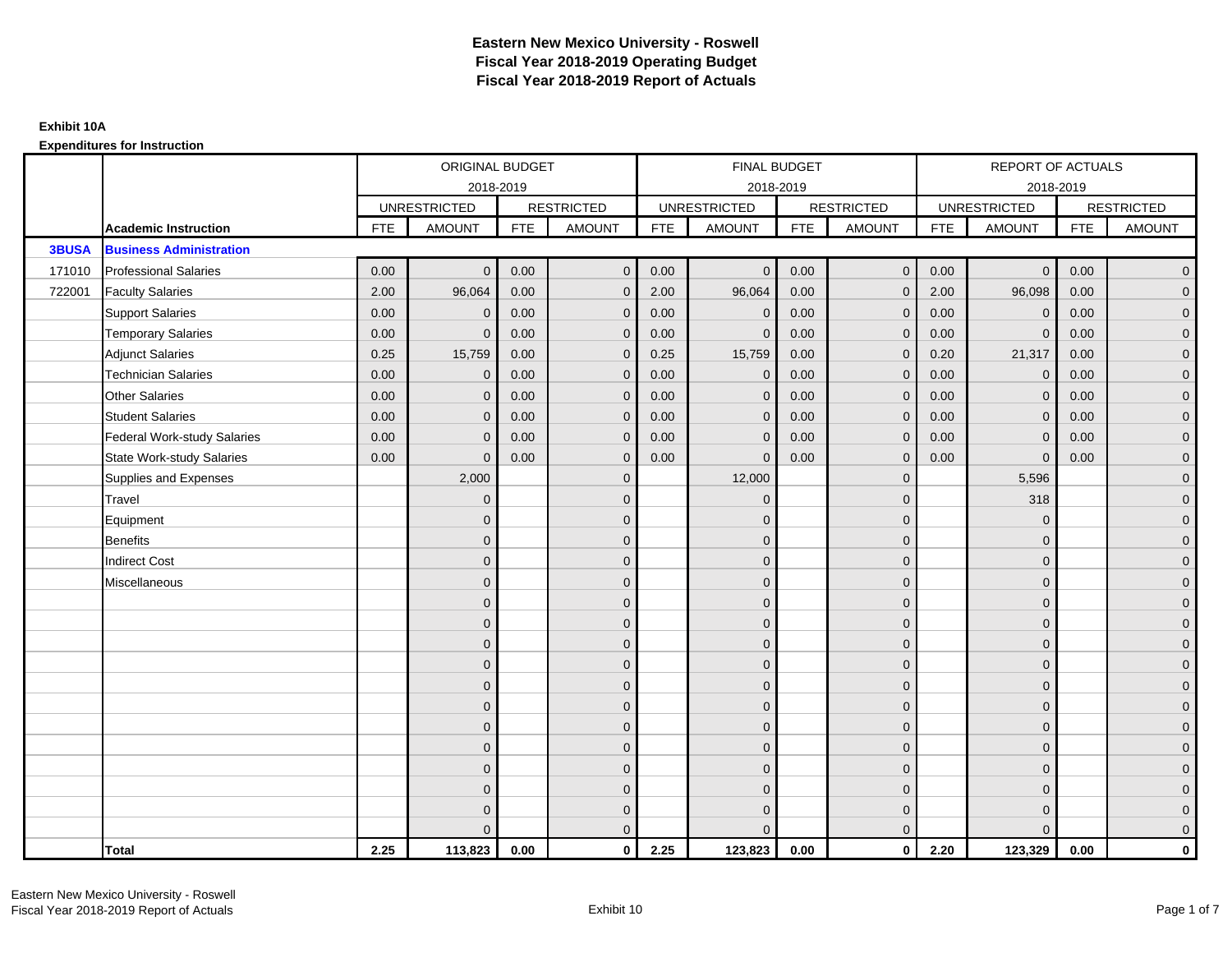# Eastern New Mexico University - Roswell
## Fiscal Year 2018-2019 Operating Budget
## Fiscal Year 2018-2019 Report of Actuals

**Exhibit 10A**

**Expenditures for Instruction**

| | | ORIGINAL BUDGET 2018-2019 | | | | FINAL BUDGET 2018-2019 | | | | REPORT OF ACTUALS 2018-2019 | | | |
|---|---|---|---|---|---|---|---|---|---|---|---|---|---|
| | | UNRESTRICTED | | RESTRICTED | | UNRESTRICTED | | RESTRICTED | | UNRESTRICTED | | RESTRICTED | |
| | **Academic Instruction** | FTE | AMOUNT | FTE | AMOUNT | FTE | AMOUNT | FTE | AMOUNT | FTE | AMOUNT | FTE | AMOUNT |
| **3BUSA** | **Business Administration** | | | | | | | | | | | | |
| 171010 | Professional Salaries | 0.00 | 0 | 0.00 | 0 | 0.00 | 0 | 0.00 | 0 | 0.00 | 0 | 0.00 | 0 |
| 722001 | Faculty Salaries | 2.00 | 96,064 | 0.00 | 0 | 2.00 | 96,064 | 0.00 | 0 | 2.00 | 96,098 | 0.00 | 0 |
| | Support Salaries | 0.00 | 0 | 0.00 | 0 | 0.00 | 0 | 0.00 | 0 | 0.00 | 0 | 0.00 | 0 |
| | Temporary Salaries | 0.00 | 0 | 0.00 | 0 | 0.00 | 0 | 0.00 | 0 | 0.00 | 0 | 0.00 | 0 |
| | Adjunct Salaries | 0.25 | 15,759 | 0.00 | 0 | 0.25 | 15,759 | 0.00 | 0 | 0.20 | 21,317 | 0.00 | 0 |
| | Technician Salaries | 0.00 | 0 | 0.00 | 0 | 0.00 | 0 | 0.00 | 0 | 0.00 | 0 | 0.00 | 0 |
| | Other Salaries | 0.00 | 0 | 0.00 | 0 | 0.00 | 0 | 0.00 | 0 | 0.00 | 0 | 0.00 | 0 |
| | Student Salaries | 0.00 | 0 | 0.00 | 0 | 0.00 | 0 | 0.00 | 0 | 0.00 | 0 | 0.00 | 0 |
| | Federal Work-study Salaries | 0.00 | 0 | 0.00 | 0 | 0.00 | 0 | 0.00 | 0 | 0.00 | 0 | 0.00 | 0 |
| | State Work-study Salaries | 0.00 | 0 | 0.00 | 0 | 0.00 | 0 | 0.00 | 0 | 0.00 | 0 | 0.00 | 0 |
| | Supplies and Expenses | | 2,000 | | 0 | | 12,000 | | 0 | | 5,596 | | 0 |
| | Travel | | 0 | | 0 | | 0 | | 0 | | 318 | | 0 |
| | Equipment | | 0 | | 0 | | 0 | | 0 | | 0 | | 0 |
| | Benefits | | 0 | | 0 | | 0 | | 0 | | 0 | | 0 |
| | Indirect Cost | | 0 | | 0 | | 0 | | 0 | | 0 | | 0 |
| | Miscellaneous | | 0 | | 0 | | 0 | | 0 | | 0 | | 0 |
| | | | 0 | | 0 | | 0 | | 0 | | 0 | | 0 |
| | | | 0 | | 0 | | 0 | | 0 | | 0 | | 0 |
| | | | 0 | | 0 | | 0 | | 0 | | 0 | | 0 |
| | | | 0 | | 0 | | 0 | | 0 | | 0 | | 0 |
| | | | 0 | | 0 | | 0 | | 0 | | 0 | | 0 |
| | | | 0 | | 0 | | 0 | | 0 | | 0 | | 0 |
| | | | 0 | | 0 | | 0 | | 0 | | 0 | | 0 |
| | | | 0 | | 0 | | 0 | | 0 | | 0 | | 0 |
| | | | 0 | | 0 | | 0 | | 0 | | 0 | | 0 |
| | | | 0 | | 0 | | 0 | | 0 | | 0 | | 0 |
| | | | 0 | | 0 | | 0 | | 0 | | 0 | | 0 |
| | | | 0 | | 0 | | 0 | | 0 | | 0 | | 0 |
| | **Total** | **2.25** | **113,823** | **0.00** | **0** | **2.25** | **123,823** | **0.00** | **0** | **2.20** | **123,329** | **0.00** | **0** |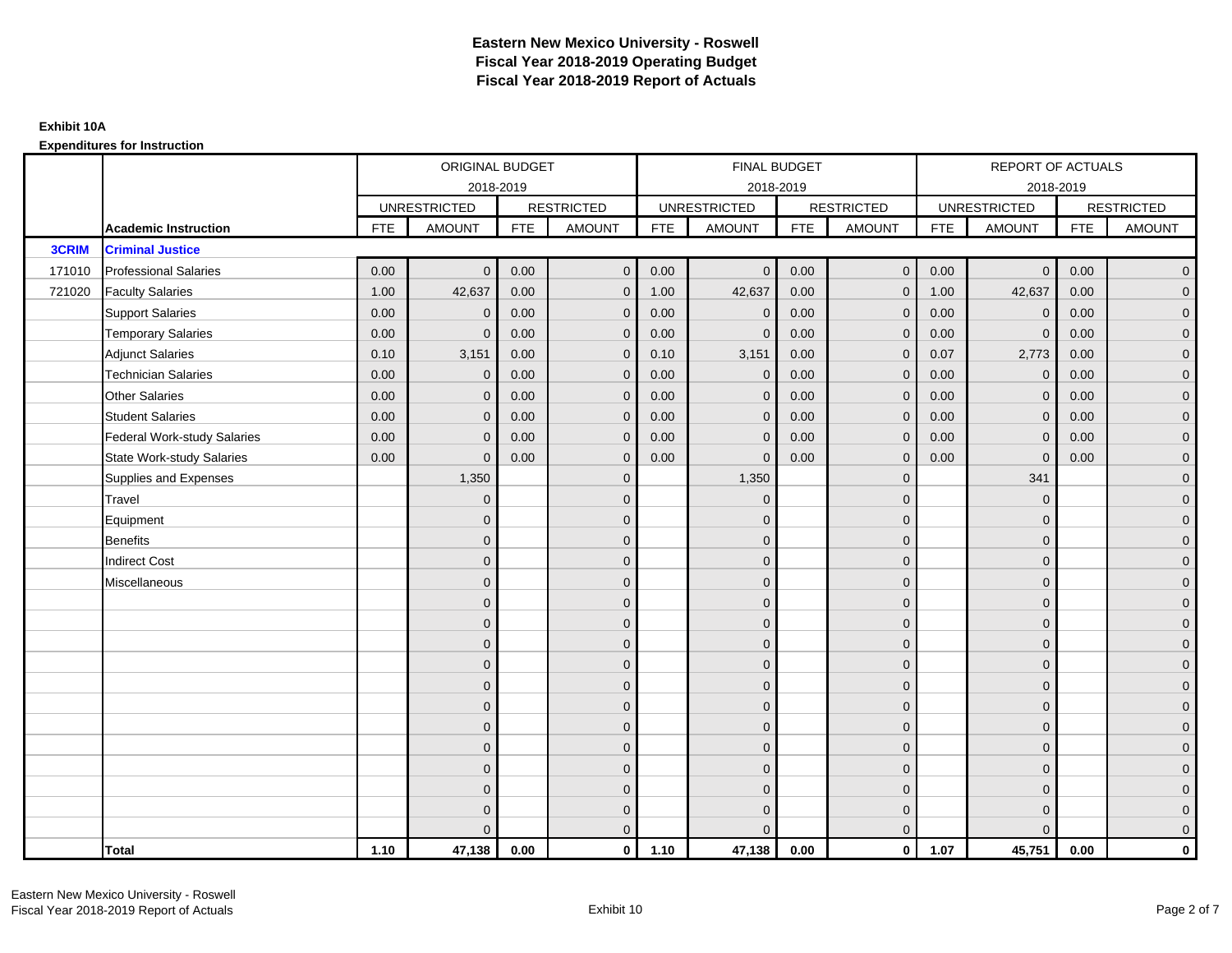# Eastern New Mexico University - Roswell
## Fiscal Year 2018-2019 Operating Budget
## Fiscal Year 2018-2019 Report of Actuals

**Exhibit 10A**

**Expenditures for Instruction**

| | | ORIGINAL BUDGET 2018-2019 | | | | FINAL BUDGET 2018-2019 | | | | REPORT OF ACTUALS 2018-2019 | | | |
|---|---|---|---|---|---|---|---|---|---|---|---|---|---|
| | | UNRESTRICTED | | RESTRICTED | | UNRESTRICTED | | RESTRICTED | | UNRESTRICTED | | RESTRICTED | |
| | **Academic Instruction** | FTE | AMOUNT | FTE | AMOUNT | FTE | AMOUNT | FTE | AMOUNT | FTE | AMOUNT | FTE | AMOUNT |
| **3CRIM** | **Criminal Justice** | | | | | | | | | | | | |
| 171010 | Professional Salaries | 0.00 | 0 | 0.00 | 0 | 0.00 | 0 | 0.00 | 0 | 0.00 | 0 | 0.00 | 0 |
| 721020 | Faculty Salaries | 1.00 | 42,637 | 0.00 | 0 | 1.00 | 42,637 | 0.00 | 0 | 1.00 | 42,637 | 0.00 | 0 |
| | Support Salaries | 0.00 | 0 | 0.00 | 0 | 0.00 | 0 | 0.00 | 0 | 0.00 | 0 | 0.00 | 0 |
| | Temporary Salaries | 0.00 | 0 | 0.00 | 0 | 0.00 | 0 | 0.00 | 0 | 0.00 | 0 | 0.00 | 0 |
| | Adjunct Salaries | 0.10 | 3,151 | 0.00 | 0 | 0.10 | 3,151 | 0.00 | 0 | 0.07 | 2,773 | 0.00 | 0 |
| | Technician Salaries | 0.00 | 0 | 0.00 | 0 | 0.00 | 0 | 0.00 | 0 | 0.00 | 0 | 0.00 | 0 |
| | Other Salaries | 0.00 | 0 | 0.00 | 0 | 0.00 | 0 | 0.00 | 0 | 0.00 | 0 | 0.00 | 0 |
| | Student Salaries | 0.00 | 0 | 0.00 | 0 | 0.00 | 0 | 0.00 | 0 | 0.00 | 0 | 0.00 | 0 |
| | Federal Work-study Salaries | 0.00 | 0 | 0.00 | 0 | 0.00 | 0 | 0.00 | 0 | 0.00 | 0 | 0.00 | 0 |
| | State Work-study Salaries | 0.00 | 0 | 0.00 | 0 | 0.00 | 0 | 0.00 | 0 | 0.00 | 0 | 0.00 | 0 |
| | Supplies and Expenses | | 1,350 | | 0 | | 1,350 | | 0 | | 341 | | 0 |
| | Travel | | 0 | | 0 | | 0 | | 0 | | 0 | | 0 |
| | Equipment | | 0 | | 0 | | 0 | | 0 | | 0 | | 0 |
| | Benefits | | 0 | | 0 | | 0 | | 0 | | 0 | | 0 |
| | Indirect Cost | | 0 | | 0 | | 0 | | 0 | | 0 | | 0 |
| | Miscellaneous | | 0 | | 0 | | 0 | | 0 | | 0 | | 0 |
| | | | 0 | | 0 | | 0 | | 0 | | 0 | | 0 |
| | | | 0 | | 0 | | 0 | | 0 | | 0 | | 0 |
| | | | 0 | | 0 | | 0 | | 0 | | 0 | | 0 |
| | | | 0 | | 0 | | 0 | | 0 | | 0 | | 0 |
| | | | 0 | | 0 | | 0 | | 0 | | 0 | | 0 |
| | | | 0 | | 0 | | 0 | | 0 | | 0 | | 0 |
| | | | 0 | | 0 | | 0 | | 0 | | 0 | | 0 |
| | | | 0 | | 0 | | 0 | | 0 | | 0 | | 0 |
| | | | 0 | | 0 | | 0 | | 0 | | 0 | | 0 |
| | | | 0 | | 0 | | 0 | | 0 | | 0 | | 0 |
| | | | 0 | | 0 | | 0 | | 0 | | 0 | | 0 |
| | | | 0 | | 0 | | 0 | | 0 | | 0 | | 0 |
| | **Total** | **1.10** | **47,138** | **0.00** | **0** | **1.10** | **47,138** | **0.00** | **0** | **1.07** | **45,751** | **0.00** | **0** |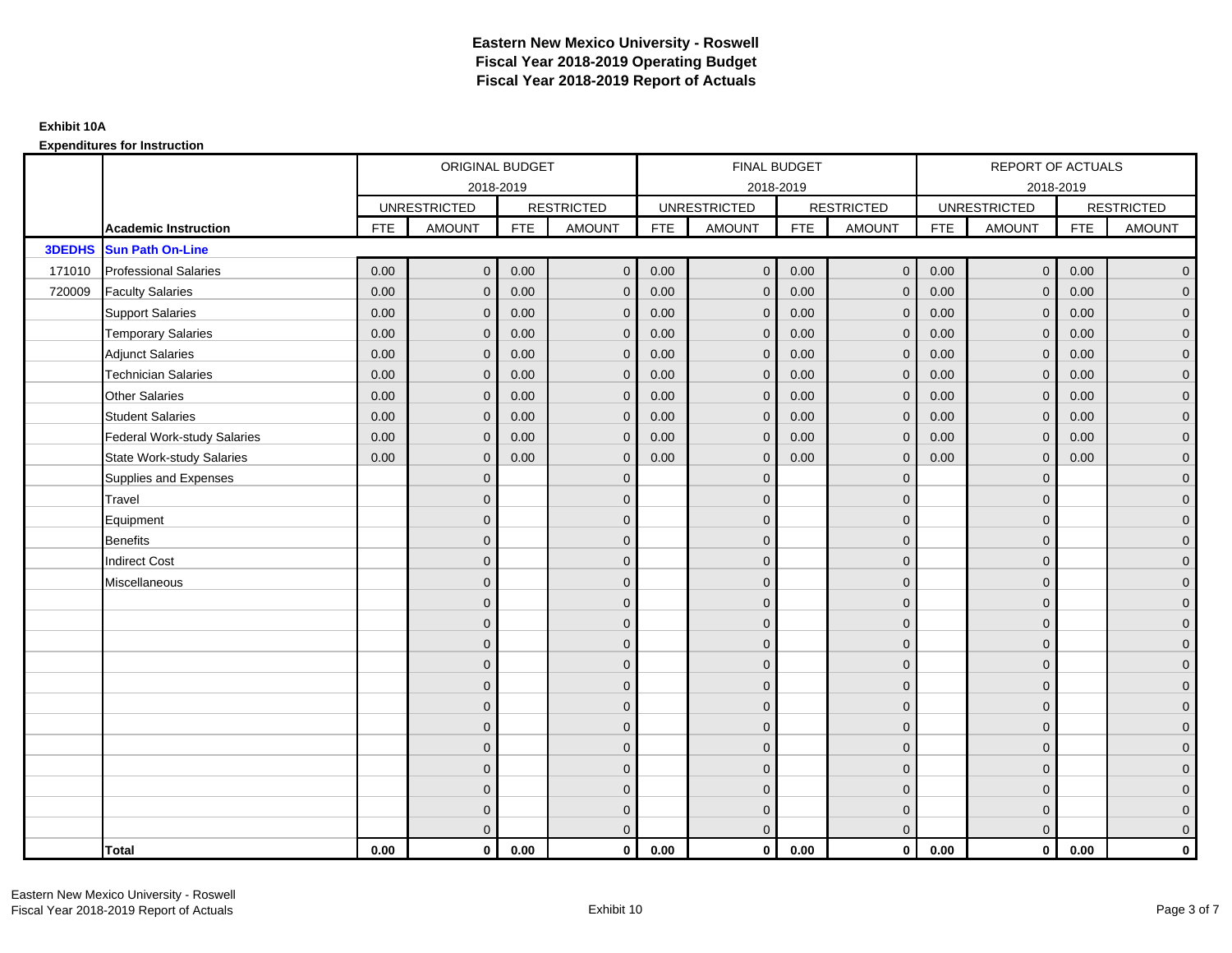# Eastern New Mexico University - Roswell
## Fiscal Year 2018-2019 Operating Budget
## Fiscal Year 2018-2019 Report of Actuals

**Exhibit 10A**

**Expenditures for Instruction**

| | | ORIGINAL BUDGET 2018-2019 | | | | FINAL BUDGET 2018-2019 | | | | REPORT OF ACTUALS 2018-2019 | | | |
|---|---|---|---|---|---|---|---|---|---|---|---|---|---|
| | | UNRESTRICTED | | RESTRICTED | | UNRESTRICTED | | RESTRICTED | | UNRESTRICTED | | RESTRICTED | |
| | **Academic Instruction** | FTE | AMOUNT | FTE | AMOUNT | FTE | AMOUNT | FTE | AMOUNT | FTE | AMOUNT | FTE | AMOUNT |
| **3DEDHS** | **Sun Path On-Line** | | | | | | | | | | | | |
| 171010 | Professional Salaries | 0.00 | 0 | 0.00 | 0 | 0.00 | 0 | 0.00 | 0 | 0.00 | 0 | 0.00 | 0 |
| 720009 | Faculty Salaries | 0.00 | 0 | 0.00 | 0 | 0.00 | 0 | 0.00 | 0 | 0.00 | 0 | 0.00 | 0 |
| | Support Salaries | 0.00 | 0 | 0.00 | 0 | 0.00 | 0 | 0.00 | 0 | 0.00 | 0 | 0.00 | 0 |
| | Temporary Salaries | 0.00 | 0 | 0.00 | 0 | 0.00 | 0 | 0.00 | 0 | 0.00 | 0 | 0.00 | 0 |
| | Adjunct Salaries | 0.00 | 0 | 0.00 | 0 | 0.00 | 0 | 0.00 | 0 | 0.00 | 0 | 0.00 | 0 |
| | Technician Salaries | 0.00 | 0 | 0.00 | 0 | 0.00 | 0 | 0.00 | 0 | 0.00 | 0 | 0.00 | 0 |
| | Other Salaries | 0.00 | 0 | 0.00 | 0 | 0.00 | 0 | 0.00 | 0 | 0.00 | 0 | 0.00 | 0 |
| | Student Salaries | 0.00 | 0 | 0.00 | 0 | 0.00 | 0 | 0.00 | 0 | 0.00 | 0 | 0.00 | 0 |
| | Federal Work-study Salaries | 0.00 | 0 | 0.00 | 0 | 0.00 | 0 | 0.00 | 0 | 0.00 | 0 | 0.00 | 0 |
| | State Work-study Salaries | 0.00 | 0 | 0.00 | 0 | 0.00 | 0 | 0.00 | 0 | 0.00 | 0 | 0.00 | 0 |
| | Supplies and Expenses | | 0 | | 0 | | 0 | | 0 | | 0 | | 0 |
| | Travel | | 0 | | 0 | | 0 | | 0 | | 0 | | 0 |
| | Equipment | | 0 | | 0 | | 0 | | 0 | | 0 | | 0 |
| | Benefits | | 0 | | 0 | | 0 | | 0 | | 0 | | 0 |
| | Indirect Cost | | 0 | | 0 | | 0 | | 0 | | 0 | | 0 |
| | Miscellaneous | | 0 | | 0 | | 0 | | 0 | | 0 | | 0 |
| | | | 0 | | 0 | | 0 | | 0 | | 0 | | 0 |
| | | | 0 | | 0 | | 0 | | 0 | | 0 | | 0 |
| | | | 0 | | 0 | | 0 | | 0 | | 0 | | 0 |
| | | | 0 | | 0 | | 0 | | 0 | | 0 | | 0 |
| | | | 0 | | 0 | | 0 | | 0 | | 0 | | 0 |
| | | | 0 | | 0 | | 0 | | 0 | | 0 | | 0 |
| | | | 0 | | 0 | | 0 | | 0 | | 0 | | 0 |
| | | | 0 | | 0 | | 0 | | 0 | | 0 | | 0 |
| | | | 0 | | 0 | | 0 | | 0 | | 0 | | 0 |
| | | | 0 | | 0 | | 0 | | 0 | | 0 | | 0 |
| | | | 0 | | 0 | | 0 | | 0 | | 0 | | 0 |
| | | | 0 | | 0 | | 0 | | 0 | | 0 | | 0 |
| | **Total** | **0.00** | **0** | **0.00** | **0** | **0.00** | **0** | **0.00** | **0** | **0.00** | **0** | **0.00** | **0** |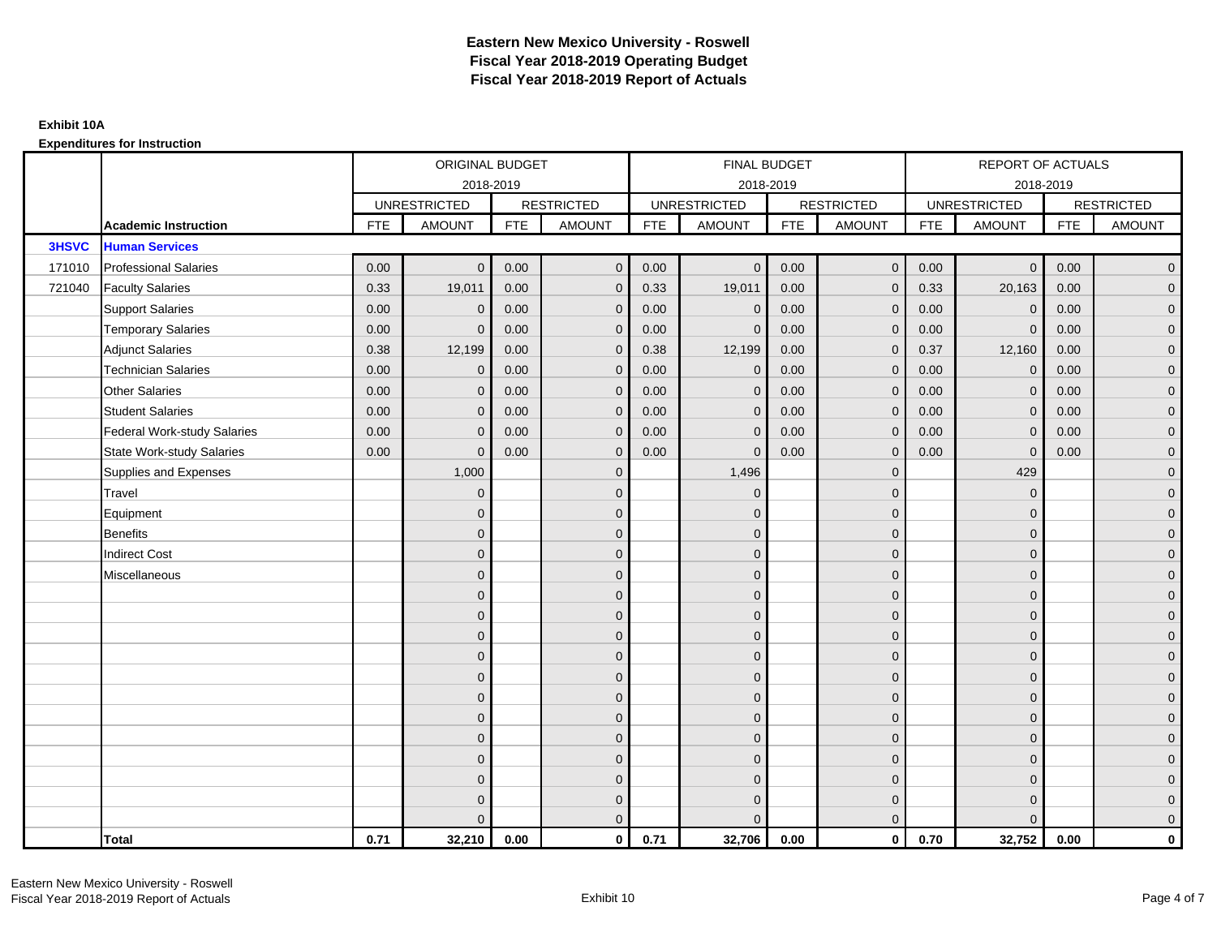# Eastern New Mexico University - Roswell
# Fiscal Year 2018-2019 Operating Budget
# Fiscal Year 2018-2019 Report of Actuals

**Exhibit 10A**

**Expenditures for Instruction**

| | | ORIGINAL BUDGET 2018-2019 | | | | FINAL BUDGET 2018-2019 | | | | REPORT OF ACTUALS 2018-2019 | | | |
|---|---|---|---|---|---|---|---|---|---|---|---|---|---|
| | | UNRESTRICTED | | RESTRICTED | | UNRESTRICTED | | RESTRICTED | | UNRESTRICTED | | RESTRICTED | |
| | **Academic Instruction** | FTE | AMOUNT | FTE | AMOUNT | FTE | AMOUNT | FTE | AMOUNT | FTE | AMOUNT | FTE | AMOUNT |
| **3HSVC** | **Human Services** | | | | | | | | | | | | |
| 171010 | Professional Salaries | 0.00 | 0 | 0.00 | 0 | 0.00 | 0 | 0.00 | 0 | 0.00 | 0 | 0.00 | 0 |
| 721040 | Faculty Salaries | 0.33 | 19,011 | 0.00 | 0 | 0.33 | 19,011 | 0.00 | 0 | 0.33 | 20,163 | 0.00 | 0 |
| | Support Salaries | 0.00 | 0 | 0.00 | 0 | 0.00 | 0 | 0.00 | 0 | 0.00 | 0 | 0.00 | 0 |
| | Temporary Salaries | 0.00 | 0 | 0.00 | 0 | 0.00 | 0 | 0.00 | 0 | 0.00 | 0 | 0.00 | 0 |
| | Adjunct Salaries | 0.38 | 12,199 | 0.00 | 0 | 0.38 | 12,199 | 0.00 | 0 | 0.37 | 12,160 | 0.00 | 0 |
| | Technician Salaries | 0.00 | 0 | 0.00 | 0 | 0.00 | 0 | 0.00 | 0 | 0.00 | 0 | 0.00 | 0 |
| | Other Salaries | 0.00 | 0 | 0.00 | 0 | 0.00 | 0 | 0.00 | 0 | 0.00 | 0 | 0.00 | 0 |
| | Student Salaries | 0.00 | 0 | 0.00 | 0 | 0.00 | 0 | 0.00 | 0 | 0.00 | 0 | 0.00 | 0 |
| | Federal Work-study Salaries | 0.00 | 0 | 0.00 | 0 | 0.00 | 0 | 0.00 | 0 | 0.00 | 0 | 0.00 | 0 |
| | State Work-study Salaries | 0.00 | 0 | 0.00 | 0 | 0.00 | 0 | 0.00 | 0 | 0.00 | 0 | 0.00 | 0 |
| | Supplies and Expenses | | 1,000 | | 0 | | 1,496 | | 0 | | 429 | | 0 |
| | Travel | | 0 | | 0 | | 0 | | 0 | | 0 | | 0 |
| | Equipment | | 0 | | 0 | | 0 | | 0 | | 0 | | 0 |
| | Benefits | | 0 | | 0 | | 0 | | 0 | | 0 | | 0 |
| | Indirect Cost | | 0 | | 0 | | 0 | | 0 | | 0 | | 0 |
| | Miscellaneous | | 0 | | 0 | | 0 | | 0 | | 0 | | 0 |
| | | | 0 | | 0 | | 0 | | 0 | | 0 | | 0 |
| | | | 0 | | 0 | | 0 | | 0 | | 0 | | 0 |
| | | | 0 | | 0 | | 0 | | 0 | | 0 | | 0 |
| | | | 0 | | 0 | | 0 | | 0 | | 0 | | 0 |
| | | | 0 | | 0 | | 0 | | 0 | | 0 | | 0 |
| | | | 0 | | 0 | | 0 | | 0 | | 0 | | 0 |
| | | | 0 | | 0 | | 0 | | 0 | | 0 | | 0 |
| | | | 0 | | 0 | | 0 | | 0 | | 0 | | 0 |
| | | | 0 | | 0 | | 0 | | 0 | | 0 | | 0 |
| | | | 0 | | 0 | | 0 | | 0 | | 0 | | 0 |
| | | | 0 | | 0 | | 0 | | 0 | | 0 | | 0 |
| | | | 0 | | 0 | | 0 | | 0 | | 0 | | 0 |
| | **Total** | **0.71** | **32,210** | **0.00** | **0** | **0.71** | **32,706** | **0.00** | **0** | **0.70** | **32,752** | **0.00** | **0** |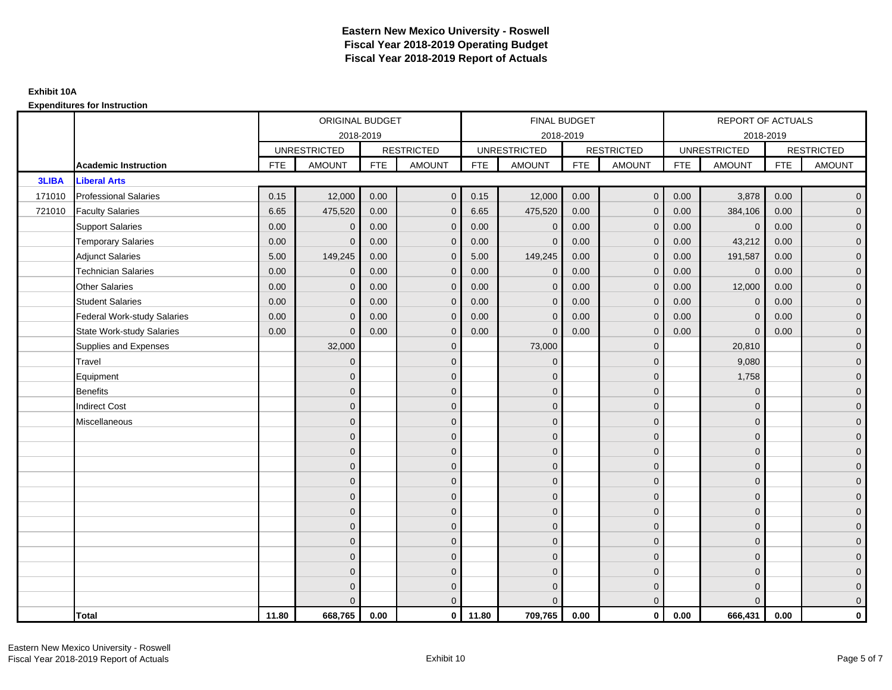# Eastern New Mexico University - Roswell
## Fiscal Year 2018-2019 Operating Budget
## Fiscal Year 2018-2019 Report of Actuals

**Exhibit 10A**

**Expenditures for Instruction**

| | | ORIGINAL BUDGET 2018-2019 | | | | FINAL BUDGET 2018-2019 | | | | REPORT OF ACTUALS 2018-2019 | | | |
|---|---|---|---|---|---|---|---|---|---|---|---|---|---|
| | | UNRESTRICTED | | RESTRICTED | | UNRESTRICTED | | RESTRICTED | | UNRESTRICTED | | RESTRICTED | |
| | **Academic Instruction** | FTE | AMOUNT | FTE | AMOUNT | FTE | AMOUNT | FTE | AMOUNT | FTE | AMOUNT | FTE | AMOUNT |
| **3LIBA** | **Liberal Arts** | | | | | | | | | | | | |
| 171010 | Professional Salaries | 0.15 | 12,000 | 0.00 | 0 | 0.15 | 12,000 | 0.00 | 0 | 0.00 | 3,878 | 0.00 | 0 |
| 721010 | Faculty Salaries | 6.65 | 475,520 | 0.00 | 0 | 6.65 | 475,520 | 0.00 | 0 | 0.00 | 384,106 | 0.00 | 0 |
| | Support Salaries | 0.00 | 0 | 0.00 | 0 | 0.00 | 0 | 0.00 | 0 | 0.00 | 0 | 0.00 | 0 |
| | Temporary Salaries | 0.00 | 0 | 0.00 | 0 | 0.00 | 0 | 0.00 | 0 | 0.00 | 43,212 | 0.00 | 0 |
| | Adjunct Salaries | 5.00 | 149,245 | 0.00 | 0 | 5.00 | 149,245 | 0.00 | 0 | 0.00 | 191,587 | 0.00 | 0 |
| | Technician Salaries | 0.00 | 0 | 0.00 | 0 | 0.00 | 0 | 0.00 | 0 | 0.00 | 0 | 0.00 | 0 |
| | Other Salaries | 0.00 | 0 | 0.00 | 0 | 0.00 | 0 | 0.00 | 0 | 0.00 | 12,000 | 0.00 | 0 |
| | Student Salaries | 0.00 | 0 | 0.00 | 0 | 0.00 | 0 | 0.00 | 0 | 0.00 | 0 | 0.00 | 0 |
| | Federal Work-study Salaries | 0.00 | 0 | 0.00 | 0 | 0.00 | 0 | 0.00 | 0 | 0.00 | 0 | 0.00 | 0 |
| | State Work-study Salaries | 0.00 | 0 | 0.00 | 0 | 0.00 | 0 | 0.00 | 0 | 0.00 | 0 | 0.00 | 0 |
| | Supplies and Expenses | | 32,000 | | 0 | | 73,000 | | 0 | | 20,810 | | 0 |
| | Travel | | 0 | | 0 | | 0 | | 0 | | 9,080 | | 0 |
| | Equipment | | 0 | | 0 | | 0 | | 0 | | 1,758 | | 0 |
| | Benefits | | 0 | | 0 | | 0 | | 0 | | 0 | | 0 |
| | Indirect Cost | | 0 | | 0 | | 0 | | 0 | | 0 | | 0 |
| | Miscellaneous | | 0 | | 0 | | 0 | | 0 | | 0 | | 0 |
| | | | 0 | | 0 | | 0 | | 0 | | 0 | | 0 |
| | | | 0 | | 0 | | 0 | | 0 | | 0 | | 0 |
| | | | 0 | | 0 | | 0 | | 0 | | 0 | | 0 |
| | | | 0 | | 0 | | 0 | | 0 | | 0 | | 0 |
| | | | 0 | | 0 | | 0 | | 0 | | 0 | | 0 |
| | | | 0 | | 0 | | 0 | | 0 | | 0 | | 0 |
| | | | 0 | | 0 | | 0 | | 0 | | 0 | | 0 |
| | | | 0 | | 0 | | 0 | | 0 | | 0 | | 0 |
| | | | 0 | | 0 | | 0 | | 0 | | 0 | | 0 |
| | | | 0 | | 0 | | 0 | | 0 | | 0 | | 0 |
| | | | 0 | | 0 | | 0 | | 0 | | 0 | | 0 |
| | | | 0 | | 0 | | 0 | | 0 | | 0 | | 0 |
| | **Total** | **11.80** | **668,765** | **0.00** | **0** | **11.80** | **709,765** | **0.00** | **0** | **0.00** | **666,431** | **0.00** | **0** |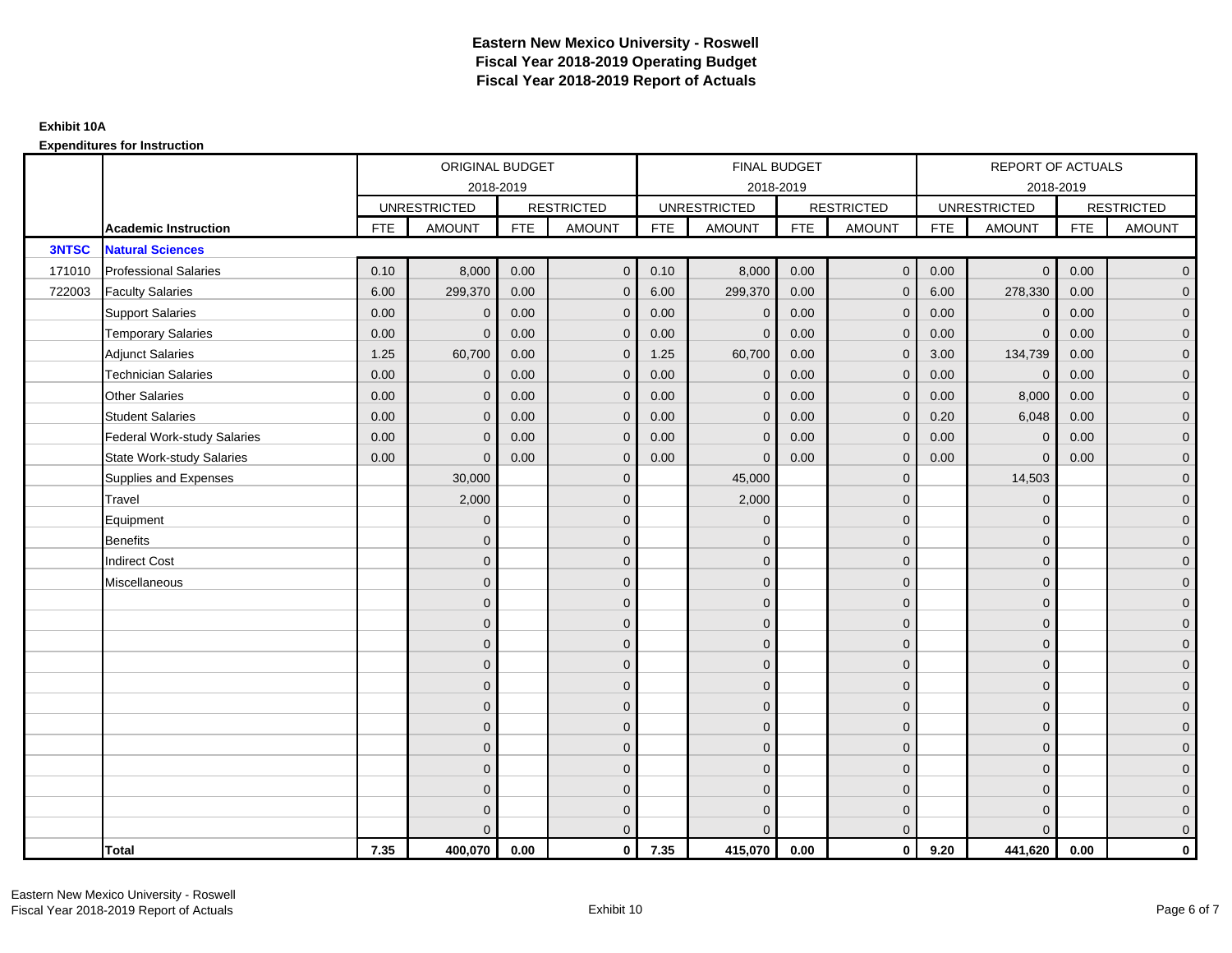# Eastern New Mexico University - Roswell
## Fiscal Year 2018-2019 Operating Budget
## Fiscal Year 2018-2019 Report of Actuals

**Exhibit 10A**

**Expenditures for Instruction**

| | | ORIGINAL BUDGET 2018-2019 | | | | FINAL BUDGET 2018-2019 | | | | REPORT OF ACTUALS 2018-2019 | | | |
|---|---|---|---|---|---|---|---|---|---|---|---|---|---|
| | | UNRESTRICTED | | RESTRICTED | | UNRESTRICTED | | RESTRICTED | | UNRESTRICTED | | RESTRICTED | |
| | **Academic Instruction** | FTE | AMOUNT | FTE | AMOUNT | FTE | AMOUNT | FTE | AMOUNT | FTE | AMOUNT | FTE | AMOUNT |
| **3NTSC** | **Natural Sciences** | | | | | | | | | | | | |
| 171010 | Professional Salaries | 0.10 | 8,000 | 0.00 | 0 | 0.10 | 8,000 | 0.00 | 0 | 0.00 | 0 | 0.00 | 0 |
| 722003 | Faculty Salaries | 6.00 | 299,370 | 0.00 | 0 | 6.00 | 299,370 | 0.00 | 0 | 6.00 | 278,330 | 0.00 | 0 |
| | Support Salaries | 0.00 | 0 | 0.00 | 0 | 0.00 | 0 | 0.00 | 0 | 0.00 | 0 | 0.00 | 0 |
| | Temporary Salaries | 0.00 | 0 | 0.00 | 0 | 0.00 | 0 | 0.00 | 0 | 0.00 | 0 | 0.00 | 0 |
| | Adjunct Salaries | 1.25 | 60,700 | 0.00 | 0 | 1.25 | 60,700 | 0.00 | 0 | 3.00 | 134,739 | 0.00 | 0 |
| | Technician Salaries | 0.00 | 0 | 0.00 | 0 | 0.00 | 0 | 0.00 | 0 | 0.00 | 0 | 0.00 | 0 |
| | Other Salaries | 0.00 | 0 | 0.00 | 0 | 0.00 | 0 | 0.00 | 0 | 0.00 | 8,000 | 0.00 | 0 |
| | Student Salaries | 0.00 | 0 | 0.00 | 0 | 0.00 | 0 | 0.00 | 0 | 0.20 | 6,048 | 0.00 | 0 |
| | Federal Work-study Salaries | 0.00 | 0 | 0.00 | 0 | 0.00 | 0 | 0.00 | 0 | 0.00 | 0 | 0.00 | 0 |
| | State Work-study Salaries | 0.00 | 0 | 0.00 | 0 | 0.00 | 0 | 0.00 | 0 | 0.00 | 0 | 0.00 | 0 |
| | Supplies and Expenses | | 30,000 | | 0 | | 45,000 | | 0 | | 14,503 | | 0 |
| | Travel | | 2,000 | | 0 | | 2,000 | | 0 | | 0 | | 0 |
| | Equipment | | 0 | | 0 | | 0 | | 0 | | 0 | | 0 |
| | Benefits | | 0 | | 0 | | 0 | | 0 | | 0 | | 0 |
| | Indirect Cost | | 0 | | 0 | | 0 | | 0 | | 0 | | 0 |
| | Miscellaneous | | 0 | | 0 | | 0 | | 0 | | 0 | | 0 |
| | | | 0 | | 0 | | 0 | | 0 | | 0 | | 0 |
| | | | 0 | | 0 | | 0 | | 0 | | 0 | | 0 |
| | | | 0 | | 0 | | 0 | | 0 | | 0 | | 0 |
| | | | 0 | | 0 | | 0 | | 0 | | 0 | | 0 |
| | | | 0 | | 0 | | 0 | | 0 | | 0 | | 0 |
| | | | 0 | | 0 | | 0 | | 0 | | 0 | | 0 |
| | | | 0 | | 0 | | 0 | | 0 | | 0 | | 0 |
| | | | 0 | | 0 | | 0 | | 0 | | 0 | | 0 |
| | | | 0 | | 0 | | 0 | | 0 | | 0 | | 0 |
| | | | 0 | | 0 | | 0 | | 0 | | 0 | | 0 |
| | | | 0 | | 0 | | 0 | | 0 | | 0 | | 0 |
| | | | 0 | | 0 | | 0 | | 0 | | 0 | | 0 |
| | **Total** | **7.35** | **400,070** | **0.00** | **0** | **7.35** | **415,070** | **0.00** | **0** | **9.20** | **441,620** | **0.00** | **0** |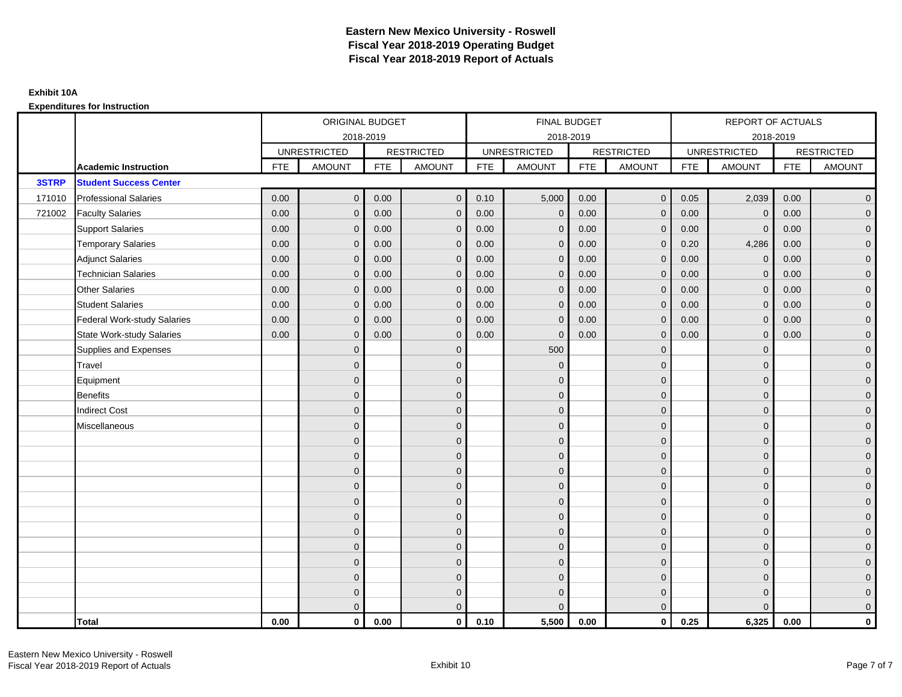# Eastern New Mexico University - Roswell
## Fiscal Year 2018-2019 Operating Budget
## Fiscal Year 2018-2019 Report of Actuals

**Exhibit 10A**

**Expenditures for Instruction**

| | | ORIGINAL BUDGET 2018-2019 | | | | FINAL BUDGET 2018-2019 | | | | REPORT OF ACTUALS 2018-2019 | | | |
|---|---|---|---|---|---|---|---|---|---|---|---|---|---|
| | | UNRESTRICTED | | RESTRICTED | | UNRESTRICTED | | RESTRICTED | | UNRESTRICTED | | RESTRICTED | |
| | **Academic Instruction** | FTE | AMOUNT | FTE | AMOUNT | FTE | AMOUNT | FTE | AMOUNT | FTE | AMOUNT | FTE | AMOUNT |
| **3STRP** | **Student Success Center** | | | | | | | | | | | | |
| 171010 | Professional Salaries | 0.00 | 0 | 0.00 | 0 | 0.10 | 5,000 | 0.00 | 0 | 0.05 | 2,039 | 0.00 | 0 |
| 721002 | Faculty Salaries | 0.00 | 0 | 0.00 | 0 | 0.00 | 0 | 0.00 | 0 | 0.00 | 0 | 0.00 | 0 |
| | Support Salaries | 0.00 | 0 | 0.00 | 0 | 0.00 | 0 | 0.00 | 0 | 0.00 | 0 | 0.00 | 0 |
| | Temporary Salaries | 0.00 | 0 | 0.00 | 0 | 0.00 | 0 | 0.00 | 0 | 0.20 | 4,286 | 0.00 | 0 |
| | Adjunct Salaries | 0.00 | 0 | 0.00 | 0 | 0.00 | 0 | 0.00 | 0 | 0.00 | 0 | 0.00 | 0 |
| | Technician Salaries | 0.00 | 0 | 0.00 | 0 | 0.00 | 0 | 0.00 | 0 | 0.00 | 0 | 0.00 | 0 |
| | Other Salaries | 0.00 | 0 | 0.00 | 0 | 0.00 | 0 | 0.00 | 0 | 0.00 | 0 | 0.00 | 0 |
| | Student Salaries | 0.00 | 0 | 0.00 | 0 | 0.00 | 0 | 0.00 | 0 | 0.00 | 0 | 0.00 | 0 |
| | Federal Work-study Salaries | 0.00 | 0 | 0.00 | 0 | 0.00 | 0 | 0.00 | 0 | 0.00 | 0 | 0.00 | 0 |
| | State Work-study Salaries | 0.00 | 0 | 0.00 | 0 | 0.00 | 0 | 0.00 | 0 | 0.00 | 0 | 0.00 | 0 |
| | Supplies and Expenses | | 0 | | 0 | | 500 | | 0 | | 0 | | 0 |
| | Travel | | 0 | | 0 | | 0 | | 0 | | 0 | | 0 |
| | Equipment | | 0 | | 0 | | 0 | | 0 | | 0 | | 0 |
| | Benefits | | 0 | | 0 | | 0 | | 0 | | 0 | | 0 |
| | Indirect Cost | | 0 | | 0 | | 0 | | 0 | | 0 | | 0 |
| | Miscellaneous | | 0 | | 0 | | 0 | | 0 | | 0 | | 0 |
| | | | 0 | | 0 | | 0 | | 0 | | 0 | | 0 |
| | | | 0 | | 0 | | 0 | | 0 | | 0 | | 0 |
| | | | 0 | | 0 | | 0 | | 0 | | 0 | | 0 |
| | | | 0 | | 0 | | 0 | | 0 | | 0 | | 0 |
| | | | 0 | | 0 | | 0 | | 0 | | 0 | | 0 |
| | | | 0 | | 0 | | 0 | | 0 | | 0 | | 0 |
| | | | 0 | | 0 | | 0 | | 0 | | 0 | | 0 |
| | | | 0 | | 0 | | 0 | | 0 | | 0 | | 0 |
| | | | 0 | | 0 | | 0 | | 0 | | 0 | | 0 |
| | | | 0 | | 0 | | 0 | | 0 | | 0 | | 0 |
| | | | 0 | | 0 | | 0 | | 0 | | 0 | | 0 |
| | | | 0 | | 0 | | 0 | | 0 | | 0 | | 0 |
| | **Total** | **0.00** | **0** | **0.00** | **0** | **0.10** | **5,500** | **0.00** | **0** | **0.25** | **6,325** | **0.00** | **0** |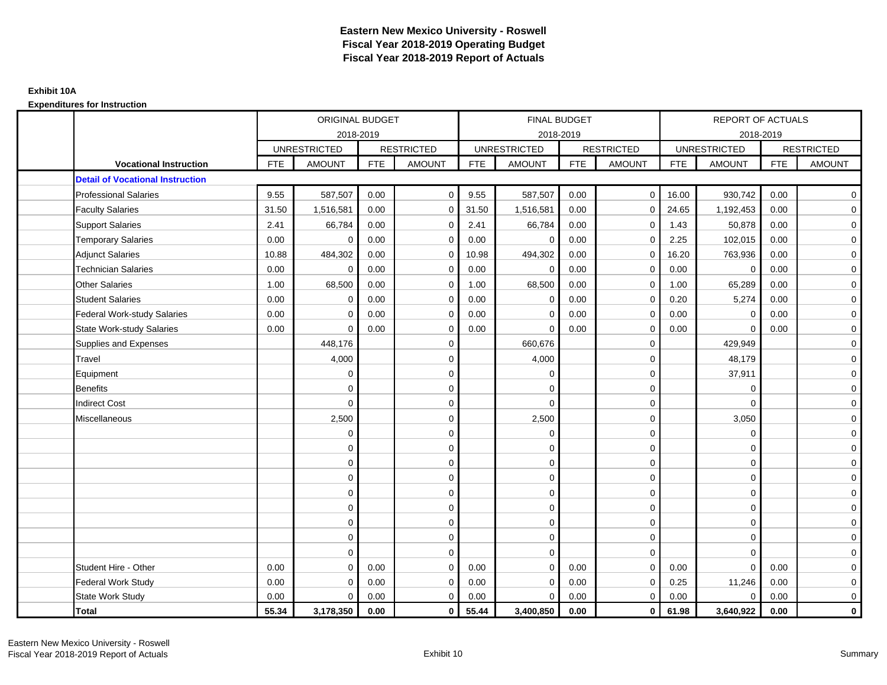# Eastern New Mexico University - Roswell
## Fiscal Year 2018-2019 Operating Budget
## Fiscal Year 2018-2019 Report of Actuals

**Exhibit 10A**

**Expenditures for Instruction**

| | ORIGINAL BUDGET 2018-2019 | | | | FINAL BUDGET 2018-2019 | | | | REPORT OF ACTUALS 2018-2019 | | | |
|---|---|---|---|---|---|---|---|---|---|---|---|---|
| | UNRESTRICTED | | RESTRICTED | | UNRESTRICTED | | RESTRICTED | | UNRESTRICTED | | RESTRICTED | |
| **Vocational Instruction** | FTE | AMOUNT | FTE | AMOUNT | FTE | AMOUNT | FTE | AMOUNT | FTE | AMOUNT | FTE | AMOUNT |
| **Detail of Vocational Instruction** | | | | | | | | | | | | |
| Professional Salaries | 9.55 | 587,507 | 0.00 | 0 | 9.55 | 587,507 | 0.00 | 0 | 16.00 | 930,742 | 0.00 | 0 |
| Faculty Salaries | 31.50 | 1,516,581 | 0.00 | 0 | 31.50 | 1,516,581 | 0.00 | 0 | 24.65 | 1,192,453 | 0.00 | 0 |
| Support Salaries | 2.41 | 66,784 | 0.00 | 0 | 2.41 | 66,784 | 0.00 | 0 | 1.43 | 50,878 | 0.00 | 0 |
| Temporary Salaries | 0.00 | 0 | 0.00 | 0 | 0.00 | 0 | 0.00 | 0 | 2.25 | 102,015 | 0.00 | 0 |
| Adjunct Salaries | 10.88 | 484,302 | 0.00 | 0 | 10.98 | 494,302 | 0.00 | 0 | 16.20 | 763,936 | 0.00 | 0 |
| Technician Salaries | 0.00 | 0 | 0.00 | 0 | 0.00 | 0 | 0.00 | 0 | 0.00 | 0 | 0.00 | 0 |
| Other Salaries | 1.00 | 68,500 | 0.00 | 0 | 1.00 | 68,500 | 0.00 | 0 | 1.00 | 65,289 | 0.00 | 0 |
| Student Salaries | 0.00 | 0 | 0.00 | 0 | 0.00 | 0 | 0.00 | 0 | 0.20 | 5,274 | 0.00 | 0 |
| Federal Work-study Salaries | 0.00 | 0 | 0.00 | 0 | 0.00 | 0 | 0.00 | 0 | 0.00 | 0 | 0.00 | 0 |
| State Work-study Salaries | 0.00 | 0 | 0.00 | 0 | 0.00 | 0 | 0.00 | 0 | 0.00 | 0 | 0.00 | 0 |
| Supplies and Expenses | | 448,176 | | 0 | | 660,676 | | 0 | | 429,949 | | 0 |
| Travel | | 4,000 | | 0 | | 4,000 | | 0 | | 48,179 | | 0 |
| Equipment | | 0 | | 0 | | 0 | | 0 | | 37,911 | | 0 |
| Benefits | | 0 | | 0 | | 0 | | 0 | | 0 | | 0 |
| Indirect Cost | | 0 | | 0 | | 0 | | 0 | | 0 | | 0 |
| Miscellaneous | | 2,500 | | 0 | | 2,500 | | 0 | | 3,050 | | 0 |
| | | 0 | | 0 | | 0 | | 0 | | 0 | | 0 |
| | | 0 | | 0 | | 0 | | 0 | | 0 | | 0 |
| | | 0 | | 0 | | 0 | | 0 | | 0 | | 0 |
| | | 0 | | 0 | | 0 | | 0 | | 0 | | 0 |
| | | 0 | | 0 | | 0 | | 0 | | 0 | | 0 |
| | | 0 | | 0 | | 0 | | 0 | | 0 | | 0 |
| | | 0 | | 0 | | 0 | | 0 | | 0 | | 0 |
| | | 0 | | 0 | | 0 | | 0 | | 0 | | 0 |
| | | 0 | | 0 | | 0 | | 0 | | 0 | | 0 |
| Student Hire - Other | 0.00 | 0 | 0.00 | 0 | 0.00 | 0 | 0.00 | 0 | 0.00 | 0 | 0.00 | 0 |
| Federal Work Study | 0.00 | 0 | 0.00 | 0 | 0.00 | 0 | 0.00 | 0 | 0.25 | 11,246 | 0.00 | 0 |
| State Work Study | 0.00 | 0 | 0.00 | 0 | 0.00 | 0 | 0.00 | 0 | 0.00 | 0 | 0.00 | 0 |
| **Total** | **55.34** | **3,178,350** | **0.00** | **0** | **55.44** | **3,400,850** | **0.00** | **0** | **61.98** | **3,640,922** | **0.00** | **0** |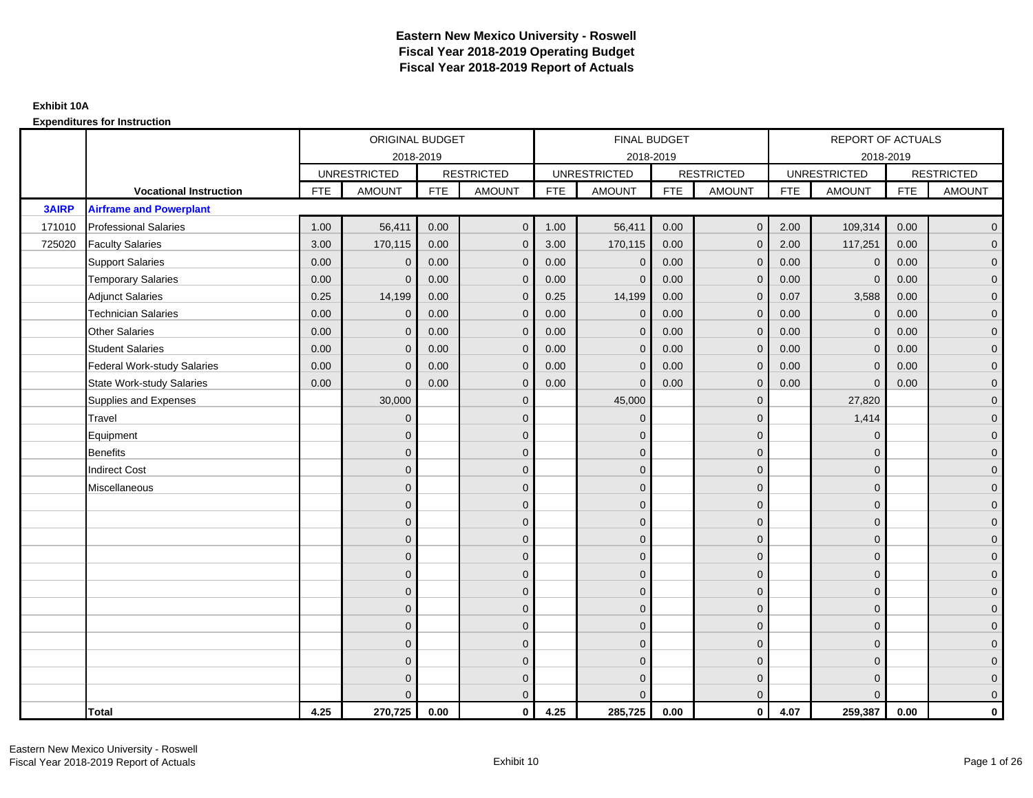# Eastern New Mexico University - Roswell
# Fiscal Year 2018-2019 Operating Budget
# Fiscal Year 2018-2019 Report of Actuals

**Exhibit 10A**

**Expenditures for Instruction**

| | | ORIGINAL BUDGET 2018-2019 | | | | FINAL BUDGET 2018-2019 | | | | REPORT OF ACTUALS 2018-2019 | | | |
|---|---|---|---|---|---|---|---|---|---|---|---|---|---|
| | | UNRESTRICTED | | RESTRICTED | | UNRESTRICTED | | RESTRICTED | | UNRESTRICTED | | RESTRICTED | |
| | **Vocational Instruction** | FTE | AMOUNT | FTE | AMOUNT | FTE | AMOUNT | FTE | AMOUNT | FTE | AMOUNT | FTE | AMOUNT |
| **3AIRP** | **Airframe and Powerplant** | | | | | | | | | | | | |
| 171010 | Professional Salaries | 1.00 | 56,411 | 0.00 | 0 | 1.00 | 56,411 | 0.00 | 0 | 2.00 | 109,314 | 0.00 | 0 |
| 725020 | Faculty Salaries | 3.00 | 170,115 | 0.00 | 0 | 3.00 | 170,115 | 0.00 | 0 | 2.00 | 117,251 | 0.00 | 0 |
| | Support Salaries | 0.00 | 0 | 0.00 | 0 | 0.00 | 0 | 0.00 | 0 | 0.00 | 0 | 0.00 | 0 |
| | Temporary Salaries | 0.00 | 0 | 0.00 | 0 | 0.00 | 0 | 0.00 | 0 | 0.00 | 0 | 0.00 | 0 |
| | Adjunct Salaries | 0.25 | 14,199 | 0.00 | 0 | 0.25 | 14,199 | 0.00 | 0 | 0.07 | 3,588 | 0.00 | 0 |
| | Technician Salaries | 0.00 | 0 | 0.00 | 0 | 0.00 | 0 | 0.00 | 0 | 0.00 | 0 | 0.00 | 0 |
| | Other Salaries | 0.00 | 0 | 0.00 | 0 | 0.00 | 0 | 0.00 | 0 | 0.00 | 0 | 0.00 | 0 |
| | Student Salaries | 0.00 | 0 | 0.00 | 0 | 0.00 | 0 | 0.00 | 0 | 0.00 | 0 | 0.00 | 0 |
| | Federal Work-study Salaries | 0.00 | 0 | 0.00 | 0 | 0.00 | 0 | 0.00 | 0 | 0.00 | 0 | 0.00 | 0 |
| | State Work-study Salaries | 0.00 | 0 | 0.00 | 0 | 0.00 | 0 | 0.00 | 0 | 0.00 | 0 | 0.00 | 0 |
| | Supplies and Expenses | | 30,000 | | 0 | | 45,000 | | 0 | | 27,820 | | 0 |
| | Travel | | 0 | | 0 | | 0 | | 0 | | 1,414 | | 0 |
| | Equipment | | 0 | | 0 | | 0 | | 0 | | 0 | | 0 |
| | Benefits | | 0 | | 0 | | 0 | | 0 | | 0 | | 0 |
| | Indirect Cost | | 0 | | 0 | | 0 | | 0 | | 0 | | 0 |
| | Miscellaneous | | 0 | | 0 | | 0 | | 0 | | 0 | | 0 |
| | | | 0 | | 0 | | 0 | | 0 | | 0 | | 0 |
| | | | 0 | | 0 | | 0 | | 0 | | 0 | | 0 |
| | | | 0 | | 0 | | 0 | | 0 | | 0 | | 0 |
| | | | 0 | | 0 | | 0 | | 0 | | 0 | | 0 |
| | | | 0 | | 0 | | 0 | | 0 | | 0 | | 0 |
| | | | 0 | | 0 | | 0 | | 0 | | 0 | | 0 |
| | | | 0 | | 0 | | 0 | | 0 | | 0 | | 0 |
| | | | 0 | | 0 | | 0 | | 0 | | 0 | | 0 |
| | | | 0 | | 0 | | 0 | | 0 | | 0 | | 0 |
| | | | 0 | | 0 | | 0 | | 0 | | 0 | | 0 |
| | | | 0 | | 0 | | 0 | | 0 | | 0 | | 0 |
| | | | 0 | | 0 | | 0 | | 0 | | 0 | | 0 |
| | **Total** | **4.25** | **270,725** | **0.00** | **0** | **4.25** | **285,725** | **0.00** | **0** | **4.07** | **259,387** | **0.00** | **0** |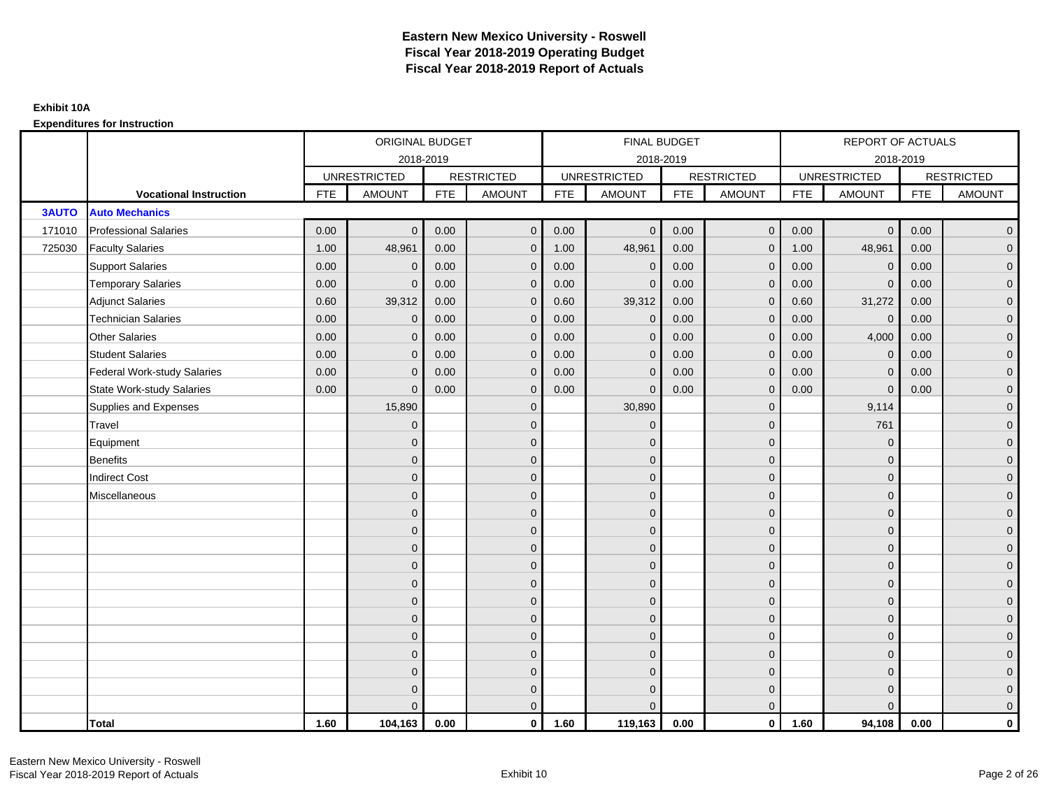# Eastern New Mexico University - Roswell
## Fiscal Year 2018-2019 Operating Budget
## Fiscal Year 2018-2019 Report of Actuals

**Exhibit 10A**

**Expenditures for Instruction**

| | | ORIGINAL BUDGET 2018-2019 | | | | FINAL BUDGET 2018-2019 | | | | REPORT OF ACTUALS 2018-2019 | | | |
|---|---|---|---|---|---|---|---|---|---|---|---|---|---|
| | | UNRESTRICTED | | RESTRICTED | | UNRESTRICTED | | RESTRICTED | | UNRESTRICTED | | RESTRICTED | |
| | **Vocational Instruction** | FTE | AMOUNT | FTE | AMOUNT | FTE | AMOUNT | FTE | AMOUNT | FTE | AMOUNT | FTE | AMOUNT |
| **3AUTO** | **Auto Mechanics** | | | | | | | | | | | | |
| 171010 | Professional Salaries | 0.00 | 0 | 0.00 | 0 | 0.00 | 0 | 0.00 | 0 | 0.00 | 0 | 0.00 | 0 |
| 725030 | Faculty Salaries | 1.00 | 48,961 | 0.00 | 0 | 1.00 | 48,961 | 0.00 | 0 | 1.00 | 48,961 | 0.00 | 0 |
| | Support Salaries | 0.00 | 0 | 0.00 | 0 | 0.00 | 0 | 0.00 | 0 | 0.00 | 0 | 0.00 | 0 |
| | Temporary Salaries | 0.00 | 0 | 0.00 | 0 | 0.00 | 0 | 0.00 | 0 | 0.00 | 0 | 0.00 | 0 |
| | Adjunct Salaries | 0.60 | 39,312 | 0.00 | 0 | 0.60 | 39,312 | 0.00 | 0 | 0.60 | 31,272 | 0.00 | 0 |
| | Technician Salaries | 0.00 | 0 | 0.00 | 0 | 0.00 | 0 | 0.00 | 0 | 0.00 | 0 | 0.00 | 0 |
| | Other Salaries | 0.00 | 0 | 0.00 | 0 | 0.00 | 0 | 0.00 | 0 | 0.00 | 4,000 | 0.00 | 0 |
| | Student Salaries | 0.00 | 0 | 0.00 | 0 | 0.00 | 0 | 0.00 | 0 | 0.00 | 0 | 0.00 | 0 |
| | Federal Work-study Salaries | 0.00 | 0 | 0.00 | 0 | 0.00 | 0 | 0.00 | 0 | 0.00 | 0 | 0.00 | 0 |
| | State Work-study Salaries | 0.00 | 0 | 0.00 | 0 | 0.00 | 0 | 0.00 | 0 | 0.00 | 0 | 0.00 | 0 |
| | Supplies and Expenses | | 15,890 | | 0 | | 30,890 | | 0 | | 9,114 | | 0 |
| | Travel | | 0 | | 0 | | 0 | | 0 | | 761 | | 0 |
| | Equipment | | 0 | | 0 | | 0 | | 0 | | 0 | | 0 |
| | Benefits | | 0 | | 0 | | 0 | | 0 | | 0 | | 0 |
| | Indirect Cost | | 0 | | 0 | | 0 | | 0 | | 0 | | 0 |
| | Miscellaneous | | 0 | | 0 | | 0 | | 0 | | 0 | | 0 |
| | | | 0 | | 0 | | 0 | | 0 | | 0 | | 0 |
| | | | 0 | | 0 | | 0 | | 0 | | 0 | | 0 |
| | | | 0 | | 0 | | 0 | | 0 | | 0 | | 0 |
| | | | 0 | | 0 | | 0 | | 0 | | 0 | | 0 |
| | | | 0 | | 0 | | 0 | | 0 | | 0 | | 0 |
| | | | 0 | | 0 | | 0 | | 0 | | 0 | | 0 |
| | | | 0 | | 0 | | 0 | | 0 | | 0 | | 0 |
| | | | 0 | | 0 | | 0 | | 0 | | 0 | | 0 |
| | | | 0 | | 0 | | 0 | | 0 | | 0 | | 0 |
| | | | 0 | | 0 | | 0 | | 0 | | 0 | | 0 |
| | | | 0 | | 0 | | 0 | | 0 | | 0 | | 0 |
| | | | 0 | | 0 | | 0 | | 0 | | 0 | | 0 |
| | **Total** | **1.60** | **104,163** | **0.00** | **0** | **1.60** | **119,163** | **0.00** | **0** | **1.60** | **94,108** | **0.00** | **0** |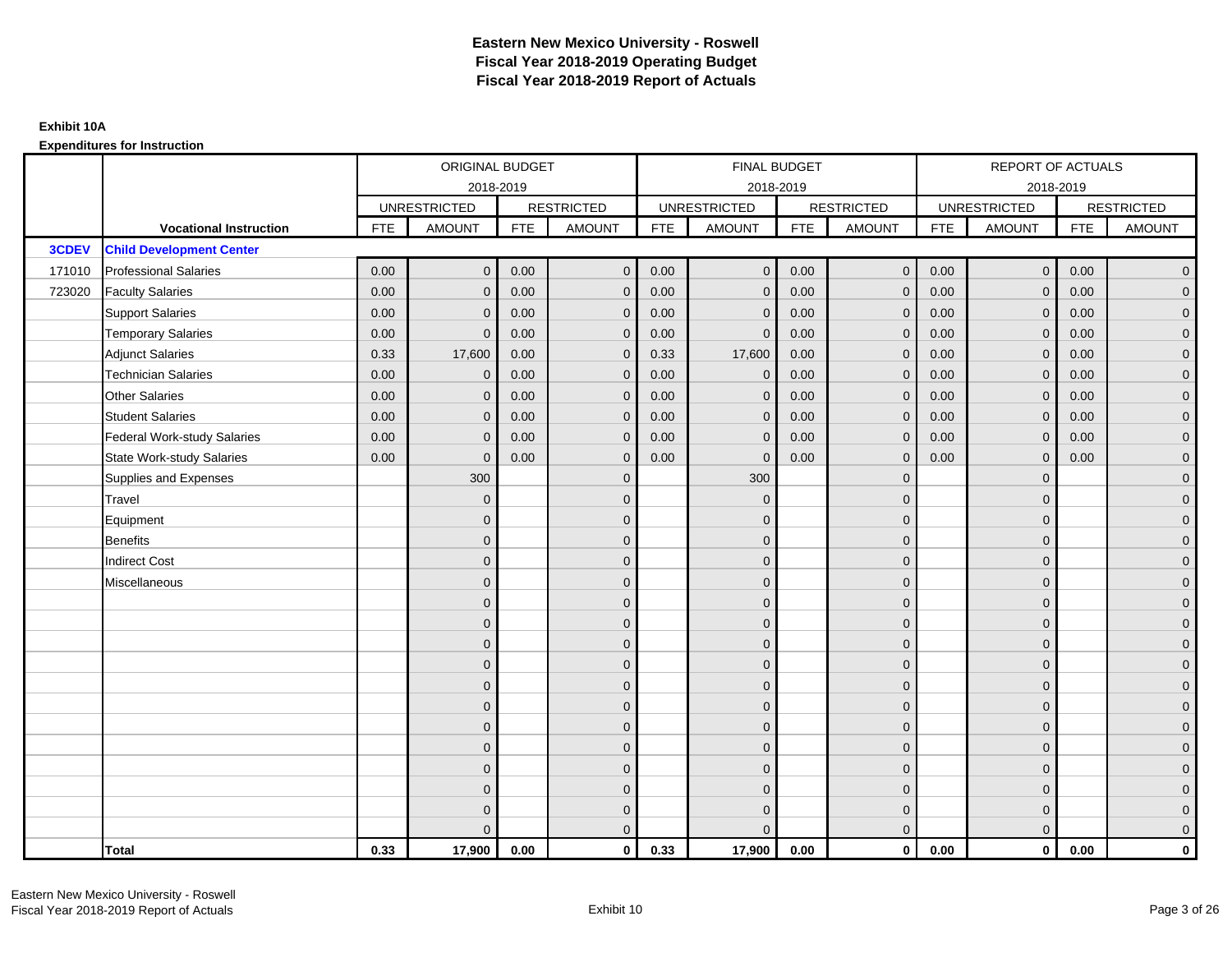# Eastern New Mexico University - Roswell
# Fiscal Year 2018-2019 Operating Budget
# Fiscal Year 2018-2019 Report of Actuals

**Exhibit 10A**

**Expenditures for Instruction**

| | | ORIGINAL BUDGET 2018-2019 | | | | FINAL BUDGET 2018-2019 | | | | REPORT OF ACTUALS 2018-2019 | | | |
|---|---|---|---|---|---|---|---|---|---|---|---|---|---|
| | | UNRESTRICTED | | RESTRICTED | | UNRESTRICTED | | RESTRICTED | | UNRESTRICTED | | RESTRICTED | |
| | **Vocational Instruction** | FTE | AMOUNT | FTE | AMOUNT | FTE | AMOUNT | FTE | AMOUNT | FTE | AMOUNT | FTE | AMOUNT |
| **3CDEV** | **Child Development Center** | | | | | | | | | | | | |
| 171010 | Professional Salaries | 0.00 | 0 | 0.00 | 0 | 0.00 | 0 | 0.00 | 0 | 0.00 | 0 | 0.00 | 0 |
| 723020 | Faculty Salaries | 0.00 | 0 | 0.00 | 0 | 0.00 | 0 | 0.00 | 0 | 0.00 | 0 | 0.00 | 0 |
| | Support Salaries | 0.00 | 0 | 0.00 | 0 | 0.00 | 0 | 0.00 | 0 | 0.00 | 0 | 0.00 | 0 |
| | Temporary Salaries | 0.00 | 0 | 0.00 | 0 | 0.00 | 0 | 0.00 | 0 | 0.00 | 0 | 0.00 | 0 |
| | Adjunct Salaries | 0.33 | 17,600 | 0.00 | 0 | 0.33 | 17,600 | 0.00 | 0 | 0.00 | 0 | 0.00 | 0 |
| | Technician Salaries | 0.00 | 0 | 0.00 | 0 | 0.00 | 0 | 0.00 | 0 | 0.00 | 0 | 0.00 | 0 |
| | Other Salaries | 0.00 | 0 | 0.00 | 0 | 0.00 | 0 | 0.00 | 0 | 0.00 | 0 | 0.00 | 0 |
| | Student Salaries | 0.00 | 0 | 0.00 | 0 | 0.00 | 0 | 0.00 | 0 | 0.00 | 0 | 0.00 | 0 |
| | Federal Work-study Salaries | 0.00 | 0 | 0.00 | 0 | 0.00 | 0 | 0.00 | 0 | 0.00 | 0 | 0.00 | 0 |
| | State Work-study Salaries | 0.00 | 0 | 0.00 | 0 | 0.00 | 0 | 0.00 | 0 | 0.00 | 0 | 0.00 | 0 |
| | Supplies and Expenses | | 300 | | 0 | | 300 | | 0 | | 0 | | 0 |
| | Travel | | 0 | | 0 | | 0 | | 0 | | 0 | | 0 |
| | Equipment | | 0 | | 0 | | 0 | | 0 | | 0 | | 0 |
| | Benefits | | 0 | | 0 | | 0 | | 0 | | 0 | | 0 |
| | Indirect Cost | | 0 | | 0 | | 0 | | 0 | | 0 | | 0 |
| | Miscellaneous | | 0 | | 0 | | 0 | | 0 | | 0 | | 0 |
| | | | 0 | | 0 | | 0 | | 0 | | 0 | | 0 |
| | | | 0 | | 0 | | 0 | | 0 | | 0 | | 0 |
| | | | 0 | | 0 | | 0 | | 0 | | 0 | | 0 |
| | | | 0 | | 0 | | 0 | | 0 | | 0 | | 0 |
| | | | 0 | | 0 | | 0 | | 0 | | 0 | | 0 |
| | | | 0 | | 0 | | 0 | | 0 | | 0 | | 0 |
| | | | 0 | | 0 | | 0 | | 0 | | 0 | | 0 |
| | | | 0 | | 0 | | 0 | | 0 | | 0 | | 0 |
| | | | 0 | | 0 | | 0 | | 0 | | 0 | | 0 |
| | | | 0 | | 0 | | 0 | | 0 | | 0 | | 0 |
| | | | 0 | | 0 | | 0 | | 0 | | 0 | | 0 |
| | | | 0 | | 0 | | 0 | | 0 | | 0 | | 0 |
| | **Total** | **0.33** | **17,900** | **0.00** | **0** | **0.33** | **17,900** | **0.00** | **0** | **0.00** | **0** | **0.00** | **0** |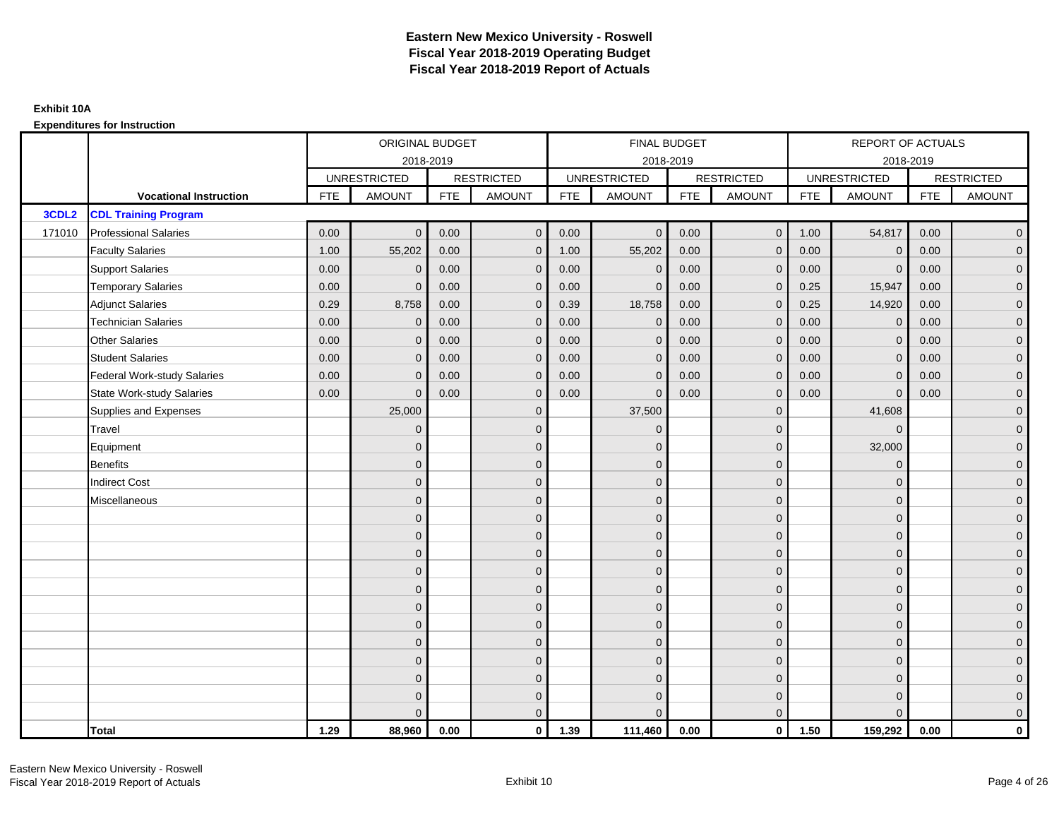# Eastern New Mexico University - Roswell
## Fiscal Year 2018-2019 Operating Budget
## Fiscal Year 2018-2019 Report of Actuals

**Exhibit 10A**

**Expenditures for Instruction**

| | | ORIGINAL BUDGET 2018-2019 | | | | FINAL BUDGET 2018-2019 | | | | REPORT OF ACTUALS 2018-2019 | | | |
|---|---|---|---|---|---|---|---|---|---|---|---|---|---|
| | | UNRESTRICTED | | RESTRICTED | | UNRESTRICTED | | RESTRICTED | | UNRESTRICTED | | RESTRICTED | |
| | **Vocational Instruction** | FTE | AMOUNT | FTE | AMOUNT | FTE | AMOUNT | FTE | AMOUNT | FTE | AMOUNT | FTE | AMOUNT |
| **3CDL2** | **CDL Training Program** | | | | | | | | | | | | |
| 171010 | Professional Salaries | 0.00 | 0 | 0.00 | 0 | 0.00 | 0 | 0.00 | 0 | 1.00 | 54,817 | 0.00 | 0 |
| | Faculty Salaries | 1.00 | 55,202 | 0.00 | 0 | 1.00 | 55,202 | 0.00 | 0 | 0.00 | 0 | 0.00 | 0 |
| | Support Salaries | 0.00 | 0 | 0.00 | 0 | 0.00 | 0 | 0.00 | 0 | 0.00 | 0 | 0.00 | 0 |
| | Temporary Salaries | 0.00 | 0 | 0.00 | 0 | 0.00 | 0 | 0.00 | 0 | 0.25 | 15,947 | 0.00 | 0 |
| | Adjunct Salaries | 0.29 | 8,758 | 0.00 | 0 | 0.39 | 18,758 | 0.00 | 0 | 0.25 | 14,920 | 0.00 | 0 |
| | Technician Salaries | 0.00 | 0 | 0.00 | 0 | 0.00 | 0 | 0.00 | 0 | 0.00 | 0 | 0.00 | 0 |
| | Other Salaries | 0.00 | 0 | 0.00 | 0 | 0.00 | 0 | 0.00 | 0 | 0.00 | 0 | 0.00 | 0 |
| | Student Salaries | 0.00 | 0 | 0.00 | 0 | 0.00 | 0 | 0.00 | 0 | 0.00 | 0 | 0.00 | 0 |
| | Federal Work-study Salaries | 0.00 | 0 | 0.00 | 0 | 0.00 | 0 | 0.00 | 0 | 0.00 | 0 | 0.00 | 0 |
| | State Work-study Salaries | 0.00 | 0 | 0.00 | 0 | 0.00 | 0 | 0.00 | 0 | 0.00 | 0 | 0.00 | 0 |
| | Supplies and Expenses | | 25,000 | | 0 | | 37,500 | | 0 | | 41,608 | | 0 |
| | Travel | | 0 | | 0 | | 0 | | 0 | | 0 | | 0 |
| | Equipment | | 0 | | 0 | | 0 | | 0 | | 32,000 | | 0 |
| | Benefits | | 0 | | 0 | | 0 | | 0 | | 0 | | 0 |
| | Indirect Cost | | 0 | | 0 | | 0 | | 0 | | 0 | | 0 |
| | Miscellaneous | | 0 | | 0 | | 0 | | 0 | | 0 | | 0 |
| | | | 0 | | 0 | | 0 | | 0 | | 0 | | 0 |
| | | | 0 | | 0 | | 0 | | 0 | | 0 | | 0 |
| | | | 0 | | 0 | | 0 | | 0 | | 0 | | 0 |
| | | | 0 | | 0 | | 0 | | 0 | | 0 | | 0 |
| | | | 0 | | 0 | | 0 | | 0 | | 0 | | 0 |
| | | | 0 | | 0 | | 0 | | 0 | | 0 | | 0 |
| | | | 0 | | 0 | | 0 | | 0 | | 0 | | 0 |
| | | | 0 | | 0 | | 0 | | 0 | | 0 | | 0 |
| | | | 0 | | 0 | | 0 | | 0 | | 0 | | 0 |
| | | | 0 | | 0 | | 0 | | 0 | | 0 | | 0 |
| | | | 0 | | 0 | | 0 | | 0 | | 0 | | 0 |
| | | | 0 | | 0 | | 0 | | 0 | | 0 | | 0 |
| | **Total** | **1.29** | **88,960** | **0.00** | **0** | **1.39** | **111,460** | **0.00** | **0** | **1.50** | **159,292** | **0.00** | **0** |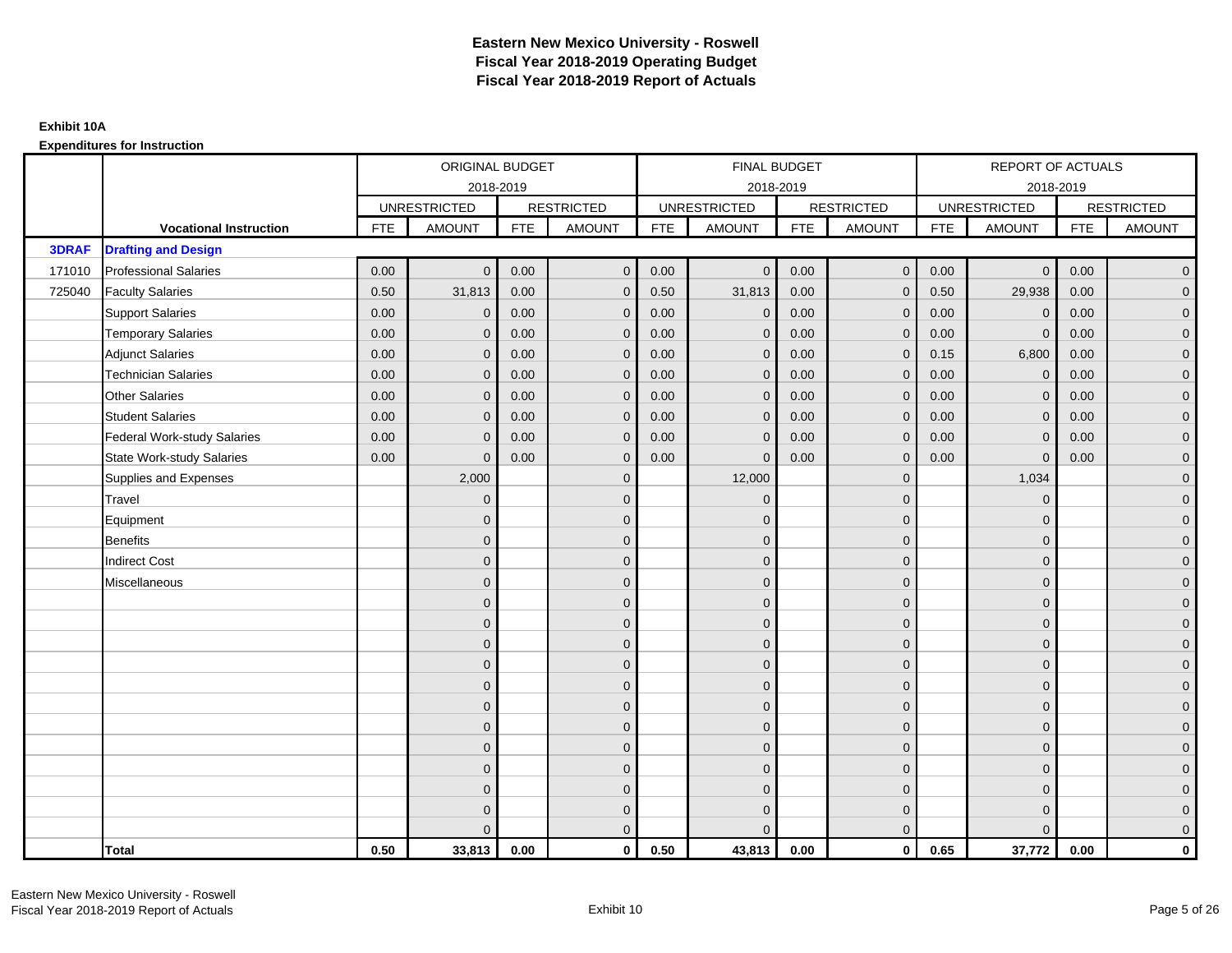# Eastern New Mexico University - Roswell
# Fiscal Year 2018-2019 Operating Budget
# Fiscal Year 2018-2019 Report of Actuals

**Exhibit 10A**

**Expenditures for Instruction**

| | | ORIGINAL BUDGET 2018-2019 | | | | FINAL BUDGET 2018-2019 | | | | REPORT OF ACTUALS 2018-2019 | | | |
|---|---|---|---|---|---|---|---|---|---|---|---|---|---|
| | | UNRESTRICTED | | RESTRICTED | | UNRESTRICTED | | RESTRICTED | | UNRESTRICTED | | RESTRICTED | |
| | **Vocational Instruction** | FTE | AMOUNT | FTE | AMOUNT | FTE | AMOUNT | FTE | AMOUNT | FTE | AMOUNT | FTE | AMOUNT |
| **3DRAF** | **Drafting and Design** | | | | | | | | | | | | |
| 171010 | Professional Salaries | 0.00 | 0 | 0.00 | 0 | 0.00 | 0 | 0.00 | 0 | 0.00 | 0 | 0.00 | 0 |
| 725040 | Faculty Salaries | 0.50 | 31,813 | 0.00 | 0 | 0.50 | 31,813 | 0.00 | 0 | 0.50 | 29,938 | 0.00 | 0 |
| | Support Salaries | 0.00 | 0 | 0.00 | 0 | 0.00 | 0 | 0.00 | 0 | 0.00 | 0 | 0.00 | 0 |
| | Temporary Salaries | 0.00 | 0 | 0.00 | 0 | 0.00 | 0 | 0.00 | 0 | 0.00 | 0 | 0.00 | 0 |
| | Adjunct Salaries | 0.00 | 0 | 0.00 | 0 | 0.00 | 0 | 0.00 | 0 | 0.15 | 6,800 | 0.00 | 0 |
| | Technician Salaries | 0.00 | 0 | 0.00 | 0 | 0.00 | 0 | 0.00 | 0 | 0.00 | 0 | 0.00 | 0 |
| | Other Salaries | 0.00 | 0 | 0.00 | 0 | 0.00 | 0 | 0.00 | 0 | 0.00 | 0 | 0.00 | 0 |
| | Student Salaries | 0.00 | 0 | 0.00 | 0 | 0.00 | 0 | 0.00 | 0 | 0.00 | 0 | 0.00 | 0 |
| | Federal Work-study Salaries | 0.00 | 0 | 0.00 | 0 | 0.00 | 0 | 0.00 | 0 | 0.00 | 0 | 0.00 | 0 |
| | State Work-study Salaries | 0.00 | 0 | 0.00 | 0 | 0.00 | 0 | 0.00 | 0 | 0.00 | 0 | 0.00 | 0 |
| | Supplies and Expenses | | 2,000 | | 0 | | 12,000 | | 0 | | 1,034 | | 0 |
| | Travel | | 0 | | 0 | | 0 | | 0 | | 0 | | 0 |
| | Equipment | | 0 | | 0 | | 0 | | 0 | | 0 | | 0 |
| | Benefits | | 0 | | 0 | | 0 | | 0 | | 0 | | 0 |
| | Indirect Cost | | 0 | | 0 | | 0 | | 0 | | 0 | | 0 |
| | Miscellaneous | | 0 | | 0 | | 0 | | 0 | | 0 | | 0 |
| | | | 0 | | 0 | | 0 | | 0 | | 0 | | 0 |
| | | | 0 | | 0 | | 0 | | 0 | | 0 | | 0 |
| | | | 0 | | 0 | | 0 | | 0 | | 0 | | 0 |
| | | | 0 | | 0 | | 0 | | 0 | | 0 | | 0 |
| | | | 0 | | 0 | | 0 | | 0 | | 0 | | 0 |
| | | | 0 | | 0 | | 0 | | 0 | | 0 | | 0 |
| | | | 0 | | 0 | | 0 | | 0 | | 0 | | 0 |
| | | | 0 | | 0 | | 0 | | 0 | | 0 | | 0 |
| | | | 0 | | 0 | | 0 | | 0 | | 0 | | 0 |
| | | | 0 | | 0 | | 0 | | 0 | | 0 | | 0 |
| | | | 0 | | 0 | | 0 | | 0 | | 0 | | 0 |
| | | | 0 | | 0 | | 0 | | 0 | | 0 | | 0 |
| | **Total** | **0.50** | **33,813** | **0.00** | **0** | **0.50** | **43,813** | **0.00** | **0** | **0.65** | **37,772** | **0.00** | **0** |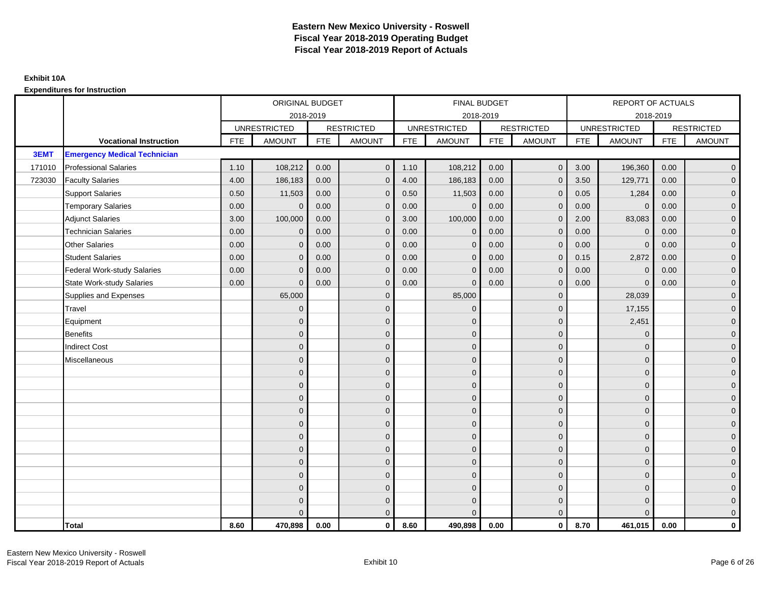# Eastern New Mexico University - Roswell
## Fiscal Year 2018-2019 Operating Budget
## Fiscal Year 2018-2019 Report of Actuals

**Exhibit 10A**

**Expenditures for Instruction**

| | | ORIGINAL BUDGET 2018-2019 | | | | FINAL BUDGET 2018-2019 | | | | REPORT OF ACTUALS 2018-2019 | | | |
|---|---|---|---|---|---|---|---|---|---|---|---|---|---|
| | | UNRESTRICTED | | RESTRICTED | | UNRESTRICTED | | RESTRICTED | | UNRESTRICTED | | RESTRICTED | |
| | **Vocational Instruction** | FTE | AMOUNT | FTE | AMOUNT | FTE | AMOUNT | FTE | AMOUNT | FTE | AMOUNT | FTE | AMOUNT |
| **3EMT** | **Emergency Medical Technician** | | | | | | | | | | | | |
| 171010 | Professional Salaries | 1.10 | 108,212 | 0.00 | 0 | 1.10 | 108,212 | 0.00 | 0 | 3.00 | 196,360 | 0.00 | 0 |
| 723030 | Faculty Salaries | 4.00 | 186,183 | 0.00 | 0 | 4.00 | 186,183 | 0.00 | 0 | 3.50 | 129,771 | 0.00 | 0 |
| | Support Salaries | 0.50 | 11,503 | 0.00 | 0 | 0.50 | 11,503 | 0.00 | 0 | 0.05 | 1,284 | 0.00 | 0 |
| | Temporary Salaries | 0.00 | 0 | 0.00 | 0 | 0.00 | 0 | 0.00 | 0 | 0.00 | 0 | 0.00 | 0 |
| | Adjunct Salaries | 3.00 | 100,000 | 0.00 | 0 | 3.00 | 100,000 | 0.00 | 0 | 2.00 | 83,083 | 0.00 | 0 |
| | Technician Salaries | 0.00 | 0 | 0.00 | 0 | 0.00 | 0 | 0.00 | 0 | 0.00 | 0 | 0.00 | 0 |
| | Other Salaries | 0.00 | 0 | 0.00 | 0 | 0.00 | 0 | 0.00 | 0 | 0.00 | 0 | 0.00 | 0 |
| | Student Salaries | 0.00 | 0 | 0.00 | 0 | 0.00 | 0 | 0.00 | 0 | 0.15 | 2,872 | 0.00 | 0 |
| | Federal Work-study Salaries | 0.00 | 0 | 0.00 | 0 | 0.00 | 0 | 0.00 | 0 | 0.00 | 0 | 0.00 | 0 |
| | State Work-study Salaries | 0.00 | 0 | 0.00 | 0 | 0.00 | 0 | 0.00 | 0 | 0.00 | 0 | 0.00 | 0 |
| | Supplies and Expenses | | 65,000 | | 0 | | 85,000 | | 0 | | 28,039 | | 0 |
| | Travel | | 0 | | 0 | | 0 | | 0 | | 17,155 | | 0 |
| | Equipment | | 0 | | 0 | | 0 | | 0 | | 2,451 | | 0 |
| | Benefits | | 0 | | 0 | | 0 | | 0 | | 0 | | 0 |
| | Indirect Cost | | 0 | | 0 | | 0 | | 0 | | 0 | | 0 |
| | Miscellaneous | | 0 | | 0 | | 0 | | 0 | | 0 | | 0 |
| | | | 0 | | 0 | | 0 | | 0 | | 0 | | 0 |
| | | | 0 | | 0 | | 0 | | 0 | | 0 | | 0 |
| | | | 0 | | 0 | | 0 | | 0 | | 0 | | 0 |
| | | | 0 | | 0 | | 0 | | 0 | | 0 | | 0 |
| | | | 0 | | 0 | | 0 | | 0 | | 0 | | 0 |
| | | | 0 | | 0 | | 0 | | 0 | | 0 | | 0 |
| | | | 0 | | 0 | | 0 | | 0 | | 0 | | 0 |
| | | | 0 | | 0 | | 0 | | 0 | | 0 | | 0 |
| | | | 0 | | 0 | | 0 | | 0 | | 0 | | 0 |
| | | | 0 | | 0 | | 0 | | 0 | | 0 | | 0 |
| | | | 0 | | 0 | | 0 | | 0 | | 0 | | 0 |
| | | | 0 | | 0 | | 0 | | 0 | | 0 | | 0 |
| | **Total** | **8.60** | **470,898** | **0.00** | **0** | **8.60** | **490,898** | **0.00** | **0** | **8.70** | **461,015** | **0.00** | **0** |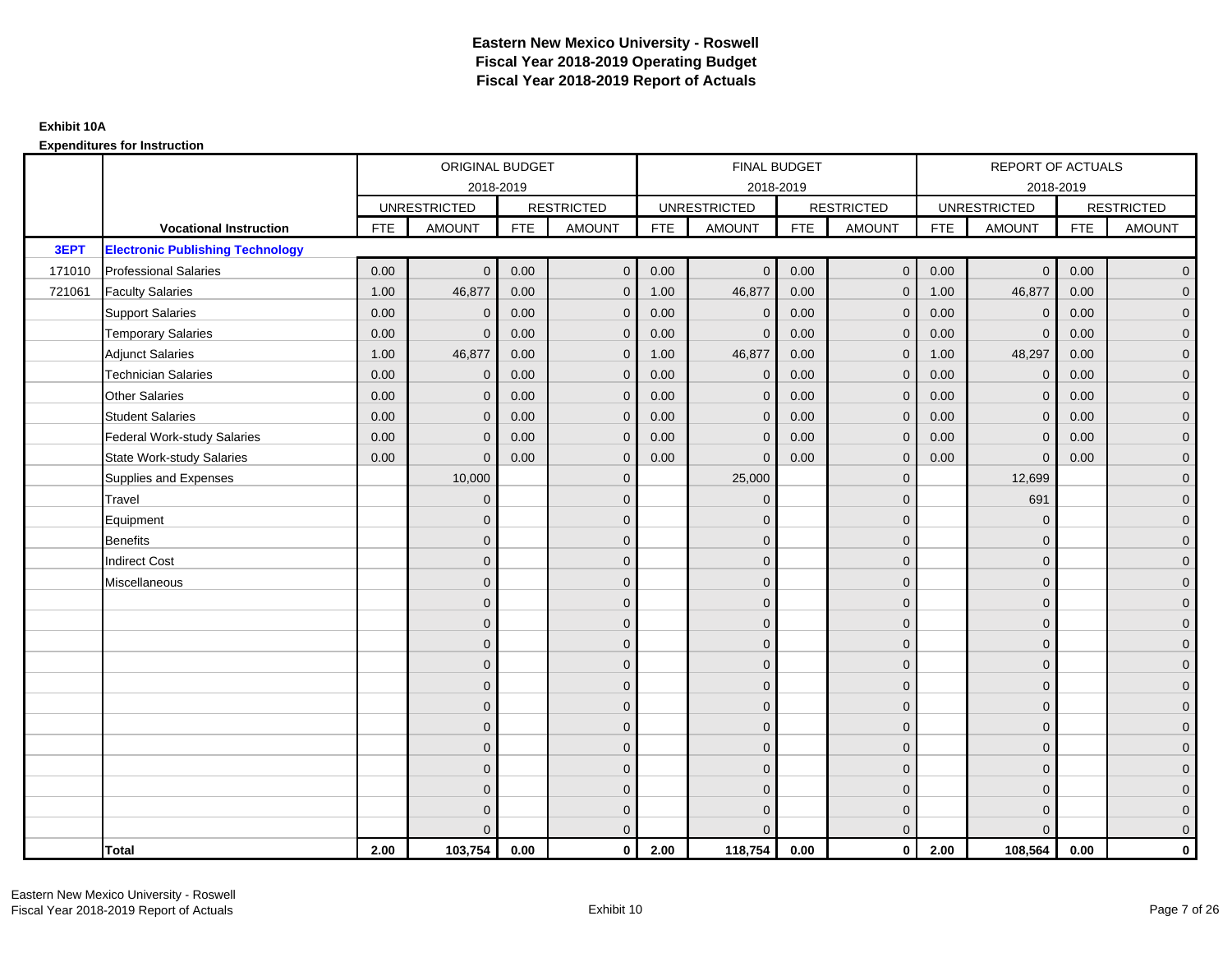# Eastern New Mexico University - Roswell
## Fiscal Year 2018-2019 Operating Budget
## Fiscal Year 2018-2019 Report of Actuals

**Exhibit 10A**

**Expenditures for Instruction**

| | | ORIGINAL BUDGET 2018-2019 | | | | FINAL BUDGET 2018-2019 | | | | REPORT OF ACTUALS 2018-2019 | | | |
|---|---|---|---|---|---|---|---|---|---|---|---|---|---|
| | | UNRESTRICTED | | RESTRICTED | | UNRESTRICTED | | RESTRICTED | | UNRESTRICTED | | RESTRICTED | |
| | **Vocational Instruction** | FTE | AMOUNT | FTE | AMOUNT | FTE | AMOUNT | FTE | AMOUNT | FTE | AMOUNT | FTE | AMOUNT |
| **3EPT** | **Electronic Publishing Technology** | | | | | | | | | | | | |
| 171010 | Professional Salaries | 0.00 | 0 | 0.00 | 0 | 0.00 | 0 | 0.00 | 0 | 0.00 | 0 | 0.00 | 0 |
| 721061 | Faculty Salaries | 1.00 | 46,877 | 0.00 | 0 | 1.00 | 46,877 | 0.00 | 0 | 1.00 | 46,877 | 0.00 | 0 |
| | Support Salaries | 0.00 | 0 | 0.00 | 0 | 0.00 | 0 | 0.00 | 0 | 0.00 | 0 | 0.00 | 0 |
| | Temporary Salaries | 0.00 | 0 | 0.00 | 0 | 0.00 | 0 | 0.00 | 0 | 0.00 | 0 | 0.00 | 0 |
| | Adjunct Salaries | 1.00 | 46,877 | 0.00 | 0 | 1.00 | 46,877 | 0.00 | 0 | 1.00 | 48,297 | 0.00 | 0 |
| | Technician Salaries | 0.00 | 0 | 0.00 | 0 | 0.00 | 0 | 0.00 | 0 | 0.00 | 0 | 0.00 | 0 |
| | Other Salaries | 0.00 | 0 | 0.00 | 0 | 0.00 | 0 | 0.00 | 0 | 0.00 | 0 | 0.00 | 0 |
| | Student Salaries | 0.00 | 0 | 0.00 | 0 | 0.00 | 0 | 0.00 | 0 | 0.00 | 0 | 0.00 | 0 |
| | Federal Work-study Salaries | 0.00 | 0 | 0.00 | 0 | 0.00 | 0 | 0.00 | 0 | 0.00 | 0 | 0.00 | 0 |
| | State Work-study Salaries | 0.00 | 0 | 0.00 | 0 | 0.00 | 0 | 0.00 | 0 | 0.00 | 0 | 0.00 | 0 |
| | Supplies and Expenses | | 10,000 | | 0 | | 25,000 | | 0 | | 12,699 | | 0 |
| | Travel | | 0 | | 0 | | 0 | | 0 | | 691 | | 0 |
| | Equipment | | 0 | | 0 | | 0 | | 0 | | 0 | | 0 |
| | Benefits | | 0 | | 0 | | 0 | | 0 | | 0 | | 0 |
| | Indirect Cost | | 0 | | 0 | | 0 | | 0 | | 0 | | 0 |
| | Miscellaneous | | 0 | | 0 | | 0 | | 0 | | 0 | | 0 |
| | | | 0 | | 0 | | 0 | | 0 | | 0 | | 0 |
| | | | 0 | | 0 | | 0 | | 0 | | 0 | | 0 |
| | | | 0 | | 0 | | 0 | | 0 | | 0 | | 0 |
| | | | 0 | | 0 | | 0 | | 0 | | 0 | | 0 |
| | | | 0 | | 0 | | 0 | | 0 | | 0 | | 0 |
| | | | 0 | | 0 | | 0 | | 0 | | 0 | | 0 |
| | | | 0 | | 0 | | 0 | | 0 | | 0 | | 0 |
| | | | 0 | | 0 | | 0 | | 0 | | 0 | | 0 |
| | | | 0 | | 0 | | 0 | | 0 | | 0 | | 0 |
| | | | 0 | | 0 | | 0 | | 0 | | 0 | | 0 |
| | | | 0 | | 0 | | 0 | | 0 | | 0 | | 0 |
| | | | 0 | | 0 | | 0 | | 0 | | 0 | | 0 |
| | **Total** | **2.00** | **103,754** | **0.00** | **0** | **2.00** | **118,754** | **0.00** | **0** | **2.00** | **108,564** | **0.00** | **0** |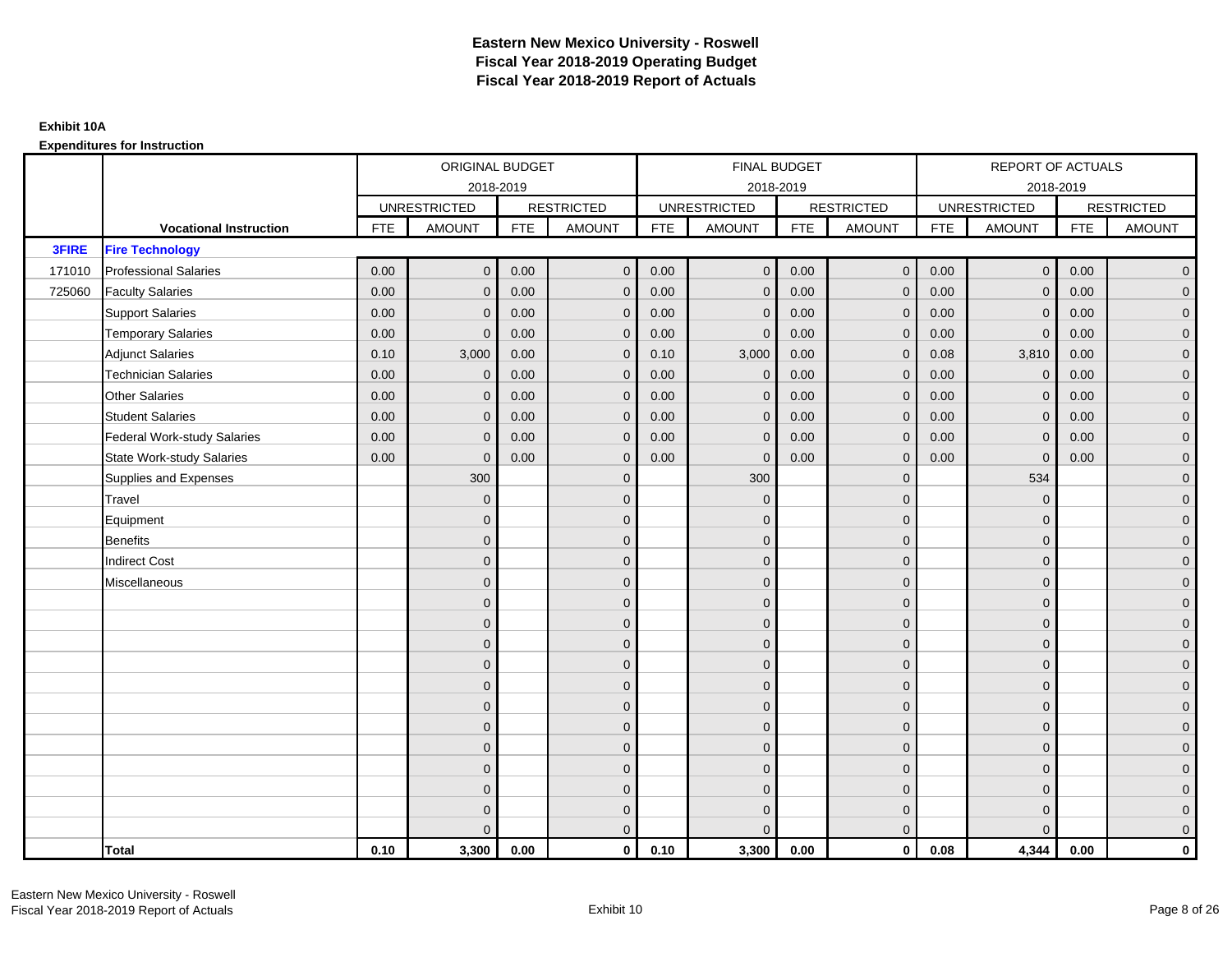# Eastern New Mexico University - Roswell
## Fiscal Year 2018-2019 Operating Budget
## Fiscal Year 2018-2019 Report of Actuals

**Exhibit 10A**

**Expenditures for Instruction**

| | | ORIGINAL BUDGET | | | | FINAL BUDGET | | | | REPORT OF ACTUALS | | | |
|---|---|---|---|---|---|---|---|---|---|---|---|---|---|
| | | 2018-2019 | | | | 2018-2019 | | | | 2018-2019 | | | |
| | | UNRESTRICTED | | RESTRICTED | | UNRESTRICTED | | RESTRICTED | | UNRESTRICTED | | RESTRICTED | |
| | **Vocational Instruction** | FTE | AMOUNT | FTE | AMOUNT | FTE | AMOUNT | FTE | AMOUNT | FTE | AMOUNT | FTE | AMOUNT |
| **3FIRE** | **Fire Technology** | | | | | | | | | | | | |
| 171010 | Professional Salaries | 0.00 | 0 | 0.00 | 0 | 0.00 | 0 | 0.00 | 0 | 0.00 | 0 | 0.00 | 0 |
| 725060 | Faculty Salaries | 0.00 | 0 | 0.00 | 0 | 0.00 | 0 | 0.00 | 0 | 0.00 | 0 | 0.00 | 0 |
| | Support Salaries | 0.00 | 0 | 0.00 | 0 | 0.00 | 0 | 0.00 | 0 | 0.00 | 0 | 0.00 | 0 |
| | Temporary Salaries | 0.00 | 0 | 0.00 | 0 | 0.00 | 0 | 0.00 | 0 | 0.00 | 0 | 0.00 | 0 |
| | Adjunct Salaries | 0.10 | 3,000 | 0.00 | 0 | 0.10 | 3,000 | 0.00 | 0 | 0.08 | 3,810 | 0.00 | 0 |
| | Technician Salaries | 0.00 | 0 | 0.00 | 0 | 0.00 | 0 | 0.00 | 0 | 0.00 | 0 | 0.00 | 0 |
| | Other Salaries | 0.00 | 0 | 0.00 | 0 | 0.00 | 0 | 0.00 | 0 | 0.00 | 0 | 0.00 | 0 |
| | Student Salaries | 0.00 | 0 | 0.00 | 0 | 0.00 | 0 | 0.00 | 0 | 0.00 | 0 | 0.00 | 0 |
| | Federal Work-study Salaries | 0.00 | 0 | 0.00 | 0 | 0.00 | 0 | 0.00 | 0 | 0.00 | 0 | 0.00 | 0 |
| | State Work-study Salaries | 0.00 | 0 | 0.00 | 0 | 0.00 | 0 | 0.00 | 0 | 0.00 | 0 | 0.00 | 0 |
| | Supplies and Expenses | | 300 | | 0 | | 300 | | 0 | | 534 | | 0 |
| | Travel | | 0 | | 0 | | 0 | | 0 | | 0 | | 0 |
| | Equipment | | 0 | | 0 | | 0 | | 0 | | 0 | | 0 |
| | Benefits | | 0 | | 0 | | 0 | | 0 | | 0 | | 0 |
| | Indirect Cost | | 0 | | 0 | | 0 | | 0 | | 0 | | 0 |
| | Miscellaneous | | 0 | | 0 | | 0 | | 0 | | 0 | | 0 |
| | | | 0 | | 0 | | 0 | | 0 | | 0 | | 0 |
| | | | 0 | | 0 | | 0 | | 0 | | 0 | | 0 |
| | | | 0 | | 0 | | 0 | | 0 | | 0 | | 0 |
| | | | 0 | | 0 | | 0 | | 0 | | 0 | | 0 |
| | | | 0 | | 0 | | 0 | | 0 | | 0 | | 0 |
| | | | 0 | | 0 | | 0 | | 0 | | 0 | | 0 |
| | | | 0 | | 0 | | 0 | | 0 | | 0 | | 0 |
| | | | 0 | | 0 | | 0 | | 0 | | 0 | | 0 |
| | | | 0 | | 0 | | 0 | | 0 | | 0 | | 0 |
| | | | 0 | | 0 | | 0 | | 0 | | 0 | | 0 |
| | | | 0 | | 0 | | 0 | | 0 | | 0 | | 0 |
| | | | 0 | | 0 | | 0 | | 0 | | 0 | | 0 |
| | **Total** | **0.10** | **3,300** | **0.00** | **0** | **0.10** | **3,300** | **0.00** | **0** | **0.08** | **4,344** | **0.00** | **0** |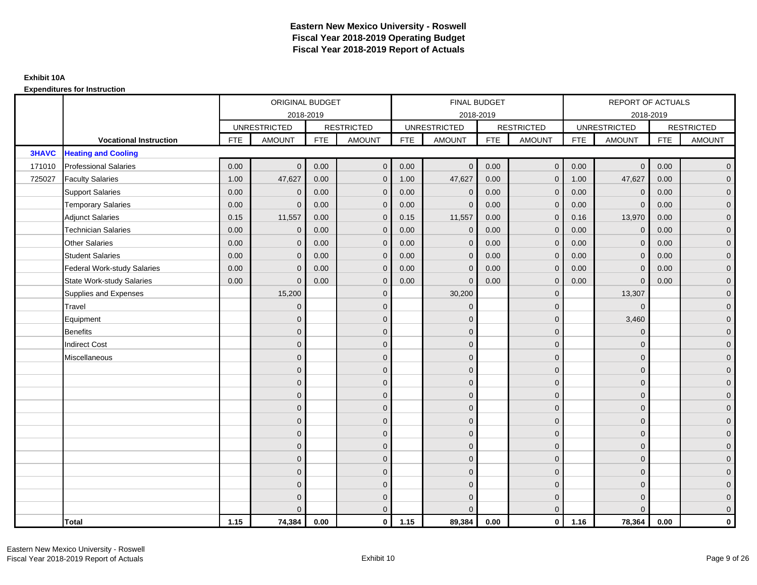# Eastern New Mexico University - Roswell
# Fiscal Year 2018-2019 Operating Budget
# Fiscal Year 2018-2019 Report of Actuals

**Exhibit 10A**

**Expenditures for Instruction**

| | | ORIGINAL BUDGET 2018-2019 | | | | FINAL BUDGET 2018-2019 | | | | REPORT OF ACTUALS 2018-2019 | | | |
|---|---|---|---|---|---|---|---|---|---|---|---|---|---|
| | | UNRESTRICTED | | RESTRICTED | | UNRESTRICTED | | RESTRICTED | | UNRESTRICTED | | RESTRICTED | |
| | **Vocational Instruction** | FTE | AMOUNT | FTE | AMOUNT | FTE | AMOUNT | FTE | AMOUNT | FTE | AMOUNT | FTE | AMOUNT |
| **3HAVC** | **Heating and Cooling** | | | | | | | | | | | | |
| 171010 | Professional Salaries | 0.00 | 0 | 0.00 | 0 | 0.00 | 0 | 0.00 | 0 | 0.00 | 0 | 0.00 | 0 |
| 725027 | Faculty Salaries | 1.00 | 47,627 | 0.00 | 0 | 1.00 | 47,627 | 0.00 | 0 | 1.00 | 47,627 | 0.00 | 0 |
| | Support Salaries | 0.00 | 0 | 0.00 | 0 | 0.00 | 0 | 0.00 | 0 | 0.00 | 0 | 0.00 | 0 |
| | Temporary Salaries | 0.00 | 0 | 0.00 | 0 | 0.00 | 0 | 0.00 | 0 | 0.00 | 0 | 0.00 | 0 |
| | Adjunct Salaries | 0.15 | 11,557 | 0.00 | 0 | 0.15 | 11,557 | 0.00 | 0 | 0.16 | 13,970 | 0.00 | 0 |
| | Technician Salaries | 0.00 | 0 | 0.00 | 0 | 0.00 | 0 | 0.00 | 0 | 0.00 | 0 | 0.00 | 0 |
| | Other Salaries | 0.00 | 0 | 0.00 | 0 | 0.00 | 0 | 0.00 | 0 | 0.00 | 0 | 0.00 | 0 |
| | Student Salaries | 0.00 | 0 | 0.00 | 0 | 0.00 | 0 | 0.00 | 0 | 0.00 | 0 | 0.00 | 0 |
| | Federal Work-study Salaries | 0.00 | 0 | 0.00 | 0 | 0.00 | 0 | 0.00 | 0 | 0.00 | 0 | 0.00 | 0 |
| | State Work-study Salaries | 0.00 | 0 | 0.00 | 0 | 0.00 | 0 | 0.00 | 0 | 0.00 | 0 | 0.00 | 0 |
| | Supplies and Expenses | | 15,200 | | 0 | | 30,200 | | 0 | | 13,307 | | 0 |
| | Travel | | 0 | | 0 | | 0 | | 0 | | 0 | | 0 |
| | Equipment | | 0 | | 0 | | 0 | | 0 | | 3,460 | | 0 |
| | Benefits | | 0 | | 0 | | 0 | | 0 | | 0 | | 0 |
| | Indirect Cost | | 0 | | 0 | | 0 | | 0 | | 0 | | 0 |
| | Miscellaneous | | 0 | | 0 | | 0 | | 0 | | 0 | | 0 |
| | | | 0 | | 0 | | 0 | | 0 | | 0 | | 0 |
| | | | 0 | | 0 | | 0 | | 0 | | 0 | | 0 |
| | | | 0 | | 0 | | 0 | | 0 | | 0 | | 0 |
| | | | 0 | | 0 | | 0 | | 0 | | 0 | | 0 |
| | | | 0 | | 0 | | 0 | | 0 | | 0 | | 0 |
| | | | 0 | | 0 | | 0 | | 0 | | 0 | | 0 |
| | | | 0 | | 0 | | 0 | | 0 | | 0 | | 0 |
| | | | 0 | | 0 | | 0 | | 0 | | 0 | | 0 |
| | | | 0 | | 0 | | 0 | | 0 | | 0 | | 0 |
| | | | 0 | | 0 | | 0 | | 0 | | 0 | | 0 |
| | | | 0 | | 0 | | 0 | | 0 | | 0 | | 0 |
| | | | 0 | | 0 | | 0 | | 0 | | 0 | | 0 |
| | **Total** | **1.15** | **74,384** | **0.00** | **0** | **1.15** | **89,384** | **0.00** | **0** | **1.16** | **78,364** | **0.00** | **0** |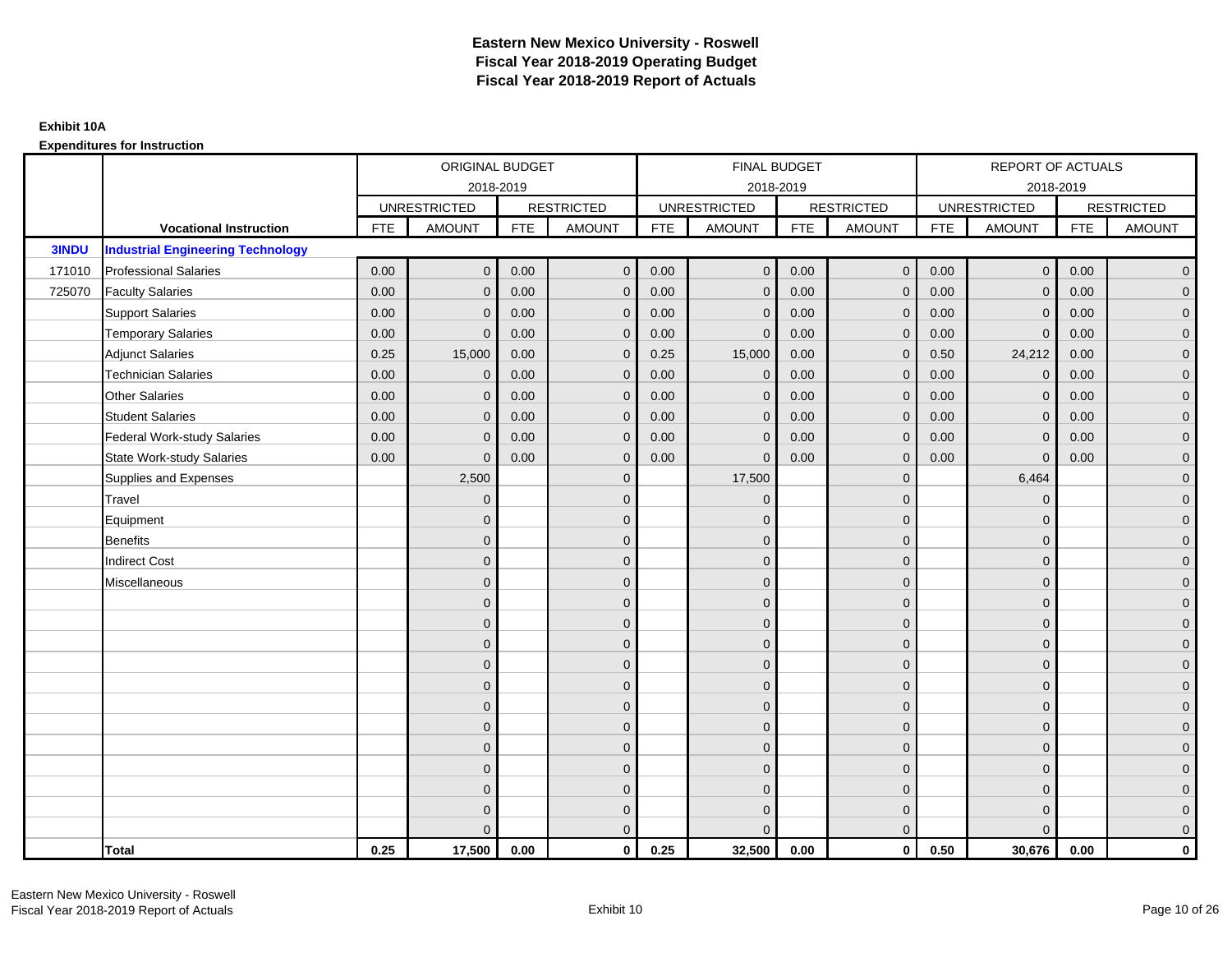# Eastern New Mexico University - Roswell
## Fiscal Year 2018-2019 Operating Budget
## Fiscal Year 2018-2019 Report of Actuals

**Exhibit 10A**

**Expenditures for Instruction**

| | | ORIGINAL BUDGET 2018-2019 | | | | FINAL BUDGET 2018-2019 | | | | REPORT OF ACTUALS 2018-2019 | | | |
|---|---|---|---|---|---|---|---|---|---|---|---|---|---|
| | | UNRESTRICTED | | RESTRICTED | | UNRESTRICTED | | RESTRICTED | | UNRESTRICTED | | RESTRICTED | |
| | **Vocational Instruction** | FTE | AMOUNT | FTE | AMOUNT | FTE | AMOUNT | FTE | AMOUNT | FTE | AMOUNT | FTE | AMOUNT |
| **3INDU** | **Industrial Engineering Technology** | | | | | | | | | | | | |
| 171010 | Professional Salaries | 0.00 | 0 | 0.00 | 0 | 0.00 | 0 | 0.00 | 0 | 0.00 | 0 | 0.00 | 0 |
| 725070 | Faculty Salaries | 0.00 | 0 | 0.00 | 0 | 0.00 | 0 | 0.00 | 0 | 0.00 | 0 | 0.00 | 0 |
| | Support Salaries | 0.00 | 0 | 0.00 | 0 | 0.00 | 0 | 0.00 | 0 | 0.00 | 0 | 0.00 | 0 |
| | Temporary Salaries | 0.00 | 0 | 0.00 | 0 | 0.00 | 0 | 0.00 | 0 | 0.00 | 0 | 0.00 | 0 |
| | Adjunct Salaries | 0.25 | 15,000 | 0.00 | 0 | 0.25 | 15,000 | 0.00 | 0 | 0.50 | 24,212 | 0.00 | 0 |
| | Technician Salaries | 0.00 | 0 | 0.00 | 0 | 0.00 | 0 | 0.00 | 0 | 0.00 | 0 | 0.00 | 0 |
| | Other Salaries | 0.00 | 0 | 0.00 | 0 | 0.00 | 0 | 0.00 | 0 | 0.00 | 0 | 0.00 | 0 |
| | Student Salaries | 0.00 | 0 | 0.00 | 0 | 0.00 | 0 | 0.00 | 0 | 0.00 | 0 | 0.00 | 0 |
| | Federal Work-study Salaries | 0.00 | 0 | 0.00 | 0 | 0.00 | 0 | 0.00 | 0 | 0.00 | 0 | 0.00 | 0 |
| | State Work-study Salaries | 0.00 | 0 | 0.00 | 0 | 0.00 | 0 | 0.00 | 0 | 0.00 | 0 | 0.00 | 0 |
| | Supplies and Expenses | | 2,500 | | 0 | | 17,500 | | 0 | | 6,464 | | 0 |
| | Travel | | 0 | | 0 | | 0 | | 0 | | 0 | | 0 |
| | Equipment | | 0 | | 0 | | 0 | | 0 | | 0 | | 0 |
| | Benefits | | 0 | | 0 | | 0 | | 0 | | 0 | | 0 |
| | Indirect Cost | | 0 | | 0 | | 0 | | 0 | | 0 | | 0 |
| | Miscellaneous | | 0 | | 0 | | 0 | | 0 | | 0 | | 0 |
| | | | 0 | | 0 | | 0 | | 0 | | 0 | | 0 |
| | | | 0 | | 0 | | 0 | | 0 | | 0 | | 0 |
| | | | 0 | | 0 | | 0 | | 0 | | 0 | | 0 |
| | | | 0 | | 0 | | 0 | | 0 | | 0 | | 0 |
| | | | 0 | | 0 | | 0 | | 0 | | 0 | | 0 |
| | | | 0 | | 0 | | 0 | | 0 | | 0 | | 0 |
| | | | 0 | | 0 | | 0 | | 0 | | 0 | | 0 |
| | | | 0 | | 0 | | 0 | | 0 | | 0 | | 0 |
| | | | 0 | | 0 | | 0 | | 0 | | 0 | | 0 |
| | | | 0 | | 0 | | 0 | | 0 | | 0 | | 0 |
| | | | 0 | | 0 | | 0 | | 0 | | 0 | | 0 |
| | | | 0 | | 0 | | 0 | | 0 | | 0 | | 0 |
| | **Total** | **0.25** | **17,500** | **0.00** | **0** | **0.25** | **32,500** | **0.00** | **0** | **0.50** | **30,676** | **0.00** | **0** |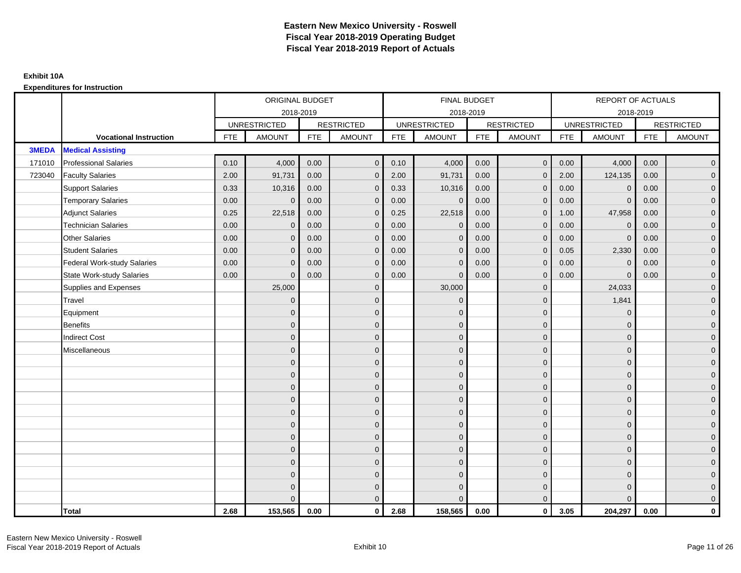# Eastern New Mexico University - Roswell
## Fiscal Year 2018-2019 Operating Budget
## Fiscal Year 2018-2019 Report of Actuals

**Exhibit 10A**

**Expenditures for Instruction**

| | | ORIGINAL BUDGET 2018-2019 | | | | FINAL BUDGET 2018-2019 | | | | REPORT OF ACTUALS 2018-2019 | | | |
|---|---|---|---|---|---|---|---|---|---|---|---|---|---|
| | | UNRESTRICTED | | RESTRICTED | | UNRESTRICTED | | RESTRICTED | | UNRESTRICTED | | RESTRICTED | |
| | **Vocational Instruction** | FTE | AMOUNT | FTE | AMOUNT | FTE | AMOUNT | FTE | AMOUNT | FTE | AMOUNT | FTE | AMOUNT |
| **3MEDA** | **Medical Assisting** | | | | | | | | | | | | |
| 171010 | Professional Salaries | 0.10 | 4,000 | 0.00 | 0 | 0.10 | 4,000 | 0.00 | 0 | 0.00 | 4,000 | 0.00 | 0 |
| 723040 | Faculty Salaries | 2.00 | 91,731 | 0.00 | 0 | 2.00 | 91,731 | 0.00 | 0 | 2.00 | 124,135 | 0.00 | 0 |
| | Support Salaries | 0.33 | 10,316 | 0.00 | 0 | 0.33 | 10,316 | 0.00 | 0 | 0.00 | 0 | 0.00 | 0 |
| | Temporary Salaries | 0.00 | 0 | 0.00 | 0 | 0.00 | 0 | 0.00 | 0 | 0.00 | 0 | 0.00 | 0 |
| | Adjunct Salaries | 0.25 | 22,518 | 0.00 | 0 | 0.25 | 22,518 | 0.00 | 0 | 1.00 | 47,958 | 0.00 | 0 |
| | Technician Salaries | 0.00 | 0 | 0.00 | 0 | 0.00 | 0 | 0.00 | 0 | 0.00 | 0 | 0.00 | 0 |
| | Other Salaries | 0.00 | 0 | 0.00 | 0 | 0.00 | 0 | 0.00 | 0 | 0.00 | 0 | 0.00 | 0 |
| | Student Salaries | 0.00 | 0 | 0.00 | 0 | 0.00 | 0 | 0.00 | 0 | 0.05 | 2,330 | 0.00 | 0 |
| | Federal Work-study Salaries | 0.00 | 0 | 0.00 | 0 | 0.00 | 0 | 0.00 | 0 | 0.00 | 0 | 0.00 | 0 |
| | State Work-study Salaries | 0.00 | 0 | 0.00 | 0 | 0.00 | 0 | 0.00 | 0 | 0.00 | 0 | 0.00 | 0 |
| | Supplies and Expenses | | 25,000 | | 0 | | 30,000 | | 0 | | 24,033 | | 0 |
| | Travel | | 0 | | 0 | | 0 | | 0 | | 1,841 | | 0 |
| | Equipment | | 0 | | 0 | | 0 | | 0 | | 0 | | 0 |
| | Benefits | | 0 | | 0 | | 0 | | 0 | | 0 | | 0 |
| | Indirect Cost | | 0 | | 0 | | 0 | | 0 | | 0 | | 0 |
| | Miscellaneous | | 0 | | 0 | | 0 | | 0 | | 0 | | 0 |
| | | | 0 | | 0 | | 0 | | 0 | | 0 | | 0 |
| | | | 0 | | 0 | | 0 | | 0 | | 0 | | 0 |
| | | | 0 | | 0 | | 0 | | 0 | | 0 | | 0 |
| | | | 0 | | 0 | | 0 | | 0 | | 0 | | 0 |
| | | | 0 | | 0 | | 0 | | 0 | | 0 | | 0 |
| | | | 0 | | 0 | | 0 | | 0 | | 0 | | 0 |
| | | | 0 | | 0 | | 0 | | 0 | | 0 | | 0 |
| | | | 0 | | 0 | | 0 | | 0 | | 0 | | 0 |
| | | | 0 | | 0 | | 0 | | 0 | | 0 | | 0 |
| | | | 0 | | 0 | | 0 | | 0 | | 0 | | 0 |
| | | | 0 | | 0 | | 0 | | 0 | | 0 | | 0 |
| | | | 0 | | 0 | | 0 | | 0 | | 0 | | 0 |
| | **Total** | **2.68** | **153,565** | **0.00** | **0** | **2.68** | **158,565** | **0.00** | **0** | **3.05** | **204,297** | **0.00** | **0** |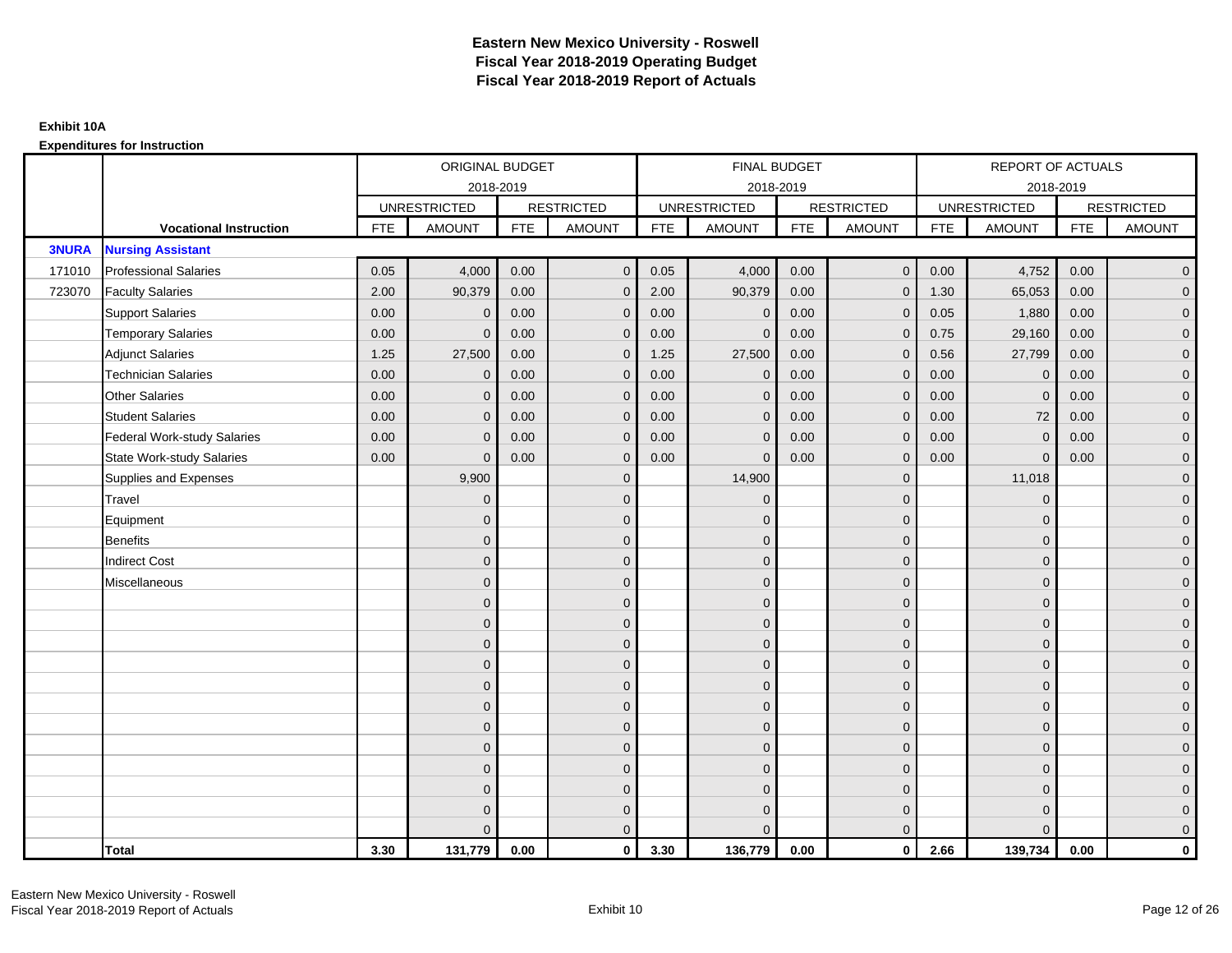# Eastern New Mexico University - Roswell
# Fiscal Year 2018-2019 Operating Budget
# Fiscal Year 2018-2019 Report of Actuals

**Exhibit 10A**

**Expenditures for Instruction**

| | | ORIGINAL BUDGET | | | | FINAL BUDGET | | | | REPORT OF ACTUALS | | | |
|---|---|---|---|---|---|---|---|---|---|---|---|---|---|
| | | 2018-2019 | | | | 2018-2019 | | | | 2018-2019 | | | |
| | | UNRESTRICTED | | RESTRICTED | | UNRESTRICTED | | RESTRICTED | | UNRESTRICTED | | RESTRICTED | |
| | **Vocational Instruction** | FTE | AMOUNT | FTE | AMOUNT | FTE | AMOUNT | FTE | AMOUNT | FTE | AMOUNT | FTE | AMOUNT |
| **3NURA** | **Nursing Assistant** | | | | | | | | | | | | |
| 171010 | Professional Salaries | 0.05 | 4,000 | 0.00 | 0 | 0.05 | 4,000 | 0.00 | 0 | 0.00 | 4,752 | 0.00 | 0 |
| 723070 | Faculty Salaries | 2.00 | 90,379 | 0.00 | 0 | 2.00 | 90,379 | 0.00 | 0 | 1.30 | 65,053 | 0.00 | 0 |
| | Support Salaries | 0.00 | 0 | 0.00 | 0 | 0.00 | 0 | 0.00 | 0 | 0.05 | 1,880 | 0.00 | 0 |
| | Temporary Salaries | 0.00 | 0 | 0.00 | 0 | 0.00 | 0 | 0.00 | 0 | 0.75 | 29,160 | 0.00 | 0 |
| | Adjunct Salaries | 1.25 | 27,500 | 0.00 | 0 | 1.25 | 27,500 | 0.00 | 0 | 0.56 | 27,799 | 0.00 | 0 |
| | Technician Salaries | 0.00 | 0 | 0.00 | 0 | 0.00 | 0 | 0.00 | 0 | 0.00 | 0 | 0.00 | 0 |
| | Other Salaries | 0.00 | 0 | 0.00 | 0 | 0.00 | 0 | 0.00 | 0 | 0.00 | 0 | 0.00 | 0 |
| | Student Salaries | 0.00 | 0 | 0.00 | 0 | 0.00 | 0 | 0.00 | 0 | 0.00 | 72 | 0.00 | 0 |
| | Federal Work-study Salaries | 0.00 | 0 | 0.00 | 0 | 0.00 | 0 | 0.00 | 0 | 0.00 | 0 | 0.00 | 0 |
| | State Work-study Salaries | 0.00 | 0 | 0.00 | 0 | 0.00 | 0 | 0.00 | 0 | 0.00 | 0 | 0.00 | 0 |
| | Supplies and Expenses | | 9,900 | | 0 | | 14,900 | | 0 | | 11,018 | | 0 |
| | Travel | | 0 | | 0 | | 0 | | 0 | | 0 | | 0 |
| | Equipment | | 0 | | 0 | | 0 | | 0 | | 0 | | 0 |
| | Benefits | | 0 | | 0 | | 0 | | 0 | | 0 | | 0 |
| | Indirect Cost | | 0 | | 0 | | 0 | | 0 | | 0 | | 0 |
| | Miscellaneous | | 0 | | 0 | | 0 | | 0 | | 0 | | 0 |
| | | | 0 | | 0 | | 0 | | 0 | | 0 | | 0 |
| | | | 0 | | 0 | | 0 | | 0 | | 0 | | 0 |
| | | | 0 | | 0 | | 0 | | 0 | | 0 | | 0 |
| | | | 0 | | 0 | | 0 | | 0 | | 0 | | 0 |
| | | | 0 | | 0 | | 0 | | 0 | | 0 | | 0 |
| | | | 0 | | 0 | | 0 | | 0 | | 0 | | 0 |
| | | | 0 | | 0 | | 0 | | 0 | | 0 | | 0 |
| | | | 0 | | 0 | | 0 | | 0 | | 0 | | 0 |
| | | | 0 | | 0 | | 0 | | 0 | | 0 | | 0 |
| | | | 0 | | 0 | | 0 | | 0 | | 0 | | 0 |
| | | | 0 | | 0 | | 0 | | 0 | | 0 | | 0 |
| | | | 0 | | 0 | | 0 | | 0 | | 0 | | 0 |
| | **Total** | **3.30** | **131,779** | **0.00** | **0** | **3.30** | **136,779** | **0.00** | **0** | **2.66** | **139,734** | **0.00** | **0** |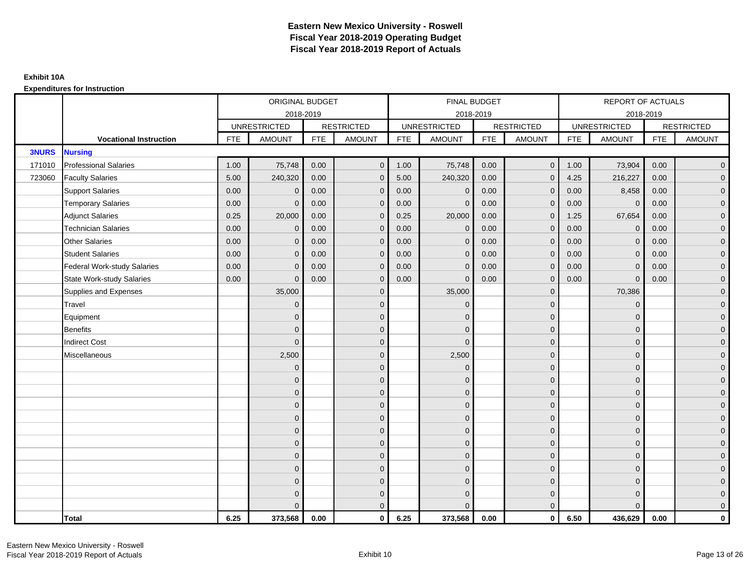# Eastern New Mexico University - Roswell
## Fiscal Year 2018-2019 Operating Budget
## Fiscal Year 2018-2019 Report of Actuals

**Exhibit 10A**

**Expenditures for Instruction**

| | | ORIGINAL BUDGET | | | | FINAL BUDGET | | | | REPORT OF ACTUALS | | | |
|---|---|---|---|---|---|---|---|---|---|---|---|---|---|
| | | 2018-2019 | | | | 2018-2019 | | | | 2018-2019 | | | |
| | | UNRESTRICTED | | RESTRICTED | | UNRESTRICTED | | RESTRICTED | | UNRESTRICTED | | RESTRICTED | |
| | **Vocational Instruction** | FTE | AMOUNT | FTE | AMOUNT | FTE | AMOUNT | FTE | AMOUNT | FTE | AMOUNT | FTE | AMOUNT |
| **3NURS** | **Nursing** | | | | | | | | | | | | |
| 171010 | Professional Salaries | 1.00 | 75,748 | 0.00 | 0 | 1.00 | 75,748 | 0.00 | 0 | 1.00 | 73,904 | 0.00 | 0 |
| 723060 | Faculty Salaries | 5.00 | 240,320 | 0.00 | 0 | 5.00 | 240,320 | 0.00 | 0 | 4.25 | 216,227 | 0.00 | 0 |
| | Support Salaries | 0.00 | 0 | 0.00 | 0 | 0.00 | 0 | 0.00 | 0 | 0.00 | 8,458 | 0.00 | 0 |
| | Temporary Salaries | 0.00 | 0 | 0.00 | 0 | 0.00 | 0 | 0.00 | 0 | 0.00 | 0 | 0.00 | 0 |
| | Adjunct Salaries | 0.25 | 20,000 | 0.00 | 0 | 0.25 | 20,000 | 0.00 | 0 | 1.25 | 67,654 | 0.00 | 0 |
| | Technician Salaries | 0.00 | 0 | 0.00 | 0 | 0.00 | 0 | 0.00 | 0 | 0.00 | 0 | 0.00 | 0 |
| | Other Salaries | 0.00 | 0 | 0.00 | 0 | 0.00 | 0 | 0.00 | 0 | 0.00 | 0 | 0.00 | 0 |
| | Student Salaries | 0.00 | 0 | 0.00 | 0 | 0.00 | 0 | 0.00 | 0 | 0.00 | 0 | 0.00 | 0 |
| | Federal Work-study Salaries | 0.00 | 0 | 0.00 | 0 | 0.00 | 0 | 0.00 | 0 | 0.00 | 0 | 0.00 | 0 |
| | State Work-study Salaries | 0.00 | 0 | 0.00 | 0 | 0.00 | 0 | 0.00 | 0 | 0.00 | 0 | 0.00 | 0 |
| | Supplies and Expenses | | 35,000 | | 0 | | 35,000 | | 0 | | 70,386 | | 0 |
| | Travel | | 0 | | 0 | | 0 | | 0 | | 0 | | 0 |
| | Equipment | | 0 | | 0 | | 0 | | 0 | | 0 | | 0 |
| | Benefits | | 0 | | 0 | | 0 | | 0 | | 0 | | 0 |
| | Indirect Cost | | 0 | | 0 | | 0 | | 0 | | 0 | | 0 |
| | Miscellaneous | | 2,500 | | 0 | | 2,500 | | 0 | | 0 | | 0 |
| | | | 0 | | 0 | | 0 | | 0 | | 0 | | 0 |
| | | | 0 | | 0 | | 0 | | 0 | | 0 | | 0 |
| | | | 0 | | 0 | | 0 | | 0 | | 0 | | 0 |
| | | | 0 | | 0 | | 0 | | 0 | | 0 | | 0 |
| | | | 0 | | 0 | | 0 | | 0 | | 0 | | 0 |
| | | | 0 | | 0 | | 0 | | 0 | | 0 | | 0 |
| | | | 0 | | 0 | | 0 | | 0 | | 0 | | 0 |
| | | | 0 | | 0 | | 0 | | 0 | | 0 | | 0 |
| | | | 0 | | 0 | | 0 | | 0 | | 0 | | 0 |
| | | | 0 | | 0 | | 0 | | 0 | | 0 | | 0 |
| | | | 0 | | 0 | | 0 | | 0 | | 0 | | 0 |
| | | | 0 | | 0 | | 0 | | 0 | | 0 | | 0 |
| | **Total** | **6.25** | **373,568** | **0.00** | **0** | **6.25** | **373,568** | **0.00** | **0** | **6.50** | **436,629** | **0.00** | **0** |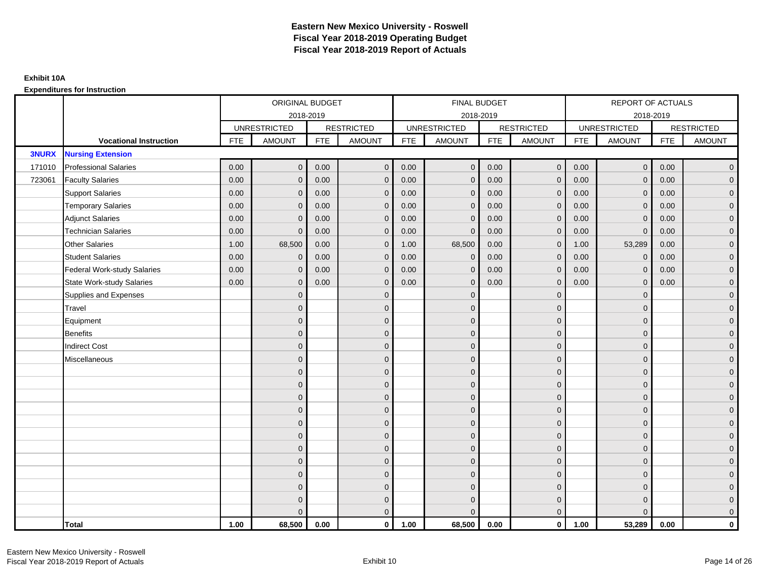# Eastern New Mexico University - Roswell
## Fiscal Year 2018-2019 Operating Budget
## Fiscal Year 2018-2019 Report of Actuals

**Exhibit 10A**

**Expenditures for Instruction**

| | | ORIGINAL BUDGET 2018-2019 | | | | FINAL BUDGET 2018-2019 | | | | REPORT OF ACTUALS 2018-2019 | | | |
|---|---|---|---|---|---|---|---|---|---|---|---|---|---|
| | | UNRESTRICTED | | RESTRICTED | | UNRESTRICTED | | RESTRICTED | | UNRESTRICTED | | RESTRICTED | |
| | **Vocational Instruction** | FTE | AMOUNT | FTE | AMOUNT | FTE | AMOUNT | FTE | AMOUNT | FTE | AMOUNT | FTE | AMOUNT |
| **3NURX** | **Nursing Extension** | | | | | | | | | | | | |
| 171010 | Professional Salaries | 0.00 | 0 | 0.00 | 0 | 0.00 | 0 | 0.00 | 0 | 0.00 | 0 | 0.00 | 0 |
| 723061 | Faculty Salaries | 0.00 | 0 | 0.00 | 0 | 0.00 | 0 | 0.00 | 0 | 0.00 | 0 | 0.00 | 0 |
| | Support Salaries | 0.00 | 0 | 0.00 | 0 | 0.00 | 0 | 0.00 | 0 | 0.00 | 0 | 0.00 | 0 |
| | Temporary Salaries | 0.00 | 0 | 0.00 | 0 | 0.00 | 0 | 0.00 | 0 | 0.00 | 0 | 0.00 | 0 |
| | Adjunct Salaries | 0.00 | 0 | 0.00 | 0 | 0.00 | 0 | 0.00 | 0 | 0.00 | 0 | 0.00 | 0 |
| | Technician Salaries | 0.00 | 0 | 0.00 | 0 | 0.00 | 0 | 0.00 | 0 | 0.00 | 0 | 0.00 | 0 |
| | Other Salaries | 1.00 | 68,500 | 0.00 | 0 | 1.00 | 68,500 | 0.00 | 0 | 1.00 | 53,289 | 0.00 | 0 |
| | Student Salaries | 0.00 | 0 | 0.00 | 0 | 0.00 | 0 | 0.00 | 0 | 0.00 | 0 | 0.00 | 0 |
| | Federal Work-study Salaries | 0.00 | 0 | 0.00 | 0 | 0.00 | 0 | 0.00 | 0 | 0.00 | 0 | 0.00 | 0 |
| | State Work-study Salaries | 0.00 | 0 | 0.00 | 0 | 0.00 | 0 | 0.00 | 0 | 0.00 | 0 | 0.00 | 0 |
| | Supplies and Expenses | | 0 | | 0 | | 0 | | 0 | | 0 | | 0 |
| | Travel | | 0 | | 0 | | 0 | | 0 | | 0 | | 0 |
| | Equipment | | 0 | | 0 | | 0 | | 0 | | 0 | | 0 |
| | Benefits | | 0 | | 0 | | 0 | | 0 | | 0 | | 0 |
| | Indirect Cost | | 0 | | 0 | | 0 | | 0 | | 0 | | 0 |
| | Miscellaneous | | 0 | | 0 | | 0 | | 0 | | 0 | | 0 |
| | | | 0 | | 0 | | 0 | | 0 | | 0 | | 0 |
| | | | 0 | | 0 | | 0 | | 0 | | 0 | | 0 |
| | | | 0 | | 0 | | 0 | | 0 | | 0 | | 0 |
| | | | 0 | | 0 | | 0 | | 0 | | 0 | | 0 |
| | | | 0 | | 0 | | 0 | | 0 | | 0 | | 0 |
| | | | 0 | | 0 | | 0 | | 0 | | 0 | | 0 |
| | | | 0 | | 0 | | 0 | | 0 | | 0 | | 0 |
| | | | 0 | | 0 | | 0 | | 0 | | 0 | | 0 |
| | | | 0 | | 0 | | 0 | | 0 | | 0 | | 0 |
| | | | 0 | | 0 | | 0 | | 0 | | 0 | | 0 |
| | | | 0 | | 0 | | 0 | | 0 | | 0 | | 0 |
| | | | 0 | | 0 | | 0 | | 0 | | 0 | | 0 |
| | **Total** | **1.00** | **68,500** | **0.00** | **0** | **1.00** | **68,500** | **0.00** | **0** | **1.00** | **53,289** | **0.00** | **0** |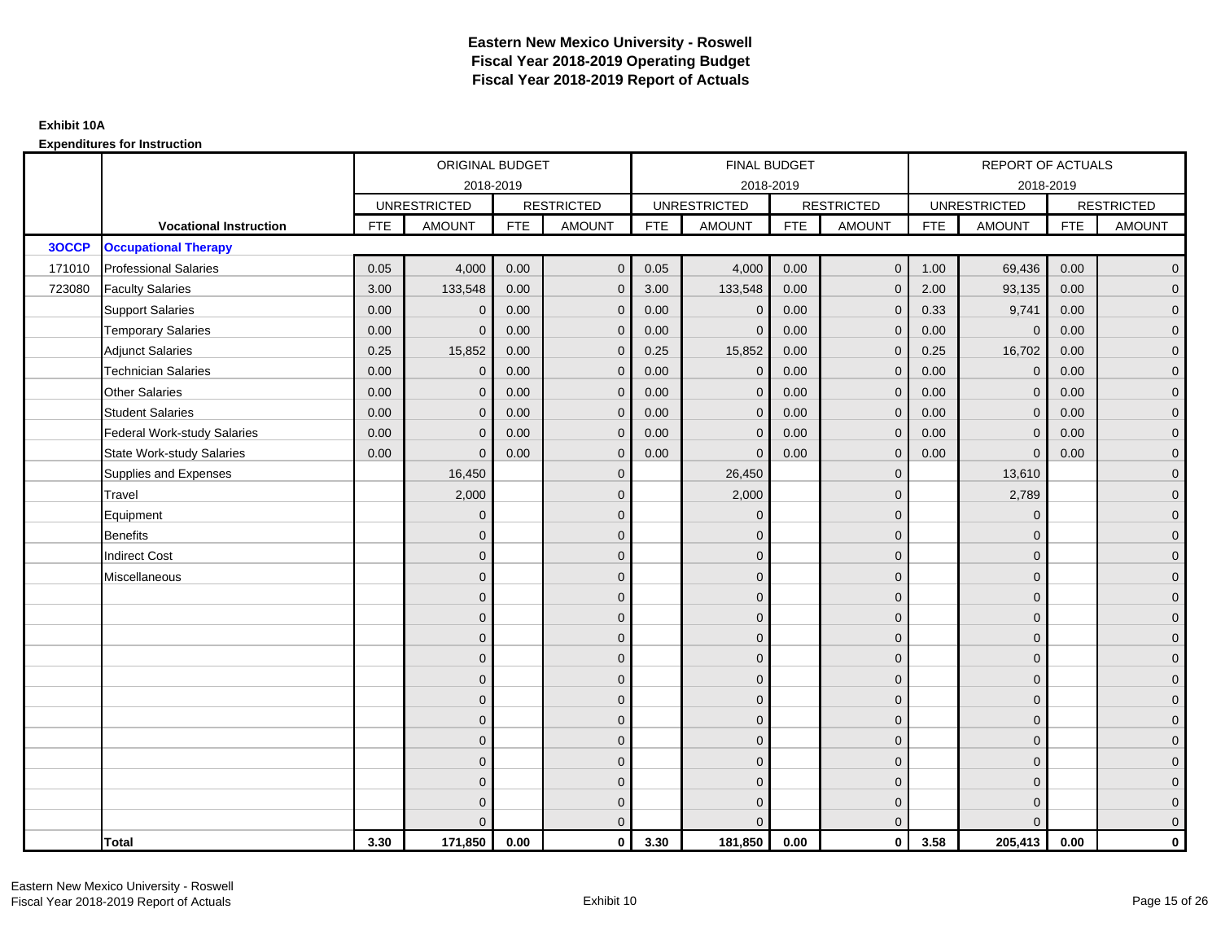# Eastern New Mexico University - Roswell
## Fiscal Year 2018-2019 Operating Budget
## Fiscal Year 2018-2019 Report of Actuals

**Exhibit 10A**

**Expenditures for Instruction**

| | | ORIGINAL BUDGET | | | | FINAL BUDGET | | | | REPORT OF ACTUALS | | | |
|---|---|---|---|---|---|---|---|---|---|---|---|---|---|
| | | 2018-2019 | | | | 2018-2019 | | | | 2018-2019 | | | |
| | | UNRESTRICTED | | RESTRICTED | | UNRESTRICTED | | RESTRICTED | | UNRESTRICTED | | RESTRICTED | |
| | **Vocational Instruction** | FTE | AMOUNT | FTE | AMOUNT | FTE | AMOUNT | FTE | AMOUNT | FTE | AMOUNT | FTE | AMOUNT |
| **3OCCP** | **Occupational Therapy** | | | | | | | | | | | | |
| 171010 | Professional Salaries | 0.05 | 4,000 | 0.00 | 0 | 0.05 | 4,000 | 0.00 | 0 | 1.00 | 69,436 | 0.00 | 0 |
| 723080 | Faculty Salaries | 3.00 | 133,548 | 0.00 | 0 | 3.00 | 133,548 | 0.00 | 0 | 2.00 | 93,135 | 0.00 | 0 |
| | Support Salaries | 0.00 | 0 | 0.00 | 0 | 0.00 | 0 | 0.00 | 0 | 0.33 | 9,741 | 0.00 | 0 |
| | Temporary Salaries | 0.00 | 0 | 0.00 | 0 | 0.00 | 0 | 0.00 | 0 | 0.00 | 0 | 0.00 | 0 |
| | Adjunct Salaries | 0.25 | 15,852 | 0.00 | 0 | 0.25 | 15,852 | 0.00 | 0 | 0.25 | 16,702 | 0.00 | 0 |
| | Technician Salaries | 0.00 | 0 | 0.00 | 0 | 0.00 | 0 | 0.00 | 0 | 0.00 | 0 | 0.00 | 0 |
| | Other Salaries | 0.00 | 0 | 0.00 | 0 | 0.00 | 0 | 0.00 | 0 | 0.00 | 0 | 0.00 | 0 |
| | Student Salaries | 0.00 | 0 | 0.00 | 0 | 0.00 | 0 | 0.00 | 0 | 0.00 | 0 | 0.00 | 0 |
| | Federal Work-study Salaries | 0.00 | 0 | 0.00 | 0 | 0.00 | 0 | 0.00 | 0 | 0.00 | 0 | 0.00 | 0 |
| | State Work-study Salaries | 0.00 | 0 | 0.00 | 0 | 0.00 | 0 | 0.00 | 0 | 0.00 | 0 | 0.00 | 0 |
| | Supplies and Expenses | | 16,450 | | 0 | | 26,450 | | 0 | | 13,610 | | 0 |
| | Travel | | 2,000 | | 0 | | 2,000 | | 0 | | 2,789 | | 0 |
| | Equipment | | 0 | | 0 | | 0 | | 0 | | 0 | | 0 |
| | Benefits | | 0 | | 0 | | 0 | | 0 | | 0 | | 0 |
| | Indirect Cost | | 0 | | 0 | | 0 | | 0 | | 0 | | 0 |
| | Miscellaneous | | 0 | | 0 | | 0 | | 0 | | 0 | | 0 |
| | | | 0 | | 0 | | 0 | | 0 | | 0 | | 0 |
| | | | 0 | | 0 | | 0 | | 0 | | 0 | | 0 |
| | | | 0 | | 0 | | 0 | | 0 | | 0 | | 0 |
| | | | 0 | | 0 | | 0 | | 0 | | 0 | | 0 |
| | | | 0 | | 0 | | 0 | | 0 | | 0 | | 0 |
| | | | 0 | | 0 | | 0 | | 0 | | 0 | | 0 |
| | | | 0 | | 0 | | 0 | | 0 | | 0 | | 0 |
| | | | 0 | | 0 | | 0 | | 0 | | 0 | | 0 |
| | | | 0 | | 0 | | 0 | | 0 | | 0 | | 0 |
| | | | 0 | | 0 | | 0 | | 0 | | 0 | | 0 |
| | | | 0 | | 0 | | 0 | | 0 | | 0 | | 0 |
| | | | 0 | | 0 | | 0 | | 0 | | 0 | | 0 |
| | **Total** | **3.30** | **171,850** | **0.00** | **0** | **3.30** | **181,850** | **0.00** | **0** | **3.58** | **205,413** | **0.00** | **0** |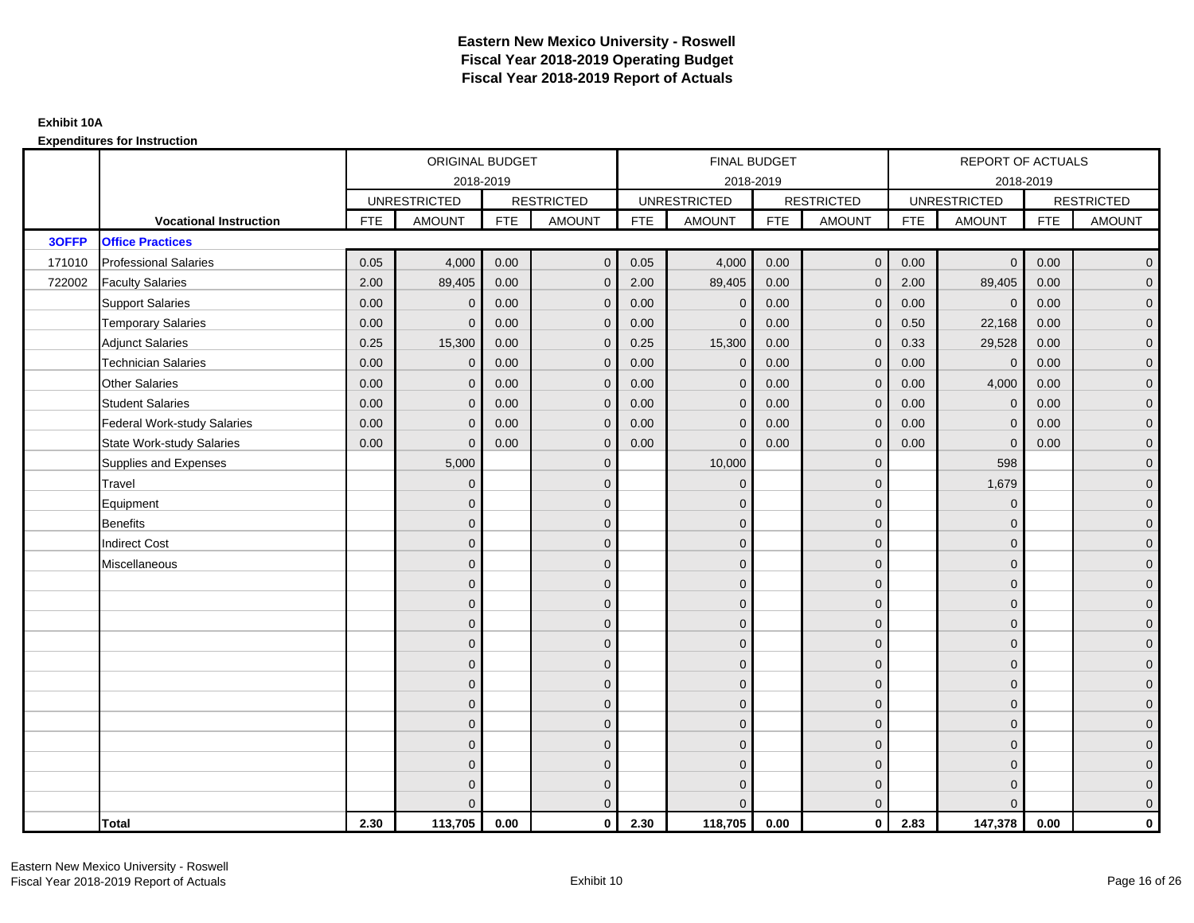# Eastern New Mexico University - Roswell
# Fiscal Year 2018-2019 Operating Budget
# Fiscal Year 2018-2019 Report of Actuals

**Exhibit 10A**

**Expenditures for Instruction**

| | | ORIGINAL BUDGET 2018-2019 | | | | FINAL BUDGET 2018-2019 | | | | REPORT OF ACTUALS 2018-2019 | | | |
|---|---|---|---|---|---|---|---|---|---|---|---|---|---|
| | | UNRESTRICTED | | RESTRICTED | | UNRESTRICTED | | RESTRICTED | | UNRESTRICTED | | RESTRICTED | |
| | **Vocational Instruction** | FTE | AMOUNT | FTE | AMOUNT | FTE | AMOUNT | FTE | AMOUNT | FTE | AMOUNT | FTE | AMOUNT |
| **3OFFP** | **Office Practices** | | | | | | | | | | | | |
| 171010 | Professional Salaries | 0.05 | 4,000 | 0.00 | 0 | 0.05 | 4,000 | 0.00 | 0 | 0.00 | 0 | 0.00 | 0 |
| 722002 | Faculty Salaries | 2.00 | 89,405 | 0.00 | 0 | 2.00 | 89,405 | 0.00 | 0 | 2.00 | 89,405 | 0.00 | 0 |
| | Support Salaries | 0.00 | 0 | 0.00 | 0 | 0.00 | 0 | 0.00 | 0 | 0.00 | 0 | 0.00 | 0 |
| | Temporary Salaries | 0.00 | 0 | 0.00 | 0 | 0.00 | 0 | 0.00 | 0 | 0.50 | 22,168 | 0.00 | 0 |
| | Adjunct Salaries | 0.25 | 15,300 | 0.00 | 0 | 0.25 | 15,300 | 0.00 | 0 | 0.33 | 29,528 | 0.00 | 0 |
| | Technician Salaries | 0.00 | 0 | 0.00 | 0 | 0.00 | 0 | 0.00 | 0 | 0.00 | 0 | 0.00 | 0 |
| | Other Salaries | 0.00 | 0 | 0.00 | 0 | 0.00 | 0 | 0.00 | 0 | 0.00 | 4,000 | 0.00 | 0 |
| | Student Salaries | 0.00 | 0 | 0.00 | 0 | 0.00 | 0 | 0.00 | 0 | 0.00 | 0 | 0.00 | 0 |
| | Federal Work-study Salaries | 0.00 | 0 | 0.00 | 0 | 0.00 | 0 | 0.00 | 0 | 0.00 | 0 | 0.00 | 0 |
| | State Work-study Salaries | 0.00 | 0 | 0.00 | 0 | 0.00 | 0 | 0.00 | 0 | 0.00 | 0 | 0.00 | 0 |
| | Supplies and Expenses | | 5,000 | | 0 | | 10,000 | | 0 | | 598 | | 0 |
| | Travel | | 0 | | 0 | | 0 | | 0 | | 1,679 | | 0 |
| | Equipment | | 0 | | 0 | | 0 | | 0 | | 0 | | 0 |
| | Benefits | | 0 | | 0 | | 0 | | 0 | | 0 | | 0 |
| | Indirect Cost | | 0 | | 0 | | 0 | | 0 | | 0 | | 0 |
| | Miscellaneous | | 0 | | 0 | | 0 | | 0 | | 0 | | 0 |
| | | | 0 | | 0 | | 0 | | 0 | | 0 | | 0 |
| | | | 0 | | 0 | | 0 | | 0 | | 0 | | 0 |
| | | | 0 | | 0 | | 0 | | 0 | | 0 | | 0 |
| | | | 0 | | 0 | | 0 | | 0 | | 0 | | 0 |
| | | | 0 | | 0 | | 0 | | 0 | | 0 | | 0 |
| | | | 0 | | 0 | | 0 | | 0 | | 0 | | 0 |
| | | | 0 | | 0 | | 0 | | 0 | | 0 | | 0 |
| | | | 0 | | 0 | | 0 | | 0 | | 0 | | 0 |
| | | | 0 | | 0 | | 0 | | 0 | | 0 | | 0 |
| | | | 0 | | 0 | | 0 | | 0 | | 0 | | 0 |
| | | | 0 | | 0 | | 0 | | 0 | | 0 | | 0 |
| | | | 0 | | 0 | | 0 | | 0 | | 0 | | 0 |
| | **Total** | **2.30** | **113,705** | **0.00** | **0** | **2.30** | **118,705** | **0.00** | **0** | **2.83** | **147,378** | **0.00** | **0** |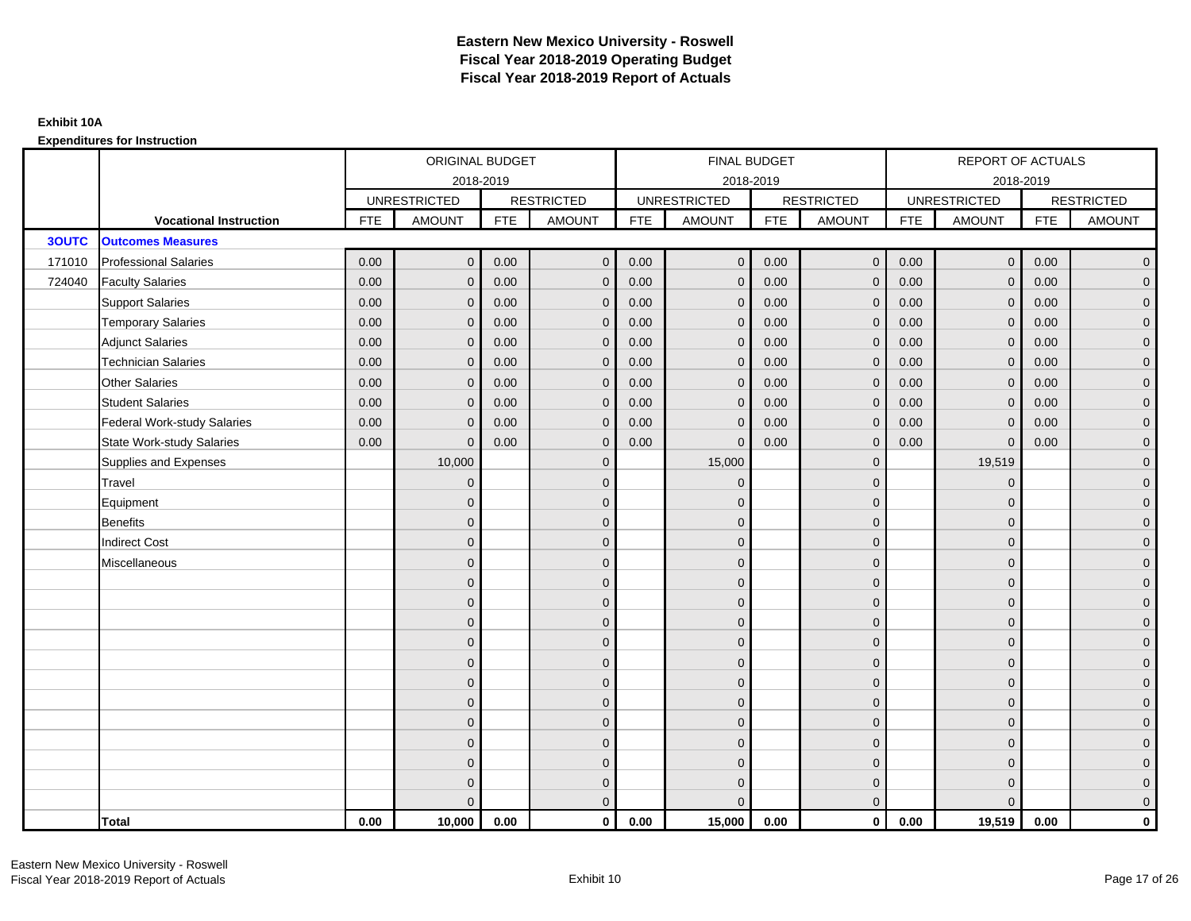# Eastern New Mexico University - Roswell
## Fiscal Year 2018-2019 Operating Budget
## Fiscal Year 2018-2019 Report of Actuals

**Exhibit 10A**

**Expenditures for Instruction**

| | | ORIGINAL BUDGET 2018-2019 | | | | FINAL BUDGET 2018-2019 | | | | REPORT OF ACTUALS 2018-2019 | | | |
|---|---|---|---|---|---|---|---|---|---|---|---|---|---|
| | | UNRESTRICTED | | RESTRICTED | | UNRESTRICTED | | RESTRICTED | | UNRESTRICTED | | RESTRICTED | |
| | **Vocational Instruction** | FTE | AMOUNT | FTE | AMOUNT | FTE | AMOUNT | FTE | AMOUNT | FTE | AMOUNT | FTE | AMOUNT |
| **3OUTC** | **Outcomes Measures** | | | | | | | | | | | | |
| 171010 | Professional Salaries | 0.00 | 0 | 0.00 | 0 | 0.00 | 0 | 0.00 | 0 | 0.00 | 0 | 0.00 | 0 |
| 724040 | Faculty Salaries | 0.00 | 0 | 0.00 | 0 | 0.00 | 0 | 0.00 | 0 | 0.00 | 0 | 0.00 | 0 |
| | Support Salaries | 0.00 | 0 | 0.00 | 0 | 0.00 | 0 | 0.00 | 0 | 0.00 | 0 | 0.00 | 0 |
| | Temporary Salaries | 0.00 | 0 | 0.00 | 0 | 0.00 | 0 | 0.00 | 0 | 0.00 | 0 | 0.00 | 0 |
| | Adjunct Salaries | 0.00 | 0 | 0.00 | 0 | 0.00 | 0 | 0.00 | 0 | 0.00 | 0 | 0.00 | 0 |
| | Technician Salaries | 0.00 | 0 | 0.00 | 0 | 0.00 | 0 | 0.00 | 0 | 0.00 | 0 | 0.00 | 0 |
| | Other Salaries | 0.00 | 0 | 0.00 | 0 | 0.00 | 0 | 0.00 | 0 | 0.00 | 0 | 0.00 | 0 |
| | Student Salaries | 0.00 | 0 | 0.00 | 0 | 0.00 | 0 | 0.00 | 0 | 0.00 | 0 | 0.00 | 0 |
| | Federal Work-study Salaries | 0.00 | 0 | 0.00 | 0 | 0.00 | 0 | 0.00 | 0 | 0.00 | 0 | 0.00 | 0 |
| | State Work-study Salaries | 0.00 | 0 | 0.00 | 0 | 0.00 | 0 | 0.00 | 0 | 0.00 | 0 | 0.00 | 0 |
| | Supplies and Expenses | | 10,000 | | 0 | | 15,000 | | 0 | | 19,519 | | 0 |
| | Travel | | 0 | | 0 | | 0 | | 0 | | 0 | | 0 |
| | Equipment | | 0 | | 0 | | 0 | | 0 | | 0 | | 0 |
| | Benefits | | 0 | | 0 | | 0 | | 0 | | 0 | | 0 |
| | Indirect Cost | | 0 | | 0 | | 0 | | 0 | | 0 | | 0 |
| | Miscellaneous | | 0 | | 0 | | 0 | | 0 | | 0 | | 0 |
| | | | 0 | | 0 | | 0 | | 0 | | 0 | | 0 |
| | | | 0 | | 0 | | 0 | | 0 | | 0 | | 0 |
| | | | 0 | | 0 | | 0 | | 0 | | 0 | | 0 |
| | | | 0 | | 0 | | 0 | | 0 | | 0 | | 0 |
| | | | 0 | | 0 | | 0 | | 0 | | 0 | | 0 |
| | | | 0 | | 0 | | 0 | | 0 | | 0 | | 0 |
| | | | 0 | | 0 | | 0 | | 0 | | 0 | | 0 |
| | | | 0 | | 0 | | 0 | | 0 | | 0 | | 0 |
| | | | 0 | | 0 | | 0 | | 0 | | 0 | | 0 |
| | | | 0 | | 0 | | 0 | | 0 | | 0 | | 0 |
| | | | 0 | | 0 | | 0 | | 0 | | 0 | | 0 |
| | | | 0 | | 0 | | 0 | | 0 | | 0 | | 0 |
| | **Total** | **0.00** | **10,000** | **0.00** | **0** | **0.00** | **15,000** | **0.00** | **0** | **0.00** | **19,519** | **0.00** | **0** |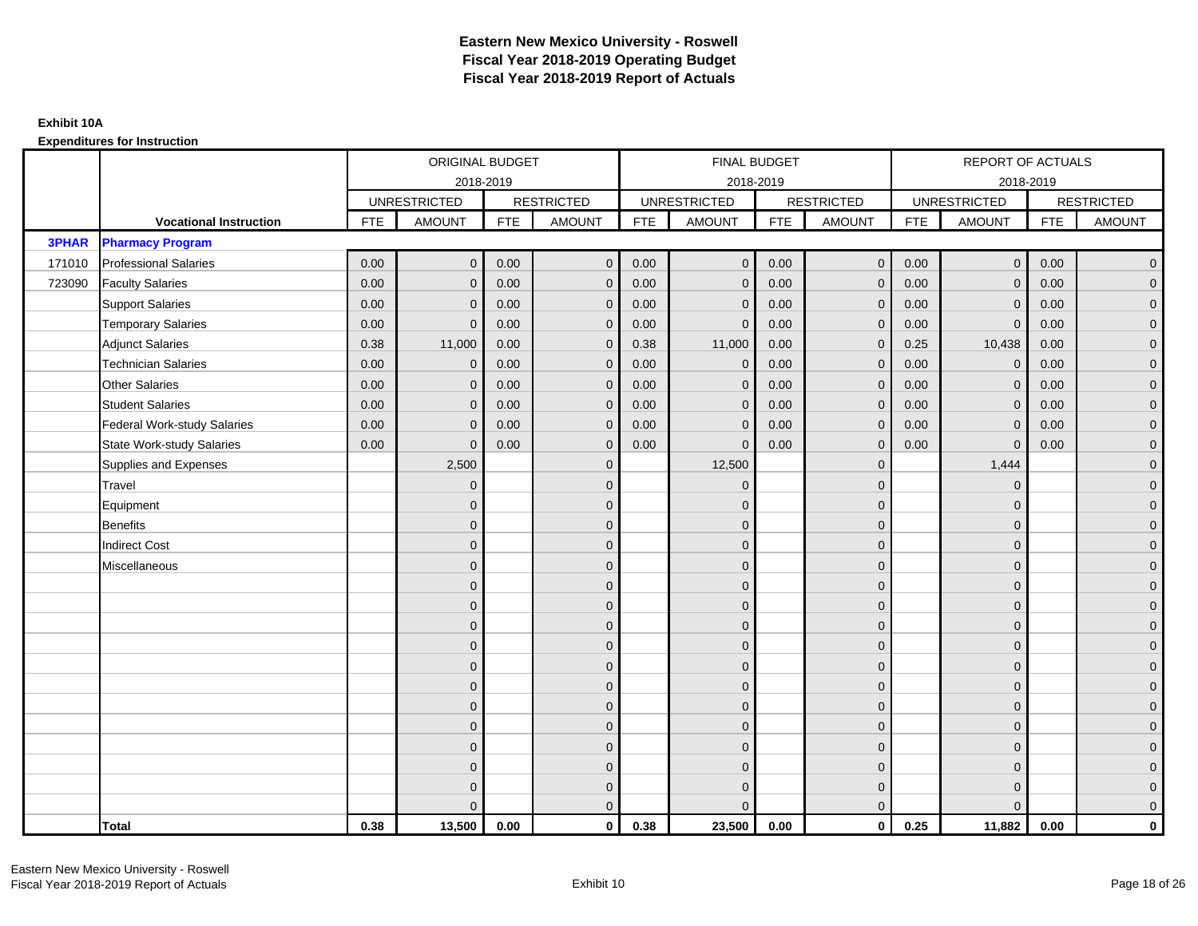# Eastern New Mexico University - Roswell
## Fiscal Year 2018-2019 Operating Budget
## Fiscal Year 2018-2019 Report of Actuals

**Exhibit 10A**

**Expenditures for Instruction**

| | | ORIGINAL BUDGET | | | | FINAL BUDGET | | | | REPORT OF ACTUALS | | | |
|---|---|---|---|---|---|---|---|---|---|---|---|---|---|
| | | 2018-2019 | | | | 2018-2019 | | | | 2018-2019 | | | |
| | | UNRESTRICTED | | RESTRICTED | | UNRESTRICTED | | RESTRICTED | | UNRESTRICTED | | RESTRICTED | |
| | **Vocational Instruction** | FTE | AMOUNT | FTE | AMOUNT | FTE | AMOUNT | FTE | AMOUNT | FTE | AMOUNT | FTE | AMOUNT |
| **3PHAR** | **Pharmacy Program** | | | | | | | | | | | | |
| 171010 | Professional Salaries | 0.00 | 0 | 0.00 | 0 | 0.00 | 0 | 0.00 | 0 | 0.00 | 0 | 0.00 | 0 |
| 723090 | Faculty Salaries | 0.00 | 0 | 0.00 | 0 | 0.00 | 0 | 0.00 | 0 | 0.00 | 0 | 0.00 | 0 |
| | Support Salaries | 0.00 | 0 | 0.00 | 0 | 0.00 | 0 | 0.00 | 0 | 0.00 | 0 | 0.00 | 0 |
| | Temporary Salaries | 0.00 | 0 | 0.00 | 0 | 0.00 | 0 | 0.00 | 0 | 0.00 | 0 | 0.00 | 0 |
| | Adjunct Salaries | 0.38 | 11,000 | 0.00 | 0 | 0.38 | 11,000 | 0.00 | 0 | 0.25 | 10,438 | 0.00 | 0 |
| | Technician Salaries | 0.00 | 0 | 0.00 | 0 | 0.00 | 0 | 0.00 | 0 | 0.00 | 0 | 0.00 | 0 |
| | Other Salaries | 0.00 | 0 | 0.00 | 0 | 0.00 | 0 | 0.00 | 0 | 0.00 | 0 | 0.00 | 0 |
| | Student Salaries | 0.00 | 0 | 0.00 | 0 | 0.00 | 0 | 0.00 | 0 | 0.00 | 0 | 0.00 | 0 |
| | Federal Work-study Salaries | 0.00 | 0 | 0.00 | 0 | 0.00 | 0 | 0.00 | 0 | 0.00 | 0 | 0.00 | 0 |
| | State Work-study Salaries | 0.00 | 0 | 0.00 | 0 | 0.00 | 0 | 0.00 | 0 | 0.00 | 0 | 0.00 | 0 |
| | Supplies and Expenses | | 2,500 | | 0 | | 12,500 | | 0 | | 1,444 | | 0 |
| | Travel | | 0 | | 0 | | 0 | | 0 | | 0 | | 0 |
| | Equipment | | 0 | | 0 | | 0 | | 0 | | 0 | | 0 |
| | Benefits | | 0 | | 0 | | 0 | | 0 | | 0 | | 0 |
| | Indirect Cost | | 0 | | 0 | | 0 | | 0 | | 0 | | 0 |
| | Miscellaneous | | 0 | | 0 | | 0 | | 0 | | 0 | | 0 |
| | | | 0 | | 0 | | 0 | | 0 | | 0 | | 0 |
| | | | 0 | | 0 | | 0 | | 0 | | 0 | | 0 |
| | | | 0 | | 0 | | 0 | | 0 | | 0 | | 0 |
| | | | 0 | | 0 | | 0 | | 0 | | 0 | | 0 |
| | | | 0 | | 0 | | 0 | | 0 | | 0 | | 0 |
| | | | 0 | | 0 | | 0 | | 0 | | 0 | | 0 |
| | | | 0 | | 0 | | 0 | | 0 | | 0 | | 0 |
| | | | 0 | | 0 | | 0 | | 0 | | 0 | | 0 |
| | | | 0 | | 0 | | 0 | | 0 | | 0 | | 0 |
| | | | 0 | | 0 | | 0 | | 0 | | 0 | | 0 |
| | | | 0 | | 0 | | 0 | | 0 | | 0 | | 0 |
| | | | 0 | | 0 | | 0 | | 0 | | 0 | | 0 |
| | **Total** | **0.38** | **13,500** | **0.00** | **0** | **0.38** | **23,500** | **0.00** | **0** | **0.25** | **11,882** | **0.00** | **0** |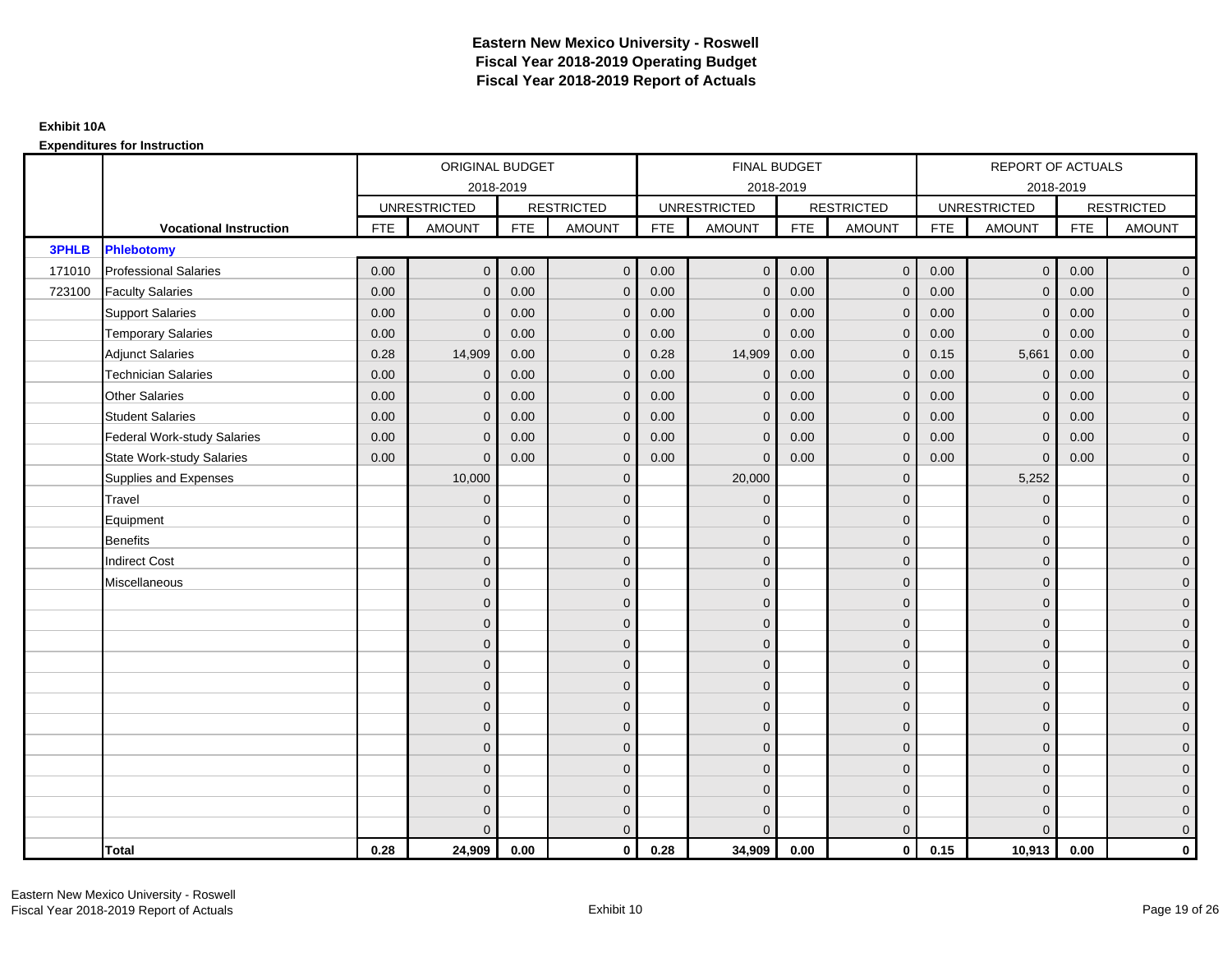# Eastern New Mexico University - Roswell
# Fiscal Year 2018-2019 Operating Budget
# Fiscal Year 2018-2019 Report of Actuals

**Exhibit 10A**

**Expenditures for Instruction**

| | | ORIGINAL BUDGET 2018-2019 | | | | FINAL BUDGET 2018-2019 | | | | REPORT OF ACTUALS 2018-2019 | | | |
|---|---|---|---|---|---|---|---|---|---|---|---|---|---|
| | | UNRESTRICTED | | RESTRICTED | | UNRESTRICTED | | RESTRICTED | | UNRESTRICTED | | RESTRICTED | |
| | **Vocational Instruction** | FTE | AMOUNT | FTE | AMOUNT | FTE | AMOUNT | FTE | AMOUNT | FTE | AMOUNT | FTE | AMOUNT |
| **3PHLB** | **Phlebotomy** | | | | | | | | | | | | |
| 171010 | Professional Salaries | 0.00 | 0 | 0.00 | 0 | 0.00 | 0 | 0.00 | 0 | 0.00 | 0 | 0.00 | 0 |
| 723100 | Faculty Salaries | 0.00 | 0 | 0.00 | 0 | 0.00 | 0 | 0.00 | 0 | 0.00 | 0 | 0.00 | 0 |
| | Support Salaries | 0.00 | 0 | 0.00 | 0 | 0.00 | 0 | 0.00 | 0 | 0.00 | 0 | 0.00 | 0 |
| | Temporary Salaries | 0.00 | 0 | 0.00 | 0 | 0.00 | 0 | 0.00 | 0 | 0.00 | 0 | 0.00 | 0 |
| | Adjunct Salaries | 0.28 | 14,909 | 0.00 | 0 | 0.28 | 14,909 | 0.00 | 0 | 0.15 | 5,661 | 0.00 | 0 |
| | Technician Salaries | 0.00 | 0 | 0.00 | 0 | 0.00 | 0 | 0.00 | 0 | 0.00 | 0 | 0.00 | 0 |
| | Other Salaries | 0.00 | 0 | 0.00 | 0 | 0.00 | 0 | 0.00 | 0 | 0.00 | 0 | 0.00 | 0 |
| | Student Salaries | 0.00 | 0 | 0.00 | 0 | 0.00 | 0 | 0.00 | 0 | 0.00 | 0 | 0.00 | 0 |
| | Federal Work-study Salaries | 0.00 | 0 | 0.00 | 0 | 0.00 | 0 | 0.00 | 0 | 0.00 | 0 | 0.00 | 0 |
| | State Work-study Salaries | 0.00 | 0 | 0.00 | 0 | 0.00 | 0 | 0.00 | 0 | 0.00 | 0 | 0.00 | 0 |
| | Supplies and Expenses | | 10,000 | | 0 | | 20,000 | | 0 | | 5,252 | | 0 |
| | Travel | | 0 | | 0 | | 0 | | 0 | | 0 | | 0 |
| | Equipment | | 0 | | 0 | | 0 | | 0 | | 0 | | 0 |
| | Benefits | | 0 | | 0 | | 0 | | 0 | | 0 | | 0 |
| | Indirect Cost | | 0 | | 0 | | 0 | | 0 | | 0 | | 0 |
| | Miscellaneous | | 0 | | 0 | | 0 | | 0 | | 0 | | 0 |
| | | | 0 | | 0 | | 0 | | 0 | | 0 | | 0 |
| | | | 0 | | 0 | | 0 | | 0 | | 0 | | 0 |
| | | | 0 | | 0 | | 0 | | 0 | | 0 | | 0 |
| | | | 0 | | 0 | | 0 | | 0 | | 0 | | 0 |
| | | | 0 | | 0 | | 0 | | 0 | | 0 | | 0 |
| | | | 0 | | 0 | | 0 | | 0 | | 0 | | 0 |
| | | | 0 | | 0 | | 0 | | 0 | | 0 | | 0 |
| | | | 0 | | 0 | | 0 | | 0 | | 0 | | 0 |
| | | | 0 | | 0 | | 0 | | 0 | | 0 | | 0 |
| | | | 0 | | 0 | | 0 | | 0 | | 0 | | 0 |
| | | | 0 | | 0 | | 0 | | 0 | | 0 | | 0 |
| | | | 0 | | 0 | | 0 | | 0 | | 0 | | 0 |
| | **Total** | **0.28** | **24,909** | **0.00** | **0** | **0.28** | **34,909** | **0.00** | **0** | **0.15** | **10,913** | **0.00** | **0** |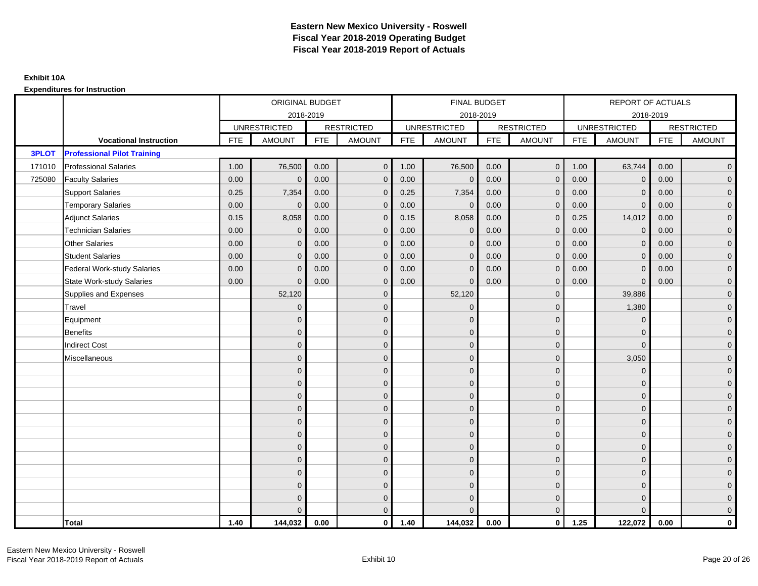# Eastern New Mexico University - Roswell
# Fiscal Year 2018-2019 Operating Budget
# Fiscal Year 2018-2019 Report of Actuals

**Exhibit 10A**

**Expenditures for Instruction**

| | | ORIGINAL BUDGET | | | | FINAL BUDGET | | | | REPORT OF ACTUALS | | | |
|---|---|---|---|---|---|---|---|---|---|---|---|---|---|
| | | 2018-2019 | | | | 2018-2019 | | | | 2018-2019 | | | |
| | | UNRESTRICTED | | RESTRICTED | | UNRESTRICTED | | RESTRICTED | | UNRESTRICTED | | RESTRICTED | |
| | **Vocational Instruction** | FTE | AMOUNT | FTE | AMOUNT | FTE | AMOUNT | FTE | AMOUNT | FTE | AMOUNT | FTE | AMOUNT |
| **3PLOT** | **Professional Pilot Training** | | | | | | | | | | | | |
| 171010 | Professional Salaries | 1.00 | 76,500 | 0.00 | 0 | 1.00 | 76,500 | 0.00 | 0 | 1.00 | 63,744 | 0.00 | 0 |
| 725080 | Faculty Salaries | 0.00 | 0 | 0.00 | 0 | 0.00 | 0 | 0.00 | 0 | 0.00 | 0 | 0.00 | 0 |
| | Support Salaries | 0.25 | 7,354 | 0.00 | 0 | 0.25 | 7,354 | 0.00 | 0 | 0.00 | 0 | 0.00 | 0 |
| | Temporary Salaries | 0.00 | 0 | 0.00 | 0 | 0.00 | 0 | 0.00 | 0 | 0.00 | 0 | 0.00 | 0 |
| | Adjunct Salaries | 0.15 | 8,058 | 0.00 | 0 | 0.15 | 8,058 | 0.00 | 0 | 0.25 | 14,012 | 0.00 | 0 |
| | Technician Salaries | 0.00 | 0 | 0.00 | 0 | 0.00 | 0 | 0.00 | 0 | 0.00 | 0 | 0.00 | 0 |
| | Other Salaries | 0.00 | 0 | 0.00 | 0 | 0.00 | 0 | 0.00 | 0 | 0.00 | 0 | 0.00 | 0 |
| | Student Salaries | 0.00 | 0 | 0.00 | 0 | 0.00 | 0 | 0.00 | 0 | 0.00 | 0 | 0.00 | 0 |
| | Federal Work-study Salaries | 0.00 | 0 | 0.00 | 0 | 0.00 | 0 | 0.00 | 0 | 0.00 | 0 | 0.00 | 0 |
| | State Work-study Salaries | 0.00 | 0 | 0.00 | 0 | 0.00 | 0 | 0.00 | 0 | 0.00 | 0 | 0.00 | 0 |
| | Supplies and Expenses | | 52,120 | | 0 | | 52,120 | | 0 | | 39,886 | | 0 |
| | Travel | | 0 | | 0 | | 0 | | 0 | | 1,380 | | 0 |
| | Equipment | | 0 | | 0 | | 0 | | 0 | | 0 | | 0 |
| | Benefits | | 0 | | 0 | | 0 | | 0 | | 0 | | 0 |
| | Indirect Cost | | 0 | | 0 | | 0 | | 0 | | 0 | | 0 |
| | Miscellaneous | | 0 | | 0 | | 0 | | 0 | | 3,050 | | 0 |
| | | | 0 | | 0 | | 0 | | 0 | | 0 | | 0 |
| | | | 0 | | 0 | | 0 | | 0 | | 0 | | 0 |
| | | | 0 | | 0 | | 0 | | 0 | | 0 | | 0 |
| | | | 0 | | 0 | | 0 | | 0 | | 0 | | 0 |
| | | | 0 | | 0 | | 0 | | 0 | | 0 | | 0 |
| | | | 0 | | 0 | | 0 | | 0 | | 0 | | 0 |
| | | | 0 | | 0 | | 0 | | 0 | | 0 | | 0 |
| | | | 0 | | 0 | | 0 | | 0 | | 0 | | 0 |
| | | | 0 | | 0 | | 0 | | 0 | | 0 | | 0 |
| | | | 0 | | 0 | | 0 | | 0 | | 0 | | 0 |
| | | | 0 | | 0 | | 0 | | 0 | | 0 | | 0 |
| | | | 0 | | 0 | | 0 | | 0 | | 0 | | 0 |
| | **Total** | **1.40** | **144,032** | **0.00** | **0** | **1.40** | **144,032** | **0.00** | **0** | **1.25** | **122,072** | **0.00** | **0** |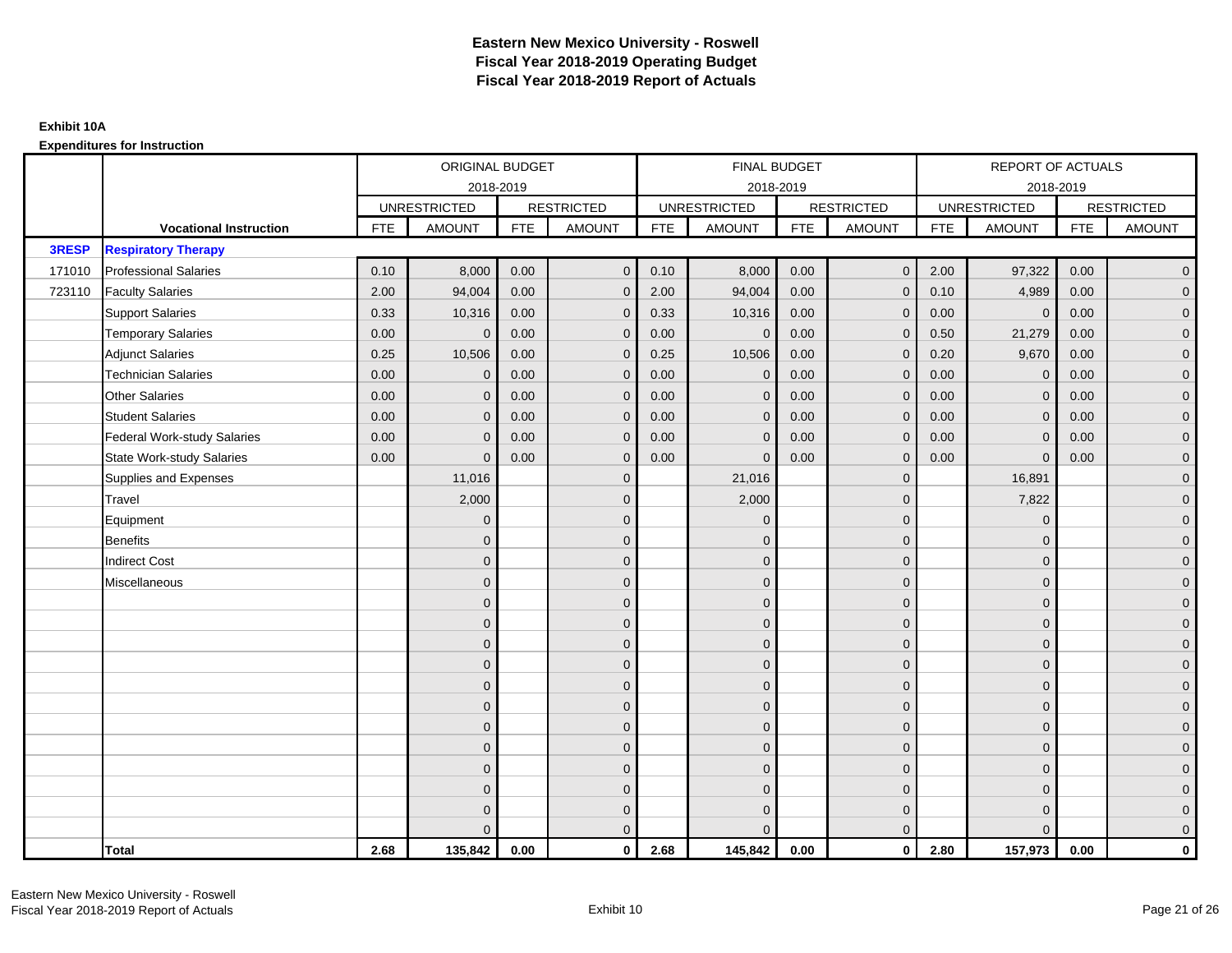# Eastern New Mexico University - Roswell
## Fiscal Year 2018-2019 Operating Budget
## Fiscal Year 2018-2019 Report of Actuals

**Exhibit 10A**

**Expenditures for Instruction**

| | | ORIGINAL BUDGET | | | | FINAL BUDGET | | | | REPORT OF ACTUALS | | | |
|---|---|---|---|---|---|---|---|---|---|---|---|---|---|
| | | 2018-2019 | | | | 2018-2019 | | | | 2018-2019 | | | |
| | | UNRESTRICTED | | RESTRICTED | | UNRESTRICTED | | RESTRICTED | | UNRESTRICTED | | RESTRICTED | |
| | **Vocational Instruction** | FTE | AMOUNT | FTE | AMOUNT | FTE | AMOUNT | FTE | AMOUNT | FTE | AMOUNT | FTE | AMOUNT |
| **3RESP** | **Respiratory Therapy** | | | | | | | | | | | | |
| 171010 | Professional Salaries | 0.10 | 8,000 | 0.00 | 0 | 0.10 | 8,000 | 0.00 | 0 | 2.00 | 97,322 | 0.00 | 0 |
| 723110 | Faculty Salaries | 2.00 | 94,004 | 0.00 | 0 | 2.00 | 94,004 | 0.00 | 0 | 0.10 | 4,989 | 0.00 | 0 |
| | Support Salaries | 0.33 | 10,316 | 0.00 | 0 | 0.33 | 10,316 | 0.00 | 0 | 0.00 | 0 | 0.00 | 0 |
| | Temporary Salaries | 0.00 | 0 | 0.00 | 0 | 0.00 | 0 | 0.00 | 0 | 0.50 | 21,279 | 0.00 | 0 |
| | Adjunct Salaries | 0.25 | 10,506 | 0.00 | 0 | 0.25 | 10,506 | 0.00 | 0 | 0.20 | 9,670 | 0.00 | 0 |
| | Technician Salaries | 0.00 | 0 | 0.00 | 0 | 0.00 | 0 | 0.00 | 0 | 0.00 | 0 | 0.00 | 0 |
| | Other Salaries | 0.00 | 0 | 0.00 | 0 | 0.00 | 0 | 0.00 | 0 | 0.00 | 0 | 0.00 | 0 |
| | Student Salaries | 0.00 | 0 | 0.00 | 0 | 0.00 | 0 | 0.00 | 0 | 0.00 | 0 | 0.00 | 0 |
| | Federal Work-study Salaries | 0.00 | 0 | 0.00 | 0 | 0.00 | 0 | 0.00 | 0 | 0.00 | 0 | 0.00 | 0 |
| | State Work-study Salaries | 0.00 | 0 | 0.00 | 0 | 0.00 | 0 | 0.00 | 0 | 0.00 | 0 | 0.00 | 0 |
| | Supplies and Expenses | | 11,016 | | 0 | | 21,016 | | 0 | | 16,891 | | 0 |
| | Travel | | 2,000 | | 0 | | 2,000 | | 0 | | 7,822 | | 0 |
| | Equipment | | 0 | | 0 | | 0 | | 0 | | 0 | | 0 |
| | Benefits | | 0 | | 0 | | 0 | | 0 | | 0 | | 0 |
| | Indirect Cost | | 0 | | 0 | | 0 | | 0 | | 0 | | 0 |
| | Miscellaneous | | 0 | | 0 | | 0 | | 0 | | 0 | | 0 |
| | | | 0 | | 0 | | 0 | | 0 | | 0 | | 0 |
| | | | 0 | | 0 | | 0 | | 0 | | 0 | | 0 |
| | | | 0 | | 0 | | 0 | | 0 | | 0 | | 0 |
| | | | 0 | | 0 | | 0 | | 0 | | 0 | | 0 |
| | | | 0 | | 0 | | 0 | | 0 | | 0 | | 0 |
| | | | 0 | | 0 | | 0 | | 0 | | 0 | | 0 |
| | | | 0 | | 0 | | 0 | | 0 | | 0 | | 0 |
| | | | 0 | | 0 | | 0 | | 0 | | 0 | | 0 |
| | | | 0 | | 0 | | 0 | | 0 | | 0 | | 0 |
| | | | 0 | | 0 | | 0 | | 0 | | 0 | | 0 |
| | | | 0 | | 0 | | 0 | | 0 | | 0 | | 0 |
| | | | 0 | | 0 | | 0 | | 0 | | 0 | | 0 |
| | **Total** | **2.68** | **135,842** | **0.00** | **0** | **2.68** | **145,842** | **0.00** | **0** | **2.80** | **157,973** | **0.00** | **0** |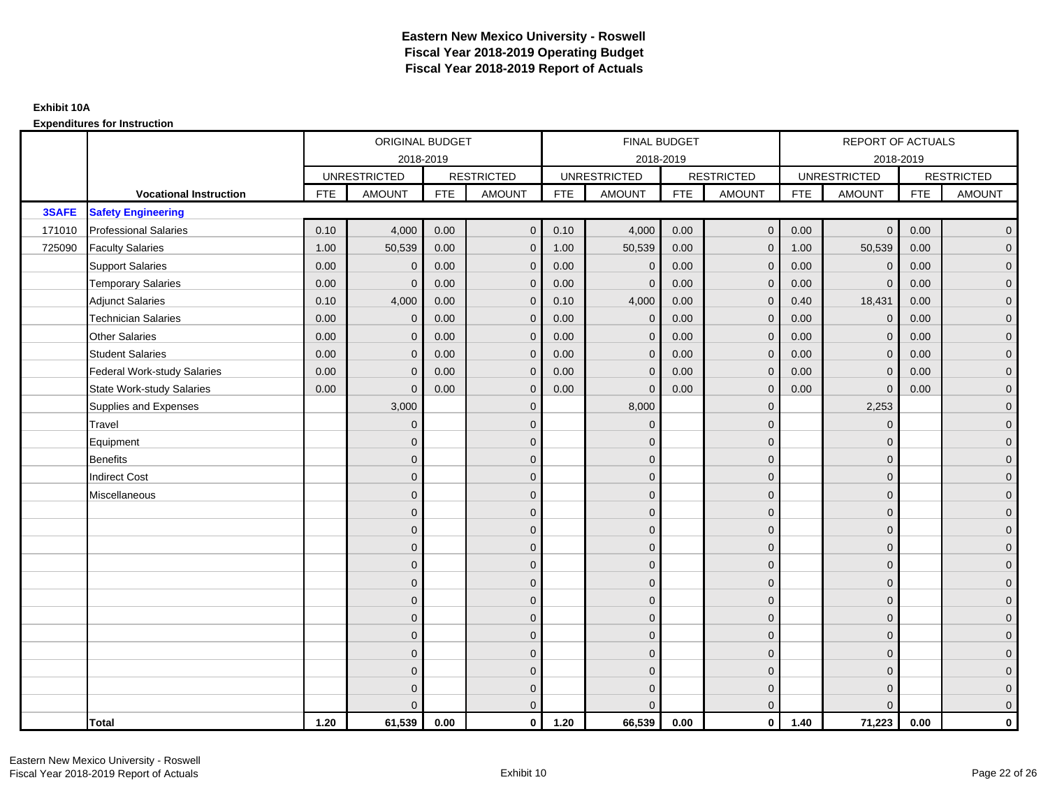# Eastern New Mexico University - Roswell
## Fiscal Year 2018-2019 Operating Budget
## Fiscal Year 2018-2019 Report of Actuals

**Exhibit 10A**

**Expenditures for Instruction**

| | | ORIGINAL BUDGET 2018-2019 | | | | FINAL BUDGET 2018-2019 | | | | REPORT OF ACTUALS 2018-2019 | | | |
|---|---|---|---|---|---|---|---|---|---|---|---|---|---|
| | | UNRESTRICTED | | RESTRICTED | | UNRESTRICTED | | RESTRICTED | | UNRESTRICTED | | RESTRICTED | |
| | **Vocational Instruction** | FTE | AMOUNT | FTE | AMOUNT | FTE | AMOUNT | FTE | AMOUNT | FTE | AMOUNT | FTE | AMOUNT |
| **3SAFE** | **Safety Engineering** | | | | | | | | | | | | |
| 171010 | Professional Salaries | 0.10 | 4,000 | 0.00 | 0 | 0.10 | 4,000 | 0.00 | 0 | 0.00 | 0 | 0.00 | 0 |
| 725090 | Faculty Salaries | 1.00 | 50,539 | 0.00 | 0 | 1.00 | 50,539 | 0.00 | 0 | 1.00 | 50,539 | 0.00 | 0 |
| | Support Salaries | 0.00 | 0 | 0.00 | 0 | 0.00 | 0 | 0.00 | 0 | 0.00 | 0 | 0.00 | 0 |
| | Temporary Salaries | 0.00 | 0 | 0.00 | 0 | 0.00 | 0 | 0.00 | 0 | 0.00 | 0 | 0.00 | 0 |
| | Adjunct Salaries | 0.10 | 4,000 | 0.00 | 0 | 0.10 | 4,000 | 0.00 | 0 | 0.40 | 18,431 | 0.00 | 0 |
| | Technician Salaries | 0.00 | 0 | 0.00 | 0 | 0.00 | 0 | 0.00 | 0 | 0.00 | 0 | 0.00 | 0 |
| | Other Salaries | 0.00 | 0 | 0.00 | 0 | 0.00 | 0 | 0.00 | 0 | 0.00 | 0 | 0.00 | 0 |
| | Student Salaries | 0.00 | 0 | 0.00 | 0 | 0.00 | 0 | 0.00 | 0 | 0.00 | 0 | 0.00 | 0 |
| | Federal Work-study Salaries | 0.00 | 0 | 0.00 | 0 | 0.00 | 0 | 0.00 | 0 | 0.00 | 0 | 0.00 | 0 |
| | State Work-study Salaries | 0.00 | 0 | 0.00 | 0 | 0.00 | 0 | 0.00 | 0 | 0.00 | 0 | 0.00 | 0 |
| | Supplies and Expenses | | 3,000 | | 0 | | 8,000 | | 0 | | 2,253 | | 0 |
| | Travel | | 0 | | 0 | | 0 | | 0 | | 0 | | 0 |
| | Equipment | | 0 | | 0 | | 0 | | 0 | | 0 | | 0 |
| | Benefits | | 0 | | 0 | | 0 | | 0 | | 0 | | 0 |
| | Indirect Cost | | 0 | | 0 | | 0 | | 0 | | 0 | | 0 |
| | Miscellaneous | | 0 | | 0 | | 0 | | 0 | | 0 | | 0 |
| | | | 0 | | 0 | | 0 | | 0 | | 0 | | 0 |
| | | | 0 | | 0 | | 0 | | 0 | | 0 | | 0 |
| | | | 0 | | 0 | | 0 | | 0 | | 0 | | 0 |
| | | | 0 | | 0 | | 0 | | 0 | | 0 | | 0 |
| | | | 0 | | 0 | | 0 | | 0 | | 0 | | 0 |
| | | | 0 | | 0 | | 0 | | 0 | | 0 | | 0 |
| | | | 0 | | 0 | | 0 | | 0 | | 0 | | 0 |
| | | | 0 | | 0 | | 0 | | 0 | | 0 | | 0 |
| | | | 0 | | 0 | | 0 | | 0 | | 0 | | 0 |
| | | | 0 | | 0 | | 0 | | 0 | | 0 | | 0 |
| | | | 0 | | 0 | | 0 | | 0 | | 0 | | 0 |
| | | | 0 | | 0 | | 0 | | 0 | | 0 | | 0 |
| | **Total** | **1.20** | **61,539** | **0.00** | **0** | **1.20** | **66,539** | **0.00** | **0** | **1.40** | **71,223** | **0.00** | **0** |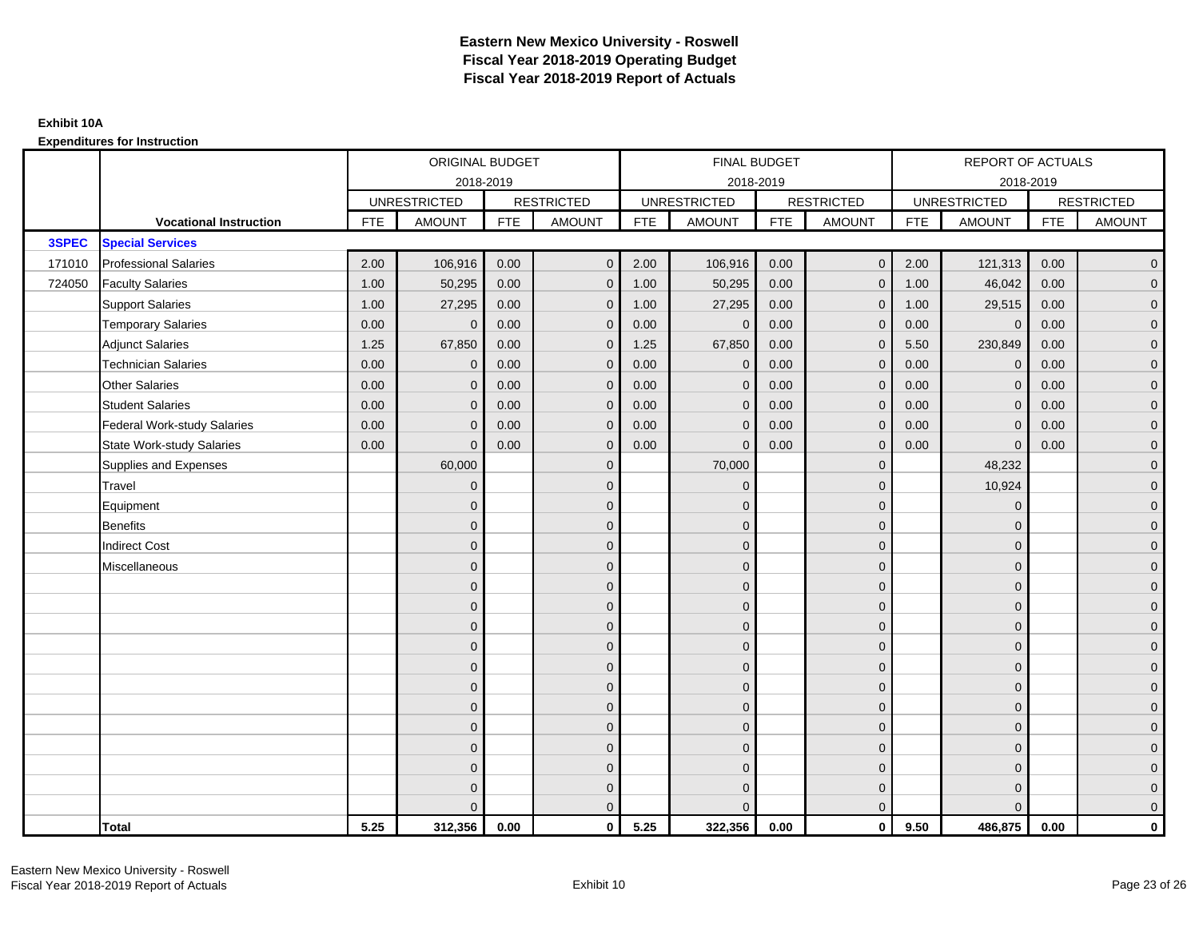# Eastern New Mexico University - Roswell
# Fiscal Year 2018-2019 Operating Budget
# Fiscal Year 2018-2019 Report of Actuals

**Exhibit 10A**

**Expenditures for Instruction**

| | | ORIGINAL BUDGET | | | | FINAL BUDGET | | | | REPORT OF ACTUALS | | | |
|---|---|---|---|---|---|---|---|---|---|---|---|---|---|
| | | 2018-2019 | | | | 2018-2019 | | | | 2018-2019 | | | |
| | | UNRESTRICTED | | RESTRICTED | | UNRESTRICTED | | RESTRICTED | | UNRESTRICTED | | RESTRICTED | |
| | **Vocational Instruction** | FTE | AMOUNT | FTE | AMOUNT | FTE | AMOUNT | FTE | AMOUNT | FTE | AMOUNT | FTE | AMOUNT |
| **3SPEC** | **Special Services** | | | | | | | | | | | | |
| 171010 | Professional Salaries | 2.00 | 106,916 | 0.00 | 0 | 2.00 | 106,916 | 0.00 | 0 | 2.00 | 121,313 | 0.00 | 0 |
| 724050 | Faculty Salaries | 1.00 | 50,295 | 0.00 | 0 | 1.00 | 50,295 | 0.00 | 0 | 1.00 | 46,042 | 0.00 | 0 |
| | Support Salaries | 1.00 | 27,295 | 0.00 | 0 | 1.00 | 27,295 | 0.00 | 0 | 1.00 | 29,515 | 0.00 | 0 |
| | Temporary Salaries | 0.00 | 0 | 0.00 | 0 | 0.00 | 0 | 0.00 | 0 | 0.00 | 0 | 0.00 | 0 |
| | Adjunct Salaries | 1.25 | 67,850 | 0.00 | 0 | 1.25 | 67,850 | 0.00 | 0 | 5.50 | 230,849 | 0.00 | 0 |
| | Technician Salaries | 0.00 | 0 | 0.00 | 0 | 0.00 | 0 | 0.00 | 0 | 0.00 | 0 | 0.00 | 0 |
| | Other Salaries | 0.00 | 0 | 0.00 | 0 | 0.00 | 0 | 0.00 | 0 | 0.00 | 0 | 0.00 | 0 |
| | Student Salaries | 0.00 | 0 | 0.00 | 0 | 0.00 | 0 | 0.00 | 0 | 0.00 | 0 | 0.00 | 0 |
| | Federal Work-study Salaries | 0.00 | 0 | 0.00 | 0 | 0.00 | 0 | 0.00 | 0 | 0.00 | 0 | 0.00 | 0 |
| | State Work-study Salaries | 0.00 | 0 | 0.00 | 0 | 0.00 | 0 | 0.00 | 0 | 0.00 | 0 | 0.00 | 0 |
| | Supplies and Expenses | | 60,000 | | 0 | | 70,000 | | 0 | | 48,232 | | 0 |
| | Travel | | 0 | | 0 | | 0 | | 0 | | 10,924 | | 0 |
| | Equipment | | 0 | | 0 | | 0 | | 0 | | 0 | | 0 |
| | Benefits | | 0 | | 0 | | 0 | | 0 | | 0 | | 0 |
| | Indirect Cost | | 0 | | 0 | | 0 | | 0 | | 0 | | 0 |
| | Miscellaneous | | 0 | | 0 | | 0 | | 0 | | 0 | | 0 |
| | | | 0 | | 0 | | 0 | | 0 | | 0 | | 0 |
| | | | 0 | | 0 | | 0 | | 0 | | 0 | | 0 |
| | | | 0 | | 0 | | 0 | | 0 | | 0 | | 0 |
| | | | 0 | | 0 | | 0 | | 0 | | 0 | | 0 |
| | | | 0 | | 0 | | 0 | | 0 | | 0 | | 0 |
| | | | 0 | | 0 | | 0 | | 0 | | 0 | | 0 |
| | | | 0 | | 0 | | 0 | | 0 | | 0 | | 0 |
| | | | 0 | | 0 | | 0 | | 0 | | 0 | | 0 |
| | | | 0 | | 0 | | 0 | | 0 | | 0 | | 0 |
| | | | 0 | | 0 | | 0 | | 0 | | 0 | | 0 |
| | | | 0 | | 0 | | 0 | | 0 | | 0 | | 0 |
| | | | 0 | | 0 | | 0 | | 0 | | 0 | | 0 |
| | **Total** | **5.25** | **312,356** | **0.00** | **0** | **5.25** | **322,356** | **0.00** | **0** | **9.50** | **486,875** | **0.00** | **0** |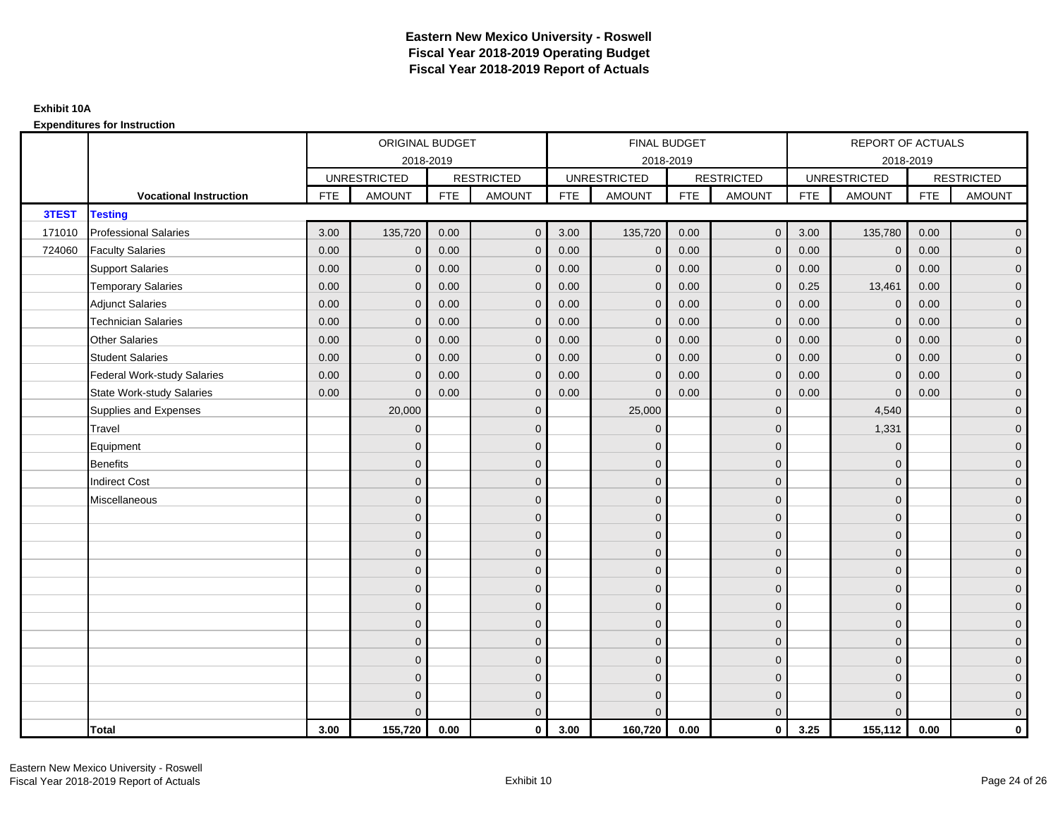# Eastern New Mexico University - Roswell
## Fiscal Year 2018-2019 Operating Budget
## Fiscal Year 2018-2019 Report of Actuals

**Exhibit 10A**

**Expenditures for Instruction**

| | | ORIGINAL BUDGET 2018-2019 | | | | FINAL BUDGET 2018-2019 | | | | REPORT OF ACTUALS 2018-2019 | | | |
|---|---|---|---|---|---|---|---|---|---|---|---|---|---|
| | | UNRESTRICTED | | RESTRICTED | | UNRESTRICTED | | RESTRICTED | | UNRESTRICTED | | RESTRICTED | |
| | **Vocational Instruction** | FTE | AMOUNT | FTE | AMOUNT | FTE | AMOUNT | FTE | AMOUNT | FTE | AMOUNT | FTE | AMOUNT |
| **3TEST** | **Testing** | | | | | | | | | | | | |
| 171010 | Professional Salaries | 3.00 | 135,720 | 0.00 | 0 | 3.00 | 135,720 | 0.00 | 0 | 3.00 | 135,780 | 0.00 | 0 |
| 724060 | Faculty Salaries | 0.00 | 0 | 0.00 | 0 | 0.00 | 0 | 0.00 | 0 | 0.00 | 0 | 0.00 | 0 |
| | Support Salaries | 0.00 | 0 | 0.00 | 0 | 0.00 | 0 | 0.00 | 0 | 0.00 | 0 | 0.00 | 0 |
| | Temporary Salaries | 0.00 | 0 | 0.00 | 0 | 0.00 | 0 | 0.00 | 0 | 0.25 | 13,461 | 0.00 | 0 |
| | Adjunct Salaries | 0.00 | 0 | 0.00 | 0 | 0.00 | 0 | 0.00 | 0 | 0.00 | 0 | 0.00 | 0 |
| | Technician Salaries | 0.00 | 0 | 0.00 | 0 | 0.00 | 0 | 0.00 | 0 | 0.00 | 0 | 0.00 | 0 |
| | Other Salaries | 0.00 | 0 | 0.00 | 0 | 0.00 | 0 | 0.00 | 0 | 0.00 | 0 | 0.00 | 0 |
| | Student Salaries | 0.00 | 0 | 0.00 | 0 | 0.00 | 0 | 0.00 | 0 | 0.00 | 0 | 0.00 | 0 |
| | Federal Work-study Salaries | 0.00 | 0 | 0.00 | 0 | 0.00 | 0 | 0.00 | 0 | 0.00 | 0 | 0.00 | 0 |
| | State Work-study Salaries | 0.00 | 0 | 0.00 | 0 | 0.00 | 0 | 0.00 | 0 | 0.00 | 0 | 0.00 | 0 |
| | Supplies and Expenses | | 20,000 | | 0 | | 25,000 | | 0 | | 4,540 | | 0 |
| | Travel | | 0 | | 0 | | 0 | | 0 | | 1,331 | | 0 |
| | Equipment | | 0 | | 0 | | 0 | | 0 | | 0 | | 0 |
| | Benefits | | 0 | | 0 | | 0 | | 0 | | 0 | | 0 |
| | Indirect Cost | | 0 | | 0 | | 0 | | 0 | | 0 | | 0 |
| | Miscellaneous | | 0 | | 0 | | 0 | | 0 | | 0 | | 0 |
| | | | 0 | | 0 | | 0 | | 0 | | 0 | | 0 |
| | | | 0 | | 0 | | 0 | | 0 | | 0 | | 0 |
| | | | 0 | | 0 | | 0 | | 0 | | 0 | | 0 |
| | | | 0 | | 0 | | 0 | | 0 | | 0 | | 0 |
| | | | 0 | | 0 | | 0 | | 0 | | 0 | | 0 |
| | | | 0 | | 0 | | 0 | | 0 | | 0 | | 0 |
| | | | 0 | | 0 | | 0 | | 0 | | 0 | | 0 |
| | | | 0 | | 0 | | 0 | | 0 | | 0 | | 0 |
| | | | 0 | | 0 | | 0 | | 0 | | 0 | | 0 |
| | | | 0 | | 0 | | 0 | | 0 | | 0 | | 0 |
| | | | 0 | | 0 | | 0 | | 0 | | 0 | | 0 |
| | | | 0 | | 0 | | 0 | | 0 | | 0 | | 0 |
| | **Total** | **3.00** | **155,720** | **0.00** | **0** | **3.00** | **160,720** | **0.00** | **0** | **3.25** | **155,112** | **0.00** | **0** |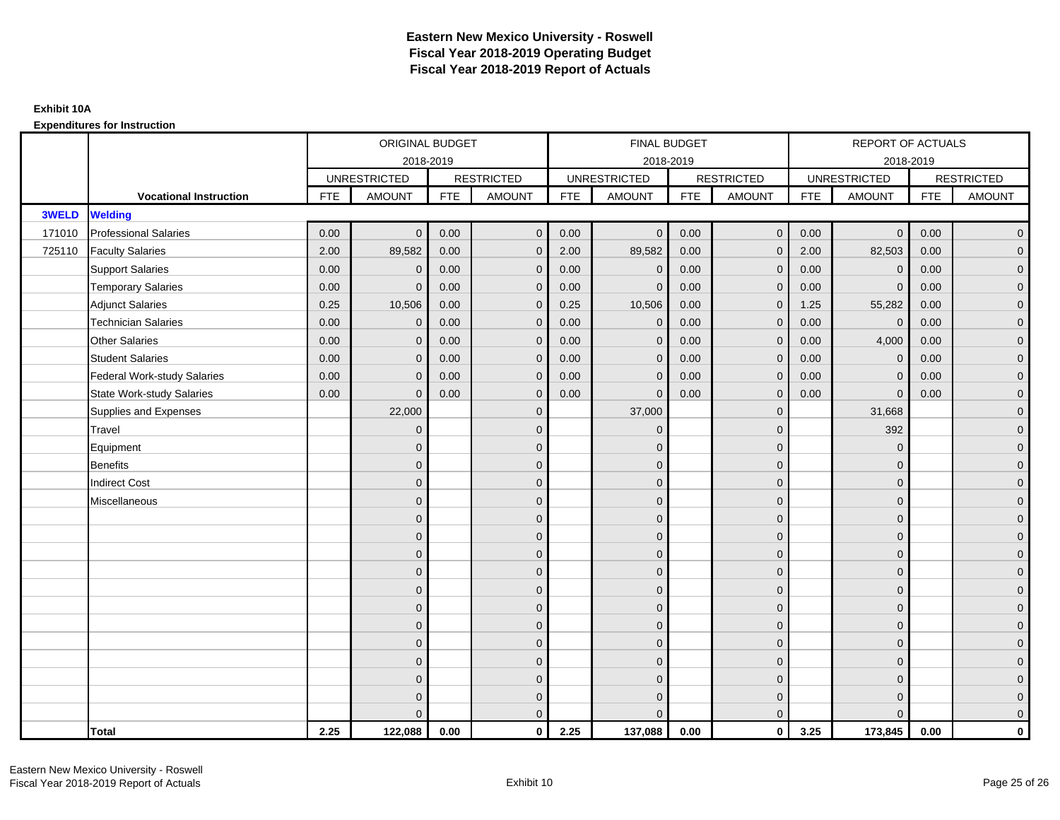# Eastern New Mexico University - Roswell
## Fiscal Year 2018-2019 Operating Budget
## Fiscal Year 2018-2019 Report of Actuals

**Exhibit 10A**

**Expenditures for Instruction**

| | | ORIGINAL BUDGET 2018-2019 | | | | FINAL BUDGET 2018-2019 | | | | REPORT OF ACTUALS 2018-2019 | | | |
|---|---|---|---|---|---|---|---|---|---|---|---|---|---|
| | | UNRESTRICTED | | RESTRICTED | | UNRESTRICTED | | RESTRICTED | | UNRESTRICTED | | RESTRICTED | |
| | **Vocational Instruction** | FTE | AMOUNT | FTE | AMOUNT | FTE | AMOUNT | FTE | AMOUNT | FTE | AMOUNT | FTE | AMOUNT |
| **3WELD** | **Welding** | | | | | | | | | | | | |
| 171010 | Professional Salaries | 0.00 | 0 | 0.00 | 0 | 0.00 | 0 | 0.00 | 0 | 0.00 | 0 | 0.00 | 0 |
| 725110 | Faculty Salaries | 2.00 | 89,582 | 0.00 | 0 | 2.00 | 89,582 | 0.00 | 0 | 2.00 | 82,503 | 0.00 | 0 |
| | Support Salaries | 0.00 | 0 | 0.00 | 0 | 0.00 | 0 | 0.00 | 0 | 0.00 | 0 | 0.00 | 0 |
| | Temporary Salaries | 0.00 | 0 | 0.00 | 0 | 0.00 | 0 | 0.00 | 0 | 0.00 | 0 | 0.00 | 0 |
| | Adjunct Salaries | 0.25 | 10,506 | 0.00 | 0 | 0.25 | 10,506 | 0.00 | 0 | 1.25 | 55,282 | 0.00 | 0 |
| | Technician Salaries | 0.00 | 0 | 0.00 | 0 | 0.00 | 0 | 0.00 | 0 | 0.00 | 0 | 0.00 | 0 |
| | Other Salaries | 0.00 | 0 | 0.00 | 0 | 0.00 | 0 | 0.00 | 0 | 0.00 | 4,000 | 0.00 | 0 |
| | Student Salaries | 0.00 | 0 | 0.00 | 0 | 0.00 | 0 | 0.00 | 0 | 0.00 | 0 | 0.00 | 0 |
| | Federal Work-study Salaries | 0.00 | 0 | 0.00 | 0 | 0.00 | 0 | 0.00 | 0 | 0.00 | 0 | 0.00 | 0 |
| | State Work-study Salaries | 0.00 | 0 | 0.00 | 0 | 0.00 | 0 | 0.00 | 0 | 0.00 | 0 | 0.00 | 0 |
| | Supplies and Expenses | | 22,000 | | 0 | | 37,000 | | 0 | | 31,668 | | 0 |
| | Travel | | 0 | | 0 | | 0 | | 0 | | 392 | | 0 |
| | Equipment | | 0 | | 0 | | 0 | | 0 | | 0 | | 0 |
| | Benefits | | 0 | | 0 | | 0 | | 0 | | 0 | | 0 |
| | Indirect Cost | | 0 | | 0 | | 0 | | 0 | | 0 | | 0 |
| | Miscellaneous | | 0 | | 0 | | 0 | | 0 | | 0 | | 0 |
| | | | 0 | | 0 | | 0 | | 0 | | 0 | | 0 |
| | | | 0 | | 0 | | 0 | | 0 | | 0 | | 0 |
| | | | 0 | | 0 | | 0 | | 0 | | 0 | | 0 |
| | | | 0 | | 0 | | 0 | | 0 | | 0 | | 0 |
| | | | 0 | | 0 | | 0 | | 0 | | 0 | | 0 |
| | | | 0 | | 0 | | 0 | | 0 | | 0 | | 0 |
| | | | 0 | | 0 | | 0 | | 0 | | 0 | | 0 |
| | | | 0 | | 0 | | 0 | | 0 | | 0 | | 0 |
| | | | 0 | | 0 | | 0 | | 0 | | 0 | | 0 |
| | | | 0 | | 0 | | 0 | | 0 | | 0 | | 0 |
| | | | 0 | | 0 | | 0 | | 0 | | 0 | | 0 |
| | | | 0 | | 0 | | 0 | | 0 | | 0 | | 0 |
| | **Total** | **2.25** | **122,088** | **0.00** | **0** | **2.25** | **137,088** | **0.00** | **0** | **3.25** | **173,845** | **0.00** | **0** |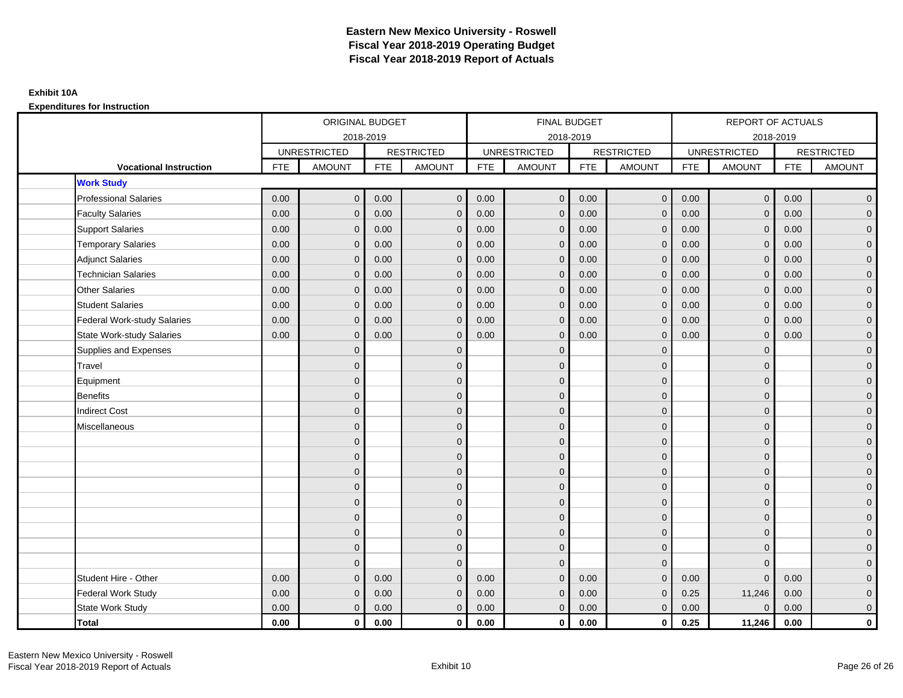# Eastern New Mexico University - Roswell
# Fiscal Year 2018-2019 Operating Budget
# Fiscal Year 2018-2019 Report of Actuals

**Exhibit 10A**

**Expenditures for Instruction**

| | ORIGINAL BUDGET 2018-2019 | | | | FINAL BUDGET 2018-2019 | | | | REPORT OF ACTUALS 2018-2019 | | | |
|---|---|---|---|---|---|---|---|---|---|---|---|---|
| | UNRESTRICTED | | RESTRICTED | | UNRESTRICTED | | RESTRICTED | | UNRESTRICTED | | RESTRICTED | |
| **Vocational Instruction** | FTE | AMOUNT | FTE | AMOUNT | FTE | AMOUNT | FTE | AMOUNT | FTE | AMOUNT | FTE | AMOUNT |
| **Work Study** | | | | | | | | | | | | |
| Professional Salaries | 0.00 | 0 | 0.00 | 0 | 0.00 | 0 | 0.00 | 0 | 0.00 | 0 | 0.00 | 0 |
| Faculty Salaries | 0.00 | 0 | 0.00 | 0 | 0.00 | 0 | 0.00 | 0 | 0.00 | 0 | 0.00 | 0 |
| Support Salaries | 0.00 | 0 | 0.00 | 0 | 0.00 | 0 | 0.00 | 0 | 0.00 | 0 | 0.00 | 0 |
| Temporary Salaries | 0.00 | 0 | 0.00 | 0 | 0.00 | 0 | 0.00 | 0 | 0.00 | 0 | 0.00 | 0 |
| Adjunct Salaries | 0.00 | 0 | 0.00 | 0 | 0.00 | 0 | 0.00 | 0 | 0.00 | 0 | 0.00 | 0 |
| Technician Salaries | 0.00 | 0 | 0.00 | 0 | 0.00 | 0 | 0.00 | 0 | 0.00 | 0 | 0.00 | 0 |
| Other Salaries | 0.00 | 0 | 0.00 | 0 | 0.00 | 0 | 0.00 | 0 | 0.00 | 0 | 0.00 | 0 |
| Student Salaries | 0.00 | 0 | 0.00 | 0 | 0.00 | 0 | 0.00 | 0 | 0.00 | 0 | 0.00 | 0 |
| Federal Work-study Salaries | 0.00 | 0 | 0.00 | 0 | 0.00 | 0 | 0.00 | 0 | 0.00 | 0 | 0.00 | 0 |
| State Work-study Salaries | 0.00 | 0 | 0.00 | 0 | 0.00 | 0 | 0.00 | 0 | 0.00 | 0 | 0.00 | 0 |
| Supplies and Expenses | | 0 | | 0 | | 0 | | 0 | | 0 | | 0 |
| Travel | | 0 | | 0 | | 0 | | 0 | | 0 | | 0 |
| Equipment | | 0 | | 0 | | 0 | | 0 | | 0 | | 0 |
| Benefits | | 0 | | 0 | | 0 | | 0 | | 0 | | 0 |
| Indirect Cost | | 0 | | 0 | | 0 | | 0 | | 0 | | 0 |
| Miscellaneous | | 0 | | 0 | | 0 | | 0 | | 0 | | 0 |
| | | 0 | | 0 | | 0 | | 0 | | 0 | | 0 |
| | | 0 | | 0 | | 0 | | 0 | | 0 | | 0 |
| | | 0 | | 0 | | 0 | | 0 | | 0 | | 0 |
| | | 0 | | 0 | | 0 | | 0 | | 0 | | 0 |
| | | 0 | | 0 | | 0 | | 0 | | 0 | | 0 |
| | | 0 | | 0 | | 0 | | 0 | | 0 | | 0 |
| | | 0 | | 0 | | 0 | | 0 | | 0 | | 0 |
| | | 0 | | 0 | | 0 | | 0 | | 0 | | 0 |
| | | 0 | | 0 | | 0 | | 0 | | 0 | | 0 |
| Student Hire - Other | 0.00 | 0 | 0.00 | 0 | 0.00 | 0 | 0.00 | 0 | 0.00 | 0 | 0.00 | 0 |
| Federal Work Study | 0.00 | 0 | 0.00 | 0 | 0.00 | 0 | 0.00 | 0 | 0.25 | 11,246 | 0.00 | 0 |
| State Work Study | 0.00 | 0 | 0.00 | 0 | 0.00 | 0 | 0.00 | 0 | 0.00 | 0 | 0.00 | 0 |
| **Total** | **0.00** | **0** | **0.00** | **0** | **0.00** | **0** | **0.00** | **0** | **0.25** | **11,246** | **0.00** | **0** |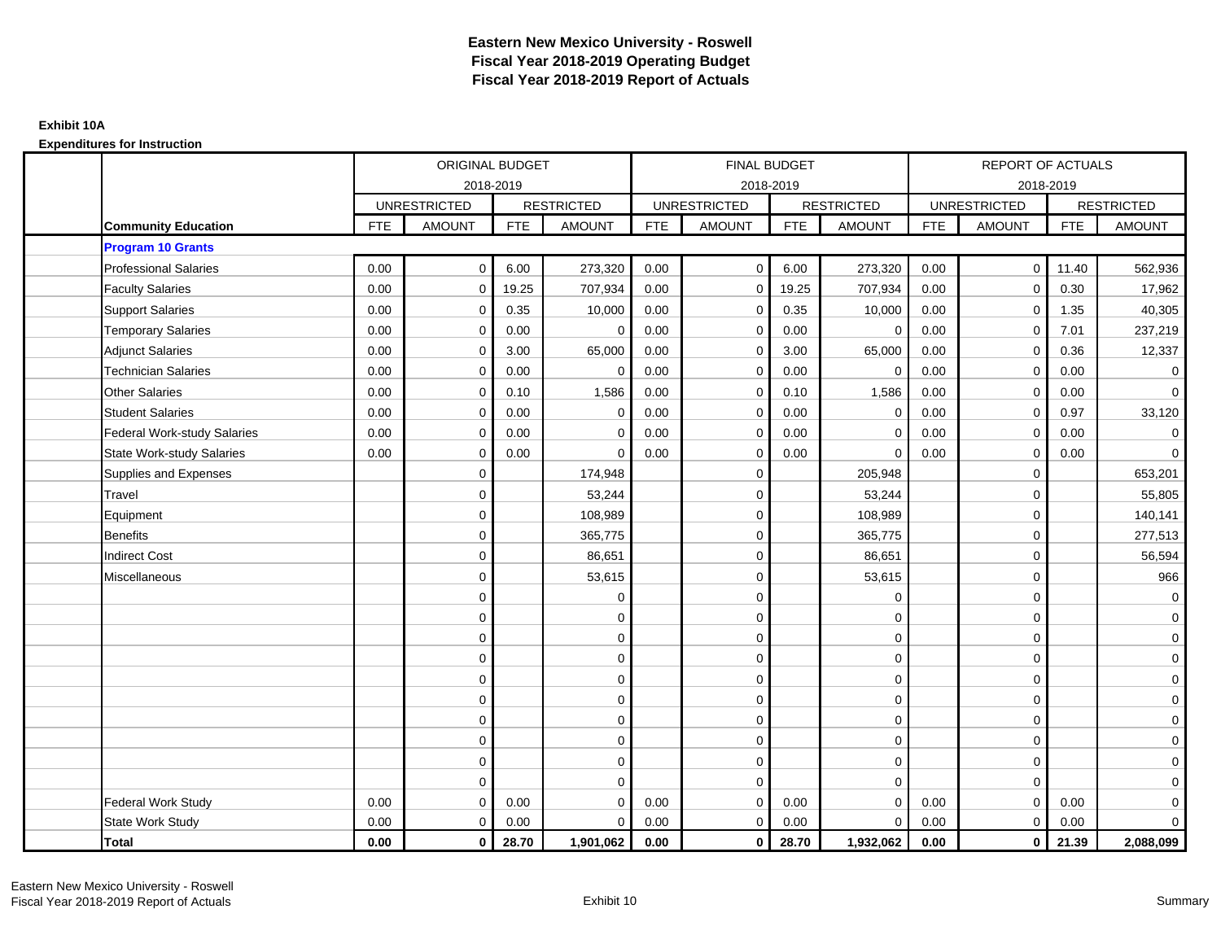# Eastern New Mexico University - Roswell
## Fiscal Year 2018-2019 Operating Budget
## Fiscal Year 2018-2019 Report of Actuals

**Exhibit 10A**

**Expenditures for Instruction**

| | ORIGINAL BUDGET 2018-2019 | | | | FINAL BUDGET 2018-2019 | | | | REPORT OF ACTUALS 2018-2019 | | | |
|---|---|---|---|---|---|---|---|---|---|---|---|---|
| | UNRESTRICTED | | RESTRICTED | | UNRESTRICTED | | RESTRICTED | | UNRESTRICTED | | RESTRICTED | |
| **Community Education** | FTE | AMOUNT | FTE | AMOUNT | FTE | AMOUNT | FTE | AMOUNT | FTE | AMOUNT | FTE | AMOUNT |
| **Program 10 Grants** | | | | | | | | | | | | |
| Professional Salaries | 0.00 | 0 | 6.00 | 273,320 | 0.00 | 0 | 6.00 | 273,320 | 0.00 | 0 | 11.40 | 562,936 |
| Faculty Salaries | 0.00 | 0 | 19.25 | 707,934 | 0.00 | 0 | 19.25 | 707,934 | 0.00 | 0 | 0.30 | 17,962 |
| Support Salaries | 0.00 | 0 | 0.35 | 10,000 | 0.00 | 0 | 0.35 | 10,000 | 0.00 | 0 | 1.35 | 40,305 |
| Temporary Salaries | 0.00 | 0 | 0.00 | 0 | 0.00 | 0 | 0.00 | 0 | 0.00 | 0 | 7.01 | 237,219 |
| Adjunct Salaries | 0.00 | 0 | 3.00 | 65,000 | 0.00 | 0 | 3.00 | 65,000 | 0.00 | 0 | 0.36 | 12,337 |
| Technician Salaries | 0.00 | 0 | 0.00 | 0 | 0.00 | 0 | 0.00 | 0 | 0.00 | 0 | 0.00 | 0 |
| Other Salaries | 0.00 | 0 | 0.10 | 1,586 | 0.00 | 0 | 0.10 | 1,586 | 0.00 | 0 | 0.00 | 0 |
| Student Salaries | 0.00 | 0 | 0.00 | 0 | 0.00 | 0 | 0.00 | 0 | 0.00 | 0 | 0.97 | 33,120 |
| Federal Work-study Salaries | 0.00 | 0 | 0.00 | 0 | 0.00 | 0 | 0.00 | 0 | 0.00 | 0 | 0.00 | 0 |
| State Work-study Salaries | 0.00 | 0 | 0.00 | 0 | 0.00 | 0 | 0.00 | 0 | 0.00 | 0 | 0.00 | 0 |
| Supplies and Expenses | | 0 | | 174,948 | | 0 | | 205,948 | | 0 | | 653,201 |
| Travel | | 0 | | 53,244 | | 0 | | 53,244 | | 0 | | 55,805 |
| Equipment | | 0 | | 108,989 | | 0 | | 108,989 | | 0 | | 140,141 |
| Benefits | | 0 | | 365,775 | | 0 | | 365,775 | | 0 | | 277,513 |
| Indirect Cost | | 0 | | 86,651 | | 0 | | 86,651 | | 0 | | 56,594 |
| Miscellaneous | | 0 | | 53,615 | | 0 | | 53,615 | | 0 | | 966 |
| | | 0 | | 0 | | 0 | | 0 | | 0 | | 0 |
| | | 0 | | 0 | | 0 | | 0 | | 0 | | 0 |
| | | 0 | | 0 | | 0 | | 0 | | 0 | | 0 |
| | | 0 | | 0 | | 0 | | 0 | | 0 | | 0 |
| | | 0 | | 0 | | 0 | | 0 | | 0 | | 0 |
| | | 0 | | 0 | | 0 | | 0 | | 0 | | 0 |
| | | 0 | | 0 | | 0 | | 0 | | 0 | | 0 |
| | | 0 | | 0 | | 0 | | 0 | | 0 | | 0 |
| | | 0 | | 0 | | 0 | | 0 | | 0 | | 0 |
| | | 0 | | 0 | | 0 | | 0 | | 0 | | 0 |
| Federal Work Study | 0.00 | 0 | 0.00 | 0 | 0.00 | 0 | 0.00 | 0 | 0.00 | 0 | 0.00 | 0 |
| State Work Study | 0.00 | 0 | 0.00 | 0 | 0.00 | 0 | 0.00 | 0 | 0.00 | 0 | 0.00 | 0 |
| **Total** | **0.00** | **0** | **28.70** | **1,901,062** | **0.00** | **0** | **28.70** | **1,932,062** | **0.00** | **0** | **21.39** | **2,088,099** |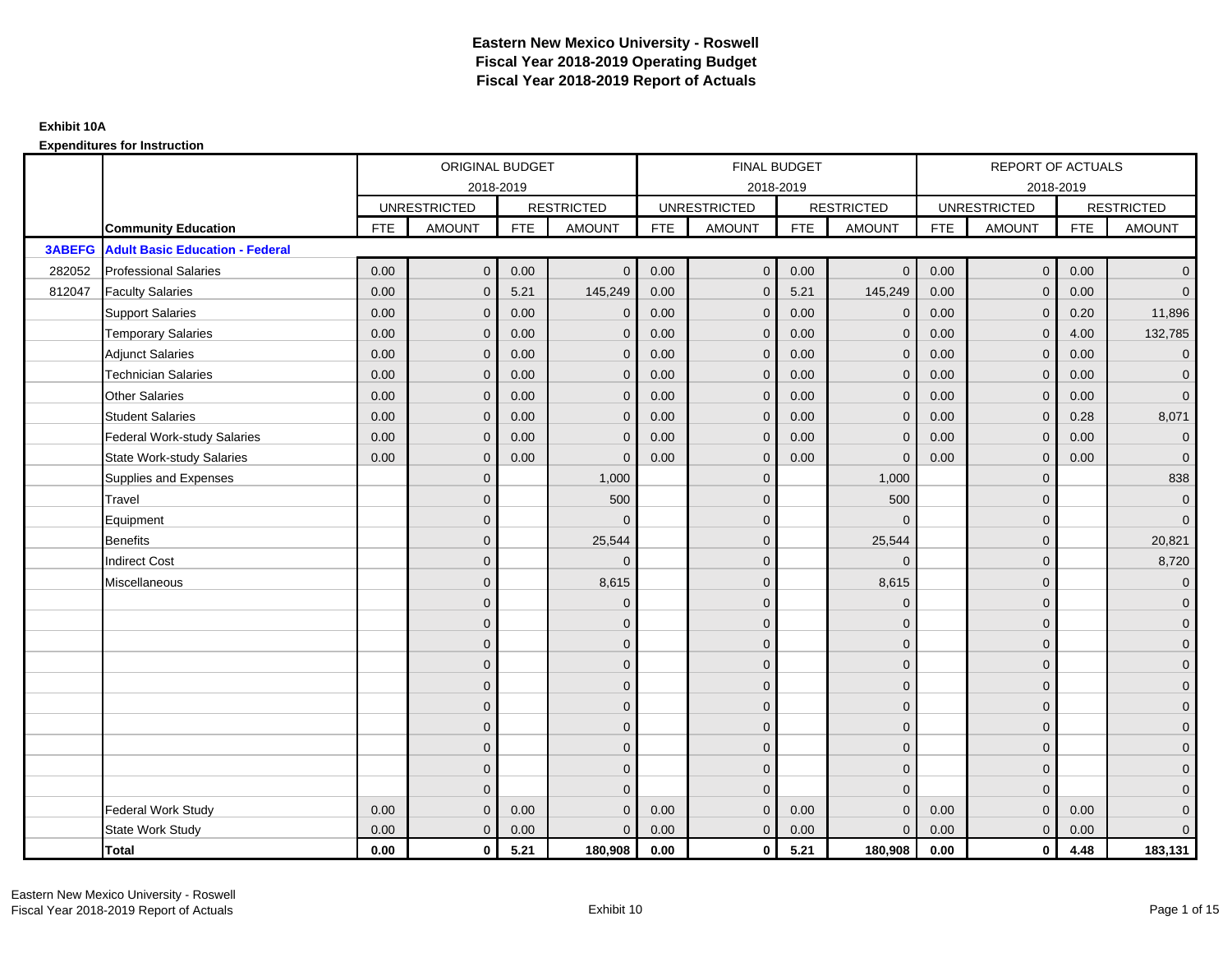# Eastern New Mexico University - Roswell
## Fiscal Year 2018-2019 Operating Budget
## Fiscal Year 2018-2019 Report of Actuals

**Exhibit 10A**

**Expenditures for Instruction**

| | | ORIGINAL BUDGET 2018-2019 | | | | FINAL BUDGET 2018-2019 | | | | REPORT OF ACTUALS 2018-2019 | | | |
|---|---|---|---|---|---|---|---|---|---|---|---|---|---|
| | | UNRESTRICTED | | RESTRICTED | | UNRESTRICTED | | RESTRICTED | | UNRESTRICTED | | RESTRICTED | |
| | **Community Education** | FTE | AMOUNT | FTE | AMOUNT | FTE | AMOUNT | FTE | AMOUNT | FTE | AMOUNT | FTE | AMOUNT |
| **3ABEFG** | **Adult Basic Education - Federal** | | | | | | | | | | | | |
| 282052 | Professional Salaries | 0.00 | 0 | 0.00 | 0 | 0.00 | 0 | 0.00 | 0 | 0.00 | 0 | 0.00 | 0 |
| 812047 | Faculty Salaries | 0.00 | 0 | 5.21 | 145,249 | 0.00 | 0 | 5.21 | 145,249 | 0.00 | 0 | 0.00 | 0 |
| | Support Salaries | 0.00 | 0 | 0.00 | 0 | 0.00 | 0 | 0.00 | 0 | 0.00 | 0 | 0.20 | 11,896 |
| | Temporary Salaries | 0.00 | 0 | 0.00 | 0 | 0.00 | 0 | 0.00 | 0 | 0.00 | 0 | 4.00 | 132,785 |
| | Adjunct Salaries | 0.00 | 0 | 0.00 | 0 | 0.00 | 0 | 0.00 | 0 | 0.00 | 0 | 0.00 | 0 |
| | Technician Salaries | 0.00 | 0 | 0.00 | 0 | 0.00 | 0 | 0.00 | 0 | 0.00 | 0 | 0.00 | 0 |
| | Other Salaries | 0.00 | 0 | 0.00 | 0 | 0.00 | 0 | 0.00 | 0 | 0.00 | 0 | 0.00 | 0 |
| | Student Salaries | 0.00 | 0 | 0.00 | 0 | 0.00 | 0 | 0.00 | 0 | 0.00 | 0 | 0.28 | 8,071 |
| | Federal Work-study Salaries | 0.00 | 0 | 0.00 | 0 | 0.00 | 0 | 0.00 | 0 | 0.00 | 0 | 0.00 | 0 |
| | State Work-study Salaries | 0.00 | 0 | 0.00 | 0 | 0.00 | 0 | 0.00 | 0 | 0.00 | 0 | 0.00 | 0 |
| | Supplies and Expenses | | 0 | | 1,000 | | 0 | | 1,000 | | 0 | | 838 |
| | Travel | | 0 | | 500 | | 0 | | 500 | | 0 | | 0 |
| | Equipment | | 0 | | 0 | | 0 | | 0 | | 0 | | 0 |
| | Benefits | | 0 | | 25,544 | | 0 | | 25,544 | | 0 | | 20,821 |
| | Indirect Cost | | 0 | | 0 | | 0 | | 0 | | 0 | | 8,720 |
| | Miscellaneous | | 0 | | 8,615 | | 0 | | 8,615 | | 0 | | 0 |
| | | | 0 | | 0 | | 0 | | 0 | | 0 | | 0 |
| | | | 0 | | 0 | | 0 | | 0 | | 0 | | 0 |
| | | | 0 | | 0 | | 0 | | 0 | | 0 | | 0 |
| | | | 0 | | 0 | | 0 | | 0 | | 0 | | 0 |
| | | | 0 | | 0 | | 0 | | 0 | | 0 | | 0 |
| | | | 0 | | 0 | | 0 | | 0 | | 0 | | 0 |
| | | | 0 | | 0 | | 0 | | 0 | | 0 | | 0 |
| | | | 0 | | 0 | | 0 | | 0 | | 0 | | 0 |
| | | | 0 | | 0 | | 0 | | 0 | | 0 | | 0 |
| | | | 0 | | 0 | | 0 | | 0 | | 0 | | 0 |
| | Federal Work Study | 0.00 | 0 | 0.00 | 0 | 0.00 | 0 | 0.00 | 0 | 0.00 | 0 | 0.00 | 0 |
| | State Work Study | 0.00 | 0 | 0.00 | 0 | 0.00 | 0 | 0.00 | 0 | 0.00 | 0 | 0.00 | 0 |
| | **Total** | **0.00** | **0** | **5.21** | **180,908** | **0.00** | **0** | **5.21** | **180,908** | **0.00** | **0** | **4.48** | **183,131** |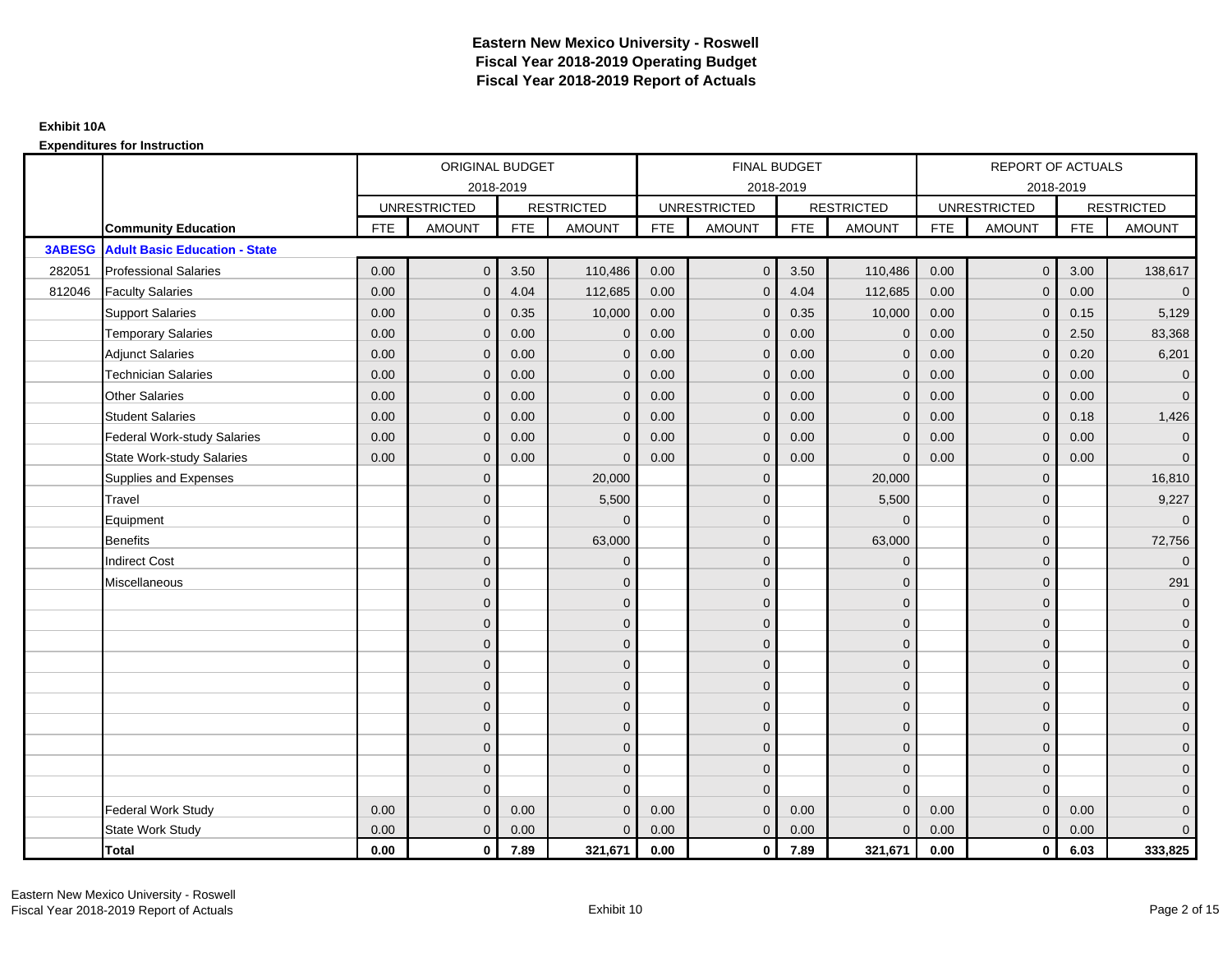# Eastern New Mexico University - Roswell
## Fiscal Year 2018-2019 Operating Budget
## Fiscal Year 2018-2019 Report of Actuals

**Exhibit 10A**

**Expenditures for Instruction**

| | | ORIGINAL BUDGET 2018-2019 | | | | FINAL BUDGET 2018-2019 | | | | REPORT OF ACTUALS 2018-2019 | | | |
|---|---|---|---|---|---|---|---|---|---|---|---|---|---|
| | | UNRESTRICTED | | RESTRICTED | | UNRESTRICTED | | RESTRICTED | | UNRESTRICTED | | RESTRICTED | |
| | **Community Education** | FTE | AMOUNT | FTE | AMOUNT | FTE | AMOUNT | FTE | AMOUNT | FTE | AMOUNT | FTE | AMOUNT |
| **3ABESG** | **Adult Basic Education - State** | | | | | | | | | | | | |
| 282051 | Professional Salaries | 0.00 | 0 | 3.50 | 110,486 | 0.00 | 0 | 3.50 | 110,486 | 0.00 | 0 | 3.00 | 138,617 |
| 812046 | Faculty Salaries | 0.00 | 0 | 4.04 | 112,685 | 0.00 | 0 | 4.04 | 112,685 | 0.00 | 0 | 0.00 | 0 |
| | Support Salaries | 0.00 | 0 | 0.35 | 10,000 | 0.00 | 0 | 0.35 | 10,000 | 0.00 | 0 | 0.15 | 5,129 |
| | Temporary Salaries | 0.00 | 0 | 0.00 | 0 | 0.00 | 0 | 0.00 | 0 | 0.00 | 0 | 2.50 | 83,368 |
| | Adjunct Salaries | 0.00 | 0 | 0.00 | 0 | 0.00 | 0 | 0.00 | 0 | 0.00 | 0 | 0.20 | 6,201 |
| | Technician Salaries | 0.00 | 0 | 0.00 | 0 | 0.00 | 0 | 0.00 | 0 | 0.00 | 0 | 0.00 | 0 |
| | Other Salaries | 0.00 | 0 | 0.00 | 0 | 0.00 | 0 | 0.00 | 0 | 0.00 | 0 | 0.00 | 0 |
| | Student Salaries | 0.00 | 0 | 0.00 | 0 | 0.00 | 0 | 0.00 | 0 | 0.00 | 0 | 0.18 | 1,426 |
| | Federal Work-study Salaries | 0.00 | 0 | 0.00 | 0 | 0.00 | 0 | 0.00 | 0 | 0.00 | 0 | 0.00 | 0 |
| | State Work-study Salaries | 0.00 | 0 | 0.00 | 0 | 0.00 | 0 | 0.00 | 0 | 0.00 | 0 | 0.00 | 0 |
| | Supplies and Expenses | | 0 | | 20,000 | | 0 | | 20,000 | | 0 | | 16,810 |
| | Travel | | 0 | | 5,500 | | 0 | | 5,500 | | 0 | | 9,227 |
| | Equipment | | 0 | | 0 | | 0 | | 0 | | 0 | | 0 |
| | Benefits | | 0 | | 63,000 | | 0 | | 63,000 | | 0 | | 72,756 |
| | Indirect Cost | | 0 | | 0 | | 0 | | 0 | | 0 | | 0 |
| | Miscellaneous | | 0 | | 0 | | 0 | | 0 | | 0 | | 291 |
| | | | 0 | | 0 | | 0 | | 0 | | 0 | | 0 |
| | | | 0 | | 0 | | 0 | | 0 | | 0 | | 0 |
| | | | 0 | | 0 | | 0 | | 0 | | 0 | | 0 |
| | | | 0 | | 0 | | 0 | | 0 | | 0 | | 0 |
| | | | 0 | | 0 | | 0 | | 0 | | 0 | | 0 |
| | | | 0 | | 0 | | 0 | | 0 | | 0 | | 0 |
| | | | 0 | | 0 | | 0 | | 0 | | 0 | | 0 |
| | | | 0 | | 0 | | 0 | | 0 | | 0 | | 0 |
| | | | 0 | | 0 | | 0 | | 0 | | 0 | | 0 |
| | | | 0 | | 0 | | 0 | | 0 | | 0 | | 0 |
| | Federal Work Study | 0.00 | 0 | 0.00 | 0 | 0.00 | 0 | 0.00 | 0 | 0.00 | 0 | 0.00 | 0 |
| | State Work Study | 0.00 | 0 | 0.00 | 0 | 0.00 | 0 | 0.00 | 0 | 0.00 | 0 | 0.00 | 0 |
| | **Total** | **0.00** | **0** | **7.89** | **321,671** | **0.00** | **0** | **7.89** | **321,671** | **0.00** | **0** | **6.03** | **333,825** |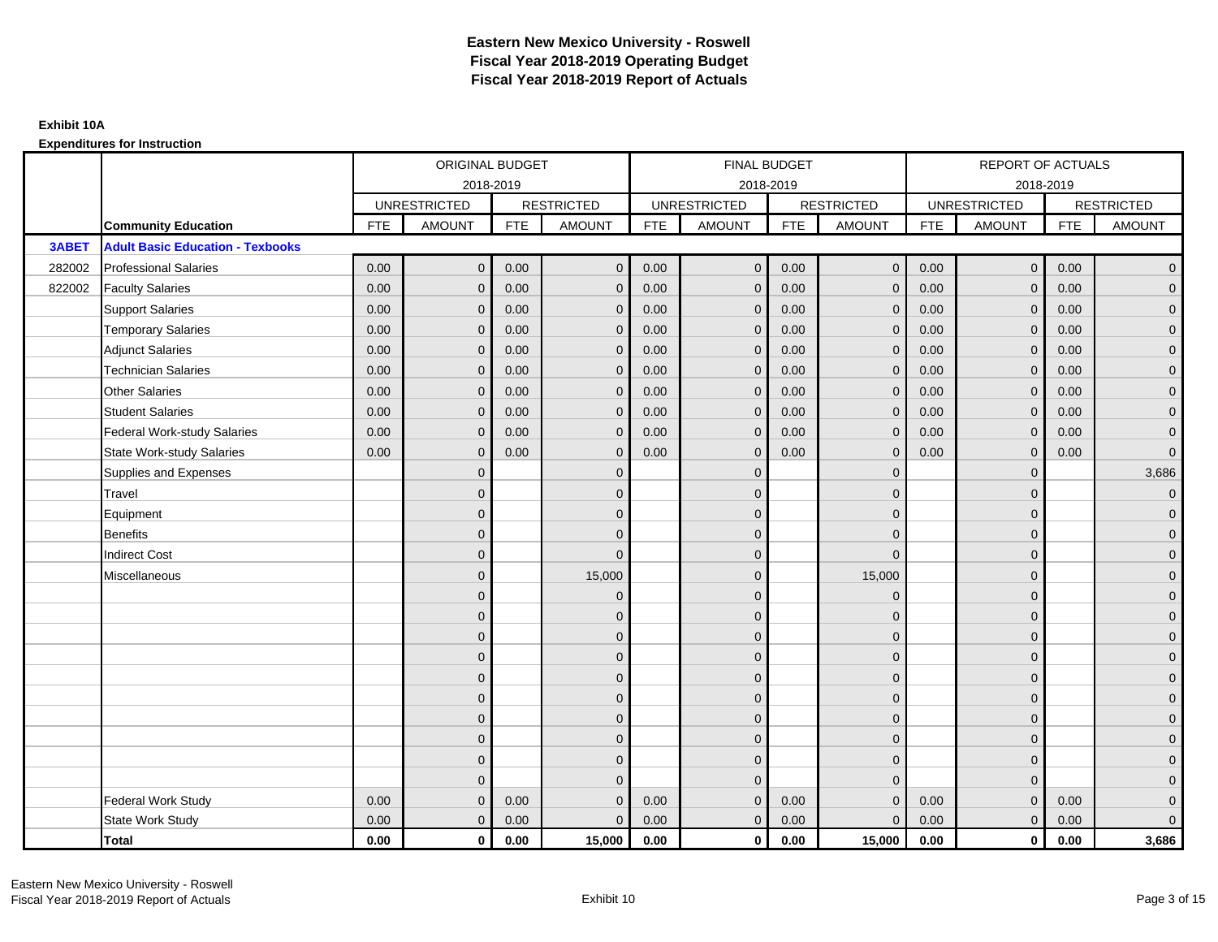# Eastern New Mexico University - Roswell
## Fiscal Year 2018-2019 Operating Budget
## Fiscal Year 2018-2019 Report of Actuals

**Exhibit 10A**

**Expenditures for Instruction**

| | | ORIGINAL BUDGET | | | | FINAL BUDGET | | | | REPORT OF ACTUALS | | | |
|---|---|---|---|---|---|---|---|---|---|---|---|---|---|
| | | 2018-2019 | | | | 2018-2019 | | | | 2018-2019 | | | |
| | | UNRESTRICTED | | RESTRICTED | | UNRESTRICTED | | RESTRICTED | | UNRESTRICTED | | RESTRICTED | |
| | **Community Education** | FTE | AMOUNT | FTE | AMOUNT | FTE | AMOUNT | FTE | AMOUNT | FTE | AMOUNT | FTE | AMOUNT |
| **3ABET** | **Adult Basic Education - Texbooks** | | | | | | | | | | | | |
| 282002 | Professional Salaries | 0.00 | 0 | 0.00 | 0 | 0.00 | 0 | 0.00 | 0 | 0.00 | 0 | 0.00 | 0 |
| 822002 | Faculty Salaries | 0.00 | 0 | 0.00 | 0 | 0.00 | 0 | 0.00 | 0 | 0.00 | 0 | 0.00 | 0 |
| | Support Salaries | 0.00 | 0 | 0.00 | 0 | 0.00 | 0 | 0.00 | 0 | 0.00 | 0 | 0.00 | 0 |
| | Temporary Salaries | 0.00 | 0 | 0.00 | 0 | 0.00 | 0 | 0.00 | 0 | 0.00 | 0 | 0.00 | 0 |
| | Adjunct Salaries | 0.00 | 0 | 0.00 | 0 | 0.00 | 0 | 0.00 | 0 | 0.00 | 0 | 0.00 | 0 |
| | Technician Salaries | 0.00 | 0 | 0.00 | 0 | 0.00 | 0 | 0.00 | 0 | 0.00 | 0 | 0.00 | 0 |
| | Other Salaries | 0.00 | 0 | 0.00 | 0 | 0.00 | 0 | 0.00 | 0 | 0.00 | 0 | 0.00 | 0 |
| | Student Salaries | 0.00 | 0 | 0.00 | 0 | 0.00 | 0 | 0.00 | 0 | 0.00 | 0 | 0.00 | 0 |
| | Federal Work-study Salaries | 0.00 | 0 | 0.00 | 0 | 0.00 | 0 | 0.00 | 0 | 0.00 | 0 | 0.00 | 0 |
| | State Work-study Salaries | 0.00 | 0 | 0.00 | 0 | 0.00 | 0 | 0.00 | 0 | 0.00 | 0 | 0.00 | 0 |
| | Supplies and Expenses | | 0 | | 0 | | 0 | | 0 | | 0 | | 3,686 |
| | Travel | | 0 | | 0 | | 0 | | 0 | | 0 | | 0 |
| | Equipment | | 0 | | 0 | | 0 | | 0 | | 0 | | 0 |
| | Benefits | | 0 | | 0 | | 0 | | 0 | | 0 | | 0 |
| | Indirect Cost | | 0 | | 0 | | 0 | | 0 | | 0 | | 0 |
| | Miscellaneous | | 0 | | 15,000 | | 0 | | 15,000 | | 0 | | 0 |
| | | | 0 | | 0 | | 0 | | 0 | | 0 | | 0 |
| | | | 0 | | 0 | | 0 | | 0 | | 0 | | 0 |
| | | | 0 | | 0 | | 0 | | 0 | | 0 | | 0 |
| | | | 0 | | 0 | | 0 | | 0 | | 0 | | 0 |
| | | | 0 | | 0 | | 0 | | 0 | | 0 | | 0 |
| | | | 0 | | 0 | | 0 | | 0 | | 0 | | 0 |
| | | | 0 | | 0 | | 0 | | 0 | | 0 | | 0 |
| | | | 0 | | 0 | | 0 | | 0 | | 0 | | 0 |
| | | | 0 | | 0 | | 0 | | 0 | | 0 | | 0 |
| | | | 0 | | 0 | | 0 | | 0 | | 0 | | 0 |
| | Federal Work Study | 0.00 | 0 | 0.00 | 0 | 0.00 | 0 | 0.00 | 0 | 0.00 | 0 | 0.00 | 0 |
| | State Work Study | 0.00 | 0 | 0.00 | 0 | 0.00 | 0 | 0.00 | 0 | 0.00 | 0 | 0.00 | 0 |
| | **Total** | **0.00** | **0** | **0.00** | **15,000** | **0.00** | **0** | **0.00** | **15,000** | **0.00** | **0** | **0.00** | **3,686** |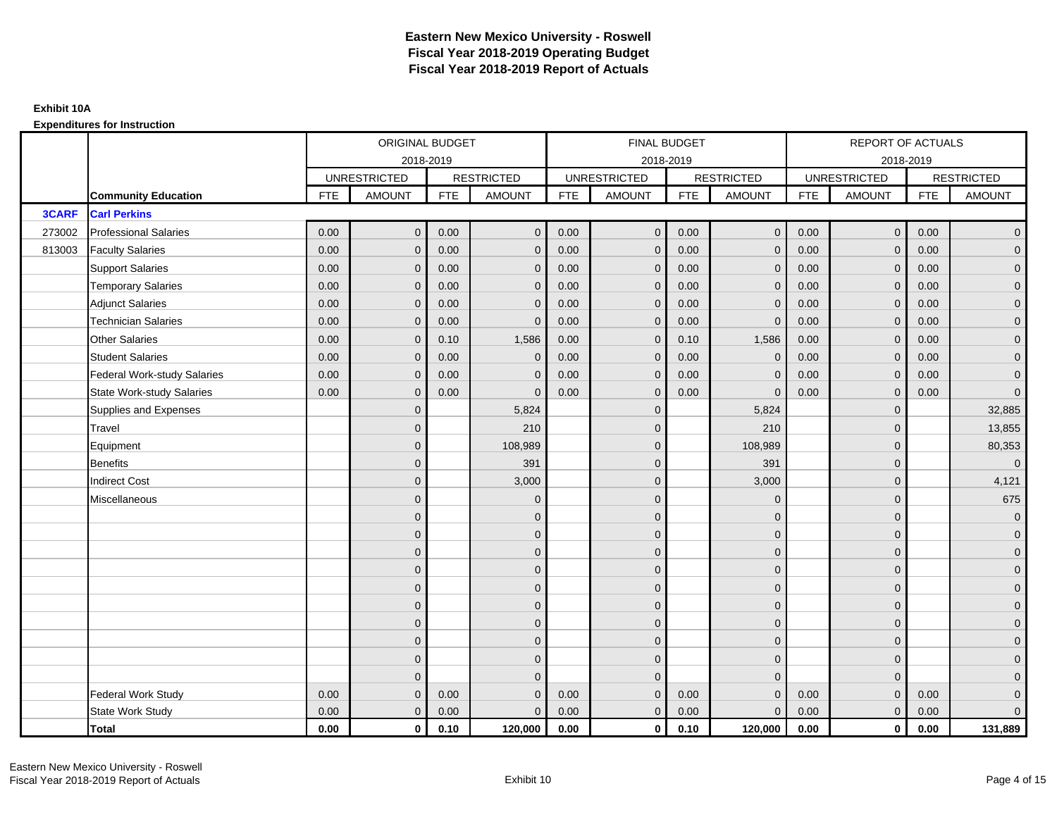# Eastern New Mexico University - Roswell
# Fiscal Year 2018-2019 Operating Budget
# Fiscal Year 2018-2019 Report of Actuals

**Exhibit 10A**

**Expenditures for Instruction**

| | | ORIGINAL BUDGET | | | | FINAL BUDGET | | | | REPORT OF ACTUALS | | | |
|---|---|---|---|---|---|---|---|---|---|---|---|---|---|
| | | 2018-2019 | | | | 2018-2019 | | | | 2018-2019 | | | |
| | | UNRESTRICTED | | RESTRICTED | | UNRESTRICTED | | RESTRICTED | | UNRESTRICTED | | RESTRICTED | |
| | **Community Education** | FTE | AMOUNT | FTE | AMOUNT | FTE | AMOUNT | FTE | AMOUNT | FTE | AMOUNT | FTE | AMOUNT |
| **3CARF** | **Carl Perkins** | | | | | | | | | | | | |
| 273002 | Professional Salaries | 0.00 | 0 | 0.00 | 0 | 0.00 | 0 | 0.00 | 0 | 0.00 | 0 | 0.00 | 0 |
| 813003 | Faculty Salaries | 0.00 | 0 | 0.00 | 0 | 0.00 | 0 | 0.00 | 0 | 0.00 | 0 | 0.00 | 0 |
| | Support Salaries | 0.00 | 0 | 0.00 | 0 | 0.00 | 0 | 0.00 | 0 | 0.00 | 0 | 0.00 | 0 |
| | Temporary Salaries | 0.00 | 0 | 0.00 | 0 | 0.00 | 0 | 0.00 | 0 | 0.00 | 0 | 0.00 | 0 |
| | Adjunct Salaries | 0.00 | 0 | 0.00 | 0 | 0.00 | 0 | 0.00 | 0 | 0.00 | 0 | 0.00 | 0 |
| | Technician Salaries | 0.00 | 0 | 0.00 | 0 | 0.00 | 0 | 0.00 | 0 | 0.00 | 0 | 0.00 | 0 |
| | Other Salaries | 0.00 | 0 | 0.10 | 1,586 | 0.00 | 0 | 0.10 | 1,586 | 0.00 | 0 | 0.00 | 0 |
| | Student Salaries | 0.00 | 0 | 0.00 | 0 | 0.00 | 0 | 0.00 | 0 | 0.00 | 0 | 0.00 | 0 |
| | Federal Work-study Salaries | 0.00 | 0 | 0.00 | 0 | 0.00 | 0 | 0.00 | 0 | 0.00 | 0 | 0.00 | 0 |
| | State Work-study Salaries | 0.00 | 0 | 0.00 | 0 | 0.00 | 0 | 0.00 | 0 | 0.00 | 0 | 0.00 | 0 |
| | Supplies and Expenses | | 0 | | 5,824 | | 0 | | 5,824 | | 0 | | 32,885 |
| | Travel | | 0 | | 210 | | 0 | | 210 | | 0 | | 13,855 |
| | Equipment | | 0 | | 108,989 | | 0 | | 108,989 | | 0 | | 80,353 |
| | Benefits | | 0 | | 391 | | 0 | | 391 | | 0 | | 0 |
| | Indirect Cost | | 0 | | 3,000 | | 0 | | 3,000 | | 0 | | 4,121 |
| | Miscellaneous | | 0 | | 0 | | 0 | | 0 | | 0 | | 675 |
| | | | 0 | | 0 | | 0 | | 0 | | 0 | | 0 |
| | | | 0 | | 0 | | 0 | | 0 | | 0 | | 0 |
| | | | 0 | | 0 | | 0 | | 0 | | 0 | | 0 |
| | | | 0 | | 0 | | 0 | | 0 | | 0 | | 0 |
| | | | 0 | | 0 | | 0 | | 0 | | 0 | | 0 |
| | | | 0 | | 0 | | 0 | | 0 | | 0 | | 0 |
| | | | 0 | | 0 | | 0 | | 0 | | 0 | | 0 |
| | | | 0 | | 0 | | 0 | | 0 | | 0 | | 0 |
| | | | 0 | | 0 | | 0 | | 0 | | 0 | | 0 |
| | | | 0 | | 0 | | 0 | | 0 | | 0 | | 0 |
| | Federal Work Study | 0.00 | 0 | 0.00 | 0 | 0.00 | 0 | 0.00 | 0 | 0.00 | 0 | 0.00 | 0 |
| | State Work Study | 0.00 | 0 | 0.00 | 0 | 0.00 | 0 | 0.00 | 0 | 0.00 | 0 | 0.00 | 0 |
| | **Total** | **0.00** | **0** | **0.10** | **120,000** | **0.00** | **0** | **0.10** | **120,000** | **0.00** | **0** | **0.00** | **131,889** |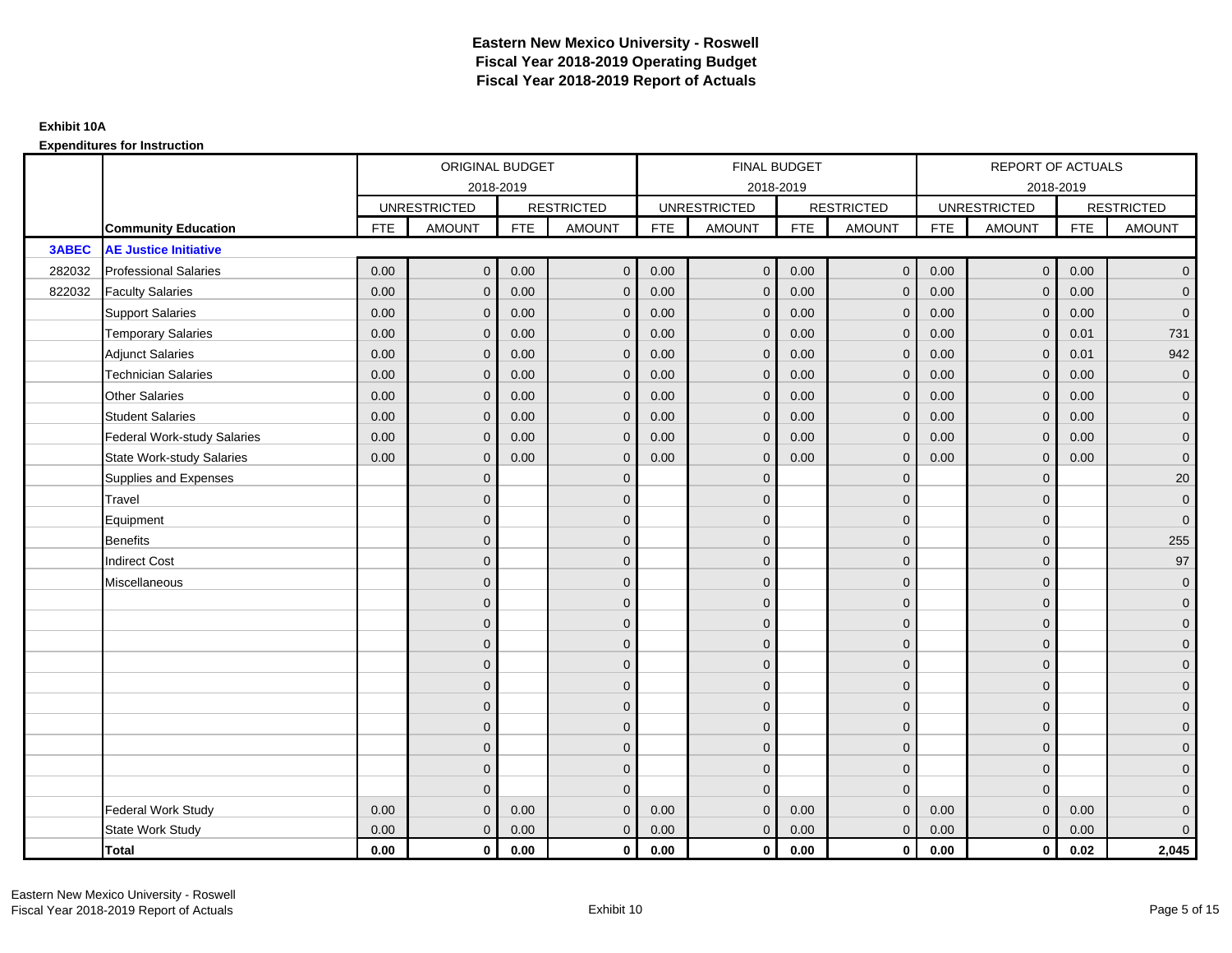# Eastern New Mexico University - Roswell
# Fiscal Year 2018-2019 Operating Budget
# Fiscal Year 2018-2019 Report of Actuals

**Exhibit 10A**

**Expenditures for Instruction**

| | | ORIGINAL BUDGET 2018-2019 | | | | FINAL BUDGET 2018-2019 | | | | REPORT OF ACTUALS 2018-2019 | | | |
|---|---|---|---|---|---|---|---|---|---|---|---|---|---|
| | | UNRESTRICTED | | RESTRICTED | | UNRESTRICTED | | RESTRICTED | | UNRESTRICTED | | RESTRICTED | |
| | **Community Education** | FTE | AMOUNT | FTE | AMOUNT | FTE | AMOUNT | FTE | AMOUNT | FTE | AMOUNT | FTE | AMOUNT |
| **3ABEC** | **AE Justice Initiative** | | | | | | | | | | | | |
| 282032 | Professional Salaries | 0.00 | 0 | 0.00 | 0 | 0.00 | 0 | 0.00 | 0 | 0.00 | 0 | 0.00 | 0 |
| 822032 | Faculty Salaries | 0.00 | 0 | 0.00 | 0 | 0.00 | 0 | 0.00 | 0 | 0.00 | 0 | 0.00 | 0 |
| | Support Salaries | 0.00 | 0 | 0.00 | 0 | 0.00 | 0 | 0.00 | 0 | 0.00 | 0 | 0.00 | 0 |
| | Temporary Salaries | 0.00 | 0 | 0.00 | 0 | 0.00 | 0 | 0.00 | 0 | 0.00 | 0 | 0.01 | 731 |
| | Adjunct Salaries | 0.00 | 0 | 0.00 | 0 | 0.00 | 0 | 0.00 | 0 | 0.00 | 0 | 0.01 | 942 |
| | Technician Salaries | 0.00 | 0 | 0.00 | 0 | 0.00 | 0 | 0.00 | 0 | 0.00 | 0 | 0.00 | 0 |
| | Other Salaries | 0.00 | 0 | 0.00 | 0 | 0.00 | 0 | 0.00 | 0 | 0.00 | 0 | 0.00 | 0 |
| | Student Salaries | 0.00 | 0 | 0.00 | 0 | 0.00 | 0 | 0.00 | 0 | 0.00 | 0 | 0.00 | 0 |
| | Federal Work-study Salaries | 0.00 | 0 | 0.00 | 0 | 0.00 | 0 | 0.00 | 0 | 0.00 | 0 | 0.00 | 0 |
| | State Work-study Salaries | 0.00 | 0 | 0.00 | 0 | 0.00 | 0 | 0.00 | 0 | 0.00 | 0 | 0.00 | 0 |
| | Supplies and Expenses | | 0 | | 0 | | 0 | | 0 | | 0 | | 20 |
| | Travel | | 0 | | 0 | | 0 | | 0 | | 0 | | 0 |
| | Equipment | | 0 | | 0 | | 0 | | 0 | | 0 | | 0 |
| | Benefits | | 0 | | 0 | | 0 | | 0 | | 0 | | 255 |
| | Indirect Cost | | 0 | | 0 | | 0 | | 0 | | 0 | | 97 |
| | Miscellaneous | | 0 | | 0 | | 0 | | 0 | | 0 | | 0 |
| | | | 0 | | 0 | | 0 | | 0 | | 0 | | 0 |
| | | | 0 | | 0 | | 0 | | 0 | | 0 | | 0 |
| | | | 0 | | 0 | | 0 | | 0 | | 0 | | 0 |
| | | | 0 | | 0 | | 0 | | 0 | | 0 | | 0 |
| | | | 0 | | 0 | | 0 | | 0 | | 0 | | 0 |
| | | | 0 | | 0 | | 0 | | 0 | | 0 | | 0 |
| | | | 0 | | 0 | | 0 | | 0 | | 0 | | 0 |
| | | | 0 | | 0 | | 0 | | 0 | | 0 | | 0 |
| | | | 0 | | 0 | | 0 | | 0 | | 0 | | 0 |
| | | | 0 | | 0 | | 0 | | 0 | | 0 | | 0 |
| | Federal Work Study | 0.00 | 0 | 0.00 | 0 | 0.00 | 0 | 0.00 | 0 | 0.00 | 0 | 0.00 | 0 |
| | State Work Study | 0.00 | 0 | 0.00 | 0 | 0.00 | 0 | 0.00 | 0 | 0.00 | 0 | 0.00 | 0 |
| | **Total** | **0.00** | **0** | **0.00** | **0** | **0.00** | **0** | **0.00** | **0** | **0.00** | **0** | **0.02** | **2,045** |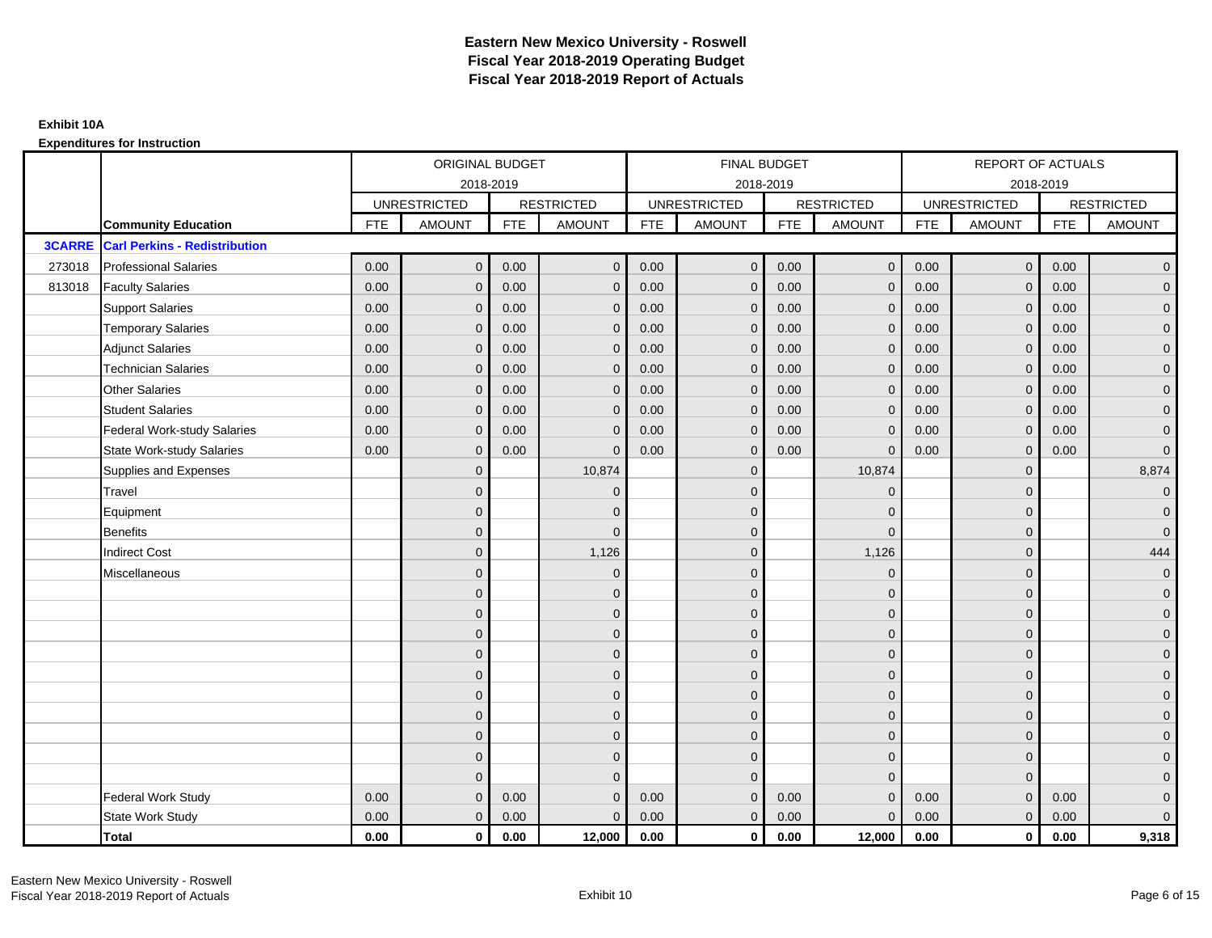# Eastern New Mexico University - Roswell
# Fiscal Year 2018-2019 Operating Budget
# Fiscal Year 2018-2019 Report of Actuals

**Exhibit 10A**

**Expenditures for Instruction**

| | | ORIGINAL BUDGET | | | | FINAL BUDGET | | | | REPORT OF ACTUALS | | | |
|---|---|---|---|---|---|---|---|---|---|---|---|---|---|
| | | 2018-2019 | | | | 2018-2019 | | | | 2018-2019 | | | |
| | | UNRESTRICTED | | RESTRICTED | | UNRESTRICTED | | RESTRICTED | | UNRESTRICTED | | RESTRICTED | |
| | **Community Education** | FTE | AMOUNT | FTE | AMOUNT | FTE | AMOUNT | FTE | AMOUNT | FTE | AMOUNT | FTE | AMOUNT |
| **3CARRE** | **Carl Perkins - Redistribution** | | | | | | | | | | | | |
| 273018 | Professional Salaries | 0.00 | 0 | 0.00 | 0 | 0.00 | 0 | 0.00 | 0 | 0.00 | 0 | 0.00 | 0 |
| 813018 | Faculty Salaries | 0.00 | 0 | 0.00 | 0 | 0.00 | 0 | 0.00 | 0 | 0.00 | 0 | 0.00 | 0 |
| | Support Salaries | 0.00 | 0 | 0.00 | 0 | 0.00 | 0 | 0.00 | 0 | 0.00 | 0 | 0.00 | 0 |
| | Temporary Salaries | 0.00 | 0 | 0.00 | 0 | 0.00 | 0 | 0.00 | 0 | 0.00 | 0 | 0.00 | 0 |
| | Adjunct Salaries | 0.00 | 0 | 0.00 | 0 | 0.00 | 0 | 0.00 | 0 | 0.00 | 0 | 0.00 | 0 |
| | Technician Salaries | 0.00 | 0 | 0.00 | 0 | 0.00 | 0 | 0.00 | 0 | 0.00 | 0 | 0.00 | 0 |
| | Other Salaries | 0.00 | 0 | 0.00 | 0 | 0.00 | 0 | 0.00 | 0 | 0.00 | 0 | 0.00 | 0 |
| | Student Salaries | 0.00 | 0 | 0.00 | 0 | 0.00 | 0 | 0.00 | 0 | 0.00 | 0 | 0.00 | 0 |
| | Federal Work-study Salaries | 0.00 | 0 | 0.00 | 0 | 0.00 | 0 | 0.00 | 0 | 0.00 | 0 | 0.00 | 0 |
| | State Work-study Salaries | 0.00 | 0 | 0.00 | 0 | 0.00 | 0 | 0.00 | 0 | 0.00 | 0 | 0.00 | 0 |
| | Supplies and Expenses | | 0 | | 10,874 | | 0 | | 10,874 | | 0 | | 8,874 |
| | Travel | | 0 | | 0 | | 0 | | 0 | | 0 | | 0 |
| | Equipment | | 0 | | 0 | | 0 | | 0 | | 0 | | 0 |
| | Benefits | | 0 | | 0 | | 0 | | 0 | | 0 | | 0 |
| | Indirect Cost | | 0 | | 1,126 | | 0 | | 1,126 | | 0 | | 444 |
| | Miscellaneous | | 0 | | 0 | | 0 | | 0 | | 0 | | 0 |
| | | | 0 | | 0 | | 0 | | 0 | | 0 | | 0 |
| | | | 0 | | 0 | | 0 | | 0 | | 0 | | 0 |
| | | | 0 | | 0 | | 0 | | 0 | | 0 | | 0 |
| | | | 0 | | 0 | | 0 | | 0 | | 0 | | 0 |
| | | | 0 | | 0 | | 0 | | 0 | | 0 | | 0 |
| | | | 0 | | 0 | | 0 | | 0 | | 0 | | 0 |
| | | | 0 | | 0 | | 0 | | 0 | | 0 | | 0 |
| | | | 0 | | 0 | | 0 | | 0 | | 0 | | 0 |
| | | | 0 | | 0 | | 0 | | 0 | | 0 | | 0 |
| | | | 0 | | 0 | | 0 | | 0 | | 0 | | 0 |
| | Federal Work Study | 0.00 | 0 | 0.00 | 0 | 0.00 | 0 | 0.00 | 0 | 0.00 | 0 | 0.00 | 0 |
| | State Work Study | 0.00 | 0 | 0.00 | 0 | 0.00 | 0 | 0.00 | 0 | 0.00 | 0 | 0.00 | 0 |
| | **Total** | **0.00** | **0** | **0.00** | **12,000** | **0.00** | **0** | **0.00** | **12,000** | **0.00** | **0** | **0.00** | **9,318** |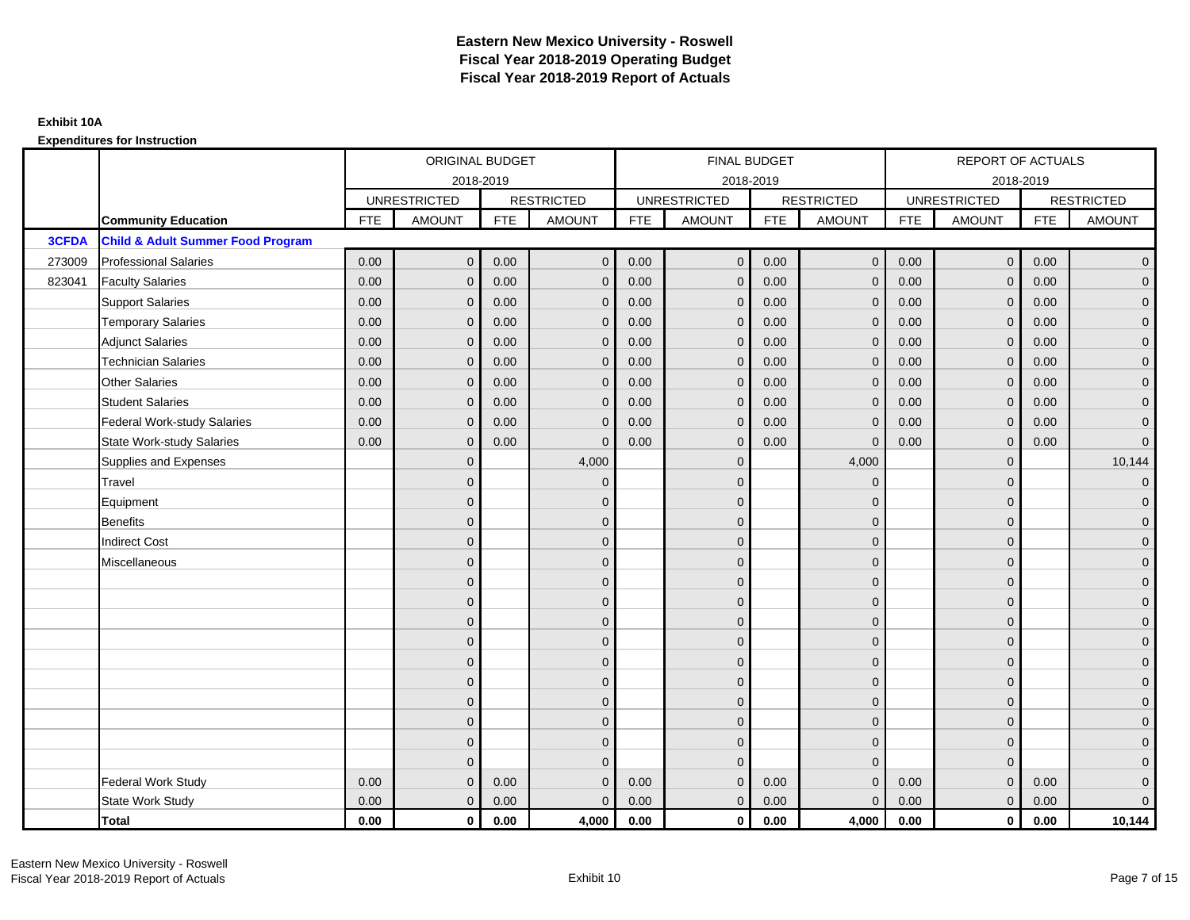# Eastern New Mexico University - Roswell
## Fiscal Year 2018-2019 Operating Budget
## Fiscal Year 2018-2019 Report of Actuals

**Exhibit 10A**

**Expenditures for Instruction**

| | | ORIGINAL BUDGET 2018-2019 | | | | FINAL BUDGET 2018-2019 | | | | REPORT OF ACTUALS 2018-2019 | | | |
|---|---|---|---|---|---|---|---|---|---|---|---|---|---|
| | | UNRESTRICTED | | RESTRICTED | | UNRESTRICTED | | RESTRICTED | | UNRESTRICTED | | RESTRICTED | |
| | **Community Education** | FTE | AMOUNT | FTE | AMOUNT | FTE | AMOUNT | FTE | AMOUNT | FTE | AMOUNT | FTE | AMOUNT |
| **3CFDA** | **Child & Adult Summer Food Program** | | | | | | | | | | | | |
| 273009 | Professional Salaries | 0.00 | 0 | 0.00 | 0 | 0.00 | 0 | 0.00 | 0 | 0.00 | 0 | 0.00 | 0 |
| 823041 | Faculty Salaries | 0.00 | 0 | 0.00 | 0 | 0.00 | 0 | 0.00 | 0 | 0.00 | 0 | 0.00 | 0 |
| | Support Salaries | 0.00 | 0 | 0.00 | 0 | 0.00 | 0 | 0.00 | 0 | 0.00 | 0 | 0.00 | 0 |
| | Temporary Salaries | 0.00 | 0 | 0.00 | 0 | 0.00 | 0 | 0.00 | 0 | 0.00 | 0 | 0.00 | 0 |
| | Adjunct Salaries | 0.00 | 0 | 0.00 | 0 | 0.00 | 0 | 0.00 | 0 | 0.00 | 0 | 0.00 | 0 |
| | Technician Salaries | 0.00 | 0 | 0.00 | 0 | 0.00 | 0 | 0.00 | 0 | 0.00 | 0 | 0.00 | 0 |
| | Other Salaries | 0.00 | 0 | 0.00 | 0 | 0.00 | 0 | 0.00 | 0 | 0.00 | 0 | 0.00 | 0 |
| | Student Salaries | 0.00 | 0 | 0.00 | 0 | 0.00 | 0 | 0.00 | 0 | 0.00 | 0 | 0.00 | 0 |
| | Federal Work-study Salaries | 0.00 | 0 | 0.00 | 0 | 0.00 | 0 | 0.00 | 0 | 0.00 | 0 | 0.00 | 0 |
| | State Work-study Salaries | 0.00 | 0 | 0.00 | 0 | 0.00 | 0 | 0.00 | 0 | 0.00 | 0 | 0.00 | 0 |
| | Supplies and Expenses | | 0 | | 4,000 | | 0 | | 4,000 | | 0 | | 10,144 |
| | Travel | | 0 | | 0 | | 0 | | 0 | | 0 | | 0 |
| | Equipment | | 0 | | 0 | | 0 | | 0 | | 0 | | 0 |
| | Benefits | | 0 | | 0 | | 0 | | 0 | | 0 | | 0 |
| | Indirect Cost | | 0 | | 0 | | 0 | | 0 | | 0 | | 0 |
| | Miscellaneous | | 0 | | 0 | | 0 | | 0 | | 0 | | 0 |
| | | | 0 | | 0 | | 0 | | 0 | | 0 | | 0 |
| | | | 0 | | 0 | | 0 | | 0 | | 0 | | 0 |
| | | | 0 | | 0 | | 0 | | 0 | | 0 | | 0 |
| | | | 0 | | 0 | | 0 | | 0 | | 0 | | 0 |
| | | | 0 | | 0 | | 0 | | 0 | | 0 | | 0 |
| | | | 0 | | 0 | | 0 | | 0 | | 0 | | 0 |
| | | | 0 | | 0 | | 0 | | 0 | | 0 | | 0 |
| | | | 0 | | 0 | | 0 | | 0 | | 0 | | 0 |
| | | | 0 | | 0 | | 0 | | 0 | | 0 | | 0 |
| | | | 0 | | 0 | | 0 | | 0 | | 0 | | 0 |
| | Federal Work Study | 0.00 | 0 | 0.00 | 0 | 0.00 | 0 | 0.00 | 0 | 0.00 | 0 | 0.00 | 0 |
| | State Work Study | 0.00 | 0 | 0.00 | 0 | 0.00 | 0 | 0.00 | 0 | 0.00 | 0 | 0.00 | 0 |
| | **Total** | **0.00** | **0** | **0.00** | **4,000** | **0.00** | **0** | **0.00** | **4,000** | **0.00** | **0** | **0.00** | **10,144** |

Eastern New Mexico University - Roswell
Fiscal Year 2018-2019 Report of Actuals

Exhibit 10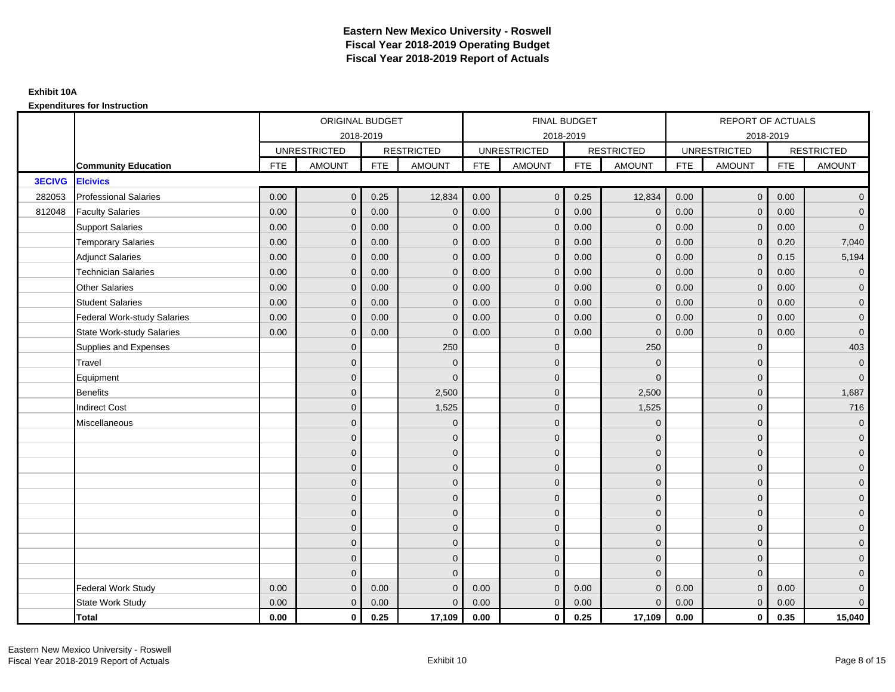# Eastern New Mexico University - Roswell
## Fiscal Year 2018-2019 Operating Budget
## Fiscal Year 2018-2019 Report of Actuals

**Exhibit 10A**

**Expenditures for Instruction**

| | | ORIGINAL BUDGET 2018-2019 | | | | FINAL BUDGET 2018-2019 | | | | REPORT OF ACTUALS 2018-2019 | | | |
|---|---|---|---|---|---|---|---|---|---|---|---|---|---|
| | | UNRESTRICTED | | RESTRICTED | | UNRESTRICTED | | RESTRICTED | | UNRESTRICTED | | RESTRICTED | |
| | **Community Education** | FTE | AMOUNT | FTE | AMOUNT | FTE | AMOUNT | FTE | AMOUNT | FTE | AMOUNT | FTE | AMOUNT |
| **3ECIVG** | **Elcivics** | | | | | | | | | | | | |
| 282053 | Professional Salaries | 0.00 | 0 | 0.25 | 12,834 | 0.00 | 0 | 0.25 | 12,834 | 0.00 | 0 | 0.00 | 0 |
| 812048 | Faculty Salaries | 0.00 | 0 | 0.00 | 0 | 0.00 | 0 | 0.00 | 0 | 0.00 | 0 | 0.00 | 0 |
| | Support Salaries | 0.00 | 0 | 0.00 | 0 | 0.00 | 0 | 0.00 | 0 | 0.00 | 0 | 0.00 | 0 |
| | Temporary Salaries | 0.00 | 0 | 0.00 | 0 | 0.00 | 0 | 0.00 | 0 | 0.00 | 0 | 0.20 | 7,040 |
| | Adjunct Salaries | 0.00 | 0 | 0.00 | 0 | 0.00 | 0 | 0.00 | 0 | 0.00 | 0 | 0.15 | 5,194 |
| | Technician Salaries | 0.00 | 0 | 0.00 | 0 | 0.00 | 0 | 0.00 | 0 | 0.00 | 0 | 0.00 | 0 |
| | Other Salaries | 0.00 | 0 | 0.00 | 0 | 0.00 | 0 | 0.00 | 0 | 0.00 | 0 | 0.00 | 0 |
| | Student Salaries | 0.00 | 0 | 0.00 | 0 | 0.00 | 0 | 0.00 | 0 | 0.00 | 0 | 0.00 | 0 |
| | Federal Work-study Salaries | 0.00 | 0 | 0.00 | 0 | 0.00 | 0 | 0.00 | 0 | 0.00 | 0 | 0.00 | 0 |
| | State Work-study Salaries | 0.00 | 0 | 0.00 | 0 | 0.00 | 0 | 0.00 | 0 | 0.00 | 0 | 0.00 | 0 |
| | Supplies and Expenses | | 0 | | 250 | | 0 | | 250 | | 0 | | 403 |
| | Travel | | 0 | | 0 | | 0 | | 0 | | 0 | | 0 |
| | Equipment | | 0 | | 0 | | 0 | | 0 | | 0 | | 0 |
| | Benefits | | 0 | | 2,500 | | 0 | | 2,500 | | 0 | | 1,687 |
| | Indirect Cost | | 0 | | 1,525 | | 0 | | 1,525 | | 0 | | 716 |
| | Miscellaneous | | 0 | | 0 | | 0 | | 0 | | 0 | | 0 |
| | | | 0 | | 0 | | 0 | | 0 | | 0 | | 0 |
| | | | 0 | | 0 | | 0 | | 0 | | 0 | | 0 |
| | | | 0 | | 0 | | 0 | | 0 | | 0 | | 0 |
| | | | 0 | | 0 | | 0 | | 0 | | 0 | | 0 |
| | | | 0 | | 0 | | 0 | | 0 | | 0 | | 0 |
| | | | 0 | | 0 | | 0 | | 0 | | 0 | | 0 |
| | | | 0 | | 0 | | 0 | | 0 | | 0 | | 0 |
| | | | 0 | | 0 | | 0 | | 0 | | 0 | | 0 |
| | | | 0 | | 0 | | 0 | | 0 | | 0 | | 0 |
| | | | 0 | | 0 | | 0 | | 0 | | 0 | | 0 |
| | Federal Work Study | 0.00 | 0 | 0.00 | 0 | 0.00 | 0 | 0.00 | 0 | 0.00 | 0 | 0.00 | 0 |
| | State Work Study | 0.00 | 0 | 0.00 | 0 | 0.00 | 0 | 0.00 | 0 | 0.00 | 0 | 0.00 | 0 |
| | **Total** | **0.00** | **0** | **0.25** | **17,109** | **0.00** | **0** | **0.25** | **17,109** | **0.00** | **0** | **0.35** | **15,040** |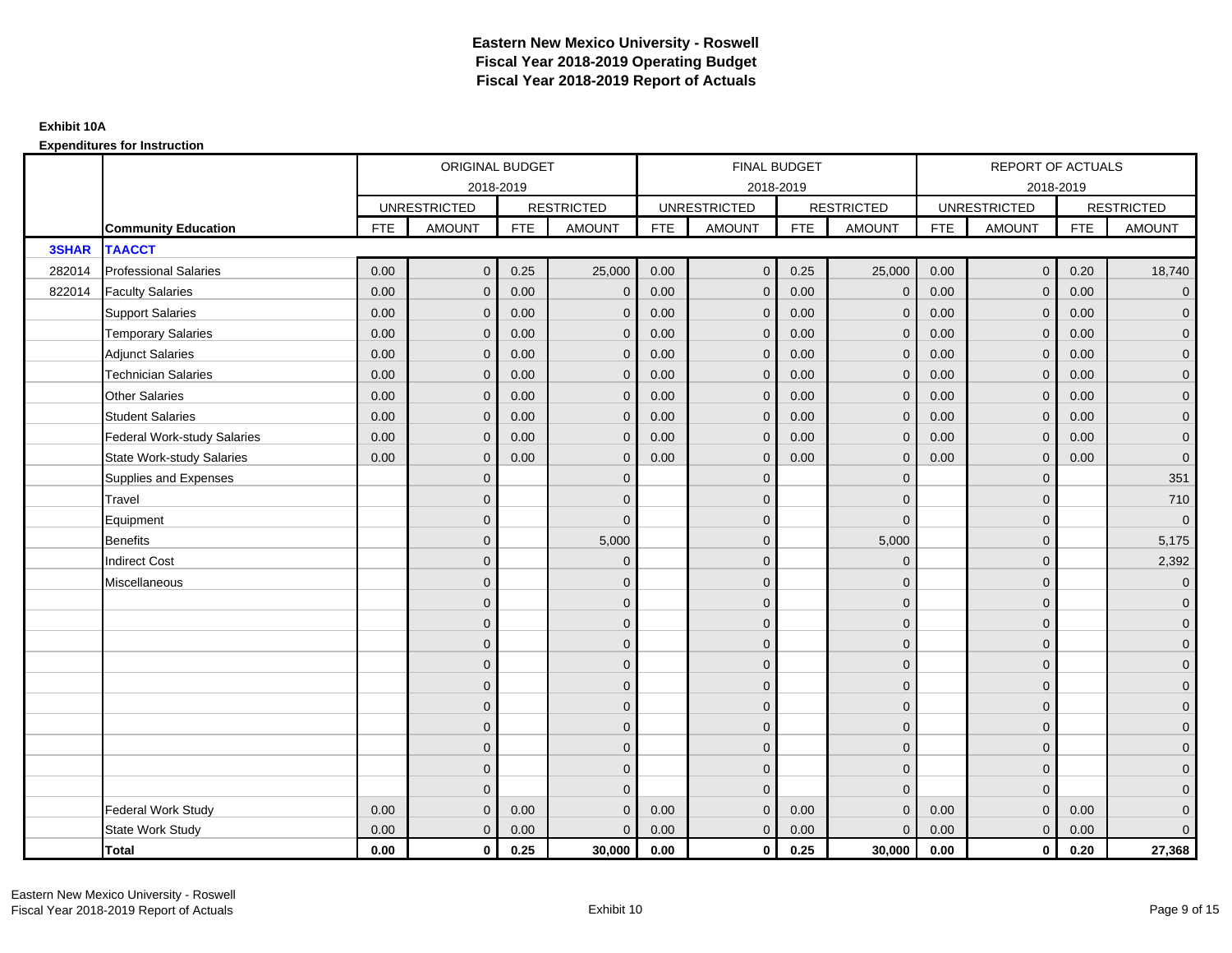# Eastern New Mexico University - Roswell
## Fiscal Year 2018-2019 Operating Budget
## Fiscal Year 2018-2019 Report of Actuals

**Exhibit 10A**

**Expenditures for Instruction**

| | | ORIGINAL BUDGET 2018-2019 | | | | FINAL BUDGET 2018-2019 | | | | REPORT OF ACTUALS 2018-2019 | | | |
|---|---|---|---|---|---|---|---|---|---|---|---|---|---|
| | | UNRESTRICTED | | RESTRICTED | | UNRESTRICTED | | RESTRICTED | | UNRESTRICTED | | RESTRICTED | |
| | **Community Education** | FTE | AMOUNT | FTE | AMOUNT | FTE | AMOUNT | FTE | AMOUNT | FTE | AMOUNT | FTE | AMOUNT |
| **3SHAR** | **TAACCT** | | | | | | | | | | | | |
| 282014 | Professional Salaries | 0.00 | 0 | 0.25 | 25,000 | 0.00 | 0 | 0.25 | 25,000 | 0.00 | 0 | 0.20 | 18,740 |
| 822014 | Faculty Salaries | 0.00 | 0 | 0.00 | 0 | 0.00 | 0 | 0.00 | 0 | 0.00 | 0 | 0.00 | 0 |
| | Support Salaries | 0.00 | 0 | 0.00 | 0 | 0.00 | 0 | 0.00 | 0 | 0.00 | 0 | 0.00 | 0 |
| | Temporary Salaries | 0.00 | 0 | 0.00 | 0 | 0.00 | 0 | 0.00 | 0 | 0.00 | 0 | 0.00 | 0 |
| | Adjunct Salaries | 0.00 | 0 | 0.00 | 0 | 0.00 | 0 | 0.00 | 0 | 0.00 | 0 | 0.00 | 0 |
| | Technician Salaries | 0.00 | 0 | 0.00 | 0 | 0.00 | 0 | 0.00 | 0 | 0.00 | 0 | 0.00 | 0 |
| | Other Salaries | 0.00 | 0 | 0.00 | 0 | 0.00 | 0 | 0.00 | 0 | 0.00 | 0 | 0.00 | 0 |
| | Student Salaries | 0.00 | 0 | 0.00 | 0 | 0.00 | 0 | 0.00 | 0 | 0.00 | 0 | 0.00 | 0 |
| | Federal Work-study Salaries | 0.00 | 0 | 0.00 | 0 | 0.00 | 0 | 0.00 | 0 | 0.00 | 0 | 0.00 | 0 |
| | State Work-study Salaries | 0.00 | 0 | 0.00 | 0 | 0.00 | 0 | 0.00 | 0 | 0.00 | 0 | 0.00 | 0 |
| | Supplies and Expenses | | 0 | | 0 | | 0 | | 0 | | 0 | | 351 |
| | Travel | | 0 | | 0 | | 0 | | 0 | | 0 | | 710 |
| | Equipment | | 0 | | 0 | | 0 | | 0 | | 0 | | 0 |
| | Benefits | | 0 | | 5,000 | | 0 | | 5,000 | | 0 | | 5,175 |
| | Indirect Cost | | 0 | | 0 | | 0 | | 0 | | 0 | | 2,392 |
| | Miscellaneous | | 0 | | 0 | | 0 | | 0 | | 0 | | 0 |
| | | | 0 | | 0 | | 0 | | 0 | | 0 | | 0 |
| | | | 0 | | 0 | | 0 | | 0 | | 0 | | 0 |
| | | | 0 | | 0 | | 0 | | 0 | | 0 | | 0 |
| | | | 0 | | 0 | | 0 | | 0 | | 0 | | 0 |
| | | | 0 | | 0 | | 0 | | 0 | | 0 | | 0 |
| | | | 0 | | 0 | | 0 | | 0 | | 0 | | 0 |
| | | | 0 | | 0 | | 0 | | 0 | | 0 | | 0 |
| | | | 0 | | 0 | | 0 | | 0 | | 0 | | 0 |
| | | | 0 | | 0 | | 0 | | 0 | | 0 | | 0 |
| | | | 0 | | 0 | | 0 | | 0 | | 0 | | 0 |
| | Federal Work Study | 0.00 | 0 | 0.00 | 0 | 0.00 | 0 | 0.00 | 0 | 0.00 | 0 | 0.00 | 0 |
| | State Work Study | 0.00 | 0 | 0.00 | 0 | 0.00 | 0 | 0.00 | 0 | 0.00 | 0 | 0.00 | 0 |
| | **Total** | **0.00** | **0** | **0.25** | **30,000** | **0.00** | **0** | **0.25** | **30,000** | **0.00** | **0** | **0.20** | **27,368** |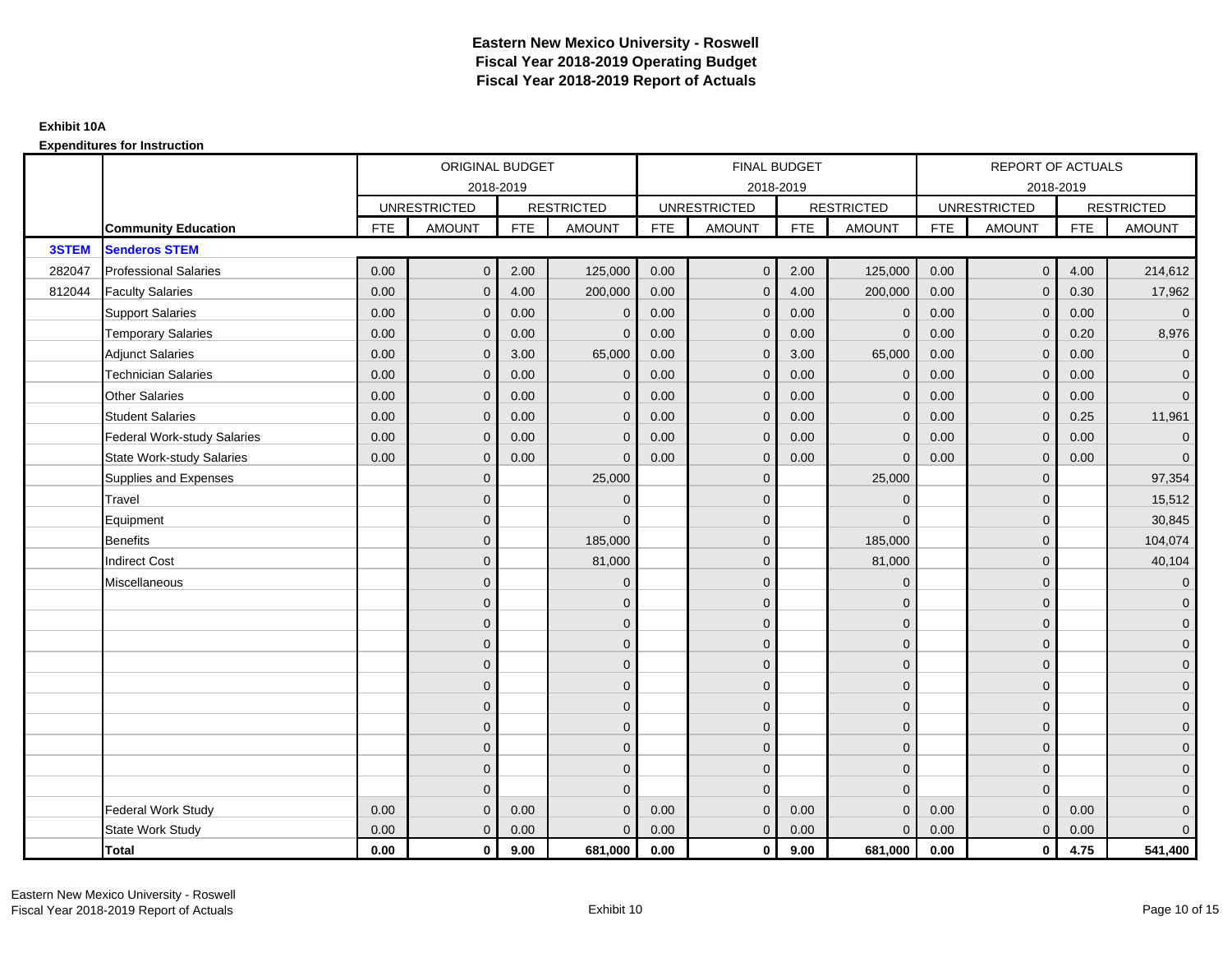# Eastern New Mexico University - Roswell
# Fiscal Year 2018-2019 Operating Budget
# Fiscal Year 2018-2019 Report of Actuals

**Exhibit 10A**

**Expenditures for Instruction**

| | | ORIGINAL BUDGET | | | | FINAL BUDGET | | | | REPORT OF ACTUALS | | | |
|---|---|---|---|---|---|---|---|---|---|---|---|---|---|
| | | 2018-2019 | | | | 2018-2019 | | | | 2018-2019 | | | |
| | | UNRESTRICTED | | RESTRICTED | | UNRESTRICTED | | RESTRICTED | | UNRESTRICTED | | RESTRICTED | |
| | **Community Education** | FTE | AMOUNT | FTE | AMOUNT | FTE | AMOUNT | FTE | AMOUNT | FTE | AMOUNT | FTE | AMOUNT |
| **3STEM** | **Senderos STEM** | | | | | | | | | | | | |
| 282047 | Professional Salaries | 0.00 | 0 | 2.00 | 125,000 | 0.00 | 0 | 2.00 | 125,000 | 0.00 | 0 | 4.00 | 214,612 |
| 812044 | Faculty Salaries | 0.00 | 0 | 4.00 | 200,000 | 0.00 | 0 | 4.00 | 200,000 | 0.00 | 0 | 0.30 | 17,962 |
| | Support Salaries | 0.00 | 0 | 0.00 | 0 | 0.00 | 0 | 0.00 | 0 | 0.00 | 0 | 0.00 | 0 |
| | Temporary Salaries | 0.00 | 0 | 0.00 | 0 | 0.00 | 0 | 0.00 | 0 | 0.00 | 0 | 0.20 | 8,976 |
| | Adjunct Salaries | 0.00 | 0 | 3.00 | 65,000 | 0.00 | 0 | 3.00 | 65,000 | 0.00 | 0 | 0.00 | 0 |
| | Technician Salaries | 0.00 | 0 | 0.00 | 0 | 0.00 | 0 | 0.00 | 0 | 0.00 | 0 | 0.00 | 0 |
| | Other Salaries | 0.00 | 0 | 0.00 | 0 | 0.00 | 0 | 0.00 | 0 | 0.00 | 0 | 0.00 | 0 |
| | Student Salaries | 0.00 | 0 | 0.00 | 0 | 0.00 | 0 | 0.00 | 0 | 0.00 | 0 | 0.25 | 11,961 |
| | Federal Work-study Salaries | 0.00 | 0 | 0.00 | 0 | 0.00 | 0 | 0.00 | 0 | 0.00 | 0 | 0.00 | 0 |
| | State Work-study Salaries | 0.00 | 0 | 0.00 | 0 | 0.00 | 0 | 0.00 | 0 | 0.00 | 0 | 0.00 | 0 |
| | Supplies and Expenses | | 0 | | 25,000 | | 0 | | 25,000 | | 0 | | 97,354 |
| | Travel | | 0 | | 0 | | 0 | | 0 | | 0 | | 15,512 |
| | Equipment | | 0 | | 0 | | 0 | | 0 | | 0 | | 30,845 |
| | Benefits | | 0 | | 185,000 | | 0 | | 185,000 | | 0 | | 104,074 |
| | Indirect Cost | | 0 | | 81,000 | | 0 | | 81,000 | | 0 | | 40,104 |
| | Miscellaneous | | 0 | | 0 | | 0 | | 0 | | 0 | | 0 |
| | | | 0 | | 0 | | 0 | | 0 | | 0 | | 0 |
| | | | 0 | | 0 | | 0 | | 0 | | 0 | | 0 |
| | | | 0 | | 0 | | 0 | | 0 | | 0 | | 0 |
| | | | 0 | | 0 | | 0 | | 0 | | 0 | | 0 |
| | | | 0 | | 0 | | 0 | | 0 | | 0 | | 0 |
| | | | 0 | | 0 | | 0 | | 0 | | 0 | | 0 |
| | | | 0 | | 0 | | 0 | | 0 | | 0 | | 0 |
| | | | 0 | | 0 | | 0 | | 0 | | 0 | | 0 |
| | | | 0 | | 0 | | 0 | | 0 | | 0 | | 0 |
| | | | 0 | | 0 | | 0 | | 0 | | 0 | | 0 |
| | Federal Work Study | 0.00 | 0 | 0.00 | 0 | 0.00 | 0 | 0.00 | 0 | 0.00 | 0 | 0.00 | 0 |
| | State Work Study | 0.00 | 0 | 0.00 | 0 | 0.00 | 0 | 0.00 | 0 | 0.00 | 0 | 0.00 | 0 |
| | **Total** | **0.00** | **0** | **9.00** | **681,000** | **0.00** | **0** | **9.00** | **681,000** | **0.00** | **0** | **4.75** | **541,400** |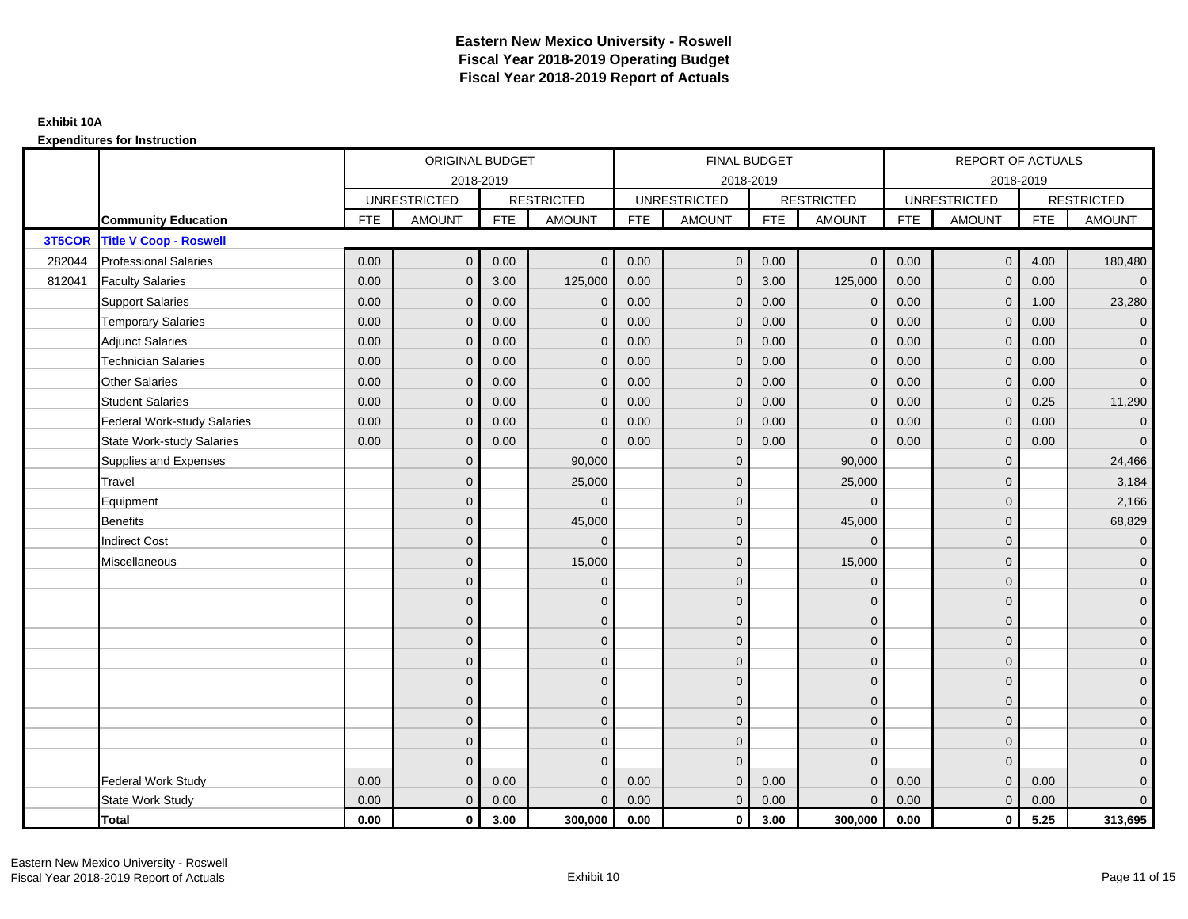# Eastern New Mexico University - Roswell
## Fiscal Year 2018-2019 Operating Budget
## Fiscal Year 2018-2019 Report of Actuals

**Exhibit 10A**

**Expenditures for Instruction**

| | | ORIGINAL BUDGET 2018-2019 | | | | FINAL BUDGET 2018-2019 | | | | REPORT OF ACTUALS 2018-2019 | | | |
|---|---|---|---|---|---|---|---|---|---|---|---|---|---|
| | | UNRESTRICTED | | RESTRICTED | | UNRESTRICTED | | RESTRICTED | | UNRESTRICTED | | RESTRICTED | |
| | **Community Education** | FTE | AMOUNT | FTE | AMOUNT | FTE | AMOUNT | FTE | AMOUNT | FTE | AMOUNT | FTE | AMOUNT |
| **3T5COR** | **Title V Coop - Roswell** | | | | | | | | | | | | |
| 282044 | Professional Salaries | 0.00 | 0 | 0.00 | 0 | 0.00 | 0 | 0.00 | 0 | 0.00 | 0 | 4.00 | 180,480 |
| 812041 | Faculty Salaries | 0.00 | 0 | 3.00 | 125,000 | 0.00 | 0 | 3.00 | 125,000 | 0.00 | 0 | 0.00 | 0 |
| | Support Salaries | 0.00 | 0 | 0.00 | 0 | 0.00 | 0 | 0.00 | 0 | 0.00 | 0 | 1.00 | 23,280 |
| | Temporary Salaries | 0.00 | 0 | 0.00 | 0 | 0.00 | 0 | 0.00 | 0 | 0.00 | 0 | 0.00 | 0 |
| | Adjunct Salaries | 0.00 | 0 | 0.00 | 0 | 0.00 | 0 | 0.00 | 0 | 0.00 | 0 | 0.00 | 0 |
| | Technician Salaries | 0.00 | 0 | 0.00 | 0 | 0.00 | 0 | 0.00 | 0 | 0.00 | 0 | 0.00 | 0 |
| | Other Salaries | 0.00 | 0 | 0.00 | 0 | 0.00 | 0 | 0.00 | 0 | 0.00 | 0 | 0.00 | 0 |
| | Student Salaries | 0.00 | 0 | 0.00 | 0 | 0.00 | 0 | 0.00 | 0 | 0.00 | 0 | 0.25 | 11,290 |
| | Federal Work-study Salaries | 0.00 | 0 | 0.00 | 0 | 0.00 | 0 | 0.00 | 0 | 0.00 | 0 | 0.00 | 0 |
| | State Work-study Salaries | 0.00 | 0 | 0.00 | 0 | 0.00 | 0 | 0.00 | 0 | 0.00 | 0 | 0.00 | 0 |
| | Supplies and Expenses | | 0 | | 90,000 | | 0 | | 90,000 | | 0 | | 24,466 |
| | Travel | | 0 | | 25,000 | | 0 | | 25,000 | | 0 | | 3,184 |
| | Equipment | | 0 | | 0 | | 0 | | 0 | | 0 | | 2,166 |
| | Benefits | | 0 | | 45,000 | | 0 | | 45,000 | | 0 | | 68,829 |
| | Indirect Cost | | 0 | | 0 | | 0 | | 0 | | 0 | | 0 |
| | Miscellaneous | | 0 | | 15,000 | | 0 | | 15,000 | | 0 | | 0 |
| | | | 0 | | 0 | | 0 | | 0 | | 0 | | 0 |
| | | | 0 | | 0 | | 0 | | 0 | | 0 | | 0 |
| | | | 0 | | 0 | | 0 | | 0 | | 0 | | 0 |
| | | | 0 | | 0 | | 0 | | 0 | | 0 | | 0 |
| | | | 0 | | 0 | | 0 | | 0 | | 0 | | 0 |
| | | | 0 | | 0 | | 0 | | 0 | | 0 | | 0 |
| | | | 0 | | 0 | | 0 | | 0 | | 0 | | 0 |
| | | | 0 | | 0 | | 0 | | 0 | | 0 | | 0 |
| | | | 0 | | 0 | | 0 | | 0 | | 0 | | 0 |
| | | | 0 | | 0 | | 0 | | 0 | | 0 | | 0 |
| | Federal Work Study | 0.00 | 0 | 0.00 | 0 | 0.00 | 0 | 0.00 | 0 | 0.00 | 0 | 0.00 | 0 |
| | State Work Study | 0.00 | 0 | 0.00 | 0 | 0.00 | 0 | 0.00 | 0 | 0.00 | 0 | 0.00 | 0 |
| | **Total** | **0.00** | **0** | **3.00** | **300,000** | **0.00** | **0** | **3.00** | **300,000** | **0.00** | **0** | **5.25** | **313,695** |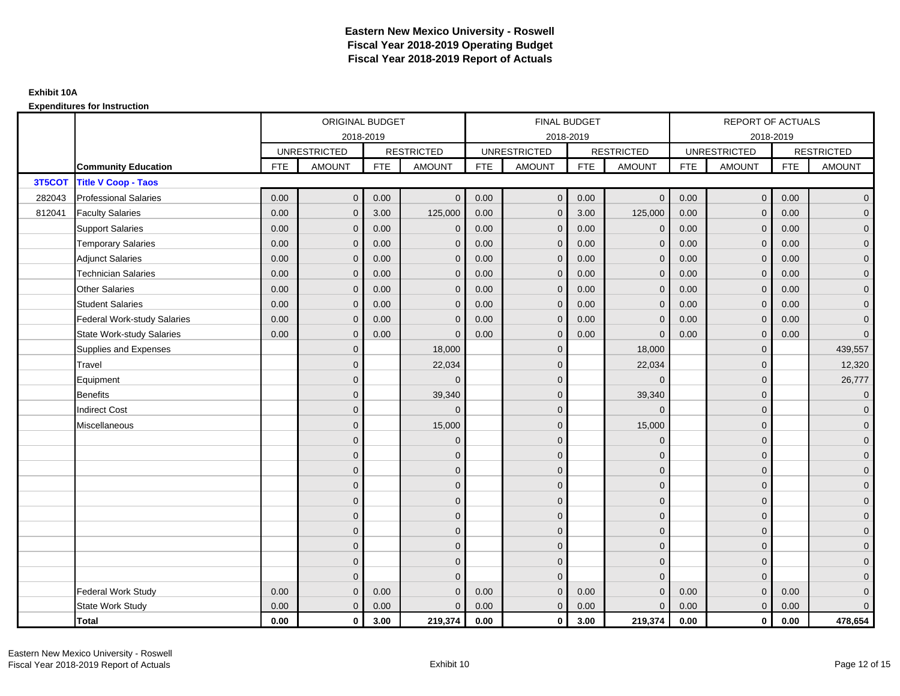# Eastern New Mexico University - Roswell
# Fiscal Year 2018-2019 Operating Budget
# Fiscal Year 2018-2019 Report of Actuals

**Exhibit 10A**

**Expenditures for Instruction**

| | | ORIGINAL BUDGET 2018-2019 | | | | FINAL BUDGET 2018-2019 | | | | REPORT OF ACTUALS 2018-2019 | | | |
|---|---|---|---|---|---|---|---|---|---|---|---|---|---|
| | | UNRESTRICTED | | RESTRICTED | | UNRESTRICTED | | RESTRICTED | | UNRESTRICTED | | RESTRICTED | |
| | **Community Education** | FTE | AMOUNT | FTE | AMOUNT | FTE | AMOUNT | FTE | AMOUNT | FTE | AMOUNT | FTE | AMOUNT |
| **3T5COT** | **Title V Coop - Taos** | | | | | | | | | | | | |
| 282043 | Professional Salaries | 0.00 | 0 | 0.00 | 0 | 0.00 | 0 | 0.00 | 0 | 0.00 | 0 | 0.00 | 0 |
| 812041 | Faculty Salaries | 0.00 | 0 | 3.00 | 125,000 | 0.00 | 0 | 3.00 | 125,000 | 0.00 | 0 | 0.00 | 0 |
| | Support Salaries | 0.00 | 0 | 0.00 | 0 | 0.00 | 0 | 0.00 | 0 | 0.00 | 0 | 0.00 | 0 |
| | Temporary Salaries | 0.00 | 0 | 0.00 | 0 | 0.00 | 0 | 0.00 | 0 | 0.00 | 0 | 0.00 | 0 |
| | Adjunct Salaries | 0.00 | 0 | 0.00 | 0 | 0.00 | 0 | 0.00 | 0 | 0.00 | 0 | 0.00 | 0 |
| | Technician Salaries | 0.00 | 0 | 0.00 | 0 | 0.00 | 0 | 0.00 | 0 | 0.00 | 0 | 0.00 | 0 |
| | Other Salaries | 0.00 | 0 | 0.00 | 0 | 0.00 | 0 | 0.00 | 0 | 0.00 | 0 | 0.00 | 0 |
| | Student Salaries | 0.00 | 0 | 0.00 | 0 | 0.00 | 0 | 0.00 | 0 | 0.00 | 0 | 0.00 | 0 |
| | Federal Work-study Salaries | 0.00 | 0 | 0.00 | 0 | 0.00 | 0 | 0.00 | 0 | 0.00 | 0 | 0.00 | 0 |
| | State Work-study Salaries | 0.00 | 0 | 0.00 | 0 | 0.00 | 0 | 0.00 | 0 | 0.00 | 0 | 0.00 | 0 |
| | Supplies and Expenses | | 0 | | 18,000 | | 0 | | 18,000 | | 0 | | 439,557 |
| | Travel | | 0 | | 22,034 | | 0 | | 22,034 | | 0 | | 12,320 |
| | Equipment | | 0 | | 0 | | 0 | | 0 | | 0 | | 26,777 |
| | Benefits | | 0 | | 39,340 | | 0 | | 39,340 | | 0 | | 0 |
| | Indirect Cost | | 0 | | 0 | | 0 | | 0 | | 0 | | 0 |
| | Miscellaneous | | 0 | | 15,000 | | 0 | | 15,000 | | 0 | | 0 |
| | | | 0 | | 0 | | 0 | | 0 | | 0 | | 0 |
| | | | 0 | | 0 | | 0 | | 0 | | 0 | | 0 |
| | | | 0 | | 0 | | 0 | | 0 | | 0 | | 0 |
| | | | 0 | | 0 | | 0 | | 0 | | 0 | | 0 |
| | | | 0 | | 0 | | 0 | | 0 | | 0 | | 0 |
| | | | 0 | | 0 | | 0 | | 0 | | 0 | | 0 |
| | | | 0 | | 0 | | 0 | | 0 | | 0 | | 0 |
| | | | 0 | | 0 | | 0 | | 0 | | 0 | | 0 |
| | | | 0 | | 0 | | 0 | | 0 | | 0 | | 0 |
| | | | 0 | | 0 | | 0 | | 0 | | 0 | | 0 |
| | Federal Work Study | 0.00 | 0 | 0.00 | 0 | 0.00 | 0 | 0.00 | 0 | 0.00 | 0 | 0.00 | 0 |
| | State Work Study | 0.00 | 0 | 0.00 | 0 | 0.00 | 0 | 0.00 | 0 | 0.00 | 0 | 0.00 | 0 |
| | **Total** | **0.00** | **0** | **3.00** | **219,374** | **0.00** | **0** | **3.00** | **219,374** | **0.00** | **0** | **0.00** | **478,654** |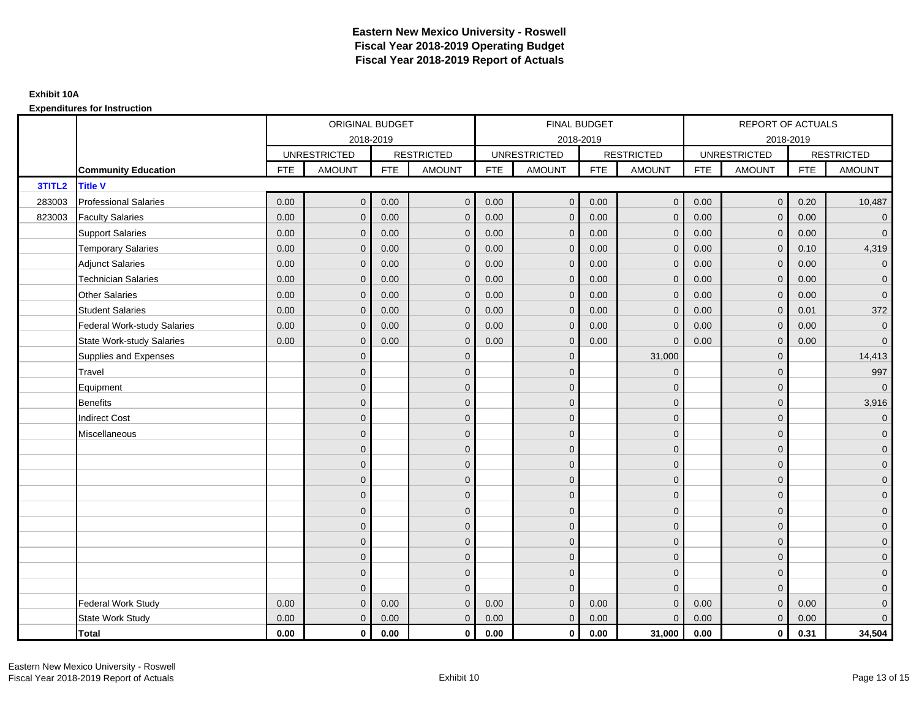# Eastern New Mexico University - Roswell
## Fiscal Year 2018-2019 Operating Budget
## Fiscal Year 2018-2019 Report of Actuals

**Exhibit 10A**

**Expenditures for Instruction**

| | | ORIGINAL BUDGET 2018-2019 | | | | FINAL BUDGET 2018-2019 | | | | REPORT OF ACTUALS 2018-2019 | | | |
|---|---|---|---|---|---|---|---|---|---|---|---|---|---|
| | | UNRESTRICTED | | RESTRICTED | | UNRESTRICTED | | RESTRICTED | | UNRESTRICTED | | RESTRICTED | |
| | **Community Education** | FTE | AMOUNT | FTE | AMOUNT | FTE | AMOUNT | FTE | AMOUNT | FTE | AMOUNT | FTE | AMOUNT |
| **3TITL2** | **Title V** | | | | | | | | | | | | |
| 283003 | Professional Salaries | 0.00 | 0 | 0.00 | 0 | 0.00 | 0 | 0.00 | 0 | 0.00 | 0 | 0.20 | 10,487 |
| 823003 | Faculty Salaries | 0.00 | 0 | 0.00 | 0 | 0.00 | 0 | 0.00 | 0 | 0.00 | 0 | 0.00 | 0 |
| | Support Salaries | 0.00 | 0 | 0.00 | 0 | 0.00 | 0 | 0.00 | 0 | 0.00 | 0 | 0.00 | 0 |
| | Temporary Salaries | 0.00 | 0 | 0.00 | 0 | 0.00 | 0 | 0.00 | 0 | 0.00 | 0 | 0.10 | 4,319 |
| | Adjunct Salaries | 0.00 | 0 | 0.00 | 0 | 0.00 | 0 | 0.00 | 0 | 0.00 | 0 | 0.00 | 0 |
| | Technician Salaries | 0.00 | 0 | 0.00 | 0 | 0.00 | 0 | 0.00 | 0 | 0.00 | 0 | 0.00 | 0 |
| | Other Salaries | 0.00 | 0 | 0.00 | 0 | 0.00 | 0 | 0.00 | 0 | 0.00 | 0 | 0.00 | 0 |
| | Student Salaries | 0.00 | 0 | 0.00 | 0 | 0.00 | 0 | 0.00 | 0 | 0.00 | 0 | 0.01 | 372 |
| | Federal Work-study Salaries | 0.00 | 0 | 0.00 | 0 | 0.00 | 0 | 0.00 | 0 | 0.00 | 0 | 0.00 | 0 |
| | State Work-study Salaries | 0.00 | 0 | 0.00 | 0 | 0.00 | 0 | 0.00 | 0 | 0.00 | 0 | 0.00 | 0 |
| | Supplies and Expenses | | 0 | | 0 | | 0 | | 31,000 | | 0 | | 14,413 |
| | Travel | | 0 | | 0 | | 0 | | 0 | | 0 | | 997 |
| | Equipment | | 0 | | 0 | | 0 | | 0 | | 0 | | 0 |
| | Benefits | | 0 | | 0 | | 0 | | 0 | | 0 | | 3,916 |
| | Indirect Cost | | 0 | | 0 | | 0 | | 0 | | 0 | | 0 |
| | Miscellaneous | | 0 | | 0 | | 0 | | 0 | | 0 | | 0 |
| | | | 0 | | 0 | | 0 | | 0 | | 0 | | 0 |
| | | | 0 | | 0 | | 0 | | 0 | | 0 | | 0 |
| | | | 0 | | 0 | | 0 | | 0 | | 0 | | 0 |
| | | | 0 | | 0 | | 0 | | 0 | | 0 | | 0 |
| | | | 0 | | 0 | | 0 | | 0 | | 0 | | 0 |
| | | | 0 | | 0 | | 0 | | 0 | | 0 | | 0 |
| | | | 0 | | 0 | | 0 | | 0 | | 0 | | 0 |
| | | | 0 | | 0 | | 0 | | 0 | | 0 | | 0 |
| | | | 0 | | 0 | | 0 | | 0 | | 0 | | 0 |
| | | | 0 | | 0 | | 0 | | 0 | | 0 | | 0 |
| | Federal Work Study | 0.00 | 0 | 0.00 | 0 | 0.00 | 0 | 0.00 | 0 | 0.00 | 0 | 0.00 | 0 |
| | State Work Study | 0.00 | 0 | 0.00 | 0 | 0.00 | 0 | 0.00 | 0 | 0.00 | 0 | 0.00 | 0 |
| | **Total** | **0.00** | **0** | **0.00** | **0** | **0.00** | **0** | **0.00** | **31,000** | **0.00** | **0** | **0.31** | **34,504** |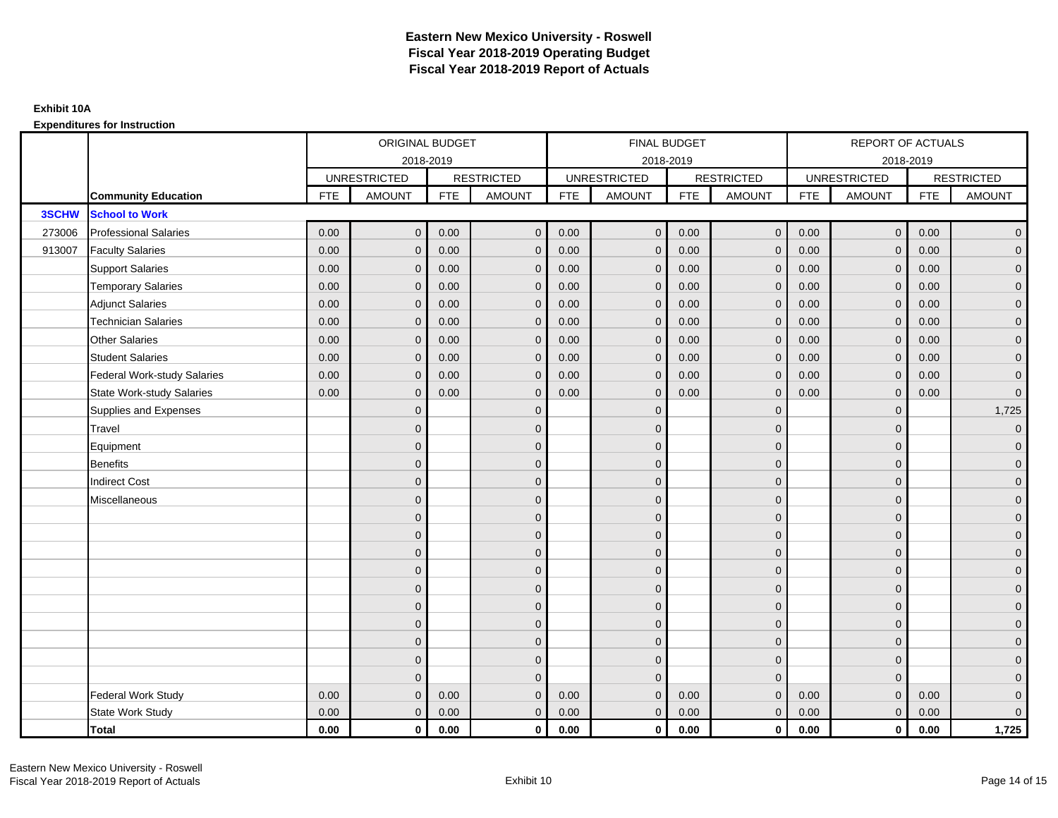# Eastern New Mexico University - Roswell
## Fiscal Year 2018-2019 Operating Budget
## Fiscal Year 2018-2019 Report of Actuals

**Exhibit 10A**

**Expenditures for Instruction**

| | | ORIGINAL BUDGET 2018-2019 | | | | FINAL BUDGET 2018-2019 | | | | REPORT OF ACTUALS 2018-2019 | | | |
|---|---|---|---|---|---|---|---|---|---|---|---|---|---|
| | | UNRESTRICTED | | RESTRICTED | | UNRESTRICTED | | RESTRICTED | | UNRESTRICTED | | RESTRICTED | |
| | **Community Education** | FTE | AMOUNT | FTE | AMOUNT | FTE | AMOUNT | FTE | AMOUNT | FTE | AMOUNT | FTE | AMOUNT |
| **3SCHW** | **School to Work** | | | | | | | | | | | | |
| 273006 | Professional Salaries | 0.00 | 0 | 0.00 | 0 | 0.00 | 0 | 0.00 | 0 | 0.00 | 0 | 0.00 | 0 |
| 913007 | Faculty Salaries | 0.00 | 0 | 0.00 | 0 | 0.00 | 0 | 0.00 | 0 | 0.00 | 0 | 0.00 | 0 |
| | Support Salaries | 0.00 | 0 | 0.00 | 0 | 0.00 | 0 | 0.00 | 0 | 0.00 | 0 | 0.00 | 0 |
| | Temporary Salaries | 0.00 | 0 | 0.00 | 0 | 0.00 | 0 | 0.00 | 0 | 0.00 | 0 | 0.00 | 0 |
| | Adjunct Salaries | 0.00 | 0 | 0.00 | 0 | 0.00 | 0 | 0.00 | 0 | 0.00 | 0 | 0.00 | 0 |
| | Technician Salaries | 0.00 | 0 | 0.00 | 0 | 0.00 | 0 | 0.00 | 0 | 0.00 | 0 | 0.00 | 0 |
| | Other Salaries | 0.00 | 0 | 0.00 | 0 | 0.00 | 0 | 0.00 | 0 | 0.00 | 0 | 0.00 | 0 |
| | Student Salaries | 0.00 | 0 | 0.00 | 0 | 0.00 | 0 | 0.00 | 0 | 0.00 | 0 | 0.00 | 0 |
| | Federal Work-study Salaries | 0.00 | 0 | 0.00 | 0 | 0.00 | 0 | 0.00 | 0 | 0.00 | 0 | 0.00 | 0 |
| | State Work-study Salaries | 0.00 | 0 | 0.00 | 0 | 0.00 | 0 | 0.00 | 0 | 0.00 | 0 | 0.00 | 0 |
| | Supplies and Expenses | | 0 | | 0 | | 0 | | 0 | | 0 | | 1,725 |
| | Travel | | 0 | | 0 | | 0 | | 0 | | 0 | | 0 |
| | Equipment | | 0 | | 0 | | 0 | | 0 | | 0 | | 0 |
| | Benefits | | 0 | | 0 | | 0 | | 0 | | 0 | | 0 |
| | Indirect Cost | | 0 | | 0 | | 0 | | 0 | | 0 | | 0 |
| | Miscellaneous | | 0 | | 0 | | 0 | | 0 | | 0 | | 0 |
| | | | 0 | | 0 | | 0 | | 0 | | 0 | | 0 |
| | | | 0 | | 0 | | 0 | | 0 | | 0 | | 0 |
| | | | 0 | | 0 | | 0 | | 0 | | 0 | | 0 |
| | | | 0 | | 0 | | 0 | | 0 | | 0 | | 0 |
| | | | 0 | | 0 | | 0 | | 0 | | 0 | | 0 |
| | | | 0 | | 0 | | 0 | | 0 | | 0 | | 0 |
| | | | 0 | | 0 | | 0 | | 0 | | 0 | | 0 |
| | | | 0 | | 0 | | 0 | | 0 | | 0 | | 0 |
| | | | 0 | | 0 | | 0 | | 0 | | 0 | | 0 |
| | | | 0 | | 0 | | 0 | | 0 | | 0 | | 0 |
| | Federal Work Study | 0.00 | 0 | 0.00 | 0 | 0.00 | 0 | 0.00 | 0 | 0.00 | 0 | 0.00 | 0 |
| | State Work Study | 0.00 | 0 | 0.00 | 0 | 0.00 | 0 | 0.00 | 0 | 0.00 | 0 | 0.00 | 0 |
| | **Total** | **0.00** | **0** | **0.00** | **0** | **0.00** | **0** | **0.00** | **0** | **0.00** | **0** | **0.00** | **1,725** |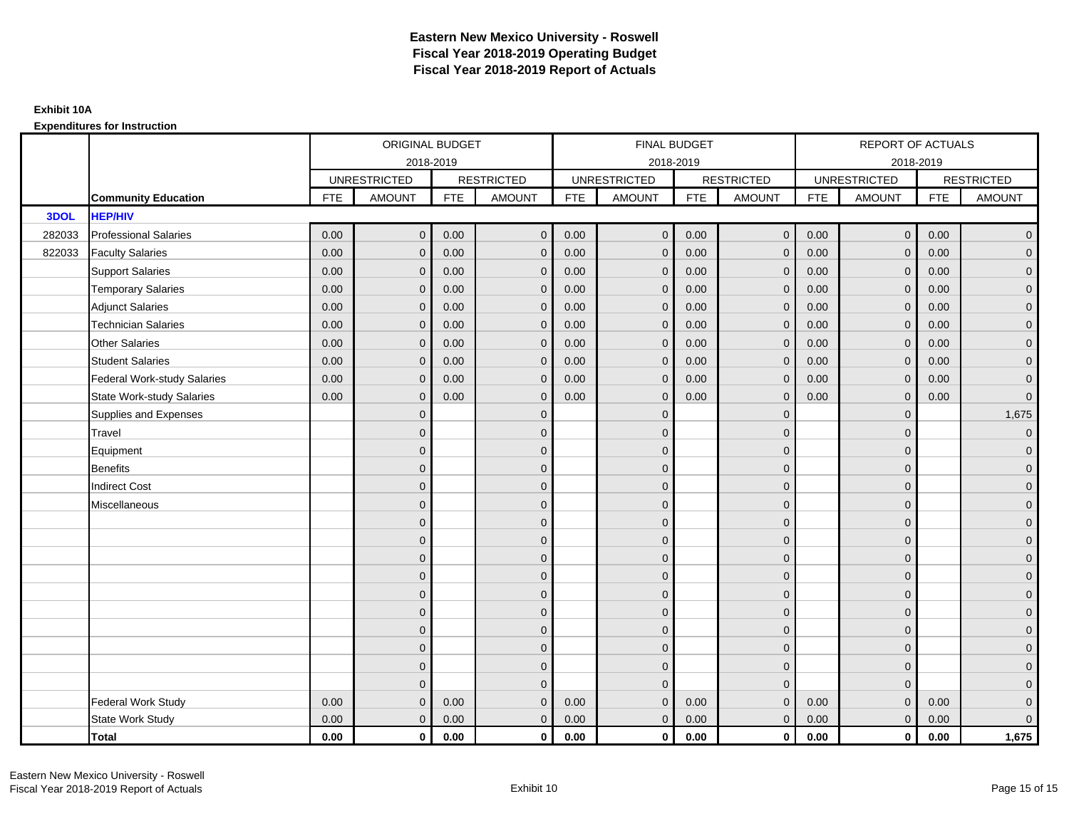# Eastern New Mexico University - Roswell
## Fiscal Year 2018-2019 Operating Budget
## Fiscal Year 2018-2019 Report of Actuals

**Exhibit 10A**

**Expenditures for Instruction**

| | | ORIGINAL BUDGET 2018-2019 | | | | FINAL BUDGET 2018-2019 | | | | REPORT OF ACTUALS 2018-2019 | | | |
|---|---|---|---|---|---|---|---|---|---|---|---|---|---|
| | | UNRESTRICTED | | RESTRICTED | | UNRESTRICTED | | RESTRICTED | | UNRESTRICTED | | RESTRICTED | |
| | **Community Education** | FTE | AMOUNT | FTE | AMOUNT | FTE | AMOUNT | FTE | AMOUNT | FTE | AMOUNT | FTE | AMOUNT |
| **3DOL** | **HEP/HIV** | | | | | | | | | | | | |
| 282033 | Professional Salaries | 0.00 | 0 | 0.00 | 0 | 0.00 | 0 | 0.00 | 0 | 0.00 | 0 | 0.00 | 0 |
| 822033 | Faculty Salaries | 0.00 | 0 | 0.00 | 0 | 0.00 | 0 | 0.00 | 0 | 0.00 | 0 | 0.00 | 0 |
| | Support Salaries | 0.00 | 0 | 0.00 | 0 | 0.00 | 0 | 0.00 | 0 | 0.00 | 0 | 0.00 | 0 |
| | Temporary Salaries | 0.00 | 0 | 0.00 | 0 | 0.00 | 0 | 0.00 | 0 | 0.00 | 0 | 0.00 | 0 |
| | Adjunct Salaries | 0.00 | 0 | 0.00 | 0 | 0.00 | 0 | 0.00 | 0 | 0.00 | 0 | 0.00 | 0 |
| | Technician Salaries | 0.00 | 0 | 0.00 | 0 | 0.00 | 0 | 0.00 | 0 | 0.00 | 0 | 0.00 | 0 |
| | Other Salaries | 0.00 | 0 | 0.00 | 0 | 0.00 | 0 | 0.00 | 0 | 0.00 | 0 | 0.00 | 0 |
| | Student Salaries | 0.00 | 0 | 0.00 | 0 | 0.00 | 0 | 0.00 | 0 | 0.00 | 0 | 0.00 | 0 |
| | Federal Work-study Salaries | 0.00 | 0 | 0.00 | 0 | 0.00 | 0 | 0.00 | 0 | 0.00 | 0 | 0.00 | 0 |
| | State Work-study Salaries | 0.00 | 0 | 0.00 | 0 | 0.00 | 0 | 0.00 | 0 | 0.00 | 0 | 0.00 | 0 |
| | Supplies and Expenses | | 0 | | 0 | | 0 | | 0 | | 0 | | 1,675 |
| | Travel | | 0 | | 0 | | 0 | | 0 | | 0 | | 0 |
| | Equipment | | 0 | | 0 | | 0 | | 0 | | 0 | | 0 |
| | Benefits | | 0 | | 0 | | 0 | | 0 | | 0 | | 0 |
| | Indirect Cost | | 0 | | 0 | | 0 | | 0 | | 0 | | 0 |
| | Miscellaneous | | 0 | | 0 | | 0 | | 0 | | 0 | | 0 |
| | | | 0 | | 0 | | 0 | | 0 | | 0 | | 0 |
| | | | 0 | | 0 | | 0 | | 0 | | 0 | | 0 |
| | | | 0 | | 0 | | 0 | | 0 | | 0 | | 0 |
| | | | 0 | | 0 | | 0 | | 0 | | 0 | | 0 |
| | | | 0 | | 0 | | 0 | | 0 | | 0 | | 0 |
| | | | 0 | | 0 | | 0 | | 0 | | 0 | | 0 |
| | | | 0 | | 0 | | 0 | | 0 | | 0 | | 0 |
| | | | 0 | | 0 | | 0 | | 0 | | 0 | | 0 |
| | | | 0 | | 0 | | 0 | | 0 | | 0 | | 0 |
| | | | 0 | | 0 | | 0 | | 0 | | 0 | | 0 |
| | Federal Work Study | 0.00 | 0 | 0.00 | 0 | 0.00 | 0 | 0.00 | 0 | 0.00 | 0 | 0.00 | 0 |
| | State Work Study | 0.00 | 0 | 0.00 | 0 | 0.00 | 0 | 0.00 | 0 | 0.00 | 0 | 0.00 | 0 |
| | **Total** | **0.00** | **0** | **0.00** | **0** | **0.00** | **0** | **0.00** | **0** | **0.00** | **0** | **0.00** | **1,675** |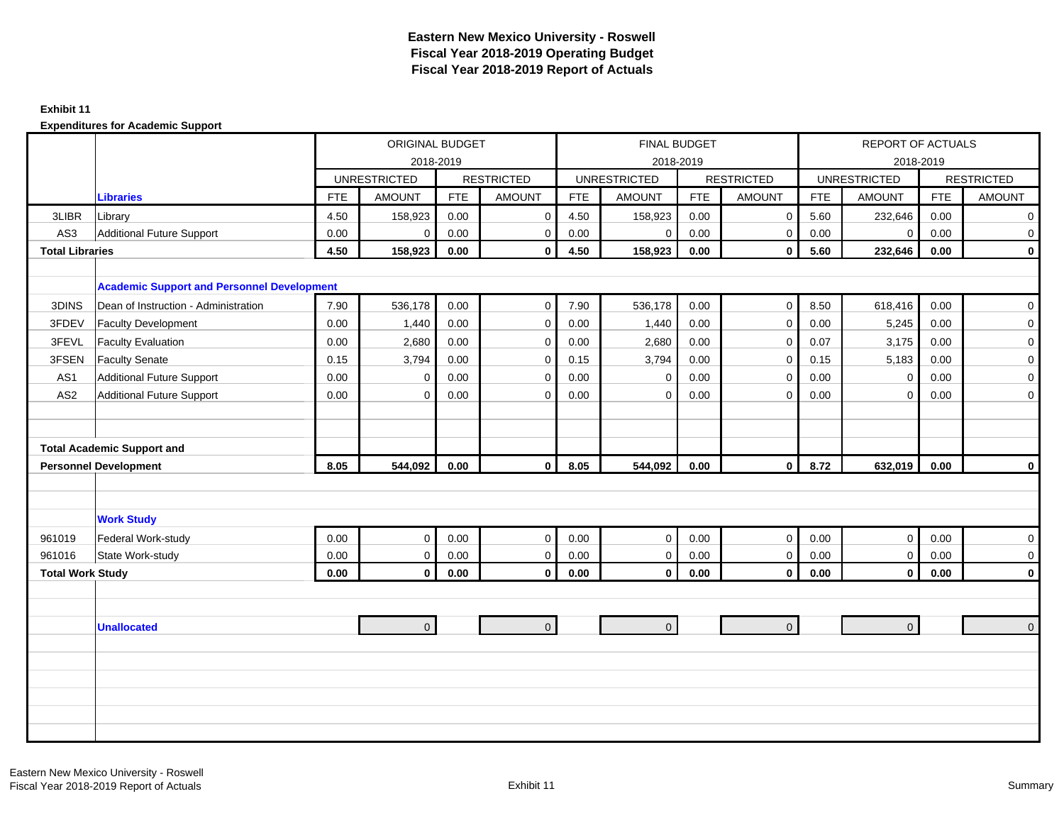# Eastern New Mexico University - Roswell
# Fiscal Year 2018-2019 Operating Budget
# Fiscal Year 2018-2019 Report of Actuals

**Exhibit 11**

**Expenditures for Academic Support**

| | | ORIGINAL BUDGET 2018-2019 | | | | FINAL BUDGET 2018-2019 | | | | REPORT OF ACTUALS 2018-2019 | | | |
|---|---|---|---|---|---|---|---|---|---|---|---|---|---|
| | | UNRESTRICTED | | RESTRICTED | | UNRESTRICTED | | RESTRICTED | | UNRESTRICTED | | RESTRICTED | |
| | **Libraries** | FTE | AMOUNT | FTE | AMOUNT | FTE | AMOUNT | FTE | AMOUNT | FTE | AMOUNT | FTE | AMOUNT |
| 3LIBR | Library | 4.50 | 158,923 | 0.00 | 0 | 4.50 | 158,923 | 0.00 | 0 | 5.60 | 232,646 | 0.00 | 0 |
| AS3 | Additional Future Support | 0.00 | 0 | 0.00 | 0 | 0.00 | 0 | 0.00 | 0 | 0.00 | 0 | 0.00 | 0 |
| **Total Libraries** | | **4.50** | **158,923** | **0.00** | **0** | **4.50** | **158,923** | **0.00** | **0** | **5.60** | **232,646** | **0.00** | **0** |
| | **Academic Support and Personnel Development** | | | | | | | | | | | | |
| 3DINS | Dean of Instruction - Administration | 7.90 | 536,178 | 0.00 | 0 | 7.90 | 536,178 | 0.00 | 0 | 8.50 | 618,416 | 0.00 | 0 |
| 3FDEV | Faculty Development | 0.00 | 1,440 | 0.00 | 0 | 0.00 | 1,440 | 0.00 | 0 | 0.00 | 5,245 | 0.00 | 0 |
| 3FEVL | Faculty Evaluation | 0.00 | 2,680 | 0.00 | 0 | 0.00 | 2,680 | 0.00 | 0 | 0.07 | 3,175 | 0.00 | 0 |
| 3FSEN | Faculty Senate | 0.15 | 3,794 | 0.00 | 0 | 0.15 | 3,794 | 0.00 | 0 | 0.15 | 5,183 | 0.00 | 0 |
| AS1 | Additional Future Support | 0.00 | 0 | 0.00 | 0 | 0.00 | 0 | 0.00 | 0 | 0.00 | 0 | 0.00 | 0 |
| AS2 | Additional Future Support | 0.00 | 0 | 0.00 | 0 | 0.00 | 0 | 0.00 | 0 | 0.00 | 0 | 0.00 | 0 |
| **Total Academic Support and Personnel Development** | | **8.05** | **544,092** | **0.00** | **0** | **8.05** | **544,092** | **0.00** | **0** | **8.72** | **632,019** | **0.00** | **0** |
| | **Work Study** | | | | | | | | | | | | |
| 961019 | Federal Work-study | 0.00 | 0 | 0.00 | 0 | 0.00 | 0 | 0.00 | 0 | 0.00 | 0 | 0.00 | 0 |
| 961016 | State Work-study | 0.00 | 0 | 0.00 | 0 | 0.00 | 0 | 0.00 | 0 | 0.00 | 0 | 0.00 | 0 |
| **Total Work Study** | | **0.00** | **0** | **0.00** | **0** | **0.00** | **0** | **0.00** | **0** | **0.00** | **0** | **0.00** | **0** |
| | **Unallocated** | | 0 | | 0 | | 0 | | 0 | | 0 | | 0 |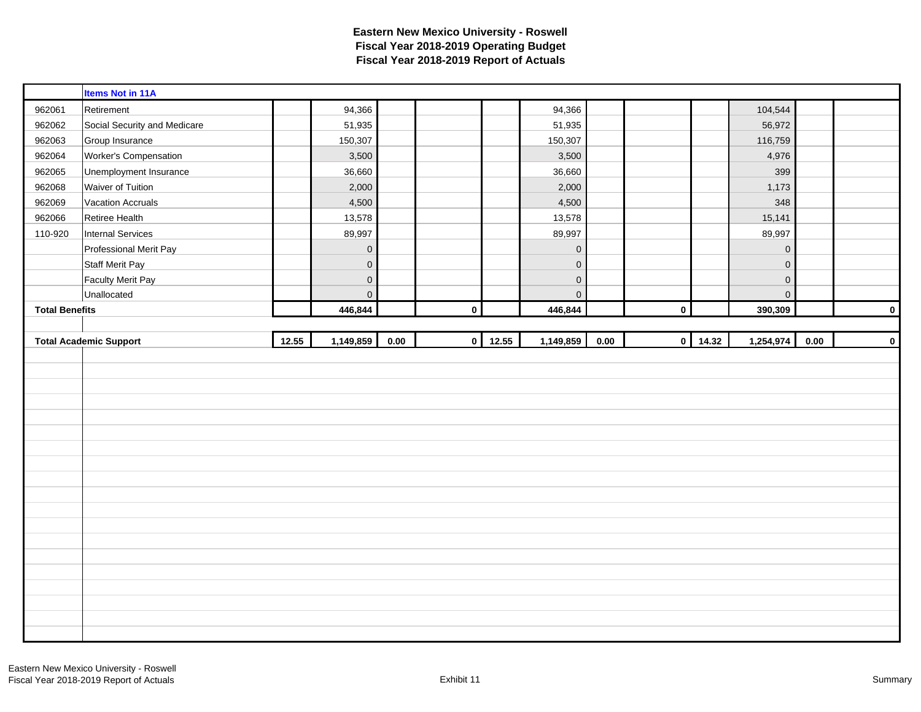# Eastern New Mexico University - Roswell
## Fiscal Year 2018-2019 Operating Budget
## Fiscal Year 2018-2019 Report of Actuals

| | Items Not in 11A | | | | | | | | | | | | |
|---|---|---|---|---|---|---|---|---|---|---|---|---|---|
| 962061 | Retirement | | 94,366 | | | | 94,366 | | | | 104,544 | | |
| 962062 | Social Security and Medicare | | 51,935 | | | | 51,935 | | | | 56,972 | | |
| 962063 | Group Insurance | | 150,307 | | | | 150,307 | | | | 116,759 | | |
| 962064 | Worker's Compensation | | 3,500 | | | | 3,500 | | | | 4,976 | | |
| 962065 | Unemployment Insurance | | 36,660 | | | | 36,660 | | | | 399 | | |
| 962068 | Waiver of Tuition | | 2,000 | | | | 2,000 | | | | 1,173 | | |
| 962069 | Vacation Accruals | | 4,500 | | | | 4,500 | | | | 348 | | |
| 962066 | Retiree Health | | 13,578 | | | | 13,578 | | | | 15,141 | | |
| 110-920 | Internal Services | | 89,997 | | | | 89,997 | | | | 89,997 | | |
| | Professional Merit Pay | | 0 | | | | 0 | | | | 0 | | |
| | Staff Merit Pay | | 0 | | | | 0 | | | | 0 | | |
| | Faculty Merit Pay | | 0 | | | | 0 | | | | 0 | | |
| | Unallocated | | 0 | | | | 0 | | | | 0 | | |
| **Total Benefits** | | | **446,844** | | **0** | | **446,844** | | **0** | | **390,309** | | **0** |
| | | | | | | | | | | | | | |
| **Total Academic Support** | | **12.55** | **1,149,859** | **0.00** | **0** | **12.55** | **1,149,859** | **0.00** | **0** | **14.32** | **1,254,974** | **0.00** | **0** |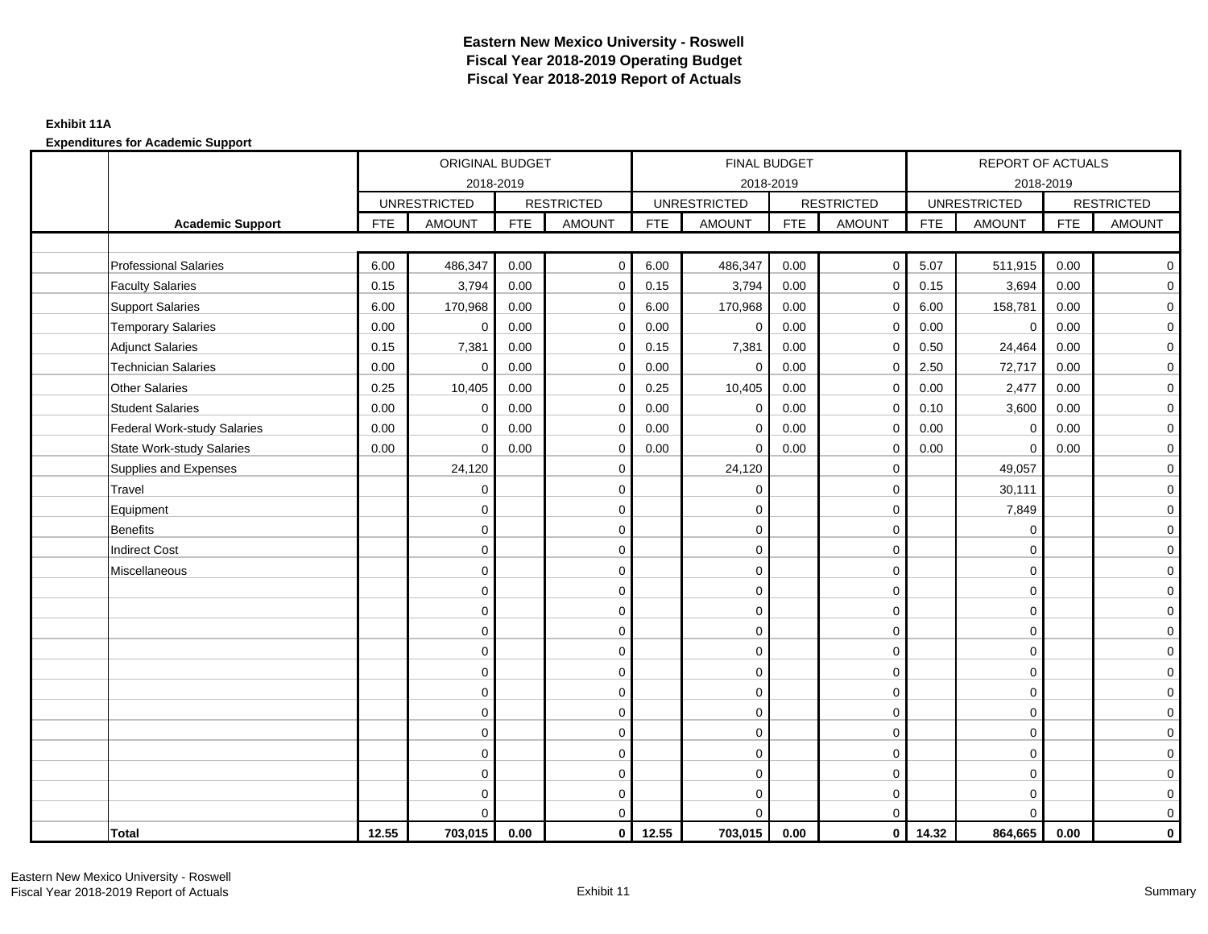# Eastern New Mexico University - Roswell
## Fiscal Year 2018-2019 Operating Budget
## Fiscal Year 2018-2019 Report of Actuals

**Exhibit 11A**

**Expenditures for Academic Support**

| | ORIGINAL BUDGET 2018-2019 | | | | FINAL BUDGET 2018-2019 | | | | REPORT OF ACTUALS 2018-2019 | | | |
|---|---|---|---|---|---|---|---|---|---|---|---|---|
| | UNRESTRICTED | | RESTRICTED | | UNRESTRICTED | | RESTRICTED | | UNRESTRICTED | | RESTRICTED | |
| **Academic Support** | FTE | AMOUNT | FTE | AMOUNT | FTE | AMOUNT | FTE | AMOUNT | FTE | AMOUNT | FTE | AMOUNT |
| Professional Salaries | 6.00 | 486,347 | 0.00 | 0 | 6.00 | 486,347 | 0.00 | 0 | 5.07 | 511,915 | 0.00 | 0 |
| Faculty Salaries | 0.15 | 3,794 | 0.00 | 0 | 0.15 | 3,794 | 0.00 | 0 | 0.15 | 3,694 | 0.00 | 0 |
| Support Salaries | 6.00 | 170,968 | 0.00 | 0 | 6.00 | 170,968 | 0.00 | 0 | 6.00 | 158,781 | 0.00 | 0 |
| Temporary Salaries | 0.00 | 0 | 0.00 | 0 | 0.00 | 0 | 0.00 | 0 | 0.00 | 0 | 0.00 | 0 |
| Adjunct Salaries | 0.15 | 7,381 | 0.00 | 0 | 0.15 | 7,381 | 0.00 | 0 | 0.50 | 24,464 | 0.00 | 0 |
| Technician Salaries | 0.00 | 0 | 0.00 | 0 | 0.00 | 0 | 0.00 | 0 | 2.50 | 72,717 | 0.00 | 0 |
| Other Salaries | 0.25 | 10,405 | 0.00 | 0 | 0.25 | 10,405 | 0.00 | 0 | 0.00 | 2,477 | 0.00 | 0 |
| Student Salaries | 0.00 | 0 | 0.00 | 0 | 0.00 | 0 | 0.00 | 0 | 0.10 | 3,600 | 0.00 | 0 |
| Federal Work-study Salaries | 0.00 | 0 | 0.00 | 0 | 0.00 | 0 | 0.00 | 0 | 0.00 | 0 | 0.00 | 0 |
| State Work-study Salaries | 0.00 | 0 | 0.00 | 0 | 0.00 | 0 | 0.00 | 0 | 0.00 | 0 | 0.00 | 0 |
| Supplies and Expenses | | 24,120 | | 0 | | 24,120 | | 0 | | 49,057 | | 0 |
| Travel | | 0 | | 0 | | 0 | | 0 | | 30,111 | | 0 |
| Equipment | | 0 | | 0 | | 0 | | 0 | | 7,849 | | 0 |
| Benefits | | 0 | | 0 | | 0 | | 0 | | 0 | | 0 |
| Indirect Cost | | 0 | | 0 | | 0 | | 0 | | 0 | | 0 |
| Miscellaneous | | 0 | | 0 | | 0 | | 0 | | 0 | | 0 |
| | | 0 | | 0 | | 0 | | 0 | | 0 | | 0 |
| | | 0 | | 0 | | 0 | | 0 | | 0 | | 0 |
| | | 0 | | 0 | | 0 | | 0 | | 0 | | 0 |
| | | 0 | | 0 | | 0 | | 0 | | 0 | | 0 |
| | | 0 | | 0 | | 0 | | 0 | | 0 | | 0 |
| | | 0 | | 0 | | 0 | | 0 | | 0 | | 0 |
| | | 0 | | 0 | | 0 | | 0 | | 0 | | 0 |
| | | 0 | | 0 | | 0 | | 0 | | 0 | | 0 |
| | | 0 | | 0 | | 0 | | 0 | | 0 | | 0 |
| | | 0 | | 0 | | 0 | | 0 | | 0 | | 0 |
| | | 0 | | 0 | | 0 | | 0 | | 0 | | 0 |
| | | 0 | | 0 | | 0 | | 0 | | 0 | | 0 |
| **Total** | **12.55** | **703,015** | **0.00** | **0** | **12.55** | **703,015** | **0.00** | **0** | **14.32** | **864,665** | **0.00** | **0** |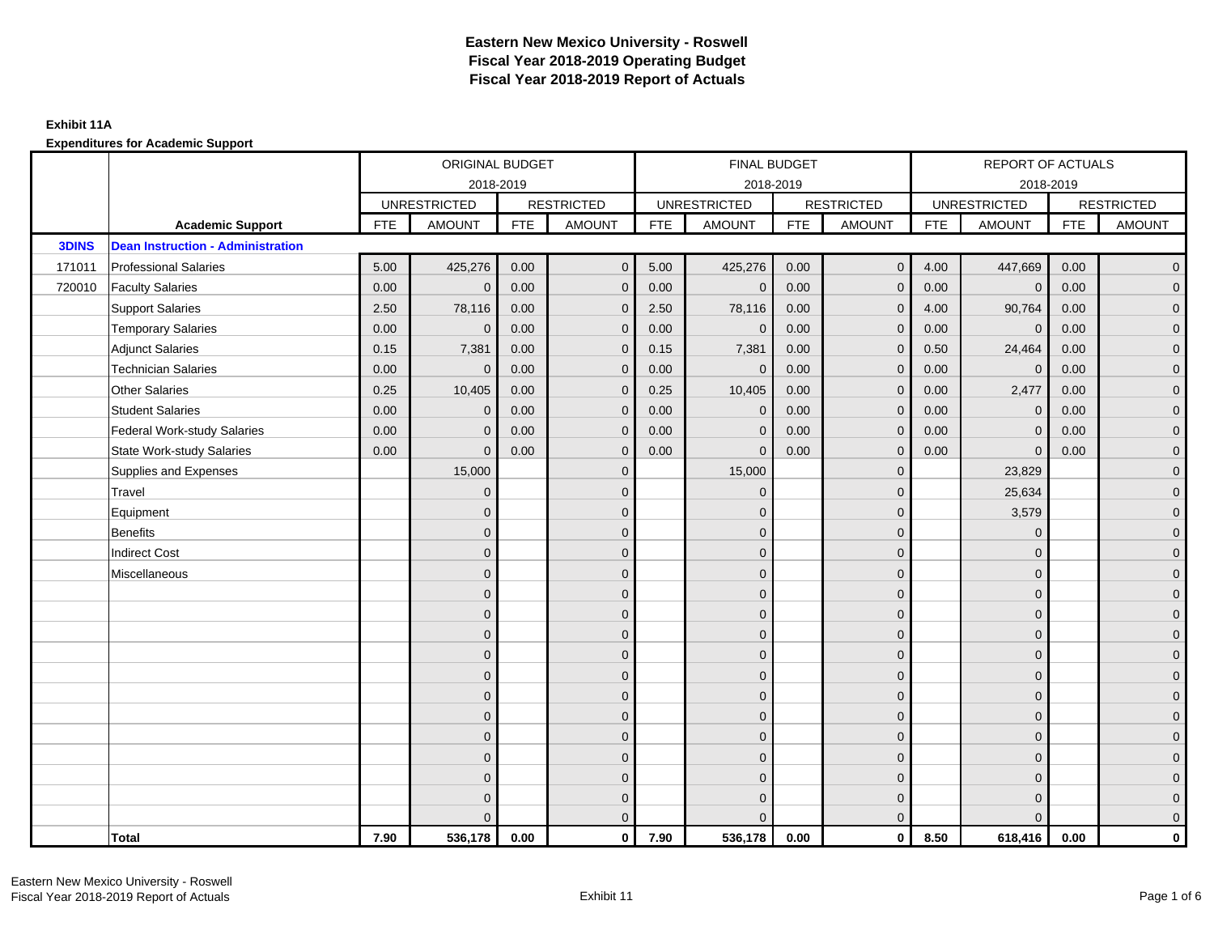# Eastern New Mexico University - Roswell
## Fiscal Year 2018-2019 Operating Budget
## Fiscal Year 2018-2019 Report of Actuals

**Exhibit 11A**

**Expenditures for Academic Support**

| | | ORIGINAL BUDGET 2018-2019 | | | | FINAL BUDGET 2018-2019 | | | | REPORT OF ACTUALS 2018-2019 | | | |
|---|---|---|---|---|---|---|---|---|---|---|---|---|---|
| | | UNRESTRICTED | | RESTRICTED | | UNRESTRICTED | | RESTRICTED | | UNRESTRICTED | | RESTRICTED | |
| | **Academic Support** | FTE | AMOUNT | FTE | AMOUNT | FTE | AMOUNT | FTE | AMOUNT | FTE | AMOUNT | FTE | AMOUNT |
| **3DINS** | **Dean Instruction - Administration** | | | | | | | | | | | | |
| 171011 | Professional Salaries | 5.00 | 425,276 | 0.00 | 0 | 5.00 | 425,276 | 0.00 | 0 | 4.00 | 447,669 | 0.00 | 0 |
| 720010 | Faculty Salaries | 0.00 | 0 | 0.00 | 0 | 0.00 | 0 | 0.00 | 0 | 0.00 | 0 | 0.00 | 0 |
| | Support Salaries | 2.50 | 78,116 | 0.00 | 0 | 2.50 | 78,116 | 0.00 | 0 | 4.00 | 90,764 | 0.00 | 0 |
| | Temporary Salaries | 0.00 | 0 | 0.00 | 0 | 0.00 | 0 | 0.00 | 0 | 0.00 | 0 | 0.00 | 0 |
| | Adjunct Salaries | 0.15 | 7,381 | 0.00 | 0 | 0.15 | 7,381 | 0.00 | 0 | 0.50 | 24,464 | 0.00 | 0 |
| | Technician Salaries | 0.00 | 0 | 0.00 | 0 | 0.00 | 0 | 0.00 | 0 | 0.00 | 0 | 0.00 | 0 |
| | Other Salaries | 0.25 | 10,405 | 0.00 | 0 | 0.25 | 10,405 | 0.00 | 0 | 0.00 | 2,477 | 0.00 | 0 |
| | Student Salaries | 0.00 | 0 | 0.00 | 0 | 0.00 | 0 | 0.00 | 0 | 0.00 | 0 | 0.00 | 0 |
| | Federal Work-study Salaries | 0.00 | 0 | 0.00 | 0 | 0.00 | 0 | 0.00 | 0 | 0.00 | 0 | 0.00 | 0 |
| | State Work-study Salaries | 0.00 | 0 | 0.00 | 0 | 0.00 | 0 | 0.00 | 0 | 0.00 | 0 | 0.00 | 0 |
| | Supplies and Expenses | | 15,000 | | 0 | | 15,000 | | 0 | | 23,829 | | 0 |
| | Travel | | 0 | | 0 | | 0 | | 0 | | 25,634 | | 0 |
| | Equipment | | 0 | | 0 | | 0 | | 0 | | 3,579 | | 0 |
| | Benefits | | 0 | | 0 | | 0 | | 0 | | 0 | | 0 |
| | Indirect Cost | | 0 | | 0 | | 0 | | 0 | | 0 | | 0 |
| | Miscellaneous | | 0 | | 0 | | 0 | | 0 | | 0 | | 0 |
| | | | 0 | | 0 | | 0 | | 0 | | 0 | | 0 |
| | | | 0 | | 0 | | 0 | | 0 | | 0 | | 0 |
| | | | 0 | | 0 | | 0 | | 0 | | 0 | | 0 |
| | | | 0 | | 0 | | 0 | | 0 | | 0 | | 0 |
| | | | 0 | | 0 | | 0 | | 0 | | 0 | | 0 |
| | | | 0 | | 0 | | 0 | | 0 | | 0 | | 0 |
| | | | 0 | | 0 | | 0 | | 0 | | 0 | | 0 |
| | | | 0 | | 0 | | 0 | | 0 | | 0 | | 0 |
| | | | 0 | | 0 | | 0 | | 0 | | 0 | | 0 |
| | | | 0 | | 0 | | 0 | | 0 | | 0 | | 0 |
| | | | 0 | | 0 | | 0 | | 0 | | 0 | | 0 |
| | | | 0 | | 0 | | 0 | | 0 | | 0 | | 0 |
| | **Total** | **7.90** | **536,178** | **0.00** | **0** | **7.90** | **536,178** | **0.00** | **0** | **8.50** | **618,416** | **0.00** | **0** |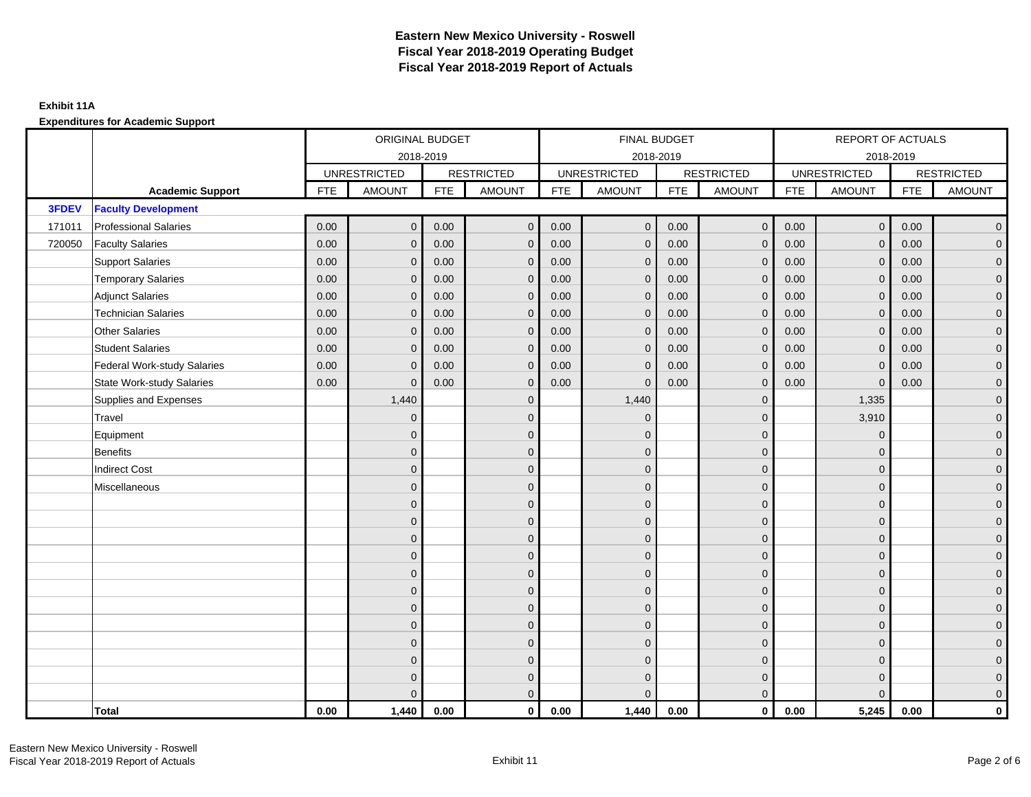# Eastern New Mexico University - Roswell
## Fiscal Year 2018-2019 Operating Budget
## Fiscal Year 2018-2019 Report of Actuals

**Exhibit 11A**

**Expenditures for Academic Support**

| | | ORIGINAL BUDGET 2018-2019 | | | | FINAL BUDGET 2018-2019 | | | | REPORT OF ACTUALS 2018-2019 | | | |
|---|---|---|---|---|---|---|---|---|---|---|---|---|---|
| | | UNRESTRICTED | | RESTRICTED | | UNRESTRICTED | | RESTRICTED | | UNRESTRICTED | | RESTRICTED | |
| | **Academic Support** | FTE | AMOUNT | FTE | AMOUNT | FTE | AMOUNT | FTE | AMOUNT | FTE | AMOUNT | FTE | AMOUNT |
| **3FDEV** | **Faculty Development** | | | | | | | | | | | | |
| 171011 | Professional Salaries | 0.00 | 0 | 0.00 | 0 | 0.00 | 0 | 0.00 | 0 | 0.00 | 0 | 0.00 | 0 |
| 720050 | Faculty Salaries | 0.00 | 0 | 0.00 | 0 | 0.00 | 0 | 0.00 | 0 | 0.00 | 0 | 0.00 | 0 |
| | Support Salaries | 0.00 | 0 | 0.00 | 0 | 0.00 | 0 | 0.00 | 0 | 0.00 | 0 | 0.00 | 0 |
| | Temporary Salaries | 0.00 | 0 | 0.00 | 0 | 0.00 | 0 | 0.00 | 0 | 0.00 | 0 | 0.00 | 0 |
| | Adjunct Salaries | 0.00 | 0 | 0.00 | 0 | 0.00 | 0 | 0.00 | 0 | 0.00 | 0 | 0.00 | 0 |
| | Technician Salaries | 0.00 | 0 | 0.00 | 0 | 0.00 | 0 | 0.00 | 0 | 0.00 | 0 | 0.00 | 0 |
| | Other Salaries | 0.00 | 0 | 0.00 | 0 | 0.00 | 0 | 0.00 | 0 | 0.00 | 0 | 0.00 | 0 |
| | Student Salaries | 0.00 | 0 | 0.00 | 0 | 0.00 | 0 | 0.00 | 0 | 0.00 | 0 | 0.00 | 0 |
| | Federal Work-study Salaries | 0.00 | 0 | 0.00 | 0 | 0.00 | 0 | 0.00 | 0 | 0.00 | 0 | 0.00 | 0 |
| | State Work-study Salaries | 0.00 | 0 | 0.00 | 0 | 0.00 | 0 | 0.00 | 0 | 0.00 | 0 | 0.00 | 0 |
| | Supplies and Expenses | | 1,440 | | 0 | | 1,440 | | 0 | | 1,335 | | 0 |
| | Travel | | 0 | | 0 | | 0 | | 0 | | 3,910 | | 0 |
| | Equipment | | 0 | | 0 | | 0 | | 0 | | 0 | | 0 |
| | Benefits | | 0 | | 0 | | 0 | | 0 | | 0 | | 0 |
| | Indirect Cost | | 0 | | 0 | | 0 | | 0 | | 0 | | 0 |
| | Miscellaneous | | 0 | | 0 | | 0 | | 0 | | 0 | | 0 |
| | | | 0 | | 0 | | 0 | | 0 | | 0 | | 0 |
| | | | 0 | | 0 | | 0 | | 0 | | 0 | | 0 |
| | | | 0 | | 0 | | 0 | | 0 | | 0 | | 0 |
| | | | 0 | | 0 | | 0 | | 0 | | 0 | | 0 |
| | | | 0 | | 0 | | 0 | | 0 | | 0 | | 0 |
| | | | 0 | | 0 | | 0 | | 0 | | 0 | | 0 |
| | | | 0 | | 0 | | 0 | | 0 | | 0 | | 0 |
| | | | 0 | | 0 | | 0 | | 0 | | 0 | | 0 |
| | | | 0 | | 0 | | 0 | | 0 | | 0 | | 0 |
| | | | 0 | | 0 | | 0 | | 0 | | 0 | | 0 |
| | | | 0 | | 0 | | 0 | | 0 | | 0 | | 0 |
| | | | 0 | | 0 | | 0 | | 0 | | 0 | | 0 |
| | **Total** | **0.00** | **1,440** | **0.00** | **0** | **0.00** | **1,440** | **0.00** | **0** | **0.00** | **5,245** | **0.00** | **0** |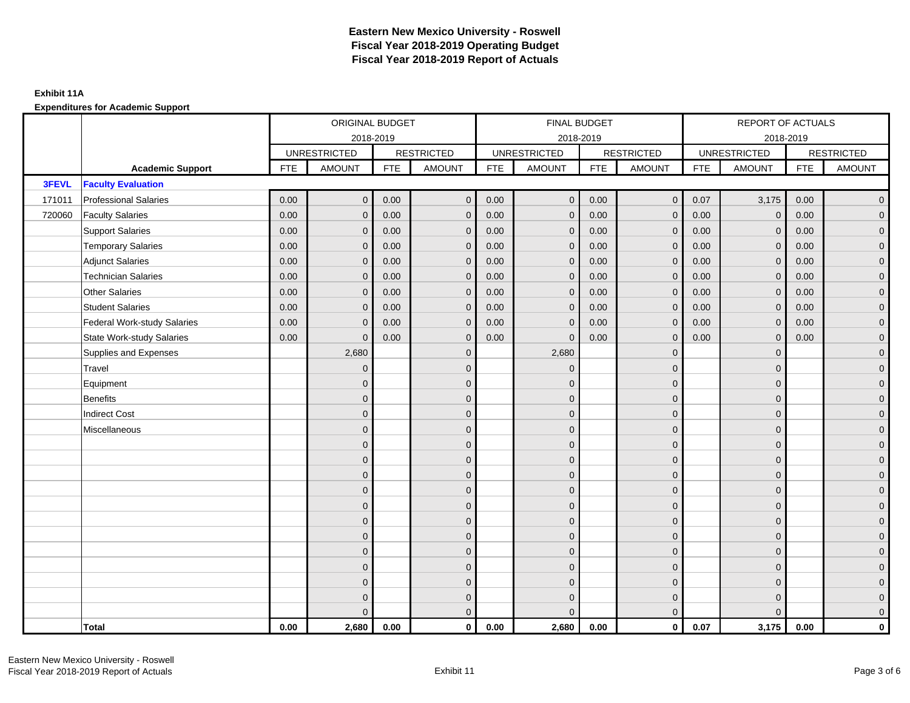# Eastern New Mexico University - Roswell
# Fiscal Year 2018-2019 Operating Budget
# Fiscal Year 2018-2019 Report of Actuals

**Exhibit 11A**

**Expenditures for Academic Support**

| | | ORIGINAL BUDGET 2018-2019 | | | | FINAL BUDGET 2018-2019 | | | | REPORT OF ACTUALS 2018-2019 | | | |
|---|---|---|---|---|---|---|---|---|---|---|---|---|---|
| | | UNRESTRICTED | | RESTRICTED | | UNRESTRICTED | | RESTRICTED | | UNRESTRICTED | | RESTRICTED | |
| | **Academic Support** | FTE | AMOUNT | FTE | AMOUNT | FTE | AMOUNT | FTE | AMOUNT | FTE | AMOUNT | FTE | AMOUNT |
| **3FEVL** | **Faculty Evaluation** | | | | | | | | | | | | |
| 171011 | Professional Salaries | 0.00 | 0 | 0.00 | 0 | 0.00 | 0 | 0.00 | 0 | 0.07 | 3,175 | 0.00 | 0 |
| 720060 | Faculty Salaries | 0.00 | 0 | 0.00 | 0 | 0.00 | 0 | 0.00 | 0 | 0.00 | 0 | 0.00 | 0 |
| | Support Salaries | 0.00 | 0 | 0.00 | 0 | 0.00 | 0 | 0.00 | 0 | 0.00 | 0 | 0.00 | 0 |
| | Temporary Salaries | 0.00 | 0 | 0.00 | 0 | 0.00 | 0 | 0.00 | 0 | 0.00 | 0 | 0.00 | 0 |
| | Adjunct Salaries | 0.00 | 0 | 0.00 | 0 | 0.00 | 0 | 0.00 | 0 | 0.00 | 0 | 0.00 | 0 |
| | Technician Salaries | 0.00 | 0 | 0.00 | 0 | 0.00 | 0 | 0.00 | 0 | 0.00 | 0 | 0.00 | 0 |
| | Other Salaries | 0.00 | 0 | 0.00 | 0 | 0.00 | 0 | 0.00 | 0 | 0.00 | 0 | 0.00 | 0 |
| | Student Salaries | 0.00 | 0 | 0.00 | 0 | 0.00 | 0 | 0.00 | 0 | 0.00 | 0 | 0.00 | 0 |
| | Federal Work-study Salaries | 0.00 | 0 | 0.00 | 0 | 0.00 | 0 | 0.00 | 0 | 0.00 | 0 | 0.00 | 0 |
| | State Work-study Salaries | 0.00 | 0 | 0.00 | 0 | 0.00 | 0 | 0.00 | 0 | 0.00 | 0 | 0.00 | 0 |
| | Supplies and Expenses | | 2,680 | | 0 | | 2,680 | | 0 | | 0 | | 0 |
| | Travel | | 0 | | 0 | | 0 | | 0 | | 0 | | 0 |
| | Equipment | | 0 | | 0 | | 0 | | 0 | | 0 | | 0 |
| | Benefits | | 0 | | 0 | | 0 | | 0 | | 0 | | 0 |
| | Indirect Cost | | 0 | | 0 | | 0 | | 0 | | 0 | | 0 |
| | Miscellaneous | | 0 | | 0 | | 0 | | 0 | | 0 | | 0 |
| | | | 0 | | 0 | | 0 | | 0 | | 0 | | 0 |
| | | | 0 | | 0 | | 0 | | 0 | | 0 | | 0 |
| | | | 0 | | 0 | | 0 | | 0 | | 0 | | 0 |
| | | | 0 | | 0 | | 0 | | 0 | | 0 | | 0 |
| | | | 0 | | 0 | | 0 | | 0 | | 0 | | 0 |
| | | | 0 | | 0 | | 0 | | 0 | | 0 | | 0 |
| | | | 0 | | 0 | | 0 | | 0 | | 0 | | 0 |
| | | | 0 | | 0 | | 0 | | 0 | | 0 | | 0 |
| | | | 0 | | 0 | | 0 | | 0 | | 0 | | 0 |
| | | | 0 | | 0 | | 0 | | 0 | | 0 | | 0 |
| | | | 0 | | 0 | | 0 | | 0 | | 0 | | 0 |
| | | | 0 | | 0 | | 0 | | 0 | | 0 | | 0 |
| | **Total** | **0.00** | **2,680** | **0.00** | **0** | **0.00** | **2,680** | **0.00** | **0** | **0.07** | **3,175** | **0.00** | **0** |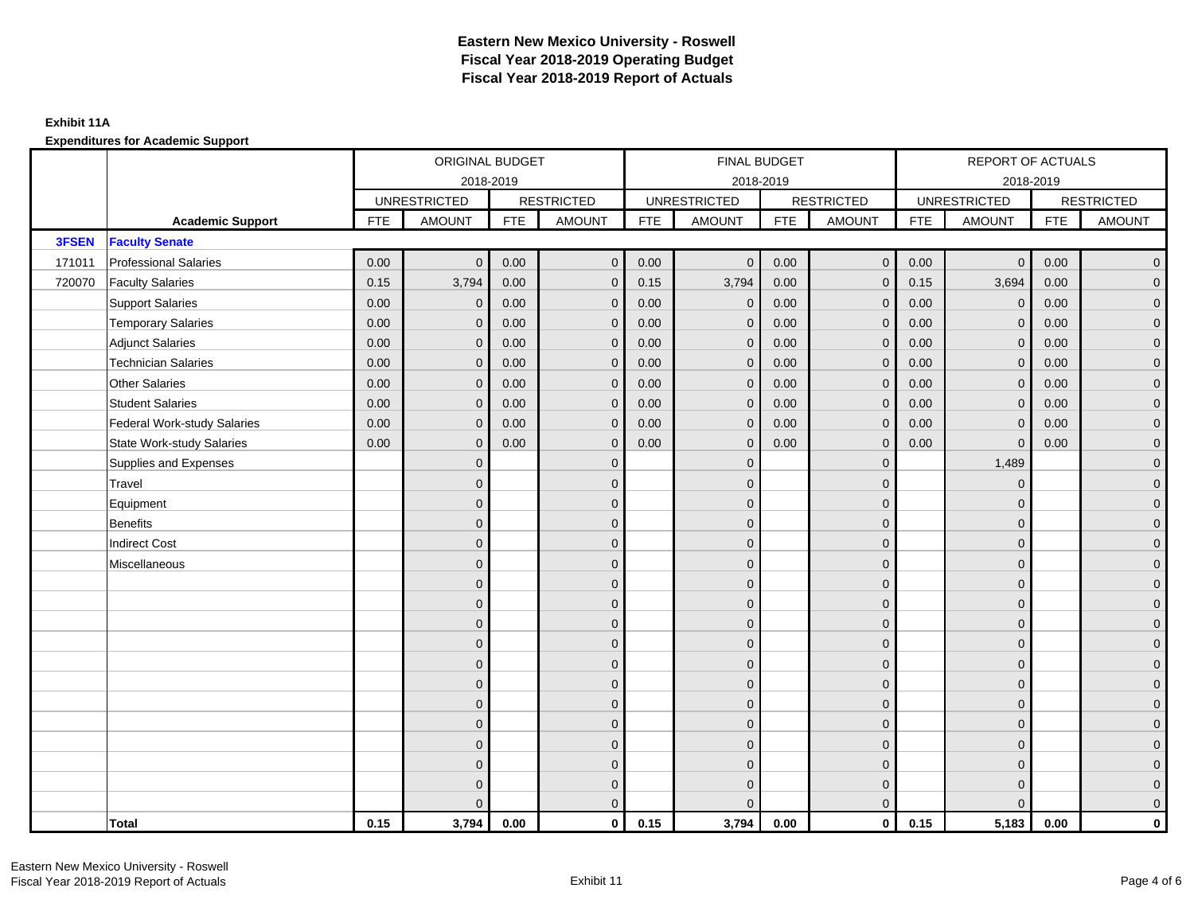# Eastern New Mexico University - Roswell
# Fiscal Year 2018-2019 Operating Budget
# Fiscal Year 2018-2019 Report of Actuals

**Exhibit 11A**

**Expenditures for Academic Support**

| | | ORIGINAL BUDGET 2018-2019 | | | | FINAL BUDGET 2018-2019 | | | | REPORT OF ACTUALS 2018-2019 | | | |
|---|---|---|---|---|---|---|---|---|---|---|---|---|---|
| | | UNRESTRICTED | | RESTRICTED | | UNRESTRICTED | | RESTRICTED | | UNRESTRICTED | | RESTRICTED | |
| | **Academic Support** | FTE | AMOUNT | FTE | AMOUNT | FTE | AMOUNT | FTE | AMOUNT | FTE | AMOUNT | FTE | AMOUNT |
| **3FSEN** | **Faculty Senate** | | | | | | | | | | | | |
| 171011 | Professional Salaries | 0.00 | 0 | 0.00 | 0 | 0.00 | 0 | 0.00 | 0 | 0.00 | 0 | 0.00 | 0 |
| 720070 | Faculty Salaries | 0.15 | 3,794 | 0.00 | 0 | 0.15 | 3,794 | 0.00 | 0 | 0.15 | 3,694 | 0.00 | 0 |
| | Support Salaries | 0.00 | 0 | 0.00 | 0 | 0.00 | 0 | 0.00 | 0 | 0.00 | 0 | 0.00 | 0 |
| | Temporary Salaries | 0.00 | 0 | 0.00 | 0 | 0.00 | 0 | 0.00 | 0 | 0.00 | 0 | 0.00 | 0 |
| | Adjunct Salaries | 0.00 | 0 | 0.00 | 0 | 0.00 | 0 | 0.00 | 0 | 0.00 | 0 | 0.00 | 0 |
| | Technician Salaries | 0.00 | 0 | 0.00 | 0 | 0.00 | 0 | 0.00 | 0 | 0.00 | 0 | 0.00 | 0 |
| | Other Salaries | 0.00 | 0 | 0.00 | 0 | 0.00 | 0 | 0.00 | 0 | 0.00 | 0 | 0.00 | 0 |
| | Student Salaries | 0.00 | 0 | 0.00 | 0 | 0.00 | 0 | 0.00 | 0 | 0.00 | 0 | 0.00 | 0 |
| | Federal Work-study Salaries | 0.00 | 0 | 0.00 | 0 | 0.00 | 0 | 0.00 | 0 | 0.00 | 0 | 0.00 | 0 |
| | State Work-study Salaries | 0.00 | 0 | 0.00 | 0 | 0.00 | 0 | 0.00 | 0 | 0.00 | 0 | 0.00 | 0 |
| | Supplies and Expenses | | 0 | | 0 | | 0 | | 0 | | 1,489 | | 0 |
| | Travel | | 0 | | 0 | | 0 | | 0 | | 0 | | 0 |
| | Equipment | | 0 | | 0 | | 0 | | 0 | | 0 | | 0 |
| | Benefits | | 0 | | 0 | | 0 | | 0 | | 0 | | 0 |
| | Indirect Cost | | 0 | | 0 | | 0 | | 0 | | 0 | | 0 |
| | Miscellaneous | | 0 | | 0 | | 0 | | 0 | | 0 | | 0 |
| | | | 0 | | 0 | | 0 | | 0 | | 0 | | 0 |
| | | | 0 | | 0 | | 0 | | 0 | | 0 | | 0 |
| | | | 0 | | 0 | | 0 | | 0 | | 0 | | 0 |
| | | | 0 | | 0 | | 0 | | 0 | | 0 | | 0 |
| | | | 0 | | 0 | | 0 | | 0 | | 0 | | 0 |
| | | | 0 | | 0 | | 0 | | 0 | | 0 | | 0 |
| | | | 0 | | 0 | | 0 | | 0 | | 0 | | 0 |
| | | | 0 | | 0 | | 0 | | 0 | | 0 | | 0 |
| | | | 0 | | 0 | | 0 | | 0 | | 0 | | 0 |
| | | | 0 | | 0 | | 0 | | 0 | | 0 | | 0 |
| | | | 0 | | 0 | | 0 | | 0 | | 0 | | 0 |
| | | | 0 | | 0 | | 0 | | 0 | | 0 | | 0 |
| | **Total** | **0.15** | **3,794** | **0.00** | **0** | **0.15** | **3,794** | **0.00** | **0** | **0.15** | **5,183** | **0.00** | **0** |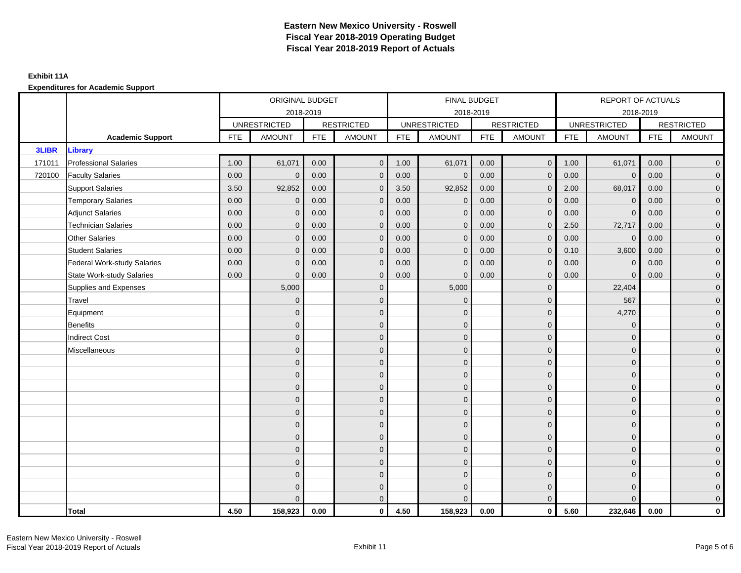# Eastern New Mexico University - Roswell
## Fiscal Year 2018-2019 Operating Budget
## Fiscal Year 2018-2019 Report of Actuals

**Exhibit 11A**

**Expenditures for Academic Support**

| | | ORIGINAL BUDGET 2018-2019 | | | | FINAL BUDGET 2018-2019 | | | | REPORT OF ACTUALS 2018-2019 | | | |
|---|---|---|---|---|---|---|---|---|---|---|---|---|---|
| | | UNRESTRICTED | | RESTRICTED | | UNRESTRICTED | | RESTRICTED | | UNRESTRICTED | | RESTRICTED | |
| | **Academic Support** | FTE | AMOUNT | FTE | AMOUNT | FTE | AMOUNT | FTE | AMOUNT | FTE | AMOUNT | FTE | AMOUNT |
| **3LIBR** | **Library** | | | | | | | | | | | | |
| 171011 | Professional Salaries | 1.00 | 61,071 | 0.00 | 0 | 1.00 | 61,071 | 0.00 | 0 | 1.00 | 61,071 | 0.00 | 0 |
| 720100 | Faculty Salaries | 0.00 | 0 | 0.00 | 0 | 0.00 | 0 | 0.00 | 0 | 0.00 | 0 | 0.00 | 0 |
| | Support Salaries | 3.50 | 92,852 | 0.00 | 0 | 3.50 | 92,852 | 0.00 | 0 | 2.00 | 68,017 | 0.00 | 0 |
| | Temporary Salaries | 0.00 | 0 | 0.00 | 0 | 0.00 | 0 | 0.00 | 0 | 0.00 | 0 | 0.00 | 0 |
| | Adjunct Salaries | 0.00 | 0 | 0.00 | 0 | 0.00 | 0 | 0.00 | 0 | 0.00 | 0 | 0.00 | 0 |
| | Technician Salaries | 0.00 | 0 | 0.00 | 0 | 0.00 | 0 | 0.00 | 0 | 2.50 | 72,717 | 0.00 | 0 |
| | Other Salaries | 0.00 | 0 | 0.00 | 0 | 0.00 | 0 | 0.00 | 0 | 0.00 | 0 | 0.00 | 0 |
| | Student Salaries | 0.00 | 0 | 0.00 | 0 | 0.00 | 0 | 0.00 | 0 | 0.10 | 3,600 | 0.00 | 0 |
| | Federal Work-study Salaries | 0.00 | 0 | 0.00 | 0 | 0.00 | 0 | 0.00 | 0 | 0.00 | 0 | 0.00 | 0 |
| | State Work-study Salaries | 0.00 | 0 | 0.00 | 0 | 0.00 | 0 | 0.00 | 0 | 0.00 | 0 | 0.00 | 0 |
| | Supplies and Expenses | | 5,000 | | 0 | | 5,000 | | 0 | | 22,404 | | 0 |
| | Travel | | 0 | | 0 | | 0 | | 0 | | 567 | | 0 |
| | Equipment | | 0 | | 0 | | 0 | | 0 | | 4,270 | | 0 |
| | Benefits | | 0 | | 0 | | 0 | | 0 | | 0 | | 0 |
| | Indirect Cost | | 0 | | 0 | | 0 | | 0 | | 0 | | 0 |
| | Miscellaneous | | 0 | | 0 | | 0 | | 0 | | 0 | | 0 |
| | | | 0 | | 0 | | 0 | | 0 | | 0 | | 0 |
| | | | 0 | | 0 | | 0 | | 0 | | 0 | | 0 |
| | | | 0 | | 0 | | 0 | | 0 | | 0 | | 0 |
| | | | 0 | | 0 | | 0 | | 0 | | 0 | | 0 |
| | | | 0 | | 0 | | 0 | | 0 | | 0 | | 0 |
| | | | 0 | | 0 | | 0 | | 0 | | 0 | | 0 |
| | | | 0 | | 0 | | 0 | | 0 | | 0 | | 0 |
| | | | 0 | | 0 | | 0 | | 0 | | 0 | | 0 |
| | | | 0 | | 0 | | 0 | | 0 | | 0 | | 0 |
| | | | 0 | | 0 | | 0 | | 0 | | 0 | | 0 |
| | | | 0 | | 0 | | 0 | | 0 | | 0 | | 0 |
| | | | 0 | | 0 | | 0 | | 0 | | 0 | | 0 |
| | **Total** | **4.50** | **158,923** | **0.00** | **0** | **4.50** | **158,923** | **0.00** | **0** | **5.60** | **232,646** | **0.00** | **0** |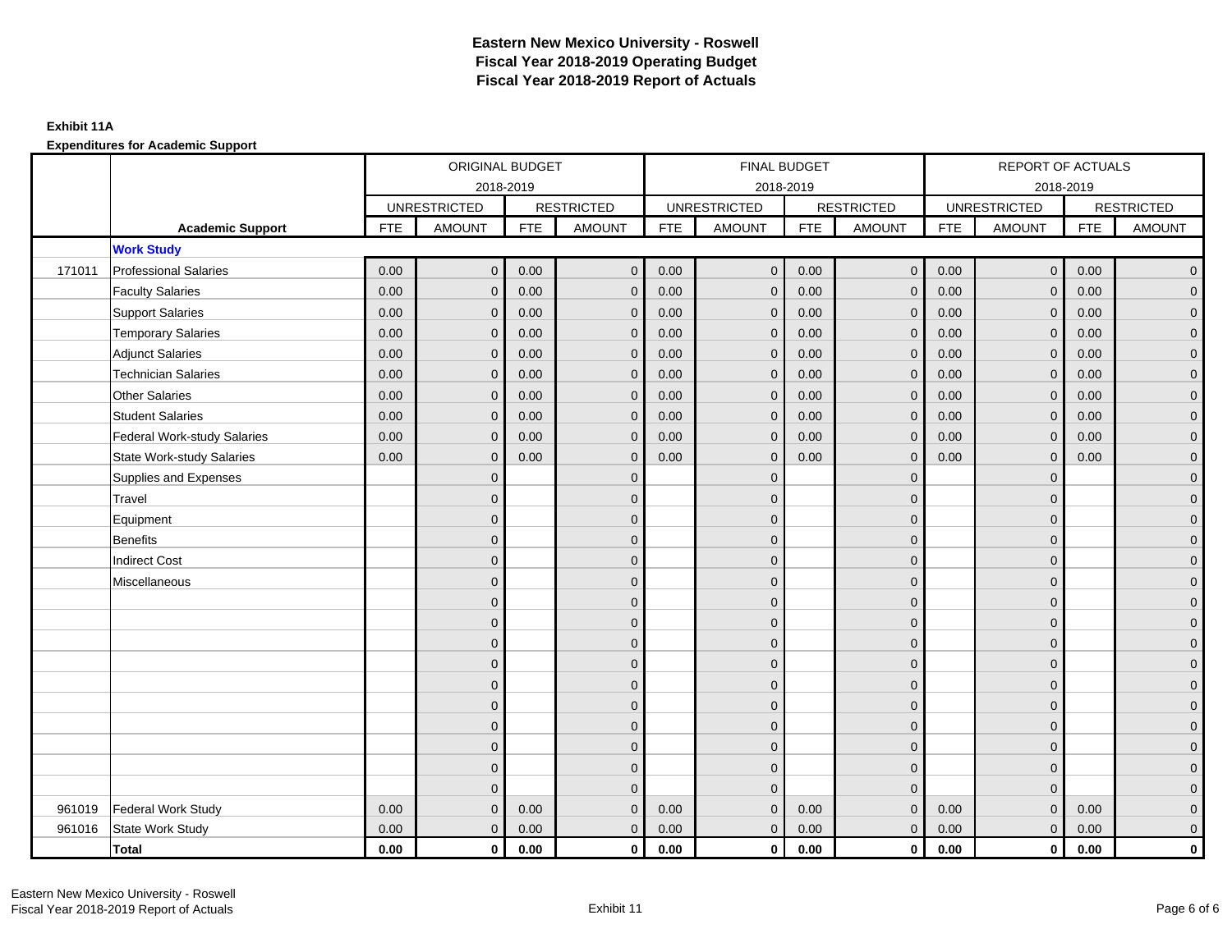# Eastern New Mexico University - Roswell
## Fiscal Year 2018-2019 Operating Budget
## Fiscal Year 2018-2019 Report of Actuals

**Exhibit 11A**

**Expenditures for Academic Support**

| | | ORIGINAL BUDGET 2018-2019 | | | | FINAL BUDGET 2018-2019 | | | | REPORT OF ACTUALS 2018-2019 | | | |
|---|---|---|---|---|---|---|---|---|---|---|---|---|---|
| | | UNRESTRICTED | | RESTRICTED | | UNRESTRICTED | | RESTRICTED | | UNRESTRICTED | | RESTRICTED | |
| | **Academic Support** | FTE | AMOUNT | FTE | AMOUNT | FTE | AMOUNT | FTE | AMOUNT | FTE | AMOUNT | FTE | AMOUNT |
| | **Work Study** | | | | | | | | | | | | |
| 171011 | Professional Salaries | 0.00 | 0 | 0.00 | 0 | 0.00 | 0 | 0.00 | 0 | 0.00 | 0 | 0.00 | 0 |
| | Faculty Salaries | 0.00 | 0 | 0.00 | 0 | 0.00 | 0 | 0.00 | 0 | 0.00 | 0 | 0.00 | 0 |
| | Support Salaries | 0.00 | 0 | 0.00 | 0 | 0.00 | 0 | 0.00 | 0 | 0.00 | 0 | 0.00 | 0 |
| | Temporary Salaries | 0.00 | 0 | 0.00 | 0 | 0.00 | 0 | 0.00 | 0 | 0.00 | 0 | 0.00 | 0 |
| | Adjunct Salaries | 0.00 | 0 | 0.00 | 0 | 0.00 | 0 | 0.00 | 0 | 0.00 | 0 | 0.00 | 0 |
| | Technician Salaries | 0.00 | 0 | 0.00 | 0 | 0.00 | 0 | 0.00 | 0 | 0.00 | 0 | 0.00 | 0 |
| | Other Salaries | 0.00 | 0 | 0.00 | 0 | 0.00 | 0 | 0.00 | 0 | 0.00 | 0 | 0.00 | 0 |
| | Student Salaries | 0.00 | 0 | 0.00 | 0 | 0.00 | 0 | 0.00 | 0 | 0.00 | 0 | 0.00 | 0 |
| | Federal Work-study Salaries | 0.00 | 0 | 0.00 | 0 | 0.00 | 0 | 0.00 | 0 | 0.00 | 0 | 0.00 | 0 |
| | State Work-study Salaries | 0.00 | 0 | 0.00 | 0 | 0.00 | 0 | 0.00 | 0 | 0.00 | 0 | 0.00 | 0 |
| | Supplies and Expenses | | 0 | | 0 | | 0 | | 0 | | 0 | | 0 |
| | Travel | | 0 | | 0 | | 0 | | 0 | | 0 | | 0 |
| | Equipment | | 0 | | 0 | | 0 | | 0 | | 0 | | 0 |
| | Benefits | | 0 | | 0 | | 0 | | 0 | | 0 | | 0 |
| | Indirect Cost | | 0 | | 0 | | 0 | | 0 | | 0 | | 0 |
| | Miscellaneous | | 0 | | 0 | | 0 | | 0 | | 0 | | 0 |
| | | | 0 | | 0 | | 0 | | 0 | | 0 | | 0 |
| | | | 0 | | 0 | | 0 | | 0 | | 0 | | 0 |
| | | | 0 | | 0 | | 0 | | 0 | | 0 | | 0 |
| | | | 0 | | 0 | | 0 | | 0 | | 0 | | 0 |
| | | | 0 | | 0 | | 0 | | 0 | | 0 | | 0 |
| | | | 0 | | 0 | | 0 | | 0 | | 0 | | 0 |
| | | | 0 | | 0 | | 0 | | 0 | | 0 | | 0 |
| | | | 0 | | 0 | | 0 | | 0 | | 0 | | 0 |
| | | | 0 | | 0 | | 0 | | 0 | | 0 | | 0 |
| | | | 0 | | 0 | | 0 | | 0 | | 0 | | 0 |
| 961019 | Federal Work Study | 0.00 | 0 | 0.00 | 0 | 0.00 | 0 | 0.00 | 0 | 0.00 | 0 | 0.00 | 0 |
| 961016 | State Work Study | 0.00 | 0 | 0.00 | 0 | 0.00 | 0 | 0.00 | 0 | 0.00 | 0 | 0.00 | 0 |
| | **Total** | **0.00** | **0** | **0.00** | **0** | **0.00** | **0** | **0.00** | **0** | **0.00** | **0** | **0.00** | **0** |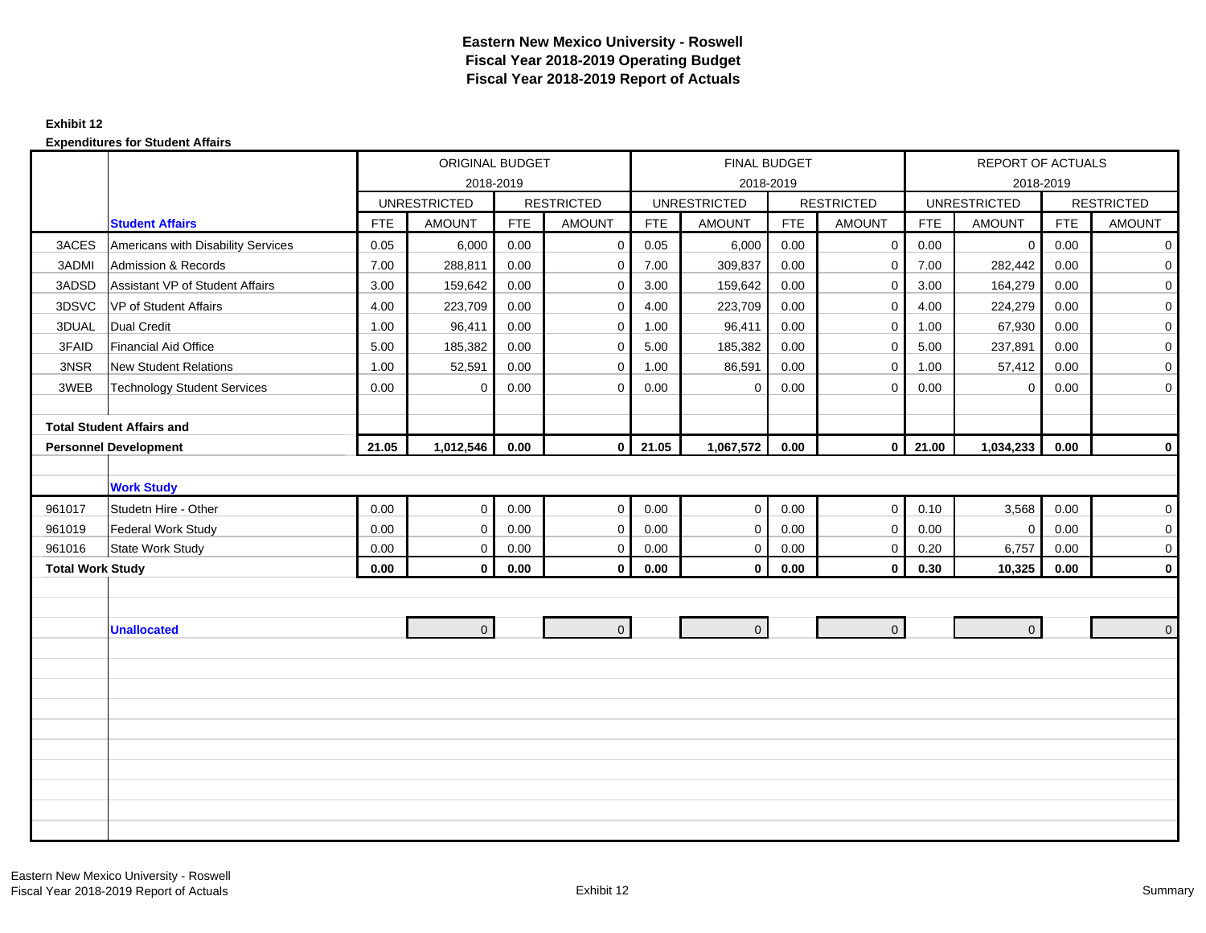# Eastern New Mexico University - Roswell
## Fiscal Year 2018-2019 Operating Budget
## Fiscal Year 2018-2019 Report of Actuals

**Exhibit 12**

**Expenditures for Student Affairs**

| | | ORIGINAL BUDGET 2018-2019 | | | | FINAL BUDGET 2018-2019 | | | | REPORT OF ACTUALS 2018-2019 | | | |
|---|---|---|---|---|---|---|---|---|---|---|---|---|---|
| | | UNRESTRICTED | | RESTRICTED | | UNRESTRICTED | | RESTRICTED | | UNRESTRICTED | | RESTRICTED | |
| | **Student Affairs** | FTE | AMOUNT | FTE | AMOUNT | FTE | AMOUNT | FTE | AMOUNT | FTE | AMOUNT | FTE | AMOUNT |
| 3ACES | Americans with Disability Services | 0.05 | 6,000 | 0.00 | 0 | 0.05 | 6,000 | 0.00 | 0 | 0.00 | 0 | 0.00 | 0 |
| 3ADMI | Admission & Records | 7.00 | 288,811 | 0.00 | 0 | 7.00 | 309,837 | 0.00 | 0 | 7.00 | 282,442 | 0.00 | 0 |
| 3ADSD | Assistant VP of Student Affairs | 3.00 | 159,642 | 0.00 | 0 | 3.00 | 159,642 | 0.00 | 0 | 3.00 | 164,279 | 0.00 | 0 |
| 3DSVC | VP of Student Affairs | 4.00 | 223,709 | 0.00 | 0 | 4.00 | 223,709 | 0.00 | 0 | 4.00 | 224,279 | 0.00 | 0 |
| 3DUAL | Dual Credit | 1.00 | 96,411 | 0.00 | 0 | 1.00 | 96,411 | 0.00 | 0 | 1.00 | 67,930 | 0.00 | 0 |
| 3FAID | Financial Aid Office | 5.00 | 185,382 | 0.00 | 0 | 5.00 | 185,382 | 0.00 | 0 | 5.00 | 237,891 | 0.00 | 0 |
| 3NSR | New Student Relations | 1.00 | 52,591 | 0.00 | 0 | 1.00 | 86,591 | 0.00 | 0 | 1.00 | 57,412 | 0.00 | 0 |
| 3WEB | Technology Student Services | 0.00 | 0 | 0.00 | 0 | 0.00 | 0 | 0.00 | 0 | 0.00 | 0 | 0.00 | 0 |
| **Total Student Affairs and Personnel Development** | | **21.05** | **1,012,546** | **0.00** | **0** | **21.05** | **1,067,572** | **0.00** | **0** | **21.00** | **1,034,233** | **0.00** | **0** |
| | **Work Study** | | | | | | | | | | | | |
| 961017 | Studetn Hire - Other | 0.00 | 0 | 0.00 | 0 | 0.00 | 0 | 0.00 | 0 | 0.10 | 3,568 | 0.00 | 0 |
| 961019 | Federal Work Study | 0.00 | 0 | 0.00 | 0 | 0.00 | 0 | 0.00 | 0 | 0.00 | 0 | 0.00 | 0 |
| 961016 | State Work Study | 0.00 | 0 | 0.00 | 0 | 0.00 | 0 | 0.00 | 0 | 0.20 | 6,757 | 0.00 | 0 |
| **Total Work Study** | | **0.00** | **0** | **0.00** | **0** | **0.00** | **0** | **0.00** | **0** | **0.30** | **10,325** | **0.00** | **0** |
| | **Unallocated** | | 0 | | 0 | | 0 | | 0 | | 0 | | 0 |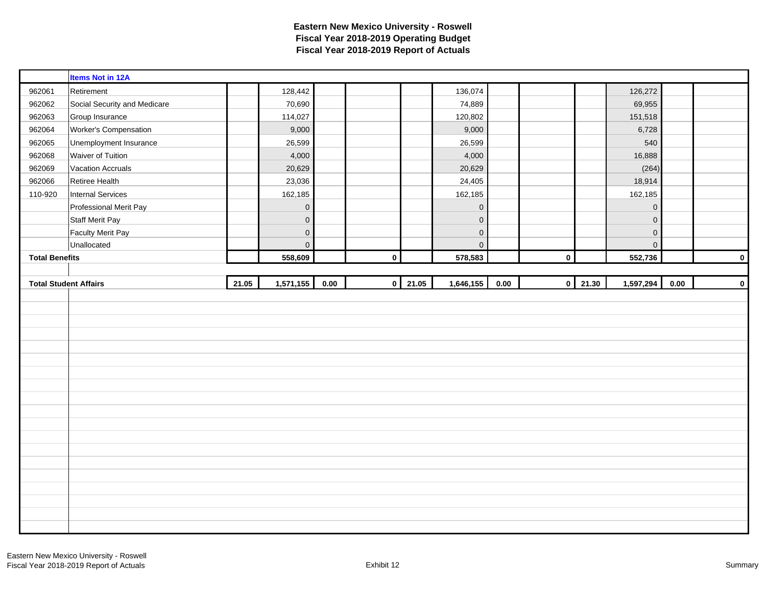# Eastern New Mexico University - Roswell
## Fiscal Year 2018-2019 Operating Budget
## Fiscal Year 2018-2019 Report of Actuals

| | | | | | | | | | | | | | |
|---|---|---|---|---|---|---|---|---|---|---|---|---|---|
| | **Items Not in 12A** | | | | | | | | | | | | |
| 962061 | Retirement | | 128,442 | | | | 136,074 | | | | 126,272 | | |
| 962062 | Social Security and Medicare | | 70,690 | | | | 74,889 | | | | 69,955 | | |
| 962063 | Group Insurance | | 114,027 | | | | 120,802 | | | | 151,518 | | |
| 962064 | Worker's Compensation | | 9,000 | | | | 9,000 | | | | 6,728 | | |
| 962065 | Unemployment Insurance | | 26,599 | | | | 26,599 | | | | 540 | | |
| 962068 | Waiver of Tuition | | 4,000 | | | | 4,000 | | | | 16,888 | | |
| 962069 | Vacation Accruals | | 20,629 | | | | 20,629 | | | | (264) | | |
| 962066 | Retiree Health | | 23,036 | | | | 24,405 | | | | 18,914 | | |
| 110-920 | Internal Services | | 162,185 | | | | 162,185 | | | | 162,185 | | |
| | Professional Merit Pay | | 0 | | | | 0 | | | | 0 | | |
| | Staff Merit Pay | | 0 | | | | 0 | | | | 0 | | |
| | Faculty Merit Pay | | 0 | | | | 0 | | | | 0 | | |
| | Unallocated | | 0 | | | | 0 | | | | 0 | | |
| **Total Benefits** | | | **558,609** | | **0** | | **578,583** | | **0** | | **552,736** | | **0** |
| **Total Student Affairs** | | **21.05** | **1,571,155** | **0.00** | **0** | **21.05** | **1,646,155** | **0.00** | **0** | **21.30** | **1,597,294** | **0.00** | **0** |

Exhibit 12

Summary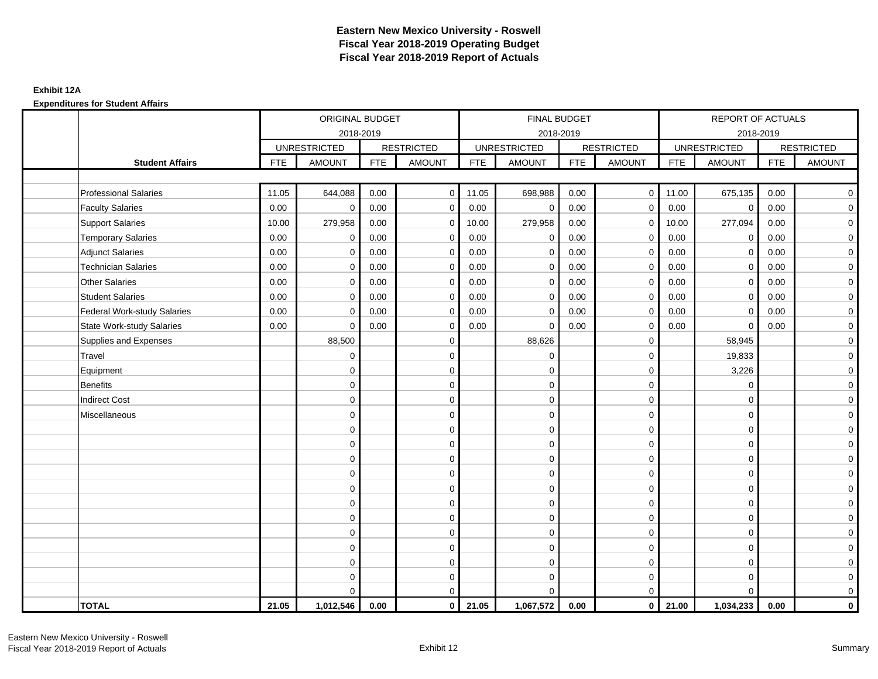# Eastern New Mexico University - Roswell
## Fiscal Year 2018-2019 Operating Budget
## Fiscal Year 2018-2019 Report of Actuals

**Exhibit 12A**

**Expenditures for Student Affairs**

| | | ORIGINAL BUDGET 2018-2019 | | | | FINAL BUDGET 2018-2019 | | | | REPORT OF ACTUALS 2018-2019 | | | |
|---|---|---|---|---|---|---|---|---|---|---|---|---|---|
| | | UNRESTRICTED | | RESTRICTED | | UNRESTRICTED | | RESTRICTED | | UNRESTRICTED | | RESTRICTED | |
| | **Student Affairs** | FTE | AMOUNT | FTE | AMOUNT | FTE | AMOUNT | FTE | AMOUNT | FTE | AMOUNT | FTE | AMOUNT |
| | | | | | | | | | | | | | |
| | Professional Salaries | 11.05 | 644,088 | 0.00 | 0 | 11.05 | 698,988 | 0.00 | 0 | 11.00 | 675,135 | 0.00 | 0 |
| | Faculty Salaries | 0.00 | 0 | 0.00 | 0 | 0.00 | 0 | 0.00 | 0 | 0.00 | 0 | 0.00 | 0 |
| | Support Salaries | 10.00 | 279,958 | 0.00 | 0 | 10.00 | 279,958 | 0.00 | 0 | 10.00 | 277,094 | 0.00 | 0 |
| | Temporary Salaries | 0.00 | 0 | 0.00 | 0 | 0.00 | 0 | 0.00 | 0 | 0.00 | 0 | 0.00 | 0 |
| | Adjunct Salaries | 0.00 | 0 | 0.00 | 0 | 0.00 | 0 | 0.00 | 0 | 0.00 | 0 | 0.00 | 0 |
| | Technician Salaries | 0.00 | 0 | 0.00 | 0 | 0.00 | 0 | 0.00 | 0 | 0.00 | 0 | 0.00 | 0 |
| | Other Salaries | 0.00 | 0 | 0.00 | 0 | 0.00 | 0 | 0.00 | 0 | 0.00 | 0 | 0.00 | 0 |
| | Student Salaries | 0.00 | 0 | 0.00 | 0 | 0.00 | 0 | 0.00 | 0 | 0.00 | 0 | 0.00 | 0 |
| | Federal Work-study Salaries | 0.00 | 0 | 0.00 | 0 | 0.00 | 0 | 0.00 | 0 | 0.00 | 0 | 0.00 | 0 |
| | State Work-study Salaries | 0.00 | 0 | 0.00 | 0 | 0.00 | 0 | 0.00 | 0 | 0.00 | 0 | 0.00 | 0 |
| | Supplies and Expenses | | 88,500 | | 0 | | 88,626 | | 0 | | 58,945 | | 0 |
| | Travel | | 0 | | 0 | | 0 | | 0 | | 19,833 | | 0 |
| | Equipment | | 0 | | 0 | | 0 | | 0 | | 3,226 | | 0 |
| | Benefits | | 0 | | 0 | | 0 | | 0 | | 0 | | 0 |
| | Indirect Cost | | 0 | | 0 | | 0 | | 0 | | 0 | | 0 |
| | Miscellaneous | | 0 | | 0 | | 0 | | 0 | | 0 | | 0 |
| | | | 0 | | 0 | | 0 | | 0 | | 0 | | 0 |
| | | | 0 | | 0 | | 0 | | 0 | | 0 | | 0 |
| | | | 0 | | 0 | | 0 | | 0 | | 0 | | 0 |
| | | | 0 | | 0 | | 0 | | 0 | | 0 | | 0 |
| | | | 0 | | 0 | | 0 | | 0 | | 0 | | 0 |
| | | | 0 | | 0 | | 0 | | 0 | | 0 | | 0 |
| | | | 0 | | 0 | | 0 | | 0 | | 0 | | 0 |
| | | | 0 | | 0 | | 0 | | 0 | | 0 | | 0 |
| | | | 0 | | 0 | | 0 | | 0 | | 0 | | 0 |
| | | | 0 | | 0 | | 0 | | 0 | | 0 | | 0 |
| | | | 0 | | 0 | | 0 | | 0 | | 0 | | 0 |
| | | | 0 | | 0 | | 0 | | 0 | | 0 | | 0 |
| | **TOTAL** | **21.05** | **1,012,546** | **0.00** | **0** | **21.05** | **1,067,572** | **0.00** | **0** | **21.00** | **1,034,233** | **0.00** | **0** |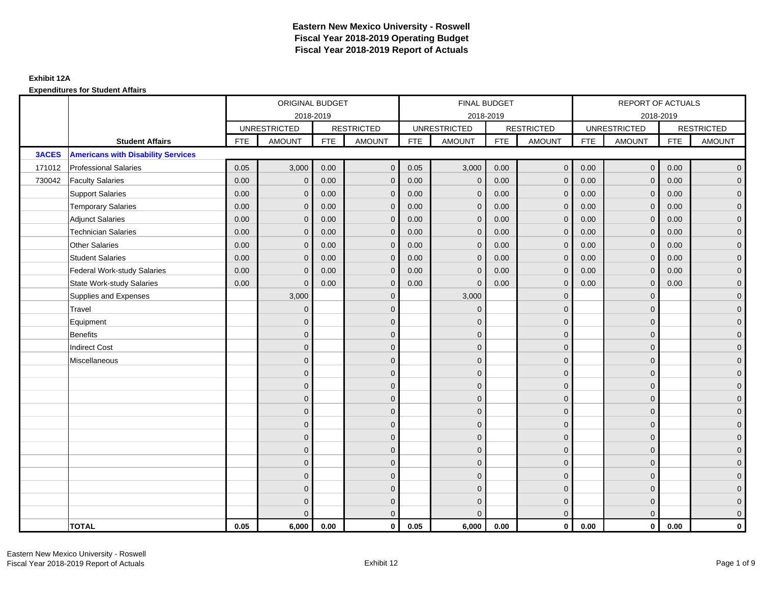# Eastern New Mexico University - Roswell
## Fiscal Year 2018-2019 Operating Budget
## Fiscal Year 2018-2019 Report of Actuals

**Exhibit 12A**

**Expenditures for Student Affairs**

| | | ORIGINAL BUDGET 2018-2019 | | | | FINAL BUDGET 2018-2019 | | | | REPORT OF ACTUALS 2018-2019 | | | |
|---|---|---|---|---|---|---|---|---|---|---|---|---|---|
| | | UNRESTRICTED | | RESTRICTED | | UNRESTRICTED | | RESTRICTED | | UNRESTRICTED | | RESTRICTED | |
| | **Student Affairs** | FTE | AMOUNT | FTE | AMOUNT | FTE | AMOUNT | FTE | AMOUNT | FTE | AMOUNT | FTE | AMOUNT |
| **3ACES** | **Americans with Disability Services** | | | | | | | | | | | | |
| 171012 | Professional Salaries | 0.05 | 3,000 | 0.00 | 0 | 0.05 | 3,000 | 0.00 | 0 | 0.00 | 0 | 0.00 | 0 |
| 730042 | Faculty Salaries | 0.00 | 0 | 0.00 | 0 | 0.00 | 0 | 0.00 | 0 | 0.00 | 0 | 0.00 | 0 |
| | Support Salaries | 0.00 | 0 | 0.00 | 0 | 0.00 | 0 | 0.00 | 0 | 0.00 | 0 | 0.00 | 0 |
| | Temporary Salaries | 0.00 | 0 | 0.00 | 0 | 0.00 | 0 | 0.00 | 0 | 0.00 | 0 | 0.00 | 0 |
| | Adjunct Salaries | 0.00 | 0 | 0.00 | 0 | 0.00 | 0 | 0.00 | 0 | 0.00 | 0 | 0.00 | 0 |
| | Technician Salaries | 0.00 | 0 | 0.00 | 0 | 0.00 | 0 | 0.00 | 0 | 0.00 | 0 | 0.00 | 0 |
| | Other Salaries | 0.00 | 0 | 0.00 | 0 | 0.00 | 0 | 0.00 | 0 | 0.00 | 0 | 0.00 | 0 |
| | Student Salaries | 0.00 | 0 | 0.00 | 0 | 0.00 | 0 | 0.00 | 0 | 0.00 | 0 | 0.00 | 0 |
| | Federal Work-study Salaries | 0.00 | 0 | 0.00 | 0 | 0.00 | 0 | 0.00 | 0 | 0.00 | 0 | 0.00 | 0 |
| | State Work-study Salaries | 0.00 | 0 | 0.00 | 0 | 0.00 | 0 | 0.00 | 0 | 0.00 | 0 | 0.00 | 0 |
| | Supplies and Expenses | | 3,000 | | 0 | | 3,000 | | 0 | | 0 | | 0 |
| | Travel | | 0 | | 0 | | 0 | | 0 | | 0 | | 0 |
| | Equipment | | 0 | | 0 | | 0 | | 0 | | 0 | | 0 |
| | Benefits | | 0 | | 0 | | 0 | | 0 | | 0 | | 0 |
| | Indirect Cost | | 0 | | 0 | | 0 | | 0 | | 0 | | 0 |
| | Miscellaneous | | 0 | | 0 | | 0 | | 0 | | 0 | | 0 |
| | | | 0 | | 0 | | 0 | | 0 | | 0 | | 0 |
| | | | 0 | | 0 | | 0 | | 0 | | 0 | | 0 |
| | | | 0 | | 0 | | 0 | | 0 | | 0 | | 0 |
| | | | 0 | | 0 | | 0 | | 0 | | 0 | | 0 |
| | | | 0 | | 0 | | 0 | | 0 | | 0 | | 0 |
| | | | 0 | | 0 | | 0 | | 0 | | 0 | | 0 |
| | | | 0 | | 0 | | 0 | | 0 | | 0 | | 0 |
| | | | 0 | | 0 | | 0 | | 0 | | 0 | | 0 |
| | | | 0 | | 0 | | 0 | | 0 | | 0 | | 0 |
| | | | 0 | | 0 | | 0 | | 0 | | 0 | | 0 |
| | | | 0 | | 0 | | 0 | | 0 | | 0 | | 0 |
| | | | 0 | | 0 | | 0 | | 0 | | 0 | | 0 |
| | **TOTAL** | **0.05** | **6,000** | **0.00** | **0** | **0.05** | **6,000** | **0.00** | **0** | **0.00** | **0** | **0.00** | **0** |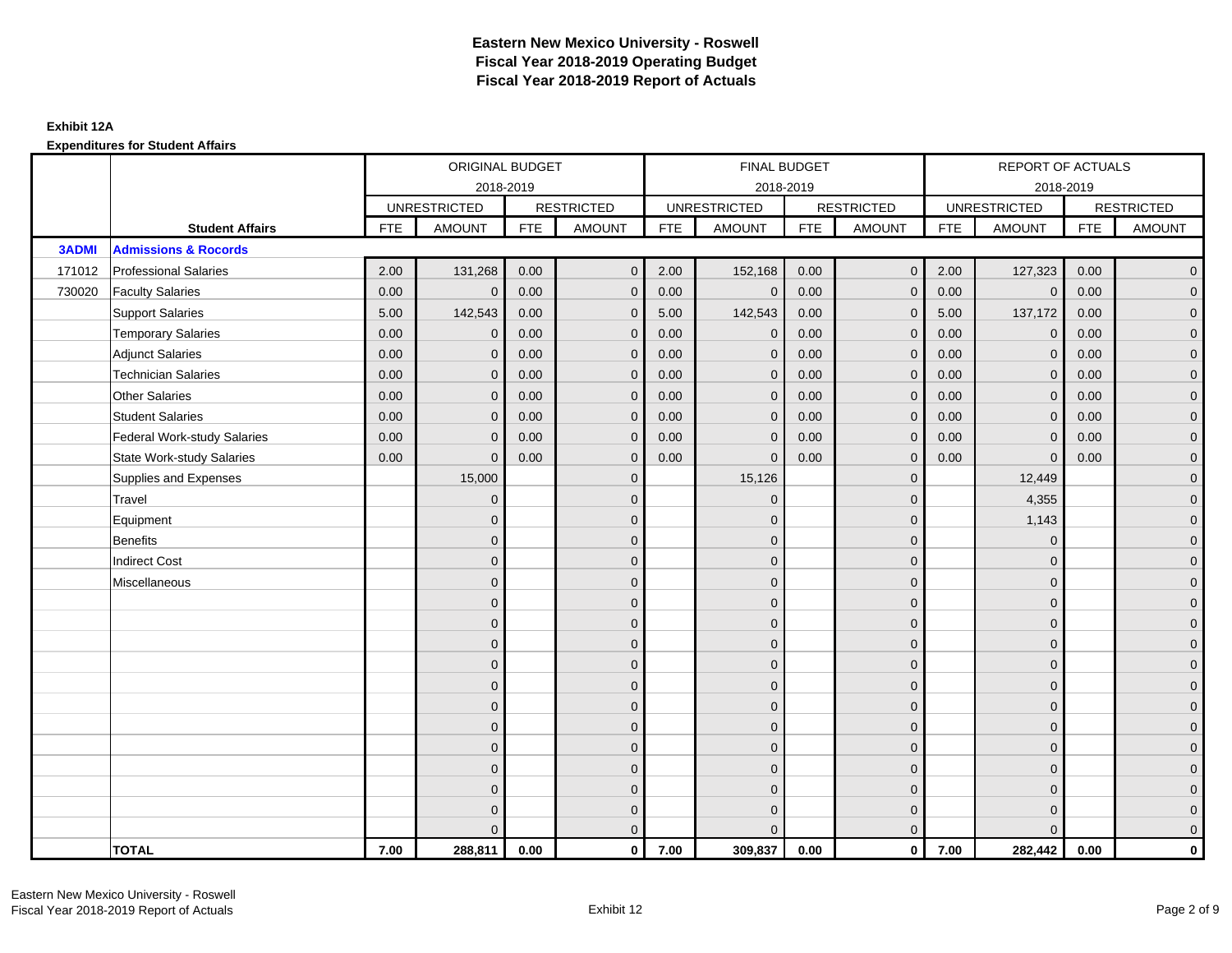# Eastern New Mexico University - Roswell
# Fiscal Year 2018-2019 Operating Budget
# Fiscal Year 2018-2019 Report of Actuals

**Exhibit 12A**

**Expenditures for Student Affairs**

| | | ORIGINAL BUDGET 2018-2019 | | | | FINAL BUDGET 2018-2019 | | | | REPORT OF ACTUALS 2018-2019 | | | |
|---|---|---|---|---|---|---|---|---|---|---|---|---|---|
| | | UNRESTRICTED | | RESTRICTED | | UNRESTRICTED | | RESTRICTED | | UNRESTRICTED | | RESTRICTED | |
| | **Student Affairs** | FTE | AMOUNT | FTE | AMOUNT | FTE | AMOUNT | FTE | AMOUNT | FTE | AMOUNT | FTE | AMOUNT |
| **3ADMI** | **Admissions & Rocords** | | | | | | | | | | | | |
| 171012 | Professional Salaries | 2.00 | 131,268 | 0.00 | 0 | 2.00 | 152,168 | 0.00 | 0 | 2.00 | 127,323 | 0.00 | 0 |
| 730020 | Faculty Salaries | 0.00 | 0 | 0.00 | 0 | 0.00 | 0 | 0.00 | 0 | 0.00 | 0 | 0.00 | 0 |
| | Support Salaries | 5.00 | 142,543 | 0.00 | 0 | 5.00 | 142,543 | 0.00 | 0 | 5.00 | 137,172 | 0.00 | 0 |
| | Temporary Salaries | 0.00 | 0 | 0.00 | 0 | 0.00 | 0 | 0.00 | 0 | 0.00 | 0 | 0.00 | 0 |
| | Adjunct Salaries | 0.00 | 0 | 0.00 | 0 | 0.00 | 0 | 0.00 | 0 | 0.00 | 0 | 0.00 | 0 |
| | Technician Salaries | 0.00 | 0 | 0.00 | 0 | 0.00 | 0 | 0.00 | 0 | 0.00 | 0 | 0.00 | 0 |
| | Other Salaries | 0.00 | 0 | 0.00 | 0 | 0.00 | 0 | 0.00 | 0 | 0.00 | 0 | 0.00 | 0 |
| | Student Salaries | 0.00 | 0 | 0.00 | 0 | 0.00 | 0 | 0.00 | 0 | 0.00 | 0 | 0.00 | 0 |
| | Federal Work-study Salaries | 0.00 | 0 | 0.00 | 0 | 0.00 | 0 | 0.00 | 0 | 0.00 | 0 | 0.00 | 0 |
| | State Work-study Salaries | 0.00 | 0 | 0.00 | 0 | 0.00 | 0 | 0.00 | 0 | 0.00 | 0 | 0.00 | 0 |
| | Supplies and Expenses | | 15,000 | | 0 | | 15,126 | | 0 | | 12,449 | | 0 |
| | Travel | | 0 | | 0 | | 0 | | 0 | | 4,355 | | 0 |
| | Equipment | | 0 | | 0 | | 0 | | 0 | | 1,143 | | 0 |
| | Benefits | | 0 | | 0 | | 0 | | 0 | | 0 | | 0 |
| | Indirect Cost | | 0 | | 0 | | 0 | | 0 | | 0 | | 0 |
| | Miscellaneous | | 0 | | 0 | | 0 | | 0 | | 0 | | 0 |
| | | | 0 | | 0 | | 0 | | 0 | | 0 | | 0 |
| | | | 0 | | 0 | | 0 | | 0 | | 0 | | 0 |
| | | | 0 | | 0 | | 0 | | 0 | | 0 | | 0 |
| | | | 0 | | 0 | | 0 | | 0 | | 0 | | 0 |
| | | | 0 | | 0 | | 0 | | 0 | | 0 | | 0 |
| | | | 0 | | 0 | | 0 | | 0 | | 0 | | 0 |
| | | | 0 | | 0 | | 0 | | 0 | | 0 | | 0 |
| | | | 0 | | 0 | | 0 | | 0 | | 0 | | 0 |
| | | | 0 | | 0 | | 0 | | 0 | | 0 | | 0 |
| | | | 0 | | 0 | | 0 | | 0 | | 0 | | 0 |
| | | | 0 | | 0 | | 0 | | 0 | | 0 | | 0 |
| | | | 0 | | 0 | | 0 | | 0 | | 0 | | 0 |
| | **TOTAL** | **7.00** | **288,811** | **0.00** | **0** | **7.00** | **309,837** | **0.00** | **0** | **7.00** | **282,442** | **0.00** | **0** |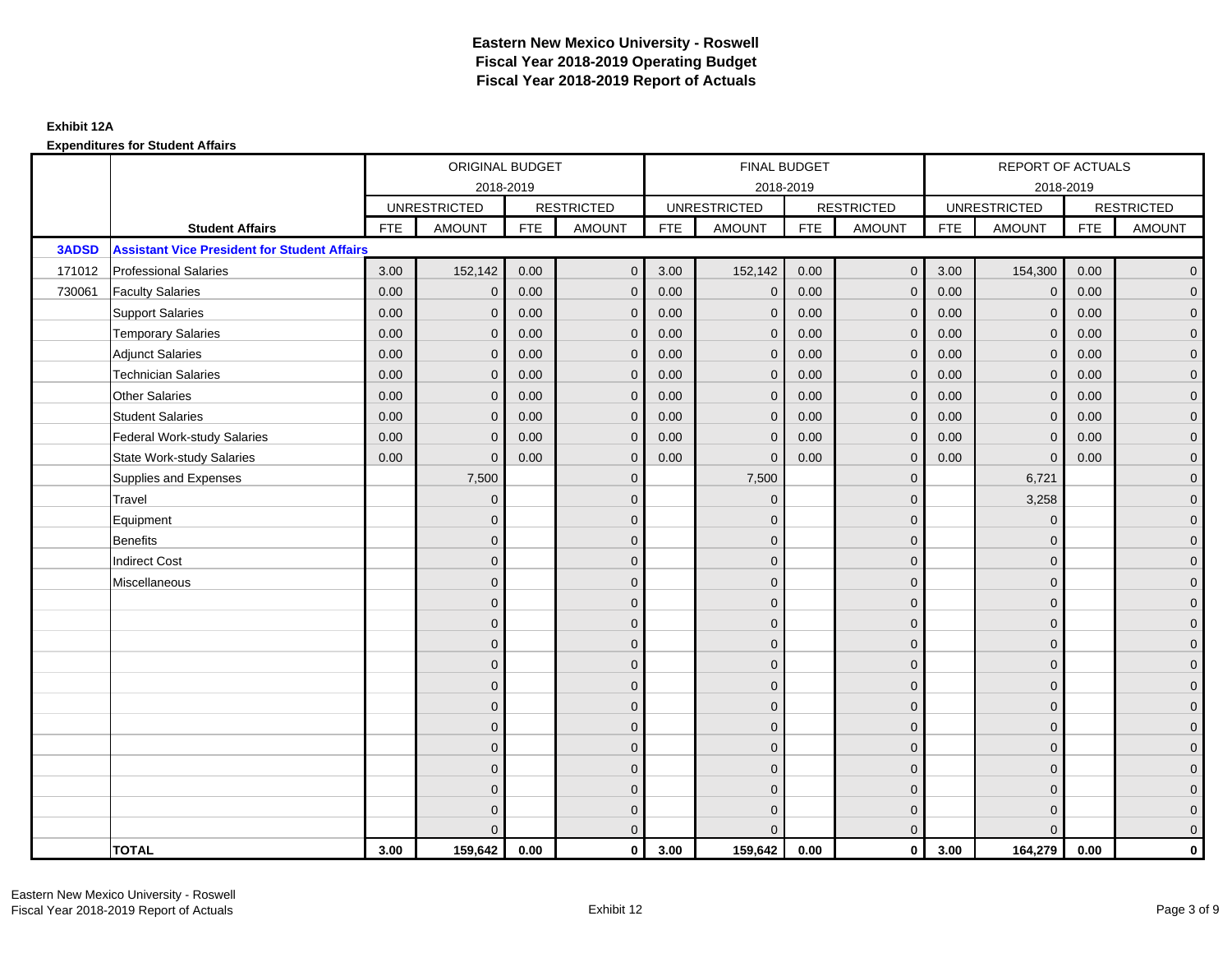# Eastern New Mexico University - Roswell
## Fiscal Year 2018-2019 Operating Budget
## Fiscal Year 2018-2019 Report of Actuals

**Exhibit 12A**

**Expenditures for Student Affairs**

| | | ORIGINAL BUDGET 2018-2019 | | | | FINAL BUDGET 2018-2019 | | | | REPORT OF ACTUALS 2018-2019 | | | |
|---|---|---|---|---|---|---|---|---|---|---|---|---|---|
| | | UNRESTRICTED | | RESTRICTED | | UNRESTRICTED | | RESTRICTED | | UNRESTRICTED | | RESTRICTED | |
| | **Student Affairs** | FTE | AMOUNT | FTE | AMOUNT | FTE | AMOUNT | FTE | AMOUNT | FTE | AMOUNT | FTE | AMOUNT |
| **3ADSD** | **Assistant Vice President for Student Affairs** | | | | | | | | | | | | |
| 171012 | Professional Salaries | 3.00 | 152,142 | 0.00 | 0 | 3.00 | 152,142 | 0.00 | 0 | 3.00 | 154,300 | 0.00 | 0 |
| 730061 | Faculty Salaries | 0.00 | 0 | 0.00 | 0 | 0.00 | 0 | 0.00 | 0 | 0.00 | 0 | 0.00 | 0 |
| | Support Salaries | 0.00 | 0 | 0.00 | 0 | 0.00 | 0 | 0.00 | 0 | 0.00 | 0 | 0.00 | 0 |
| | Temporary Salaries | 0.00 | 0 | 0.00 | 0 | 0.00 | 0 | 0.00 | 0 | 0.00 | 0 | 0.00 | 0 |
| | Adjunct Salaries | 0.00 | 0 | 0.00 | 0 | 0.00 | 0 | 0.00 | 0 | 0.00 | 0 | 0.00 | 0 |
| | Technician Salaries | 0.00 | 0 | 0.00 | 0 | 0.00 | 0 | 0.00 | 0 | 0.00 | 0 | 0.00 | 0 |
| | Other Salaries | 0.00 | 0 | 0.00 | 0 | 0.00 | 0 | 0.00 | 0 | 0.00 | 0 | 0.00 | 0 |
| | Student Salaries | 0.00 | 0 | 0.00 | 0 | 0.00 | 0 | 0.00 | 0 | 0.00 | 0 | 0.00 | 0 |
| | Federal Work-study Salaries | 0.00 | 0 | 0.00 | 0 | 0.00 | 0 | 0.00 | 0 | 0.00 | 0 | 0.00 | 0 |
| | State Work-study Salaries | 0.00 | 0 | 0.00 | 0 | 0.00 | 0 | 0.00 | 0 | 0.00 | 0 | 0.00 | 0 |
| | Supplies and Expenses | | 7,500 | | 0 | | 7,500 | | 0 | | 6,721 | | 0 |
| | Travel | | 0 | | 0 | | 0 | | 0 | | 3,258 | | 0 |
| | Equipment | | 0 | | 0 | | 0 | | 0 | | 0 | | 0 |
| | Benefits | | 0 | | 0 | | 0 | | 0 | | 0 | | 0 |
| | Indirect Cost | | 0 | | 0 | | 0 | | 0 | | 0 | | 0 |
| | Miscellaneous | | 0 | | 0 | | 0 | | 0 | | 0 | | 0 |
| | | | 0 | | 0 | | 0 | | 0 | | 0 | | 0 |
| | | | 0 | | 0 | | 0 | | 0 | | 0 | | 0 |
| | | | 0 | | 0 | | 0 | | 0 | | 0 | | 0 |
| | | | 0 | | 0 | | 0 | | 0 | | 0 | | 0 |
| | | | 0 | | 0 | | 0 | | 0 | | 0 | | 0 |
| | | | 0 | | 0 | | 0 | | 0 | | 0 | | 0 |
| | | | 0 | | 0 | | 0 | | 0 | | 0 | | 0 |
| | | | 0 | | 0 | | 0 | | 0 | | 0 | | 0 |
| | | | 0 | | 0 | | 0 | | 0 | | 0 | | 0 |
| | | | 0 | | 0 | | 0 | | 0 | | 0 | | 0 |
| | | | 0 | | 0 | | 0 | | 0 | | 0 | | 0 |
| | | | 0 | | 0 | | 0 | | 0 | | 0 | | 0 |
| | **TOTAL** | **3.00** | **159,642** | **0.00** | **0** | **3.00** | **159,642** | **0.00** | **0** | **3.00** | **164,279** | **0.00** | **0** |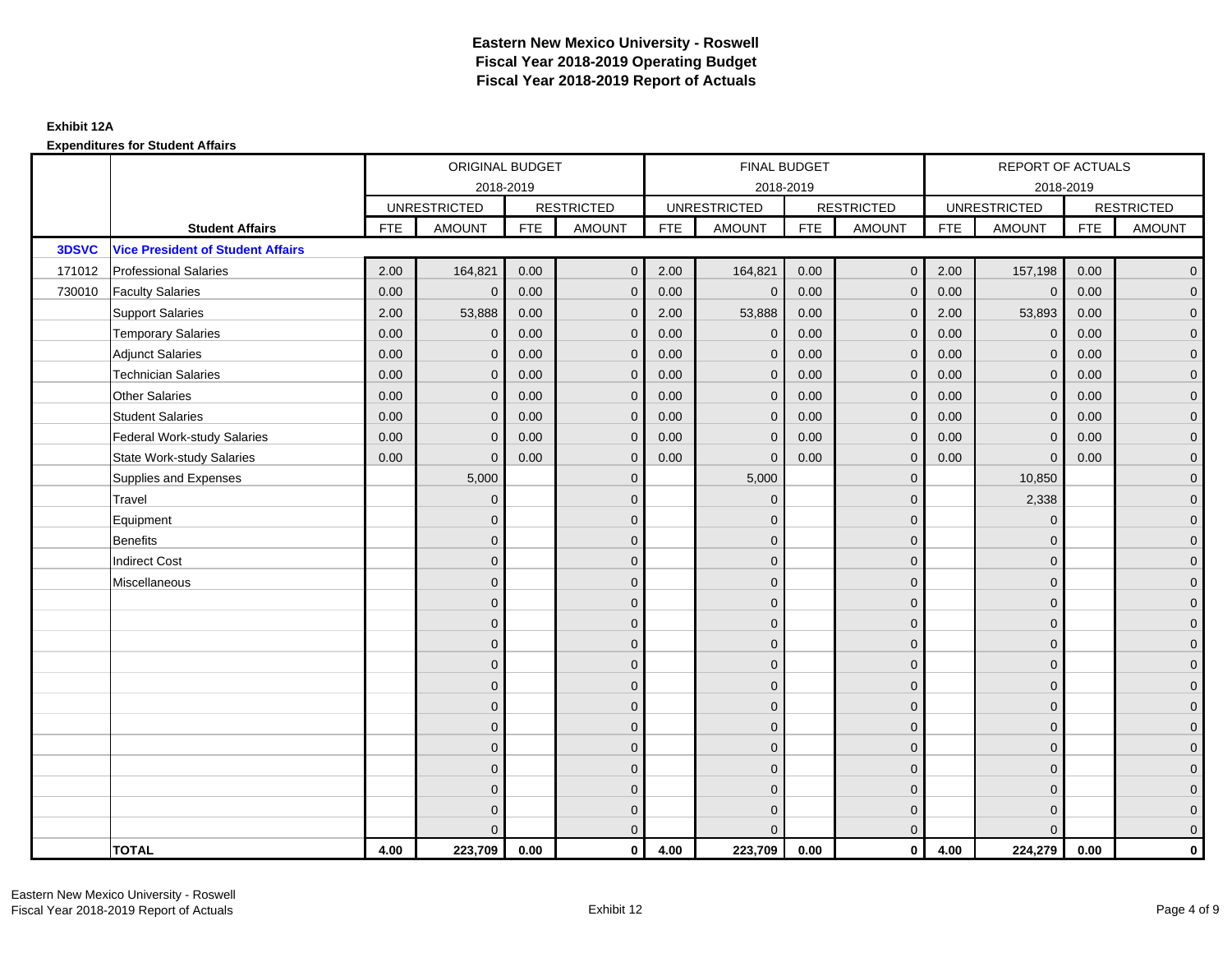# Eastern New Mexico University - Roswell
## Fiscal Year 2018-2019 Operating Budget
## Fiscal Year 2018-2019 Report of Actuals

**Exhibit 12A**

**Expenditures for Student Affairs**

| | | ORIGINAL BUDGET 2018-2019 | | | | FINAL BUDGET 2018-2019 | | | | REPORT OF ACTUALS 2018-2019 | | | |
|---|---|---|---|---|---|---|---|---|---|---|---|---|---|
| | | UNRESTRICTED | | RESTRICTED | | UNRESTRICTED | | RESTRICTED | | UNRESTRICTED | | RESTRICTED | |
| | **Student Affairs** | FTE | AMOUNT | FTE | AMOUNT | FTE | AMOUNT | FTE | AMOUNT | FTE | AMOUNT | FTE | AMOUNT |
| **3DSVC** | **Vice President of Student Affairs** | | | | | | | | | | | | |
| 171012 | Professional Salaries | 2.00 | 164,821 | 0.00 | 0 | 2.00 | 164,821 | 0.00 | 0 | 2.00 | 157,198 | 0.00 | 0 |
| 730010 | Faculty Salaries | 0.00 | 0 | 0.00 | 0 | 0.00 | 0 | 0.00 | 0 | 0.00 | 0 | 0.00 | 0 |
| | Support Salaries | 2.00 | 53,888 | 0.00 | 0 | 2.00 | 53,888 | 0.00 | 0 | 2.00 | 53,893 | 0.00 | 0 |
| | Temporary Salaries | 0.00 | 0 | 0.00 | 0 | 0.00 | 0 | 0.00 | 0 | 0.00 | 0 | 0.00 | 0 |
| | Adjunct Salaries | 0.00 | 0 | 0.00 | 0 | 0.00 | 0 | 0.00 | 0 | 0.00 | 0 | 0.00 | 0 |
| | Technician Salaries | 0.00 | 0 | 0.00 | 0 | 0.00 | 0 | 0.00 | 0 | 0.00 | 0 | 0.00 | 0 |
| | Other Salaries | 0.00 | 0 | 0.00 | 0 | 0.00 | 0 | 0.00 | 0 | 0.00 | 0 | 0.00 | 0 |
| | Student Salaries | 0.00 | 0 | 0.00 | 0 | 0.00 | 0 | 0.00 | 0 | 0.00 | 0 | 0.00 | 0 |
| | Federal Work-study Salaries | 0.00 | 0 | 0.00 | 0 | 0.00 | 0 | 0.00 | 0 | 0.00 | 0 | 0.00 | 0 |
| | State Work-study Salaries | 0.00 | 0 | 0.00 | 0 | 0.00 | 0 | 0.00 | 0 | 0.00 | 0 | 0.00 | 0 |
| | Supplies and Expenses | | 5,000 | | 0 | | 5,000 | | 0 | | 10,850 | | 0 |
| | Travel | | 0 | | 0 | | 0 | | 0 | | 2,338 | | 0 |
| | Equipment | | 0 | | 0 | | 0 | | 0 | | 0 | | 0 |
| | Benefits | | 0 | | 0 | | 0 | | 0 | | 0 | | 0 |
| | Indirect Cost | | 0 | | 0 | | 0 | | 0 | | 0 | | 0 |
| | Miscellaneous | | 0 | | 0 | | 0 | | 0 | | 0 | | 0 |
| | | | 0 | | 0 | | 0 | | 0 | | 0 | | 0 |
| | | | 0 | | 0 | | 0 | | 0 | | 0 | | 0 |
| | | | 0 | | 0 | | 0 | | 0 | | 0 | | 0 |
| | | | 0 | | 0 | | 0 | | 0 | | 0 | | 0 |
| | | | 0 | | 0 | | 0 | | 0 | | 0 | | 0 |
| | | | 0 | | 0 | | 0 | | 0 | | 0 | | 0 |
| | | | 0 | | 0 | | 0 | | 0 | | 0 | | 0 |
| | | | 0 | | 0 | | 0 | | 0 | | 0 | | 0 |
| | | | 0 | | 0 | | 0 | | 0 | | 0 | | 0 |
| | | | 0 | | 0 | | 0 | | 0 | | 0 | | 0 |
| | | | 0 | | 0 | | 0 | | 0 | | 0 | | 0 |
| | | | 0 | | 0 | | 0 | | 0 | | 0 | | 0 |
| | **TOTAL** | **4.00** | **223,709** | **0.00** | **0** | **4.00** | **223,709** | **0.00** | **0** | **4.00** | **224,279** | **0.00** | **0** |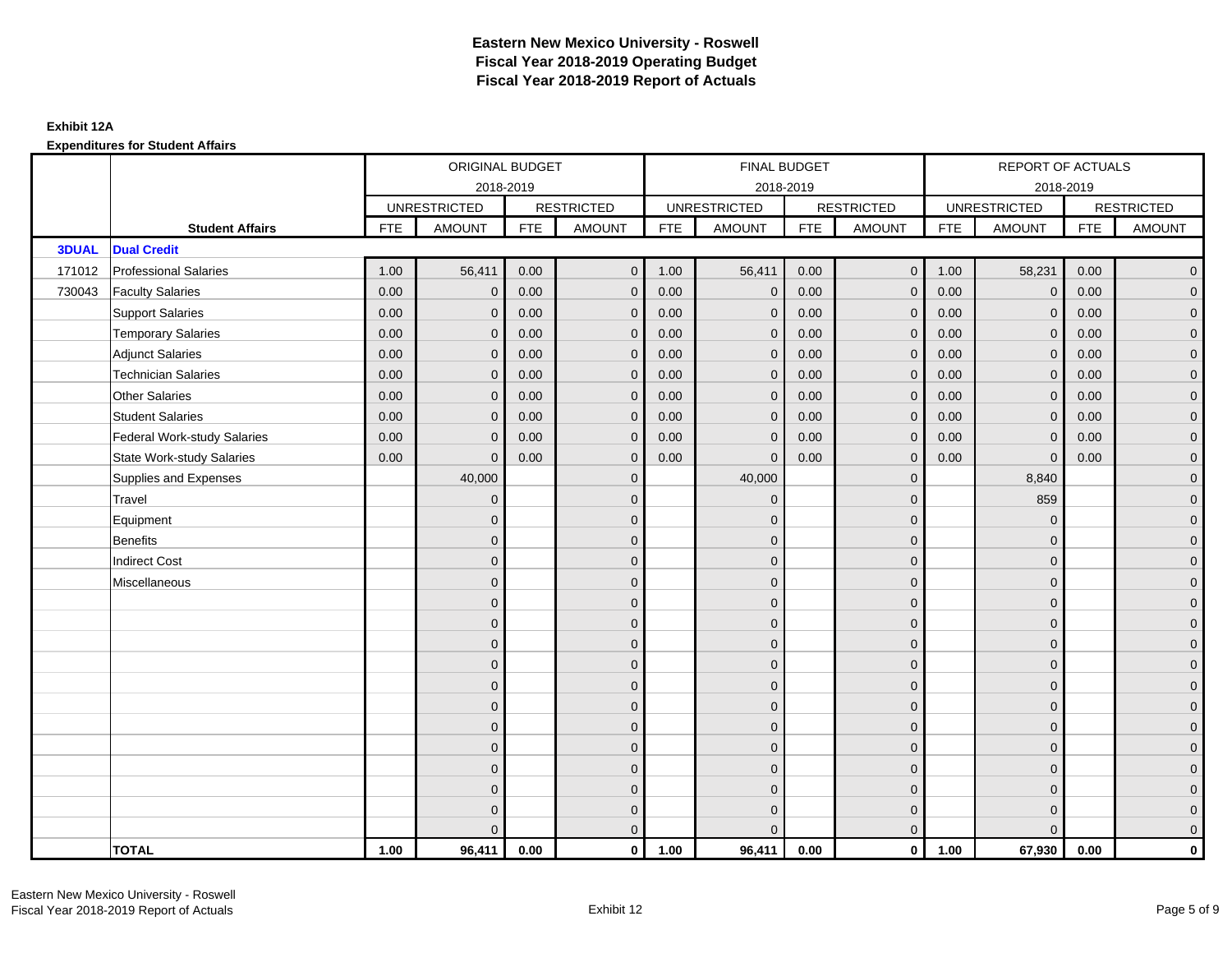# Eastern New Mexico University - Roswell
## Fiscal Year 2018-2019 Operating Budget
## Fiscal Year 2018-2019 Report of Actuals

**Exhibit 12A**

**Expenditures for Student Affairs**

| | | ORIGINAL BUDGET 2018-2019 | | | | FINAL BUDGET 2018-2019 | | | | REPORT OF ACTUALS 2018-2019 | | | |
|---|---|---|---|---|---|---|---|---|---|---|---|---|---|
| | | UNRESTRICTED | | RESTRICTED | | UNRESTRICTED | | RESTRICTED | | UNRESTRICTED | | RESTRICTED | |
| | **Student Affairs** | FTE | AMOUNT | FTE | AMOUNT | FTE | AMOUNT | FTE | AMOUNT | FTE | AMOUNT | FTE | AMOUNT |
| **3DUAL** | **Dual Credit** | | | | | | | | | | | | |
| 171012 | Professional Salaries | 1.00 | 56,411 | 0.00 | 0 | 1.00 | 56,411 | 0.00 | 0 | 1.00 | 58,231 | 0.00 | 0 |
| 730043 | Faculty Salaries | 0.00 | 0 | 0.00 | 0 | 0.00 | 0 | 0.00 | 0 | 0.00 | 0 | 0.00 | 0 |
| | Support Salaries | 0.00 | 0 | 0.00 | 0 | 0.00 | 0 | 0.00 | 0 | 0.00 | 0 | 0.00 | 0 |
| | Temporary Salaries | 0.00 | 0 | 0.00 | 0 | 0.00 | 0 | 0.00 | 0 | 0.00 | 0 | 0.00 | 0 |
| | Adjunct Salaries | 0.00 | 0 | 0.00 | 0 | 0.00 | 0 | 0.00 | 0 | 0.00 | 0 | 0.00 | 0 |
| | Technician Salaries | 0.00 | 0 | 0.00 | 0 | 0.00 | 0 | 0.00 | 0 | 0.00 | 0 | 0.00 | 0 |
| | Other Salaries | 0.00 | 0 | 0.00 | 0 | 0.00 | 0 | 0.00 | 0 | 0.00 | 0 | 0.00 | 0 |
| | Student Salaries | 0.00 | 0 | 0.00 | 0 | 0.00 | 0 | 0.00 | 0 | 0.00 | 0 | 0.00 | 0 |
| | Federal Work-study Salaries | 0.00 | 0 | 0.00 | 0 | 0.00 | 0 | 0.00 | 0 | 0.00 | 0 | 0.00 | 0 |
| | State Work-study Salaries | 0.00 | 0 | 0.00 | 0 | 0.00 | 0 | 0.00 | 0 | 0.00 | 0 | 0.00 | 0 |
| | Supplies and Expenses | | 40,000 | | 0 | | 40,000 | | 0 | | 8,840 | | 0 |
| | Travel | | 0 | | 0 | | 0 | | 0 | | 859 | | 0 |
| | Equipment | | 0 | | 0 | | 0 | | 0 | | 0 | | 0 |
| | Benefits | | 0 | | 0 | | 0 | | 0 | | 0 | | 0 |
| | Indirect Cost | | 0 | | 0 | | 0 | | 0 | | 0 | | 0 |
| | Miscellaneous | | 0 | | 0 | | 0 | | 0 | | 0 | | 0 |
| | | | 0 | | 0 | | 0 | | 0 | | 0 | | 0 |
| | | | 0 | | 0 | | 0 | | 0 | | 0 | | 0 |
| | | | 0 | | 0 | | 0 | | 0 | | 0 | | 0 |
| | | | 0 | | 0 | | 0 | | 0 | | 0 | | 0 |
| | | | 0 | | 0 | | 0 | | 0 | | 0 | | 0 |
| | | | 0 | | 0 | | 0 | | 0 | | 0 | | 0 |
| | | | 0 | | 0 | | 0 | | 0 | | 0 | | 0 |
| | | | 0 | | 0 | | 0 | | 0 | | 0 | | 0 |
| | | | 0 | | 0 | | 0 | | 0 | | 0 | | 0 |
| | | | 0 | | 0 | | 0 | | 0 | | 0 | | 0 |
| | | | 0 | | 0 | | 0 | | 0 | | 0 | | 0 |
| | | | 0 | | 0 | | 0 | | 0 | | 0 | | 0 |
| | **TOTAL** | **1.00** | **96,411** | **0.00** | **0** | **1.00** | **96,411** | **0.00** | **0** | **1.00** | **67,930** | **0.00** | **0** |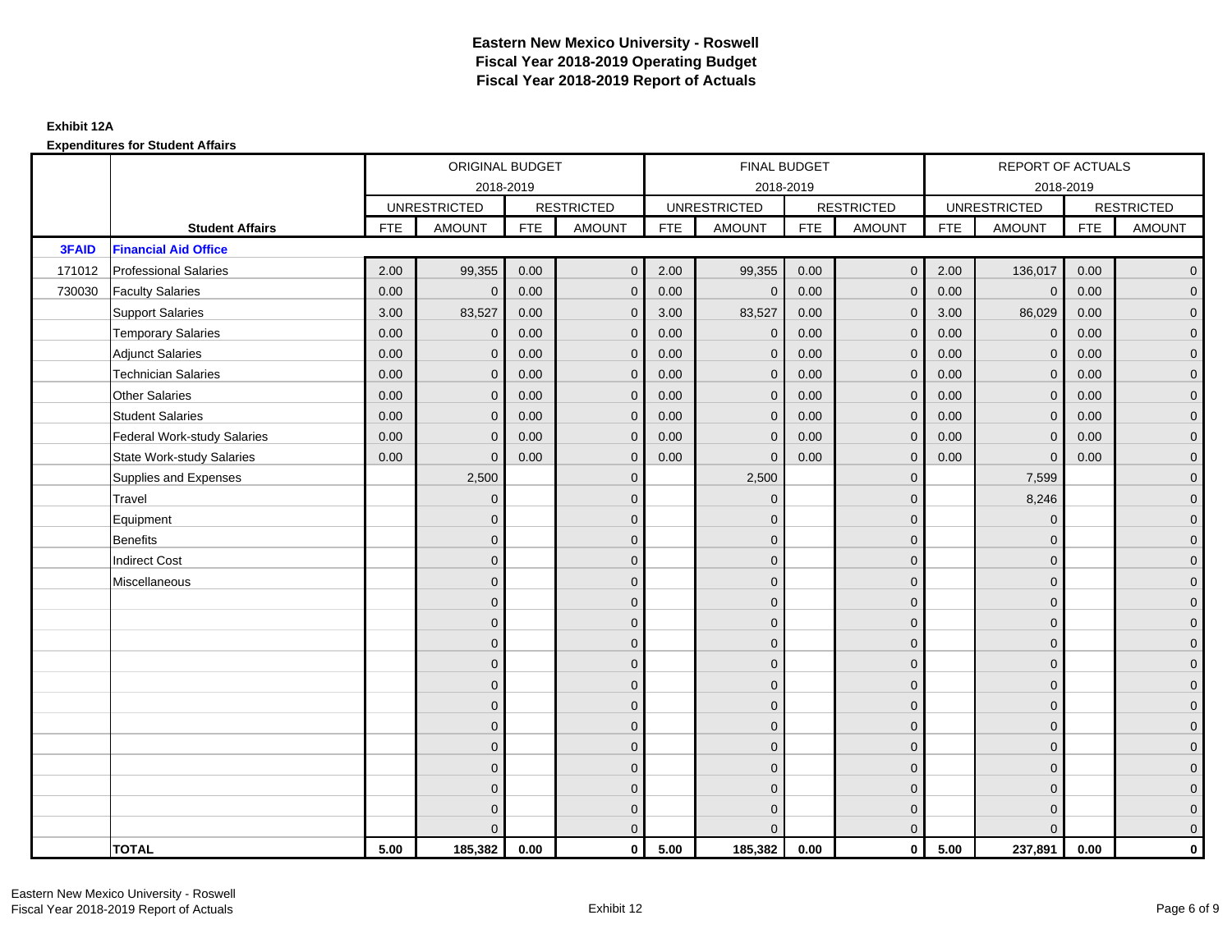# Eastern New Mexico University - Roswell
## Fiscal Year 2018-2019 Operating Budget
## Fiscal Year 2018-2019 Report of Actuals

**Exhibit 12A**

**Expenditures for Student Affairs**

| | | ORIGINAL BUDGET 2018-2019 | | | | FINAL BUDGET 2018-2019 | | | | REPORT OF ACTUALS 2018-2019 | | | |
|---|---|---|---|---|---|---|---|---|---|---|---|---|---|
| | | UNRESTRICTED | | RESTRICTED | | UNRESTRICTED | | RESTRICTED | | UNRESTRICTED | | RESTRICTED | |
| | **Student Affairs** | FTE | AMOUNT | FTE | AMOUNT | FTE | AMOUNT | FTE | AMOUNT | FTE | AMOUNT | FTE | AMOUNT |
| **3FAID** | **Financial Aid Office** | | | | | | | | | | | | |
| 171012 | Professional Salaries | 2.00 | 99,355 | 0.00 | 0 | 2.00 | 99,355 | 0.00 | 0 | 2.00 | 136,017 | 0.00 | 0 |
| 730030 | Faculty Salaries | 0.00 | 0 | 0.00 | 0 | 0.00 | 0 | 0.00 | 0 | 0.00 | 0 | 0.00 | 0 |
| | Support Salaries | 3.00 | 83,527 | 0.00 | 0 | 3.00 | 83,527 | 0.00 | 0 | 3.00 | 86,029 | 0.00 | 0 |
| | Temporary Salaries | 0.00 | 0 | 0.00 | 0 | 0.00 | 0 | 0.00 | 0 | 0.00 | 0 | 0.00 | 0 |
| | Adjunct Salaries | 0.00 | 0 | 0.00 | 0 | 0.00 | 0 | 0.00 | 0 | 0.00 | 0 | 0.00 | 0 |
| | Technician Salaries | 0.00 | 0 | 0.00 | 0 | 0.00 | 0 | 0.00 | 0 | 0.00 | 0 | 0.00 | 0 |
| | Other Salaries | 0.00 | 0 | 0.00 | 0 | 0.00 | 0 | 0.00 | 0 | 0.00 | 0 | 0.00 | 0 |
| | Student Salaries | 0.00 | 0 | 0.00 | 0 | 0.00 | 0 | 0.00 | 0 | 0.00 | 0 | 0.00 | 0 |
| | Federal Work-study Salaries | 0.00 | 0 | 0.00 | 0 | 0.00 | 0 | 0.00 | 0 | 0.00 | 0 | 0.00 | 0 |
| | State Work-study Salaries | 0.00 | 0 | 0.00 | 0 | 0.00 | 0 | 0.00 | 0 | 0.00 | 0 | 0.00 | 0 |
| | Supplies and Expenses | | 2,500 | | 0 | | 2,500 | | 0 | | 7,599 | | 0 |
| | Travel | | 0 | | 0 | | 0 | | 0 | | 8,246 | | 0 |
| | Equipment | | 0 | | 0 | | 0 | | 0 | | 0 | | 0 |
| | Benefits | | 0 | | 0 | | 0 | | 0 | | 0 | | 0 |
| | Indirect Cost | | 0 | | 0 | | 0 | | 0 | | 0 | | 0 |
| | Miscellaneous | | 0 | | 0 | | 0 | | 0 | | 0 | | 0 |
| | | | 0 | | 0 | | 0 | | 0 | | 0 | | 0 |
| | | | 0 | | 0 | | 0 | | 0 | | 0 | | 0 |
| | | | 0 | | 0 | | 0 | | 0 | | 0 | | 0 |
| | | | 0 | | 0 | | 0 | | 0 | | 0 | | 0 |
| | | | 0 | | 0 | | 0 | | 0 | | 0 | | 0 |
| | | | 0 | | 0 | | 0 | | 0 | | 0 | | 0 |
| | | | 0 | | 0 | | 0 | | 0 | | 0 | | 0 |
| | | | 0 | | 0 | | 0 | | 0 | | 0 | | 0 |
| | | | 0 | | 0 | | 0 | | 0 | | 0 | | 0 |
| | | | 0 | | 0 | | 0 | | 0 | | 0 | | 0 |
| | | | 0 | | 0 | | 0 | | 0 | | 0 | | 0 |
| | | | 0 | | 0 | | 0 | | 0 | | 0 | | 0 |
| | **TOTAL** | **5.00** | **185,382** | **0.00** | **0** | **5.00** | **185,382** | **0.00** | **0** | **5.00** | **237,891** | **0.00** | **0** |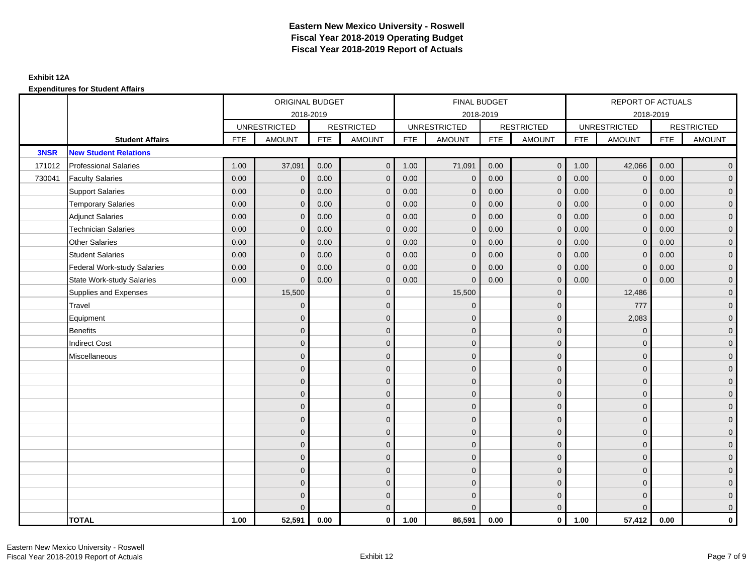# Eastern New Mexico University - Roswell
# Fiscal Year 2018-2019 Operating Budget
# Fiscal Year 2018-2019 Report of Actuals

**Exhibit 12A**

**Expenditures for Student Affairs**

| | | ORIGINAL BUDGET 2018-2019 | | | | FINAL BUDGET 2018-2019 | | | | REPORT OF ACTUALS 2018-2019 | | | |
|---|---|---|---|---|---|---|---|---|---|---|---|---|---|
| | | UNRESTRICTED | | RESTRICTED | | UNRESTRICTED | | RESTRICTED | | UNRESTRICTED | | RESTRICTED | |
| | **Student Affairs** | FTE | AMOUNT | FTE | AMOUNT | FTE | AMOUNT | FTE | AMOUNT | FTE | AMOUNT | FTE | AMOUNT |
| **3NSR** | **New Student Relations** | | | | | | | | | | | | |
| 171012 | Professional Salaries | 1.00 | 37,091 | 0.00 | 0 | 1.00 | 71,091 | 0.00 | 0 | 1.00 | 42,066 | 0.00 | 0 |
| 730041 | Faculty Salaries | 0.00 | 0 | 0.00 | 0 | 0.00 | 0 | 0.00 | 0 | 0.00 | 0 | 0.00 | 0 |
| | Support Salaries | 0.00 | 0 | 0.00 | 0 | 0.00 | 0 | 0.00 | 0 | 0.00 | 0 | 0.00 | 0 |
| | Temporary Salaries | 0.00 | 0 | 0.00 | 0 | 0.00 | 0 | 0.00 | 0 | 0.00 | 0 | 0.00 | 0 |
| | Adjunct Salaries | 0.00 | 0 | 0.00 | 0 | 0.00 | 0 | 0.00 | 0 | 0.00 | 0 | 0.00 | 0 |
| | Technician Salaries | 0.00 | 0 | 0.00 | 0 | 0.00 | 0 | 0.00 | 0 | 0.00 | 0 | 0.00 | 0 |
| | Other Salaries | 0.00 | 0 | 0.00 | 0 | 0.00 | 0 | 0.00 | 0 | 0.00 | 0 | 0.00 | 0 |
| | Student Salaries | 0.00 | 0 | 0.00 | 0 | 0.00 | 0 | 0.00 | 0 | 0.00 | 0 | 0.00 | 0 |
| | Federal Work-study Salaries | 0.00 | 0 | 0.00 | 0 | 0.00 | 0 | 0.00 | 0 | 0.00 | 0 | 0.00 | 0 |
| | State Work-study Salaries | 0.00 | 0 | 0.00 | 0 | 0.00 | 0 | 0.00 | 0 | 0.00 | 0 | 0.00 | 0 |
| | Supplies and Expenses | | 15,500 | | 0 | | 15,500 | | 0 | | 12,486 | | 0 |
| | Travel | | 0 | | 0 | | 0 | | 0 | | 777 | | 0 |
| | Equipment | | 0 | | 0 | | 0 | | 0 | | 2,083 | | 0 |
| | Benefits | | 0 | | 0 | | 0 | | 0 | | 0 | | 0 |
| | Indirect Cost | | 0 | | 0 | | 0 | | 0 | | 0 | | 0 |
| | Miscellaneous | | 0 | | 0 | | 0 | | 0 | | 0 | | 0 |
| | | | 0 | | 0 | | 0 | | 0 | | 0 | | 0 |
| | | | 0 | | 0 | | 0 | | 0 | | 0 | | 0 |
| | | | 0 | | 0 | | 0 | | 0 | | 0 | | 0 |
| | | | 0 | | 0 | | 0 | | 0 | | 0 | | 0 |
| | | | 0 | | 0 | | 0 | | 0 | | 0 | | 0 |
| | | | 0 | | 0 | | 0 | | 0 | | 0 | | 0 |
| | | | 0 | | 0 | | 0 | | 0 | | 0 | | 0 |
| | | | 0 | | 0 | | 0 | | 0 | | 0 | | 0 |
| | | | 0 | | 0 | | 0 | | 0 | | 0 | | 0 |
| | | | 0 | | 0 | | 0 | | 0 | | 0 | | 0 |
| | | | 0 | | 0 | | 0 | | 0 | | 0 | | 0 |
| | | | 0 | | 0 | | 0 | | 0 | | 0 | | 0 |
| | **TOTAL** | **1.00** | **52,591** | **0.00** | **0** | **1.00** | **86,591** | **0.00** | **0** | **1.00** | **57,412** | **0.00** | **0** |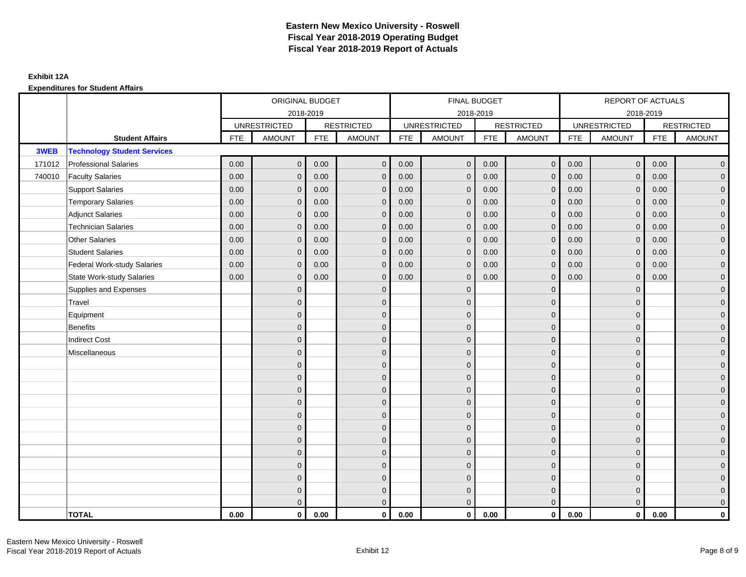# Eastern New Mexico University - Roswell
## Fiscal Year 2018-2019 Operating Budget
## Fiscal Year 2018-2019 Report of Actuals

**Exhibit 12A**

**Expenditures for Student Affairs**

| | | ORIGINAL BUDGET 2018-2019 | | | | FINAL BUDGET 2018-2019 | | | | REPORT OF ACTUALS 2018-2019 | | | |
|---|---|---|---|---|---|---|---|---|---|---|---|---|---|
| | | UNRESTRICTED | | RESTRICTED | | UNRESTRICTED | | RESTRICTED | | UNRESTRICTED | | RESTRICTED | |
| | **Student Affairs** | FTE | AMOUNT | FTE | AMOUNT | FTE | AMOUNT | FTE | AMOUNT | FTE | AMOUNT | FTE | AMOUNT |
| **3WEB** | **Technology Student Services** | | | | | | | | | | | | |
| 171012 | Professional Salaries | 0.00 | 0 | 0.00 | 0 | 0.00 | 0 | 0.00 | 0 | 0.00 | 0 | 0.00 | 0 |
| 740010 | Faculty Salaries | 0.00 | 0 | 0.00 | 0 | 0.00 | 0 | 0.00 | 0 | 0.00 | 0 | 0.00 | 0 |
| | Support Salaries | 0.00 | 0 | 0.00 | 0 | 0.00 | 0 | 0.00 | 0 | 0.00 | 0 | 0.00 | 0 |
| | Temporary Salaries | 0.00 | 0 | 0.00 | 0 | 0.00 | 0 | 0.00 | 0 | 0.00 | 0 | 0.00 | 0 |
| | Adjunct Salaries | 0.00 | 0 | 0.00 | 0 | 0.00 | 0 | 0.00 | 0 | 0.00 | 0 | 0.00 | 0 |
| | Technician Salaries | 0.00 | 0 | 0.00 | 0 | 0.00 | 0 | 0.00 | 0 | 0.00 | 0 | 0.00 | 0 |
| | Other Salaries | 0.00 | 0 | 0.00 | 0 | 0.00 | 0 | 0.00 | 0 | 0.00 | 0 | 0.00 | 0 |
| | Student Salaries | 0.00 | 0 | 0.00 | 0 | 0.00 | 0 | 0.00 | 0 | 0.00 | 0 | 0.00 | 0 |
| | Federal Work-study Salaries | 0.00 | 0 | 0.00 | 0 | 0.00 | 0 | 0.00 | 0 | 0.00 | 0 | 0.00 | 0 |
| | State Work-study Salaries | 0.00 | 0 | 0.00 | 0 | 0.00 | 0 | 0.00 | 0 | 0.00 | 0 | 0.00 | 0 |
| | Supplies and Expenses | | 0 | | 0 | | 0 | | 0 | | 0 | | 0 |
| | Travel | | 0 | | 0 | | 0 | | 0 | | 0 | | 0 |
| | Equipment | | 0 | | 0 | | 0 | | 0 | | 0 | | 0 |
| | Benefits | | 0 | | 0 | | 0 | | 0 | | 0 | | 0 |
| | Indirect Cost | | 0 | | 0 | | 0 | | 0 | | 0 | | 0 |
| | Miscellaneous | | 0 | | 0 | | 0 | | 0 | | 0 | | 0 |
| | | | 0 | | 0 | | 0 | | 0 | | 0 | | 0 |
| | | | 0 | | 0 | | 0 | | 0 | | 0 | | 0 |
| | | | 0 | | 0 | | 0 | | 0 | | 0 | | 0 |
| | | | 0 | | 0 | | 0 | | 0 | | 0 | | 0 |
| | | | 0 | | 0 | | 0 | | 0 | | 0 | | 0 |
| | | | 0 | | 0 | | 0 | | 0 | | 0 | | 0 |
| | | | 0 | | 0 | | 0 | | 0 | | 0 | | 0 |
| | | | 0 | | 0 | | 0 | | 0 | | 0 | | 0 |
| | | | 0 | | 0 | | 0 | | 0 | | 0 | | 0 |
| | | | 0 | | 0 | | 0 | | 0 | | 0 | | 0 |
| | | | 0 | | 0 | | 0 | | 0 | | 0 | | 0 |
| | | | 0 | | 0 | | 0 | | 0 | | 0 | | 0 |
| | **TOTAL** | **0.00** | **0** | **0.00** | **0** | **0.00** | **0** | **0.00** | **0** | **0.00** | **0** | **0.00** | **0** |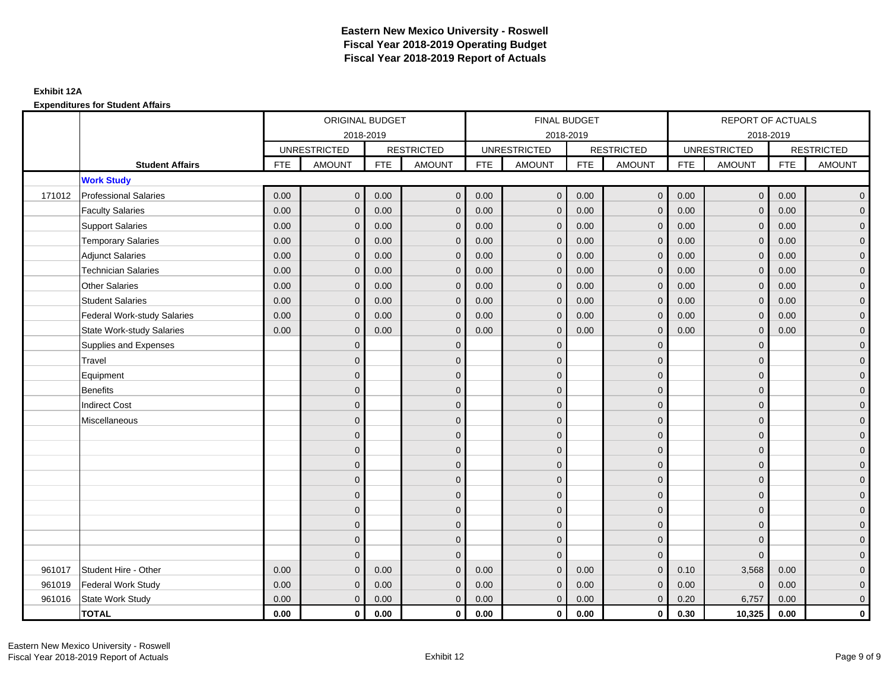# Eastern New Mexico University - Roswell
## Fiscal Year 2018-2019 Operating Budget
## Fiscal Year 2018-2019 Report of Actuals

**Exhibit 12A**

**Expenditures for Student Affairs**

| | | ORIGINAL BUDGET 2018-2019 | | | | FINAL BUDGET 2018-2019 | | | | REPORT OF ACTUALS 2018-2019 | | | |
|---|---|---|---|---|---|---|---|---|---|---|---|---|---|
| | | UNRESTRICTED | | RESTRICTED | | UNRESTRICTED | | RESTRICTED | | UNRESTRICTED | | RESTRICTED | |
| | **Student Affairs** | FTE | AMOUNT | FTE | AMOUNT | FTE | AMOUNT | FTE | AMOUNT | FTE | AMOUNT | FTE | AMOUNT |
| | **Work Study** | | | | | | | | | | | | |
| 171012 | Professional Salaries | 0.00 | 0 | 0.00 | 0 | 0.00 | 0 | 0.00 | 0 | 0.00 | 0 | 0.00 | 0 |
| | Faculty Salaries | 0.00 | 0 | 0.00 | 0 | 0.00 | 0 | 0.00 | 0 | 0.00 | 0 | 0.00 | 0 |
| | Support Salaries | 0.00 | 0 | 0.00 | 0 | 0.00 | 0 | 0.00 | 0 | 0.00 | 0 | 0.00 | 0 |
| | Temporary Salaries | 0.00 | 0 | 0.00 | 0 | 0.00 | 0 | 0.00 | 0 | 0.00 | 0 | 0.00 | 0 |
| | Adjunct Salaries | 0.00 | 0 | 0.00 | 0 | 0.00 | 0 | 0.00 | 0 | 0.00 | 0 | 0.00 | 0 |
| | Technician Salaries | 0.00 | 0 | 0.00 | 0 | 0.00 | 0 | 0.00 | 0 | 0.00 | 0 | 0.00 | 0 |
| | Other Salaries | 0.00 | 0 | 0.00 | 0 | 0.00 | 0 | 0.00 | 0 | 0.00 | 0 | 0.00 | 0 |
| | Student Salaries | 0.00 | 0 | 0.00 | 0 | 0.00 | 0 | 0.00 | 0 | 0.00 | 0 | 0.00 | 0 |
| | Federal Work-study Salaries | 0.00 | 0 | 0.00 | 0 | 0.00 | 0 | 0.00 | 0 | 0.00 | 0 | 0.00 | 0 |
| | State Work-study Salaries | 0.00 | 0 | 0.00 | 0 | 0.00 | 0 | 0.00 | 0 | 0.00 | 0 | 0.00 | 0 |
| | Supplies and Expenses | | 0 | | 0 | | 0 | | 0 | | 0 | | 0 |
| | Travel | | 0 | | 0 | | 0 | | 0 | | 0 | | 0 |
| | Equipment | | 0 | | 0 | | 0 | | 0 | | 0 | | 0 |
| | Benefits | | 0 | | 0 | | 0 | | 0 | | 0 | | 0 |
| | Indirect Cost | | 0 | | 0 | | 0 | | 0 | | 0 | | 0 |
| | Miscellaneous | | 0 | | 0 | | 0 | | 0 | | 0 | | 0 |
| | | | 0 | | 0 | | 0 | | 0 | | 0 | | 0 |
| | | | 0 | | 0 | | 0 | | 0 | | 0 | | 0 |
| | | | 0 | | 0 | | 0 | | 0 | | 0 | | 0 |
| | | | 0 | | 0 | | 0 | | 0 | | 0 | | 0 |
| | | | 0 | | 0 | | 0 | | 0 | | 0 | | 0 |
| | | | 0 | | 0 | | 0 | | 0 | | 0 | | 0 |
| | | | 0 | | 0 | | 0 | | 0 | | 0 | | 0 |
| | | | 0 | | 0 | | 0 | | 0 | | 0 | | 0 |
| | | | 0 | | 0 | | 0 | | 0 | | 0 | | 0 |
| 961017 | Student Hire - Other | 0.00 | 0 | 0.00 | 0 | 0.00 | 0 | 0.00 | 0 | 0.10 | 3,568 | 0.00 | 0 |
| 961019 | Federal Work Study | 0.00 | 0 | 0.00 | 0 | 0.00 | 0 | 0.00 | 0 | 0.00 | 0 | 0.00 | 0 |
| 961016 | State Work Study | 0.00 | 0 | 0.00 | 0 | 0.00 | 0 | 0.00 | 0 | 0.20 | 6,757 | 0.00 | 0 |
| | **TOTAL** | **0.00** | **0** | **0.00** | **0** | **0.00** | **0** | **0.00** | **0** | **0.30** | **10,325** | **0.00** | **0** |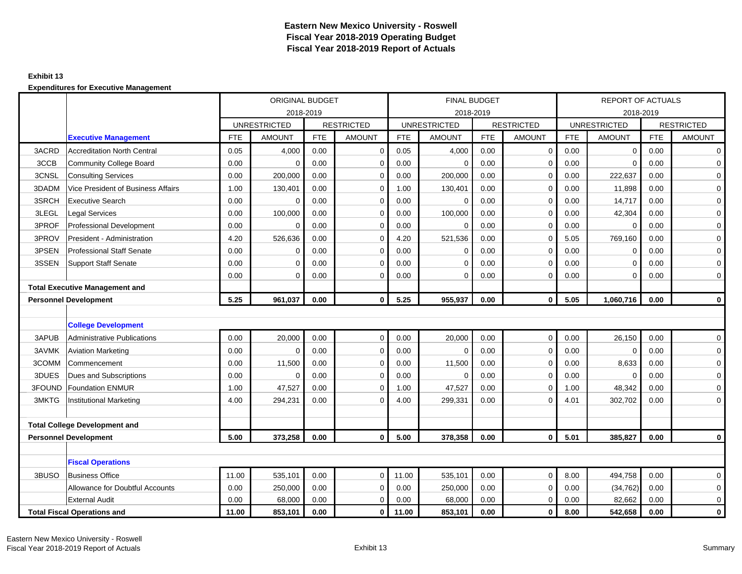# Eastern New Mexico University - Roswell
## Fiscal Year 2018-2019 Operating Budget
## Fiscal Year 2018-2019 Report of Actuals

**Exhibit 13**

**Expenditures for Executive Management**

| | | ORIGINAL BUDGET 2018-2019 | | | | FINAL BUDGET 2018-2019 | | | | REPORT OF ACTUALS 2018-2019 | | | |
|---|---|---|---|---|---|---|---|---|---|---|---|---|---|
| | | UNRESTRICTED | | RESTRICTED | | UNRESTRICTED | | RESTRICTED | | UNRESTRICTED | | RESTRICTED | |
| | **Executive Management** | FTE | AMOUNT | FTE | AMOUNT | FTE | AMOUNT | FTE | AMOUNT | FTE | AMOUNT | FTE | AMOUNT |
| 3ACRD | Accreditation North Central | 0.05 | 4,000 | 0.00 | 0 | 0.05 | 4,000 | 0.00 | 0 | 0.00 | 0 | 0.00 | 0 |
| 3CCB | Community College Board | 0.00 | 0 | 0.00 | 0 | 0.00 | 0 | 0.00 | 0 | 0.00 | 0 | 0.00 | 0 |
| 3CNSL | Consulting Services | 0.00 | 200,000 | 0.00 | 0 | 0.00 | 200,000 | 0.00 | 0 | 0.00 | 222,637 | 0.00 | 0 |
| 3DADM | Vice President of Business Affairs | 1.00 | 130,401 | 0.00 | 0 | 1.00 | 130,401 | 0.00 | 0 | 0.00 | 11,898 | 0.00 | 0 |
| 3SRCH | Executive Search | 0.00 | 0 | 0.00 | 0 | 0.00 | 0 | 0.00 | 0 | 0.00 | 14,717 | 0.00 | 0 |
| 3LEGL | Legal Services | 0.00 | 100,000 | 0.00 | 0 | 0.00 | 100,000 | 0.00 | 0 | 0.00 | 42,304 | 0.00 | 0 |
| 3PROF | Professional Development | 0.00 | 0 | 0.00 | 0 | 0.00 | 0 | 0.00 | 0 | 0.00 | 0 | 0.00 | 0 |
| 3PROV | President - Administration | 4.20 | 526,636 | 0.00 | 0 | 4.20 | 521,536 | 0.00 | 0 | 5.05 | 769,160 | 0.00 | 0 |
| 3PSEN | Professional Staff Senate | 0.00 | 0 | 0.00 | 0 | 0.00 | 0 | 0.00 | 0 | 0.00 | 0 | 0.00 | 0 |
| 3SSEN | Support Staff Senate | 0.00 | 0 | 0.00 | 0 | 0.00 | 0 | 0.00 | 0 | 0.00 | 0 | 0.00 | 0 |
| | | 0.00 | 0 | 0.00 | 0 | 0.00 | 0 | 0.00 | 0 | 0.00 | 0 | 0.00 | 0 |
| **Total Executive Management and Personnel Development** | | **5.25** | **961,037** | **0.00** | **0** | **5.25** | **955,937** | **0.00** | **0** | **5.05** | **1,060,716** | **0.00** | **0** |
| | **College Development** | | | | | | | | | | | | |
| 3APUB | Administrative Publications | 0.00 | 20,000 | 0.00 | 0 | 0.00 | 20,000 | 0.00 | 0 | 0.00 | 26,150 | 0.00 | 0 |
| 3AVMK | Aviation Marketing | 0.00 | 0 | 0.00 | 0 | 0.00 | 0 | 0.00 | 0 | 0.00 | 0 | 0.00 | 0 |
| 3COMM | Commencement | 0.00 | 11,500 | 0.00 | 0 | 0.00 | 11,500 | 0.00 | 0 | 0.00 | 8,633 | 0.00 | 0 |
| 3DUES | Dues and Subscriptions | 0.00 | 0 | 0.00 | 0 | 0.00 | 0 | 0.00 | 0 | 0.00 | 0 | 0.00 | 0 |
| 3FOUND | Foundation ENMUR | 1.00 | 47,527 | 0.00 | 0 | 1.00 | 47,527 | 0.00 | 0 | 1.00 | 48,342 | 0.00 | 0 |
| 3MKTG | Institutional Marketing | 4.00 | 294,231 | 0.00 | 0 | 4.00 | 299,331 | 0.00 | 0 | 4.01 | 302,702 | 0.00 | 0 |
| **Total College Development and Personnel Development** | | **5.00** | **373,258** | **0.00** | **0** | **5.00** | **378,358** | **0.00** | **0** | **5.01** | **385,827** | **0.00** | **0** |
| | **Fiscal Operations** | | | | | | | | | | | | |
| 3BUSO | Business Office | 11.00 | 535,101 | 0.00 | 0 | 11.00 | 535,101 | 0.00 | 0 | 8.00 | 494,758 | 0.00 | 0 |
| | Allowance for Doubtful Accounts | 0.00 | 250,000 | 0.00 | 0 | 0.00 | 250,000 | 0.00 | 0 | 0.00 | (34,762) | 0.00 | 0 |
| | External Audit | 0.00 | 68,000 | 0.00 | 0 | 0.00 | 68,000 | 0.00 | 0 | 0.00 | 82,662 | 0.00 | 0 |
| **Total Fiscal Operations and** | | **11.00** | **853,101** | **0.00** | **0** | **11.00** | **853,101** | **0.00** | **0** | **8.00** | **542,658** | **0.00** | **0** |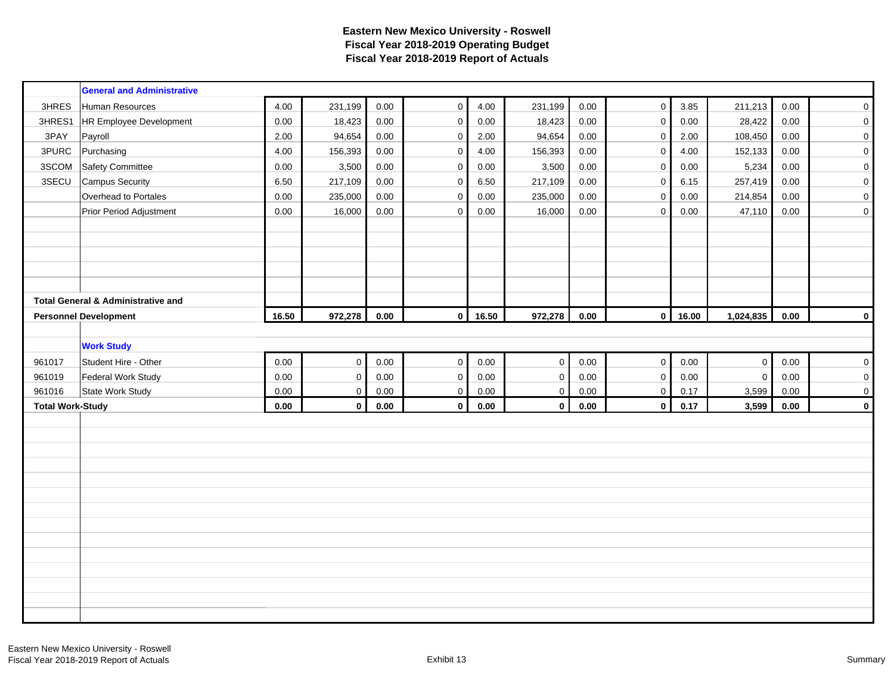# Eastern New Mexico University - Roswell
## Fiscal Year 2018-2019 Operating Budget
## Fiscal Year 2018-2019 Report of Actuals

| | | | | | | | | | | | | | |
|---|---|---|---|---|---|---|---|---|---|---|---|---|---|
| | **General and Administrative** | | | | | | | | | | | | |
| 3HRES | Human Resources | 4.00 | 231,199 | 0.00 | 0 | 4.00 | 231,199 | 0.00 | 0 | 3.85 | 211,213 | 0.00 | 0 |
| 3HRES1 | HR Employee Development | 0.00 | 18,423 | 0.00 | 0 | 0.00 | 18,423 | 0.00 | 0 | 0.00 | 28,422 | 0.00 | 0 |
| 3PAY | Payroll | 2.00 | 94,654 | 0.00 | 0 | 2.00 | 94,654 | 0.00 | 0 | 2.00 | 108,450 | 0.00 | 0 |
| 3PURC | Purchasing | 4.00 | 156,393 | 0.00 | 0 | 4.00 | 156,393 | 0.00 | 0 | 4.00 | 152,133 | 0.00 | 0 |
| 3SCOM | Safety Committee | 0.00 | 3,500 | 0.00 | 0 | 0.00 | 3,500 | 0.00 | 0 | 0.00 | 5,234 | 0.00 | 0 |
| 3SECU | Campus Security | 6.50 | 217,109 | 0.00 | 0 | 6.50 | 217,109 | 0.00 | 0 | 6.15 | 257,419 | 0.00 | 0 |
| | Overhead to Portales | 0.00 | 235,000 | 0.00 | 0 | 0.00 | 235,000 | 0.00 | 0 | 0.00 | 214,854 | 0.00 | 0 |
| | Prior Period Adjustment | 0.00 | 16,000 | 0.00 | 0 | 0.00 | 16,000 | 0.00 | 0 | 0.00 | 47,110 | 0.00 | 0 |
| | **Total General & Administrative and Personnel Development** | **16.50** | **972,278** | **0.00** | **0** | **16.50** | **972,278** | **0.00** | **0** | **16.00** | **1,024,835** | **0.00** | **0** |
| | **Work Study** | | | | | | | | | | | | |
| 961017 | Student Hire - Other | 0.00 | 0 | 0.00 | 0 | 0.00 | 0 | 0.00 | 0 | 0.00 | 0 | 0.00 | 0 |
| 961019 | Federal Work Study | 0.00 | 0 | 0.00 | 0 | 0.00 | 0 | 0.00 | 0 | 0.00 | 0 | 0.00 | 0 |
| 961016 | State Work Study | 0.00 | 0 | 0.00 | 0 | 0.00 | 0 | 0.00 | 0 | 0.17 | 3,599 | 0.00 | 0 |
| **Total Work-Study** | | **0.00** | **0** | **0.00** | **0** | **0.00** | **0** | **0.00** | **0** | **0.17** | **3,599** | **0.00** | **0** |

Eastern New Mexico University - Roswell
Fiscal Year 2018-2019 Report of Actuals

Exhibit 13

Summary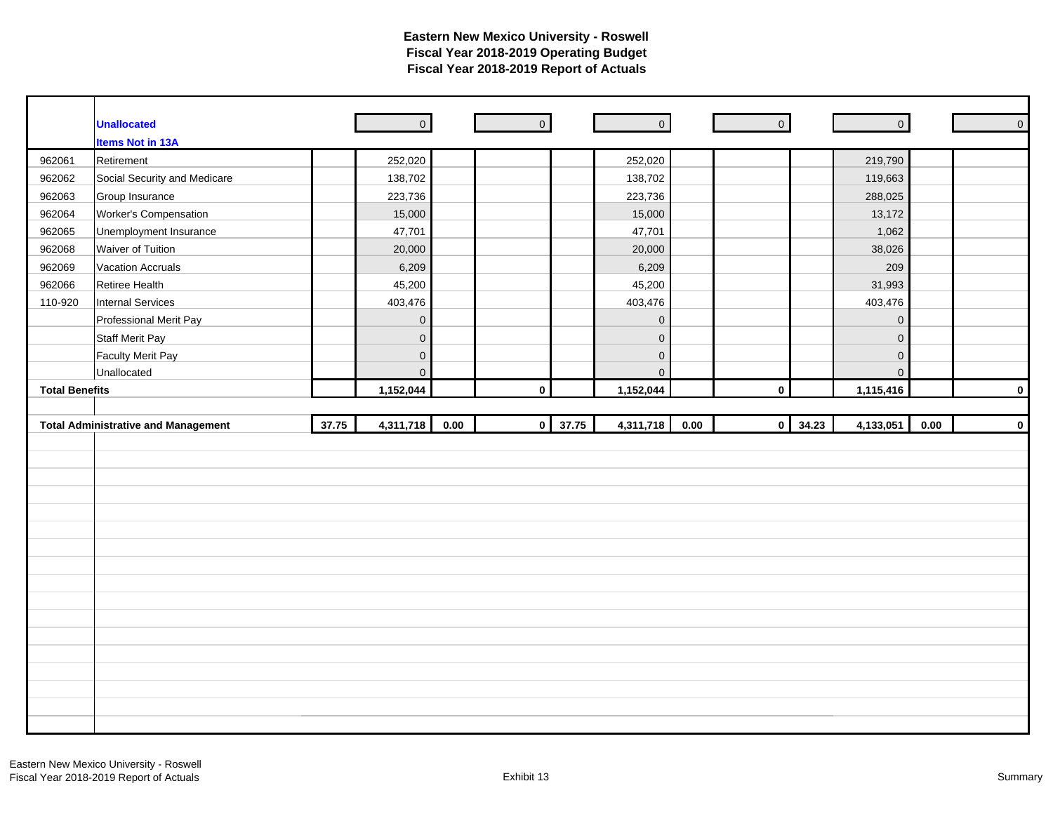# Eastern New Mexico University - Roswell
## Fiscal Year 2018-2019 Operating Budget
## Fiscal Year 2018-2019 Report of Actuals

| | | | | | | | | | | | | |
|---|---|---|---|---|---|---|---|---|---|---|---|---|
| | **Unallocated** | | 0 | | 0 | | 0 | | 0 | | 0 | | 0 |
| | **Items Not in 13A** | | | | | | | | | | | |
| 962061 | Retirement | | 252,020 | | | | 252,020 | | | | 219,790 | | |
| 962062 | Social Security and Medicare | | 138,702 | | | | 138,702 | | | | 119,663 | | |
| 962063 | Group Insurance | | 223,736 | | | | 223,736 | | | | 288,025 | | |
| 962064 | Worker's Compensation | | 15,000 | | | | 15,000 | | | | 13,172 | | |
| 962065 | Unemployment Insurance | | 47,701 | | | | 47,701 | | | | 1,062 | | |
| 962068 | Waiver of Tuition | | 20,000 | | | | 20,000 | | | | 38,026 | | |
| 962069 | Vacation Accruals | | 6,209 | | | | 6,209 | | | | 209 | | |
| 962066 | Retiree Health | | 45,200 | | | | 45,200 | | | | 31,993 | | |
| 110-920 | Internal Services | | 403,476 | | | | 403,476 | | | | 403,476 | | |
| | Professional Merit Pay | | 0 | | | | 0 | | | | 0 | | |
| | Staff Merit Pay | | 0 | | | | 0 | | | | 0 | | |
| | Faculty Merit Pay | | 0 | | | | 0 | | | | 0 | | |
| | Unallocated | | 0 | | | | 0 | | | | 0 | | |
| **Total Benefits** | | | **1,152,044** | | **0** | | **1,152,044** | | **0** | | **1,115,416** | | **0** |
| | | | | | | | | | | | | |
| **Total Administrative and Management** | | **37.75** | **4,311,718** | **0.00** | **0** | **37.75** | **4,311,718** | **0.00** | **0** | **34.23** | **4,133,051** | **0.00** | **0** |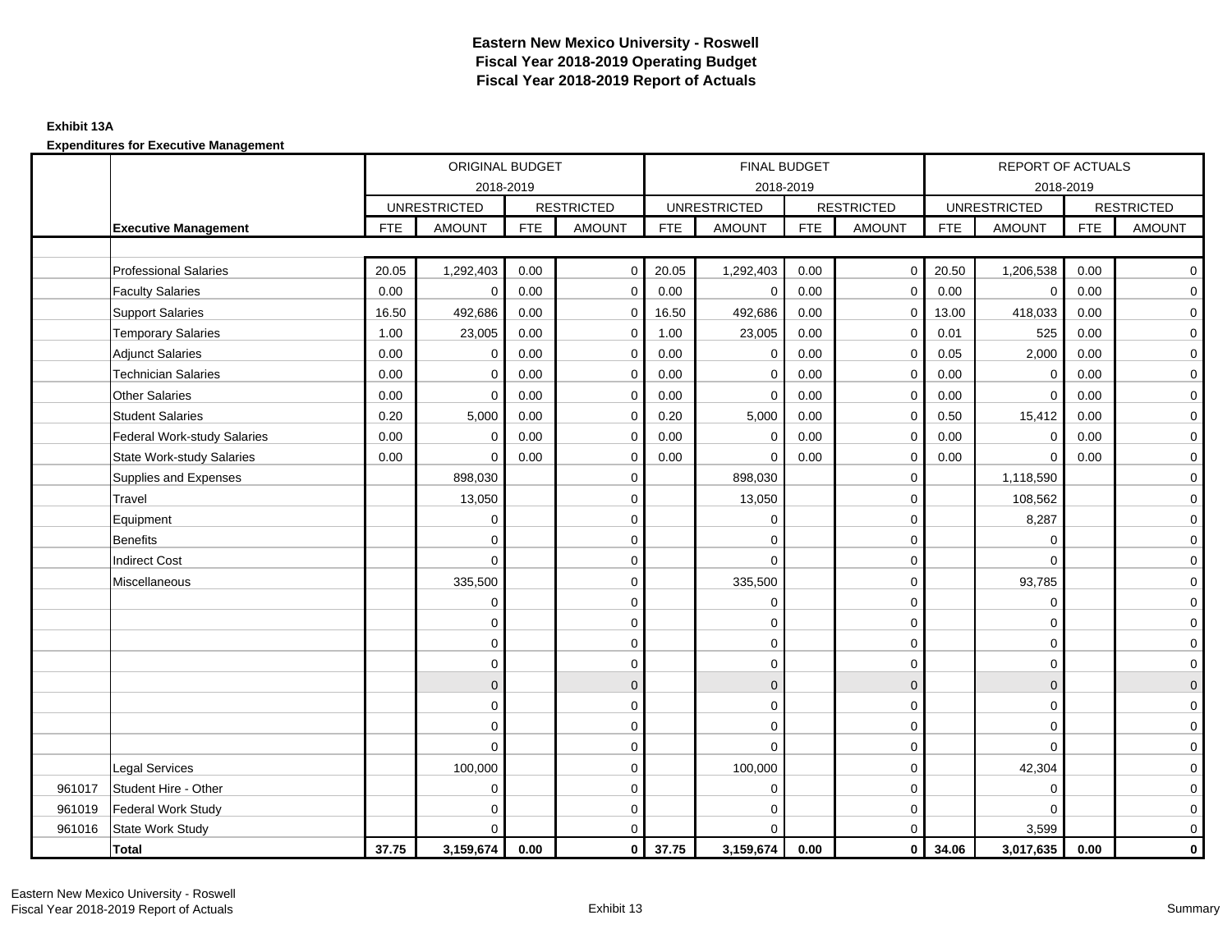# Eastern New Mexico University - Roswell
## Fiscal Year 2018-2019 Operating Budget
## Fiscal Year 2018-2019 Report of Actuals

**Exhibit 13A**

**Expenditures for Executive Management**

| | | ORIGINAL BUDGET 2018-2019 | | | | FINAL BUDGET 2018-2019 | | | | REPORT OF ACTUALS 2018-2019 | | | |
|---|---|---|---|---|---|---|---|---|---|---|---|---|---|
| | | UNRESTRICTED | | RESTRICTED | | UNRESTRICTED | | RESTRICTED | | UNRESTRICTED | | RESTRICTED | |
| | **Executive Management** | FTE | AMOUNT | FTE | AMOUNT | FTE | AMOUNT | FTE | AMOUNT | FTE | AMOUNT | FTE | AMOUNT |
| | | | | | | | | | | | | | |
| | Professional Salaries | 20.05 | 1,292,403 | 0.00 | 0 | 20.05 | 1,292,403 | 0.00 | 0 | 20.50 | 1,206,538 | 0.00 | 0 |
| | Faculty Salaries | 0.00 | 0 | 0.00 | 0 | 0.00 | 0 | 0.00 | 0 | 0.00 | 0 | 0.00 | 0 |
| | Support Salaries | 16.50 | 492,686 | 0.00 | 0 | 16.50 | 492,686 | 0.00 | 0 | 13.00 | 418,033 | 0.00 | 0 |
| | Temporary Salaries | 1.00 | 23,005 | 0.00 | 0 | 1.00 | 23,005 | 0.00 | 0 | 0.01 | 525 | 0.00 | 0 |
| | Adjunct Salaries | 0.00 | 0 | 0.00 | 0 | 0.00 | 0 | 0.00 | 0 | 0.05 | 2,000 | 0.00 | 0 |
| | Technician Salaries | 0.00 | 0 | 0.00 | 0 | 0.00 | 0 | 0.00 | 0 | 0.00 | 0 | 0.00 | 0 |
| | Other Salaries | 0.00 | 0 | 0.00 | 0 | 0.00 | 0 | 0.00 | 0 | 0.00 | 0 | 0.00 | 0 |
| | Student Salaries | 0.20 | 5,000 | 0.00 | 0 | 0.20 | 5,000 | 0.00 | 0 | 0.50 | 15,412 | 0.00 | 0 |
| | Federal Work-study Salaries | 0.00 | 0 | 0.00 | 0 | 0.00 | 0 | 0.00 | 0 | 0.00 | 0 | 0.00 | 0 |
| | State Work-study Salaries | 0.00 | 0 | 0.00 | 0 | 0.00 | 0 | 0.00 | 0 | 0.00 | 0 | 0.00 | 0 |
| | Supplies and Expenses | | 898,030 | | 0 | | 898,030 | | 0 | | 1,118,590 | | 0 |
| | Travel | | 13,050 | | 0 | | 13,050 | | 0 | | 108,562 | | 0 |
| | Equipment | | 0 | | 0 | | 0 | | 0 | | 8,287 | | 0 |
| | Benefits | | 0 | | 0 | | 0 | | 0 | | 0 | | 0 |
| | Indirect Cost | | 0 | | 0 | | 0 | | 0 | | 0 | | 0 |
| | Miscellaneous | | 335,500 | | 0 | | 335,500 | | 0 | | 93,785 | | 0 |
| | | | 0 | | 0 | | 0 | | 0 | | 0 | | 0 |
| | | | 0 | | 0 | | 0 | | 0 | | 0 | | 0 |
| | | | 0 | | 0 | | 0 | | 0 | | 0 | | 0 |
| | | | 0 | | 0 | | 0 | | 0 | | 0 | | 0 |
| | | | 0 | | 0 | | 0 | | 0 | | 0 | | 0 |
| | | | 0 | | 0 | | 0 | | 0 | | 0 | | 0 |
| | | | 0 | | 0 | | 0 | | 0 | | 0 | | 0 |
| | | | 0 | | 0 | | 0 | | 0 | | 0 | | 0 |
| | Legal Services | | 100,000 | | 0 | | 100,000 | | 0 | | 42,304 | | 0 |
| 961017 | Student Hire - Other | | 0 | | 0 | | 0 | | 0 | | 0 | | 0 |
| 961019 | Federal Work Study | | 0 | | 0 | | 0 | | 0 | | 0 | | 0 |
| 961016 | State Work Study | | 0 | | 0 | | 0 | | 0 | | 3,599 | | 0 |
| | **Total** | **37.75** | **3,159,674** | **0.00** | **0** | **37.75** | **3,159,674** | **0.00** | **0** | **34.06** | **3,017,635** | **0.00** | **0** |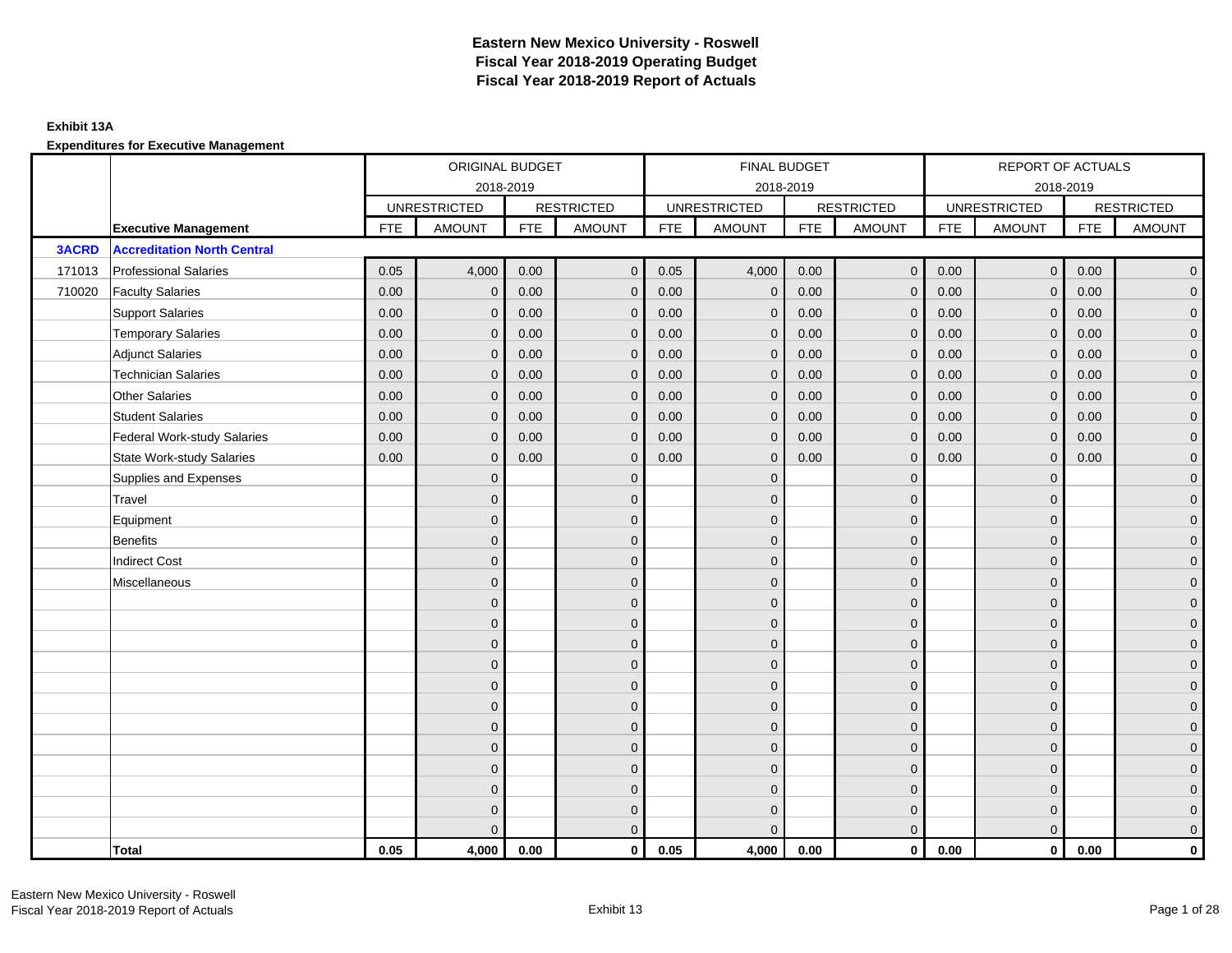# Eastern New Mexico University - Roswell
## Fiscal Year 2018-2019 Operating Budget
## Fiscal Year 2018-2019 Report of Actuals

**Exhibit 13A**

**Expenditures for Executive Management**

| | | ORIGINAL BUDGET 2018-2019 | | | | FINAL BUDGET 2018-2019 | | | | REPORT OF ACTUALS 2018-2019 | | | |
|---|---|---|---|---|---|---|---|---|---|---|---|---|---|
| | | UNRESTRICTED | | RESTRICTED | | UNRESTRICTED | | RESTRICTED | | UNRESTRICTED | | RESTRICTED | |
| | **Executive Management** | FTE | AMOUNT | FTE | AMOUNT | FTE | AMOUNT | FTE | AMOUNT | FTE | AMOUNT | FTE | AMOUNT |
| **3ACRD** | **Accreditation North Central** | | | | | | | | | | | | |
| 171013 | Professional Salaries | 0.05 | 4,000 | 0.00 | 0 | 0.05 | 4,000 | 0.00 | 0 | 0.00 | 0 | 0.00 | 0 |
| 710020 | Faculty Salaries | 0.00 | 0 | 0.00 | 0 | 0.00 | 0 | 0.00 | 0 | 0.00 | 0 | 0.00 | 0 |
| | Support Salaries | 0.00 | 0 | 0.00 | 0 | 0.00 | 0 | 0.00 | 0 | 0.00 | 0 | 0.00 | 0 |
| | Temporary Salaries | 0.00 | 0 | 0.00 | 0 | 0.00 | 0 | 0.00 | 0 | 0.00 | 0 | 0.00 | 0 |
| | Adjunct Salaries | 0.00 | 0 | 0.00 | 0 | 0.00 | 0 | 0.00 | 0 | 0.00 | 0 | 0.00 | 0 |
| | Technician Salaries | 0.00 | 0 | 0.00 | 0 | 0.00 | 0 | 0.00 | 0 | 0.00 | 0 | 0.00 | 0 |
| | Other Salaries | 0.00 | 0 | 0.00 | 0 | 0.00 | 0 | 0.00 | 0 | 0.00 | 0 | 0.00 | 0 |
| | Student Salaries | 0.00 | 0 | 0.00 | 0 | 0.00 | 0 | 0.00 | 0 | 0.00 | 0 | 0.00 | 0 |
| | Federal Work-study Salaries | 0.00 | 0 | 0.00 | 0 | 0.00 | 0 | 0.00 | 0 | 0.00 | 0 | 0.00 | 0 |
| | State Work-study Salaries | 0.00 | 0 | 0.00 | 0 | 0.00 | 0 | 0.00 | 0 | 0.00 | 0 | 0.00 | 0 |
| | Supplies and Expenses | | 0 | | 0 | | 0 | | 0 | | 0 | | 0 |
| | Travel | | 0 | | 0 | | 0 | | 0 | | 0 | | 0 |
| | Equipment | | 0 | | 0 | | 0 | | 0 | | 0 | | 0 |
| | Benefits | | 0 | | 0 | | 0 | | 0 | | 0 | | 0 |
| | Indirect Cost | | 0 | | 0 | | 0 | | 0 | | 0 | | 0 |
| | Miscellaneous | | 0 | | 0 | | 0 | | 0 | | 0 | | 0 |
| | | | 0 | | 0 | | 0 | | 0 | | 0 | | 0 |
| | | | 0 | | 0 | | 0 | | 0 | | 0 | | 0 |
| | | | 0 | | 0 | | 0 | | 0 | | 0 | | 0 |
| | | | 0 | | 0 | | 0 | | 0 | | 0 | | 0 |
| | | | 0 | | 0 | | 0 | | 0 | | 0 | | 0 |
| | | | 0 | | 0 | | 0 | | 0 | | 0 | | 0 |
| | | | 0 | | 0 | | 0 | | 0 | | 0 | | 0 |
| | | | 0 | | 0 | | 0 | | 0 | | 0 | | 0 |
| | | | 0 | | 0 | | 0 | | 0 | | 0 | | 0 |
| | | | 0 | | 0 | | 0 | | 0 | | 0 | | 0 |
| | | | 0 | | 0 | | 0 | | 0 | | 0 | | 0 |
| | | | 0 | | 0 | | 0 | | 0 | | 0 | | 0 |
| | **Total** | **0.05** | **4,000** | **0.00** | **0** | **0.05** | **4,000** | **0.00** | **0** | **0.00** | **0** | **0.00** | **0** |

Eastern New Mexico University - Roswell
Fiscal Year 2018-2019 Report of Actuals

Exhibit 13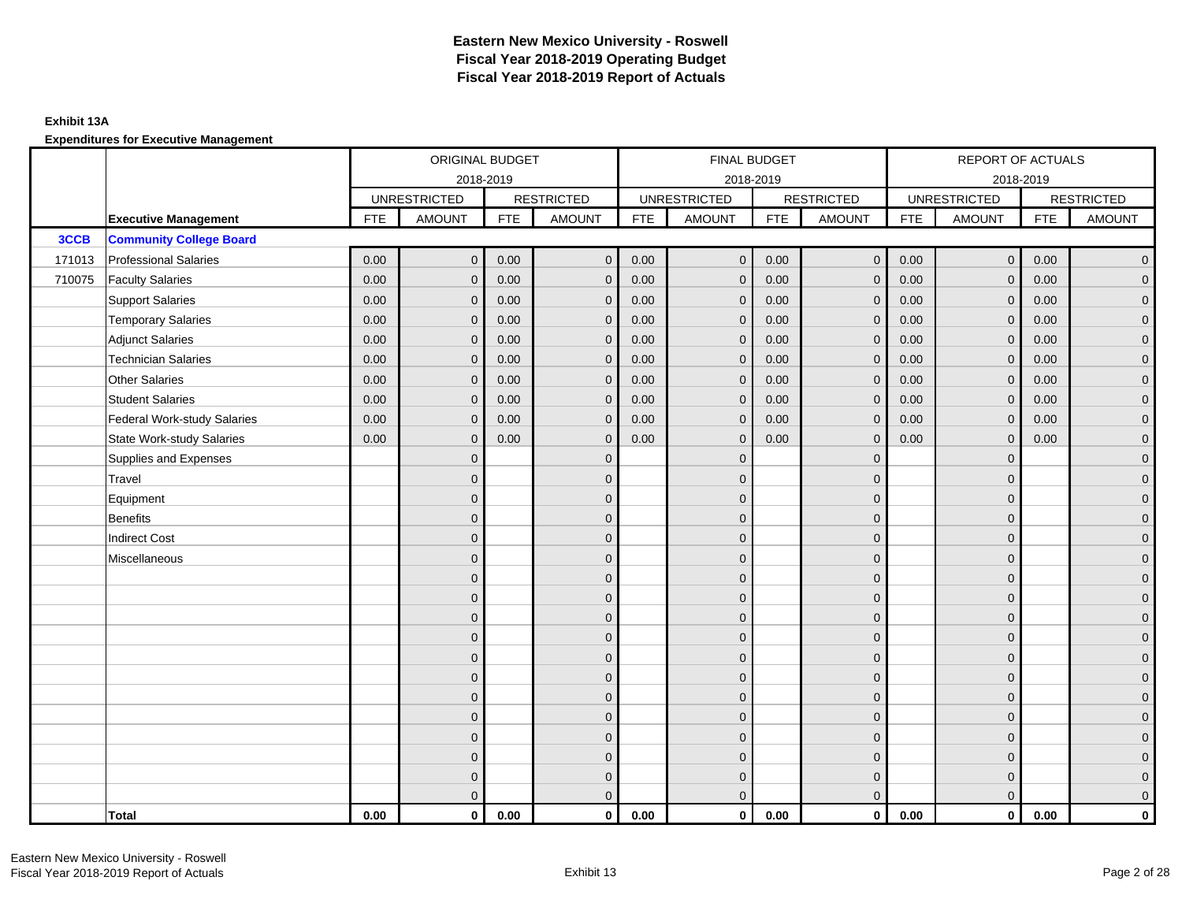# Eastern New Mexico University - Roswell
# Fiscal Year 2018-2019 Operating Budget
# Fiscal Year 2018-2019 Report of Actuals

**Exhibit 13A**

**Expenditures for Executive Management**

| | | ORIGINAL BUDGET 2018-2019 | | | | FINAL BUDGET 2018-2019 | | | | REPORT OF ACTUALS 2018-2019 | | | |
|---|---|---|---|---|---|---|---|---|---|---|---|---|---|
| | | UNRESTRICTED | | RESTRICTED | | UNRESTRICTED | | RESTRICTED | | UNRESTRICTED | | RESTRICTED | |
| | **Executive Management** | FTE | AMOUNT | FTE | AMOUNT | FTE | AMOUNT | FTE | AMOUNT | FTE | AMOUNT | FTE | AMOUNT |
| **3CCB** | **Community College Board** | | | | | | | | | | | | |
| 171013 | Professional Salaries | 0.00 | 0 | 0.00 | 0 | 0.00 | 0 | 0.00 | 0 | 0.00 | 0 | 0.00 | 0 |
| 710075 | Faculty Salaries | 0.00 | 0 | 0.00 | 0 | 0.00 | 0 | 0.00 | 0 | 0.00 | 0 | 0.00 | 0 |
| | Support Salaries | 0.00 | 0 | 0.00 | 0 | 0.00 | 0 | 0.00 | 0 | 0.00 | 0 | 0.00 | 0 |
| | Temporary Salaries | 0.00 | 0 | 0.00 | 0 | 0.00 | 0 | 0.00 | 0 | 0.00 | 0 | 0.00 | 0 |
| | Adjunct Salaries | 0.00 | 0 | 0.00 | 0 | 0.00 | 0 | 0.00 | 0 | 0.00 | 0 | 0.00 | 0 |
| | Technician Salaries | 0.00 | 0 | 0.00 | 0 | 0.00 | 0 | 0.00 | 0 | 0.00 | 0 | 0.00 | 0 |
| | Other Salaries | 0.00 | 0 | 0.00 | 0 | 0.00 | 0 | 0.00 | 0 | 0.00 | 0 | 0.00 | 0 |
| | Student Salaries | 0.00 | 0 | 0.00 | 0 | 0.00 | 0 | 0.00 | 0 | 0.00 | 0 | 0.00 | 0 |
| | Federal Work-study Salaries | 0.00 | 0 | 0.00 | 0 | 0.00 | 0 | 0.00 | 0 | 0.00 | 0 | 0.00 | 0 |
| | State Work-study Salaries | 0.00 | 0 | 0.00 | 0 | 0.00 | 0 | 0.00 | 0 | 0.00 | 0 | 0.00 | 0 |
| | Supplies and Expenses | | 0 | | 0 | | 0 | | 0 | | 0 | | 0 |
| | Travel | | 0 | | 0 | | 0 | | 0 | | 0 | | 0 |
| | Equipment | | 0 | | 0 | | 0 | | 0 | | 0 | | 0 |
| | Benefits | | 0 | | 0 | | 0 | | 0 | | 0 | | 0 |
| | Indirect Cost | | 0 | | 0 | | 0 | | 0 | | 0 | | 0 |
| | Miscellaneous | | 0 | | 0 | | 0 | | 0 | | 0 | | 0 |
| | | | 0 | | 0 | | 0 | | 0 | | 0 | | 0 |
| | | | 0 | | 0 | | 0 | | 0 | | 0 | | 0 |
| | | | 0 | | 0 | | 0 | | 0 | | 0 | | 0 |
| | | | 0 | | 0 | | 0 | | 0 | | 0 | | 0 |
| | | | 0 | | 0 | | 0 | | 0 | | 0 | | 0 |
| | | | 0 | | 0 | | 0 | | 0 | | 0 | | 0 |
| | | | 0 | | 0 | | 0 | | 0 | | 0 | | 0 |
| | | | 0 | | 0 | | 0 | | 0 | | 0 | | 0 |
| | | | 0 | | 0 | | 0 | | 0 | | 0 | | 0 |
| | | | 0 | | 0 | | 0 | | 0 | | 0 | | 0 |
| | | | 0 | | 0 | | 0 | | 0 | | 0 | | 0 |
| | | | 0 | | 0 | | 0 | | 0 | | 0 | | 0 |
| | **Total** | **0.00** | **0** | **0.00** | **0** | **0.00** | **0** | **0.00** | **0** | **0.00** | **0** | **0.00** | **0** |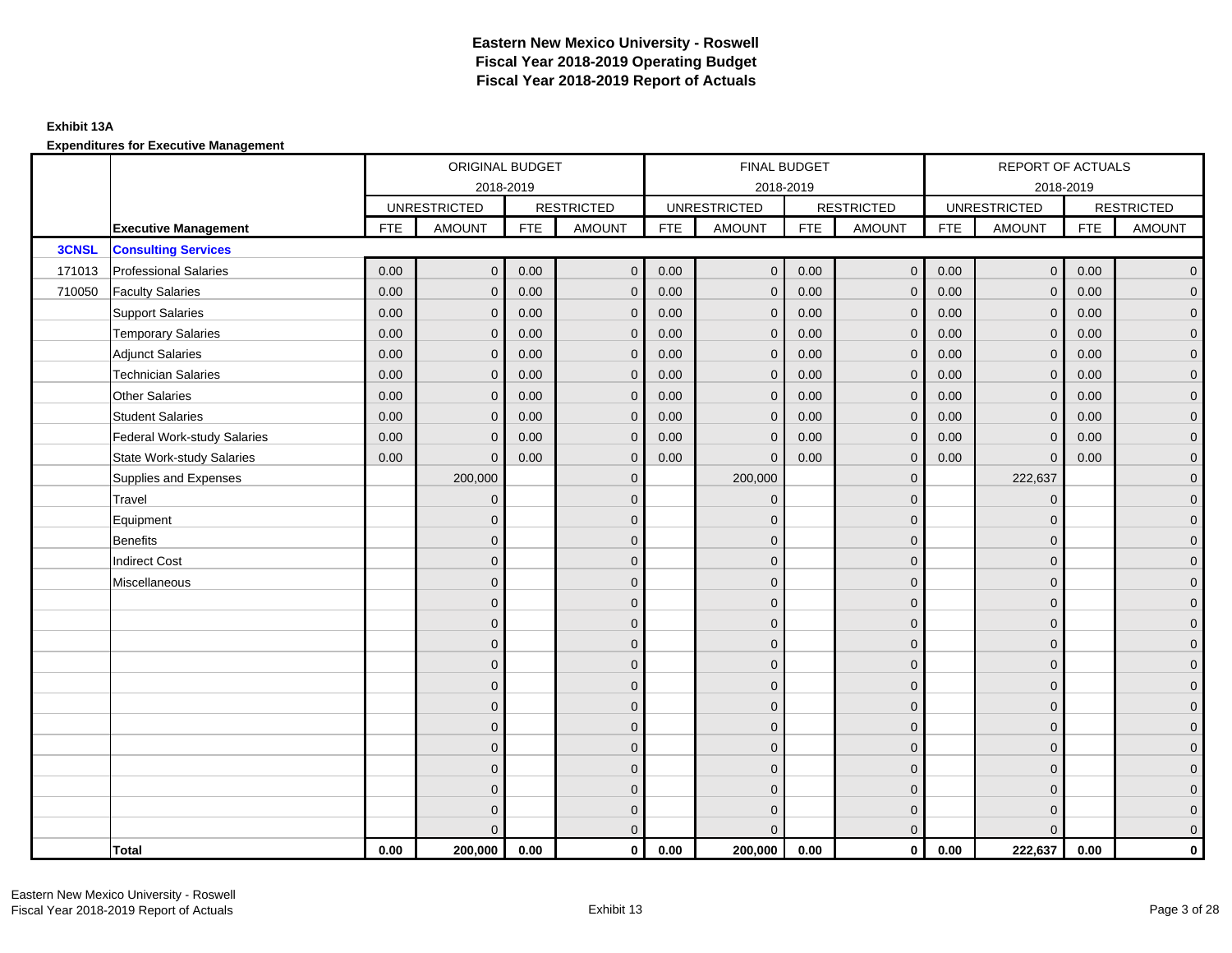# Eastern New Mexico University - Roswell
## Fiscal Year 2018-2019 Operating Budget
## Fiscal Year 2018-2019 Report of Actuals

**Exhibit 13A**

**Expenditures for Executive Management**

| | | ORIGINAL BUDGET 2018-2019 | | | | FINAL BUDGET 2018-2019 | | | | REPORT OF ACTUALS 2018-2019 | | | |
|---|---|---|---|---|---|---|---|---|---|---|---|---|---|
| | | UNRESTRICTED | | RESTRICTED | | UNRESTRICTED | | RESTRICTED | | UNRESTRICTED | | RESTRICTED | |
| | **Executive Management** | FTE | AMOUNT | FTE | AMOUNT | FTE | AMOUNT | FTE | AMOUNT | FTE | AMOUNT | FTE | AMOUNT |
| **3CNSL** | **Consulting Services** | | | | | | | | | | | | |
| 171013 | Professional Salaries | 0.00 | 0 | 0.00 | 0 | 0.00 | 0 | 0.00 | 0 | 0.00 | 0 | 0.00 | 0 |
| 710050 | Faculty Salaries | 0.00 | 0 | 0.00 | 0 | 0.00 | 0 | 0.00 | 0 | 0.00 | 0 | 0.00 | 0 |
| | Support Salaries | 0.00 | 0 | 0.00 | 0 | 0.00 | 0 | 0.00 | 0 | 0.00 | 0 | 0.00 | 0 |
| | Temporary Salaries | 0.00 | 0 | 0.00 | 0 | 0.00 | 0 | 0.00 | 0 | 0.00 | 0 | 0.00 | 0 |
| | Adjunct Salaries | 0.00 | 0 | 0.00 | 0 | 0.00 | 0 | 0.00 | 0 | 0.00 | 0 | 0.00 | 0 |
| | Technician Salaries | 0.00 | 0 | 0.00 | 0 | 0.00 | 0 | 0.00 | 0 | 0.00 | 0 | 0.00 | 0 |
| | Other Salaries | 0.00 | 0 | 0.00 | 0 | 0.00 | 0 | 0.00 | 0 | 0.00 | 0 | 0.00 | 0 |
| | Student Salaries | 0.00 | 0 | 0.00 | 0 | 0.00 | 0 | 0.00 | 0 | 0.00 | 0 | 0.00 | 0 |
| | Federal Work-study Salaries | 0.00 | 0 | 0.00 | 0 | 0.00 | 0 | 0.00 | 0 | 0.00 | 0 | 0.00 | 0 |
| | State Work-study Salaries | 0.00 | 0 | 0.00 | 0 | 0.00 | 0 | 0.00 | 0 | 0.00 | 0 | 0.00 | 0 |
| | Supplies and Expenses | | 200,000 | | 0 | | 200,000 | | 0 | | 222,637 | | 0 |
| | Travel | | 0 | | 0 | | 0 | | 0 | | 0 | | 0 |
| | Equipment | | 0 | | 0 | | 0 | | 0 | | 0 | | 0 |
| | Benefits | | 0 | | 0 | | 0 | | 0 | | 0 | | 0 |
| | Indirect Cost | | 0 | | 0 | | 0 | | 0 | | 0 | | 0 |
| | Miscellaneous | | 0 | | 0 | | 0 | | 0 | | 0 | | 0 |
| | | | 0 | | 0 | | 0 | | 0 | | 0 | | 0 |
| | | | 0 | | 0 | | 0 | | 0 | | 0 | | 0 |
| | | | 0 | | 0 | | 0 | | 0 | | 0 | | 0 |
| | | | 0 | | 0 | | 0 | | 0 | | 0 | | 0 |
| | | | 0 | | 0 | | 0 | | 0 | | 0 | | 0 |
| | | | 0 | | 0 | | 0 | | 0 | | 0 | | 0 |
| | | | 0 | | 0 | | 0 | | 0 | | 0 | | 0 |
| | | | 0 | | 0 | | 0 | | 0 | | 0 | | 0 |
| | | | 0 | | 0 | | 0 | | 0 | | 0 | | 0 |
| | | | 0 | | 0 | | 0 | | 0 | | 0 | | 0 |
| | | | 0 | | 0 | | 0 | | 0 | | 0 | | 0 |
| | | | 0 | | 0 | | 0 | | 0 | | 0 | | 0 |
| | **Total** | **0.00** | **200,000** | **0.00** | **0** | **0.00** | **200,000** | **0.00** | **0** | **0.00** | **222,637** | **0.00** | **0** |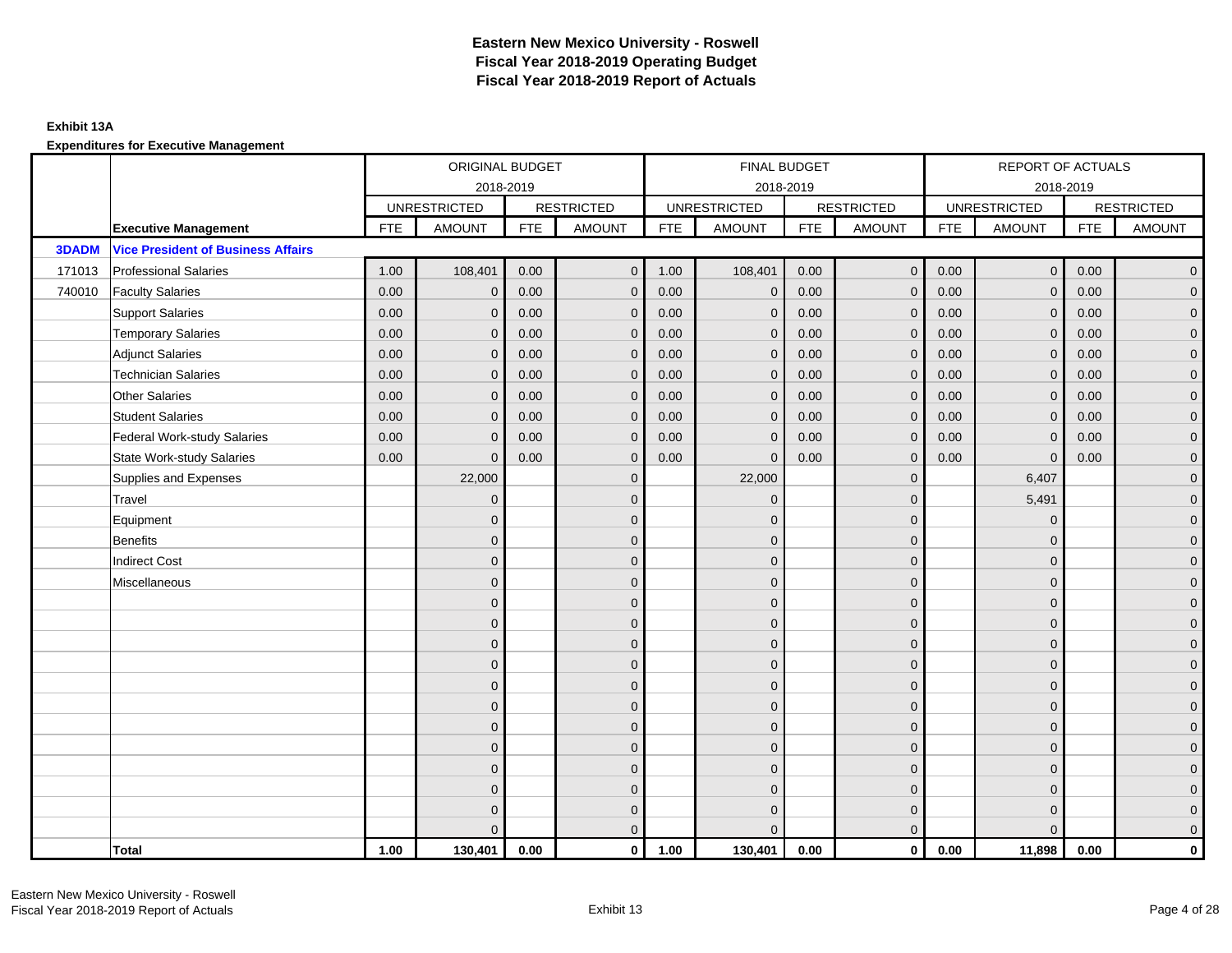# Eastern New Mexico University - Roswell
## Fiscal Year 2018-2019 Operating Budget
## Fiscal Year 2018-2019 Report of Actuals

**Exhibit 13A**

**Expenditures for Executive Management**

| | | ORIGINAL BUDGET | | | | FINAL BUDGET | | | | REPORT OF ACTUALS | | | |
|---|---|---|---|---|---|---|---|---|---|---|---|---|---|
| | | 2018-2019 | | | | 2018-2019 | | | | 2018-2019 | | | |
| | | UNRESTRICTED | | RESTRICTED | | UNRESTRICTED | | RESTRICTED | | UNRESTRICTED | | RESTRICTED | |
| | **Executive Management** | FTE | AMOUNT | FTE | AMOUNT | FTE | AMOUNT | FTE | AMOUNT | FTE | AMOUNT | FTE | AMOUNT |
| **3DADM** | **Vice President of Business Affairs** | | | | | | | | | | | | |
| 171013 | Professional Salaries | 1.00 | 108,401 | 0.00 | 0 | 1.00 | 108,401 | 0.00 | 0 | 0.00 | 0 | 0.00 | 0 |
| 740010 | Faculty Salaries | 0.00 | 0 | 0.00 | 0 | 0.00 | 0 | 0.00 | 0 | 0.00 | 0 | 0.00 | 0 |
| | Support Salaries | 0.00 | 0 | 0.00 | 0 | 0.00 | 0 | 0.00 | 0 | 0.00 | 0 | 0.00 | 0 |
| | Temporary Salaries | 0.00 | 0 | 0.00 | 0 | 0.00 | 0 | 0.00 | 0 | 0.00 | 0 | 0.00 | 0 |
| | Adjunct Salaries | 0.00 | 0 | 0.00 | 0 | 0.00 | 0 | 0.00 | 0 | 0.00 | 0 | 0.00 | 0 |
| | Technician Salaries | 0.00 | 0 | 0.00 | 0 | 0.00 | 0 | 0.00 | 0 | 0.00 | 0 | 0.00 | 0 |
| | Other Salaries | 0.00 | 0 | 0.00 | 0 | 0.00 | 0 | 0.00 | 0 | 0.00 | 0 | 0.00 | 0 |
| | Student Salaries | 0.00 | 0 | 0.00 | 0 | 0.00 | 0 | 0.00 | 0 | 0.00 | 0 | 0.00 | 0 |
| | Federal Work-study Salaries | 0.00 | 0 | 0.00 | 0 | 0.00 | 0 | 0.00 | 0 | 0.00 | 0 | 0.00 | 0 |
| | State Work-study Salaries | 0.00 | 0 | 0.00 | 0 | 0.00 | 0 | 0.00 | 0 | 0.00 | 0 | 0.00 | 0 |
| | Supplies and Expenses | | 22,000 | | 0 | | 22,000 | | 0 | | 6,407 | | 0 |
| | Travel | | 0 | | 0 | | 0 | | 0 | | 5,491 | | 0 |
| | Equipment | | 0 | | 0 | | 0 | | 0 | | 0 | | 0 |
| | Benefits | | 0 | | 0 | | 0 | | 0 | | 0 | | 0 |
| | Indirect Cost | | 0 | | 0 | | 0 | | 0 | | 0 | | 0 |
| | Miscellaneous | | 0 | | 0 | | 0 | | 0 | | 0 | | 0 |
| | | | 0 | | 0 | | 0 | | 0 | | 0 | | 0 |
| | | | 0 | | 0 | | 0 | | 0 | | 0 | | 0 |
| | | | 0 | | 0 | | 0 | | 0 | | 0 | | 0 |
| | | | 0 | | 0 | | 0 | | 0 | | 0 | | 0 |
| | | | 0 | | 0 | | 0 | | 0 | | 0 | | 0 |
| | | | 0 | | 0 | | 0 | | 0 | | 0 | | 0 |
| | | | 0 | | 0 | | 0 | | 0 | | 0 | | 0 |
| | | | 0 | | 0 | | 0 | | 0 | | 0 | | 0 |
| | | | 0 | | 0 | | 0 | | 0 | | 0 | | 0 |
| | | | 0 | | 0 | | 0 | | 0 | | 0 | | 0 |
| | | | 0 | | 0 | | 0 | | 0 | | 0 | | 0 |
| | | | 0 | | 0 | | 0 | | 0 | | 0 | | 0 |
| | **Total** | **1.00** | **130,401** | **0.00** | **0** | **1.00** | **130,401** | **0.00** | **0** | **0.00** | **11,898** | **0.00** | **0** |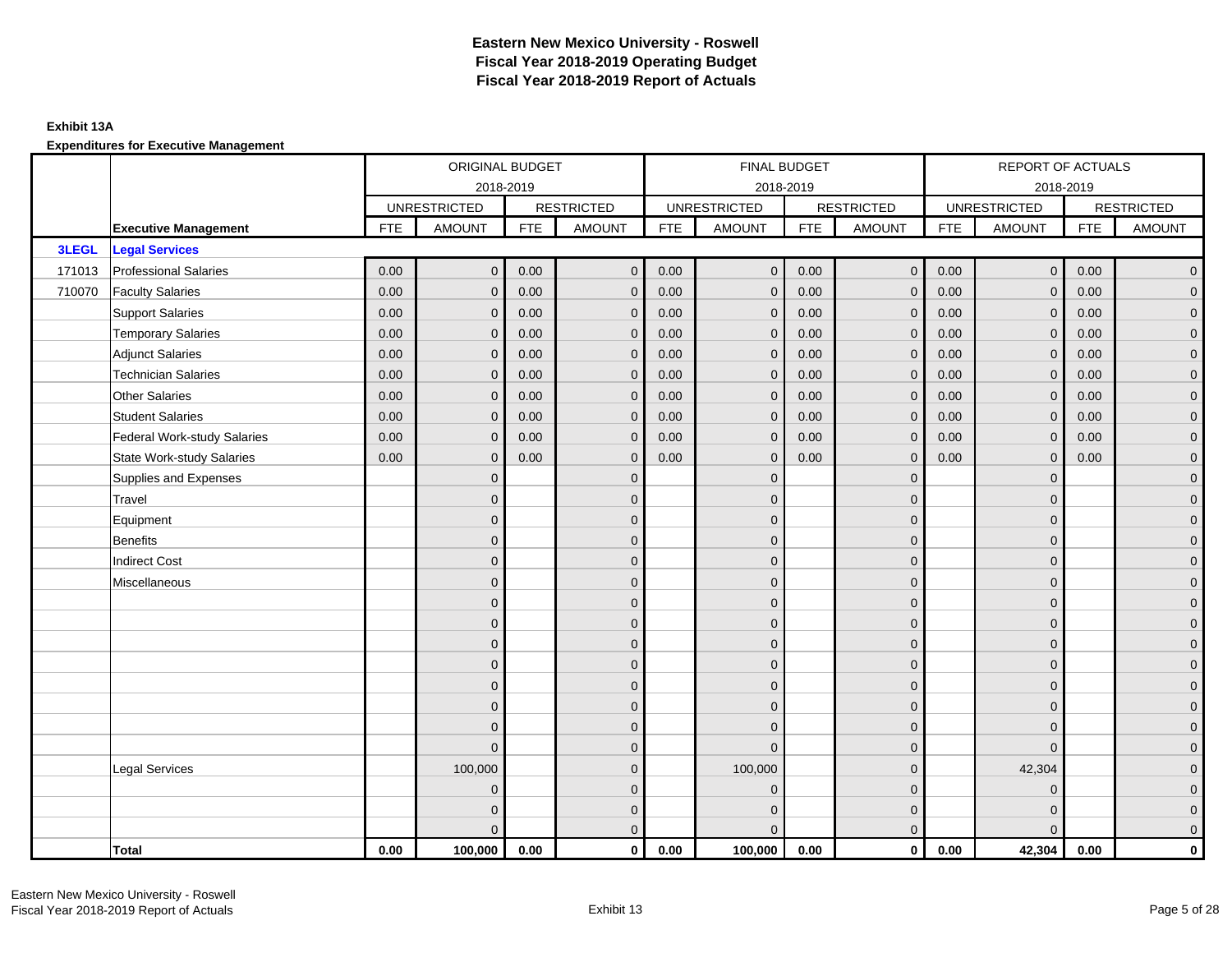# Eastern New Mexico University - Roswell
## Fiscal Year 2018-2019 Operating Budget
## Fiscal Year 2018-2019 Report of Actuals

**Exhibit 13A**

**Expenditures for Executive Management**

| | | ORIGINAL BUDGET 2018-2019 | | | | FINAL BUDGET 2018-2019 | | | | REPORT OF ACTUALS 2018-2019 | | | |
|---|---|---|---|---|---|---|---|---|---|---|---|---|---|
| | | UNRESTRICTED | | RESTRICTED | | UNRESTRICTED | | RESTRICTED | | UNRESTRICTED | | RESTRICTED | |
| | **Executive Management** | FTE | AMOUNT | FTE | AMOUNT | FTE | AMOUNT | FTE | AMOUNT | FTE | AMOUNT | FTE | AMOUNT |
| **3LEGL** | **Legal Services** | | | | | | | | | | | | |
| 171013 | Professional Salaries | 0.00 | 0 | 0.00 | 0 | 0.00 | 0 | 0.00 | 0 | 0.00 | 0 | 0.00 | 0 |
| 710070 | Faculty Salaries | 0.00 | 0 | 0.00 | 0 | 0.00 | 0 | 0.00 | 0 | 0.00 | 0 | 0.00 | 0 |
| | Support Salaries | 0.00 | 0 | 0.00 | 0 | 0.00 | 0 | 0.00 | 0 | 0.00 | 0 | 0.00 | 0 |
| | Temporary Salaries | 0.00 | 0 | 0.00 | 0 | 0.00 | 0 | 0.00 | 0 | 0.00 | 0 | 0.00 | 0 |
| | Adjunct Salaries | 0.00 | 0 | 0.00 | 0 | 0.00 | 0 | 0.00 | 0 | 0.00 | 0 | 0.00 | 0 |
| | Technician Salaries | 0.00 | 0 | 0.00 | 0 | 0.00 | 0 | 0.00 | 0 | 0.00 | 0 | 0.00 | 0 |
| | Other Salaries | 0.00 | 0 | 0.00 | 0 | 0.00 | 0 | 0.00 | 0 | 0.00 | 0 | 0.00 | 0 |
| | Student Salaries | 0.00 | 0 | 0.00 | 0 | 0.00 | 0 | 0.00 | 0 | 0.00 | 0 | 0.00 | 0 |
| | Federal Work-study Salaries | 0.00 | 0 | 0.00 | 0 | 0.00 | 0 | 0.00 | 0 | 0.00 | 0 | 0.00 | 0 |
| | State Work-study Salaries | 0.00 | 0 | 0.00 | 0 | 0.00 | 0 | 0.00 | 0 | 0.00 | 0 | 0.00 | 0 |
| | Supplies and Expenses | | 0 | | 0 | | 0 | | 0 | | 0 | | 0 |
| | Travel | | 0 | | 0 | | 0 | | 0 | | 0 | | 0 |
| | Equipment | | 0 | | 0 | | 0 | | 0 | | 0 | | 0 |
| | Benefits | | 0 | | 0 | | 0 | | 0 | | 0 | | 0 |
| | Indirect Cost | | 0 | | 0 | | 0 | | 0 | | 0 | | 0 |
| | Miscellaneous | | 0 | | 0 | | 0 | | 0 | | 0 | | 0 |
| | | | 0 | | 0 | | 0 | | 0 | | 0 | | 0 |
| | | | 0 | | 0 | | 0 | | 0 | | 0 | | 0 |
| | | | 0 | | 0 | | 0 | | 0 | | 0 | | 0 |
| | | | 0 | | 0 | | 0 | | 0 | | 0 | | 0 |
| | | | 0 | | 0 | | 0 | | 0 | | 0 | | 0 |
| | | | 0 | | 0 | | 0 | | 0 | | 0 | | 0 |
| | | | 0 | | 0 | | 0 | | 0 | | 0 | | 0 |
| | | | 0 | | 0 | | 0 | | 0 | | 0 | | 0 |
| | Legal Services | | 100,000 | | 0 | | 100,000 | | 0 | | 42,304 | | 0 |
| | | | 0 | | 0 | | 0 | | 0 | | 0 | | 0 |
| | | | 0 | | 0 | | 0 | | 0 | | 0 | | 0 |
| | | | 0 | | 0 | | 0 | | 0 | | 0 | | 0 |
| | **Total** | **0.00** | **100,000** | **0.00** | **0** | **0.00** | **100,000** | **0.00** | **0** | **0.00** | **42,304** | **0.00** | **0** |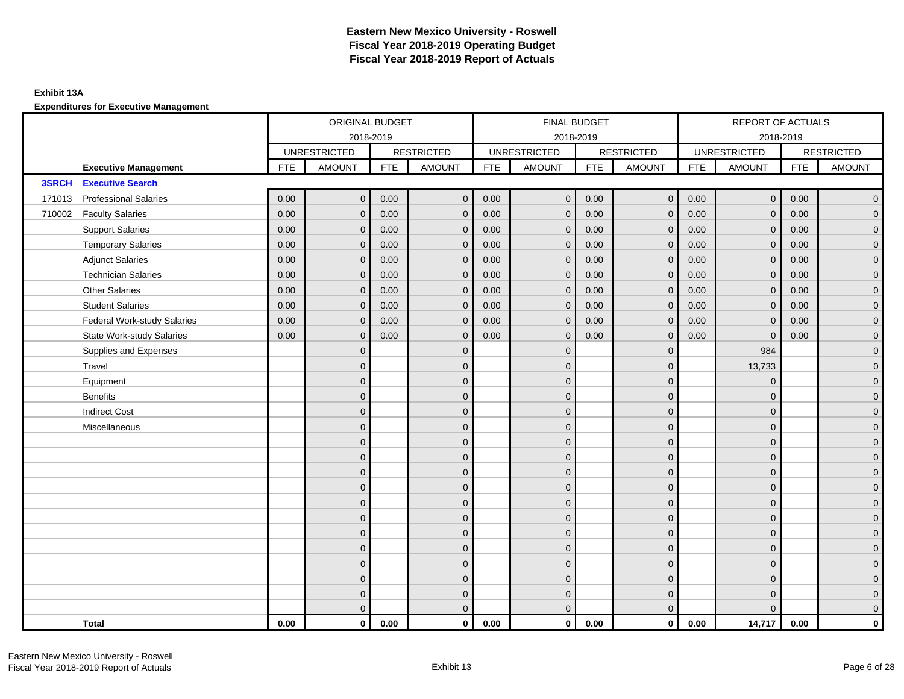# Eastern New Mexico University - Roswell
# Fiscal Year 2018-2019 Operating Budget
# Fiscal Year 2018-2019 Report of Actuals

**Exhibit 13A**

**Expenditures for Executive Management**

| | | ORIGINAL BUDGET 2018-2019 | | | | FINAL BUDGET 2018-2019 | | | | REPORT OF ACTUALS 2018-2019 | | | |
|---|---|---|---|---|---|---|---|---|---|---|---|---|---|
| | | UNRESTRICTED | | RESTRICTED | | UNRESTRICTED | | RESTRICTED | | UNRESTRICTED | | RESTRICTED | |
| | **Executive Management** | FTE | AMOUNT | FTE | AMOUNT | FTE | AMOUNT | FTE | AMOUNT | FTE | AMOUNT | FTE | AMOUNT |
| **3SRCH** | **Executive Search** | | | | | | | | | | | | |
| 171013 | Professional Salaries | 0.00 | 0 | 0.00 | 0 | 0.00 | 0 | 0.00 | 0 | 0.00 | 0 | 0.00 | 0 |
| 710002 | Faculty Salaries | 0.00 | 0 | 0.00 | 0 | 0.00 | 0 | 0.00 | 0 | 0.00 | 0 | 0.00 | 0 |
| | Support Salaries | 0.00 | 0 | 0.00 | 0 | 0.00 | 0 | 0.00 | 0 | 0.00 | 0 | 0.00 | 0 |
| | Temporary Salaries | 0.00 | 0 | 0.00 | 0 | 0.00 | 0 | 0.00 | 0 | 0.00 | 0 | 0.00 | 0 |
| | Adjunct Salaries | 0.00 | 0 | 0.00 | 0 | 0.00 | 0 | 0.00 | 0 | 0.00 | 0 | 0.00 | 0 |
| | Technician Salaries | 0.00 | 0 | 0.00 | 0 | 0.00 | 0 | 0.00 | 0 | 0.00 | 0 | 0.00 | 0 |
| | Other Salaries | 0.00 | 0 | 0.00 | 0 | 0.00 | 0 | 0.00 | 0 | 0.00 | 0 | 0.00 | 0 |
| | Student Salaries | 0.00 | 0 | 0.00 | 0 | 0.00 | 0 | 0.00 | 0 | 0.00 | 0 | 0.00 | 0 |
| | Federal Work-study Salaries | 0.00 | 0 | 0.00 | 0 | 0.00 | 0 | 0.00 | 0 | 0.00 | 0 | 0.00 | 0 |
| | State Work-study Salaries | 0.00 | 0 | 0.00 | 0 | 0.00 | 0 | 0.00 | 0 | 0.00 | 0 | 0.00 | 0 |
| | Supplies and Expenses | | 0 | | 0 | | 0 | | 0 | | 984 | | 0 |
| | Travel | | 0 | | 0 | | 0 | | 0 | | 13,733 | | 0 |
| | Equipment | | 0 | | 0 | | 0 | | 0 | | 0 | | 0 |
| | Benefits | | 0 | | 0 | | 0 | | 0 | | 0 | | 0 |
| | Indirect Cost | | 0 | | 0 | | 0 | | 0 | | 0 | | 0 |
| | Miscellaneous | | 0 | | 0 | | 0 | | 0 | | 0 | | 0 |
| | | | 0 | | 0 | | 0 | | 0 | | 0 | | 0 |
| | | | 0 | | 0 | | 0 | | 0 | | 0 | | 0 |
| | | | 0 | | 0 | | 0 | | 0 | | 0 | | 0 |
| | | | 0 | | 0 | | 0 | | 0 | | 0 | | 0 |
| | | | 0 | | 0 | | 0 | | 0 | | 0 | | 0 |
| | | | 0 | | 0 | | 0 | | 0 | | 0 | | 0 |
| | | | 0 | | 0 | | 0 | | 0 | | 0 | | 0 |
| | | | 0 | | 0 | | 0 | | 0 | | 0 | | 0 |
| | | | 0 | | 0 | | 0 | | 0 | | 0 | | 0 |
| | | | 0 | | 0 | | 0 | | 0 | | 0 | | 0 |
| | | | 0 | | 0 | | 0 | | 0 | | 0 | | 0 |
| | | | 0 | | 0 | | 0 | | 0 | | 0 | | 0 |
| | **Total** | **0.00** | **0** | **0.00** | **0** | **0.00** | **0** | **0.00** | **0** | **0.00** | **14,717** | **0.00** | **0** |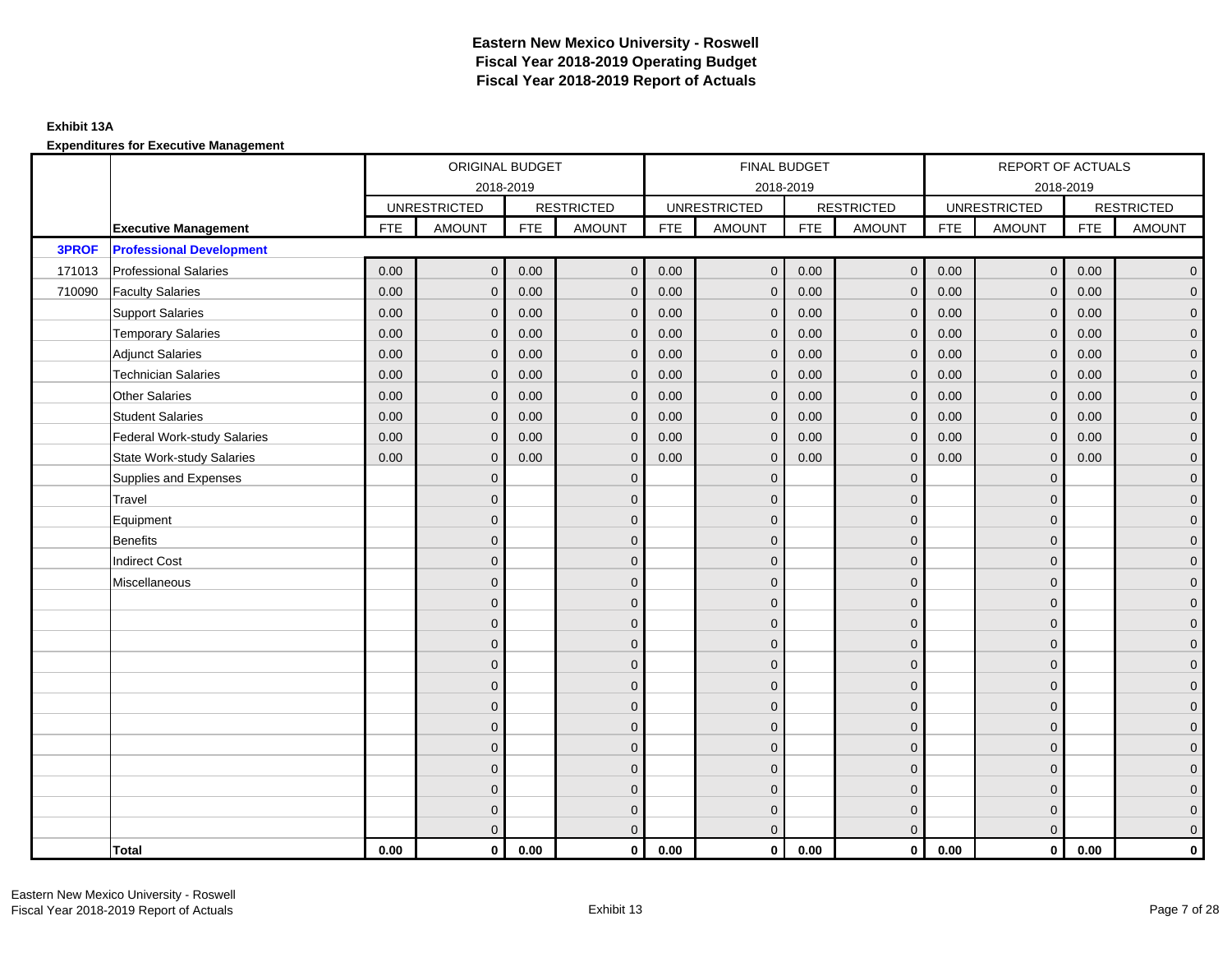# Eastern New Mexico University - Roswell
# Fiscal Year 2018-2019 Operating Budget
# Fiscal Year 2018-2019 Report of Actuals

**Exhibit 13A**

**Expenditures for Executive Management**

| | | ORIGINAL BUDGET 2018-2019 | | | | FINAL BUDGET 2018-2019 | | | | REPORT OF ACTUALS 2018-2019 | | | |
|---|---|---|---|---|---|---|---|---|---|---|---|---|---|
| | | UNRESTRICTED | | RESTRICTED | | UNRESTRICTED | | RESTRICTED | | UNRESTRICTED | | RESTRICTED | |
| | **Executive Management** | FTE | AMOUNT | FTE | AMOUNT | FTE | AMOUNT | FTE | AMOUNT | FTE | AMOUNT | FTE | AMOUNT |
| **3PROF** | **Professional Development** | | | | | | | | | | | | |
| 171013 | Professional Salaries | 0.00 | 0 | 0.00 | 0 | 0.00 | 0 | 0.00 | 0 | 0.00 | 0 | 0.00 | 0 |
| 710090 | Faculty Salaries | 0.00 | 0 | 0.00 | 0 | 0.00 | 0 | 0.00 | 0 | 0.00 | 0 | 0.00 | 0 |
| | Support Salaries | 0.00 | 0 | 0.00 | 0 | 0.00 | 0 | 0.00 | 0 | 0.00 | 0 | 0.00 | 0 |
| | Temporary Salaries | 0.00 | 0 | 0.00 | 0 | 0.00 | 0 | 0.00 | 0 | 0.00 | 0 | 0.00 | 0 |
| | Adjunct Salaries | 0.00 | 0 | 0.00 | 0 | 0.00 | 0 | 0.00 | 0 | 0.00 | 0 | 0.00 | 0 |
| | Technician Salaries | 0.00 | 0 | 0.00 | 0 | 0.00 | 0 | 0.00 | 0 | 0.00 | 0 | 0.00 | 0 |
| | Other Salaries | 0.00 | 0 | 0.00 | 0 | 0.00 | 0 | 0.00 | 0 | 0.00 | 0 | 0.00 | 0 |
| | Student Salaries | 0.00 | 0 | 0.00 | 0 | 0.00 | 0 | 0.00 | 0 | 0.00 | 0 | 0.00 | 0 |
| | Federal Work-study Salaries | 0.00 | 0 | 0.00 | 0 | 0.00 | 0 | 0.00 | 0 | 0.00 | 0 | 0.00 | 0 |
| | State Work-study Salaries | 0.00 | 0 | 0.00 | 0 | 0.00 | 0 | 0.00 | 0 | 0.00 | 0 | 0.00 | 0 |
| | Supplies and Expenses | | 0 | | 0 | | 0 | | 0 | | 0 | | 0 |
| | Travel | | 0 | | 0 | | 0 | | 0 | | 0 | | 0 |
| | Equipment | | 0 | | 0 | | 0 | | 0 | | 0 | | 0 |
| | Benefits | | 0 | | 0 | | 0 | | 0 | | 0 | | 0 |
| | Indirect Cost | | 0 | | 0 | | 0 | | 0 | | 0 | | 0 |
| | Miscellaneous | | 0 | | 0 | | 0 | | 0 | | 0 | | 0 |
| | | | 0 | | 0 | | 0 | | 0 | | 0 | | 0 |
| | | | 0 | | 0 | | 0 | | 0 | | 0 | | 0 |
| | | | 0 | | 0 | | 0 | | 0 | | 0 | | 0 |
| | | | 0 | | 0 | | 0 | | 0 | | 0 | | 0 |
| | | | 0 | | 0 | | 0 | | 0 | | 0 | | 0 |
| | | | 0 | | 0 | | 0 | | 0 | | 0 | | 0 |
| | | | 0 | | 0 | | 0 | | 0 | | 0 | | 0 |
| | | | 0 | | 0 | | 0 | | 0 | | 0 | | 0 |
| | | | 0 | | 0 | | 0 | | 0 | | 0 | | 0 |
| | | | 0 | | 0 | | 0 | | 0 | | 0 | | 0 |
| | | | 0 | | 0 | | 0 | | 0 | | 0 | | 0 |
| | | | 0 | | 0 | | 0 | | 0 | | 0 | | 0 |
| | **Total** | **0.00** | **0** | **0.00** | **0** | **0.00** | **0** | **0.00** | **0** | **0.00** | **0** | **0.00** | **0** |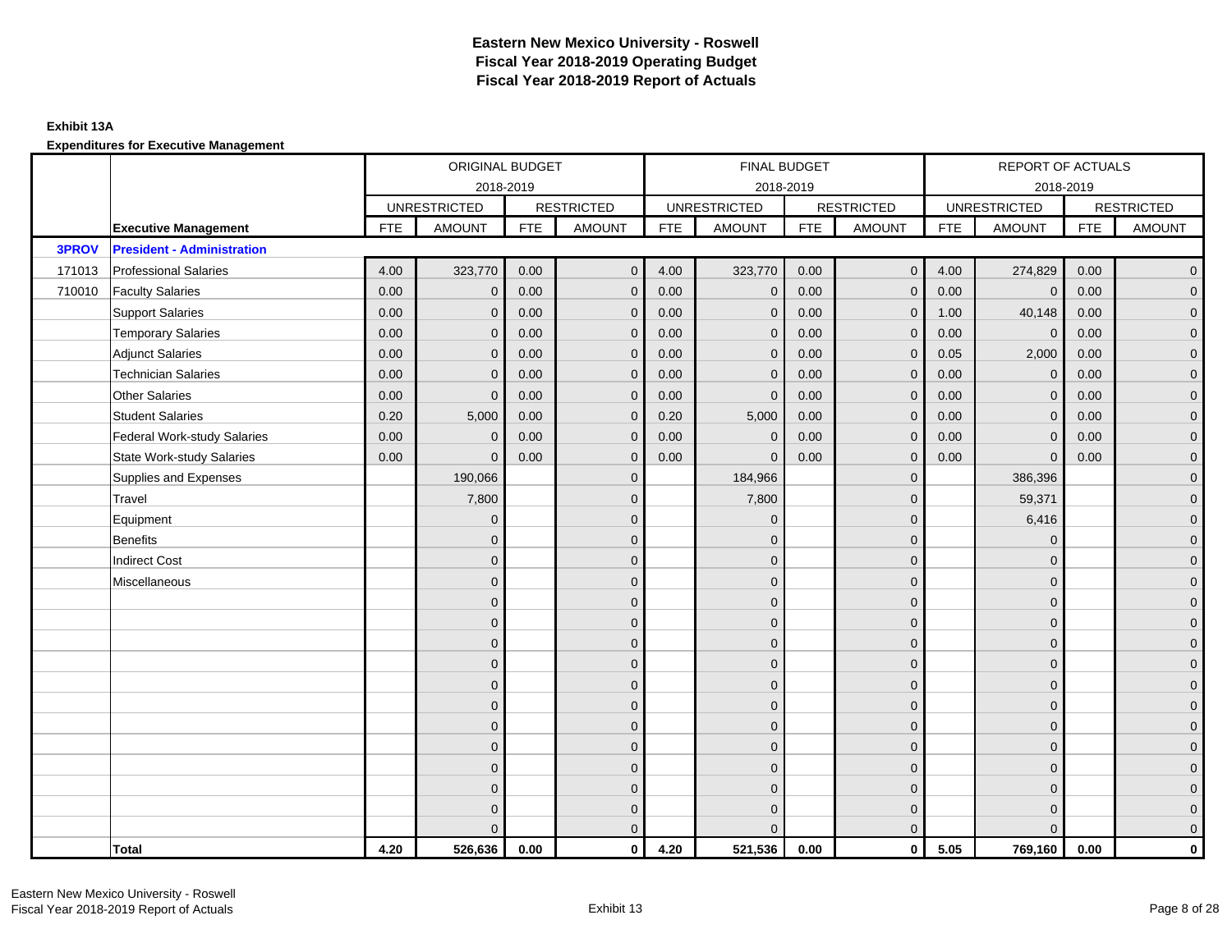# Eastern New Mexico University - Roswell
# Fiscal Year 2018-2019 Operating Budget
# Fiscal Year 2018-2019 Report of Actuals

**Exhibit 13A**

**Expenditures for Executive Management**

| | | ORIGINAL BUDGET 2018-2019 | | | | FINAL BUDGET 2018-2019 | | | | REPORT OF ACTUALS 2018-2019 | | | |
|---|---|---|---|---|---|---|---|---|---|---|---|---|---|
| | | UNRESTRICTED | | RESTRICTED | | UNRESTRICTED | | RESTRICTED | | UNRESTRICTED | | RESTRICTED | |
| | **Executive Management** | FTE | AMOUNT | FTE | AMOUNT | FTE | AMOUNT | FTE | AMOUNT | FTE | AMOUNT | FTE | AMOUNT |
| **3PROV** | **President - Administration** | | | | | | | | | | | | |
| 171013 | Professional Salaries | 4.00 | 323,770 | 0.00 | 0 | 4.00 | 323,770 | 0.00 | 0 | 4.00 | 274,829 | 0.00 | 0 |
| 710010 | Faculty Salaries | 0.00 | 0 | 0.00 | 0 | 0.00 | 0 | 0.00 | 0 | 0.00 | 0 | 0.00 | 0 |
| | Support Salaries | 0.00 | 0 | 0.00 | 0 | 0.00 | 0 | 0.00 | 0 | 1.00 | 40,148 | 0.00 | 0 |
| | Temporary Salaries | 0.00 | 0 | 0.00 | 0 | 0.00 | 0 | 0.00 | 0 | 0.00 | 0 | 0.00 | 0 |
| | Adjunct Salaries | 0.00 | 0 | 0.00 | 0 | 0.00 | 0 | 0.00 | 0 | 0.05 | 2,000 | 0.00 | 0 |
| | Technician Salaries | 0.00 | 0 | 0.00 | 0 | 0.00 | 0 | 0.00 | 0 | 0.00 | 0 | 0.00 | 0 |
| | Other Salaries | 0.00 | 0 | 0.00 | 0 | 0.00 | 0 | 0.00 | 0 | 0.00 | 0 | 0.00 | 0 |
| | Student Salaries | 0.20 | 5,000 | 0.00 | 0 | 0.20 | 5,000 | 0.00 | 0 | 0.00 | 0 | 0.00 | 0 |
| | Federal Work-study Salaries | 0.00 | 0 | 0.00 | 0 | 0.00 | 0 | 0.00 | 0 | 0.00 | 0 | 0.00 | 0 |
| | State Work-study Salaries | 0.00 | 0 | 0.00 | 0 | 0.00 | 0 | 0.00 | 0 | 0.00 | 0 | 0.00 | 0 |
| | Supplies and Expenses | | 190,066 | | 0 | | 184,966 | | 0 | | 386,396 | | 0 |
| | Travel | | 7,800 | | 0 | | 7,800 | | 0 | | 59,371 | | 0 |
| | Equipment | | 0 | | 0 | | 0 | | 0 | | 6,416 | | 0 |
| | Benefits | | 0 | | 0 | | 0 | | 0 | | 0 | | 0 |
| | Indirect Cost | | 0 | | 0 | | 0 | | 0 | | 0 | | 0 |
| | Miscellaneous | | 0 | | 0 | | 0 | | 0 | | 0 | | 0 |
| | | | 0 | | 0 | | 0 | | 0 | | 0 | | 0 |
| | | | 0 | | 0 | | 0 | | 0 | | 0 | | 0 |
| | | | 0 | | 0 | | 0 | | 0 | | 0 | | 0 |
| | | | 0 | | 0 | | 0 | | 0 | | 0 | | 0 |
| | | | 0 | | 0 | | 0 | | 0 | | 0 | | 0 |
| | | | 0 | | 0 | | 0 | | 0 | | 0 | | 0 |
| | | | 0 | | 0 | | 0 | | 0 | | 0 | | 0 |
| | | | 0 | | 0 | | 0 | | 0 | | 0 | | 0 |
| | | | 0 | | 0 | | 0 | | 0 | | 0 | | 0 |
| | | | 0 | | 0 | | 0 | | 0 | | 0 | | 0 |
| | | | 0 | | 0 | | 0 | | 0 | | 0 | | 0 |
| | | | 0 | | 0 | | 0 | | 0 | | 0 | | 0 |
| | **Total** | **4.20** | **526,636** | **0.00** | **0** | **4.20** | **521,536** | **0.00** | **0** | **5.05** | **769,160** | **0.00** | **0** |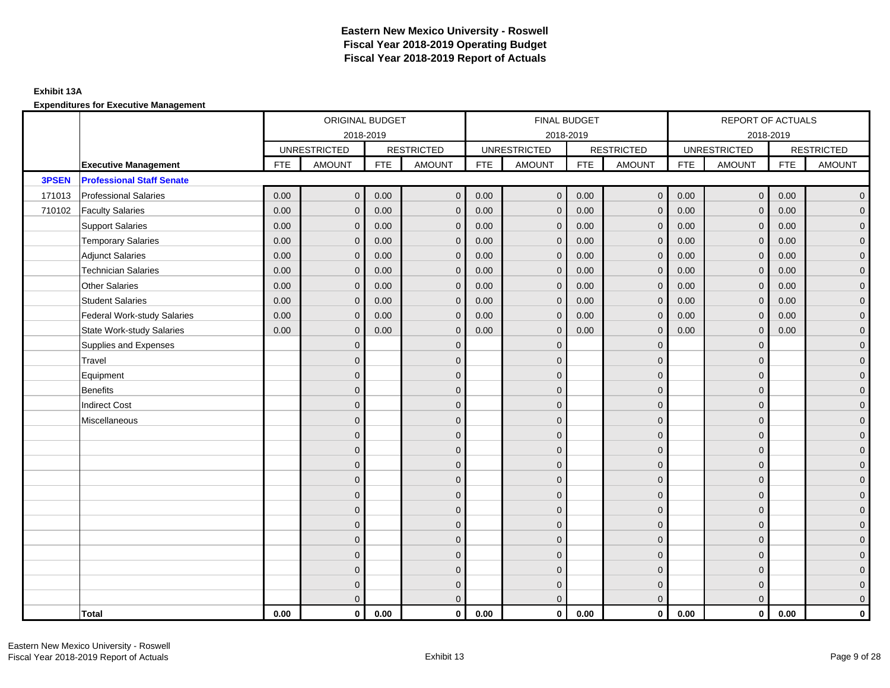# Eastern New Mexico University - Roswell
# Fiscal Year 2018-2019 Operating Budget
# Fiscal Year 2018-2019 Report of Actuals

**Exhibit 13A**

**Expenditures for Executive Management**

| | | ORIGINAL BUDGET 2018-2019 | | | | FINAL BUDGET 2018-2019 | | | | REPORT OF ACTUALS 2018-2019 | | | |
|---|---|---|---|---|---|---|---|---|---|---|---|---|---|
| | | UNRESTRICTED | | RESTRICTED | | UNRESTRICTED | | RESTRICTED | | UNRESTRICTED | | RESTRICTED | |
| | **Executive Management** | FTE | AMOUNT | FTE | AMOUNT | FTE | AMOUNT | FTE | AMOUNT | FTE | AMOUNT | FTE | AMOUNT |
| **3PSEN** | **Professional Staff Senate** | | | | | | | | | | | | |
| 171013 | Professional Salaries | 0.00 | 0 | 0.00 | 0 | 0.00 | 0 | 0.00 | 0 | 0.00 | 0 | 0.00 | 0 |
| 710102 | Faculty Salaries | 0.00 | 0 | 0.00 | 0 | 0.00 | 0 | 0.00 | 0 | 0.00 | 0 | 0.00 | 0 |
| | Support Salaries | 0.00 | 0 | 0.00 | 0 | 0.00 | 0 | 0.00 | 0 | 0.00 | 0 | 0.00 | 0 |
| | Temporary Salaries | 0.00 | 0 | 0.00 | 0 | 0.00 | 0 | 0.00 | 0 | 0.00 | 0 | 0.00 | 0 |
| | Adjunct Salaries | 0.00 | 0 | 0.00 | 0 | 0.00 | 0 | 0.00 | 0 | 0.00 | 0 | 0.00 | 0 |
| | Technician Salaries | 0.00 | 0 | 0.00 | 0 | 0.00 | 0 | 0.00 | 0 | 0.00 | 0 | 0.00 | 0 |
| | Other Salaries | 0.00 | 0 | 0.00 | 0 | 0.00 | 0 | 0.00 | 0 | 0.00 | 0 | 0.00 | 0 |
| | Student Salaries | 0.00 | 0 | 0.00 | 0 | 0.00 | 0 | 0.00 | 0 | 0.00 | 0 | 0.00 | 0 |
| | Federal Work-study Salaries | 0.00 | 0 | 0.00 | 0 | 0.00 | 0 | 0.00 | 0 | 0.00 | 0 | 0.00 | 0 |
| | State Work-study Salaries | 0.00 | 0 | 0.00 | 0 | 0.00 | 0 | 0.00 | 0 | 0.00 | 0 | 0.00 | 0 |
| | Supplies and Expenses | | 0 | | 0 | | 0 | | 0 | | 0 | | 0 |
| | Travel | | 0 | | 0 | | 0 | | 0 | | 0 | | 0 |
| | Equipment | | 0 | | 0 | | 0 | | 0 | | 0 | | 0 |
| | Benefits | | 0 | | 0 | | 0 | | 0 | | 0 | | 0 |
| | Indirect Cost | | 0 | | 0 | | 0 | | 0 | | 0 | | 0 |
| | Miscellaneous | | 0 | | 0 | | 0 | | 0 | | 0 | | 0 |
| | | | 0 | | 0 | | 0 | | 0 | | 0 | | 0 |
| | | | 0 | | 0 | | 0 | | 0 | | 0 | | 0 |
| | | | 0 | | 0 | | 0 | | 0 | | 0 | | 0 |
| | | | 0 | | 0 | | 0 | | 0 | | 0 | | 0 |
| | | | 0 | | 0 | | 0 | | 0 | | 0 | | 0 |
| | | | 0 | | 0 | | 0 | | 0 | | 0 | | 0 |
| | | | 0 | | 0 | | 0 | | 0 | | 0 | | 0 |
| | | | 0 | | 0 | | 0 | | 0 | | 0 | | 0 |
| | | | 0 | | 0 | | 0 | | 0 | | 0 | | 0 |
| | | | 0 | | 0 | | 0 | | 0 | | 0 | | 0 |
| | | | 0 | | 0 | | 0 | | 0 | | 0 | | 0 |
| | | | 0 | | 0 | | 0 | | 0 | | 0 | | 0 |
| | **Total** | **0.00** | **0** | **0.00** | **0** | **0.00** | **0** | **0.00** | **0** | **0.00** | **0** | **0.00** | **0** |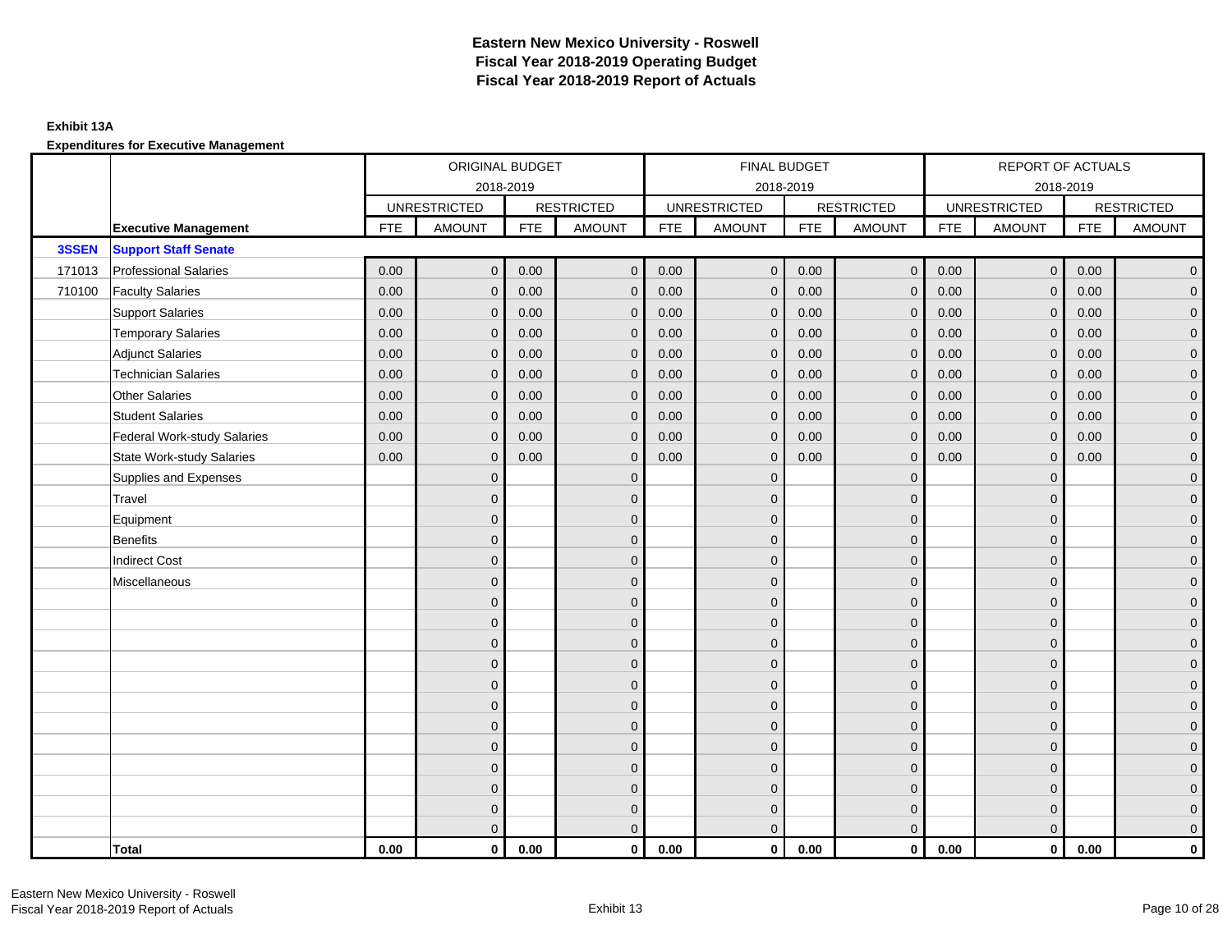# Eastern New Mexico University - Roswell
## Fiscal Year 2018-2019 Operating Budget
## Fiscal Year 2018-2019 Report of Actuals

**Exhibit 13A**

**Expenditures for Executive Management**

| | | ORIGINAL BUDGET 2018-2019 | | | | FINAL BUDGET 2018-2019 | | | | REPORT OF ACTUALS 2018-2019 | | | |
|---|---|---|---|---|---|---|---|---|---|---|---|---|---|
| | | UNRESTRICTED | | RESTRICTED | | UNRESTRICTED | | RESTRICTED | | UNRESTRICTED | | RESTRICTED | |
| | **Executive Management** | FTE | AMOUNT | FTE | AMOUNT | FTE | AMOUNT | FTE | AMOUNT | FTE | AMOUNT | FTE | AMOUNT |
| **3SSEN** | **Support Staff Senate** | | | | | | | | | | | | |
| 171013 | Professional Salaries | 0.00 | 0 | 0.00 | 0 | 0.00 | 0 | 0.00 | 0 | 0.00 | 0 | 0.00 | 0 |
| 710100 | Faculty Salaries | 0.00 | 0 | 0.00 | 0 | 0.00 | 0 | 0.00 | 0 | 0.00 | 0 | 0.00 | 0 |
| | Support Salaries | 0.00 | 0 | 0.00 | 0 | 0.00 | 0 | 0.00 | 0 | 0.00 | 0 | 0.00 | 0 |
| | Temporary Salaries | 0.00 | 0 | 0.00 | 0 | 0.00 | 0 | 0.00 | 0 | 0.00 | 0 | 0.00 | 0 |
| | Adjunct Salaries | 0.00 | 0 | 0.00 | 0 | 0.00 | 0 | 0.00 | 0 | 0.00 | 0 | 0.00 | 0 |
| | Technician Salaries | 0.00 | 0 | 0.00 | 0 | 0.00 | 0 | 0.00 | 0 | 0.00 | 0 | 0.00 | 0 |
| | Other Salaries | 0.00 | 0 | 0.00 | 0 | 0.00 | 0 | 0.00 | 0 | 0.00 | 0 | 0.00 | 0 |
| | Student Salaries | 0.00 | 0 | 0.00 | 0 | 0.00 | 0 | 0.00 | 0 | 0.00 | 0 | 0.00 | 0 |
| | Federal Work-study Salaries | 0.00 | 0 | 0.00 | 0 | 0.00 | 0 | 0.00 | 0 | 0.00 | 0 | 0.00 | 0 |
| | State Work-study Salaries | 0.00 | 0 | 0.00 | 0 | 0.00 | 0 | 0.00 | 0 | 0.00 | 0 | 0.00 | 0 |
| | Supplies and Expenses | | 0 | | 0 | | 0 | | 0 | | 0 | | 0 |
| | Travel | | 0 | | 0 | | 0 | | 0 | | 0 | | 0 |
| | Equipment | | 0 | | 0 | | 0 | | 0 | | 0 | | 0 |
| | Benefits | | 0 | | 0 | | 0 | | 0 | | 0 | | 0 |
| | Indirect Cost | | 0 | | 0 | | 0 | | 0 | | 0 | | 0 |
| | Miscellaneous | | 0 | | 0 | | 0 | | 0 | | 0 | | 0 |
| | | | 0 | | 0 | | 0 | | 0 | | 0 | | 0 |
| | | | 0 | | 0 | | 0 | | 0 | | 0 | | 0 |
| | | | 0 | | 0 | | 0 | | 0 | | 0 | | 0 |
| | | | 0 | | 0 | | 0 | | 0 | | 0 | | 0 |
| | | | 0 | | 0 | | 0 | | 0 | | 0 | | 0 |
| | | | 0 | | 0 | | 0 | | 0 | | 0 | | 0 |
| | | | 0 | | 0 | | 0 | | 0 | | 0 | | 0 |
| | | | 0 | | 0 | | 0 | | 0 | | 0 | | 0 |
| | | | 0 | | 0 | | 0 | | 0 | | 0 | | 0 |
| | | | 0 | | 0 | | 0 | | 0 | | 0 | | 0 |
| | | | 0 | | 0 | | 0 | | 0 | | 0 | | 0 |
| | | | 0 | | 0 | | 0 | | 0 | | 0 | | 0 |
| | **Total** | **0.00** | **0** | **0.00** | **0** | **0.00** | **0** | **0.00** | **0** | **0.00** | **0** | **0.00** | **0** |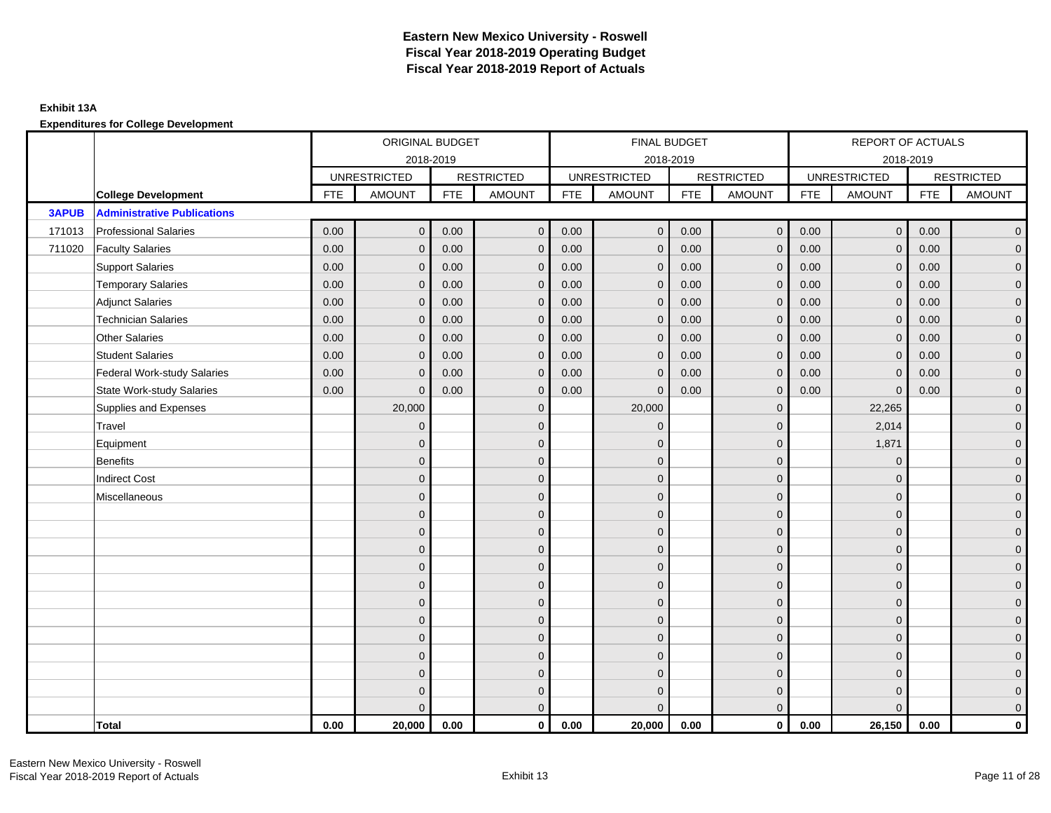# Eastern New Mexico University - Roswell
## Fiscal Year 2018-2019 Operating Budget
## Fiscal Year 2018-2019 Report of Actuals

**Exhibit 13A**

**Expenditures for College Development**

| | | ORIGINAL BUDGET | | | | FINAL BUDGET | | | | REPORT OF ACTUALS | | | |
|---|---|---|---|---|---|---|---|---|---|---|---|---|---|
| | | 2018-2019 | | | | 2018-2019 | | | | 2018-2019 | | | |
| | | UNRESTRICTED | | RESTRICTED | | UNRESTRICTED | | RESTRICTED | | UNRESTRICTED | | RESTRICTED | |
| | **College Development** | FTE | AMOUNT | FTE | AMOUNT | FTE | AMOUNT | FTE | AMOUNT | FTE | AMOUNT | FTE | AMOUNT |
| **3APUB** | **Administrative Publications** | | | | | | | | | | | | |
| 171013 | Professional Salaries | 0.00 | 0 | 0.00 | 0 | 0.00 | 0 | 0.00 | 0 | 0.00 | 0 | 0.00 | 0 |
| 711020 | Faculty Salaries | 0.00 | 0 | 0.00 | 0 | 0.00 | 0 | 0.00 | 0 | 0.00 | 0 | 0.00 | 0 |
| | Support Salaries | 0.00 | 0 | 0.00 | 0 | 0.00 | 0 | 0.00 | 0 | 0.00 | 0 | 0.00 | 0 |
| | Temporary Salaries | 0.00 | 0 | 0.00 | 0 | 0.00 | 0 | 0.00 | 0 | 0.00 | 0 | 0.00 | 0 |
| | Adjunct Salaries | 0.00 | 0 | 0.00 | 0 | 0.00 | 0 | 0.00 | 0 | 0.00 | 0 | 0.00 | 0 |
| | Technician Salaries | 0.00 | 0 | 0.00 | 0 | 0.00 | 0 | 0.00 | 0 | 0.00 | 0 | 0.00 | 0 |
| | Other Salaries | 0.00 | 0 | 0.00 | 0 | 0.00 | 0 | 0.00 | 0 | 0.00 | 0 | 0.00 | 0 |
| | Student Salaries | 0.00 | 0 | 0.00 | 0 | 0.00 | 0 | 0.00 | 0 | 0.00 | 0 | 0.00 | 0 |
| | Federal Work-study Salaries | 0.00 | 0 | 0.00 | 0 | 0.00 | 0 | 0.00 | 0 | 0.00 | 0 | 0.00 | 0 |
| | State Work-study Salaries | 0.00 | 0 | 0.00 | 0 | 0.00 | 0 | 0.00 | 0 | 0.00 | 0 | 0.00 | 0 |
| | Supplies and Expenses | | 20,000 | | 0 | | 20,000 | | 0 | | 22,265 | | 0 |
| | Travel | | 0 | | 0 | | 0 | | 0 | | 2,014 | | 0 |
| | Equipment | | 0 | | 0 | | 0 | | 0 | | 1,871 | | 0 |
| | Benefits | | 0 | | 0 | | 0 | | 0 | | 0 | | 0 |
| | Indirect Cost | | 0 | | 0 | | 0 | | 0 | | 0 | | 0 |
| | Miscellaneous | | 0 | | 0 | | 0 | | 0 | | 0 | | 0 |
| | | | 0 | | 0 | | 0 | | 0 | | 0 | | 0 |
| | | | 0 | | 0 | | 0 | | 0 | | 0 | | 0 |
| | | | 0 | | 0 | | 0 | | 0 | | 0 | | 0 |
| | | | 0 | | 0 | | 0 | | 0 | | 0 | | 0 |
| | | | 0 | | 0 | | 0 | | 0 | | 0 | | 0 |
| | | | 0 | | 0 | | 0 | | 0 | | 0 | | 0 |
| | | | 0 | | 0 | | 0 | | 0 | | 0 | | 0 |
| | | | 0 | | 0 | | 0 | | 0 | | 0 | | 0 |
| | | | 0 | | 0 | | 0 | | 0 | | 0 | | 0 |
| | | | 0 | | 0 | | 0 | | 0 | | 0 | | 0 |
| | | | 0 | | 0 | | 0 | | 0 | | 0 | | 0 |
| | | | 0 | | 0 | | 0 | | 0 | | 0 | | 0 |
| | **Total** | **0.00** | **20,000** | **0.00** | **0** | **0.00** | **20,000** | **0.00** | **0** | **0.00** | **26,150** | **0.00** | **0** |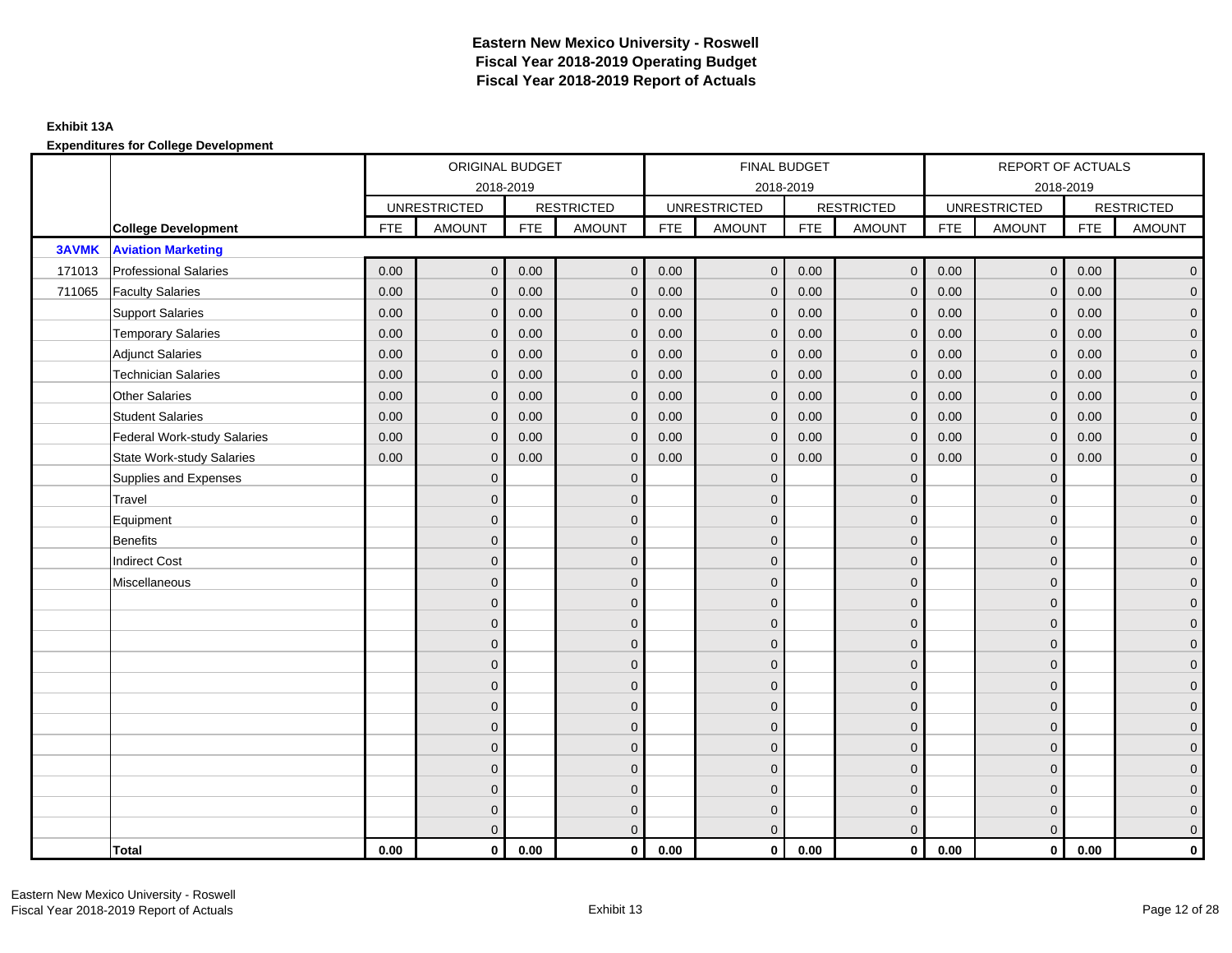# Eastern New Mexico University - Roswell
## Fiscal Year 2018-2019 Operating Budget
## Fiscal Year 2018-2019 Report of Actuals

**Exhibit 13A**

**Expenditures for College Development**

| | | ORIGINAL BUDGET 2018-2019 | | | | FINAL BUDGET 2018-2019 | | | | REPORT OF ACTUALS 2018-2019 | | | |
|---|---|---|---|---|---|---|---|---|---|---|---|---|---|
| | | UNRESTRICTED | | RESTRICTED | | UNRESTRICTED | | RESTRICTED | | UNRESTRICTED | | RESTRICTED | |
| | **College Development** | FTE | AMOUNT | FTE | AMOUNT | FTE | AMOUNT | FTE | AMOUNT | FTE | AMOUNT | FTE | AMOUNT |
| **3AVMK** | **Aviation Marketing** | | | | | | | | | | | | |
| 171013 | Professional Salaries | 0.00 | 0 | 0.00 | 0 | 0.00 | 0 | 0.00 | 0 | 0.00 | 0 | 0.00 | 0 |
| 711065 | Faculty Salaries | 0.00 | 0 | 0.00 | 0 | 0.00 | 0 | 0.00 | 0 | 0.00 | 0 | 0.00 | 0 |
| | Support Salaries | 0.00 | 0 | 0.00 | 0 | 0.00 | 0 | 0.00 | 0 | 0.00 | 0 | 0.00 | 0 |
| | Temporary Salaries | 0.00 | 0 | 0.00 | 0 | 0.00 | 0 | 0.00 | 0 | 0.00 | 0 | 0.00 | 0 |
| | Adjunct Salaries | 0.00 | 0 | 0.00 | 0 | 0.00 | 0 | 0.00 | 0 | 0.00 | 0 | 0.00 | 0 |
| | Technician Salaries | 0.00 | 0 | 0.00 | 0 | 0.00 | 0 | 0.00 | 0 | 0.00 | 0 | 0.00 | 0 |
| | Other Salaries | 0.00 | 0 | 0.00 | 0 | 0.00 | 0 | 0.00 | 0 | 0.00 | 0 | 0.00 | 0 |
| | Student Salaries | 0.00 | 0 | 0.00 | 0 | 0.00 | 0 | 0.00 | 0 | 0.00 | 0 | 0.00 | 0 |
| | Federal Work-study Salaries | 0.00 | 0 | 0.00 | 0 | 0.00 | 0 | 0.00 | 0 | 0.00 | 0 | 0.00 | 0 |
| | State Work-study Salaries | 0.00 | 0 | 0.00 | 0 | 0.00 | 0 | 0.00 | 0 | 0.00 | 0 | 0.00 | 0 |
| | Supplies and Expenses | | 0 | | 0 | | 0 | | 0 | | 0 | | 0 |
| | Travel | | 0 | | 0 | | 0 | | 0 | | 0 | | 0 |
| | Equipment | | 0 | | 0 | | 0 | | 0 | | 0 | | 0 |
| | Benefits | | 0 | | 0 | | 0 | | 0 | | 0 | | 0 |
| | Indirect Cost | | 0 | | 0 | | 0 | | 0 | | 0 | | 0 |
| | Miscellaneous | | 0 | | 0 | | 0 | | 0 | | 0 | | 0 |
| | | | 0 | | 0 | | 0 | | 0 | | 0 | | 0 |
| | | | 0 | | 0 | | 0 | | 0 | | 0 | | 0 |
| | | | 0 | | 0 | | 0 | | 0 | | 0 | | 0 |
| | | | 0 | | 0 | | 0 | | 0 | | 0 | | 0 |
| | | | 0 | | 0 | | 0 | | 0 | | 0 | | 0 |
| | | | 0 | | 0 | | 0 | | 0 | | 0 | | 0 |
| | | | 0 | | 0 | | 0 | | 0 | | 0 | | 0 |
| | | | 0 | | 0 | | 0 | | 0 | | 0 | | 0 |
| | | | 0 | | 0 | | 0 | | 0 | | 0 | | 0 |
| | | | 0 | | 0 | | 0 | | 0 | | 0 | | 0 |
| | | | 0 | | 0 | | 0 | | 0 | | 0 | | 0 |
| | | | 0 | | 0 | | 0 | | 0 | | 0 | | 0 |
| | **Total** | **0.00** | **0** | **0.00** | **0** | **0.00** | **0** | **0.00** | **0** | **0.00** | **0** | **0.00** | **0** |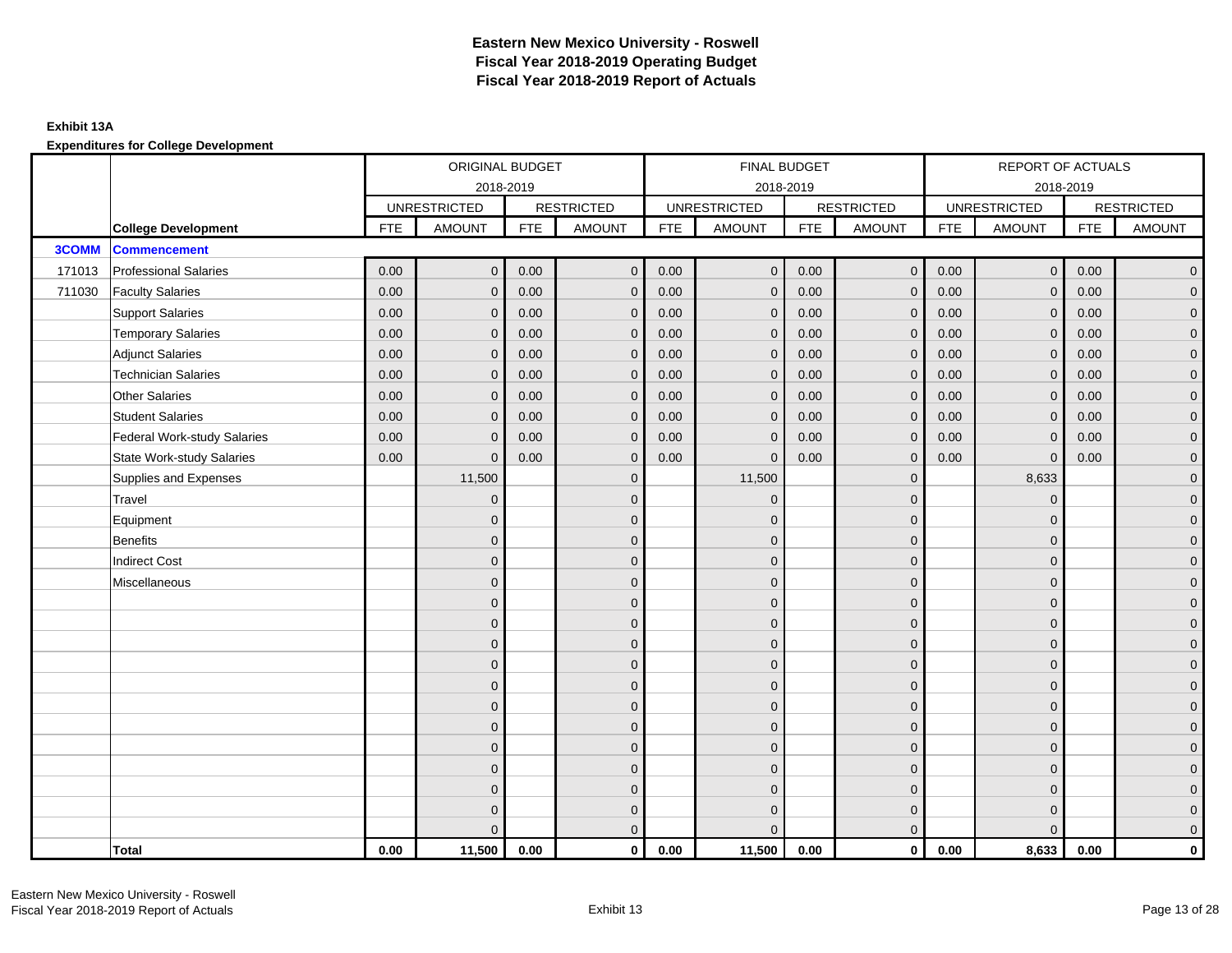# Eastern New Mexico University - Roswell
## Fiscal Year 2018-2019 Operating Budget
## Fiscal Year 2018-2019 Report of Actuals

**Exhibit 13A**

**Expenditures for College Development**

| | | ORIGINAL BUDGET | | | | FINAL BUDGET | | | | REPORT OF ACTUALS | | | |
|---|---|---|---|---|---|---|---|---|---|---|---|---|---|
| | | 2018-2019 | | | | 2018-2019 | | | | 2018-2019 | | | |
| | | UNRESTRICTED | | RESTRICTED | | UNRESTRICTED | | RESTRICTED | | UNRESTRICTED | | RESTRICTED | |
| | **College Development** | FTE | AMOUNT | FTE | AMOUNT | FTE | AMOUNT | FTE | AMOUNT | FTE | AMOUNT | FTE | AMOUNT |
| **3COMM** | **Commencement** | | | | | | | | | | | | |
| 171013 | Professional Salaries | 0.00 | 0 | 0.00 | 0 | 0.00 | 0 | 0.00 | 0 | 0.00 | 0 | 0.00 | 0 |
| 711030 | Faculty Salaries | 0.00 | 0 | 0.00 | 0 | 0.00 | 0 | 0.00 | 0 | 0.00 | 0 | 0.00 | 0 |
| | Support Salaries | 0.00 | 0 | 0.00 | 0 | 0.00 | 0 | 0.00 | 0 | 0.00 | 0 | 0.00 | 0 |
| | Temporary Salaries | 0.00 | 0 | 0.00 | 0 | 0.00 | 0 | 0.00 | 0 | 0.00 | 0 | 0.00 | 0 |
| | Adjunct Salaries | 0.00 | 0 | 0.00 | 0 | 0.00 | 0 | 0.00 | 0 | 0.00 | 0 | 0.00 | 0 |
| | Technician Salaries | 0.00 | 0 | 0.00 | 0 | 0.00 | 0 | 0.00 | 0 | 0.00 | 0 | 0.00 | 0 |
| | Other Salaries | 0.00 | 0 | 0.00 | 0 | 0.00 | 0 | 0.00 | 0 | 0.00 | 0 | 0.00 | 0 |
| | Student Salaries | 0.00 | 0 | 0.00 | 0 | 0.00 | 0 | 0.00 | 0 | 0.00 | 0 | 0.00 | 0 |
| | Federal Work-study Salaries | 0.00 | 0 | 0.00 | 0 | 0.00 | 0 | 0.00 | 0 | 0.00 | 0 | 0.00 | 0 |
| | State Work-study Salaries | 0.00 | 0 | 0.00 | 0 | 0.00 | 0 | 0.00 | 0 | 0.00 | 0 | 0.00 | 0 |
| | Supplies and Expenses | | 11,500 | | 0 | | 11,500 | | 0 | | 8,633 | | 0 |
| | Travel | | 0 | | 0 | | 0 | | 0 | | 0 | | 0 |
| | Equipment | | 0 | | 0 | | 0 | | 0 | | 0 | | 0 |
| | Benefits | | 0 | | 0 | | 0 | | 0 | | 0 | | 0 |
| | Indirect Cost | | 0 | | 0 | | 0 | | 0 | | 0 | | 0 |
| | Miscellaneous | | 0 | | 0 | | 0 | | 0 | | 0 | | 0 |
| | | | 0 | | 0 | | 0 | | 0 | | 0 | | 0 |
| | | | 0 | | 0 | | 0 | | 0 | | 0 | | 0 |
| | | | 0 | | 0 | | 0 | | 0 | | 0 | | 0 |
| | | | 0 | | 0 | | 0 | | 0 | | 0 | | 0 |
| | | | 0 | | 0 | | 0 | | 0 | | 0 | | 0 |
| | | | 0 | | 0 | | 0 | | 0 | | 0 | | 0 |
| | | | 0 | | 0 | | 0 | | 0 | | 0 | | 0 |
| | | | 0 | | 0 | | 0 | | 0 | | 0 | | 0 |
| | | | 0 | | 0 | | 0 | | 0 | | 0 | | 0 |
| | | | 0 | | 0 | | 0 | | 0 | | 0 | | 0 |
| | | | 0 | | 0 | | 0 | | 0 | | 0 | | 0 |
| | | | 0 | | 0 | | 0 | | 0 | | 0 | | 0 |
| | **Total** | **0.00** | **11,500** | **0.00** | **0** | **0.00** | **11,500** | **0.00** | **0** | **0.00** | **8,633** | **0.00** | **0** |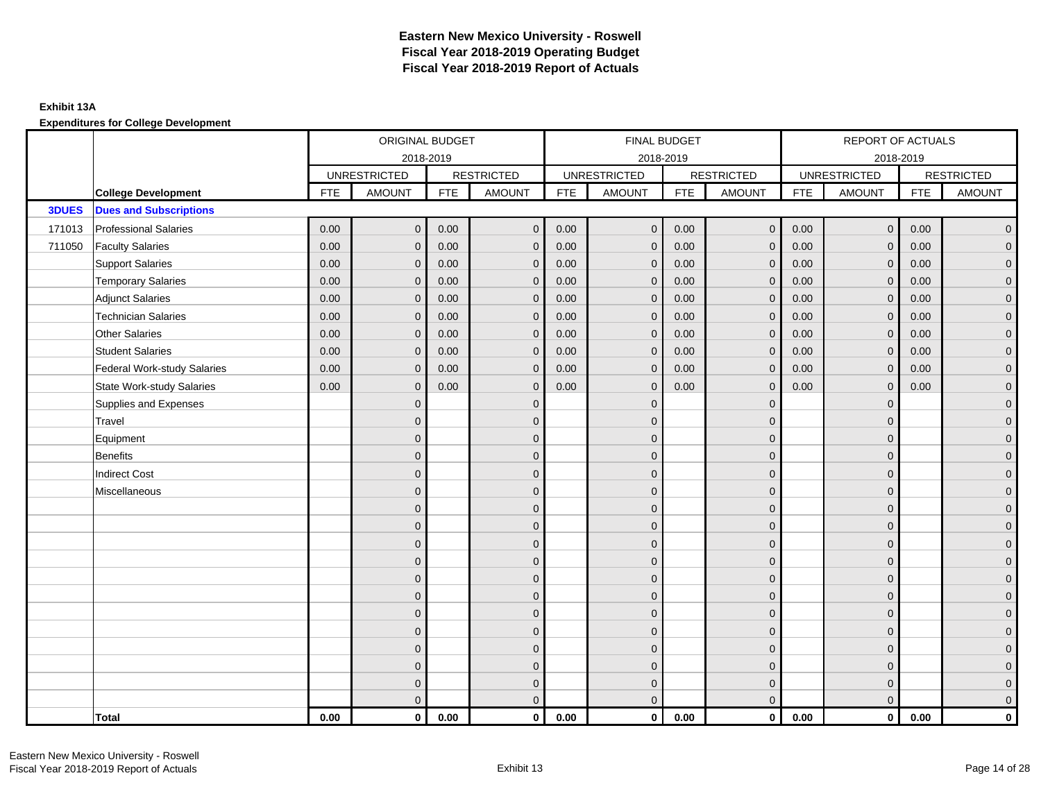# Eastern New Mexico University - Roswell
## Fiscal Year 2018-2019 Operating Budget
## Fiscal Year 2018-2019 Report of Actuals

**Exhibit 13A**

**Expenditures for College Development**

| | | ORIGINAL BUDGET 2018-2019 | | | | FINAL BUDGET 2018-2019 | | | | REPORT OF ACTUALS 2018-2019 | | | |
|---|---|---|---|---|---|---|---|---|---|---|---|---|---|
| | | UNRESTRICTED | | RESTRICTED | | UNRESTRICTED | | RESTRICTED | | UNRESTRICTED | | RESTRICTED | |
| | **College Development** | FTE | AMOUNT | FTE | AMOUNT | FTE | AMOUNT | FTE | AMOUNT | FTE | AMOUNT | FTE | AMOUNT |
| **3DUES** | **Dues and Subscriptions** | | | | | | | | | | | | |
| 171013 | Professional Salaries | 0.00 | 0 | 0.00 | 0 | 0.00 | 0 | 0.00 | 0 | 0.00 | 0 | 0.00 | 0 |
| 711050 | Faculty Salaries | 0.00 | 0 | 0.00 | 0 | 0.00 | 0 | 0.00 | 0 | 0.00 | 0 | 0.00 | 0 |
| | Support Salaries | 0.00 | 0 | 0.00 | 0 | 0.00 | 0 | 0.00 | 0 | 0.00 | 0 | 0.00 | 0 |
| | Temporary Salaries | 0.00 | 0 | 0.00 | 0 | 0.00 | 0 | 0.00 | 0 | 0.00 | 0 | 0.00 | 0 |
| | Adjunct Salaries | 0.00 | 0 | 0.00 | 0 | 0.00 | 0 | 0.00 | 0 | 0.00 | 0 | 0.00 | 0 |
| | Technician Salaries | 0.00 | 0 | 0.00 | 0 | 0.00 | 0 | 0.00 | 0 | 0.00 | 0 | 0.00 | 0 |
| | Other Salaries | 0.00 | 0 | 0.00 | 0 | 0.00 | 0 | 0.00 | 0 | 0.00 | 0 | 0.00 | 0 |
| | Student Salaries | 0.00 | 0 | 0.00 | 0 | 0.00 | 0 | 0.00 | 0 | 0.00 | 0 | 0.00 | 0 |
| | Federal Work-study Salaries | 0.00 | 0 | 0.00 | 0 | 0.00 | 0 | 0.00 | 0 | 0.00 | 0 | 0.00 | 0 |
| | State Work-study Salaries | 0.00 | 0 | 0.00 | 0 | 0.00 | 0 | 0.00 | 0 | 0.00 | 0 | 0.00 | 0 |
| | Supplies and Expenses | | 0 | | 0 | | 0 | | 0 | | 0 | | 0 |
| | Travel | | 0 | | 0 | | 0 | | 0 | | 0 | | 0 |
| | Equipment | | 0 | | 0 | | 0 | | 0 | | 0 | | 0 |
| | Benefits | | 0 | | 0 | | 0 | | 0 | | 0 | | 0 |
| | Indirect Cost | | 0 | | 0 | | 0 | | 0 | | 0 | | 0 |
| | Miscellaneous | | 0 | | 0 | | 0 | | 0 | | 0 | | 0 |
| | | | 0 | | 0 | | 0 | | 0 | | 0 | | 0 |
| | | | 0 | | 0 | | 0 | | 0 | | 0 | | 0 |
| | | | 0 | | 0 | | 0 | | 0 | | 0 | | 0 |
| | | | 0 | | 0 | | 0 | | 0 | | 0 | | 0 |
| | | | 0 | | 0 | | 0 | | 0 | | 0 | | 0 |
| | | | 0 | | 0 | | 0 | | 0 | | 0 | | 0 |
| | | | 0 | | 0 | | 0 | | 0 | | 0 | | 0 |
| | | | 0 | | 0 | | 0 | | 0 | | 0 | | 0 |
| | | | 0 | | 0 | | 0 | | 0 | | 0 | | 0 |
| | | | 0 | | 0 | | 0 | | 0 | | 0 | | 0 |
| | | | 0 | | 0 | | 0 | | 0 | | 0 | | 0 |
| | | | 0 | | 0 | | 0 | | 0 | | 0 | | 0 |
| | **Total** | **0.00** | **0** | **0.00** | **0** | **0.00** | **0** | **0.00** | **0** | **0.00** | **0** | **0.00** | **0** |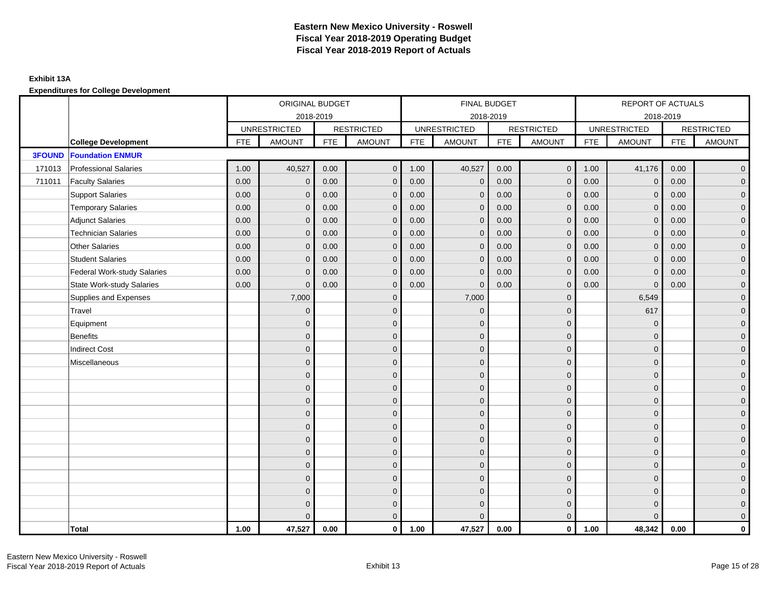# Eastern New Mexico University - Roswell
## Fiscal Year 2018-2019 Operating Budget
## Fiscal Year 2018-2019 Report of Actuals

**Exhibit 13A**

**Expenditures for College Development**

| | | ORIGINAL BUDGET 2018-2019 | | | | FINAL BUDGET 2018-2019 | | | | REPORT OF ACTUALS 2018-2019 | | | |
|---|---|---|---|---|---|---|---|---|---|---|---|---|---|
| | | UNRESTRICTED | | RESTRICTED | | UNRESTRICTED | | RESTRICTED | | UNRESTRICTED | | RESTRICTED | |
| | **College Development** | FTE | AMOUNT | FTE | AMOUNT | FTE | AMOUNT | FTE | AMOUNT | FTE | AMOUNT | FTE | AMOUNT |
| **3FOUND** | **Foundation ENMUR** | | | | | | | | | | | | |
| 171013 | Professional Salaries | 1.00 | 40,527 | 0.00 | 0 | 1.00 | 40,527 | 0.00 | 0 | 1.00 | 41,176 | 0.00 | 0 |
| 711011 | Faculty Salaries | 0.00 | 0 | 0.00 | 0 | 0.00 | 0 | 0.00 | 0 | 0.00 | 0 | 0.00 | 0 |
| | Support Salaries | 0.00 | 0 | 0.00 | 0 | 0.00 | 0 | 0.00 | 0 | 0.00 | 0 | 0.00 | 0 |
| | Temporary Salaries | 0.00 | 0 | 0.00 | 0 | 0.00 | 0 | 0.00 | 0 | 0.00 | 0 | 0.00 | 0 |
| | Adjunct Salaries | 0.00 | 0 | 0.00 | 0 | 0.00 | 0 | 0.00 | 0 | 0.00 | 0 | 0.00 | 0 |
| | Technician Salaries | 0.00 | 0 | 0.00 | 0 | 0.00 | 0 | 0.00 | 0 | 0.00 | 0 | 0.00 | 0 |
| | Other Salaries | 0.00 | 0 | 0.00 | 0 | 0.00 | 0 | 0.00 | 0 | 0.00 | 0 | 0.00 | 0 |
| | Student Salaries | 0.00 | 0 | 0.00 | 0 | 0.00 | 0 | 0.00 | 0 | 0.00 | 0 | 0.00 | 0 |
| | Federal Work-study Salaries | 0.00 | 0 | 0.00 | 0 | 0.00 | 0 | 0.00 | 0 | 0.00 | 0 | 0.00 | 0 |
| | State Work-study Salaries | 0.00 | 0 | 0.00 | 0 | 0.00 | 0 | 0.00 | 0 | 0.00 | 0 | 0.00 | 0 |
| | Supplies and Expenses | | 7,000 | | 0 | | 7,000 | | 0 | | 6,549 | | 0 |
| | Travel | | 0 | | 0 | | 0 | | 0 | | 617 | | 0 |
| | Equipment | | 0 | | 0 | | 0 | | 0 | | 0 | | 0 |
| | Benefits | | 0 | | 0 | | 0 | | 0 | | 0 | | 0 |
| | Indirect Cost | | 0 | | 0 | | 0 | | 0 | | 0 | | 0 |
| | Miscellaneous | | 0 | | 0 | | 0 | | 0 | | 0 | | 0 |
| | | | 0 | | 0 | | 0 | | 0 | | 0 | | 0 |
| | | | 0 | | 0 | | 0 | | 0 | | 0 | | 0 |
| | | | 0 | | 0 | | 0 | | 0 | | 0 | | 0 |
| | | | 0 | | 0 | | 0 | | 0 | | 0 | | 0 |
| | | | 0 | | 0 | | 0 | | 0 | | 0 | | 0 |
| | | | 0 | | 0 | | 0 | | 0 | | 0 | | 0 |
| | | | 0 | | 0 | | 0 | | 0 | | 0 | | 0 |
| | | | 0 | | 0 | | 0 | | 0 | | 0 | | 0 |
| | | | 0 | | 0 | | 0 | | 0 | | 0 | | 0 |
| | | | 0 | | 0 | | 0 | | 0 | | 0 | | 0 |
| | | | 0 | | 0 | | 0 | | 0 | | 0 | | 0 |
| | | | 0 | | 0 | | 0 | | 0 | | 0 | | 0 |
| | **Total** | **1.00** | **47,527** | **0.00** | **0** | **1.00** | **47,527** | **0.00** | **0** | **1.00** | **48,342** | **0.00** | **0** |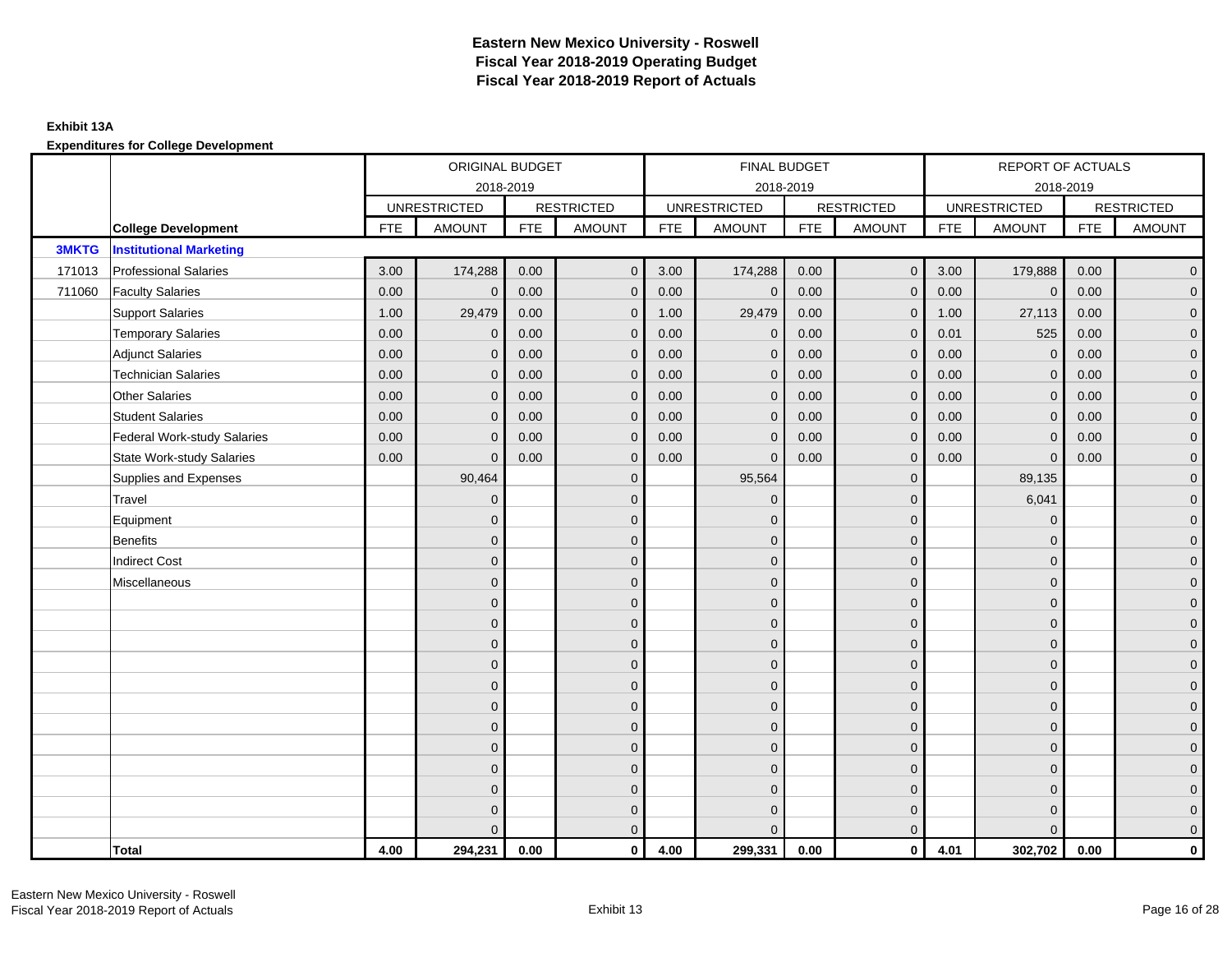# Eastern New Mexico University - Roswell
# Fiscal Year 2018-2019 Operating Budget
# Fiscal Year 2018-2019 Report of Actuals

**Exhibit 13A**

**Expenditures for College Development**

| | | ORIGINAL BUDGET 2018-2019 | | | | FINAL BUDGET 2018-2019 | | | | REPORT OF ACTUALS 2018-2019 | | | |
|---|---|---|---|---|---|---|---|---|---|---|---|---|---|
| | | UNRESTRICTED | | RESTRICTED | | UNRESTRICTED | | RESTRICTED | | UNRESTRICTED | | RESTRICTED | |
| | **College Development** | FTE | AMOUNT | FTE | AMOUNT | FTE | AMOUNT | FTE | AMOUNT | FTE | AMOUNT | FTE | AMOUNT |
| **3MKTG** | **Institutional Marketing** | | | | | | | | | | | | |
| 171013 | Professional Salaries | 3.00 | 174,288 | 0.00 | 0 | 3.00 | 174,288 | 0.00 | 0 | 3.00 | 179,888 | 0.00 | 0 |
| 711060 | Faculty Salaries | 0.00 | 0 | 0.00 | 0 | 0.00 | 0 | 0.00 | 0 | 0.00 | 0 | 0.00 | 0 |
| | Support Salaries | 1.00 | 29,479 | 0.00 | 0 | 1.00 | 29,479 | 0.00 | 0 | 1.00 | 27,113 | 0.00 | 0 |
| | Temporary Salaries | 0.00 | 0 | 0.00 | 0 | 0.00 | 0 | 0.00 | 0 | 0.01 | 525 | 0.00 | 0 |
| | Adjunct Salaries | 0.00 | 0 | 0.00 | 0 | 0.00 | 0 | 0.00 | 0 | 0.00 | 0 | 0.00 | 0 |
| | Technician Salaries | 0.00 | 0 | 0.00 | 0 | 0.00 | 0 | 0.00 | 0 | 0.00 | 0 | 0.00 | 0 |
| | Other Salaries | 0.00 | 0 | 0.00 | 0 | 0.00 | 0 | 0.00 | 0 | 0.00 | 0 | 0.00 | 0 |
| | Student Salaries | 0.00 | 0 | 0.00 | 0 | 0.00 | 0 | 0.00 | 0 | 0.00 | 0 | 0.00 | 0 |
| | Federal Work-study Salaries | 0.00 | 0 | 0.00 | 0 | 0.00 | 0 | 0.00 | 0 | 0.00 | 0 | 0.00 | 0 |
| | State Work-study Salaries | 0.00 | 0 | 0.00 | 0 | 0.00 | 0 | 0.00 | 0 | 0.00 | 0 | 0.00 | 0 |
| | Supplies and Expenses | | 90,464 | | 0 | | 95,564 | | 0 | | 89,135 | | 0 |
| | Travel | | 0 | | 0 | | 0 | | 0 | | 6,041 | | 0 |
| | Equipment | | 0 | | 0 | | 0 | | 0 | | 0 | | 0 |
| | Benefits | | 0 | | 0 | | 0 | | 0 | | 0 | | 0 |
| | Indirect Cost | | 0 | | 0 | | 0 | | 0 | | 0 | | 0 |
| | Miscellaneous | | 0 | | 0 | | 0 | | 0 | | 0 | | 0 |
| | | | 0 | | 0 | | 0 | | 0 | | 0 | | 0 |
| | | | 0 | | 0 | | 0 | | 0 | | 0 | | 0 |
| | | | 0 | | 0 | | 0 | | 0 | | 0 | | 0 |
| | | | 0 | | 0 | | 0 | | 0 | | 0 | | 0 |
| | | | 0 | | 0 | | 0 | | 0 | | 0 | | 0 |
| | | | 0 | | 0 | | 0 | | 0 | | 0 | | 0 |
| | | | 0 | | 0 | | 0 | | 0 | | 0 | | 0 |
| | | | 0 | | 0 | | 0 | | 0 | | 0 | | 0 |
| | | | 0 | | 0 | | 0 | | 0 | | 0 | | 0 |
| | | | 0 | | 0 | | 0 | | 0 | | 0 | | 0 |
| | | | 0 | | 0 | | 0 | | 0 | | 0 | | 0 |
| | | | 0 | | 0 | | 0 | | 0 | | 0 | | 0 |
| | **Total** | **4.00** | **294,231** | **0.00** | **0** | **4.00** | **299,331** | **0.00** | **0** | **4.01** | **302,702** | **0.00** | **0** |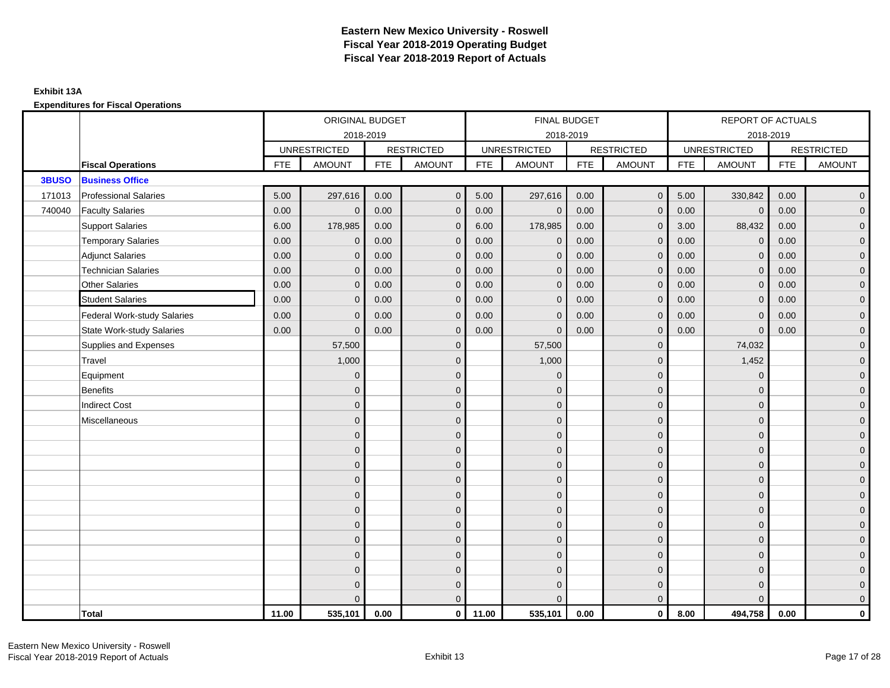# Eastern New Mexico University - Roswell
## Fiscal Year 2018-2019 Operating Budget
## Fiscal Year 2018-2019 Report of Actuals

**Exhibit 13A**

**Expenditures for Fiscal Operations**

| | | ORIGINAL BUDGET 2018-2019 | | | | FINAL BUDGET 2018-2019 | | | | REPORT OF ACTUALS 2018-2019 | | | |
|---|---|---|---|---|---|---|---|---|---|---|---|---|---|
| | | UNRESTRICTED | | RESTRICTED | | UNRESTRICTED | | RESTRICTED | | UNRESTRICTED | | RESTRICTED | |
| | **Fiscal Operations** | FTE | AMOUNT | FTE | AMOUNT | FTE | AMOUNT | FTE | AMOUNT | FTE | AMOUNT | FTE | AMOUNT |
| **3BUSO** | **Business Office** | | | | | | | | | | | | |
| 171013 | Professional Salaries | 5.00 | 297,616 | 0.00 | 0 | 5.00 | 297,616 | 0.00 | 0 | 5.00 | 330,842 | 0.00 | 0 |
| 740040 | Faculty Salaries | 0.00 | 0 | 0.00 | 0 | 0.00 | 0 | 0.00 | 0 | 0.00 | 0 | 0.00 | 0 |
| | Support Salaries | 6.00 | 178,985 | 0.00 | 0 | 6.00 | 178,985 | 0.00 | 0 | 3.00 | 88,432 | 0.00 | 0 |
| | Temporary Salaries | 0.00 | 0 | 0.00 | 0 | 0.00 | 0 | 0.00 | 0 | 0.00 | 0 | 0.00 | 0 |
| | Adjunct Salaries | 0.00 | 0 | 0.00 | 0 | 0.00 | 0 | 0.00 | 0 | 0.00 | 0 | 0.00 | 0 |
| | Technician Salaries | 0.00 | 0 | 0.00 | 0 | 0.00 | 0 | 0.00 | 0 | 0.00 | 0 | 0.00 | 0 |
| | Other Salaries | 0.00 | 0 | 0.00 | 0 | 0.00 | 0 | 0.00 | 0 | 0.00 | 0 | 0.00 | 0 |
| | Student Salaries | 0.00 | 0 | 0.00 | 0 | 0.00 | 0 | 0.00 | 0 | 0.00 | 0 | 0.00 | 0 |
| | Federal Work-study Salaries | 0.00 | 0 | 0.00 | 0 | 0.00 | 0 | 0.00 | 0 | 0.00 | 0 | 0.00 | 0 |
| | State Work-study Salaries | 0.00 | 0 | 0.00 | 0 | 0.00 | 0 | 0.00 | 0 | 0.00 | 0 | 0.00 | 0 |
| | Supplies and Expenses | | 57,500 | | 0 | | 57,500 | | 0 | | 74,032 | | 0 |
| | Travel | | 1,000 | | 0 | | 1,000 | | 0 | | 1,452 | | 0 |
| | Equipment | | 0 | | 0 | | 0 | | 0 | | 0 | | 0 |
| | Benefits | | 0 | | 0 | | 0 | | 0 | | 0 | | 0 |
| | Indirect Cost | | 0 | | 0 | | 0 | | 0 | | 0 | | 0 |
| | Miscellaneous | | 0 | | 0 | | 0 | | 0 | | 0 | | 0 |
| | | | 0 | | 0 | | 0 | | 0 | | 0 | | 0 |
| | | | 0 | | 0 | | 0 | | 0 | | 0 | | 0 |
| | | | 0 | | 0 | | 0 | | 0 | | 0 | | 0 |
| | | | 0 | | 0 | | 0 | | 0 | | 0 | | 0 |
| | | | 0 | | 0 | | 0 | | 0 | | 0 | | 0 |
| | | | 0 | | 0 | | 0 | | 0 | | 0 | | 0 |
| | | | 0 | | 0 | | 0 | | 0 | | 0 | | 0 |
| | | | 0 | | 0 | | 0 | | 0 | | 0 | | 0 |
| | | | 0 | | 0 | | 0 | | 0 | | 0 | | 0 |
| | | | 0 | | 0 | | 0 | | 0 | | 0 | | 0 |
| | | | 0 | | 0 | | 0 | | 0 | | 0 | | 0 |
| | | | 0 | | 0 | | 0 | | 0 | | 0 | | 0 |
| | **Total** | **11.00** | **535,101** | **0.00** | **0** | **11.00** | **535,101** | **0.00** | **0** | **8.00** | **494,758** | **0.00** | **0** |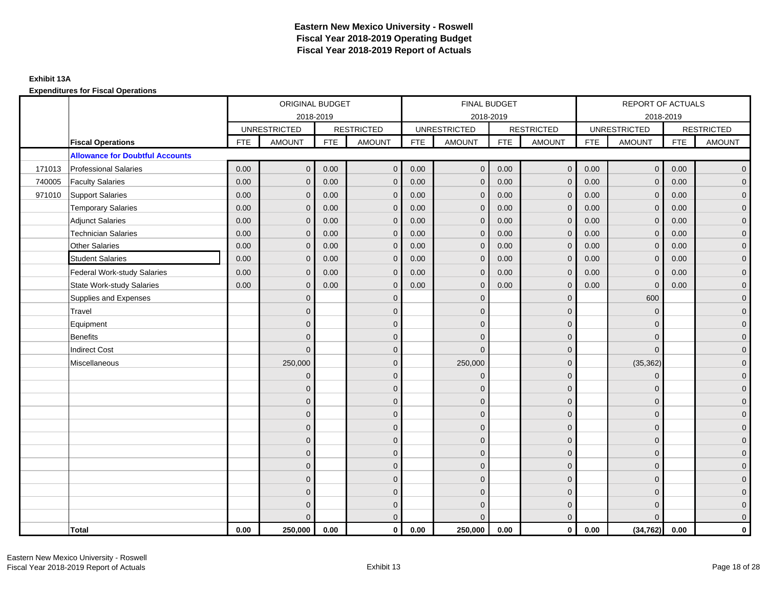# Eastern New Mexico University - Roswell
# Fiscal Year 2018-2019 Operating Budget
# Fiscal Year 2018-2019 Report of Actuals

**Exhibit 13A**

**Expenditures for Fiscal Operations**

| | | ORIGINAL BUDGET 2018-2019 | | | | FINAL BUDGET 2018-2019 | | | | REPORT OF ACTUALS 2018-2019 | | | |
|---|---|---|---|---|---|---|---|---|---|---|---|---|---|
| | | UNRESTRICTED | | RESTRICTED | | UNRESTRICTED | | RESTRICTED | | UNRESTRICTED | | RESTRICTED | |
| | **Fiscal Operations** | FTE | AMOUNT | FTE | AMOUNT | FTE | AMOUNT | FTE | AMOUNT | FTE | AMOUNT | FTE | AMOUNT |
| | **Allowance for Doubtful Accounts** | | | | | | | | | | | | |
| 171013 | Professional Salaries | 0.00 | 0 | 0.00 | 0 | 0.00 | 0 | 0.00 | 0 | 0.00 | 0 | 0.00 | 0 |
| 740005 | Faculty Salaries | 0.00 | 0 | 0.00 | 0 | 0.00 | 0 | 0.00 | 0 | 0.00 | 0 | 0.00 | 0 |
| 971010 | Support Salaries | 0.00 | 0 | 0.00 | 0 | 0.00 | 0 | 0.00 | 0 | 0.00 | 0 | 0.00 | 0 |
| | Temporary Salaries | 0.00 | 0 | 0.00 | 0 | 0.00 | 0 | 0.00 | 0 | 0.00 | 0 | 0.00 | 0 |
| | Adjunct Salaries | 0.00 | 0 | 0.00 | 0 | 0.00 | 0 | 0.00 | 0 | 0.00 | 0 | 0.00 | 0 |
| | Technician Salaries | 0.00 | 0 | 0.00 | 0 | 0.00 | 0 | 0.00 | 0 | 0.00 | 0 | 0.00 | 0 |
| | Other Salaries | 0.00 | 0 | 0.00 | 0 | 0.00 | 0 | 0.00 | 0 | 0.00 | 0 | 0.00 | 0 |
| | Student Salaries | 0.00 | 0 | 0.00 | 0 | 0.00 | 0 | 0.00 | 0 | 0.00 | 0 | 0.00 | 0 |
| | Federal Work-study Salaries | 0.00 | 0 | 0.00 | 0 | 0.00 | 0 | 0.00 | 0 | 0.00 | 0 | 0.00 | 0 |
| | State Work-study Salaries | 0.00 | 0 | 0.00 | 0 | 0.00 | 0 | 0.00 | 0 | 0.00 | 0 | 0.00 | 0 |
| | Supplies and Expenses | | 0 | | 0 | | 0 | | 0 | | 600 | | 0 |
| | Travel | | 0 | | 0 | | 0 | | 0 | | 0 | | 0 |
| | Equipment | | 0 | | 0 | | 0 | | 0 | | 0 | | 0 |
| | Benefits | | 0 | | 0 | | 0 | | 0 | | 0 | | 0 |
| | Indirect Cost | | 0 | | 0 | | 0 | | 0 | | 0 | | 0 |
| | Miscellaneous | | 250,000 | | 0 | | 250,000 | | 0 | | (35,362) | | 0 |
| | | | 0 | | 0 | | 0 | | 0 | | 0 | | 0 |
| | | | 0 | | 0 | | 0 | | 0 | | 0 | | 0 |
| | | | 0 | | 0 | | 0 | | 0 | | 0 | | 0 |
| | | | 0 | | 0 | | 0 | | 0 | | 0 | | 0 |
| | | | 0 | | 0 | | 0 | | 0 | | 0 | | 0 |
| | | | 0 | | 0 | | 0 | | 0 | | 0 | | 0 |
| | | | 0 | | 0 | | 0 | | 0 | | 0 | | 0 |
| | | | 0 | | 0 | | 0 | | 0 | | 0 | | 0 |
| | | | 0 | | 0 | | 0 | | 0 | | 0 | | 0 |
| | | | 0 | | 0 | | 0 | | 0 | | 0 | | 0 |
| | | | 0 | | 0 | | 0 | | 0 | | 0 | | 0 |
| | | | 0 | | 0 | | 0 | | 0 | | 0 | | 0 |
| | **Total** | **0.00** | **250,000** | **0.00** | **0** | **0.00** | **250,000** | **0.00** | **0** | **0.00** | **(34,762)** | **0.00** | **0** |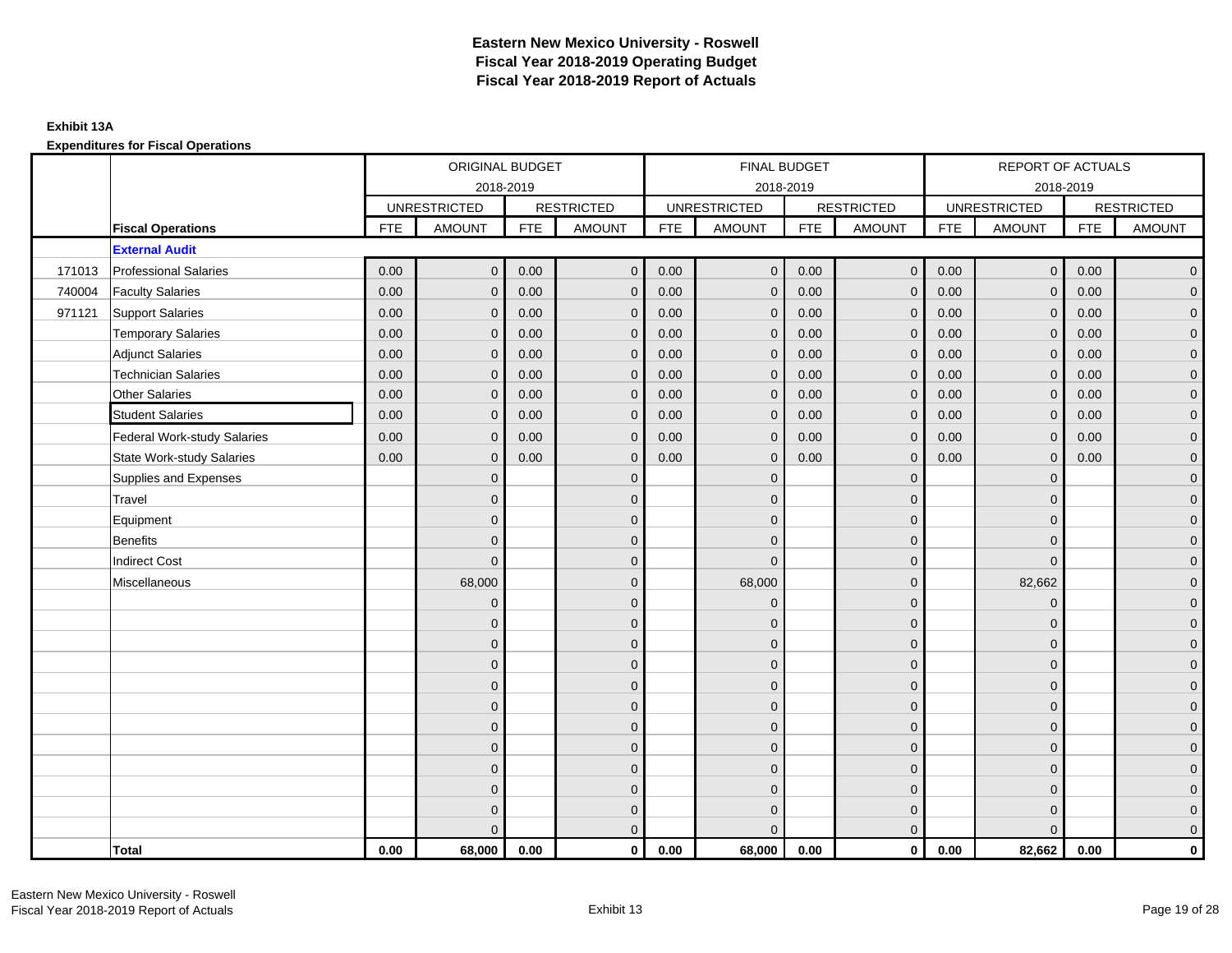# Eastern New Mexico University - Roswell
## Fiscal Year 2018-2019 Operating Budget
## Fiscal Year 2018-2019 Report of Actuals

**Exhibit 13A**

**Expenditures for Fiscal Operations**

| | | ORIGINAL BUDGET 2018-2019 | | | | FINAL BUDGET 2018-2019 | | | | REPORT OF ACTUALS 2018-2019 | | | |
|---|---|---|---|---|---|---|---|---|---|---|---|---|---|
| | | UNRESTRICTED | | RESTRICTED | | UNRESTRICTED | | RESTRICTED | | UNRESTRICTED | | RESTRICTED | |
| | **Fiscal Operations** | FTE | AMOUNT | FTE | AMOUNT | FTE | AMOUNT | FTE | AMOUNT | FTE | AMOUNT | FTE | AMOUNT |
| | **External Audit** | | | | | | | | | | | | |
| 171013 | Professional Salaries | 0.00 | 0 | 0.00 | 0 | 0.00 | 0 | 0.00 | 0 | 0.00 | 0 | 0.00 | 0 |
| 740004 | Faculty Salaries | 0.00 | 0 | 0.00 | 0 | 0.00 | 0 | 0.00 | 0 | 0.00 | 0 | 0.00 | 0 |
| 971121 | Support Salaries | 0.00 | 0 | 0.00 | 0 | 0.00 | 0 | 0.00 | 0 | 0.00 | 0 | 0.00 | 0 |
| | Temporary Salaries | 0.00 | 0 | 0.00 | 0 | 0.00 | 0 | 0.00 | 0 | 0.00 | 0 | 0.00 | 0 |
| | Adjunct Salaries | 0.00 | 0 | 0.00 | 0 | 0.00 | 0 | 0.00 | 0 | 0.00 | 0 | 0.00 | 0 |
| | Technician Salaries | 0.00 | 0 | 0.00 | 0 | 0.00 | 0 | 0.00 | 0 | 0.00 | 0 | 0.00 | 0 |
| | Other Salaries | 0.00 | 0 | 0.00 | 0 | 0.00 | 0 | 0.00 | 0 | 0.00 | 0 | 0.00 | 0 |
| | Student Salaries | 0.00 | 0 | 0.00 | 0 | 0.00 | 0 | 0.00 | 0 | 0.00 | 0 | 0.00 | 0 |
| | Federal Work-study Salaries | 0.00 | 0 | 0.00 | 0 | 0.00 | 0 | 0.00 | 0 | 0.00 | 0 | 0.00 | 0 |
| | State Work-study Salaries | 0.00 | 0 | 0.00 | 0 | 0.00 | 0 | 0.00 | 0 | 0.00 | 0 | 0.00 | 0 |
| | Supplies and Expenses | | 0 | | 0 | | 0 | | 0 | | 0 | | 0 |
| | Travel | | 0 | | 0 | | 0 | | 0 | | 0 | | 0 |
| | Equipment | | 0 | | 0 | | 0 | | 0 | | 0 | | 0 |
| | Benefits | | 0 | | 0 | | 0 | | 0 | | 0 | | 0 |
| | Indirect Cost | | 0 | | 0 | | 0 | | 0 | | 0 | | 0 |
| | Miscellaneous | | 68,000 | | 0 | | 68,000 | | 0 | | 82,662 | | 0 |
| | | | 0 | | 0 | | 0 | | 0 | | 0 | | 0 |
| | | | 0 | | 0 | | 0 | | 0 | | 0 | | 0 |
| | | | 0 | | 0 | | 0 | | 0 | | 0 | | 0 |
| | | | 0 | | 0 | | 0 | | 0 | | 0 | | 0 |
| | | | 0 | | 0 | | 0 | | 0 | | 0 | | 0 |
| | | | 0 | | 0 | | 0 | | 0 | | 0 | | 0 |
| | | | 0 | | 0 | | 0 | | 0 | | 0 | | 0 |
| | | | 0 | | 0 | | 0 | | 0 | | 0 | | 0 |
| | | | 0 | | 0 | | 0 | | 0 | | 0 | | 0 |
| | | | 0 | | 0 | | 0 | | 0 | | 0 | | 0 |
| | | | 0 | | 0 | | 0 | | 0 | | 0 | | 0 |
| | | | 0 | | 0 | | 0 | | 0 | | 0 | | 0 |
| | **Total** | **0.00** | **68,000** | **0.00** | **0** | **0.00** | **68,000** | **0.00** | **0** | **0.00** | **82,662** | **0.00** | **0** |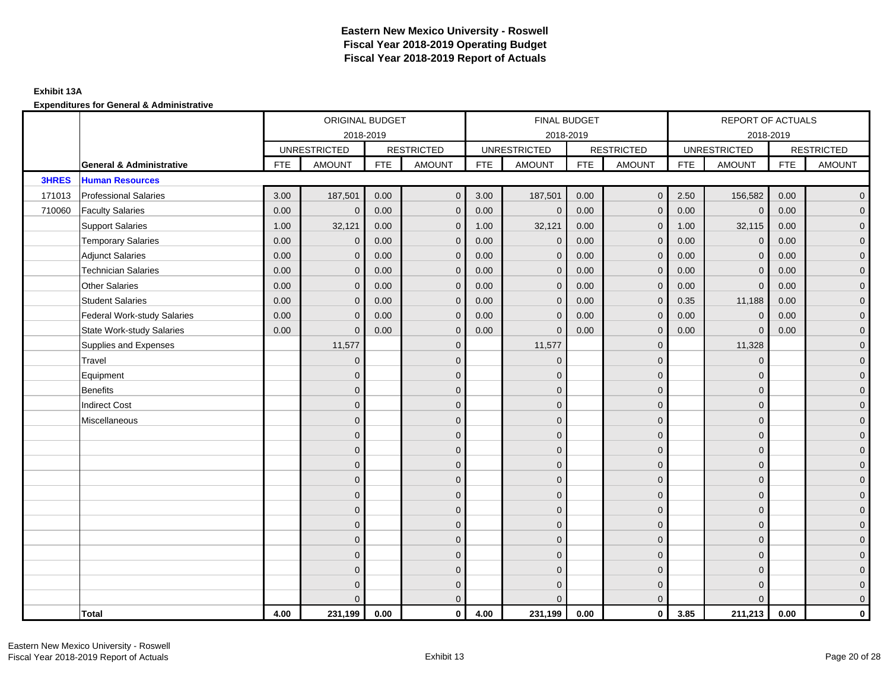# Eastern New Mexico University - Roswell
## Fiscal Year 2018-2019 Operating Budget
## Fiscal Year 2018-2019 Report of Actuals

**Exhibit 13A**

**Expenditures for General & Administrative**

| | | ORIGINAL BUDGET 2018-2019 | | | | FINAL BUDGET 2018-2019 | | | | REPORT OF ACTUALS 2018-2019 | | | |
|---|---|---|---|---|---|---|---|---|---|---|---|---|---|
| | | UNRESTRICTED | | RESTRICTED | | UNRESTRICTED | | RESTRICTED | | UNRESTRICTED | | RESTRICTED | |
| | **General & Administrative** | FTE | AMOUNT | FTE | AMOUNT | FTE | AMOUNT | FTE | AMOUNT | FTE | AMOUNT | FTE | AMOUNT |
| **3HRES** | **Human Resources** | | | | | | | | | | | | |
| 171013 | Professional Salaries | 3.00 | 187,501 | 0.00 | 0 | 3.00 | 187,501 | 0.00 | 0 | 2.50 | 156,582 | 0.00 | 0 |
| 710060 | Faculty Salaries | 0.00 | 0 | 0.00 | 0 | 0.00 | 0 | 0.00 | 0 | 0.00 | 0 | 0.00 | 0 |
| | Support Salaries | 1.00 | 32,121 | 0.00 | 0 | 1.00 | 32,121 | 0.00 | 0 | 1.00 | 32,115 | 0.00 | 0 |
| | Temporary Salaries | 0.00 | 0 | 0.00 | 0 | 0.00 | 0 | 0.00 | 0 | 0.00 | 0 | 0.00 | 0 |
| | Adjunct Salaries | 0.00 | 0 | 0.00 | 0 | 0.00 | 0 | 0.00 | 0 | 0.00 | 0 | 0.00 | 0 |
| | Technician Salaries | 0.00 | 0 | 0.00 | 0 | 0.00 | 0 | 0.00 | 0 | 0.00 | 0 | 0.00 | 0 |
| | Other Salaries | 0.00 | 0 | 0.00 | 0 | 0.00 | 0 | 0.00 | 0 | 0.00 | 0 | 0.00 | 0 |
| | Student Salaries | 0.00 | 0 | 0.00 | 0 | 0.00 | 0 | 0.00 | 0 | 0.35 | 11,188 | 0.00 | 0 |
| | Federal Work-study Salaries | 0.00 | 0 | 0.00 | 0 | 0.00 | 0 | 0.00 | 0 | 0.00 | 0 | 0.00 | 0 |
| | State Work-study Salaries | 0.00 | 0 | 0.00 | 0 | 0.00 | 0 | 0.00 | 0 | 0.00 | 0 | 0.00 | 0 |
| | Supplies and Expenses | | 11,577 | | 0 | | 11,577 | | 0 | | 11,328 | | 0 |
| | Travel | | 0 | | 0 | | 0 | | 0 | | 0 | | 0 |
| | Equipment | | 0 | | 0 | | 0 | | 0 | | 0 | | 0 |
| | Benefits | | 0 | | 0 | | 0 | | 0 | | 0 | | 0 |
| | Indirect Cost | | 0 | | 0 | | 0 | | 0 | | 0 | | 0 |
| | Miscellaneous | | 0 | | 0 | | 0 | | 0 | | 0 | | 0 |
| | | | 0 | | 0 | | 0 | | 0 | | 0 | | 0 |
| | | | 0 | | 0 | | 0 | | 0 | | 0 | | 0 |
| | | | 0 | | 0 | | 0 | | 0 | | 0 | | 0 |
| | | | 0 | | 0 | | 0 | | 0 | | 0 | | 0 |
| | | | 0 | | 0 | | 0 | | 0 | | 0 | | 0 |
| | | | 0 | | 0 | | 0 | | 0 | | 0 | | 0 |
| | | | 0 | | 0 | | 0 | | 0 | | 0 | | 0 |
| | | | 0 | | 0 | | 0 | | 0 | | 0 | | 0 |
| | | | 0 | | 0 | | 0 | | 0 | | 0 | | 0 |
| | | | 0 | | 0 | | 0 | | 0 | | 0 | | 0 |
| | | | 0 | | 0 | | 0 | | 0 | | 0 | | 0 |
| | | | 0 | | 0 | | 0 | | 0 | | 0 | | 0 |
| | **Total** | **4.00** | **231,199** | **0.00** | **0** | **4.00** | **231,199** | **0.00** | **0** | **3.85** | **211,213** | **0.00** | **0** |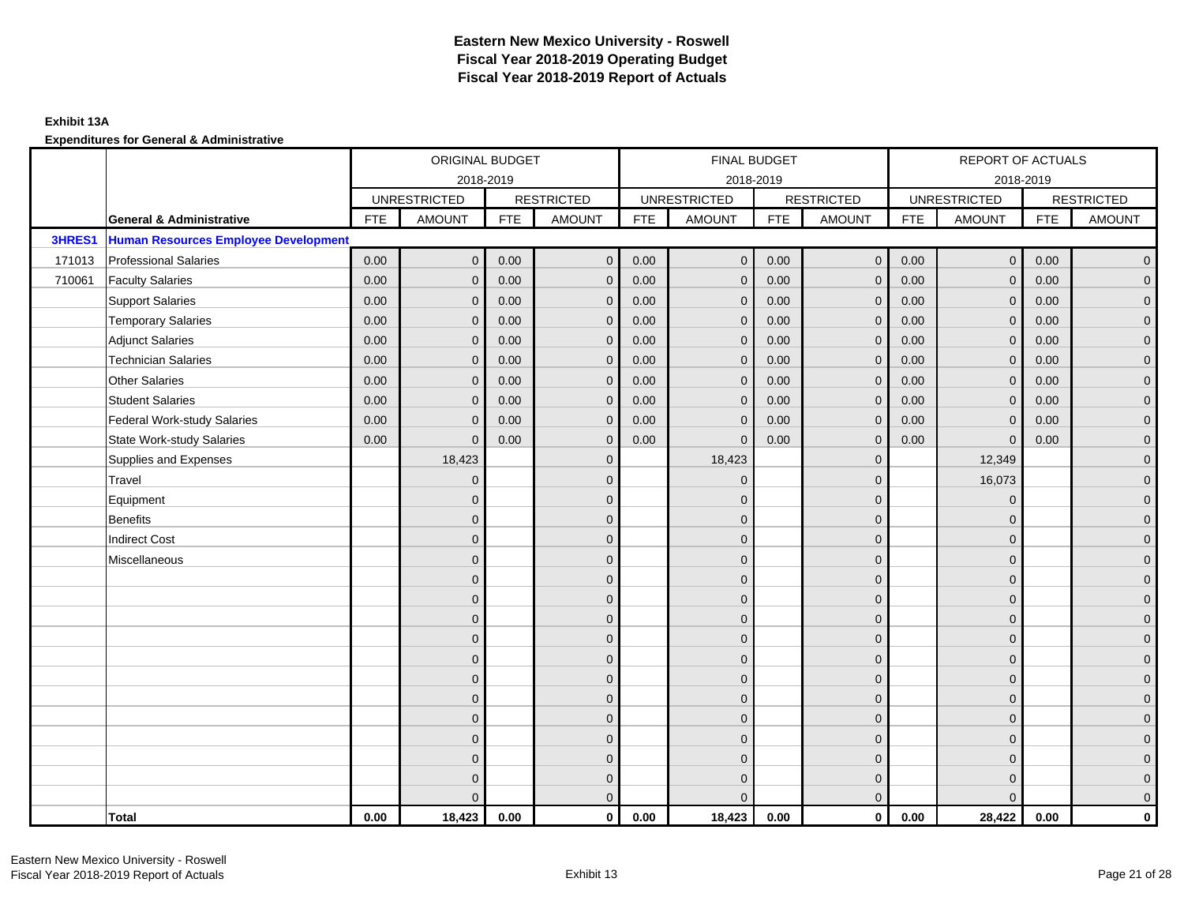# Eastern New Mexico University - Roswell
## Fiscal Year 2018-2019 Operating Budget
## Fiscal Year 2018-2019 Report of Actuals

**Exhibit 13A**

**Expenditures for General & Administrative**

| | | ORIGINAL BUDGET 2018-2019 | | | | FINAL BUDGET 2018-2019 | | | | REPORT OF ACTUALS 2018-2019 | | | |
|---|---|---|---|---|---|---|---|---|---|---|---|---|---|
| | | UNRESTRICTED | | RESTRICTED | | UNRESTRICTED | | RESTRICTED | | UNRESTRICTED | | RESTRICTED | |
| | **General & Administrative** | FTE | AMOUNT | FTE | AMOUNT | FTE | AMOUNT | FTE | AMOUNT | FTE | AMOUNT | FTE | AMOUNT |
| **3HRES1** | **Human Resources Employee Development** | | | | | | | | | | | | |
| 171013 | Professional Salaries | 0.00 | 0 | 0.00 | 0 | 0.00 | 0 | 0.00 | 0 | 0.00 | 0 | 0.00 | 0 |
| 710061 | Faculty Salaries | 0.00 | 0 | 0.00 | 0 | 0.00 | 0 | 0.00 | 0 | 0.00 | 0 | 0.00 | 0 |
| | Support Salaries | 0.00 | 0 | 0.00 | 0 | 0.00 | 0 | 0.00 | 0 | 0.00 | 0 | 0.00 | 0 |
| | Temporary Salaries | 0.00 | 0 | 0.00 | 0 | 0.00 | 0 | 0.00 | 0 | 0.00 | 0 | 0.00 | 0 |
| | Adjunct Salaries | 0.00 | 0 | 0.00 | 0 | 0.00 | 0 | 0.00 | 0 | 0.00 | 0 | 0.00 | 0 |
| | Technician Salaries | 0.00 | 0 | 0.00 | 0 | 0.00 | 0 | 0.00 | 0 | 0.00 | 0 | 0.00 | 0 |
| | Other Salaries | 0.00 | 0 | 0.00 | 0 | 0.00 | 0 | 0.00 | 0 | 0.00 | 0 | 0.00 | 0 |
| | Student Salaries | 0.00 | 0 | 0.00 | 0 | 0.00 | 0 | 0.00 | 0 | 0.00 | 0 | 0.00 | 0 |
| | Federal Work-study Salaries | 0.00 | 0 | 0.00 | 0 | 0.00 | 0 | 0.00 | 0 | 0.00 | 0 | 0.00 | 0 |
| | State Work-study Salaries | 0.00 | 0 | 0.00 | 0 | 0.00 | 0 | 0.00 | 0 | 0.00 | 0 | 0.00 | 0 |
| | Supplies and Expenses | | 18,423 | | 0 | | 18,423 | | 0 | | 12,349 | | 0 |
| | Travel | | 0 | | 0 | | 0 | | 0 | | 16,073 | | 0 |
| | Equipment | | 0 | | 0 | | 0 | | 0 | | 0 | | 0 |
| | Benefits | | 0 | | 0 | | 0 | | 0 | | 0 | | 0 |
| | Indirect Cost | | 0 | | 0 | | 0 | | 0 | | 0 | | 0 |
| | Miscellaneous | | 0 | | 0 | | 0 | | 0 | | 0 | | 0 |
| | | | 0 | | 0 | | 0 | | 0 | | 0 | | 0 |
| | | | 0 | | 0 | | 0 | | 0 | | 0 | | 0 |
| | | | 0 | | 0 | | 0 | | 0 | | 0 | | 0 |
| | | | 0 | | 0 | | 0 | | 0 | | 0 | | 0 |
| | | | 0 | | 0 | | 0 | | 0 | | 0 | | 0 |
| | | | 0 | | 0 | | 0 | | 0 | | 0 | | 0 |
| | | | 0 | | 0 | | 0 | | 0 | | 0 | | 0 |
| | | | 0 | | 0 | | 0 | | 0 | | 0 | | 0 |
| | | | 0 | | 0 | | 0 | | 0 | | 0 | | 0 |
| | | | 0 | | 0 | | 0 | | 0 | | 0 | | 0 |
| | | | 0 | | 0 | | 0 | | 0 | | 0 | | 0 |
| | | | 0 | | 0 | | 0 | | 0 | | 0 | | 0 |
| | **Total** | **0.00** | **18,423** | **0.00** | **0** | **0.00** | **18,423** | **0.00** | **0** | **0.00** | **28,422** | **0.00** | **0** |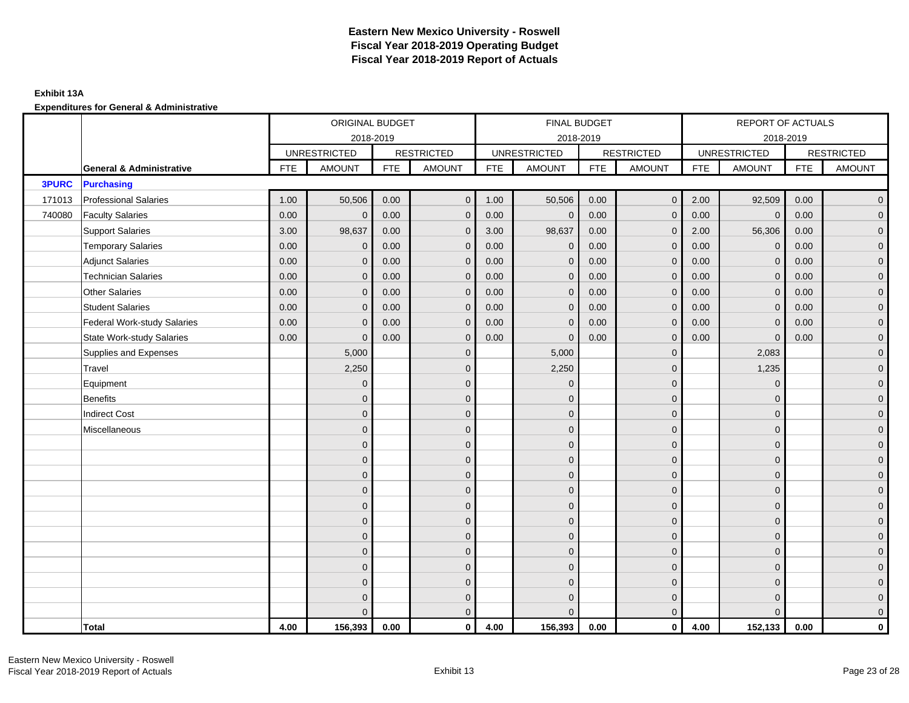# Eastern New Mexico University - Roswell
# Fiscal Year 2018-2019 Operating Budget
# Fiscal Year 2018-2019 Report of Actuals

**Exhibit 13A**

**Expenditures for General & Administrative**

| | | ORIGINAL BUDGET 2018-2019 | | | | FINAL BUDGET 2018-2019 | | | | REPORT OF ACTUALS 2018-2019 | | | |
|---|---|---|---|---|---|---|---|---|---|---|---|---|---|
| | | UNRESTRICTED | | RESTRICTED | | UNRESTRICTED | | RESTRICTED | | UNRESTRICTED | | RESTRICTED | |
| | **General & Administrative** | FTE | AMOUNT | FTE | AMOUNT | FTE | AMOUNT | FTE | AMOUNT | FTE | AMOUNT | FTE | AMOUNT |
| **3PURC** | **Purchasing** | | | | | | | | | | | | |
| 171013 | Professional Salaries | 1.00 | 50,506 | 0.00 | 0 | 1.00 | 50,506 | 0.00 | 0 | 2.00 | 92,509 | 0.00 | 0 |
| 740080 | Faculty Salaries | 0.00 | 0 | 0.00 | 0 | 0.00 | 0 | 0.00 | 0 | 0.00 | 0 | 0.00 | 0 |
| | Support Salaries | 3.00 | 98,637 | 0.00 | 0 | 3.00 | 98,637 | 0.00 | 0 | 2.00 | 56,306 | 0.00 | 0 |
| | Temporary Salaries | 0.00 | 0 | 0.00 | 0 | 0.00 | 0 | 0.00 | 0 | 0.00 | 0 | 0.00 | 0 |
| | Adjunct Salaries | 0.00 | 0 | 0.00 | 0 | 0.00 | 0 | 0.00 | 0 | 0.00 | 0 | 0.00 | 0 |
| | Technician Salaries | 0.00 | 0 | 0.00 | 0 | 0.00 | 0 | 0.00 | 0 | 0.00 | 0 | 0.00 | 0 |
| | Other Salaries | 0.00 | 0 | 0.00 | 0 | 0.00 | 0 | 0.00 | 0 | 0.00 | 0 | 0.00 | 0 |
| | Student Salaries | 0.00 | 0 | 0.00 | 0 | 0.00 | 0 | 0.00 | 0 | 0.00 | 0 | 0.00 | 0 |
| | Federal Work-study Salaries | 0.00 | 0 | 0.00 | 0 | 0.00 | 0 | 0.00 | 0 | 0.00 | 0 | 0.00 | 0 |
| | State Work-study Salaries | 0.00 | 0 | 0.00 | 0 | 0.00 | 0 | 0.00 | 0 | 0.00 | 0 | 0.00 | 0 |
| | Supplies and Expenses | | 5,000 | | 0 | | 5,000 | | 0 | | 2,083 | | 0 |
| | Travel | | 2,250 | | 0 | | 2,250 | | 0 | | 1,235 | | 0 |
| | Equipment | | 0 | | 0 | | 0 | | 0 | | 0 | | 0 |
| | Benefits | | 0 | | 0 | | 0 | | 0 | | 0 | | 0 |
| | Indirect Cost | | 0 | | 0 | | 0 | | 0 | | 0 | | 0 |
| | Miscellaneous | | 0 | | 0 | | 0 | | 0 | | 0 | | 0 |
| | | | 0 | | 0 | | 0 | | 0 | | 0 | | 0 |
| | | | 0 | | 0 | | 0 | | 0 | | 0 | | 0 |
| | | | 0 | | 0 | | 0 | | 0 | | 0 | | 0 |
| | | | 0 | | 0 | | 0 | | 0 | | 0 | | 0 |
| | | | 0 | | 0 | | 0 | | 0 | | 0 | | 0 |
| | | | 0 | | 0 | | 0 | | 0 | | 0 | | 0 |
| | | | 0 | | 0 | | 0 | | 0 | | 0 | | 0 |
| | | | 0 | | 0 | | 0 | | 0 | | 0 | | 0 |
| | | | 0 | | 0 | | 0 | | 0 | | 0 | | 0 |
| | | | 0 | | 0 | | 0 | | 0 | | 0 | | 0 |
| | | | 0 | | 0 | | 0 | | 0 | | 0 | | 0 |
| | | | 0 | | 0 | | 0 | | 0 | | 0 | | 0 |
| | **Total** | **4.00** | **156,393** | **0.00** | **0** | **4.00** | **156,393** | **0.00** | **0** | **4.00** | **152,133** | **0.00** | **0** |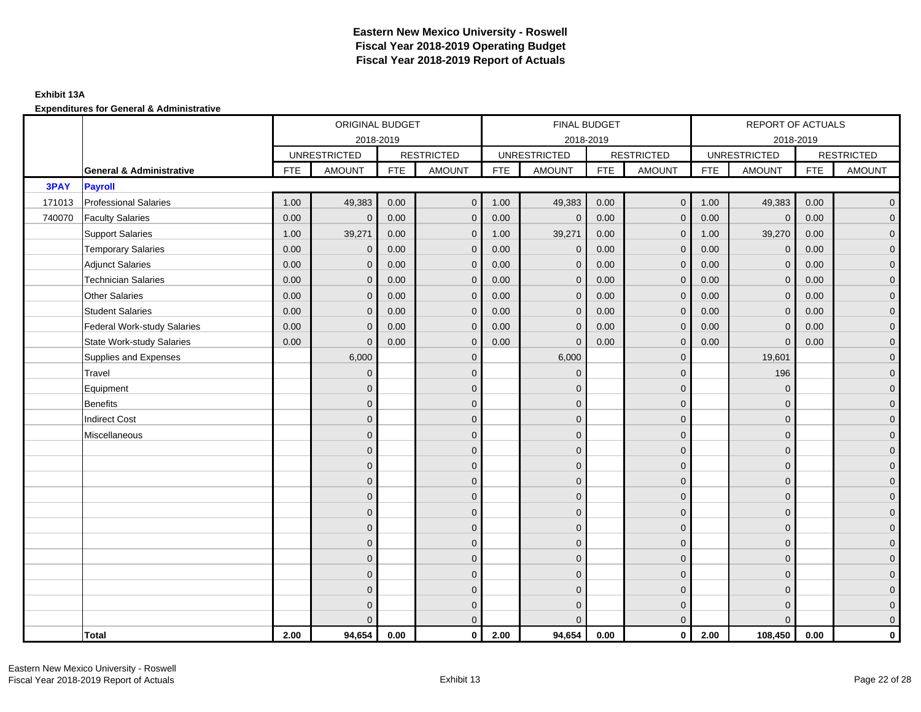# Eastern New Mexico University - Roswell
## Fiscal Year 2018-2019 Operating Budget
## Fiscal Year 2018-2019 Report of Actuals

**Exhibit 13A**

**Expenditures for General & Administrative**

| | | ORIGINAL BUDGET 2018-2019 | | | | FINAL BUDGET 2018-2019 | | | | REPORT OF ACTUALS 2018-2019 | | | |
|---|---|---|---|---|---|---|---|---|---|---|---|---|---|
| | | UNRESTRICTED | | RESTRICTED | | UNRESTRICTED | | RESTRICTED | | UNRESTRICTED | | RESTRICTED | |
| | **General & Administrative** | FTE | AMOUNT | FTE | AMOUNT | FTE | AMOUNT | FTE | AMOUNT | FTE | AMOUNT | FTE | AMOUNT |
| **3PAY** | **Payroll** | | | | | | | | | | | | |
| 171013 | Professional Salaries | 1.00 | 49,383 | 0.00 | 0 | 1.00 | 49,383 | 0.00 | 0 | 1.00 | 49,383 | 0.00 | 0 |
| 740070 | Faculty Salaries | 0.00 | 0 | 0.00 | 0 | 0.00 | 0 | 0.00 | 0 | 0.00 | 0 | 0.00 | 0 |
| | Support Salaries | 1.00 | 39,271 | 0.00 | 0 | 1.00 | 39,271 | 0.00 | 0 | 1.00 | 39,270 | 0.00 | 0 |
| | Temporary Salaries | 0.00 | 0 | 0.00 | 0 | 0.00 | 0 | 0.00 | 0 | 0.00 | 0 | 0.00 | 0 |
| | Adjunct Salaries | 0.00 | 0 | 0.00 | 0 | 0.00 | 0 | 0.00 | 0 | 0.00 | 0 | 0.00 | 0 |
| | Technician Salaries | 0.00 | 0 | 0.00 | 0 | 0.00 | 0 | 0.00 | 0 | 0.00 | 0 | 0.00 | 0 |
| | Other Salaries | 0.00 | 0 | 0.00 | 0 | 0.00 | 0 | 0.00 | 0 | 0.00 | 0 | 0.00 | 0 |
| | Student Salaries | 0.00 | 0 | 0.00 | 0 | 0.00 | 0 | 0.00 | 0 | 0.00 | 0 | 0.00 | 0 |
| | Federal Work-study Salaries | 0.00 | 0 | 0.00 | 0 | 0.00 | 0 | 0.00 | 0 | 0.00 | 0 | 0.00 | 0 |
| | State Work-study Salaries | 0.00 | 0 | 0.00 | 0 | 0.00 | 0 | 0.00 | 0 | 0.00 | 0 | 0.00 | 0 |
| | Supplies and Expenses | | 6,000 | | 0 | | 6,000 | | 0 | | 19,601 | | 0 |
| | Travel | | 0 | | 0 | | 0 | | 0 | | 196 | | 0 |
| | Equipment | | 0 | | 0 | | 0 | | 0 | | 0 | | 0 |
| | Benefits | | 0 | | 0 | | 0 | | 0 | | 0 | | 0 |
| | Indirect Cost | | 0 | | 0 | | 0 | | 0 | | 0 | | 0 |
| | Miscellaneous | | 0 | | 0 | | 0 | | 0 | | 0 | | 0 |
| | | | 0 | | 0 | | 0 | | 0 | | 0 | | 0 |
| | | | 0 | | 0 | | 0 | | 0 | | 0 | | 0 |
| | | | 0 | | 0 | | 0 | | 0 | | 0 | | 0 |
| | | | 0 | | 0 | | 0 | | 0 | | 0 | | 0 |
| | | | 0 | | 0 | | 0 | | 0 | | 0 | | 0 |
| | | | 0 | | 0 | | 0 | | 0 | | 0 | | 0 |
| | | | 0 | | 0 | | 0 | | 0 | | 0 | | 0 |
| | | | 0 | | 0 | | 0 | | 0 | | 0 | | 0 |
| | | | 0 | | 0 | | 0 | | 0 | | 0 | | 0 |
| | | | 0 | | 0 | | 0 | | 0 | | 0 | | 0 |
| | | | 0 | | 0 | | 0 | | 0 | | 0 | | 0 |
| | | | 0 | | 0 | | 0 | | 0 | | 0 | | 0 |
| | **Total** | **2.00** | **94,654** | **0.00** | **0** | **2.00** | **94,654** | **0.00** | **0** | **2.00** | **108,450** | **0.00** | **0** |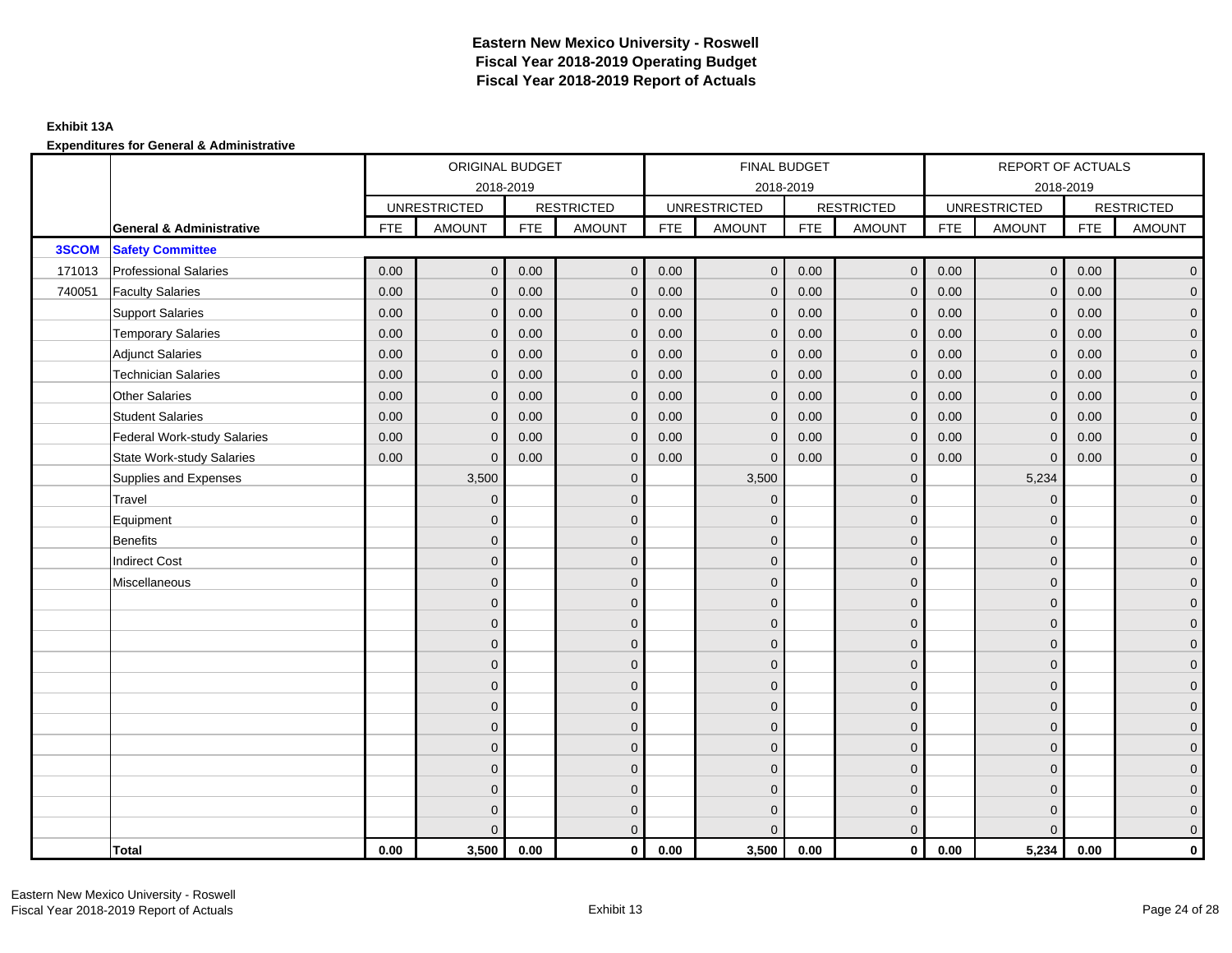# Eastern New Mexico University - Roswell
# Fiscal Year 2018-2019 Operating Budget
# Fiscal Year 2018-2019 Report of Actuals

**Exhibit 13A**

**Expenditures for General & Administrative**

| | | ORIGINAL BUDGET 2018-2019 | | | | FINAL BUDGET 2018-2019 | | | | REPORT OF ACTUALS 2018-2019 | | | |
|---|---|---|---|---|---|---|---|---|---|---|---|---|---|
| | | UNRESTRICTED | | RESTRICTED | | UNRESTRICTED | | RESTRICTED | | UNRESTRICTED | | RESTRICTED | |
| | **General & Administrative** | FTE | AMOUNT | FTE | AMOUNT | FTE | AMOUNT | FTE | AMOUNT | FTE | AMOUNT | FTE | AMOUNT |
| **3SCOM** | **Safety Committee** | | | | | | | | | | | | |
| 171013 | Professional Salaries | 0.00 | 0 | 0.00 | 0 | 0.00 | 0 | 0.00 | 0 | 0.00 | 0 | 0.00 | 0 |
| 740051 | Faculty Salaries | 0.00 | 0 | 0.00 | 0 | 0.00 | 0 | 0.00 | 0 | 0.00 | 0 | 0.00 | 0 |
| | Support Salaries | 0.00 | 0 | 0.00 | 0 | 0.00 | 0 | 0.00 | 0 | 0.00 | 0 | 0.00 | 0 |
| | Temporary Salaries | 0.00 | 0 | 0.00 | 0 | 0.00 | 0 | 0.00 | 0 | 0.00 | 0 | 0.00 | 0 |
| | Adjunct Salaries | 0.00 | 0 | 0.00 | 0 | 0.00 | 0 | 0.00 | 0 | 0.00 | 0 | 0.00 | 0 |
| | Technician Salaries | 0.00 | 0 | 0.00 | 0 | 0.00 | 0 | 0.00 | 0 | 0.00 | 0 | 0.00 | 0 |
| | Other Salaries | 0.00 | 0 | 0.00 | 0 | 0.00 | 0 | 0.00 | 0 | 0.00 | 0 | 0.00 | 0 |
| | Student Salaries | 0.00 | 0 | 0.00 | 0 | 0.00 | 0 | 0.00 | 0 | 0.00 | 0 | 0.00 | 0 |
| | Federal Work-study Salaries | 0.00 | 0 | 0.00 | 0 | 0.00 | 0 | 0.00 | 0 | 0.00 | 0 | 0.00 | 0 |
| | State Work-study Salaries | 0.00 | 0 | 0.00 | 0 | 0.00 | 0 | 0.00 | 0 | 0.00 | 0 | 0.00 | 0 |
| | Supplies and Expenses | | 3,500 | | 0 | | 3,500 | | 0 | | 5,234 | | 0 |
| | Travel | | 0 | | 0 | | 0 | | 0 | | 0 | | 0 |
| | Equipment | | 0 | | 0 | | 0 | | 0 | | 0 | | 0 |
| | Benefits | | 0 | | 0 | | 0 | | 0 | | 0 | | 0 |
| | Indirect Cost | | 0 | | 0 | | 0 | | 0 | | 0 | | 0 |
| | Miscellaneous | | 0 | | 0 | | 0 | | 0 | | 0 | | 0 |
| | | | 0 | | 0 | | 0 | | 0 | | 0 | | 0 |
| | | | 0 | | 0 | | 0 | | 0 | | 0 | | 0 |
| | | | 0 | | 0 | | 0 | | 0 | | 0 | | 0 |
| | | | 0 | | 0 | | 0 | | 0 | | 0 | | 0 |
| | | | 0 | | 0 | | 0 | | 0 | | 0 | | 0 |
| | | | 0 | | 0 | | 0 | | 0 | | 0 | | 0 |
| | | | 0 | | 0 | | 0 | | 0 | | 0 | | 0 |
| | | | 0 | | 0 | | 0 | | 0 | | 0 | | 0 |
| | | | 0 | | 0 | | 0 | | 0 | | 0 | | 0 |
| | | | 0 | | 0 | | 0 | | 0 | | 0 | | 0 |
| | | | 0 | | 0 | | 0 | | 0 | | 0 | | 0 |
| | | | 0 | | 0 | | 0 | | 0 | | 0 | | 0 |
| | **Total** | **0.00** | **3,500** | **0.00** | **0** | **0.00** | **3,500** | **0.00** | **0** | **0.00** | **5,234** | **0.00** | **0** |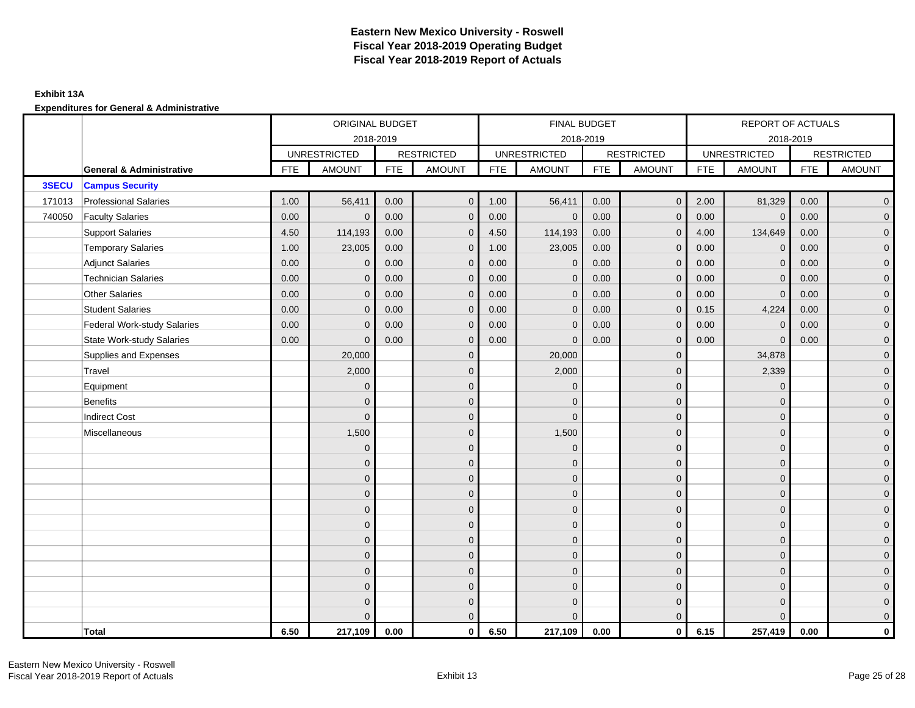# Eastern New Mexico University - Roswell
## Fiscal Year 2018-2019 Operating Budget
## Fiscal Year 2018-2019 Report of Actuals

**Exhibit 13A**

**Expenditures for General & Administrative**

| | | ORIGINAL BUDGET 2018-2019 | | | | FINAL BUDGET 2018-2019 | | | | REPORT OF ACTUALS 2018-2019 | | | |
|---|---|---|---|---|---|---|---|---|---|---|---|---|---|
| | | UNRESTRICTED | | RESTRICTED | | UNRESTRICTED | | RESTRICTED | | UNRESTRICTED | | RESTRICTED | |
| | **General & Administrative** | FTE | AMOUNT | FTE | AMOUNT | FTE | AMOUNT | FTE | AMOUNT | FTE | AMOUNT | FTE | AMOUNT |
| **3SECU** | **Campus Security** | | | | | | | | | | | | |
| 171013 | Professional Salaries | 1.00 | 56,411 | 0.00 | 0 | 1.00 | 56,411 | 0.00 | 0 | 2.00 | 81,329 | 0.00 | 0 |
| 740050 | Faculty Salaries | 0.00 | 0 | 0.00 | 0 | 0.00 | 0 | 0.00 | 0 | 0.00 | 0 | 0.00 | 0 |
| | Support Salaries | 4.50 | 114,193 | 0.00 | 0 | 4.50 | 114,193 | 0.00 | 0 | 4.00 | 134,649 | 0.00 | 0 |
| | Temporary Salaries | 1.00 | 23,005 | 0.00 | 0 | 1.00 | 23,005 | 0.00 | 0 | 0.00 | 0 | 0.00 | 0 |
| | Adjunct Salaries | 0.00 | 0 | 0.00 | 0 | 0.00 | 0 | 0.00 | 0 | 0.00 | 0 | 0.00 | 0 |
| | Technician Salaries | 0.00 | 0 | 0.00 | 0 | 0.00 | 0 | 0.00 | 0 | 0.00 | 0 | 0.00 | 0 |
| | Other Salaries | 0.00 | 0 | 0.00 | 0 | 0.00 | 0 | 0.00 | 0 | 0.00 | 0 | 0.00 | 0 |
| | Student Salaries | 0.00 | 0 | 0.00 | 0 | 0.00 | 0 | 0.00 | 0 | 0.15 | 4,224 | 0.00 | 0 |
| | Federal Work-study Salaries | 0.00 | 0 | 0.00 | 0 | 0.00 | 0 | 0.00 | 0 | 0.00 | 0 | 0.00 | 0 |
| | State Work-study Salaries | 0.00 | 0 | 0.00 | 0 | 0.00 | 0 | 0.00 | 0 | 0.00 | 0 | 0.00 | 0 |
| | Supplies and Expenses | | 20,000 | | 0 | | 20,000 | | 0 | | 34,878 | | 0 |
| | Travel | | 2,000 | | 0 | | 2,000 | | 0 | | 2,339 | | 0 |
| | Equipment | | 0 | | 0 | | 0 | | 0 | | 0 | | 0 |
| | Benefits | | 0 | | 0 | | 0 | | 0 | | 0 | | 0 |
| | Indirect Cost | | 0 | | 0 | | 0 | | 0 | | 0 | | 0 |
| | Miscellaneous | | 1,500 | | 0 | | 1,500 | | 0 | | 0 | | 0 |
| | | | 0 | | 0 | | 0 | | 0 | | 0 | | 0 |
| | | | 0 | | 0 | | 0 | | 0 | | 0 | | 0 |
| | | | 0 | | 0 | | 0 | | 0 | | 0 | | 0 |
| | | | 0 | | 0 | | 0 | | 0 | | 0 | | 0 |
| | | | 0 | | 0 | | 0 | | 0 | | 0 | | 0 |
| | | | 0 | | 0 | | 0 | | 0 | | 0 | | 0 |
| | | | 0 | | 0 | | 0 | | 0 | | 0 | | 0 |
| | | | 0 | | 0 | | 0 | | 0 | | 0 | | 0 |
| | | | 0 | | 0 | | 0 | | 0 | | 0 | | 0 |
| | | | 0 | | 0 | | 0 | | 0 | | 0 | | 0 |
| | | | 0 | | 0 | | 0 | | 0 | | 0 | | 0 |
| | | | 0 | | 0 | | 0 | | 0 | | 0 | | 0 |
| | **Total** | **6.50** | **217,109** | **0.00** | **0** | **6.50** | **217,109** | **0.00** | **0** | **6.15** | **257,419** | **0.00** | **0** |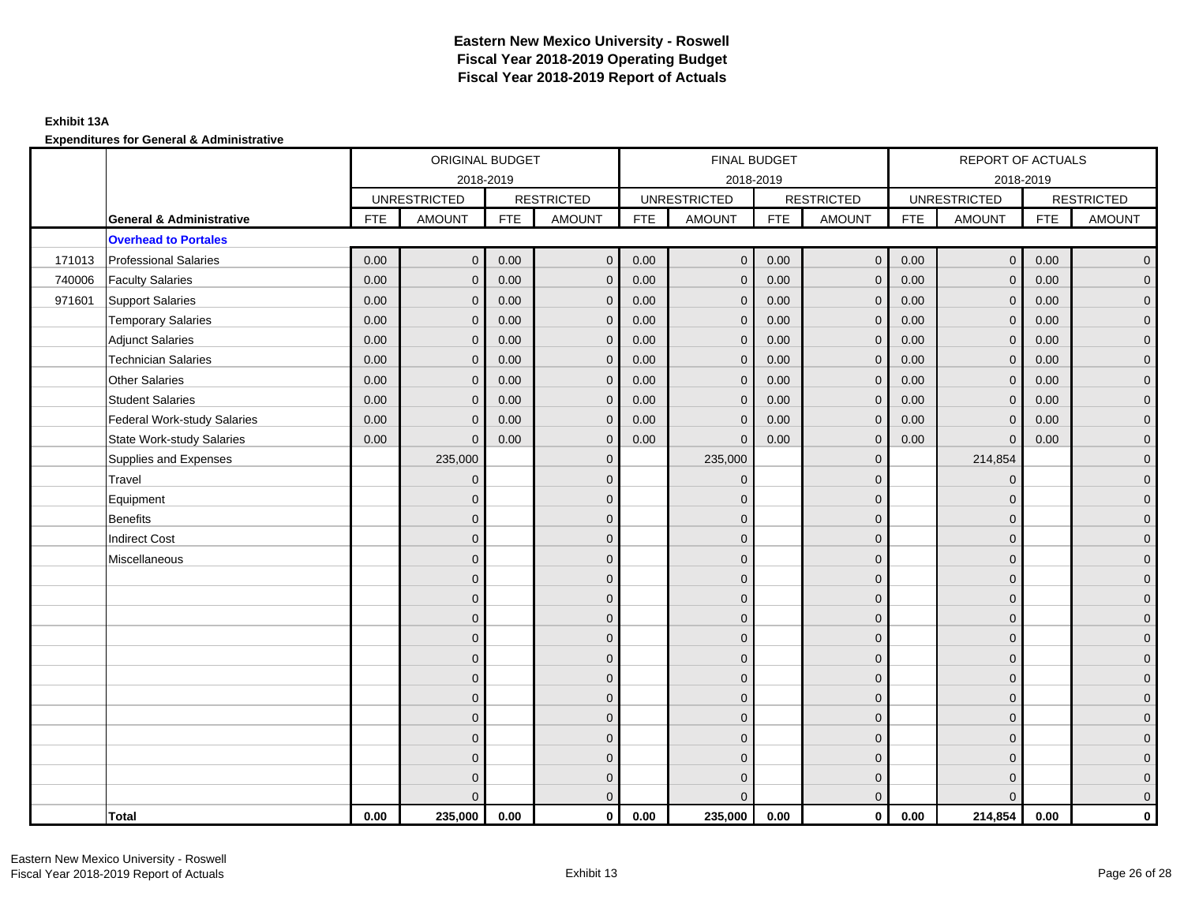# Eastern New Mexico University - Roswell
## Fiscal Year 2018-2019 Operating Budget
## Fiscal Year 2018-2019 Report of Actuals

**Exhibit 13A**

**Expenditures for General & Administrative**

| | | ORIGINAL BUDGET 2018-2019 | | | | FINAL BUDGET 2018-2019 | | | | REPORT OF ACTUALS 2018-2019 | | | |
|---|---|---|---|---|---|---|---|---|---|---|---|---|---|
| | | UNRESTRICTED | | RESTRICTED | | UNRESTRICTED | | RESTRICTED | | UNRESTRICTED | | RESTRICTED | |
| | **General & Administrative** | FTE | AMOUNT | FTE | AMOUNT | FTE | AMOUNT | FTE | AMOUNT | FTE | AMOUNT | FTE | AMOUNT |
| | **Overhead to Portales** | | | | | | | | | | | | |
| 171013 | Professional Salaries | 0.00 | 0 | 0.00 | 0 | 0.00 | 0 | 0.00 | 0 | 0.00 | 0 | 0.00 | 0 |
| 740006 | Faculty Salaries | 0.00 | 0 | 0.00 | 0 | 0.00 | 0 | 0.00 | 0 | 0.00 | 0 | 0.00 | 0 |
| 971601 | Support Salaries | 0.00 | 0 | 0.00 | 0 | 0.00 | 0 | 0.00 | 0 | 0.00 | 0 | 0.00 | 0 |
| | Temporary Salaries | 0.00 | 0 | 0.00 | 0 | 0.00 | 0 | 0.00 | 0 | 0.00 | 0 | 0.00 | 0 |
| | Adjunct Salaries | 0.00 | 0 | 0.00 | 0 | 0.00 | 0 | 0.00 | 0 | 0.00 | 0 | 0.00 | 0 |
| | Technician Salaries | 0.00 | 0 | 0.00 | 0 | 0.00 | 0 | 0.00 | 0 | 0.00 | 0 | 0.00 | 0 |
| | Other Salaries | 0.00 | 0 | 0.00 | 0 | 0.00 | 0 | 0.00 | 0 | 0.00 | 0 | 0.00 | 0 |
| | Student Salaries | 0.00 | 0 | 0.00 | 0 | 0.00 | 0 | 0.00 | 0 | 0.00 | 0 | 0.00 | 0 |
| | Federal Work-study Salaries | 0.00 | 0 | 0.00 | 0 | 0.00 | 0 | 0.00 | 0 | 0.00 | 0 | 0.00 | 0 |
| | State Work-study Salaries | 0.00 | 0 | 0.00 | 0 | 0.00 | 0 | 0.00 | 0 | 0.00 | 0 | 0.00 | 0 |
| | Supplies and Expenses | | 235,000 | | 0 | | 235,000 | | 0 | | 214,854 | | 0 |
| | Travel | | 0 | | 0 | | 0 | | 0 | | 0 | | 0 |
| | Equipment | | 0 | | 0 | | 0 | | 0 | | 0 | | 0 |
| | Benefits | | 0 | | 0 | | 0 | | 0 | | 0 | | 0 |
| | Indirect Cost | | 0 | | 0 | | 0 | | 0 | | 0 | | 0 |
| | Miscellaneous | | 0 | | 0 | | 0 | | 0 | | 0 | | 0 |
| | | | 0 | | 0 | | 0 | | 0 | | 0 | | 0 |
| | | | 0 | | 0 | | 0 | | 0 | | 0 | | 0 |
| | | | 0 | | 0 | | 0 | | 0 | | 0 | | 0 |
| | | | 0 | | 0 | | 0 | | 0 | | 0 | | 0 |
| | | | 0 | | 0 | | 0 | | 0 | | 0 | | 0 |
| | | | 0 | | 0 | | 0 | | 0 | | 0 | | 0 |
| | | | 0 | | 0 | | 0 | | 0 | | 0 | | 0 |
| | | | 0 | | 0 | | 0 | | 0 | | 0 | | 0 |
| | | | 0 | | 0 | | 0 | | 0 | | 0 | | 0 |
| | | | 0 | | 0 | | 0 | | 0 | | 0 | | 0 |
| | | | 0 | | 0 | | 0 | | 0 | | 0 | | 0 |
| | | | 0 | | 0 | | 0 | | 0 | | 0 | | 0 |
| | **Total** | **0.00** | **235,000** | **0.00** | **0** | **0.00** | **235,000** | **0.00** | **0** | **0.00** | **214,854** | **0.00** | **0** |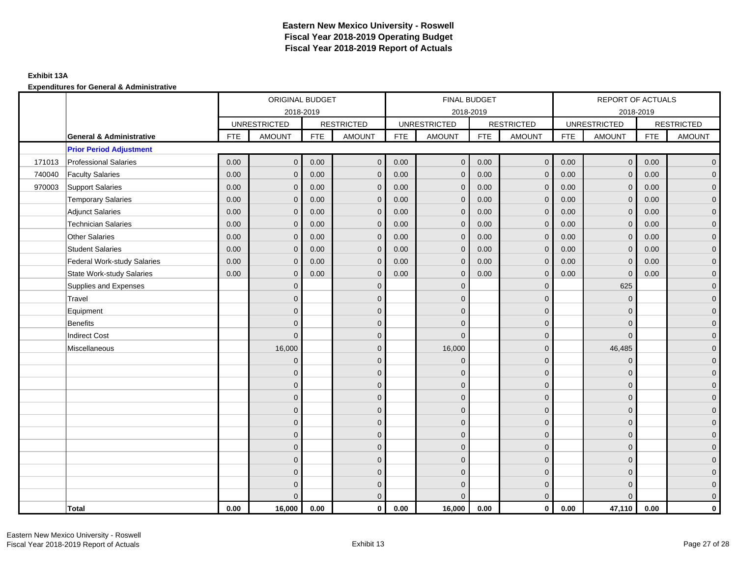# Eastern New Mexico University - Roswell
# Fiscal Year 2018-2019 Operating Budget
# Fiscal Year 2018-2019 Report of Actuals

**Exhibit 13A**

**Expenditures for General & Administrative**

| | | ORIGINAL BUDGET 2018-2019 | | | | FINAL BUDGET 2018-2019 | | | | REPORT OF ACTUALS 2018-2019 | | | |
|---|---|---|---|---|---|---|---|---|---|---|---|---|---|
| | | UNRESTRICTED | | RESTRICTED | | UNRESTRICTED | | RESTRICTED | | UNRESTRICTED | | RESTRICTED | |
| | **General & Administrative** | FTE | AMOUNT | FTE | AMOUNT | FTE | AMOUNT | FTE | AMOUNT | FTE | AMOUNT | FTE | AMOUNT |
| | **Prior Period Adjustment** | | | | | | | | | | | | |
| 171013 | Professional Salaries | 0.00 | 0 | 0.00 | 0 | 0.00 | 0 | 0.00 | 0 | 0.00 | 0 | 0.00 | 0 |
| 740040 | Faculty Salaries | 0.00 | 0 | 0.00 | 0 | 0.00 | 0 | 0.00 | 0 | 0.00 | 0 | 0.00 | 0 |
| 970003 | Support Salaries | 0.00 | 0 | 0.00 | 0 | 0.00 | 0 | 0.00 | 0 | 0.00 | 0 | 0.00 | 0 |
| | Temporary Salaries | 0.00 | 0 | 0.00 | 0 | 0.00 | 0 | 0.00 | 0 | 0.00 | 0 | 0.00 | 0 |
| | Adjunct Salaries | 0.00 | 0 | 0.00 | 0 | 0.00 | 0 | 0.00 | 0 | 0.00 | 0 | 0.00 | 0 |
| | Technician Salaries | 0.00 | 0 | 0.00 | 0 | 0.00 | 0 | 0.00 | 0 | 0.00 | 0 | 0.00 | 0 |
| | Other Salaries | 0.00 | 0 | 0.00 | 0 | 0.00 | 0 | 0.00 | 0 | 0.00 | 0 | 0.00 | 0 |
| | Student Salaries | 0.00 | 0 | 0.00 | 0 | 0.00 | 0 | 0.00 | 0 | 0.00 | 0 | 0.00 | 0 |
| | Federal Work-study Salaries | 0.00 | 0 | 0.00 | 0 | 0.00 | 0 | 0.00 | 0 | 0.00 | 0 | 0.00 | 0 |
| | State Work-study Salaries | 0.00 | 0 | 0.00 | 0 | 0.00 | 0 | 0.00 | 0 | 0.00 | 0 | 0.00 | 0 |
| | Supplies and Expenses | | 0 | | 0 | | 0 | | 0 | | 625 | | 0 |
| | Travel | | 0 | | 0 | | 0 | | 0 | | 0 | | 0 |
| | Equipment | | 0 | | 0 | | 0 | | 0 | | 0 | | 0 |
| | Benefits | | 0 | | 0 | | 0 | | 0 | | 0 | | 0 |
| | Indirect Cost | | 0 | | 0 | | 0 | | 0 | | 0 | | 0 |
| | Miscellaneous | | 16,000 | | 0 | | 16,000 | | 0 | | 46,485 | | 0 |
| | | | 0 | | 0 | | 0 | | 0 | | 0 | | 0 |
| | | | 0 | | 0 | | 0 | | 0 | | 0 | | 0 |
| | | | 0 | | 0 | | 0 | | 0 | | 0 | | 0 |
| | | | 0 | | 0 | | 0 | | 0 | | 0 | | 0 |
| | | | 0 | | 0 | | 0 | | 0 | | 0 | | 0 |
| | | | 0 | | 0 | | 0 | | 0 | | 0 | | 0 |
| | | | 0 | | 0 | | 0 | | 0 | | 0 | | 0 |
| | | | 0 | | 0 | | 0 | | 0 | | 0 | | 0 |
| | | | 0 | | 0 | | 0 | | 0 | | 0 | | 0 |
| | | | 0 | | 0 | | 0 | | 0 | | 0 | | 0 |
| | | | 0 | | 0 | | 0 | | 0 | | 0 | | 0 |
| | | | 0 | | 0 | | 0 | | 0 | | 0 | | 0 |
| | **Total** | **0.00** | **16,000** | **0.00** | **0** | **0.00** | **16,000** | **0.00** | **0** | **0.00** | **47,110** | **0.00** | **0** |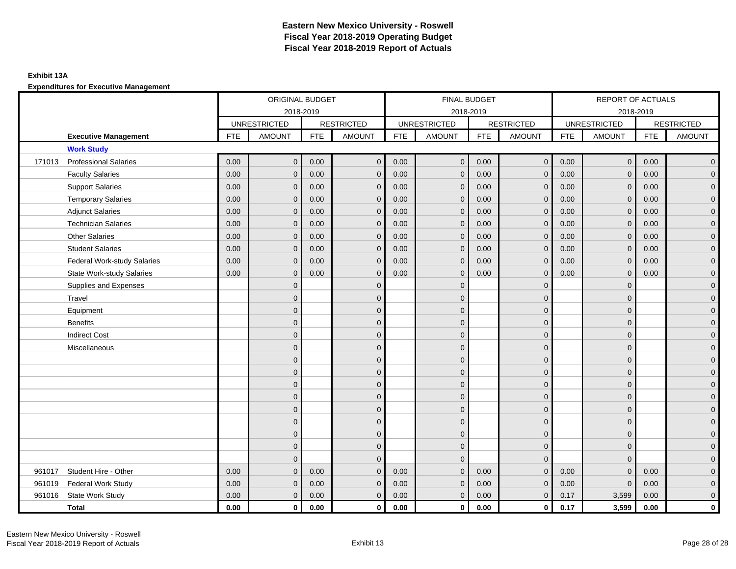# Eastern New Mexico University - Roswell
# Fiscal Year 2018-2019 Operating Budget
# Fiscal Year 2018-2019 Report of Actuals

**Exhibit 13A**

**Expenditures for Executive Management**

| | | ORIGINAL BUDGET 2018-2019 | | | | FINAL BUDGET 2018-2019 | | | | REPORT OF ACTUALS 2018-2019 | | | |
|---|---|---|---|---|---|---|---|---|---|---|---|---|---|
| | | UNRESTRICTED | | RESTRICTED | | UNRESTRICTED | | RESTRICTED | | UNRESTRICTED | | RESTRICTED | |
| | **Executive Management** | FTE | AMOUNT | FTE | AMOUNT | FTE | AMOUNT | FTE | AMOUNT | FTE | AMOUNT | FTE | AMOUNT |
| | **Work Study** | | | | | | | | | | | | |
| 171013 | Professional Salaries | 0.00 | 0 | 0.00 | 0 | 0.00 | 0 | 0.00 | 0 | 0.00 | 0 | 0.00 | 0 |
| | Faculty Salaries | 0.00 | 0 | 0.00 | 0 | 0.00 | 0 | 0.00 | 0 | 0.00 | 0 | 0.00 | 0 |
| | Support Salaries | 0.00 | 0 | 0.00 | 0 | 0.00 | 0 | 0.00 | 0 | 0.00 | 0 | 0.00 | 0 |
| | Temporary Salaries | 0.00 | 0 | 0.00 | 0 | 0.00 | 0 | 0.00 | 0 | 0.00 | 0 | 0.00 | 0 |
| | Adjunct Salaries | 0.00 | 0 | 0.00 | 0 | 0.00 | 0 | 0.00 | 0 | 0.00 | 0 | 0.00 | 0 |
| | Technician Salaries | 0.00 | 0 | 0.00 | 0 | 0.00 | 0 | 0.00 | 0 | 0.00 | 0 | 0.00 | 0 |
| | Other Salaries | 0.00 | 0 | 0.00 | 0 | 0.00 | 0 | 0.00 | 0 | 0.00 | 0 | 0.00 | 0 |
| | Student Salaries | 0.00 | 0 | 0.00 | 0 | 0.00 | 0 | 0.00 | 0 | 0.00 | 0 | 0.00 | 0 |
| | Federal Work-study Salaries | 0.00 | 0 | 0.00 | 0 | 0.00 | 0 | 0.00 | 0 | 0.00 | 0 | 0.00 | 0 |
| | State Work-study Salaries | 0.00 | 0 | 0.00 | 0 | 0.00 | 0 | 0.00 | 0 | 0.00 | 0 | 0.00 | 0 |
| | Supplies and Expenses | | 0 | | 0 | | 0 | | 0 | | 0 | | 0 |
| | Travel | | 0 | | 0 | | 0 | | 0 | | 0 | | 0 |
| | Equipment | | 0 | | 0 | | 0 | | 0 | | 0 | | 0 |
| | Benefits | | 0 | | 0 | | 0 | | 0 | | 0 | | 0 |
| | Indirect Cost | | 0 | | 0 | | 0 | | 0 | | 0 | | 0 |
| | Miscellaneous | | 0 | | 0 | | 0 | | 0 | | 0 | | 0 |
| | | | 0 | | 0 | | 0 | | 0 | | 0 | | 0 |
| | | | 0 | | 0 | | 0 | | 0 | | 0 | | 0 |
| | | | 0 | | 0 | | 0 | | 0 | | 0 | | 0 |
| | | | 0 | | 0 | | 0 | | 0 | | 0 | | 0 |
| | | | 0 | | 0 | | 0 | | 0 | | 0 | | 0 |
| | | | 0 | | 0 | | 0 | | 0 | | 0 | | 0 |
| | | | 0 | | 0 | | 0 | | 0 | | 0 | | 0 |
| | | | 0 | | 0 | | 0 | | 0 | | 0 | | 0 |
| | | | 0 | | 0 | | 0 | | 0 | | 0 | | 0 |
| 961017 | Student Hire - Other | 0.00 | 0 | 0.00 | 0 | 0.00 | 0 | 0.00 | 0 | 0.00 | 0 | 0.00 | 0 |
| 961019 | Federal Work Study | 0.00 | 0 | 0.00 | 0 | 0.00 | 0 | 0.00 | 0 | 0.00 | 0 | 0.00 | 0 |
| 961016 | State Work Study | 0.00 | 0 | 0.00 | 0 | 0.00 | 0 | 0.00 | 0 | 0.17 | 3,599 | 0.00 | 0 |
| | **Total** | **0.00** | **0** | **0.00** | **0** | **0.00** | **0** | **0.00** | **0** | **0.17** | **3,599** | **0.00** | **0** |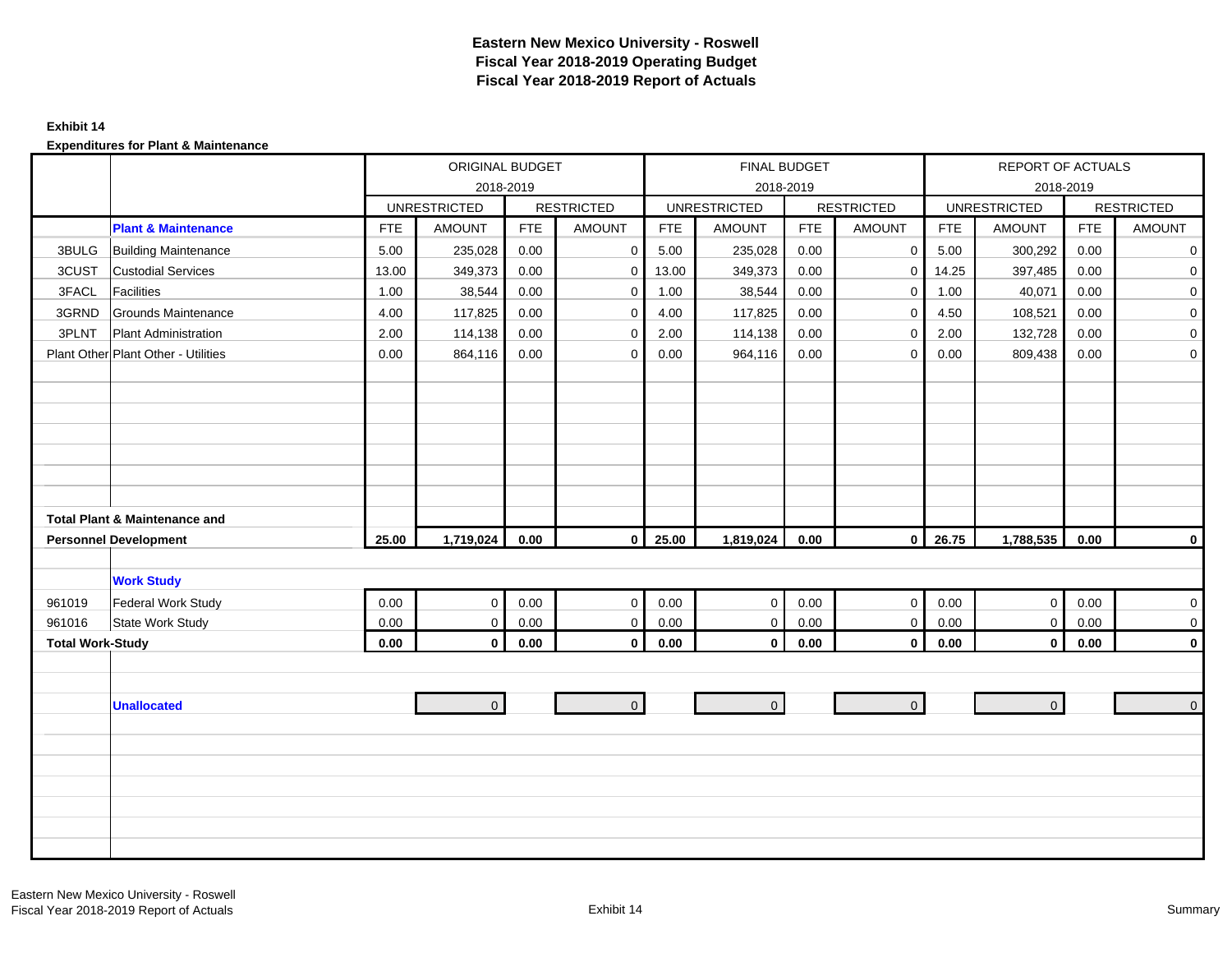# Eastern New Mexico University - Roswell
## Fiscal Year 2018-2019 Operating Budget
## Fiscal Year 2018-2019 Report of Actuals

**Exhibit 14**

**Expenditures for Plant & Maintenance**

| | | ORIGINAL BUDGET 2018-2019 | | | | FINAL BUDGET 2018-2019 | | | | REPORT OF ACTUALS 2018-2019 | | | |
|---|---|---|---|---|---|---|---|---|---|---|---|---|---|
| | | UNRESTRICTED | | RESTRICTED | | UNRESTRICTED | | RESTRICTED | | UNRESTRICTED | | RESTRICTED | |
| | **Plant & Maintenance** | FTE | AMOUNT | FTE | AMOUNT | FTE | AMOUNT | FTE | AMOUNT | FTE | AMOUNT | FTE | AMOUNT |
| 3BULG | Building Maintenance | 5.00 | 235,028 | 0.00 | 0 | 5.00 | 235,028 | 0.00 | 0 | 5.00 | 300,292 | 0.00 | 0 |
| 3CUST | Custodial Services | 13.00 | 349,373 | 0.00 | 0 | 13.00 | 349,373 | 0.00 | 0 | 14.25 | 397,485 | 0.00 | 0 |
| 3FACL | Facilities | 1.00 | 38,544 | 0.00 | 0 | 1.00 | 38,544 | 0.00 | 0 | 1.00 | 40,071 | 0.00 | 0 |
| 3GRND | Grounds Maintenance | 4.00 | 117,825 | 0.00 | 0 | 4.00 | 117,825 | 0.00 | 0 | 4.50 | 108,521 | 0.00 | 0 |
| 3PLNT | Plant Administration | 2.00 | 114,138 | 0.00 | 0 | 2.00 | 114,138 | 0.00 | 0 | 2.00 | 132,728 | 0.00 | 0 |
| Plant Other | Plant Other - Utilities | 0.00 | 864,116 | 0.00 | 0 | 0.00 | 964,116 | 0.00 | 0 | 0.00 | 809,438 | 0.00 | 0 |
| **Total Plant & Maintenance and Personnel Development** | | **25.00** | **1,719,024** | **0.00** | **0** | **25.00** | **1,819,024** | **0.00** | **0** | **26.75** | **1,788,535** | **0.00** | **0** |
| | **Work Study** | | | | | | | | | | | | |
| 961019 | Federal Work Study | 0.00 | 0 | 0.00 | 0 | 0.00 | 0 | 0.00 | 0 | 0.00 | 0 | 0.00 | 0 |
| 961016 | State Work Study | 0.00 | 0 | 0.00 | 0 | 0.00 | 0 | 0.00 | 0 | 0.00 | 0 | 0.00 | 0 |
| **Total Work-Study** | | **0.00** | **0** | **0.00** | **0** | **0.00** | **0** | **0.00** | **0** | **0.00** | **0** | **0.00** | **0** |
| | **Unallocated** | | 0 | | 0 | | 0 | | 0 | | 0 | | 0 |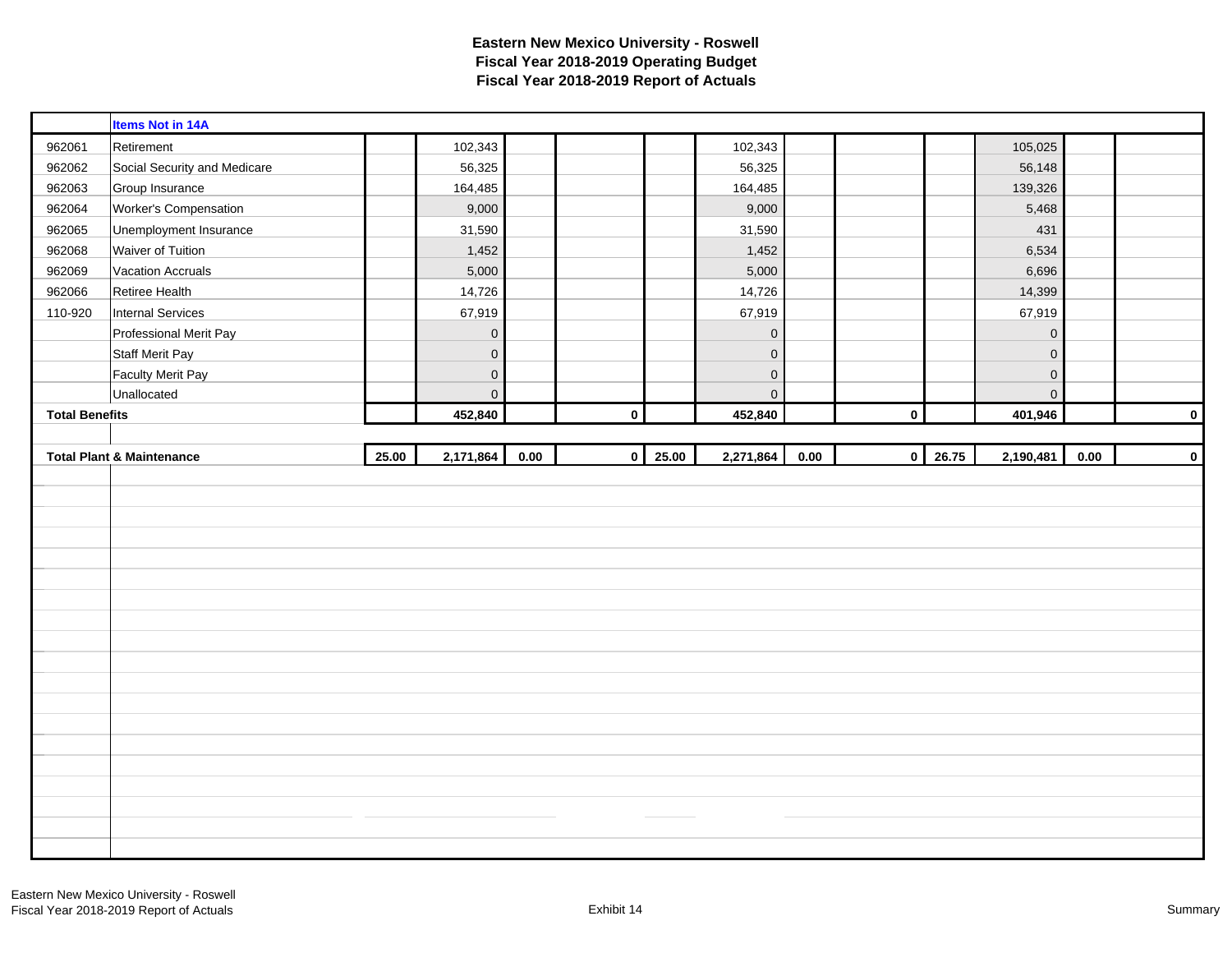# Eastern New Mexico University - Roswell
## Fiscal Year 2018-2019 Operating Budget
## Fiscal Year 2018-2019 Report of Actuals

| | Items Not in 14A | | | | | | | | | | | | |
|---|---|---|---|---|---|---|---|---|---|---|---|---|---|
| 962061 | Retirement | | 102,343 | | | | 102,343 | | | | 105,025 | | |
| 962062 | Social Security and Medicare | | 56,325 | | | | 56,325 | | | | 56,148 | | |
| 962063 | Group Insurance | | 164,485 | | | | 164,485 | | | | 139,326 | | |
| 962064 | Worker's Compensation | | 9,000 | | | | 9,000 | | | | 5,468 | | |
| 962065 | Unemployment Insurance | | 31,590 | | | | 31,590 | | | | 431 | | |
| 962068 | Waiver of Tuition | | 1,452 | | | | 1,452 | | | | 6,534 | | |
| 962069 | Vacation Accruals | | 5,000 | | | | 5,000 | | | | 6,696 | | |
| 962066 | Retiree Health | | 14,726 | | | | 14,726 | | | | 14,399 | | |
| 110-920 | Internal Services | | 67,919 | | | | 67,919 | | | | 67,919 | | |
| | Professional Merit Pay | | 0 | | | | 0 | | | | 0 | | |
| | Staff Merit Pay | | 0 | | | | 0 | | | | 0 | | |
| | Faculty Merit Pay | | 0 | | | | 0 | | | | 0 | | |
| | Unallocated | | 0 | | | | 0 | | | | 0 | | |
| **Total Benefits** | | | **452,840** | | **0** | | **452,840** | | **0** | | **401,946** | | **0** |
| | | | | | | | | | | | | | |
| **Total Plant & Maintenance** | | **25.00** | **2,171,864** | **0.00** | **0** | **25.00** | **2,271,864** | **0.00** | **0** | **26.75** | **2,190,481** | **0.00** | **0** |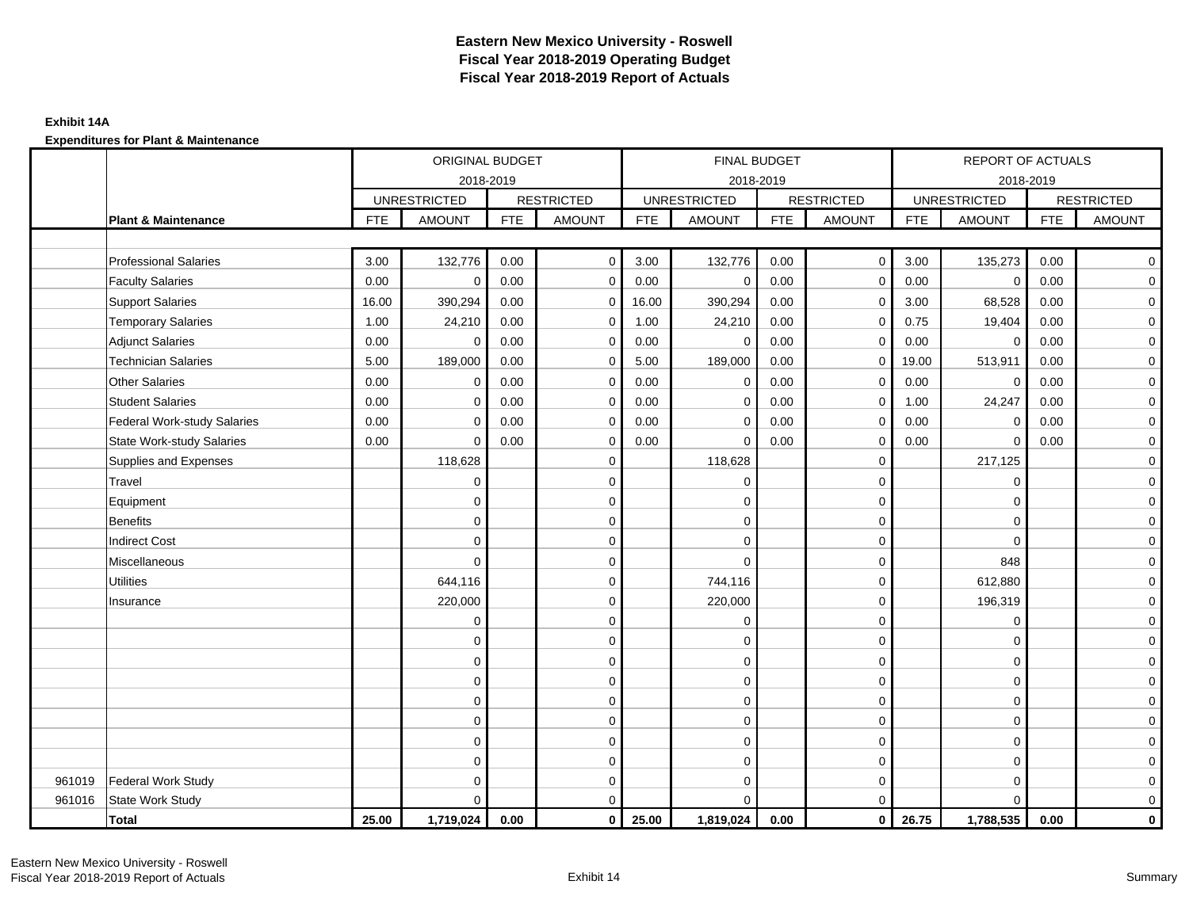# Eastern New Mexico University - Roswell
## Fiscal Year 2018-2019 Operating Budget
## Fiscal Year 2018-2019 Report of Actuals

**Exhibit 14A**

**Expenditures for Plant & Maintenance**

| | | ORIGINAL BUDGET 2018-2019 | | | | FINAL BUDGET 2018-2019 | | | | REPORT OF ACTUALS 2018-2019 | | | |
|---|---|---|---|---|---|---|---|---|---|---|---|---|---|
| | | UNRESTRICTED | | RESTRICTED | | UNRESTRICTED | | RESTRICTED | | UNRESTRICTED | | RESTRICTED | |
| | **Plant & Maintenance** | FTE | AMOUNT | FTE | AMOUNT | FTE | AMOUNT | FTE | AMOUNT | FTE | AMOUNT | FTE | AMOUNT |
| | Professional Salaries | 3.00 | 132,776 | 0.00 | 0 | 3.00 | 132,776 | 0.00 | 0 | 3.00 | 135,273 | 0.00 | 0 |
| | Faculty Salaries | 0.00 | 0 | 0.00 | 0 | 0.00 | 0 | 0.00 | 0 | 0.00 | 0 | 0.00 | 0 |
| | Support Salaries | 16.00 | 390,294 | 0.00 | 0 | 16.00 | 390,294 | 0.00 | 0 | 3.00 | 68,528 | 0.00 | 0 |
| | Temporary Salaries | 1.00 | 24,210 | 0.00 | 0 | 1.00 | 24,210 | 0.00 | 0 | 0.75 | 19,404 | 0.00 | 0 |
| | Adjunct Salaries | 0.00 | 0 | 0.00 | 0 | 0.00 | 0 | 0.00 | 0 | 0.00 | 0 | 0.00 | 0 |
| | Technician Salaries | 5.00 | 189,000 | 0.00 | 0 | 5.00 | 189,000 | 0.00 | 0 | 19.00 | 513,911 | 0.00 | 0 |
| | Other Salaries | 0.00 | 0 | 0.00 | 0 | 0.00 | 0 | 0.00 | 0 | 0.00 | 0 | 0.00 | 0 |
| | Student Salaries | 0.00 | 0 | 0.00 | 0 | 0.00 | 0 | 0.00 | 0 | 1.00 | 24,247 | 0.00 | 0 |
| | Federal Work-study Salaries | 0.00 | 0 | 0.00 | 0 | 0.00 | 0 | 0.00 | 0 | 0.00 | 0 | 0.00 | 0 |
| | State Work-study Salaries | 0.00 | 0 | 0.00 | 0 | 0.00 | 0 | 0.00 | 0 | 0.00 | 0 | 0.00 | 0 |
| | Supplies and Expenses | | 118,628 | | 0 | | 118,628 | | 0 | | 217,125 | | 0 |
| | Travel | | 0 | | 0 | | 0 | | 0 | | 0 | | 0 |
| | Equipment | | 0 | | 0 | | 0 | | 0 | | 0 | | 0 |
| | Benefits | | 0 | | 0 | | 0 | | 0 | | 0 | | 0 |
| | Indirect Cost | | 0 | | 0 | | 0 | | 0 | | 0 | | 0 |
| | Miscellaneous | | 0 | | 0 | | 0 | | 0 | | 848 | | 0 |
| | Utilities | | 644,116 | | 0 | | 744,116 | | 0 | | 612,880 | | 0 |
| | Insurance | | 220,000 | | 0 | | 220,000 | | 0 | | 196,319 | | 0 |
| | | | 0 | | 0 | | 0 | | 0 | | 0 | | 0 |
| | | | 0 | | 0 | | 0 | | 0 | | 0 | | 0 |
| | | | 0 | | 0 | | 0 | | 0 | | 0 | | 0 |
| | | | 0 | | 0 | | 0 | | 0 | | 0 | | 0 |
| | | | 0 | | 0 | | 0 | | 0 | | 0 | | 0 |
| | | | 0 | | 0 | | 0 | | 0 | | 0 | | 0 |
| | | | 0 | | 0 | | 0 | | 0 | | 0 | | 0 |
| | | | 0 | | 0 | | 0 | | 0 | | 0 | | 0 |
| 961019 | Federal Work Study | | 0 | | 0 | | 0 | | 0 | | 0 | | 0 |
| 961016 | State Work Study | | 0 | | 0 | | 0 | | 0 | | 0 | | 0 |
| | **Total** | **25.00** | **1,719,024** | **0.00** | **0** | **25.00** | **1,819,024** | **0.00** | **0** | **26.75** | **1,788,535** | **0.00** | **0** |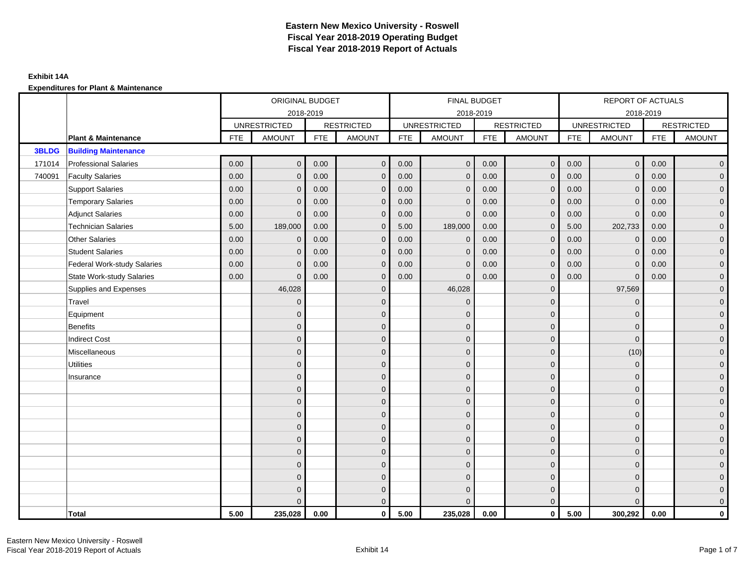# Eastern New Mexico University - Roswell
## Fiscal Year 2018-2019 Operating Budget
## Fiscal Year 2018-2019 Report of Actuals

**Exhibit 14A**

**Expenditures for Plant & Maintenance**

| | | ORIGINAL BUDGET 2018-2019 | | | | FINAL BUDGET 2018-2019 | | | | REPORT OF ACTUALS 2018-2019 | | | |
|---|---|---|---|---|---|---|---|---|---|---|---|---|---|
| | | UNRESTRICTED | | RESTRICTED | | UNRESTRICTED | | RESTRICTED | | UNRESTRICTED | | RESTRICTED | |
| | **Plant & Maintenance** | FTE | AMOUNT | FTE | AMOUNT | FTE | AMOUNT | FTE | AMOUNT | FTE | AMOUNT | FTE | AMOUNT |
| **3BLDG** | **Building Maintenance** | | | | | | | | | | | | |
| 171014 | Professional Salaries | 0.00 | 0 | 0.00 | 0 | 0.00 | 0 | 0.00 | 0 | 0.00 | 0 | 0.00 | 0 |
| 740091 | Faculty Salaries | 0.00 | 0 | 0.00 | 0 | 0.00 | 0 | 0.00 | 0 | 0.00 | 0 | 0.00 | 0 |
| | Support Salaries | 0.00 | 0 | 0.00 | 0 | 0.00 | 0 | 0.00 | 0 | 0.00 | 0 | 0.00 | 0 |
| | Temporary Salaries | 0.00 | 0 | 0.00 | 0 | 0.00 | 0 | 0.00 | 0 | 0.00 | 0 | 0.00 | 0 |
| | Adjunct Salaries | 0.00 | 0 | 0.00 | 0 | 0.00 | 0 | 0.00 | 0 | 0.00 | 0 | 0.00 | 0 |
| | Technician Salaries | 5.00 | 189,000 | 0.00 | 0 | 5.00 | 189,000 | 0.00 | 0 | 5.00 | 202,733 | 0.00 | 0 |
| | Other Salaries | 0.00 | 0 | 0.00 | 0 | 0.00 | 0 | 0.00 | 0 | 0.00 | 0 | 0.00 | 0 |
| | Student Salaries | 0.00 | 0 | 0.00 | 0 | 0.00 | 0 | 0.00 | 0 | 0.00 | 0 | 0.00 | 0 |
| | Federal Work-study Salaries | 0.00 | 0 | 0.00 | 0 | 0.00 | 0 | 0.00 | 0 | 0.00 | 0 | 0.00 | 0 |
| | State Work-study Salaries | 0.00 | 0 | 0.00 | 0 | 0.00 | 0 | 0.00 | 0 | 0.00 | 0 | 0.00 | 0 |
| | Supplies and Expenses | | 46,028 | | 0 | | 46,028 | | 0 | | 97,569 | | 0 |
| | Travel | | 0 | | 0 | | 0 | | 0 | | 0 | | 0 |
| | Equipment | | 0 | | 0 | | 0 | | 0 | | 0 | | 0 |
| | Benefits | | 0 | | 0 | | 0 | | 0 | | 0 | | 0 |
| | Indirect Cost | | 0 | | 0 | | 0 | | 0 | | 0 | | 0 |
| | Miscellaneous | | 0 | | 0 | | 0 | | 0 | | (10) | | 0 |
| | Utilities | | 0 | | 0 | | 0 | | 0 | | 0 | | 0 |
| | Insurance | | 0 | | 0 | | 0 | | 0 | | 0 | | 0 |
| | | | 0 | | 0 | | 0 | | 0 | | 0 | | 0 |
| | | | 0 | | 0 | | 0 | | 0 | | 0 | | 0 |
| | | | 0 | | 0 | | 0 | | 0 | | 0 | | 0 |
| | | | 0 | | 0 | | 0 | | 0 | | 0 | | 0 |
| | | | 0 | | 0 | | 0 | | 0 | | 0 | | 0 |
| | | | 0 | | 0 | | 0 | | 0 | | 0 | | 0 |
| | | | 0 | | 0 | | 0 | | 0 | | 0 | | 0 |
| | | | 0 | | 0 | | 0 | | 0 | | 0 | | 0 |
| | | | 0 | | 0 | | 0 | | 0 | | 0 | | 0 |
| | | | 0 | | 0 | | 0 | | 0 | | 0 | | 0 |
| | **Total** | **5.00** | **235,028** | **0.00** | **0** | **5.00** | **235,028** | **0.00** | **0** | **5.00** | **300,292** | **0.00** | **0** |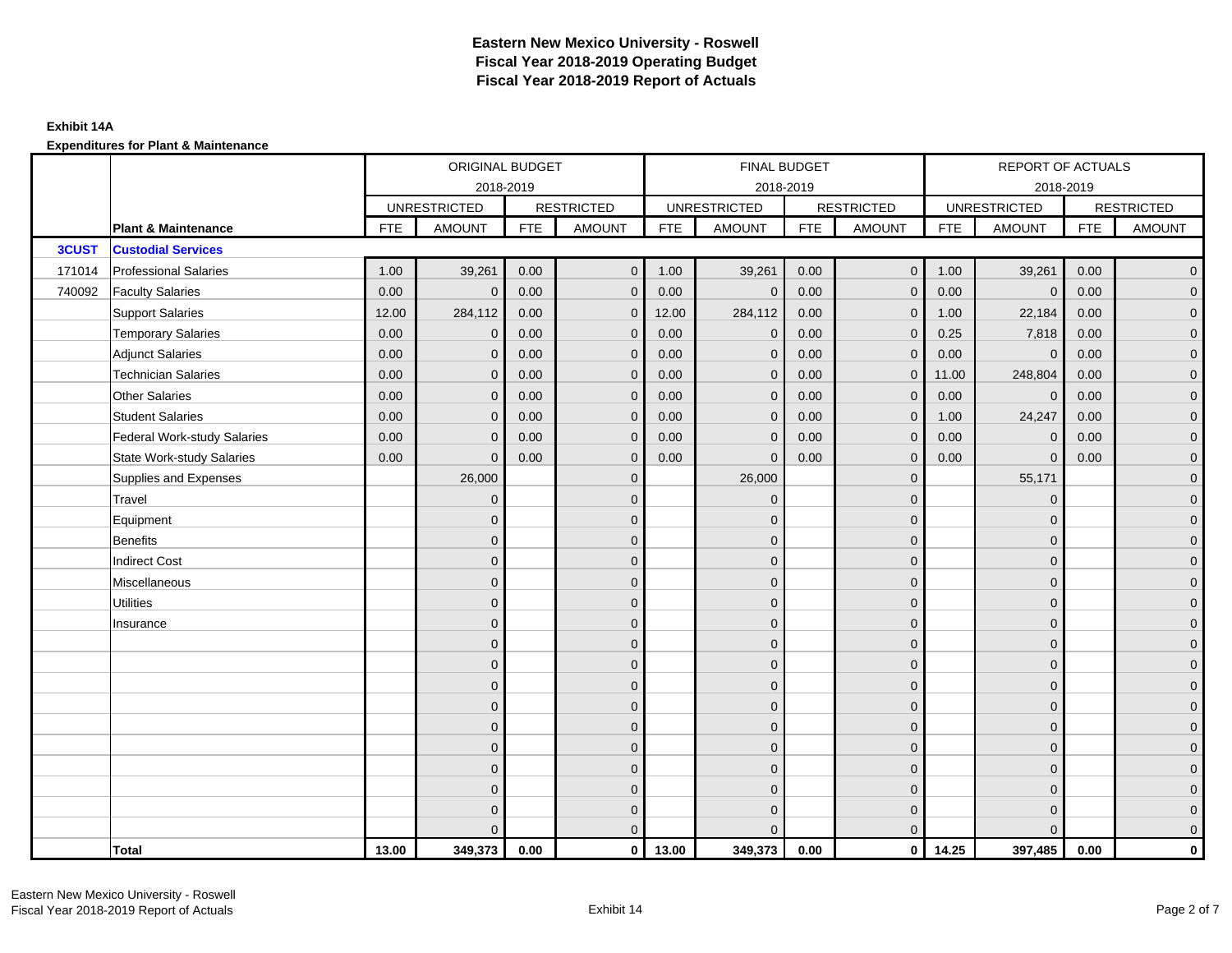# Eastern New Mexico University - Roswell
## Fiscal Year 2018-2019 Operating Budget
## Fiscal Year 2018-2019 Report of Actuals

**Exhibit 14A**

**Expenditures for Plant & Maintenance**

| | | ORIGINAL BUDGET 2018-2019 | | | | FINAL BUDGET 2018-2019 | | | | REPORT OF ACTUALS 2018-2019 | | | |
|---|---|---|---|---|---|---|---|---|---|---|---|---|---|
| | | UNRESTRICTED | | RESTRICTED | | UNRESTRICTED | | RESTRICTED | | UNRESTRICTED | | RESTRICTED | |
| | **Plant & Maintenance** | FTE | AMOUNT | FTE | AMOUNT | FTE | AMOUNT | FTE | AMOUNT | FTE | AMOUNT | FTE | AMOUNT |
| **3CUST** | **Custodial Services** | | | | | | | | | | | | |
| 171014 | Professional Salaries | 1.00 | 39,261 | 0.00 | 0 | 1.00 | 39,261 | 0.00 | 0 | 1.00 | 39,261 | 0.00 | 0 |
| 740092 | Faculty Salaries | 0.00 | 0 | 0.00 | 0 | 0.00 | 0 | 0.00 | 0 | 0.00 | 0 | 0.00 | 0 |
| | Support Salaries | 12.00 | 284,112 | 0.00 | 0 | 12.00 | 284,112 | 0.00 | 0 | 1.00 | 22,184 | 0.00 | 0 |
| | Temporary Salaries | 0.00 | 0 | 0.00 | 0 | 0.00 | 0 | 0.00 | 0 | 0.25 | 7,818 | 0.00 | 0 |
| | Adjunct Salaries | 0.00 | 0 | 0.00 | 0 | 0.00 | 0 | 0.00 | 0 | 0.00 | 0 | 0.00 | 0 |
| | Technician Salaries | 0.00 | 0 | 0.00 | 0 | 0.00 | 0 | 0.00 | 0 | 11.00 | 248,804 | 0.00 | 0 |
| | Other Salaries | 0.00 | 0 | 0.00 | 0 | 0.00 | 0 | 0.00 | 0 | 0.00 | 0 | 0.00 | 0 |
| | Student Salaries | 0.00 | 0 | 0.00 | 0 | 0.00 | 0 | 0.00 | 0 | 1.00 | 24,247 | 0.00 | 0 |
| | Federal Work-study Salaries | 0.00 | 0 | 0.00 | 0 | 0.00 | 0 | 0.00 | 0 | 0.00 | 0 | 0.00 | 0 |
| | State Work-study Salaries | 0.00 | 0 | 0.00 | 0 | 0.00 | 0 | 0.00 | 0 | 0.00 | 0 | 0.00 | 0 |
| | Supplies and Expenses | | 26,000 | | 0 | | 26,000 | | 0 | | 55,171 | | 0 |
| | Travel | | 0 | | 0 | | 0 | | 0 | | 0 | | 0 |
| | Equipment | | 0 | | 0 | | 0 | | 0 | | 0 | | 0 |
| | Benefits | | 0 | | 0 | | 0 | | 0 | | 0 | | 0 |
| | Indirect Cost | | 0 | | 0 | | 0 | | 0 | | 0 | | 0 |
| | Miscellaneous | | 0 | | 0 | | 0 | | 0 | | 0 | | 0 |
| | Utilities | | 0 | | 0 | | 0 | | 0 | | 0 | | 0 |
| | Insurance | | 0 | | 0 | | 0 | | 0 | | 0 | | 0 |
| | | | 0 | | 0 | | 0 | | 0 | | 0 | | 0 |
| | | | 0 | | 0 | | 0 | | 0 | | 0 | | 0 |
| | | | 0 | | 0 | | 0 | | 0 | | 0 | | 0 |
| | | | 0 | | 0 | | 0 | | 0 | | 0 | | 0 |
| | | | 0 | | 0 | | 0 | | 0 | | 0 | | 0 |
| | | | 0 | | 0 | | 0 | | 0 | | 0 | | 0 |
| | | | 0 | | 0 | | 0 | | 0 | | 0 | | 0 |
| | | | 0 | | 0 | | 0 | | 0 | | 0 | | 0 |
| | | | 0 | | 0 | | 0 | | 0 | | 0 | | 0 |
| | | | 0 | | 0 | | 0 | | 0 | | 0 | | 0 |
| | **Total** | **13.00** | **349,373** | **0.00** | **0** | **13.00** | **349,373** | **0.00** | **0** | **14.25** | **397,485** | **0.00** | **0** |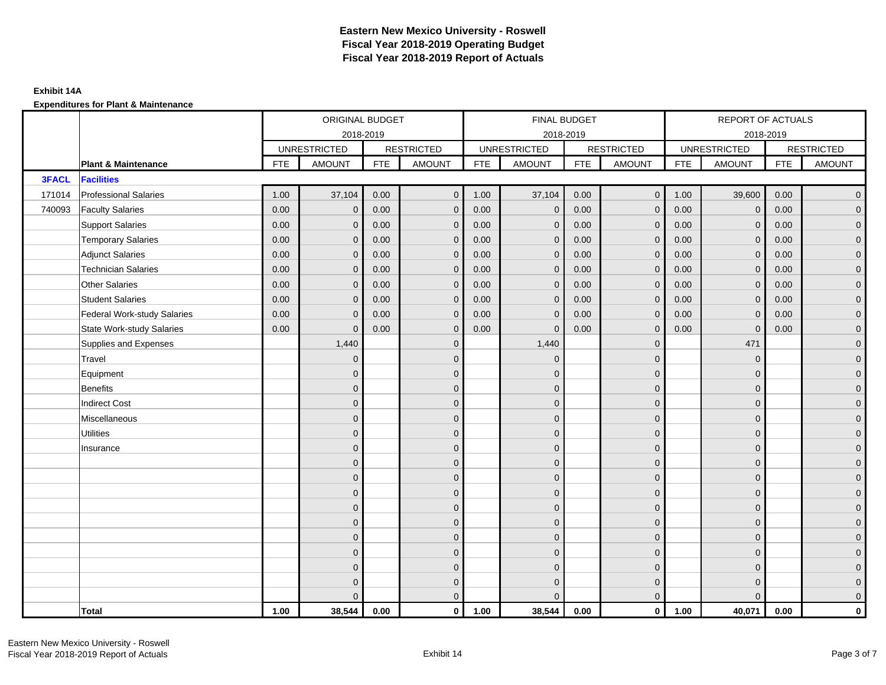# Eastern New Mexico University - Roswell
## Fiscal Year 2018-2019 Operating Budget
## Fiscal Year 2018-2019 Report of Actuals

**Exhibit 14A**

**Expenditures for Plant & Maintenance**

| | | ORIGINAL BUDGET 2018-2019 | | | | FINAL BUDGET 2018-2019 | | | | REPORT OF ACTUALS 2018-2019 | | | |
|---|---|---|---|---|---|---|---|---|---|---|---|---|---|
| | | UNRESTRICTED | | RESTRICTED | | UNRESTRICTED | | RESTRICTED | | UNRESTRICTED | | RESTRICTED | |
| | **Plant & Maintenance** | FTE | AMOUNT | FTE | AMOUNT | FTE | AMOUNT | FTE | AMOUNT | FTE | AMOUNT | FTE | AMOUNT |
| **3FACL** | **Facilities** | | | | | | | | | | | | |
| 171014 | Professional Salaries | 1.00 | 37,104 | 0.00 | 0 | 1.00 | 37,104 | 0.00 | 0 | 1.00 | 39,600 | 0.00 | 0 |
| 740093 | Faculty Salaries | 0.00 | 0 | 0.00 | 0 | 0.00 | 0 | 0.00 | 0 | 0.00 | 0 | 0.00 | 0 |
| | Support Salaries | 0.00 | 0 | 0.00 | 0 | 0.00 | 0 | 0.00 | 0 | 0.00 | 0 | 0.00 | 0 |
| | Temporary Salaries | 0.00 | 0 | 0.00 | 0 | 0.00 | 0 | 0.00 | 0 | 0.00 | 0 | 0.00 | 0 |
| | Adjunct Salaries | 0.00 | 0 | 0.00 | 0 | 0.00 | 0 | 0.00 | 0 | 0.00 | 0 | 0.00 | 0 |
| | Technician Salaries | 0.00 | 0 | 0.00 | 0 | 0.00 | 0 | 0.00 | 0 | 0.00 | 0 | 0.00 | 0 |
| | Other Salaries | 0.00 | 0 | 0.00 | 0 | 0.00 | 0 | 0.00 | 0 | 0.00 | 0 | 0.00 | 0 |
| | Student Salaries | 0.00 | 0 | 0.00 | 0 | 0.00 | 0 | 0.00 | 0 | 0.00 | 0 | 0.00 | 0 |
| | Federal Work-study Salaries | 0.00 | 0 | 0.00 | 0 | 0.00 | 0 | 0.00 | 0 | 0.00 | 0 | 0.00 | 0 |
| | State Work-study Salaries | 0.00 | 0 | 0.00 | 0 | 0.00 | 0 | 0.00 | 0 | 0.00 | 0 | 0.00 | 0 |
| | Supplies and Expenses | | 1,440 | | 0 | | 1,440 | | 0 | | 471 | | 0 |
| | Travel | | 0 | | 0 | | 0 | | 0 | | 0 | | 0 |
| | Equipment | | 0 | | 0 | | 0 | | 0 | | 0 | | 0 |
| | Benefits | | 0 | | 0 | | 0 | | 0 | | 0 | | 0 |
| | Indirect Cost | | 0 | | 0 | | 0 | | 0 | | 0 | | 0 |
| | Miscellaneous | | 0 | | 0 | | 0 | | 0 | | 0 | | 0 |
| | Utilities | | 0 | | 0 | | 0 | | 0 | | 0 | | 0 |
| | Insurance | | 0 | | 0 | | 0 | | 0 | | 0 | | 0 |
| | | | 0 | | 0 | | 0 | | 0 | | 0 | | 0 |
| | | | 0 | | 0 | | 0 | | 0 | | 0 | | 0 |
| | | | 0 | | 0 | | 0 | | 0 | | 0 | | 0 |
| | | | 0 | | 0 | | 0 | | 0 | | 0 | | 0 |
| | | | 0 | | 0 | | 0 | | 0 | | 0 | | 0 |
| | | | 0 | | 0 | | 0 | | 0 | | 0 | | 0 |
| | | | 0 | | 0 | | 0 | | 0 | | 0 | | 0 |
| | | | 0 | | 0 | | 0 | | 0 | | 0 | | 0 |
| | | | 0 | | 0 | | 0 | | 0 | | 0 | | 0 |
| | | | 0 | | 0 | | 0 | | 0 | | 0 | | 0 |
| | **Total** | **1.00** | **38,544** | **0.00** | **0** | **1.00** | **38,544** | **0.00** | **0** | **1.00** | **40,071** | **0.00** | **0** |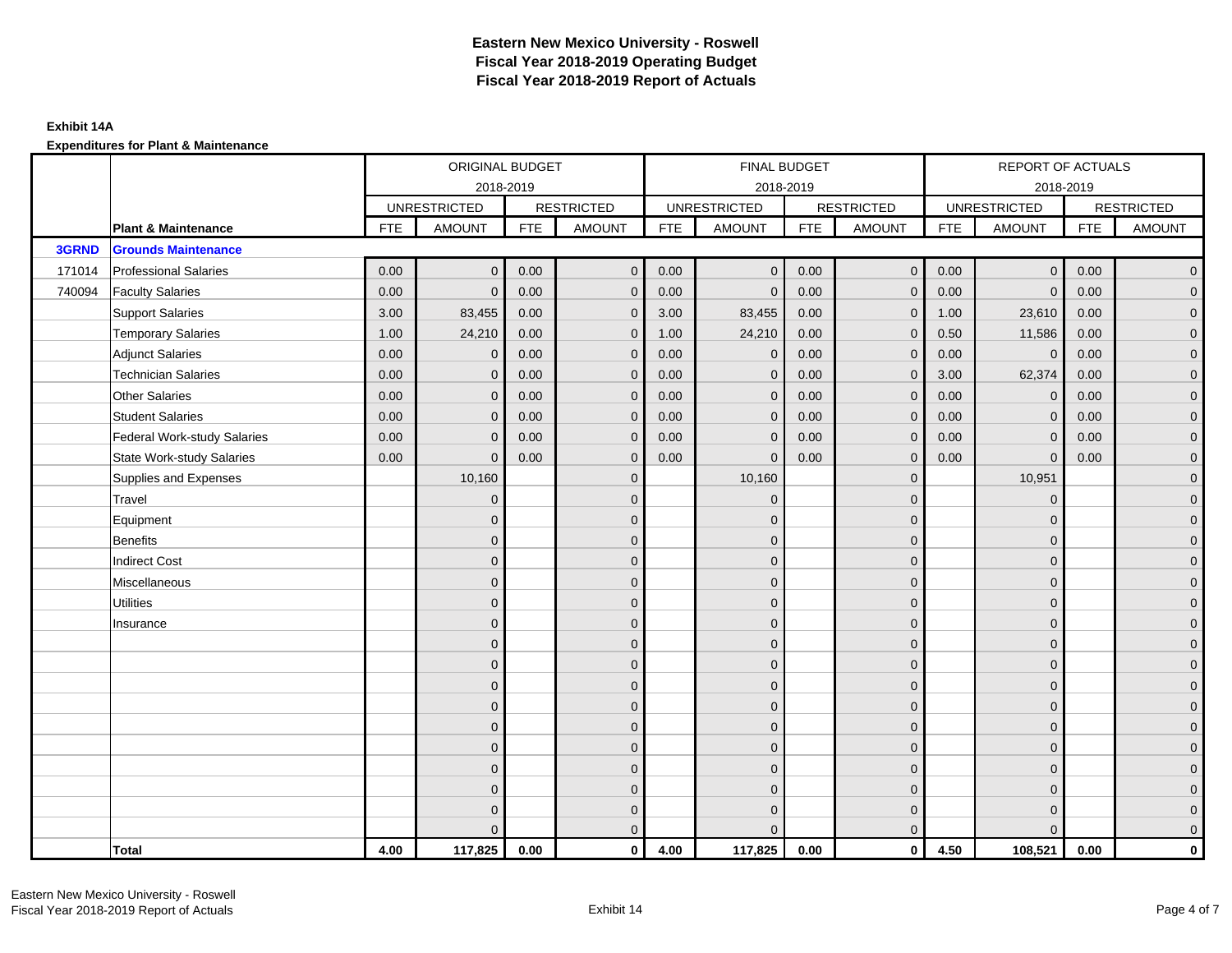# Eastern New Mexico University - Roswell
## Fiscal Year 2018-2019 Operating Budget
## Fiscal Year 2018-2019 Report of Actuals

**Exhibit 14A**

**Expenditures for Plant & Maintenance**

| | | ORIGINAL BUDGET 2018-2019 | | | | FINAL BUDGET 2018-2019 | | | | REPORT OF ACTUALS 2018-2019 | | | |
|---|---|---|---|---|---|---|---|---|---|---|---|---|---|
| | | UNRESTRICTED | | RESTRICTED | | UNRESTRICTED | | RESTRICTED | | UNRESTRICTED | | RESTRICTED | |
| | **Plant & Maintenance** | FTE | AMOUNT | FTE | AMOUNT | FTE | AMOUNT | FTE | AMOUNT | FTE | AMOUNT | FTE | AMOUNT |
| **3GRND** | **Grounds Maintenance** | | | | | | | | | | | | |
| 171014 | Professional Salaries | 0.00 | 0 | 0.00 | 0 | 0.00 | 0 | 0.00 | 0 | 0.00 | 0 | 0.00 | 0 |
| 740094 | Faculty Salaries | 0.00 | 0 | 0.00 | 0 | 0.00 | 0 | 0.00 | 0 | 0.00 | 0 | 0.00 | 0 |
| | Support Salaries | 3.00 | 83,455 | 0.00 | 0 | 3.00 | 83,455 | 0.00 | 0 | 1.00 | 23,610 | 0.00 | 0 |
| | Temporary Salaries | 1.00 | 24,210 | 0.00 | 0 | 1.00 | 24,210 | 0.00 | 0 | 0.50 | 11,586 | 0.00 | 0 |
| | Adjunct Salaries | 0.00 | 0 | 0.00 | 0 | 0.00 | 0 | 0.00 | 0 | 0.00 | 0 | 0.00 | 0 |
| | Technician Salaries | 0.00 | 0 | 0.00 | 0 | 0.00 | 0 | 0.00 | 0 | 3.00 | 62,374 | 0.00 | 0 |
| | Other Salaries | 0.00 | 0 | 0.00 | 0 | 0.00 | 0 | 0.00 | 0 | 0.00 | 0 | 0.00 | 0 |
| | Student Salaries | 0.00 | 0 | 0.00 | 0 | 0.00 | 0 | 0.00 | 0 | 0.00 | 0 | 0.00 | 0 |
| | Federal Work-study Salaries | 0.00 | 0 | 0.00 | 0 | 0.00 | 0 | 0.00 | 0 | 0.00 | 0 | 0.00 | 0 |
| | State Work-study Salaries | 0.00 | 0 | 0.00 | 0 | 0.00 | 0 | 0.00 | 0 | 0.00 | 0 | 0.00 | 0 |
| | Supplies and Expenses | | 10,160 | | 0 | | 10,160 | | 0 | | 10,951 | | 0 |
| | Travel | | 0 | | 0 | | 0 | | 0 | | 0 | | 0 |
| | Equipment | | 0 | | 0 | | 0 | | 0 | | 0 | | 0 |
| | Benefits | | 0 | | 0 | | 0 | | 0 | | 0 | | 0 |
| | Indirect Cost | | 0 | | 0 | | 0 | | 0 | | 0 | | 0 |
| | Miscellaneous | | 0 | | 0 | | 0 | | 0 | | 0 | | 0 |
| | Utilities | | 0 | | 0 | | 0 | | 0 | | 0 | | 0 |
| | Insurance | | 0 | | 0 | | 0 | | 0 | | 0 | | 0 |
| | | | 0 | | 0 | | 0 | | 0 | | 0 | | 0 |
| | | | 0 | | 0 | | 0 | | 0 | | 0 | | 0 |
| | | | 0 | | 0 | | 0 | | 0 | | 0 | | 0 |
| | | | 0 | | 0 | | 0 | | 0 | | 0 | | 0 |
| | | | 0 | | 0 | | 0 | | 0 | | 0 | | 0 |
| | | | 0 | | 0 | | 0 | | 0 | | 0 | | 0 |
| | | | 0 | | 0 | | 0 | | 0 | | 0 | | 0 |
| | | | 0 | | 0 | | 0 | | 0 | | 0 | | 0 |
| | | | 0 | | 0 | | 0 | | 0 | | 0 | | 0 |
| | | | 0 | | 0 | | 0 | | 0 | | 0 | | 0 |
| | **Total** | **4.00** | **117,825** | **0.00** | **0** | **4.00** | **117,825** | **0.00** | **0** | **4.50** | **108,521** | **0.00** | **0** |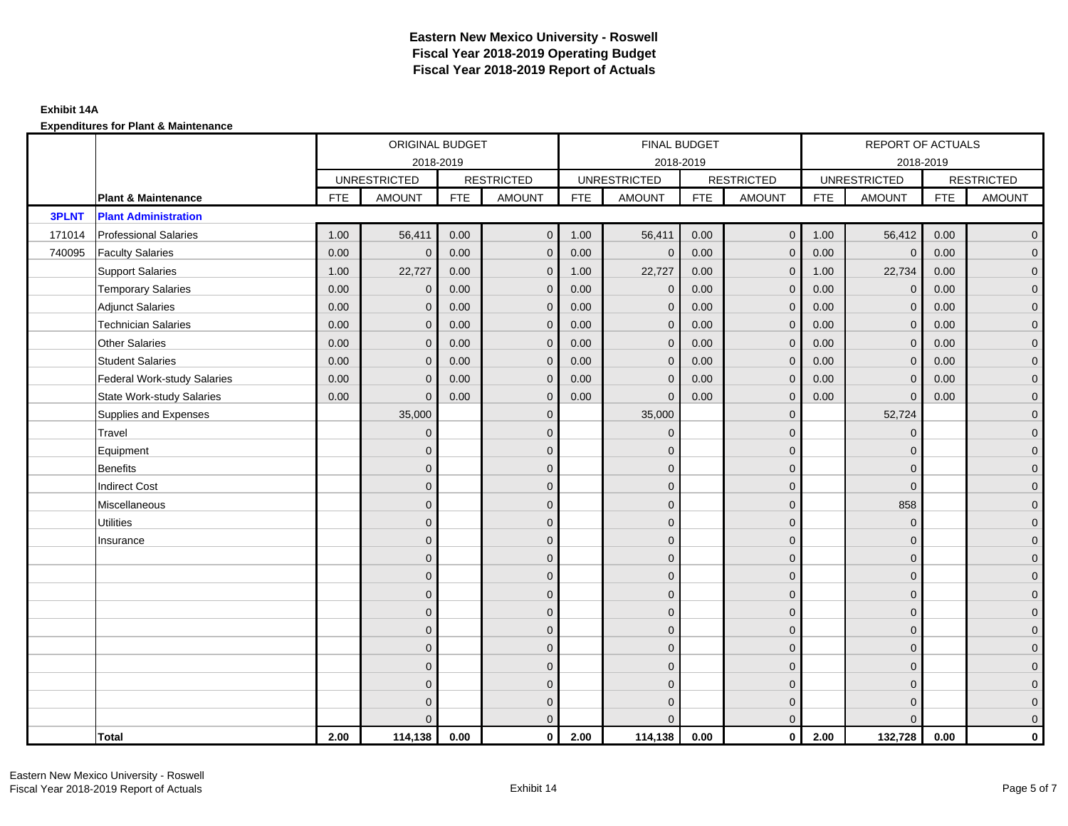# Eastern New Mexico University - Roswell
## Fiscal Year 2018-2019 Operating Budget
## Fiscal Year 2018-2019 Report of Actuals

**Exhibit 14A**

**Expenditures for Plant & Maintenance**

| | | ORIGINAL BUDGET 2018-2019 | | | | FINAL BUDGET 2018-2019 | | | | REPORT OF ACTUALS 2018-2019 | | | |
|---|---|---|---|---|---|---|---|---|---|---|---|---|---|
| | | UNRESTRICTED | | RESTRICTED | | UNRESTRICTED | | RESTRICTED | | UNRESTRICTED | | RESTRICTED | |
| | **Plant & Maintenance** | FTE | AMOUNT | FTE | AMOUNT | FTE | AMOUNT | FTE | AMOUNT | FTE | AMOUNT | FTE | AMOUNT |
| **3PLNT** | **Plant Administration** | | | | | | | | | | | | |
| 171014 | Professional Salaries | 1.00 | 56,411 | 0.00 | 0 | 1.00 | 56,411 | 0.00 | 0 | 1.00 | 56,412 | 0.00 | 0 |
| 740095 | Faculty Salaries | 0.00 | 0 | 0.00 | 0 | 0.00 | 0 | 0.00 | 0 | 0.00 | 0 | 0.00 | 0 |
| | Support Salaries | 1.00 | 22,727 | 0.00 | 0 | 1.00 | 22,727 | 0.00 | 0 | 1.00 | 22,734 | 0.00 | 0 |
| | Temporary Salaries | 0.00 | 0 | 0.00 | 0 | 0.00 | 0 | 0.00 | 0 | 0.00 | 0 | 0.00 | 0 |
| | Adjunct Salaries | 0.00 | 0 | 0.00 | 0 | 0.00 | 0 | 0.00 | 0 | 0.00 | 0 | 0.00 | 0 |
| | Technician Salaries | 0.00 | 0 | 0.00 | 0 | 0.00 | 0 | 0.00 | 0 | 0.00 | 0 | 0.00 | 0 |
| | Other Salaries | 0.00 | 0 | 0.00 | 0 | 0.00 | 0 | 0.00 | 0 | 0.00 | 0 | 0.00 | 0 |
| | Student Salaries | 0.00 | 0 | 0.00 | 0 | 0.00 | 0 | 0.00 | 0 | 0.00 | 0 | 0.00 | 0 |
| | Federal Work-study Salaries | 0.00 | 0 | 0.00 | 0 | 0.00 | 0 | 0.00 | 0 | 0.00 | 0 | 0.00 | 0 |
| | State Work-study Salaries | 0.00 | 0 | 0.00 | 0 | 0.00 | 0 | 0.00 | 0 | 0.00 | 0 | 0.00 | 0 |
| | Supplies and Expenses | | 35,000 | | 0 | | 35,000 | | 0 | | 52,724 | | 0 |
| | Travel | | 0 | | 0 | | 0 | | 0 | | 0 | | 0 |
| | Equipment | | 0 | | 0 | | 0 | | 0 | | 0 | | 0 |
| | Benefits | | 0 | | 0 | | 0 | | 0 | | 0 | | 0 |
| | Indirect Cost | | 0 | | 0 | | 0 | | 0 | | 0 | | 0 |
| | Miscellaneous | | 0 | | 0 | | 0 | | 0 | | 858 | | 0 |
| | Utilities | | 0 | | 0 | | 0 | | 0 | | 0 | | 0 |
| | Insurance | | 0 | | 0 | | 0 | | 0 | | 0 | | 0 |
| | | | 0 | | 0 | | 0 | | 0 | | 0 | | 0 |
| | | | 0 | | 0 | | 0 | | 0 | | 0 | | 0 |
| | | | 0 | | 0 | | 0 | | 0 | | 0 | | 0 |
| | | | 0 | | 0 | | 0 | | 0 | | 0 | | 0 |
| | | | 0 | | 0 | | 0 | | 0 | | 0 | | 0 |
| | | | 0 | | 0 | | 0 | | 0 | | 0 | | 0 |
| | | | 0 | | 0 | | 0 | | 0 | | 0 | | 0 |
| | | | 0 | | 0 | | 0 | | 0 | | 0 | | 0 |
| | | | 0 | | 0 | | 0 | | 0 | | 0 | | 0 |
| | | | 0 | | 0 | | 0 | | 0 | | 0 | | 0 |
| | **Total** | **2.00** | **114,138** | **0.00** | **0** | **2.00** | **114,138** | **0.00** | **0** | **2.00** | **132,728** | **0.00** | **0** |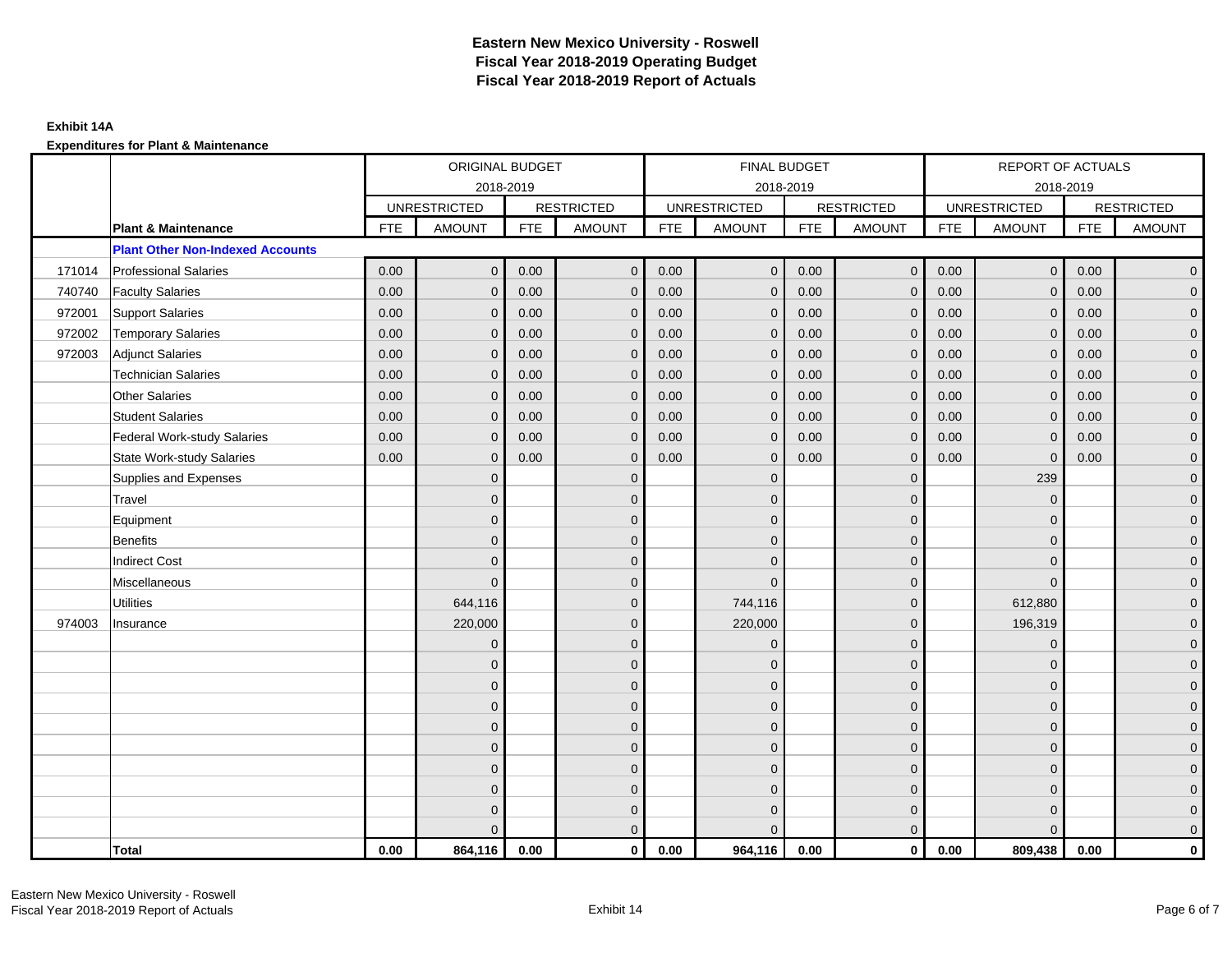# Eastern New Mexico University - Roswell
## Fiscal Year 2018-2019 Operating Budget
## Fiscal Year 2018-2019 Report of Actuals

**Exhibit 14A**

**Expenditures for Plant & Maintenance**

| | | ORIGINAL BUDGET 2018-2019 | | | | FINAL BUDGET 2018-2019 | | | | REPORT OF ACTUALS 2018-2019 | | | |
|---|---|---|---|---|---|---|---|---|---|---|---|---|---|
| | | UNRESTRICTED | | RESTRICTED | | UNRESTRICTED | | RESTRICTED | | UNRESTRICTED | | RESTRICTED | |
| | **Plant & Maintenance** | FTE | AMOUNT | FTE | AMOUNT | FTE | AMOUNT | FTE | AMOUNT | FTE | AMOUNT | FTE | AMOUNT |
| | **Plant Other Non-Indexed Accounts** | | | | | | | | | | | | |
| 171014 | Professional Salaries | 0.00 | 0 | 0.00 | 0 | 0.00 | 0 | 0.00 | 0 | 0.00 | 0 | 0.00 | 0 |
| 740740 | Faculty Salaries | 0.00 | 0 | 0.00 | 0 | 0.00 | 0 | 0.00 | 0 | 0.00 | 0 | 0.00 | 0 |
| 972001 | Support Salaries | 0.00 | 0 | 0.00 | 0 | 0.00 | 0 | 0.00 | 0 | 0.00 | 0 | 0.00 | 0 |
| 972002 | Temporary Salaries | 0.00 | 0 | 0.00 | 0 | 0.00 | 0 | 0.00 | 0 | 0.00 | 0 | 0.00 | 0 |
| 972003 | Adjunct Salaries | 0.00 | 0 | 0.00 | 0 | 0.00 | 0 | 0.00 | 0 | 0.00 | 0 | 0.00 | 0 |
| | Technician Salaries | 0.00 | 0 | 0.00 | 0 | 0.00 | 0 | 0.00 | 0 | 0.00 | 0 | 0.00 | 0 |
| | Other Salaries | 0.00 | 0 | 0.00 | 0 | 0.00 | 0 | 0.00 | 0 | 0.00 | 0 | 0.00 | 0 |
| | Student Salaries | 0.00 | 0 | 0.00 | 0 | 0.00 | 0 | 0.00 | 0 | 0.00 | 0 | 0.00 | 0 |
| | Federal Work-study Salaries | 0.00 | 0 | 0.00 | 0 | 0.00 | 0 | 0.00 | 0 | 0.00 | 0 | 0.00 | 0 |
| | State Work-study Salaries | 0.00 | 0 | 0.00 | 0 | 0.00 | 0 | 0.00 | 0 | 0.00 | 0 | 0.00 | 0 |
| | Supplies and Expenses | | 0 | | 0 | | 0 | | 0 | | 239 | | 0 |
| | Travel | | 0 | | 0 | | 0 | | 0 | | 0 | | 0 |
| | Equipment | | 0 | | 0 | | 0 | | 0 | | 0 | | 0 |
| | Benefits | | 0 | | 0 | | 0 | | 0 | | 0 | | 0 |
| | Indirect Cost | | 0 | | 0 | | 0 | | 0 | | 0 | | 0 |
| | Miscellaneous | | 0 | | 0 | | 0 | | 0 | | 0 | | 0 |
| | Utilities | | 644,116 | | 0 | | 744,116 | | 0 | | 612,880 | | 0 |
| 974003 | Insurance | | 220,000 | | 0 | | 220,000 | | 0 | | 196,319 | | 0 |
| | | | 0 | | 0 | | 0 | | 0 | | 0 | | 0 |
| | | | 0 | | 0 | | 0 | | 0 | | 0 | | 0 |
| | | | 0 | | 0 | | 0 | | 0 | | 0 | | 0 |
| | | | 0 | | 0 | | 0 | | 0 | | 0 | | 0 |
| | | | 0 | | 0 | | 0 | | 0 | | 0 | | 0 |
| | | | 0 | | 0 | | 0 | | 0 | | 0 | | 0 |
| | | | 0 | | 0 | | 0 | | 0 | | 0 | | 0 |
| | | | 0 | | 0 | | 0 | | 0 | | 0 | | 0 |
| | | | 0 | | 0 | | 0 | | 0 | | 0 | | 0 |
| | | | 0 | | 0 | | 0 | | 0 | | 0 | | 0 |
| | **Total** | **0.00** | **864,116** | **0.00** | **0** | **0.00** | **964,116** | **0.00** | **0** | **0.00** | **809,438** | **0.00** | **0** |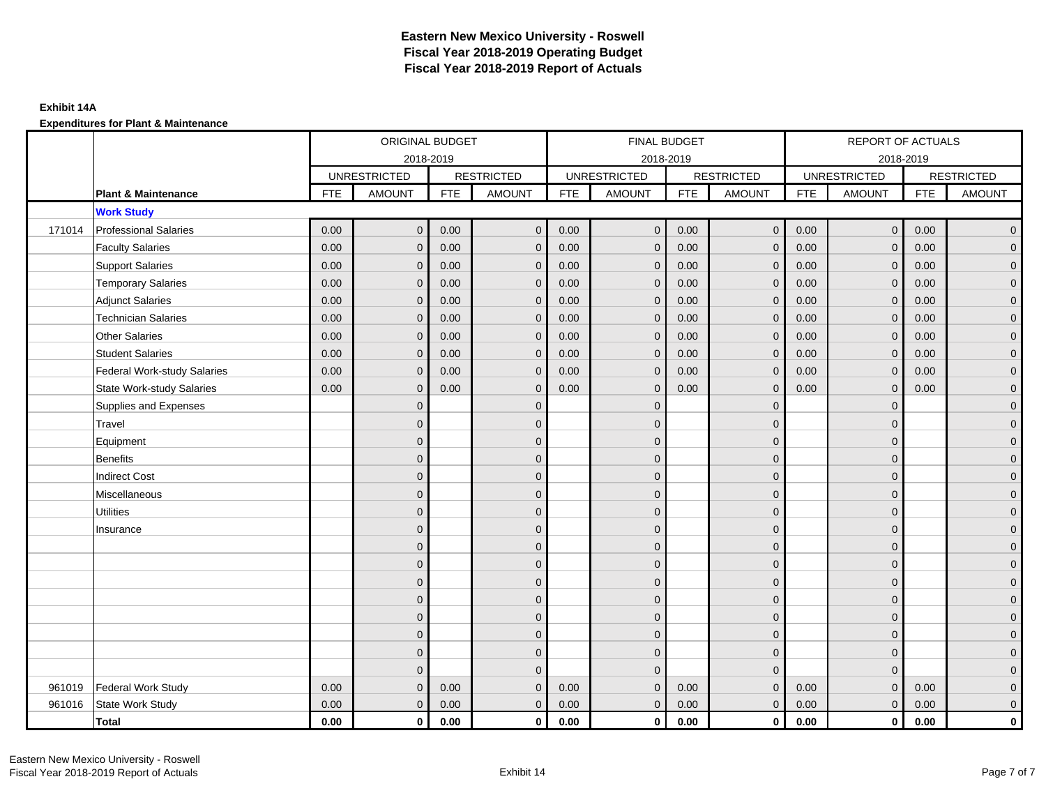# Eastern New Mexico University - Roswell
## Fiscal Year 2018-2019 Operating Budget
## Fiscal Year 2018-2019 Report of Actuals

**Exhibit 14A**

**Expenditures for Plant & Maintenance**

| | | ORIGINAL BUDGET 2018-2019 | | | | FINAL BUDGET 2018-2019 | | | | REPORT OF ACTUALS 2018-2019 | | | |
|---|---|---|---|---|---|---|---|---|---|---|---|---|---|
| | | UNRESTRICTED | | RESTRICTED | | UNRESTRICTED | | RESTRICTED | | UNRESTRICTED | | RESTRICTED | |
| | **Plant & Maintenance** | FTE | AMOUNT | FTE | AMOUNT | FTE | AMOUNT | FTE | AMOUNT | FTE | AMOUNT | FTE | AMOUNT |
| | **Work Study** | | | | | | | | | | | | |
| 171014 | Professional Salaries | 0.00 | 0 | 0.00 | 0 | 0.00 | 0 | 0.00 | 0 | 0.00 | 0 | 0.00 | 0 |
| | Faculty Salaries | 0.00 | 0 | 0.00 | 0 | 0.00 | 0 | 0.00 | 0 | 0.00 | 0 | 0.00 | 0 |
| | Support Salaries | 0.00 | 0 | 0.00 | 0 | 0.00 | 0 | 0.00 | 0 | 0.00 | 0 | 0.00 | 0 |
| | Temporary Salaries | 0.00 | 0 | 0.00 | 0 | 0.00 | 0 | 0.00 | 0 | 0.00 | 0 | 0.00 | 0 |
| | Adjunct Salaries | 0.00 | 0 | 0.00 | 0 | 0.00 | 0 | 0.00 | 0 | 0.00 | 0 | 0.00 | 0 |
| | Technician Salaries | 0.00 | 0 | 0.00 | 0 | 0.00 | 0 | 0.00 | 0 | 0.00 | 0 | 0.00 | 0 |
| | Other Salaries | 0.00 | 0 | 0.00 | 0 | 0.00 | 0 | 0.00 | 0 | 0.00 | 0 | 0.00 | 0 |
| | Student Salaries | 0.00 | 0 | 0.00 | 0 | 0.00 | 0 | 0.00 | 0 | 0.00 | 0 | 0.00 | 0 |
| | Federal Work-study Salaries | 0.00 | 0 | 0.00 | 0 | 0.00 | 0 | 0.00 | 0 | 0.00 | 0 | 0.00 | 0 |
| | State Work-study Salaries | 0.00 | 0 | 0.00 | 0 | 0.00 | 0 | 0.00 | 0 | 0.00 | 0 | 0.00 | 0 |
| | Supplies and Expenses | | 0 | | 0 | | 0 | | 0 | | 0 | | 0 |
| | Travel | | 0 | | 0 | | 0 | | 0 | | 0 | | 0 |
| | Equipment | | 0 | | 0 | | 0 | | 0 | | 0 | | 0 |
| | Benefits | | 0 | | 0 | | 0 | | 0 | | 0 | | 0 |
| | Indirect Cost | | 0 | | 0 | | 0 | | 0 | | 0 | | 0 |
| | Miscellaneous | | 0 | | 0 | | 0 | | 0 | | 0 | | 0 |
| | Utilities | | 0 | | 0 | | 0 | | 0 | | 0 | | 0 |
| | Insurance | | 0 | | 0 | | 0 | | 0 | | 0 | | 0 |
| | | | 0 | | 0 | | 0 | | 0 | | 0 | | 0 |
| | | | 0 | | 0 | | 0 | | 0 | | 0 | | 0 |
| | | | 0 | | 0 | | 0 | | 0 | | 0 | | 0 |
| | | | 0 | | 0 | | 0 | | 0 | | 0 | | 0 |
| | | | 0 | | 0 | | 0 | | 0 | | 0 | | 0 |
| | | | 0 | | 0 | | 0 | | 0 | | 0 | | 0 |
| | | | 0 | | 0 | | 0 | | 0 | | 0 | | 0 |
| | | | 0 | | 0 | | 0 | | 0 | | 0 | | 0 |
| 961019 | Federal Work Study | 0.00 | 0 | 0.00 | 0 | 0.00 | 0 | 0.00 | 0 | 0.00 | 0 | 0.00 | 0 |
| 961016 | State Work Study | 0.00 | 0 | 0.00 | 0 | 0.00 | 0 | 0.00 | 0 | 0.00 | 0 | 0.00 | 0 |
| | **Total** | **0.00** | **0** | **0.00** | **0** | **0.00** | **0** | **0.00** | **0** | **0.00** | **0** | **0.00** | **0** |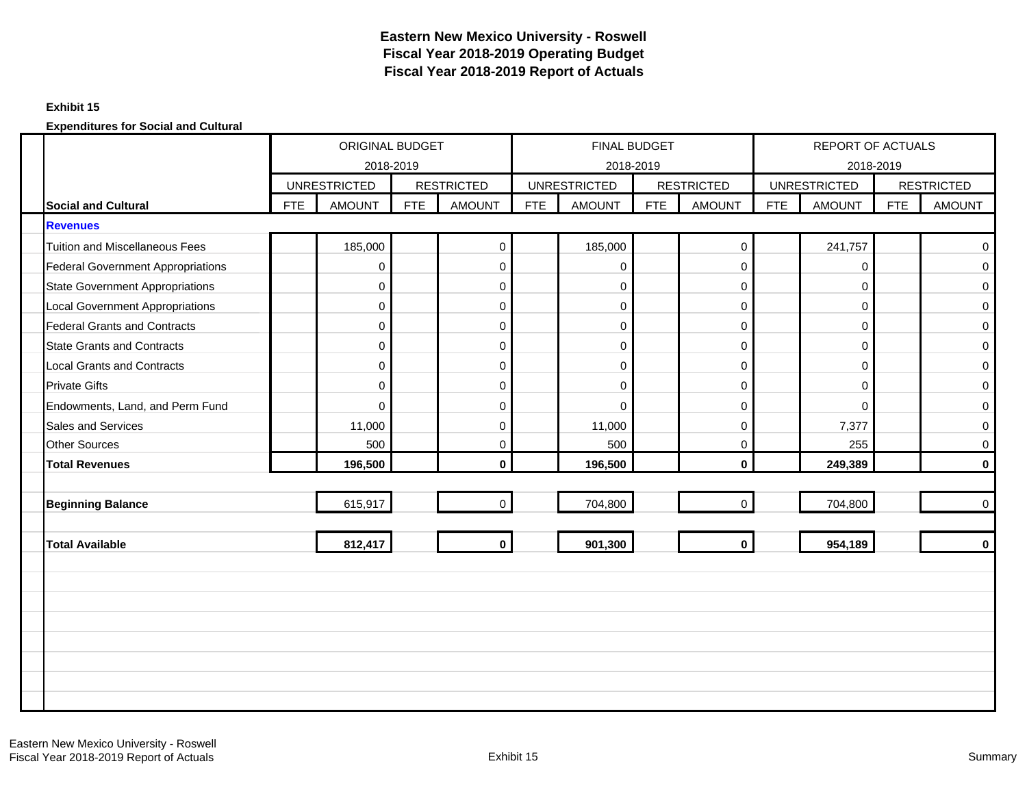# Eastern New Mexico University - Roswell
# Fiscal Year 2018-2019 Operating Budget
# Fiscal Year 2018-2019 Report of Actuals

**Exhibit 15**

**Expenditures for Social and Cultural**

| | ORIGINAL BUDGET 2018-2019 | | | | FINAL BUDGET 2018-2019 | | | | REPORT OF ACTUALS 2018-2019 | | | |
|---|---|---|---|---|---|---|---|---|---|---|---|---|
| | UNRESTRICTED | | RESTRICTED | | UNRESTRICTED | | RESTRICTED | | UNRESTRICTED | | RESTRICTED | |
| **Social and Cultural** | FTE | AMOUNT | FTE | AMOUNT | FTE | AMOUNT | FTE | AMOUNT | FTE | AMOUNT | FTE | AMOUNT |
| **Revenues** | | | | | | | | | | | | |
| Tuition and Miscellaneous Fees | | 185,000 | | 0 | | 185,000 | | 0 | | 241,757 | | 0 |
| Federal Government Appropriations | | 0 | | 0 | | 0 | | 0 | | 0 | | 0 |
| State Government Appropriations | | 0 | | 0 | | 0 | | 0 | | 0 | | 0 |
| Local Government Appropriations | | 0 | | 0 | | 0 | | 0 | | 0 | | 0 |
| Federal Grants and Contracts | | 0 | | 0 | | 0 | | 0 | | 0 | | 0 |
| State Grants and Contracts | | 0 | | 0 | | 0 | | 0 | | 0 | | 0 |
| Local Grants and Contracts | | 0 | | 0 | | 0 | | 0 | | 0 | | 0 |
| Private Gifts | | 0 | | 0 | | 0 | | 0 | | 0 | | 0 |
| Endowments, Land, and Perm Fund | | 0 | | 0 | | 0 | | 0 | | 0 | | 0 |
| Sales and Services | | 11,000 | | 0 | | 11,000 | | 0 | | 7,377 | | 0 |
| Other Sources | | 500 | | 0 | | 500 | | 0 | | 255 | | 0 |
| **Total Revenues** | | **196,500** | | **0** | | **196,500** | | **0** | | **249,389** | | **0** |
| **Beginning Balance** | | 615,917 | | 0 | | 704,800 | | 0 | | 704,800 | | 0 |
| **Total Available** | | **812,417** | | **0** | | **901,300** | | **0** | | **954,189** | | **0** |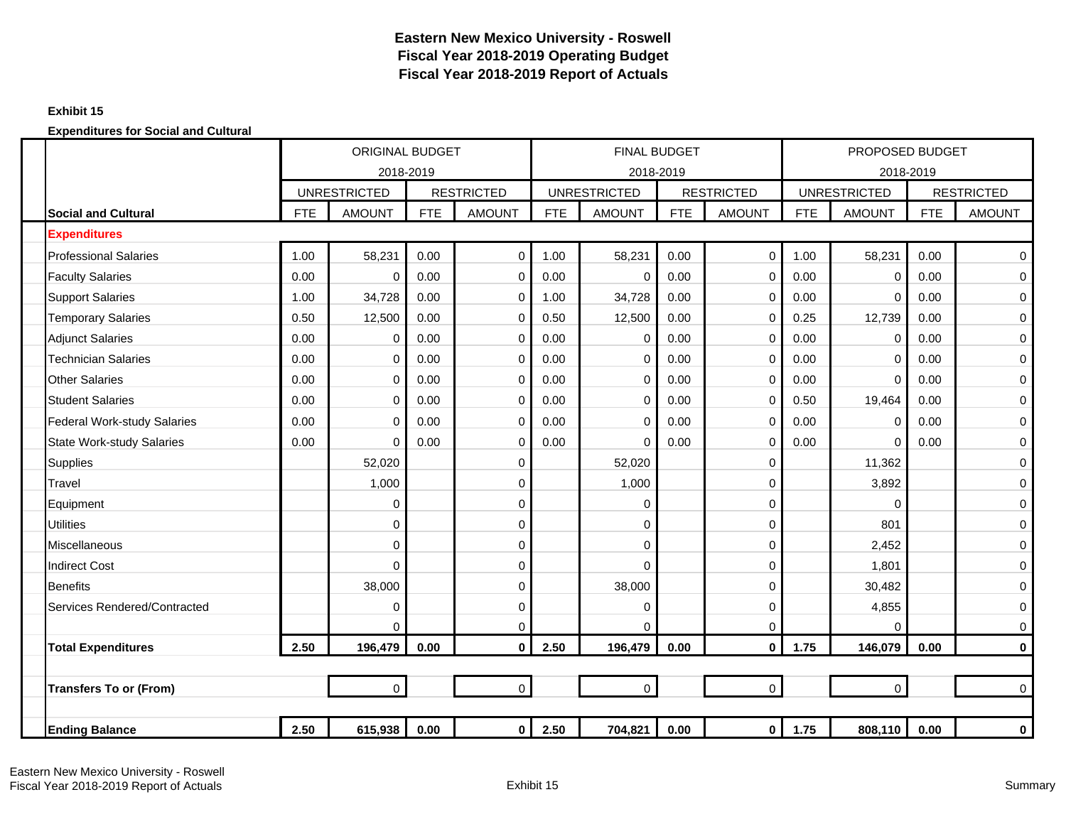# Eastern New Mexico University - Roswell
## Fiscal Year 2018-2019 Operating Budget
## Fiscal Year 2018-2019 Report of Actuals

**Exhibit 15**

**Expenditures for Social and Cultural**

| | ORIGINAL BUDGET 2018-2019 | | | | FINAL BUDGET 2018-2019 | | | | PROPOSED BUDGET 2018-2019 | | | |
|---|---|---|---|---|---|---|---|---|---|---|---|---|
| | UNRESTRICTED | | RESTRICTED | | UNRESTRICTED | | RESTRICTED | | UNRESTRICTED | | RESTRICTED | |
| **Social and Cultural** | FTE | AMOUNT | FTE | AMOUNT | FTE | AMOUNT | FTE | AMOUNT | FTE | AMOUNT | FTE | AMOUNT |
| **Expenditures** | | | | | | | | | | | | |
| Professional Salaries | 1.00 | 58,231 | 0.00 | 0 | 1.00 | 58,231 | 0.00 | 0 | 1.00 | 58,231 | 0.00 | 0 |
| Faculty Salaries | 0.00 | 0 | 0.00 | 0 | 0.00 | 0 | 0.00 | 0 | 0.00 | 0 | 0.00 | 0 |
| Support Salaries | 1.00 | 34,728 | 0.00 | 0 | 1.00 | 34,728 | 0.00 | 0 | 0.00 | 0 | 0.00 | 0 |
| Temporary Salaries | 0.50 | 12,500 | 0.00 | 0 | 0.50 | 12,500 | 0.00 | 0 | 0.25 | 12,739 | 0.00 | 0 |
| Adjunct Salaries | 0.00 | 0 | 0.00 | 0 | 0.00 | 0 | 0.00 | 0 | 0.00 | 0 | 0.00 | 0 |
| Technician Salaries | 0.00 | 0 | 0.00 | 0 | 0.00 | 0 | 0.00 | 0 | 0.00 | 0 | 0.00 | 0 |
| Other Salaries | 0.00 | 0 | 0.00 | 0 | 0.00 | 0 | 0.00 | 0 | 0.00 | 0 | 0.00 | 0 |
| Student Salaries | 0.00 | 0 | 0.00 | 0 | 0.00 | 0 | 0.00 | 0 | 0.50 | 19,464 | 0.00 | 0 |
| Federal Work-study Salaries | 0.00 | 0 | 0.00 | 0 | 0.00 | 0 | 0.00 | 0 | 0.00 | 0 | 0.00 | 0 |
| State Work-study Salaries | 0.00 | 0 | 0.00 | 0 | 0.00 | 0 | 0.00 | 0 | 0.00 | 0 | 0.00 | 0 |
| Supplies | | 52,020 | | 0 | | 52,020 | | 0 | | 11,362 | | 0 |
| Travel | | 1,000 | | 0 | | 1,000 | | 0 | | 3,892 | | 0 |
| Equipment | | 0 | | 0 | | 0 | | 0 | | 0 | | 0 |
| Utilities | | 0 | | 0 | | 0 | | 0 | | 801 | | 0 |
| Miscellaneous | | 0 | | 0 | | 0 | | 0 | | 2,452 | | 0 |
| Indirect Cost | | 0 | | 0 | | 0 | | 0 | | 1,801 | | 0 |
| Benefits | | 38,000 | | 0 | | 38,000 | | 0 | | 30,482 | | 0 |
| Services Rendered/Contracted | | 0 | | 0 | | 0 | | 0 | | 4,855 | | 0 |
| | | 0 | | 0 | | 0 | | 0 | | 0 | | 0 |
| **Total Expenditures** | **2.50** | **196,479** | **0.00** | **0** | **2.50** | **196,479** | **0.00** | **0** | **1.75** | **146,079** | **0.00** | **0** |
| | | | | | | | | | | | | |
| **Transfers To or (From)** | | 0 | | 0 | | 0 | | 0 | | 0 | | 0 |
| | | | | | | | | | | | | |
| **Ending Balance** | **2.50** | **615,938** | **0.00** | **0** | **2.50** | **704,821** | **0.00** | **0** | **1.75** | **808,110** | **0.00** | **0** |

Eastern New Mexico University - Roswell
Fiscal Year 2018-2019 Report of Actuals

Exhibit 15

Summary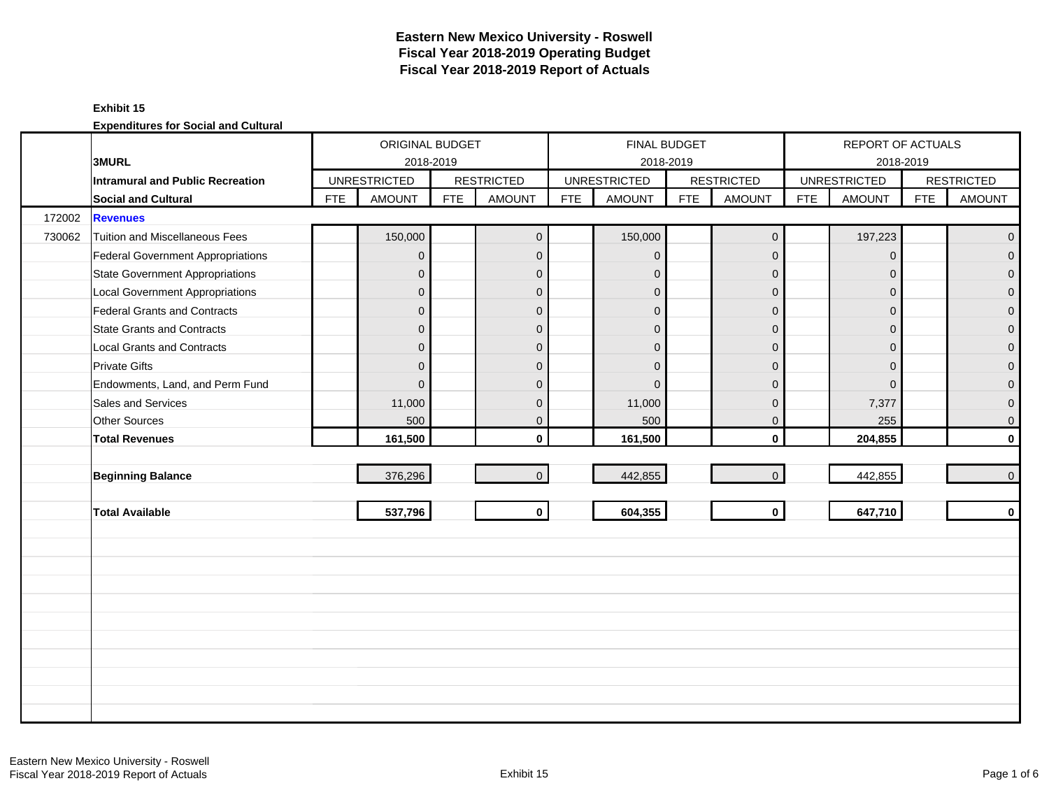# Eastern New Mexico University - Roswell
# Fiscal Year 2018-2019 Operating Budget
# Fiscal Year 2018-2019 Report of Actuals

**Exhibit 15**

**Expenditures for Social and Cultural**

| | | ORIGINAL BUDGET 2018-2019 | | | | FINAL BUDGET 2018-2019 | | | | REPORT OF ACTUALS 2018-2019 | | | |
|---|---|---|---|---|---|---|---|---|---|---|---|---|---|
| | **3MURL** | | | | | | | | | | | | |
| | **Intramural and Public Recreation** | UNRESTRICTED | | RESTRICTED | | UNRESTRICTED | | RESTRICTED | | UNRESTRICTED | | RESTRICTED | |
| | **Social and Cultural** | FTE | AMOUNT | FTE | AMOUNT | FTE | AMOUNT | FTE | AMOUNT | FTE | AMOUNT | FTE | AMOUNT |
| 172002 | **Revenues** | | | | | | | | | | | | |
| 730062 | Tuition and Miscellaneous Fees | | 150,000 | | 0 | | 150,000 | | 0 | | 197,223 | | 0 |
| | Federal Government Appropriations | | 0 | | 0 | | 0 | | 0 | | 0 | | 0 |
| | State Government Appropriations | | 0 | | 0 | | 0 | | 0 | | 0 | | 0 |
| | Local Government Appropriations | | 0 | | 0 | | 0 | | 0 | | 0 | | 0 |
| | Federal Grants and Contracts | | 0 | | 0 | | 0 | | 0 | | 0 | | 0 |
| | State Grants and Contracts | | 0 | | 0 | | 0 | | 0 | | 0 | | 0 |
| | Local Grants and Contracts | | 0 | | 0 | | 0 | | 0 | | 0 | | 0 |
| | Private Gifts | | 0 | | 0 | | 0 | | 0 | | 0 | | 0 |
| | Endowments, Land, and Perm Fund | | 0 | | 0 | | 0 | | 0 | | 0 | | 0 |
| | Sales and Services | | 11,000 | | 0 | | 11,000 | | 0 | | 7,377 | | 0 |
| | Other Sources | | 500 | | 0 | | 500 | | 0 | | 255 | | 0 |
| | **Total Revenues** | | **161,500** | | **0** | | **161,500** | | **0** | | **204,855** | | **0** |
| | **Beginning Balance** | | 376,296 | | 0 | | 442,855 | | 0 | | 442,855 | | 0 |
| | **Total Available** | | **537,796** | | **0** | | **604,355** | | **0** | | **647,710** | | **0** |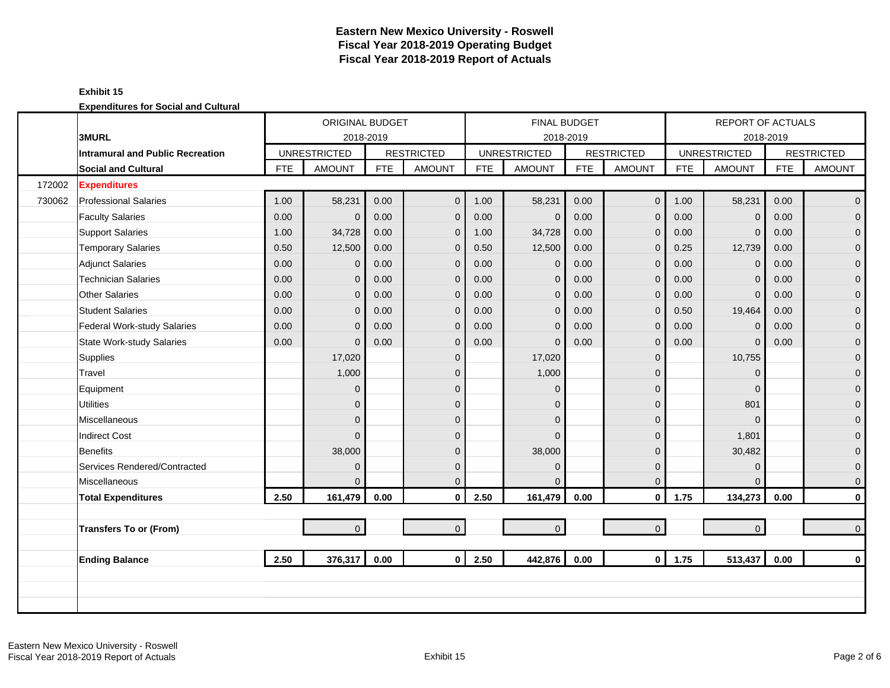# Eastern New Mexico University - Roswell
## Fiscal Year 2018-2019 Operating Budget
## Fiscal Year 2018-2019 Report of Actuals

**Exhibit 15**

**Expenditures for Social and Cultural**

| | | ORIGINAL BUDGET 2018-2019 | | | | FINAL BUDGET 2018-2019 | | | | REPORT OF ACTUALS 2018-2019 | | | |
|---|---|---|---|---|---|---|---|---|---|---|---|---|---|
| | **3MURL** | UNRESTRICTED | | RESTRICTED | | UNRESTRICTED | | RESTRICTED | | UNRESTRICTED | | RESTRICTED | |
| | **Intramural and Public Recreation** | | | | | | | | | | | | |
| | **Social and Cultural** | FTE | AMOUNT | FTE | AMOUNT | FTE | AMOUNT | FTE | AMOUNT | FTE | AMOUNT | FTE | AMOUNT |
| 172002 | **Expenditures** | | | | | | | | | | | | |
| 730062 | Professional Salaries | 1.00 | 58,231 | 0.00 | 0 | 1.00 | 58,231 | 0.00 | 0 | 1.00 | 58,231 | 0.00 | 0 |
| | Faculty Salaries | 0.00 | 0 | 0.00 | 0 | 0.00 | 0 | 0.00 | 0 | 0.00 | 0 | 0.00 | 0 |
| | Support Salaries | 1.00 | 34,728 | 0.00 | 0 | 1.00 | 34,728 | 0.00 | 0 | 0.00 | 0 | 0.00 | 0 |
| | Temporary Salaries | 0.50 | 12,500 | 0.00 | 0 | 0.50 | 12,500 | 0.00 | 0 | 0.25 | 12,739 | 0.00 | 0 |
| | Adjunct Salaries | 0.00 | 0 | 0.00 | 0 | 0.00 | 0 | 0.00 | 0 | 0.00 | 0 | 0.00 | 0 |
| | Technician Salaries | 0.00 | 0 | 0.00 | 0 | 0.00 | 0 | 0.00 | 0 | 0.00 | 0 | 0.00 | 0 |
| | Other Salaries | 0.00 | 0 | 0.00 | 0 | 0.00 | 0 | 0.00 | 0 | 0.00 | 0 | 0.00 | 0 |
| | Student Salaries | 0.00 | 0 | 0.00 | 0 | 0.00 | 0 | 0.00 | 0 | 0.50 | 19,464 | 0.00 | 0 |
| | Federal Work-study Salaries | 0.00 | 0 | 0.00 | 0 | 0.00 | 0 | 0.00 | 0 | 0.00 | 0 | 0.00 | 0 |
| | State Work-study Salaries | 0.00 | 0 | 0.00 | 0 | 0.00 | 0 | 0.00 | 0 | 0.00 | 0 | 0.00 | 0 |
| | Supplies | | 17,020 | | 0 | | 17,020 | | 0 | | 10,755 | | 0 |
| | Travel | | 1,000 | | 0 | | 1,000 | | 0 | | 0 | | 0 |
| | Equipment | | 0 | | 0 | | 0 | | 0 | | 0 | | 0 |
| | Utilities | | 0 | | 0 | | 0 | | 0 | | 801 | | 0 |
| | Miscellaneous | | 0 | | 0 | | 0 | | 0 | | 0 | | 0 |
| | Indirect Cost | | 0 | | 0 | | 0 | | 0 | | 1,801 | | 0 |
| | Benefits | | 38,000 | | 0 | | 38,000 | | 0 | | 30,482 | | 0 |
| | Services Rendered/Contracted | | 0 | | 0 | | 0 | | 0 | | 0 | | 0 |
| | Miscellaneous | | 0 | | 0 | | 0 | | 0 | | 0 | | 0 |
| | **Total Expenditures** | **2.50** | **161,479** | **0.00** | **0** | **2.50** | **161,479** | **0.00** | **0** | **1.75** | **134,273** | **0.00** | **0** |
| | | | | | | | | | | | | | |
| | **Transfers To or (From)** | | 0 | | 0 | | 0 | | 0 | | 0 | | 0 |
| | | | | | | | | | | | | | |
| | **Ending Balance** | **2.50** | **376,317** | **0.00** | **0** | **2.50** | **442,876** | **0.00** | **0** | **1.75** | **513,437** | **0.00** | **0** |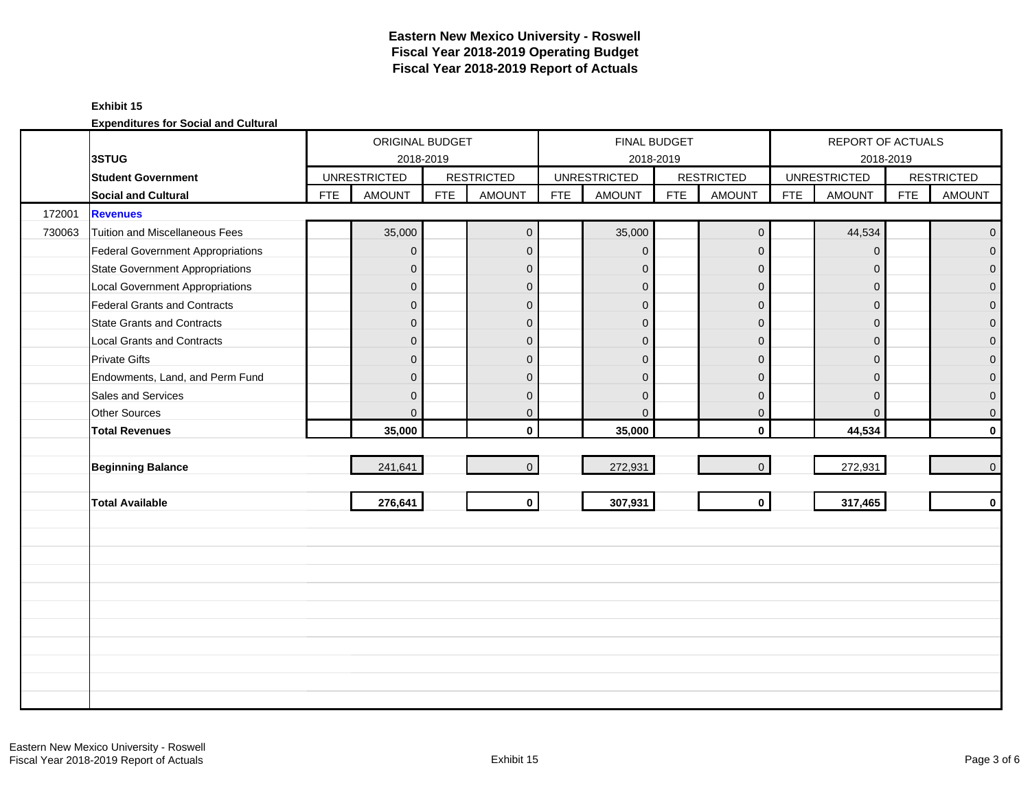# Eastern New Mexico University - Roswell
# Fiscal Year 2018-2019 Operating Budget
# Fiscal Year 2018-2019 Report of Actuals

**Exhibit 15**

**Expenditures for Social and Cultural**

| | 3STUG | ORIGINAL BUDGET 2018-2019 | | | | FINAL BUDGET 2018-2019 | | | | REPORT OF ACTUALS 2018-2019 | | | |
|---|---|---|---|---|---|---|---|---|---|---|---|---|---|
| | **Student Government** | UNRESTRICTED | | RESTRICTED | | UNRESTRICTED | | RESTRICTED | | UNRESTRICTED | | RESTRICTED | |
| | **Social and Cultural** | FTE | AMOUNT | FTE | AMOUNT | FTE | AMOUNT | FTE | AMOUNT | FTE | AMOUNT | FTE | AMOUNT |
| 172001 | **Revenues** | | | | | | | | | | | | |
| 730063 | Tuition and Miscellaneous Fees | | 35,000 | | 0 | | 35,000 | | 0 | | 44,534 | | 0 |
| | Federal Government Appropriations | | 0 | | 0 | | 0 | | 0 | | 0 | | 0 |
| | State Government Appropriations | | 0 | | 0 | | 0 | | 0 | | 0 | | 0 |
| | Local Government Appropriations | | 0 | | 0 | | 0 | | 0 | | 0 | | 0 |
| | Federal Grants and Contracts | | 0 | | 0 | | 0 | | 0 | | 0 | | 0 |
| | State Grants and Contracts | | 0 | | 0 | | 0 | | 0 | | 0 | | 0 |
| | Local Grants and Contracts | | 0 | | 0 | | 0 | | 0 | | 0 | | 0 |
| | Private Gifts | | 0 | | 0 | | 0 | | 0 | | 0 | | 0 |
| | Endowments, Land, and Perm Fund | | 0 | | 0 | | 0 | | 0 | | 0 | | 0 |
| | Sales and Services | | 0 | | 0 | | 0 | | 0 | | 0 | | 0 |
| | Other Sources | | 0 | | 0 | | 0 | | 0 | | 0 | | 0 |
| | **Total Revenues** | | **35,000** | | **0** | | **35,000** | | **0** | | **44,534** | | **0** |
| | **Beginning Balance** | | 241,641 | | 0 | | 272,931 | | 0 | | 272,931 | | 0 |
| | **Total Available** | | **276,641** | | **0** | | **307,931** | | **0** | | **317,465** | | **0** |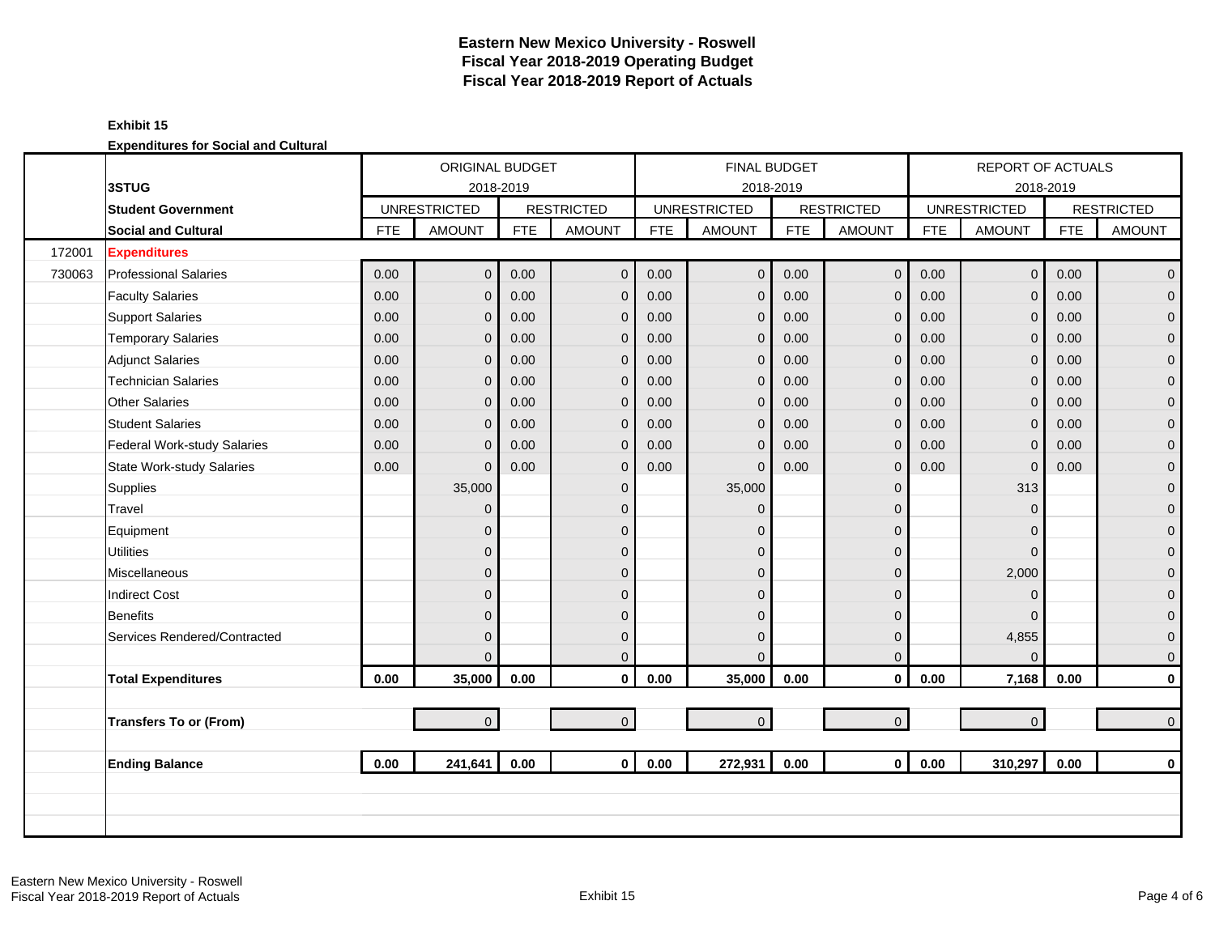# Eastern New Mexico University - Roswell
# Fiscal Year 2018-2019 Operating Budget
# Fiscal Year 2018-2019 Report of Actuals

**Exhibit 15**

**Expenditures for Social and Cultural**

| | | ORIGINAL BUDGET 2018-2019 | | | | FINAL BUDGET 2018-2019 | | | | REPORT OF ACTUALS 2018-2019 | | | |
|---|---|---|---|---|---|---|---|---|---|---|---|---|---|
| | **3STUG** | | | | | | | | | | | | |
| | **Student Government** | UNRESTRICTED | | RESTRICTED | | UNRESTRICTED | | RESTRICTED | | UNRESTRICTED | | RESTRICTED | |
| | **Social and Cultural** | FTE | AMOUNT | FTE | AMOUNT | FTE | AMOUNT | FTE | AMOUNT | FTE | AMOUNT | FTE | AMOUNT |
| 172001 | **Expenditures** | | | | | | | | | | | | |
| 730063 | Professional Salaries | 0.00 | 0 | 0.00 | 0 | 0.00 | 0 | 0.00 | 0 | 0.00 | 0 | 0.00 | 0 |
| | Faculty Salaries | 0.00 | 0 | 0.00 | 0 | 0.00 | 0 | 0.00 | 0 | 0.00 | 0 | 0.00 | 0 |
| | Support Salaries | 0.00 | 0 | 0.00 | 0 | 0.00 | 0 | 0.00 | 0 | 0.00 | 0 | 0.00 | 0 |
| | Temporary Salaries | 0.00 | 0 | 0.00 | 0 | 0.00 | 0 | 0.00 | 0 | 0.00 | 0 | 0.00 | 0 |
| | Adjunct Salaries | 0.00 | 0 | 0.00 | 0 | 0.00 | 0 | 0.00 | 0 | 0.00 | 0 | 0.00 | 0 |
| | Technician Salaries | 0.00 | 0 | 0.00 | 0 | 0.00 | 0 | 0.00 | 0 | 0.00 | 0 | 0.00 | 0 |
| | Other Salaries | 0.00 | 0 | 0.00 | 0 | 0.00 | 0 | 0.00 | 0 | 0.00 | 0 | 0.00 | 0 |
| | Student Salaries | 0.00 | 0 | 0.00 | 0 | 0.00 | 0 | 0.00 | 0 | 0.00 | 0 | 0.00 | 0 |
| | Federal Work-study Salaries | 0.00 | 0 | 0.00 | 0 | 0.00 | 0 | 0.00 | 0 | 0.00 | 0 | 0.00 | 0 |
| | State Work-study Salaries | 0.00 | 0 | 0.00 | 0 | 0.00 | 0 | 0.00 | 0 | 0.00 | 0 | 0.00 | 0 |
| | Supplies | | 35,000 | | 0 | | 35,000 | | 0 | | 313 | | 0 |
| | Travel | | 0 | | 0 | | 0 | | 0 | | 0 | | 0 |
| | Equipment | | 0 | | 0 | | 0 | | 0 | | 0 | | 0 |
| | Utilities | | 0 | | 0 | | 0 | | 0 | | 0 | | 0 |
| | Miscellaneous | | 0 | | 0 | | 0 | | 0 | | 2,000 | | 0 |
| | Indirect Cost | | 0 | | 0 | | 0 | | 0 | | 0 | | 0 |
| | Benefits | | 0 | | 0 | | 0 | | 0 | | 0 | | 0 |
| | Services Rendered/Contracted | | 0 | | 0 | | 0 | | 0 | | 4,855 | | 0 |
| | | | 0 | | 0 | | 0 | | 0 | | 0 | | 0 |
| | **Total Expenditures** | **0.00** | **35,000** | **0.00** | **0** | **0.00** | **35,000** | **0.00** | **0** | **0.00** | **7,168** | **0.00** | **0** |
| | **Transfers To or (From)** | | 0 | | 0 | | 0 | | 0 | | 0 | | 0 |
| | **Ending Balance** | **0.00** | **241,641** | **0.00** | **0** | **0.00** | **272,931** | **0.00** | **0** | **0.00** | **310,297** | **0.00** | **0** |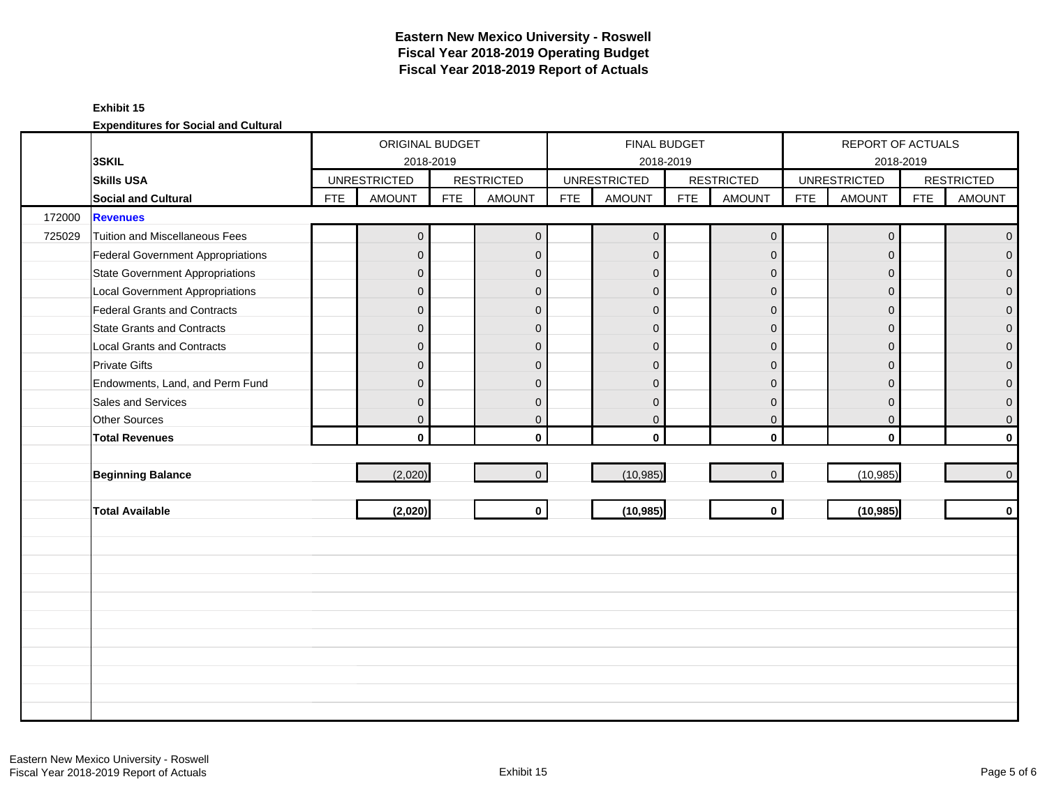# Eastern New Mexico University - Roswell
## Fiscal Year 2018-2019 Operating Budget
## Fiscal Year 2018-2019 Report of Actuals

**Exhibit 15**

**Expenditures for Social and Cultural**

| | | ORIGINAL BUDGET 2018-2019 | | | | FINAL BUDGET 2018-2019 | | | | REPORT OF ACTUALS 2018-2019 | | | |
|---|---|---|---|---|---|---|---|---|---|---|---|---|---|
| | **3SKIL** | | | | | | | | | | | | |
| | **Skills USA** | UNRESTRICTED | | RESTRICTED | | UNRESTRICTED | | RESTRICTED | | UNRESTRICTED | | RESTRICTED | |
| | **Social and Cultural** | FTE | AMOUNT | FTE | AMOUNT | FTE | AMOUNT | FTE | AMOUNT | FTE | AMOUNT | FTE | AMOUNT |
| 172000 | **Revenues** | | | | | | | | | | | | |
| 725029 | Tuition and Miscellaneous Fees | | 0 | | 0 | | 0 | | 0 | | 0 | | 0 |
| | Federal Government Appropriations | | 0 | | 0 | | 0 | | 0 | | 0 | | 0 |
| | State Government Appropriations | | 0 | | 0 | | 0 | | 0 | | 0 | | 0 |
| | Local Government Appropriations | | 0 | | 0 | | 0 | | 0 | | 0 | | 0 |
| | Federal Grants and Contracts | | 0 | | 0 | | 0 | | 0 | | 0 | | 0 |
| | State Grants and Contracts | | 0 | | 0 | | 0 | | 0 | | 0 | | 0 |
| | Local Grants and Contracts | | 0 | | 0 | | 0 | | 0 | | 0 | | 0 |
| | Private Gifts | | 0 | | 0 | | 0 | | 0 | | 0 | | 0 |
| | Endowments, Land, and Perm Fund | | 0 | | 0 | | 0 | | 0 | | 0 | | 0 |
| | Sales and Services | | 0 | | 0 | | 0 | | 0 | | 0 | | 0 |
| | Other Sources | | 0 | | 0 | | 0 | | 0 | | 0 | | 0 |
| | **Total Revenues** | | **0** | | **0** | | **0** | | **0** | | **0** | | **0** |
| | **Beginning Balance** | | (2,020) | | 0 | | (10,985) | | 0 | | (10,985) | | 0 |
| | **Total Available** | | **(2,020)** | | **0** | | **(10,985)** | | **0** | | **(10,985)** | | **0** |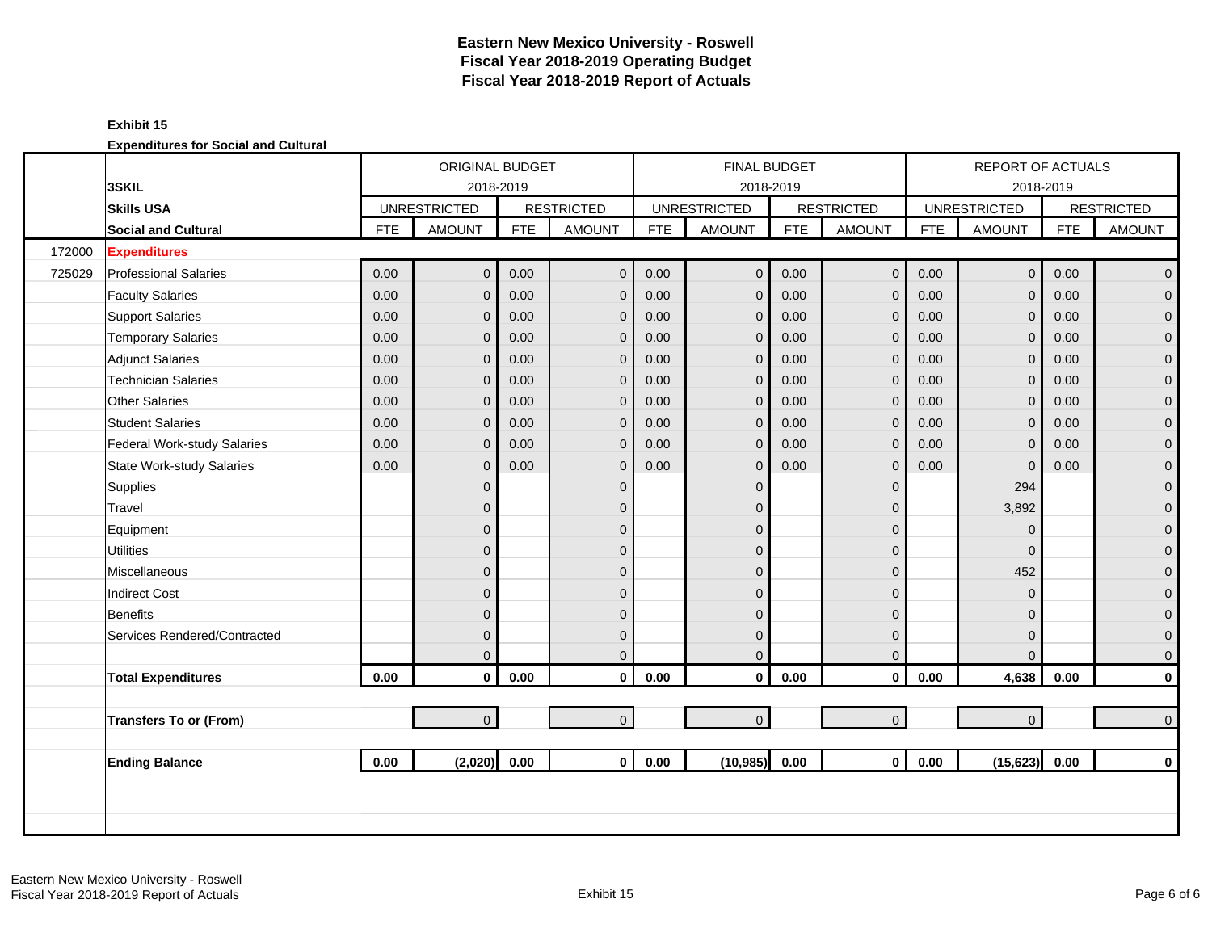# Eastern New Mexico University - Roswell
## Fiscal Year 2018-2019 Operating Budget
## Fiscal Year 2018-2019 Report of Actuals

**Exhibit 15**

**Expenditures for Social and Cultural**

| | | ORIGINAL BUDGET 2018-2019 | | | | FINAL BUDGET 2018-2019 | | | | REPORT OF ACTUALS 2018-2019 | | | |
|---|---|---|---|---|---|---|---|---|---|---|---|---|---|
| | **3SKIL** | UNRESTRICTED | | RESTRICTED | | UNRESTRICTED | | RESTRICTED | | UNRESTRICTED | | RESTRICTED | |
| | **Skills USA** | | | | | | | | | | | | |
| | **Social and Cultural** | FTE | AMOUNT | FTE | AMOUNT | FTE | AMOUNT | FTE | AMOUNT | FTE | AMOUNT | FTE | AMOUNT |
| 172000 | **Expenditures** | | | | | | | | | | | | |
| 725029 | Professional Salaries | 0.00 | 0 | 0.00 | 0 | 0.00 | 0 | 0.00 | 0 | 0.00 | 0 | 0.00 | 0 |
| | Faculty Salaries | 0.00 | 0 | 0.00 | 0 | 0.00 | 0 | 0.00 | 0 | 0.00 | 0 | 0.00 | 0 |
| | Support Salaries | 0.00 | 0 | 0.00 | 0 | 0.00 | 0 | 0.00 | 0 | 0.00 | 0 | 0.00 | 0 |
| | Temporary Salaries | 0.00 | 0 | 0.00 | 0 | 0.00 | 0 | 0.00 | 0 | 0.00 | 0 | 0.00 | 0 |
| | Adjunct Salaries | 0.00 | 0 | 0.00 | 0 | 0.00 | 0 | 0.00 | 0 | 0.00 | 0 | 0.00 | 0 |
| | Technician Salaries | 0.00 | 0 | 0.00 | 0 | 0.00 | 0 | 0.00 | 0 | 0.00 | 0 | 0.00 | 0 |
| | Other Salaries | 0.00 | 0 | 0.00 | 0 | 0.00 | 0 | 0.00 | 0 | 0.00 | 0 | 0.00 | 0 |
| | Student Salaries | 0.00 | 0 | 0.00 | 0 | 0.00 | 0 | 0.00 | 0 | 0.00 | 0 | 0.00 | 0 |
| | Federal Work-study Salaries | 0.00 | 0 | 0.00 | 0 | 0.00 | 0 | 0.00 | 0 | 0.00 | 0 | 0.00 | 0 |
| | State Work-study Salaries | 0.00 | 0 | 0.00 | 0 | 0.00 | 0 | 0.00 | 0 | 0.00 | 0 | 0.00 | 0 |
| | Supplies | | 0 | | 0 | | 0 | | 0 | | 294 | | 0 |
| | Travel | | 0 | | 0 | | 0 | | 0 | | 3,892 | | 0 |
| | Equipment | | 0 | | 0 | | 0 | | 0 | | 0 | | 0 |
| | Utilities | | 0 | | 0 | | 0 | | 0 | | 0 | | 0 |
| | Miscellaneous | | 0 | | 0 | | 0 | | 0 | | 452 | | 0 |
| | Indirect Cost | | 0 | | 0 | | 0 | | 0 | | 0 | | 0 |
| | Benefits | | 0 | | 0 | | 0 | | 0 | | 0 | | 0 |
| | Services Rendered/Contracted | | 0 | | 0 | | 0 | | 0 | | 0 | | 0 |
| | | | 0 | | 0 | | 0 | | 0 | | 0 | | 0 |
| | **Total Expenditures** | **0.00** | **0** | **0.00** | **0** | **0.00** | **0** | **0.00** | **0** | **0.00** | **4,638** | **0.00** | **0** |
| | **Transfers To or (From)** | | 0 | | 0 | | 0 | | 0 | | 0 | | 0 |
| | **Ending Balance** | **0.00** | **(2,020)** | **0.00** | **0** | **0.00** | **(10,985)** | **0.00** | **0** | **0.00** | **(15,623)** | **0.00** | **0** |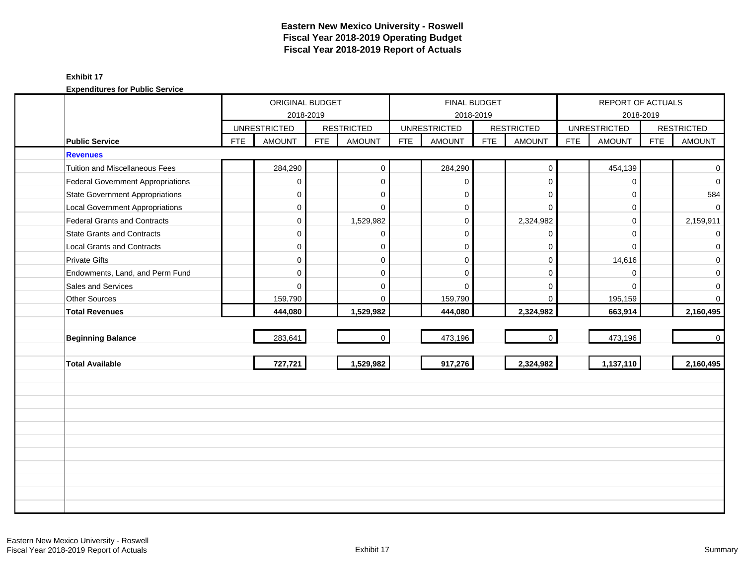# Eastern New Mexico University - Roswell
## Fiscal Year 2018-2019 Operating Budget
## Fiscal Year 2018-2019 Report of Actuals

**Exhibit 17**

**Expenditures for Public Service**

| | ORIGINAL BUDGET 2018-2019 | | | | FINAL BUDGET 2018-2019 | | | | REPORT OF ACTUALS 2018-2019 | | | |
|---|---|---|---|---|---|---|---|---|---|---|---|---|
| | UNRESTRICTED | | RESTRICTED | | UNRESTRICTED | | RESTRICTED | | UNRESTRICTED | | RESTRICTED | |
| **Public Service** | FTE | AMOUNT | FTE | AMOUNT | FTE | AMOUNT | FTE | AMOUNT | FTE | AMOUNT | FTE | AMOUNT |
| **Revenues** | | | | | | | | | | | | |
| Tuition and Miscellaneous Fees | | 284,290 | | 0 | | 284,290 | | 0 | | 454,139 | | 0 |
| Federal Government Appropriations | | 0 | | 0 | | 0 | | 0 | | 0 | | 0 |
| State Government Appropriations | | 0 | | 0 | | 0 | | 0 | | 0 | | 584 |
| Local Government Appropriations | | 0 | | 0 | | 0 | | 0 | | 0 | | 0 |
| Federal Grants and Contracts | | 0 | | 1,529,982 | | 0 | | 2,324,982 | | 0 | | 2,159,911 |
| State Grants and Contracts | | 0 | | 0 | | 0 | | 0 | | 0 | | 0 |
| Local Grants and Contracts | | 0 | | 0 | | 0 | | 0 | | 0 | | 0 |
| Private Gifts | | 0 | | 0 | | 0 | | 0 | | 14,616 | | 0 |
| Endowments, Land, and Perm Fund | | 0 | | 0 | | 0 | | 0 | | 0 | | 0 |
| Sales and Services | | 0 | | 0 | | 0 | | 0 | | 0 | | 0 |
| Other Sources | | 159,790 | | 0 | | 159,790 | | 0 | | 195,159 | | 0 |
| **Total Revenues** | | **444,080** | | **1,529,982** | | **444,080** | | **2,324,982** | | **663,914** | | **2,160,495** |
| **Beginning Balance** | | 283,641 | | 0 | | 473,196 | | 0 | | 473,196 | | 0 |
| **Total Available** | | **727,721** | | **1,529,982** | | **917,276** | | **2,324,982** | | **1,137,110** | | **2,160,495** |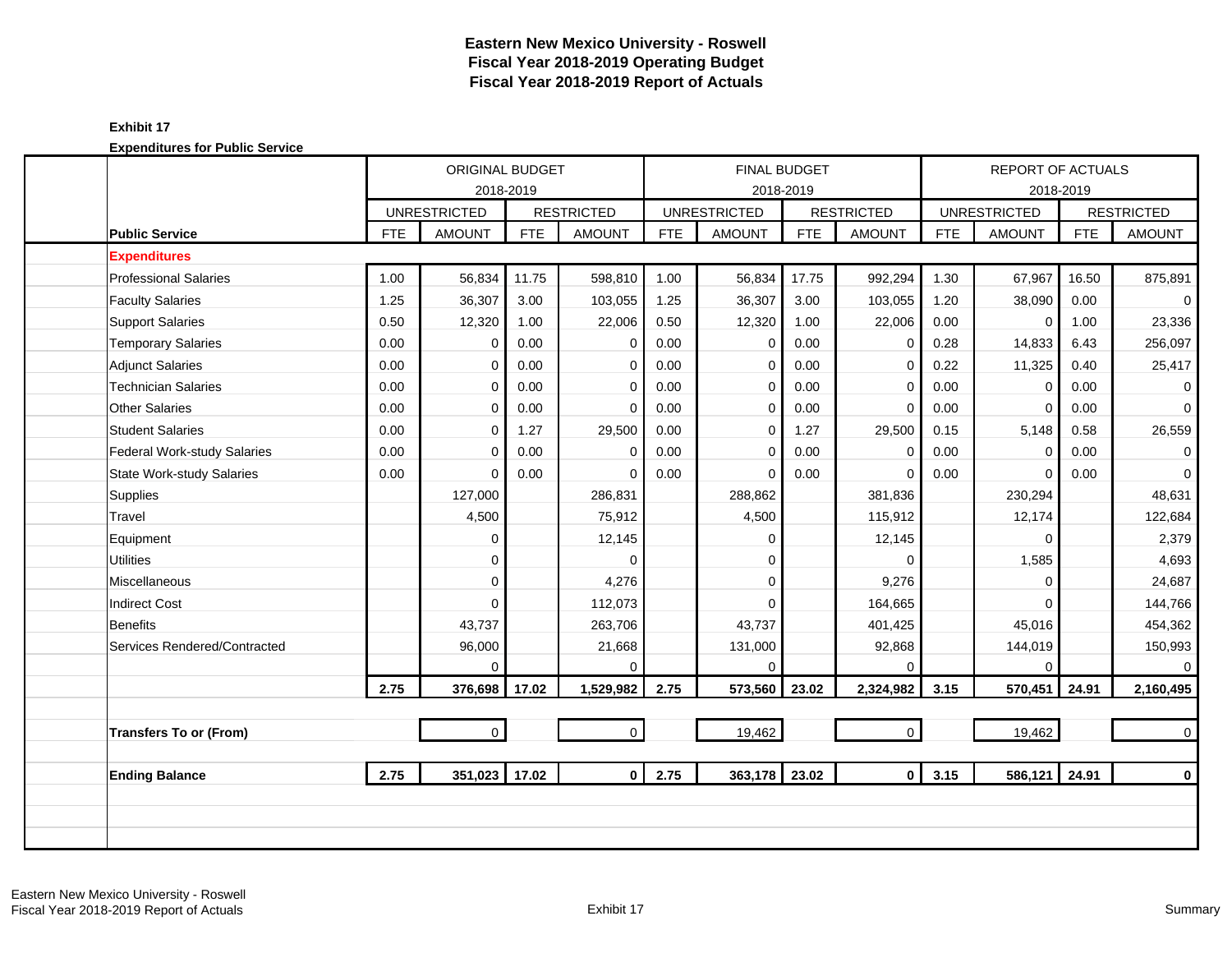# Eastern New Mexico University - Roswell
## Fiscal Year 2018-2019 Operating Budget
## Fiscal Year 2018-2019 Report of Actuals

**Exhibit 17**

**Expenditures for Public Service**

| | ORIGINAL BUDGET 2018-2019 | | | | FINAL BUDGET 2018-2019 | | | | REPORT OF ACTUALS 2018-2019 | | | |
|---|---|---|---|---|---|---|---|---|---|---|---|---|
| | UNRESTRICTED | | RESTRICTED | | UNRESTRICTED | | RESTRICTED | | UNRESTRICTED | | RESTRICTED | |
| **Public Service** | FTE | AMOUNT | FTE | AMOUNT | FTE | AMOUNT | FTE | AMOUNT | FTE | AMOUNT | FTE | AMOUNT |
| **Expenditures** | | | | | | | | | | | | |
| Professional Salaries | 1.00 | 56,834 | 11.75 | 598,810 | 1.00 | 56,834 | 17.75 | 992,294 | 1.30 | 67,967 | 16.50 | 875,891 |
| Faculty Salaries | 1.25 | 36,307 | 3.00 | 103,055 | 1.25 | 36,307 | 3.00 | 103,055 | 1.20 | 38,090 | 0.00 | 0 |
| Support Salaries | 0.50 | 12,320 | 1.00 | 22,006 | 0.50 | 12,320 | 1.00 | 22,006 | 0.00 | 0 | 1.00 | 23,336 |
| Temporary Salaries | 0.00 | 0 | 0.00 | 0 | 0.00 | 0 | 0.00 | 0 | 0.28 | 14,833 | 6.43 | 256,097 |
| Adjunct Salaries | 0.00 | 0 | 0.00 | 0 | 0.00 | 0 | 0.00 | 0 | 0.22 | 11,325 | 0.40 | 25,417 |
| Technician Salaries | 0.00 | 0 | 0.00 | 0 | 0.00 | 0 | 0.00 | 0 | 0.00 | 0 | 0.00 | 0 |
| Other Salaries | 0.00 | 0 | 0.00 | 0 | 0.00 | 0 | 0.00 | 0 | 0.00 | 0 | 0.00 | 0 |
| Student Salaries | 0.00 | 0 | 1.27 | 29,500 | 0.00 | 0 | 1.27 | 29,500 | 0.15 | 5,148 | 0.58 | 26,559 |
| Federal Work-study Salaries | 0.00 | 0 | 0.00 | 0 | 0.00 | 0 | 0.00 | 0 | 0.00 | 0 | 0.00 | 0 |
| State Work-study Salaries | 0.00 | 0 | 0.00 | 0 | 0.00 | 0 | 0.00 | 0 | 0.00 | 0 | 0.00 | 0 |
| Supplies | | 127,000 | | 286,831 | | 288,862 | | 381,836 | | 230,294 | | 48,631 |
| Travel | | 4,500 | | 75,912 | | 4,500 | | 115,912 | | 12,174 | | 122,684 |
| Equipment | | 0 | | 12,145 | | 0 | | 12,145 | | 0 | | 2,379 |
| Utilities | | 0 | | 0 | | 0 | | 0 | | 1,585 | | 4,693 |
| Miscellaneous | | 0 | | 4,276 | | 0 | | 9,276 | | 0 | | 24,687 |
| Indirect Cost | | 0 | | 112,073 | | 0 | | 164,665 | | 0 | | 144,766 |
| Benefits | | 43,737 | | 263,706 | | 43,737 | | 401,425 | | 45,016 | | 454,362 |
| Services Rendered/Contracted | | 96,000 | | 21,668 | | 131,000 | | 92,868 | | 144,019 | | 150,993 |
| | | 0 | | 0 | | 0 | | 0 | | 0 | | 0 |
| | **2.75** | **376,698** | **17.02** | **1,529,982** | **2.75** | **573,560** | **23.02** | **2,324,982** | **3.15** | **570,451** | **24.91** | **2,160,495** |
| **Transfers To or (From)** | | 0 | | 0 | | 19,462 | | 0 | | 19,462 | | 0 |
| **Ending Balance** | **2.75** | **351,023** | **17.02** | **0** | **2.75** | **363,178** | **23.02** | **0** | **3.15** | **586,121** | **24.91** | **0** |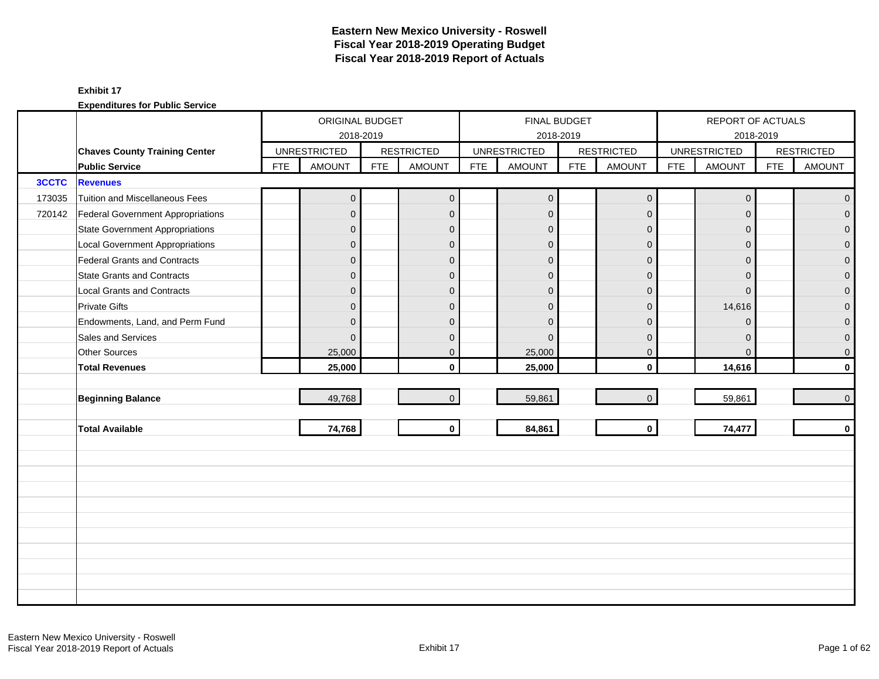# Eastern New Mexico University - Roswell
## Fiscal Year 2018-2019 Operating Budget
## Fiscal Year 2018-2019 Report of Actuals

**Exhibit 17**

**Expenditures for Public Service**

| | | ORIGINAL BUDGET 2018-2019 | | | | FINAL BUDGET 2018-2019 | | | | REPORT OF ACTUALS 2018-2019 | | | |
|---|---|---|---|---|---|---|---|---|---|---|---|---|---|
| | **Chaves County Training Center** | UNRESTRICTED | | RESTRICTED | | UNRESTRICTED | | RESTRICTED | | UNRESTRICTED | | RESTRICTED | |
| | **Public Service** | FTE | AMOUNT | FTE | AMOUNT | FTE | AMOUNT | FTE | AMOUNT | FTE | AMOUNT | FTE | AMOUNT |
| **3CCTC** | **Revenues** | | | | | | | | | | | | |
| 173035 | Tuition and Miscellaneous Fees | | 0 | | 0 | | 0 | | 0 | | 0 | | 0 |
| 720142 | Federal Government Appropriations | | 0 | | 0 | | 0 | | 0 | | 0 | | 0 |
| | State Government Appropriations | | 0 | | 0 | | 0 | | 0 | | 0 | | 0 |
| | Local Government Appropriations | | 0 | | 0 | | 0 | | 0 | | 0 | | 0 |
| | Federal Grants and Contracts | | 0 | | 0 | | 0 | | 0 | | 0 | | 0 |
| | State Grants and Contracts | | 0 | | 0 | | 0 | | 0 | | 0 | | 0 |
| | Local Grants and Contracts | | 0 | | 0 | | 0 | | 0 | | 0 | | 0 |
| | Private Gifts | | 0 | | 0 | | 0 | | 0 | | 14,616 | | 0 |
| | Endowments, Land, and Perm Fund | | 0 | | 0 | | 0 | | 0 | | 0 | | 0 |
| | Sales and Services | | 0 | | 0 | | 0 | | 0 | | 0 | | 0 |
| | Other Sources | | 25,000 | | 0 | | 25,000 | | 0 | | 0 | | 0 |
| | **Total Revenues** | | **25,000** | | **0** | | **25,000** | | **0** | | **14,616** | | **0** |
| | **Beginning Balance** | | 49,768 | | 0 | | 59,861 | | 0 | | 59,861 | | 0 |
| | **Total Available** | | **74,768** | | **0** | | **84,861** | | **0** | | **74,477** | | **0** |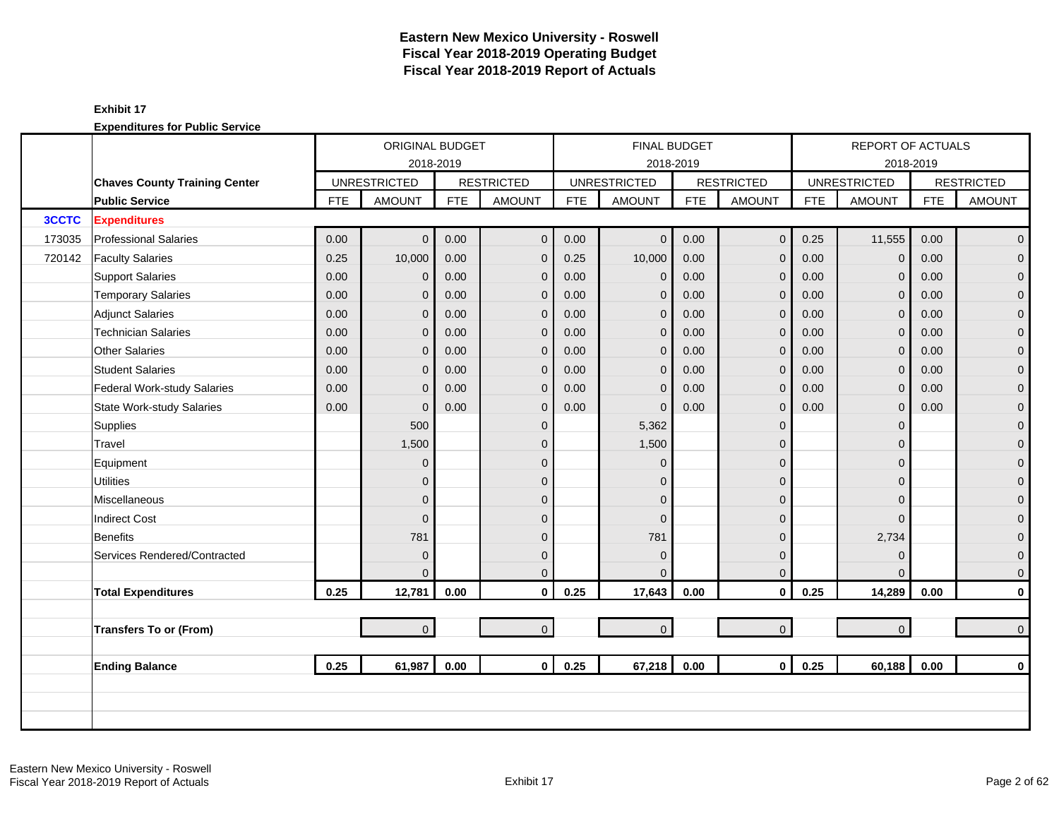# Eastern New Mexico University - Roswell
## Fiscal Year 2018-2019 Operating Budget
## Fiscal Year 2018-2019 Report of Actuals

**Exhibit 17**

**Expenditures for Public Service**

| | | ORIGINAL BUDGET 2018-2019 | | | | FINAL BUDGET 2018-2019 | | | | REPORT OF ACTUALS 2018-2019 | | | |
|---|---|---|---|---|---|---|---|---|---|---|---|---|---|
| | **Chaves County Training Center** | UNRESTRICTED | | RESTRICTED | | UNRESTRICTED | | RESTRICTED | | UNRESTRICTED | | RESTRICTED | |
| | **Public Service** | FTE | AMOUNT | FTE | AMOUNT | FTE | AMOUNT | FTE | AMOUNT | FTE | AMOUNT | FTE | AMOUNT |
| **3CCTC** | **Expenditures** | | | | | | | | | | | | |
| 173035 | Professional Salaries | 0.00 | 0 | 0.00 | 0 | 0.00 | 0 | 0.00 | 0 | 0.25 | 11,555 | 0.00 | 0 |
| 720142 | Faculty Salaries | 0.25 | 10,000 | 0.00 | 0 | 0.25 | 10,000 | 0.00 | 0 | 0.00 | 0 | 0.00 | 0 |
| | Support Salaries | 0.00 | 0 | 0.00 | 0 | 0.00 | 0 | 0.00 | 0 | 0.00 | 0 | 0.00 | 0 |
| | Temporary Salaries | 0.00 | 0 | 0.00 | 0 | 0.00 | 0 | 0.00 | 0 | 0.00 | 0 | 0.00 | 0 |
| | Adjunct Salaries | 0.00 | 0 | 0.00 | 0 | 0.00 | 0 | 0.00 | 0 | 0.00 | 0 | 0.00 | 0 |
| | Technician Salaries | 0.00 | 0 | 0.00 | 0 | 0.00 | 0 | 0.00 | 0 | 0.00 | 0 | 0.00 | 0 |
| | Other Salaries | 0.00 | 0 | 0.00 | 0 | 0.00 | 0 | 0.00 | 0 | 0.00 | 0 | 0.00 | 0 |
| | Student Salaries | 0.00 | 0 | 0.00 | 0 | 0.00 | 0 | 0.00 | 0 | 0.00 | 0 | 0.00 | 0 |
| | Federal Work-study Salaries | 0.00 | 0 | 0.00 | 0 | 0.00 | 0 | 0.00 | 0 | 0.00 | 0 | 0.00 | 0 |
| | State Work-study Salaries | 0.00 | 0 | 0.00 | 0 | 0.00 | 0 | 0.00 | 0 | 0.00 | 0 | 0.00 | 0 |
| | Supplies | | 500 | | 0 | | 5,362 | | 0 | | 0 | | 0 |
| | Travel | | 1,500 | | 0 | | 1,500 | | 0 | | 0 | | 0 |
| | Equipment | | 0 | | 0 | | 0 | | 0 | | 0 | | 0 |
| | Utilities | | 0 | | 0 | | 0 | | 0 | | 0 | | 0 |
| | Miscellaneous | | 0 | | 0 | | 0 | | 0 | | 0 | | 0 |
| | Indirect Cost | | 0 | | 0 | | 0 | | 0 | | 0 | | 0 |
| | Benefits | | 781 | | 0 | | 781 | | 0 | | 2,734 | | 0 |
| | Services Rendered/Contracted | | 0 | | 0 | | 0 | | 0 | | 0 | | 0 |
| | | | 0 | | 0 | | 0 | | 0 | | 0 | | 0 |
| | **Total Expenditures** | **0.25** | **12,781** | **0.00** | **0** | **0.25** | **17,643** | **0.00** | **0** | **0.25** | **14,289** | **0.00** | **0** |
| | **Transfers To or (From)** | | 0 | | 0 | | 0 | | 0 | | 0 | | 0 |
| | **Ending Balance** | **0.25** | **61,987** | **0.00** | **0** | **0.25** | **67,218** | **0.00** | **0** | **0.25** | **60,188** | **0.00** | **0** |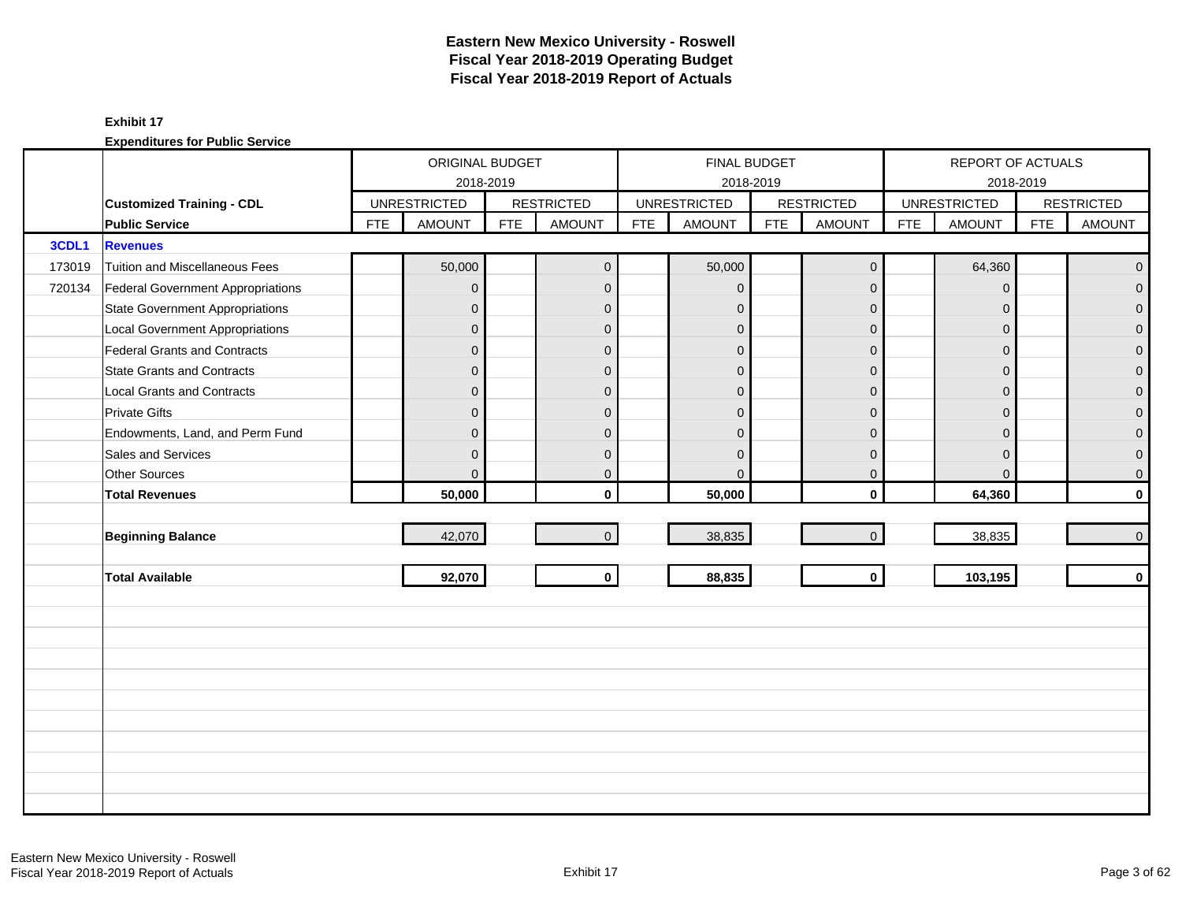# Eastern New Mexico University - Roswell
## Fiscal Year 2018-2019 Operating Budget
## Fiscal Year 2018-2019 Report of Actuals

**Exhibit 17**

**Expenditures for Public Service**

| | | ORIGINAL BUDGET 2018-2019 | | | | FINAL BUDGET 2018-2019 | | | | REPORT OF ACTUALS 2018-2019 | | | |
|---|---|---|---|---|---|---|---|---|---|---|---|---|---|
| | **Customized Training - CDL** | UNRESTRICTED | | RESTRICTED | | UNRESTRICTED | | RESTRICTED | | UNRESTRICTED | | RESTRICTED | |
| | **Public Service** | FTE | AMOUNT | FTE | AMOUNT | FTE | AMOUNT | FTE | AMOUNT | FTE | AMOUNT | FTE | AMOUNT |
| **3CDL1** | **Revenues** | | | | | | | | | | | | |
| 173019 | Tuition and Miscellaneous Fees | | 50,000 | | 0 | | 50,000 | | 0 | | 64,360 | | 0 |
| 720134 | Federal Government Appropriations | | 0 | | 0 | | 0 | | 0 | | 0 | | 0 |
| | State Government Appropriations | | 0 | | 0 | | 0 | | 0 | | 0 | | 0 |
| | Local Government Appropriations | | 0 | | 0 | | 0 | | 0 | | 0 | | 0 |
| | Federal Grants and Contracts | | 0 | | 0 | | 0 | | 0 | | 0 | | 0 |
| | State Grants and Contracts | | 0 | | 0 | | 0 | | 0 | | 0 | | 0 |
| | Local Grants and Contracts | | 0 | | 0 | | 0 | | 0 | | 0 | | 0 |
| | Private Gifts | | 0 | | 0 | | 0 | | 0 | | 0 | | 0 |
| | Endowments, Land, and Perm Fund | | 0 | | 0 | | 0 | | 0 | | 0 | | 0 |
| | Sales and Services | | 0 | | 0 | | 0 | | 0 | | 0 | | 0 |
| | Other Sources | | 0 | | 0 | | 0 | | 0 | | 0 | | 0 |
| | **Total Revenues** | | **50,000** | | **0** | | **50,000** | | **0** | | **64,360** | | **0** |
| | **Beginning Balance** | | 42,070 | | 0 | | 38,835 | | 0 | | 38,835 | | 0 |
| | **Total Available** | | **92,070** | | **0** | | **88,835** | | **0** | | **103,195** | | **0** |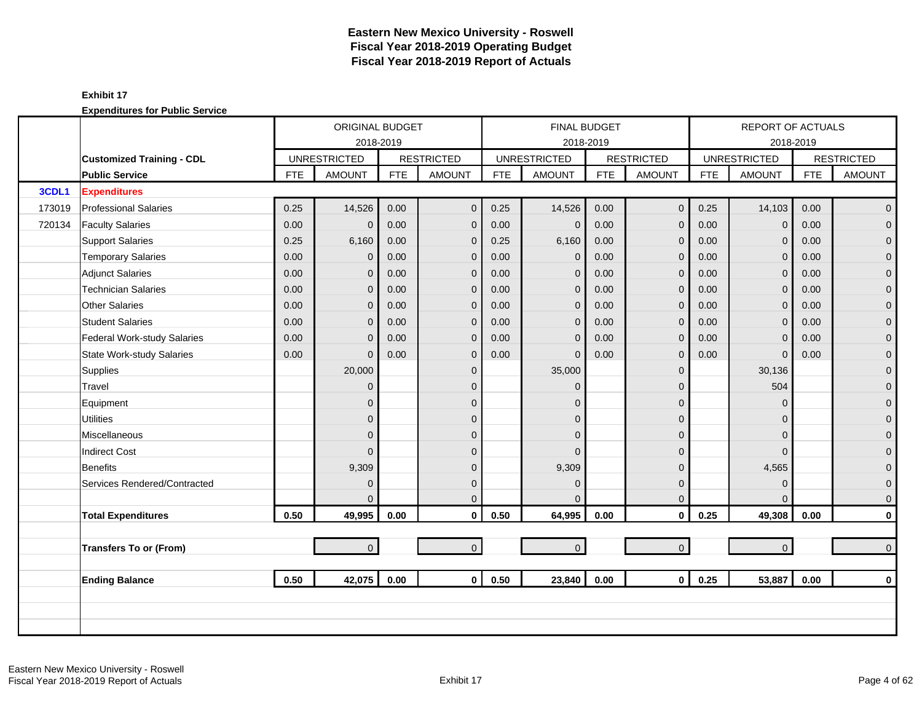# Eastern New Mexico University - Roswell
## Fiscal Year 2018-2019 Operating Budget
## Fiscal Year 2018-2019 Report of Actuals

**Exhibit 17**

**Expenditures for Public Service**

| | | ORIGINAL BUDGET 2018-2019 | | | | FINAL BUDGET 2018-2019 | | | | REPORT OF ACTUALS 2018-2019 | | | |
|---|---|---|---|---|---|---|---|---|---|---|---|---|---|
| | **Customized Training - CDL** | UNRESTRICTED | | RESTRICTED | | UNRESTRICTED | | RESTRICTED | | UNRESTRICTED | | RESTRICTED | |
| | **Public Service** | FTE | AMOUNT | FTE | AMOUNT | FTE | AMOUNT | FTE | AMOUNT | FTE | AMOUNT | FTE | AMOUNT |
| **3CDL1** | **Expenditures** | | | | | | | | | | | | |
| 173019 | Professional Salaries | 0.25 | 14,526 | 0.00 | 0 | 0.25 | 14,526 | 0.00 | 0 | 0.25 | 14,103 | 0.00 | 0 |
| 720134 | Faculty Salaries | 0.00 | 0 | 0.00 | 0 | 0.00 | 0 | 0.00 | 0 | 0.00 | 0 | 0.00 | 0 |
| | Support Salaries | 0.25 | 6,160 | 0.00 | 0 | 0.25 | 6,160 | 0.00 | 0 | 0.00 | 0 | 0.00 | 0 |
| | Temporary Salaries | 0.00 | 0 | 0.00 | 0 | 0.00 | 0 | 0.00 | 0 | 0.00 | 0 | 0.00 | 0 |
| | Adjunct Salaries | 0.00 | 0 | 0.00 | 0 | 0.00 | 0 | 0.00 | 0 | 0.00 | 0 | 0.00 | 0 |
| | Technician Salaries | 0.00 | 0 | 0.00 | 0 | 0.00 | 0 | 0.00 | 0 | 0.00 | 0 | 0.00 | 0 |
| | Other Salaries | 0.00 | 0 | 0.00 | 0 | 0.00 | 0 | 0.00 | 0 | 0.00 | 0 | 0.00 | 0 |
| | Student Salaries | 0.00 | 0 | 0.00 | 0 | 0.00 | 0 | 0.00 | 0 | 0.00 | 0 | 0.00 | 0 |
| | Federal Work-study Salaries | 0.00 | 0 | 0.00 | 0 | 0.00 | 0 | 0.00 | 0 | 0.00 | 0 | 0.00 | 0 |
| | State Work-study Salaries | 0.00 | 0 | 0.00 | 0 | 0.00 | 0 | 0.00 | 0 | 0.00 | 0 | 0.00 | 0 |
| | Supplies | | 20,000 | | 0 | | 35,000 | | 0 | | 30,136 | | 0 |
| | Travel | | 0 | | 0 | | 0 | | 0 | | 504 | | 0 |
| | Equipment | | 0 | | 0 | | 0 | | 0 | | 0 | | 0 |
| | Utilities | | 0 | | 0 | | 0 | | 0 | | 0 | | 0 |
| | Miscellaneous | | 0 | | 0 | | 0 | | 0 | | 0 | | 0 |
| | Indirect Cost | | 0 | | 0 | | 0 | | 0 | | 0 | | 0 |
| | Benefits | | 9,309 | | 0 | | 9,309 | | 0 | | 4,565 | | 0 |
| | Services Rendered/Contracted | | 0 | | 0 | | 0 | | 0 | | 0 | | 0 |
| | | | 0 | | 0 | | 0 | | 0 | | 0 | | 0 |
| | **Total Expenditures** | **0.50** | **49,995** | **0.00** | **0** | **0.50** | **64,995** | **0.00** | **0** | **0.25** | **49,308** | **0.00** | **0** |
| | | | | | | | | | | | | | |
| | **Transfers To or (From)** | | 0 | | 0 | | 0 | | 0 | | 0 | | 0 |
| | | | | | | | | | | | | | |
| | **Ending Balance** | **0.50** | **42,075** | **0.00** | **0** | **0.50** | **23,840** | **0.00** | **0** | **0.25** | **53,887** | **0.00** | **0** |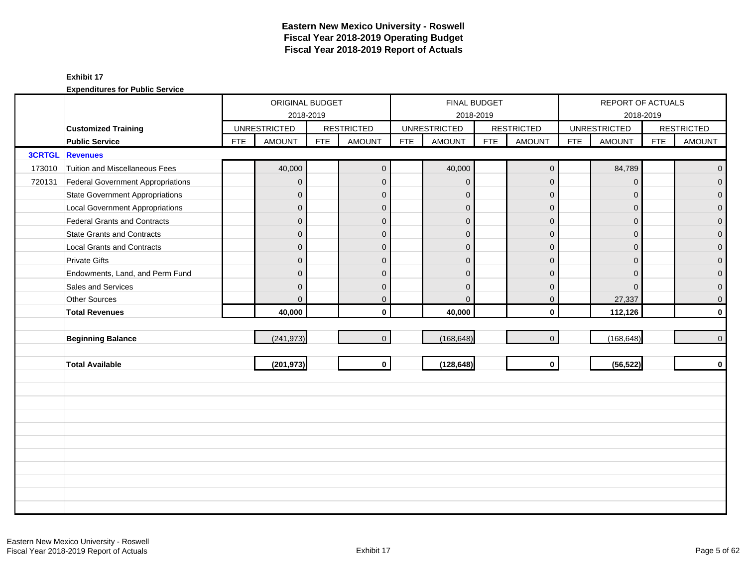# Eastern New Mexico University - Roswell
## Fiscal Year 2018-2019 Operating Budget
## Fiscal Year 2018-2019 Report of Actuals

**Exhibit 17**

**Expenditures for Public Service**

| | | ORIGINAL BUDGET 2018-2019 | | | | FINAL BUDGET 2018-2019 | | | | REPORT OF ACTUALS 2018-2019 | | | |
|---|---|---|---|---|---|---|---|---|---|---|---|---|---|
| | **Customized Training** | UNRESTRICTED | | RESTRICTED | | UNRESTRICTED | | RESTRICTED | | UNRESTRICTED | | RESTRICTED | |
| | **Public Service** | FTE | AMOUNT | FTE | AMOUNT | FTE | AMOUNT | FTE | AMOUNT | FTE | AMOUNT | FTE | AMOUNT |
| **3CRTGL** | **Revenues** | | | | | | | | | | | | |
| 173010 | Tuition and Miscellaneous Fees | | 40,000 | | 0 | | 40,000 | | 0 | | 84,789 | | 0 |
| 720131 | Federal Government Appropriations | | 0 | | 0 | | 0 | | 0 | | 0 | | 0 |
| | State Government Appropriations | | 0 | | 0 | | 0 | | 0 | | 0 | | 0 |
| | Local Government Appropriations | | 0 | | 0 | | 0 | | 0 | | 0 | | 0 |
| | Federal Grants and Contracts | | 0 | | 0 | | 0 | | 0 | | 0 | | 0 |
| | State Grants and Contracts | | 0 | | 0 | | 0 | | 0 | | 0 | | 0 |
| | Local Grants and Contracts | | 0 | | 0 | | 0 | | 0 | | 0 | | 0 |
| | Private Gifts | | 0 | | 0 | | 0 | | 0 | | 0 | | 0 |
| | Endowments, Land, and Perm Fund | | 0 | | 0 | | 0 | | 0 | | 0 | | 0 |
| | Sales and Services | | 0 | | 0 | | 0 | | 0 | | 0 | | 0 |
| | Other Sources | | 0 | | 0 | | 0 | | 0 | | 27,337 | | 0 |
| | **Total Revenues** | | **40,000** | | **0** | | **40,000** | | **0** | | **112,126** | | **0** |
| | | | | | | | | | | | | | |
| | **Beginning Balance** | | (241,973) | | 0 | | (168,648) | | 0 | | (168,648) | | 0 |
| | | | | | | | | | | | | | |
| | **Total Available** | | **(201,973)** | | **0** | | **(128,648)** | | **0** | | **(56,522)** | | **0** |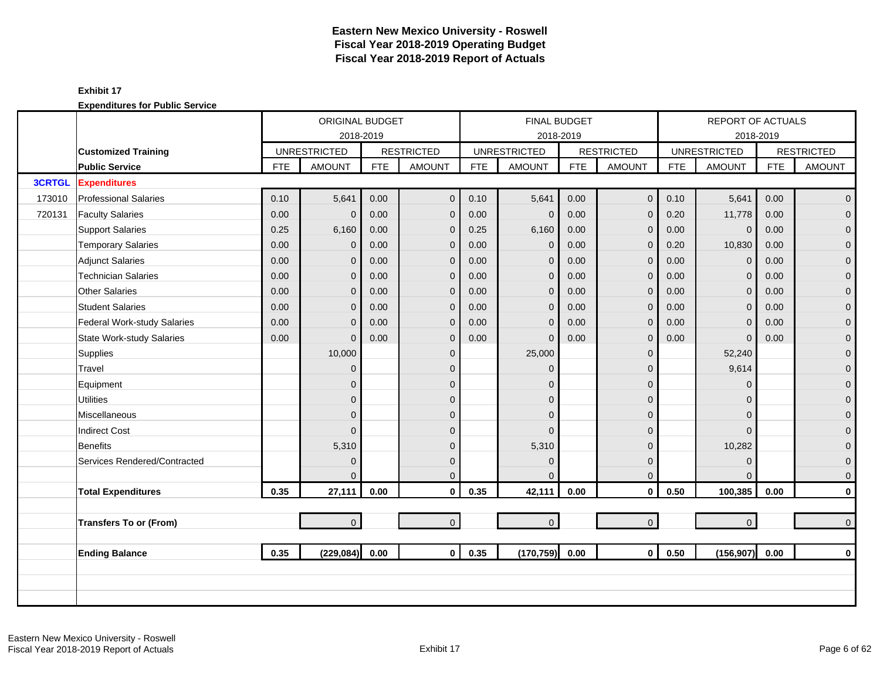# Eastern New Mexico University - Roswell
## Fiscal Year 2018-2019 Operating Budget
## Fiscal Year 2018-2019 Report of Actuals

**Exhibit 17**

**Expenditures for Public Service**

| | | ORIGINAL BUDGET 2018-2019 | | | | FINAL BUDGET 2018-2019 | | | | REPORT OF ACTUALS 2018-2019 | | | |
|---|---|---|---|---|---|---|---|---|---|---|---|---|---|
| | **Customized Training** | UNRESTRICTED | | RESTRICTED | | UNRESTRICTED | | RESTRICTED | | UNRESTRICTED | | RESTRICTED | |
| | **Public Service** | FTE | AMOUNT | FTE | AMOUNT | FTE | AMOUNT | FTE | AMOUNT | FTE | AMOUNT | FTE | AMOUNT |
| **3CRTGL** | **Expenditures** | | | | | | | | | | | | |
| 173010 | Professional Salaries | 0.10 | 5,641 | 0.00 | 0 | 0.10 | 5,641 | 0.00 | 0 | 0.10 | 5,641 | 0.00 | 0 |
| 720131 | Faculty Salaries | 0.00 | 0 | 0.00 | 0 | 0.00 | 0 | 0.00 | 0 | 0.20 | 11,778 | 0.00 | 0 |
| | Support Salaries | 0.25 | 6,160 | 0.00 | 0 | 0.25 | 6,160 | 0.00 | 0 | 0.00 | 0 | 0.00 | 0 |
| | Temporary Salaries | 0.00 | 0 | 0.00 | 0 | 0.00 | 0 | 0.00 | 0 | 0.20 | 10,830 | 0.00 | 0 |
| | Adjunct Salaries | 0.00 | 0 | 0.00 | 0 | 0.00 | 0 | 0.00 | 0 | 0.00 | 0 | 0.00 | 0 |
| | Technician Salaries | 0.00 | 0 | 0.00 | 0 | 0.00 | 0 | 0.00 | 0 | 0.00 | 0 | 0.00 | 0 |
| | Other Salaries | 0.00 | 0 | 0.00 | 0 | 0.00 | 0 | 0.00 | 0 | 0.00 | 0 | 0.00 | 0 |
| | Student Salaries | 0.00 | 0 | 0.00 | 0 | 0.00 | 0 | 0.00 | 0 | 0.00 | 0 | 0.00 | 0 |
| | Federal Work-study Salaries | 0.00 | 0 | 0.00 | 0 | 0.00 | 0 | 0.00 | 0 | 0.00 | 0 | 0.00 | 0 |
| | State Work-study Salaries | 0.00 | 0 | 0.00 | 0 | 0.00 | 0 | 0.00 | 0 | 0.00 | 0 | 0.00 | 0 |
| | Supplies | | 10,000 | | 0 | | 25,000 | | 0 | | 52,240 | | 0 |
| | Travel | | 0 | | 0 | | 0 | | 0 | | 9,614 | | 0 |
| | Equipment | | 0 | | 0 | | 0 | | 0 | | 0 | | 0 |
| | Utilities | | 0 | | 0 | | 0 | | 0 | | 0 | | 0 |
| | Miscellaneous | | 0 | | 0 | | 0 | | 0 | | 0 | | 0 |
| | Indirect Cost | | 0 | | 0 | | 0 | | 0 | | 0 | | 0 |
| | Benefits | | 5,310 | | 0 | | 5,310 | | 0 | | 10,282 | | 0 |
| | Services Rendered/Contracted | | 0 | | 0 | | 0 | | 0 | | 0 | | 0 |
| | | | 0 | | 0 | | 0 | | 0 | | 0 | | 0 |
| | **Total Expenditures** | **0.35** | **27,111** | **0.00** | **0** | **0.35** | **42,111** | **0.00** | **0** | **0.50** | **100,385** | **0.00** | **0** |
| | | | | | | | | | | | | | |
| | **Transfers To or (From)** | | 0 | | 0 | | 0 | | 0 | | 0 | | 0 |
| | | | | | | | | | | | | | |
| | **Ending Balance** | **0.35** | **(229,084)** | **0.00** | **0** | **0.35** | **(170,759)** | **0.00** | **0** | **0.50** | **(156,907)** | **0.00** | **0** |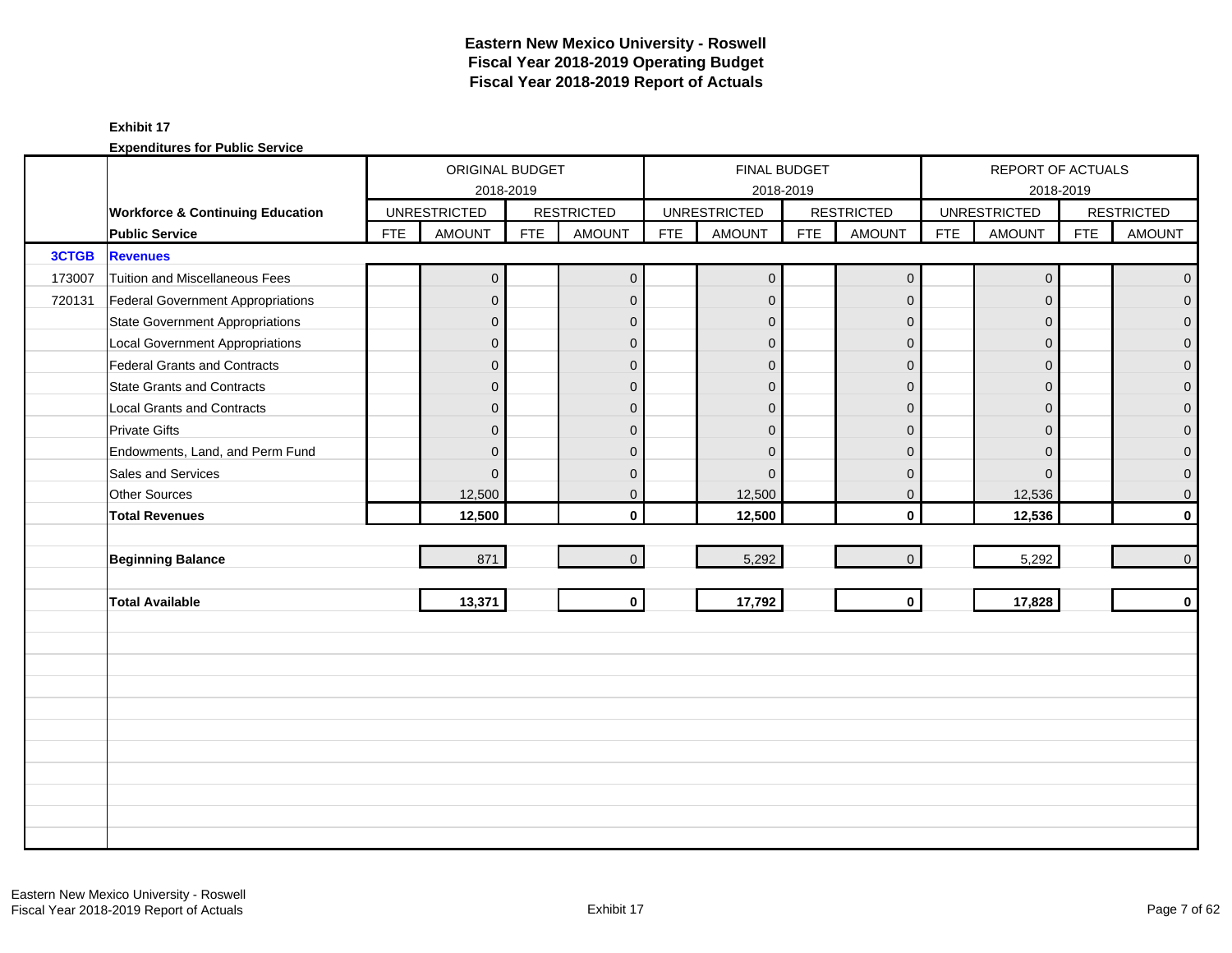# Eastern New Mexico University - Roswell
## Fiscal Year 2018-2019 Operating Budget
## Fiscal Year 2018-2019 Report of Actuals

**Exhibit 17**

**Expenditures for Public Service**

| | | ORIGINAL BUDGET 2018-2019 | | | | FINAL BUDGET 2018-2019 | | | | REPORT OF ACTUALS 2018-2019 | | | |
|---|---|---|---|---|---|---|---|---|---|---|---|---|---|
| | **Workforce & Continuing Education** | UNRESTRICTED | | RESTRICTED | | UNRESTRICTED | | RESTRICTED | | UNRESTRICTED | | RESTRICTED | |
| | **Public Service** | FTE | AMOUNT | FTE | AMOUNT | FTE | AMOUNT | FTE | AMOUNT | FTE | AMOUNT | FTE | AMOUNT |
| **3CTGB** | **Revenues** | | | | | | | | | | | | |
| 173007 | Tuition and Miscellaneous Fees | | 0 | | 0 | | 0 | | 0 | | 0 | | 0 |
| 720131 | Federal Government Appropriations | | 0 | | 0 | | 0 | | 0 | | 0 | | 0 |
| | State Government Appropriations | | 0 | | 0 | | 0 | | 0 | | 0 | | 0 |
| | Local Government Appropriations | | 0 | | 0 | | 0 | | 0 | | 0 | | 0 |
| | Federal Grants and Contracts | | 0 | | 0 | | 0 | | 0 | | 0 | | 0 |
| | State Grants and Contracts | | 0 | | 0 | | 0 | | 0 | | 0 | | 0 |
| | Local Grants and Contracts | | 0 | | 0 | | 0 | | 0 | | 0 | | 0 |
| | Private Gifts | | 0 | | 0 | | 0 | | 0 | | 0 | | 0 |
| | Endowments, Land, and Perm Fund | | 0 | | 0 | | 0 | | 0 | | 0 | | 0 |
| | Sales and Services | | 0 | | 0 | | 0 | | 0 | | 0 | | 0 |
| | Other Sources | | 12,500 | | 0 | | 12,500 | | 0 | | 12,536 | | 0 |
| | **Total Revenues** | | **12,500** | | **0** | | **12,500** | | **0** | | **12,536** | | **0** |
| | **Beginning Balance** | | 871 | | 0 | | 5,292 | | 0 | | 5,292 | | 0 |
| | **Total Available** | | **13,371** | | **0** | | **17,792** | | **0** | | **17,828** | | **0** |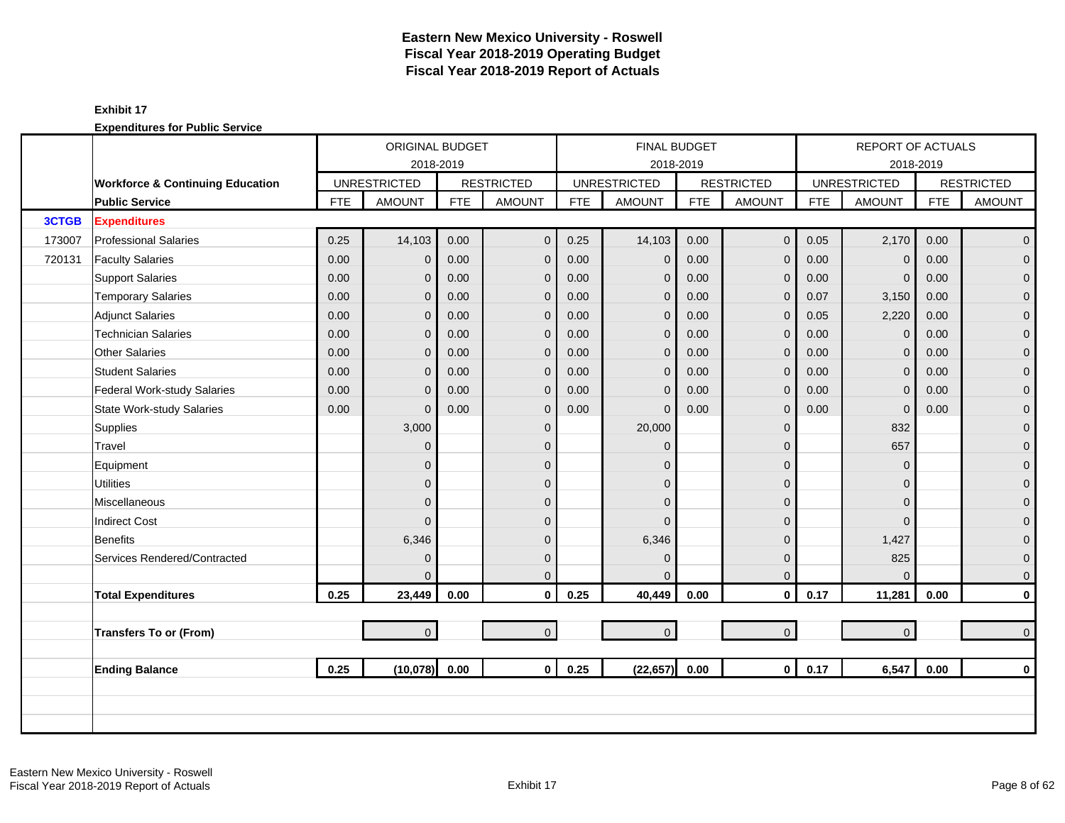# Eastern New Mexico University - Roswell
## Fiscal Year 2018-2019 Operating Budget
## Fiscal Year 2018-2019 Report of Actuals

**Exhibit 17**

**Expenditures for Public Service**

| | | ORIGINAL BUDGET 2018-2019 | | | | FINAL BUDGET 2018-2019 | | | | REPORT OF ACTUALS 2018-2019 | | | |
|---|---|---|---|---|---|---|---|---|---|---|---|---|---|
| | **Workforce & Continuing Education** | UNRESTRICTED | | RESTRICTED | | UNRESTRICTED | | RESTRICTED | | UNRESTRICTED | | RESTRICTED | |
| | **Public Service** | FTE | AMOUNT | FTE | AMOUNT | FTE | AMOUNT | FTE | AMOUNT | FTE | AMOUNT | FTE | AMOUNT |
| **3CTGB** | **Expenditures** | | | | | | | | | | | | |
| 173007 | Professional Salaries | 0.25 | 14,103 | 0.00 | 0 | 0.25 | 14,103 | 0.00 | 0 | 0.05 | 2,170 | 0.00 | 0 |
| 720131 | Faculty Salaries | 0.00 | 0 | 0.00 | 0 | 0.00 | 0 | 0.00 | 0 | 0.00 | 0 | 0.00 | 0 |
| | Support Salaries | 0.00 | 0 | 0.00 | 0 | 0.00 | 0 | 0.00 | 0 | 0.00 | 0 | 0.00 | 0 |
| | Temporary Salaries | 0.00 | 0 | 0.00 | 0 | 0.00 | 0 | 0.00 | 0 | 0.07 | 3,150 | 0.00 | 0 |
| | Adjunct Salaries | 0.00 | 0 | 0.00 | 0 | 0.00 | 0 | 0.00 | 0 | 0.05 | 2,220 | 0.00 | 0 |
| | Technician Salaries | 0.00 | 0 | 0.00 | 0 | 0.00 | 0 | 0.00 | 0 | 0.00 | 0 | 0.00 | 0 |
| | Other Salaries | 0.00 | 0 | 0.00 | 0 | 0.00 | 0 | 0.00 | 0 | 0.00 | 0 | 0.00 | 0 |
| | Student Salaries | 0.00 | 0 | 0.00 | 0 | 0.00 | 0 | 0.00 | 0 | 0.00 | 0 | 0.00 | 0 |
| | Federal Work-study Salaries | 0.00 | 0 | 0.00 | 0 | 0.00 | 0 | 0.00 | 0 | 0.00 | 0 | 0.00 | 0 |
| | State Work-study Salaries | 0.00 | 0 | 0.00 | 0 | 0.00 | 0 | 0.00 | 0 | 0.00 | 0 | 0.00 | 0 |
| | Supplies | | 3,000 | | 0 | | 20,000 | | 0 | | 832 | | 0 |
| | Travel | | 0 | | 0 | | 0 | | 0 | | 657 | | 0 |
| | Equipment | | 0 | | 0 | | 0 | | 0 | | 0 | | 0 |
| | Utilities | | 0 | | 0 | | 0 | | 0 | | 0 | | 0 |
| | Miscellaneous | | 0 | | 0 | | 0 | | 0 | | 0 | | 0 |
| | Indirect Cost | | 0 | | 0 | | 0 | | 0 | | 0 | | 0 |
| | Benefits | | 6,346 | | 0 | | 6,346 | | 0 | | 1,427 | | 0 |
| | Services Rendered/Contracted | | 0 | | 0 | | 0 | | 0 | | 825 | | 0 |
| | | | 0 | | 0 | | 0 | | 0 | | 0 | | 0 |
| | **Total Expenditures** | **0.25** | **23,449** | **0.00** | **0** | **0.25** | **40,449** | **0.00** | **0** | **0.17** | **11,281** | **0.00** | **0** |
| | **Transfers To or (From)** | | 0 | | 0 | | 0 | | 0 | | 0 | | 0 |
| | **Ending Balance** | **0.25** | **(10,078)** | **0.00** | **0** | **0.25** | **(22,657)** | **0.00** | **0** | **0.17** | **6,547** | **0.00** | **0** |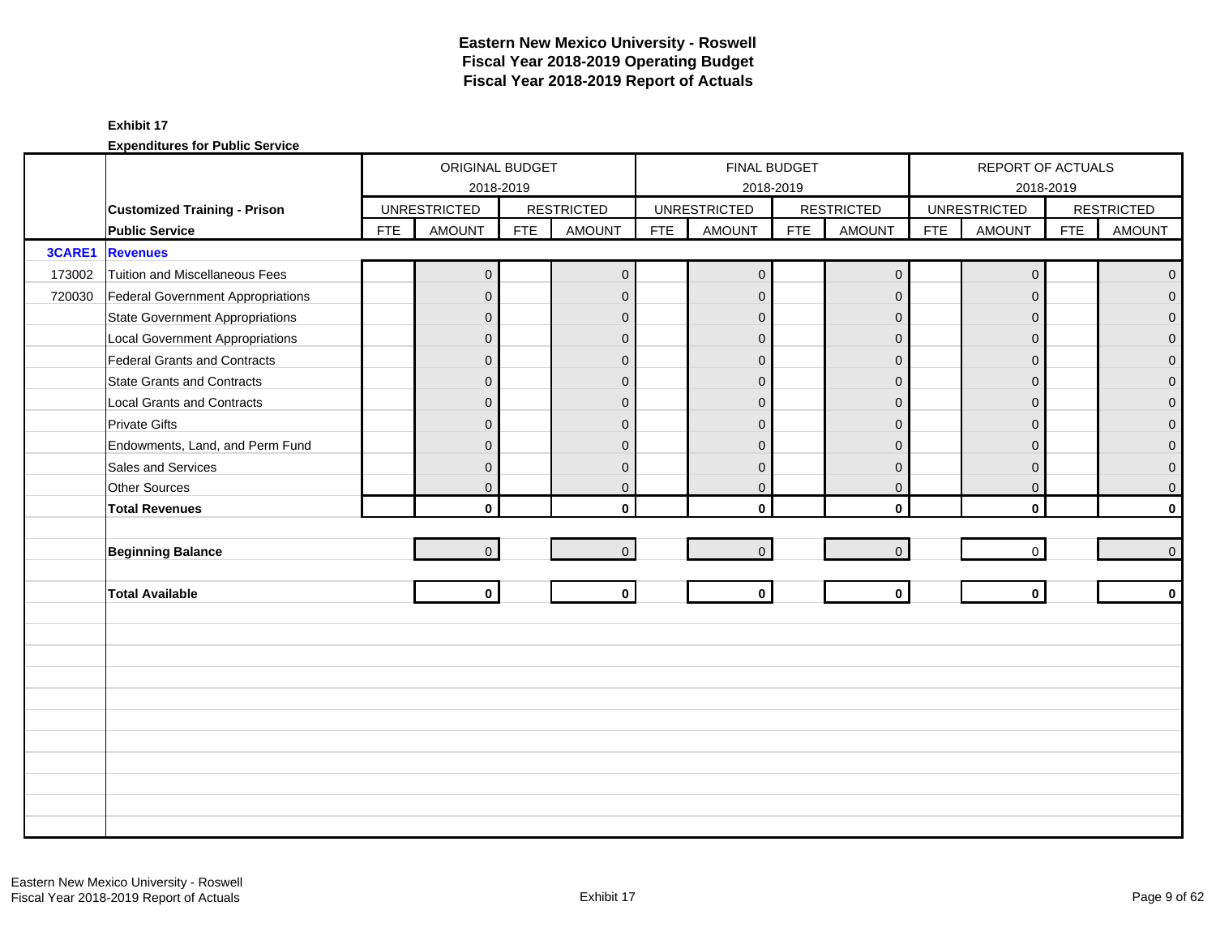# Eastern New Mexico University - Roswell
## Fiscal Year 2018-2019 Operating Budget
## Fiscal Year 2018-2019 Report of Actuals

**Exhibit 17**

**Expenditures for Public Service**

| | | ORIGINAL BUDGET 2018-2019 | | | | FINAL BUDGET 2018-2019 | | | | REPORT OF ACTUALS 2018-2019 | | | |
|---|---|---|---|---|---|---|---|---|---|---|---|---|---|
| | **Customized Training - Prison** | UNRESTRICTED | | RESTRICTED | | UNRESTRICTED | | RESTRICTED | | UNRESTRICTED | | RESTRICTED | |
| | **Public Service** | FTE | AMOUNT | FTE | AMOUNT | FTE | AMOUNT | FTE | AMOUNT | FTE | AMOUNT | FTE | AMOUNT |
| **3CARE1** | **Revenues** | | | | | | | | | | | | |
| 173002 | Tuition and Miscellaneous Fees | | 0 | | 0 | | 0 | | 0 | | 0 | | 0 |
| 720030 | Federal Government Appropriations | | 0 | | 0 | | 0 | | 0 | | 0 | | 0 |
| | State Government Appropriations | | 0 | | 0 | | 0 | | 0 | | 0 | | 0 |
| | Local Government Appropriations | | 0 | | 0 | | 0 | | 0 | | 0 | | 0 |
| | Federal Grants and Contracts | | 0 | | 0 | | 0 | | 0 | | 0 | | 0 |
| | State Grants and Contracts | | 0 | | 0 | | 0 | | 0 | | 0 | | 0 |
| | Local Grants and Contracts | | 0 | | 0 | | 0 | | 0 | | 0 | | 0 |
| | Private Gifts | | 0 | | 0 | | 0 | | 0 | | 0 | | 0 |
| | Endowments, Land, and Perm Fund | | 0 | | 0 | | 0 | | 0 | | 0 | | 0 |
| | Sales and Services | | 0 | | 0 | | 0 | | 0 | | 0 | | 0 |
| | Other Sources | | 0 | | 0 | | 0 | | 0 | | 0 | | 0 |
| | **Total Revenues** | | **0** | | **0** | | **0** | | **0** | | **0** | | **0** |
| | **Beginning Balance** | | 0 | | 0 | | 0 | | 0 | | 0 | | 0 |
| | **Total Available** | | **0** | | **0** | | **0** | | **0** | | **0** | | **0** |

Eastern New Mexico University - Roswell
Fiscal Year 2018-2019 Report of Actuals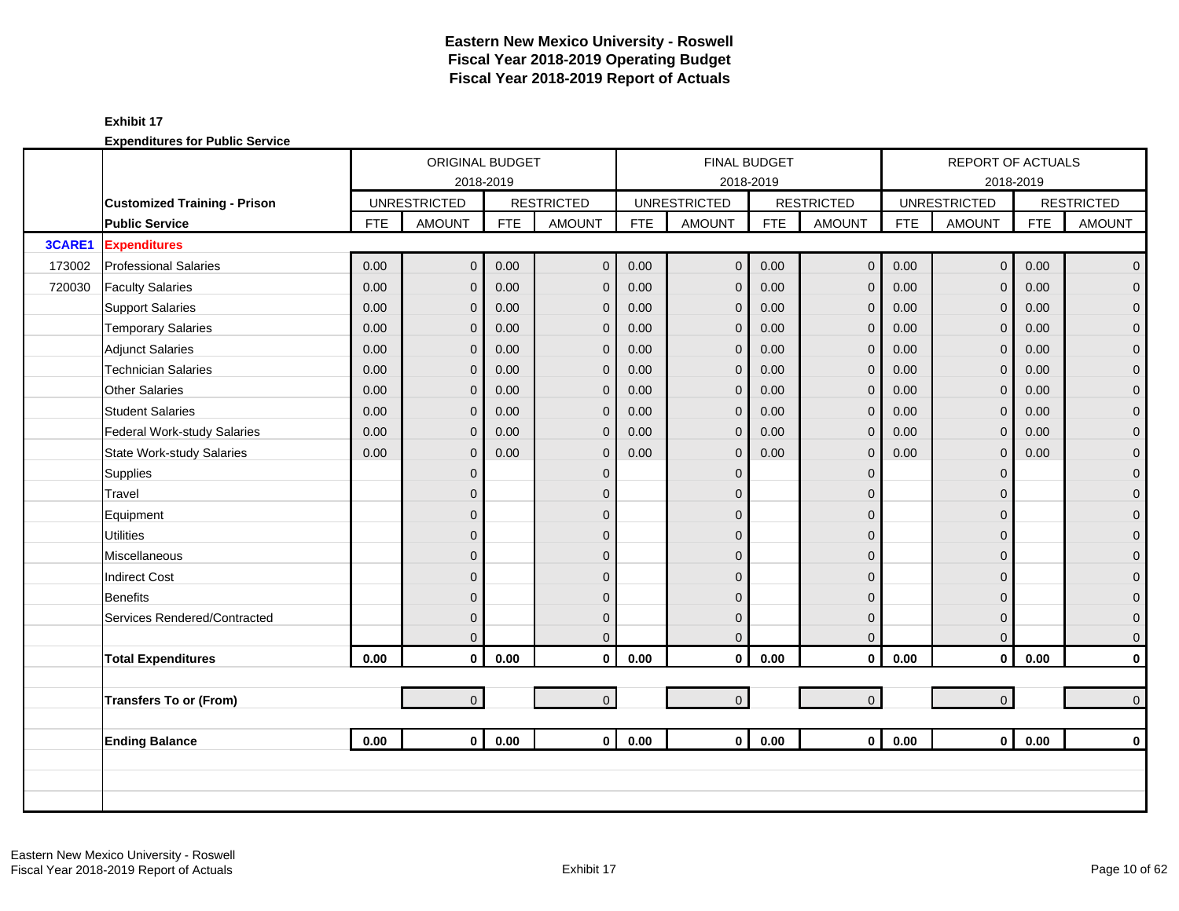# Eastern New Mexico University - Roswell
# Fiscal Year 2018-2019 Operating Budget
# Fiscal Year 2018-2019 Report of Actuals

**Exhibit 17**

**Expenditures for Public Service**

| | | ORIGINAL BUDGET 2018-2019 | | | | FINAL BUDGET 2018-2019 | | | | REPORT OF ACTUALS 2018-2019 | | | |
|---|---|---|---|---|---|---|---|---|---|---|---|---|---|
| | **Customized Training - Prison** | UNRESTRICTED | | RESTRICTED | | UNRESTRICTED | | RESTRICTED | | UNRESTRICTED | | RESTRICTED | |
| | **Public Service** | FTE | AMOUNT | FTE | AMOUNT | FTE | AMOUNT | FTE | AMOUNT | FTE | AMOUNT | FTE | AMOUNT |
| **3CARE1** | **Expenditures** | | | | | | | | | | | | |
| 173002 | Professional Salaries | 0.00 | 0 | 0.00 | 0 | 0.00 | 0 | 0.00 | 0 | 0.00 | 0 | 0.00 | 0 |
| 720030 | Faculty Salaries | 0.00 | 0 | 0.00 | 0 | 0.00 | 0 | 0.00 | 0 | 0.00 | 0 | 0.00 | 0 |
| | Support Salaries | 0.00 | 0 | 0.00 | 0 | 0.00 | 0 | 0.00 | 0 | 0.00 | 0 | 0.00 | 0 |
| | Temporary Salaries | 0.00 | 0 | 0.00 | 0 | 0.00 | 0 | 0.00 | 0 | 0.00 | 0 | 0.00 | 0 |
| | Adjunct Salaries | 0.00 | 0 | 0.00 | 0 | 0.00 | 0 | 0.00 | 0 | 0.00 | 0 | 0.00 | 0 |
| | Technician Salaries | 0.00 | 0 | 0.00 | 0 | 0.00 | 0 | 0.00 | 0 | 0.00 | 0 | 0.00 | 0 |
| | Other Salaries | 0.00 | 0 | 0.00 | 0 | 0.00 | 0 | 0.00 | 0 | 0.00 | 0 | 0.00 | 0 |
| | Student Salaries | 0.00 | 0 | 0.00 | 0 | 0.00 | 0 | 0.00 | 0 | 0.00 | 0 | 0.00 | 0 |
| | Federal Work-study Salaries | 0.00 | 0 | 0.00 | 0 | 0.00 | 0 | 0.00 | 0 | 0.00 | 0 | 0.00 | 0 |
| | State Work-study Salaries | 0.00 | 0 | 0.00 | 0 | 0.00 | 0 | 0.00 | 0 | 0.00 | 0 | 0.00 | 0 |
| | Supplies | | 0 | | 0 | | 0 | | 0 | | 0 | | 0 |
| | Travel | | 0 | | 0 | | 0 | | 0 | | 0 | | 0 |
| | Equipment | | 0 | | 0 | | 0 | | 0 | | 0 | | 0 |
| | Utilities | | 0 | | 0 | | 0 | | 0 | | 0 | | 0 |
| | Miscellaneous | | 0 | | 0 | | 0 | | 0 | | 0 | | 0 |
| | Indirect Cost | | 0 | | 0 | | 0 | | 0 | | 0 | | 0 |
| | Benefits | | 0 | | 0 | | 0 | | 0 | | 0 | | 0 |
| | Services Rendered/Contracted | | 0 | | 0 | | 0 | | 0 | | 0 | | 0 |
| | | | 0 | | 0 | | 0 | | 0 | | 0 | | 0 |
| | **Total Expenditures** | **0.00** | **0** | **0.00** | **0** | **0.00** | **0** | **0.00** | **0** | **0.00** | **0** | **0.00** | **0** |
| | **Transfers To or (From)** | | 0 | | 0 | | 0 | | 0 | | 0 | | 0 |
| | **Ending Balance** | **0.00** | **0** | **0.00** | **0** | **0.00** | **0** | **0.00** | **0** | **0.00** | **0** | **0.00** | **0** |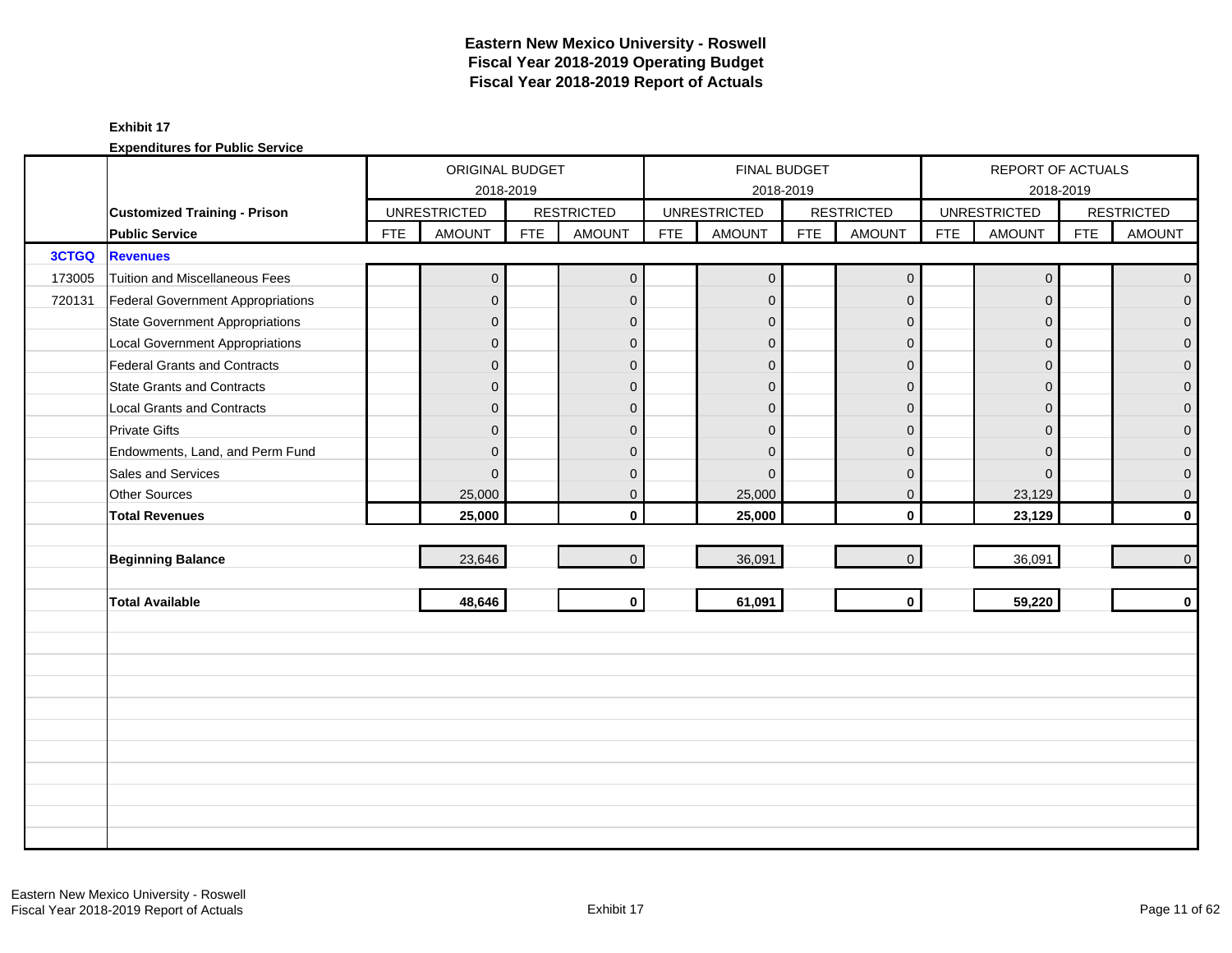# Eastern New Mexico University - Roswell
## Fiscal Year 2018-2019 Operating Budget
## Fiscal Year 2018-2019 Report of Actuals

**Exhibit 17**

**Expenditures for Public Service**

| | | ORIGINAL BUDGET 2018-2019 | | | | FINAL BUDGET 2018-2019 | | | | REPORT OF ACTUALS 2018-2019 | | | |
|---|---|---|---|---|---|---|---|---|---|---|---|---|---|
| | **Customized Training - Prison** | UNRESTRICTED | | RESTRICTED | | UNRESTRICTED | | RESTRICTED | | UNRESTRICTED | | RESTRICTED | |
| | **Public Service** | FTE | AMOUNT | FTE | AMOUNT | FTE | AMOUNT | FTE | AMOUNT | FTE | AMOUNT | FTE | AMOUNT |
| **3CTGQ** | **Revenues** | | | | | | | | | | | | |
| 173005 | Tuition and Miscellaneous Fees | | 0 | | 0 | | 0 | | 0 | | 0 | | 0 |
| 720131 | Federal Government Appropriations | | 0 | | 0 | | 0 | | 0 | | 0 | | 0 |
| | State Government Appropriations | | 0 | | 0 | | 0 | | 0 | | 0 | | 0 |
| | Local Government Appropriations | | 0 | | 0 | | 0 | | 0 | | 0 | | 0 |
| | Federal Grants and Contracts | | 0 | | 0 | | 0 | | 0 | | 0 | | 0 |
| | State Grants and Contracts | | 0 | | 0 | | 0 | | 0 | | 0 | | 0 |
| | Local Grants and Contracts | | 0 | | 0 | | 0 | | 0 | | 0 | | 0 |
| | Private Gifts | | 0 | | 0 | | 0 | | 0 | | 0 | | 0 |
| | Endowments, Land, and Perm Fund | | 0 | | 0 | | 0 | | 0 | | 0 | | 0 |
| | Sales and Services | | 0 | | 0 | | 0 | | 0 | | 0 | | 0 |
| | Other Sources | | 25,000 | | 0 | | 25,000 | | 0 | | 23,129 | | 0 |
| | **Total Revenues** | | **25,000** | | **0** | | **25,000** | | **0** | | **23,129** | | **0** |
| | **Beginning Balance** | | 23,646 | | 0 | | 36,091 | | 0 | | 36,091 | | 0 |
| | **Total Available** | | **48,646** | | **0** | | **61,091** | | **0** | | **59,220** | | **0** |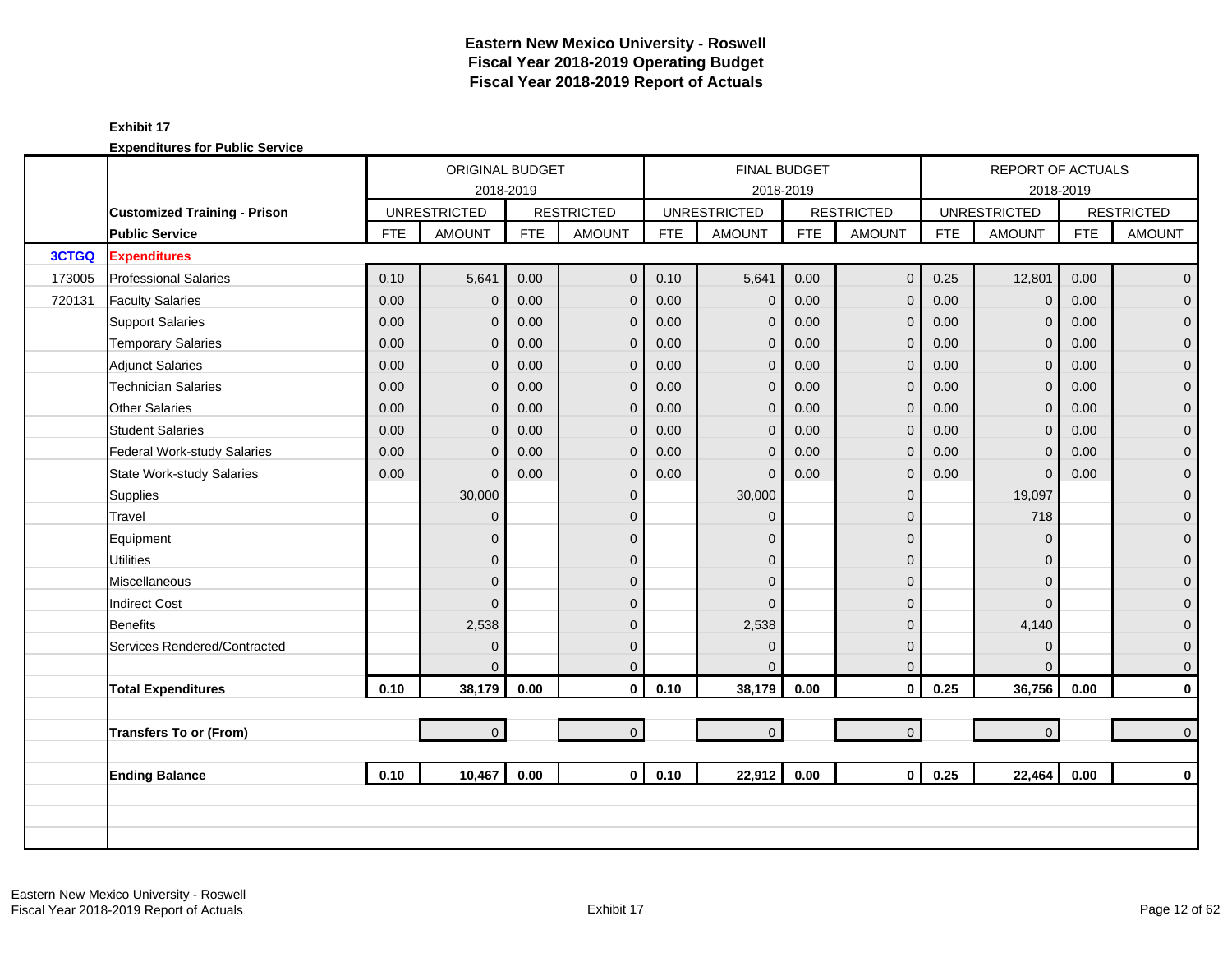# Eastern New Mexico University - Roswell
## Fiscal Year 2018-2019 Operating Budget
## Fiscal Year 2018-2019 Report of Actuals

**Exhibit 17**

**Expenditures for Public Service**

| | | ORIGINAL BUDGET 2018-2019 | | | | FINAL BUDGET 2018-2019 | | | | REPORT OF ACTUALS 2018-2019 | | | |
|---|---|---|---|---|---|---|---|---|---|---|---|---|---|
| | **Customized Training - Prison** | UNRESTRICTED | | RESTRICTED | | UNRESTRICTED | | RESTRICTED | | UNRESTRICTED | | RESTRICTED | |
| | **Public Service** | FTE | AMOUNT | FTE | AMOUNT | FTE | AMOUNT | FTE | AMOUNT | FTE | AMOUNT | FTE | AMOUNT |
| **3CTGQ** | **Expenditures** | | | | | | | | | | | | |
| 173005 | Professional Salaries | 0.10 | 5,641 | 0.00 | 0 | 0.10 | 5,641 | 0.00 | 0 | 0.25 | 12,801 | 0.00 | 0 |
| 720131 | Faculty Salaries | 0.00 | 0 | 0.00 | 0 | 0.00 | 0 | 0.00 | 0 | 0.00 | 0 | 0.00 | 0 |
| | Support Salaries | 0.00 | 0 | 0.00 | 0 | 0.00 | 0 | 0.00 | 0 | 0.00 | 0 | 0.00 | 0 |
| | Temporary Salaries | 0.00 | 0 | 0.00 | 0 | 0.00 | 0 | 0.00 | 0 | 0.00 | 0 | 0.00 | 0 |
| | Adjunct Salaries | 0.00 | 0 | 0.00 | 0 | 0.00 | 0 | 0.00 | 0 | 0.00 | 0 | 0.00 | 0 |
| | Technician Salaries | 0.00 | 0 | 0.00 | 0 | 0.00 | 0 | 0.00 | 0 | 0.00 | 0 | 0.00 | 0 |
| | Other Salaries | 0.00 | 0 | 0.00 | 0 | 0.00 | 0 | 0.00 | 0 | 0.00 | 0 | 0.00 | 0 |
| | Student Salaries | 0.00 | 0 | 0.00 | 0 | 0.00 | 0 | 0.00 | 0 | 0.00 | 0 | 0.00 | 0 |
| | Federal Work-study Salaries | 0.00 | 0 | 0.00 | 0 | 0.00 | 0 | 0.00 | 0 | 0.00 | 0 | 0.00 | 0 |
| | State Work-study Salaries | 0.00 | 0 | 0.00 | 0 | 0.00 | 0 | 0.00 | 0 | 0.00 | 0 | 0.00 | 0 |
| | Supplies | | 30,000 | | 0 | | 30,000 | | 0 | | 19,097 | | 0 |
| | Travel | | 0 | | 0 | | 0 | | 0 | | 718 | | 0 |
| | Equipment | | 0 | | 0 | | 0 | | 0 | | 0 | | 0 |
| | Utilities | | 0 | | 0 | | 0 | | 0 | | 0 | | 0 |
| | Miscellaneous | | 0 | | 0 | | 0 | | 0 | | 0 | | 0 |
| | Indirect Cost | | 0 | | 0 | | 0 | | 0 | | 0 | | 0 |
| | Benefits | | 2,538 | | 0 | | 2,538 | | 0 | | 4,140 | | 0 |
| | Services Rendered/Contracted | | 0 | | 0 | | 0 | | 0 | | 0 | | 0 |
| | | | 0 | | 0 | | 0 | | 0 | | 0 | | 0 |
| | **Total Expenditures** | **0.10** | **38,179** | **0.00** | **0** | **0.10** | **38,179** | **0.00** | **0** | **0.25** | **36,756** | **0.00** | **0** |
| | **Transfers To or (From)** | | 0 | | 0 | | 0 | | 0 | | 0 | | 0 |
| | **Ending Balance** | **0.10** | **10,467** | **0.00** | **0** | **0.10** | **22,912** | **0.00** | **0** | **0.25** | **22,464** | **0.00** | **0** |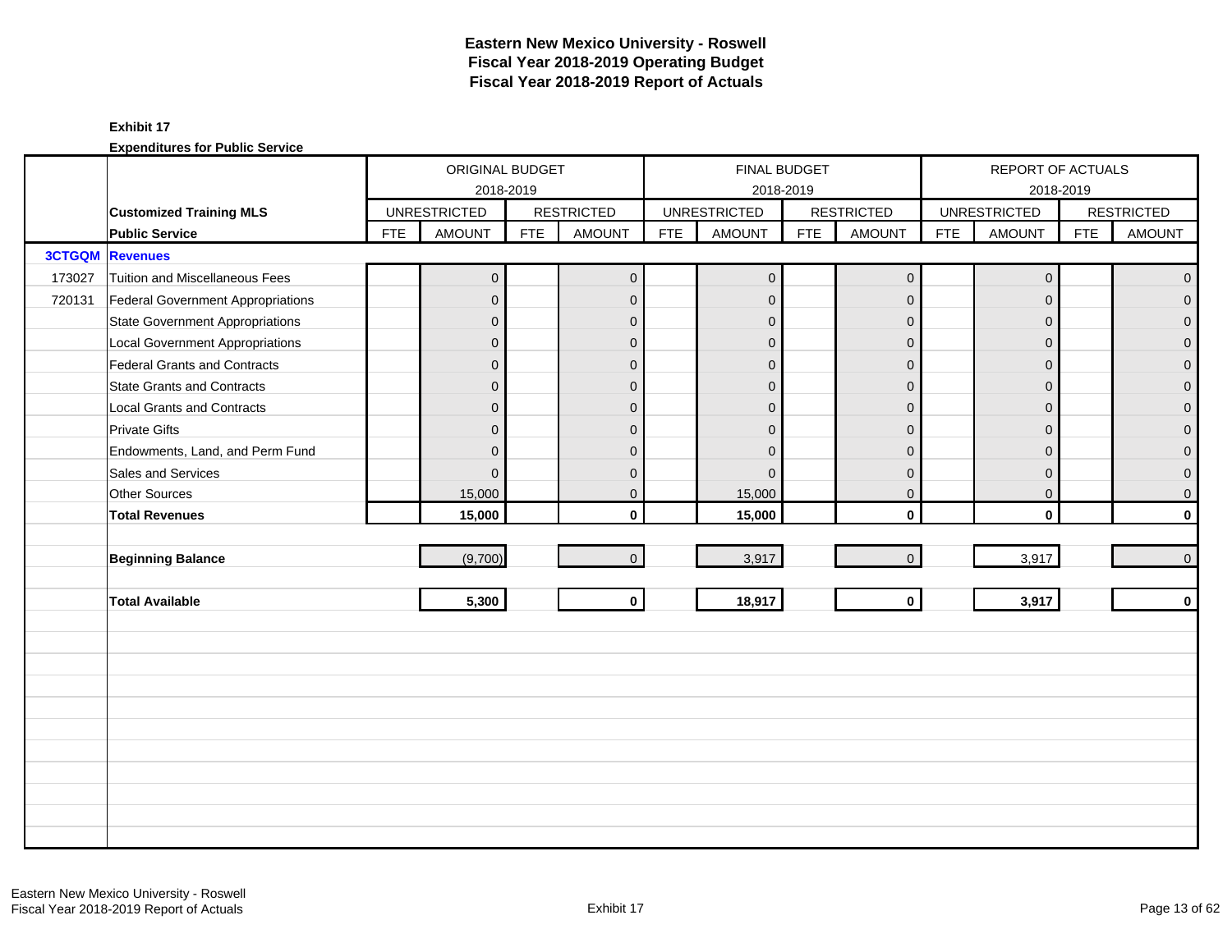# Eastern New Mexico University - Roswell
## Fiscal Year 2018-2019 Operating Budget
## Fiscal Year 2018-2019 Report of Actuals

**Exhibit 17**

**Expenditures for Public Service**

| | | ORIGINAL BUDGET 2018-2019 | | | | FINAL BUDGET 2018-2019 | | | | REPORT OF ACTUALS 2018-2019 | | | |
|---|---|---|---|---|---|---|---|---|---|---|---|---|---|
| | **Customized Training MLS** | UNRESTRICTED | | RESTRICTED | | UNRESTRICTED | | RESTRICTED | | UNRESTRICTED | | RESTRICTED | |
| | **Public Service** | FTE | AMOUNT | FTE | AMOUNT | FTE | AMOUNT | FTE | AMOUNT | FTE | AMOUNT | FTE | AMOUNT |
| **3CTGQM** | **Revenues** | | | | | | | | | | | | |
| 173027 | Tuition and Miscellaneous Fees | | 0 | | 0 | | 0 | | 0 | | 0 | | 0 |
| 720131 | Federal Government Appropriations | | 0 | | 0 | | 0 | | 0 | | 0 | | 0 |
| | State Government Appropriations | | 0 | | 0 | | 0 | | 0 | | 0 | | 0 |
| | Local Government Appropriations | | 0 | | 0 | | 0 | | 0 | | 0 | | 0 |
| | Federal Grants and Contracts | | 0 | | 0 | | 0 | | 0 | | 0 | | 0 |
| | State Grants and Contracts | | 0 | | 0 | | 0 | | 0 | | 0 | | 0 |
| | Local Grants and Contracts | | 0 | | 0 | | 0 | | 0 | | 0 | | 0 |
| | Private Gifts | | 0 | | 0 | | 0 | | 0 | | 0 | | 0 |
| | Endowments, Land, and Perm Fund | | 0 | | 0 | | 0 | | 0 | | 0 | | 0 |
| | Sales and Services | | 0 | | 0 | | 0 | | 0 | | 0 | | 0 |
| | Other Sources | | 15,000 | | 0 | | 15,000 | | 0 | | 0 | | 0 |
| | **Total Revenues** | | **15,000** | | **0** | | **15,000** | | **0** | | **0** | | **0** |
| | **Beginning Balance** | | (9,700) | | 0 | | 3,917 | | 0 | | 3,917 | | 0 |
| | **Total Available** | | **5,300** | | **0** | | **18,917** | | **0** | | **3,917** | | **0** |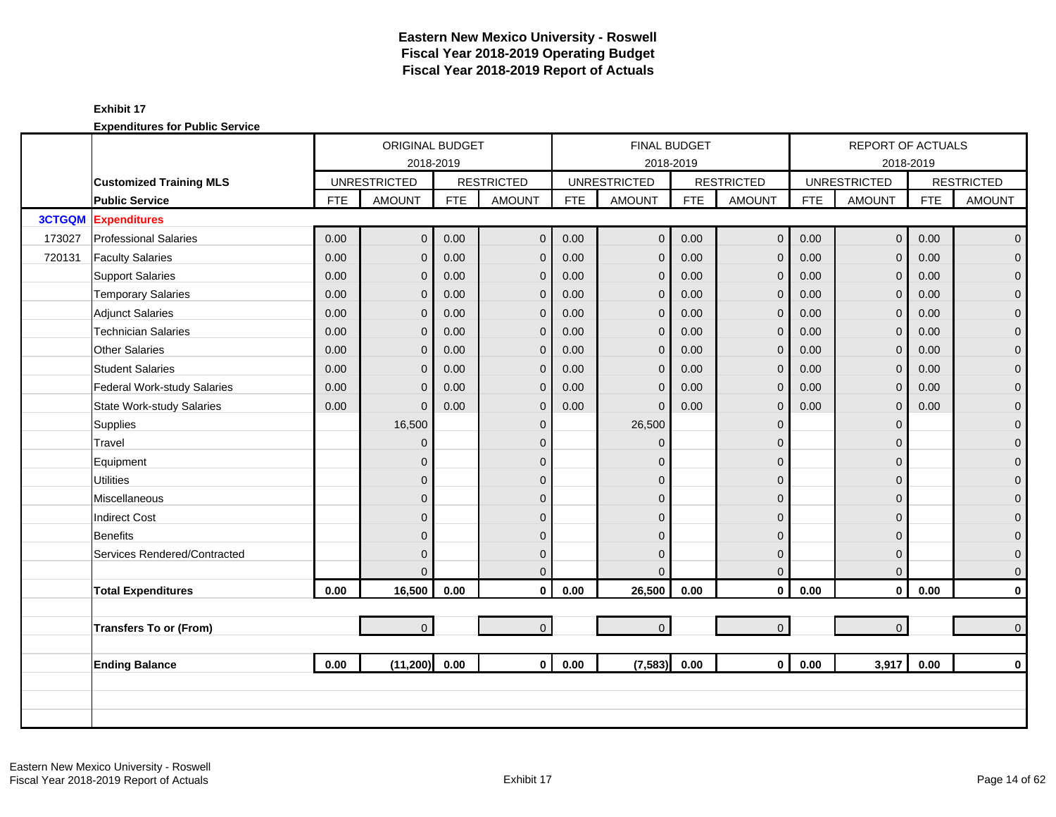# Eastern New Mexico University - Roswell
## Fiscal Year 2018-2019 Operating Budget
## Fiscal Year 2018-2019 Report of Actuals

**Exhibit 17**

**Expenditures for Public Service**

| | | ORIGINAL BUDGET 2018-2019 | | | | FINAL BUDGET 2018-2019 | | | | REPORT OF ACTUALS 2018-2019 | | | |
|---|---|---|---|---|---|---|---|---|---|---|---|---|---|
| | **Customized Training MLS** | UNRESTRICTED | | RESTRICTED | | UNRESTRICTED | | RESTRICTED | | UNRESTRICTED | | RESTRICTED | |
| | **Public Service** | FTE | AMOUNT | FTE | AMOUNT | FTE | AMOUNT | FTE | AMOUNT | FTE | AMOUNT | FTE | AMOUNT |
| **3CTGQM** | **Expenditures** | | | | | | | | | | | | |
| 173027 | Professional Salaries | 0.00 | 0 | 0.00 | 0 | 0.00 | 0 | 0.00 | 0 | 0.00 | 0 | 0.00 | 0 |
| 720131 | Faculty Salaries | 0.00 | 0 | 0.00 | 0 | 0.00 | 0 | 0.00 | 0 | 0.00 | 0 | 0.00 | 0 |
| | Support Salaries | 0.00 | 0 | 0.00 | 0 | 0.00 | 0 | 0.00 | 0 | 0.00 | 0 | 0.00 | 0 |
| | Temporary Salaries | 0.00 | 0 | 0.00 | 0 | 0.00 | 0 | 0.00 | 0 | 0.00 | 0 | 0.00 | 0 |
| | Adjunct Salaries | 0.00 | 0 | 0.00 | 0 | 0.00 | 0 | 0.00 | 0 | 0.00 | 0 | 0.00 | 0 |
| | Technician Salaries | 0.00 | 0 | 0.00 | 0 | 0.00 | 0 | 0.00 | 0 | 0.00 | 0 | 0.00 | 0 |
| | Other Salaries | 0.00 | 0 | 0.00 | 0 | 0.00 | 0 | 0.00 | 0 | 0.00 | 0 | 0.00 | 0 |
| | Student Salaries | 0.00 | 0 | 0.00 | 0 | 0.00 | 0 | 0.00 | 0 | 0.00 | 0 | 0.00 | 0 |
| | Federal Work-study Salaries | 0.00 | 0 | 0.00 | 0 | 0.00 | 0 | 0.00 | 0 | 0.00 | 0 | 0.00 | 0 |
| | State Work-study Salaries | 0.00 | 0 | 0.00 | 0 | 0.00 | 0 | 0.00 | 0 | 0.00 | 0 | 0.00 | 0 |
| | Supplies | | 16,500 | | 0 | | 26,500 | | 0 | | 0 | | 0 |
| | Travel | | 0 | | 0 | | 0 | | 0 | | 0 | | 0 |
| | Equipment | | 0 | | 0 | | 0 | | 0 | | 0 | | 0 |
| | Utilities | | 0 | | 0 | | 0 | | 0 | | 0 | | 0 |
| | Miscellaneous | | 0 | | 0 | | 0 | | 0 | | 0 | | 0 |
| | Indirect Cost | | 0 | | 0 | | 0 | | 0 | | 0 | | 0 |
| | Benefits | | 0 | | 0 | | 0 | | 0 | | 0 | | 0 |
| | Services Rendered/Contracted | | 0 | | 0 | | 0 | | 0 | | 0 | | 0 |
| | | | 0 | | 0 | | 0 | | 0 | | 0 | | 0 |
| | **Total Expenditures** | **0.00** | **16,500** | **0.00** | **0** | **0.00** | **26,500** | **0.00** | **0** | **0.00** | **0** | **0.00** | **0** |
| | | | | | | | | | | | | | |
| | **Transfers To or (From)** | | 0 | | 0 | | 0 | | 0 | | 0 | | 0 |
| | | | | | | | | | | | | | |
| | **Ending Balance** | **0.00** | **(11,200)** | **0.00** | **0** | **0.00** | **(7,583)** | **0.00** | **0** | **0.00** | **3,917** | **0.00** | **0** |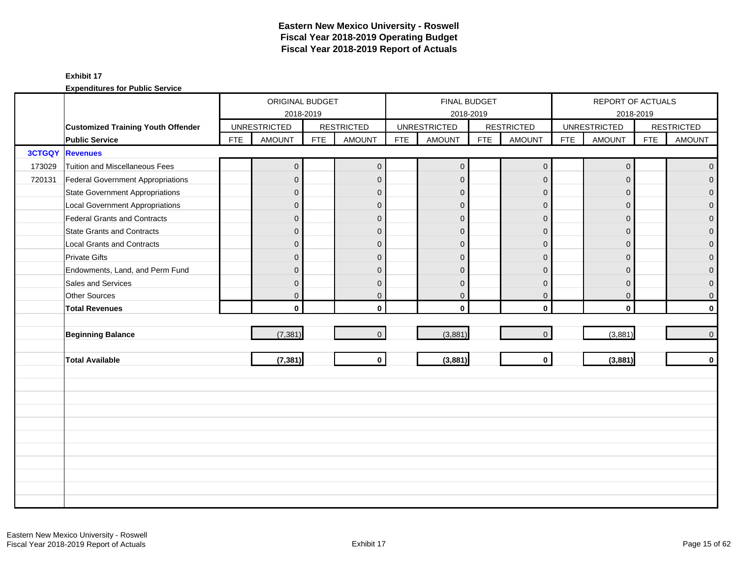# Eastern New Mexico University - Roswell
## Fiscal Year 2018-2019 Operating Budget
## Fiscal Year 2018-2019 Report of Actuals

**Exhibit 17**

**Expenditures for Public Service**

| | | ORIGINAL BUDGET 2018-2019 | | | | FINAL BUDGET 2018-2019 | | | | REPORT OF ACTUALS 2018-2019 | | | |
|---|---|---|---|---|---|---|---|---|---|---|---|---|---|
| | **Customized Training Youth Offender** | UNRESTRICTED | | RESTRICTED | | UNRESTRICTED | | RESTRICTED | | UNRESTRICTED | | RESTRICTED | |
| | **Public Service** | FTE | AMOUNT | FTE | AMOUNT | FTE | AMOUNT | FTE | AMOUNT | FTE | AMOUNT | FTE | AMOUNT |
| **3CTGQY** | **Revenues** | | | | | | | | | | | | |
| 173029 | Tuition and Miscellaneous Fees | | 0 | | 0 | | 0 | | 0 | | 0 | | 0 |
| 720131 | Federal Government Appropriations | | 0 | | 0 | | 0 | | 0 | | 0 | | 0 |
| | State Government Appropriations | | 0 | | 0 | | 0 | | 0 | | 0 | | 0 |
| | Local Government Appropriations | | 0 | | 0 | | 0 | | 0 | | 0 | | 0 |
| | Federal Grants and Contracts | | 0 | | 0 | | 0 | | 0 | | 0 | | 0 |
| | State Grants and Contracts | | 0 | | 0 | | 0 | | 0 | | 0 | | 0 |
| | Local Grants and Contracts | | 0 | | 0 | | 0 | | 0 | | 0 | | 0 |
| | Private Gifts | | 0 | | 0 | | 0 | | 0 | | 0 | | 0 |
| | Endowments, Land, and Perm Fund | | 0 | | 0 | | 0 | | 0 | | 0 | | 0 |
| | Sales and Services | | 0 | | 0 | | 0 | | 0 | | 0 | | 0 |
| | Other Sources | | 0 | | 0 | | 0 | | 0 | | 0 | | 0 |
| | **Total Revenues** | | **0** | | **0** | | **0** | | **0** | | **0** | | **0** |
| | **Beginning Balance** | | (7,381) | | 0 | | (3,881) | | 0 | | (3,881) | | 0 |
| | **Total Available** | | **(7,381)** | | **0** | | **(3,881)** | | **0** | | **(3,881)** | | **0** |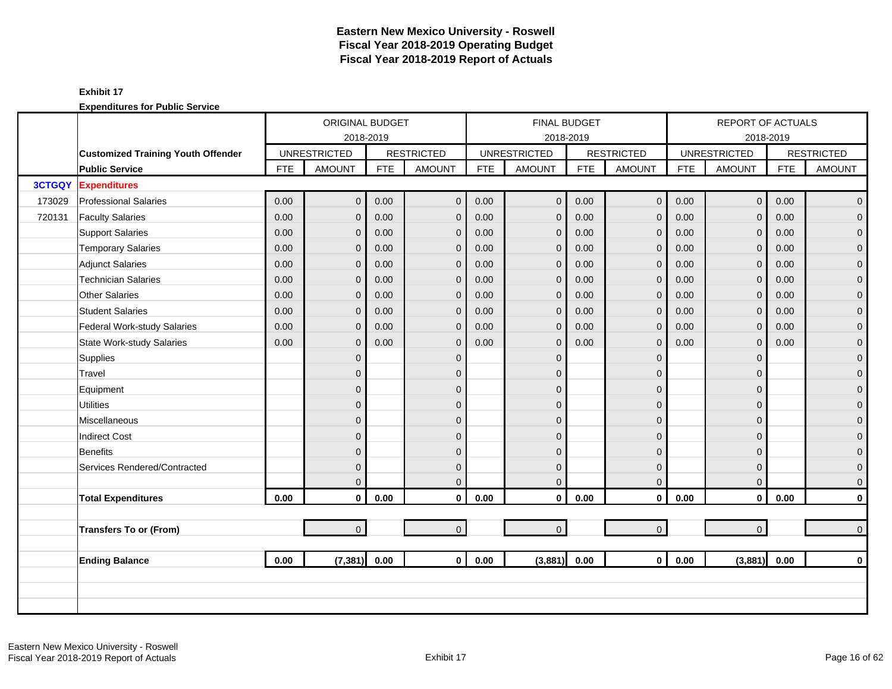# Eastern New Mexico University - Roswell
## Fiscal Year 2018-2019 Operating Budget
## Fiscal Year 2018-2019 Report of Actuals

**Exhibit 17**

**Expenditures for Public Service**

| | | ORIGINAL BUDGET 2018-2019 | | | | FINAL BUDGET 2018-2019 | | | | REPORT OF ACTUALS 2018-2019 | | | |
|---|---|---|---|---|---|---|---|---|---|---|---|---|---|
| | **Customized Training Youth Offender** | UNRESTRICTED | | RESTRICTED | | UNRESTRICTED | | RESTRICTED | | UNRESTRICTED | | RESTRICTED | |
| | **Public Service** | FTE | AMOUNT | FTE | AMOUNT | FTE | AMOUNT | FTE | AMOUNT | FTE | AMOUNT | FTE | AMOUNT |
| **3CTGQY** | **Expenditures** | | | | | | | | | | | | |
| 173029 | Professional Salaries | 0.00 | 0 | 0.00 | 0 | 0.00 | 0 | 0.00 | 0 | 0.00 | 0 | 0.00 | 0 |
| 720131 | Faculty Salaries | 0.00 | 0 | 0.00 | 0 | 0.00 | 0 | 0.00 | 0 | 0.00 | 0 | 0.00 | 0 |
| | Support Salaries | 0.00 | 0 | 0.00 | 0 | 0.00 | 0 | 0.00 | 0 | 0.00 | 0 | 0.00 | 0 |
| | Temporary Salaries | 0.00 | 0 | 0.00 | 0 | 0.00 | 0 | 0.00 | 0 | 0.00 | 0 | 0.00 | 0 |
| | Adjunct Salaries | 0.00 | 0 | 0.00 | 0 | 0.00 | 0 | 0.00 | 0 | 0.00 | 0 | 0.00 | 0 |
| | Technician Salaries | 0.00 | 0 | 0.00 | 0 | 0.00 | 0 | 0.00 | 0 | 0.00 | 0 | 0.00 | 0 |
| | Other Salaries | 0.00 | 0 | 0.00 | 0 | 0.00 | 0 | 0.00 | 0 | 0.00 | 0 | 0.00 | 0 |
| | Student Salaries | 0.00 | 0 | 0.00 | 0 | 0.00 | 0 | 0.00 | 0 | 0.00 | 0 | 0.00 | 0 |
| | Federal Work-study Salaries | 0.00 | 0 | 0.00 | 0 | 0.00 | 0 | 0.00 | 0 | 0.00 | 0 | 0.00 | 0 |
| | State Work-study Salaries | 0.00 | 0 | 0.00 | 0 | 0.00 | 0 | 0.00 | 0 | 0.00 | 0 | 0.00 | 0 |
| | Supplies | | 0 | | 0 | | 0 | | 0 | | 0 | | 0 |
| | Travel | | 0 | | 0 | | 0 | | 0 | | 0 | | 0 |
| | Equipment | | 0 | | 0 | | 0 | | 0 | | 0 | | 0 |
| | Utilities | | 0 | | 0 | | 0 | | 0 | | 0 | | 0 |
| | Miscellaneous | | 0 | | 0 | | 0 | | 0 | | 0 | | 0 |
| | Indirect Cost | | 0 | | 0 | | 0 | | 0 | | 0 | | 0 |
| | Benefits | | 0 | | 0 | | 0 | | 0 | | 0 | | 0 |
| | Services Rendered/Contracted | | 0 | | 0 | | 0 | | 0 | | 0 | | 0 |
| | | | 0 | | 0 | | 0 | | 0 | | 0 | | 0 |
| | **Total Expenditures** | **0.00** | **0** | **0.00** | **0** | **0.00** | **0** | **0.00** | **0** | **0.00** | **0** | **0.00** | **0** |
| | | | | | | | | | | | | | |
| | **Transfers To or (From)** | | 0 | | 0 | | 0 | | 0 | | 0 | | 0 |
| | | | | | | | | | | | | | |
| | **Ending Balance** | **0.00** | **(7,381)** | **0.00** | **0** | **0.00** | **(3,881)** | **0.00** | **0** | **0.00** | **(3,881)** | **0.00** | **0** |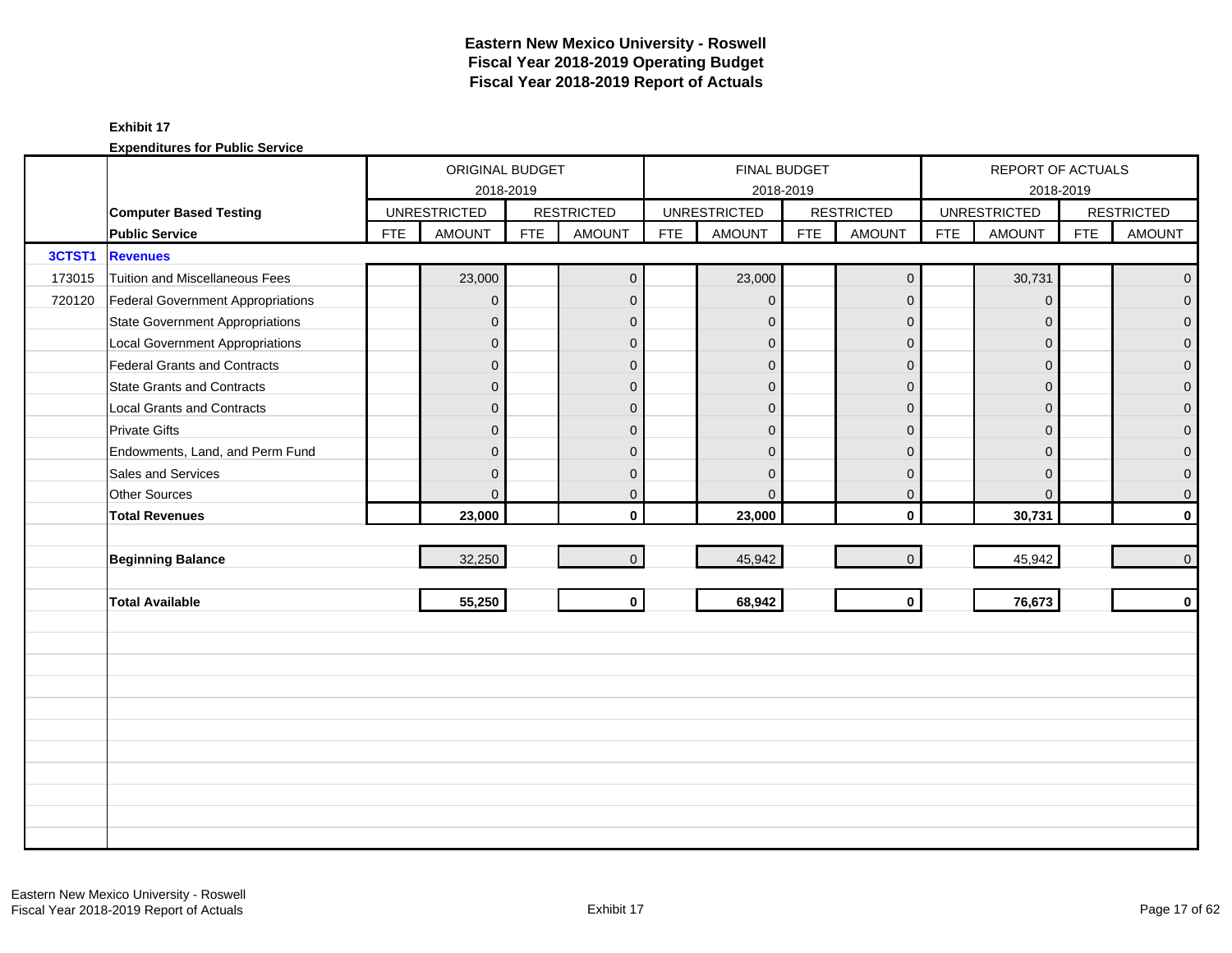# Eastern New Mexico University - Roswell
# Fiscal Year 2018-2019 Operating Budget
# Fiscal Year 2018-2019 Report of Actuals

**Exhibit 17**

**Expenditures for Public Service**

| | | ORIGINAL BUDGET 2018-2019 | | | | FINAL BUDGET 2018-2019 | | | | REPORT OF ACTUALS 2018-2019 | | | |
|---|---|---|---|---|---|---|---|---|---|---|---|---|---|
| | **Computer Based Testing** | UNRESTRICTED | | RESTRICTED | | UNRESTRICTED | | RESTRICTED | | UNRESTRICTED | | RESTRICTED | |
| | **Public Service** | FTE | AMOUNT | FTE | AMOUNT | FTE | AMOUNT | FTE | AMOUNT | FTE | AMOUNT | FTE | AMOUNT |
| **3CTST1** | **Revenues** | | | | | | | | | | | | |
| 173015 | Tuition and Miscellaneous Fees | | 23,000 | | 0 | | 23,000 | | 0 | | 30,731 | | 0 |
| 720120 | Federal Government Appropriations | | 0 | | 0 | | 0 | | 0 | | 0 | | 0 |
| | State Government Appropriations | | 0 | | 0 | | 0 | | 0 | | 0 | | 0 |
| | Local Government Appropriations | | 0 | | 0 | | 0 | | 0 | | 0 | | 0 |
| | Federal Grants and Contracts | | 0 | | 0 | | 0 | | 0 | | 0 | | 0 |
| | State Grants and Contracts | | 0 | | 0 | | 0 | | 0 | | 0 | | 0 |
| | Local Grants and Contracts | | 0 | | 0 | | 0 | | 0 | | 0 | | 0 |
| | Private Gifts | | 0 | | 0 | | 0 | | 0 | | 0 | | 0 |
| | Endowments, Land, and Perm Fund | | 0 | | 0 | | 0 | | 0 | | 0 | | 0 |
| | Sales and Services | | 0 | | 0 | | 0 | | 0 | | 0 | | 0 |
| | Other Sources | | 0 | | 0 | | 0 | | 0 | | 0 | | 0 |
| | **Total Revenues** | | **23,000** | | **0** | | **23,000** | | **0** | | **30,731** | | **0** |
| | | | | | | | | | | | | | |
| | **Beginning Balance** | | 32,250 | | 0 | | 45,942 | | 0 | | 45,942 | | 0 |
| | | | | | | | | | | | | | |
| | **Total Available** | | **55,250** | | **0** | | **68,942** | | **0** | | **76,673** | | **0** |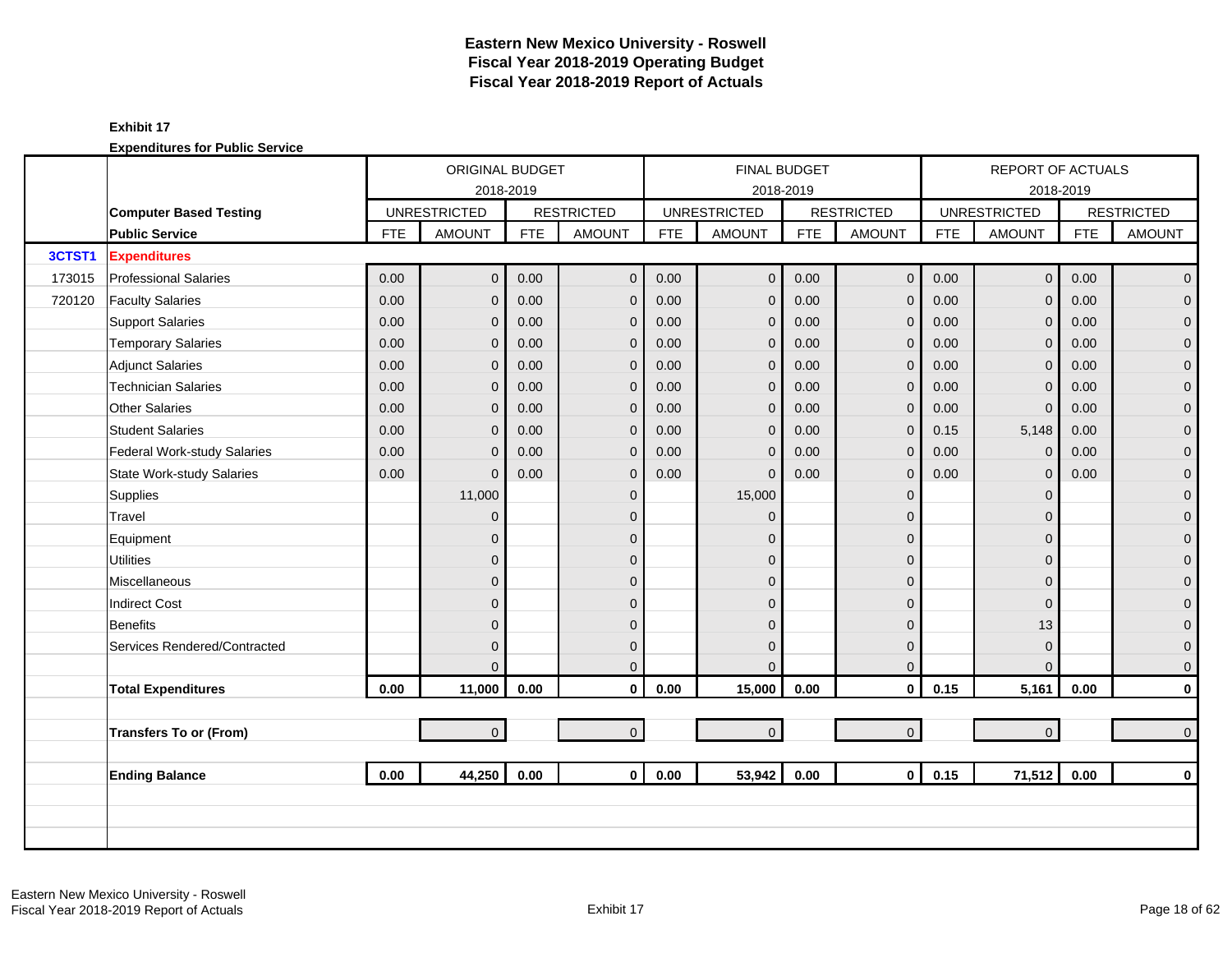# Eastern New Mexico University - Roswell
## Fiscal Year 2018-2019 Operating Budget
## Fiscal Year 2018-2019 Report of Actuals

**Exhibit 17**

**Expenditures for Public Service**

| | | ORIGINAL BUDGET 2018-2019 | | | | FINAL BUDGET 2018-2019 | | | | REPORT OF ACTUALS 2018-2019 | | | |
|---|---|---|---|---|---|---|---|---|---|---|---|---|---|
| | **Computer Based Testing** | UNRESTRICTED | | RESTRICTED | | UNRESTRICTED | | RESTRICTED | | UNRESTRICTED | | RESTRICTED | |
| | **Public Service** | FTE | AMOUNT | FTE | AMOUNT | FTE | AMOUNT | FTE | AMOUNT | FTE | AMOUNT | FTE | AMOUNT |
| **3CTST1** | **Expenditures** | | | | | | | | | | | | |
| 173015 | Professional Salaries | 0.00 | 0 | 0.00 | 0 | 0.00 | 0 | 0.00 | 0 | 0.00 | 0 | 0.00 | 0 |
| 720120 | Faculty Salaries | 0.00 | 0 | 0.00 | 0 | 0.00 | 0 | 0.00 | 0 | 0.00 | 0 | 0.00 | 0 |
| | Support Salaries | 0.00 | 0 | 0.00 | 0 | 0.00 | 0 | 0.00 | 0 | 0.00 | 0 | 0.00 | 0 |
| | Temporary Salaries | 0.00 | 0 | 0.00 | 0 | 0.00 | 0 | 0.00 | 0 | 0.00 | 0 | 0.00 | 0 |
| | Adjunct Salaries | 0.00 | 0 | 0.00 | 0 | 0.00 | 0 | 0.00 | 0 | 0.00 | 0 | 0.00 | 0 |
| | Technician Salaries | 0.00 | 0 | 0.00 | 0 | 0.00 | 0 | 0.00 | 0 | 0.00 | 0 | 0.00 | 0 |
| | Other Salaries | 0.00 | 0 | 0.00 | 0 | 0.00 | 0 | 0.00 | 0 | 0.00 | 0 | 0.00 | 0 |
| | Student Salaries | 0.00 | 0 | 0.00 | 0 | 0.00 | 0 | 0.00 | 0 | 0.15 | 5,148 | 0.00 | 0 |
| | Federal Work-study Salaries | 0.00 | 0 | 0.00 | 0 | 0.00 | 0 | 0.00 | 0 | 0.00 | 0 | 0.00 | 0 |
| | State Work-study Salaries | 0.00 | 0 | 0.00 | 0 | 0.00 | 0 | 0.00 | 0 | 0.00 | 0 | 0.00 | 0 |
| | Supplies | | 11,000 | | 0 | | 15,000 | | 0 | | 0 | | 0 |
| | Travel | | 0 | | 0 | | 0 | | 0 | | 0 | | 0 |
| | Equipment | | 0 | | 0 | | 0 | | 0 | | 0 | | 0 |
| | Utilities | | 0 | | 0 | | 0 | | 0 | | 0 | | 0 |
| | Miscellaneous | | 0 | | 0 | | 0 | | 0 | | 0 | | 0 |
| | Indirect Cost | | 0 | | 0 | | 0 | | 0 | | 0 | | 0 |
| | Benefits | | 0 | | 0 | | 0 | | 0 | | 13 | | 0 |
| | Services Rendered/Contracted | | 0 | | 0 | | 0 | | 0 | | 0 | | 0 |
| | | | 0 | | 0 | | 0 | | 0 | | 0 | | 0 |
| | **Total Expenditures** | **0.00** | **11,000** | **0.00** | **0** | **0.00** | **15,000** | **0.00** | **0** | **0.15** | **5,161** | **0.00** | **0** |
| | | | | | | | | | | | | | |
| | **Transfers To or (From)** | | 0 | | 0 | | 0 | | 0 | | 0 | | 0 |
| | | | | | | | | | | | | | |
| | **Ending Balance** | **0.00** | **44,250** | **0.00** | **0** | **0.00** | **53,942** | **0.00** | **0** | **0.15** | **71,512** | **0.00** | **0** |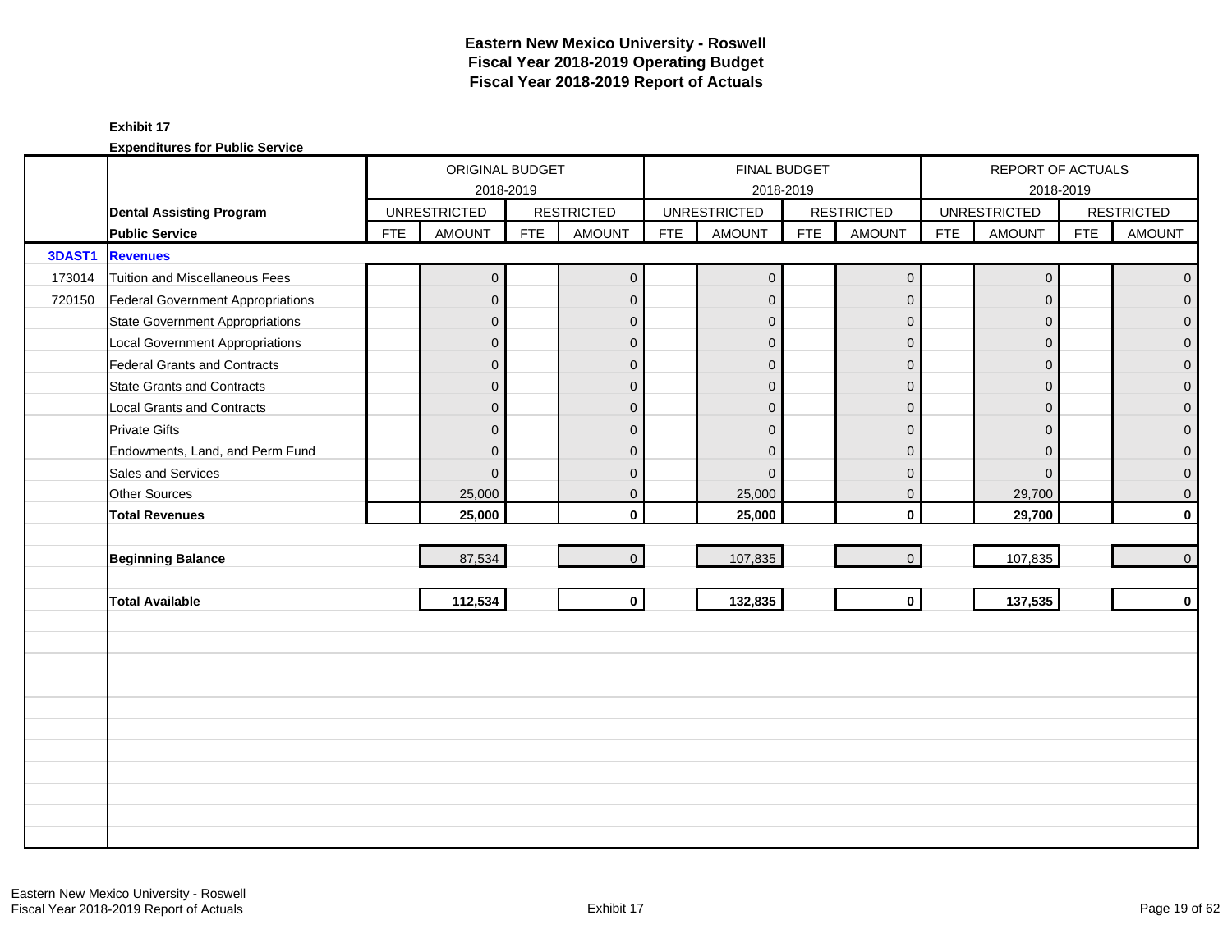# Eastern New Mexico University - Roswell
# Fiscal Year 2018-2019 Operating Budget
# Fiscal Year 2018-2019 Report of Actuals

**Exhibit 17**

**Expenditures for Public Service**

| | | ORIGINAL BUDGET 2018-2019 | | | | FINAL BUDGET 2018-2019 | | | | REPORT OF ACTUALS 2018-2019 | | | |
|---|---|---|---|---|---|---|---|---|---|---|---|---|---|
| | **Dental Assisting Program** | UNRESTRICTED | | RESTRICTED | | UNRESTRICTED | | RESTRICTED | | UNRESTRICTED | | RESTRICTED | |
| | **Public Service** | FTE | AMOUNT | FTE | AMOUNT | FTE | AMOUNT | FTE | AMOUNT | FTE | AMOUNT | FTE | AMOUNT |
| **3DAST1** | **Revenues** | | | | | | | | | | | | |
| 173014 | Tuition and Miscellaneous Fees | | 0 | | 0 | | 0 | | 0 | | 0 | | 0 |
| 720150 | Federal Government Appropriations | | 0 | | 0 | | 0 | | 0 | | 0 | | 0 |
| | State Government Appropriations | | 0 | | 0 | | 0 | | 0 | | 0 | | 0 |
| | Local Government Appropriations | | 0 | | 0 | | 0 | | 0 | | 0 | | 0 |
| | Federal Grants and Contracts | | 0 | | 0 | | 0 | | 0 | | 0 | | 0 |
| | State Grants and Contracts | | 0 | | 0 | | 0 | | 0 | | 0 | | 0 |
| | Local Grants and Contracts | | 0 | | 0 | | 0 | | 0 | | 0 | | 0 |
| | Private Gifts | | 0 | | 0 | | 0 | | 0 | | 0 | | 0 |
| | Endowments, Land, and Perm Fund | | 0 | | 0 | | 0 | | 0 | | 0 | | 0 |
| | Sales and Services | | 0 | | 0 | | 0 | | 0 | | 0 | | 0 |
| | Other Sources | | 25,000 | | 0 | | 25,000 | | 0 | | 29,700 | | 0 |
| | **Total Revenues** | | **25,000** | | **0** | | **25,000** | | **0** | | **29,700** | | **0** |
| | **Beginning Balance** | | 87,534 | | 0 | | 107,835 | | 0 | | 107,835 | | 0 |
| | **Total Available** | | **112,534** | | **0** | | **132,835** | | **0** | | **137,535** | | **0** |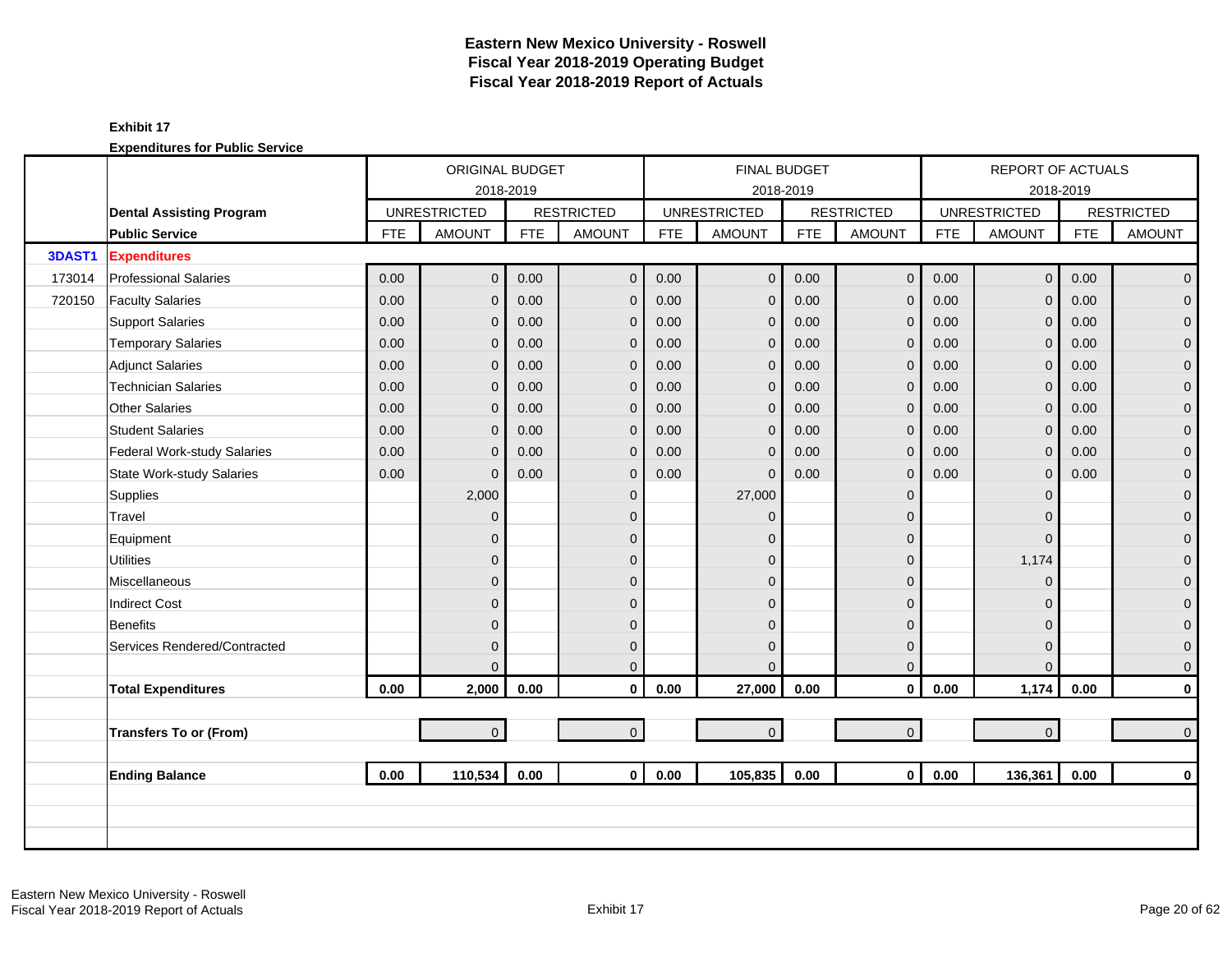# Eastern New Mexico University - Roswell
## Fiscal Year 2018-2019 Operating Budget
## Fiscal Year 2018-2019 Report of Actuals

**Exhibit 17**

**Expenditures for Public Service**

| | | ORIGINAL BUDGET 2018-2019 | | | | FINAL BUDGET 2018-2019 | | | | REPORT OF ACTUALS 2018-2019 | | | |
|---|---|---|---|---|---|---|---|---|---|---|---|---|---|
| | **Dental Assisting Program** | UNRESTRICTED | | RESTRICTED | | UNRESTRICTED | | RESTRICTED | | UNRESTRICTED | | RESTRICTED | |
| | **Public Service** | FTE | AMOUNT | FTE | AMOUNT | FTE | AMOUNT | FTE | AMOUNT | FTE | AMOUNT | FTE | AMOUNT |
| **3DAST1** | **Expenditures** | | | | | | | | | | | | |
| 173014 | Professional Salaries | 0.00 | 0 | 0.00 | 0 | 0.00 | 0 | 0.00 | 0 | 0.00 | 0 | 0.00 | 0 |
| 720150 | Faculty Salaries | 0.00 | 0 | 0.00 | 0 | 0.00 | 0 | 0.00 | 0 | 0.00 | 0 | 0.00 | 0 |
| | Support Salaries | 0.00 | 0 | 0.00 | 0 | 0.00 | 0 | 0.00 | 0 | 0.00 | 0 | 0.00 | 0 |
| | Temporary Salaries | 0.00 | 0 | 0.00 | 0 | 0.00 | 0 | 0.00 | 0 | 0.00 | 0 | 0.00 | 0 |
| | Adjunct Salaries | 0.00 | 0 | 0.00 | 0 | 0.00 | 0 | 0.00 | 0 | 0.00 | 0 | 0.00 | 0 |
| | Technician Salaries | 0.00 | 0 | 0.00 | 0 | 0.00 | 0 | 0.00 | 0 | 0.00 | 0 | 0.00 | 0 |
| | Other Salaries | 0.00 | 0 | 0.00 | 0 | 0.00 | 0 | 0.00 | 0 | 0.00 | 0 | 0.00 | 0 |
| | Student Salaries | 0.00 | 0 | 0.00 | 0 | 0.00 | 0 | 0.00 | 0 | 0.00 | 0 | 0.00 | 0 |
| | Federal Work-study Salaries | 0.00 | 0 | 0.00 | 0 | 0.00 | 0 | 0.00 | 0 | 0.00 | 0 | 0.00 | 0 |
| | State Work-study Salaries | 0.00 | 0 | 0.00 | 0 | 0.00 | 0 | 0.00 | 0 | 0.00 | 0 | 0.00 | 0 |
| | Supplies | | 2,000 | | 0 | | 27,000 | | 0 | | 0 | | 0 |
| | Travel | | 0 | | 0 | | 0 | | 0 | | 0 | | 0 |
| | Equipment | | 0 | | 0 | | 0 | | 0 | | 0 | | 0 |
| | Utilities | | 0 | | 0 | | 0 | | 0 | | 1,174 | | 0 |
| | Miscellaneous | | 0 | | 0 | | 0 | | 0 | | 0 | | 0 |
| | Indirect Cost | | 0 | | 0 | | 0 | | 0 | | 0 | | 0 |
| | Benefits | | 0 | | 0 | | 0 | | 0 | | 0 | | 0 |
| | Services Rendered/Contracted | | 0 | | 0 | | 0 | | 0 | | 0 | | 0 |
| | | | 0 | | 0 | | 0 | | 0 | | 0 | | 0 |
| | **Total Expenditures** | **0.00** | **2,000** | **0.00** | **0** | **0.00** | **27,000** | **0.00** | **0** | **0.00** | **1,174** | **0.00** | **0** |
| | **Transfers To or (From)** | | 0 | | 0 | | 0 | | 0 | | 0 | | 0 |
| | **Ending Balance** | **0.00** | **110,534** | **0.00** | **0** | **0.00** | **105,835** | **0.00** | **0** | **0.00** | **136,361** | **0.00** | **0** |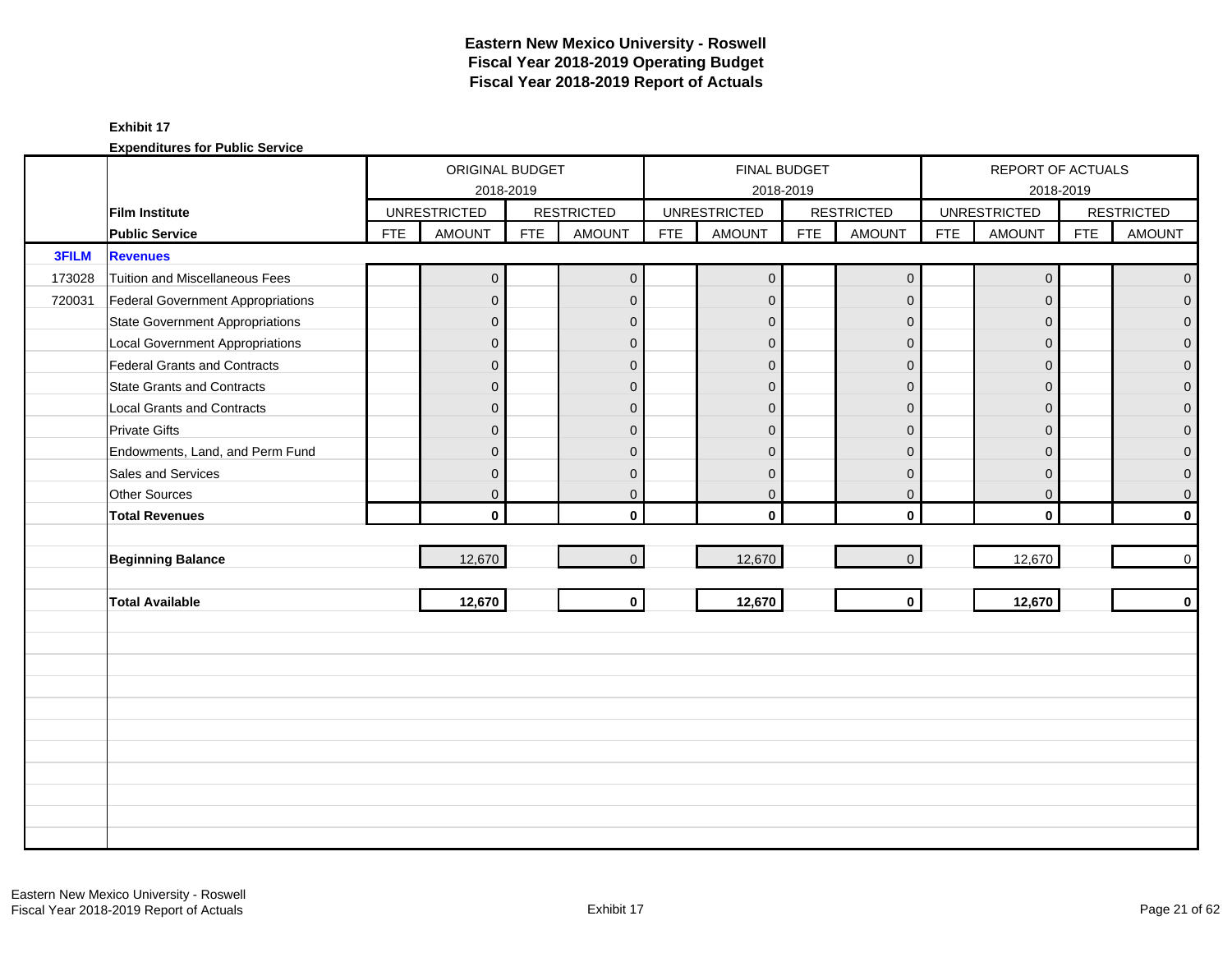# Eastern New Mexico University - Roswell
# Fiscal Year 2018-2019 Operating Budget
# Fiscal Year 2018-2019 Report of Actuals

**Exhibit 17**

**Expenditures for Public Service**

| | | ORIGINAL BUDGET 2018-2019 | | | | FINAL BUDGET 2018-2019 | | | | REPORT OF ACTUALS 2018-2019 | | | |
|---|---|---|---|---|---|---|---|---|---|---|---|---|---|
| | **Film Institute** | UNRESTRICTED | | RESTRICTED | | UNRESTRICTED | | RESTRICTED | | UNRESTRICTED | | RESTRICTED | |
| | **Public Service** | FTE | AMOUNT | FTE | AMOUNT | FTE | AMOUNT | FTE | AMOUNT | FTE | AMOUNT | FTE | AMOUNT |
| **3FILM** | **Revenues** | | | | | | | | | | | | |
| 173028 | Tuition and Miscellaneous Fees | | 0 | | 0 | | 0 | | 0 | | 0 | | 0 |
| 720031 | Federal Government Appropriations | | 0 | | 0 | | 0 | | 0 | | 0 | | 0 |
| | State Government Appropriations | | 0 | | 0 | | 0 | | 0 | | 0 | | 0 |
| | Local Government Appropriations | | 0 | | 0 | | 0 | | 0 | | 0 | | 0 |
| | Federal Grants and Contracts | | 0 | | 0 | | 0 | | 0 | | 0 | | 0 |
| | State Grants and Contracts | | 0 | | 0 | | 0 | | 0 | | 0 | | 0 |
| | Local Grants and Contracts | | 0 | | 0 | | 0 | | 0 | | 0 | | 0 |
| | Private Gifts | | 0 | | 0 | | 0 | | 0 | | 0 | | 0 |
| | Endowments, Land, and Perm Fund | | 0 | | 0 | | 0 | | 0 | | 0 | | 0 |
| | Sales and Services | | 0 | | 0 | | 0 | | 0 | | 0 | | 0 |
| | Other Sources | | 0 | | 0 | | 0 | | 0 | | 0 | | 0 |
| | **Total Revenues** | | **0** | | **0** | | **0** | | **0** | | **0** | | **0** |
| | **Beginning Balance** | | 12,670 | | 0 | | 12,670 | | 0 | | 12,670 | | 0 |
| | **Total Available** | | **12,670** | | **0** | | **12,670** | | **0** | | **12,670** | | **0** |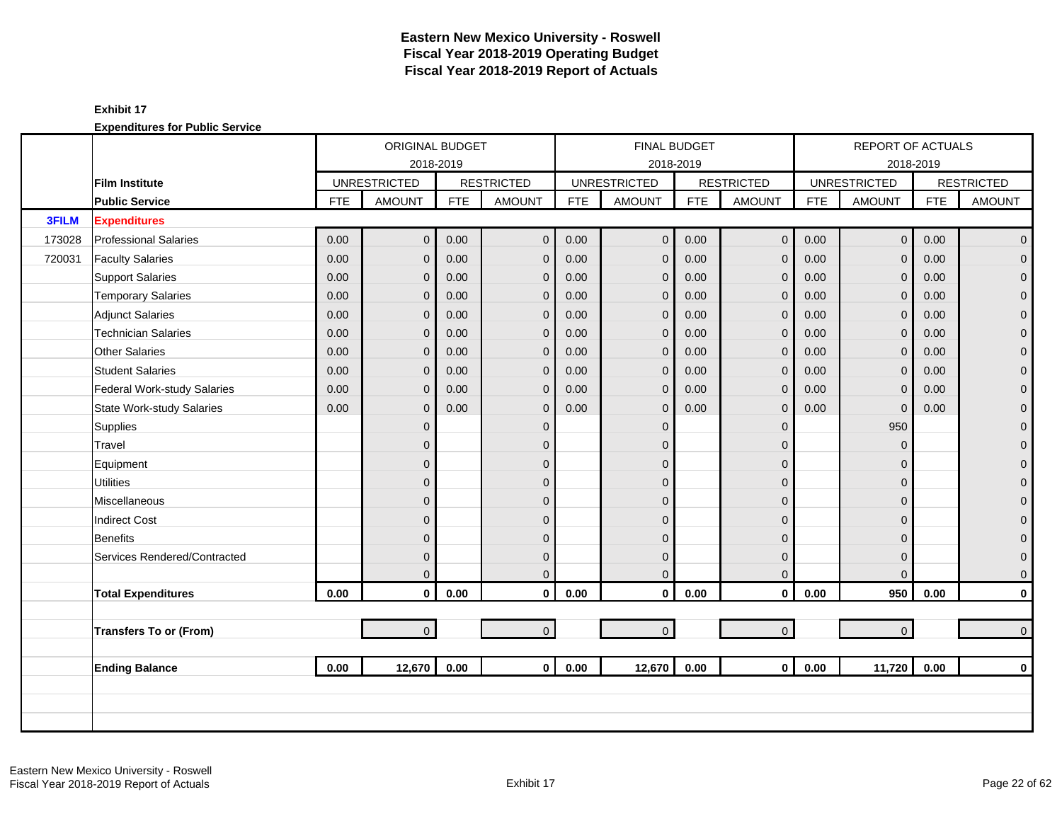# Eastern New Mexico University - Roswell
## Fiscal Year 2018-2019 Operating Budget
## Fiscal Year 2018-2019 Report of Actuals

**Exhibit 17**

**Expenditures for Public Service**

| | | ORIGINAL BUDGET 2018-2019 | | | | FINAL BUDGET 2018-2019 | | | | REPORT OF ACTUALS 2018-2019 | | | |
|---|---|---|---|---|---|---|---|---|---|---|---|---|---|
| | **Film Institute** | UNRESTRICTED | | RESTRICTED | | UNRESTRICTED | | RESTRICTED | | UNRESTRICTED | | RESTRICTED | |
| | **Public Service** | FTE | AMOUNT | FTE | AMOUNT | FTE | AMOUNT | FTE | AMOUNT | FTE | AMOUNT | FTE | AMOUNT |
| **3FILM** | **Expenditures** | | | | | | | | | | | | |
| 173028 | Professional Salaries | 0.00 | 0 | 0.00 | 0 | 0.00 | 0 | 0.00 | 0 | 0.00 | 0 | 0.00 | 0 |
| 720031 | Faculty Salaries | 0.00 | 0 | 0.00 | 0 | 0.00 | 0 | 0.00 | 0 | 0.00 | 0 | 0.00 | 0 |
| | Support Salaries | 0.00 | 0 | 0.00 | 0 | 0.00 | 0 | 0.00 | 0 | 0.00 | 0 | 0.00 | 0 |
| | Temporary Salaries | 0.00 | 0 | 0.00 | 0 | 0.00 | 0 | 0.00 | 0 | 0.00 | 0 | 0.00 | 0 |
| | Adjunct Salaries | 0.00 | 0 | 0.00 | 0 | 0.00 | 0 | 0.00 | 0 | 0.00 | 0 | 0.00 | 0 |
| | Technician Salaries | 0.00 | 0 | 0.00 | 0 | 0.00 | 0 | 0.00 | 0 | 0.00 | 0 | 0.00 | 0 |
| | Other Salaries | 0.00 | 0 | 0.00 | 0 | 0.00 | 0 | 0.00 | 0 | 0.00 | 0 | 0.00 | 0 |
| | Student Salaries | 0.00 | 0 | 0.00 | 0 | 0.00 | 0 | 0.00 | 0 | 0.00 | 0 | 0.00 | 0 |
| | Federal Work-study Salaries | 0.00 | 0 | 0.00 | 0 | 0.00 | 0 | 0.00 | 0 | 0.00 | 0 | 0.00 | 0 |
| | State Work-study Salaries | 0.00 | 0 | 0.00 | 0 | 0.00 | 0 | 0.00 | 0 | 0.00 | 0 | 0.00 | 0 |
| | Supplies | | 0 | | 0 | | 0 | | 0 | | 950 | | 0 |
| | Travel | | 0 | | 0 | | 0 | | 0 | | 0 | | 0 |
| | Equipment | | 0 | | 0 | | 0 | | 0 | | 0 | | 0 |
| | Utilities | | 0 | | 0 | | 0 | | 0 | | 0 | | 0 |
| | Miscellaneous | | 0 | | 0 | | 0 | | 0 | | 0 | | 0 |
| | Indirect Cost | | 0 | | 0 | | 0 | | 0 | | 0 | | 0 |
| | Benefits | | 0 | | 0 | | 0 | | 0 | | 0 | | 0 |
| | Services Rendered/Contracted | | 0 | | 0 | | 0 | | 0 | | 0 | | 0 |
| | | | 0 | | 0 | | 0 | | 0 | | 0 | | 0 |
| | **Total Expenditures** | **0.00** | **0** | **0.00** | **0** | **0.00** | **0** | **0.00** | **0** | **0.00** | **950** | **0.00** | **0** |
| | **Transfers To or (From)** | | 0 | | 0 | | 0 | | 0 | | 0 | | 0 |
| | **Ending Balance** | **0.00** | **12,670** | **0.00** | **0** | **0.00** | **12,670** | **0.00** | **0** | **0.00** | **11,720** | **0.00** | **0** |

Eastern New Mexico University - Roswell
Fiscal Year 2018-2019 Report of Actuals

Exhibit 17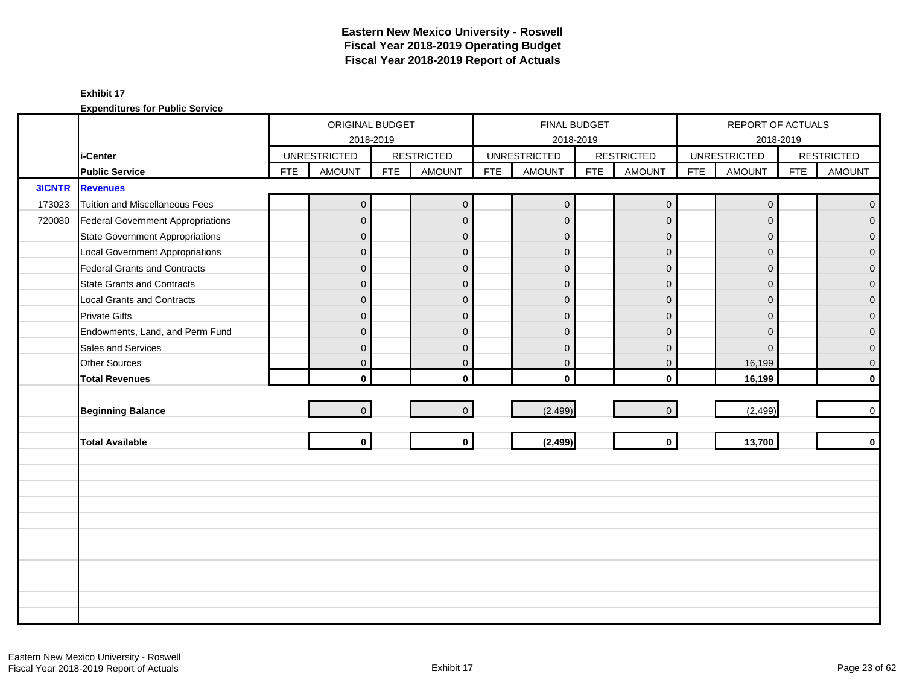# Eastern New Mexico University - Roswell
## Fiscal Year 2018-2019 Operating Budget
## Fiscal Year 2018-2019 Report of Actuals

**Exhibit 17**

**Expenditures for Public Service**

| | | ORIGINAL BUDGET 2018-2019 | | | | FINAL BUDGET 2018-2019 | | | | REPORT OF ACTUALS 2018-2019 | | | |
|---|---|---|---|---|---|---|---|---|---|---|---|---|---|
| | **i-Center** | UNRESTRICTED | | RESTRICTED | | UNRESTRICTED | | RESTRICTED | | UNRESTRICTED | | RESTRICTED | |
| | **Public Service** | FTE | AMOUNT | FTE | AMOUNT | FTE | AMOUNT | FTE | AMOUNT | FTE | AMOUNT | FTE | AMOUNT |
| **3ICNTR** | **Revenues** | | | | | | | | | | | | |
| 173023 | Tuition and Miscellaneous Fees | | 0 | | 0 | | 0 | | 0 | | 0 | | 0 |
| 720080 | Federal Government Appropriations | | 0 | | 0 | | 0 | | 0 | | 0 | | 0 |
| | State Government Appropriations | | 0 | | 0 | | 0 | | 0 | | 0 | | 0 |
| | Local Government Appropriations | | 0 | | 0 | | 0 | | 0 | | 0 | | 0 |
| | Federal Grants and Contracts | | 0 | | 0 | | 0 | | 0 | | 0 | | 0 |
| | State Grants and Contracts | | 0 | | 0 | | 0 | | 0 | | 0 | | 0 |
| | Local Grants and Contracts | | 0 | | 0 | | 0 | | 0 | | 0 | | 0 |
| | Private Gifts | | 0 | | 0 | | 0 | | 0 | | 0 | | 0 |
| | Endowments, Land, and Perm Fund | | 0 | | 0 | | 0 | | 0 | | 0 | | 0 |
| | Sales and Services | | 0 | | 0 | | 0 | | 0 | | 0 | | 0 |
| | Other Sources | | 0 | | 0 | | 0 | | 0 | | 16,199 | | 0 |
| | **Total Revenues** | | **0** | | **0** | | **0** | | **0** | | **16,199** | | **0** |
| | | | | | | | | | | | | | |
| | **Beginning Balance** | | 0 | | 0 | | (2,499) | | 0 | | (2,499) | | 0 |
| | | | | | | | | | | | | | |
| | **Total Available** | | **0** | | **0** | | **(2,499)** | | **0** | | **13,700** | | **0** |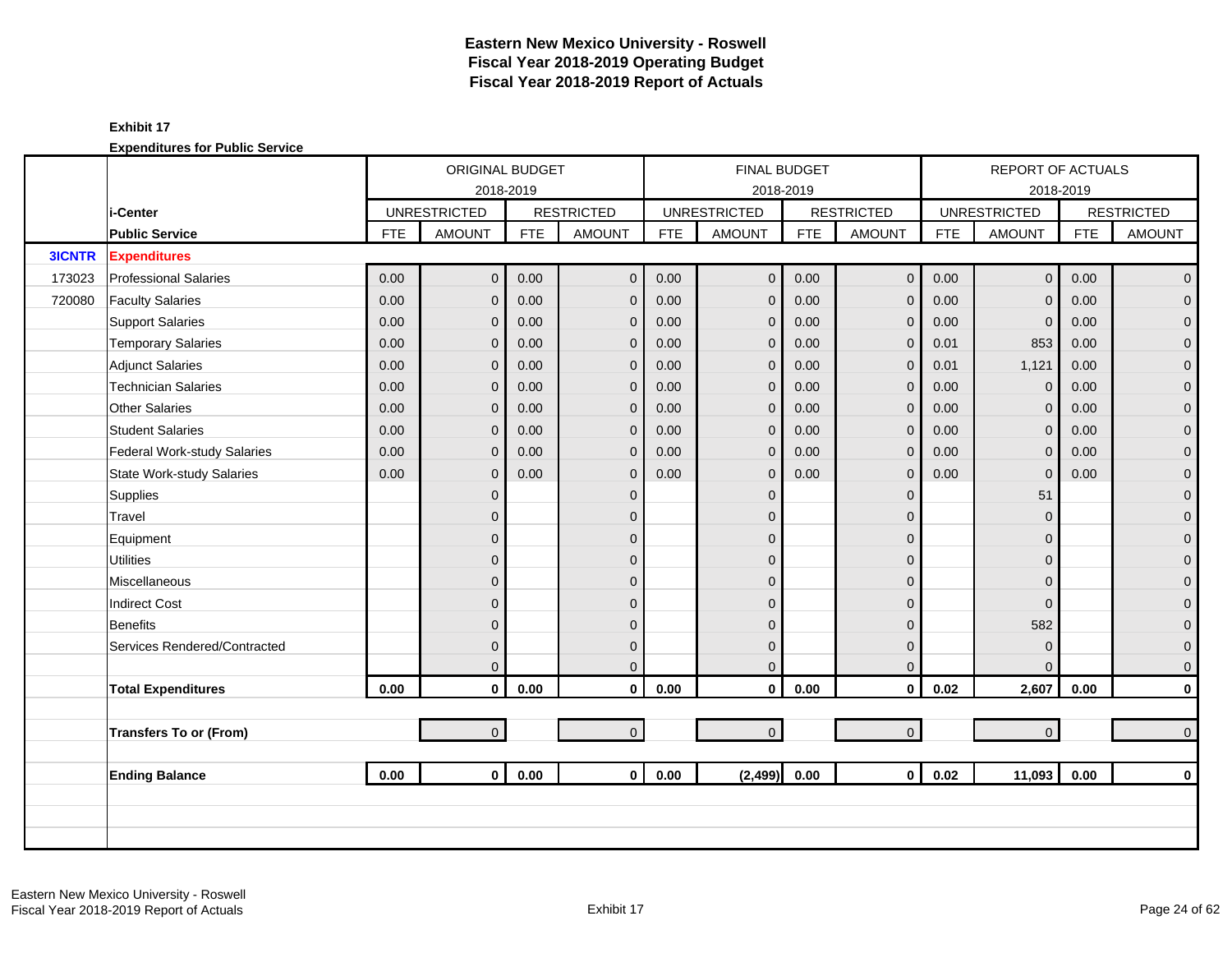# Eastern New Mexico University - Roswell
## Fiscal Year 2018-2019 Operating Budget
## Fiscal Year 2018-2019 Report of Actuals

**Exhibit 17**

**Expenditures for Public Service**

| | | ORIGINAL BUDGET 2018-2019 | | | | FINAL BUDGET 2018-2019 | | | | REPORT OF ACTUALS 2018-2019 | | | |
|---|---|---|---|---|---|---|---|---|---|---|---|---|---|
| | **i-Center** | UNRESTRICTED | | RESTRICTED | | UNRESTRICTED | | RESTRICTED | | UNRESTRICTED | | RESTRICTED | |
| | **Public Service** | FTE | AMOUNT | FTE | AMOUNT | FTE | AMOUNT | FTE | AMOUNT | FTE | AMOUNT | FTE | AMOUNT |
| **3ICNTR** | **Expenditures** | | | | | | | | | | | | |
| 173023 | Professional Salaries | 0.00 | 0 | 0.00 | 0 | 0.00 | 0 | 0.00 | 0 | 0.00 | 0 | 0.00 | 0 |
| 720080 | Faculty Salaries | 0.00 | 0 | 0.00 | 0 | 0.00 | 0 | 0.00 | 0 | 0.00 | 0 | 0.00 | 0 |
| | Support Salaries | 0.00 | 0 | 0.00 | 0 | 0.00 | 0 | 0.00 | 0 | 0.00 | 0 | 0.00 | 0 |
| | Temporary Salaries | 0.00 | 0 | 0.00 | 0 | 0.00 | 0 | 0.00 | 0 | 0.01 | 853 | 0.00 | 0 |
| | Adjunct Salaries | 0.00 | 0 | 0.00 | 0 | 0.00 | 0 | 0.00 | 0 | 0.01 | 1,121 | 0.00 | 0 |
| | Technician Salaries | 0.00 | 0 | 0.00 | 0 | 0.00 | 0 | 0.00 | 0 | 0.00 | 0 | 0.00 | 0 |
| | Other Salaries | 0.00 | 0 | 0.00 | 0 | 0.00 | 0 | 0.00 | 0 | 0.00 | 0 | 0.00 | 0 |
| | Student Salaries | 0.00 | 0 | 0.00 | 0 | 0.00 | 0 | 0.00 | 0 | 0.00 | 0 | 0.00 | 0 |
| | Federal Work-study Salaries | 0.00 | 0 | 0.00 | 0 | 0.00 | 0 | 0.00 | 0 | 0.00 | 0 | 0.00 | 0 |
| | State Work-study Salaries | 0.00 | 0 | 0.00 | 0 | 0.00 | 0 | 0.00 | 0 | 0.00 | 0 | 0.00 | 0 |
| | Supplies | | 0 | | 0 | | 0 | | 0 | | 51 | | 0 |
| | Travel | | 0 | | 0 | | 0 | | 0 | | 0 | | 0 |
| | Equipment | | 0 | | 0 | | 0 | | 0 | | 0 | | 0 |
| | Utilities | | 0 | | 0 | | 0 | | 0 | | 0 | | 0 |
| | Miscellaneous | | 0 | | 0 | | 0 | | 0 | | 0 | | 0 |
| | Indirect Cost | | 0 | | 0 | | 0 | | 0 | | 0 | | 0 |
| | Benefits | | 0 | | 0 | | 0 | | 0 | | 582 | | 0 |
| | Services Rendered/Contracted | | 0 | | 0 | | 0 | | 0 | | 0 | | 0 |
| | | | 0 | | 0 | | 0 | | 0 | | 0 | | 0 |
| | **Total Expenditures** | **0.00** | **0** | **0.00** | **0** | **0.00** | **0** | **0.00** | **0** | **0.02** | **2,607** | **0.00** | **0** |
| | **Transfers To or (From)** | | 0 | | 0 | | 0 | | 0 | | 0 | | 0 |
| | **Ending Balance** | **0.00** | **0** | **0.00** | **0** | **0.00** | **(2,499)** | **0.00** | **0** | **0.02** | **11,093** | **0.00** | **0** |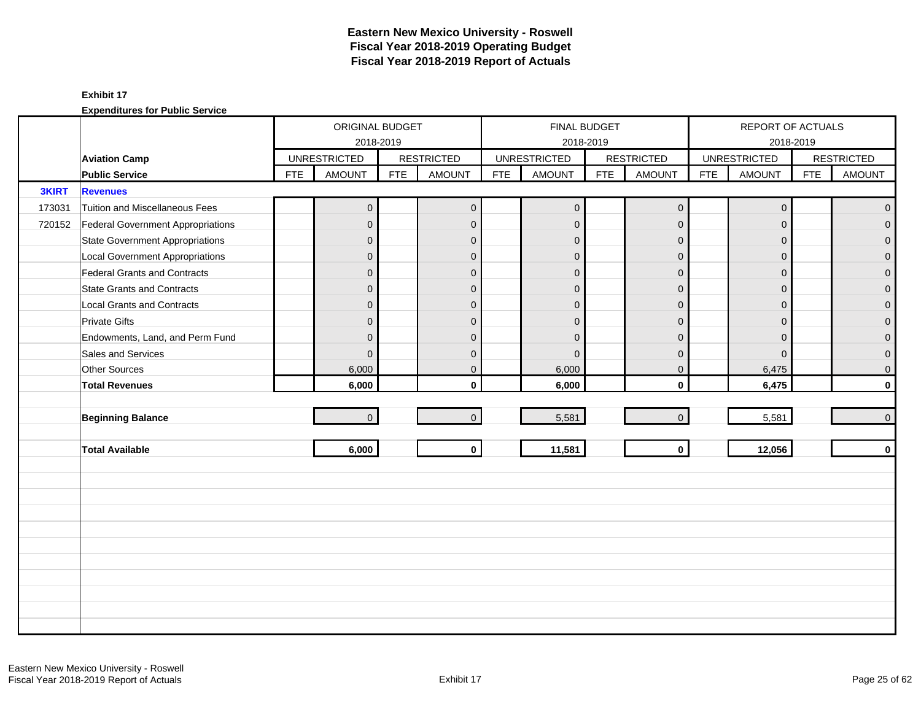# Eastern New Mexico University - Roswell
## Fiscal Year 2018-2019 Operating Budget
## Fiscal Year 2018-2019 Report of Actuals

**Exhibit 17**

**Expenditures for Public Service**

| | | ORIGINAL BUDGET 2018-2019 | | | | FINAL BUDGET 2018-2019 | | | | REPORT OF ACTUALS 2018-2019 | | | |
|---|---|---|---|---|---|---|---|---|---|---|---|---|---|
| | **Aviation Camp** | UNRESTRICTED | | RESTRICTED | | UNRESTRICTED | | RESTRICTED | | UNRESTRICTED | | RESTRICTED | |
| | **Public Service** | FTE | AMOUNT | FTE | AMOUNT | FTE | AMOUNT | FTE | AMOUNT | FTE | AMOUNT | FTE | AMOUNT |
| **3KIRT** | **Revenues** | | | | | | | | | | | | |
| 173031 | Tuition and Miscellaneous Fees | | 0 | | 0 | | 0 | | 0 | | 0 | | 0 |
| 720152 | Federal Government Appropriations | | 0 | | 0 | | 0 | | 0 | | 0 | | 0 |
| | State Government Appropriations | | 0 | | 0 | | 0 | | 0 | | 0 | | 0 |
| | Local Government Appropriations | | 0 | | 0 | | 0 | | 0 | | 0 | | 0 |
| | Federal Grants and Contracts | | 0 | | 0 | | 0 | | 0 | | 0 | | 0 |
| | State Grants and Contracts | | 0 | | 0 | | 0 | | 0 | | 0 | | 0 |
| | Local Grants and Contracts | | 0 | | 0 | | 0 | | 0 | | 0 | | 0 |
| | Private Gifts | | 0 | | 0 | | 0 | | 0 | | 0 | | 0 |
| | Endowments, Land, and Perm Fund | | 0 | | 0 | | 0 | | 0 | | 0 | | 0 |
| | Sales and Services | | 0 | | 0 | | 0 | | 0 | | 0 | | 0 |
| | Other Sources | | 6,000 | | 0 | | 6,000 | | 0 | | 6,475 | | 0 |
| | **Total Revenues** | | **6,000** | | **0** | | **6,000** | | **0** | | **6,475** | | **0** |
| | **Beginning Balance** | | 0 | | 0 | | 5,581 | | 0 | | 5,581 | | 0 |
| | **Total Available** | | **6,000** | | **0** | | **11,581** | | **0** | | **12,056** | | **0** |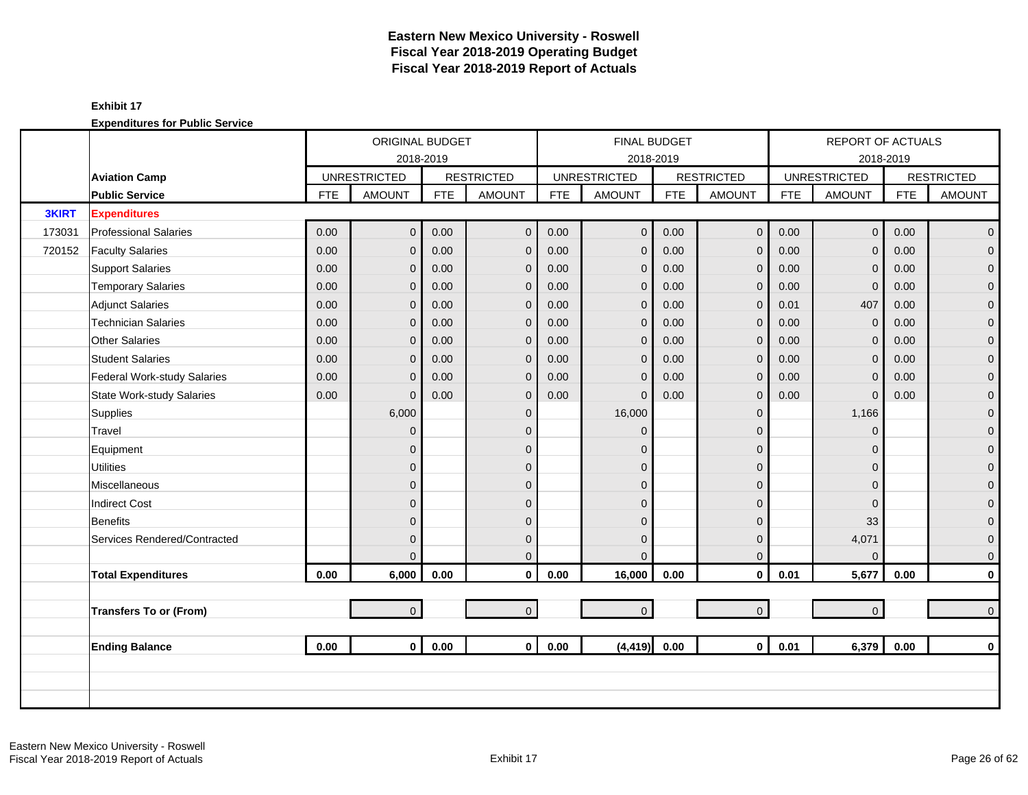# Eastern New Mexico University - Roswell
# Fiscal Year 2018-2019 Operating Budget
# Fiscal Year 2018-2019 Report of Actuals

**Exhibit 17**

**Expenditures for Public Service**

| | | ORIGINAL BUDGET 2018-2019 | | | | FINAL BUDGET 2018-2019 | | | | REPORT OF ACTUALS 2018-2019 | | | |
|---|---|---|---|---|---|---|---|---|---|---|---|---|---|
| | **Aviation Camp** | UNRESTRICTED | | RESTRICTED | | UNRESTRICTED | | RESTRICTED | | UNRESTRICTED | | RESTRICTED | |
| | **Public Service** | FTE | AMOUNT | FTE | AMOUNT | FTE | AMOUNT | FTE | AMOUNT | FTE | AMOUNT | FTE | AMOUNT |
| **3KIRT** | **Expenditures** | | | | | | | | | | | | |
| 173031 | Professional Salaries | 0.00 | 0 | 0.00 | 0 | 0.00 | 0 | 0.00 | 0 | 0.00 | 0 | 0.00 | 0 |
| 720152 | Faculty Salaries | 0.00 | 0 | 0.00 | 0 | 0.00 | 0 | 0.00 | 0 | 0.00 | 0 | 0.00 | 0 |
| | Support Salaries | 0.00 | 0 | 0.00 | 0 | 0.00 | 0 | 0.00 | 0 | 0.00 | 0 | 0.00 | 0 |
| | Temporary Salaries | 0.00 | 0 | 0.00 | 0 | 0.00 | 0 | 0.00 | 0 | 0.00 | 0 | 0.00 | 0 |
| | Adjunct Salaries | 0.00 | 0 | 0.00 | 0 | 0.00 | 0 | 0.00 | 0 | 0.01 | 407 | 0.00 | 0 |
| | Technician Salaries | 0.00 | 0 | 0.00 | 0 | 0.00 | 0 | 0.00 | 0 | 0.00 | 0 | 0.00 | 0 |
| | Other Salaries | 0.00 | 0 | 0.00 | 0 | 0.00 | 0 | 0.00 | 0 | 0.00 | 0 | 0.00 | 0 |
| | Student Salaries | 0.00 | 0 | 0.00 | 0 | 0.00 | 0 | 0.00 | 0 | 0.00 | 0 | 0.00 | 0 |
| | Federal Work-study Salaries | 0.00 | 0 | 0.00 | 0 | 0.00 | 0 | 0.00 | 0 | 0.00 | 0 | 0.00 | 0 |
| | State Work-study Salaries | 0.00 | 0 | 0.00 | 0 | 0.00 | 0 | 0.00 | 0 | 0.00 | 0 | 0.00 | 0 |
| | Supplies | | 6,000 | | 0 | | 16,000 | | 0 | | 1,166 | | 0 |
| | Travel | | 0 | | 0 | | 0 | | 0 | | 0 | | 0 |
| | Equipment | | 0 | | 0 | | 0 | | 0 | | 0 | | 0 |
| | Utilities | | 0 | | 0 | | 0 | | 0 | | 0 | | 0 |
| | Miscellaneous | | 0 | | 0 | | 0 | | 0 | | 0 | | 0 |
| | Indirect Cost | | 0 | | 0 | | 0 | | 0 | | 0 | | 0 |
| | Benefits | | 0 | | 0 | | 0 | | 0 | | 33 | | 0 |
| | Services Rendered/Contracted | | 0 | | 0 | | 0 | | 0 | | 4,071 | | 0 |
| | | | 0 | | 0 | | 0 | | 0 | | 0 | | 0 |
| | **Total Expenditures** | **0.00** | **6,000** | **0.00** | **0** | **0.00** | **16,000** | **0.00** | **0** | **0.01** | **5,677** | **0.00** | **0** |
| | | | | | | | | | | | | | |
| | **Transfers To or (From)** | | 0 | | 0 | | 0 | | 0 | | 0 | | 0 |
| | | | | | | | | | | | | | |
| | **Ending Balance** | **0.00** | **0** | **0.00** | **0** | **0.00** | **(4,419)** | **0.00** | **0** | **0.01** | **6,379** | **0.00** | **0** |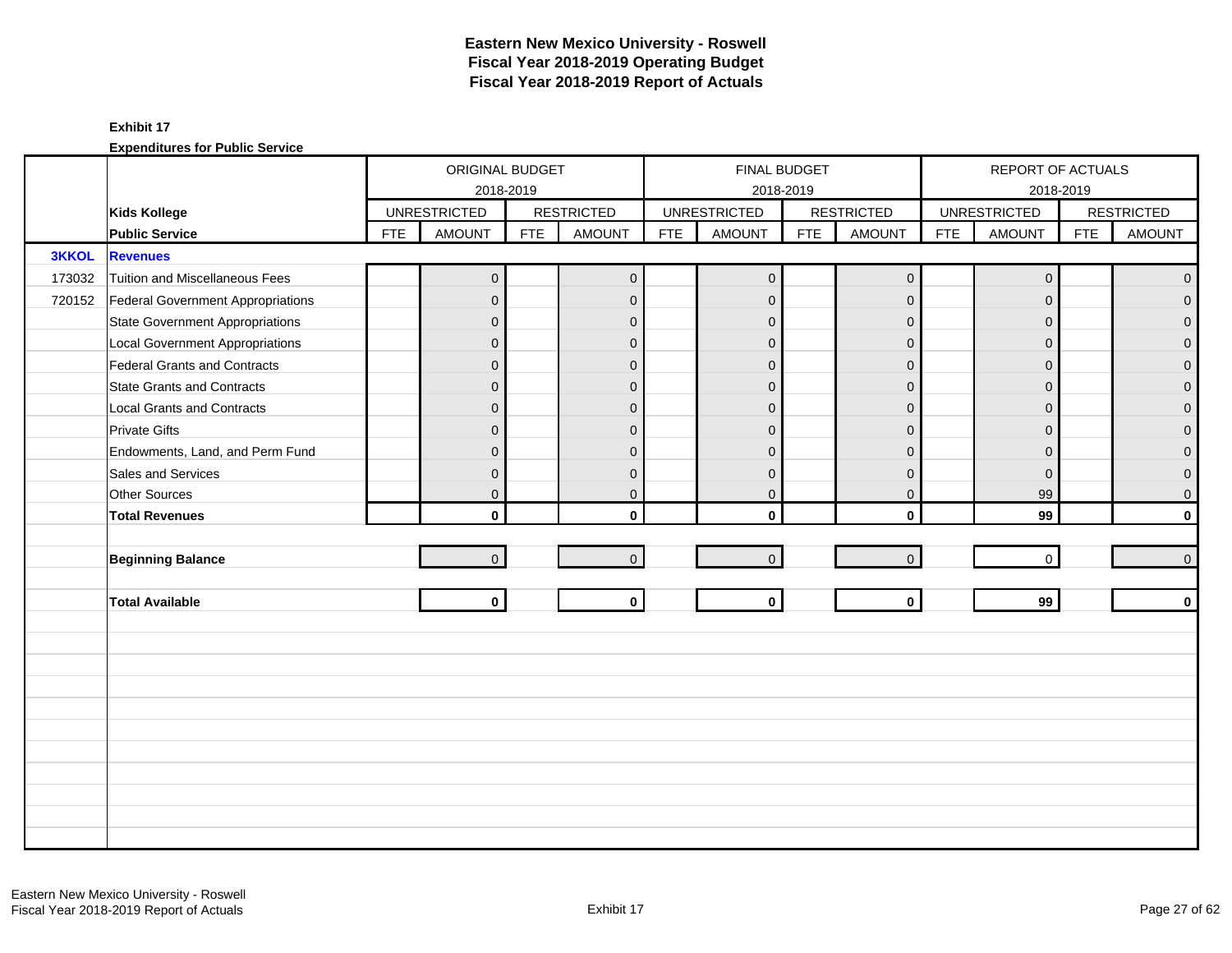# Eastern New Mexico University - Roswell
# Fiscal Year 2018-2019 Operating Budget
# Fiscal Year 2018-2019 Report of Actuals

**Exhibit 17**

**Expenditures for Public Service**

| | | ORIGINAL BUDGET 2018-2019 | | | | FINAL BUDGET 2018-2019 | | | | REPORT OF ACTUALS 2018-2019 | | | |
|---|---|---|---|---|---|---|---|---|---|---|---|---|---|
| | **Kids Kollege** | UNRESTRICTED | | RESTRICTED | | UNRESTRICTED | | RESTRICTED | | UNRESTRICTED | | RESTRICTED | |
| | **Public Service** | FTE | AMOUNT | FTE | AMOUNT | FTE | AMOUNT | FTE | AMOUNT | FTE | AMOUNT | FTE | AMOUNT |
| **3KKOL** | **Revenues** | | | | | | | | | | | | |
| 173032 | Tuition and Miscellaneous Fees | | 0 | | 0 | | 0 | | 0 | | 0 | | 0 |
| 720152 | Federal Government Appropriations | | 0 | | 0 | | 0 | | 0 | | 0 | | 0 |
| | State Government Appropriations | | 0 | | 0 | | 0 | | 0 | | 0 | | 0 |
| | Local Government Appropriations | | 0 | | 0 | | 0 | | 0 | | 0 | | 0 |
| | Federal Grants and Contracts | | 0 | | 0 | | 0 | | 0 | | 0 | | 0 |
| | State Grants and Contracts | | 0 | | 0 | | 0 | | 0 | | 0 | | 0 |
| | Local Grants and Contracts | | 0 | | 0 | | 0 | | 0 | | 0 | | 0 |
| | Private Gifts | | 0 | | 0 | | 0 | | 0 | | 0 | | 0 |
| | Endowments, Land, and Perm Fund | | 0 | | 0 | | 0 | | 0 | | 0 | | 0 |
| | Sales and Services | | 0 | | 0 | | 0 | | 0 | | 0 | | 0 |
| | Other Sources | | 0 | | 0 | | 0 | | 0 | | 99 | | 0 |
| | **Total Revenues** | | **0** | | **0** | | **0** | | **0** | | **99** | | **0** |
| | | | | | | | | | | | | | |
| | **Beginning Balance** | | 0 | | 0 | | 0 | | 0 | | 0 | | 0 |
| | | | | | | | | | | | | | |
| | **Total Available** | | **0** | | **0** | | **0** | | **0** | | **99** | | **0** |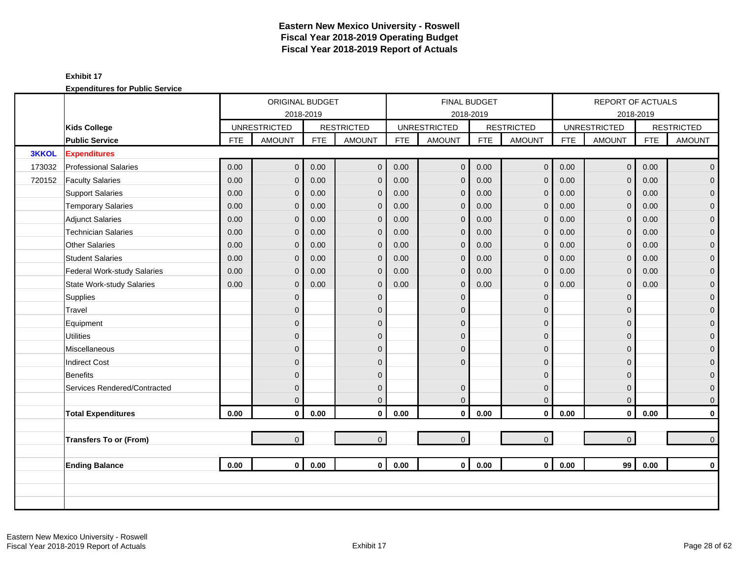# Eastern New Mexico University - Roswell
## Fiscal Year 2018-2019 Operating Budget
## Fiscal Year 2018-2019 Report of Actuals

**Exhibit 17**

**Expenditures for Public Service**

| | | ORIGINAL BUDGET 2018-2019 | | | | FINAL BUDGET 2018-2019 | | | | REPORT OF ACTUALS 2018-2019 | | | |
|---|---|---|---|---|---|---|---|---|---|---|---|---|---|
| | **Kids College** | UNRESTRICTED | | RESTRICTED | | UNRESTRICTED | | RESTRICTED | | UNRESTRICTED | | RESTRICTED | |
| | **Public Service** | FTE | AMOUNT | FTE | AMOUNT | FTE | AMOUNT | FTE | AMOUNT | FTE | AMOUNT | FTE | AMOUNT |
| **3KKOL** | **Expenditures** | | | | | | | | | | | | |
| 173032 | Professional Salaries | 0.00 | 0 | 0.00 | 0 | 0.00 | 0 | 0.00 | 0 | 0.00 | 0 | 0.00 | 0 |
| 720152 | Faculty Salaries | 0.00 | 0 | 0.00 | 0 | 0.00 | 0 | 0.00 | 0 | 0.00 | 0 | 0.00 | 0 |
| | Support Salaries | 0.00 | 0 | 0.00 | 0 | 0.00 | 0 | 0.00 | 0 | 0.00 | 0 | 0.00 | 0 |
| | Temporary Salaries | 0.00 | 0 | 0.00 | 0 | 0.00 | 0 | 0.00 | 0 | 0.00 | 0 | 0.00 | 0 |
| | Adjunct Salaries | 0.00 | 0 | 0.00 | 0 | 0.00 | 0 | 0.00 | 0 | 0.00 | 0 | 0.00 | 0 |
| | Technician Salaries | 0.00 | 0 | 0.00 | 0 | 0.00 | 0 | 0.00 | 0 | 0.00 | 0 | 0.00 | 0 |
| | Other Salaries | 0.00 | 0 | 0.00 | 0 | 0.00 | 0 | 0.00 | 0 | 0.00 | 0 | 0.00 | 0 |
| | Student Salaries | 0.00 | 0 | 0.00 | 0 | 0.00 | 0 | 0.00 | 0 | 0.00 | 0 | 0.00 | 0 |
| | Federal Work-study Salaries | 0.00 | 0 | 0.00 | 0 | 0.00 | 0 | 0.00 | 0 | 0.00 | 0 | 0.00 | 0 |
| | State Work-study Salaries | 0.00 | 0 | 0.00 | 0 | 0.00 | 0 | 0.00 | 0 | 0.00 | 0 | 0.00 | 0 |
| | Supplies | | 0 | | 0 | | 0 | | 0 | | 0 | | 0 |
| | Travel | | 0 | | 0 | | 0 | | 0 | | 0 | | 0 |
| | Equipment | | 0 | | 0 | | 0 | | 0 | | 0 | | 0 |
| | Utilities | | 0 | | 0 | | 0 | | 0 | | 0 | | 0 |
| | Miscellaneous | | 0 | | 0 | | 0 | | 0 | | 0 | | 0 |
| | Indirect Cost | | 0 | | 0 | | 0 | | 0 | | 0 | | 0 |
| | Benefits | | 0 | | 0 | | | | 0 | | 0 | | 0 |
| | Services Rendered/Contracted | | 0 | | 0 | | 0 | | 0 | | 0 | | 0 |
| | | | 0 | | 0 | | 0 | | 0 | | 0 | | 0 |
| | **Total Expenditures** | **0.00** | **0** | **0.00** | **0** | **0.00** | **0** | **0.00** | **0** | **0.00** | **0** | **0.00** | **0** |
| | | | | | | | | | | | | | |
| | **Transfers To or (From)** | | 0 | | 0 | | 0 | | 0 | | 0 | | 0 |
| | | | | | | | | | | | | | |
| | **Ending Balance** | **0.00** | **0** | **0.00** | **0** | **0.00** | **0** | **0.00** | **0** | **0.00** | **99** | **0.00** | **0** |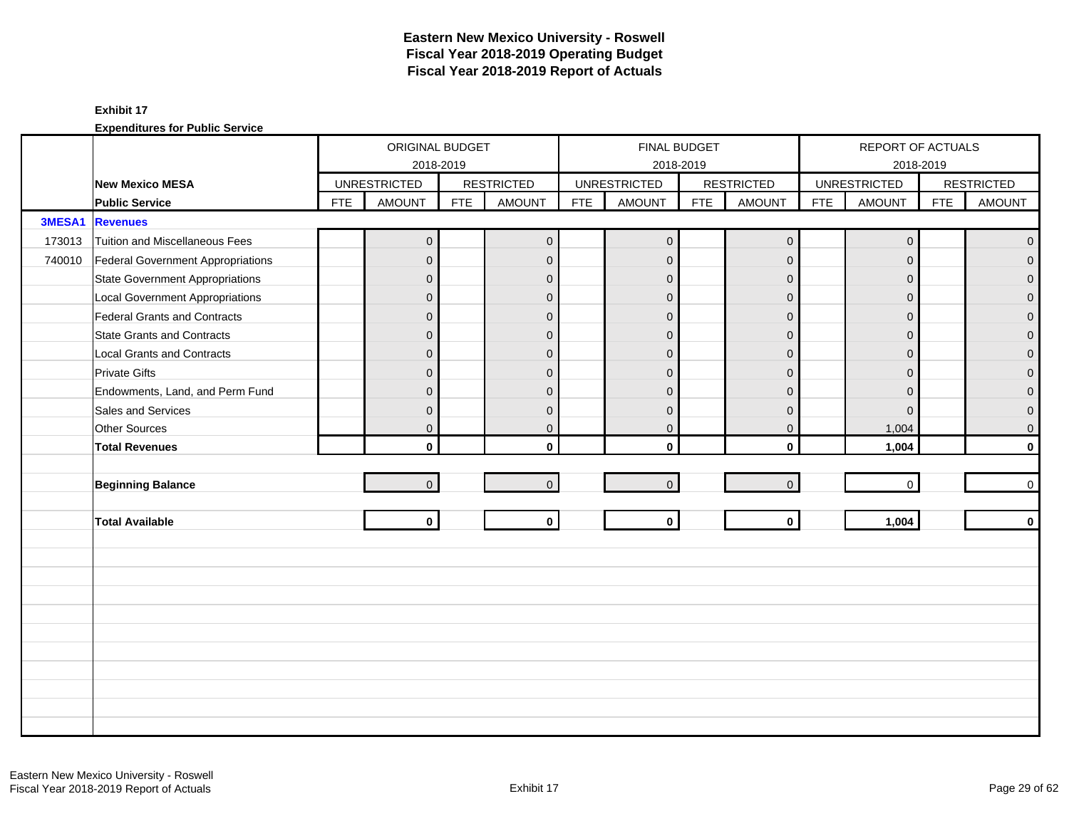# Eastern New Mexico University - Roswell
## Fiscal Year 2018-2019 Operating Budget
## Fiscal Year 2018-2019 Report of Actuals

**Exhibit 17**

**Expenditures for Public Service**

| | | ORIGINAL BUDGET 2018-2019 | | | | FINAL BUDGET 2018-2019 | | | | REPORT OF ACTUALS 2018-2019 | | | |
|---|---|---|---|---|---|---|---|---|---|---|---|---|---|
| | **New Mexico MESA** | UNRESTRICTED | | RESTRICTED | | UNRESTRICTED | | RESTRICTED | | UNRESTRICTED | | RESTRICTED | |
| | **Public Service** | FTE | AMOUNT | FTE | AMOUNT | FTE | AMOUNT | FTE | AMOUNT | FTE | AMOUNT | FTE | AMOUNT |
| **3MESA1** | **Revenues** | | | | | | | | | | | | |
| 173013 | Tuition and Miscellaneous Fees | | 0 | | 0 | | 0 | | 0 | | 0 | | 0 |
| 740010 | Federal Government Appropriations | | 0 | | 0 | | 0 | | 0 | | 0 | | 0 |
| | State Government Appropriations | | 0 | | 0 | | 0 | | 0 | | 0 | | 0 |
| | Local Government Appropriations | | 0 | | 0 | | 0 | | 0 | | 0 | | 0 |
| | Federal Grants and Contracts | | 0 | | 0 | | 0 | | 0 | | 0 | | 0 |
| | State Grants and Contracts | | 0 | | 0 | | 0 | | 0 | | 0 | | 0 |
| | Local Grants and Contracts | | 0 | | 0 | | 0 | | 0 | | 0 | | 0 |
| | Private Gifts | | 0 | | 0 | | 0 | | 0 | | 0 | | 0 |
| | Endowments, Land, and Perm Fund | | 0 | | 0 | | 0 | | 0 | | 0 | | 0 |
| | Sales and Services | | 0 | | 0 | | 0 | | 0 | | 0 | | 0 |
| | Other Sources | | 0 | | 0 | | 0 | | 0 | | 1,004 | | 0 |
| | **Total Revenues** | | **0** | | **0** | | **0** | | **0** | | **1,004** | | **0** |
| | | | | | | | | | | | | | |
| | **Beginning Balance** | | 0 | | 0 | | 0 | | 0 | | 0 | | 0 |
| | | | | | | | | | | | | | |
| | **Total Available** | | **0** | | **0** | | **0** | | **0** | | **1,004** | | **0** |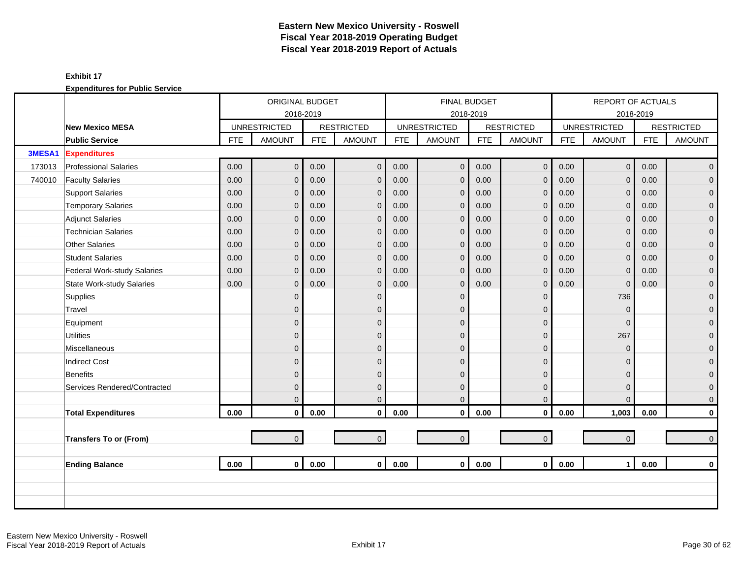# Eastern New Mexico University - Roswell
## Fiscal Year 2018-2019 Operating Budget
## Fiscal Year 2018-2019 Report of Actuals

**Exhibit 17**

**Expenditures for Public Service**

| | | ORIGINAL BUDGET 2018-2019 | | | | FINAL BUDGET 2018-2019 | | | | REPORT OF ACTUALS 2018-2019 | | | |
|---|---|---|---|---|---|---|---|---|---|---|---|---|---|
| | **New Mexico MESA** | UNRESTRICTED | | RESTRICTED | | UNRESTRICTED | | RESTRICTED | | UNRESTRICTED | | RESTRICTED | |
| | **Public Service** | FTE | AMOUNT | FTE | AMOUNT | FTE | AMOUNT | FTE | AMOUNT | FTE | AMOUNT | FTE | AMOUNT |
| **3MESA1** | **Expenditures** | | | | | | | | | | | | |
| 173013 | Professional Salaries | 0.00 | 0 | 0.00 | 0 | 0.00 | 0 | 0.00 | 0 | 0.00 | 0 | 0.00 | 0 |
| 740010 | Faculty Salaries | 0.00 | 0 | 0.00 | 0 | 0.00 | 0 | 0.00 | 0 | 0.00 | 0 | 0.00 | 0 |
| | Support Salaries | 0.00 | 0 | 0.00 | 0 | 0.00 | 0 | 0.00 | 0 | 0.00 | 0 | 0.00 | 0 |
| | Temporary Salaries | 0.00 | 0 | 0.00 | 0 | 0.00 | 0 | 0.00 | 0 | 0.00 | 0 | 0.00 | 0 |
| | Adjunct Salaries | 0.00 | 0 | 0.00 | 0 | 0.00 | 0 | 0.00 | 0 | 0.00 | 0 | 0.00 | 0 |
| | Technician Salaries | 0.00 | 0 | 0.00 | 0 | 0.00 | 0 | 0.00 | 0 | 0.00 | 0 | 0.00 | 0 |
| | Other Salaries | 0.00 | 0 | 0.00 | 0 | 0.00 | 0 | 0.00 | 0 | 0.00 | 0 | 0.00 | 0 |
| | Student Salaries | 0.00 | 0 | 0.00 | 0 | 0.00 | 0 | 0.00 | 0 | 0.00 | 0 | 0.00 | 0 |
| | Federal Work-study Salaries | 0.00 | 0 | 0.00 | 0 | 0.00 | 0 | 0.00 | 0 | 0.00 | 0 | 0.00 | 0 |
| | State Work-study Salaries | 0.00 | 0 | 0.00 | 0 | 0.00 | 0 | 0.00 | 0 | 0.00 | 0 | 0.00 | 0 |
| | Supplies | | 0 | | 0 | | 0 | | 0 | | 736 | | 0 |
| | Travel | | 0 | | 0 | | 0 | | 0 | | 0 | | 0 |
| | Equipment | | 0 | | 0 | | 0 | | 0 | | 0 | | 0 |
| | Utilities | | 0 | | 0 | | 0 | | 0 | | 267 | | 0 |
| | Miscellaneous | | 0 | | 0 | | 0 | | 0 | | 0 | | 0 |
| | Indirect Cost | | 0 | | 0 | | 0 | | 0 | | 0 | | 0 |
| | Benefits | | 0 | | 0 | | 0 | | 0 | | 0 | | 0 |
| | Services Rendered/Contracted | | 0 | | 0 | | 0 | | 0 | | 0 | | 0 |
| | | | 0 | | 0 | | 0 | | 0 | | 0 | | 0 |
| | **Total Expenditures** | **0.00** | **0** | **0.00** | **0** | **0.00** | **0** | **0.00** | **0** | **0.00** | **1,003** | **0.00** | **0** |
| | **Transfers To or (From)** | | 0 | | 0 | | 0 | | 0 | | 0 | | 0 |
| | **Ending Balance** | **0.00** | **0** | **0.00** | **0** | **0.00** | **0** | **0.00** | **0** | **0.00** | **1** | **0.00** | **0** |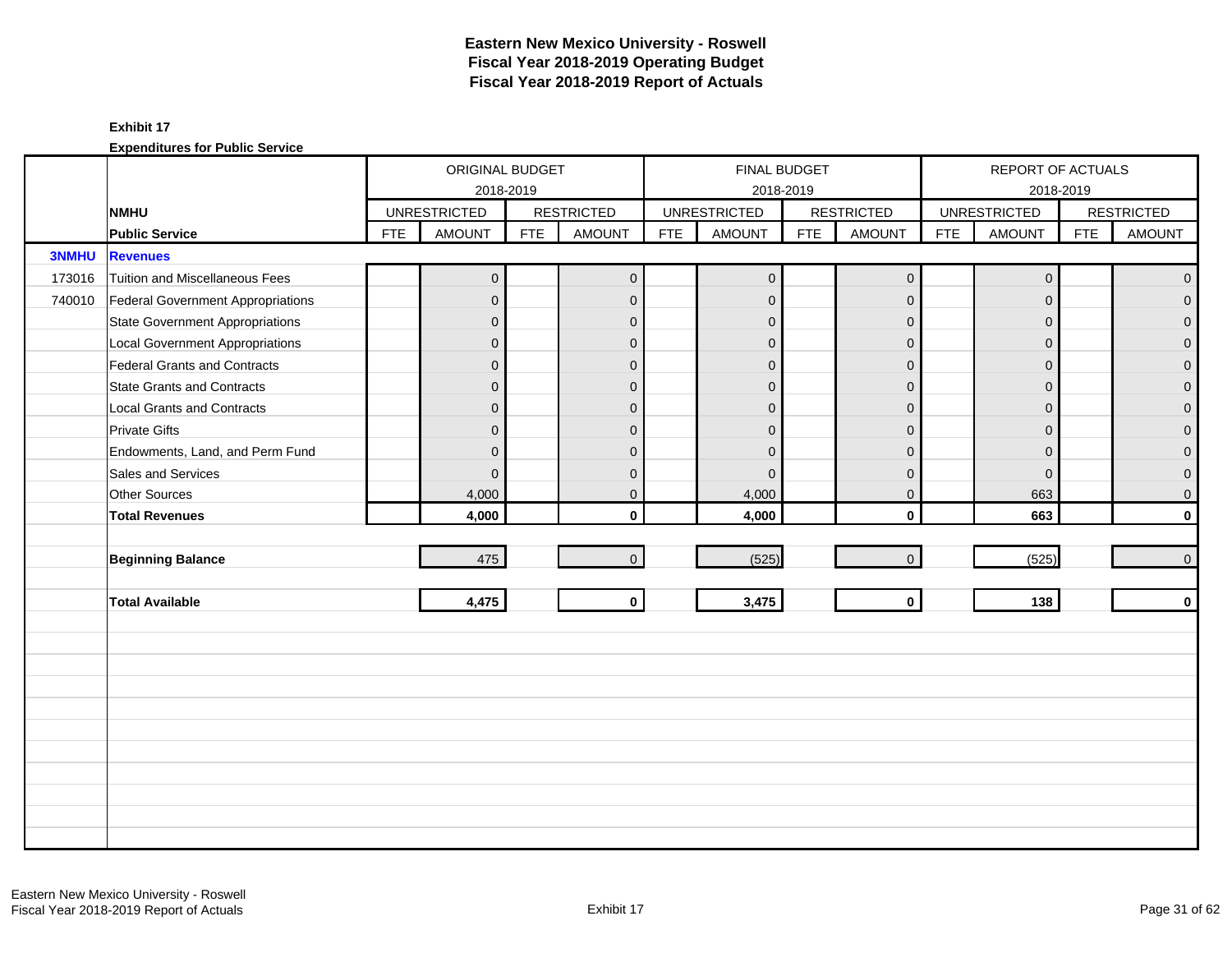# Eastern New Mexico University - Roswell
## Fiscal Year 2018-2019 Operating Budget
## Fiscal Year 2018-2019 Report of Actuals

**Exhibit 17**

**Expenditures for Public Service**

| | | ORIGINAL BUDGET 2018-2019 | | | | FINAL BUDGET 2018-2019 | | | | REPORT OF ACTUALS 2018-2019 | | | |
|---|---|---|---|---|---|---|---|---|---|---|---|---|---|
| | **NMHU** | UNRESTRICTED | | RESTRICTED | | UNRESTRICTED | | RESTRICTED | | UNRESTRICTED | | RESTRICTED | |
| | **Public Service** | FTE | AMOUNT | FTE | AMOUNT | FTE | AMOUNT | FTE | AMOUNT | FTE | AMOUNT | FTE | AMOUNT |
| **3NMHU** | **Revenues** | | | | | | | | | | | | |
| 173016 | Tuition and Miscellaneous Fees | | 0 | | 0 | | 0 | | 0 | | 0 | | 0 |
| 740010 | Federal Government Appropriations | | 0 | | 0 | | 0 | | 0 | | 0 | | 0 |
| | State Government Appropriations | | 0 | | 0 | | 0 | | 0 | | 0 | | 0 |
| | Local Government Appropriations | | 0 | | 0 | | 0 | | 0 | | 0 | | 0 |
| | Federal Grants and Contracts | | 0 | | 0 | | 0 | | 0 | | 0 | | 0 |
| | State Grants and Contracts | | 0 | | 0 | | 0 | | 0 | | 0 | | 0 |
| | Local Grants and Contracts | | 0 | | 0 | | 0 | | 0 | | 0 | | 0 |
| | Private Gifts | | 0 | | 0 | | 0 | | 0 | | 0 | | 0 |
| | Endowments, Land, and Perm Fund | | 0 | | 0 | | 0 | | 0 | | 0 | | 0 |
| | Sales and Services | | 0 | | 0 | | 0 | | 0 | | 0 | | 0 |
| | Other Sources | | 4,000 | | 0 | | 4,000 | | 0 | | 663 | | 0 |
| | **Total Revenues** | | **4,000** | | **0** | | **4,000** | | **0** | | **663** | | **0** |
| | **Beginning Balance** | | 475 | | 0 | | (525) | | 0 | | (525) | | 0 |
| | **Total Available** | | **4,475** | | **0** | | **3,475** | | **0** | | **138** | | **0** |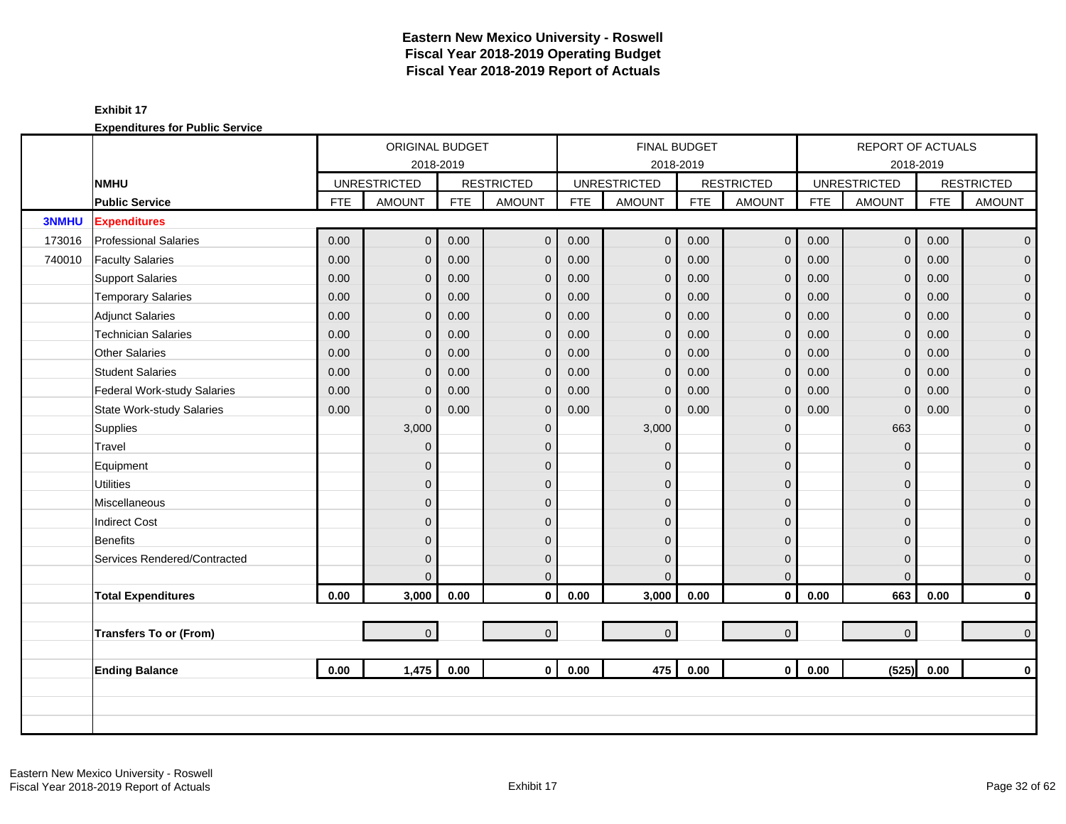# Eastern New Mexico University - Roswell
## Fiscal Year 2018-2019 Operating Budget
## Fiscal Year 2018-2019 Report of Actuals

**Exhibit 17**

**Expenditures for Public Service**

| | | ORIGINAL BUDGET 2018-2019 | | | | FINAL BUDGET 2018-2019 | | | | REPORT OF ACTUALS 2018-2019 | | | |
|---|---|---|---|---|---|---|---|---|---|---|---|---|---|
| | **NMHU** | UNRESTRICTED | | RESTRICTED | | UNRESTRICTED | | RESTRICTED | | UNRESTRICTED | | RESTRICTED | |
| | **Public Service** | FTE | AMOUNT | FTE | AMOUNT | FTE | AMOUNT | FTE | AMOUNT | FTE | AMOUNT | FTE | AMOUNT |
| **3NMHU** | **Expenditures** | | | | | | | | | | | | |
| 173016 | Professional Salaries | 0.00 | 0 | 0.00 | 0 | 0.00 | 0 | 0.00 | 0 | 0.00 | 0 | 0.00 | 0 |
| 740010 | Faculty Salaries | 0.00 | 0 | 0.00 | 0 | 0.00 | 0 | 0.00 | 0 | 0.00 | 0 | 0.00 | 0 |
| | Support Salaries | 0.00 | 0 | 0.00 | 0 | 0.00 | 0 | 0.00 | 0 | 0.00 | 0 | 0.00 | 0 |
| | Temporary Salaries | 0.00 | 0 | 0.00 | 0 | 0.00 | 0 | 0.00 | 0 | 0.00 | 0 | 0.00 | 0 |
| | Adjunct Salaries | 0.00 | 0 | 0.00 | 0 | 0.00 | 0 | 0.00 | 0 | 0.00 | 0 | 0.00 | 0 |
| | Technician Salaries | 0.00 | 0 | 0.00 | 0 | 0.00 | 0 | 0.00 | 0 | 0.00 | 0 | 0.00 | 0 |
| | Other Salaries | 0.00 | 0 | 0.00 | 0 | 0.00 | 0 | 0.00 | 0 | 0.00 | 0 | 0.00 | 0 |
| | Student Salaries | 0.00 | 0 | 0.00 | 0 | 0.00 | 0 | 0.00 | 0 | 0.00 | 0 | 0.00 | 0 |
| | Federal Work-study Salaries | 0.00 | 0 | 0.00 | 0 | 0.00 | 0 | 0.00 | 0 | 0.00 | 0 | 0.00 | 0 |
| | State Work-study Salaries | 0.00 | 0 | 0.00 | 0 | 0.00 | 0 | 0.00 | 0 | 0.00 | 0 | 0.00 | 0 |
| | Supplies | | 3,000 | | 0 | | 3,000 | | 0 | | 663 | | 0 |
| | Travel | | 0 | | 0 | | 0 | | 0 | | 0 | | 0 |
| | Equipment | | 0 | | 0 | | 0 | | 0 | | 0 | | 0 |
| | Utilities | | 0 | | 0 | | 0 | | 0 | | 0 | | 0 |
| | Miscellaneous | | 0 | | 0 | | 0 | | 0 | | 0 | | 0 |
| | Indirect Cost | | 0 | | 0 | | 0 | | 0 | | 0 | | 0 |
| | Benefits | | 0 | | 0 | | 0 | | 0 | | 0 | | 0 |
| | Services Rendered/Contracted | | 0 | | 0 | | 0 | | 0 | | 0 | | 0 |
| | | | 0 | | 0 | | 0 | | 0 | | 0 | | 0 |
| | **Total Expenditures** | **0.00** | **3,000** | **0.00** | **0** | **0.00** | **3,000** | **0.00** | **0** | **0.00** | **663** | **0.00** | **0** |
| | | | | | | | | | | | | | |
| | **Transfers To or (From)** | | 0 | | 0 | | 0 | | 0 | | 0 | | 0 |
| | | | | | | | | | | | | | |
| | **Ending Balance** | **0.00** | **1,475** | **0.00** | **0** | **0.00** | **475** | **0.00** | **0** | **0.00** | **(525)** | **0.00** | **0** |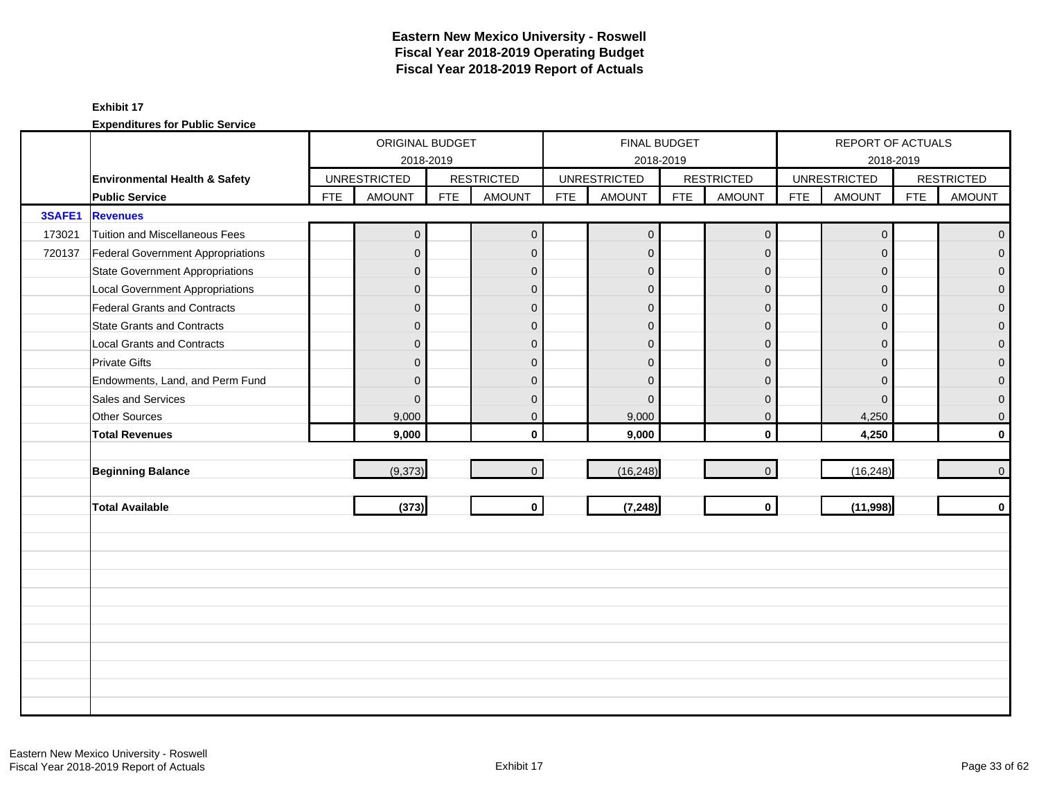# Eastern New Mexico University - Roswell
## Fiscal Year 2018-2019 Operating Budget
## Fiscal Year 2018-2019 Report of Actuals

**Exhibit 17**

**Expenditures for Public Service**

| | | ORIGINAL BUDGET 2018-2019 | | | | FINAL BUDGET 2018-2019 | | | | REPORT OF ACTUALS 2018-2019 | | | |
|---|---|---|---|---|---|---|---|---|---|---|---|---|---|
| | **Environmental Health & Safety** | UNRESTRICTED | | RESTRICTED | | UNRESTRICTED | | RESTRICTED | | UNRESTRICTED | | RESTRICTED | |
| | **Public Service** | FTE | AMOUNT | FTE | AMOUNT | FTE | AMOUNT | FTE | AMOUNT | FTE | AMOUNT | FTE | AMOUNT |
| **3SAFE1** | **Revenues** | | | | | | | | | | | | |
| 173021 | Tuition and Miscellaneous Fees | | 0 | | 0 | | 0 | | 0 | | 0 | | 0 |
| 720137 | Federal Government Appropriations | | 0 | | 0 | | 0 | | 0 | | 0 | | 0 |
| | State Government Appropriations | | 0 | | 0 | | 0 | | 0 | | 0 | | 0 |
| | Local Government Appropriations | | 0 | | 0 | | 0 | | 0 | | 0 | | 0 |
| | Federal Grants and Contracts | | 0 | | 0 | | 0 | | 0 | | 0 | | 0 |
| | State Grants and Contracts | | 0 | | 0 | | 0 | | 0 | | 0 | | 0 |
| | Local Grants and Contracts | | 0 | | 0 | | 0 | | 0 | | 0 | | 0 |
| | Private Gifts | | 0 | | 0 | | 0 | | 0 | | 0 | | 0 |
| | Endowments, Land, and Perm Fund | | 0 | | 0 | | 0 | | 0 | | 0 | | 0 |
| | Sales and Services | | 0 | | 0 | | 0 | | 0 | | 0 | | 0 |
| | Other Sources | | 9,000 | | 0 | | 9,000 | | 0 | | 4,250 | | 0 |
| | **Total Revenues** | | **9,000** | | **0** | | **9,000** | | **0** | | **4,250** | | **0** |
| | | | | | | | | | | | | | |
| | **Beginning Balance** | | (9,373) | | 0 | | (16,248) | | 0 | | (16,248) | | 0 |
| | | | | | | | | | | | | | |
| | **Total Available** | | **(373)** | | **0** | | **(7,248)** | | **0** | | **(11,998)** | | **0** |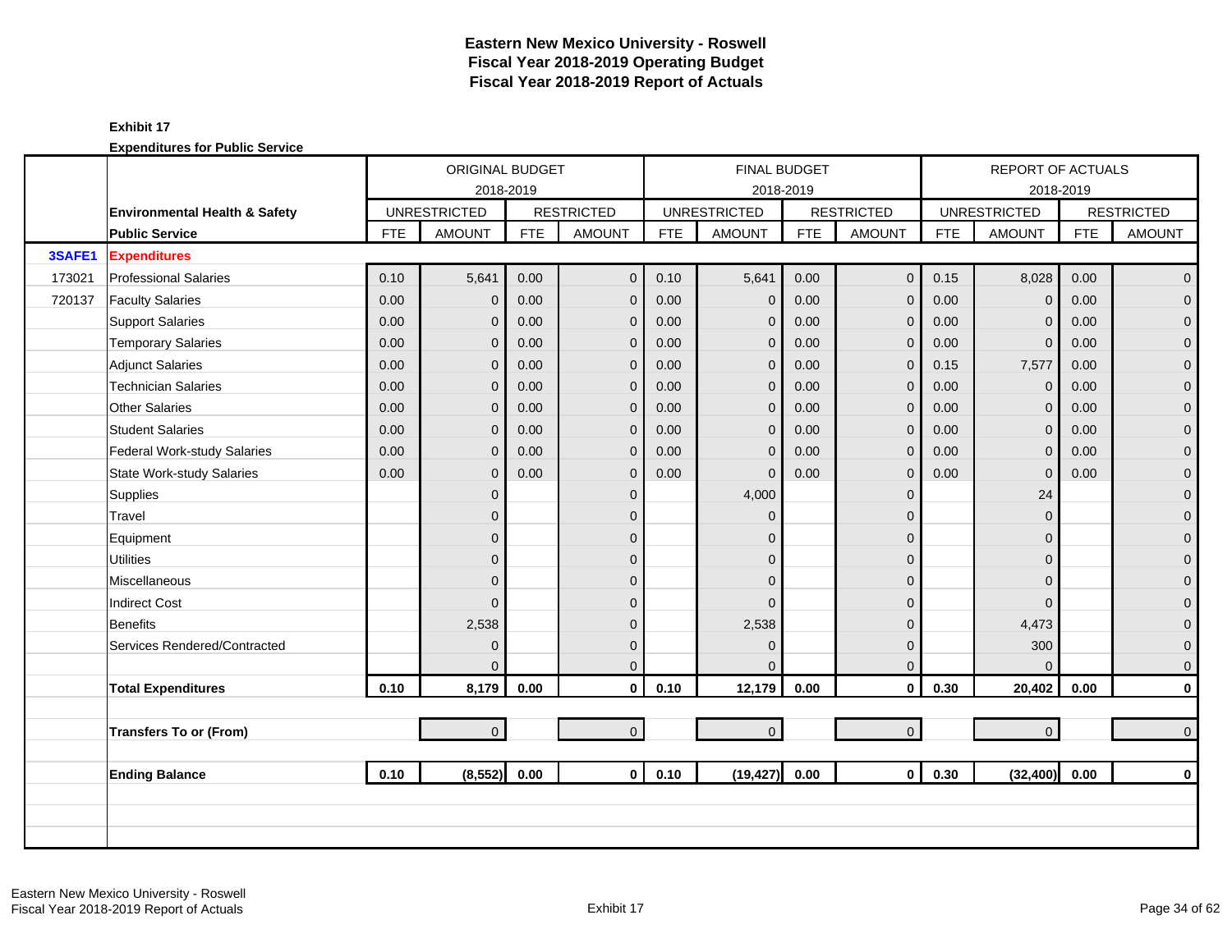# Eastern New Mexico University - Roswell
## Fiscal Year 2018-2019 Operating Budget
## Fiscal Year 2018-2019 Report of Actuals

**Exhibit 17**

**Expenditures for Public Service**

| | | ORIGINAL BUDGET 2018-2019 | | | | FINAL BUDGET 2018-2019 | | | | REPORT OF ACTUALS 2018-2019 | | | |
|---|---|---|---|---|---|---|---|---|---|---|---|---|---|
| | **Environmental Health & Safety** | UNRESTRICTED | | RESTRICTED | | UNRESTRICTED | | RESTRICTED | | UNRESTRICTED | | RESTRICTED | |
| | **Public Service** | FTE | AMOUNT | FTE | AMOUNT | FTE | AMOUNT | FTE | AMOUNT | FTE | AMOUNT | FTE | AMOUNT |
| **3SAFE1** | **Expenditures** | | | | | | | | | | | | |
| 173021 | Professional Salaries | 0.10 | 5,641 | 0.00 | 0 | 0.10 | 5,641 | 0.00 | 0 | 0.15 | 8,028 | 0.00 | 0 |
| 720137 | Faculty Salaries | 0.00 | 0 | 0.00 | 0 | 0.00 | 0 | 0.00 | 0 | 0.00 | 0 | 0.00 | 0 |
| | Support Salaries | 0.00 | 0 | 0.00 | 0 | 0.00 | 0 | 0.00 | 0 | 0.00 | 0 | 0.00 | 0 |
| | Temporary Salaries | 0.00 | 0 | 0.00 | 0 | 0.00 | 0 | 0.00 | 0 | 0.00 | 0 | 0.00 | 0 |
| | Adjunct Salaries | 0.00 | 0 | 0.00 | 0 | 0.00 | 0 | 0.00 | 0 | 0.15 | 7,577 | 0.00 | 0 |
| | Technician Salaries | 0.00 | 0 | 0.00 | 0 | 0.00 | 0 | 0.00 | 0 | 0.00 | 0 | 0.00 | 0 |
| | Other Salaries | 0.00 | 0 | 0.00 | 0 | 0.00 | 0 | 0.00 | 0 | 0.00 | 0 | 0.00 | 0 |
| | Student Salaries | 0.00 | 0 | 0.00 | 0 | 0.00 | 0 | 0.00 | 0 | 0.00 | 0 | 0.00 | 0 |
| | Federal Work-study Salaries | 0.00 | 0 | 0.00 | 0 | 0.00 | 0 | 0.00 | 0 | 0.00 | 0 | 0.00 | 0 |
| | State Work-study Salaries | 0.00 | 0 | 0.00 | 0 | 0.00 | 0 | 0.00 | 0 | 0.00 | 0 | 0.00 | 0 |
| | Supplies | | 0 | | 0 | | 4,000 | | 0 | | 24 | | 0 |
| | Travel | | 0 | | 0 | | 0 | | 0 | | 0 | | 0 |
| | Equipment | | 0 | | 0 | | 0 | | 0 | | 0 | | 0 |
| | Utilities | | 0 | | 0 | | 0 | | 0 | | 0 | | 0 |
| | Miscellaneous | | 0 | | 0 | | 0 | | 0 | | 0 | | 0 |
| | Indirect Cost | | 0 | | 0 | | 0 | | 0 | | 0 | | 0 |
| | Benefits | | 2,538 | | 0 | | 2,538 | | 0 | | 4,473 | | 0 |
| | Services Rendered/Contracted | | 0 | | 0 | | 0 | | 0 | | 300 | | 0 |
| | | | 0 | | 0 | | 0 | | 0 | | 0 | | 0 |
| | **Total Expenditures** | **0.10** | **8,179** | **0.00** | **0** | **0.10** | **12,179** | **0.00** | **0** | **0.30** | **20,402** | **0.00** | **0** |
| | | | | | | | | | | | | | |
| | **Transfers To or (From)** | | 0 | | 0 | | 0 | | 0 | | 0 | | 0 |
| | | | | | | | | | | | | | |
| | **Ending Balance** | **0.10** | **(8,552)** | **0.00** | **0** | **0.10** | **(19,427)** | **0.00** | **0** | **0.30** | **(32,400)** | **0.00** | **0** |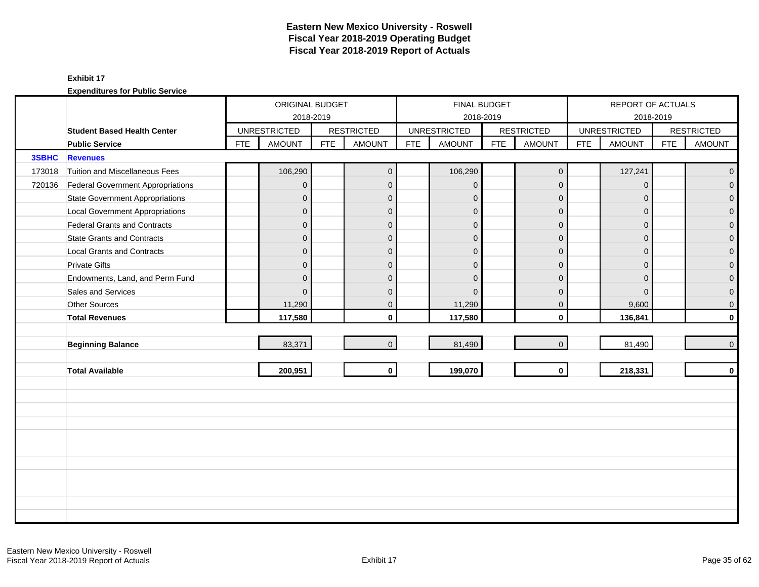# Eastern New Mexico University - Roswell
## Fiscal Year 2018-2019 Operating Budget
## Fiscal Year 2018-2019 Report of Actuals

**Exhibit 17**

**Expenditures for Public Service**

| | | ORIGINAL BUDGET 2018-2019 | | | | FINAL BUDGET 2018-2019 | | | | REPORT OF ACTUALS 2018-2019 | | | |
|---|---|---|---|---|---|---|---|---|---|---|---|---|---|
| | **Student Based Health Center** | UNRESTRICTED | | RESTRICTED | | UNRESTRICTED | | RESTRICTED | | UNRESTRICTED | | RESTRICTED | |
| | **Public Service** | FTE | AMOUNT | FTE | AMOUNT | FTE | AMOUNT | FTE | AMOUNT | FTE | AMOUNT | FTE | AMOUNT |
| **3SBHC** | **Revenues** | | | | | | | | | | | | |
| 173018 | Tuition and Miscellaneous Fees | | 106,290 | | 0 | | 106,290 | | 0 | | 127,241 | | 0 |
| 720136 | Federal Government Appropriations | | 0 | | 0 | | 0 | | 0 | | 0 | | 0 |
| | State Government Appropriations | | 0 | | 0 | | 0 | | 0 | | 0 | | 0 |
| | Local Government Appropriations | | 0 | | 0 | | 0 | | 0 | | 0 | | 0 |
| | Federal Grants and Contracts | | 0 | | 0 | | 0 | | 0 | | 0 | | 0 |
| | State Grants and Contracts | | 0 | | 0 | | 0 | | 0 | | 0 | | 0 |
| | Local Grants and Contracts | | 0 | | 0 | | 0 | | 0 | | 0 | | 0 |
| | Private Gifts | | 0 | | 0 | | 0 | | 0 | | 0 | | 0 |
| | Endowments, Land, and Perm Fund | | 0 | | 0 | | 0 | | 0 | | 0 | | 0 |
| | Sales and Services | | 0 | | 0 | | 0 | | 0 | | 0 | | 0 |
| | Other Sources | | 11,290 | | 0 | | 11,290 | | 0 | | 9,600 | | 0 |
| | **Total Revenues** | | **117,580** | | **0** | | **117,580** | | **0** | | **136,841** | | **0** |
| | **Beginning Balance** | | 83,371 | | 0 | | 81,490 | | 0 | | 81,490 | | 0 |
| | **Total Available** | | **200,951** | | **0** | | **199,070** | | **0** | | **218,331** | | **0** |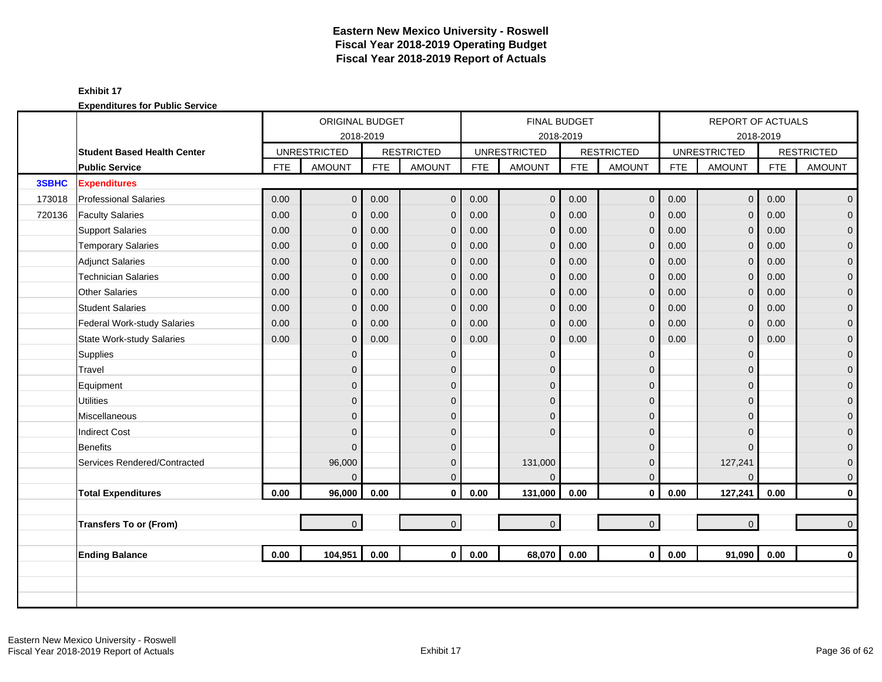# Eastern New Mexico University - Roswell
## Fiscal Year 2018-2019 Operating Budget
## Fiscal Year 2018-2019 Report of Actuals

**Exhibit 17**

**Expenditures for Public Service**

| | | ORIGINAL BUDGET 2018-2019 | | | | FINAL BUDGET 2018-2019 | | | | REPORT OF ACTUALS 2018-2019 | | | |
|---|---|---|---|---|---|---|---|---|---|---|---|---|---|
| | **Student Based Health Center** | UNRESTRICTED | | RESTRICTED | | UNRESTRICTED | | RESTRICTED | | UNRESTRICTED | | RESTRICTED | |
| | **Public Service** | FTE | AMOUNT | FTE | AMOUNT | FTE | AMOUNT | FTE | AMOUNT | FTE | AMOUNT | FTE | AMOUNT |
| **3SBHC** | **Expenditures** | | | | | | | | | | | | |
| 173018 | Professional Salaries | 0.00 | 0 | 0.00 | 0 | 0.00 | 0 | 0.00 | 0 | 0.00 | 0 | 0.00 | 0 |
| 720136 | Faculty Salaries | 0.00 | 0 | 0.00 | 0 | 0.00 | 0 | 0.00 | 0 | 0.00 | 0 | 0.00 | 0 |
| | Support Salaries | 0.00 | 0 | 0.00 | 0 | 0.00 | 0 | 0.00 | 0 | 0.00 | 0 | 0.00 | 0 |
| | Temporary Salaries | 0.00 | 0 | 0.00 | 0 | 0.00 | 0 | 0.00 | 0 | 0.00 | 0 | 0.00 | 0 |
| | Adjunct Salaries | 0.00 | 0 | 0.00 | 0 | 0.00 | 0 | 0.00 | 0 | 0.00 | 0 | 0.00 | 0 |
| | Technician Salaries | 0.00 | 0 | 0.00 | 0 | 0.00 | 0 | 0.00 | 0 | 0.00 | 0 | 0.00 | 0 |
| | Other Salaries | 0.00 | 0 | 0.00 | 0 | 0.00 | 0 | 0.00 | 0 | 0.00 | 0 | 0.00 | 0 |
| | Student Salaries | 0.00 | 0 | 0.00 | 0 | 0.00 | 0 | 0.00 | 0 | 0.00 | 0 | 0.00 | 0 |
| | Federal Work-study Salaries | 0.00 | 0 | 0.00 | 0 | 0.00 | 0 | 0.00 | 0 | 0.00 | 0 | 0.00 | 0 |
| | State Work-study Salaries | 0.00 | 0 | 0.00 | 0 | 0.00 | 0 | 0.00 | 0 | 0.00 | 0 | 0.00 | 0 |
| | Supplies | | 0 | | 0 | | 0 | | 0 | | 0 | | 0 |
| | Travel | | 0 | | 0 | | 0 | | 0 | | 0 | | 0 |
| | Equipment | | 0 | | 0 | | 0 | | 0 | | 0 | | 0 |
| | Utilities | | 0 | | 0 | | 0 | | 0 | | 0 | | 0 |
| | Miscellaneous | | 0 | | 0 | | 0 | | 0 | | 0 | | 0 |
| | Indirect Cost | | 0 | | 0 | | 0 | | 0 | | 0 | | 0 |
| | Benefits | | 0 | | 0 | | | | 0 | | 0 | | 0 |
| | Services Rendered/Contracted | | 96,000 | | 0 | | 131,000 | | 0 | | 127,241 | | 0 |
| | | | 0 | | 0 | | 0 | | 0 | | 0 | | 0 |
| | **Total Expenditures** | **0.00** | **96,000** | **0.00** | **0** | **0.00** | **131,000** | **0.00** | **0** | **0.00** | **127,241** | **0.00** | **0** |
| | | | | | | | | | | | | | |
| | **Transfers To or (From)** | | 0 | | 0 | | 0 | | 0 | | 0 | | 0 |
| | | | | | | | | | | | | | |
| | **Ending Balance** | **0.00** | **104,951** | **0.00** | **0** | **0.00** | **68,070** | **0.00** | **0** | **0.00** | **91,090** | **0.00** | **0** |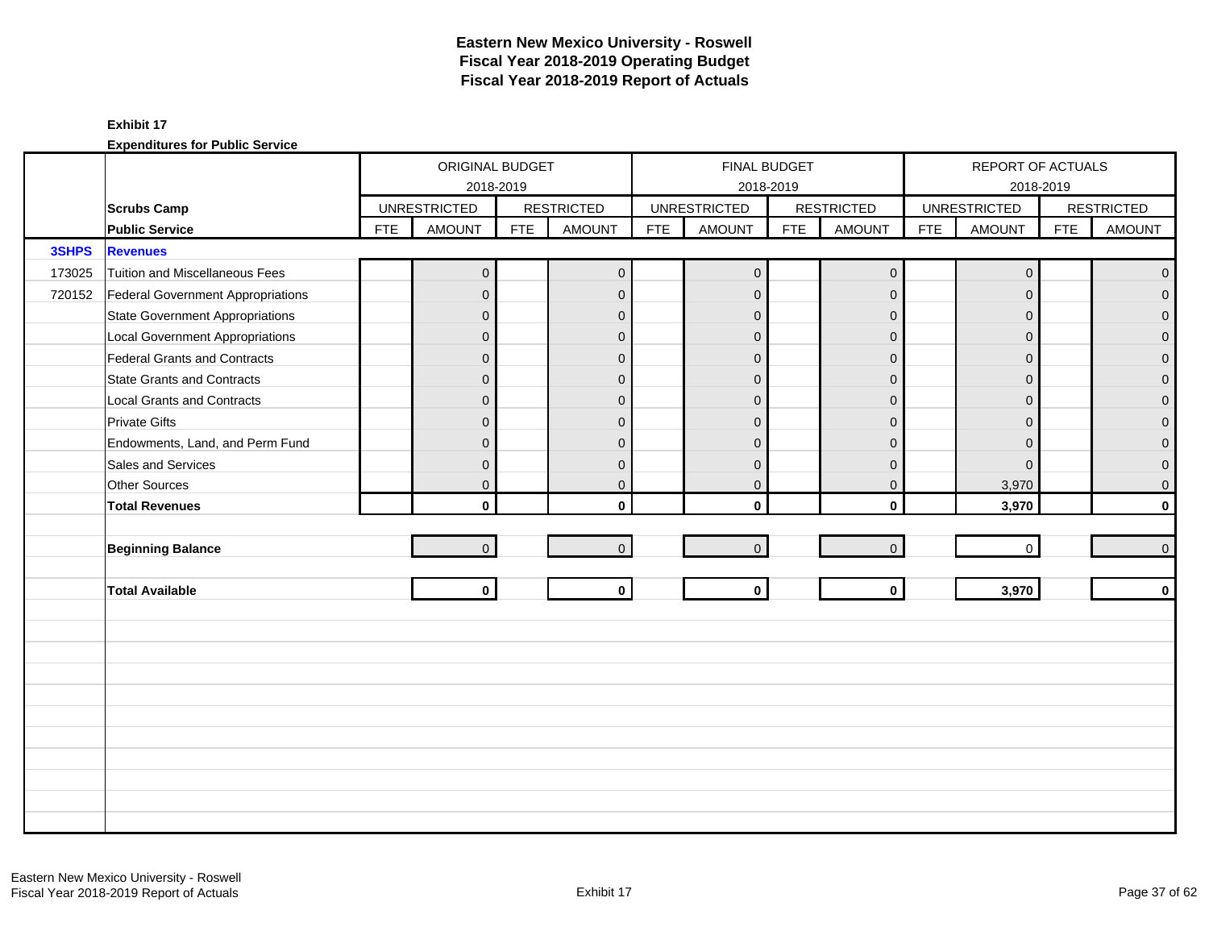# Eastern New Mexico University - Roswell
## Fiscal Year 2018-2019 Operating Budget
## Fiscal Year 2018-2019 Report of Actuals

**Exhibit 17**

**Expenditures for Public Service**

| | | ORIGINAL BUDGET 2018-2019 | | | | FINAL BUDGET 2018-2019 | | | | REPORT OF ACTUALS 2018-2019 | | | |
|---|---|---|---|---|---|---|---|---|---|---|---|---|---|
| | **Scrubs Camp** | UNRESTRICTED | | RESTRICTED | | UNRESTRICTED | | RESTRICTED | | UNRESTRICTED | | RESTRICTED | |
| | **Public Service** | FTE | AMOUNT | FTE | AMOUNT | FTE | AMOUNT | FTE | AMOUNT | FTE | AMOUNT | FTE | AMOUNT |
| **3SHPS** | **Revenues** | | | | | | | | | | | | |
| 173025 | Tuition and Miscellaneous Fees | | 0 | | 0 | | 0 | | 0 | | 0 | | 0 |
| 720152 | Federal Government Appropriations | | 0 | | 0 | | 0 | | 0 | | 0 | | 0 |
| | State Government Appropriations | | 0 | | 0 | | 0 | | 0 | | 0 | | 0 |
| | Local Government Appropriations | | 0 | | 0 | | 0 | | 0 | | 0 | | 0 |
| | Federal Grants and Contracts | | 0 | | 0 | | 0 | | 0 | | 0 | | 0 |
| | State Grants and Contracts | | 0 | | 0 | | 0 | | 0 | | 0 | | 0 |
| | Local Grants and Contracts | | 0 | | 0 | | 0 | | 0 | | 0 | | 0 |
| | Private Gifts | | 0 | | 0 | | 0 | | 0 | | 0 | | 0 |
| | Endowments, Land, and Perm Fund | | 0 | | 0 | | 0 | | 0 | | 0 | | 0 |
| | Sales and Services | | 0 | | 0 | | 0 | | 0 | | 0 | | 0 |
| | Other Sources | | 0 | | 0 | | 0 | | 0 | | 3,970 | | 0 |
| | **Total Revenues** | | **0** | | **0** | | **0** | | **0** | | **3,970** | | **0** |
| | | | | | | | | | | | | | |
| | **Beginning Balance** | | 0 | | 0 | | 0 | | 0 | | 0 | | 0 |
| | | | | | | | | | | | | | |
| | **Total Available** | | **0** | | **0** | | **0** | | **0** | | **3,970** | | **0** |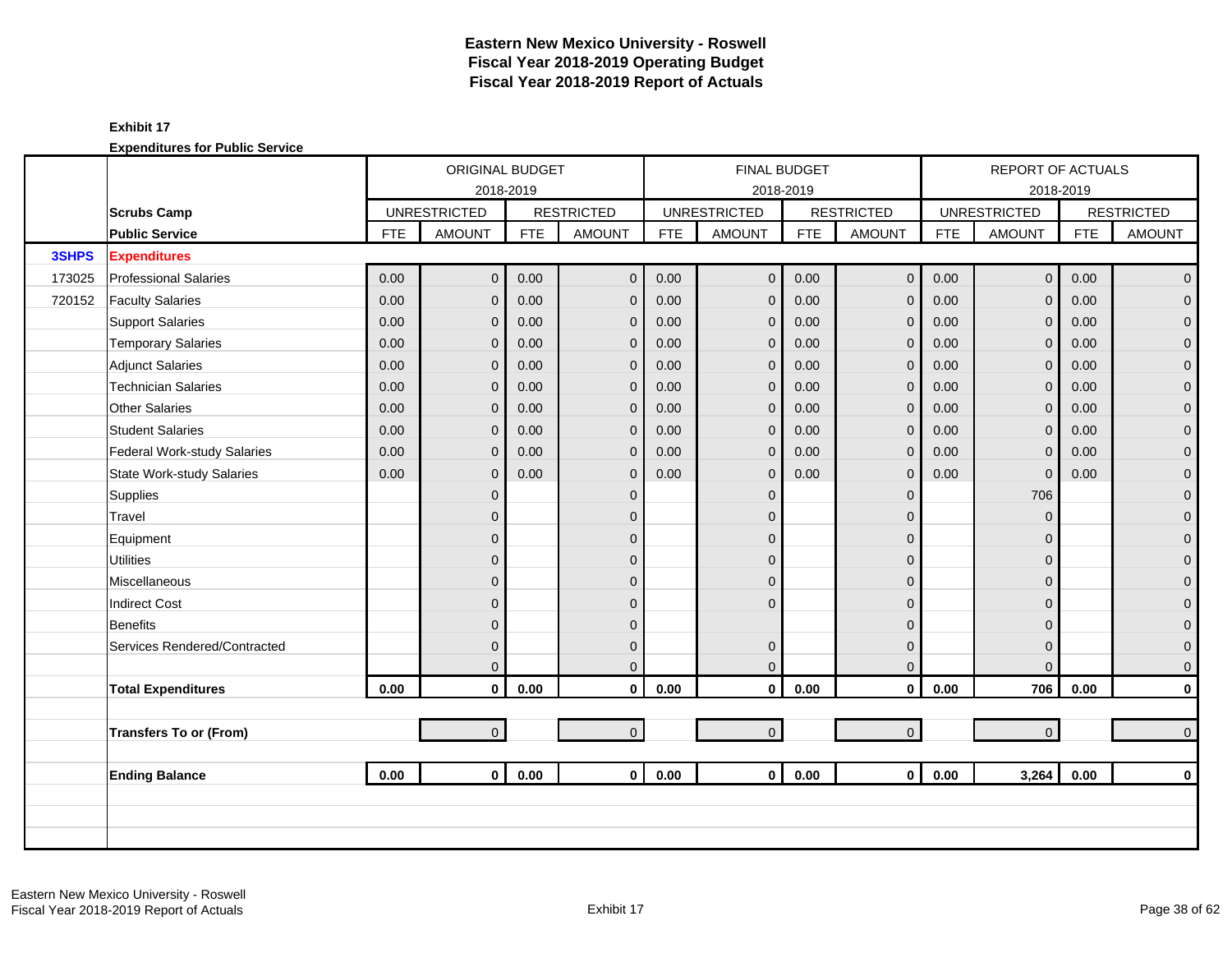# Eastern New Mexico University - Roswell
## Fiscal Year 2018-2019 Operating Budget
## Fiscal Year 2018-2019 Report of Actuals

**Exhibit 17**

**Expenditures for Public Service**

| | | ORIGINAL BUDGET 2018-2019 | | | | FINAL BUDGET 2018-2019 | | | | REPORT OF ACTUALS 2018-2019 | | | |
|---|---|---|---|---|---|---|---|---|---|---|---|---|---|
| | **Scrubs Camp** | UNRESTRICTED | | RESTRICTED | | UNRESTRICTED | | RESTRICTED | | UNRESTRICTED | | RESTRICTED | |
| | **Public Service** | FTE | AMOUNT | FTE | AMOUNT | FTE | AMOUNT | FTE | AMOUNT | FTE | AMOUNT | FTE | AMOUNT |
| **3SHPS** | **Expenditures** | | | | | | | | | | | | |
| 173025 | Professional Salaries | 0.00 | 0 | 0.00 | 0 | 0.00 | 0 | 0.00 | 0 | 0.00 | 0 | 0.00 | 0 |
| 720152 | Faculty Salaries | 0.00 | 0 | 0.00 | 0 | 0.00 | 0 | 0.00 | 0 | 0.00 | 0 | 0.00 | 0 |
| | Support Salaries | 0.00 | 0 | 0.00 | 0 | 0.00 | 0 | 0.00 | 0 | 0.00 | 0 | 0.00 | 0 |
| | Temporary Salaries | 0.00 | 0 | 0.00 | 0 | 0.00 | 0 | 0.00 | 0 | 0.00 | 0 | 0.00 | 0 |
| | Adjunct Salaries | 0.00 | 0 | 0.00 | 0 | 0.00 | 0 | 0.00 | 0 | 0.00 | 0 | 0.00 | 0 |
| | Technician Salaries | 0.00 | 0 | 0.00 | 0 | 0.00 | 0 | 0.00 | 0 | 0.00 | 0 | 0.00 | 0 |
| | Other Salaries | 0.00 | 0 | 0.00 | 0 | 0.00 | 0 | 0.00 | 0 | 0.00 | 0 | 0.00 | 0 |
| | Student Salaries | 0.00 | 0 | 0.00 | 0 | 0.00 | 0 | 0.00 | 0 | 0.00 | 0 | 0.00 | 0 |
| | Federal Work-study Salaries | 0.00 | 0 | 0.00 | 0 | 0.00 | 0 | 0.00 | 0 | 0.00 | 0 | 0.00 | 0 |
| | State Work-study Salaries | 0.00 | 0 | 0.00 | 0 | 0.00 | 0 | 0.00 | 0 | 0.00 | 0 | 0.00 | 0 |
| | Supplies | | 0 | | 0 | | 0 | | 0 | | 706 | | 0 |
| | Travel | | 0 | | 0 | | 0 | | 0 | | 0 | | 0 |
| | Equipment | | 0 | | 0 | | 0 | | 0 | | 0 | | 0 |
| | Utilities | | 0 | | 0 | | 0 | | 0 | | 0 | | 0 |
| | Miscellaneous | | 0 | | 0 | | 0 | | 0 | | 0 | | 0 |
| | Indirect Cost | | 0 | | 0 | | 0 | | 0 | | 0 | | 0 |
| | Benefits | | 0 | | 0 | | | | 0 | | 0 | | 0 |
| | Services Rendered/Contracted | | 0 | | 0 | | 0 | | 0 | | 0 | | 0 |
| | | | 0 | | 0 | | 0 | | 0 | | 0 | | 0 |
| | **Total Expenditures** | **0.00** | **0** | **0.00** | **0** | **0.00** | **0** | **0.00** | **0** | **0.00** | **706** | **0.00** | **0** |
| | | | | | | | | | | | | | |
| | **Transfers To or (From)** | | 0 | | 0 | | 0 | | 0 | | 0 | | 0 |
| | | | | | | | | | | | | | |
| | **Ending Balance** | **0.00** | **0** | **0.00** | **0** | **0.00** | **0** | **0.00** | **0** | **0.00** | **3,264** | **0.00** | **0** |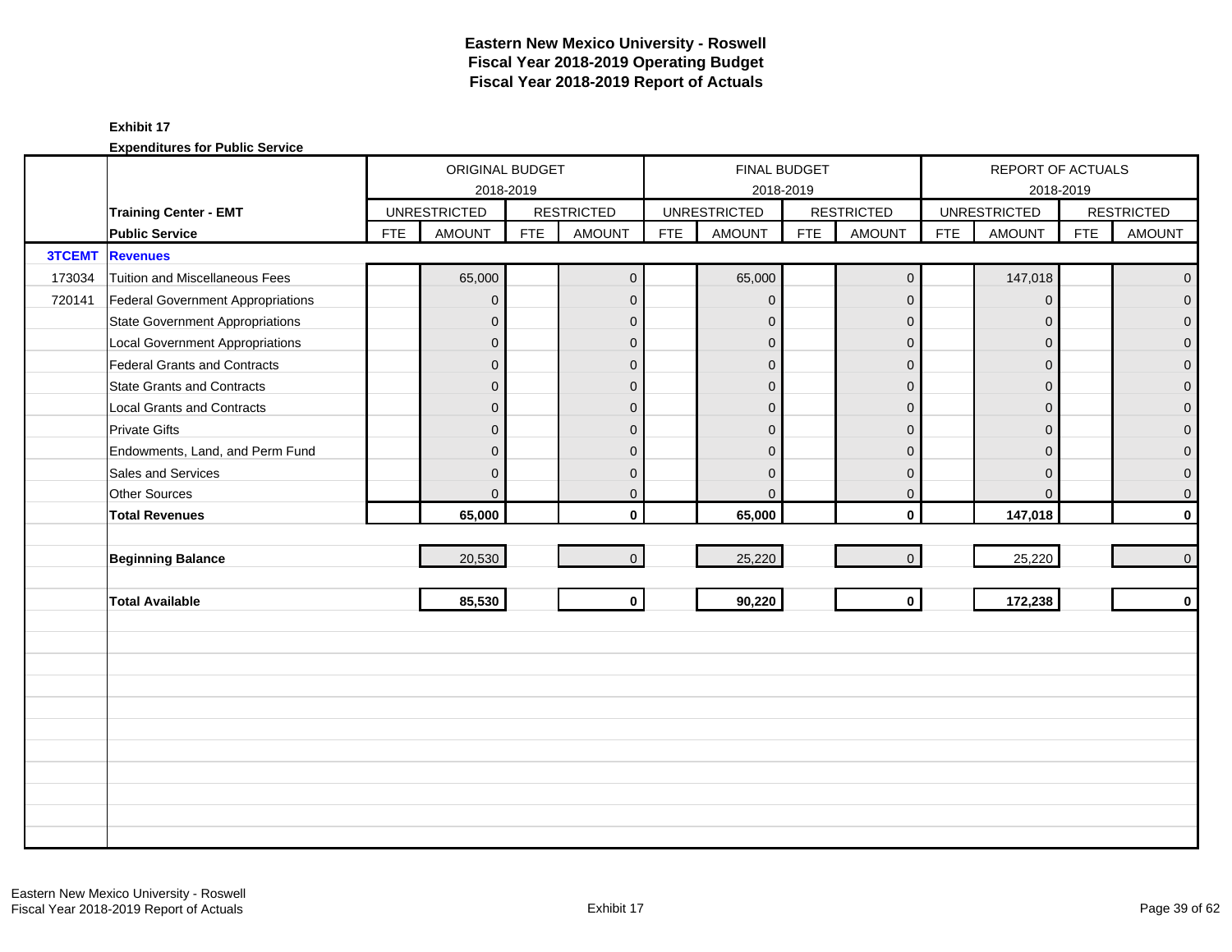# Eastern New Mexico University - Roswell
## Fiscal Year 2018-2019 Operating Budget
## Fiscal Year 2018-2019 Report of Actuals

**Exhibit 17**

**Expenditures for Public Service**

| | | ORIGINAL BUDGET 2018-2019 | | | | FINAL BUDGET 2018-2019 | | | | REPORT OF ACTUALS 2018-2019 | | | |
|---|---|---|---|---|---|---|---|---|---|---|---|---|---|
| | **Training Center - EMT** | UNRESTRICTED | | RESTRICTED | | UNRESTRICTED | | RESTRICTED | | UNRESTRICTED | | RESTRICTED | |
| | **Public Service** | FTE | AMOUNT | FTE | AMOUNT | FTE | AMOUNT | FTE | AMOUNT | FTE | AMOUNT | FTE | AMOUNT |
| **3TCEMT** | **Revenues** | | | | | | | | | | | | |
| 173034 | Tuition and Miscellaneous Fees | | 65,000 | | 0 | | 65,000 | | 0 | | 147,018 | | 0 |
| 720141 | Federal Government Appropriations | | 0 | | 0 | | 0 | | 0 | | 0 | | 0 |
| | State Government Appropriations | | 0 | | 0 | | 0 | | 0 | | 0 | | 0 |
| | Local Government Appropriations | | 0 | | 0 | | 0 | | 0 | | 0 | | 0 |
| | Federal Grants and Contracts | | 0 | | 0 | | 0 | | 0 | | 0 | | 0 |
| | State Grants and Contracts | | 0 | | 0 | | 0 | | 0 | | 0 | | 0 |
| | Local Grants and Contracts | | 0 | | 0 | | 0 | | 0 | | 0 | | 0 |
| | Private Gifts | | 0 | | 0 | | 0 | | 0 | | 0 | | 0 |
| | Endowments, Land, and Perm Fund | | 0 | | 0 | | 0 | | 0 | | 0 | | 0 |
| | Sales and Services | | 0 | | 0 | | 0 | | 0 | | 0 | | 0 |
| | Other Sources | | 0 | | 0 | | 0 | | 0 | | 0 | | 0 |
| | **Total Revenues** | | **65,000** | | **0** | | **65,000** | | **0** | | **147,018** | | **0** |
| | | | | | | | | | | | | | |
| | **Beginning Balance** | | 20,530 | | 0 | | 25,220 | | 0 | | 25,220 | | 0 |
| | | | | | | | | | | | | | |
| | **Total Available** | | **85,530** | | **0** | | **90,220** | | **0** | | **172,238** | | **0** |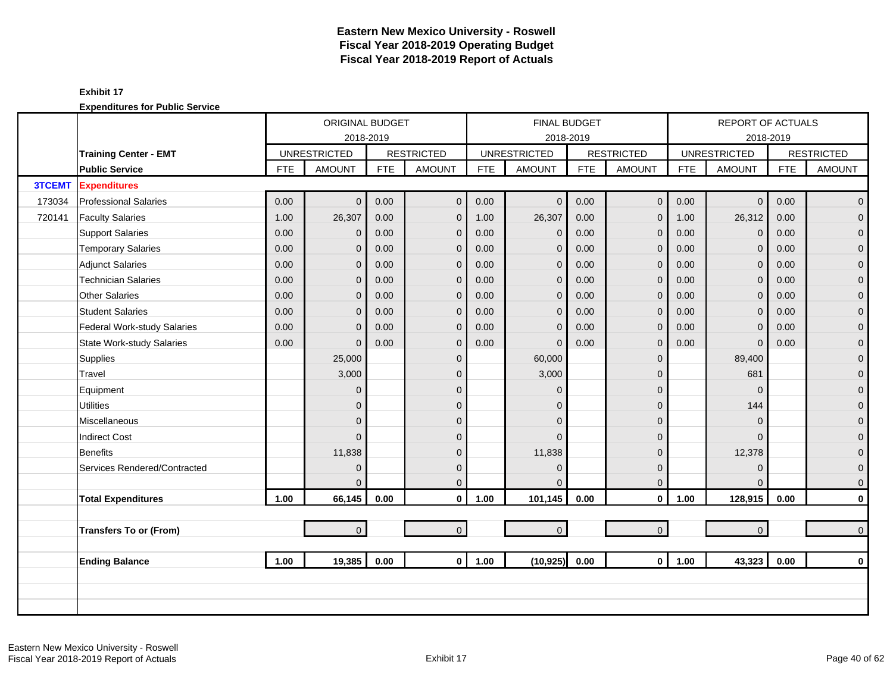# Eastern New Mexico University - Roswell
## Fiscal Year 2018-2019 Operating Budget
## Fiscal Year 2018-2019 Report of Actuals

**Exhibit 17**

**Expenditures for Public Service**

| | | ORIGINAL BUDGET 2018-2019 | | | | FINAL BUDGET 2018-2019 | | | | REPORT OF ACTUALS 2018-2019 | | | |
|---|---|---|---|---|---|---|---|---|---|---|---|---|---|
| | **Training Center - EMT** | UNRESTRICTED | | RESTRICTED | | UNRESTRICTED | | RESTRICTED | | UNRESTRICTED | | RESTRICTED | |
| | **Public Service** | FTE | AMOUNT | FTE | AMOUNT | FTE | AMOUNT | FTE | AMOUNT | FTE | AMOUNT | FTE | AMOUNT |
| **3TCEMT** | **Expenditures** | | | | | | | | | | | | |
| 173034 | Professional Salaries | 0.00 | 0 | 0.00 | 0 | 0.00 | 0 | 0.00 | 0 | 0.00 | 0 | 0.00 | 0 |
| 720141 | Faculty Salaries | 1.00 | 26,307 | 0.00 | 0 | 1.00 | 26,307 | 0.00 | 0 | 1.00 | 26,312 | 0.00 | 0 |
| | Support Salaries | 0.00 | 0 | 0.00 | 0 | 0.00 | 0 | 0.00 | 0 | 0.00 | 0 | 0.00 | 0 |
| | Temporary Salaries | 0.00 | 0 | 0.00 | 0 | 0.00 | 0 | 0.00 | 0 | 0.00 | 0 | 0.00 | 0 |
| | Adjunct Salaries | 0.00 | 0 | 0.00 | 0 | 0.00 | 0 | 0.00 | 0 | 0.00 | 0 | 0.00 | 0 |
| | Technician Salaries | 0.00 | 0 | 0.00 | 0 | 0.00 | 0 | 0.00 | 0 | 0.00 | 0 | 0.00 | 0 |
| | Other Salaries | 0.00 | 0 | 0.00 | 0 | 0.00 | 0 | 0.00 | 0 | 0.00 | 0 | 0.00 | 0 |
| | Student Salaries | 0.00 | 0 | 0.00 | 0 | 0.00 | 0 | 0.00 | 0 | 0.00 | 0 | 0.00 | 0 |
| | Federal Work-study Salaries | 0.00 | 0 | 0.00 | 0 | 0.00 | 0 | 0.00 | 0 | 0.00 | 0 | 0.00 | 0 |
| | State Work-study Salaries | 0.00 | 0 | 0.00 | 0 | 0.00 | 0 | 0.00 | 0 | 0.00 | 0 | 0.00 | 0 |
| | Supplies | | 25,000 | | 0 | | 60,000 | | 0 | | 89,400 | | 0 |
| | Travel | | 3,000 | | 0 | | 3,000 | | 0 | | 681 | | 0 |
| | Equipment | | 0 | | 0 | | 0 | | 0 | | 0 | | 0 |
| | Utilities | | 0 | | 0 | | 0 | | 0 | | 144 | | 0 |
| | Miscellaneous | | 0 | | 0 | | 0 | | 0 | | 0 | | 0 |
| | Indirect Cost | | 0 | | 0 | | 0 | | 0 | | 0 | | 0 |
| | Benefits | | 11,838 | | 0 | | 11,838 | | 0 | | 12,378 | | 0 |
| | Services Rendered/Contracted | | 0 | | 0 | | 0 | | 0 | | 0 | | 0 |
| | | | 0 | | 0 | | 0 | | 0 | | 0 | | 0 |
| | **Total Expenditures** | **1.00** | **66,145** | **0.00** | **0** | **1.00** | **101,145** | **0.00** | **0** | **1.00** | **128,915** | **0.00** | **0** |
| | | | | | | | | | | | | | |
| | **Transfers To or (From)** | | 0 | | 0 | | 0 | | 0 | | 0 | | 0 |
| | | | | | | | | | | | | | |
| | **Ending Balance** | **1.00** | **19,385** | **0.00** | **0** | **1.00** | **(10,925)** | **0.00** | **0** | **1.00** | **43,323** | **0.00** | **0** |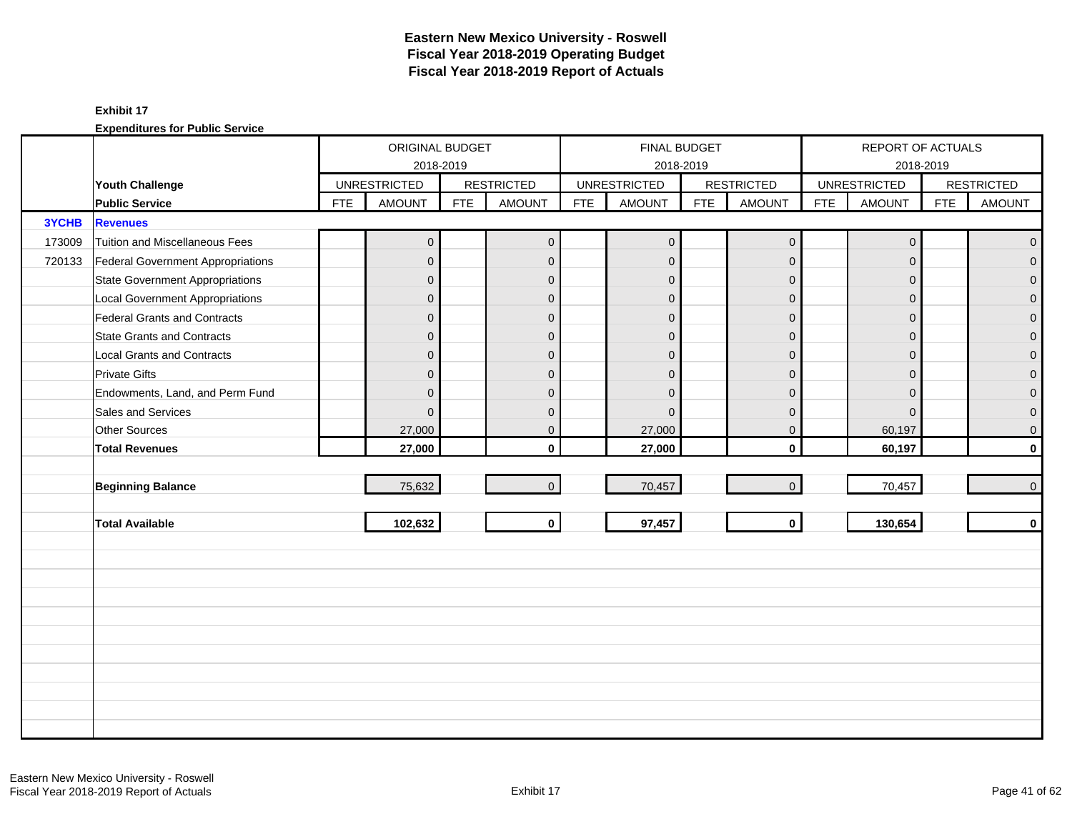# Eastern New Mexico University - Roswell
## Fiscal Year 2018-2019 Operating Budget
## Fiscal Year 2018-2019 Report of Actuals

**Exhibit 17**

**Expenditures for Public Service**

| | | ORIGINAL BUDGET 2018-2019 | | | | FINAL BUDGET 2018-2019 | | | | REPORT OF ACTUALS 2018-2019 | | | |
|---|---|---|---|---|---|---|---|---|---|---|---|---|---|
| | **Youth Challenge** | UNRESTRICTED | | RESTRICTED | | UNRESTRICTED | | RESTRICTED | | UNRESTRICTED | | RESTRICTED | |
| | **Public Service** | FTE | AMOUNT | FTE | AMOUNT | FTE | AMOUNT | FTE | AMOUNT | FTE | AMOUNT | FTE | AMOUNT |
| **3YCHB** | **Revenues** | | | | | | | | | | | | |
| 173009 | Tuition and Miscellaneous Fees | | 0 | | 0 | | 0 | | 0 | | 0 | | 0 |
| 720133 | Federal Government Appropriations | | 0 | | 0 | | 0 | | 0 | | 0 | | 0 |
| | State Government Appropriations | | 0 | | 0 | | 0 | | 0 | | 0 | | 0 |
| | Local Government Appropriations | | 0 | | 0 | | 0 | | 0 | | 0 | | 0 |
| | Federal Grants and Contracts | | 0 | | 0 | | 0 | | 0 | | 0 | | 0 |
| | State Grants and Contracts | | 0 | | 0 | | 0 | | 0 | | 0 | | 0 |
| | Local Grants and Contracts | | 0 | | 0 | | 0 | | 0 | | 0 | | 0 |
| | Private Gifts | | 0 | | 0 | | 0 | | 0 | | 0 | | 0 |
| | Endowments, Land, and Perm Fund | | 0 | | 0 | | 0 | | 0 | | 0 | | 0 |
| | Sales and Services | | 0 | | 0 | | 0 | | 0 | | 0 | | 0 |
| | Other Sources | | 27,000 | | 0 | | 27,000 | | 0 | | 60,197 | | 0 |
| | **Total Revenues** | | **27,000** | | **0** | | **27,000** | | **0** | | **60,197** | | **0** |
| | **Beginning Balance** | | 75,632 | | 0 | | 70,457 | | 0 | | 70,457 | | 0 |
| | **Total Available** | | **102,632** | | **0** | | **97,457** | | **0** | | **130,654** | | **0** |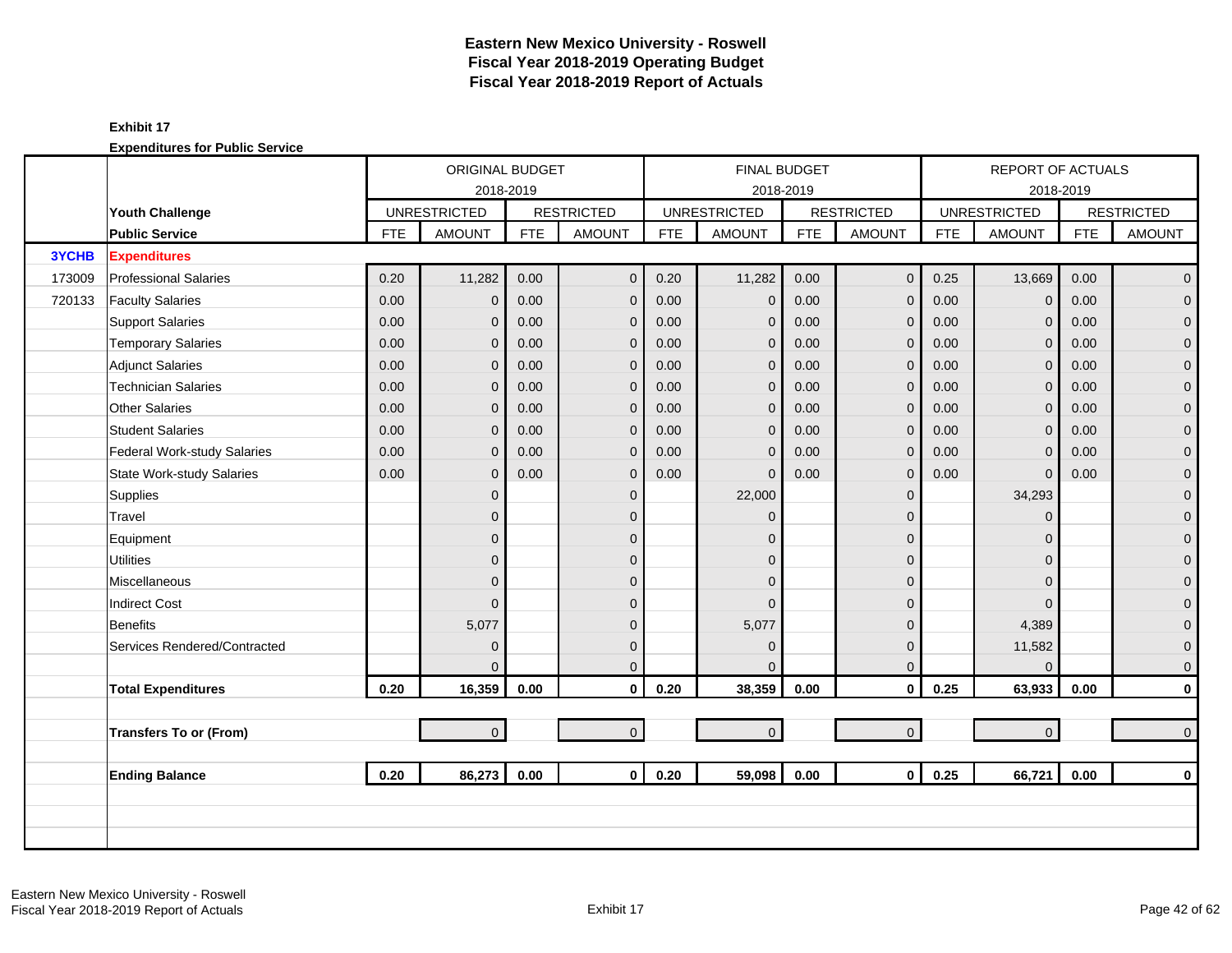# Eastern New Mexico University - Roswell
## Fiscal Year 2018-2019 Operating Budget
## Fiscal Year 2018-2019 Report of Actuals

**Exhibit 17**

**Expenditures for Public Service**

| | | ORIGINAL BUDGET 2018-2019 | | | | FINAL BUDGET 2018-2019 | | | | REPORT OF ACTUALS 2018-2019 | | | |
|---|---|---|---|---|---|---|---|---|---|---|---|---|---|
| | **Youth Challenge** | UNRESTRICTED | | RESTRICTED | | UNRESTRICTED | | RESTRICTED | | UNRESTRICTED | | RESTRICTED | |
| | **Public Service** | FTE | AMOUNT | FTE | AMOUNT | FTE | AMOUNT | FTE | AMOUNT | FTE | AMOUNT | FTE | AMOUNT |
| **3YCHB** | **Expenditures** | | | | | | | | | | | | |
| 173009 | Professional Salaries | 0.20 | 11,282 | 0.00 | 0 | 0.20 | 11,282 | 0.00 | 0 | 0.25 | 13,669 | 0.00 | 0 |
| 720133 | Faculty Salaries | 0.00 | 0 | 0.00 | 0 | 0.00 | 0 | 0.00 | 0 | 0.00 | 0 | 0.00 | 0 |
| | Support Salaries | 0.00 | 0 | 0.00 | 0 | 0.00 | 0 | 0.00 | 0 | 0.00 | 0 | 0.00 | 0 |
| | Temporary Salaries | 0.00 | 0 | 0.00 | 0 | 0.00 | 0 | 0.00 | 0 | 0.00 | 0 | 0.00 | 0 |
| | Adjunct Salaries | 0.00 | 0 | 0.00 | 0 | 0.00 | 0 | 0.00 | 0 | 0.00 | 0 | 0.00 | 0 |
| | Technician Salaries | 0.00 | 0 | 0.00 | 0 | 0.00 | 0 | 0.00 | 0 | 0.00 | 0 | 0.00 | 0 |
| | Other Salaries | 0.00 | 0 | 0.00 | 0 | 0.00 | 0 | 0.00 | 0 | 0.00 | 0 | 0.00 | 0 |
| | Student Salaries | 0.00 | 0 | 0.00 | 0 | 0.00 | 0 | 0.00 | 0 | 0.00 | 0 | 0.00 | 0 |
| | Federal Work-study Salaries | 0.00 | 0 | 0.00 | 0 | 0.00 | 0 | 0.00 | 0 | 0.00 | 0 | 0.00 | 0 |
| | State Work-study Salaries | 0.00 | 0 | 0.00 | 0 | 0.00 | 0 | 0.00 | 0 | 0.00 | 0 | 0.00 | 0 |
| | Supplies | | 0 | | 0 | | 22,000 | | 0 | | 34,293 | | 0 |
| | Travel | | 0 | | 0 | | 0 | | 0 | | 0 | | 0 |
| | Equipment | | 0 | | 0 | | 0 | | 0 | | 0 | | 0 |
| | Utilities | | 0 | | 0 | | 0 | | 0 | | 0 | | 0 |
| | Miscellaneous | | 0 | | 0 | | 0 | | 0 | | 0 | | 0 |
| | Indirect Cost | | 0 | | 0 | | 0 | | 0 | | 0 | | 0 |
| | Benefits | | 5,077 | | 0 | | 5,077 | | 0 | | 4,389 | | 0 |
| | Services Rendered/Contracted | | 0 | | 0 | | 0 | | 0 | | 11,582 | | 0 |
| | | | 0 | | 0 | | 0 | | 0 | | 0 | | 0 |
| | **Total Expenditures** | **0.20** | **16,359** | **0.00** | **0** | **0.20** | **38,359** | **0.00** | **0** | **0.25** | **63,933** | **0.00** | **0** |
| | **Transfers To or (From)** | | 0 | | 0 | | 0 | | 0 | | 0 | | 0 |
| | **Ending Balance** | **0.20** | **86,273** | **0.00** | **0** | **0.20** | **59,098** | **0.00** | **0** | **0.25** | **66,721** | **0.00** | **0** |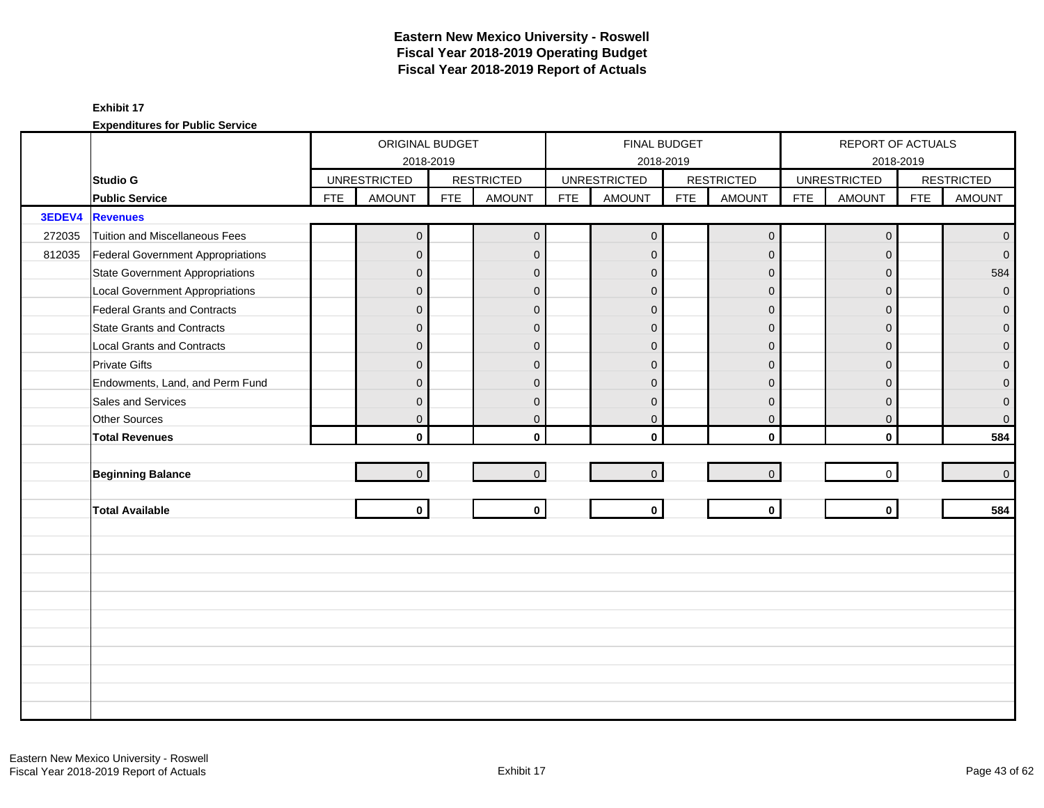# Eastern New Mexico University - Roswell
## Fiscal Year 2018-2019 Operating Budget
## Fiscal Year 2018-2019 Report of Actuals

**Exhibit 17**

**Expenditures for Public Service**

| | | ORIGINAL BUDGET 2018-2019 | | | | FINAL BUDGET 2018-2019 | | | | REPORT OF ACTUALS 2018-2019 | | | |
|---|---|---|---|---|---|---|---|---|---|---|---|---|---|
| | **Studio G** | UNRESTRICTED | | RESTRICTED | | UNRESTRICTED | | RESTRICTED | | UNRESTRICTED | | RESTRICTED | |
| | **Public Service** | FTE | AMOUNT | FTE | AMOUNT | FTE | AMOUNT | FTE | AMOUNT | FTE | AMOUNT | FTE | AMOUNT |
| **3EDEV4** | **Revenues** | | | | | | | | | | | | |
| 272035 | Tuition and Miscellaneous Fees | | 0 | | 0 | | 0 | | 0 | | 0 | | 0 |
| 812035 | Federal Government Appropriations | | 0 | | 0 | | 0 | | 0 | | 0 | | 0 |
| | State Government Appropriations | | 0 | | 0 | | 0 | | 0 | | 0 | | 584 |
| | Local Government Appropriations | | 0 | | 0 | | 0 | | 0 | | 0 | | 0 |
| | Federal Grants and Contracts | | 0 | | 0 | | 0 | | 0 | | 0 | | 0 |
| | State Grants and Contracts | | 0 | | 0 | | 0 | | 0 | | 0 | | 0 |
| | Local Grants and Contracts | | 0 | | 0 | | 0 | | 0 | | 0 | | 0 |
| | Private Gifts | | 0 | | 0 | | 0 | | 0 | | 0 | | 0 |
| | Endowments, Land, and Perm Fund | | 0 | | 0 | | 0 | | 0 | | 0 | | 0 |
| | Sales and Services | | 0 | | 0 | | 0 | | 0 | | 0 | | 0 |
| | Other Sources | | 0 | | 0 | | 0 | | 0 | | 0 | | 0 |
| | **Total Revenues** | | **0** | | **0** | | **0** | | **0** | | **0** | | **584** |
| | | | | | | | | | | | | | |
| | **Beginning Balance** | | 0 | | 0 | | 0 | | 0 | | 0 | | 0 |
| | | | | | | | | | | | | | |
| | **Total Available** | | **0** | | **0** | | **0** | | **0** | | **0** | | **584** |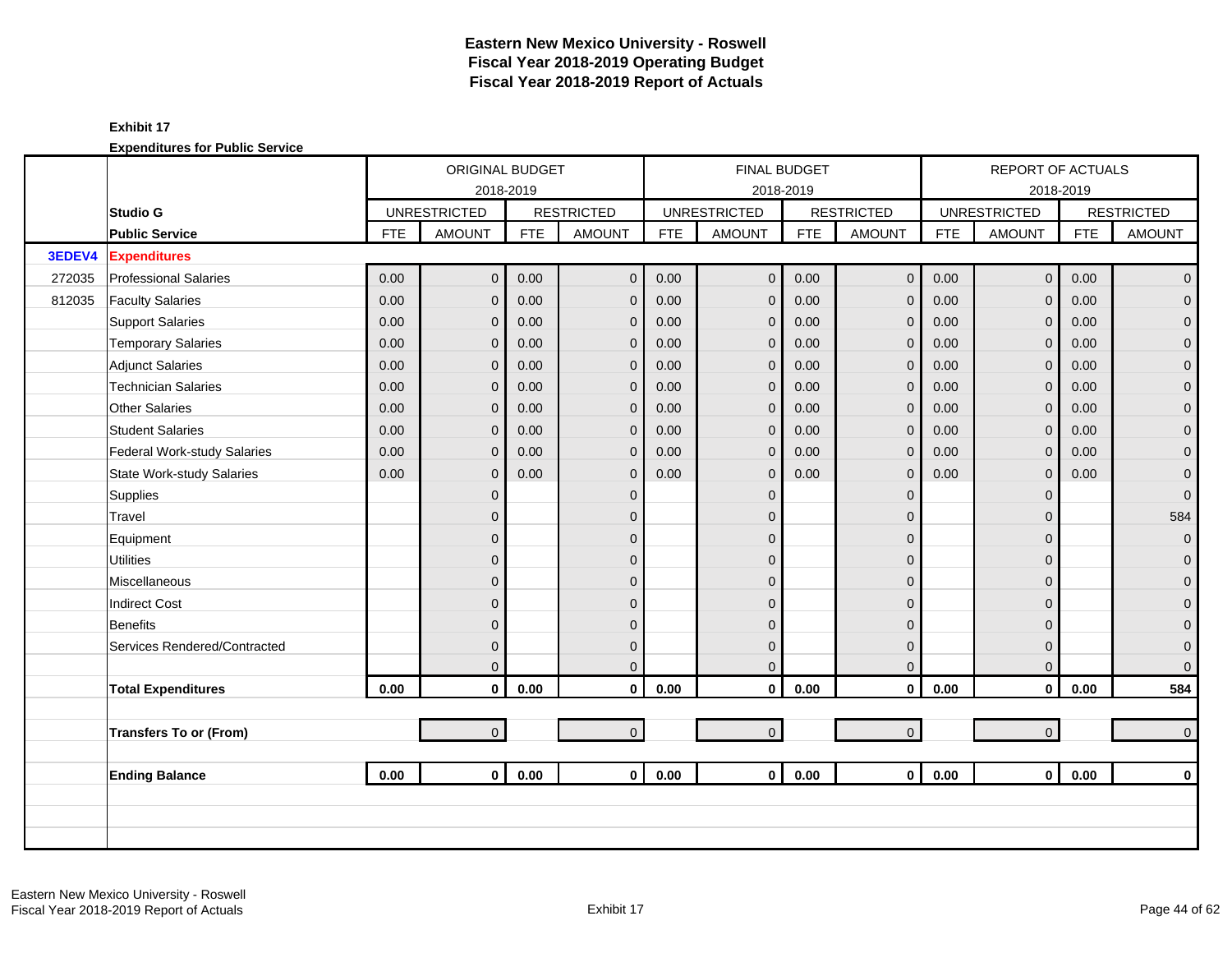# Eastern New Mexico University - Roswell
## Fiscal Year 2018-2019 Operating Budget
## Fiscal Year 2018-2019 Report of Actuals

**Exhibit 17**

**Expenditures for Public Service**

| | | ORIGINAL BUDGET 2018-2019 | | | | FINAL BUDGET 2018-2019 | | | | REPORT OF ACTUALS 2018-2019 | | | |
|---|---|---|---|---|---|---|---|---|---|---|---|---|---|
| | **Studio G** | UNRESTRICTED | | RESTRICTED | | UNRESTRICTED | | RESTRICTED | | UNRESTRICTED | | RESTRICTED | |
| | **Public Service** | FTE | AMOUNT | FTE | AMOUNT | FTE | AMOUNT | FTE | AMOUNT | FTE | AMOUNT | FTE | AMOUNT |
| **3EDEV4** | **Expenditures** | | | | | | | | | | | | |
| 272035 | Professional Salaries | 0.00 | 0 | 0.00 | 0 | 0.00 | 0 | 0.00 | 0 | 0.00 | 0 | 0.00 | 0 |
| 812035 | Faculty Salaries | 0.00 | 0 | 0.00 | 0 | 0.00 | 0 | 0.00 | 0 | 0.00 | 0 | 0.00 | 0 |
| | Support Salaries | 0.00 | 0 | 0.00 | 0 | 0.00 | 0 | 0.00 | 0 | 0.00 | 0 | 0.00 | 0 |
| | Temporary Salaries | 0.00 | 0 | 0.00 | 0 | 0.00 | 0 | 0.00 | 0 | 0.00 | 0 | 0.00 | 0 |
| | Adjunct Salaries | 0.00 | 0 | 0.00 | 0 | 0.00 | 0 | 0.00 | 0 | 0.00 | 0 | 0.00 | 0 |
| | Technician Salaries | 0.00 | 0 | 0.00 | 0 | 0.00 | 0 | 0.00 | 0 | 0.00 | 0 | 0.00 | 0 |
| | Other Salaries | 0.00 | 0 | 0.00 | 0 | 0.00 | 0 | 0.00 | 0 | 0.00 | 0 | 0.00 | 0 |
| | Student Salaries | 0.00 | 0 | 0.00 | 0 | 0.00 | 0 | 0.00 | 0 | 0.00 | 0 | 0.00 | 0 |
| | Federal Work-study Salaries | 0.00 | 0 | 0.00 | 0 | 0.00 | 0 | 0.00 | 0 | 0.00 | 0 | 0.00 | 0 |
| | State Work-study Salaries | 0.00 | 0 | 0.00 | 0 | 0.00 | 0 | 0.00 | 0 | 0.00 | 0 | 0.00 | 0 |
| | Supplies | | 0 | | 0 | | 0 | | 0 | | 0 | | 0 |
| | Travel | | 0 | | 0 | | 0 | | 0 | | 0 | | 584 |
| | Equipment | | 0 | | 0 | | 0 | | 0 | | 0 | | 0 |
| | Utilities | | 0 | | 0 | | 0 | | 0 | | 0 | | 0 |
| | Miscellaneous | | 0 | | 0 | | 0 | | 0 | | 0 | | 0 |
| | Indirect Cost | | 0 | | 0 | | 0 | | 0 | | 0 | | 0 |
| | Benefits | | 0 | | 0 | | 0 | | 0 | | 0 | | 0 |
| | Services Rendered/Contracted | | 0 | | 0 | | 0 | | 0 | | 0 | | 0 |
| | | | 0 | | 0 | | 0 | | 0 | | 0 | | 0 |
| | **Total Expenditures** | **0.00** | **0** | **0.00** | **0** | **0.00** | **0** | **0.00** | **0** | **0.00** | **0** | **0.00** | **584** |
| | **Transfers To or (From)** | | 0 | | 0 | | 0 | | 0 | | 0 | | 0 |
| | **Ending Balance** | **0.00** | **0** | **0.00** | **0** | **0.00** | **0** | **0.00** | **0** | **0.00** | **0** | **0.00** | **0** |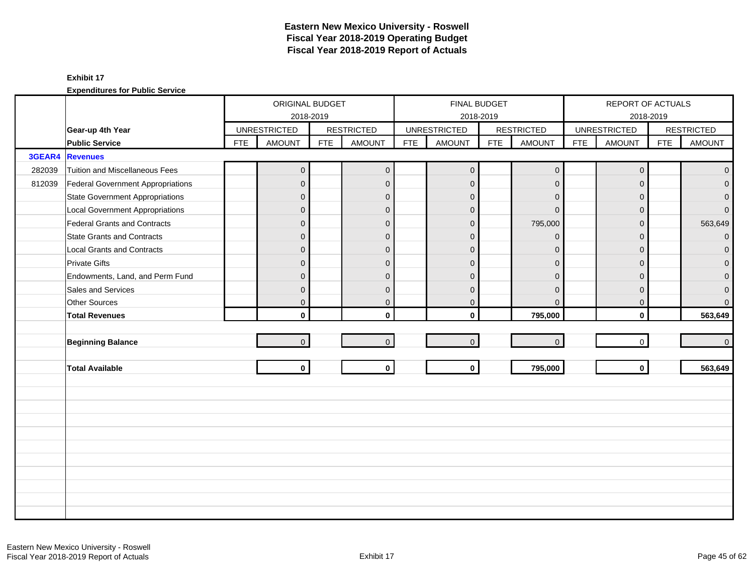# Eastern New Mexico University - Roswell
## Fiscal Year 2018-2019 Operating Budget
## Fiscal Year 2018-2019 Report of Actuals

**Exhibit 17**

**Expenditures for Public Service**

| | | ORIGINAL BUDGET 2018-2019 | | | | FINAL BUDGET 2018-2019 | | | | REPORT OF ACTUALS 2018-2019 | | | |
|---|---|---|---|---|---|---|---|---|---|---|---|---|---|
| | **Gear-up 4th Year** | UNRESTRICTED | | RESTRICTED | | UNRESTRICTED | | RESTRICTED | | UNRESTRICTED | | RESTRICTED | |
| | **Public Service** | FTE | AMOUNT | FTE | AMOUNT | FTE | AMOUNT | FTE | AMOUNT | FTE | AMOUNT | FTE | AMOUNT |
| **3GEAR4** | **Revenues** | | | | | | | | | | | | |
| 282039 | Tuition and Miscellaneous Fees | | 0 | | 0 | | 0 | | 0 | | 0 | | 0 |
| 812039 | Federal Government Appropriations | | 0 | | 0 | | 0 | | 0 | | 0 | | 0 |
| | State Government Appropriations | | 0 | | 0 | | 0 | | 0 | | 0 | | 0 |
| | Local Government Appropriations | | 0 | | 0 | | 0 | | 0 | | 0 | | 0 |
| | Federal Grants and Contracts | | 0 | | 0 | | 0 | | 795,000 | | 0 | | 563,649 |
| | State Grants and Contracts | | 0 | | 0 | | 0 | | 0 | | 0 | | 0 |
| | Local Grants and Contracts | | 0 | | 0 | | 0 | | 0 | | 0 | | 0 |
| | Private Gifts | | 0 | | 0 | | 0 | | 0 | | 0 | | 0 |
| | Endowments, Land, and Perm Fund | | 0 | | 0 | | 0 | | 0 | | 0 | | 0 |
| | Sales and Services | | 0 | | 0 | | 0 | | 0 | | 0 | | 0 |
| | Other Sources | | 0 | | 0 | | 0 | | 0 | | 0 | | 0 |
| | **Total Revenues** | | **0** | | **0** | | **0** | | **795,000** | | **0** | | **563,649** |
| | | | | | | | | | | | | | |
| | **Beginning Balance** | | 0 | | 0 | | 0 | | 0 | | 0 | | 0 |
| | | | | | | | | | | | | | |
| | **Total Available** | | **0** | | **0** | | **0** | | **795,000** | | **0** | | **563,649** |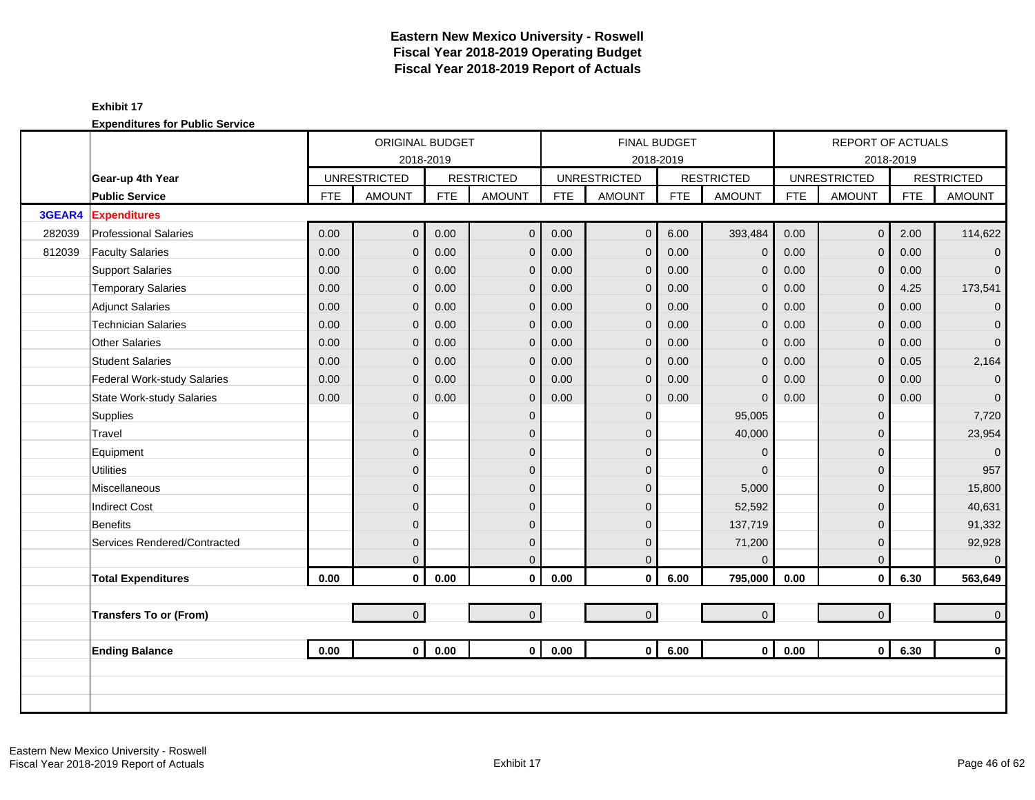# Eastern New Mexico University - Roswell
## Fiscal Year 2018-2019 Operating Budget
## Fiscal Year 2018-2019 Report of Actuals

**Exhibit 17**

**Expenditures for Public Service**

| | | ORIGINAL BUDGET 2018-2019 | | | | FINAL BUDGET 2018-2019 | | | | REPORT OF ACTUALS 2018-2019 | | | |
|---|---|---|---|---|---|---|---|---|---|---|---|---|---|
| | **Gear-up 4th Year** | UNRESTRICTED | | RESTRICTED | | UNRESTRICTED | | RESTRICTED | | UNRESTRICTED | | RESTRICTED | |
| | **Public Service** | FTE | AMOUNT | FTE | AMOUNT | FTE | AMOUNT | FTE | AMOUNT | FTE | AMOUNT | FTE | AMOUNT |
| **3GEAR4** | **Expenditures** | | | | | | | | | | | | |
| 282039 | Professional Salaries | 0.00 | 0 | 0.00 | 0 | 0.00 | 0 | 6.00 | 393,484 | 0.00 | 0 | 2.00 | 114,622 |
| 812039 | Faculty Salaries | 0.00 | 0 | 0.00 | 0 | 0.00 | 0 | 0.00 | 0 | 0.00 | 0 | 0.00 | 0 |
| | Support Salaries | 0.00 | 0 | 0.00 | 0 | 0.00 | 0 | 0.00 | 0 | 0.00 | 0 | 0.00 | 0 |
| | Temporary Salaries | 0.00 | 0 | 0.00 | 0 | 0.00 | 0 | 0.00 | 0 | 0.00 | 0 | 4.25 | 173,541 |
| | Adjunct Salaries | 0.00 | 0 | 0.00 | 0 | 0.00 | 0 | 0.00 | 0 | 0.00 | 0 | 0.00 | 0 |
| | Technician Salaries | 0.00 | 0 | 0.00 | 0 | 0.00 | 0 | 0.00 | 0 | 0.00 | 0 | 0.00 | 0 |
| | Other Salaries | 0.00 | 0 | 0.00 | 0 | 0.00 | 0 | 0.00 | 0 | 0.00 | 0 | 0.00 | 0 |
| | Student Salaries | 0.00 | 0 | 0.00 | 0 | 0.00 | 0 | 0.00 | 0 | 0.00 | 0 | 0.05 | 2,164 |
| | Federal Work-study Salaries | 0.00 | 0 | 0.00 | 0 | 0.00 | 0 | 0.00 | 0 | 0.00 | 0 | 0.00 | 0 |
| | State Work-study Salaries | 0.00 | 0 | 0.00 | 0 | 0.00 | 0 | 0.00 | 0 | 0.00 | 0 | 0.00 | 0 |
| | Supplies | | 0 | | 0 | | 0 | | 95,005 | | 0 | | 7,720 |
| | Travel | | 0 | | 0 | | 0 | | 40,000 | | 0 | | 23,954 |
| | Equipment | | 0 | | 0 | | 0 | | 0 | | 0 | | 0 |
| | Utilities | | 0 | | 0 | | 0 | | 0 | | 0 | | 957 |
| | Miscellaneous | | 0 | | 0 | | 0 | | 5,000 | | 0 | | 15,800 |
| | Indirect Cost | | 0 | | 0 | | 0 | | 52,592 | | 0 | | 40,631 |
| | Benefits | | 0 | | 0 | | 0 | | 137,719 | | 0 | | 91,332 |
| | Services Rendered/Contracted | | 0 | | 0 | | 0 | | 71,200 | | 0 | | 92,928 |
| | | | 0 | | 0 | | 0 | | 0 | | 0 | | 0 |
| | **Total Expenditures** | **0.00** | **0** | **0.00** | **0** | **0.00** | **0** | **6.00** | **795,000** | **0.00** | **0** | **6.30** | **563,649** |
| | | | | | | | | | | | | | |
| | **Transfers To or (From)** | | 0 | | 0 | | 0 | | 0 | | 0 | | 0 |
| | | | | | | | | | | | | | |
| | **Ending Balance** | **0.00** | **0** | **0.00** | **0** | **0.00** | **0** | **6.00** | **0** | **0.00** | **0** | **6.30** | **0** |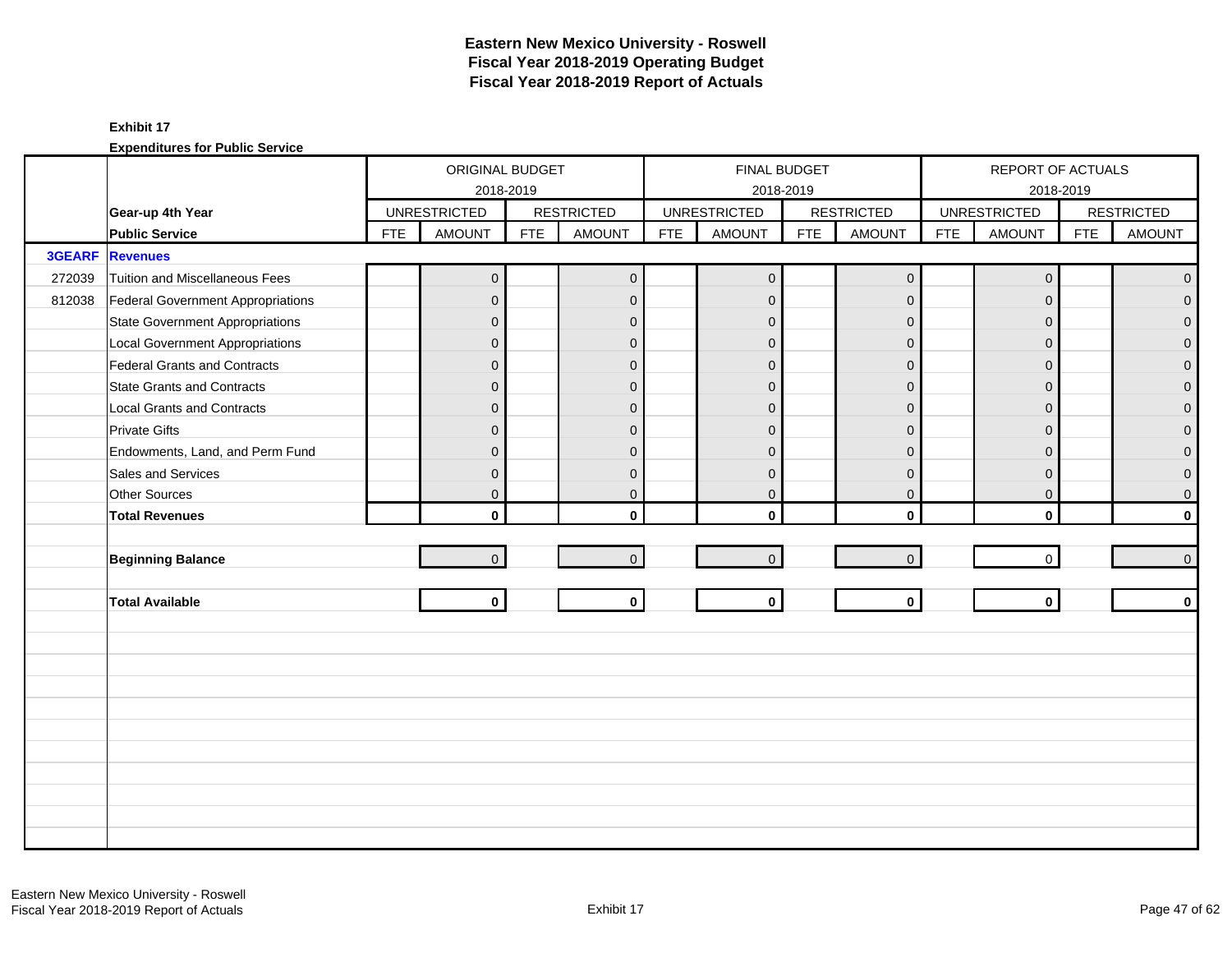# Eastern New Mexico University - Roswell
# Fiscal Year 2018-2019 Operating Budget
# Fiscal Year 2018-2019 Report of Actuals

**Exhibit 17**

**Expenditures for Public Service**

| | | ORIGINAL BUDGET 2018-2019 | | | | FINAL BUDGET 2018-2019 | | | | REPORT OF ACTUALS 2018-2019 | | | |
|---|---|---|---|---|---|---|---|---|---|---|---|---|---|
| | **Gear-up 4th Year** | UNRESTRICTED | | RESTRICTED | | UNRESTRICTED | | RESTRICTED | | UNRESTRICTED | | RESTRICTED | |
| | **Public Service** | FTE | AMOUNT | FTE | AMOUNT | FTE | AMOUNT | FTE | AMOUNT | FTE | AMOUNT | FTE | AMOUNT |
| **3GEARF** | **Revenues** | | | | | | | | | | | | |
| 272039 | Tuition and Miscellaneous Fees | | 0 | | 0 | | 0 | | 0 | | 0 | | 0 |
| 812038 | Federal Government Appropriations | | 0 | | 0 | | 0 | | 0 | | 0 | | 0 |
| | State Government Appropriations | | 0 | | 0 | | 0 | | 0 | | 0 | | 0 |
| | Local Government Appropriations | | 0 | | 0 | | 0 | | 0 | | 0 | | 0 |
| | Federal Grants and Contracts | | 0 | | 0 | | 0 | | 0 | | 0 | | 0 |
| | State Grants and Contracts | | 0 | | 0 | | 0 | | 0 | | 0 | | 0 |
| | Local Grants and Contracts | | 0 | | 0 | | 0 | | 0 | | 0 | | 0 |
| | Private Gifts | | 0 | | 0 | | 0 | | 0 | | 0 | | 0 |
| | Endowments, Land, and Perm Fund | | 0 | | 0 | | 0 | | 0 | | 0 | | 0 |
| | Sales and Services | | 0 | | 0 | | 0 | | 0 | | 0 | | 0 |
| | Other Sources | | 0 | | 0 | | 0 | | 0 | | 0 | | 0 |
| | **Total Revenues** | | **0** | | **0** | | **0** | | **0** | | **0** | | **0** |
| | | | | | | | | | | | | | |
| | **Beginning Balance** | | 0 | | 0 | | 0 | | 0 | | 0 | | 0 |
| | | | | | | | | | | | | | |
| | **Total Available** | | **0** | | **0** | | **0** | | **0** | | **0** | | **0** |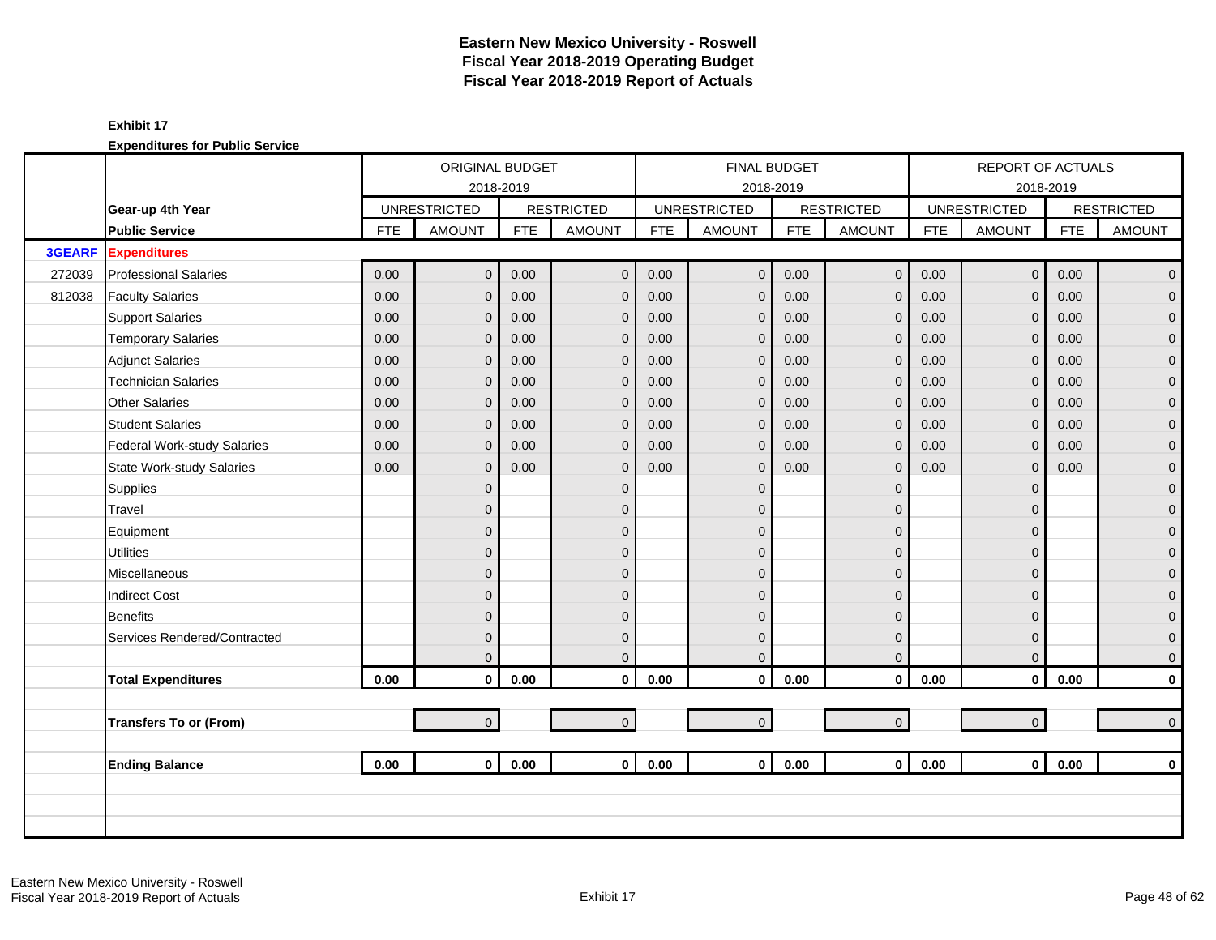# Eastern New Mexico University - Roswell
## Fiscal Year 2018-2019 Operating Budget
## Fiscal Year 2018-2019 Report of Actuals

**Exhibit 17**

**Expenditures for Public Service**

| | | ORIGINAL BUDGET 2018-2019 | | | | FINAL BUDGET 2018-2019 | | | | REPORT OF ACTUALS 2018-2019 | | | |
|---|---|---|---|---|---|---|---|---|---|---|---|---|---|
| | **Gear-up 4th Year** | UNRESTRICTED | | RESTRICTED | | UNRESTRICTED | | RESTRICTED | | UNRESTRICTED | | RESTRICTED | |
| | **Public Service** | FTE | AMOUNT | FTE | AMOUNT | FTE | AMOUNT | FTE | AMOUNT | FTE | AMOUNT | FTE | AMOUNT |
| **3GEARF** | **Expenditures** | | | | | | | | | | | | |
| 272039 | Professional Salaries | 0.00 | 0 | 0.00 | 0 | 0.00 | 0 | 0.00 | 0 | 0.00 | 0 | 0.00 | 0 |
| 812038 | Faculty Salaries | 0.00 | 0 | 0.00 | 0 | 0.00 | 0 | 0.00 | 0 | 0.00 | 0 | 0.00 | 0 |
| | Support Salaries | 0.00 | 0 | 0.00 | 0 | 0.00 | 0 | 0.00 | 0 | 0.00 | 0 | 0.00 | 0 |
| | Temporary Salaries | 0.00 | 0 | 0.00 | 0 | 0.00 | 0 | 0.00 | 0 | 0.00 | 0 | 0.00 | 0 |
| | Adjunct Salaries | 0.00 | 0 | 0.00 | 0 | 0.00 | 0 | 0.00 | 0 | 0.00 | 0 | 0.00 | 0 |
| | Technician Salaries | 0.00 | 0 | 0.00 | 0 | 0.00 | 0 | 0.00 | 0 | 0.00 | 0 | 0.00 | 0 |
| | Other Salaries | 0.00 | 0 | 0.00 | 0 | 0.00 | 0 | 0.00 | 0 | 0.00 | 0 | 0.00 | 0 |
| | Student Salaries | 0.00 | 0 | 0.00 | 0 | 0.00 | 0 | 0.00 | 0 | 0.00 | 0 | 0.00 | 0 |
| | Federal Work-study Salaries | 0.00 | 0 | 0.00 | 0 | 0.00 | 0 | 0.00 | 0 | 0.00 | 0 | 0.00 | 0 |
| | State Work-study Salaries | 0.00 | 0 | 0.00 | 0 | 0.00 | 0 | 0.00 | 0 | 0.00 | 0 | 0.00 | 0 |
| | Supplies | | 0 | | 0 | | 0 | | 0 | | 0 | | 0 |
| | Travel | | 0 | | 0 | | 0 | | 0 | | 0 | | 0 |
| | Equipment | | 0 | | 0 | | 0 | | 0 | | 0 | | 0 |
| | Utilities | | 0 | | 0 | | 0 | | 0 | | 0 | | 0 |
| | Miscellaneous | | 0 | | 0 | | 0 | | 0 | | 0 | | 0 |
| | Indirect Cost | | 0 | | 0 | | 0 | | 0 | | 0 | | 0 |
| | Benefits | | 0 | | 0 | | 0 | | 0 | | 0 | | 0 |
| | Services Rendered/Contracted | | 0 | | 0 | | 0 | | 0 | | 0 | | 0 |
| | | | 0 | | 0 | | 0 | | 0 | | 0 | | 0 |
| | **Total Expenditures** | **0.00** | **0** | **0.00** | **0** | **0.00** | **0** | **0.00** | **0** | **0.00** | **0** | **0.00** | **0** |
| | **Transfers To or (From)** | | 0 | | 0 | | 0 | | 0 | | 0 | | 0 |
| | **Ending Balance** | **0.00** | **0** | **0.00** | **0** | **0.00** | **0** | **0.00** | **0** | **0.00** | **0** | **0.00** | **0** |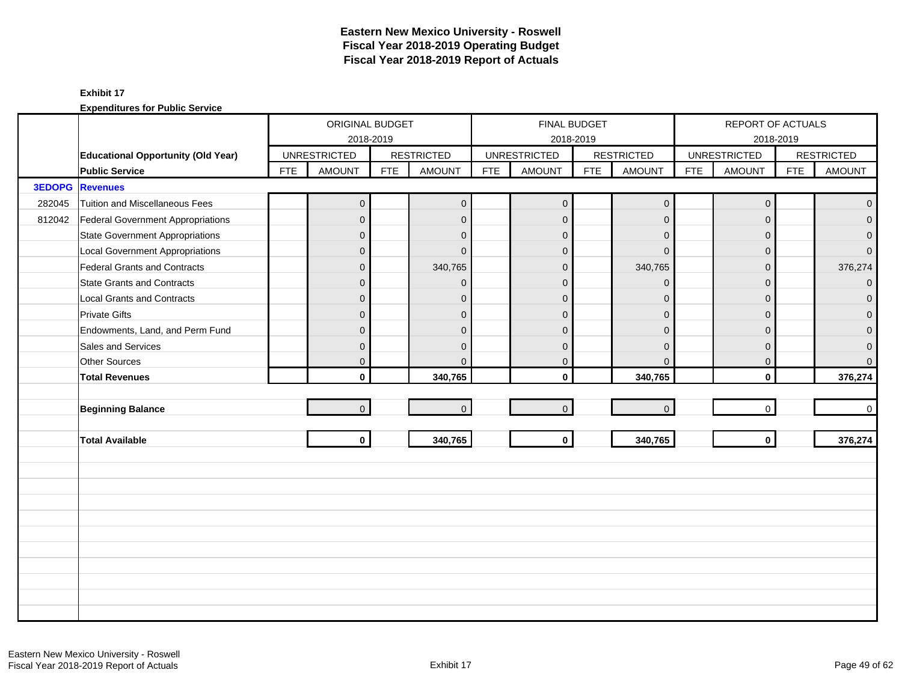# Eastern New Mexico University - Roswell
## Fiscal Year 2018-2019 Operating Budget
## Fiscal Year 2018-2019 Report of Actuals

**Exhibit 17**

**Expenditures for Public Service**

| | | ORIGINAL BUDGET 2018-2019 | | | | FINAL BUDGET 2018-2019 | | | | REPORT OF ACTUALS 2018-2019 | | | |
|---|---|---|---|---|---|---|---|---|---|---|---|---|---|
| | **Educational Opportunity (Old Year)** | UNRESTRICTED | | RESTRICTED | | UNRESTRICTED | | RESTRICTED | | UNRESTRICTED | | RESTRICTED | |
| | **Public Service** | FTE | AMOUNT | FTE | AMOUNT | FTE | AMOUNT | FTE | AMOUNT | FTE | AMOUNT | FTE | AMOUNT |
| **3EDOPG** | **Revenues** | | | | | | | | | | | | |
| 282045 | Tuition and Miscellaneous Fees | | 0 | | 0 | | 0 | | 0 | | 0 | | 0 |
| 812042 | Federal Government Appropriations | | 0 | | 0 | | 0 | | 0 | | 0 | | 0 |
| | State Government Appropriations | | 0 | | 0 | | 0 | | 0 | | 0 | | 0 |
| | Local Government Appropriations | | 0 | | 0 | | 0 | | 0 | | 0 | | 0 |
| | Federal Grants and Contracts | | 0 | | 340,765 | | 0 | | 340,765 | | 0 | | 376,274 |
| | State Grants and Contracts | | 0 | | 0 | | 0 | | 0 | | 0 | | 0 |
| | Local Grants and Contracts | | 0 | | 0 | | 0 | | 0 | | 0 | | 0 |
| | Private Gifts | | 0 | | 0 | | 0 | | 0 | | 0 | | 0 |
| | Endowments, Land, and Perm Fund | | 0 | | 0 | | 0 | | 0 | | 0 | | 0 |
| | Sales and Services | | 0 | | 0 | | 0 | | 0 | | 0 | | 0 |
| | Other Sources | | 0 | | 0 | | 0 | | 0 | | 0 | | 0 |
| | **Total Revenues** | | **0** | | **340,765** | | **0** | | **340,765** | | **0** | | **376,274** |
| | **Beginning Balance** | | 0 | | 0 | | 0 | | 0 | | 0 | | 0 |
| | **Total Available** | | **0** | | **340,765** | | **0** | | **340,765** | | **0** | | **376,274** |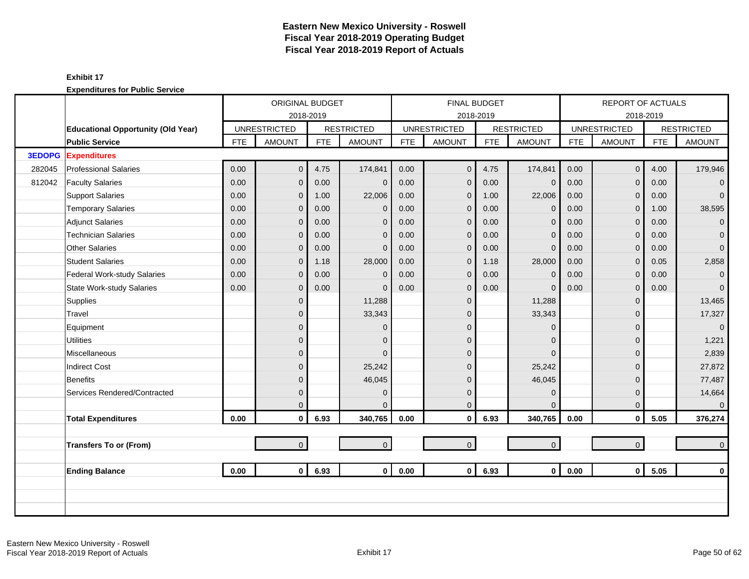# Eastern New Mexico University - Roswell
## Fiscal Year 2018-2019 Operating Budget
## Fiscal Year 2018-2019 Report of Actuals

**Exhibit 17**

**Expenditures for Public Service**

| | | ORIGINAL BUDGET 2018-2019 | | | | FINAL BUDGET 2018-2019 | | | | REPORT OF ACTUALS 2018-2019 | | | |
|---|---|---|---|---|---|---|---|---|---|---|---|---|---|
| | **Educational Opportunity (Old Year)** | UNRESTRICTED | | RESTRICTED | | UNRESTRICTED | | RESTRICTED | | UNRESTRICTED | | RESTRICTED | |
| | **Public Service** | FTE | AMOUNT | FTE | AMOUNT | FTE | AMOUNT | FTE | AMOUNT | FTE | AMOUNT | FTE | AMOUNT |
| **3EDOPG** | **Expenditures** | | | | | | | | | | | | |
| 282045 | Professional Salaries | 0.00 | 0 | 4.75 | 174,841 | 0.00 | 0 | 4.75 | 174,841 | 0.00 | 0 | 4.00 | 179,946 |
| 812042 | Faculty Salaries | 0.00 | 0 | 0.00 | 0 | 0.00 | 0 | 0.00 | 0 | 0.00 | 0 | 0.00 | 0 |
| | Support Salaries | 0.00 | 0 | 1.00 | 22,006 | 0.00 | 0 | 1.00 | 22,006 | 0.00 | 0 | 0.00 | 0 |
| | Temporary Salaries | 0.00 | 0 | 0.00 | 0 | 0.00 | 0 | 0.00 | 0 | 0.00 | 0 | 1.00 | 38,595 |
| | Adjunct Salaries | 0.00 | 0 | 0.00 | 0 | 0.00 | 0 | 0.00 | 0 | 0.00 | 0 | 0.00 | 0 |
| | Technician Salaries | 0.00 | 0 | 0.00 | 0 | 0.00 | 0 | 0.00 | 0 | 0.00 | 0 | 0.00 | 0 |
| | Other Salaries | 0.00 | 0 | 0.00 | 0 | 0.00 | 0 | 0.00 | 0 | 0.00 | 0 | 0.00 | 0 |
| | Student Salaries | 0.00 | 0 | 1.18 | 28,000 | 0.00 | 0 | 1.18 | 28,000 | 0.00 | 0 | 0.05 | 2,858 |
| | Federal Work-study Salaries | 0.00 | 0 | 0.00 | 0 | 0.00 | 0 | 0.00 | 0 | 0.00 | 0 | 0.00 | 0 |
| | State Work-study Salaries | 0.00 | 0 | 0.00 | 0 | 0.00 | 0 | 0.00 | 0 | 0.00 | 0 | 0.00 | 0 |
| | Supplies | | 0 | | 11,288 | | 0 | | 11,288 | | 0 | | 13,465 |
| | Travel | | 0 | | 33,343 | | 0 | | 33,343 | | 0 | | 17,327 |
| | Equipment | | 0 | | 0 | | 0 | | 0 | | 0 | | 0 |
| | Utilities | | 0 | | 0 | | 0 | | 0 | | 0 | | 1,221 |
| | Miscellaneous | | 0 | | 0 | | 0 | | 0 | | 0 | | 2,839 |
| | Indirect Cost | | 0 | | 25,242 | | 0 | | 25,242 | | 0 | | 27,872 |
| | Benefits | | 0 | | 46,045 | | 0 | | 46,045 | | 0 | | 77,487 |
| | Services Rendered/Contracted | | 0 | | 0 | | 0 | | 0 | | 0 | | 14,664 |
| | | | 0 | | 0 | | 0 | | 0 | | 0 | | 0 |
| | **Total Expenditures** | **0.00** | **0** | **6.93** | **340,765** | **0.00** | **0** | **6.93** | **340,765** | **0.00** | **0** | **5.05** | **376,274** |
| | **Transfers To or (From)** | | 0 | | 0 | | 0 | | 0 | | 0 | | 0 |
| | **Ending Balance** | **0.00** | **0** | **6.93** | **0** | **0.00** | **0** | **6.93** | **0** | **0.00** | **0** | **5.05** | **0** |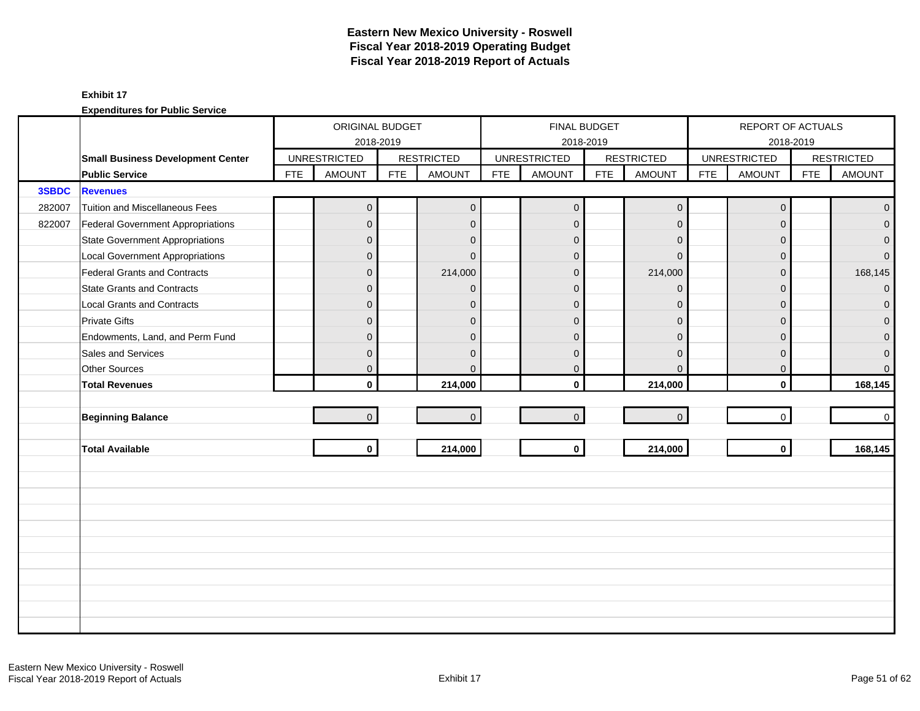# Eastern New Mexico University - Roswell
## Fiscal Year 2018-2019 Operating Budget
## Fiscal Year 2018-2019 Report of Actuals

**Exhibit 17**

**Expenditures for Public Service**

| | | ORIGINAL BUDGET 2018-2019 | | | | FINAL BUDGET 2018-2019 | | | | REPORT OF ACTUALS 2018-2019 | | | |
|---|---|---|---|---|---|---|---|---|---|---|---|---|---|
| | **Small Business Development Center** | UNRESTRICTED | | RESTRICTED | | UNRESTRICTED | | RESTRICTED | | UNRESTRICTED | | RESTRICTED | |
| | **Public Service** | FTE | AMOUNT | FTE | AMOUNT | FTE | AMOUNT | FTE | AMOUNT | FTE | AMOUNT | FTE | AMOUNT |
| **3SBDC** | **Revenues** | | | | | | | | | | | | |
| 282007 | Tuition and Miscellaneous Fees | | 0 | | 0 | | 0 | | 0 | | 0 | | 0 |
| 822007 | Federal Government Appropriations | | 0 | | 0 | | 0 | | 0 | | 0 | | 0 |
| | State Government Appropriations | | 0 | | 0 | | 0 | | 0 | | 0 | | 0 |
| | Local Government Appropriations | | 0 | | 0 | | 0 | | 0 | | 0 | | 0 |
| | Federal Grants and Contracts | | 0 | | 214,000 | | 0 | | 214,000 | | 0 | | 168,145 |
| | State Grants and Contracts | | 0 | | 0 | | 0 | | 0 | | 0 | | 0 |
| | Local Grants and Contracts | | 0 | | 0 | | 0 | | 0 | | 0 | | 0 |
| | Private Gifts | | 0 | | 0 | | 0 | | 0 | | 0 | | 0 |
| | Endowments, Land, and Perm Fund | | 0 | | 0 | | 0 | | 0 | | 0 | | 0 |
| | Sales and Services | | 0 | | 0 | | 0 | | 0 | | 0 | | 0 |
| | Other Sources | | 0 | | 0 | | 0 | | 0 | | 0 | | 0 |
| | **Total Revenues** | | **0** | | **214,000** | | **0** | | **214,000** | | **0** | | **168,145** |
| | **Beginning Balance** | | 0 | | 0 | | 0 | | 0 | | 0 | | 0 |
| | **Total Available** | | **0** | | **214,000** | | **0** | | **214,000** | | **0** | | **168,145** |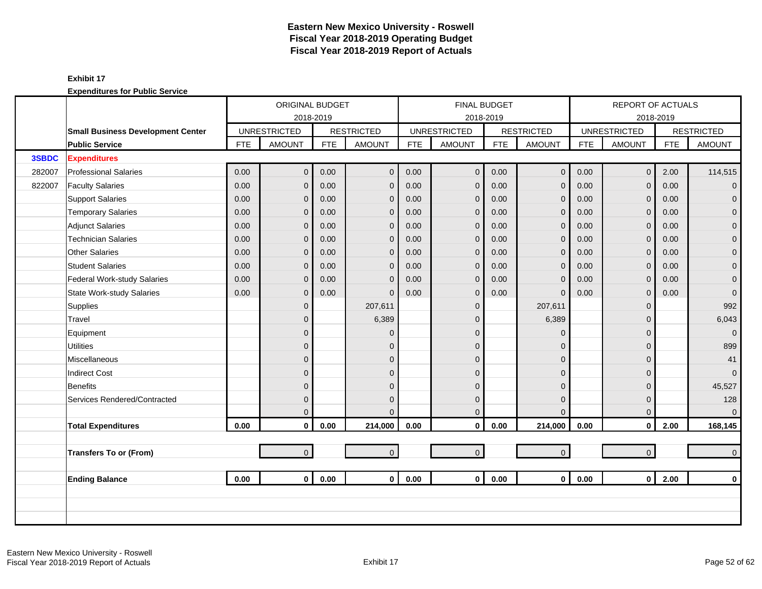# Eastern New Mexico University - Roswell
## Fiscal Year 2018-2019 Operating Budget
## Fiscal Year 2018-2019 Report of Actuals

**Exhibit 17**

**Expenditures for Public Service**

| | | ORIGINAL BUDGET 2018-2019 | | | | FINAL BUDGET 2018-2019 | | | | REPORT OF ACTUALS 2018-2019 | | | |
|---|---|---|---|---|---|---|---|---|---|---|---|---|---|
| | **Small Business Development Center** | UNRESTRICTED | | RESTRICTED | | UNRESTRICTED | | RESTRICTED | | UNRESTRICTED | | RESTRICTED | |
| | **Public Service** | FTE | AMOUNT | FTE | AMOUNT | FTE | AMOUNT | FTE | AMOUNT | FTE | AMOUNT | FTE | AMOUNT |
| **3SBDC** | **Expenditures** | | | | | | | | | | | | |
| 282007 | Professional Salaries | 0.00 | 0 | 0.00 | 0 | 0.00 | 0 | 0.00 | 0 | 0.00 | 0 | 2.00 | 114,515 |
| 822007 | Faculty Salaries | 0.00 | 0 | 0.00 | 0 | 0.00 | 0 | 0.00 | 0 | 0.00 | 0 | 0.00 | 0 |
| | Support Salaries | 0.00 | 0 | 0.00 | 0 | 0.00 | 0 | 0.00 | 0 | 0.00 | 0 | 0.00 | 0 |
| | Temporary Salaries | 0.00 | 0 | 0.00 | 0 | 0.00 | 0 | 0.00 | 0 | 0.00 | 0 | 0.00 | 0 |
| | Adjunct Salaries | 0.00 | 0 | 0.00 | 0 | 0.00 | 0 | 0.00 | 0 | 0.00 | 0 | 0.00 | 0 |
| | Technician Salaries | 0.00 | 0 | 0.00 | 0 | 0.00 | 0 | 0.00 | 0 | 0.00 | 0 | 0.00 | 0 |
| | Other Salaries | 0.00 | 0 | 0.00 | 0 | 0.00 | 0 | 0.00 | 0 | 0.00 | 0 | 0.00 | 0 |
| | Student Salaries | 0.00 | 0 | 0.00 | 0 | 0.00 | 0 | 0.00 | 0 | 0.00 | 0 | 0.00 | 0 |
| | Federal Work-study Salaries | 0.00 | 0 | 0.00 | 0 | 0.00 | 0 | 0.00 | 0 | 0.00 | 0 | 0.00 | 0 |
| | State Work-study Salaries | 0.00 | 0 | 0.00 | 0 | 0.00 | 0 | 0.00 | 0 | 0.00 | 0 | 0.00 | 0 |
| | Supplies | | 0 | | 207,611 | | 0 | | 207,611 | | 0 | | 992 |
| | Travel | | 0 | | 6,389 | | 0 | | 6,389 | | 0 | | 6,043 |
| | Equipment | | 0 | | 0 | | 0 | | 0 | | 0 | | 0 |
| | Utilities | | 0 | | 0 | | 0 | | 0 | | 0 | | 899 |
| | Miscellaneous | | 0 | | 0 | | 0 | | 0 | | 0 | | 41 |
| | Indirect Cost | | 0 | | 0 | | 0 | | 0 | | 0 | | 0 |
| | Benefits | | 0 | | 0 | | 0 | | 0 | | 0 | | 45,527 |
| | Services Rendered/Contracted | | 0 | | 0 | | 0 | | 0 | | 0 | | 128 |
| | | | 0 | | 0 | | 0 | | 0 | | 0 | | 0 |
| | **Total Expenditures** | **0.00** | **0** | **0.00** | **214,000** | **0.00** | **0** | **0.00** | **214,000** | **0.00** | **0** | **2.00** | **168,145** |
| | **Transfers To or (From)** | | 0 | | 0 | | 0 | | 0 | | 0 | | 0 |
| | **Ending Balance** | **0.00** | **0** | **0.00** | **0** | **0.00** | **0** | **0.00** | **0** | **0.00** | **0** | **2.00** | **0** |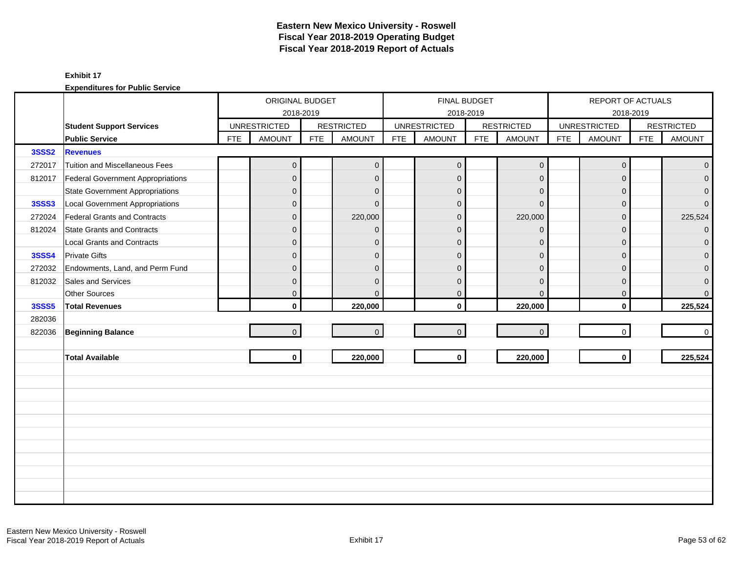# Eastern New Mexico University - Roswell
## Fiscal Year 2018-2019 Operating Budget
## Fiscal Year 2018-2019 Report of Actuals

**Exhibit 17**

**Expenditures for Public Service**

| | | ORIGINAL BUDGET 2018-2019 | | | | FINAL BUDGET 2018-2019 | | | | REPORT OF ACTUALS 2018-2019 | | | |
|---|---|---|---|---|---|---|---|---|---|---|---|---|---|
| | **Student Support Services** | UNRESTRICTED | | RESTRICTED | | UNRESTRICTED | | RESTRICTED | | UNRESTRICTED | | RESTRICTED | |
| | **Public Service** | FTE | AMOUNT | FTE | AMOUNT | FTE | AMOUNT | FTE | AMOUNT | FTE | AMOUNT | FTE | AMOUNT |
| **3SSS2** | **Revenues** | | | | | | | | | | | | |
| 272017 | Tuition and Miscellaneous Fees | | 0 | | 0 | | 0 | | 0 | | 0 | | 0 |
| 812017 | Federal Government Appropriations | | 0 | | 0 | | 0 | | 0 | | 0 | | 0 |
| | State Government Appropriations | | 0 | | 0 | | 0 | | 0 | | 0 | | 0 |
| **3SSS3** | Local Government Appropriations | | 0 | | 0 | | 0 | | 0 | | 0 | | 0 |
| 272024 | Federal Grants and Contracts | | 0 | | 220,000 | | 0 | | 220,000 | | 0 | | 225,524 |
| 812024 | State Grants and Contracts | | 0 | | 0 | | 0 | | 0 | | 0 | | 0 |
| | Local Grants and Contracts | | 0 | | 0 | | 0 | | 0 | | 0 | | 0 |
| **3SSS4** | Private Gifts | | 0 | | 0 | | 0 | | 0 | | 0 | | 0 |
| 272032 | Endowments, Land, and Perm Fund | | 0 | | 0 | | 0 | | 0 | | 0 | | 0 |
| 812032 | Sales and Services | | 0 | | 0 | | 0 | | 0 | | 0 | | 0 |
| | Other Sources | | 0 | | 0 | | 0 | | 0 | | 0 | | 0 |
| **3SSS5** | **Total Revenues** | | **0** | | **220,000** | | **0** | | **220,000** | | **0** | | **225,524** |
| 282036 | | | | | | | | | | | | | |
| 822036 | **Beginning Balance** | | 0 | | 0 | | 0 | | 0 | | 0 | | 0 |
| | **Total Available** | | **0** | | **220,000** | | **0** | | **220,000** | | **0** | | **225,524** |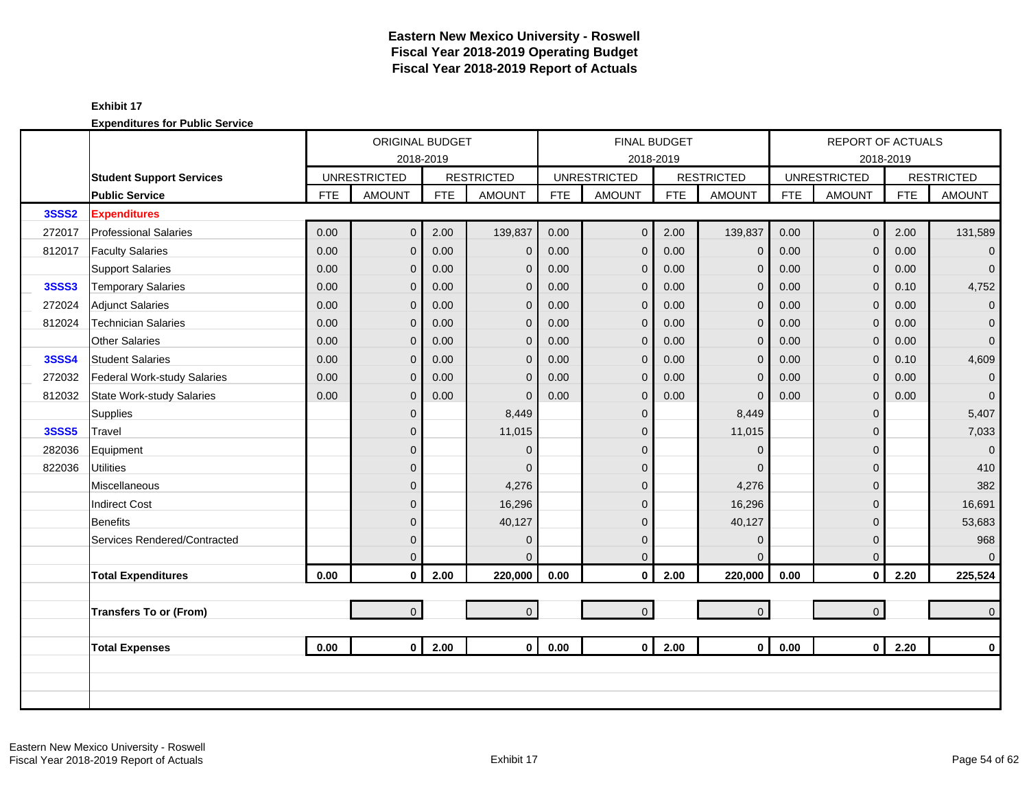# Eastern New Mexico University - Roswell
## Fiscal Year 2018-2019 Operating Budget
## Fiscal Year 2018-2019 Report of Actuals

**Exhibit 17**

**Expenditures for Public Service**

| | | ORIGINAL BUDGET 2018-2019 | | | | FINAL BUDGET 2018-2019 | | | | REPORT OF ACTUALS 2018-2019 | | | |
|---|---|---|---|---|---|---|---|---|---|---|---|---|---|
| | **Student Support Services** | UNRESTRICTED | | RESTRICTED | | UNRESTRICTED | | RESTRICTED | | UNRESTRICTED | | RESTRICTED | |
| | **Public Service** | FTE | AMOUNT | FTE | AMOUNT | FTE | AMOUNT | FTE | AMOUNT | FTE | AMOUNT | FTE | AMOUNT |
| **3SSS2** | **Expenditures** | | | | | | | | | | | | |
| 272017 | Professional Salaries | 0.00 | 0 | 2.00 | 139,837 | 0.00 | 0 | 2.00 | 139,837 | 0.00 | 0 | 2.00 | 131,589 |
| 812017 | Faculty Salaries | 0.00 | 0 | 0.00 | 0 | 0.00 | 0 | 0.00 | 0 | 0.00 | 0 | 0.00 | 0 |
| | Support Salaries | 0.00 | 0 | 0.00 | 0 | 0.00 | 0 | 0.00 | 0 | 0.00 | 0 | 0.00 | 0 |
| **3SSS3** | Temporary Salaries | 0.00 | 0 | 0.00 | 0 | 0.00 | 0 | 0.00 | 0 | 0.00 | 0 | 0.10 | 4,752 |
| 272024 | Adjunct Salaries | 0.00 | 0 | 0.00 | 0 | 0.00 | 0 | 0.00 | 0 | 0.00 | 0 | 0.00 | 0 |
| 812024 | Technician Salaries | 0.00 | 0 | 0.00 | 0 | 0.00 | 0 | 0.00 | 0 | 0.00 | 0 | 0.00 | 0 |
| | Other Salaries | 0.00 | 0 | 0.00 | 0 | 0.00 | 0 | 0.00 | 0 | 0.00 | 0 | 0.00 | 0 |
| **3SSS4** | Student Salaries | 0.00 | 0 | 0.00 | 0 | 0.00 | 0 | 0.00 | 0 | 0.00 | 0 | 0.10 | 4,609 |
| 272032 | Federal Work-study Salaries | 0.00 | 0 | 0.00 | 0 | 0.00 | 0 | 0.00 | 0 | 0.00 | 0 | 0.00 | 0 |
| 812032 | State Work-study Salaries | 0.00 | 0 | 0.00 | 0 | 0.00 | 0 | 0.00 | 0 | 0.00 | 0 | 0.00 | 0 |
| | Supplies | | 0 | | 8,449 | | 0 | | 8,449 | | 0 | | 5,407 |
| **3SSS5** | Travel | | 0 | | 11,015 | | 0 | | 11,015 | | 0 | | 7,033 |
| 282036 | Equipment | | 0 | | 0 | | 0 | | 0 | | 0 | | 0 |
| 822036 | Utilities | | 0 | | 0 | | 0 | | 0 | | 0 | | 410 |
| | Miscellaneous | | 0 | | 4,276 | | 0 | | 4,276 | | 0 | | 382 |
| | Indirect Cost | | 0 | | 16,296 | | 0 | | 16,296 | | 0 | | 16,691 |
| | Benefits | | 0 | | 40,127 | | 0 | | 40,127 | | 0 | | 53,683 |
| | Services Rendered/Contracted | | 0 | | 0 | | 0 | | 0 | | 0 | | 968 |
| | | | 0 | | 0 | | 0 | | 0 | | 0 | | 0 |
| | **Total Expenditures** | **0.00** | **0** | **2.00** | **220,000** | **0.00** | **0** | **2.00** | **220,000** | **0.00** | **0** | **2.20** | **225,524** |
| | **Transfers To or (From)** | | 0 | | 0 | | 0 | | 0 | | 0 | | 0 |
| | **Total Expenses** | **0.00** | **0** | **2.00** | **0** | **0.00** | **0** | **2.00** | **0** | **0.00** | **0** | **2.20** | **0** |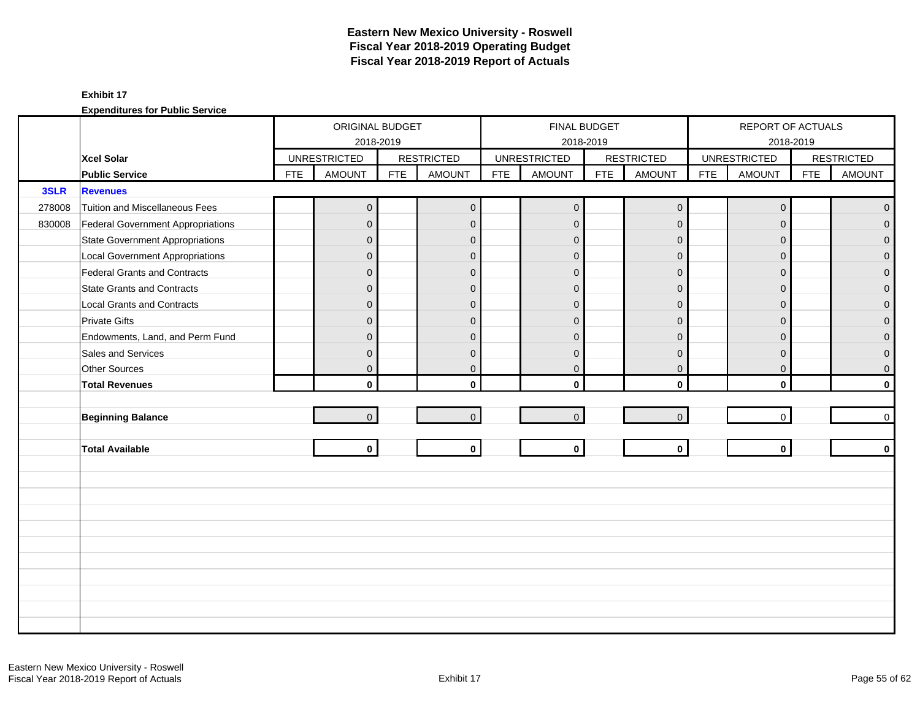# Eastern New Mexico University - Roswell
## Fiscal Year 2018-2019 Operating Budget
## Fiscal Year 2018-2019 Report of Actuals

**Exhibit 17**

**Expenditures for Public Service**

| | | ORIGINAL BUDGET 2018-2019 | | | | FINAL BUDGET 2018-2019 | | | | REPORT OF ACTUALS 2018-2019 | | | |
|---|---|---|---|---|---|---|---|---|---|---|---|---|---|
| | **Xcel Solar** | UNRESTRICTED | | RESTRICTED | | UNRESTRICTED | | RESTRICTED | | UNRESTRICTED | | RESTRICTED | |
| | **Public Service** | FTE | AMOUNT | FTE | AMOUNT | FTE | AMOUNT | FTE | AMOUNT | FTE | AMOUNT | FTE | AMOUNT |
| **3SLR** | **Revenues** | | | | | | | | | | | | |
| 278008 | Tuition and Miscellaneous Fees | | 0 | | 0 | | 0 | | 0 | | 0 | | 0 |
| 830008 | Federal Government Appropriations | | 0 | | 0 | | 0 | | 0 | | 0 | | 0 |
| | State Government Appropriations | | 0 | | 0 | | 0 | | 0 | | 0 | | 0 |
| | Local Government Appropriations | | 0 | | 0 | | 0 | | 0 | | 0 | | 0 |
| | Federal Grants and Contracts | | 0 | | 0 | | 0 | | 0 | | 0 | | 0 |
| | State Grants and Contracts | | 0 | | 0 | | 0 | | 0 | | 0 | | 0 |
| | Local Grants and Contracts | | 0 | | 0 | | 0 | | 0 | | 0 | | 0 |
| | Private Gifts | | 0 | | 0 | | 0 | | 0 | | 0 | | 0 |
| | Endowments, Land, and Perm Fund | | 0 | | 0 | | 0 | | 0 | | 0 | | 0 |
| | Sales and Services | | 0 | | 0 | | 0 | | 0 | | 0 | | 0 |
| | Other Sources | | 0 | | 0 | | 0 | | 0 | | 0 | | 0 |
| | **Total Revenues** | | **0** | | **0** | | **0** | | **0** | | **0** | | **0** |
| | **Beginning Balance** | | 0 | | 0 | | 0 | | 0 | | 0 | | 0 |
| | **Total Available** | | **0** | | **0** | | **0** | | **0** | | **0** | | **0** |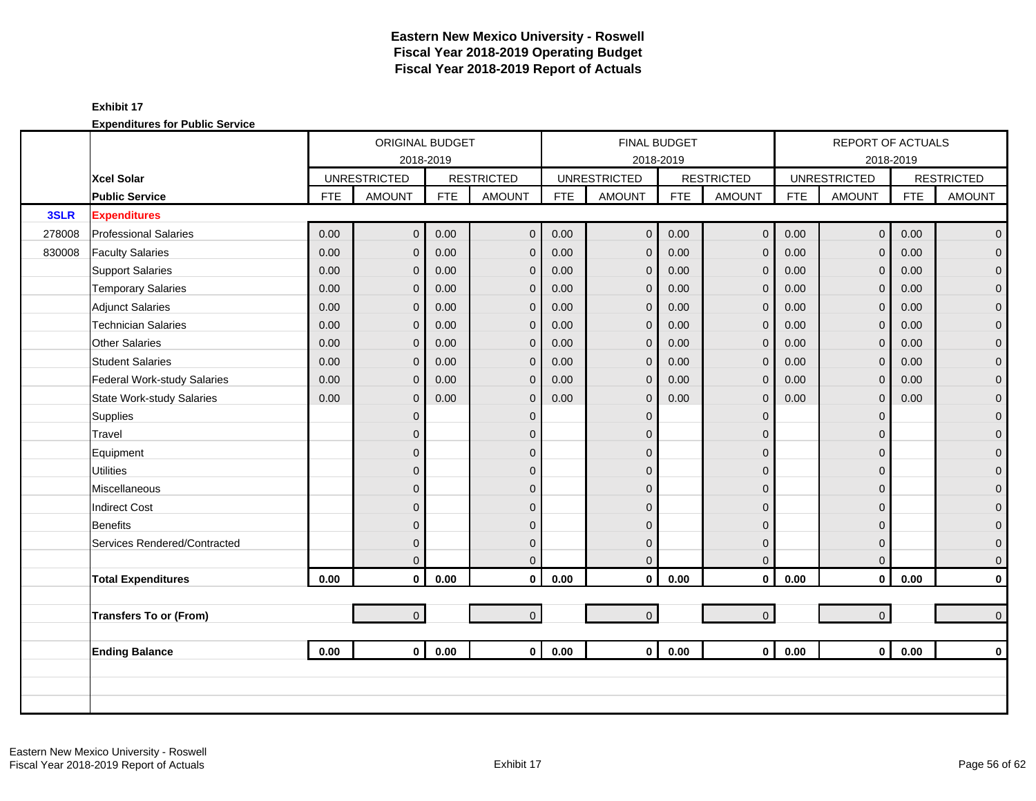# Eastern New Mexico University - Roswell
## Fiscal Year 2018-2019 Operating Budget
## Fiscal Year 2018-2019 Report of Actuals

**Exhibit 17**

**Expenditures for Public Service**

| | | ORIGINAL BUDGET 2018-2019 | | | | FINAL BUDGET 2018-2019 | | | | REPORT OF ACTUALS 2018-2019 | | | |
|---|---|---|---|---|---|---|---|---|---|---|---|---|---|
| | **Xcel Solar** | UNRESTRICTED | | RESTRICTED | | UNRESTRICTED | | RESTRICTED | | UNRESTRICTED | | RESTRICTED | |
| | **Public Service** | FTE | AMOUNT | FTE | AMOUNT | FTE | AMOUNT | FTE | AMOUNT | FTE | AMOUNT | FTE | AMOUNT |
| **3SLR** | **Expenditures** | | | | | | | | | | | | |
| 278008 | Professional Salaries | 0.00 | 0 | 0.00 | 0 | 0.00 | 0 | 0.00 | 0 | 0.00 | 0 | 0.00 | 0 |
| 830008 | Faculty Salaries | 0.00 | 0 | 0.00 | 0 | 0.00 | 0 | 0.00 | 0 | 0.00 | 0 | 0.00 | 0 |
| | Support Salaries | 0.00 | 0 | 0.00 | 0 | 0.00 | 0 | 0.00 | 0 | 0.00 | 0 | 0.00 | 0 |
| | Temporary Salaries | 0.00 | 0 | 0.00 | 0 | 0.00 | 0 | 0.00 | 0 | 0.00 | 0 | 0.00 | 0 |
| | Adjunct Salaries | 0.00 | 0 | 0.00 | 0 | 0.00 | 0 | 0.00 | 0 | 0.00 | 0 | 0.00 | 0 |
| | Technician Salaries | 0.00 | 0 | 0.00 | 0 | 0.00 | 0 | 0.00 | 0 | 0.00 | 0 | 0.00 | 0 |
| | Other Salaries | 0.00 | 0 | 0.00 | 0 | 0.00 | 0 | 0.00 | 0 | 0.00 | 0 | 0.00 | 0 |
| | Student Salaries | 0.00 | 0 | 0.00 | 0 | 0.00 | 0 | 0.00 | 0 | 0.00 | 0 | 0.00 | 0 |
| | Federal Work-study Salaries | 0.00 | 0 | 0.00 | 0 | 0.00 | 0 | 0.00 | 0 | 0.00 | 0 | 0.00 | 0 |
| | State Work-study Salaries | 0.00 | 0 | 0.00 | 0 | 0.00 | 0 | 0.00 | 0 | 0.00 | 0 | 0.00 | 0 |
| | Supplies | | 0 | | 0 | | 0 | | 0 | | 0 | | 0 |
| | Travel | | 0 | | 0 | | 0 | | 0 | | 0 | | 0 |
| | Equipment | | 0 | | 0 | | 0 | | 0 | | 0 | | 0 |
| | Utilities | | 0 | | 0 | | 0 | | 0 | | 0 | | 0 |
| | Miscellaneous | | 0 | | 0 | | 0 | | 0 | | 0 | | 0 |
| | Indirect Cost | | 0 | | 0 | | 0 | | 0 | | 0 | | 0 |
| | Benefits | | 0 | | 0 | | 0 | | 0 | | 0 | | 0 |
| | Services Rendered/Contracted | | 0 | | 0 | | 0 | | 0 | | 0 | | 0 |
| | | | 0 | | 0 | | 0 | | 0 | | 0 | | 0 |
| | **Total Expenditures** | **0.00** | **0** | **0.00** | **0** | **0.00** | **0** | **0.00** | **0** | **0.00** | **0** | **0.00** | **0** |
| | | | | | | | | | | | | | |
| | **Transfers To or (From)** | | 0 | | 0 | | 0 | | 0 | | 0 | | 0 |
| | | | | | | | | | | | | | |
| | **Ending Balance** | **0.00** | **0** | **0.00** | **0** | **0.00** | **0** | **0.00** | **0** | **0.00** | **0** | **0.00** | **0** |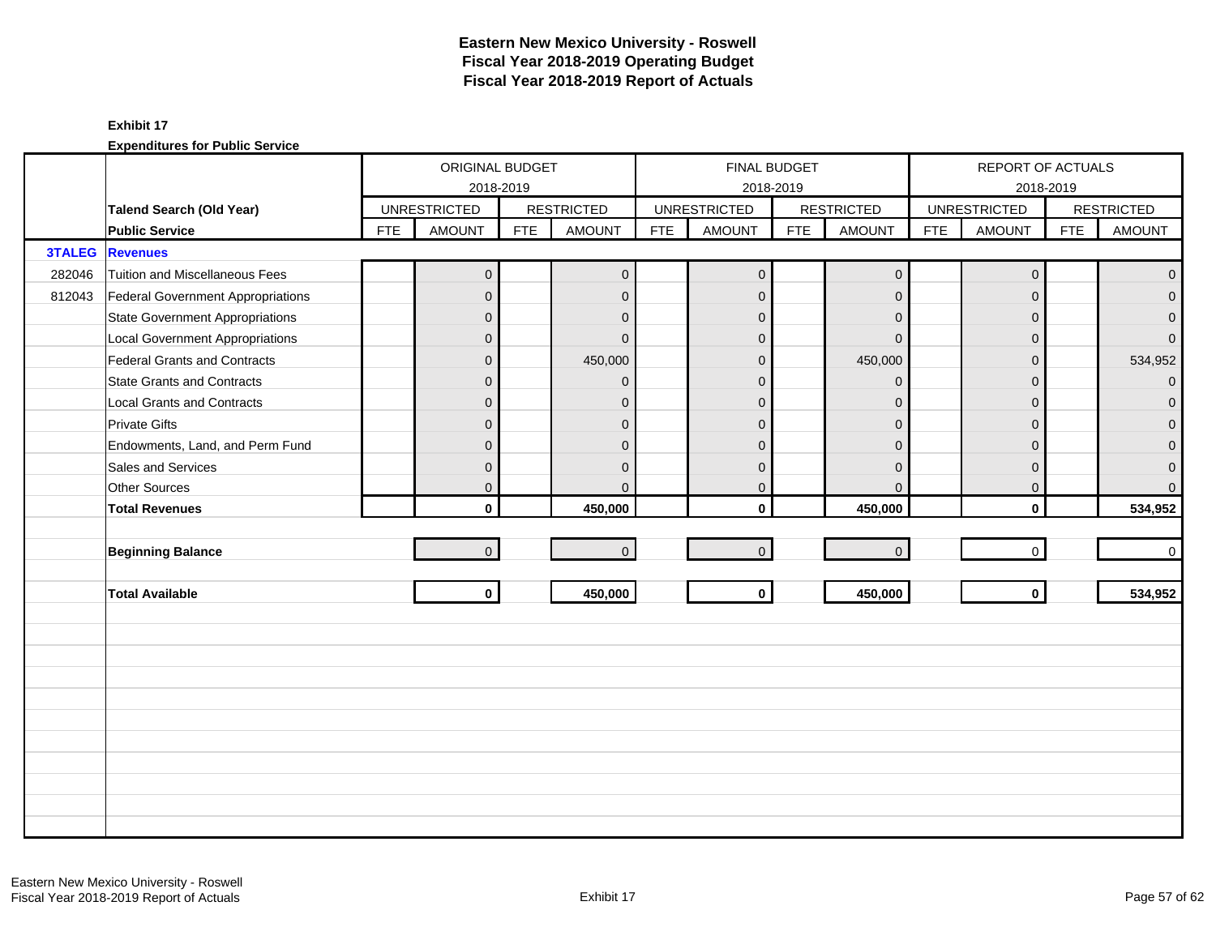# Eastern New Mexico University - Roswell
## Fiscal Year 2018-2019 Operating Budget
## Fiscal Year 2018-2019 Report of Actuals

**Exhibit 17**

**Expenditures for Public Service**

| | | ORIGINAL BUDGET 2018-2019 | | | | FINAL BUDGET 2018-2019 | | | | REPORT OF ACTUALS 2018-2019 | | | |
|---|---|---|---|---|---|---|---|---|---|---|---|---|---|
| | **Talend Search (Old Year)** | UNRESTRICTED | | RESTRICTED | | UNRESTRICTED | | RESTRICTED | | UNRESTRICTED | | RESTRICTED | |
| | **Public Service** | FTE | AMOUNT | FTE | AMOUNT | FTE | AMOUNT | FTE | AMOUNT | FTE | AMOUNT | FTE | AMOUNT |
| **3TALEG** | **Revenues** | | | | | | | | | | | | |
| 282046 | Tuition and Miscellaneous Fees | | 0 | | 0 | | 0 | | 0 | | 0 | | 0 |
| 812043 | Federal Government Appropriations | | 0 | | 0 | | 0 | | 0 | | 0 | | 0 |
| | State Government Appropriations | | 0 | | 0 | | 0 | | 0 | | 0 | | 0 |
| | Local Government Appropriations | | 0 | | 0 | | 0 | | 0 | | 0 | | 0 |
| | Federal Grants and Contracts | | 0 | | 450,000 | | 0 | | 450,000 | | 0 | | 534,952 |
| | State Grants and Contracts | | 0 | | 0 | | 0 | | 0 | | 0 | | 0 |
| | Local Grants and Contracts | | 0 | | 0 | | 0 | | 0 | | 0 | | 0 |
| | Private Gifts | | 0 | | 0 | | 0 | | 0 | | 0 | | 0 |
| | Endowments, Land, and Perm Fund | | 0 | | 0 | | 0 | | 0 | | 0 | | 0 |
| | Sales and Services | | 0 | | 0 | | 0 | | 0 | | 0 | | 0 |
| | Other Sources | | 0 | | 0 | | 0 | | 0 | | 0 | | 0 |
| | **Total Revenues** | | **0** | | **450,000** | | **0** | | **450,000** | | **0** | | **534,952** |
| | | | | | | | | | | | | | |
| | **Beginning Balance** | | 0 | | 0 | | 0 | | 0 | | 0 | | 0 |
| | | | | | | | | | | | | | |
| | **Total Available** | | **0** | | **450,000** | | **0** | | **450,000** | | **0** | | **534,952** |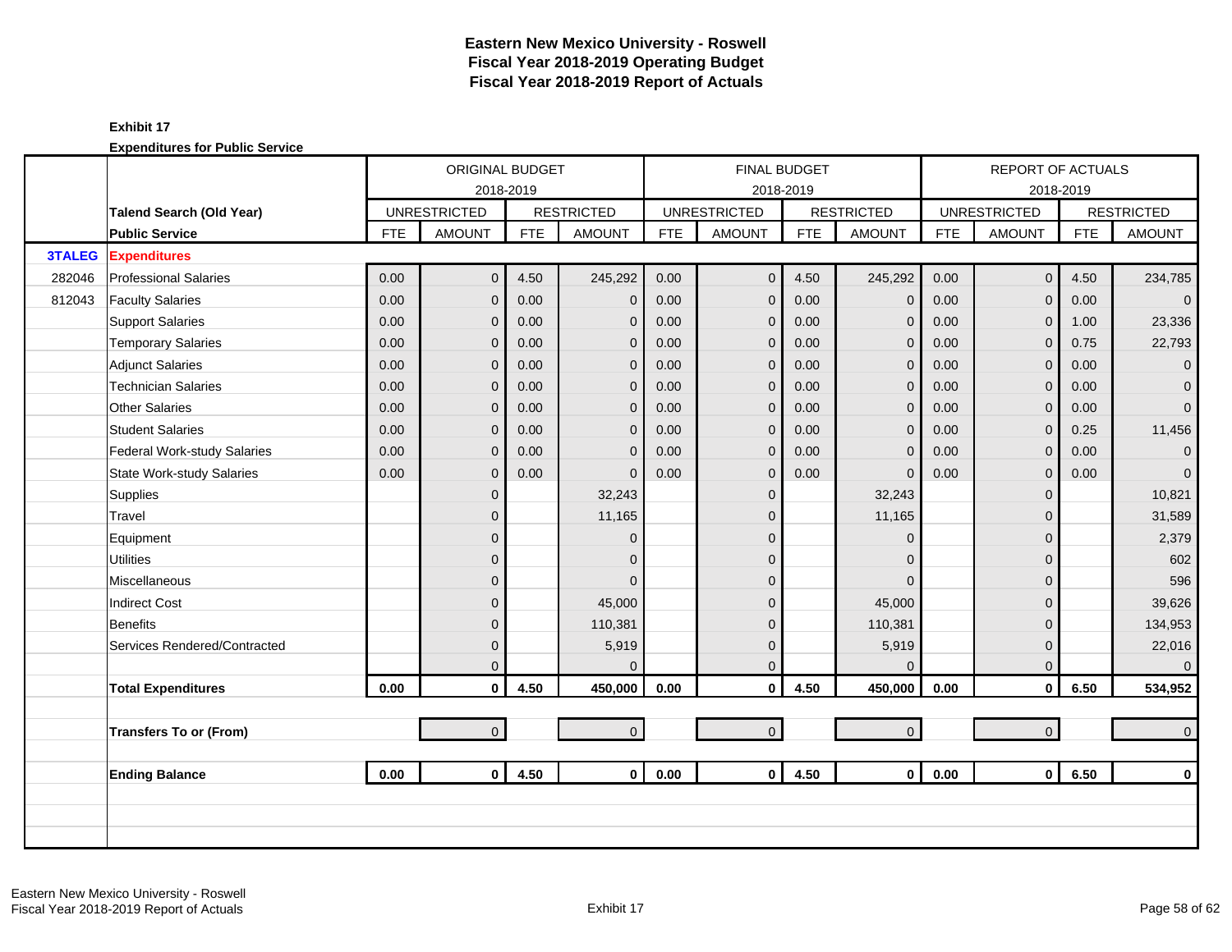# Eastern New Mexico University - Roswell
## Fiscal Year 2018-2019 Operating Budget
## Fiscal Year 2018-2019 Report of Actuals

**Exhibit 17**

**Expenditures for Public Service**

| | | ORIGINAL BUDGET 2018-2019 | | | | FINAL BUDGET 2018-2019 | | | | REPORT OF ACTUALS 2018-2019 | | | |
|---|---|---|---|---|---|---|---|---|---|---|---|---|---|
| | **Talend Search (Old Year)** | UNRESTRICTED | | RESTRICTED | | UNRESTRICTED | | RESTRICTED | | UNRESTRICTED | | RESTRICTED | |
| | **Public Service** | FTE | AMOUNT | FTE | AMOUNT | FTE | AMOUNT | FTE | AMOUNT | FTE | AMOUNT | FTE | AMOUNT |
| **3TALEG** | **Expenditures** | | | | | | | | | | | | |
| 282046 | Professional Salaries | 0.00 | 0 | 4.50 | 245,292 | 0.00 | 0 | 4.50 | 245,292 | 0.00 | 0 | 4.50 | 234,785 |
| 812043 | Faculty Salaries | 0.00 | 0 | 0.00 | 0 | 0.00 | 0 | 0.00 | 0 | 0.00 | 0 | 0.00 | 0 |
| | Support Salaries | 0.00 | 0 | 0.00 | 0 | 0.00 | 0 | 0.00 | 0 | 0.00 | 0 | 1.00 | 23,336 |
| | Temporary Salaries | 0.00 | 0 | 0.00 | 0 | 0.00 | 0 | 0.00 | 0 | 0.00 | 0 | 0.75 | 22,793 |
| | Adjunct Salaries | 0.00 | 0 | 0.00 | 0 | 0.00 | 0 | 0.00 | 0 | 0.00 | 0 | 0.00 | 0 |
| | Technician Salaries | 0.00 | 0 | 0.00 | 0 | 0.00 | 0 | 0.00 | 0 | 0.00 | 0 | 0.00 | 0 |
| | Other Salaries | 0.00 | 0 | 0.00 | 0 | 0.00 | 0 | 0.00 | 0 | 0.00 | 0 | 0.00 | 0 |
| | Student Salaries | 0.00 | 0 | 0.00 | 0 | 0.00 | 0 | 0.00 | 0 | 0.00 | 0 | 0.25 | 11,456 |
| | Federal Work-study Salaries | 0.00 | 0 | 0.00 | 0 | 0.00 | 0 | 0.00 | 0 | 0.00 | 0 | 0.00 | 0 |
| | State Work-study Salaries | 0.00 | 0 | 0.00 | 0 | 0.00 | 0 | 0.00 | 0 | 0.00 | 0 | 0.00 | 0 |
| | Supplies | | 0 | | 32,243 | | 0 | | 32,243 | | 0 | | 10,821 |
| | Travel | | 0 | | 11,165 | | 0 | | 11,165 | | 0 | | 31,589 |
| | Equipment | | 0 | | 0 | | 0 | | 0 | | 0 | | 2,379 |
| | Utilities | | 0 | | 0 | | 0 | | 0 | | 0 | | 602 |
| | Miscellaneous | | 0 | | 0 | | 0 | | 0 | | 0 | | 596 |
| | Indirect Cost | | 0 | | 45,000 | | 0 | | 45,000 | | 0 | | 39,626 |
| | Benefits | | 0 | | 110,381 | | 0 | | 110,381 | | 0 | | 134,953 |
| | Services Rendered/Contracted | | 0 | | 5,919 | | 0 | | 5,919 | | 0 | | 22,016 |
| | | | 0 | | 0 | | 0 | | 0 | | 0 | | 0 |
| | **Total Expenditures** | **0.00** | **0** | **4.50** | **450,000** | **0.00** | **0** | **4.50** | **450,000** | **0.00** | **0** | **6.50** | **534,952** |
| | **Transfers To or (From)** | | 0 | | 0 | | 0 | | 0 | | 0 | | 0 |
| | **Ending Balance** | **0.00** | **0** | **4.50** | **0** | **0.00** | **0** | **4.50** | **0** | **0.00** | **0** | **6.50** | **0** |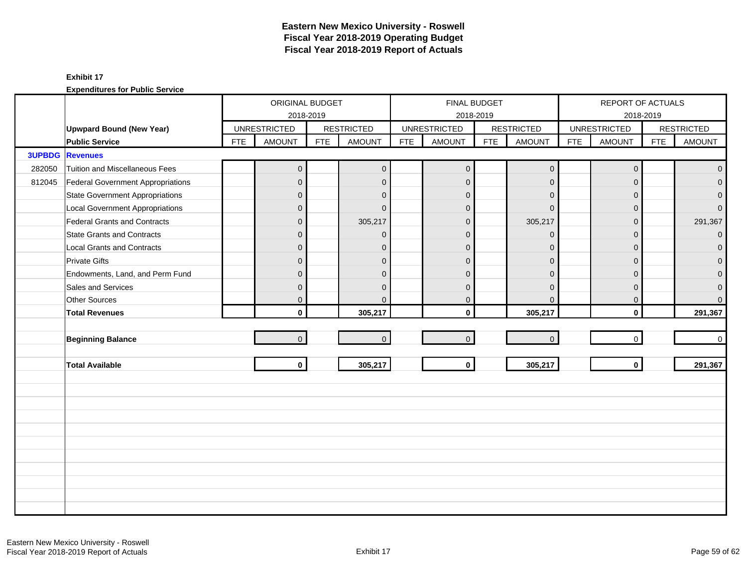# Eastern New Mexico University - Roswell
## Fiscal Year 2018-2019 Operating Budget
## Fiscal Year 2018-2019 Report of Actuals

**Exhibit 17**

**Expenditures for Public Service**

| | | ORIGINAL BUDGET 2018-2019 | | | | FINAL BUDGET 2018-2019 | | | | REPORT OF ACTUALS 2018-2019 | | | |
|---|---|---|---|---|---|---|---|---|---|---|---|---|---|
| | **Upward Bound (New Year)** | UNRESTRICTED | | RESTRICTED | | UNRESTRICTED | | RESTRICTED | | UNRESTRICTED | | RESTRICTED | |
| | **Public Service** | FTE | AMOUNT | FTE | AMOUNT | FTE | AMOUNT | FTE | AMOUNT | FTE | AMOUNT | FTE | AMOUNT |
| **3UPBDG** | **Revenues** | | | | | | | | | | | | |
| 282050 | Tuition and Miscellaneous Fees | | 0 | | 0 | | 0 | | 0 | | 0 | | 0 |
| 812045 | Federal Government Appropriations | | 0 | | 0 | | 0 | | 0 | | 0 | | 0 |
| | State Government Appropriations | | 0 | | 0 | | 0 | | 0 | | 0 | | 0 |
| | Local Government Appropriations | | 0 | | 0 | | 0 | | 0 | | 0 | | 0 |
| | Federal Grants and Contracts | | 0 | | 305,217 | | 0 | | 305,217 | | 0 | | 291,367 |
| | State Grants and Contracts | | 0 | | 0 | | 0 | | 0 | | 0 | | 0 |
| | Local Grants and Contracts | | 0 | | 0 | | 0 | | 0 | | 0 | | 0 |
| | Private Gifts | | 0 | | 0 | | 0 | | 0 | | 0 | | 0 |
| | Endowments, Land, and Perm Fund | | 0 | | 0 | | 0 | | 0 | | 0 | | 0 |
| | Sales and Services | | 0 | | 0 | | 0 | | 0 | | 0 | | 0 |
| | Other Sources | | 0 | | 0 | | 0 | | 0 | | 0 | | 0 |
| | **Total Revenues** | | **0** | | **305,217** | | **0** | | **305,217** | | **0** | | **291,367** |
| | | | | | | | | | | | | | |
| | **Beginning Balance** | | 0 | | 0 | | 0 | | 0 | | 0 | | 0 |
| | | | | | | | | | | | | | |
| | **Total Available** | | **0** | | **305,217** | | **0** | | **305,217** | | **0** | | **291,367** |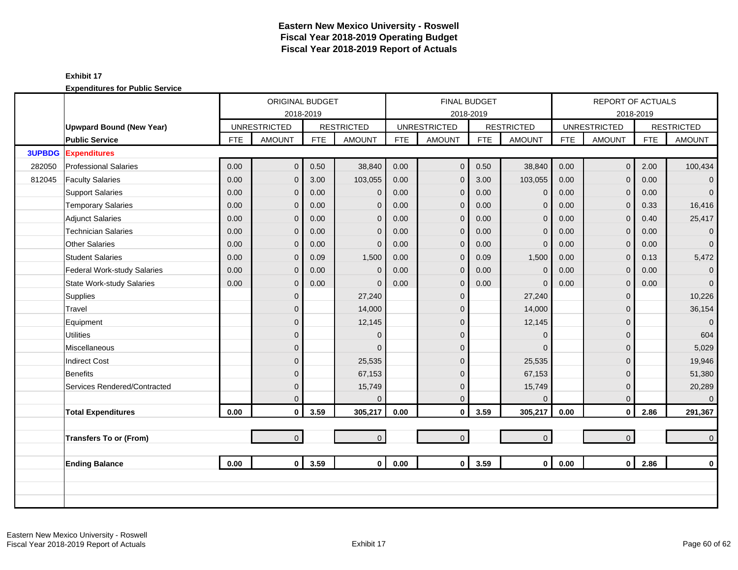# Eastern New Mexico University - Roswell
## Fiscal Year 2018-2019 Operating Budget
## Fiscal Year 2018-2019 Report of Actuals

**Exhibit 17**

**Expenditures for Public Service**

| | | ORIGINAL BUDGET 2018-2019 | | | | FINAL BUDGET 2018-2019 | | | | REPORT OF ACTUALS 2018-2019 | | | |
|---|---|---|---|---|---|---|---|---|---|---|---|---|---|
| | **Upwpard Bound (New Year)** | UNRESTRICTED | | RESTRICTED | | UNRESTRICTED | | RESTRICTED | | UNRESTRICTED | | RESTRICTED | |
| | **Public Service** | FTE | AMOUNT | FTE | AMOUNT | FTE | AMOUNT | FTE | AMOUNT | FTE | AMOUNT | FTE | AMOUNT |
| **3UPBDG** | **Expenditures** | | | | | | | | | | | | |
| 282050 | Professional Salaries | 0.00 | 0 | 0.50 | 38,840 | 0.00 | 0 | 0.50 | 38,840 | 0.00 | 0 | 2.00 | 100,434 |
| 812045 | Faculty Salaries | 0.00 | 0 | 3.00 | 103,055 | 0.00 | 0 | 3.00 | 103,055 | 0.00 | 0 | 0.00 | 0 |
| | Support Salaries | 0.00 | 0 | 0.00 | 0 | 0.00 | 0 | 0.00 | 0 | 0.00 | 0 | 0.00 | 0 |
| | Temporary Salaries | 0.00 | 0 | 0.00 | 0 | 0.00 | 0 | 0.00 | 0 | 0.00 | 0 | 0.33 | 16,416 |
| | Adjunct Salaries | 0.00 | 0 | 0.00 | 0 | 0.00 | 0 | 0.00 | 0 | 0.00 | 0 | 0.40 | 25,417 |
| | Technician Salaries | 0.00 | 0 | 0.00 | 0 | 0.00 | 0 | 0.00 | 0 | 0.00 | 0 | 0.00 | 0 |
| | Other Salaries | 0.00 | 0 | 0.00 | 0 | 0.00 | 0 | 0.00 | 0 | 0.00 | 0 | 0.00 | 0 |
| | Student Salaries | 0.00 | 0 | 0.09 | 1,500 | 0.00 | 0 | 0.09 | 1,500 | 0.00 | 0 | 0.13 | 5,472 |
| | Federal Work-study Salaries | 0.00 | 0 | 0.00 | 0 | 0.00 | 0 | 0.00 | 0 | 0.00 | 0 | 0.00 | 0 |
| | State Work-study Salaries | 0.00 | 0 | 0.00 | 0 | 0.00 | 0 | 0.00 | 0 | 0.00 | 0 | 0.00 | 0 |
| | Supplies | | 0 | | 27,240 | | 0 | | 27,240 | | 0 | | 10,226 |
| | Travel | | 0 | | 14,000 | | 0 | | 14,000 | | 0 | | 36,154 |
| | Equipment | | 0 | | 12,145 | | 0 | | 12,145 | | 0 | | 0 |
| | Utilities | | 0 | | 0 | | 0 | | 0 | | 0 | | 604 |
| | Miscellaneous | | 0 | | 0 | | 0 | | 0 | | 0 | | 5,029 |
| | Indirect Cost | | 0 | | 25,535 | | 0 | | 25,535 | | 0 | | 19,946 |
| | Benefits | | 0 | | 67,153 | | 0 | | 67,153 | | 0 | | 51,380 |
| | Services Rendered/Contracted | | 0 | | 15,749 | | 0 | | 15,749 | | 0 | | 20,289 |
| | | | 0 | | 0 | | 0 | | 0 | | 0 | | 0 |
| | **Total Expenditures** | **0.00** | **0** | **3.59** | **305,217** | **0.00** | **0** | **3.59** | **305,217** | **0.00** | **0** | **2.86** | **291,367** |
| | | | | | | | | | | | | | |
| | **Transfers To or (From)** | | 0 | | 0 | | 0 | | 0 | | 0 | | 0 |
| | | | | | | | | | | | | | |
| | **Ending Balance** | **0.00** | **0** | **3.59** | **0** | **0.00** | **0** | **3.59** | **0** | **0.00** | **0** | **2.86** | **0** |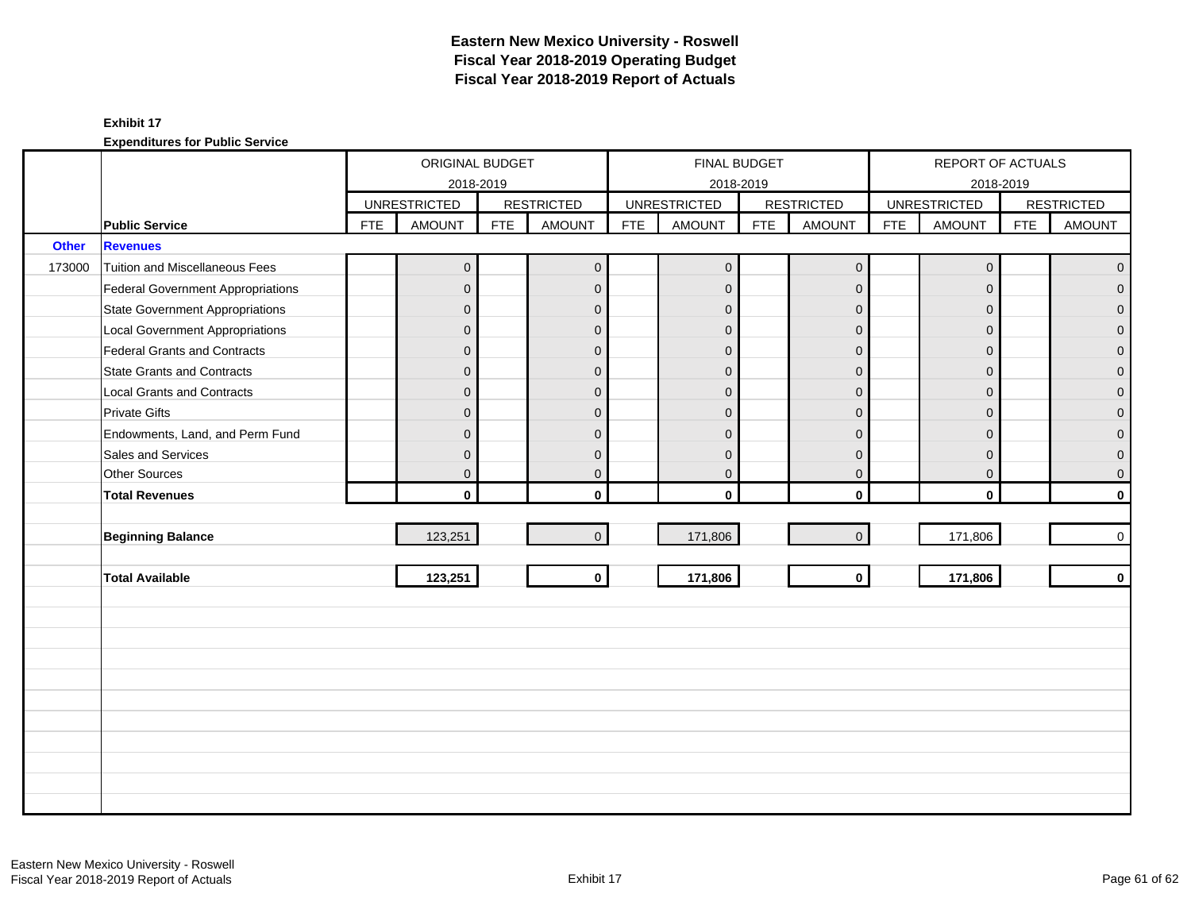# Eastern New Mexico University - Roswell
## Fiscal Year 2018-2019 Operating Budget
## Fiscal Year 2018-2019 Report of Actuals

**Exhibit 17**

**Expenditures for Public Service**

| | | ORIGINAL BUDGET 2018-2019 | | | | FINAL BUDGET 2018-2019 | | | | REPORT OF ACTUALS 2018-2019 | | | |
|---|---|---|---|---|---|---|---|---|---|---|---|---|---|
| | | UNRESTRICTED | | RESTRICTED | | UNRESTRICTED | | RESTRICTED | | UNRESTRICTED | | RESTRICTED | |
| | **Public Service** | FTE | AMOUNT | FTE | AMOUNT | FTE | AMOUNT | FTE | AMOUNT | FTE | AMOUNT | FTE | AMOUNT |
| **Other** | **Revenues** | | | | | | | | | | | | |
| 173000 | Tuition and Miscellaneous Fees | | 0 | | 0 | | 0 | | 0 | | 0 | | 0 |
| | Federal Government Appropriations | | 0 | | 0 | | 0 | | 0 | | 0 | | 0 |
| | State Government Appropriations | | 0 | | 0 | | 0 | | 0 | | 0 | | 0 |
| | Local Government Appropriations | | 0 | | 0 | | 0 | | 0 | | 0 | | 0 |
| | Federal Grants and Contracts | | 0 | | 0 | | 0 | | 0 | | 0 | | 0 |
| | State Grants and Contracts | | 0 | | 0 | | 0 | | 0 | | 0 | | 0 |
| | Local Grants and Contracts | | 0 | | 0 | | 0 | | 0 | | 0 | | 0 |
| | Private Gifts | | 0 | | 0 | | 0 | | 0 | | 0 | | 0 |
| | Endowments, Land, and Perm Fund | | 0 | | 0 | | 0 | | 0 | | 0 | | 0 |
| | Sales and Services | | 0 | | 0 | | 0 | | 0 | | 0 | | 0 |
| | Other Sources | | 0 | | 0 | | 0 | | 0 | | 0 | | 0 |
| | **Total Revenues** | | **0** | | **0** | | **0** | | **0** | | **0** | | **0** |
| | | | | | | | | | | | | | |
| | **Beginning Balance** | | 123,251 | | 0 | | 171,806 | | 0 | | 171,806 | | 0 |
| | | | | | | | | | | | | | |
| | **Total Available** | | **123,251** | | **0** | | **171,806** | | **0** | | **171,806** | | **0** |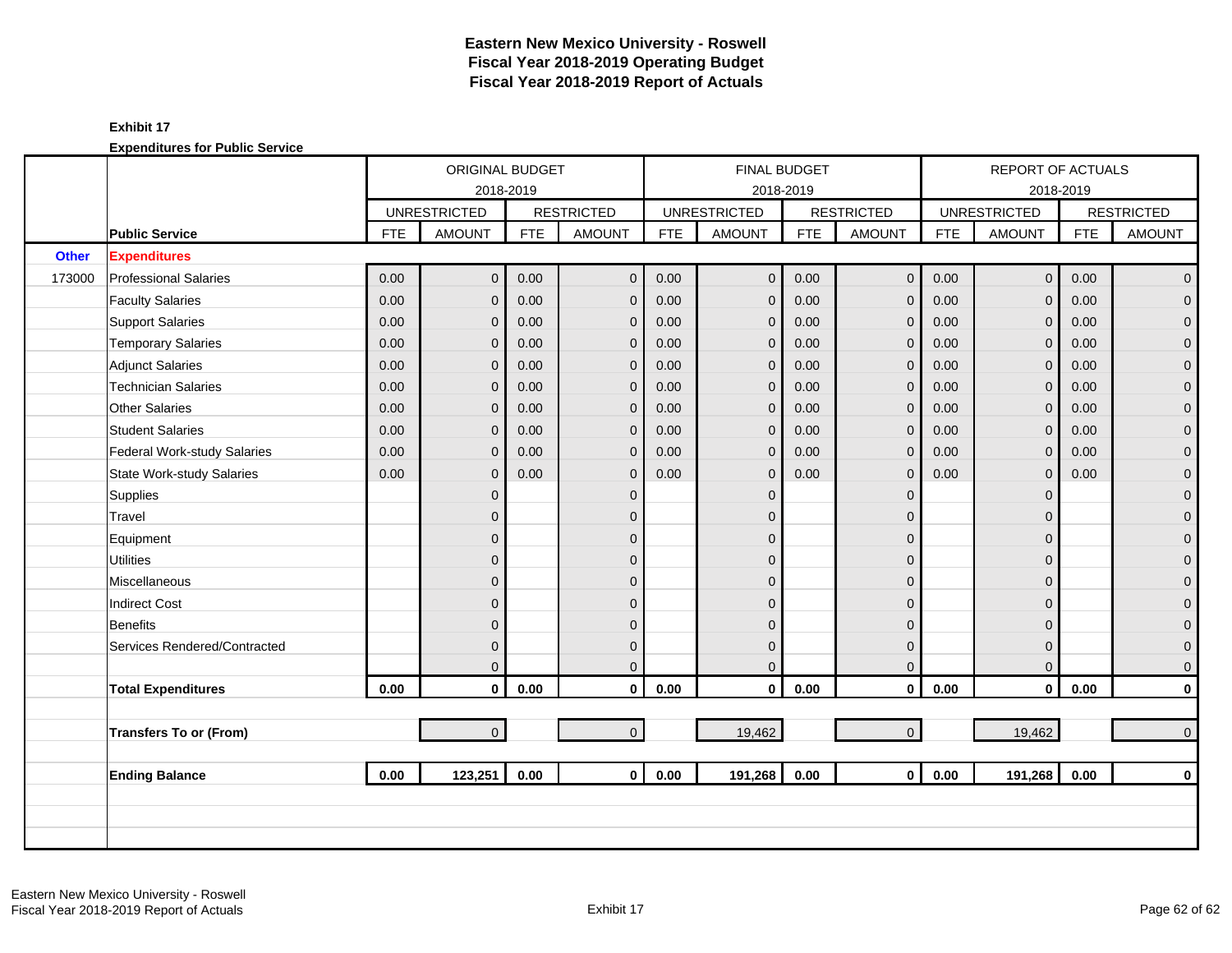# Eastern New Mexico University - Roswell
## Fiscal Year 2018-2019 Operating Budget
## Fiscal Year 2018-2019 Report of Actuals

**Exhibit 17**

**Expenditures for Public Service**

| | | ORIGINAL BUDGET 2018-2019 | | | | FINAL BUDGET 2018-2019 | | | | REPORT OF ACTUALS 2018-2019 | | | |
|---|---|---|---|---|---|---|---|---|---|---|---|---|---|
| | | UNRESTRICTED | | RESTRICTED | | UNRESTRICTED | | RESTRICTED | | UNRESTRICTED | | RESTRICTED | |
| | **Public Service** | FTE | AMOUNT | FTE | AMOUNT | FTE | AMOUNT | FTE | AMOUNT | FTE | AMOUNT | FTE | AMOUNT |
| **Other** | **Expenditures** | | | | | | | | | | | | |
| 173000 | Professional Salaries | 0.00 | 0 | 0.00 | 0 | 0.00 | 0 | 0.00 | 0 | 0.00 | 0 | 0.00 | 0 |
| | Faculty Salaries | 0.00 | 0 | 0.00 | 0 | 0.00 | 0 | 0.00 | 0 | 0.00 | 0 | 0.00 | 0 |
| | Support Salaries | 0.00 | 0 | 0.00 | 0 | 0.00 | 0 | 0.00 | 0 | 0.00 | 0 | 0.00 | 0 |
| | Temporary Salaries | 0.00 | 0 | 0.00 | 0 | 0.00 | 0 | 0.00 | 0 | 0.00 | 0 | 0.00 | 0 |
| | Adjunct Salaries | 0.00 | 0 | 0.00 | 0 | 0.00 | 0 | 0.00 | 0 | 0.00 | 0 | 0.00 | 0 |
| | Technician Salaries | 0.00 | 0 | 0.00 | 0 | 0.00 | 0 | 0.00 | 0 | 0.00 | 0 | 0.00 | 0 |
| | Other Salaries | 0.00 | 0 | 0.00 | 0 | 0.00 | 0 | 0.00 | 0 | 0.00 | 0 | 0.00 | 0 |
| | Student Salaries | 0.00 | 0 | 0.00 | 0 | 0.00 | 0 | 0.00 | 0 | 0.00 | 0 | 0.00 | 0 |
| | Federal Work-study Salaries | 0.00 | 0 | 0.00 | 0 | 0.00 | 0 | 0.00 | 0 | 0.00 | 0 | 0.00 | 0 |
| | State Work-study Salaries | 0.00 | 0 | 0.00 | 0 | 0.00 | 0 | 0.00 | 0 | 0.00 | 0 | 0.00 | 0 |
| | Supplies | | 0 | | 0 | | 0 | | 0 | | 0 | | 0 |
| | Travel | | 0 | | 0 | | 0 | | 0 | | 0 | | 0 |
| | Equipment | | 0 | | 0 | | 0 | | 0 | | 0 | | 0 |
| | Utilities | | 0 | | 0 | | 0 | | 0 | | 0 | | 0 |
| | Miscellaneous | | 0 | | 0 | | 0 | | 0 | | 0 | | 0 |
| | Indirect Cost | | 0 | | 0 | | 0 | | 0 | | 0 | | 0 |
| | Benefits | | 0 | | 0 | | 0 | | 0 | | 0 | | 0 |
| | Services Rendered/Contracted | | 0 | | 0 | | 0 | | 0 | | 0 | | 0 |
| | | | 0 | | 0 | | 0 | | 0 | | 0 | | 0 |
| | **Total Expenditures** | **0.00** | **0** | **0.00** | **0** | **0.00** | **0** | **0.00** | **0** | **0.00** | **0** | **0.00** | **0** |
| | | | | | | | | | | | | | |
| | **Transfers To or (From)** | | 0 | | 0 | | 19,462 | | 0 | | 19,462 | | 0 |
| | | | | | | | | | | | | | |
| | **Ending Balance** | **0.00** | **123,251** | **0.00** | **0** | **0.00** | **191,268** | **0.00** | **0** | **0.00** | **191,268** | **0.00** | **0** |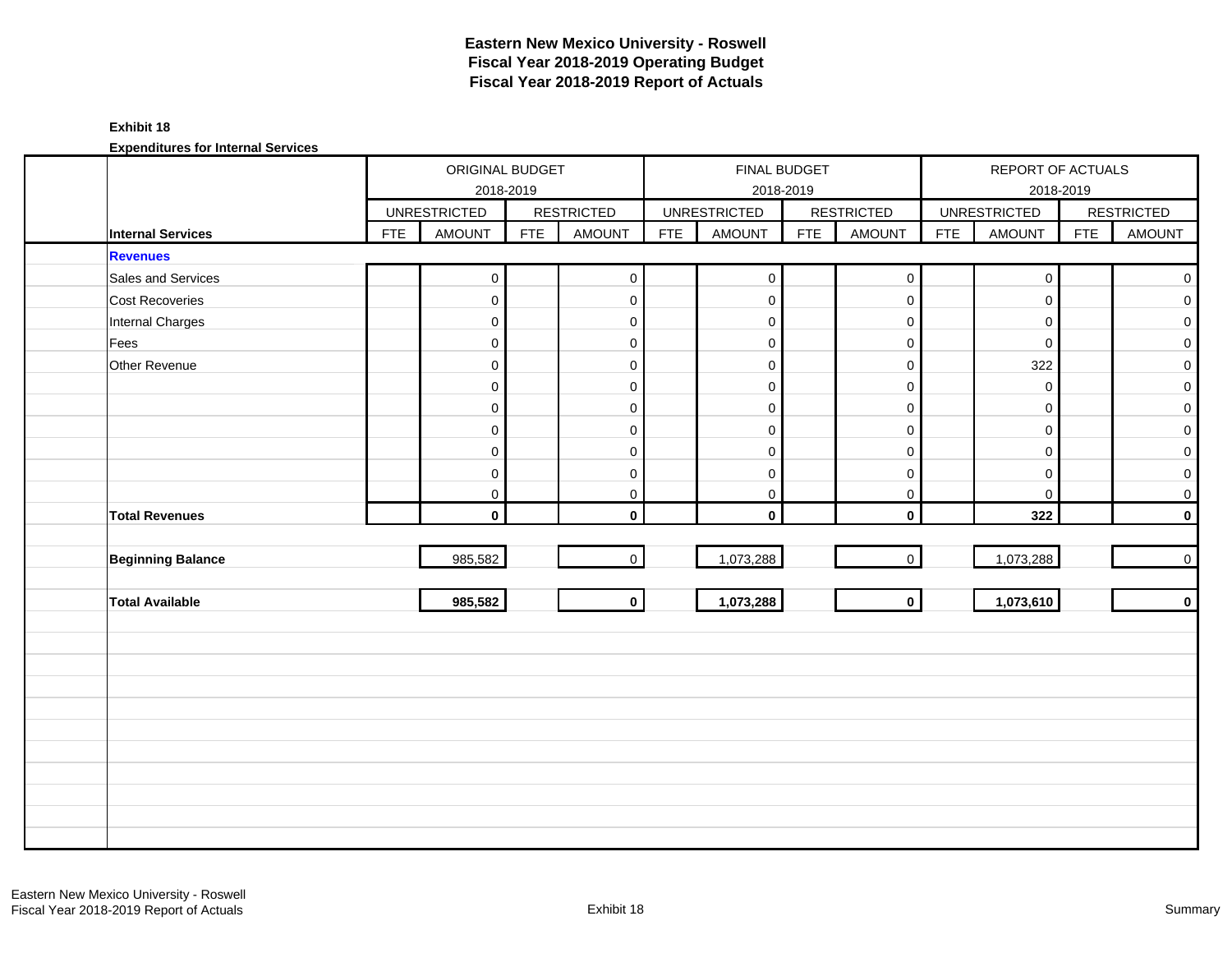# Eastern New Mexico University - Roswell
# Fiscal Year 2018-2019 Operating Budget
# Fiscal Year 2018-2019 Report of Actuals

**Exhibit 18**

**Expenditures for Internal Services**

| | ORIGINAL BUDGET 2018-2019 | | | | FINAL BUDGET 2018-2019 | | | | REPORT OF ACTUALS 2018-2019 | | | |
|---|---|---|---|---|---|---|---|---|---|---|---|---|
| | UNRESTRICTED | | RESTRICTED | | UNRESTRICTED | | RESTRICTED | | UNRESTRICTED | | RESTRICTED | |
| **Internal Services** | FTE | AMOUNT | FTE | AMOUNT | FTE | AMOUNT | FTE | AMOUNT | FTE | AMOUNT | FTE | AMOUNT |
| **Revenues** | | | | | | | | | | | | |
| Sales and Services | | 0 | | 0 | | 0 | | 0 | | 0 | | 0 |
| Cost Recoveries | | 0 | | 0 | | 0 | | 0 | | 0 | | 0 |
| Internal Charges | | 0 | | 0 | | 0 | | 0 | | 0 | | 0 |
| Fees | | 0 | | 0 | | 0 | | 0 | | 0 | | 0 |
| Other Revenue | | 0 | | 0 | | 0 | | 0 | | 322 | | 0 |
| | | 0 | | 0 | | 0 | | 0 | | 0 | | 0 |
| | | 0 | | 0 | | 0 | | 0 | | 0 | | 0 |
| | | 0 | | 0 | | 0 | | 0 | | 0 | | 0 |
| | | 0 | | 0 | | 0 | | 0 | | 0 | | 0 |
| | | 0 | | 0 | | 0 | | 0 | | 0 | | 0 |
| | | 0 | | 0 | | 0 | | 0 | | 0 | | 0 |
| **Total Revenues** | | **0** | | **0** | | **0** | | **0** | | **322** | | **0** |
| **Beginning Balance** | | 985,582 | | 0 | | 1,073,288 | | 0 | | 1,073,288 | | 0 |
| **Total Available** | | **985,582** | | **0** | | **1,073,288** | | **0** | | **1,073,610** | | **0** |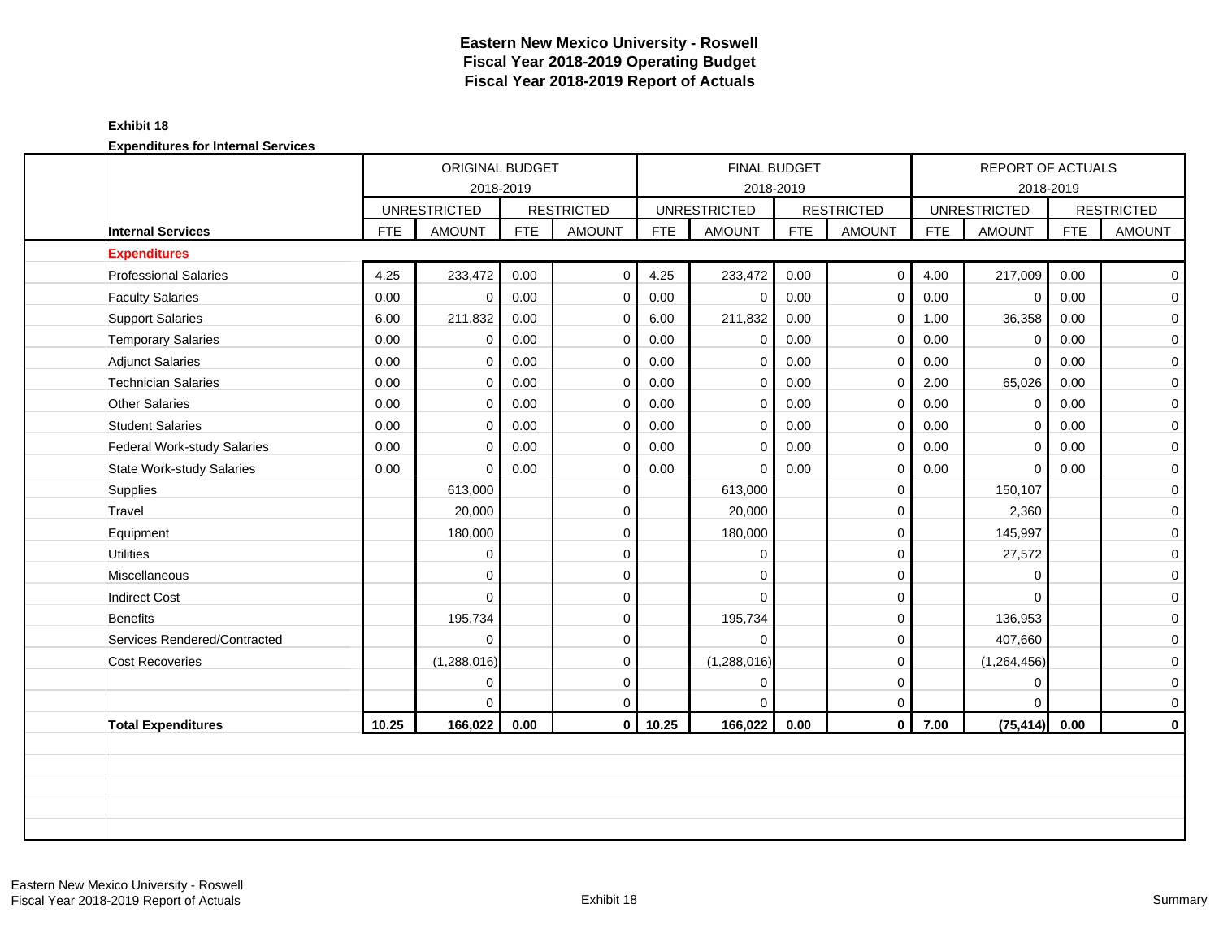# Eastern New Mexico University - Roswell
## Fiscal Year 2018-2019 Operating Budget
## Fiscal Year 2018-2019 Report of Actuals

**Exhibit 18**

**Expenditures for Internal Services**

| | ORIGINAL BUDGET 2018-2019 | | | | FINAL BUDGET 2018-2019 | | | | REPORT OF ACTUALS 2018-2019 | | | |
|---|---|---|---|---|---|---|---|---|---|---|---|---|
| | UNRESTRICTED | | RESTRICTED | | UNRESTRICTED | | RESTRICTED | | UNRESTRICTED | | RESTRICTED | |
| **Internal Services** | FTE | AMOUNT | FTE | AMOUNT | FTE | AMOUNT | FTE | AMOUNT | FTE | AMOUNT | FTE | AMOUNT |
| **Expenditures** | | | | | | | | | | | | |
| Professional Salaries | 4.25 | 233,472 | 0.00 | 0 | 4.25 | 233,472 | 0.00 | 0 | 4.00 | 217,009 | 0.00 | 0 |
| Faculty Salaries | 0.00 | 0 | 0.00 | 0 | 0.00 | 0 | 0.00 | 0 | 0.00 | 0 | 0.00 | 0 |
| Support Salaries | 6.00 | 211,832 | 0.00 | 0 | 6.00 | 211,832 | 0.00 | 0 | 1.00 | 36,358 | 0.00 | 0 |
| Temporary Salaries | 0.00 | 0 | 0.00 | 0 | 0.00 | 0 | 0.00 | 0 | 0.00 | 0 | 0.00 | 0 |
| Adjunct Salaries | 0.00 | 0 | 0.00 | 0 | 0.00 | 0 | 0.00 | 0 | 0.00 | 0 | 0.00 | 0 |
| Technician Salaries | 0.00 | 0 | 0.00 | 0 | 0.00 | 0 | 0.00 | 0 | 2.00 | 65,026 | 0.00 | 0 |
| Other Salaries | 0.00 | 0 | 0.00 | 0 | 0.00 | 0 | 0.00 | 0 | 0.00 | 0 | 0.00 | 0 |
| Student Salaries | 0.00 | 0 | 0.00 | 0 | 0.00 | 0 | 0.00 | 0 | 0.00 | 0 | 0.00 | 0 |
| Federal Work-study Salaries | 0.00 | 0 | 0.00 | 0 | 0.00 | 0 | 0.00 | 0 | 0.00 | 0 | 0.00 | 0 |
| State Work-study Salaries | 0.00 | 0 | 0.00 | 0 | 0.00 | 0 | 0.00 | 0 | 0.00 | 0 | 0.00 | 0 |
| Supplies | | 613,000 | | 0 | | 613,000 | | 0 | | 150,107 | | 0 |
| Travel | | 20,000 | | 0 | | 20,000 | | 0 | | 2,360 | | 0 |
| Equipment | | 180,000 | | 0 | | 180,000 | | 0 | | 145,997 | | 0 |
| Utilities | | 0 | | 0 | | 0 | | 0 | | 27,572 | | 0 |
| Miscellaneous | | 0 | | 0 | | 0 | | 0 | | 0 | | 0 |
| Indirect Cost | | 0 | | 0 | | 0 | | 0 | | 0 | | 0 |
| Benefits | | 195,734 | | 0 | | 195,734 | | 0 | | 136,953 | | 0 |
| Services Rendered/Contracted | | 0 | | 0 | | 0 | | 0 | | 407,660 | | 0 |
| Cost Recoveries | | (1,288,016) | | 0 | | (1,288,016) | | 0 | | (1,264,456) | | 0 |
| | | 0 | | 0 | | 0 | | 0 | | 0 | | 0 |
| | | 0 | | 0 | | 0 | | 0 | | 0 | | 0 |
| **Total Expenditures** | **10.25** | **166,022** | **0.00** | **0** | **10.25** | **166,022** | **0.00** | **0** | **7.00** | **(75,414)** | **0.00** | **0** |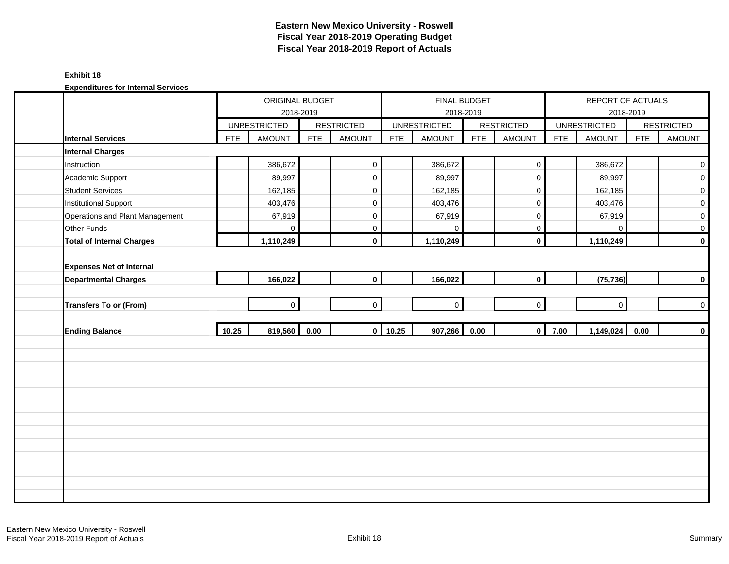# Eastern New Mexico University - Roswell
## Fiscal Year 2018-2019 Operating Budget
## Fiscal Year 2018-2019 Report of Actuals

**Exhibit 18**

**Expenditures for Internal Services**

| | ORIGINAL BUDGET 2018-2019 | | | | FINAL BUDGET 2018-2019 | | | | REPORT OF ACTUALS 2018-2019 | | | |
|---|---|---|---|---|---|---|---|---|---|---|---|---|
| | UNRESTRICTED | | RESTRICTED | | UNRESTRICTED | | RESTRICTED | | UNRESTRICTED | | RESTRICTED | |
| **Internal Services** | FTE | AMOUNT | FTE | AMOUNT | FTE | AMOUNT | FTE | AMOUNT | FTE | AMOUNT | FTE | AMOUNT |
| **Internal Charges** | | | | | | | | | | | | |
| Instruction | | 386,672 | | 0 | | 386,672 | | 0 | | 386,672 | | 0 |
| Academic Support | | 89,997 | | 0 | | 89,997 | | 0 | | 89,997 | | 0 |
| Student Services | | 162,185 | | 0 | | 162,185 | | 0 | | 162,185 | | 0 |
| Institutional Support | | 403,476 | | 0 | | 403,476 | | 0 | | 403,476 | | 0 |
| Operations and Plant Management | | 67,919 | | 0 | | 67,919 | | 0 | | 67,919 | | 0 |
| Other Funds | | 0 | | 0 | | 0 | | 0 | | 0 | | 0 |
| **Total of Internal Charges** | | **1,110,249** | | **0** | | **1,110,249** | | **0** | | **1,110,249** | | **0** |
| **Expenses Net of Internal Departmental Charges** | | **166,022** | | **0** | | **166,022** | | **0** | | **(75,736)** | | **0** |
| **Transfers To or (From)** | | 0 | | 0 | | 0 | | 0 | | 0 | | 0 |
| **Ending Balance** | **10.25** | **819,560** | **0.00** | **0** | **10.25** | **907,266** | **0.00** | **0** | **7.00** | **1,149,024** | **0.00** | **0** |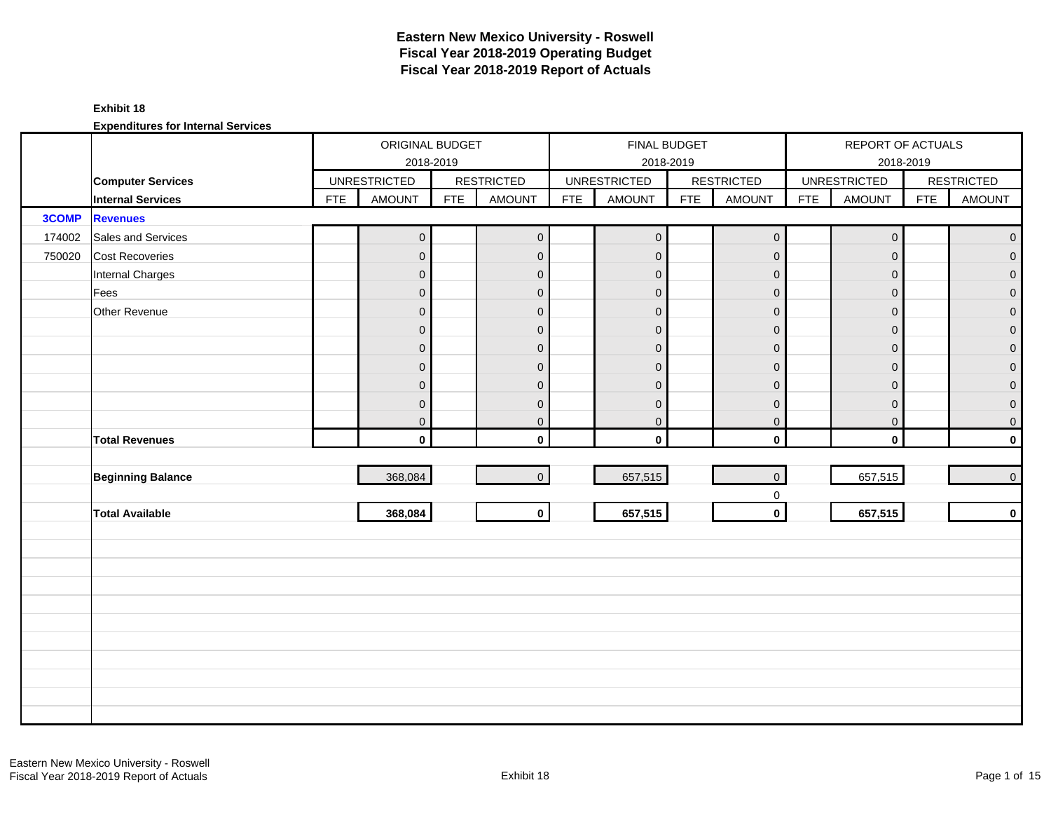# Eastern New Mexico University - Roswell
# Fiscal Year 2018-2019 Operating Budget
# Fiscal Year 2018-2019 Report of Actuals

**Exhibit 18**

**Expenditures for Internal Services**

| | | ORIGINAL BUDGET 2018-2019 | | | | FINAL BUDGET 2018-2019 | | | | REPORT OF ACTUALS 2018-2019 | | | |
|---|---|---|---|---|---|---|---|---|---|---|---|---|---|
| | **Computer Services** | UNRESTRICTED | | RESTRICTED | | UNRESTRICTED | | RESTRICTED | | UNRESTRICTED | | RESTRICTED | |
| | **Internal Services** | FTE | AMOUNT | FTE | AMOUNT | FTE | AMOUNT | FTE | AMOUNT | FTE | AMOUNT | FTE | AMOUNT |
| **3COMP** | **Revenues** | | | | | | | | | | | | |
| 174002 | Sales and Services | | 0 | | 0 | | 0 | | 0 | | 0 | | 0 |
| 750020 | Cost Recoveries | | 0 | | 0 | | 0 | | 0 | | 0 | | 0 |
| | Internal Charges | | 0 | | 0 | | 0 | | 0 | | 0 | | 0 |
| | Fees | | 0 | | 0 | | 0 | | 0 | | 0 | | 0 |
| | Other Revenue | | 0 | | 0 | | 0 | | 0 | | 0 | | 0 |
| | | | 0 | | 0 | | 0 | | 0 | | 0 | | 0 |
| | | | 0 | | 0 | | 0 | | 0 | | 0 | | 0 |
| | | | 0 | | 0 | | 0 | | 0 | | 0 | | 0 |
| | | | 0 | | 0 | | 0 | | 0 | | 0 | | 0 |
| | | | 0 | | 0 | | 0 | | 0 | | 0 | | 0 |
| | | | 0 | | 0 | | 0 | | 0 | | 0 | | 0 |
| | **Total Revenues** | | **0** | | **0** | | **0** | | **0** | | **0** | | **0** |
| | | | | | | | | | | | | | |
| | **Beginning Balance** | | 368,084 | | 0 | | 657,515 | | 0 | | 657,515 | | 0 |
| | | | | | | | | | 0 | | | | |
| | **Total Available** | | **368,084** | | **0** | | **657,515** | | **0** | | **657,515** | | **0** |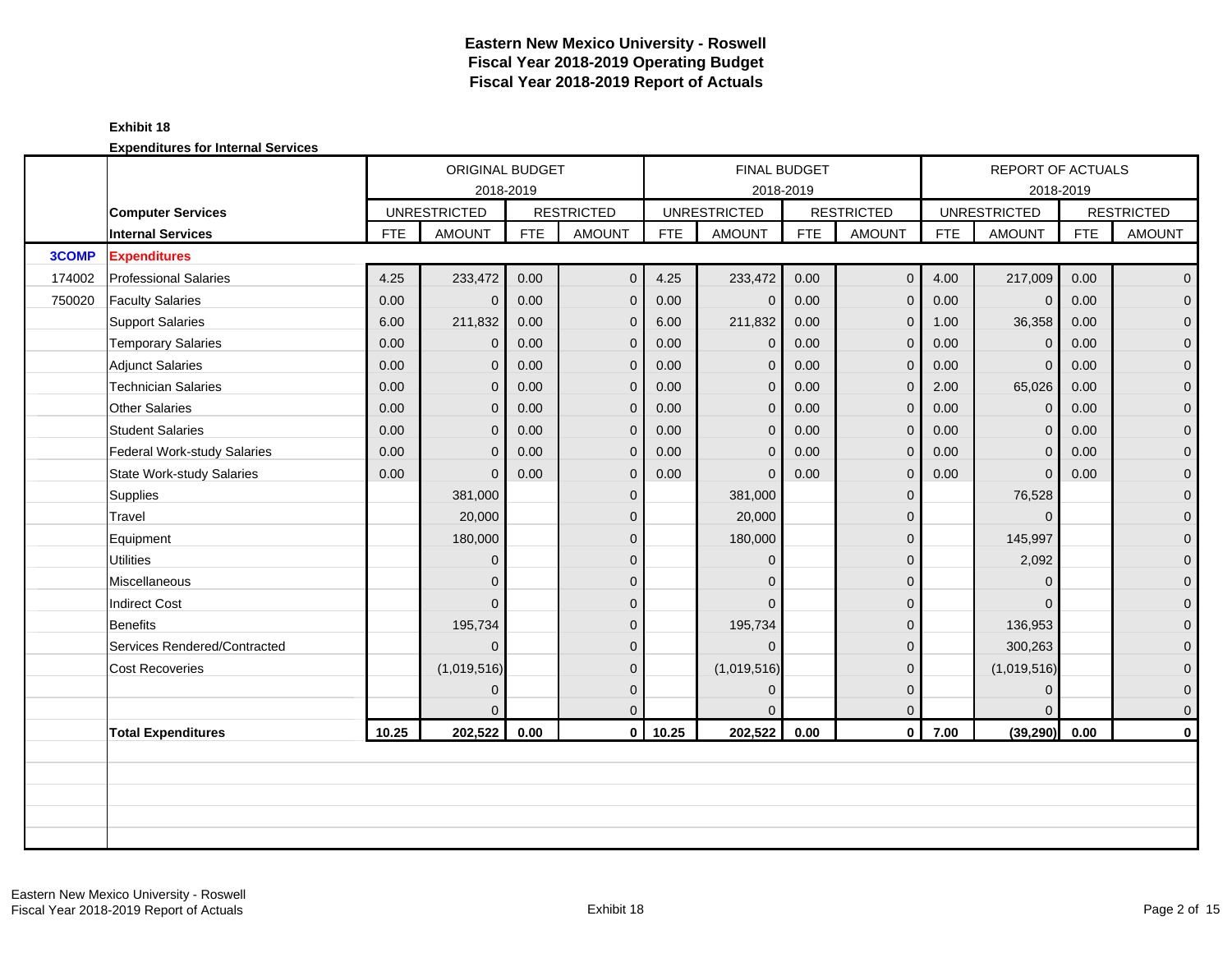# Eastern New Mexico University - Roswell
## Fiscal Year 2018-2019 Operating Budget
## Fiscal Year 2018-2019 Report of Actuals

**Exhibit 18**

**Expenditures for Internal Services**

| | | ORIGINAL BUDGET 2018-2019 | | | | FINAL BUDGET 2018-2019 | | | | REPORT OF ACTUALS 2018-2019 | | | |
|---|---|---|---|---|---|---|---|---|---|---|---|---|---|
| | **Computer Services** | UNRESTRICTED | | RESTRICTED | | UNRESTRICTED | | RESTRICTED | | UNRESTRICTED | | RESTRICTED | |
| | **Internal Services** | FTE | AMOUNT | FTE | AMOUNT | FTE | AMOUNT | FTE | AMOUNT | FTE | AMOUNT | FTE | AMOUNT |
| **3COMP** | **Expenditures** | | | | | | | | | | | | |
| 174002 | Professional Salaries | 4.25 | 233,472 | 0.00 | 0 | 4.25 | 233,472 | 0.00 | 0 | 4.00 | 217,009 | 0.00 | 0 |
| 750020 | Faculty Salaries | 0.00 | 0 | 0.00 | 0 | 0.00 | 0 | 0.00 | 0 | 0.00 | 0 | 0.00 | 0 |
| | Support Salaries | 6.00 | 211,832 | 0.00 | 0 | 6.00 | 211,832 | 0.00 | 0 | 1.00 | 36,358 | 0.00 | 0 |
| | Temporary Salaries | 0.00 | 0 | 0.00 | 0 | 0.00 | 0 | 0.00 | 0 | 0.00 | 0 | 0.00 | 0 |
| | Adjunct Salaries | 0.00 | 0 | 0.00 | 0 | 0.00 | 0 | 0.00 | 0 | 0.00 | 0 | 0.00 | 0 |
| | Technician Salaries | 0.00 | 0 | 0.00 | 0 | 0.00 | 0 | 0.00 | 0 | 2.00 | 65,026 | 0.00 | 0 |
| | Other Salaries | 0.00 | 0 | 0.00 | 0 | 0.00 | 0 | 0.00 | 0 | 0.00 | 0 | 0.00 | 0 |
| | Student Salaries | 0.00 | 0 | 0.00 | 0 | 0.00 | 0 | 0.00 | 0 | 0.00 | 0 | 0.00 | 0 |
| | Federal Work-study Salaries | 0.00 | 0 | 0.00 | 0 | 0.00 | 0 | 0.00 | 0 | 0.00 | 0 | 0.00 | 0 |
| | State Work-study Salaries | 0.00 | 0 | 0.00 | 0 | 0.00 | 0 | 0.00 | 0 | 0.00 | 0 | 0.00 | 0 |
| | Supplies | | 381,000 | | 0 | | 381,000 | | 0 | | 76,528 | | 0 |
| | Travel | | 20,000 | | 0 | | 20,000 | | 0 | | 0 | | 0 |
| | Equipment | | 180,000 | | 0 | | 180,000 | | 0 | | 145,997 | | 0 |
| | Utilities | | 0 | | 0 | | 0 | | 0 | | 2,092 | | 0 |
| | Miscellaneous | | 0 | | 0 | | 0 | | 0 | | 0 | | 0 |
| | Indirect Cost | | 0 | | 0 | | 0 | | 0 | | 0 | | 0 |
| | Benefits | | 195,734 | | 0 | | 195,734 | | 0 | | 136,953 | | 0 |
| | Services Rendered/Contracted | | 0 | | 0 | | 0 | | 0 | | 300,263 | | 0 |
| | Cost Recoveries | | (1,019,516) | | 0 | | (1,019,516) | | 0 | | (1,019,516) | | 0 |
| | | | 0 | | 0 | | 0 | | 0 | | 0 | | 0 |
| | | | 0 | | 0 | | 0 | | 0 | | 0 | | 0 |
| | **Total Expenditures** | **10.25** | **202,522** | **0.00** | **0** | **10.25** | **202,522** | **0.00** | **0** | **7.00** | **(39,290)** | **0.00** | **0** |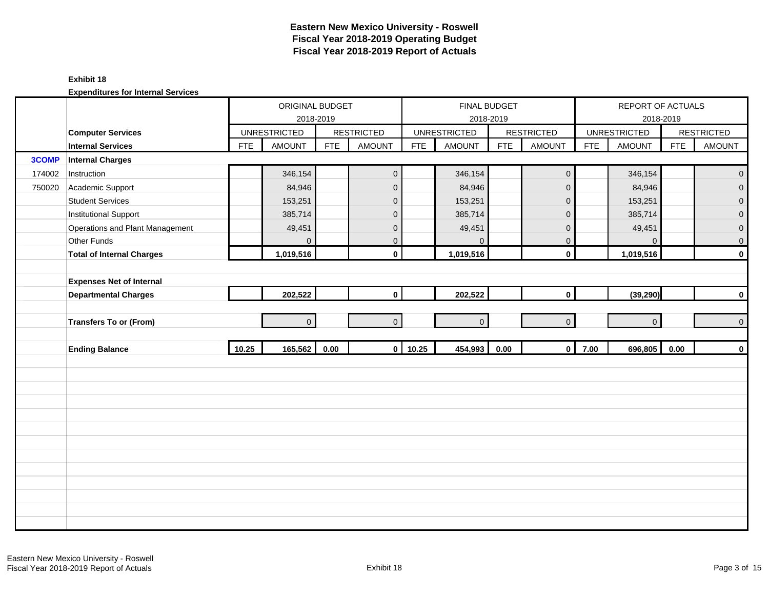# Eastern New Mexico University - Roswell
## Fiscal Year 2018-2019 Operating Budget
## Fiscal Year 2018-2019 Report of Actuals

**Exhibit 18**

**Expenditures for Internal Services**

| | | ORIGINAL BUDGET 2018-2019 | | | | FINAL BUDGET 2018-2019 | | | | REPORT OF ACTUALS 2018-2019 | | | |
|---|---|---|---|---|---|---|---|---|---|---|---|---|---|
| | **Computer Services** | UNRESTRICTED | | RESTRICTED | | UNRESTRICTED | | RESTRICTED | | UNRESTRICTED | | RESTRICTED | |
| | **Internal Services** | FTE | AMOUNT | FTE | AMOUNT | FTE | AMOUNT | FTE | AMOUNT | FTE | AMOUNT | FTE | AMOUNT |
| **3COMP** | **Internal Charges** | | | | | | | | | | | | |
| 174002 | Instruction | | 346,154 | | 0 | | 346,154 | | 0 | | 346,154 | | 0 |
| 750020 | Academic Support | | 84,946 | | 0 | | 84,946 | | 0 | | 84,946 | | 0 |
| | Student Services | | 153,251 | | 0 | | 153,251 | | 0 | | 153,251 | | 0 |
| | Institutional Support | | 385,714 | | 0 | | 385,714 | | 0 | | 385,714 | | 0 |
| | Operations and Plant Management | | 49,451 | | 0 | | 49,451 | | 0 | | 49,451 | | 0 |
| | Other Funds | | 0 | | 0 | | 0 | | 0 | | 0 | | 0 |
| | **Total of Internal Charges** | | **1,019,516** | | **0** | | **1,019,516** | | **0** | | **1,019,516** | | **0** |
| | | | | | | | | | | | | | |
| | **Expenses Net of Internal Departmental Charges** | | **202,522** | | **0** | | **202,522** | | **0** | | **(39,290)** | | **0** |
| | | | | | | | | | | | | | |
| | **Transfers To or (From)** | | 0 | | 0 | | 0 | | 0 | | 0 | | 0 |
| | | | | | | | | | | | | | |
| | **Ending Balance** | **10.25** | **165,562** | **0.00** | **0** | **10.25** | **454,993** | **0.00** | **0** | **7.00** | **696,805** | **0.00** | **0** |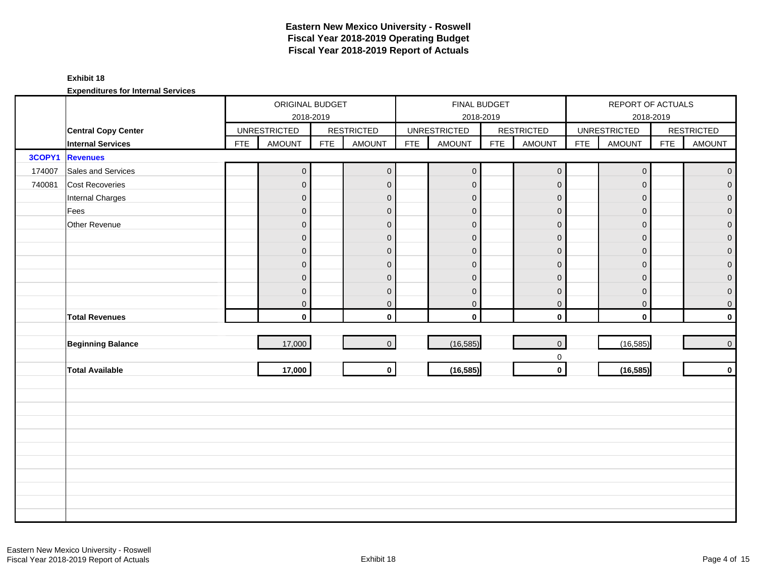# Eastern New Mexico University - Roswell
# Fiscal Year 2018-2019 Operating Budget
# Fiscal Year 2018-2019 Report of Actuals

**Exhibit 18**

**Expenditures for Internal Services**

| | | ORIGINAL BUDGET 2018-2019 | | | | FINAL BUDGET 2018-2019 | | | | REPORT OF ACTUALS 2018-2019 | | | |
|---|---|---|---|---|---|---|---|---|---|---|---|---|---|
| | **Central Copy Center** | UNRESTRICTED | | RESTRICTED | | UNRESTRICTED | | RESTRICTED | | UNRESTRICTED | | RESTRICTED | |
| | **Internal Services** | FTE | AMOUNT | FTE | AMOUNT | FTE | AMOUNT | FTE | AMOUNT | FTE | AMOUNT | FTE | AMOUNT |
| **3COPY1** | **Revenues** | | | | | | | | | | | | |
| 174007 | Sales and Services | | 0 | | 0 | | 0 | | 0 | | 0 | | 0 |
| 740081 | Cost Recoveries | | 0 | | 0 | | 0 | | 0 | | 0 | | 0 |
| | Internal Charges | | 0 | | 0 | | 0 | | 0 | | 0 | | 0 |
| | Fees | | 0 | | 0 | | 0 | | 0 | | 0 | | 0 |
| | Other Revenue | | 0 | | 0 | | 0 | | 0 | | 0 | | 0 |
| | | | 0 | | 0 | | 0 | | 0 | | 0 | | 0 |
| | | | 0 | | 0 | | 0 | | 0 | | 0 | | 0 |
| | | | 0 | | 0 | | 0 | | 0 | | 0 | | 0 |
| | | | 0 | | 0 | | 0 | | 0 | | 0 | | 0 |
| | | | 0 | | 0 | | 0 | | 0 | | 0 | | 0 |
| | | | 0 | | 0 | | 0 | | 0 | | 0 | | 0 |
| | **Total Revenues** | | **0** | | **0** | | **0** | | **0** | | **0** | | **0** |
| | | | | | | | | | | | | | |
| | **Beginning Balance** | | 17,000 | | 0 | | (16,585) | | 0 | | (16,585) | | 0 |
| | | | | | | | | | 0 | | | | |
| | **Total Available** | | **17,000** | | **0** | | **(16,585)** | | **0** | | **(16,585)** | | **0** |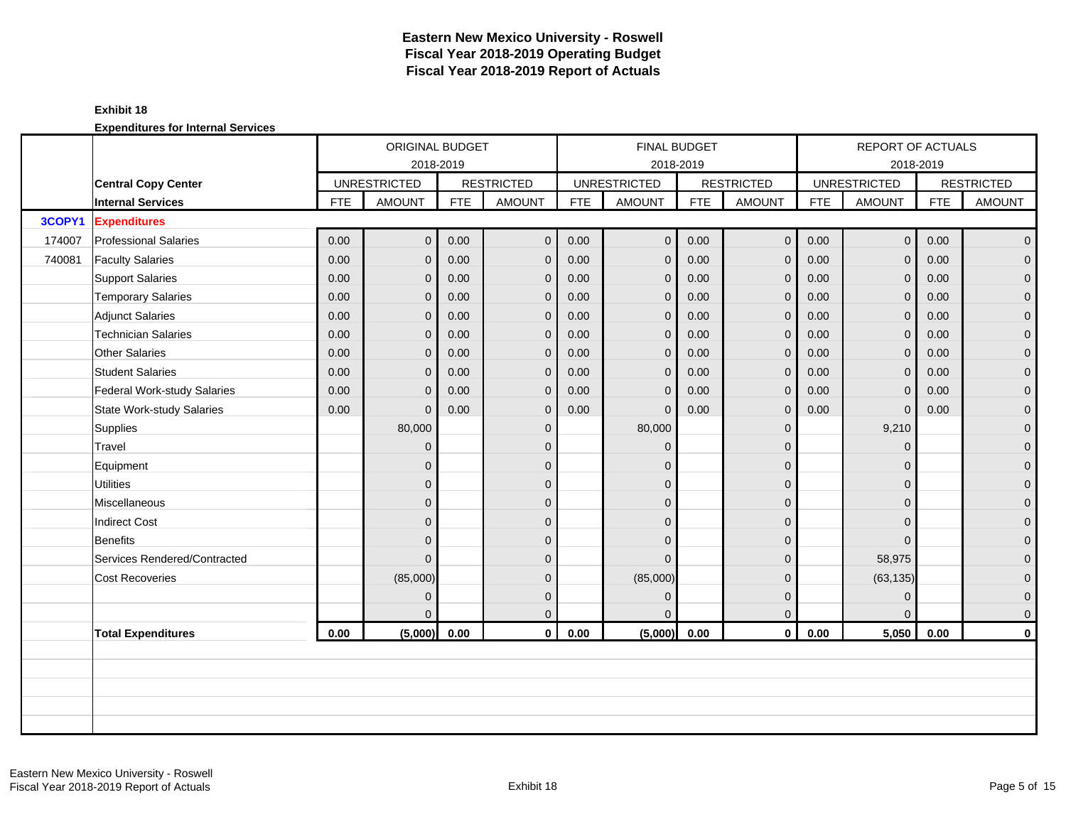# Eastern New Mexico University - Roswell
# Fiscal Year 2018-2019 Operating Budget
# Fiscal Year 2018-2019 Report of Actuals

**Exhibit 18**

**Expenditures for Internal Services**

| | | ORIGINAL BUDGET 2018-2019 | | | | FINAL BUDGET 2018-2019 | | | | REPORT OF ACTUALS 2018-2019 | | | |
|---|---|---|---|---|---|---|---|---|---|---|---|---|---|
| | **Central Copy Center** | UNRESTRICTED | | RESTRICTED | | UNRESTRICTED | | RESTRICTED | | UNRESTRICTED | | RESTRICTED | |
| | **Internal Services** | FTE | AMOUNT | FTE | AMOUNT | FTE | AMOUNT | FTE | AMOUNT | FTE | AMOUNT | FTE | AMOUNT |
| **3COPY1** | **Expenditures** | | | | | | | | | | | | |
| 174007 | Professional Salaries | 0.00 | 0 | 0.00 | 0 | 0.00 | 0 | 0.00 | 0 | 0.00 | 0 | 0.00 | 0 |
| 740081 | Faculty Salaries | 0.00 | 0 | 0.00 | 0 | 0.00 | 0 | 0.00 | 0 | 0.00 | 0 | 0.00 | 0 |
| | Support Salaries | 0.00 | 0 | 0.00 | 0 | 0.00 | 0 | 0.00 | 0 | 0.00 | 0 | 0.00 | 0 |
| | Temporary Salaries | 0.00 | 0 | 0.00 | 0 | 0.00 | 0 | 0.00 | 0 | 0.00 | 0 | 0.00 | 0 |
| | Adjunct Salaries | 0.00 | 0 | 0.00 | 0 | 0.00 | 0 | 0.00 | 0 | 0.00 | 0 | 0.00 | 0 |
| | Technician Salaries | 0.00 | 0 | 0.00 | 0 | 0.00 | 0 | 0.00 | 0 | 0.00 | 0 | 0.00 | 0 |
| | Other Salaries | 0.00 | 0 | 0.00 | 0 | 0.00 | 0 | 0.00 | 0 | 0.00 | 0 | 0.00 | 0 |
| | Student Salaries | 0.00 | 0 | 0.00 | 0 | 0.00 | 0 | 0.00 | 0 | 0.00 | 0 | 0.00 | 0 |
| | Federal Work-study Salaries | 0.00 | 0 | 0.00 | 0 | 0.00 | 0 | 0.00 | 0 | 0.00 | 0 | 0.00 | 0 |
| | State Work-study Salaries | 0.00 | 0 | 0.00 | 0 | 0.00 | 0 | 0.00 | 0 | 0.00 | 0 | 0.00 | 0 |
| | Supplies | | 80,000 | | 0 | | 80,000 | | 0 | | 9,210 | | 0 |
| | Travel | | 0 | | 0 | | 0 | | 0 | | 0 | | 0 |
| | Equipment | | 0 | | 0 | | 0 | | 0 | | 0 | | 0 |
| | Utilities | | 0 | | 0 | | 0 | | 0 | | 0 | | 0 |
| | Miscellaneous | | 0 | | 0 | | 0 | | 0 | | 0 | | 0 |
| | Indirect Cost | | 0 | | 0 | | 0 | | 0 | | 0 | | 0 |
| | Benefits | | 0 | | 0 | | 0 | | 0 | | 0 | | 0 |
| | Services Rendered/Contracted | | 0 | | 0 | | 0 | | 0 | | 58,975 | | 0 |
| | Cost Recoveries | | (85,000) | | 0 | | (85,000) | | 0 | | (63,135) | | 0 |
| | | | 0 | | 0 | | 0 | | 0 | | 0 | | 0 |
| | | | 0 | | 0 | | 0 | | 0 | | 0 | | 0 |
| | **Total Expenditures** | **0.00** | **(5,000)** | **0.00** | **0** | **0.00** | **(5,000)** | **0.00** | **0** | **0.00** | **5,050** | **0.00** | **0** |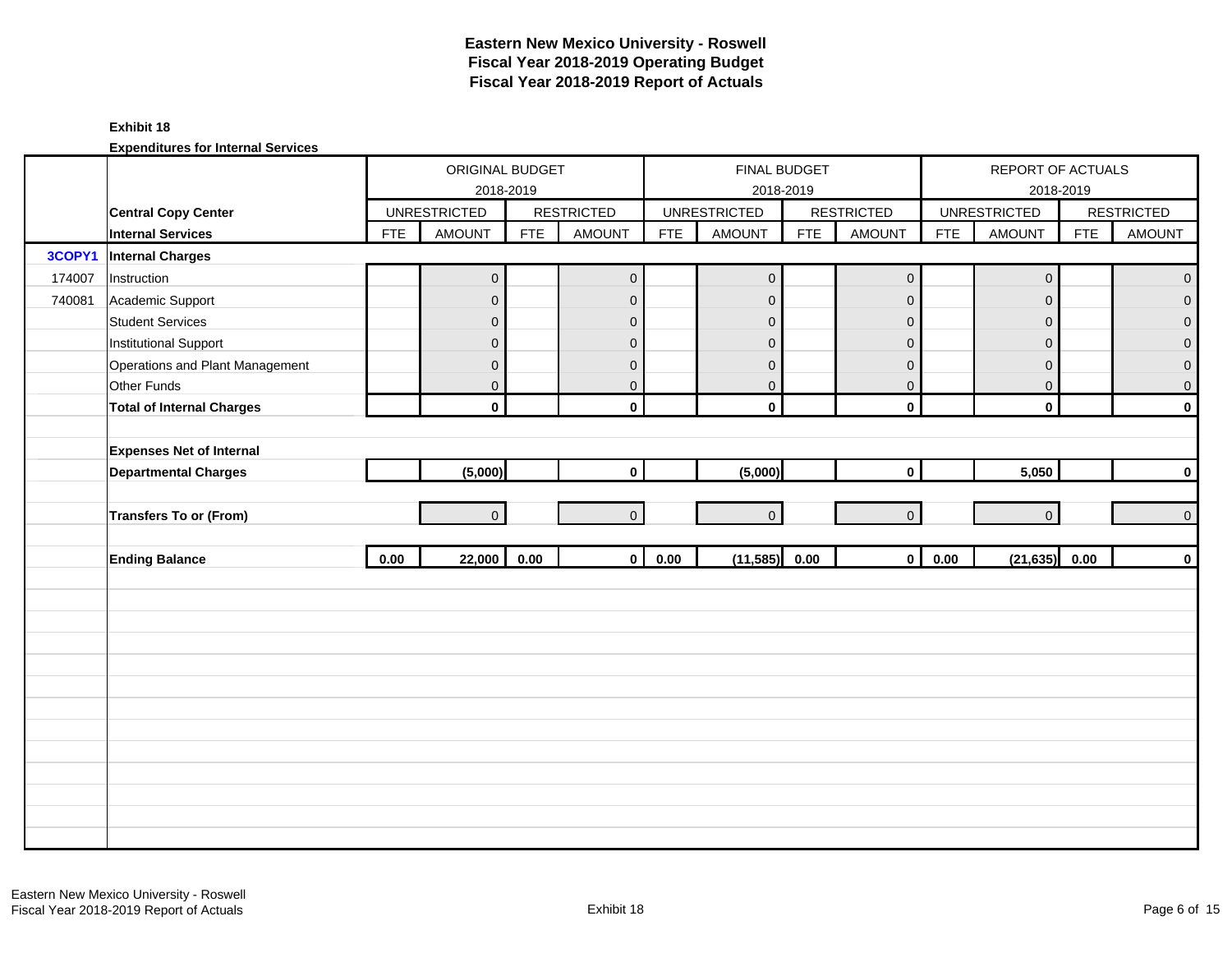# Eastern New Mexico University - Roswell
## Fiscal Year 2018-2019 Operating Budget
## Fiscal Year 2018-2019 Report of Actuals

**Exhibit 18**

**Expenditures for Internal Services**

| | | ORIGINAL BUDGET 2018-2019 | | | | FINAL BUDGET 2018-2019 | | | | REPORT OF ACTUALS 2018-2019 | | | |
|---|---|---|---|---|---|---|---|---|---|---|---|---|---|
| | **Central Copy Center** | UNRESTRICTED | | RESTRICTED | | UNRESTRICTED | | RESTRICTED | | UNRESTRICTED | | RESTRICTED | |
| | **Internal Services** | FTE | AMOUNT | FTE | AMOUNT | FTE | AMOUNT | FTE | AMOUNT | FTE | AMOUNT | FTE | AMOUNT |
| **3COPY1** | **Internal Charges** | | | | | | | | | | | | |
| 174007 | Instruction | | 0 | | 0 | | 0 | | 0 | | 0 | | 0 |
| 740081 | Academic Support | | 0 | | 0 | | 0 | | 0 | | 0 | | 0 |
| | Student Services | | 0 | | 0 | | 0 | | 0 | | 0 | | 0 |
| | Institutional Support | | 0 | | 0 | | 0 | | 0 | | 0 | | 0 |
| | Operations and Plant Management | | 0 | | 0 | | 0 | | 0 | | 0 | | 0 |
| | Other Funds | | 0 | | 0 | | 0 | | 0 | | 0 | | 0 |
| | **Total of Internal Charges** | | **0** | | **0** | | **0** | | **0** | | **0** | | **0** |
| | | | | | | | | | | | | | |
| | **Expenses Net of Internal Departmental Charges** | | **(5,000)** | | **0** | | **(5,000)** | | **0** | | **5,050** | | **0** |
| | | | | | | | | | | | | | |
| | **Transfers To or (From)** | | 0 | | 0 | | 0 | | 0 | | 0 | | 0 |
| | | | | | | | | | | | | | |
| | **Ending Balance** | **0.00** | **22,000** | **0.00** | **0** | **0.00** | **(11,585)** | **0.00** | **0** | **0.00** | **(21,635)** | **0.00** | **0** |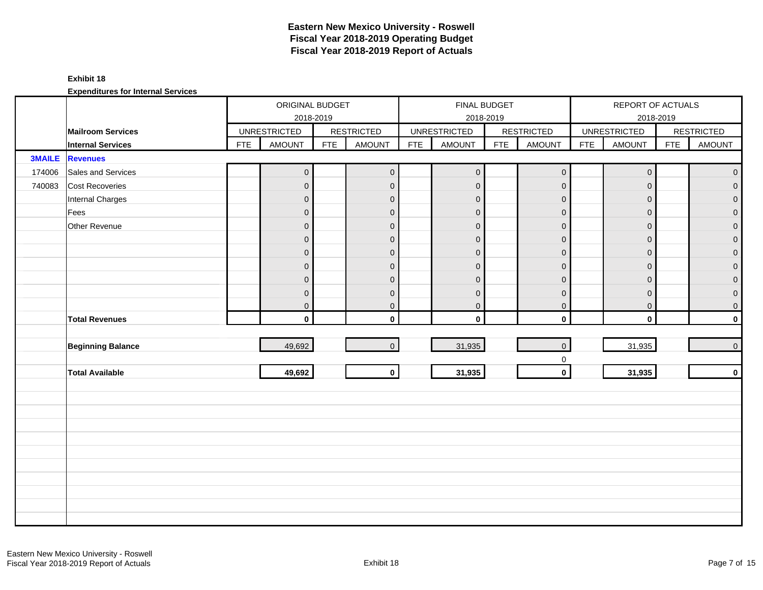# Eastern New Mexico University - Roswell
# Fiscal Year 2018-2019 Operating Budget
# Fiscal Year 2018-2019 Report of Actuals

**Exhibit 18**

**Expenditures for Internal Services**

| | | ORIGINAL BUDGET 2018-2019 | | | | FINAL BUDGET 2018-2019 | | | | REPORT OF ACTUALS 2018-2019 | | | |
|---|---|---|---|---|---|---|---|---|---|---|---|---|---|
| | **Mailroom Services** | UNRESTRICTED | | RESTRICTED | | UNRESTRICTED | | RESTRICTED | | UNRESTRICTED | | RESTRICTED | |
| | **Internal Services** | FTE | AMOUNT | FTE | AMOUNT | FTE | AMOUNT | FTE | AMOUNT | FTE | AMOUNT | FTE | AMOUNT |
| **3MAILE** | **Revenues** | | | | | | | | | | | | |
| 174006 | Sales and Services | | 0 | | 0 | | 0 | | 0 | | 0 | | 0 |
| 740083 | Cost Recoveries | | 0 | | 0 | | 0 | | 0 | | 0 | | 0 |
| | Internal Charges | | 0 | | 0 | | 0 | | 0 | | 0 | | 0 |
| | Fees | | 0 | | 0 | | 0 | | 0 | | 0 | | 0 |
| | Other Revenue | | 0 | | 0 | | 0 | | 0 | | 0 | | 0 |
| | | | 0 | | 0 | | 0 | | 0 | | 0 | | 0 |
| | | | 0 | | 0 | | 0 | | 0 | | 0 | | 0 |
| | | | 0 | | 0 | | 0 | | 0 | | 0 | | 0 |
| | | | 0 | | 0 | | 0 | | 0 | | 0 | | 0 |
| | | | 0 | | 0 | | 0 | | 0 | | 0 | | 0 |
| | | | 0 | | 0 | | 0 | | 0 | | 0 | | 0 |
| | **Total Revenues** | | **0** | | **0** | | **0** | | **0** | | **0** | | **0** |
| | | | | | | | | | | | | | |
| | **Beginning Balance** | | 49,692 | | 0 | | 31,935 | | 0 | | 31,935 | | 0 |
| | | | | | | | | | 0 | | | | |
| | **Total Available** | | **49,692** | | **0** | | **31,935** | | **0** | | **31,935** | | **0** |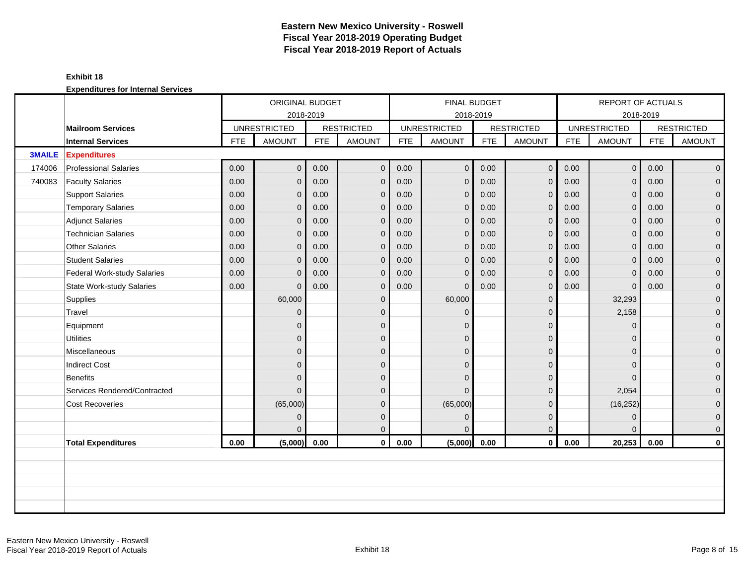# Eastern New Mexico University - Roswell
## Fiscal Year 2018-2019 Operating Budget
## Fiscal Year 2018-2019 Report of Actuals

**Exhibit 18**

**Expenditures for Internal Services**

| | | ORIGINAL BUDGET 2018-2019 | | | | FINAL BUDGET 2018-2019 | | | | REPORT OF ACTUALS 2018-2019 | | | |
|---|---|---|---|---|---|---|---|---|---|---|---|---|---|
| | **Mailroom Services** | UNRESTRICTED | | RESTRICTED | | UNRESTRICTED | | RESTRICTED | | UNRESTRICTED | | RESTRICTED | |
| | **Internal Services** | FTE | AMOUNT | FTE | AMOUNT | FTE | AMOUNT | FTE | AMOUNT | FTE | AMOUNT | FTE | AMOUNT |
| **3MAILE** | **Expenditures** | | | | | | | | | | | | |
| 174006 | Professional Salaries | 0.00 | 0 | 0.00 | 0 | 0.00 | 0 | 0.00 | 0 | 0.00 | 0 | 0.00 | 0 |
| 740083 | Faculty Salaries | 0.00 | 0 | 0.00 | 0 | 0.00 | 0 | 0.00 | 0 | 0.00 | 0 | 0.00 | 0 |
| | Support Salaries | 0.00 | 0 | 0.00 | 0 | 0.00 | 0 | 0.00 | 0 | 0.00 | 0 | 0.00 | 0 |
| | Temporary Salaries | 0.00 | 0 | 0.00 | 0 | 0.00 | 0 | 0.00 | 0 | 0.00 | 0 | 0.00 | 0 |
| | Adjunct Salaries | 0.00 | 0 | 0.00 | 0 | 0.00 | 0 | 0.00 | 0 | 0.00 | 0 | 0.00 | 0 |
| | Technician Salaries | 0.00 | 0 | 0.00 | 0 | 0.00 | 0 | 0.00 | 0 | 0.00 | 0 | 0.00 | 0 |
| | Other Salaries | 0.00 | 0 | 0.00 | 0 | 0.00 | 0 | 0.00 | 0 | 0.00 | 0 | 0.00 | 0 |
| | Student Salaries | 0.00 | 0 | 0.00 | 0 | 0.00 | 0 | 0.00 | 0 | 0.00 | 0 | 0.00 | 0 |
| | Federal Work-study Salaries | 0.00 | 0 | 0.00 | 0 | 0.00 | 0 | 0.00 | 0 | 0.00 | 0 | 0.00 | 0 |
| | State Work-study Salaries | 0.00 | 0 | 0.00 | 0 | 0.00 | 0 | 0.00 | 0 | 0.00 | 0 | 0.00 | 0 |
| | Supplies | | 60,000 | | 0 | | 60,000 | | 0 | | 32,293 | | 0 |
| | Travel | | 0 | | 0 | | 0 | | 0 | | 2,158 | | 0 |
| | Equipment | | 0 | | 0 | | 0 | | 0 | | 0 | | 0 |
| | Utilities | | 0 | | 0 | | 0 | | 0 | | 0 | | 0 |
| | Miscellaneous | | 0 | | 0 | | 0 | | 0 | | 0 | | 0 |
| | Indirect Cost | | 0 | | 0 | | 0 | | 0 | | 0 | | 0 |
| | Benefits | | 0 | | 0 | | 0 | | 0 | | 0 | | 0 |
| | Services Rendered/Contracted | | 0 | | 0 | | 0 | | 0 | | 2,054 | | 0 |
| | Cost Recoveries | | (65,000) | | 0 | | (65,000) | | 0 | | (16,252) | | 0 |
| | | | 0 | | 0 | | 0 | | 0 | | 0 | | 0 |
| | | | 0 | | 0 | | 0 | | 0 | | 0 | | 0 |
| | **Total Expenditures** | **0.00** | **(5,000)** | **0.00** | **0** | **0.00** | **(5,000)** | **0.00** | **0** | **0.00** | **20,253** | **0.00** | **0** |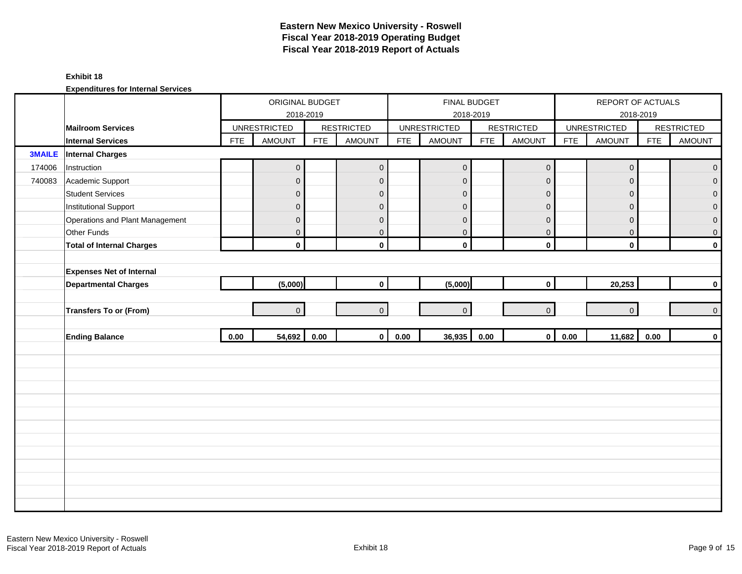# Eastern New Mexico University - Roswell
## Fiscal Year 2018-2019 Operating Budget
## Fiscal Year 2018-2019 Report of Actuals

**Exhibit 18**

**Expenditures for Internal Services**

| | | ORIGINAL BUDGET 2018-2019 | | | | FINAL BUDGET 2018-2019 | | | | REPORT OF ACTUALS 2018-2019 | | | |
|---|---|---|---|---|---|---|---|---|---|---|---|---|---|
| | **Mailroom Services** | UNRESTRICTED | | RESTRICTED | | UNRESTRICTED | | RESTRICTED | | UNRESTRICTED | | RESTRICTED | |
| | **Internal Services** | FTE | AMOUNT | FTE | AMOUNT | FTE | AMOUNT | FTE | AMOUNT | FTE | AMOUNT | FTE | AMOUNT |
| **3MAILE** | **Internal Charges** | | | | | | | | | | | | |
| 174006 | Instruction | | 0 | | 0 | | 0 | | 0 | | 0 | | 0 |
| 740083 | Academic Support | | 0 | | 0 | | 0 | | 0 | | 0 | | 0 |
| | Student Services | | 0 | | 0 | | 0 | | 0 | | 0 | | 0 |
| | Institutional Support | | 0 | | 0 | | 0 | | 0 | | 0 | | 0 |
| | Operations and Plant Management | | 0 | | 0 | | 0 | | 0 | | 0 | | 0 |
| | Other Funds | | 0 | | 0 | | 0 | | 0 | | 0 | | 0 |
| | **Total of Internal Charges** | | **0** | | **0** | | **0** | | **0** | | **0** | | **0** |
| | | | | | | | | | | | | | |
| | **Expenses Net of Internal Departmental Charges** | | **(5,000)** | | **0** | | **(5,000)** | | **0** | | **20,253** | | **0** |
| | | | | | | | | | | | | | |
| | **Transfers To or (From)** | | 0 | | 0 | | 0 | | 0 | | 0 | | 0 |
| | | | | | | | | | | | | | |
| | **Ending Balance** | **0.00** | **54,692** | **0.00** | **0** | **0.00** | **36,935** | **0.00** | **0** | **0.00** | **11,682** | **0.00** | **0** |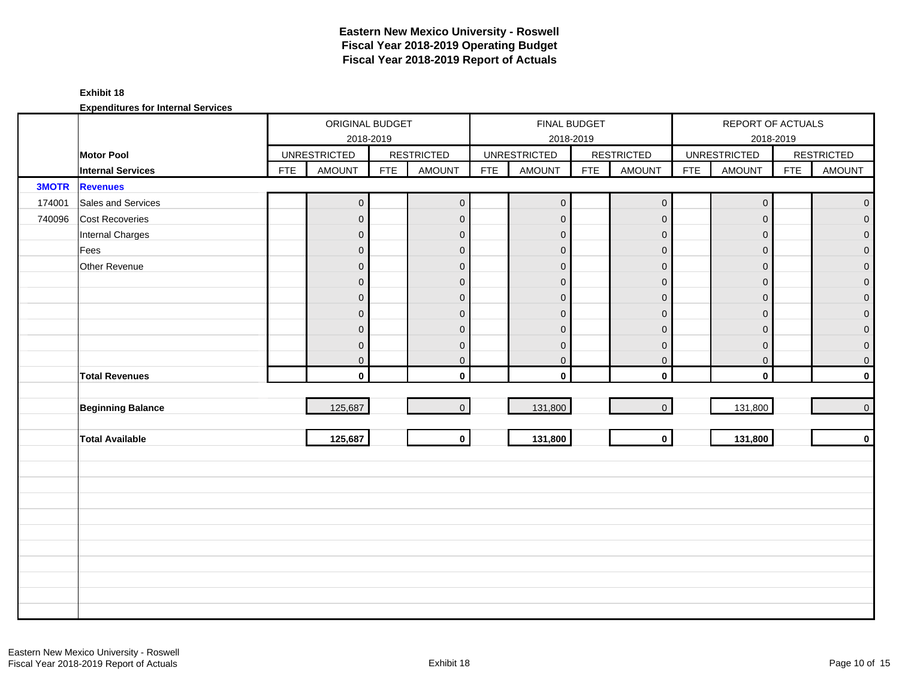# Eastern New Mexico University - Roswell
# Fiscal Year 2018-2019 Operating Budget
# Fiscal Year 2018-2019 Report of Actuals

**Exhibit 18**

**Expenditures for Internal Services**

| | | ORIGINAL BUDGET 2018-2019 | | | | FINAL BUDGET 2018-2019 | | | | REPORT OF ACTUALS 2018-2019 | | | |
|---|---|---|---|---|---|---|---|---|---|---|---|---|---|
| | **Motor Pool** | UNRESTRICTED | | RESTRICTED | | UNRESTRICTED | | RESTRICTED | | UNRESTRICTED | | RESTRICTED | |
| | **Internal Services** | FTE | AMOUNT | FTE | AMOUNT | FTE | AMOUNT | FTE | AMOUNT | FTE | AMOUNT | FTE | AMOUNT |
| **3MOTR** | **Revenues** | | | | | | | | | | | | |
| 174001 | Sales and Services | | 0 | | 0 | | 0 | | 0 | | 0 | | 0 |
| 740096 | Cost Recoveries | | 0 | | 0 | | 0 | | 0 | | 0 | | 0 |
| | Internal Charges | | 0 | | 0 | | 0 | | 0 | | 0 | | 0 |
| | Fees | | 0 | | 0 | | 0 | | 0 | | 0 | | 0 |
| | Other Revenue | | 0 | | 0 | | 0 | | 0 | | 0 | | 0 |
| | | | 0 | | 0 | | 0 | | 0 | | 0 | | 0 |
| | | | 0 | | 0 | | 0 | | 0 | | 0 | | 0 |
| | | | 0 | | 0 | | 0 | | 0 | | 0 | | 0 |
| | | | 0 | | 0 | | 0 | | 0 | | 0 | | 0 |
| | | | 0 | | 0 | | 0 | | 0 | | 0 | | 0 |
| | | | 0 | | 0 | | 0 | | 0 | | 0 | | 0 |
| | **Total Revenues** | | **0** | | **0** | | **0** | | **0** | | **0** | | **0** |
| | **Beginning Balance** | | 125,687 | | 0 | | 131,800 | | 0 | | 131,800 | | 0 |
| | **Total Available** | | **125,687** | | **0** | | **131,800** | | **0** | | **131,800** | | **0** |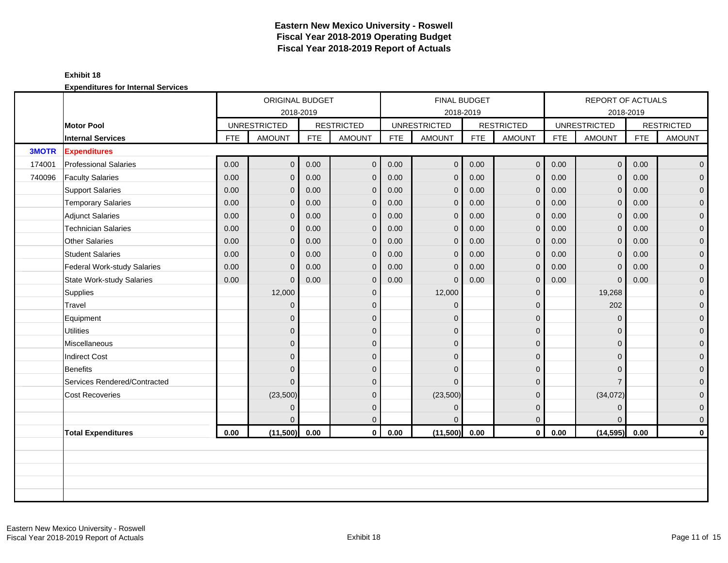# Eastern New Mexico University - Roswell
## Fiscal Year 2018-2019 Operating Budget
## Fiscal Year 2018-2019 Report of Actuals

**Exhibit 18**

**Expenditures for Internal Services**

| | | ORIGINAL BUDGET 2018-2019 | | | | FINAL BUDGET 2018-2019 | | | | REPORT OF ACTUALS 2018-2019 | | | |
|---|---|---|---|---|---|---|---|---|---|---|---|---|---|
| | **Motor Pool** | UNRESTRICTED | | RESTRICTED | | UNRESTRICTED | | RESTRICTED | | UNRESTRICTED | | RESTRICTED | |
| | **Internal Services** | FTE | AMOUNT | FTE | AMOUNT | FTE | AMOUNT | FTE | AMOUNT | FTE | AMOUNT | FTE | AMOUNT |
| **3MOTR** | **Expenditures** | | | | | | | | | | | | |
| 174001 | Professional Salaries | 0.00 | 0 | 0.00 | 0 | 0.00 | 0 | 0.00 | 0 | 0.00 | 0 | 0.00 | 0 |
| 740096 | Faculty Salaries | 0.00 | 0 | 0.00 | 0 | 0.00 | 0 | 0.00 | 0 | 0.00 | 0 | 0.00 | 0 |
| | Support Salaries | 0.00 | 0 | 0.00 | 0 | 0.00 | 0 | 0.00 | 0 | 0.00 | 0 | 0.00 | 0 |
| | Temporary Salaries | 0.00 | 0 | 0.00 | 0 | 0.00 | 0 | 0.00 | 0 | 0.00 | 0 | 0.00 | 0 |
| | Adjunct Salaries | 0.00 | 0 | 0.00 | 0 | 0.00 | 0 | 0.00 | 0 | 0.00 | 0 | 0.00 | 0 |
| | Technician Salaries | 0.00 | 0 | 0.00 | 0 | 0.00 | 0 | 0.00 | 0 | 0.00 | 0 | 0.00 | 0 |
| | Other Salaries | 0.00 | 0 | 0.00 | 0 | 0.00 | 0 | 0.00 | 0 | 0.00 | 0 | 0.00 | 0 |
| | Student Salaries | 0.00 | 0 | 0.00 | 0 | 0.00 | 0 | 0.00 | 0 | 0.00 | 0 | 0.00 | 0 |
| | Federal Work-study Salaries | 0.00 | 0 | 0.00 | 0 | 0.00 | 0 | 0.00 | 0 | 0.00 | 0 | 0.00 | 0 |
| | State Work-study Salaries | 0.00 | 0 | 0.00 | 0 | 0.00 | 0 | 0.00 | 0 | 0.00 | 0 | 0.00 | 0 |
| | Supplies | | 12,000 | | 0 | | 12,000 | | 0 | | 19,268 | | 0 |
| | Travel | | 0 | | 0 | | 0 | | 0 | | 202 | | 0 |
| | Equipment | | 0 | | 0 | | 0 | | 0 | | 0 | | 0 |
| | Utilities | | 0 | | 0 | | 0 | | 0 | | 0 | | 0 |
| | Miscellaneous | | 0 | | 0 | | 0 | | 0 | | 0 | | 0 |
| | Indirect Cost | | 0 | | 0 | | 0 | | 0 | | 0 | | 0 |
| | Benefits | | 0 | | 0 | | 0 | | 0 | | 0 | | 0 |
| | Services Rendered/Contracted | | 0 | | 0 | | 0 | | 0 | | 7 | | 0 |
| | Cost Recoveries | | (23,500) | | 0 | | (23,500) | | 0 | | (34,072) | | 0 |
| | | | 0 | | 0 | | 0 | | 0 | | 0 | | 0 |
| | | | 0 | | 0 | | 0 | | 0 | | 0 | | 0 |
| | **Total Expenditures** | **0.00** | **(11,500)** | **0.00** | **0** | **0.00** | **(11,500)** | **0.00** | **0** | **0.00** | **(14,595)** | **0.00** | **0** |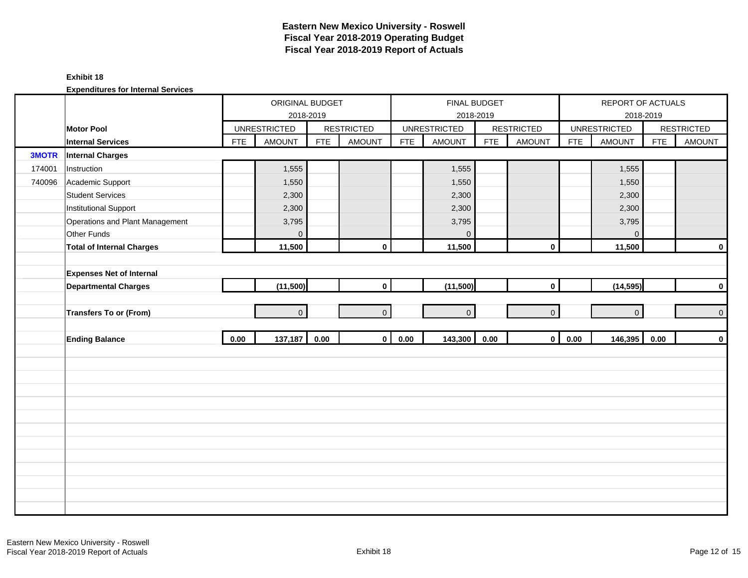# Eastern New Mexico University - Roswell
## Fiscal Year 2018-2019 Operating Budget
## Fiscal Year 2018-2019 Report of Actuals

**Exhibit 18**

**Expenditures for Internal Services**

| | | ORIGINAL BUDGET 2018-2019 | | | | FINAL BUDGET 2018-2019 | | | | REPORT OF ACTUALS 2018-2019 | | | |
|---|---|---|---|---|---|---|---|---|---|---|---|---|---|
| | **Motor Pool** | UNRESTRICTED | | RESTRICTED | | UNRESTRICTED | | RESTRICTED | | UNRESTRICTED | | RESTRICTED | |
| | **Internal Services** | FTE | AMOUNT | FTE | AMOUNT | FTE | AMOUNT | FTE | AMOUNT | FTE | AMOUNT | FTE | AMOUNT |
| **3MOTR** | **Internal Charges** | | | | | | | | | | | | |
| 174001 | Instruction | | 1,555 | | | | 1,555 | | | | 1,555 | | |
| 740096 | Academic Support | | 1,550 | | | | 1,550 | | | | 1,550 | | |
| | Student Services | | 2,300 | | | | 2,300 | | | | 2,300 | | |
| | Institutional Support | | 2,300 | | | | 2,300 | | | | 2,300 | | |
| | Operations and Plant Management | | 3,795 | | | | 3,795 | | | | 3,795 | | |
| | Other Funds | | 0 | | | | 0 | | | | 0 | | |
| | **Total of Internal Charges** | | **11,500** | | **0** | | **11,500** | | **0** | | **11,500** | | **0** |
| | | | | | | | | | | | | | |
| | **Expenses Net of Internal Departmental Charges** | | **(11,500)** | | **0** | | **(11,500)** | | **0** | | **(14,595)** | | **0** |
| | | | | | | | | | | | | | |
| | **Transfers To or (From)** | | 0 | | 0 | | 0 | | 0 | | 0 | | 0 |
| | | | | | | | | | | | | | |
| | **Ending Balance** | **0.00** | **137,187** | **0.00** | **0** | **0.00** | **143,300** | **0.00** | **0** | **0.00** | **146,395** | **0.00** | **0** |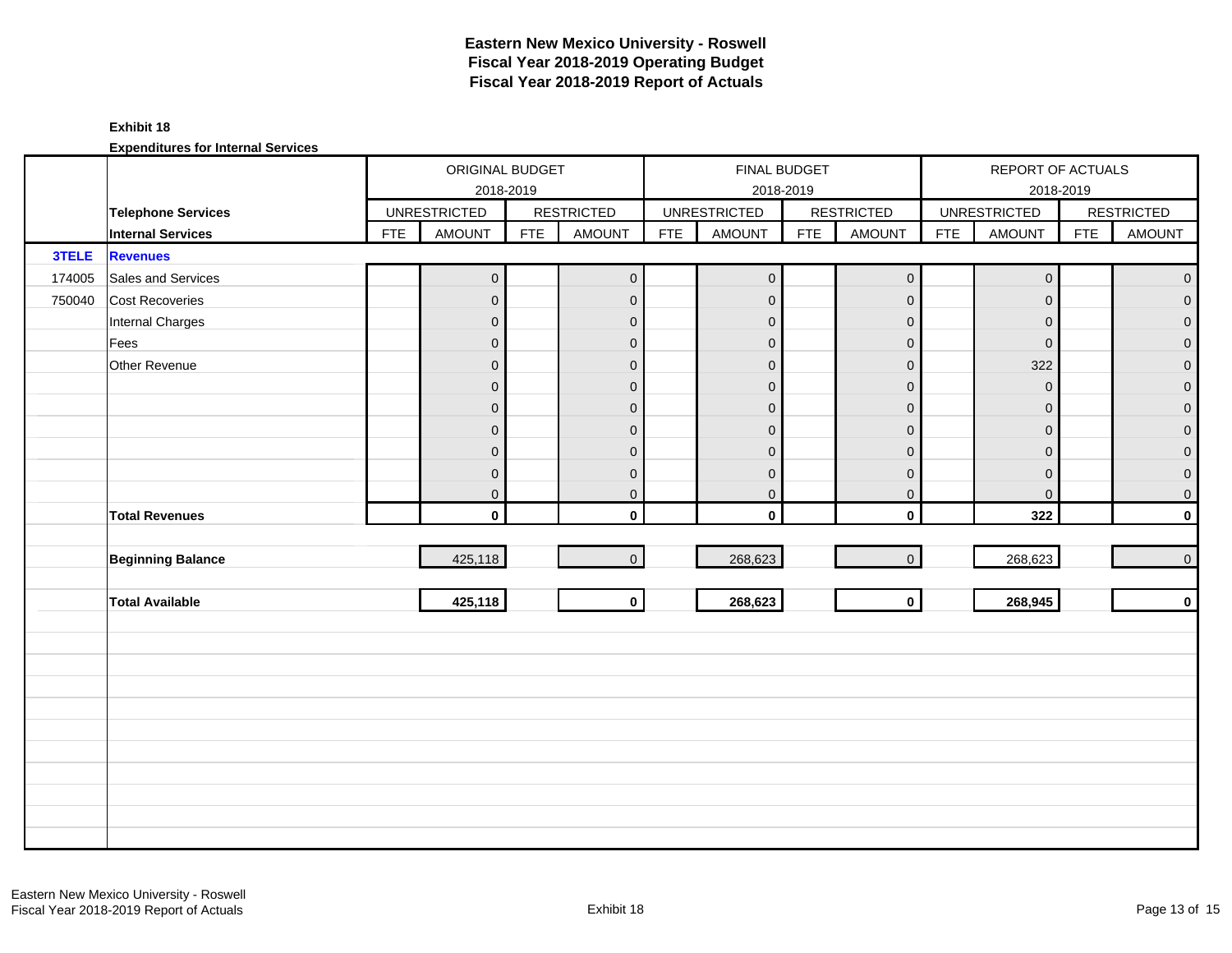# Eastern New Mexico University - Roswell
## Fiscal Year 2018-2019 Operating Budget
## Fiscal Year 2018-2019 Report of Actuals

**Exhibit 18**

**Expenditures for Internal Services**

| | | ORIGINAL BUDGET 2018-2019 | | | | FINAL BUDGET 2018-2019 | | | | REPORT OF ACTUALS 2018-2019 | | | |
|---|---|---|---|---|---|---|---|---|---|---|---|---|---|
| | **Telephone Services** | UNRESTRICTED | | RESTRICTED | | UNRESTRICTED | | RESTRICTED | | UNRESTRICTED | | RESTRICTED | |
| | **Internal Services** | FTE | AMOUNT | FTE | AMOUNT | FTE | AMOUNT | FTE | AMOUNT | FTE | AMOUNT | FTE | AMOUNT |
| **3TELE** | **Revenues** | | | | | | | | | | | | |
| 174005 | Sales and Services | | 0 | | 0 | | 0 | | 0 | | 0 | | 0 |
| 750040 | Cost Recoveries | | 0 | | 0 | | 0 | | 0 | | 0 | | 0 |
| | Internal Charges | | 0 | | 0 | | 0 | | 0 | | 0 | | 0 |
| | Fees | | 0 | | 0 | | 0 | | 0 | | 0 | | 0 |
| | Other Revenue | | 0 | | 0 | | 0 | | 0 | | 322 | | 0 |
| | | | 0 | | 0 | | 0 | | 0 | | 0 | | 0 |
| | | | 0 | | 0 | | 0 | | 0 | | 0 | | 0 |
| | | | 0 | | 0 | | 0 | | 0 | | 0 | | 0 |
| | | | 0 | | 0 | | 0 | | 0 | | 0 | | 0 |
| | | | 0 | | 0 | | 0 | | 0 | | 0 | | 0 |
| | | | 0 | | 0 | | 0 | | 0 | | 0 | | 0 |
| | **Total Revenues** | | **0** | | **0** | | **0** | | **0** | | **322** | | **0** |
| | **Beginning Balance** | | 425,118 | | 0 | | 268,623 | | 0 | | 268,623 | | 0 |
| | **Total Available** | | **425,118** | | **0** | | **268,623** | | **0** | | **268,945** | | **0** |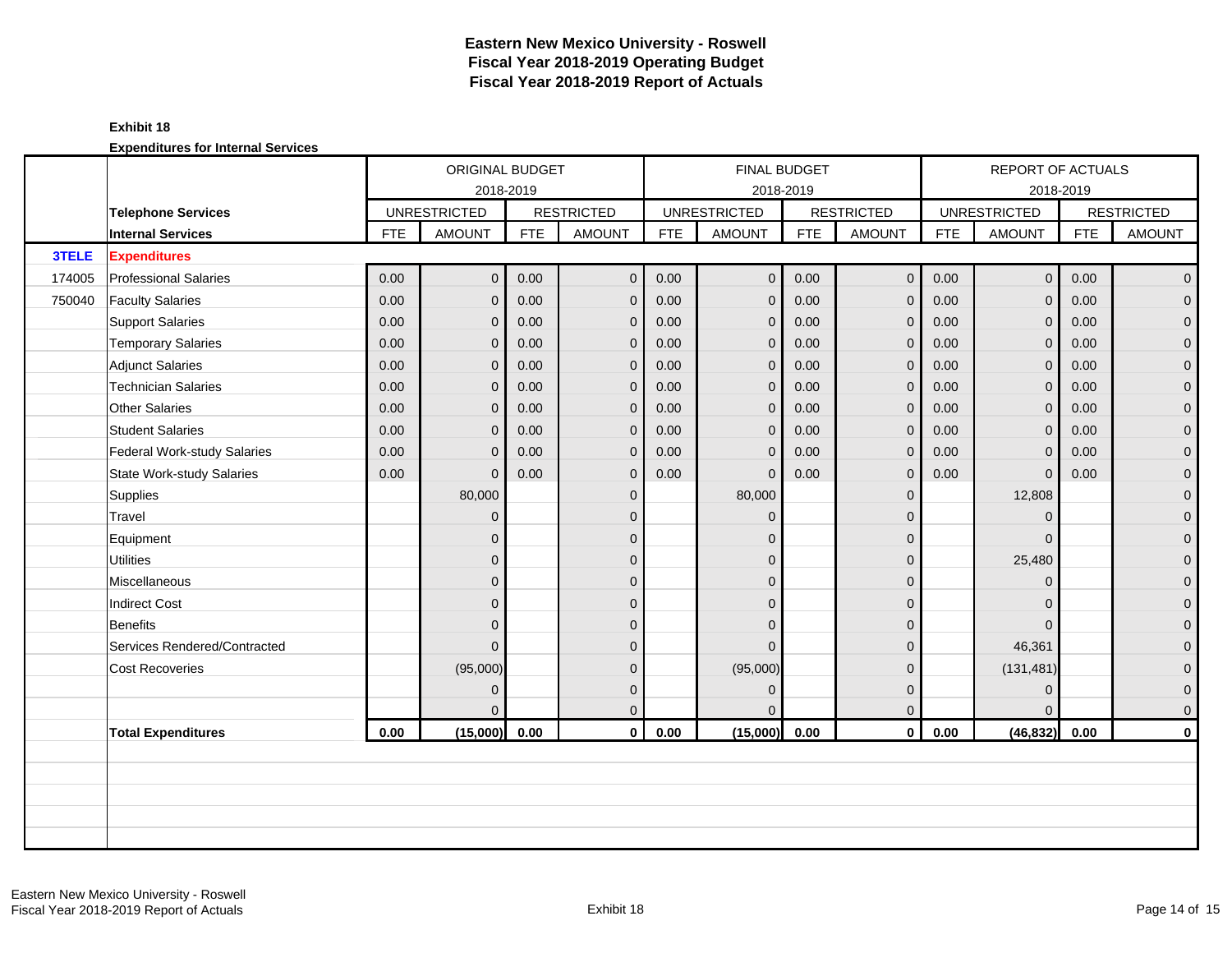# Eastern New Mexico University - Roswell
## Fiscal Year 2018-2019 Operating Budget
## Fiscal Year 2018-2019 Report of Actuals

**Exhibit 18**

**Expenditures for Internal Services**

| | | ORIGINAL BUDGET 2018-2019 | | | | FINAL BUDGET 2018-2019 | | | | REPORT OF ACTUALS 2018-2019 | | | |
|---|---|---|---|---|---|---|---|---|---|---|---|---|---|
| | **Telephone Services** | UNRESTRICTED | | RESTRICTED | | UNRESTRICTED | | RESTRICTED | | UNRESTRICTED | | RESTRICTED | |
| | **Internal Services** | FTE | AMOUNT | FTE | AMOUNT | FTE | AMOUNT | FTE | AMOUNT | FTE | AMOUNT | FTE | AMOUNT |
| **3TELE** | **Expenditures** | | | | | | | | | | | | |
| 174005 | Professional Salaries | 0.00 | 0 | 0.00 | 0 | 0.00 | 0 | 0.00 | 0 | 0.00 | 0 | 0.00 | 0 |
| 750040 | Faculty Salaries | 0.00 | 0 | 0.00 | 0 | 0.00 | 0 | 0.00 | 0 | 0.00 | 0 | 0.00 | 0 |
| | Support Salaries | 0.00 | 0 | 0.00 | 0 | 0.00 | 0 | 0.00 | 0 | 0.00 | 0 | 0.00 | 0 |
| | Temporary Salaries | 0.00 | 0 | 0.00 | 0 | 0.00 | 0 | 0.00 | 0 | 0.00 | 0 | 0.00 | 0 |
| | Adjunct Salaries | 0.00 | 0 | 0.00 | 0 | 0.00 | 0 | 0.00 | 0 | 0.00 | 0 | 0.00 | 0 |
| | Technician Salaries | 0.00 | 0 | 0.00 | 0 | 0.00 | 0 | 0.00 | 0 | 0.00 | 0 | 0.00 | 0 |
| | Other Salaries | 0.00 | 0 | 0.00 | 0 | 0.00 | 0 | 0.00 | 0 | 0.00 | 0 | 0.00 | 0 |
| | Student Salaries | 0.00 | 0 | 0.00 | 0 | 0.00 | 0 | 0.00 | 0 | 0.00 | 0 | 0.00 | 0 |
| | Federal Work-study Salaries | 0.00 | 0 | 0.00 | 0 | 0.00 | 0 | 0.00 | 0 | 0.00 | 0 | 0.00 | 0 |
| | State Work-study Salaries | 0.00 | 0 | 0.00 | 0 | 0.00 | 0 | 0.00 | 0 | 0.00 | 0 | 0.00 | 0 |
| | Supplies | | 80,000 | | 0 | | 80,000 | | 0 | | 12,808 | | 0 |
| | Travel | | 0 | | 0 | | 0 | | 0 | | 0 | | 0 |
| | Equipment | | 0 | | 0 | | 0 | | 0 | | 0 | | 0 |
| | Utilities | | 0 | | 0 | | 0 | | 0 | | 25,480 | | 0 |
| | Miscellaneous | | 0 | | 0 | | 0 | | 0 | | 0 | | 0 |
| | Indirect Cost | | 0 | | 0 | | 0 | | 0 | | 0 | | 0 |
| | Benefits | | 0 | | 0 | | 0 | | 0 | | 0 | | 0 |
| | Services Rendered/Contracted | | 0 | | 0 | | 0 | | 0 | | 46,361 | | 0 |
| | Cost Recoveries | | (95,000) | | 0 | | (95,000) | | 0 | | (131,481) | | 0 |
| | | | 0 | | 0 | | 0 | | 0 | | 0 | | 0 |
| | | | 0 | | 0 | | 0 | | 0 | | 0 | | 0 |
| | **Total Expenditures** | **0.00** | **(15,000)** | **0.00** | **0** | **0.00** | **(15,000)** | **0.00** | **0** | **0.00** | **(46,832)** | **0.00** | **0** |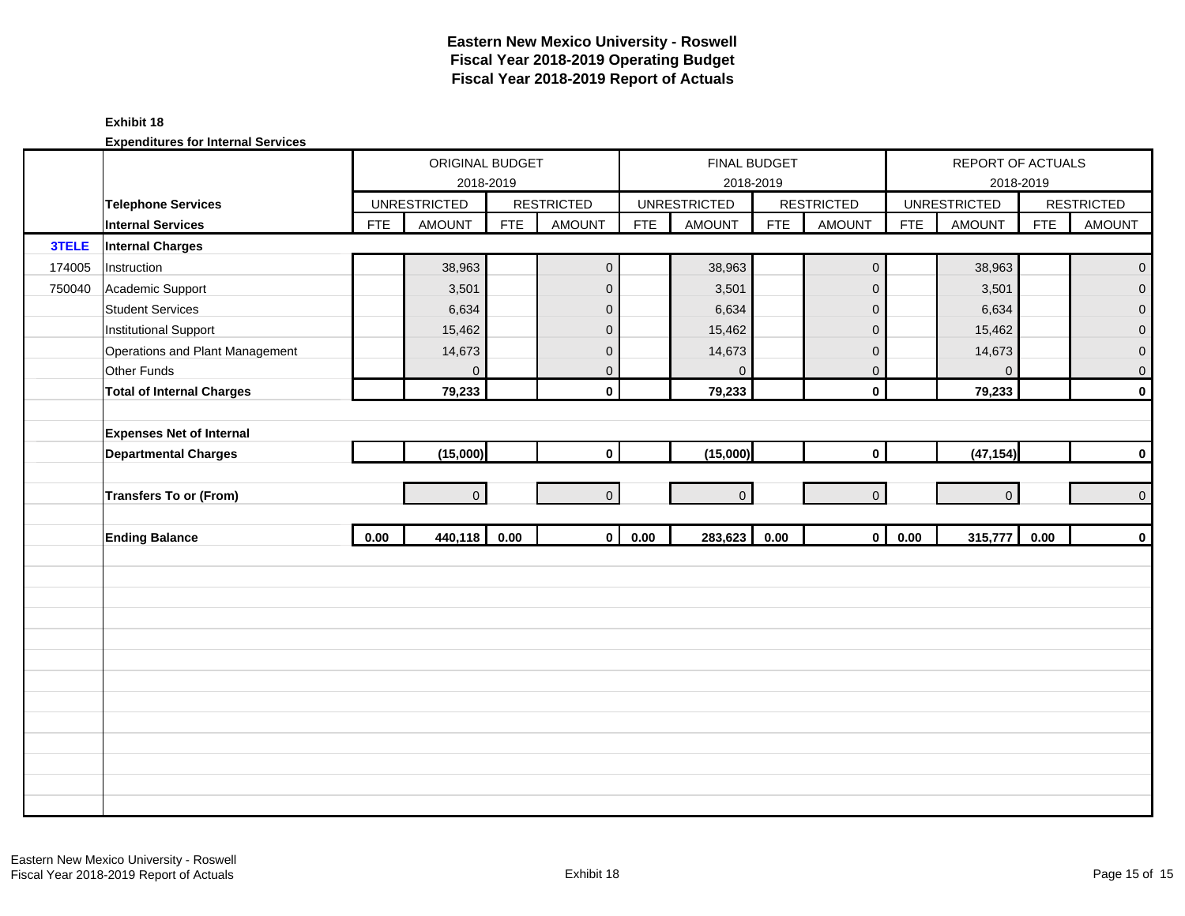# Eastern New Mexico University - Roswell
## Fiscal Year 2018-2019 Operating Budget
## Fiscal Year 2018-2019 Report of Actuals

**Exhibit 18**

**Expenditures for Internal Services**

| | | ORIGINAL BUDGET 2018-2019 | | | | FINAL BUDGET 2018-2019 | | | | REPORT OF ACTUALS 2018-2019 | | | |
|---|---|---|---|---|---|---|---|---|---|---|---|---|---|
| | **Telephone Services** | UNRESTRICTED | | RESTRICTED | | UNRESTRICTED | | RESTRICTED | | UNRESTRICTED | | RESTRICTED | |
| | **Internal Services** | FTE | AMOUNT | FTE | AMOUNT | FTE | AMOUNT | FTE | AMOUNT | FTE | AMOUNT | FTE | AMOUNT |
| **3TELE** | **Internal Charges** | | | | | | | | | | | | |
| 174005 | Instruction | | 38,963 | | 0 | | 38,963 | | 0 | | 38,963 | | 0 |
| 750040 | Academic Support | | 3,501 | | 0 | | 3,501 | | 0 | | 3,501 | | 0 |
| | Student Services | | 6,634 | | 0 | | 6,634 | | 0 | | 6,634 | | 0 |
| | Institutional Support | | 15,462 | | 0 | | 15,462 | | 0 | | 15,462 | | 0 |
| | Operations and Plant Management | | 14,673 | | 0 | | 14,673 | | 0 | | 14,673 | | 0 |
| | Other Funds | | 0 | | 0 | | 0 | | 0 | | 0 | | 0 |
| | **Total of Internal Charges** | | **79,233** | | **0** | | **79,233** | | **0** | | **79,233** | | **0** |
| | | | | | | | | | | | | | |
| | **Expenses Net of Internal Departmental Charges** | | **(15,000)** | | **0** | | **(15,000)** | | **0** | | **(47,154)** | | **0** |
| | | | | | | | | | | | | | |
| | **Transfers To or (From)** | | 0 | | 0 | | 0 | | 0 | | 0 | | 0 |
| | | | | | | | | | | | | | |
| | **Ending Balance** | **0.00** | **440,118** | **0.00** | **0** | **0.00** | **283,623** | **0.00** | **0** | **0.00** | **315,777** | **0.00** | **0** |

Eastern New Mexico University - Roswell
Fiscal Year 2018-2019 Report of Actuals

Exhibit 18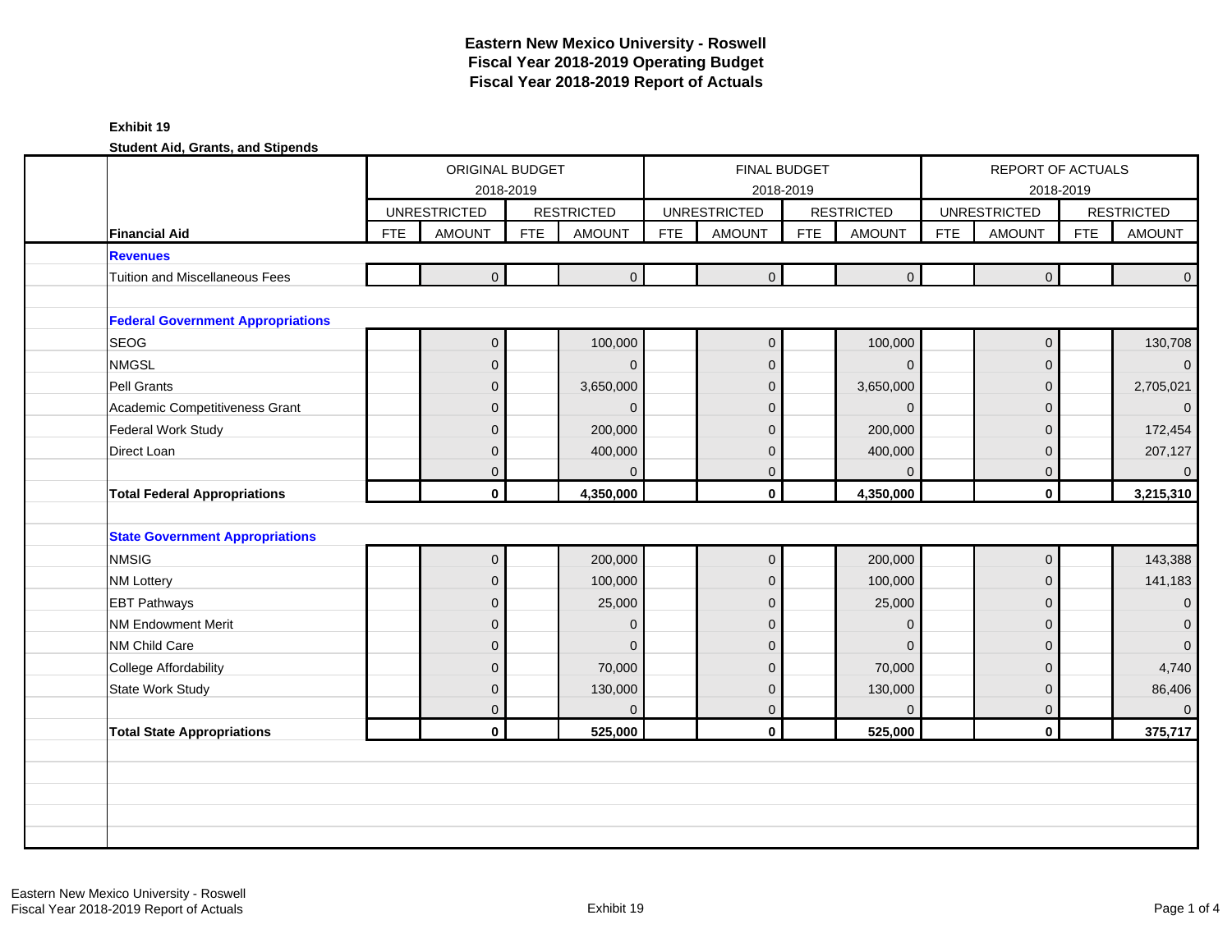# Eastern New Mexico University - Roswell
# Fiscal Year 2018-2019 Operating Budget
# Fiscal Year 2018-2019 Report of Actuals

**Exhibit 19**

**Student Aid, Grants, and Stipends**

| | ORIGINAL BUDGET 2018-2019 | | | | FINAL BUDGET 2018-2019 | | | | REPORT OF ACTUALS 2018-2019 | | | |
|---|---|---|---|---|---|---|---|---|---|---|---|---|
| | UNRESTRICTED | | RESTRICTED | | UNRESTRICTED | | RESTRICTED | | UNRESTRICTED | | RESTRICTED | |
| **Financial Aid** | FTE | AMOUNT | FTE | AMOUNT | FTE | AMOUNT | FTE | AMOUNT | FTE | AMOUNT | FTE | AMOUNT |
| **Revenues** | | | | | | | | | | | | |
| Tuition and Miscellaneous Fees | | 0 | | 0 | | 0 | | 0 | | 0 | | 0 |
| | | | | | | | | | | | | |
| **Federal Government Appropriations** | | | | | | | | | | | | |
| SEOG | | 0 | | 100,000 | | 0 | | 100,000 | | 0 | | 130,708 |
| NMGSL | | 0 | | 0 | | 0 | | 0 | | 0 | | 0 |
| Pell Grants | | 0 | | 3,650,000 | | 0 | | 3,650,000 | | 0 | | 2,705,021 |
| Academic Competitiveness Grant | | 0 | | 0 | | 0 | | 0 | | 0 | | 0 |
| Federal Work Study | | 0 | | 200,000 | | 0 | | 200,000 | | 0 | | 172,454 |
| Direct Loan | | 0 | | 400,000 | | 0 | | 400,000 | | 0 | | 207,127 |
| | | 0 | | 0 | | 0 | | 0 | | 0 | | 0 |
| **Total Federal Appropriations** | | **0** | | **4,350,000** | | **0** | | **4,350,000** | | **0** | | **3,215,310** |
| | | | | | | | | | | | | |
| **State Government Appropriations** | | | | | | | | | | | | |
| NMSIG | | 0 | | 200,000 | | 0 | | 200,000 | | 0 | | 143,388 |
| NM Lottery | | 0 | | 100,000 | | 0 | | 100,000 | | 0 | | 141,183 |
| EBT Pathways | | 0 | | 25,000 | | 0 | | 25,000 | | 0 | | 0 |
| NM Endowment Merit | | 0 | | 0 | | 0 | | 0 | | 0 | | 0 |
| NM Child Care | | 0 | | 0 | | 0 | | 0 | | 0 | | 0 |
| College Affordability | | 0 | | 70,000 | | 0 | | 70,000 | | 0 | | 4,740 |
| State Work Study | | 0 | | 130,000 | | 0 | | 130,000 | | 0 | | 86,406 |
| | | 0 | | 0 | | 0 | | 0 | | 0 | | 0 |
| **Total State Appropriations** | | **0** | | **525,000** | | **0** | | **525,000** | | **0** | | **375,717** |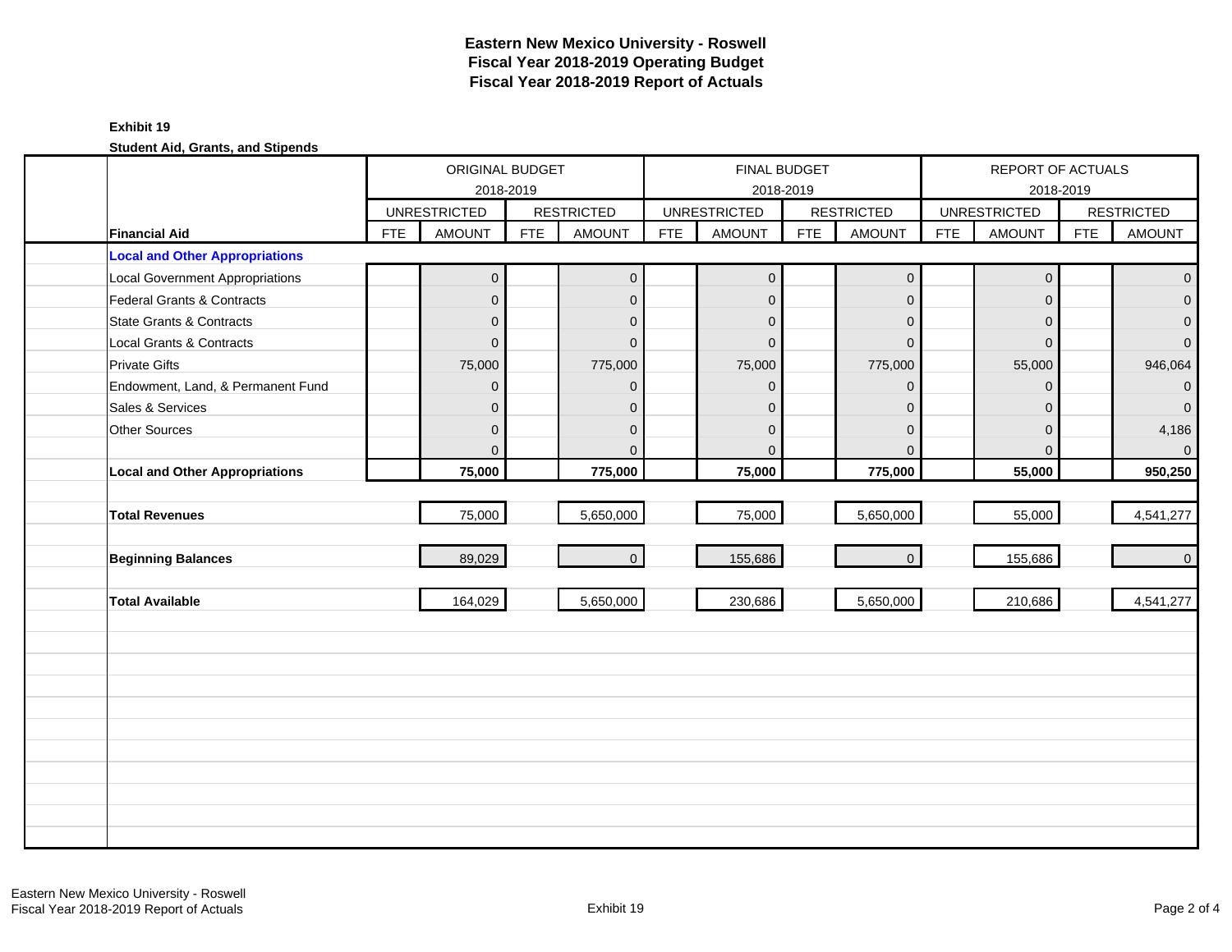# Eastern New Mexico University - Roswell
## Fiscal Year 2018-2019 Operating Budget
## Fiscal Year 2018-2019 Report of Actuals

**Exhibit 19**

**Student Aid, Grants, and Stipends**

| | ORIGINAL BUDGET 2018-2019 | | | | FINAL BUDGET 2018-2019 | | | | REPORT OF ACTUALS 2018-2019 | | | |
|---|---|---|---|---|---|---|---|---|---|---|---|---|
| | UNRESTRICTED | | RESTRICTED | | UNRESTRICTED | | RESTRICTED | | UNRESTRICTED | | RESTRICTED | |
| **Financial Aid** | FTE | AMOUNT | FTE | AMOUNT | FTE | AMOUNT | FTE | AMOUNT | FTE | AMOUNT | FTE | AMOUNT |
| **Local and Other Appropriations** | | | | | | | | | | | | |
| Local Government Appropriations | | 0 | | 0 | | 0 | | 0 | | 0 | | 0 |
| Federal Grants & Contracts | | 0 | | 0 | | 0 | | 0 | | 0 | | 0 |
| State Grants & Contracts | | 0 | | 0 | | 0 | | 0 | | 0 | | 0 |
| Local Grants & Contracts | | 0 | | 0 | | 0 | | 0 | | 0 | | 0 |
| Private Gifts | | 75,000 | | 775,000 | | 75,000 | | 775,000 | | 55,000 | | 946,064 |
| Endowment, Land, & Permanent Fund | | 0 | | 0 | | 0 | | 0 | | 0 | | 0 |
| Sales & Services | | 0 | | 0 | | 0 | | 0 | | 0 | | 0 |
| Other Sources | | 0 | | 0 | | 0 | | 0 | | 0 | | 4,186 |
| | | 0 | | 0 | | 0 | | 0 | | 0 | | 0 |
| **Local and Other Appropriations** | | **75,000** | | **775,000** | | **75,000** | | **775,000** | | **55,000** | | **950,250** |
| **Total Revenues** | | 75,000 | | 5,650,000 | | 75,000 | | 5,650,000 | | 55,000 | | 4,541,277 |
| **Beginning Balances** | | 89,029 | | 0 | | 155,686 | | 0 | | 155,686 | | 0 |
| **Total Available** | | 164,029 | | 5,650,000 | | 230,686 | | 5,650,000 | | 210,686 | | 4,541,277 |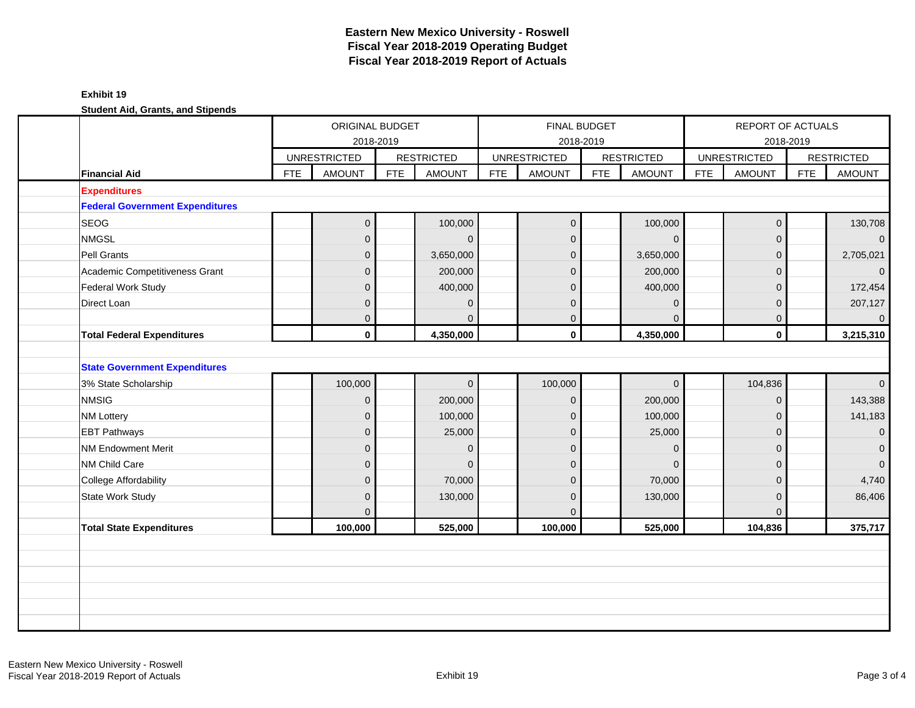# Eastern New Mexico University - Roswell
## Fiscal Year 2018-2019 Operating Budget
## Fiscal Year 2018-2019 Report of Actuals

**Exhibit 19**

**Student Aid, Grants, and Stipends**

| | ORIGINAL BUDGET 2018-2019 | | | | FINAL BUDGET 2018-2019 | | | | REPORT OF ACTUALS 2018-2019 | | | |
|---|---|---|---|---|---|---|---|---|---|---|---|---|
| | UNRESTRICTED | | RESTRICTED | | UNRESTRICTED | | RESTRICTED | | UNRESTRICTED | | RESTRICTED | |
| **Financial Aid** | FTE | AMOUNT | FTE | AMOUNT | FTE | AMOUNT | FTE | AMOUNT | FTE | AMOUNT | FTE | AMOUNT |
| **Expenditures** | | | | | | | | | | | | |
| **Federal Government Expenditures** | | | | | | | | | | | | |
| SEOG | | 0 | | 100,000 | | 0 | | 100,000 | | 0 | | 130,708 |
| NMGSL | | 0 | | 0 | | 0 | | 0 | | 0 | | 0 |
| Pell Grants | | 0 | | 3,650,000 | | 0 | | 3,650,000 | | 0 | | 2,705,021 |
| Academic Competitiveness Grant | | 0 | | 200,000 | | 0 | | 200,000 | | 0 | | 0 |
| Federal Work Study | | 0 | | 400,000 | | 0 | | 400,000 | | 0 | | 172,454 |
| Direct Loan | | 0 | | 0 | | 0 | | 0 | | 0 | | 207,127 |
| | | 0 | | 0 | | 0 | | 0 | | 0 | | 0 |
| **Total Federal Expenditures** | | **0** | | **4,350,000** | | **0** | | **4,350,000** | | **0** | | **3,215,310** |
| **State Government Expenditures** | | | | | | | | | | | | |
| 3% State Scholarship | | 100,000 | | 0 | | 100,000 | | 0 | | 104,836 | | 0 |
| NMSIG | | 0 | | 200,000 | | 0 | | 200,000 | | 0 | | 143,388 |
| NM Lottery | | 0 | | 100,000 | | 0 | | 100,000 | | 0 | | 141,183 |
| EBT Pathways | | 0 | | 25,000 | | 0 | | 25,000 | | 0 | | 0 |
| NM Endowment Merit | | 0 | | 0 | | 0 | | 0 | | 0 | | 0 |
| NM Child Care | | 0 | | 0 | | 0 | | 0 | | 0 | | 0 |
| College Affordability | | 0 | | 70,000 | | 0 | | 70,000 | | 0 | | 4,740 |
| State Work Study | | 0 | | 130,000 | | 0 | | 130,000 | | 0 | | 86,406 |
| | | 0 | | | | 0 | | | | 0 | | |
| **Total State Expenditures** | | **100,000** | | **525,000** | | **100,000** | | **525,000** | | **104,836** | | **375,717** |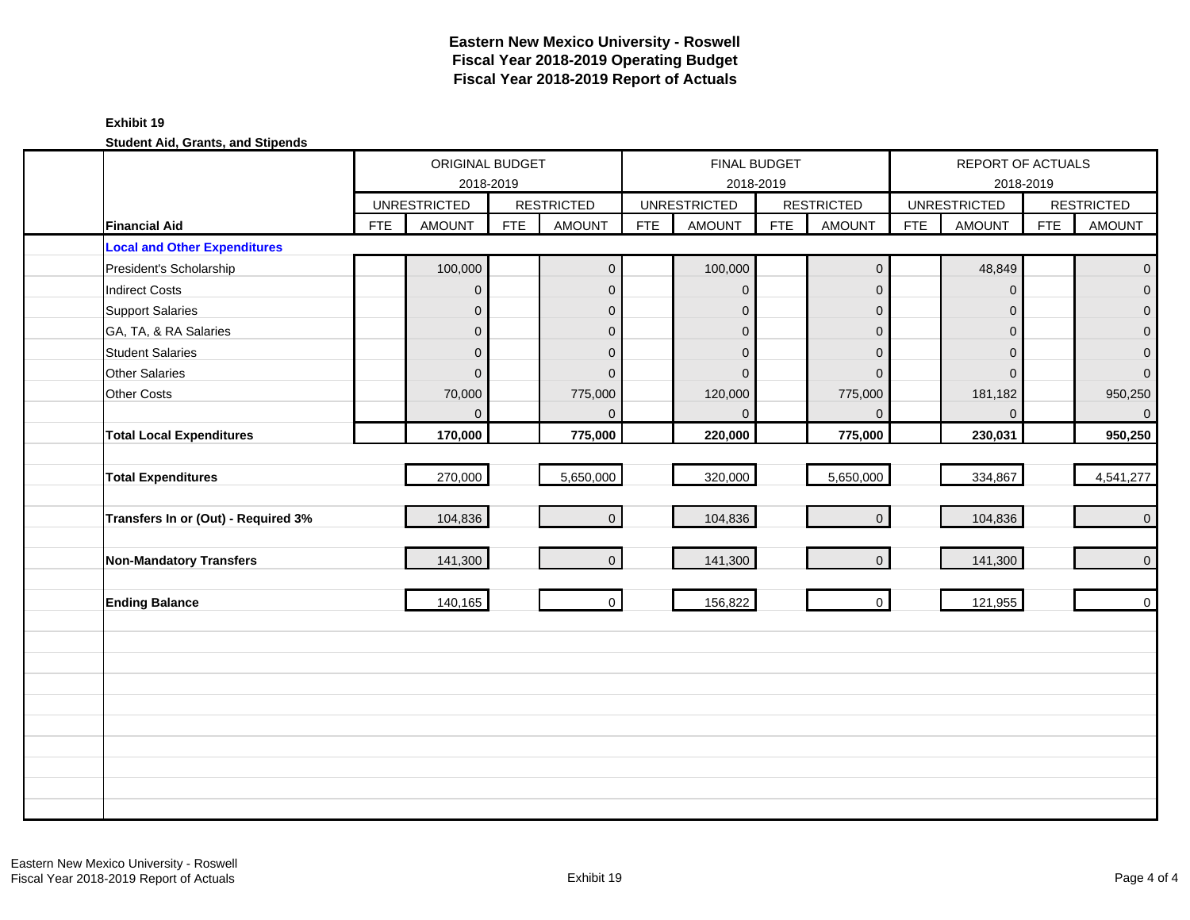# Eastern New Mexico University - Roswell
## Fiscal Year 2018-2019 Operating Budget
## Fiscal Year 2018-2019 Report of Actuals

**Exhibit 19**

**Student Aid, Grants, and Stipends**

| | ORIGINAL BUDGET 2018-2019 | | | | FINAL BUDGET 2018-2019 | | | | REPORT OF ACTUALS 2018-2019 | | | |
|---|---|---|---|---|---|---|---|---|---|---|---|---|
| | UNRESTRICTED | | RESTRICTED | | UNRESTRICTED | | RESTRICTED | | UNRESTRICTED | | RESTRICTED | |
| **Financial Aid** | FTE | AMOUNT | FTE | AMOUNT | FTE | AMOUNT | FTE | AMOUNT | FTE | AMOUNT | FTE | AMOUNT |
| **Local and Other Expenditures** | | | | | | | | | | | | |
| President's Scholarship | | 100,000 | | 0 | | 100,000 | | 0 | | 48,849 | | 0 |
| Indirect Costs | | 0 | | 0 | | 0 | | 0 | | 0 | | 0 |
| Support Salaries | | 0 | | 0 | | 0 | | 0 | | 0 | | 0 |
| GA, TA, & RA Salaries | | 0 | | 0 | | 0 | | 0 | | 0 | | 0 |
| Student Salaries | | 0 | | 0 | | 0 | | 0 | | 0 | | 0 |
| Other Salaries | | 0 | | 0 | | 0 | | 0 | | 0 | | 0 |
| Other Costs | | 70,000 | | 775,000 | | 120,000 | | 775,000 | | 181,182 | | 950,250 |
| | | 0 | | 0 | | 0 | | 0 | | 0 | | 0 |
| **Total Local Expenditures** | | **170,000** | | **775,000** | | **220,000** | | **775,000** | | **230,031** | | **950,250** |
| **Total Expenditures** | | 270,000 | | 5,650,000 | | 320,000 | | 5,650,000 | | 334,867 | | 4,541,277 |
| **Transfers In or (Out) - Required 3%** | | 104,836 | | 0 | | 104,836 | | 0 | | 104,836 | | 0 |
| **Non-Mandatory Transfers** | | 141,300 | | 0 | | 141,300 | | 0 | | 141,300 | | 0 |
| **Ending Balance** | | 140,165 | | 0 | | 156,822 | | 0 | | 121,955 | | 0 |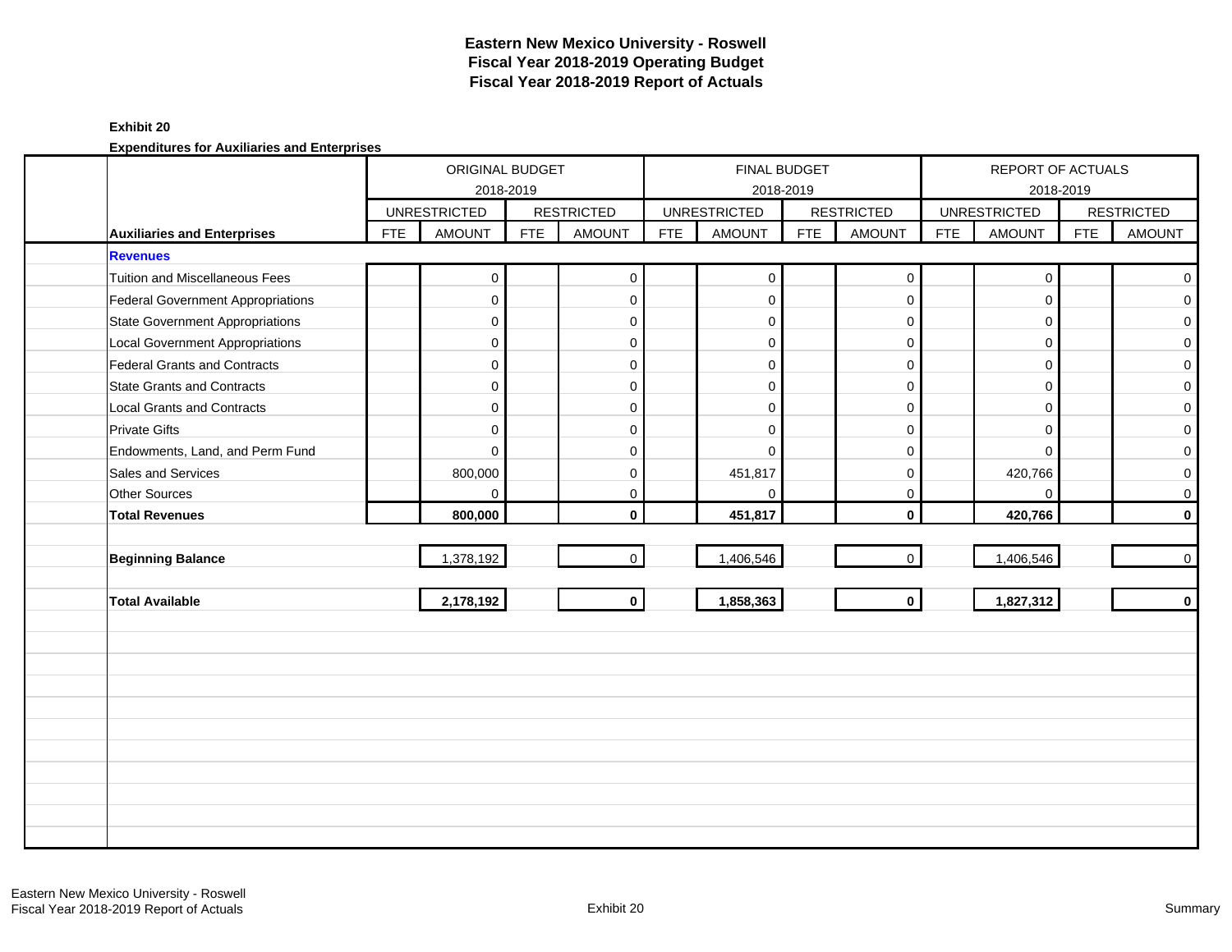# Eastern New Mexico University - Roswell
## Fiscal Year 2018-2019 Operating Budget
## Fiscal Year 2018-2019 Report of Actuals

**Exhibit 20**

**Expenditures for Auxiliaries and Enterprises**

| | ORIGINAL BUDGET 2018-2019 | | | | FINAL BUDGET 2018-2019 | | | | REPORT OF ACTUALS 2018-2019 | | | |
|---|---|---|---|---|---|---|---|---|---|---|---|---|
| | UNRESTRICTED | | RESTRICTED | | UNRESTRICTED | | RESTRICTED | | UNRESTRICTED | | RESTRICTED | |
| **Auxiliaries and Enterprises** | FTE | AMOUNT | FTE | AMOUNT | FTE | AMOUNT | FTE | AMOUNT | FTE | AMOUNT | FTE | AMOUNT |
| **Revenues** | | | | | | | | | | | | |
| Tuition and Miscellaneous Fees | | 0 | | 0 | | 0 | | 0 | | 0 | | 0 |
| Federal Government Appropriations | | 0 | | 0 | | 0 | | 0 | | 0 | | 0 |
| State Government Appropriations | | 0 | | 0 | | 0 | | 0 | | 0 | | 0 |
| Local Government Appropriations | | 0 | | 0 | | 0 | | 0 | | 0 | | 0 |
| Federal Grants and Contracts | | 0 | | 0 | | 0 | | 0 | | 0 | | 0 |
| State Grants and Contracts | | 0 | | 0 | | 0 | | 0 | | 0 | | 0 |
| Local Grants and Contracts | | 0 | | 0 | | 0 | | 0 | | 0 | | 0 |
| Private Gifts | | 0 | | 0 | | 0 | | 0 | | 0 | | 0 |
| Endowments, Land, and Perm Fund | | 0 | | 0 | | 0 | | 0 | | 0 | | 0 |
| Sales and Services | | 800,000 | | 0 | | 451,817 | | 0 | | 420,766 | | 0 |
| Other Sources | | 0 | | 0 | | 0 | | 0 | | 0 | | 0 |
| **Total Revenues** | | **800,000** | | **0** | | **451,817** | | **0** | | **420,766** | | **0** |
| **Beginning Balance** | | 1,378,192 | | 0 | | 1,406,546 | | 0 | | 1,406,546 | | 0 |
| **Total Available** | | **2,178,192** | | **0** | | **1,858,363** | | **0** | | **1,827,312** | | **0** |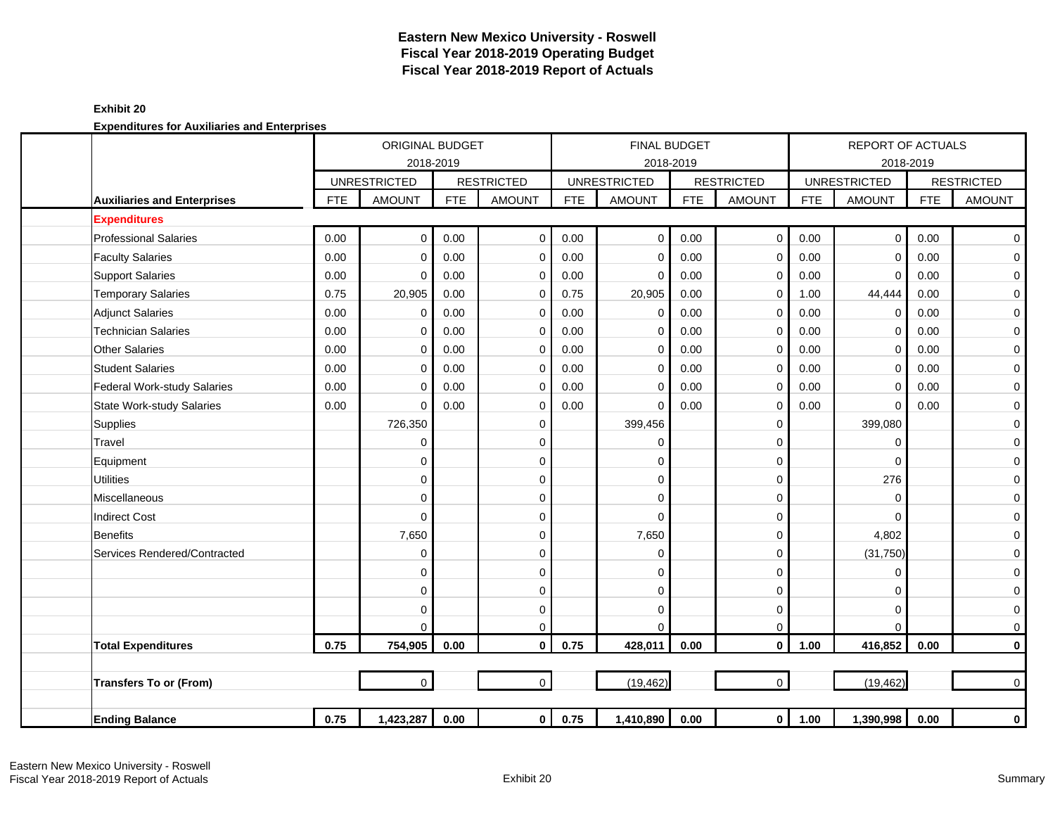# Eastern New Mexico University - Roswell
## Fiscal Year 2018-2019 Operating Budget
## Fiscal Year 2018-2019 Report of Actuals

**Exhibit 20**

**Expenditures for Auxiliaries and Enterprises**

| | ORIGINAL BUDGET 2018-2019 | | | | FINAL BUDGET 2018-2019 | | | | REPORT OF ACTUALS 2018-2019 | | | |
|---|---|---|---|---|---|---|---|---|---|---|---|---|
| | UNRESTRICTED | | RESTRICTED | | UNRESTRICTED | | RESTRICTED | | UNRESTRICTED | | RESTRICTED | |
| **Auxiliaries and Enterprises** | FTE | AMOUNT | FTE | AMOUNT | FTE | AMOUNT | FTE | AMOUNT | FTE | AMOUNT | FTE | AMOUNT |
| **Expenditures** | | | | | | | | | | | | |
| Professional Salaries | 0.00 | 0 | 0.00 | 0 | 0.00 | 0 | 0.00 | 0 | 0.00 | 0 | 0.00 | 0 |
| Faculty Salaries | 0.00 | 0 | 0.00 | 0 | 0.00 | 0 | 0.00 | 0 | 0.00 | 0 | 0.00 | 0 |
| Support Salaries | 0.00 | 0 | 0.00 | 0 | 0.00 | 0 | 0.00 | 0 | 0.00 | 0 | 0.00 | 0 |
| Temporary Salaries | 0.75 | 20,905 | 0.00 | 0 | 0.75 | 20,905 | 0.00 | 0 | 1.00 | 44,444 | 0.00 | 0 |
| Adjunct Salaries | 0.00 | 0 | 0.00 | 0 | 0.00 | 0 | 0.00 | 0 | 0.00 | 0 | 0.00 | 0 |
| Technician Salaries | 0.00 | 0 | 0.00 | 0 | 0.00 | 0 | 0.00 | 0 | 0.00 | 0 | 0.00 | 0 |
| Other Salaries | 0.00 | 0 | 0.00 | 0 | 0.00 | 0 | 0.00 | 0 | 0.00 | 0 | 0.00 | 0 |
| Student Salaries | 0.00 | 0 | 0.00 | 0 | 0.00 | 0 | 0.00 | 0 | 0.00 | 0 | 0.00 | 0 |
| Federal Work-study Salaries | 0.00 | 0 | 0.00 | 0 | 0.00 | 0 | 0.00 | 0 | 0.00 | 0 | 0.00 | 0 |
| State Work-study Salaries | 0.00 | 0 | 0.00 | 0 | 0.00 | 0 | 0.00 | 0 | 0.00 | 0 | 0.00 | 0 |
| Supplies | | 726,350 | | 0 | | 399,456 | | 0 | | 399,080 | | 0 |
| Travel | | 0 | | 0 | | 0 | | 0 | | 0 | | 0 |
| Equipment | | 0 | | 0 | | 0 | | 0 | | 0 | | 0 |
| Utilities | | 0 | | 0 | | 0 | | 0 | | 276 | | 0 |
| Miscellaneous | | 0 | | 0 | | 0 | | 0 | | 0 | | 0 |
| Indirect Cost | | 0 | | 0 | | 0 | | 0 | | 0 | | 0 |
| Benefits | | 7,650 | | 0 | | 7,650 | | 0 | | 4,802 | | 0 |
| Services Rendered/Contracted | | 0 | | 0 | | 0 | | 0 | | (31,750) | | 0 |
| | | 0 | | 0 | | 0 | | 0 | | 0 | | 0 |
| | | 0 | | 0 | | 0 | | 0 | | 0 | | 0 |
| | | 0 | | 0 | | 0 | | 0 | | 0 | | 0 |
| | | 0 | | 0 | | 0 | | 0 | | 0 | | 0 |
| **Total Expenditures** | **0.75** | **754,905** | **0.00** | **0** | **0.75** | **428,011** | **0.00** | **0** | **1.00** | **416,852** | **0.00** | **0** |
| **Transfers To or (From)** | | 0 | | 0 | | (19,462) | | 0 | | (19,462) | | 0 |
| **Ending Balance** | **0.75** | **1,423,287** | **0.00** | **0** | **0.75** | **1,410,890** | **0.00** | **0** | **1.00** | **1,390,998** | **0.00** | **0** |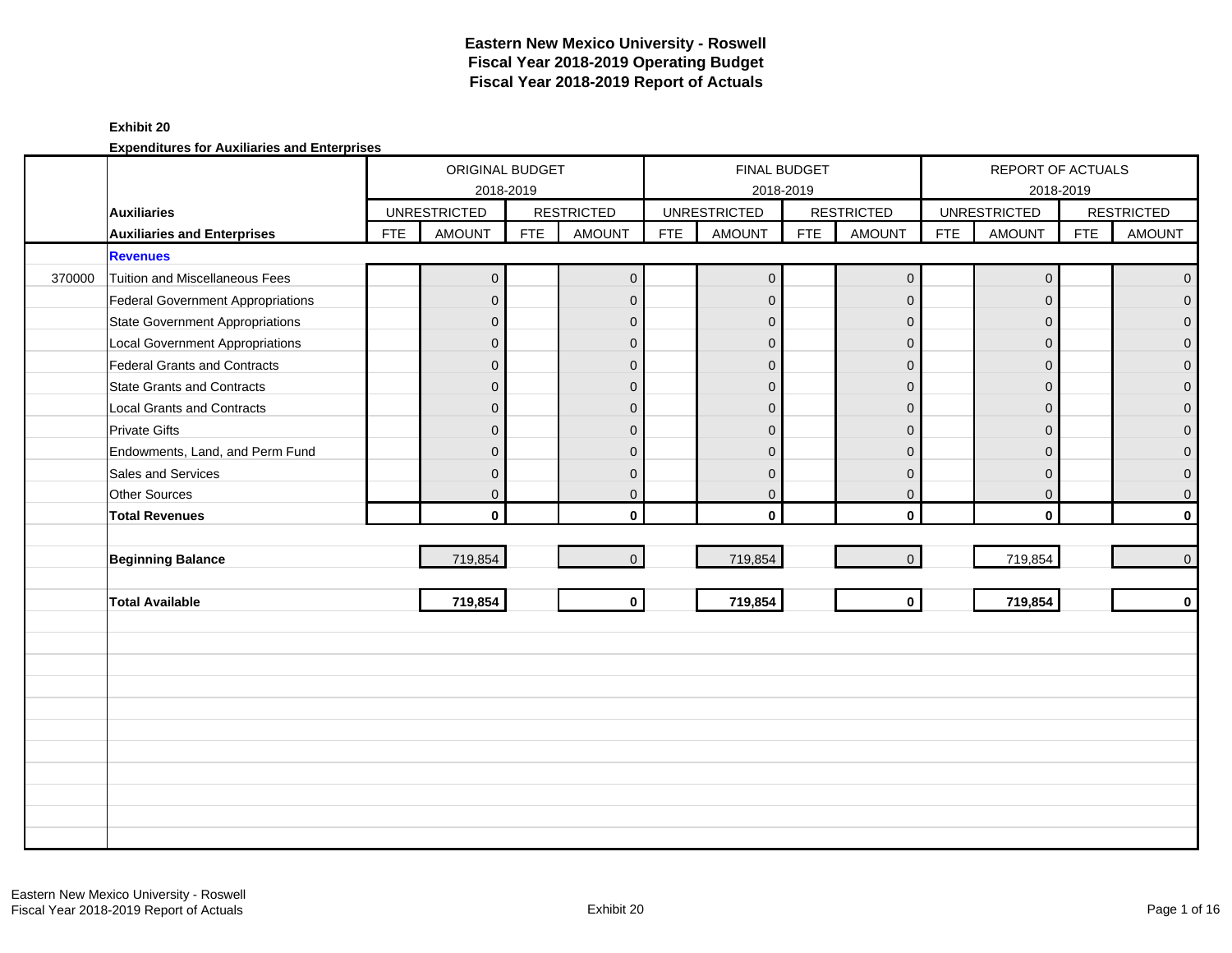# Eastern New Mexico University - Roswell
# Fiscal Year 2018-2019 Operating Budget
# Fiscal Year 2018-2019 Report of Actuals

**Exhibit 20**

**Expenditures for Auxiliaries and Enterprises**

| | | ORIGINAL BUDGET 2018-2019 | | | | FINAL BUDGET 2018-2019 | | | | REPORT OF ACTUALS 2018-2019 | | | |
|---|---|---|---|---|---|---|---|---|---|---|---|---|---|
| | **Auxiliaries** | UNRESTRICTED | | RESTRICTED | | UNRESTRICTED | | RESTRICTED | | UNRESTRICTED | | RESTRICTED | |
| | **Auxiliaries and Enterprises** | FTE | AMOUNT | FTE | AMOUNT | FTE | AMOUNT | FTE | AMOUNT | FTE | AMOUNT | FTE | AMOUNT |
| | **Revenues** | | | | | | | | | | | | |
| 370000 | Tuition and Miscellaneous Fees | | 0 | | 0 | | 0 | | 0 | | 0 | | 0 |
| | Federal Government Appropriations | | 0 | | 0 | | 0 | | 0 | | 0 | | 0 |
| | State Government Appropriations | | 0 | | 0 | | 0 | | 0 | | 0 | | 0 |
| | Local Government Appropriations | | 0 | | 0 | | 0 | | 0 | | 0 | | 0 |
| | Federal Grants and Contracts | | 0 | | 0 | | 0 | | 0 | | 0 | | 0 |
| | State Grants and Contracts | | 0 | | 0 | | 0 | | 0 | | 0 | | 0 |
| | Local Grants and Contracts | | 0 | | 0 | | 0 | | 0 | | 0 | | 0 |
| | Private Gifts | | 0 | | 0 | | 0 | | 0 | | 0 | | 0 |
| | Endowments, Land, and Perm Fund | | 0 | | 0 | | 0 | | 0 | | 0 | | 0 |
| | Sales and Services | | 0 | | 0 | | 0 | | 0 | | 0 | | 0 |
| | Other Sources | | 0 | | 0 | | 0 | | 0 | | 0 | | 0 |
| | **Total Revenues** | | **0** | | **0** | | **0** | | **0** | | **0** | | **0** |
| | **Beginning Balance** | | 719,854 | | 0 | | 719,854 | | 0 | | 719,854 | | 0 |
| | **Total Available** | | **719,854** | | **0** | | **719,854** | | **0** | | **719,854** | | **0** |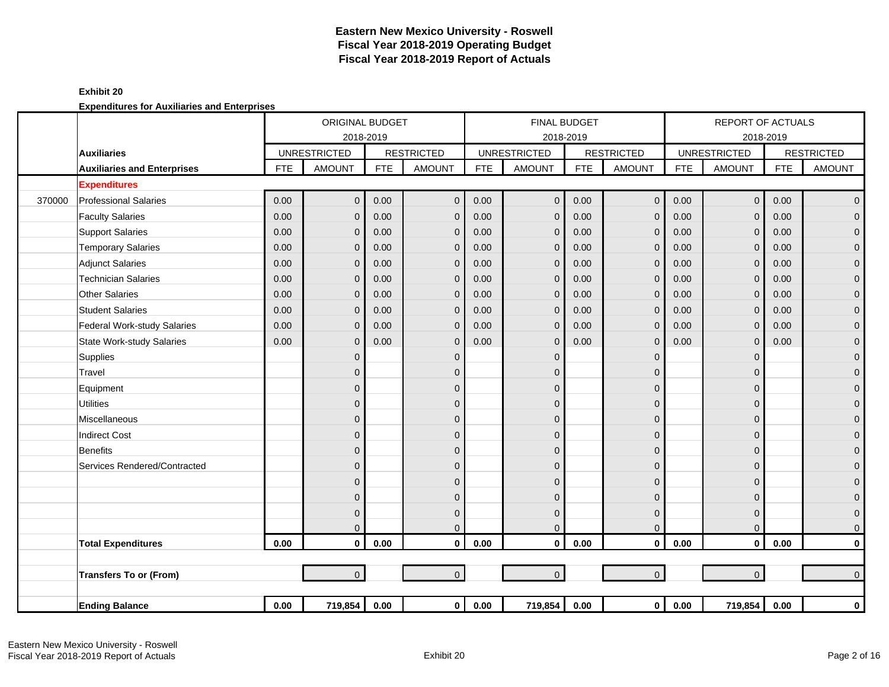# Eastern New Mexico University - Roswell
## Fiscal Year 2018-2019 Operating Budget
## Fiscal Year 2018-2019 Report of Actuals

**Exhibit 20**

**Expenditures for Auxiliaries and Enterprises**

| | | ORIGINAL BUDGET 2018-2019 | | | | FINAL BUDGET 2018-2019 | | | | REPORT OF ACTUALS 2018-2019 | | | |
|---|---|---|---|---|---|---|---|---|---|---|---|---|---|
| | **Auxiliaries** | UNRESTRICTED | | RESTRICTED | | UNRESTRICTED | | RESTRICTED | | UNRESTRICTED | | RESTRICTED | |
| | **Auxiliaries and Enterprises** | FTE | AMOUNT | FTE | AMOUNT | FTE | AMOUNT | FTE | AMOUNT | FTE | AMOUNT | FTE | AMOUNT |
| | **Expenditures** | | | | | | | | | | | | |
| 370000 | Professional Salaries | 0.00 | 0 | 0.00 | 0 | 0.00 | 0 | 0.00 | 0 | 0.00 | 0 | 0.00 | 0 |
| | Faculty Salaries | 0.00 | 0 | 0.00 | 0 | 0.00 | 0 | 0.00 | 0 | 0.00 | 0 | 0.00 | 0 |
| | Support Salaries | 0.00 | 0 | 0.00 | 0 | 0.00 | 0 | 0.00 | 0 | 0.00 | 0 | 0.00 | 0 |
| | Temporary Salaries | 0.00 | 0 | 0.00 | 0 | 0.00 | 0 | 0.00 | 0 | 0.00 | 0 | 0.00 | 0 |
| | Adjunct Salaries | 0.00 | 0 | 0.00 | 0 | 0.00 | 0 | 0.00 | 0 | 0.00 | 0 | 0.00 | 0 |
| | Technician Salaries | 0.00 | 0 | 0.00 | 0 | 0.00 | 0 | 0.00 | 0 | 0.00 | 0 | 0.00 | 0 |
| | Other Salaries | 0.00 | 0 | 0.00 | 0 | 0.00 | 0 | 0.00 | 0 | 0.00 | 0 | 0.00 | 0 |
| | Student Salaries | 0.00 | 0 | 0.00 | 0 | 0.00 | 0 | 0.00 | 0 | 0.00 | 0 | 0.00 | 0 |
| | Federal Work-study Salaries | 0.00 | 0 | 0.00 | 0 | 0.00 | 0 | 0.00 | 0 | 0.00 | 0 | 0.00 | 0 |
| | State Work-study Salaries | 0.00 | 0 | 0.00 | 0 | 0.00 | 0 | 0.00 | 0 | 0.00 | 0 | 0.00 | 0 |
| | Supplies | | 0 | | 0 | | 0 | | 0 | | 0 | | 0 |
| | Travel | | 0 | | 0 | | 0 | | 0 | | 0 | | 0 |
| | Equipment | | 0 | | 0 | | 0 | | 0 | | 0 | | 0 |
| | Utilities | | 0 | | 0 | | 0 | | 0 | | 0 | | 0 |
| | Miscellaneous | | 0 | | 0 | | 0 | | 0 | | 0 | | 0 |
| | Indirect Cost | | 0 | | 0 | | 0 | | 0 | | 0 | | 0 |
| | Benefits | | 0 | | 0 | | 0 | | 0 | | 0 | | 0 |
| | Services Rendered/Contracted | | 0 | | 0 | | 0 | | 0 | | 0 | | 0 |
| | | | 0 | | 0 | | 0 | | 0 | | 0 | | 0 |
| | | | 0 | | 0 | | 0 | | 0 | | 0 | | 0 |
| | | | 0 | | 0 | | 0 | | 0 | | 0 | | 0 |
| | | | 0 | | 0 | | 0 | | 0 | | 0 | | 0 |
| | **Total Expenditures** | **0.00** | **0** | **0.00** | **0** | **0.00** | **0** | **0.00** | **0** | **0.00** | **0** | **0.00** | **0** |
| | | | | | | | | | | | | | |
| | **Transfers To or (From)** | | 0 | | 0 | | 0 | | 0 | | 0 | | 0 |
| | | | | | | | | | | | | | |
| | **Ending Balance** | **0.00** | **719,854** | **0.00** | **0** | **0.00** | **719,854** | **0.00** | **0** | **0.00** | **719,854** | **0.00** | **0** |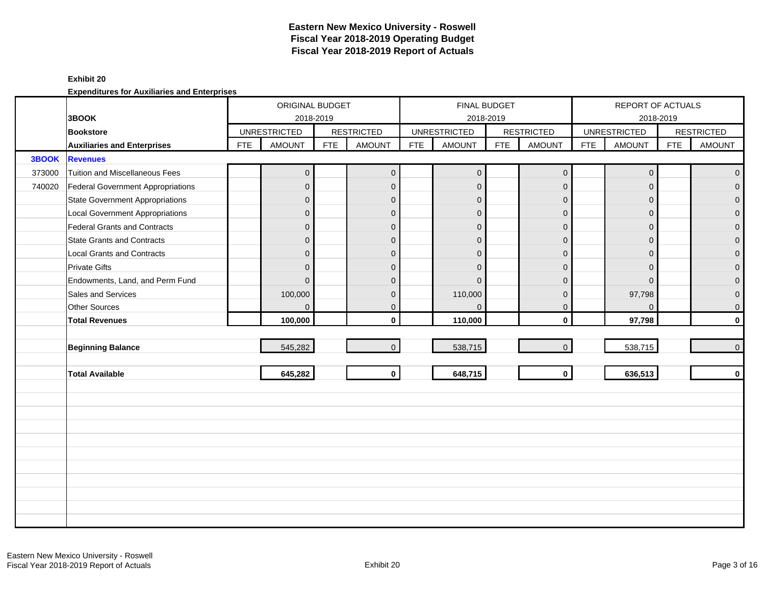# Eastern New Mexico University - Roswell
## Fiscal Year 2018-2019 Operating Budget
## Fiscal Year 2018-2019 Report of Actuals

**Exhibit 20**

**Expenditures for Auxiliaries and Enterprises**

| | | ORIGINAL BUDGET 2018-2019 | | | | FINAL BUDGET 2018-2019 | | | | REPORT OF ACTUALS 2018-2019 | | | |
|---|---|---|---|---|---|---|---|---|---|---|---|---|---|
| | **3BOOK** | UNRESTRICTED | | RESTRICTED | | UNRESTRICTED | | RESTRICTED | | UNRESTRICTED | | RESTRICTED | |
| | **Bookstore** | | | | | | | | | | | | |
| | **Auxiliaries and Enterprises** | FTE | AMOUNT | FTE | AMOUNT | FTE | AMOUNT | FTE | AMOUNT | FTE | AMOUNT | FTE | AMOUNT |
| **3BOOK** | **Revenues** | | | | | | | | | | | | |
| 373000 | Tuition and Miscellaneous Fees | | 0 | | 0 | | 0 | | 0 | | 0 | | 0 |
| 740020 | Federal Government Appropriations | | 0 | | 0 | | 0 | | 0 | | 0 | | 0 |
| | State Government Appropriations | | 0 | | 0 | | 0 | | 0 | | 0 | | 0 |
| | Local Government Appropriations | | 0 | | 0 | | 0 | | 0 | | 0 | | 0 |
| | Federal Grants and Contracts | | 0 | | 0 | | 0 | | 0 | | 0 | | 0 |
| | State Grants and Contracts | | 0 | | 0 | | 0 | | 0 | | 0 | | 0 |
| | Local Grants and Contracts | | 0 | | 0 | | 0 | | 0 | | 0 | | 0 |
| | Private Gifts | | 0 | | 0 | | 0 | | 0 | | 0 | | 0 |
| | Endowments, Land, and Perm Fund | | 0 | | 0 | | 0 | | 0 | | 0 | | 0 |
| | Sales and Services | | 100,000 | | 0 | | 110,000 | | 0 | | 97,798 | | 0 |
| | Other Sources | | 0 | | 0 | | 0 | | 0 | | 0 | | 0 |
| | **Total Revenues** | | **100,000** | | **0** | | **110,000** | | **0** | | **97,798** | | **0** |
| | | | | | | | | | | | | | |
| | **Beginning Balance** | | 545,282 | | 0 | | 538,715 | | 0 | | 538,715 | | 0 |
| | | | | | | | | | | | | | |
| | **Total Available** | | **645,282** | | **0** | | **648,715** | | **0** | | **636,513** | | **0** |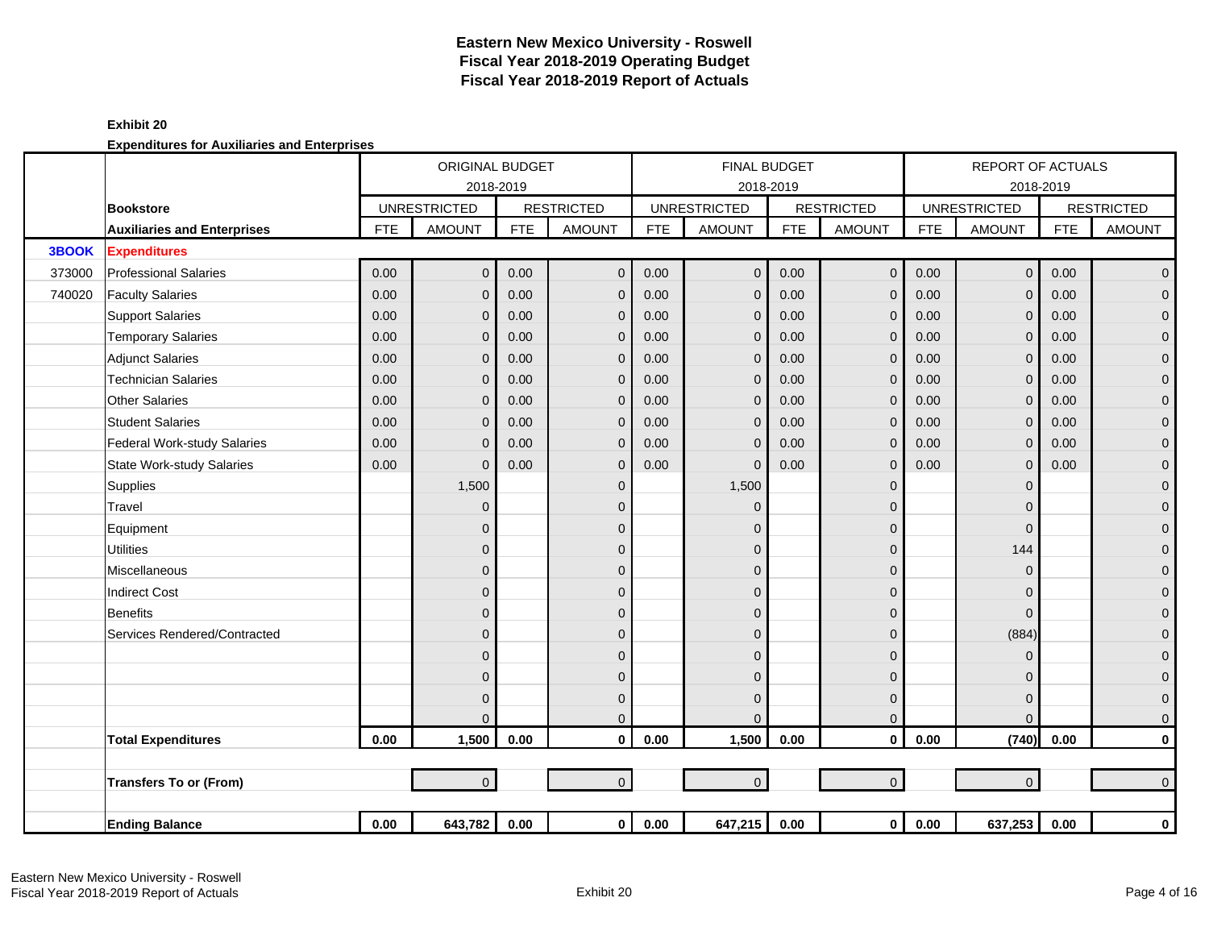# Eastern New Mexico University - Roswell
## Fiscal Year 2018-2019 Operating Budget
## Fiscal Year 2018-2019 Report of Actuals

**Exhibit 20**

**Expenditures for Auxiliaries and Enterprises**

| | | ORIGINAL BUDGET 2018-2019 | | | | FINAL BUDGET 2018-2019 | | | | REPORT OF ACTUALS 2018-2019 | | | |
|---|---|---|---|---|---|---|---|---|---|---|---|---|---|
| | **Bookstore** | UNRESTRICTED | | RESTRICTED | | UNRESTRICTED | | RESTRICTED | | UNRESTRICTED | | RESTRICTED | |
| | **Auxiliaries and Enterprises** | FTE | AMOUNT | FTE | AMOUNT | FTE | AMOUNT | FTE | AMOUNT | FTE | AMOUNT | FTE | AMOUNT |
| **3BOOK** | **Expenditures** | | | | | | | | | | | | |
| 373000 | Professional Salaries | 0.00 | 0 | 0.00 | 0 | 0.00 | 0 | 0.00 | 0 | 0.00 | 0 | 0.00 | 0 |
| 740020 | Faculty Salaries | 0.00 | 0 | 0.00 | 0 | 0.00 | 0 | 0.00 | 0 | 0.00 | 0 | 0.00 | 0 |
| | Support Salaries | 0.00 | 0 | 0.00 | 0 | 0.00 | 0 | 0.00 | 0 | 0.00 | 0 | 0.00 | 0 |
| | Temporary Salaries | 0.00 | 0 | 0.00 | 0 | 0.00 | 0 | 0.00 | 0 | 0.00 | 0 | 0.00 | 0 |
| | Adjunct Salaries | 0.00 | 0 | 0.00 | 0 | 0.00 | 0 | 0.00 | 0 | 0.00 | 0 | 0.00 | 0 |
| | Technician Salaries | 0.00 | 0 | 0.00 | 0 | 0.00 | 0 | 0.00 | 0 | 0.00 | 0 | 0.00 | 0 |
| | Other Salaries | 0.00 | 0 | 0.00 | 0 | 0.00 | 0 | 0.00 | 0 | 0.00 | 0 | 0.00 | 0 |
| | Student Salaries | 0.00 | 0 | 0.00 | 0 | 0.00 | 0 | 0.00 | 0 | 0.00 | 0 | 0.00 | 0 |
| | Federal Work-study Salaries | 0.00 | 0 | 0.00 | 0 | 0.00 | 0 | 0.00 | 0 | 0.00 | 0 | 0.00 | 0 |
| | State Work-study Salaries | 0.00 | 0 | 0.00 | 0 | 0.00 | 0 | 0.00 | 0 | 0.00 | 0 | 0.00 | 0 |
| | Supplies | | 1,500 | | 0 | | 1,500 | | 0 | | 0 | | 0 |
| | Travel | | 0 | | 0 | | 0 | | 0 | | 0 | | 0 |
| | Equipment | | 0 | | 0 | | 0 | | 0 | | 0 | | 0 |
| | Utilities | | 0 | | 0 | | 0 | | 0 | | 144 | | 0 |
| | Miscellaneous | | 0 | | 0 | | 0 | | 0 | | 0 | | 0 |
| | Indirect Cost | | 0 | | 0 | | 0 | | 0 | | 0 | | 0 |
| | Benefits | | 0 | | 0 | | 0 | | 0 | | 0 | | 0 |
| | Services Rendered/Contracted | | 0 | | 0 | | 0 | | 0 | | (884) | | 0 |
| | | | 0 | | 0 | | 0 | | 0 | | 0 | | 0 |
| | | | 0 | | 0 | | 0 | | 0 | | 0 | | 0 |
| | | | 0 | | 0 | | 0 | | 0 | | 0 | | 0 |
| | | | 0 | | 0 | | 0 | | 0 | | 0 | | 0 |
| | **Total Expenditures** | **0.00** | **1,500** | **0.00** | **0** | **0.00** | **1,500** | **0.00** | **0** | **0.00** | **(740)** | **0.00** | **0** |
| | | | | | | | | | | | | | |
| | **Transfers To or (From)** | | 0 | | 0 | | 0 | | 0 | | 0 | | 0 |
| | | | | | | | | | | | | | |
| | **Ending Balance** | **0.00** | **643,782** | **0.00** | **0** | **0.00** | **647,215** | **0.00** | **0** | **0.00** | **637,253** | **0.00** | **0** |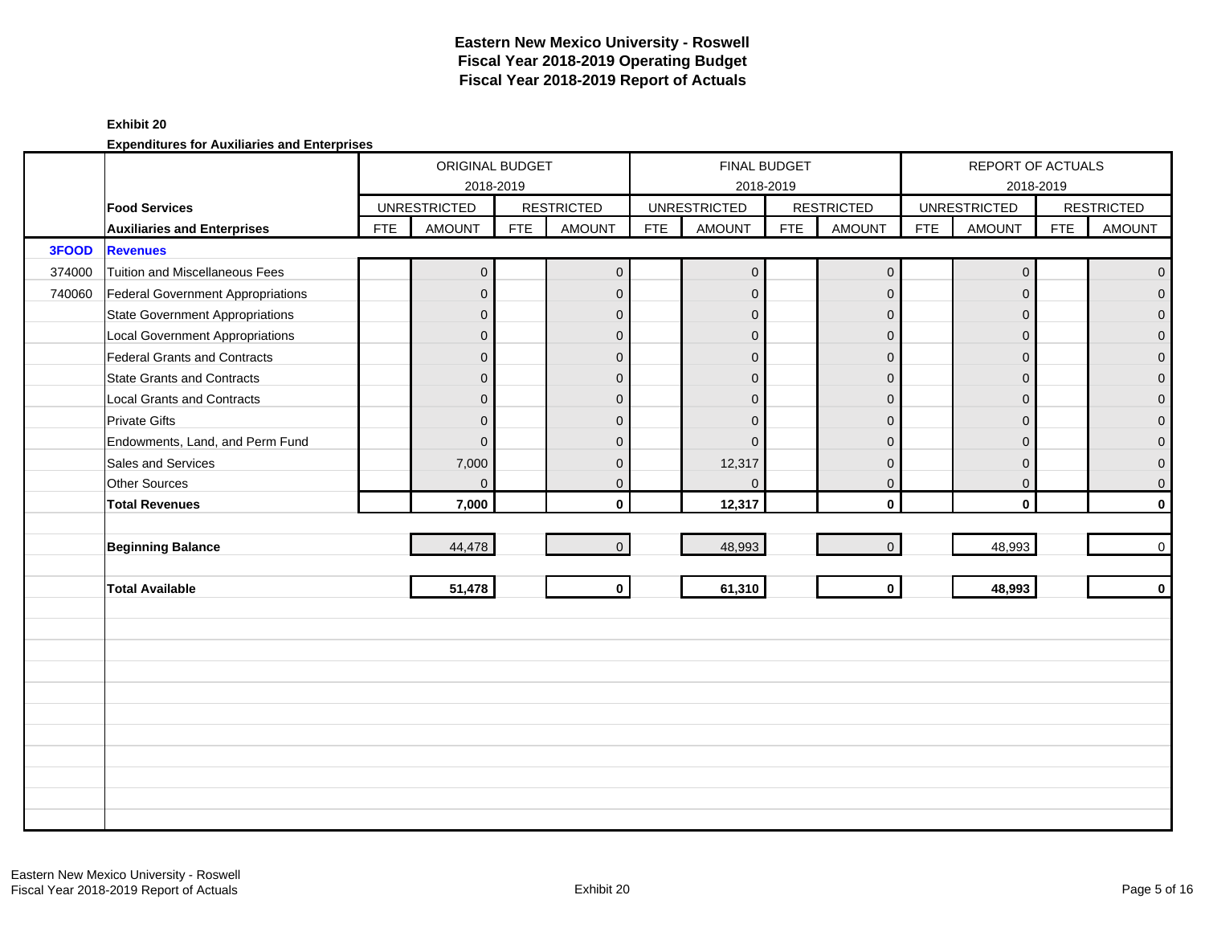# Eastern New Mexico University - Roswell
## Fiscal Year 2018-2019 Operating Budget
## Fiscal Year 2018-2019 Report of Actuals

**Exhibit 20**

**Expenditures for Auxiliaries and Enterprises**

| | | ORIGINAL BUDGET 2018-2019 | | | | FINAL BUDGET 2018-2019 | | | | REPORT OF ACTUALS 2018-2019 | | | |
|---|---|---|---|---|---|---|---|---|---|---|---|---|---|
| | **Food Services** | UNRESTRICTED | | RESTRICTED | | UNRESTRICTED | | RESTRICTED | | UNRESTRICTED | | RESTRICTED | |
| | **Auxiliaries and Enterprises** | FTE | AMOUNT | FTE | AMOUNT | FTE | AMOUNT | FTE | AMOUNT | FTE | AMOUNT | FTE | AMOUNT |
| **3FOOD** | **Revenues** | | | | | | | | | | | | |
| 374000 | Tuition and Miscellaneous Fees | | 0 | | 0 | | 0 | | 0 | | 0 | | 0 |
| 740060 | Federal Government Appropriations | | 0 | | 0 | | 0 | | 0 | | 0 | | 0 |
| | State Government Appropriations | | 0 | | 0 | | 0 | | 0 | | 0 | | 0 |
| | Local Government Appropriations | | 0 | | 0 | | 0 | | 0 | | 0 | | 0 |
| | Federal Grants and Contracts | | 0 | | 0 | | 0 | | 0 | | 0 | | 0 |
| | State Grants and Contracts | | 0 | | 0 | | 0 | | 0 | | 0 | | 0 |
| | Local Grants and Contracts | | 0 | | 0 | | 0 | | 0 | | 0 | | 0 |
| | Private Gifts | | 0 | | 0 | | 0 | | 0 | | 0 | | 0 |
| | Endowments, Land, and Perm Fund | | 0 | | 0 | | 0 | | 0 | | 0 | | 0 |
| | Sales and Services | | 7,000 | | 0 | | 12,317 | | 0 | | 0 | | 0 |
| | Other Sources | | 0 | | 0 | | 0 | | 0 | | 0 | | 0 |
| | **Total Revenues** | | **7,000** | | **0** | | **12,317** | | **0** | | **0** | | **0** |
| | **Beginning Balance** | | 44,478 | | 0 | | 48,993 | | 0 | | 48,993 | | 0 |
| | **Total Available** | | **51,478** | | **0** | | **61,310** | | **0** | | **48,993** | | **0** |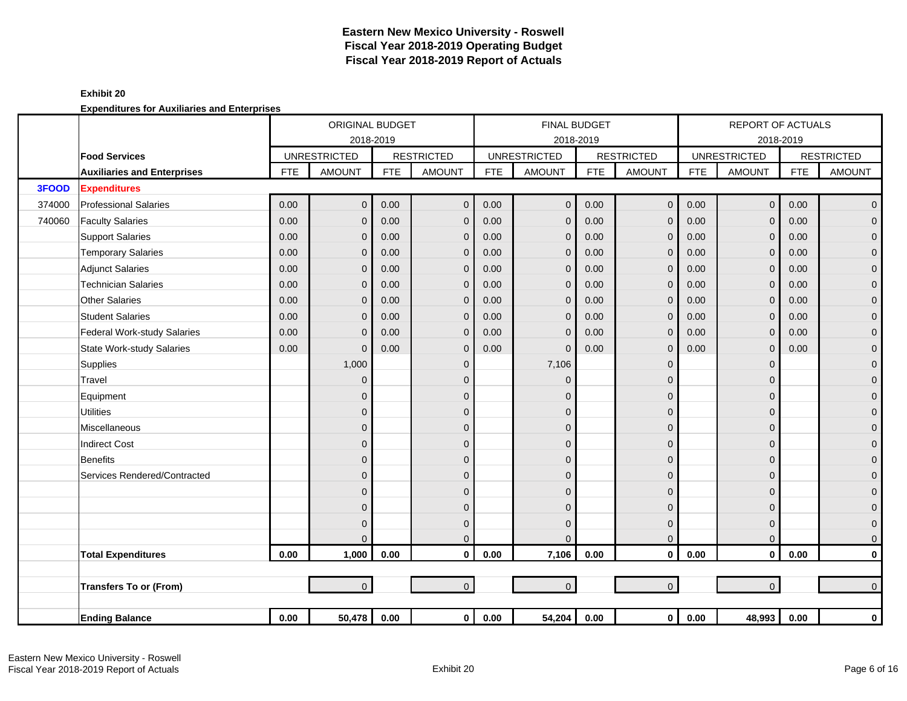# Eastern New Mexico University - Roswell
## Fiscal Year 2018-2019 Operating Budget
## Fiscal Year 2018-2019 Report of Actuals

**Exhibit 20**

**Expenditures for Auxiliaries and Enterprises**

| | | ORIGINAL BUDGET 2018-2019 | | | | FINAL BUDGET 2018-2019 | | | | REPORT OF ACTUALS 2018-2019 | | | |
|---|---|---|---|---|---|---|---|---|---|---|---|---|---|
| | **Food Services** | UNRESTRICTED | | RESTRICTED | | UNRESTRICTED | | RESTRICTED | | UNRESTRICTED | | RESTRICTED | |
| | **Auxiliaries and Enterprises** | FTE | AMOUNT | FTE | AMOUNT | FTE | AMOUNT | FTE | AMOUNT | FTE | AMOUNT | FTE | AMOUNT |
| **3FOOD** | **Expenditures** | | | | | | | | | | | | |
| 374000 | Professional Salaries | 0.00 | 0 | 0.00 | 0 | 0.00 | 0 | 0.00 | 0 | 0.00 | 0 | 0.00 | 0 |
| 740060 | Faculty Salaries | 0.00 | 0 | 0.00 | 0 | 0.00 | 0 | 0.00 | 0 | 0.00 | 0 | 0.00 | 0 |
| | Support Salaries | 0.00 | 0 | 0.00 | 0 | 0.00 | 0 | 0.00 | 0 | 0.00 | 0 | 0.00 | 0 |
| | Temporary Salaries | 0.00 | 0 | 0.00 | 0 | 0.00 | 0 | 0.00 | 0 | 0.00 | 0 | 0.00 | 0 |
| | Adjunct Salaries | 0.00 | 0 | 0.00 | 0 | 0.00 | 0 | 0.00 | 0 | 0.00 | 0 | 0.00 | 0 |
| | Technician Salaries | 0.00 | 0 | 0.00 | 0 | 0.00 | 0 | 0.00 | 0 | 0.00 | 0 | 0.00 | 0 |
| | Other Salaries | 0.00 | 0 | 0.00 | 0 | 0.00 | 0 | 0.00 | 0 | 0.00 | 0 | 0.00 | 0 |
| | Student Salaries | 0.00 | 0 | 0.00 | 0 | 0.00 | 0 | 0.00 | 0 | 0.00 | 0 | 0.00 | 0 |
| | Federal Work-study Salaries | 0.00 | 0 | 0.00 | 0 | 0.00 | 0 | 0.00 | 0 | 0.00 | 0 | 0.00 | 0 |
| | State Work-study Salaries | 0.00 | 0 | 0.00 | 0 | 0.00 | 0 | 0.00 | 0 | 0.00 | 0 | 0.00 | 0 |
| | Supplies | | 1,000 | | 0 | | 7,106 | | 0 | | 0 | | 0 |
| | Travel | | 0 | | 0 | | 0 | | 0 | | 0 | | 0 |
| | Equipment | | 0 | | 0 | | 0 | | 0 | | 0 | | 0 |
| | Utilities | | 0 | | 0 | | 0 | | 0 | | 0 | | 0 |
| | Miscellaneous | | 0 | | 0 | | 0 | | 0 | | 0 | | 0 |
| | Indirect Cost | | 0 | | 0 | | 0 | | 0 | | 0 | | 0 |
| | Benefits | | 0 | | 0 | | 0 | | 0 | | 0 | | 0 |
| | Services Rendered/Contracted | | 0 | | 0 | | 0 | | 0 | | 0 | | 0 |
| | | | 0 | | 0 | | 0 | | 0 | | 0 | | 0 |
| | | | 0 | | 0 | | 0 | | 0 | | 0 | | 0 |
| | | | 0 | | 0 | | 0 | | 0 | | 0 | | 0 |
| | | | 0 | | 0 | | 0 | | 0 | | 0 | | 0 |
| | **Total Expenditures** | **0.00** | **1,000** | **0.00** | **0** | **0.00** | **7,106** | **0.00** | **0** | **0.00** | **0** | **0.00** | **0** |
| | | | | | | | | | | | | | |
| | **Transfers To or (From)** | | 0 | | 0 | | 0 | | 0 | | 0 | | 0 |
| | | | | | | | | | | | | | |
| | **Ending Balance** | **0.00** | **50,478** | **0.00** | **0** | **0.00** | **54,204** | **0.00** | **0** | **0.00** | **48,993** | **0.00** | **0** |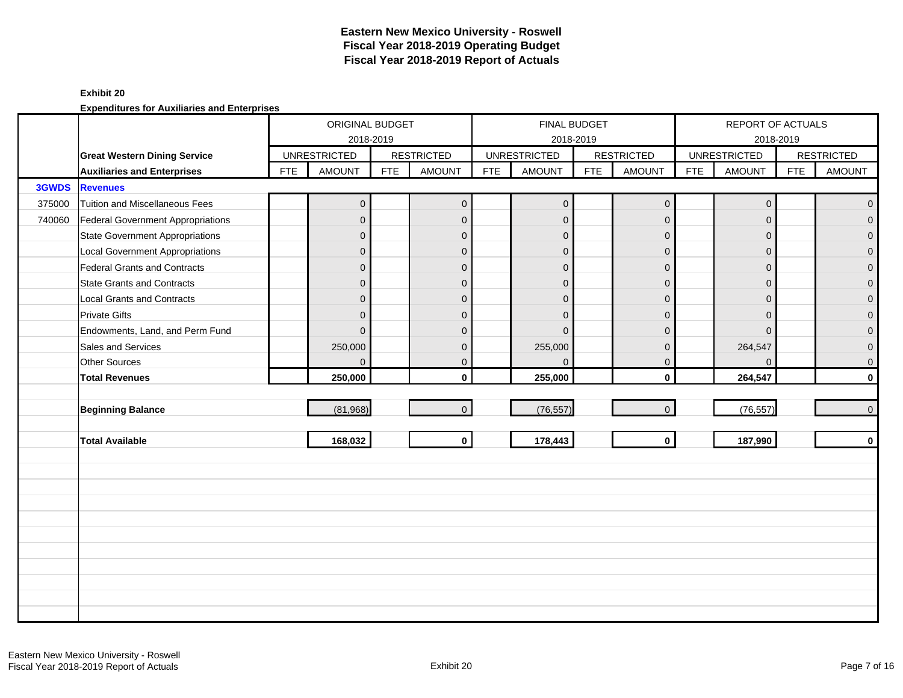# Eastern New Mexico University - Roswell
## Fiscal Year 2018-2019 Operating Budget
## Fiscal Year 2018-2019 Report of Actuals

**Exhibit 20**

**Expenditures for Auxiliaries and Enterprises**

| | | ORIGINAL BUDGET 2018-2019 | | | | FINAL BUDGET 2018-2019 | | | | REPORT OF ACTUALS 2018-2019 | | | |
|---|---|---|---|---|---|---|---|---|---|---|---|---|---|
| | **Great Western Dining Service** | UNRESTRICTED | | RESTRICTED | | UNRESTRICTED | | RESTRICTED | | UNRESTRICTED | | RESTRICTED | |
| | **Auxiliaries and Enterprises** | FTE | AMOUNT | FTE | AMOUNT | FTE | AMOUNT | FTE | AMOUNT | FTE | AMOUNT | FTE | AMOUNT |
| **3GWDS** | **Revenues** | | | | | | | | | | | | |
| 375000 | Tuition and Miscellaneous Fees | | 0 | | 0 | | 0 | | 0 | | 0 | | 0 |
| 740060 | Federal Government Appropriations | | 0 | | 0 | | 0 | | 0 | | 0 | | 0 |
| | State Government Appropriations | | 0 | | 0 | | 0 | | 0 | | 0 | | 0 |
| | Local Government Appropriations | | 0 | | 0 | | 0 | | 0 | | 0 | | 0 |
| | Federal Grants and Contracts | | 0 | | 0 | | 0 | | 0 | | 0 | | 0 |
| | State Grants and Contracts | | 0 | | 0 | | 0 | | 0 | | 0 | | 0 |
| | Local Grants and Contracts | | 0 | | 0 | | 0 | | 0 | | 0 | | 0 |
| | Private Gifts | | 0 | | 0 | | 0 | | 0 | | 0 | | 0 |
| | Endowments, Land, and Perm Fund | | 0 | | 0 | | 0 | | 0 | | 0 | | 0 |
| | Sales and Services | | 250,000 | | 0 | | 255,000 | | 0 | | 264,547 | | 0 |
| | Other Sources | | 0 | | 0 | | 0 | | 0 | | 0 | | 0 |
| | **Total Revenues** | | **250,000** | | **0** | | **255,000** | | **0** | | **264,547** | | **0** |
| | **Beginning Balance** | | (81,968) | | 0 | | (76,557) | | 0 | | (76,557) | | 0 |
| | **Total Available** | | **168,032** | | **0** | | **178,443** | | **0** | | **187,990** | | **0** |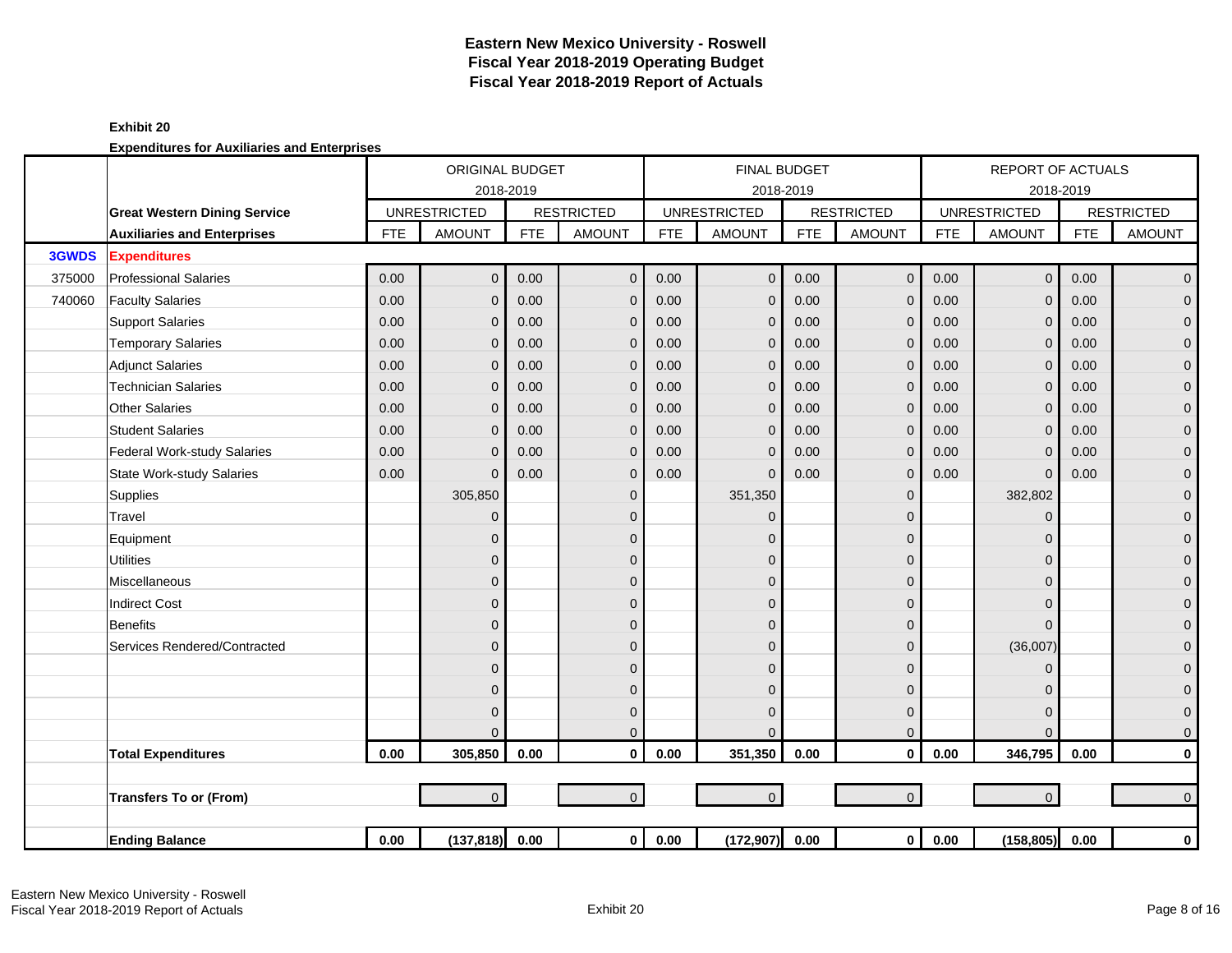# Eastern New Mexico University - Roswell
## Fiscal Year 2018-2019 Operating Budget
## Fiscal Year 2018-2019 Report of Actuals

**Exhibit 20**

**Expenditures for Auxiliaries and Enterprises**

| | | ORIGINAL BUDGET 2018-2019 | | | | FINAL BUDGET 2018-2019 | | | | REPORT OF ACTUALS 2018-2019 | | | |
|---|---|---|---|---|---|---|---|---|---|---|---|---|---|
| | **Great Western Dining Service** | UNRESTRICTED | | RESTRICTED | | UNRESTRICTED | | RESTRICTED | | UNRESTRICTED | | RESTRICTED | |
| | **Auxiliaries and Enterprises** | FTE | AMOUNT | FTE | AMOUNT | FTE | AMOUNT | FTE | AMOUNT | FTE | AMOUNT | FTE | AMOUNT |
| **3GWDS** | **Expenditures** | | | | | | | | | | | | |
| 375000 | Professional Salaries | 0.00 | 0 | 0.00 | 0 | 0.00 | 0 | 0.00 | 0 | 0.00 | 0 | 0.00 | 0 |
| 740060 | Faculty Salaries | 0.00 | 0 | 0.00 | 0 | 0.00 | 0 | 0.00 | 0 | 0.00 | 0 | 0.00 | 0 |
| | Support Salaries | 0.00 | 0 | 0.00 | 0 | 0.00 | 0 | 0.00 | 0 | 0.00 | 0 | 0.00 | 0 |
| | Temporary Salaries | 0.00 | 0 | 0.00 | 0 | 0.00 | 0 | 0.00 | 0 | 0.00 | 0 | 0.00 | 0 |
| | Adjunct Salaries | 0.00 | 0 | 0.00 | 0 | 0.00 | 0 | 0.00 | 0 | 0.00 | 0 | 0.00 | 0 |
| | Technician Salaries | 0.00 | 0 | 0.00 | 0 | 0.00 | 0 | 0.00 | 0 | 0.00 | 0 | 0.00 | 0 |
| | Other Salaries | 0.00 | 0 | 0.00 | 0 | 0.00 | 0 | 0.00 | 0 | 0.00 | 0 | 0.00 | 0 |
| | Student Salaries | 0.00 | 0 | 0.00 | 0 | 0.00 | 0 | 0.00 | 0 | 0.00 | 0 | 0.00 | 0 |
| | Federal Work-study Salaries | 0.00 | 0 | 0.00 | 0 | 0.00 | 0 | 0.00 | 0 | 0.00 | 0 | 0.00 | 0 |
| | State Work-study Salaries | 0.00 | 0 | 0.00 | 0 | 0.00 | 0 | 0.00 | 0 | 0.00 | 0 | 0.00 | 0 |
| | Supplies | | 305,850 | | 0 | | 351,350 | | 0 | | 382,802 | | 0 |
| | Travel | | 0 | | 0 | | 0 | | 0 | | 0 | | 0 |
| | Equipment | | 0 | | 0 | | 0 | | 0 | | 0 | | 0 |
| | Utilities | | 0 | | 0 | | 0 | | 0 | | 0 | | 0 |
| | Miscellaneous | | 0 | | 0 | | 0 | | 0 | | 0 | | 0 |
| | Indirect Cost | | 0 | | 0 | | 0 | | 0 | | 0 | | 0 |
| | Benefits | | 0 | | 0 | | 0 | | 0 | | 0 | | 0 |
| | Services Rendered/Contracted | | 0 | | 0 | | 0 | | 0 | | (36,007) | | 0 |
| | | | 0 | | 0 | | 0 | | 0 | | 0 | | 0 |
| | | | 0 | | 0 | | 0 | | 0 | | 0 | | 0 |
| | | | 0 | | 0 | | 0 | | 0 | | 0 | | 0 |
| | | | 0 | | 0 | | 0 | | 0 | | 0 | | 0 |
| | **Total Expenditures** | **0.00** | **305,850** | **0.00** | **0** | **0.00** | **351,350** | **0.00** | **0** | **0.00** | **346,795** | **0.00** | **0** |
| | | | | | | | | | | | | | |
| | **Transfers To or (From)** | | 0 | | 0 | | 0 | | 0 | | 0 | | 0 |
| | | | | | | | | | | | | | |
| | **Ending Balance** | **0.00** | **(137,818)** | **0.00** | **0** | **0.00** | **(172,907)** | **0.00** | **0** | **0.00** | **(158,805)** | **0.00** | **0** |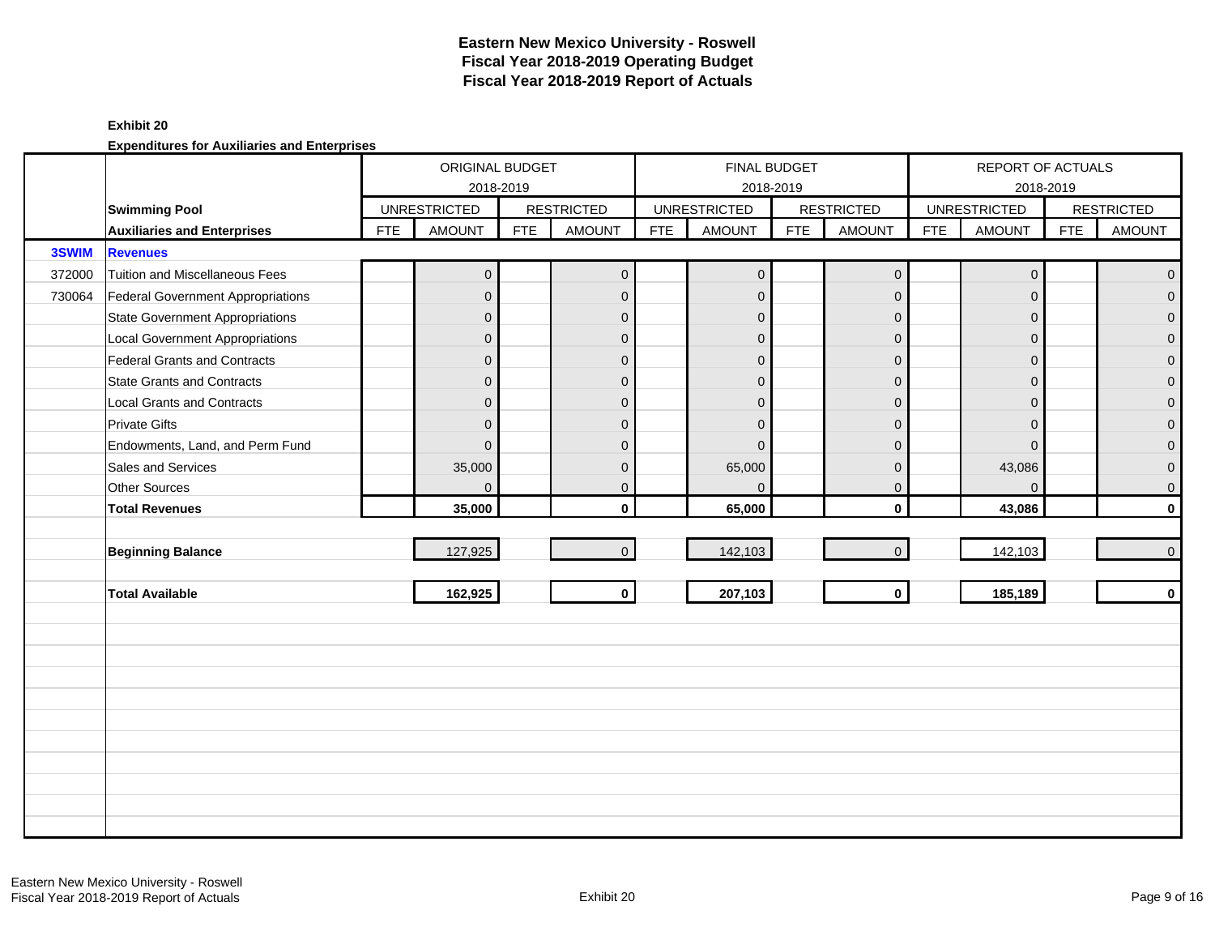# Eastern New Mexico University - Roswell
## Fiscal Year 2018-2019 Operating Budget
## Fiscal Year 2018-2019 Report of Actuals

**Exhibit 20**

**Expenditures for Auxiliaries and Enterprises**

| | | ORIGINAL BUDGET 2018-2019 | | | | FINAL BUDGET 2018-2019 | | | | REPORT OF ACTUALS 2018-2019 | | | |
|---|---|---|---|---|---|---|---|---|---|---|---|---|---|
| | **Swimming Pool** | UNRESTRICTED | | RESTRICTED | | UNRESTRICTED | | RESTRICTED | | UNRESTRICTED | | RESTRICTED | |
| | **Auxiliaries and Enterprises** | FTE | AMOUNT | FTE | AMOUNT | FTE | AMOUNT | FTE | AMOUNT | FTE | AMOUNT | FTE | AMOUNT |
| **3SWIM** | **Revenues** | | | | | | | | | | | | |
| 372000 | Tuition and Miscellaneous Fees | | 0 | | 0 | | 0 | | 0 | | 0 | | 0 |
| 730064 | Federal Government Appropriations | | 0 | | 0 | | 0 | | 0 | | 0 | | 0 |
| | State Government Appropriations | | 0 | | 0 | | 0 | | 0 | | 0 | | 0 |
| | Local Government Appropriations | | 0 | | 0 | | 0 | | 0 | | 0 | | 0 |
| | Federal Grants and Contracts | | 0 | | 0 | | 0 | | 0 | | 0 | | 0 |
| | State Grants and Contracts | | 0 | | 0 | | 0 | | 0 | | 0 | | 0 |
| | Local Grants and Contracts | | 0 | | 0 | | 0 | | 0 | | 0 | | 0 |
| | Private Gifts | | 0 | | 0 | | 0 | | 0 | | 0 | | 0 |
| | Endowments, Land, and Perm Fund | | 0 | | 0 | | 0 | | 0 | | 0 | | 0 |
| | Sales and Services | | 35,000 | | 0 | | 65,000 | | 0 | | 43,086 | | 0 |
| | Other Sources | | 0 | | 0 | | 0 | | 0 | | 0 | | 0 |
| | **Total Revenues** | | **35,000** | | **0** | | **65,000** | | **0** | | **43,086** | | **0** |
| | **Beginning Balance** | | 127,925 | | 0 | | 142,103 | | 0 | | 142,103 | | 0 |
| | **Total Available** | | **162,925** | | **0** | | **207,103** | | **0** | | **185,189** | | **0** |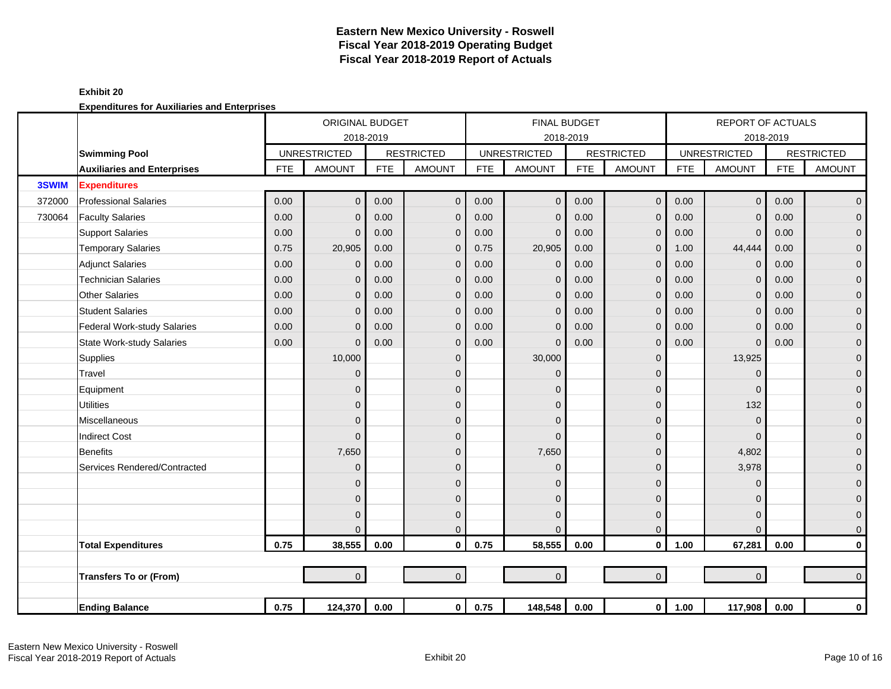# Eastern New Mexico University - Roswell
## Fiscal Year 2018-2019 Operating Budget
## Fiscal Year 2018-2019 Report of Actuals

**Exhibit 20**

**Expenditures for Auxiliaries and Enterprises**

| | | ORIGINAL BUDGET 2018-2019 | | | | FINAL BUDGET 2018-2019 | | | | REPORT OF ACTUALS 2018-2019 | | | |
|---|---|---|---|---|---|---|---|---|---|---|---|---|---|
| | **Swimming Pool** | UNRESTRICTED | | RESTRICTED | | UNRESTRICTED | | RESTRICTED | | UNRESTRICTED | | RESTRICTED | |
| | **Auxiliaries and Enterprises** | FTE | AMOUNT | FTE | AMOUNT | FTE | AMOUNT | FTE | AMOUNT | FTE | AMOUNT | FTE | AMOUNT |
| **3SWIM** | **Expenditures** | | | | | | | | | | | | |
| 372000 | Professional Salaries | 0.00 | 0 | 0.00 | 0 | 0.00 | 0 | 0.00 | 0 | 0.00 | 0 | 0.00 | 0 |
| 730064 | Faculty Salaries | 0.00 | 0 | 0.00 | 0 | 0.00 | 0 | 0.00 | 0 | 0.00 | 0 | 0.00 | 0 |
| | Support Salaries | 0.00 | 0 | 0.00 | 0 | 0.00 | 0 | 0.00 | 0 | 0.00 | 0 | 0.00 | 0 |
| | Temporary Salaries | 0.75 | 20,905 | 0.00 | 0 | 0.75 | 20,905 | 0.00 | 0 | 1.00 | 44,444 | 0.00 | 0 |
| | Adjunct Salaries | 0.00 | 0 | 0.00 | 0 | 0.00 | 0 | 0.00 | 0 | 0.00 | 0 | 0.00 | 0 |
| | Technician Salaries | 0.00 | 0 | 0.00 | 0 | 0.00 | 0 | 0.00 | 0 | 0.00 | 0 | 0.00 | 0 |
| | Other Salaries | 0.00 | 0 | 0.00 | 0 | 0.00 | 0 | 0.00 | 0 | 0.00 | 0 | 0.00 | 0 |
| | Student Salaries | 0.00 | 0 | 0.00 | 0 | 0.00 | 0 | 0.00 | 0 | 0.00 | 0 | 0.00 | 0 |
| | Federal Work-study Salaries | 0.00 | 0 | 0.00 | 0 | 0.00 | 0 | 0.00 | 0 | 0.00 | 0 | 0.00 | 0 |
| | State Work-study Salaries | 0.00 | 0 | 0.00 | 0 | 0.00 | 0 | 0.00 | 0 | 0.00 | 0 | 0.00 | 0 |
| | Supplies | | 10,000 | | 0 | | 30,000 | | 0 | | 13,925 | | 0 |
| | Travel | | 0 | | 0 | | 0 | | 0 | | 0 | | 0 |
| | Equipment | | 0 | | 0 | | 0 | | 0 | | 0 | | 0 |
| | Utilities | | 0 | | 0 | | 0 | | 0 | | 132 | | 0 |
| | Miscellaneous | | 0 | | 0 | | 0 | | 0 | | 0 | | 0 |
| | Indirect Cost | | 0 | | 0 | | 0 | | 0 | | 0 | | 0 |
| | Benefits | | 7,650 | | 0 | | 7,650 | | 0 | | 4,802 | | 0 |
| | Services Rendered/Contracted | | 0 | | 0 | | 0 | | 0 | | 3,978 | | 0 |
| | | | 0 | | 0 | | 0 | | 0 | | 0 | | 0 |
| | | | 0 | | 0 | | 0 | | 0 | | 0 | | 0 |
| | | | 0 | | 0 | | 0 | | 0 | | 0 | | 0 |
| | | | 0 | | 0 | | 0 | | 0 | | 0 | | 0 |
| | **Total Expenditures** | **0.75** | **38,555** | **0.00** | **0** | **0.75** | **58,555** | **0.00** | **0** | **1.00** | **67,281** | **0.00** | **0** |
| | | | | | | | | | | | | | |
| | **Transfers To or (From)** | | 0 | | 0 | | 0 | | 0 | | 0 | | 0 |
| | | | | | | | | | | | | | |
| | **Ending Balance** | **0.75** | **124,370** | **0.00** | **0** | **0.75** | **148,548** | **0.00** | **0** | **1.00** | **117,908** | **0.00** | **0** |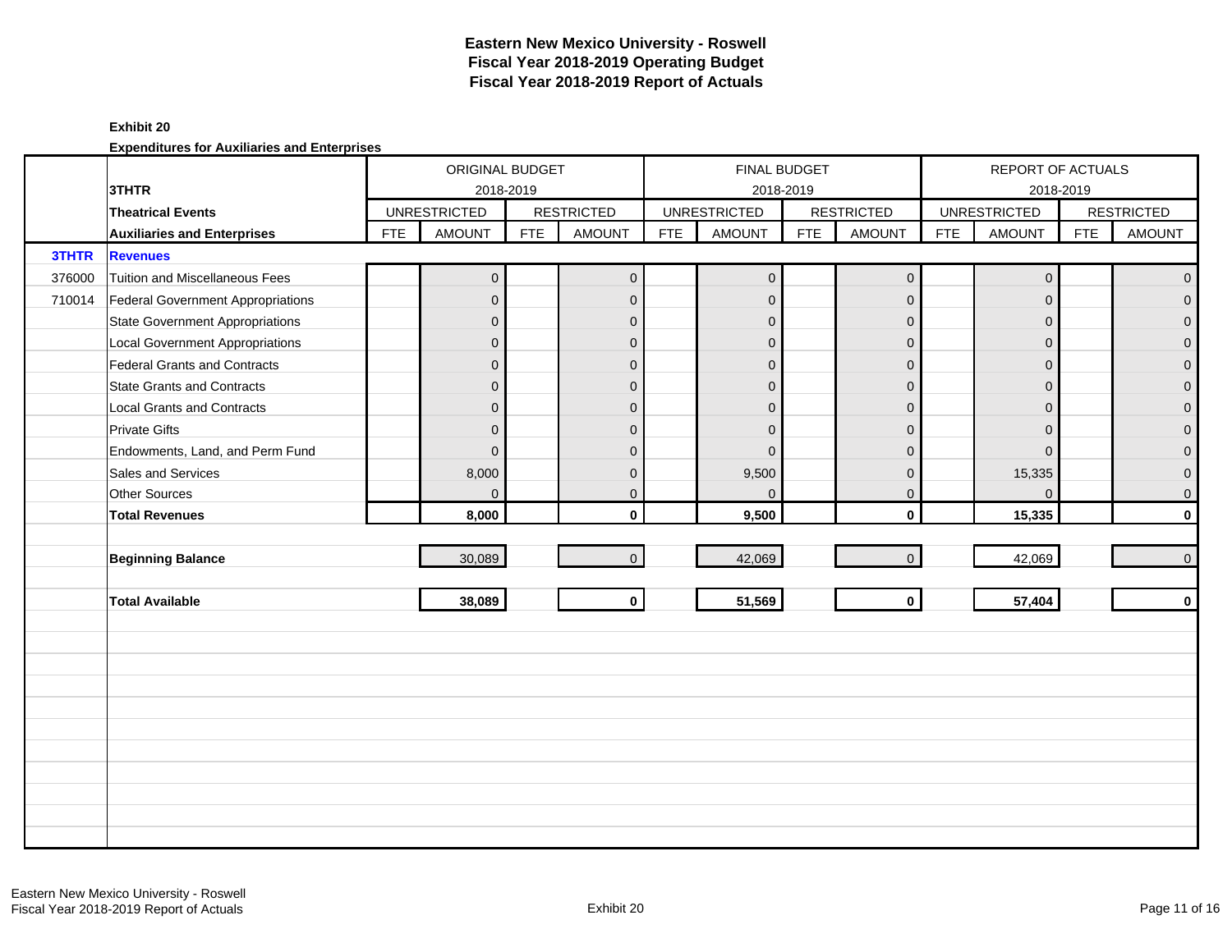# Eastern New Mexico University - Roswell
# Fiscal Year 2018-2019 Operating Budget
# Fiscal Year 2018-2019 Report of Actuals

**Exhibit 20**

**Expenditures for Auxiliaries and Enterprises**

| | | ORIGINAL BUDGET 2018-2019 | | | | FINAL BUDGET 2018-2019 | | | | REPORT OF ACTUALS 2018-2019 | | | |
|---|---|---|---|---|---|---|---|---|---|---|---|---|---|
| | **3THTR** | UNRESTRICTED | | RESTRICTED | | UNRESTRICTED | | RESTRICTED | | UNRESTRICTED | | RESTRICTED | |
| | **Theatrical Events** | | | | | | | | | | | | |
| | **Auxiliaries and Enterprises** | FTE | AMOUNT | FTE | AMOUNT | FTE | AMOUNT | FTE | AMOUNT | FTE | AMOUNT | FTE | AMOUNT |
| **3THTR** | **Revenues** | | | | | | | | | | | | |
| 376000 | Tuition and Miscellaneous Fees | | 0 | | 0 | | 0 | | 0 | | 0 | | 0 |
| 710014 | Federal Government Appropriations | | 0 | | 0 | | 0 | | 0 | | 0 | | 0 |
| | State Government Appropriations | | 0 | | 0 | | 0 | | 0 | | 0 | | 0 |
| | Local Government Appropriations | | 0 | | 0 | | 0 | | 0 | | 0 | | 0 |
| | Federal Grants and Contracts | | 0 | | 0 | | 0 | | 0 | | 0 | | 0 |
| | State Grants and Contracts | | 0 | | 0 | | 0 | | 0 | | 0 | | 0 |
| | Local Grants and Contracts | | 0 | | 0 | | 0 | | 0 | | 0 | | 0 |
| | Private Gifts | | 0 | | 0 | | 0 | | 0 | | 0 | | 0 |
| | Endowments, Land, and Perm Fund | | 0 | | 0 | | 0 | | 0 | | 0 | | 0 |
| | Sales and Services | | 8,000 | | 0 | | 9,500 | | 0 | | 15,335 | | 0 |
| | Other Sources | | 0 | | 0 | | 0 | | 0 | | 0 | | 0 |
| | **Total Revenues** | | **8,000** | | **0** | | **9,500** | | **0** | | **15,335** | | **0** |
| | **Beginning Balance** | | 30,089 | | 0 | | 42,069 | | 0 | | 42,069 | | 0 |
| | **Total Available** | | **38,089** | | **0** | | **51,569** | | **0** | | **57,404** | | **0** |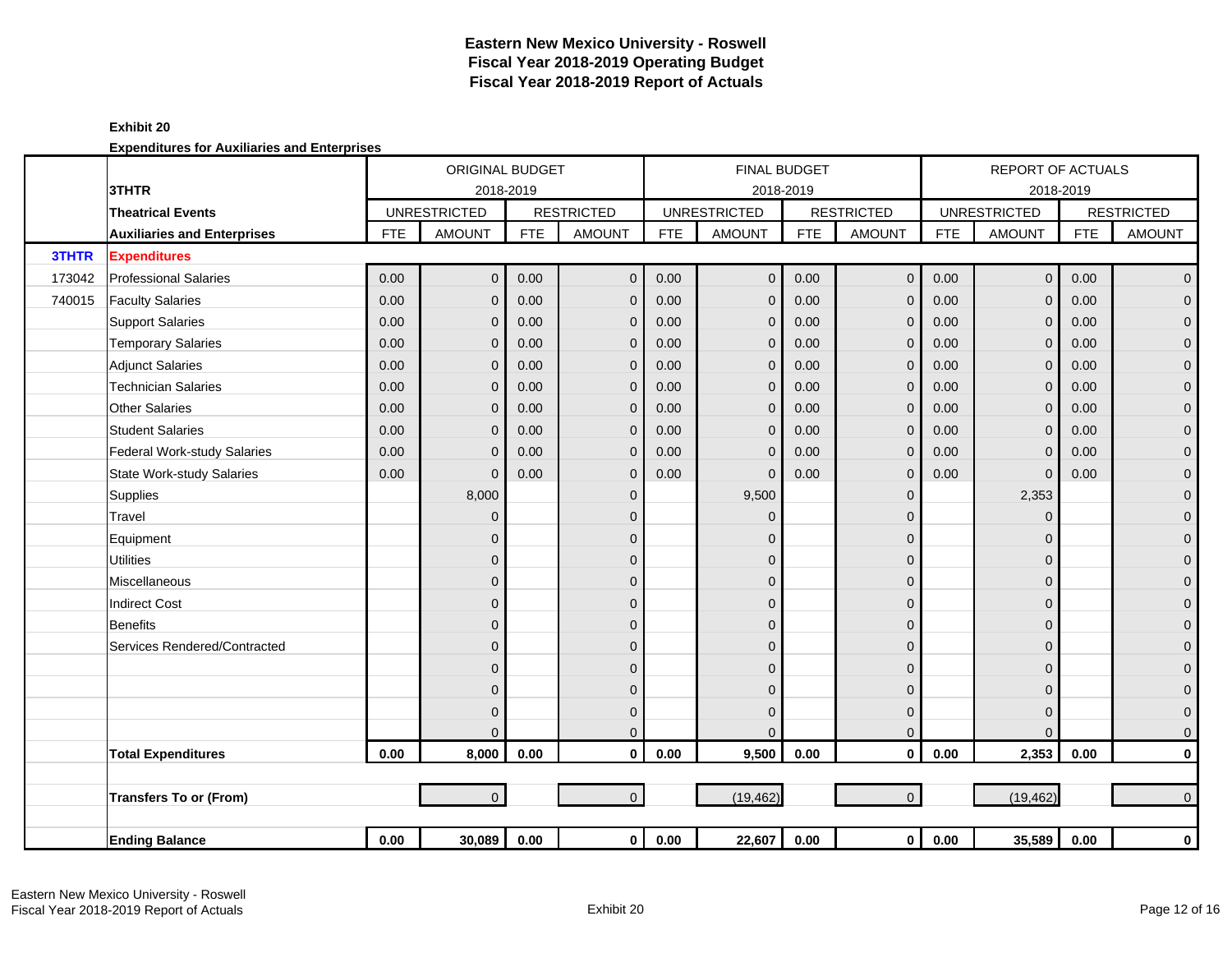# Eastern New Mexico University - Roswell
# Fiscal Year 2018-2019 Operating Budget
# Fiscal Year 2018-2019 Report of Actuals

**Exhibit 20**

**Expenditures for Auxiliaries and Enterprises**

| | | ORIGINAL BUDGET 2018-2019 | | | | FINAL BUDGET 2018-2019 | | | | REPORT OF ACTUALS 2018-2019 | | | |
|---|---|---|---|---|---|---|---|---|---|---|---|---|---|
| | **3THTR** | UNRESTRICTED | | RESTRICTED | | UNRESTRICTED | | RESTRICTED | | UNRESTRICTED | | RESTRICTED | |
| | **Theatrical Events** | FTE | AMOUNT | FTE | AMOUNT | FTE | AMOUNT | FTE | AMOUNT | FTE | AMOUNT | FTE | AMOUNT |
| | **Auxiliaries and Enterprises** | | | | | | | | | | | | |
| **3THTR** | **Expenditures** | | | | | | | | | | | | |
| 173042 | Professional Salaries | 0.00 | 0 | 0.00 | 0 | 0.00 | 0 | 0.00 | 0 | 0.00 | 0 | 0.00 | 0 |
| 740015 | Faculty Salaries | 0.00 | 0 | 0.00 | 0 | 0.00 | 0 | 0.00 | 0 | 0.00 | 0 | 0.00 | 0 |
| | Support Salaries | 0.00 | 0 | 0.00 | 0 | 0.00 | 0 | 0.00 | 0 | 0.00 | 0 | 0.00 | 0 |
| | Temporary Salaries | 0.00 | 0 | 0.00 | 0 | 0.00 | 0 | 0.00 | 0 | 0.00 | 0 | 0.00 | 0 |
| | Adjunct Salaries | 0.00 | 0 | 0.00 | 0 | 0.00 | 0 | 0.00 | 0 | 0.00 | 0 | 0.00 | 0 |
| | Technician Salaries | 0.00 | 0 | 0.00 | 0 | 0.00 | 0 | 0.00 | 0 | 0.00 | 0 | 0.00 | 0 |
| | Other Salaries | 0.00 | 0 | 0.00 | 0 | 0.00 | 0 | 0.00 | 0 | 0.00 | 0 | 0.00 | 0 |
| | Student Salaries | 0.00 | 0 | 0.00 | 0 | 0.00 | 0 | 0.00 | 0 | 0.00 | 0 | 0.00 | 0 |
| | Federal Work-study Salaries | 0.00 | 0 | 0.00 | 0 | 0.00 | 0 | 0.00 | 0 | 0.00 | 0 | 0.00 | 0 |
| | State Work-study Salaries | 0.00 | 0 | 0.00 | 0 | 0.00 | 0 | 0.00 | 0 | 0.00 | 0 | 0.00 | 0 |
| | Supplies | | 8,000 | | 0 | | 9,500 | | 0 | | 2,353 | | 0 |
| | Travel | | 0 | | 0 | | 0 | | 0 | | 0 | | 0 |
| | Equipment | | 0 | | 0 | | 0 | | 0 | | 0 | | 0 |
| | Utilities | | 0 | | 0 | | 0 | | 0 | | 0 | | 0 |
| | Miscellaneous | | 0 | | 0 | | 0 | | 0 | | 0 | | 0 |
| | Indirect Cost | | 0 | | 0 | | 0 | | 0 | | 0 | | 0 |
| | Benefits | | 0 | | 0 | | 0 | | 0 | | 0 | | 0 |
| | Services Rendered/Contracted | | 0 | | 0 | | 0 | | 0 | | 0 | | 0 |
| | | | 0 | | 0 | | 0 | | 0 | | 0 | | 0 |
| | | | 0 | | 0 | | 0 | | 0 | | 0 | | 0 |
| | | | 0 | | 0 | | 0 | | 0 | | 0 | | 0 |
| | | | 0 | | 0 | | 0 | | 0 | | 0 | | 0 |
| | **Total Expenditures** | **0.00** | **8,000** | **0.00** | **0** | **0.00** | **9,500** | **0.00** | **0** | **0.00** | **2,353** | **0.00** | **0** |
| | | | | | | | | | | | | | |
| | **Transfers To or (From)** | | 0 | | 0 | | (19,462) | | 0 | | (19,462) | | 0 |
| | | | | | | | | | | | | | |
| | **Ending Balance** | **0.00** | **30,089** | **0.00** | **0** | **0.00** | **22,607** | **0.00** | **0** | **0.00** | **35,589** | **0.00** | **0** |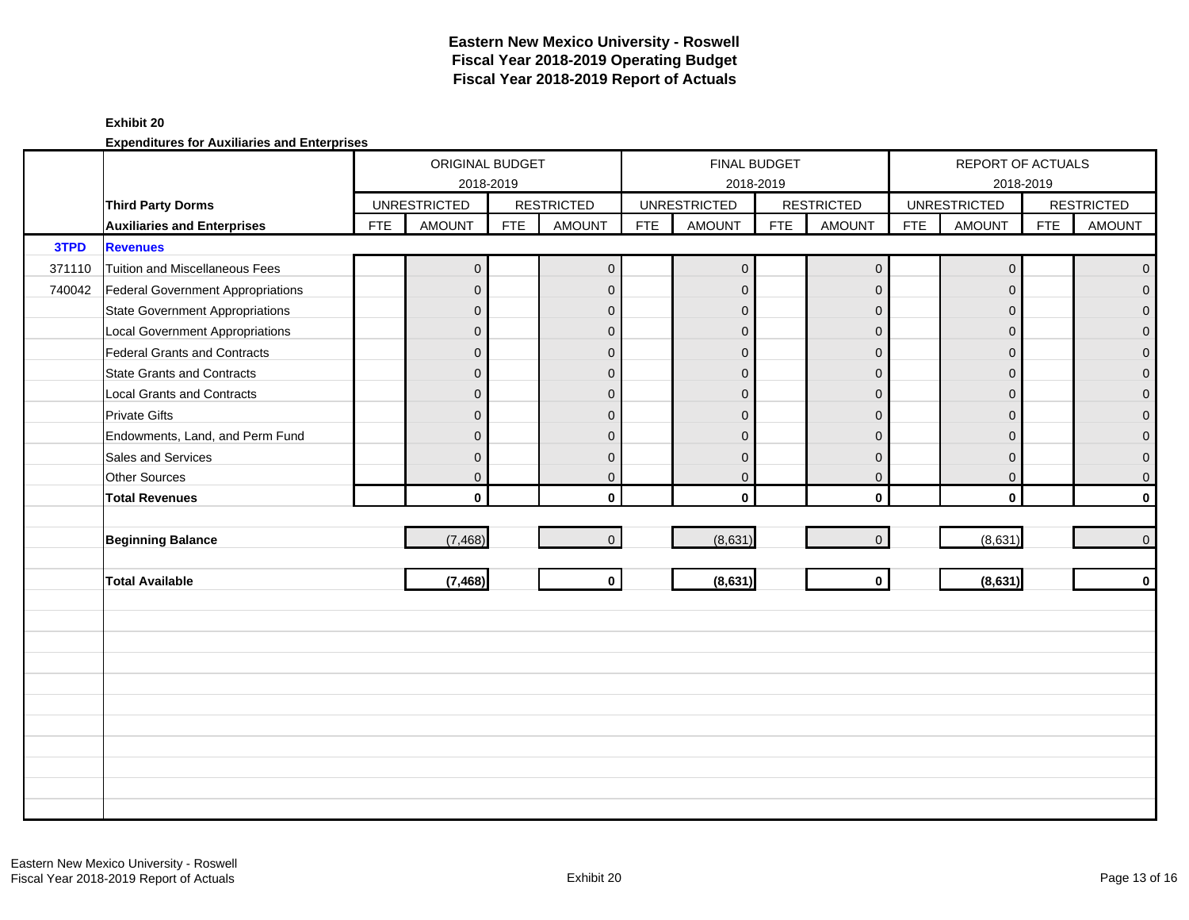# Eastern New Mexico University - Roswell
# Fiscal Year 2018-2019 Operating Budget
# Fiscal Year 2018-2019 Report of Actuals

**Exhibit 20**

**Expenditures for Auxiliaries and Enterprises**

| | | ORIGINAL BUDGET 2018-2019 | | | | FINAL BUDGET 2018-2019 | | | | REPORT OF ACTUALS 2018-2019 | | | |
|---|---|---|---|---|---|---|---|---|---|---|---|---|---|
| | **Third Party Dorms** | UNRESTRICTED | | RESTRICTED | | UNRESTRICTED | | RESTRICTED | | UNRESTRICTED | | RESTRICTED | |
| | **Auxiliaries and Enterprises** | FTE | AMOUNT | FTE | AMOUNT | FTE | AMOUNT | FTE | AMOUNT | FTE | AMOUNT | FTE | AMOUNT |
| **3TPD** | **Revenues** | | | | | | | | | | | | |
| 371110 | Tuition and Miscellaneous Fees | | 0 | | 0 | | 0 | | 0 | | 0 | | 0 |
| 740042 | Federal Government Appropriations | | 0 | | 0 | | 0 | | 0 | | 0 | | 0 |
| | State Government Appropriations | | 0 | | 0 | | 0 | | 0 | | 0 | | 0 |
| | Local Government Appropriations | | 0 | | 0 | | 0 | | 0 | | 0 | | 0 |
| | Federal Grants and Contracts | | 0 | | 0 | | 0 | | 0 | | 0 | | 0 |
| | State Grants and Contracts | | 0 | | 0 | | 0 | | 0 | | 0 | | 0 |
| | Local Grants and Contracts | | 0 | | 0 | | 0 | | 0 | | 0 | | 0 |
| | Private Gifts | | 0 | | 0 | | 0 | | 0 | | 0 | | 0 |
| | Endowments, Land, and Perm Fund | | 0 | | 0 | | 0 | | 0 | | 0 | | 0 |
| | Sales and Services | | 0 | | 0 | | 0 | | 0 | | 0 | | 0 |
| | Other Sources | | 0 | | 0 | | 0 | | 0 | | 0 | | 0 |
| | **Total Revenues** | | **0** | | **0** | | **0** | | **0** | | **0** | | **0** |
| | **Beginning Balance** | | (7,468) | | 0 | | (8,631) | | 0 | | (8,631) | | 0 |
| | **Total Available** | | **(7,468)** | | **0** | | **(8,631)** | | **0** | | **(8,631)** | | **0** |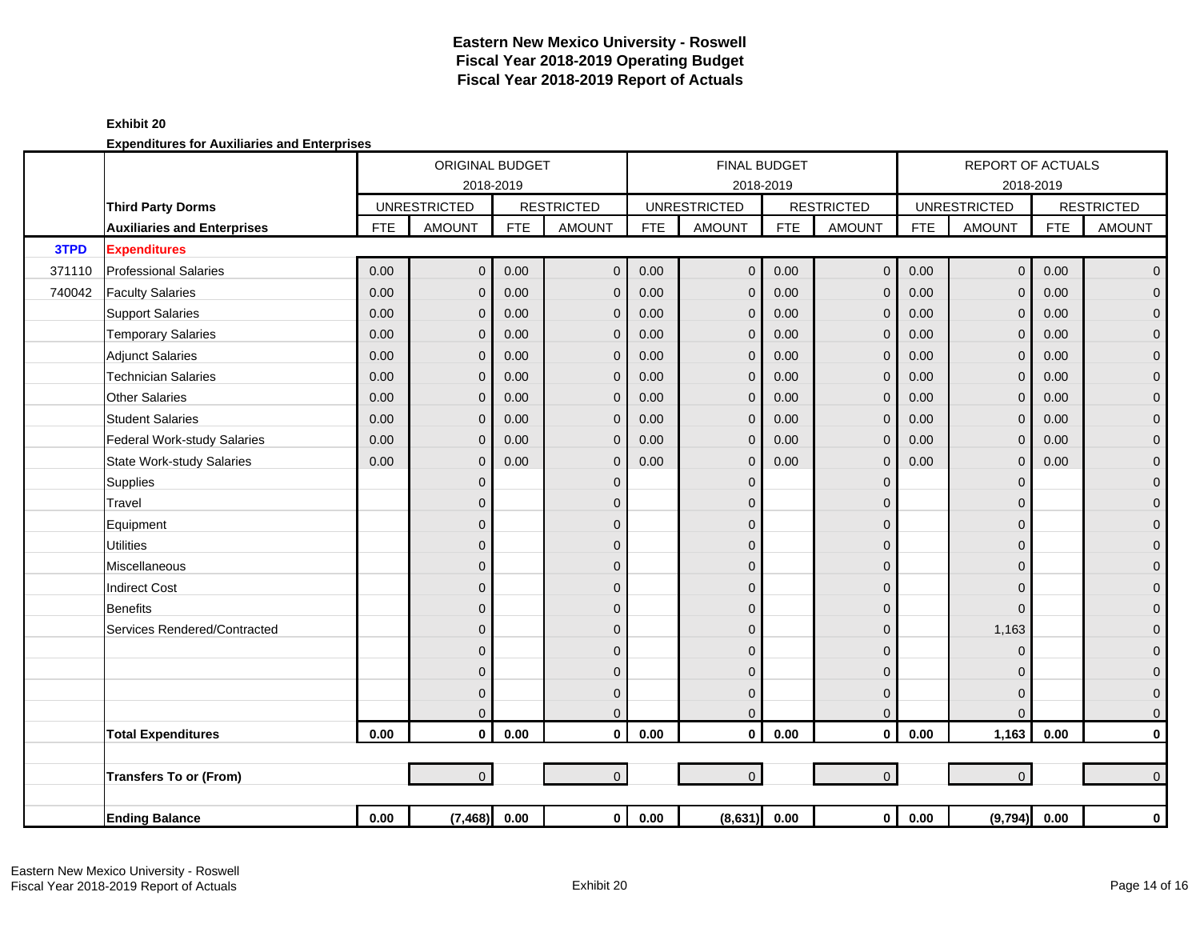# Eastern New Mexico University - Roswell
## Fiscal Year 2018-2019 Operating Budget
## Fiscal Year 2018-2019 Report of Actuals

**Exhibit 20**

**Expenditures for Auxiliaries and Enterprises**

| | | ORIGINAL BUDGET 2018-2019 | | | | FINAL BUDGET 2018-2019 | | | | REPORT OF ACTUALS 2018-2019 | | | |
|---|---|---|---|---|---|---|---|---|---|---|---|---|---|
| | **Third Party Dorms** | UNRESTRICTED | | RESTRICTED | | UNRESTRICTED | | RESTRICTED | | UNRESTRICTED | | RESTRICTED | |
| | **Auxiliaries and Enterprises** | FTE | AMOUNT | FTE | AMOUNT | FTE | AMOUNT | FTE | AMOUNT | FTE | AMOUNT | FTE | AMOUNT |
| **3TPD** | **Expenditures** | | | | | | | | | | | | |
| 371110 | Professional Salaries | 0.00 | 0 | 0.00 | 0 | 0.00 | 0 | 0.00 | 0 | 0.00 | 0 | 0.00 | 0 |
| 740042 | Faculty Salaries | 0.00 | 0 | 0.00 | 0 | 0.00 | 0 | 0.00 | 0 | 0.00 | 0 | 0.00 | 0 |
| | Support Salaries | 0.00 | 0 | 0.00 | 0 | 0.00 | 0 | 0.00 | 0 | 0.00 | 0 | 0.00 | 0 |
| | Temporary Salaries | 0.00 | 0 | 0.00 | 0 | 0.00 | 0 | 0.00 | 0 | 0.00 | 0 | 0.00 | 0 |
| | Adjunct Salaries | 0.00 | 0 | 0.00 | 0 | 0.00 | 0 | 0.00 | 0 | 0.00 | 0 | 0.00 | 0 |
| | Technician Salaries | 0.00 | 0 | 0.00 | 0 | 0.00 | 0 | 0.00 | 0 | 0.00 | 0 | 0.00 | 0 |
| | Other Salaries | 0.00 | 0 | 0.00 | 0 | 0.00 | 0 | 0.00 | 0 | 0.00 | 0 | 0.00 | 0 |
| | Student Salaries | 0.00 | 0 | 0.00 | 0 | 0.00 | 0 | 0.00 | 0 | 0.00 | 0 | 0.00 | 0 |
| | Federal Work-study Salaries | 0.00 | 0 | 0.00 | 0 | 0.00 | 0 | 0.00 | 0 | 0.00 | 0 | 0.00 | 0 |
| | State Work-study Salaries | 0.00 | 0 | 0.00 | 0 | 0.00 | 0 | 0.00 | 0 | 0.00 | 0 | 0.00 | 0 |
| | Supplies | | 0 | | 0 | | 0 | | 0 | | 0 | | 0 |
| | Travel | | 0 | | 0 | | 0 | | 0 | | 0 | | 0 |
| | Equipment | | 0 | | 0 | | 0 | | 0 | | 0 | | 0 |
| | Utilities | | 0 | | 0 | | 0 | | 0 | | 0 | | 0 |
| | Miscellaneous | | 0 | | 0 | | 0 | | 0 | | 0 | | 0 |
| | Indirect Cost | | 0 | | 0 | | 0 | | 0 | | 0 | | 0 |
| | Benefits | | 0 | | 0 | | 0 | | 0 | | 0 | | 0 |
| | Services Rendered/Contracted | | 0 | | 0 | | 0 | | 0 | | 1,163 | | 0 |
| | | | 0 | | 0 | | 0 | | 0 | | 0 | | 0 |
| | | | 0 | | 0 | | 0 | | 0 | | 0 | | 0 |
| | | | 0 | | 0 | | 0 | | 0 | | 0 | | 0 |
| | | | 0 | | 0 | | 0 | | 0 | | 0 | | 0 |
| | **Total Expenditures** | **0.00** | **0** | **0.00** | **0** | **0.00** | **0** | **0.00** | **0** | **0.00** | **1,163** | **0.00** | **0** |
| | | | | | | | | | | | | | |
| | **Transfers To or (From)** | | 0 | | 0 | | 0 | | 0 | | 0 | | 0 |
| | | | | | | | | | | | | | |
| | **Ending Balance** | **0.00** | **(7,468)** | **0.00** | **0** | **0.00** | **(8,631)** | **0.00** | **0** | **0.00** | **(9,794)** | **0.00** | **0** |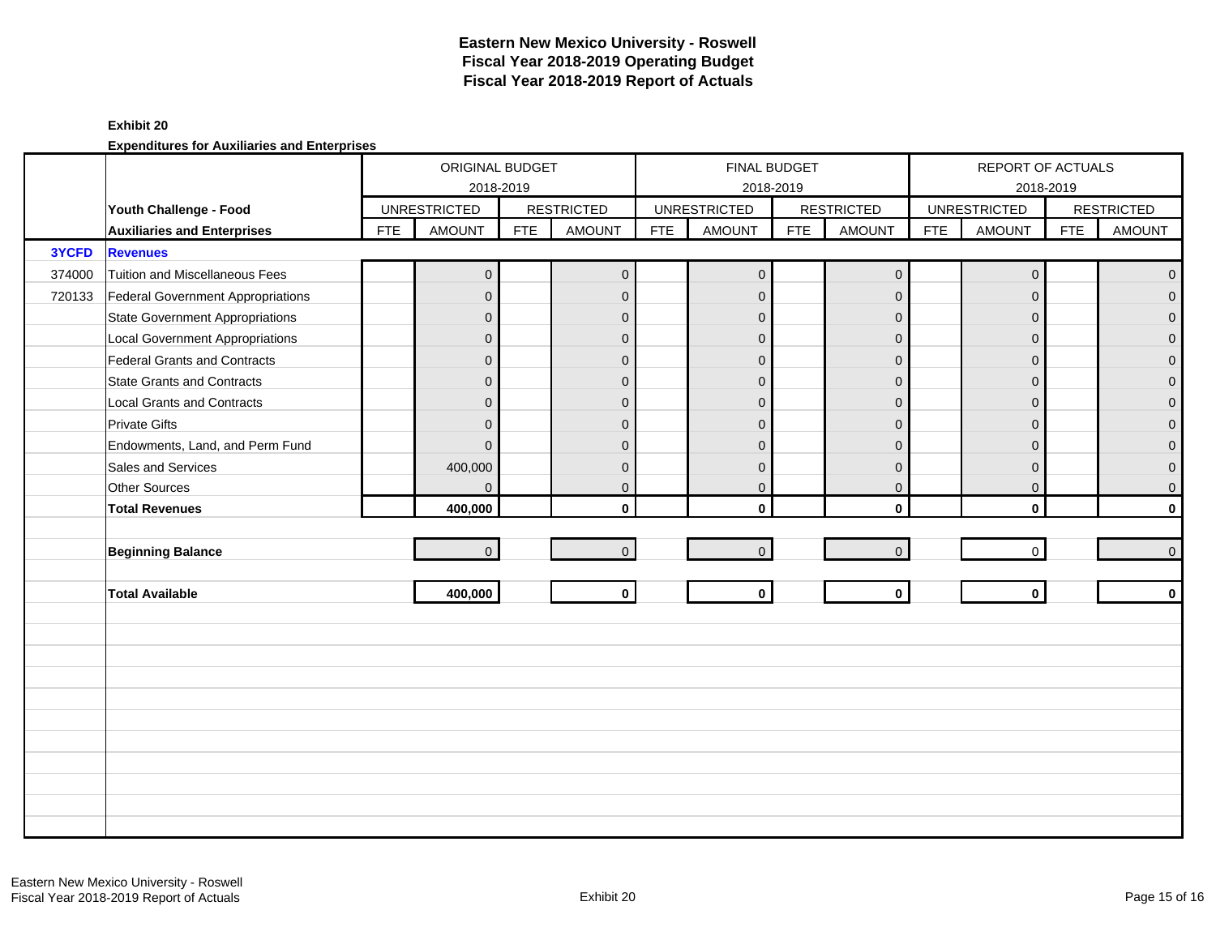# Eastern New Mexico University - Roswell
## Fiscal Year 2018-2019 Operating Budget
## Fiscal Year 2018-2019 Report of Actuals

**Exhibit 20**

**Expenditures for Auxiliaries and Enterprises**

| | | ORIGINAL BUDGET 2018-2019 | | | | FINAL BUDGET 2018-2019 | | | | REPORT OF ACTUALS 2018-2019 | | | |
|---|---|---|---|---|---|---|---|---|---|---|---|---|---|
| | **Youth Challenge - Food** | UNRESTRICTED | | RESTRICTED | | UNRESTRICTED | | RESTRICTED | | UNRESTRICTED | | RESTRICTED | |
| | **Auxiliaries and Enterprises** | FTE | AMOUNT | FTE | AMOUNT | FTE | AMOUNT | FTE | AMOUNT | FTE | AMOUNT | FTE | AMOUNT |
| **3YCFD** | **Revenues** | | | | | | | | | | | | |
| 374000 | Tuition and Miscellaneous Fees | | 0 | | 0 | | 0 | | 0 | | 0 | | 0 |
| 720133 | Federal Government Appropriations | | 0 | | 0 | | 0 | | 0 | | 0 | | 0 |
| | State Government Appropriations | | 0 | | 0 | | 0 | | 0 | | 0 | | 0 |
| | Local Government Appropriations | | 0 | | 0 | | 0 | | 0 | | 0 | | 0 |
| | Federal Grants and Contracts | | 0 | | 0 | | 0 | | 0 | | 0 | | 0 |
| | State Grants and Contracts | | 0 | | 0 | | 0 | | 0 | | 0 | | 0 |
| | Local Grants and Contracts | | 0 | | 0 | | 0 | | 0 | | 0 | | 0 |
| | Private Gifts | | 0 | | 0 | | 0 | | 0 | | 0 | | 0 |
| | Endowments, Land, and Perm Fund | | 0 | | 0 | | 0 | | 0 | | 0 | | 0 |
| | Sales and Services | | 400,000 | | 0 | | 0 | | 0 | | 0 | | 0 |
| | Other Sources | | 0 | | 0 | | 0 | | 0 | | 0 | | 0 |
| | **Total Revenues** | | **400,000** | | **0** | | **0** | | **0** | | **0** | | **0** |
| | **Beginning Balance** | | 0 | | 0 | | 0 | | 0 | | 0 | | 0 |
| | **Total Available** | | **400,000** | | **0** | | **0** | | **0** | | **0** | | **0** |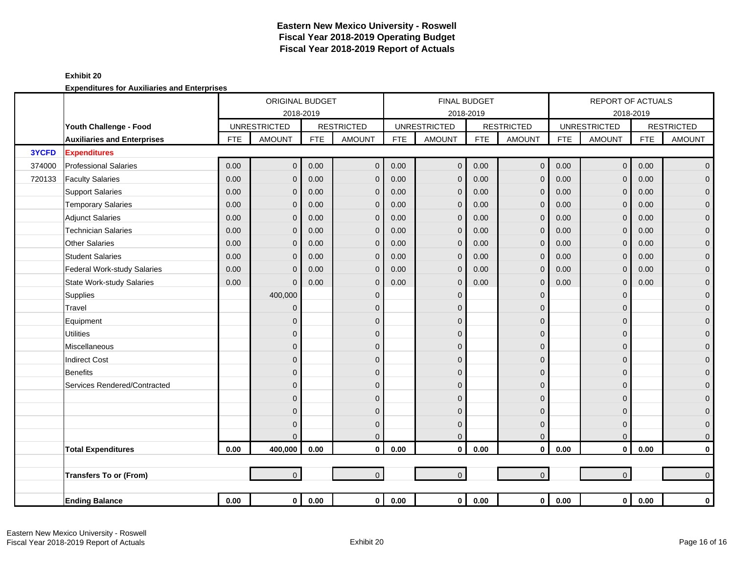# Eastern New Mexico University - Roswell
## Fiscal Year 2018-2019 Operating Budget
## Fiscal Year 2018-2019 Report of Actuals

**Exhibit 20**

**Expenditures for Auxiliaries and Enterprises**

| | | ORIGINAL BUDGET 2018-2019 | | | | FINAL BUDGET 2018-2019 | | | | REPORT OF ACTUALS 2018-2019 | | | |
|---|---|---|---|---|---|---|---|---|---|---|---|---|---|
| | **Youth Challenge - Food** | UNRESTRICTED | | RESTRICTED | | UNRESTRICTED | | RESTRICTED | | UNRESTRICTED | | RESTRICTED | |
| | **Auxiliaries and Enterprises** | FTE | AMOUNT | FTE | AMOUNT | FTE | AMOUNT | FTE | AMOUNT | FTE | AMOUNT | FTE | AMOUNT |
| **3YCFD** | **Expenditures** | | | | | | | | | | | | |
| 374000 | Professional Salaries | 0.00 | 0 | 0.00 | 0 | 0.00 | 0 | 0.00 | 0 | 0.00 | 0 | 0.00 | 0 |
| 720133 | Faculty Salaries | 0.00 | 0 | 0.00 | 0 | 0.00 | 0 | 0.00 | 0 | 0.00 | 0 | 0.00 | 0 |
| | Support Salaries | 0.00 | 0 | 0.00 | 0 | 0.00 | 0 | 0.00 | 0 | 0.00 | 0 | 0.00 | 0 |
| | Temporary Salaries | 0.00 | 0 | 0.00 | 0 | 0.00 | 0 | 0.00 | 0 | 0.00 | 0 | 0.00 | 0 |
| | Adjunct Salaries | 0.00 | 0 | 0.00 | 0 | 0.00 | 0 | 0.00 | 0 | 0.00 | 0 | 0.00 | 0 |
| | Technician Salaries | 0.00 | 0 | 0.00 | 0 | 0.00 | 0 | 0.00 | 0 | 0.00 | 0 | 0.00 | 0 |
| | Other Salaries | 0.00 | 0 | 0.00 | 0 | 0.00 | 0 | 0.00 | 0 | 0.00 | 0 | 0.00 | 0 |
| | Student Salaries | 0.00 | 0 | 0.00 | 0 | 0.00 | 0 | 0.00 | 0 | 0.00 | 0 | 0.00 | 0 |
| | Federal Work-study Salaries | 0.00 | 0 | 0.00 | 0 | 0.00 | 0 | 0.00 | 0 | 0.00 | 0 | 0.00 | 0 |
| | State Work-study Salaries | 0.00 | 0 | 0.00 | 0 | 0.00 | 0 | 0.00 | 0 | 0.00 | 0 | 0.00 | 0 |
| | Supplies | | 400,000 | | 0 | | 0 | | 0 | | 0 | | 0 |
| | Travel | | 0 | | 0 | | 0 | | 0 | | 0 | | 0 |
| | Equipment | | 0 | | 0 | | 0 | | 0 | | 0 | | 0 |
| | Utilities | | 0 | | 0 | | 0 | | 0 | | 0 | | 0 |
| | Miscellaneous | | 0 | | 0 | | 0 | | 0 | | 0 | | 0 |
| | Indirect Cost | | 0 | | 0 | | 0 | | 0 | | 0 | | 0 |
| | Benefits | | 0 | | 0 | | 0 | | 0 | | 0 | | 0 |
| | Services Rendered/Contracted | | 0 | | 0 | | 0 | | 0 | | 0 | | 0 |
| | | | 0 | | 0 | | 0 | | 0 | | 0 | | 0 |
| | | | 0 | | 0 | | 0 | | 0 | | 0 | | 0 |
| | | | 0 | | 0 | | 0 | | 0 | | 0 | | 0 |
| | | | 0 | | 0 | | 0 | | 0 | | 0 | | 0 |
| | **Total Expenditures** | **0.00** | **400,000** | **0.00** | **0** | **0.00** | **0** | **0.00** | **0** | **0.00** | **0** | **0.00** | **0** |
| | | | | | | | | | | | | | |
| | **Transfers To or (From)** | | 0 | | 0 | | 0 | | 0 | | 0 | | 0 |
| | | | | | | | | | | | | | |
| | **Ending Balance** | **0.00** | **0** | **0.00** | **0** | **0.00** | **0** | **0.00** | **0** | **0.00** | **0** | **0.00** | **0** |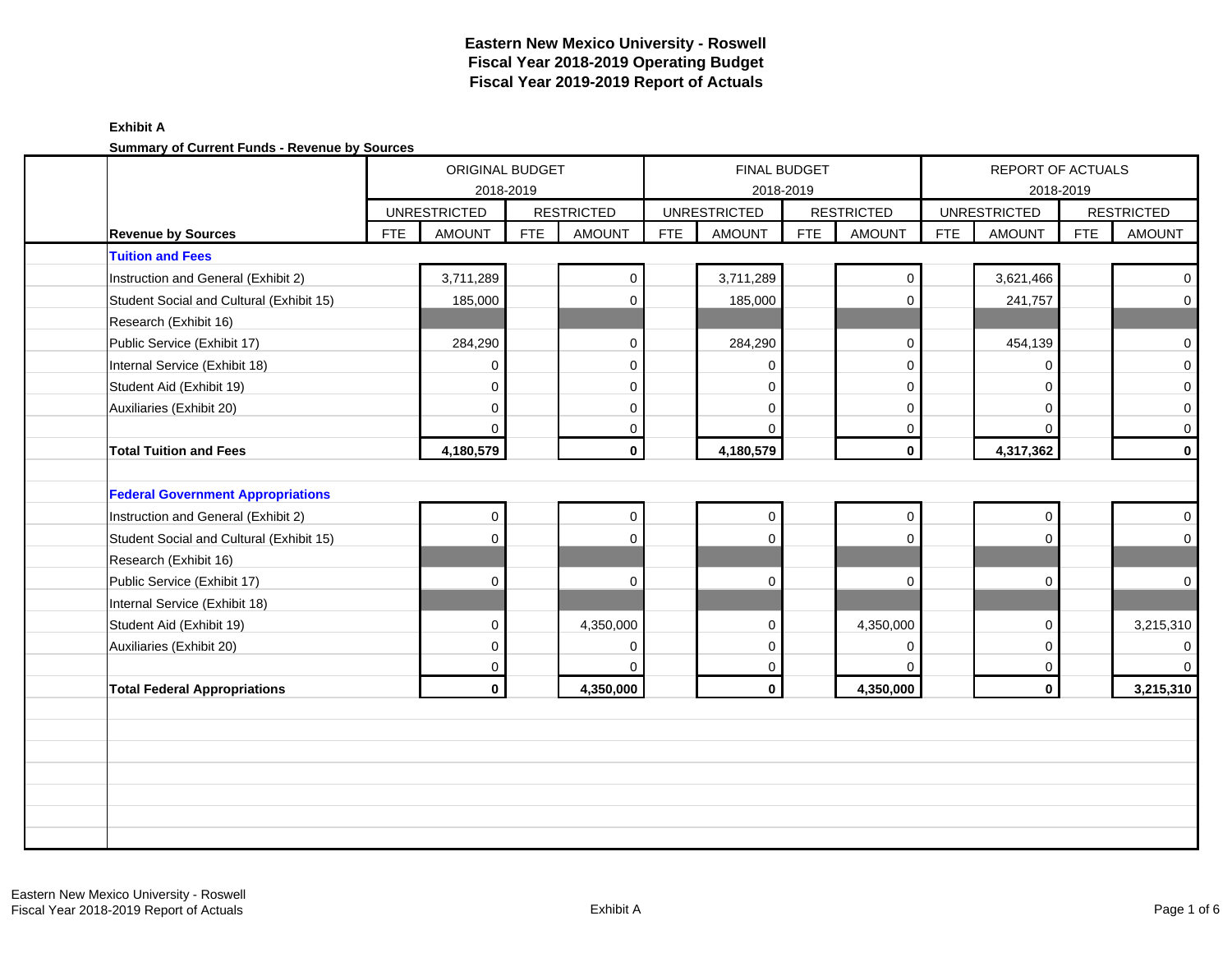# Eastern New Mexico University - Roswell
## Fiscal Year 2018-2019 Operating Budget
## Fiscal Year 2019-2019 Report of Actuals

**Exhibit A**

**Summary of Current Funds - Revenue by Sources**

| | ORIGINAL BUDGET 2018-2019 | | | | FINAL BUDGET 2018-2019 | | | | REPORT OF ACTUALS 2018-2019 | | | |
|---|---|---|---|---|---|---|---|---|---|---|---|---|
| | UNRESTRICTED | | RESTRICTED | | UNRESTRICTED | | RESTRICTED | | UNRESTRICTED | | RESTRICTED | |
| **Revenue by Sources** | FTE | AMOUNT | FTE | AMOUNT | FTE | AMOUNT | FTE | AMOUNT | FTE | AMOUNT | FTE | AMOUNT |
| **Tuition and Fees** | | | | | | | | | | | | |
| Instruction and General (Exhibit 2) | | 3,711,289 | | 0 | | 3,711,289 | | 0 | | 3,621,466 | | 0 |
| Student Social and Cultural (Exhibit 15) | | 185,000 | | 0 | | 185,000 | | 0 | | 241,757 | | 0 |
| Research (Exhibit 16) | | | | | | | | | | | | |
| Public Service (Exhibit 17) | | 284,290 | | 0 | | 284,290 | | 0 | | 454,139 | | 0 |
| Internal Service (Exhibit 18) | | 0 | | 0 | | 0 | | 0 | | 0 | | 0 |
| Student Aid (Exhibit 19) | | 0 | | 0 | | 0 | | 0 | | 0 | | 0 |
| Auxiliaries (Exhibit 20) | | 0 | | 0 | | 0 | | 0 | | 0 | | 0 |
| | | 0 | | 0 | | 0 | | 0 | | 0 | | 0 |
| **Total Tuition and Fees** | | **4,180,579** | | **0** | | **4,180,579** | | **0** | | **4,317,362** | | **0** |
| | | | | | | | | | | | | |
| **Federal Government Appropriations** | | | | | | | | | | | | |
| Instruction and General (Exhibit 2) | | 0 | | 0 | | 0 | | 0 | | 0 | | 0 |
| Student Social and Cultural (Exhibit 15) | | 0 | | 0 | | 0 | | 0 | | 0 | | 0 |
| Research (Exhibit 16) | | | | | | | | | | | | |
| Public Service (Exhibit 17) | | 0 | | 0 | | 0 | | 0 | | 0 | | 0 |
| Internal Service (Exhibit 18) | | | | | | | | | | | | |
| Student Aid (Exhibit 19) | | 0 | | 4,350,000 | | 0 | | 4,350,000 | | 0 | | 3,215,310 |
| Auxiliaries (Exhibit 20) | | 0 | | 0 | | 0 | | 0 | | 0 | | 0 |
| | | 0 | | 0 | | 0 | | 0 | | 0 | | 0 |
| **Total Federal Appropriations** | | **0** | | **4,350,000** | | **0** | | **4,350,000** | | **0** | | **3,215,310** |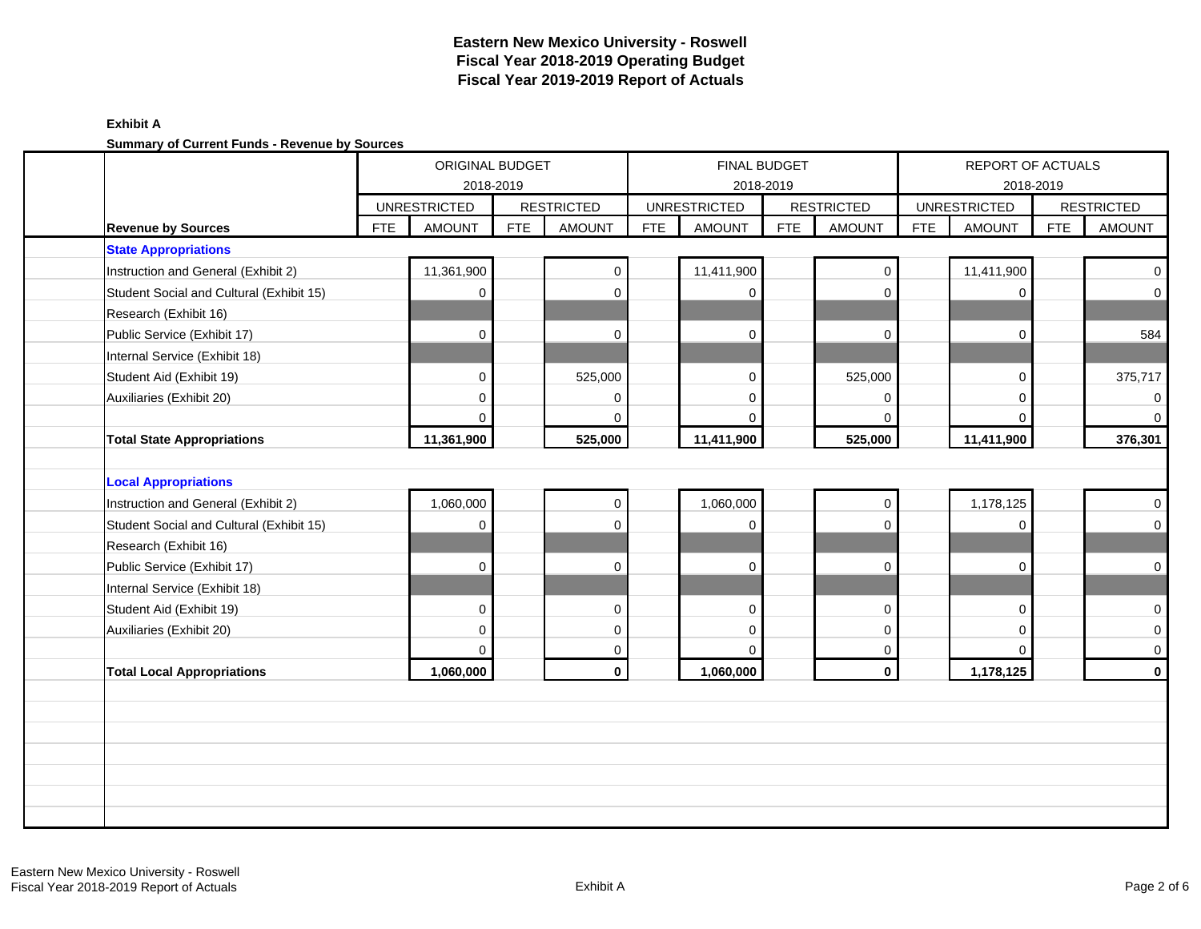# Eastern New Mexico University - Roswell
## Fiscal Year 2018-2019 Operating Budget
## Fiscal Year 2019-2019 Report of Actuals

**Exhibit A**

**Summary of Current Funds - Revenue by Sources**

| | ORIGINAL BUDGET 2018-2019 | | | | FINAL BUDGET 2018-2019 | | | | REPORT OF ACTUALS 2018-2019 | | | |
|---|---|---|---|---|---|---|---|---|---|---|---|---|
| | UNRESTRICTED | | RESTRICTED | | UNRESTRICTED | | RESTRICTED | | UNRESTRICTED | | RESTRICTED | |
| **Revenue by Sources** | FTE | AMOUNT | FTE | AMOUNT | FTE | AMOUNT | FTE | AMOUNT | FTE | AMOUNT | FTE | AMOUNT |
| **State Appropriations** | | | | | | | | | | | | |
| Instruction and General (Exhibit 2) | | 11,361,900 | | 0 | | 11,411,900 | | 0 | | 11,411,900 | | 0 |
| Student Social and Cultural (Exhibit 15) | | 0 | | 0 | | 0 | | 0 | | 0 | | 0 |
| Research (Exhibit 16) | | | | | | | | | | | | |
| Public Service (Exhibit 17) | | 0 | | 0 | | 0 | | 0 | | 0 | | 584 |
| Internal Service (Exhibit 18) | | | | | | | | | | | | |
| Student Aid (Exhibit 19) | | 0 | | 525,000 | | 0 | | 525,000 | | 0 | | 375,717 |
| Auxiliaries (Exhibit 20) | | 0 | | 0 | | 0 | | 0 | | 0 | | 0 |
| | | 0 | | 0 | | 0 | | 0 | | 0 | | 0 |
| **Total State Appropriations** | | **11,361,900** | | **525,000** | | **11,411,900** | | **525,000** | | **11,411,900** | | **376,301** |
| **Local Appropriations** | | | | | | | | | | | | |
| Instruction and General (Exhibit 2) | | 1,060,000 | | 0 | | 1,060,000 | | 0 | | 1,178,125 | | 0 |
| Student Social and Cultural (Exhibit 15) | | 0 | | 0 | | 0 | | 0 | | 0 | | 0 |
| Research (Exhibit 16) | | | | | | | | | | | | |
| Public Service (Exhibit 17) | | 0 | | 0 | | 0 | | 0 | | 0 | | 0 |
| Internal Service (Exhibit 18) | | | | | | | | | | | | |
| Student Aid (Exhibit 19) | | 0 | | 0 | | 0 | | 0 | | 0 | | 0 |
| Auxiliaries (Exhibit 20) | | 0 | | 0 | | 0 | | 0 | | 0 | | 0 |
| | | 0 | | 0 | | 0 | | 0 | | 0 | | 0 |
| **Total Local Appropriations** | | **1,060,000** | | **0** | | **1,060,000** | | **0** | | **1,178,125** | | **0** |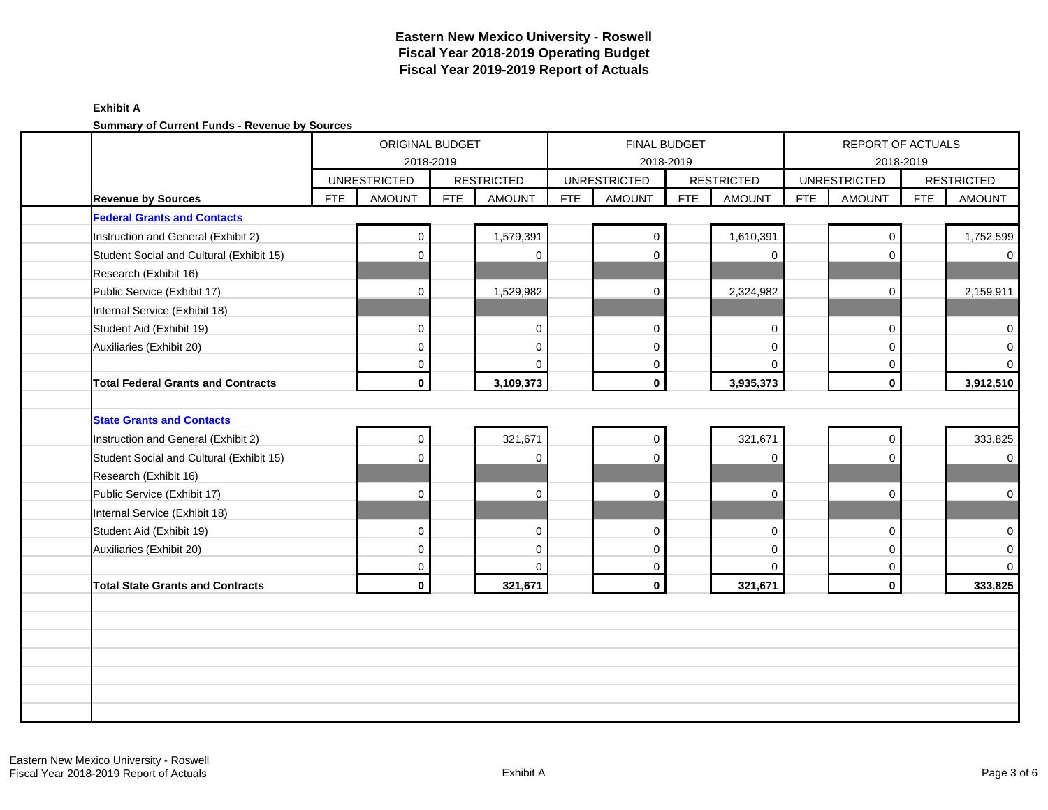# Eastern New Mexico University - Roswell
## Fiscal Year 2018-2019 Operating Budget
## Fiscal Year 2019-2019 Report of Actuals

**Exhibit A**

**Summary of Current Funds - Revenue by Sources**

| | ORIGINAL BUDGET 2018-2019 | | | | FINAL BUDGET 2018-2019 | | | | REPORT OF ACTUALS 2018-2019 | | | |
|---|---|---|---|---|---|---|---|---|---|---|---|---|
| | UNRESTRICTED | | RESTRICTED | | UNRESTRICTED | | RESTRICTED | | UNRESTRICTED | | RESTRICTED | |
| **Revenue by Sources** | FTE | AMOUNT | FTE | AMOUNT | FTE | AMOUNT | FTE | AMOUNT | FTE | AMOUNT | FTE | AMOUNT |
| **Federal Grants and Contacts** | | | | | | | | | | | | |
| Instruction and General (Exhibit 2) | | 0 | | 1,579,391 | | 0 | | 1,610,391 | | 0 | | 1,752,599 |
| Student Social and Cultural (Exhibit 15) | | 0 | | 0 | | 0 | | 0 | | 0 | | 0 |
| Research (Exhibit 16) | | | | | | | | | | | | |
| Public Service (Exhibit 17) | | 0 | | 1,529,982 | | 0 | | 2,324,982 | | 0 | | 2,159,911 |
| Internal Service (Exhibit 18) | | | | | | | | | | | | |
| Student Aid (Exhibit 19) | | 0 | | 0 | | 0 | | 0 | | 0 | | 0 |
| Auxiliaries (Exhibit 20) | | 0 | | 0 | | 0 | | 0 | | 0 | | 0 |
| | | 0 | | 0 | | 0 | | 0 | | 0 | | 0 |
| **Total Federal Grants and Contracts** | | **0** | | **3,109,373** | | **0** | | **3,935,373** | | **0** | | **3,912,510** |
| | | | | | | | | | | | | |
| **State Grants and Contacts** | | | | | | | | | | | | |
| Instruction and General (Exhibit 2) | | 0 | | 321,671 | | 0 | | 321,671 | | 0 | | 333,825 |
| Student Social and Cultural (Exhibit 15) | | 0 | | 0 | | 0 | | 0 | | 0 | | 0 |
| Research (Exhibit 16) | | | | | | | | | | | | |
| Public Service (Exhibit 17) | | 0 | | 0 | | 0 | | 0 | | 0 | | 0 |
| Internal Service (Exhibit 18) | | | | | | | | | | | | |
| Student Aid (Exhibit 19) | | 0 | | 0 | | 0 | | 0 | | 0 | | 0 |
| Auxiliaries (Exhibit 20) | | 0 | | 0 | | 0 | | 0 | | 0 | | 0 |
| | | 0 | | 0 | | 0 | | 0 | | 0 | | 0 |
| **Total State Grants and Contracts** | | **0** | | **321,671** | | **0** | | **321,671** | | **0** | | **333,825** |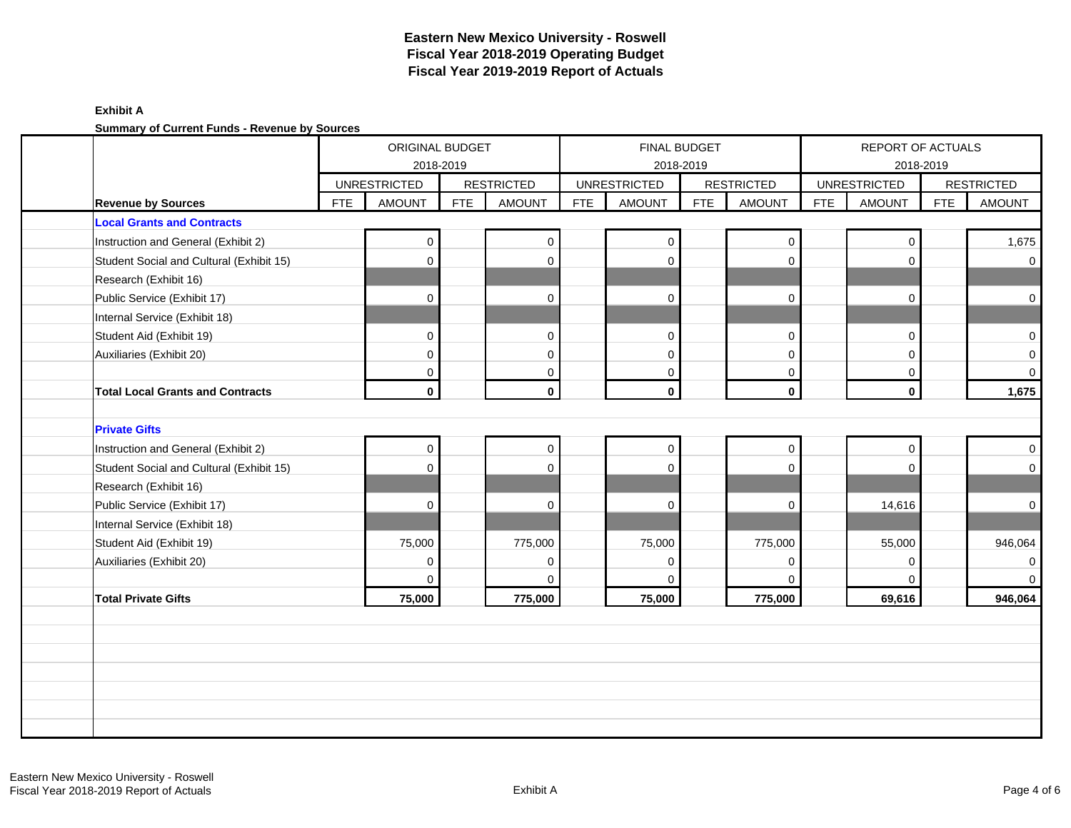# Eastern New Mexico University - Roswell
## Fiscal Year 2018-2019 Operating Budget
## Fiscal Year 2019-2019 Report of Actuals

**Exhibit A**

**Summary of Current Funds - Revenue by Sources**

| | ORIGINAL BUDGET 2018-2019 | | | | FINAL BUDGET 2018-2019 | | | | REPORT OF ACTUALS 2018-2019 | | | |
|---|---|---|---|---|---|---|---|---|---|---|---|---|
| | UNRESTRICTED | | RESTRICTED | | UNRESTRICTED | | RESTRICTED | | UNRESTRICTED | | RESTRICTED | |
| **Revenue by Sources** | FTE | AMOUNT | FTE | AMOUNT | FTE | AMOUNT | FTE | AMOUNT | FTE | AMOUNT | FTE | AMOUNT |
| **Local Grants and Contracts** | | | | | | | | | | | | |
| Instruction and General (Exhibit 2) | | 0 | | 0 | | 0 | | 0 | | 0 | | 1,675 |
| Student Social and Cultural (Exhibit 15) | | 0 | | 0 | | 0 | | 0 | | 0 | | 0 |
| Research (Exhibit 16) | | | | | | | | | | | | |
| Public Service (Exhibit 17) | | 0 | | 0 | | 0 | | 0 | | 0 | | 0 |
| Internal Service (Exhibit 18) | | | | | | | | | | | | |
| Student Aid (Exhibit 19) | | 0 | | 0 | | 0 | | 0 | | 0 | | 0 |
| Auxiliaries (Exhibit 20) | | 0 | | 0 | | 0 | | 0 | | 0 | | 0 |
| | | 0 | | 0 | | 0 | | 0 | | 0 | | 0 |
| **Total Local Grants and Contracts** | | **0** | | **0** | | **0** | | **0** | | **0** | | **1,675** |
| **Private Gifts** | | | | | | | | | | | | |
| Instruction and General (Exhibit 2) | | 0 | | 0 | | 0 | | 0 | | 0 | | 0 |
| Student Social and Cultural (Exhibit 15) | | 0 | | 0 | | 0 | | 0 | | 0 | | 0 |
| Research (Exhibit 16) | | | | | | | | | | | | |
| Public Service (Exhibit 17) | | 0 | | 0 | | 0 | | 0 | | 14,616 | | 0 |
| Internal Service (Exhibit 18) | | | | | | | | | | | | |
| Student Aid (Exhibit 19) | | 75,000 | | 775,000 | | 75,000 | | 775,000 | | 55,000 | | 946,064 |
| Auxiliaries (Exhibit 20) | | 0 | | 0 | | 0 | | 0 | | 0 | | 0 |
| | | 0 | | 0 | | 0 | | 0 | | 0 | | 0 |
| **Total Private Gifts** | | **75,000** | | **775,000** | | **75,000** | | **775,000** | | **69,616** | | **946,064** |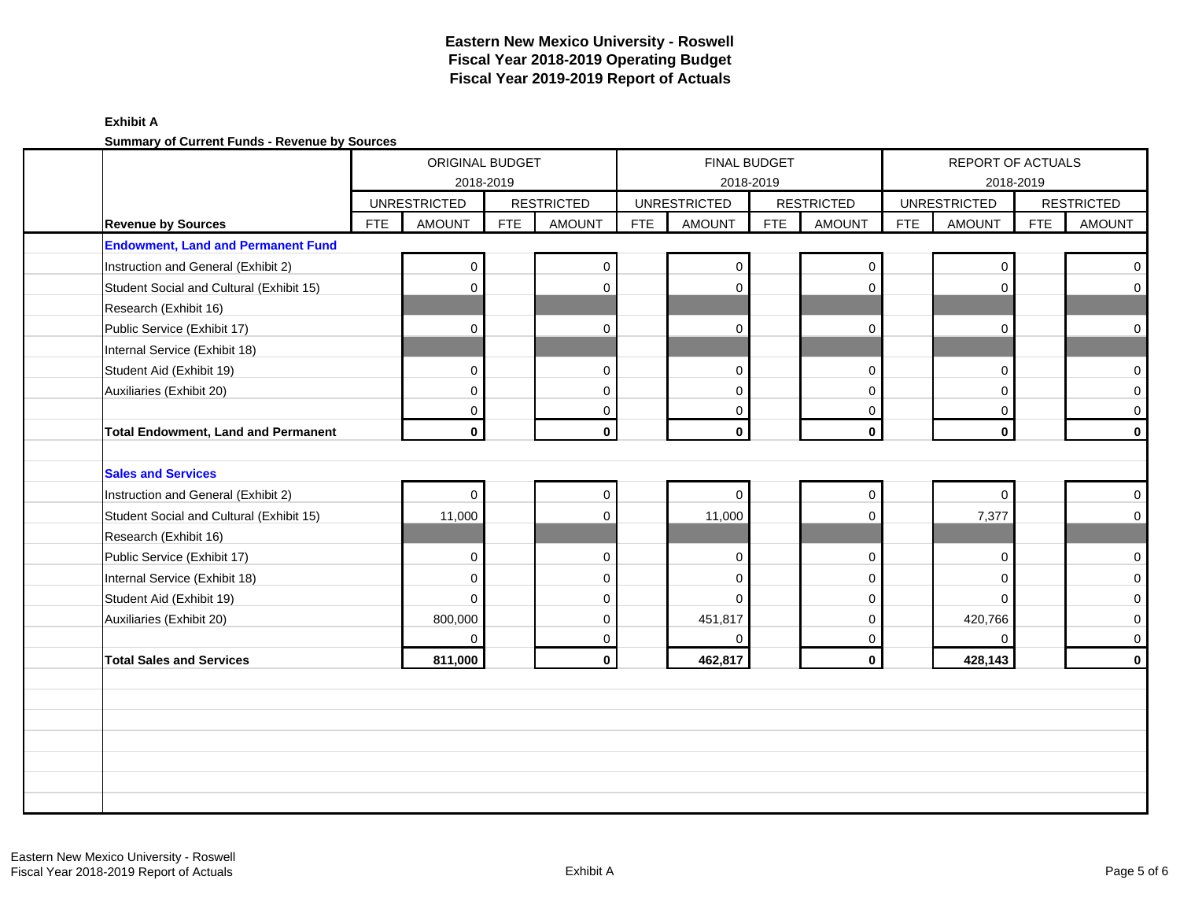# Eastern New Mexico University - Roswell
## Fiscal Year 2018-2019 Operating Budget
## Fiscal Year 2019-2019 Report of Actuals

**Exhibit A**

**Summary of Current Funds - Revenue by Sources**

| | ORIGINAL BUDGET 2018-2019 | | | | FINAL BUDGET 2018-2019 | | | | REPORT OF ACTUALS 2018-2019 | | | |
|---|---|---|---|---|---|---|---|---|---|---|---|---|
| | UNRESTRICTED | | RESTRICTED | | UNRESTRICTED | | RESTRICTED | | UNRESTRICTED | | RESTRICTED | |
| **Revenue by Sources** | FTE | AMOUNT | FTE | AMOUNT | FTE | AMOUNT | FTE | AMOUNT | FTE | AMOUNT | FTE | AMOUNT |
| **Endowment, Land and Permanent Fund** | | | | | | | | | | | | |
| Instruction and General (Exhibit 2) | | 0 | | 0 | | 0 | | 0 | | 0 | | 0 |
| Student Social and Cultural (Exhibit 15) | | 0 | | 0 | | 0 | | 0 | | 0 | | 0 |
| Research (Exhibit 16) | | | | | | | | | | | | |
| Public Service (Exhibit 17) | | 0 | | 0 | | 0 | | 0 | | 0 | | 0 |
| Internal Service (Exhibit 18) | | | | | | | | | | | | |
| Student Aid (Exhibit 19) | | 0 | | 0 | | 0 | | 0 | | 0 | | 0 |
| Auxiliaries (Exhibit 20) | | 0 | | 0 | | 0 | | 0 | | 0 | | 0 |
| | | 0 | | 0 | | 0 | | 0 | | 0 | | 0 |
| **Total Endowment, Land and Permanent** | | **0** | | **0** | | **0** | | **0** | | **0** | | **0** |
| **Sales and Services** | | | | | | | | | | | | |
| Instruction and General (Exhibit 2) | | 0 | | 0 | | 0 | | 0 | | 0 | | 0 |
| Student Social and Cultural (Exhibit 15) | | 11,000 | | 0 | | 11,000 | | 0 | | 7,377 | | 0 |
| Research (Exhibit 16) | | | | | | | | | | | | |
| Public Service (Exhibit 17) | | 0 | | 0 | | 0 | | 0 | | 0 | | 0 |
| Internal Service (Exhibit 18) | | 0 | | 0 | | 0 | | 0 | | 0 | | 0 |
| Student Aid (Exhibit 19) | | 0 | | 0 | | 0 | | 0 | | 0 | | 0 |
| Auxiliaries (Exhibit 20) | | 800,000 | | 0 | | 451,817 | | 0 | | 420,766 | | 0 |
| | | 0 | | 0 | | 0 | | 0 | | 0 | | 0 |
| **Total Sales and Services** | | **811,000** | | **0** | | **462,817** | | **0** | | **428,143** | | **0** |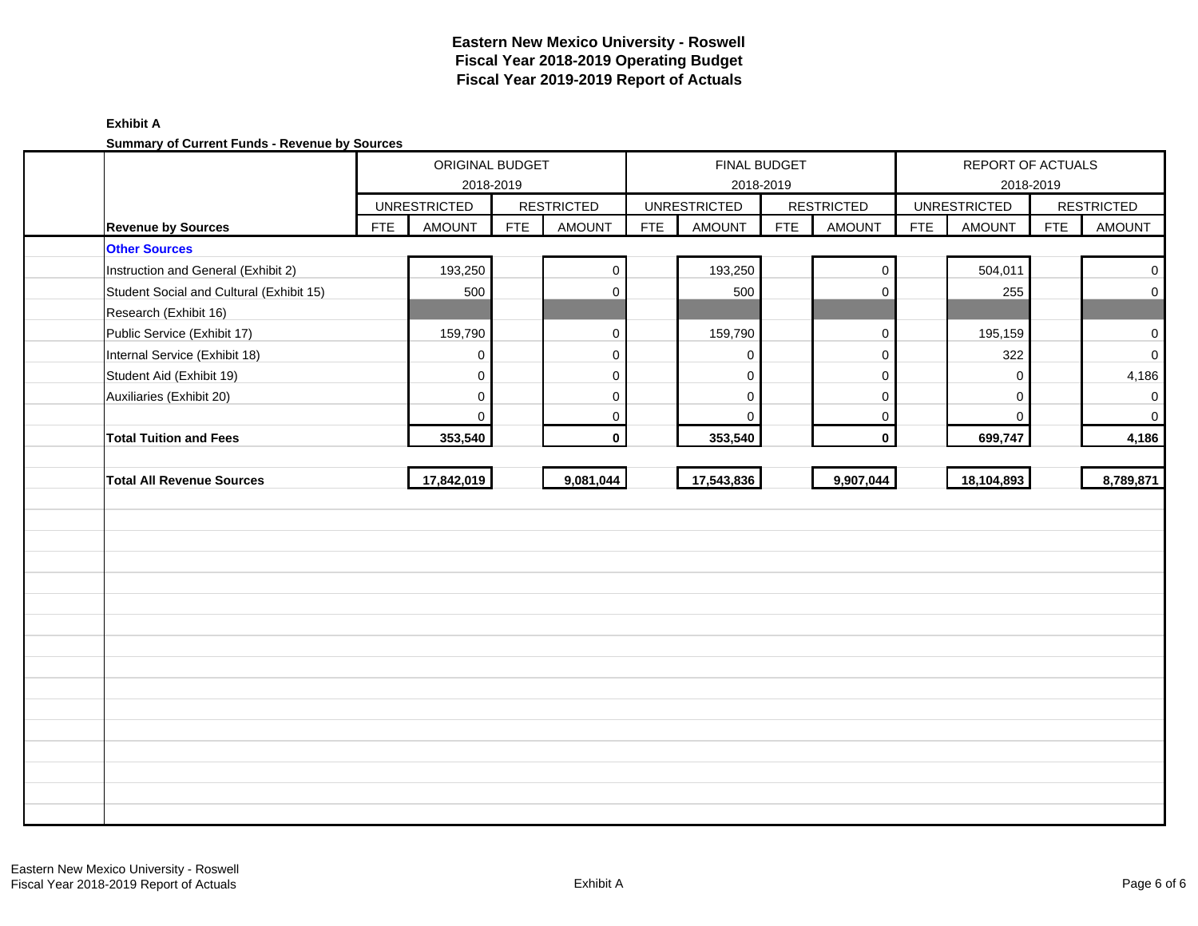# Eastern New Mexico University - Roswell
## Fiscal Year 2018-2019 Operating Budget
## Fiscal Year 2019-2019 Report of Actuals

**Exhibit A**

**Summary of Current Funds - Revenue by Sources**

| | ORIGINAL BUDGET 2018-2019 | | | | FINAL BUDGET 2018-2019 | | | | REPORT OF ACTUALS 2018-2019 | | | |
|---|---|---|---|---|---|---|---|---|---|---|---|---|
| | UNRESTRICTED | | RESTRICTED | | UNRESTRICTED | | RESTRICTED | | UNRESTRICTED | | RESTRICTED | |
| **Revenue by Sources** | FTE | AMOUNT | FTE | AMOUNT | FTE | AMOUNT | FTE | AMOUNT | FTE | AMOUNT | FTE | AMOUNT |
| **Other Sources** | | | | | | | | | | | | |
| Instruction and General (Exhibit 2) | | 193,250 | | 0 | | 193,250 | | 0 | | 504,011 | | 0 |
| Student Social and Cultural (Exhibit 15) | | 500 | | 0 | | 500 | | 0 | | 255 | | 0 |
| Research (Exhibit 16) | | | | | | | | | | | | |
| Public Service (Exhibit 17) | | 159,790 | | 0 | | 159,790 | | 0 | | 195,159 | | 0 |
| Internal Service (Exhibit 18) | | 0 | | 0 | | 0 | | 0 | | 322 | | 0 |
| Student Aid (Exhibit 19) | | 0 | | 0 | | 0 | | 0 | | 0 | | 4,186 |
| Auxiliaries (Exhibit 20) | | 0 | | 0 | | 0 | | 0 | | 0 | | 0 |
| | | 0 | | 0 | | 0 | | 0 | | 0 | | 0 |
| **Total Tuition and Fees** | | **353,540** | | **0** | | **353,540** | | **0** | | **699,747** | | **4,186** |
| **Total All Revenue Sources** | | **17,842,019** | | **9,081,044** | | **17,543,836** | | **9,907,044** | | **18,104,893** | | **8,789,871** |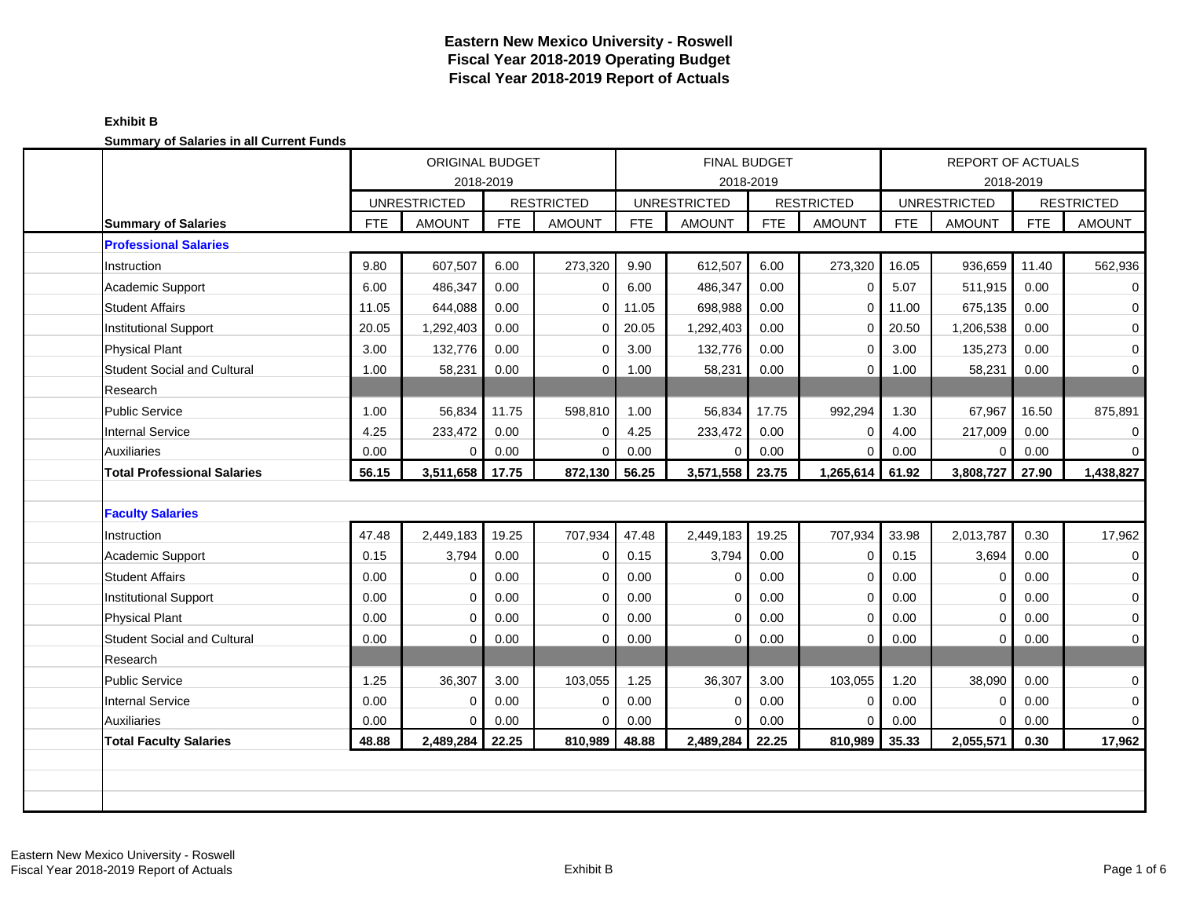# Eastern New Mexico University - Roswell
## Fiscal Year 2018-2019 Operating Budget
## Fiscal Year 2018-2019 Report of Actuals

**Exhibit B**

**Summary of Salaries in all Current Funds**

| | ORIGINAL BUDGET 2018-2019 | | | | FINAL BUDGET 2018-2019 | | | | REPORT OF ACTUALS 2018-2019 | | | |
|---|---|---|---|---|---|---|---|---|---|---|---|---|
| | UNRESTRICTED | | RESTRICTED | | UNRESTRICTED | | RESTRICTED | | UNRESTRICTED | | RESTRICTED | |
| **Summary of Salaries** | FTE | AMOUNT | FTE | AMOUNT | FTE | AMOUNT | FTE | AMOUNT | FTE | AMOUNT | FTE | AMOUNT |
| **Professional Salaries** | | | | | | | | | | | | |
| Instruction | 9.80 | 607,507 | 6.00 | 273,320 | 9.90 | 612,507 | 6.00 | 273,320 | 16.05 | 936,659 | 11.40 | 562,936 |
| Academic Support | 6.00 | 486,347 | 0.00 | 0 | 6.00 | 486,347 | 0.00 | 0 | 5.07 | 511,915 | 0.00 | 0 |
| Student Affairs | 11.05 | 644,088 | 0.00 | 0 | 11.05 | 698,988 | 0.00 | 0 | 11.00 | 675,135 | 0.00 | 0 |
| Institutional Support | 20.05 | 1,292,403 | 0.00 | 0 | 20.05 | 1,292,403 | 0.00 | 0 | 20.50 | 1,206,538 | 0.00 | 0 |
| Physical Plant | 3.00 | 132,776 | 0.00 | 0 | 3.00 | 132,776 | 0.00 | 0 | 3.00 | 135,273 | 0.00 | 0 |
| Student Social and Cultural | 1.00 | 58,231 | 0.00 | 0 | 1.00 | 58,231 | 0.00 | 0 | 1.00 | 58,231 | 0.00 | 0 |
| Research | | | | | | | | | | | | |
| Public Service | 1.00 | 56,834 | 11.75 | 598,810 | 1.00 | 56,834 | 17.75 | 992,294 | 1.30 | 67,967 | 16.50 | 875,891 |
| Internal Service | 4.25 | 233,472 | 0.00 | 0 | 4.25 | 233,472 | 0.00 | 0 | 4.00 | 217,009 | 0.00 | 0 |
| Auxiliaries | 0.00 | 0 | 0.00 | 0 | 0.00 | 0 | 0.00 | 0 | 0.00 | 0 | 0.00 | 0 |
| **Total Professional Salaries** | **56.15** | **3,511,658** | **17.75** | **872,130** | **56.25** | **3,571,558** | **23.75** | **1,265,614** | **61.92** | **3,808,727** | **27.90** | **1,438,827** |
| | | | | | | | | | | | | |
| **Faculty Salaries** | | | | | | | | | | | | |
| Instruction | 47.48 | 2,449,183 | 19.25 | 707,934 | 47.48 | 2,449,183 | 19.25 | 707,934 | 33.98 | 2,013,787 | 0.30 | 17,962 |
| Academic Support | 0.15 | 3,794 | 0.00 | 0 | 0.15 | 3,794 | 0.00 | 0 | 0.15 | 3,694 | 0.00 | 0 |
| Student Affairs | 0.00 | 0 | 0.00 | 0 | 0.00 | 0 | 0.00 | 0 | 0.00 | 0 | 0.00 | 0 |
| Institutional Support | 0.00 | 0 | 0.00 | 0 | 0.00 | 0 | 0.00 | 0 | 0.00 | 0 | 0.00 | 0 |
| Physical Plant | 0.00 | 0 | 0.00 | 0 | 0.00 | 0 | 0.00 | 0 | 0.00 | 0 | 0.00 | 0 |
| Student Social and Cultural | 0.00 | 0 | 0.00 | 0 | 0.00 | 0 | 0.00 | 0 | 0.00 | 0 | 0.00 | 0 |
| Research | | | | | | | | | | | | |
| Public Service | 1.25 | 36,307 | 3.00 | 103,055 | 1.25 | 36,307 | 3.00 | 103,055 | 1.20 | 38,090 | 0.00 | 0 |
| Internal Service | 0.00 | 0 | 0.00 | 0 | 0.00 | 0 | 0.00 | 0 | 0.00 | 0 | 0.00 | 0 |
| Auxiliaries | 0.00 | 0 | 0.00 | 0 | 0.00 | 0 | 0.00 | 0 | 0.00 | 0 | 0.00 | 0 |
| **Total Faculty Salaries** | **48.88** | **2,489,284** | **22.25** | **810,989** | **48.88** | **2,489,284** | **22.25** | **810,989** | **35.33** | **2,055,571** | **0.30** | **17,962** |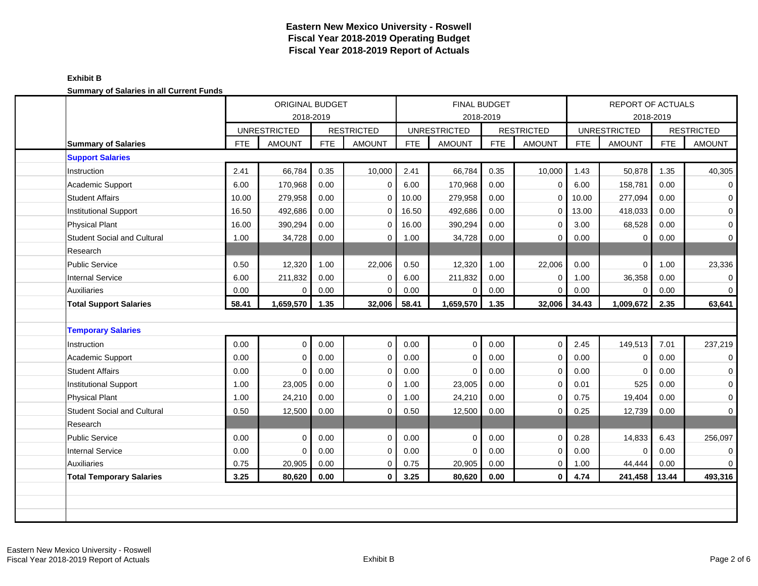# Eastern New Mexico University - Roswell
## Fiscal Year 2018-2019 Operating Budget
## Fiscal Year 2018-2019 Report of Actuals

**Exhibit B**

**Summary of Salaries in all Current Funds**

| | ORIGINAL BUDGET 2018-2019 | | | | FINAL BUDGET 2018-2019 | | | | REPORT OF ACTUALS 2018-2019 | | | |
|---|---|---|---|---|---|---|---|---|---|---|---|---|
| | UNRESTRICTED | | RESTRICTED | | UNRESTRICTED | | RESTRICTED | | UNRESTRICTED | | RESTRICTED | |
| **Summary of Salaries** | FTE | AMOUNT | FTE | AMOUNT | FTE | AMOUNT | FTE | AMOUNT | FTE | AMOUNT | FTE | AMOUNT |
| **Support Salaries** | | | | | | | | | | | | |
| Instruction | 2.41 | 66,784 | 0.35 | 10,000 | 2.41 | 66,784 | 0.35 | 10,000 | 1.43 | 50,878 | 1.35 | 40,305 |
| Academic Support | 6.00 | 170,968 | 0.00 | 0 | 6.00 | 170,968 | 0.00 | 0 | 6.00 | 158,781 | 0.00 | 0 |
| Student Affairs | 10.00 | 279,958 | 0.00 | 0 | 10.00 | 279,958 | 0.00 | 0 | 10.00 | 277,094 | 0.00 | 0 |
| Institutional Support | 16.50 | 492,686 | 0.00 | 0 | 16.50 | 492,686 | 0.00 | 0 | 13.00 | 418,033 | 0.00 | 0 |
| Physical Plant | 16.00 | 390,294 | 0.00 | 0 | 16.00 | 390,294 | 0.00 | 0 | 3.00 | 68,528 | 0.00 | 0 |
| Student Social and Cultural | 1.00 | 34,728 | 0.00 | 0 | 1.00 | 34,728 | 0.00 | 0 | 0.00 | 0 | 0.00 | 0 |
| Research | | | | | | | | | | | | |
| Public Service | 0.50 | 12,320 | 1.00 | 22,006 | 0.50 | 12,320 | 1.00 | 22,006 | 0.00 | 0 | 1.00 | 23,336 |
| Internal Service | 6.00 | 211,832 | 0.00 | 0 | 6.00 | 211,832 | 0.00 | 0 | 1.00 | 36,358 | 0.00 | 0 |
| Auxiliaries | 0.00 | 0 | 0.00 | 0 | 0.00 | 0 | 0.00 | 0 | 0.00 | 0 | 0.00 | 0 |
| **Total Support Salaries** | **58.41** | **1,659,570** | **1.35** | **32,006** | **58.41** | **1,659,570** | **1.35** | **32,006** | **34.43** | **1,009,672** | **2.35** | **63,641** |
| **Temporary Salaries** | | | | | | | | | | | | |
| Instruction | 0.00 | 0 | 0.00 | 0 | 0.00 | 0 | 0.00 | 0 | 2.45 | 149,513 | 7.01 | 237,219 |
| Academic Support | 0.00 | 0 | 0.00 | 0 | 0.00 | 0 | 0.00 | 0 | 0.00 | 0 | 0.00 | 0 |
| Student Affairs | 0.00 | 0 | 0.00 | 0 | 0.00 | 0 | 0.00 | 0 | 0.00 | 0 | 0.00 | 0 |
| Institutional Support | 1.00 | 23,005 | 0.00 | 0 | 1.00 | 23,005 | 0.00 | 0 | 0.01 | 525 | 0.00 | 0 |
| Physical Plant | 1.00 | 24,210 | 0.00 | 0 | 1.00 | 24,210 | 0.00 | 0 | 0.75 | 19,404 | 0.00 | 0 |
| Student Social and Cultural | 0.50 | 12,500 | 0.00 | 0 | 0.50 | 12,500 | 0.00 | 0 | 0.25 | 12,739 | 0.00 | 0 |
| Research | | | | | | | | | | | | |
| Public Service | 0.00 | 0 | 0.00 | 0 | 0.00 | 0 | 0.00 | 0 | 0.28 | 14,833 | 6.43 | 256,097 |
| Internal Service | 0.00 | 0 | 0.00 | 0 | 0.00 | 0 | 0.00 | 0 | 0.00 | 0 | 0.00 | 0 |
| Auxiliaries | 0.75 | 20,905 | 0.00 | 0 | 0.75 | 20,905 | 0.00 | 0 | 1.00 | 44,444 | 0.00 | 0 |
| **Total Temporary Salaries** | **3.25** | **80,620** | **0.00** | **0** | **3.25** | **80,620** | **0.00** | **0** | **4.74** | **241,458** | **13.44** | **493,316** |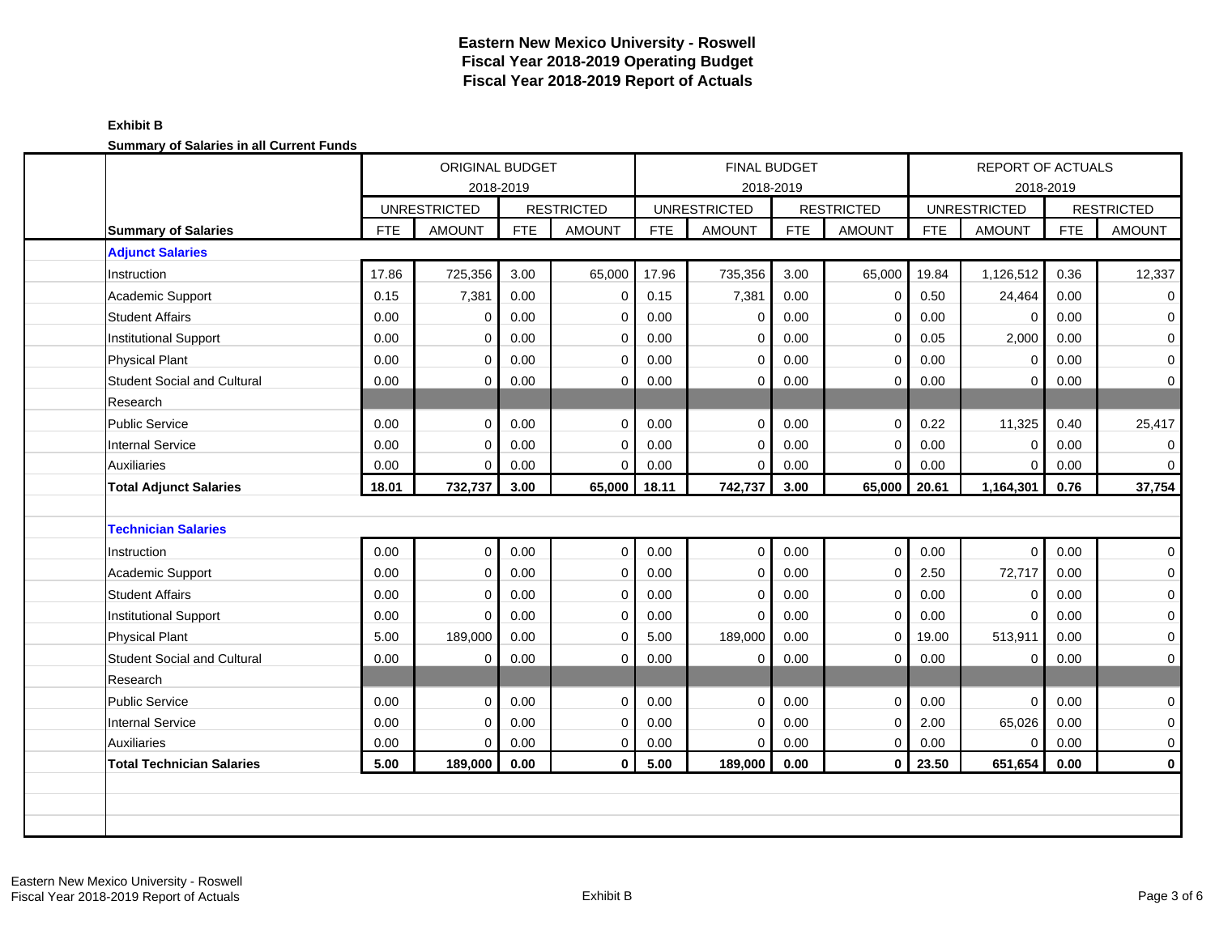# Eastern New Mexico University - Roswell
## Fiscal Year 2018-2019 Operating Budget
## Fiscal Year 2018-2019 Report of Actuals

**Exhibit B**

**Summary of Salaries in all Current Funds**

| | ORIGINAL BUDGET 2018-2019 | | | | FINAL BUDGET 2018-2019 | | | | REPORT OF ACTUALS 2018-2019 | | | |
|---|---|---|---|---|---|---|---|---|---|---|---|---|
| | UNRESTRICTED | | RESTRICTED | | UNRESTRICTED | | RESTRICTED | | UNRESTRICTED | | RESTRICTED | |
| **Summary of Salaries** | FTE | AMOUNT | FTE | AMOUNT | FTE | AMOUNT | FTE | AMOUNT | FTE | AMOUNT | FTE | AMOUNT |
| **Adjunct Salaries** | | | | | | | | | | | | |
| Instruction | 17.86 | 725,356 | 3.00 | 65,000 | 17.96 | 735,356 | 3.00 | 65,000 | 19.84 | 1,126,512 | 0.36 | 12,337 |
| Academic Support | 0.15 | 7,381 | 0.00 | 0 | 0.15 | 7,381 | 0.00 | 0 | 0.50 | 24,464 | 0.00 | 0 |
| Student Affairs | 0.00 | 0 | 0.00 | 0 | 0.00 | 0 | 0.00 | 0 | 0.00 | 0 | 0.00 | 0 |
| Institutional Support | 0.00 | 0 | 0.00 | 0 | 0.00 | 0 | 0.00 | 0 | 0.05 | 2,000 | 0.00 | 0 |
| Physical Plant | 0.00 | 0 | 0.00 | 0 | 0.00 | 0 | 0.00 | 0 | 0.00 | 0 | 0.00 | 0 |
| Student Social and Cultural | 0.00 | 0 | 0.00 | 0 | 0.00 | 0 | 0.00 | 0 | 0.00 | 0 | 0.00 | 0 |
| Research | | | | | | | | | | | | |
| Public Service | 0.00 | 0 | 0.00 | 0 | 0.00 | 0 | 0.00 | 0 | 0.22 | 11,325 | 0.40 | 25,417 |
| Internal Service | 0.00 | 0 | 0.00 | 0 | 0.00 | 0 | 0.00 | 0 | 0.00 | 0 | 0.00 | 0 |
| Auxiliaries | 0.00 | 0 | 0.00 | 0 | 0.00 | 0 | 0.00 | 0 | 0.00 | 0 | 0.00 | 0 |
| **Total Adjunct Salaries** | **18.01** | **732,737** | **3.00** | **65,000** | **18.11** | **742,737** | **3.00** | **65,000** | **20.61** | **1,164,301** | **0.76** | **37,754** |
| | | | | | | | | | | | | |
| **Technician Salaries** | | | | | | | | | | | | |
| Instruction | 0.00 | 0 | 0.00 | 0 | 0.00 | 0 | 0.00 | 0 | 0.00 | 0 | 0.00 | 0 |
| Academic Support | 0.00 | 0 | 0.00 | 0 | 0.00 | 0 | 0.00 | 0 | 2.50 | 72,717 | 0.00 | 0 |
| Student Affairs | 0.00 | 0 | 0.00 | 0 | 0.00 | 0 | 0.00 | 0 | 0.00 | 0 | 0.00 | 0 |
| Institutional Support | 0.00 | 0 | 0.00 | 0 | 0.00 | 0 | 0.00 | 0 | 0.00 | 0 | 0.00 | 0 |
| Physical Plant | 5.00 | 189,000 | 0.00 | 0 | 5.00 | 189,000 | 0.00 | 0 | 19.00 | 513,911 | 0.00 | 0 |
| Student Social and Cultural | 0.00 | 0 | 0.00 | 0 | 0.00 | 0 | 0.00 | 0 | 0.00 | 0 | 0.00 | 0 |
| Research | | | | | | | | | | | | |
| Public Service | 0.00 | 0 | 0.00 | 0 | 0.00 | 0 | 0.00 | 0 | 0.00 | 0 | 0.00 | 0 |
| Internal Service | 0.00 | 0 | 0.00 | 0 | 0.00 | 0 | 0.00 | 0 | 2.00 | 65,026 | 0.00 | 0 |
| Auxiliaries | 0.00 | 0 | 0.00 | 0 | 0.00 | 0 | 0.00 | 0 | 0.00 | 0 | 0.00 | 0 |
| **Total Technician Salaries** | **5.00** | **189,000** | **0.00** | **0** | **5.00** | **189,000** | **0.00** | **0** | **23.50** | **651,654** | **0.00** | **0** |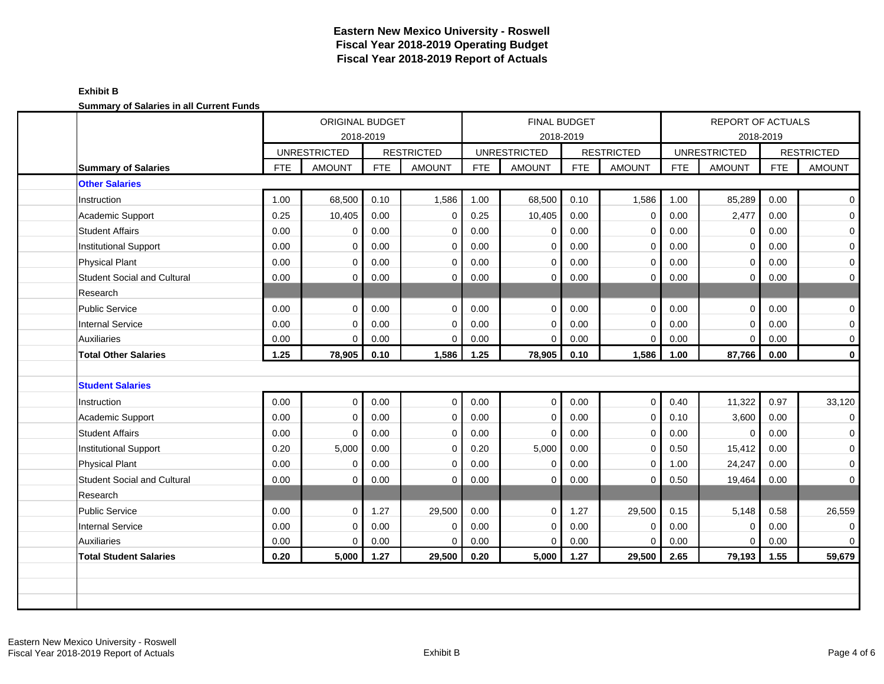# Eastern New Mexico University - Roswell
## Fiscal Year 2018-2019 Operating Budget
## Fiscal Year 2018-2019 Report of Actuals

**Exhibit B**

**Summary of Salaries in all Current Funds**

| | ORIGINAL BUDGET 2018-2019 | | | | FINAL BUDGET 2018-2019 | | | | REPORT OF ACTUALS 2018-2019 | | | |
|---|---|---|---|---|---|---|---|---|---|---|---|---|
| | UNRESTRICTED | | RESTRICTED | | UNRESTRICTED | | RESTRICTED | | UNRESTRICTED | | RESTRICTED | |
| **Summary of Salaries** | FTE | AMOUNT | FTE | AMOUNT | FTE | AMOUNT | FTE | AMOUNT | FTE | AMOUNT | FTE | AMOUNT |
| **Other Salaries** | | | | | | | | | | | | |
| Instruction | 1.00 | 68,500 | 0.10 | 1,586 | 1.00 | 68,500 | 0.10 | 1,586 | 1.00 | 85,289 | 0.00 | 0 |
| Academic Support | 0.25 | 10,405 | 0.00 | 0 | 0.25 | 10,405 | 0.00 | 0 | 0.00 | 2,477 | 0.00 | 0 |
| Student Affairs | 0.00 | 0 | 0.00 | 0 | 0.00 | 0 | 0.00 | 0 | 0.00 | 0 | 0.00 | 0 |
| Institutional Support | 0.00 | 0 | 0.00 | 0 | 0.00 | 0 | 0.00 | 0 | 0.00 | 0 | 0.00 | 0 |
| Physical Plant | 0.00 | 0 | 0.00 | 0 | 0.00 | 0 | 0.00 | 0 | 0.00 | 0 | 0.00 | 0 |
| Student Social and Cultural | 0.00 | 0 | 0.00 | 0 | 0.00 | 0 | 0.00 | 0 | 0.00 | 0 | 0.00 | 0 |
| Research | | | | | | | | | | | | |
| Public Service | 0.00 | 0 | 0.00 | 0 | 0.00 | 0 | 0.00 | 0 | 0.00 | 0 | 0.00 | 0 |
| Internal Service | 0.00 | 0 | 0.00 | 0 | 0.00 | 0 | 0.00 | 0 | 0.00 | 0 | 0.00 | 0 |
| Auxiliaries | 0.00 | 0 | 0.00 | 0 | 0.00 | 0 | 0.00 | 0 | 0.00 | 0 | 0.00 | 0 |
| **Total Other Salaries** | **1.25** | **78,905** | **0.10** | **1,586** | **1.25** | **78,905** | **0.10** | **1,586** | **1.00** | **87,766** | **0.00** | **0** |
| **Student Salaries** | | | | | | | | | | | | |
| Instruction | 0.00 | 0 | 0.00 | 0 | 0.00 | 0 | 0.00 | 0 | 0.40 | 11,322 | 0.97 | 33,120 |
| Academic Support | 0.00 | 0 | 0.00 | 0 | 0.00 | 0 | 0.00 | 0 | 0.10 | 3,600 | 0.00 | 0 |
| Student Affairs | 0.00 | 0 | 0.00 | 0 | 0.00 | 0 | 0.00 | 0 | 0.00 | 0 | 0.00 | 0 |
| Institutional Support | 0.20 | 5,000 | 0.00 | 0 | 0.20 | 5,000 | 0.00 | 0 | 0.50 | 15,412 | 0.00 | 0 |
| Physical Plant | 0.00 | 0 | 0.00 | 0 | 0.00 | 0 | 0.00 | 0 | 1.00 | 24,247 | 0.00 | 0 |
| Student Social and Cultural | 0.00 | 0 | 0.00 | 0 | 0.00 | 0 | 0.00 | 0 | 0.50 | 19,464 | 0.00 | 0 |
| Research | | | | | | | | | | | | |
| Public Service | 0.00 | 0 | 1.27 | 29,500 | 0.00 | 0 | 1.27 | 29,500 | 0.15 | 5,148 | 0.58 | 26,559 |
| Internal Service | 0.00 | 0 | 0.00 | 0 | 0.00 | 0 | 0.00 | 0 | 0.00 | 0 | 0.00 | 0 |
| Auxiliaries | 0.00 | 0 | 0.00 | 0 | 0.00 | 0 | 0.00 | 0 | 0.00 | 0 | 0.00 | 0 |
| **Total Student Salaries** | **0.20** | **5,000** | **1.27** | **29,500** | **0.20** | **5,000** | **1.27** | **29,500** | **2.65** | **79,193** | **1.55** | **59,679** |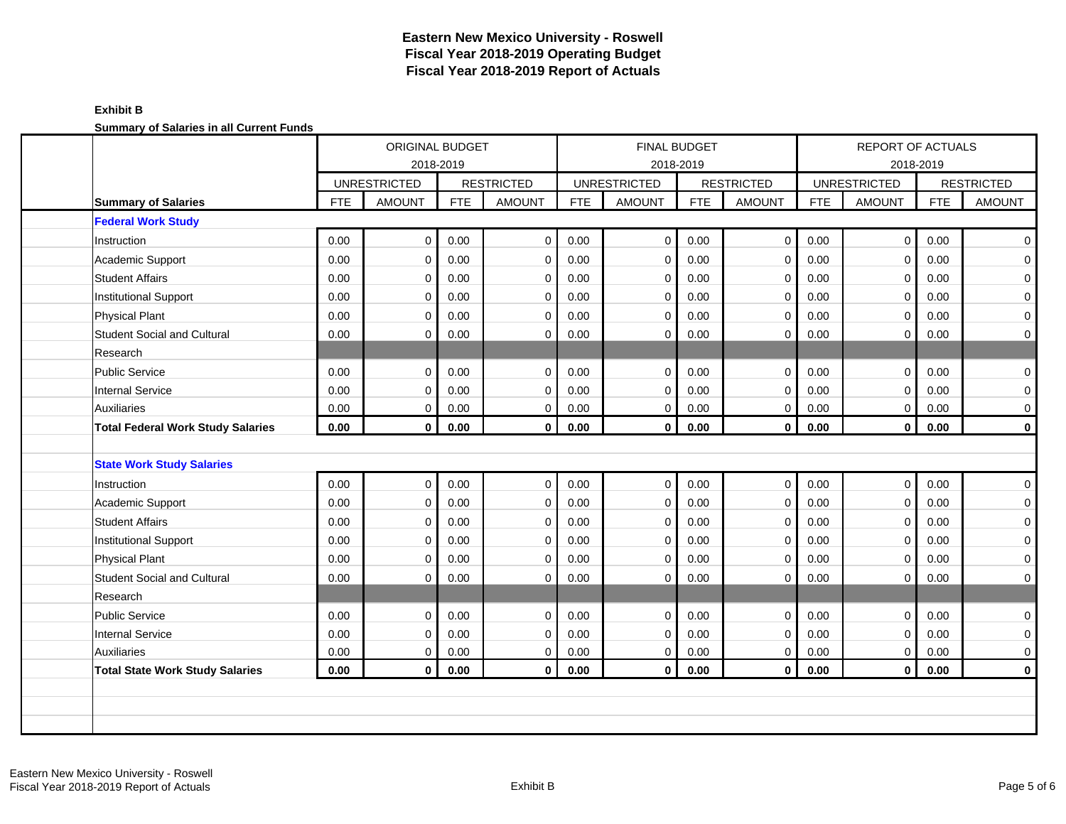# Eastern New Mexico University - Roswell
# Fiscal Year 2018-2019 Operating Budget
# Fiscal Year 2018-2019 Report of Actuals

**Exhibit B**

**Summary of Salaries in all Current Funds**

| | ORIGINAL BUDGET 2018-2019 | | | | FINAL BUDGET 2018-2019 | | | | REPORT OF ACTUALS 2018-2019 | | | |
|---|---|---|---|---|---|---|---|---|---|---|---|---|
| | UNRESTRICTED | | RESTRICTED | | UNRESTRICTED | | RESTRICTED | | UNRESTRICTED | | RESTRICTED | |
| **Summary of Salaries** | FTE | AMOUNT | FTE | AMOUNT | FTE | AMOUNT | FTE | AMOUNT | FTE | AMOUNT | FTE | AMOUNT |
| **Federal Work Study** | | | | | | | | | | | | |
| Instruction | 0.00 | 0 | 0.00 | 0 | 0.00 | 0 | 0.00 | 0 | 0.00 | 0 | 0.00 | 0 |
| Academic Support | 0.00 | 0 | 0.00 | 0 | 0.00 | 0 | 0.00 | 0 | 0.00 | 0 | 0.00 | 0 |
| Student Affairs | 0.00 | 0 | 0.00 | 0 | 0.00 | 0 | 0.00 | 0 | 0.00 | 0 | 0.00 | 0 |
| Institutional Support | 0.00 | 0 | 0.00 | 0 | 0.00 | 0 | 0.00 | 0 | 0.00 | 0 | 0.00 | 0 |
| Physical Plant | 0.00 | 0 | 0.00 | 0 | 0.00 | 0 | 0.00 | 0 | 0.00 | 0 | 0.00 | 0 |
| Student Social and Cultural | 0.00 | 0 | 0.00 | 0 | 0.00 | 0 | 0.00 | 0 | 0.00 | 0 | 0.00 | 0 |
| Research | | | | | | | | | | | | |
| Public Service | 0.00 | 0 | 0.00 | 0 | 0.00 | 0 | 0.00 | 0 | 0.00 | 0 | 0.00 | 0 |
| Internal Service | 0.00 | 0 | 0.00 | 0 | 0.00 | 0 | 0.00 | 0 | 0.00 | 0 | 0.00 | 0 |
| Auxiliaries | 0.00 | 0 | 0.00 | 0 | 0.00 | 0 | 0.00 | 0 | 0.00 | 0 | 0.00 | 0 |
| **Total Federal Work Study Salaries** | **0.00** | **0** | **0.00** | **0** | **0.00** | **0** | **0.00** | **0** | **0.00** | **0** | **0.00** | **0** |
| | | | | | | | | | | | | |
| **State Work Study Salaries** | | | | | | | | | | | | |
| Instruction | 0.00 | 0 | 0.00 | 0 | 0.00 | 0 | 0.00 | 0 | 0.00 | 0 | 0.00 | 0 |
| Academic Support | 0.00 | 0 | 0.00 | 0 | 0.00 | 0 | 0.00 | 0 | 0.00 | 0 | 0.00 | 0 |
| Student Affairs | 0.00 | 0 | 0.00 | 0 | 0.00 | 0 | 0.00 | 0 | 0.00 | 0 | 0.00 | 0 |
| Institutional Support | 0.00 | 0 | 0.00 | 0 | 0.00 | 0 | 0.00 | 0 | 0.00 | 0 | 0.00 | 0 |
| Physical Plant | 0.00 | 0 | 0.00 | 0 | 0.00 | 0 | 0.00 | 0 | 0.00 | 0 | 0.00 | 0 |
| Student Social and Cultural | 0.00 | 0 | 0.00 | 0 | 0.00 | 0 | 0.00 | 0 | 0.00 | 0 | 0.00 | 0 |
| Research | | | | | | | | | | | | |
| Public Service | 0.00 | 0 | 0.00 | 0 | 0.00 | 0 | 0.00 | 0 | 0.00 | 0 | 0.00 | 0 |
| Internal Service | 0.00 | 0 | 0.00 | 0 | 0.00 | 0 | 0.00 | 0 | 0.00 | 0 | 0.00 | 0 |
| Auxiliaries | 0.00 | 0 | 0.00 | 0 | 0.00 | 0 | 0.00 | 0 | 0.00 | 0 | 0.00 | 0 |
| **Total State Work Study Salaries** | **0.00** | **0** | **0.00** | **0** | **0.00** | **0** | **0.00** | **0** | **0.00** | **0** | **0.00** | **0** |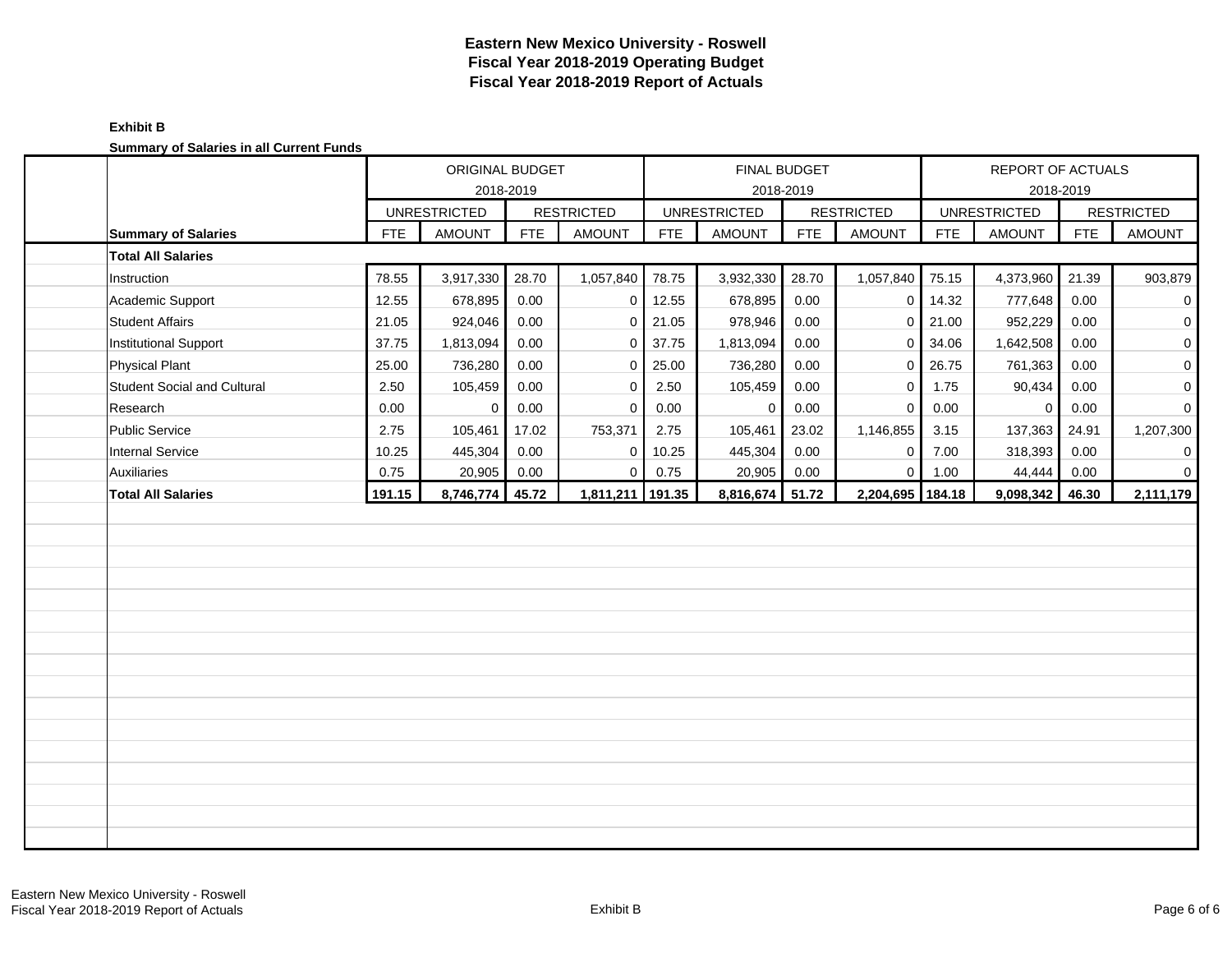# Eastern New Mexico University - Roswell
## Fiscal Year 2018-2019 Operating Budget
## Fiscal Year 2018-2019 Report of Actuals

**Exhibit B**

**Summary of Salaries in all Current Funds**

| | ORIGINAL BUDGET 2018-2019 | | | | FINAL BUDGET 2018-2019 | | | | REPORT OF ACTUALS 2018-2019 | | | |
|---|---|---|---|---|---|---|---|---|---|---|---|---|
| | UNRESTRICTED | | RESTRICTED | | UNRESTRICTED | | RESTRICTED | | UNRESTRICTED | | RESTRICTED | |
| **Summary of Salaries** | FTE | AMOUNT | FTE | AMOUNT | FTE | AMOUNT | FTE | AMOUNT | FTE | AMOUNT | FTE | AMOUNT |
| **Total All Salaries** | | | | | | | | | | | | |
| Instruction | 78.55 | 3,917,330 | 28.70 | 1,057,840 | 78.75 | 3,932,330 | 28.70 | 1,057,840 | 75.15 | 4,373,960 | 21.39 | 903,879 |
| Academic Support | 12.55 | 678,895 | 0.00 | 0 | 12.55 | 678,895 | 0.00 | 0 | 14.32 | 777,648 | 0.00 | 0 |
| Student Affairs | 21.05 | 924,046 | 0.00 | 0 | 21.05 | 978,946 | 0.00 | 0 | 21.00 | 952,229 | 0.00 | 0 |
| Institutional Support | 37.75 | 1,813,094 | 0.00 | 0 | 37.75 | 1,813,094 | 0.00 | 0 | 34.06 | 1,642,508 | 0.00 | 0 |
| Physical Plant | 25.00 | 736,280 | 0.00 | 0 | 25.00 | 736,280 | 0.00 | 0 | 26.75 | 761,363 | 0.00 | 0 |
| Student Social and Cultural | 2.50 | 105,459 | 0.00 | 0 | 2.50 | 105,459 | 0.00 | 0 | 1.75 | 90,434 | 0.00 | 0 |
| Research | 0.00 | 0 | 0.00 | 0 | 0.00 | 0 | 0.00 | 0 | 0.00 | 0 | 0.00 | 0 |
| Public Service | 2.75 | 105,461 | 17.02 | 753,371 | 2.75 | 105,461 | 23.02 | 1,146,855 | 3.15 | 137,363 | 24.91 | 1,207,300 |
| Internal Service | 10.25 | 445,304 | 0.00 | 0 | 10.25 | 445,304 | 0.00 | 0 | 7.00 | 318,393 | 0.00 | 0 |
| Auxiliaries | 0.75 | 20,905 | 0.00 | 0 | 0.75 | 20,905 | 0.00 | 0 | 1.00 | 44,444 | 0.00 | 0 |
| **Total All Salaries** | **191.15** | **8,746,774** | **45.72** | **1,811,211** | **191.35** | **8,816,674** | **51.72** | **2,204,695** | **184.18** | **9,098,342** | **46.30** | **2,111,179** |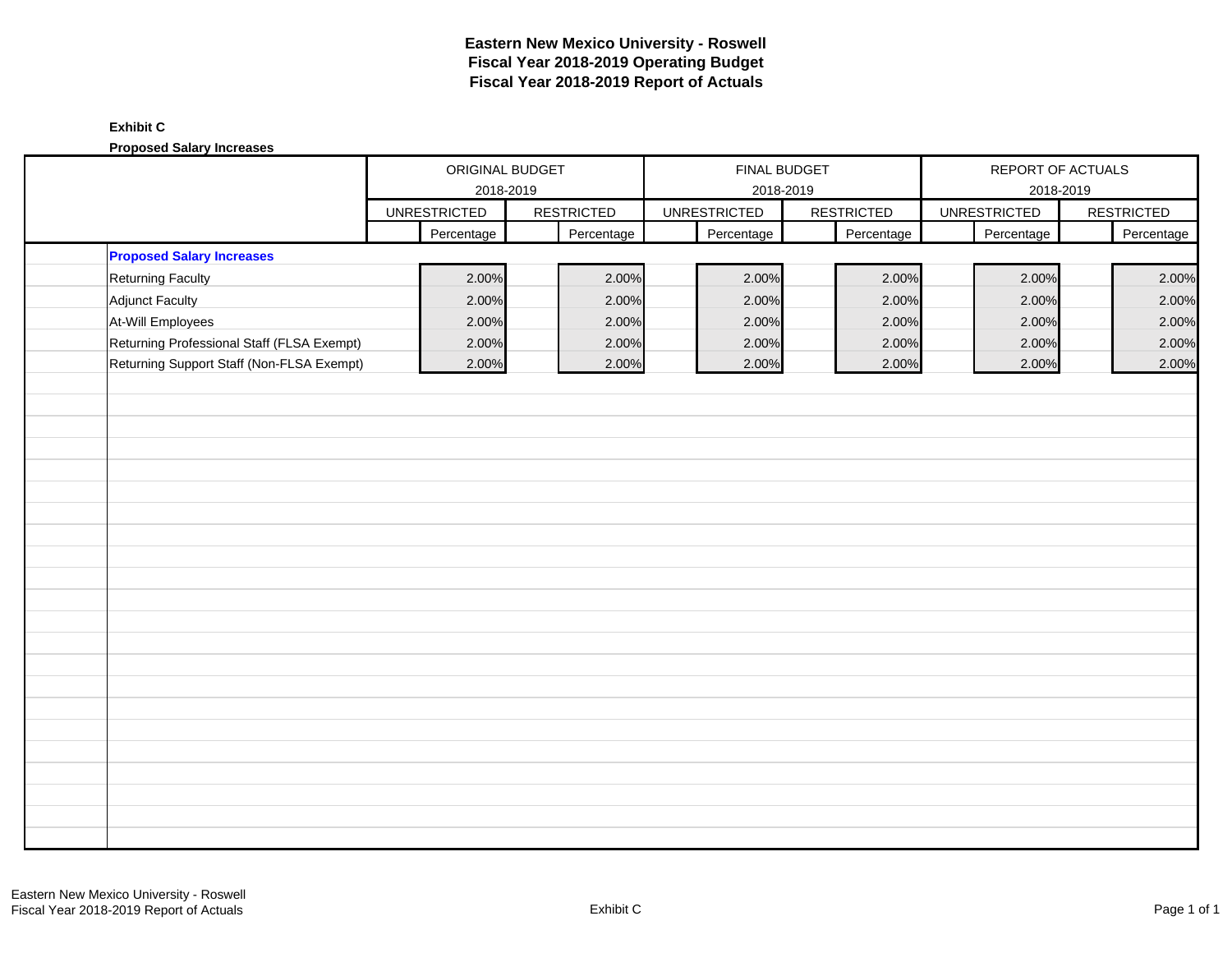**Eastern New Mexico University - Roswell**
**Fiscal Year 2018-2019 Operating Budget**
**Fiscal Year 2018-2019 Report of Actuals**

**Exhibit C**

**Proposed Salary Increases**

| | ORIGINAL BUDGET 2018-2019 | | FINAL BUDGET 2018-2019 | | REPORT OF ACTUALS 2018-2019 | |
|---|---|---|---|---|---|---|
| | UNRESTRICTED | RESTRICTED | UNRESTRICTED | RESTRICTED | UNRESTRICTED | RESTRICTED |
| | Percentage | Percentage | Percentage | Percentage | Percentage | Percentage |
| **Proposed Salary Increases** | | | | | | |
| Returning Faculty | 2.00% | 2.00% | 2.00% | 2.00% | 2.00% | 2.00% |
| Adjunct Faculty | 2.00% | 2.00% | 2.00% | 2.00% | 2.00% | 2.00% |
| At-Will Employees | 2.00% | 2.00% | 2.00% | 2.00% | 2.00% | 2.00% |
| Returning Professional Staff (FLSA Exempt) | 2.00% | 2.00% | 2.00% | 2.00% | 2.00% | 2.00% |
| Returning Support Staff (Non-FLSA Exempt) | 2.00% | 2.00% | 2.00% | 2.00% | 2.00% | 2.00% |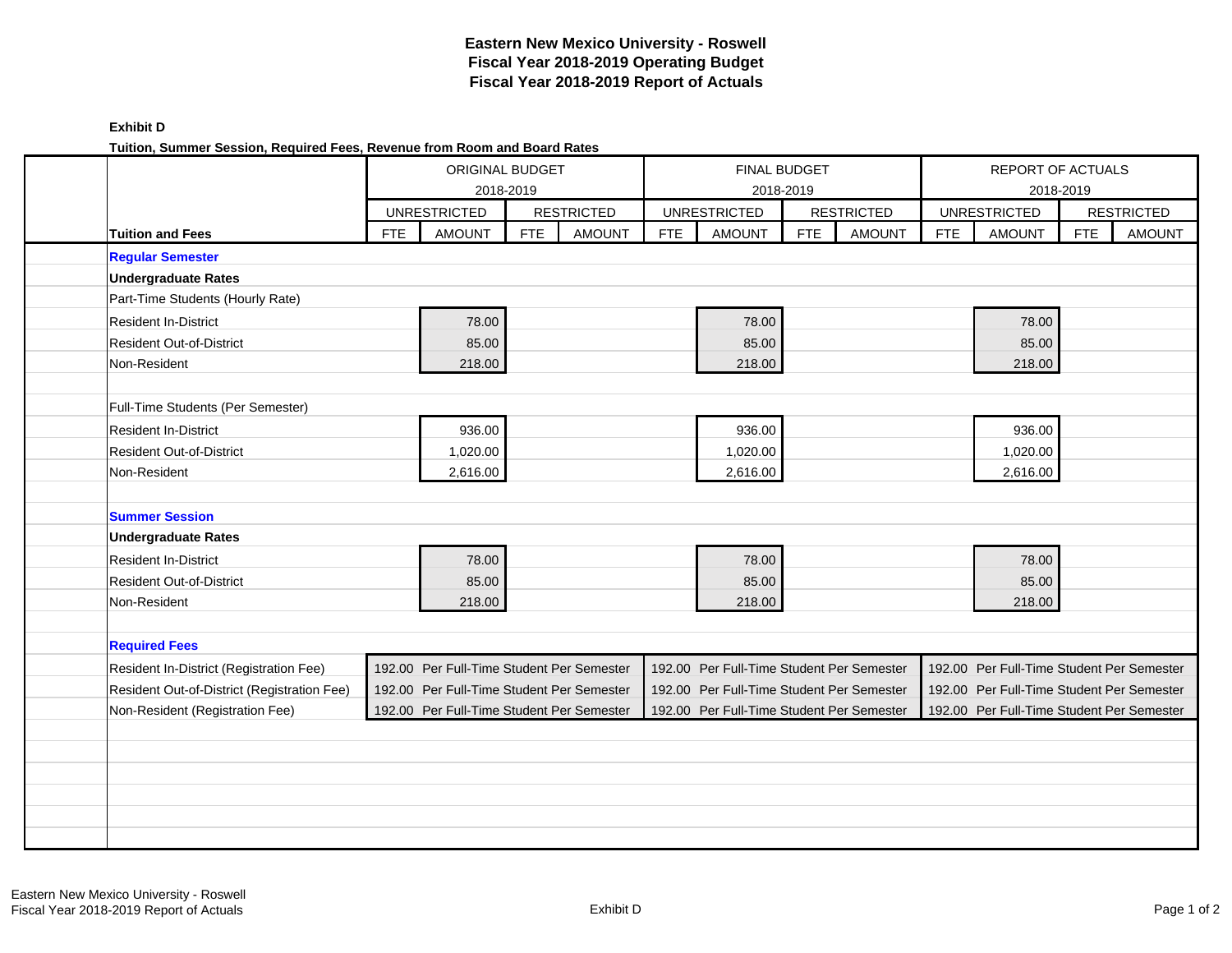**Eastern New Mexico University - Roswell**
**Fiscal Year 2018-2019 Operating Budget**
**Fiscal Year 2018-2019 Report of Actuals**

**Exhibit D**

**Tuition, Summer Session, Required Fees, Revenue from Room and Board Rates**

| | ORIGINAL BUDGET 2018-2019 | | | | FINAL BUDGET 2018-2019 | | | | REPORT OF ACTUALS 2018-2019 | | | |
|---|---|---|---|---|---|---|---|---|---|---|---|---|
| | UNRESTRICTED | | RESTRICTED | | UNRESTRICTED | | RESTRICTED | | UNRESTRICTED | | RESTRICTED | |
| **Tuition and Fees** | FTE | AMOUNT | FTE | AMOUNT | FTE | AMOUNT | FTE | AMOUNT | FTE | AMOUNT | FTE | AMOUNT |
| **Regular Semester** | | | | | | | | | | | | |
| **Undergraduate Rates** | | | | | | | | | | | | |
| Part-Time Students (Hourly Rate) | | | | | | | | | | | | |
| Resident In-District | | 78.00 | | | | 78.00 | | | | 78.00 | | |
| Resident Out-of-District | | 85.00 | | | | 85.00 | | | | 85.00 | | |
| Non-Resident | | 218.00 | | | | 218.00 | | | | 218.00 | | |
| Full-Time Students (Per Semester) | | | | | | | | | | | | |
| Resident In-District | | 936.00 | | | | 936.00 | | | | 936.00 | | |
| Resident Out-of-District | | 1,020.00 | | | | 1,020.00 | | | | 1,020.00 | | |
| Non-Resident | | 2,616.00 | | | | 2,616.00 | | | | 2,616.00 | | |
| **Summer Session** | | | | | | | | | | | | |
| **Undergraduate Rates** | | | | | | | | | | | | |
| Resident In-District | | 78.00 | | | | 78.00 | | | | 78.00 | | |
| Resident Out-of-District | | 85.00 | | | | 85.00 | | | | 85.00 | | |
| Non-Resident | | 218.00 | | | | 218.00 | | | | 218.00 | | |
| **Required Fees** | | | | | | | | | | | | |
| Resident In-District (Registration Fee) | 192.00 Per Full-Time Student Per Semester | | | | 192.00 Per Full-Time Student Per Semester | | | | 192.00 Per Full-Time Student Per Semester | | | |
| Resident Out-of-District (Registration Fee) | 192.00 Per Full-Time Student Per Semester | | | | 192.00 Per Full-Time Student Per Semester | | | | 192.00 Per Full-Time Student Per Semester | | | |
| Non-Resident (Registration Fee) | 192.00 Per Full-Time Student Per Semester | | | | 192.00 Per Full-Time Student Per Semester | | | | 192.00 Per Full-Time Student Per Semester | | | |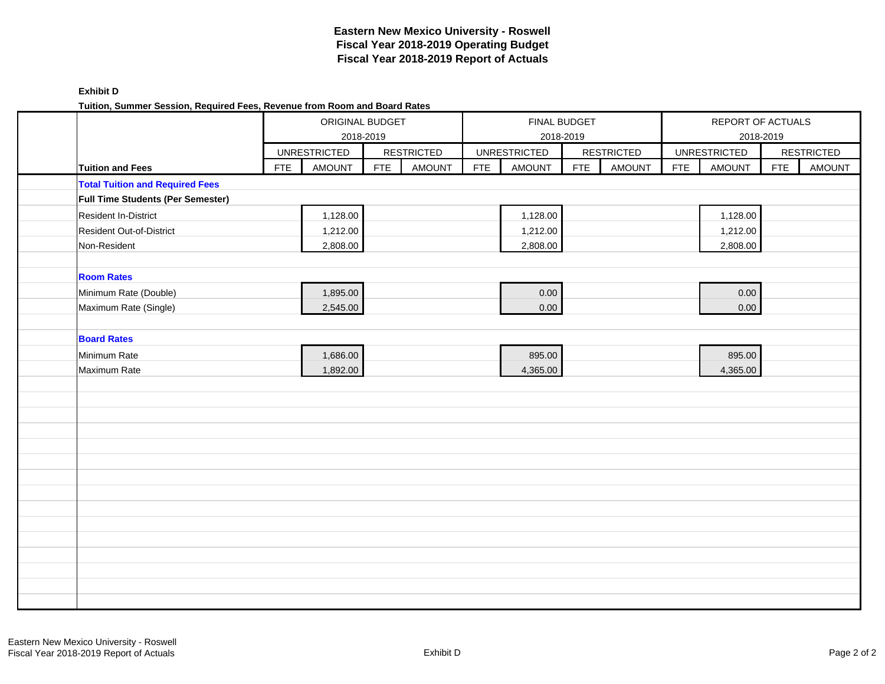# Eastern New Mexico University - Roswell
## Fiscal Year 2018-2019 Operating Budget
## Fiscal Year 2018-2019 Report of Actuals

**Exhibit D**

**Tuition, Summer Session, Required Fees, Revenue from Room and Board Rates**

| | ORIGINAL BUDGET 2018-2019 | | | | FINAL BUDGET 2018-2019 | | | | REPORT OF ACTUALS 2018-2019 | | | |
|---|---|---|---|---|---|---|---|---|---|---|---|---|
| | UNRESTRICTED | | RESTRICTED | | UNRESTRICTED | | RESTRICTED | | UNRESTRICTED | | RESTRICTED | |
| **Tuition and Fees** | FTE | AMOUNT | FTE | AMOUNT | FTE | AMOUNT | FTE | AMOUNT | FTE | AMOUNT | FTE | AMOUNT |
| **Total Tuition and Required Fees** | | | | | | | | | | | | |
| **Full Time Students (Per Semester)** | | | | | | | | | | | | |
| Resident In-District | | 1,128.00 | | | | 1,128.00 | | | | 1,128.00 | | |
| Resident Out-of-District | | 1,212.00 | | | | 1,212.00 | | | | 1,212.00 | | |
| Non-Resident | | 2,808.00 | | | | 2,808.00 | | | | 2,808.00 | | |
| | | | | | | | | | | | | |
| **Room Rates** | | | | | | | | | | | | |
| Minimum Rate (Double) | | 1,895.00 | | | | 0.00 | | | | 0.00 | | |
| Maximum Rate (Single) | | 2,545.00 | | | | 0.00 | | | | 0.00 | | |
| | | | | | | | | | | | | |
| **Board Rates** | | | | | | | | | | | | |
| Minimum Rate | | 1,686.00 | | | | 895.00 | | | | 895.00 | | |
| Maximum Rate | | 1,892.00 | | | | 4,365.00 | | | | 4,365.00 | | |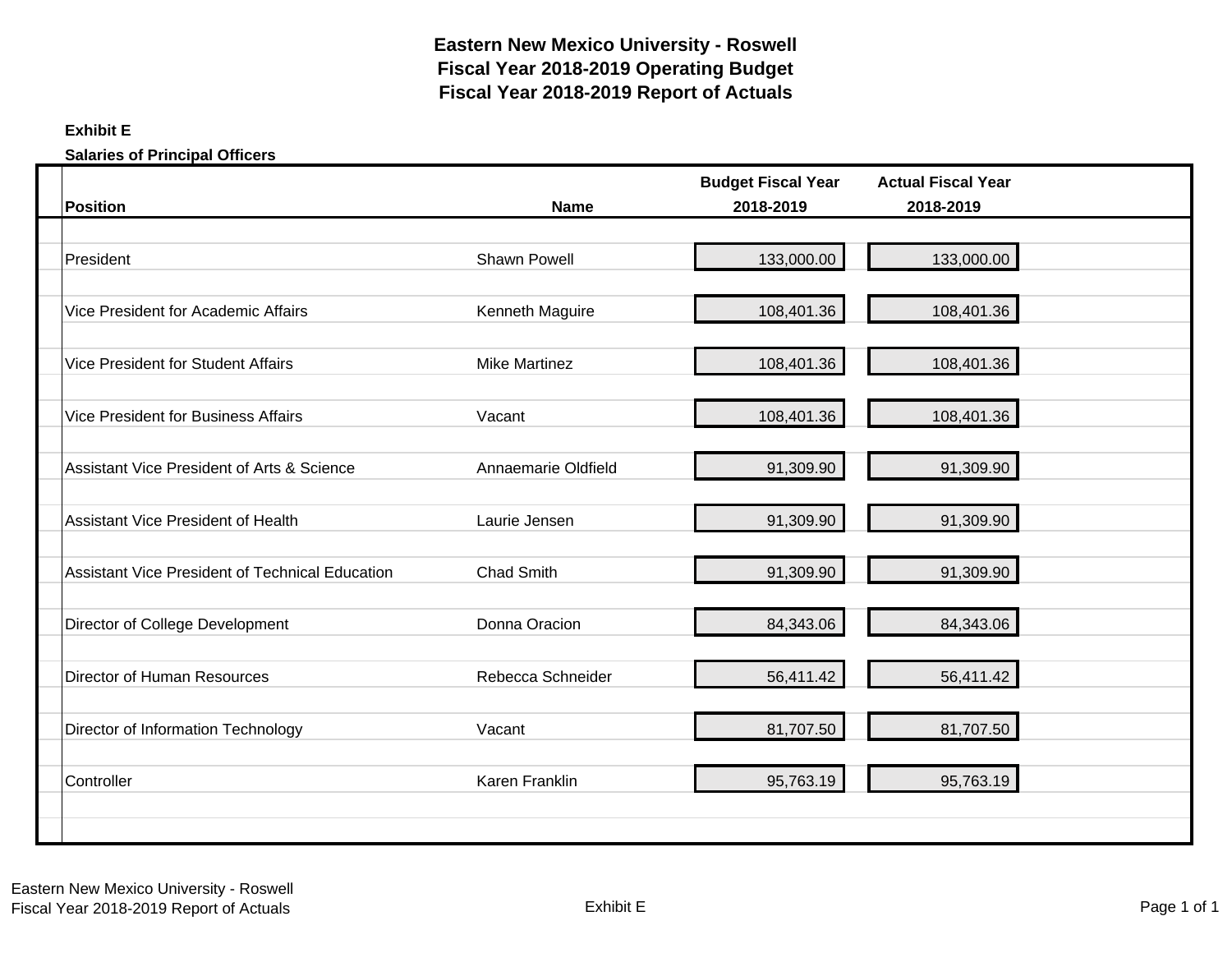# Eastern New Mexico University - Roswell
# Fiscal Year 2018-2019 Operating Budget
# Fiscal Year 2018-2019 Report of Actuals

**Exhibit E**

**Salaries of Principal Officers**

| Position | Name | Budget Fiscal Year 2018-2019 | Actual Fiscal Year 2018-2019 |
|---|---|---|---|
| President | Shawn Powell | 133,000.00 | 133,000.00 |
| Vice President for Academic Affairs | Kenneth Maguire | 108,401.36 | 108,401.36 |
| Vice President for Student Affairs | Mike Martinez | 108,401.36 | 108,401.36 |
| Vice President for Business Affairs | Vacant | 108,401.36 | 108,401.36 |
| Assistant Vice President of Arts & Science | Annaemarie Oldfield | 91,309.90 | 91,309.90 |
| Assistant Vice President of Health | Laurie Jensen | 91,309.90 | 91,309.90 |
| Assistant Vice President of Technical Education | Chad Smith | 91,309.90 | 91,309.90 |
| Director of College Development | Donna Oracion | 84,343.06 | 84,343.06 |
| Director of Human Resources | Rebecca Schneider | 56,411.42 | 56,411.42 |
| Director of Information Technology | Vacant | 81,707.50 | 81,707.50 |
| Controller | Karen Franklin | 95,763.19 | 95,763.19 |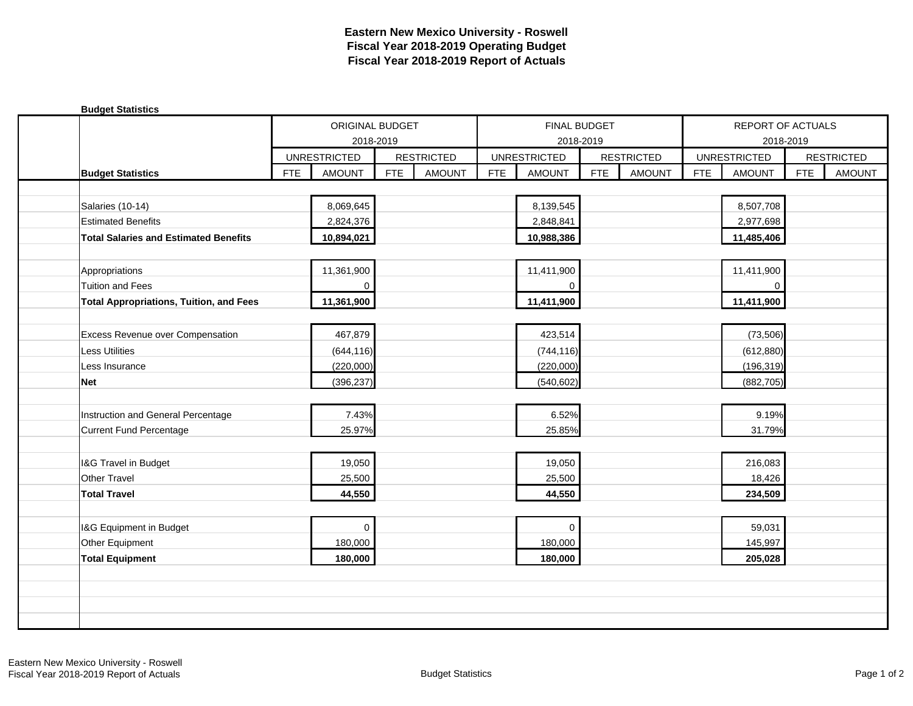# Eastern New Mexico University - Roswell
## Fiscal Year 2018-2019 Operating Budget
## Fiscal Year 2018-2019 Report of Actuals

**Budget Statistics**

| | ORIGINAL BUDGET 2018-2019 | | | | FINAL BUDGET 2018-2019 | | | | REPORT OF ACTUALS 2018-2019 | | | |
|---|---|---|---|---|---|---|---|---|---|---|---|---|
| | UNRESTRICTED | | RESTRICTED | | UNRESTRICTED | | RESTRICTED | | UNRESTRICTED | | RESTRICTED | |
| **Budget Statistics** | FTE | AMOUNT | FTE | AMOUNT | FTE | AMOUNT | FTE | AMOUNT | FTE | AMOUNT | FTE | AMOUNT |
| Salaries (10-14) | | 8,069,645 | | | | 8,139,545 | | | | 8,507,708 | | |
| Estimated Benefits | | 2,824,376 | | | | 2,848,841 | | | | 2,977,698 | | |
| **Total Salaries and Estimated Benefits** | | **10,894,021** | | | | **10,988,386** | | | | **11,485,406** | | |
| | | | | | | | | | | | | |
| Appropriations | | 11,361,900 | | | | 11,411,900 | | | | 11,411,900 | | |
| Tuition and Fees | | 0 | | | | 0 | | | | 0 | | |
| **Total Appropriations, Tuition, and Fees** | | **11,361,900** | | | | **11,411,900** | | | | **11,411,900** | | |
| | | | | | | | | | | | | |
| Excess Revenue over Compensation | | 467,879 | | | | 423,514 | | | | (73,506) | | |
| Less Utilities | | (644,116) | | | | (744,116) | | | | (612,880) | | |
| Less Insurance | | (220,000) | | | | (220,000) | | | | (196,319) | | |
| **Net** | | (396,237) | | | | (540,602) | | | | (882,705) | | |
| | | | | | | | | | | | | |
| Instruction and General Percentage | | 7.43% | | | | 6.52% | | | | 9.19% | | |
| Current Fund Percentage | | 25.97% | | | | 25.85% | | | | 31.79% | | |
| | | | | | | | | | | | | |
| I&G Travel in Budget | | 19,050 | | | | 19,050 | | | | 216,083 | | |
| Other Travel | | 25,500 | | | | 25,500 | | | | 18,426 | | |
| **Total Travel** | | **44,550** | | | | **44,550** | | | | **234,509** | | |
| | | | | | | | | | | | | |
| I&G Equipment in Budget | | 0 | | | | 0 | | | | 59,031 | | |
| Other Equipment | | 180,000 | | | | 180,000 | | | | 145,997 | | |
| **Total Equipment** | | **180,000** | | | | **180,000** | | | | **205,028** | | |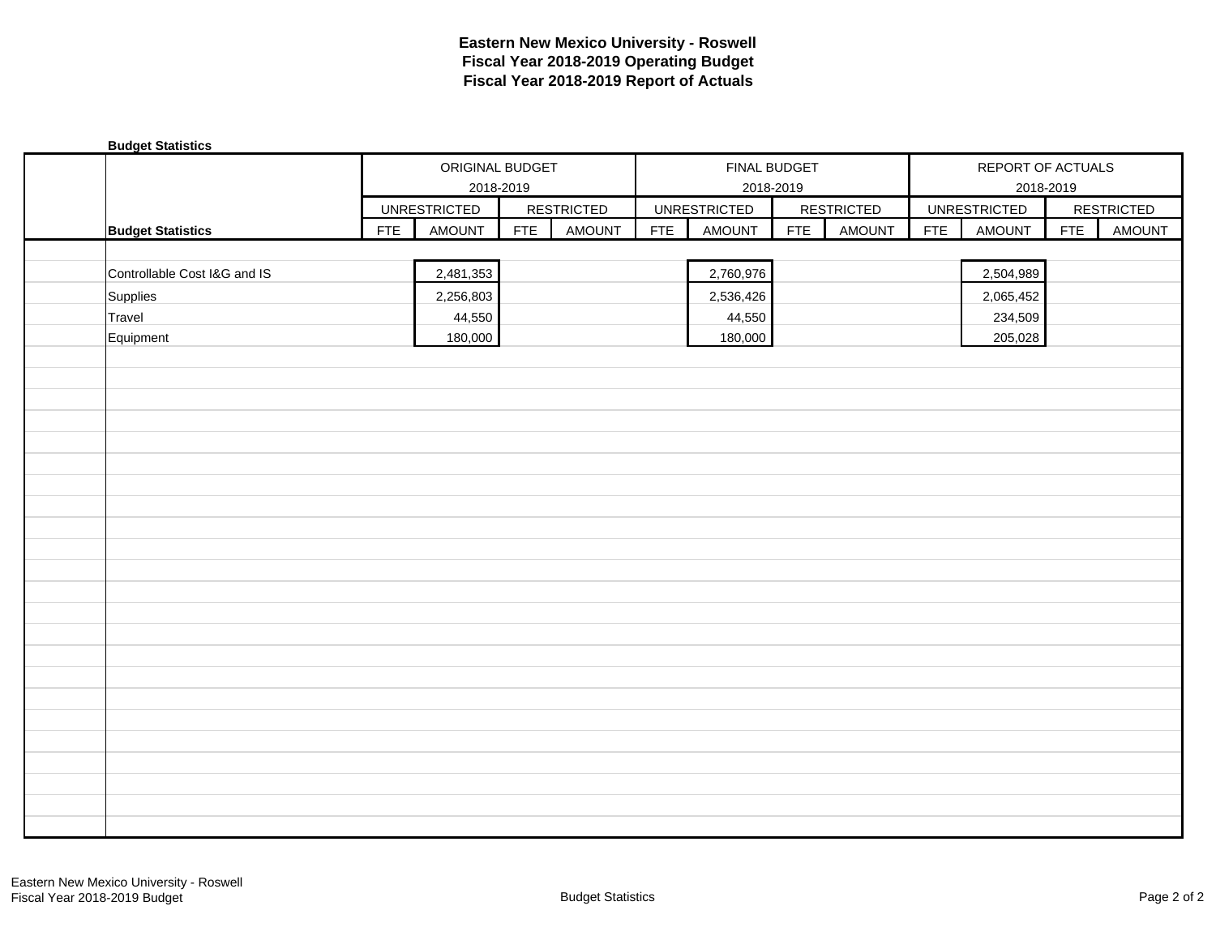# Eastern New Mexico University - Roswell
## Fiscal Year 2018-2019 Operating Budget
## Fiscal Year 2018-2019 Report of Actuals

**Budget Statistics**

| | ORIGINAL BUDGET 2018-2019 | | | | FINAL BUDGET 2018-2019 | | | | REPORT OF ACTUALS 2018-2019 | | | |
|---|---|---|---|---|---|---|---|---|---|---|---|---|
| | UNRESTRICTED | | RESTRICTED | | UNRESTRICTED | | RESTRICTED | | UNRESTRICTED | | RESTRICTED | |
| **Budget Statistics** | FTE | AMOUNT | FTE | AMOUNT | FTE | AMOUNT | FTE | AMOUNT | FTE | AMOUNT | FTE | AMOUNT |
| Controllable Cost I&G and IS | | 2,481,353 | | | | 2,760,976 | | | | 2,504,989 | | |
| Supplies | | 2,256,803 | | | | 2,536,426 | | | | 2,065,452 | | |
| Travel | | 44,550 | | | | 44,550 | | | | 234,509 | | |
| Equipment | | 180,000 | | | | 180,000 | | | | 205,028 | | |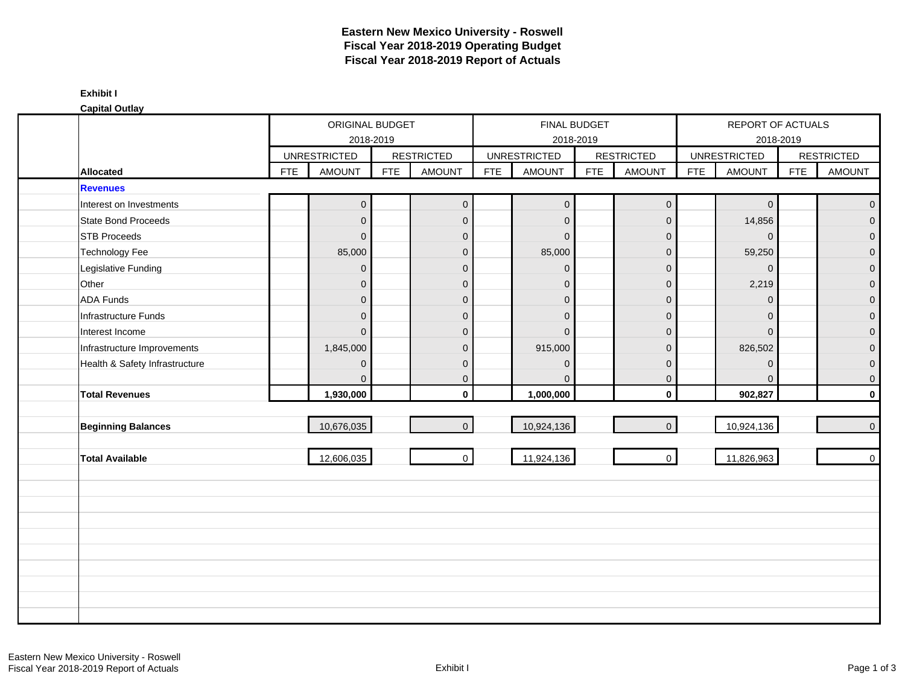# Eastern New Mexico University - Roswell
## Fiscal Year 2018-2019 Operating Budget
## Fiscal Year 2018-2019 Report of Actuals

**Exhibit I**

**Capital Outlay**

| | ORIGINAL BUDGET 2018-2019 | | | | FINAL BUDGET 2018-2019 | | | | REPORT OF ACTUALS 2018-2019 | | | |
|---|---|---|---|---|---|---|---|---|---|---|---|---|
| | UNRESTRICTED | | RESTRICTED | | UNRESTRICTED | | RESTRICTED | | UNRESTRICTED | | RESTRICTED | |
| **Allocated** | FTE | AMOUNT | FTE | AMOUNT | FTE | AMOUNT | FTE | AMOUNT | FTE | AMOUNT | FTE | AMOUNT |
| **Revenues** | | | | | | | | | | | | |
| Interest on Investments | | 0 | | 0 | | 0 | | 0 | | 0 | | 0 |
| State Bond Proceeds | | 0 | | 0 | | 0 | | 0 | | 14,856 | | 0 |
| STB Proceeds | | 0 | | 0 | | 0 | | 0 | | 0 | | 0 |
| Technology Fee | | 85,000 | | 0 | | 85,000 | | 0 | | 59,250 | | 0 |
| Legislative Funding | | 0 | | 0 | | 0 | | 0 | | 0 | | 0 |
| Other | | 0 | | 0 | | 0 | | 0 | | 2,219 | | 0 |
| ADA Funds | | 0 | | 0 | | 0 | | 0 | | 0 | | 0 |
| Infrastructure Funds | | 0 | | 0 | | 0 | | 0 | | 0 | | 0 |
| Interest Income | | 0 | | 0 | | 0 | | 0 | | 0 | | 0 |
| Infrastructure Improvements | | 1,845,000 | | 0 | | 915,000 | | 0 | | 826,502 | | 0 |
| Health & Safety Infrastructure | | 0 | | 0 | | 0 | | 0 | | 0 | | 0 |
| | | 0 | | 0 | | 0 | | 0 | | 0 | | 0 |
| **Total Revenues** | | **1,930,000** | | **0** | | **1,000,000** | | **0** | | **902,827** | | **0** |
| **Beginning Balances** | | 10,676,035 | | 0 | | 10,924,136 | | 0 | | 10,924,136 | | 0 |
| **Total Available** | | 12,606,035 | | 0 | | 11,924,136 | | 0 | | 11,826,963 | | 0 |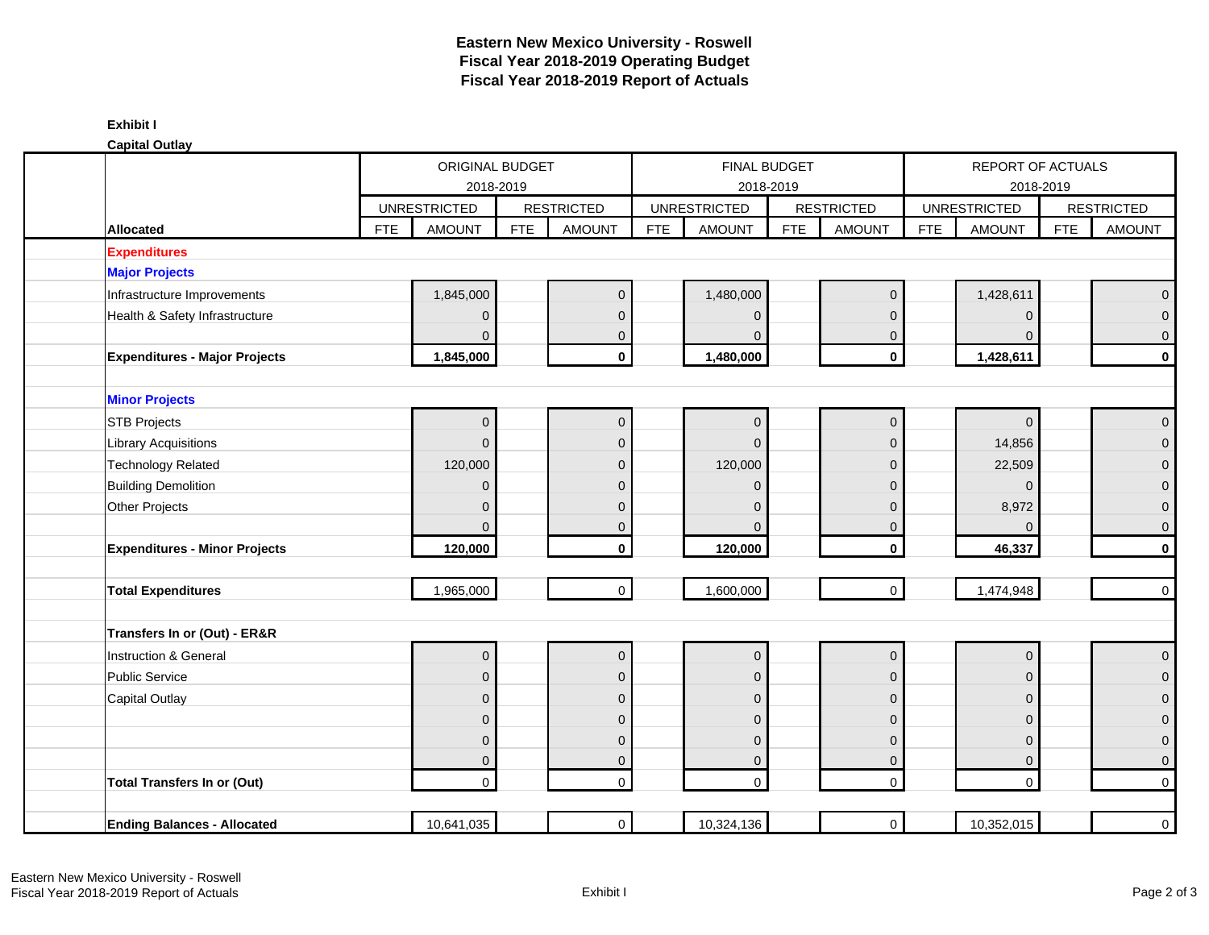## Eastern New Mexico University - Roswell
## Fiscal Year 2018-2019 Operating Budget
## Fiscal Year 2018-2019 Report of Actuals

**Exhibit I**

**Capital Outlay**

| | ORIGINAL BUDGET 2018-2019 | | | | FINAL BUDGET 2018-2019 | | | | REPORT OF ACTUALS 2018-2019 | | | |
|---|---|---|---|---|---|---|---|---|---|---|---|---|
| | UNRESTRICTED | | RESTRICTED | | UNRESTRICTED | | RESTRICTED | | UNRESTRICTED | | RESTRICTED | |
| **Allocated** | FTE | AMOUNT | FTE | AMOUNT | FTE | AMOUNT | FTE | AMOUNT | FTE | AMOUNT | FTE | AMOUNT |
| **Expenditures** | | | | | | | | | | | | |
| **Major Projects** | | | | | | | | | | | | |
| Infrastructure Improvements | | 1,845,000 | | 0 | | 1,480,000 | | 0 | | 1,428,611 | | 0 |
| Health & Safety Infrastructure | | 0 | | 0 | | 0 | | 0 | | 0 | | 0 |
| | | 0 | | 0 | | 0 | | 0 | | 0 | | 0 |
| **Expenditures - Major Projects** | | **1,845,000** | | **0** | | **1,480,000** | | **0** | | **1,428,611** | | **0** |
| | | | | | | | | | | | | |
| **Minor Projects** | | | | | | | | | | | | |
| STB Projects | | 0 | | 0 | | 0 | | 0 | | 0 | | 0 |
| Library Acquisitions | | 0 | | 0 | | 0 | | 0 | | 14,856 | | 0 |
| Technology Related | | 120,000 | | 0 | | 120,000 | | 0 | | 22,509 | | 0 |
| Building Demolition | | 0 | | 0 | | 0 | | 0 | | 0 | | 0 |
| Other Projects | | 0 | | 0 | | 0 | | 0 | | 8,972 | | 0 |
| | | 0 | | 0 | | 0 | | 0 | | 0 | | 0 |
| **Expenditures - Minor Projects** | | **120,000** | | **0** | | **120,000** | | **0** | | **46,337** | | **0** |
| | | | | | | | | | | | | |
| **Total Expenditures** | | 1,965,000 | | 0 | | 1,600,000 | | 0 | | 1,474,948 | | 0 |
| | | | | | | | | | | | | |
| **Transfers In or (Out) - ER&R** | | | | | | | | | | | | |
| Instruction & General | | 0 | | 0 | | 0 | | 0 | | 0 | | 0 |
| Public Service | | 0 | | 0 | | 0 | | 0 | | 0 | | 0 |
| Capital Outlay | | 0 | | 0 | | 0 | | 0 | | 0 | | 0 |
| | | 0 | | 0 | | 0 | | 0 | | 0 | | 0 |
| | | 0 | | 0 | | 0 | | 0 | | 0 | | 0 |
| | | 0 | | 0 | | 0 | | 0 | | 0 | | 0 |
| **Total Transfers In or (Out)** | | 0 | | 0 | | 0 | | 0 | | 0 | | 0 |
| | | | | | | | | | | | | |
| **Ending Balances - Allocated** | | 10,641,035 | | 0 | | 10,324,136 | | 0 | | 10,352,015 | | 0 |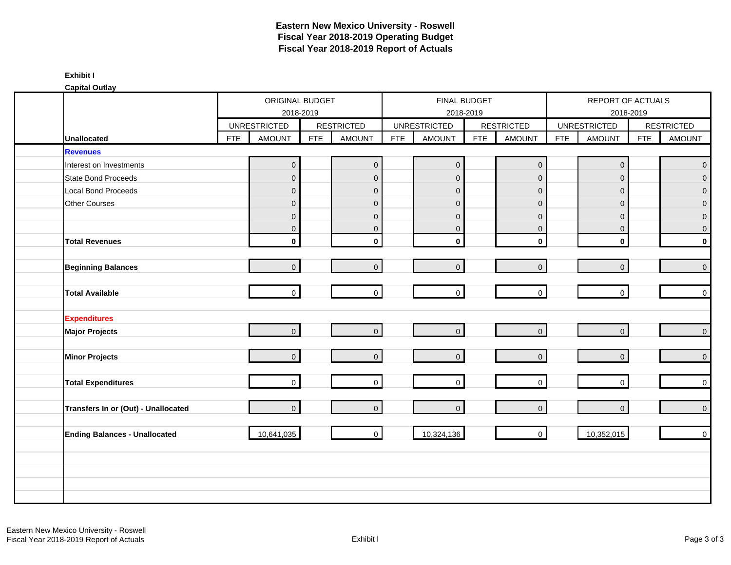# Eastern New Mexico University - Roswell
## Fiscal Year 2018-2019 Operating Budget
## Fiscal Year 2018-2019 Report of Actuals

**Exhibit I**

**Capital Outlay**

| | ORIGINAL BUDGET 2018-2019 | | | | FINAL BUDGET 2018-2019 | | | | REPORT OF ACTUALS 2018-2019 | | | |
|---|---|---|---|---|---|---|---|---|---|---|---|---|
| | UNRESTRICTED | | RESTRICTED | | UNRESTRICTED | | RESTRICTED | | UNRESTRICTED | | RESTRICTED | |
| **Unallocated** | FTE | AMOUNT | FTE | AMOUNT | FTE | AMOUNT | FTE | AMOUNT | FTE | AMOUNT | FTE | AMOUNT |
| **Revenues** | | | | | | | | | | | | |
| Interest on Investments | | 0 | | 0 | | 0 | | 0 | | 0 | | 0 |
| State Bond Proceeds | | 0 | | 0 | | 0 | | 0 | | 0 | | 0 |
| Local Bond Proceeds | | 0 | | 0 | | 0 | | 0 | | 0 | | 0 |
| Other Courses | | 0 | | 0 | | 0 | | 0 | | 0 | | 0 |
| | | 0 | | 0 | | 0 | | 0 | | 0 | | 0 |
| | | 0 | | 0 | | 0 | | 0 | | 0 | | 0 |
| **Total Revenues** | | **0** | | **0** | | **0** | | **0** | | **0** | | **0** |
| **Beginning Balances** | | 0 | | 0 | | 0 | | 0 | | 0 | | 0 |
| **Total Available** | | 0 | | 0 | | 0 | | 0 | | 0 | | 0 |
| **Expenditures** | | | | | | | | | | | | |
| **Major Projects** | | 0 | | 0 | | 0 | | 0 | | 0 | | 0 |
| **Minor Projects** | | 0 | | 0 | | 0 | | 0 | | 0 | | 0 |
| **Total Expenditures** | | 0 | | 0 | | 0 | | 0 | | 0 | | 0 |
| **Transfers In or (Out) - Unallocated** | | 0 | | 0 | | 0 | | 0 | | 0 | | 0 |
| **Ending Balances - Unallocated** | | 10,641,035 | | 0 | | 10,324,136 | | 0 | | 10,352,015 | | 0 |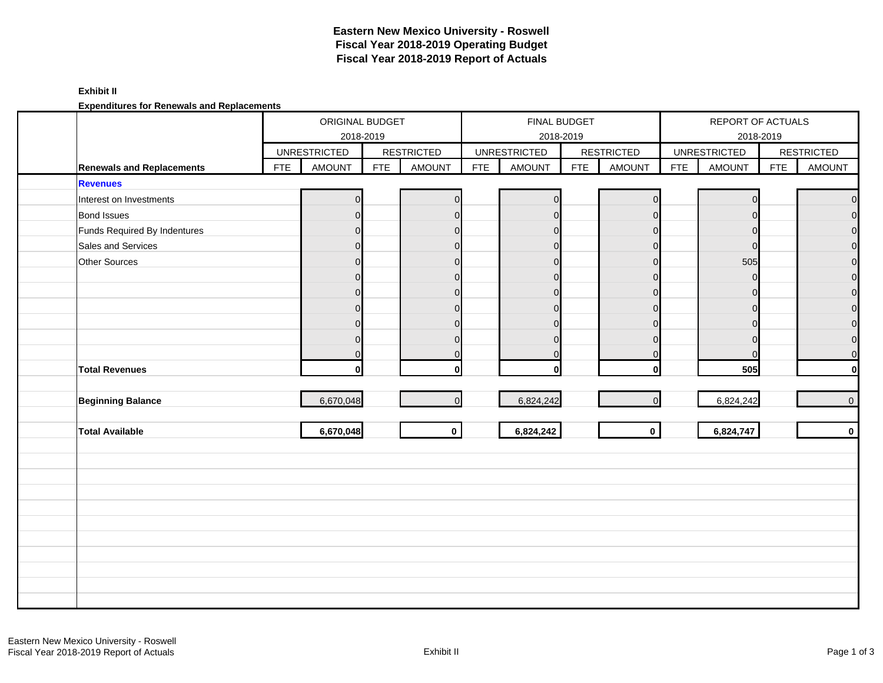# Eastern New Mexico University - Roswell
## Fiscal Year 2018-2019 Operating Budget
## Fiscal Year 2018-2019 Report of Actuals

**Exhibit II**

**Expenditures for Renewals and Replacements**

| | ORIGINAL BUDGET 2018-2019 | | | | FINAL BUDGET 2018-2019 | | | | REPORT OF ACTUALS 2018-2019 | | | |
|---|---|---|---|---|---|---|---|---|---|---|---|---|
| | UNRESTRICTED | | RESTRICTED | | UNRESTRICTED | | RESTRICTED | | UNRESTRICTED | | RESTRICTED | |
| **Renewals and Replacements** | FTE | AMOUNT | FTE | AMOUNT | FTE | AMOUNT | FTE | AMOUNT | FTE | AMOUNT | FTE | AMOUNT |
| **Revenues** | | | | | | | | | | | | |
| Interest on Investments | | 0 | | 0 | | 0 | | 0 | | 0 | | 0 |
| Bond Issues | | 0 | | 0 | | 0 | | 0 | | 0 | | 0 |
| Funds Required By Indentures | | 0 | | 0 | | 0 | | 0 | | 0 | | 0 |
| Sales and Services | | 0 | | 0 | | 0 | | 0 | | 0 | | 0 |
| Other Sources | | 0 | | 0 | | 0 | | 0 | | 505 | | 0 |
| | | 0 | | 0 | | 0 | | 0 | | 0 | | 0 |
| | | 0 | | 0 | | 0 | | 0 | | 0 | | 0 |
| | | 0 | | 0 | | 0 | | 0 | | 0 | | 0 |
| | | 0 | | 0 | | 0 | | 0 | | 0 | | 0 |
| | | 0 | | 0 | | 0 | | 0 | | 0 | | 0 |
| | | 0 | | 0 | | 0 | | 0 | | 0 | | 0 |
| **Total Revenues** | | **0** | | **0** | | **0** | | **0** | | **505** | | **0** |
| **Beginning Balance** | | 6,670,048 | | 0 | | 6,824,242 | | 0 | | 6,824,242 | | 0 |
| **Total Available** | | **6,670,048** | | **0** | | **6,824,242** | | **0** | | **6,824,747** | | **0** |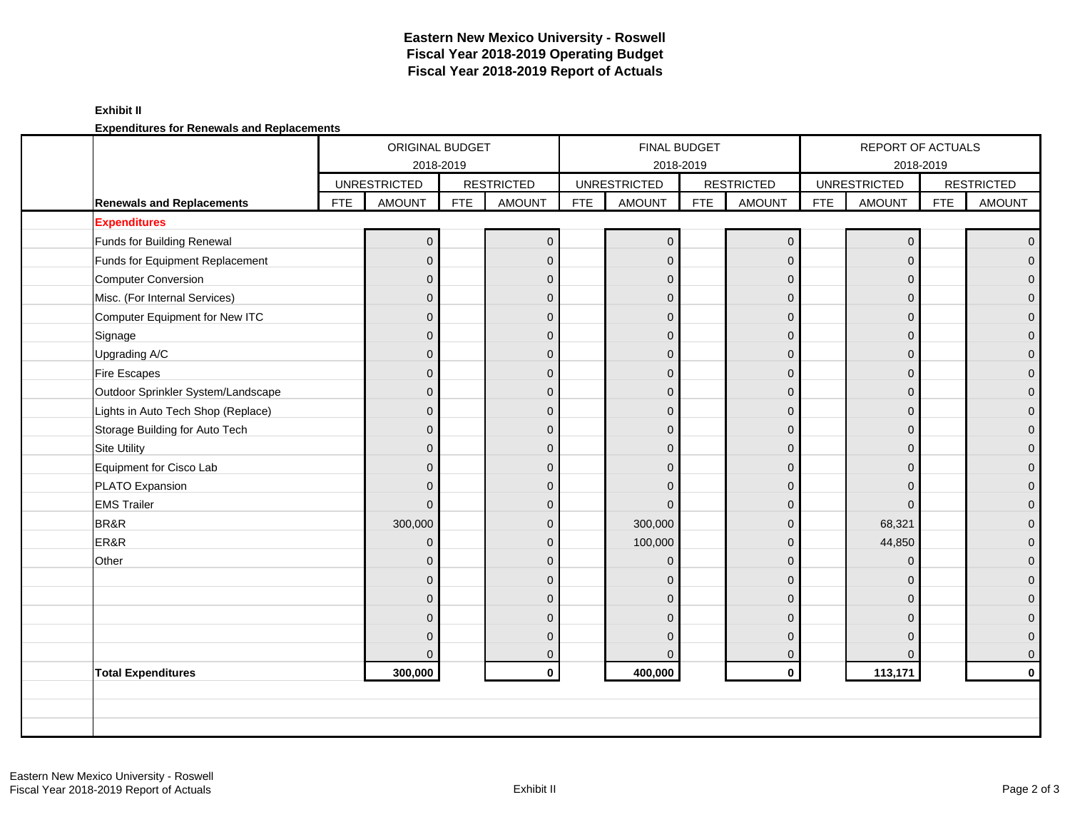# Eastern New Mexico University - Roswell
# Fiscal Year 2018-2019 Operating Budget
# Fiscal Year 2018-2019 Report of Actuals

**Exhibit II**

**Expenditures for Renewals and Replacements**

| | ORIGINAL BUDGET 2018-2019 | | | | FINAL BUDGET 2018-2019 | | | | REPORT OF ACTUALS 2018-2019 | | | |
|---|---|---|---|---|---|---|---|---|---|---|---|---|
| | UNRESTRICTED | | RESTRICTED | | UNRESTRICTED | | RESTRICTED | | UNRESTRICTED | | RESTRICTED | |
| **Renewals and Replacements** | FTE | AMOUNT | FTE | AMOUNT | FTE | AMOUNT | FTE | AMOUNT | FTE | AMOUNT | FTE | AMOUNT |
| **Expenditures** | | | | | | | | | | | | |
| Funds for Building Renewal | | 0 | | 0 | | 0 | | 0 | | 0 | | 0 |
| Funds for Equipment Replacement | | 0 | | 0 | | 0 | | 0 | | 0 | | 0 |
| Computer Conversion | | 0 | | 0 | | 0 | | 0 | | 0 | | 0 |
| Misc. (For Internal Services) | | 0 | | 0 | | 0 | | 0 | | 0 | | 0 |
| Computer Equipment for New ITC | | 0 | | 0 | | 0 | | 0 | | 0 | | 0 |
| Signage | | 0 | | 0 | | 0 | | 0 | | 0 | | 0 |
| Upgrading A/C | | 0 | | 0 | | 0 | | 0 | | 0 | | 0 |
| Fire Escapes | | 0 | | 0 | | 0 | | 0 | | 0 | | 0 |
| Outdoor Sprinkler System/Landscape | | 0 | | 0 | | 0 | | 0 | | 0 | | 0 |
| Lights in Auto Tech Shop (Replace) | | 0 | | 0 | | 0 | | 0 | | 0 | | 0 |
| Storage Building for Auto Tech | | 0 | | 0 | | 0 | | 0 | | 0 | | 0 |
| Site Utility | | 0 | | 0 | | 0 | | 0 | | 0 | | 0 |
| Equipment for Cisco Lab | | 0 | | 0 | | 0 | | 0 | | 0 | | 0 |
| PLATO Expansion | | 0 | | 0 | | 0 | | 0 | | 0 | | 0 |
| EMS Trailer | | 0 | | 0 | | 0 | | 0 | | 0 | | 0 |
| BR&R | | 300,000 | | 0 | | 300,000 | | 0 | | 68,321 | | 0 |
| ER&R | | 0 | | 0 | | 100,000 | | 0 | | 44,850 | | 0 |
| Other | | 0 | | 0 | | 0 | | 0 | | 0 | | 0 |
| | | 0 | | 0 | | 0 | | 0 | | 0 | | 0 |
| | | 0 | | 0 | | 0 | | 0 | | 0 | | 0 |
| | | 0 | | 0 | | 0 | | 0 | | 0 | | 0 |
| | | 0 | | 0 | | 0 | | 0 | | 0 | | 0 |
| | | 0 | | 0 | | 0 | | 0 | | 0 | | 0 |
| **Total Expenditures** | | **300,000** | | **0** | | **400,000** | | **0** | | **113,171** | | **0** |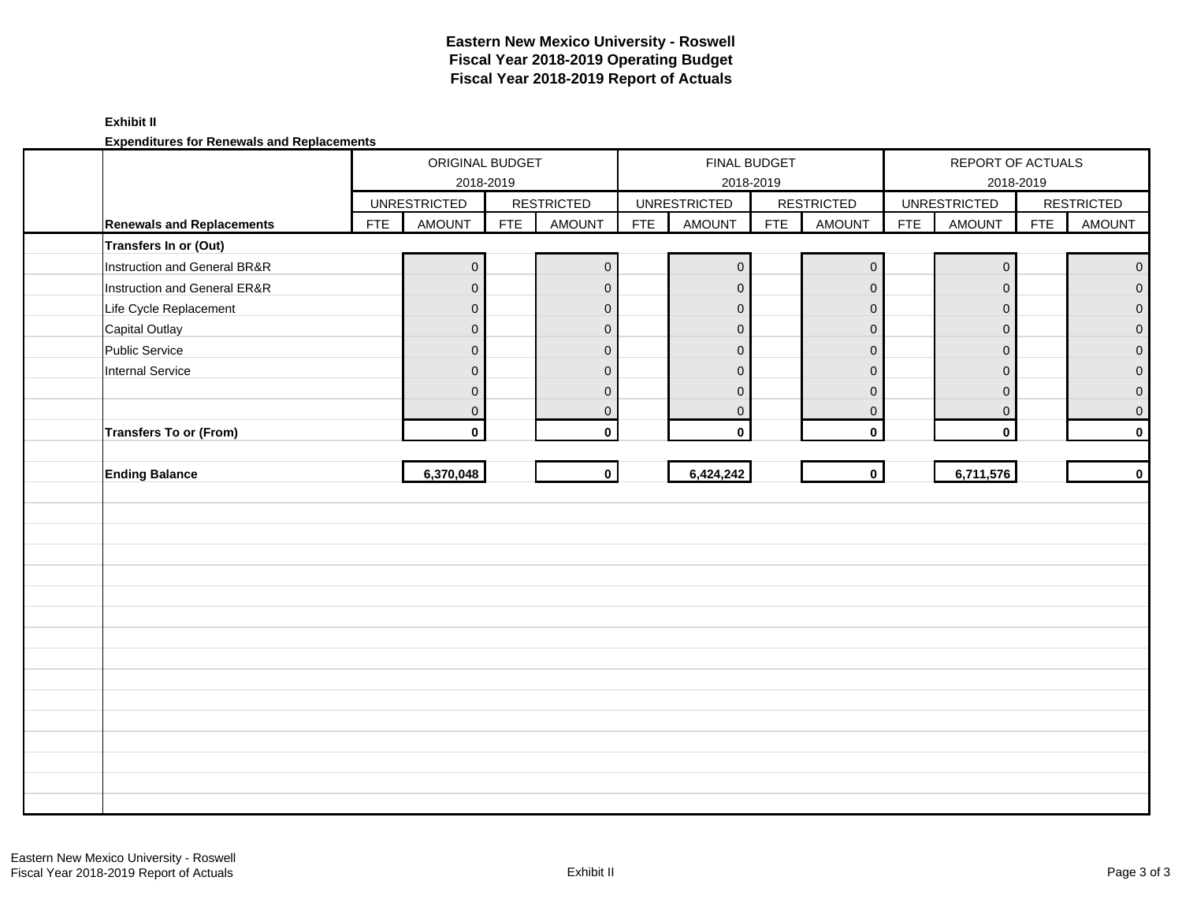# Eastern New Mexico University - Roswell
## Fiscal Year 2018-2019 Operating Budget
## Fiscal Year 2018-2019 Report of Actuals

**Exhibit II**

**Expenditures for Renewals and Replacements**

| | ORIGINAL BUDGET 2018-2019 | | | | FINAL BUDGET 2018-2019 | | | | REPORT OF ACTUALS 2018-2019 | | | |
|---|---|---|---|---|---|---|---|---|---|---|---|---|
| | UNRESTRICTED | | RESTRICTED | | UNRESTRICTED | | RESTRICTED | | UNRESTRICTED | | RESTRICTED | |
| **Renewals and Replacements** | FTE | AMOUNT | FTE | AMOUNT | FTE | AMOUNT | FTE | AMOUNT | FTE | AMOUNT | FTE | AMOUNT |
| **Transfers In or (Out)** | | | | | | | | | | | | |
| Instruction and General BR&R | | 0 | | 0 | | 0 | | 0 | | 0 | | 0 |
| Instruction and General ER&R | | 0 | | 0 | | 0 | | 0 | | 0 | | 0 |
| Life Cycle Replacement | | 0 | | 0 | | 0 | | 0 | | 0 | | 0 |
| Capital Outlay | | 0 | | 0 | | 0 | | 0 | | 0 | | 0 |
| Public Service | | 0 | | 0 | | 0 | | 0 | | 0 | | 0 |
| Internal Service | | 0 | | 0 | | 0 | | 0 | | 0 | | 0 |
| | | 0 | | 0 | | 0 | | 0 | | 0 | | 0 |
| | | 0 | | 0 | | 0 | | 0 | | 0 | | 0 |
| **Transfers To or (From)** | | **0** | | **0** | | **0** | | **0** | | **0** | | **0** |
| **Ending Balance** | | **6,370,048** | | **0** | | **6,424,242** | | **0** | | **6,711,576** | | **0** |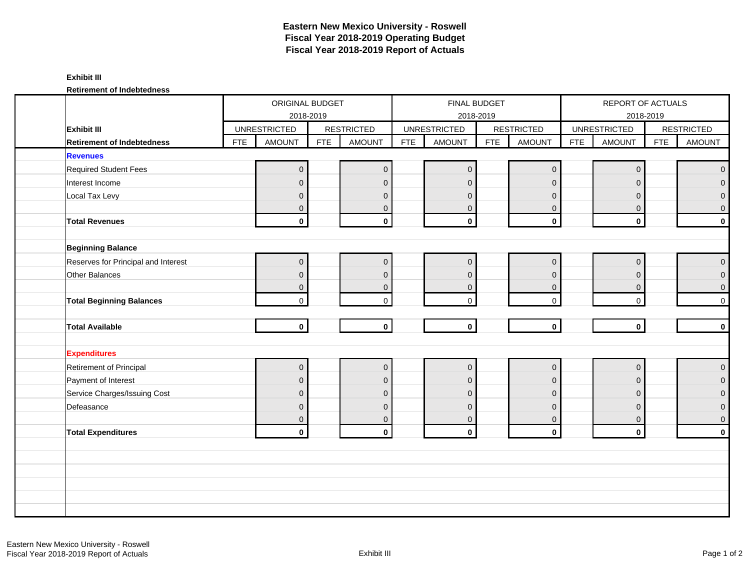**Eastern New Mexico University - Roswell**
**Fiscal Year 2018-2019 Operating Budget**
**Fiscal Year 2018-2019 Report of Actuals**

**Exhibit III**

**Retirement of Indebtedness**

| | ORIGINAL BUDGET 2018-2019 | | | | FINAL BUDGET 2018-2019 | | | | REPORT OF ACTUALS 2018-2019 | | | |
|---|---|---|---|---|---|---|---|---|---|---|---|---|
| **Exhibit III** | UNRESTRICTED | | RESTRICTED | | UNRESTRICTED | | RESTRICTED | | UNRESTRICTED | | RESTRICTED | |
| **Retirement of Indebtedness** | FTE | AMOUNT | FTE | AMOUNT | FTE | AMOUNT | FTE | AMOUNT | FTE | AMOUNT | FTE | AMOUNT |
| **Revenues** | | | | | | | | | | | | |
| Required Student Fees | | 0 | | 0 | | 0 | | 0 | | 0 | | 0 |
| Interest Income | | 0 | | 0 | | 0 | | 0 | | 0 | | 0 |
| Local Tax Levy | | 0 | | 0 | | 0 | | 0 | | 0 | | 0 |
| | | 0 | | 0 | | 0 | | 0 | | 0 | | 0 |
| **Total Revenues** | | **0** | | **0** | | **0** | | **0** | | **0** | | **0** |
| | | | | | | | | | | | | |
| **Beginning Balance** | | | | | | | | | | | | |
| Reserves for Principal and Interest | | 0 | | 0 | | 0 | | 0 | | 0 | | 0 |
| Other Balances | | 0 | | 0 | | 0 | | 0 | | 0 | | 0 |
| | | 0 | | 0 | | 0 | | 0 | | 0 | | 0 |
| **Total Beginning Balances** | | 0 | | 0 | | 0 | | 0 | | 0 | | 0 |
| | | | | | | | | | | | | |
| **Total Available** | | **0** | | **0** | | **0** | | **0** | | **0** | | **0** |
| | | | | | | | | | | | | |
| **Expenditures** | | | | | | | | | | | | |
| Retirement of Principal | | 0 | | 0 | | 0 | | 0 | | 0 | | 0 |
| Payment of Interest | | 0 | | 0 | | 0 | | 0 | | 0 | | 0 |
| Service Charges/Issuing Cost | | 0 | | 0 | | 0 | | 0 | | 0 | | 0 |
| Defeasance | | 0 | | 0 | | 0 | | 0 | | 0 | | 0 |
| | | 0 | | 0 | | 0 | | 0 | | 0 | | 0 |
| **Total Expenditures** | | **0** | | **0** | | **0** | | **0** | | **0** | | **0** |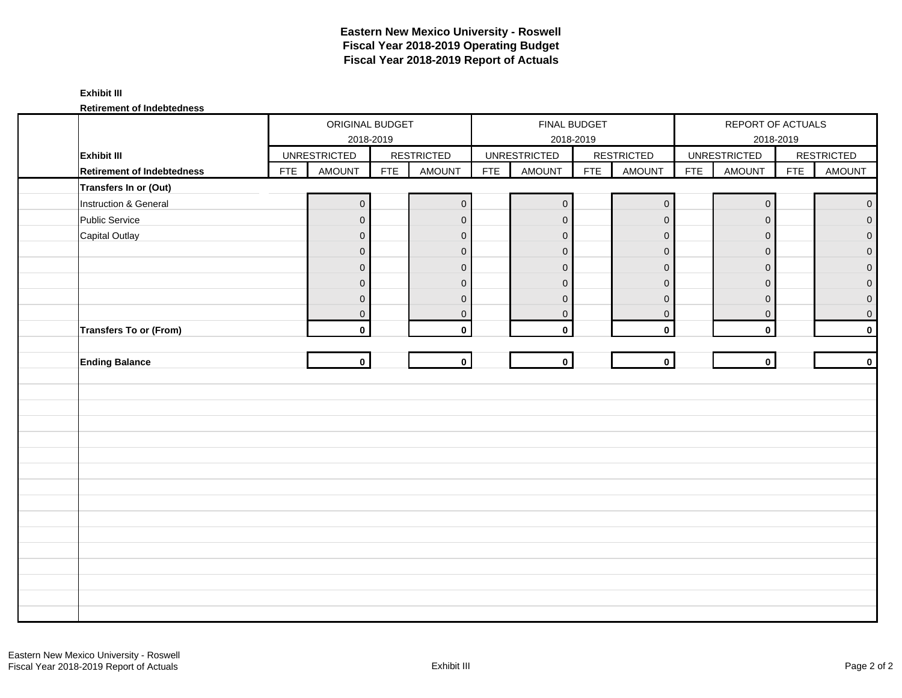# Eastern New Mexico University - Roswell
## Fiscal Year 2018-2019 Operating Budget
## Fiscal Year 2018-2019 Report of Actuals

**Exhibit III**

**Retirement of Indebtedness**

| | ORIGINAL BUDGET 2018-2019 | | | | FINAL BUDGET 2018-2019 | | | | REPORT OF ACTUALS 2018-2019 | | | |
|---|---|---|---|---|---|---|---|---|---|---|---|---|
| **Exhibit III** | UNRESTRICTED | | RESTRICTED | | UNRESTRICTED | | RESTRICTED | | UNRESTRICTED | | RESTRICTED | |
| **Retirement of Indebtedness** | FTE | AMOUNT | FTE | AMOUNT | FTE | AMOUNT | FTE | AMOUNT | FTE | AMOUNT | FTE | AMOUNT |
| **Transfers In or (Out)** | | | | | | | | | | | | |
| Instruction & General | | 0 | | 0 | | 0 | | 0 | | 0 | | 0 |
| Public Service | | 0 | | 0 | | 0 | | 0 | | 0 | | 0 |
| Capital Outlay | | 0 | | 0 | | 0 | | 0 | | 0 | | 0 |
| | | 0 | | 0 | | 0 | | 0 | | 0 | | 0 |
| | | 0 | | 0 | | 0 | | 0 | | 0 | | 0 |
| | | 0 | | 0 | | 0 | | 0 | | 0 | | 0 |
| | | 0 | | 0 | | 0 | | 0 | | 0 | | 0 |
| | | 0 | | 0 | | 0 | | 0 | | 0 | | 0 |
| **Transfers To or (From)** | | **0** | | **0** | | **0** | | **0** | | **0** | | **0** |
| | | | | | | | | | | | | |
| **Ending Balance** | | **0** | | **0** | | **0** | | **0** | | **0** | | **0** |